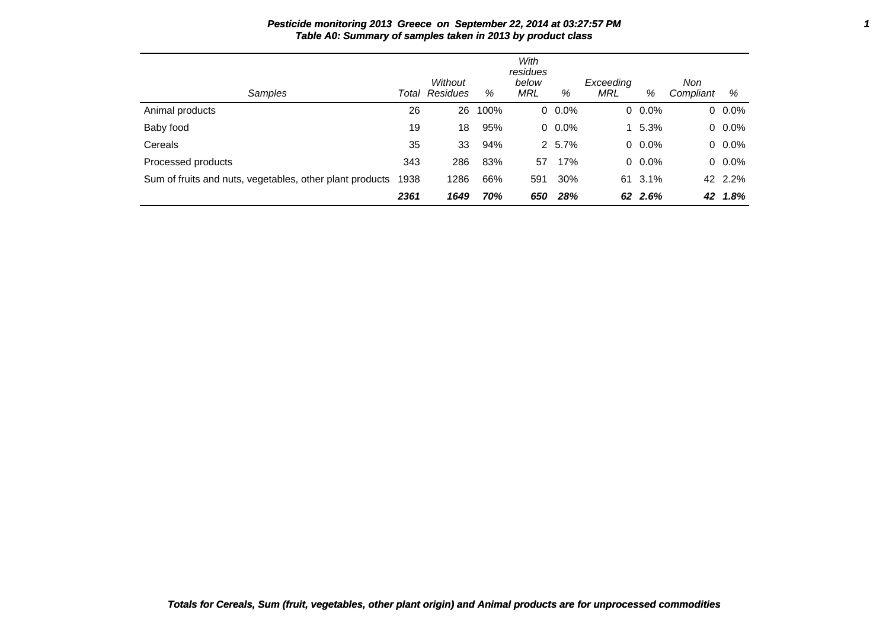**Pesticide monitoring 2013 Greece on September 22, 2014 at 03:27:57 PM**

**Table A0: Summary of samples taken in 2013 by product class**

| Samples | Total | Without Residues | % | With residues below MRL | % | Exceeding MRL | % | Non Compliant | % |
|---|---|---|---|---|---|---|---|---|---|
| Animal products | 26 | 26 | 100% | 0 | 0.0% | 0 | 0.0% | 0 | 0.0% |
| Baby food | 19 | 18 | 95% | 0 | 0.0% | 1 | 5.3% | 0 | 0.0% |
| Cereals | 35 | 33 | 94% | 2 | 5.7% | 0 | 0.0% | 0 | 0.0% |
| Processed products | 343 | 286 | 83% | 57 | 17% | 0 | 0.0% | 0 | 0.0% |
| Sum of fruits and nuts, vegetables, other plant products | 1938 | 1286 | 66% | 591 | 30% | 61 | 3.1% | 42 | 2.2% |
| | ***2361*** | ***1649*** | ***70%*** | ***650*** | ***28%*** | ***62*** | ***2.6%*** | ***42*** | ***1.8%*** |

***Totals for Cereals, Sum (fruit, vegetables, other plant origin) and Animal products are for unprocessed commodities***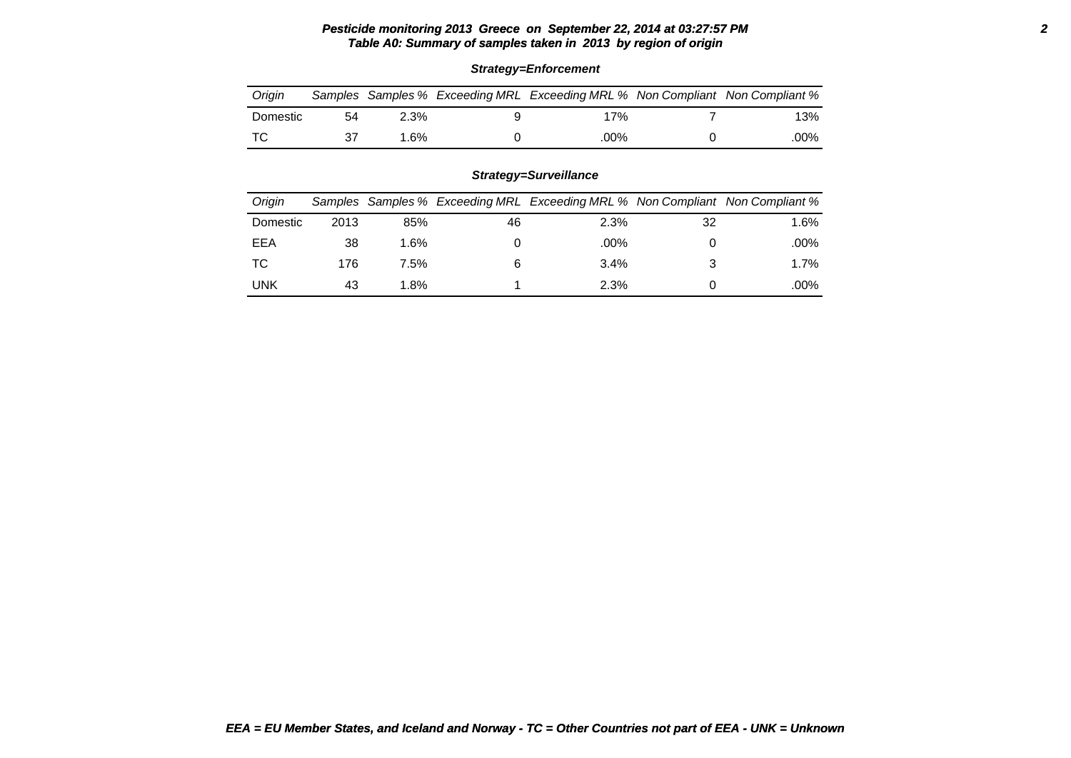**Pesticide monitoring 2013 Greece on September 22, 2014 at 03:27:57 PM**

**Table A0: Summary of samples taken in 2013 by region of origin**

**Strategy=Enforcement**

| Origin | Samples | Samples % | Exceeding MRL | Exceeding MRL % | Non Compliant | Non Compliant % |
|---|---|---|---|---|---|---|
| Domestic | 54 | 2.3% | 9 | 17% | 7 | 13% |
| TC | 37 | 1.6% | 0 | .00% | 0 | .00% |

**Strategy=Surveillance**

| Origin | Samples | Samples % | Exceeding MRL | Exceeding MRL % | Non Compliant | Non Compliant % |
|---|---|---|---|---|---|---|
| Domestic | 2013 | 85% | 46 | 2.3% | 32 | 1.6% |
| EEA | 38 | 1.6% | 0 | .00% | 0 | .00% |
| TC | 176 | 7.5% | 6 | 3.4% | 3 | 1.7% |
| UNK | 43 | 1.8% | 1 | 2.3% | 0 | .00% |

***EEA = EU Member States, and Iceland and Norway - TC = Other Countries not part of EEA - UNK = Unknown***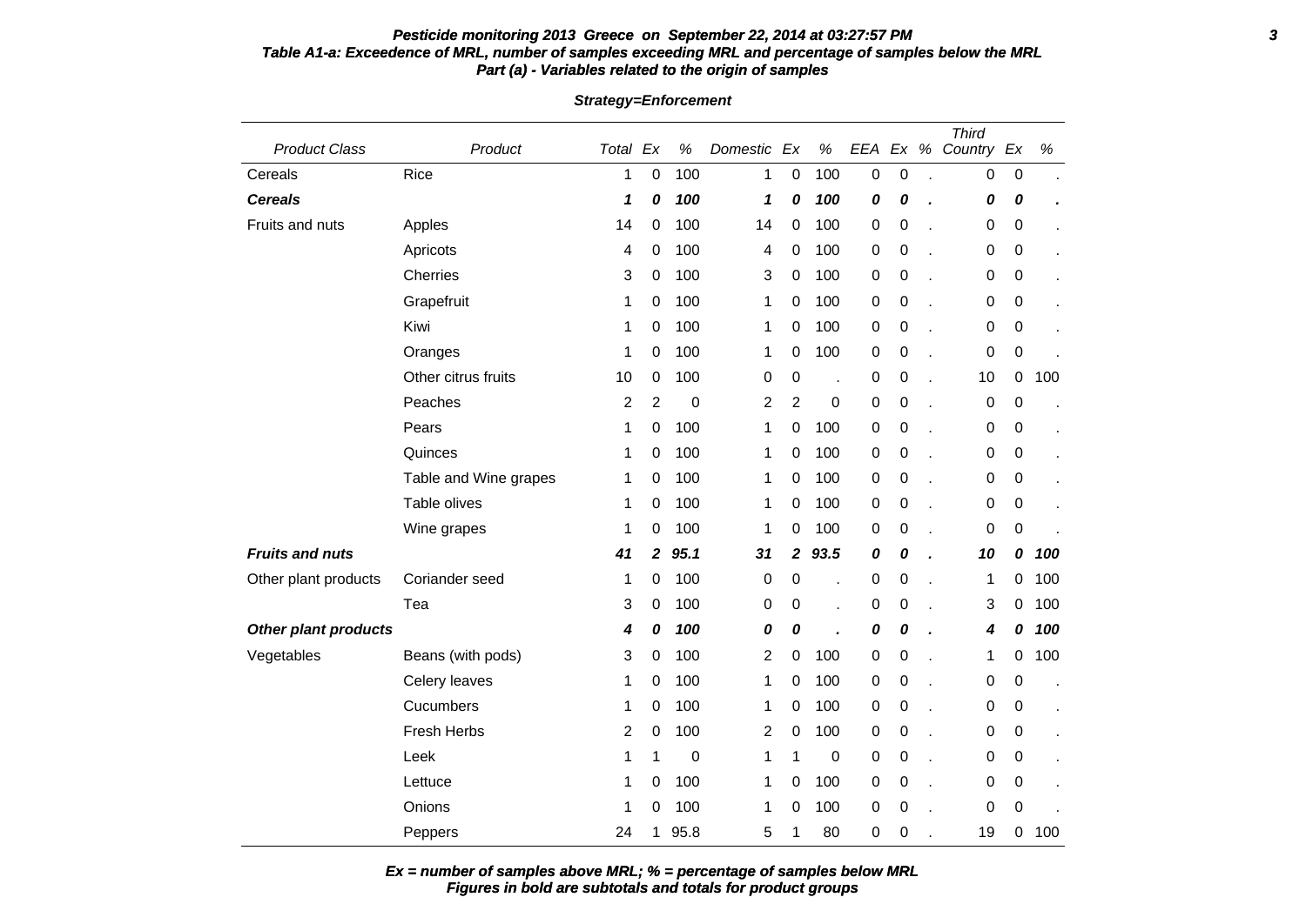***Pesticide monitoring 2013 Greece on September 22, 2014 at 03:27:57 PM***

***Table A1-a: Exceedence of MRL, number of samples exceeding MRL and percentage of samples below the MRL***

***Part (a) - Variables related to the origin of samples***

***Strategy=Enforcement***

| *Product Class* | *Product* | *Total* | *Ex* | *%* | *Domestic* | *Ex* | *%* | *EEA* | *Ex* | *%* | *Third Country* | *Ex* | *%* |
|---|---|---|---|---|---|---|---|---|---|---|---|---|---|
| Cereals | Rice | 1 | 0 | 100 | 1 | 0 | 100 | 0 | 0 | . | 0 | 0 | . |
| ***Cereals*** | | ***1*** | ***0*** | ***100*** | ***1*** | ***0*** | ***100*** | ***0*** | ***0*** | ***.*** | ***0*** | ***0*** | ***.*** |
| Fruits and nuts | Apples | 14 | 0 | 100 | 14 | 0 | 100 | 0 | 0 | . | 0 | 0 | . |
| | Apricots | 4 | 0 | 100 | 4 | 0 | 100 | 0 | 0 | . | 0 | 0 | . |
| | Cherries | 3 | 0 | 100 | 3 | 0 | 100 | 0 | 0 | . | 0 | 0 | . |
| | Grapefruit | 1 | 0 | 100 | 1 | 0 | 100 | 0 | 0 | . | 0 | 0 | . |
| | Kiwi | 1 | 0 | 100 | 1 | 0 | 100 | 0 | 0 | . | 0 | 0 | . |
| | Oranges | 1 | 0 | 100 | 1 | 0 | 100 | 0 | 0 | . | 0 | 0 | . |
| | Other citrus fruits | 10 | 0 | 100 | 0 | 0 | . | 0 | 0 | . | 10 | 0 | 100 |
| | Peaches | 2 | 2 | 0 | 2 | 2 | 0 | 0 | 0 | . | 0 | 0 | . |
| | Pears | 1 | 0 | 100 | 1 | 0 | 100 | 0 | 0 | . | 0 | 0 | . |
| | Quinces | 1 | 0 | 100 | 1 | 0 | 100 | 0 | 0 | . | 0 | 0 | . |
| | Table and Wine grapes | 1 | 0 | 100 | 1 | 0 | 100 | 0 | 0 | . | 0 | 0 | . |
| | Table olives | 1 | 0 | 100 | 1 | 0 | 100 | 0 | 0 | . | 0 | 0 | . |
| | Wine grapes | 1 | 0 | 100 | 1 | 0 | 100 | 0 | 0 | . | 0 | 0 | . |
| ***Fruits and nuts*** | | ***41*** | ***2*** | ***95.1*** | ***31*** | ***2*** | ***93.5*** | ***0*** | ***0*** | ***.*** | ***10*** | ***0*** | ***100*** |
| Other plant products | Coriander seed | 1 | 0 | 100 | 0 | 0 | . | 0 | 0 | . | 1 | 0 | 100 |
| | Tea | 3 | 0 | 100 | 0 | 0 | . | 0 | 0 | . | 3 | 0 | 100 |
| ***Other plant products*** | | ***4*** | ***0*** | ***100*** | ***0*** | ***0*** | ***.*** | ***0*** | ***0*** | ***.*** | ***4*** | ***0*** | ***100*** |
| Vegetables | Beans (with pods) | 3 | 0 | 100 | 2 | 0 | 100 | 0 | 0 | . | 1 | 0 | 100 |
| | Celery leaves | 1 | 0 | 100 | 1 | 0 | 100 | 0 | 0 | . | 0 | 0 | . |
| | Cucumbers | 1 | 0 | 100 | 1 | 0 | 100 | 0 | 0 | . | 0 | 0 | . |
| | Fresh Herbs | 2 | 0 | 100 | 2 | 0 | 100 | 0 | 0 | . | 0 | 0 | . |
| | Leek | 1 | 1 | 0 | 1 | 1 | 0 | 0 | 0 | . | 0 | 0 | . |
| | Lettuce | 1 | 0 | 100 | 1 | 0 | 100 | 0 | 0 | . | 0 | 0 | . |
| | Onions | 1 | 0 | 100 | 1 | 0 | 100 | 0 | 0 | . | 0 | 0 | . |
| | Peppers | 24 | 1 | 95.8 | 5 | 1 | 80 | 0 | 0 | . | 19 | 0 | 100 |

***Ex = number of samples above MRL; % = percentage of samples below MRL***
***Figures in bold are subtotals and totals for product groups***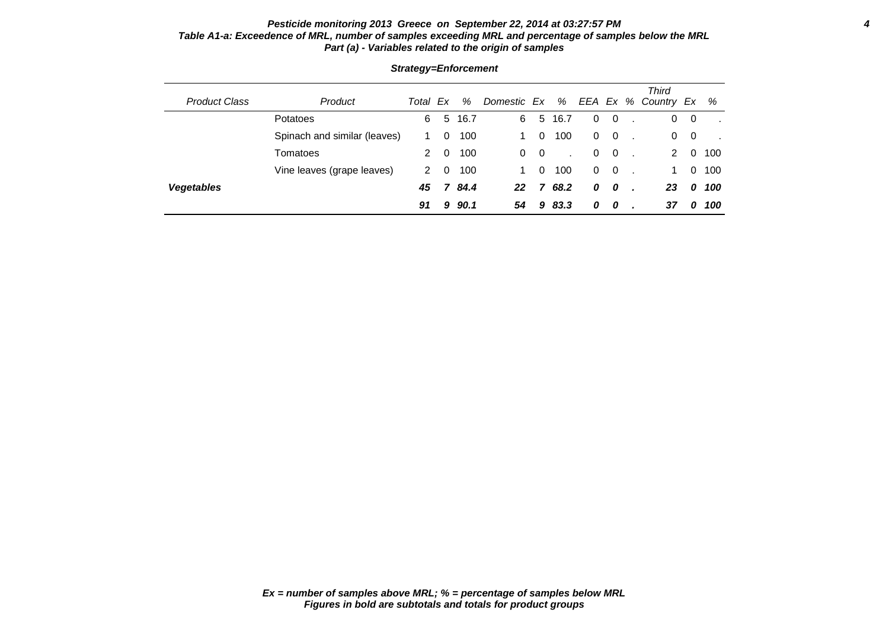***Pesticide monitoring 2013 Greece on September 22, 2014 at 03:27:57 PM***
***Table A1-a: Exceedence of MRL, number of samples exceeding MRL and percentage of samples below the MRL***
***Part (a) - Variables related to the origin of samples***

***Strategy=Enforcement***

| *Product Class* | *Product* | *Total* | *Ex* | *%* | *Domestic* | *Ex* | *%* | *EEA* | *Ex* | *%* | *Third Country* | *Ex* | *%* |
|---|---|---|---|---|---|---|---|---|---|---|---|---|---|
| | Potatoes | 6 | 5 | 16.7 | 6 | 5 | 16.7 | 0 | 0 | . | 0 | 0 | . |
| | Spinach and similar (leaves) | 1 | 0 | 100 | 1 | 0 | 100 | 0 | 0 | . | 0 | 0 | . |
| | Tomatoes | 2 | 0 | 100 | 0 | 0 | . | 0 | 0 | . | 2 | 0 | 100 |
| | Vine leaves (grape leaves) | 2 | 0 | 100 | 1 | 0 | 100 | 0 | 0 | . | 1 | 0 | 100 |
| ***Vegetables*** | | ***45*** | ***7*** | ***84.4*** | ***22*** | ***7*** | ***68.2*** | ***0*** | ***0*** | ***.*** | ***23*** | ***0*** | ***100*** |
| | | ***91*** | ***9*** | ***90.1*** | ***54*** | ***9*** | ***83.3*** | ***0*** | ***0*** | ***.*** | ***37*** | ***0*** | ***100*** |

***Ex = number of samples above MRL; % = percentage of samples below MRL***
***Figures in bold are subtotals and totals for product groups***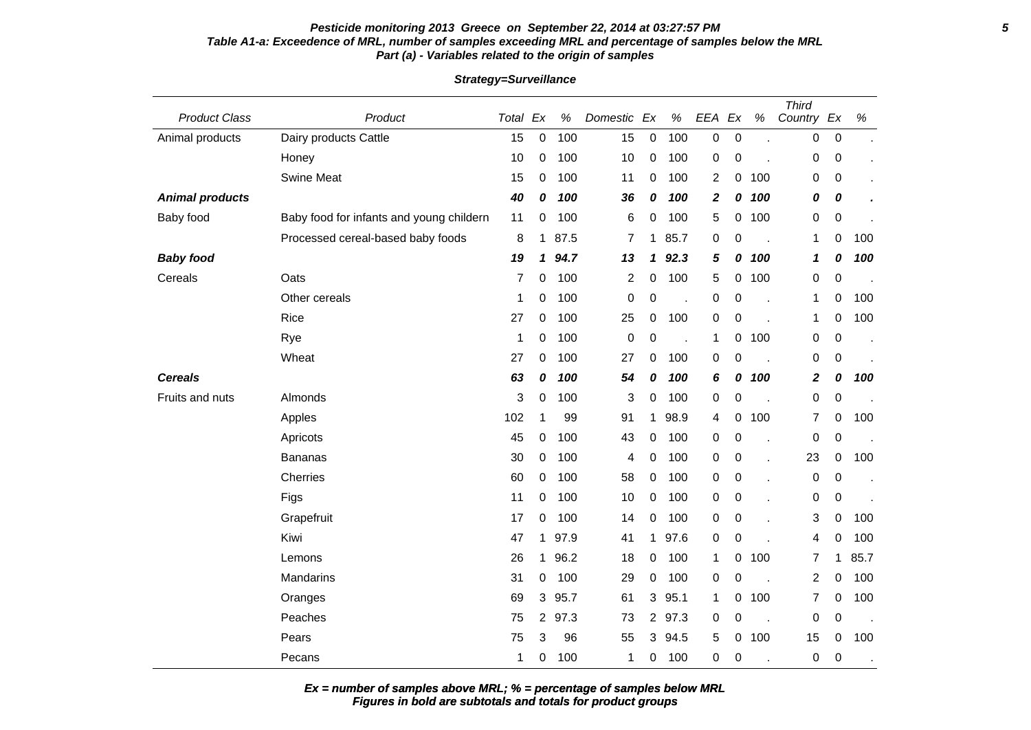**Pesticide monitoring 2013 Greece on September 22, 2014 at 03:27:57 PM**
**Table A1-a: Exceedence of MRL, number of samples exceeding MRL and percentage of samples below the MRL**
**Part (a) - Variables related to the origin of samples**

**Strategy=Surveillance**

| Product Class | Product | Total | Ex | % | Domestic | Ex | % | EEA | Ex | % | Third Country | Ex | % |
|---|---|---|---|---|---|---|---|---|---|---|---|---|---|
| Animal products | Dairy products Cattle | 15 | 0 | 100 | 15 | 0 | 100 | 0 | 0 | . | 0 | 0 | . |
| | Honey | 10 | 0 | 100 | 10 | 0 | 100 | 0 | 0 | . | 0 | 0 | . |
| | Swine Meat | 15 | 0 | 100 | 11 | 0 | 100 | 2 | 0 | 100 | 0 | 0 | . |
| ***Animal products*** | | ***40*** | ***0*** | ***100*** | ***36*** | ***0*** | ***100*** | ***2*** | ***0*** | ***100*** | ***0*** | ***0*** | ***.*** |
| Baby food | Baby food for infants and young childern | 11 | 0 | 100 | 6 | 0 | 100 | 5 | 0 | 100 | 0 | 0 | . |
| | Processed cereal-based baby foods | 8 | 1 | 87.5 | 7 | 1 | 85.7 | 0 | 0 | . | 1 | 0 | 100 |
| ***Baby food*** | | ***19*** | ***1*** | ***94.7*** | ***13*** | ***1*** | ***92.3*** | ***5*** | ***0*** | ***100*** | ***1*** | ***0*** | ***100*** |
| Cereals | Oats | 7 | 0 | 100 | 2 | 0 | 100 | 5 | 0 | 100 | 0 | 0 | . |
| | Other cereals | 1 | 0 | 100 | 0 | 0 | . | 0 | 0 | . | 1 | 0 | 100 |
| | Rice | 27 | 0 | 100 | 25 | 0 | 100 | 0 | 0 | . | 1 | 0 | 100 |
| | Rye | 1 | 0 | 100 | 0 | 0 | . | 1 | 0 | 100 | 0 | 0 | . |
| | Wheat | 27 | 0 | 100 | 27 | 0 | 100 | 0 | 0 | . | 0 | 0 | . |
| ***Cereals*** | | ***63*** | ***0*** | ***100*** | ***54*** | ***0*** | ***100*** | ***6*** | ***0*** | ***100*** | ***2*** | ***0*** | ***100*** |
| Fruits and nuts | Almonds | 3 | 0 | 100 | 3 | 0 | 100 | 0 | 0 | . | 0 | 0 | . |
| | Apples | 102 | 1 | 99 | 91 | 1 | 98.9 | 4 | 0 | 100 | 7 | 0 | 100 |
| | Apricots | 45 | 0 | 100 | 43 | 0 | 100 | 0 | 0 | . | 0 | 0 | . |
| | Bananas | 30 | 0 | 100 | 4 | 0 | 100 | 0 | 0 | . | 23 | 0 | 100 |
| | Cherries | 60 | 0 | 100 | 58 | 0 | 100 | 0 | 0 | . | 0 | 0 | . |
| | Figs | 11 | 0 | 100 | 10 | 0 | 100 | 0 | 0 | . | 0 | 0 | . |
| | Grapefruit | 17 | 0 | 100 | 14 | 0 | 100 | 0 | 0 | . | 3 | 0 | 100 |
| | Kiwi | 47 | 1 | 97.9 | 41 | 1 | 97.6 | 0 | 0 | . | 4 | 0 | 100 |
| | Lemons | 26 | 1 | 96.2 | 18 | 0 | 100 | 1 | 0 | 100 | 7 | 1 | 85.7 |
| | Mandarins | 31 | 0 | 100 | 29 | 0 | 100 | 0 | 0 | . | 2 | 0 | 100 |
| | Oranges | 69 | 3 | 95.7 | 61 | 3 | 95.1 | 1 | 0 | 100 | 7 | 0 | 100 |
| | Peaches | 75 | 2 | 97.3 | 73 | 2 | 97.3 | 0 | 0 | . | 0 | 0 | . |
| | Pears | 75 | 3 | 96 | 55 | 3 | 94.5 | 5 | 0 | 100 | 15 | 0 | 100 |
| | Pecans | 1 | 0 | 100 | 1 | 0 | 100 | 0 | 0 | . | 0 | 0 | . |

***Ex = number of samples above MRL; % = percentage of samples below MRL***
***Figures in bold are subtotals and totals for product groups***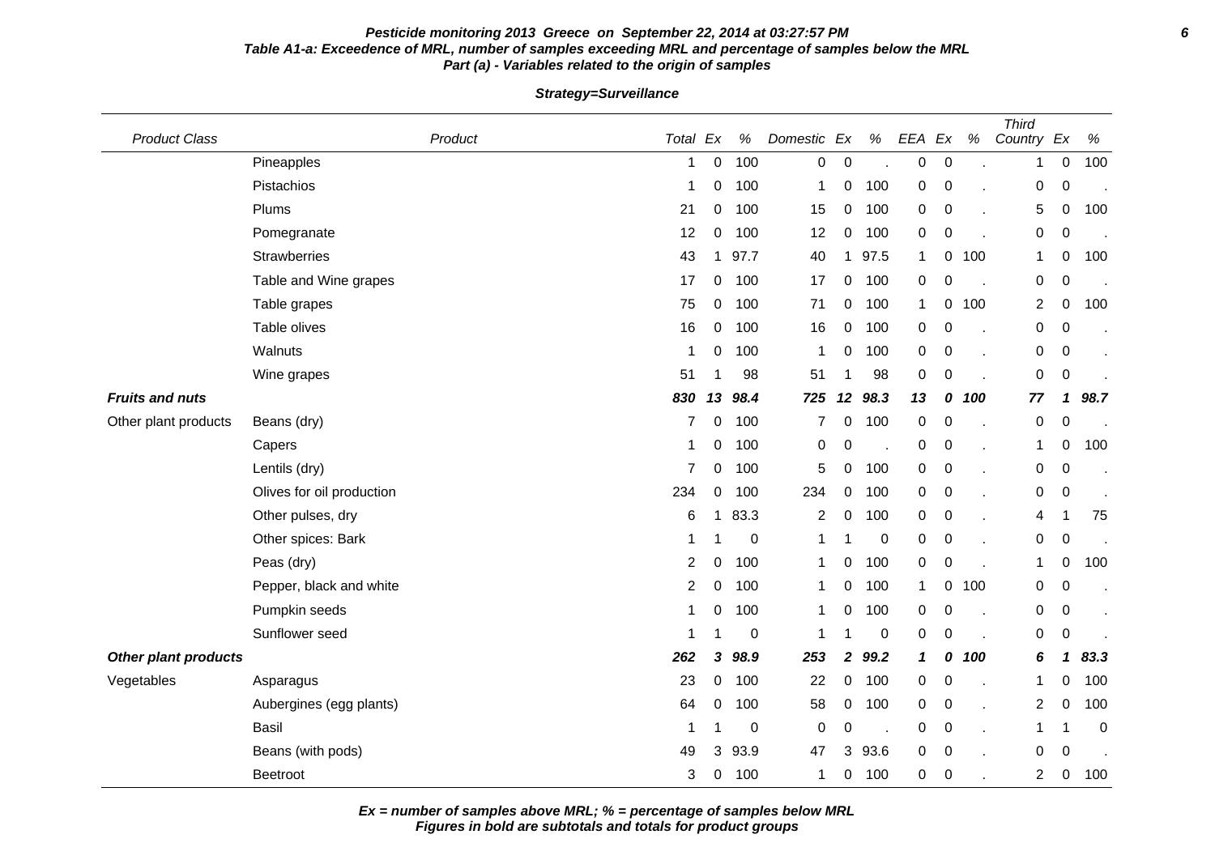**Pesticide monitoring 2013 Greece on September 22, 2014 at 03:27:57 PM**

**Table A1-a: Exceedence of MRL, number of samples exceeding MRL and percentage of samples below the MRL**

**Part (a) - Variables related to the origin of samples**

**Strategy=Surveillance**

| Product Class | Product | Total | Ex | % | Domestic | Ex | % | EEA | Ex | % | Third Country | Ex | % |
|---|---|---|---|---|---|---|---|---|---|---|---|---|---|
| | Pineapples | 1 | 0 | 100 | 0 | 0 | . | 0 | 0 | . | 1 | 0 | 100 |
| | Pistachios | 1 | 0 | 100 | 1 | 0 | 100 | 0 | 0 | . | 0 | 0 | . |
| | Plums | 21 | 0 | 100 | 15 | 0 | 100 | 0 | 0 | . | 5 | 0 | 100 |
| | Pomegranate | 12 | 0 | 100 | 12 | 0 | 100 | 0 | 0 | . | 0 | 0 | . |
| | Strawberries | 43 | 1 | 97.7 | 40 | 1 | 97.5 | 1 | 0 | 100 | 1 | 0 | 100 |
| | Table and Wine grapes | 17 | 0 | 100 | 17 | 0 | 100 | 0 | 0 | . | 0 | 0 | . |
| | Table grapes | 75 | 0 | 100 | 71 | 0 | 100 | 1 | 0 | 100 | 2 | 0 | 100 |
| | Table olives | 16 | 0 | 100 | 16 | 0 | 100 | 0 | 0 | . | 0 | 0 | . |
| | Walnuts | 1 | 0 | 100 | 1 | 0 | 100 | 0 | 0 | . | 0 | 0 | . |
| | Wine grapes | 51 | 1 | 98 | 51 | 1 | 98 | 0 | 0 | . | 0 | 0 | . |
| ***Fruits and nuts*** | | ***830*** | ***13*** | ***98.4*** | ***725*** | ***12*** | ***98.3*** | ***13*** | ***0*** | ***100*** | ***77*** | ***1*** | ***98.7*** |
| Other plant products | Beans (dry) | 7 | 0 | 100 | 7 | 0 | 100 | 0 | 0 | . | 0 | 0 | . |
| | Capers | 1 | 0 | 100 | 0 | 0 | . | 0 | 0 | . | 1 | 0 | 100 |
| | Lentils (dry) | 7 | 0 | 100 | 5 | 0 | 100 | 0 | 0 | . | 0 | 0 | . |
| | Olives for oil production | 234 | 0 | 100 | 234 | 0 | 100 | 0 | 0 | . | 0 | 0 | . |
| | Other pulses, dry | 6 | 1 | 83.3 | 2 | 0 | 100 | 0 | 0 | . | 4 | 1 | 75 |
| | Other spices: Bark | 1 | 1 | 0 | 1 | 1 | 0 | 0 | 0 | . | 0 | 0 | . |
| | Peas (dry) | 2 | 0 | 100 | 1 | 0 | 100 | 0 | 0 | . | 1 | 0 | 100 |
| | Pepper, black and white | 2 | 0 | 100 | 1 | 0 | 100 | 1 | 0 | 100 | 0 | 0 | . |
| | Pumpkin seeds | 1 | 0 | 100 | 1 | 0 | 100 | 0 | 0 | . | 0 | 0 | . |
| | Sunflower seed | 1 | 1 | 0 | 1 | 1 | 0 | 0 | 0 | . | 0 | 0 | . |
| ***Other plant products*** | | ***262*** | ***3*** | ***98.9*** | ***253*** | ***2*** | ***99.2*** | ***1*** | ***0*** | ***100*** | ***6*** | ***1*** | ***83.3*** |
| Vegetables | Asparagus | 23 | 0 | 100 | 22 | 0 | 100 | 0 | 0 | . | 1 | 0 | 100 |
| | Aubergines (egg plants) | 64 | 0 | 100 | 58 | 0 | 100 | 0 | 0 | . | 2 | 0 | 100 |
| | Basil | 1 | 1 | 0 | 0 | 0 | . | 0 | 0 | . | 1 | 1 | 0 |
| | Beans (with pods) | 49 | 3 | 93.9 | 47 | 3 | 93.6 | 0 | 0 | . | 0 | 0 | . |
| | Beetroot | 3 | 0 | 100 | 1 | 0 | 100 | 0 | 0 | . | 2 | 0 | 100 |

***Ex = number of samples above MRL; % = percentage of samples below MRL***
***Figures in bold are subtotals and totals for product groups***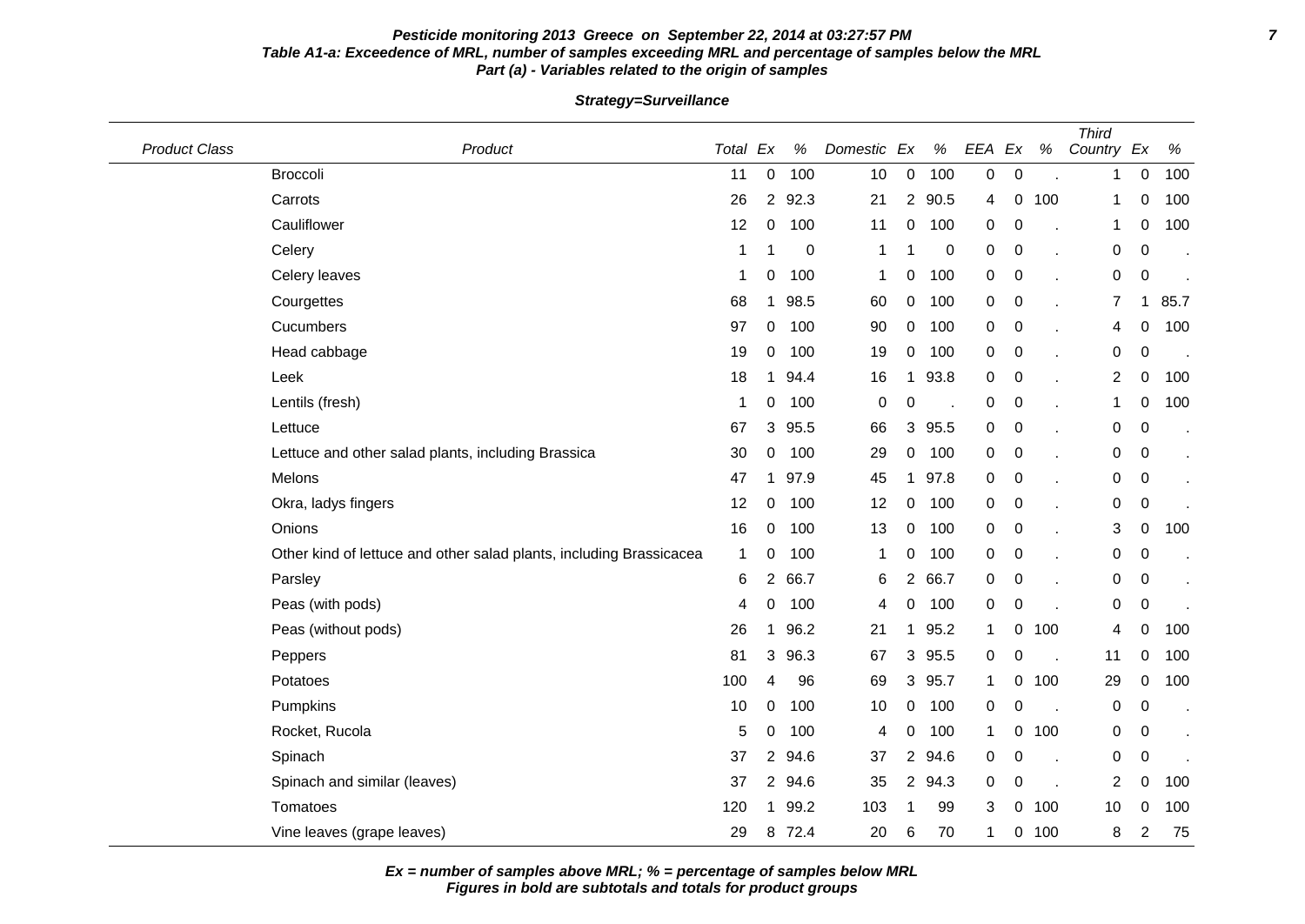**Pesticide monitoring 2013 Greece on September 22, 2014 at 03:27:57 PM**
**Table A1-a: Exceedence of MRL, number of samples exceeding MRL and percentage of samples below the MRL**
**Part (a) - Variables related to the origin of samples**

**Strategy=Surveillance**

| Product Class | Product | Total | Ex | % | Domestic | Ex | % | EEA | Ex | % | Third Country | Ex | % |
|---|---|---|---|---|---|---|---|---|---|---|---|---|---|
| | Broccoli | 11 | 0 | 100 | 10 | 0 | 100 | 0 | 0 | . | 1 | 0 | 100 |
| | Carrots | 26 | 2 | 92.3 | 21 | 2 | 90.5 | 4 | 0 | 100 | 1 | 0 | 100 |
| | Cauliflower | 12 | 0 | 100 | 11 | 0 | 100 | 0 | 0 | . | 1 | 0 | 100 |
| | Celery | 1 | 1 | 0 | 1 | 1 | 0 | 0 | 0 | . | 0 | 0 | . |
| | Celery leaves | 1 | 0 | 100 | 1 | 0 | 100 | 0 | 0 | . | 0 | 0 | . |
| | Courgettes | 68 | 1 | 98.5 | 60 | 0 | 100 | 0 | 0 | . | 7 | 1 | 85.7 |
| | Cucumbers | 97 | 0 | 100 | 90 | 0 | 100 | 0 | 0 | . | 4 | 0 | 100 |
| | Head cabbage | 19 | 0 | 100 | 19 | 0 | 100 | 0 | 0 | . | 0 | 0 | . |
| | Leek | 18 | 1 | 94.4 | 16 | 1 | 93.8 | 0 | 0 | . | 2 | 0 | 100 |
| | Lentils (fresh) | 1 | 0 | 100 | 0 | 0 | . | 0 | 0 | . | 1 | 0 | 100 |
| | Lettuce | 67 | 3 | 95.5 | 66 | 3 | 95.5 | 0 | 0 | . | 0 | 0 | . |
| | Lettuce and other salad plants, including Brassica | 30 | 0 | 100 | 29 | 0 | 100 | 0 | 0 | . | 0 | 0 | . |
| | Melons | 47 | 1 | 97.9 | 45 | 1 | 97.8 | 0 | 0 | . | 0 | 0 | . |
| | Okra, ladys fingers | 12 | 0 | 100 | 12 | 0 | 100 | 0 | 0 | . | 0 | 0 | . |
| | Onions | 16 | 0 | 100 | 13 | 0 | 100 | 0 | 0 | . | 3 | 0 | 100 |
| | Other kind of lettuce and other salad plants, including Brassicacea | 1 | 0 | 100 | 1 | 0 | 100 | 0 | 0 | . | 0 | 0 | . |
| | Parsley | 6 | 2 | 66.7 | 6 | 2 | 66.7 | 0 | 0 | . | 0 | 0 | . |
| | Peas (with pods) | 4 | 0 | 100 | 4 | 0 | 100 | 0 | 0 | . | 0 | 0 | . |
| | Peas (without pods) | 26 | 1 | 96.2 | 21 | 1 | 95.2 | 1 | 0 | 100 | 4 | 0 | 100 |
| | Peppers | 81 | 3 | 96.3 | 67 | 3 | 95.5 | 0 | 0 | . | 11 | 0 | 100 |
| | Potatoes | 100 | 4 | 96 | 69 | 3 | 95.7 | 1 | 0 | 100 | 29 | 0 | 100 |
| | Pumpkins | 10 | 0 | 100 | 10 | 0 | 100 | 0 | 0 | . | 0 | 0 | . |
| | Rocket, Rucola | 5 | 0 | 100 | 4 | 0 | 100 | 1 | 0 | 100 | 0 | 0 | . |
| | Spinach | 37 | 2 | 94.6 | 37 | 2 | 94.6 | 0 | 0 | . | 0 | 0 | . |
| | Spinach and similar (leaves) | 37 | 2 | 94.6 | 35 | 2 | 94.3 | 0 | 0 | . | 2 | 0 | 100 |
| | Tomatoes | 120 | 1 | 99.2 | 103 | 1 | 99 | 3 | 0 | 100 | 10 | 0 | 100 |
| | Vine leaves (grape leaves) | 29 | 8 | 72.4 | 20 | 6 | 70 | 1 | 0 | 100 | 8 | 2 | 75 |

***Ex = number of samples above MRL; % = percentage of samples below MRL***
***Figures in bold are subtotals and totals for product groups***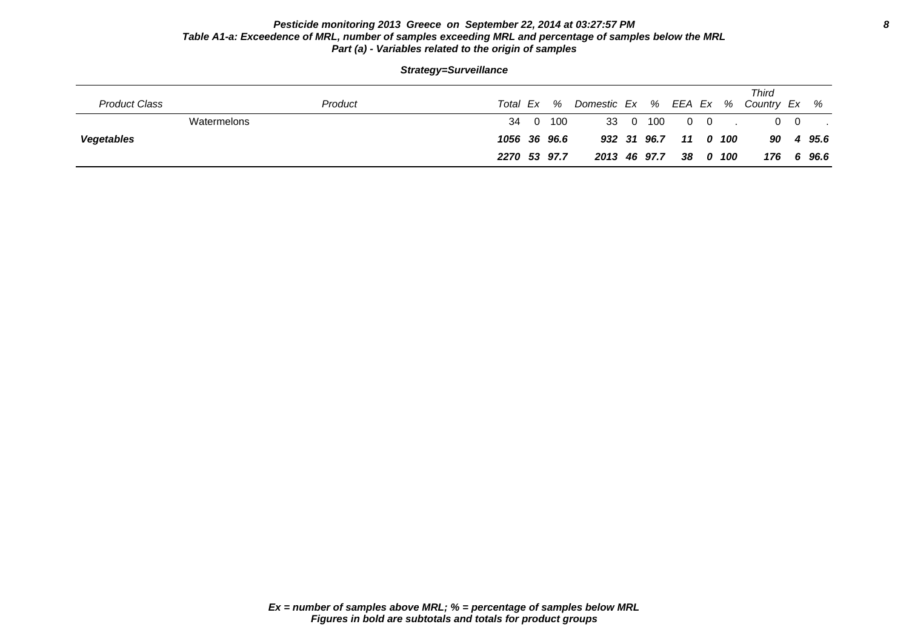**Pesticide monitoring 2013 Greece on September 22, 2014 at 03:27:57 PM**

**Table A1-a: Exceedence of MRL, number of samples exceeding MRL and percentage of samples below the MRL**

**Part (a) - Variables related to the origin of samples**

**Strategy=Surveillance**

| Product Class | Product | Total | Ex | % | Domestic | Ex | % | EEA | Ex | % | Third Country | Ex | % |
|---|---|---|---|---|---|---|---|---|---|---|---|---|---|
| | Watermelons | 34 | 0 | 100 | 33 | 0 | 100 | 0 | 0 | . | 0 | 0 | . |
| ***Vegetables*** | | ***1056*** | ***36*** | ***96.6*** | ***932*** | ***31*** | ***96.7*** | ***11*** | ***0*** | ***100*** | ***90*** | ***4*** | ***95.6*** |
| | | ***2270*** | ***53*** | ***97.7*** | ***2013*** | ***46*** | ***97.7*** | ***38*** | ***0*** | ***100*** | ***176*** | ***6*** | ***96.6*** |

***Ex = number of samples above MRL; % = percentage of samples below MRL***
***Figures in bold are subtotals and totals for product groups***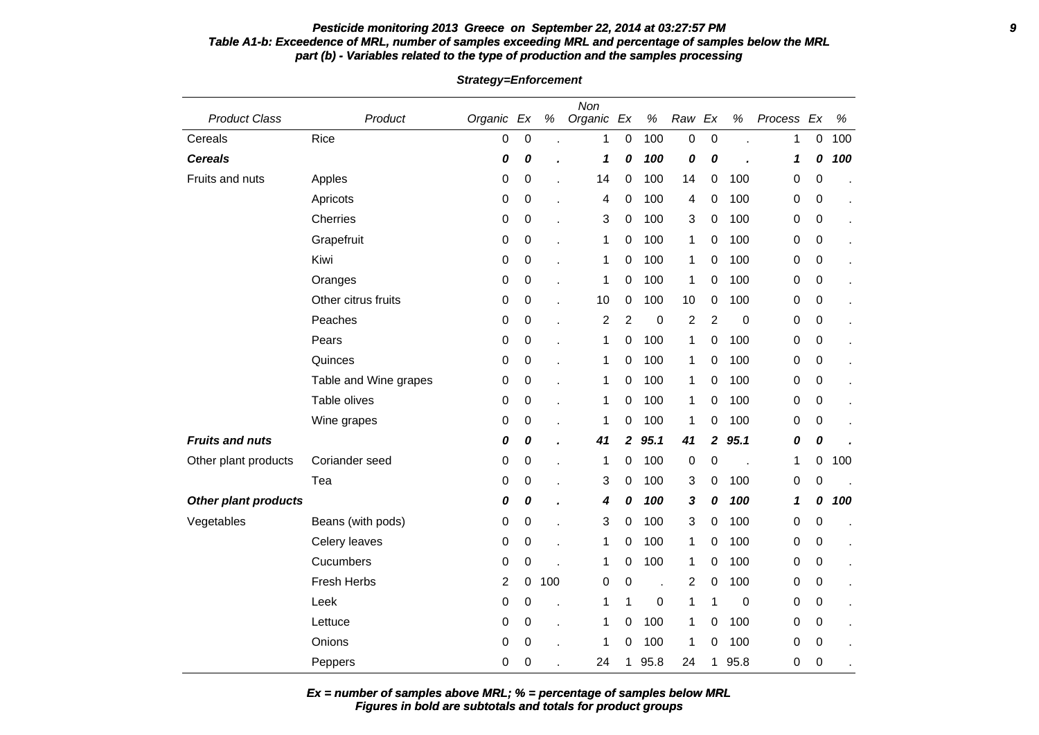**Pesticide monitoring 2013 Greece on September 22, 2014 at 03:27:57 PM**

**Table A1-b: Exceedence of MRL, number of samples exceeding MRL and percentage of samples below the MRL**
**part (b) - Variables related to the type of production and the samples processing**

**Strategy=Enforcement**

| Product Class | Product | Organic | Ex | % | Non Organic | Ex | % | Raw | Ex | % | Process | Ex | % |
|---|---|---|---|---|---|---|---|---|---|---|---|---|---|
| Cereals | Rice | 0 | 0 | . | 1 | 0 | 100 | 0 | 0 | . | 1 | 0 | 100 |
| ***Cereals*** | | ***0*** | ***0*** | ***.*** | ***1*** | ***0*** | ***100*** | ***0*** | ***0*** | ***.*** | ***1*** | ***0*** | ***100*** |
| Fruits and nuts | Apples | 0 | 0 | . | 14 | 0 | 100 | 14 | 0 | 100 | 0 | 0 | . |
| | Apricots | 0 | 0 | . | 4 | 0 | 100 | 4 | 0 | 100 | 0 | 0 | . |
| | Cherries | 0 | 0 | . | 3 | 0 | 100 | 3 | 0 | 100 | 0 | 0 | . |
| | Grapefruit | 0 | 0 | . | 1 | 0 | 100 | 1 | 0 | 100 | 0 | 0 | . |
| | Kiwi | 0 | 0 | . | 1 | 0 | 100 | 1 | 0 | 100 | 0 | 0 | . |
| | Oranges | 0 | 0 | . | 1 | 0 | 100 | 1 | 0 | 100 | 0 | 0 | . |
| | Other citrus fruits | 0 | 0 | . | 10 | 0 | 100 | 10 | 0 | 100 | 0 | 0 | . |
| | Peaches | 0 | 0 | . | 2 | 2 | 0 | 2 | 2 | 0 | 0 | 0 | . |
| | Pears | 0 | 0 | . | 1 | 0 | 100 | 1 | 0 | 100 | 0 | 0 | . |
| | Quinces | 0 | 0 | . | 1 | 0 | 100 | 1 | 0 | 100 | 0 | 0 | . |
| | Table and Wine grapes | 0 | 0 | . | 1 | 0 | 100 | 1 | 0 | 100 | 0 | 0 | . |
| | Table olives | 0 | 0 | . | 1 | 0 | 100 | 1 | 0 | 100 | 0 | 0 | . |
| | Wine grapes | 0 | 0 | . | 1 | 0 | 100 | 1 | 0 | 100 | 0 | 0 | . |
| ***Fruits and nuts*** | | ***0*** | ***0*** | ***.*** | ***41*** | ***2*** | ***95.1*** | ***41*** | ***2*** | ***95.1*** | ***0*** | ***0*** | ***.*** |
| Other plant products | Coriander seed | 0 | 0 | . | 1 | 0 | 100 | 0 | 0 | . | 1 | 0 | 100 |
| | Tea | 0 | 0 | . | 3 | 0 | 100 | 3 | 0 | 100 | 0 | 0 | . |
| ***Other plant products*** | | ***0*** | ***0*** | ***.*** | ***4*** | ***0*** | ***100*** | ***3*** | ***0*** | ***100*** | ***1*** | ***0*** | ***100*** |
| Vegetables | Beans (with pods) | 0 | 0 | . | 3 | 0 | 100 | 3 | 0 | 100 | 0 | 0 | . |
| | Celery leaves | 0 | 0 | . | 1 | 0 | 100 | 1 | 0 | 100 | 0 | 0 | . |
| | Cucumbers | 0 | 0 | . | 1 | 0 | 100 | 1 | 0 | 100 | 0 | 0 | . |
| | Fresh Herbs | 2 | 0 | 100 | 0 | 0 | . | 2 | 0 | 100 | 0 | 0 | . |
| | Leek | 0 | 0 | . | 1 | 1 | 0 | 1 | 1 | 0 | 0 | 0 | . |
| | Lettuce | 0 | 0 | . | 1 | 0 | 100 | 1 | 0 | 100 | 0 | 0 | . |
| | Onions | 0 | 0 | . | 1 | 0 | 100 | 1 | 0 | 100 | 0 | 0 | . |
| | Peppers | 0 | 0 | . | 24 | 1 | 95.8 | 24 | 1 | 95.8 | 0 | 0 | . |

***Ex = number of samples above MRL; % = percentage of samples below MRL***
***Figures in bold are subtotals and totals for product groups***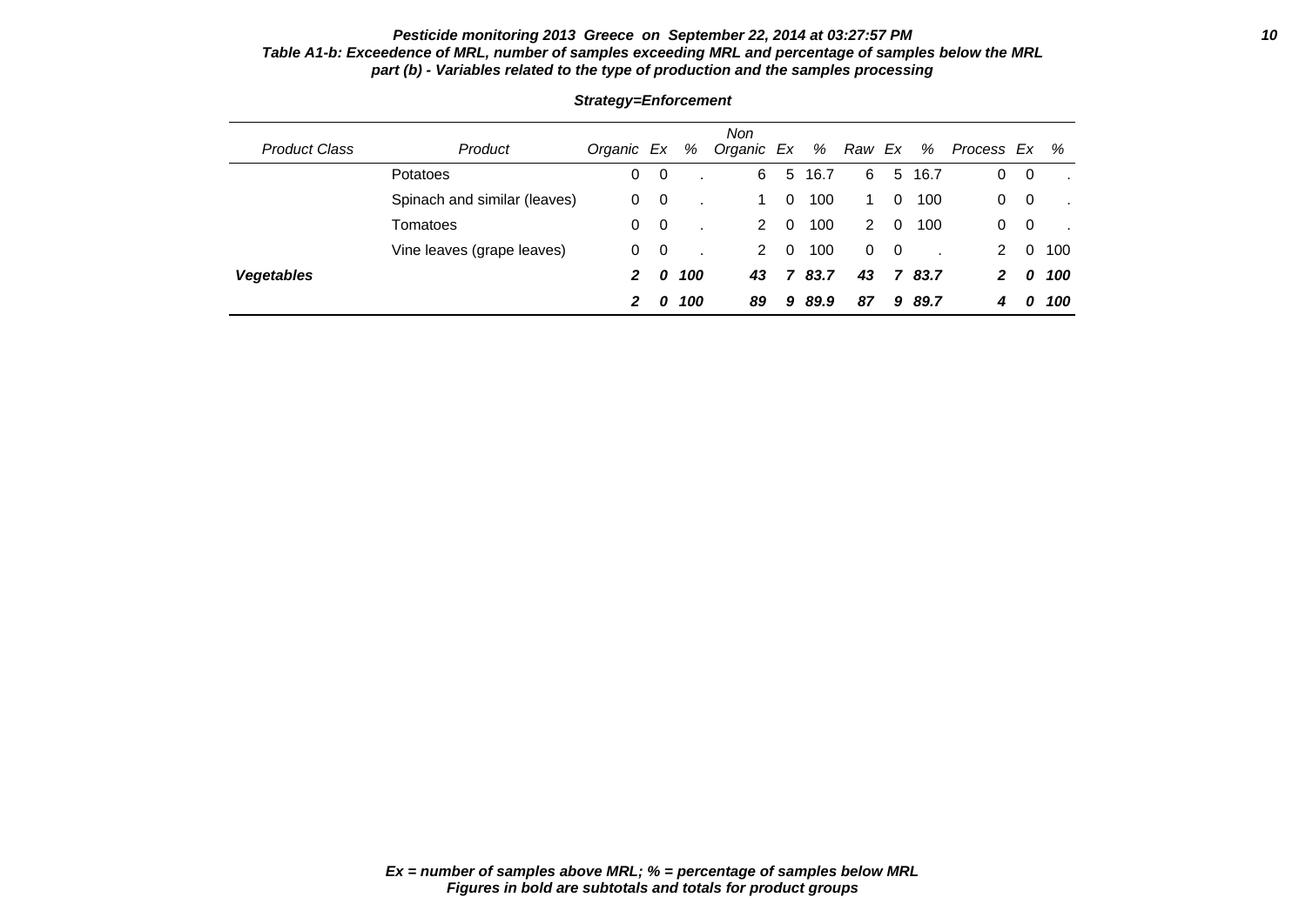***Pesticide monitoring 2013 Greece on September 22, 2014 at 03:27:57 PM***

***Table A1-b: Exceedence of MRL, number of samples exceeding MRL and percentage of samples below the MRL***

***part (b) - Variables related to the type of production and the samples processing***

***Strategy=Enforcement***

| *Product Class* | *Product* | *Organic* | *Ex* | *%* | *Non Organic* | *Ex* | *%* | *Raw* | *Ex* | *%* | *Process* | *Ex* | *%* |
|---|---|---|---|---|---|---|---|---|---|---|---|---|---|
| | Potatoes | 0 | 0 | . | 6 | 5 | 16.7 | 6 | 5 | 16.7 | 0 | 0 | . |
| | Spinach and similar (leaves) | 0 | 0 | . | 1 | 0 | 100 | 1 | 0 | 100 | 0 | 0 | . |
| | Tomatoes | 0 | 0 | . | 2 | 0 | 100 | 2 | 0 | 100 | 0 | 0 | . |
| | Vine leaves (grape leaves) | 0 | 0 | . | 2 | 0 | 100 | 0 | 0 | . | 2 | 0 | 100 |
| ***Vegetables*** | | ***2*** | ***0*** | ***100*** | ***43*** | ***7*** | ***83.7*** | ***43*** | ***7*** | ***83.7*** | ***2*** | ***0*** | ***100*** |
| | | ***2*** | ***0*** | ***100*** | ***89*** | ***9*** | ***89.9*** | ***87*** | ***9*** | ***89.7*** | ***4*** | ***0*** | ***100*** |

***Ex = number of samples above MRL; % = percentage of samples below MRL***

***Figures in bold are subtotals and totals for product groups***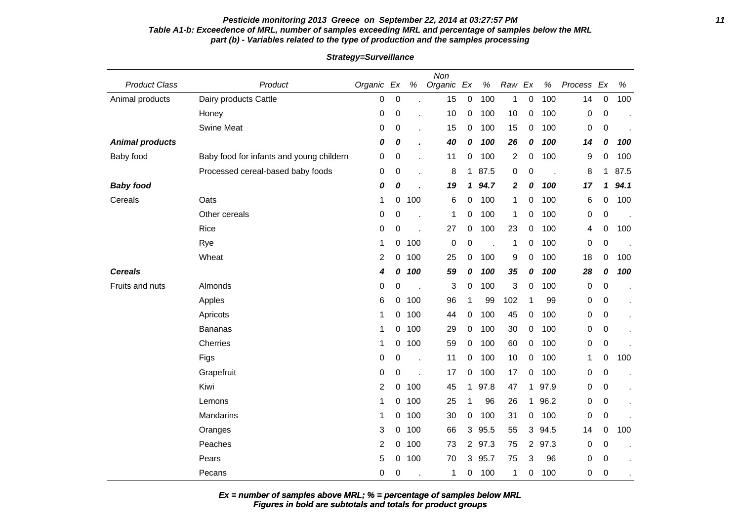**Pesticide monitoring 2013 Greece on September 22, 2014 at 03:27:57 PM**

**Table A1-b: Exceedence of MRL, number of samples exceeding MRL and percentage of samples below the MRL**

**part (b) - Variables related to the type of production and the samples processing**

**Strategy=Surveillance**

| Product Class | Product | Organic | Ex | % | Non Organic | Ex | % | Raw | Ex | % | Process | Ex | % |
|---|---|---|---|---|---|---|---|---|---|---|---|---|---|
| Animal products | Dairy products Cattle | 0 | 0 | . | 15 | 0 | 100 | 1 | 0 | 100 | 14 | 0 | 100 |
| | Honey | 0 | 0 | . | 10 | 0 | 100 | 10 | 0 | 100 | 0 | 0 | . |
| | Swine Meat | 0 | 0 | . | 15 | 0 | 100 | 15 | 0 | 100 | 0 | 0 | . |
| ***Animal products*** | | ***0*** | ***0*** | ***.*** | ***40*** | ***0*** | ***100*** | ***26*** | ***0*** | ***100*** | ***14*** | ***0*** | ***100*** |
| Baby food | Baby food for infants and young childern | 0 | 0 | . | 11 | 0 | 100 | 2 | 0 | 100 | 9 | 0 | 100 |
| | Processed cereal-based baby foods | 0 | 0 | . | 8 | 1 | 87.5 | 0 | 0 | . | 8 | 1 | 87.5 |
| ***Baby food*** | | ***0*** | ***0*** | ***.*** | ***19*** | ***1*** | ***94.7*** | ***2*** | ***0*** | ***100*** | ***17*** | ***1*** | ***94.1*** |
| Cereals | Oats | 1 | 0 | 100 | 6 | 0 | 100 | 1 | 0 | 100 | 6 | 0 | 100 |
| | Other cereals | 0 | 0 | . | 1 | 0 | 100 | 1 | 0 | 100 | 0 | 0 | . |
| | Rice | 0 | 0 | . | 27 | 0 | 100 | 23 | 0 | 100 | 4 | 0 | 100 |
| | Rye | 1 | 0 | 100 | 0 | 0 | . | 1 | 0 | 100 | 0 | 0 | . |
| | Wheat | 2 | 0 | 100 | 25 | 0 | 100 | 9 | 0 | 100 | 18 | 0 | 100 |
| ***Cereals*** | | ***4*** | ***0*** | ***100*** | ***59*** | ***0*** | ***100*** | ***35*** | ***0*** | ***100*** | ***28*** | ***0*** | ***100*** |
| Fruits and nuts | Almonds | 0 | 0 | . | 3 | 0 | 100 | 3 | 0 | 100 | 0 | 0 | . |
| | Apples | 6 | 0 | 100 | 96 | 1 | 99 | 102 | 1 | 99 | 0 | 0 | . |
| | Apricots | 1 | 0 | 100 | 44 | 0 | 100 | 45 | 0 | 100 | 0 | 0 | . |
| | Bananas | 1 | 0 | 100 | 29 | 0 | 100 | 30 | 0 | 100 | 0 | 0 | . |
| | Cherries | 1 | 0 | 100 | 59 | 0 | 100 | 60 | 0 | 100 | 0 | 0 | . |
| | Figs | 0 | 0 | . | 11 | 0 | 100 | 10 | 0 | 100 | 1 | 0 | 100 |
| | Grapefruit | 0 | 0 | . | 17 | 0 | 100 | 17 | 0 | 100 | 0 | 0 | . |
| | Kiwi | 2 | 0 | 100 | 45 | 1 | 97.8 | 47 | 1 | 97.9 | 0 | 0 | . |
| | Lemons | 1 | 0 | 100 | 25 | 1 | 96 | 26 | 1 | 96.2 | 0 | 0 | . |
| | Mandarins | 1 | 0 | 100 | 30 | 0 | 100 | 31 | 0 | 100 | 0 | 0 | . |
| | Oranges | 3 | 0 | 100 | 66 | 3 | 95.5 | 55 | 3 | 94.5 | 14 | 0 | 100 |
| | Peaches | 2 | 0 | 100 | 73 | 2 | 97.3 | 75 | 2 | 97.3 | 0 | 0 | . |
| | Pears | 5 | 0 | 100 | 70 | 3 | 95.7 | 75 | 3 | 96 | 0 | 0 | . |
| | Pecans | 0 | 0 | . | 1 | 0 | 100 | 1 | 0 | 100 | 0 | 0 | . |

***Ex = number of samples above MRL; % = percentage of samples below MRL***
***Figures in bold are subtotals and totals for product groups***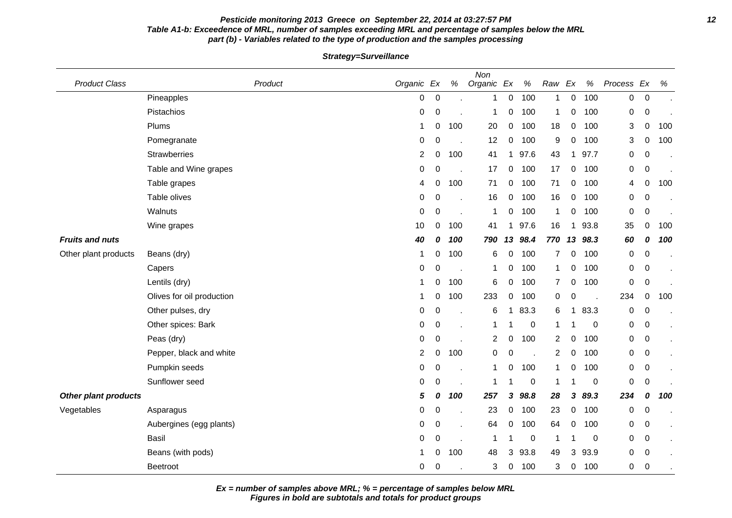**Pesticide monitoring 2013 Greece on September 22, 2014 at 03:27:57 PM**

**Table A1-b: Exceedence of MRL, number of samples exceeding MRL and percentage of samples below the MRL**
**part (b) - Variables related to the type of production and the samples processing**

**Strategy=Surveillance**

| Product Class | Product | Organic | Ex | % | Non Organic | Ex | % | Raw | Ex | % | Process | Ex | % |
|---|---|---|---|---|---|---|---|---|---|---|---|---|---|
| | Pineapples | 0 | 0 | . | 1 | 0 | 100 | 1 | 0 | 100 | 0 | 0 | . |
| | Pistachios | 0 | 0 | . | 1 | 0 | 100 | 1 | 0 | 100 | 0 | 0 | . |
| | Plums | 1 | 0 | 100 | 20 | 0 | 100 | 18 | 0 | 100 | 3 | 0 | 100 |
| | Pomegranate | 0 | 0 | . | 12 | 0 | 100 | 9 | 0 | 100 | 3 | 0 | 100 |
| | Strawberries | 2 | 0 | 100 | 41 | 1 | 97.6 | 43 | 1 | 97.7 | 0 | 0 | . |
| | Table and Wine grapes | 0 | 0 | . | 17 | 0 | 100 | 17 | 0 | 100 | 0 | 0 | . |
| | Table grapes | 4 | 0 | 100 | 71 | 0 | 100 | 71 | 0 | 100 | 4 | 0 | 100 |
| | Table olives | 0 | 0 | . | 16 | 0 | 100 | 16 | 0 | 100 | 0 | 0 | . |
| | Walnuts | 0 | 0 | . | 1 | 0 | 100 | 1 | 0 | 100 | 0 | 0 | . |
| | Wine grapes | 10 | 0 | 100 | 41 | 1 | 97.6 | 16 | 1 | 93.8 | 35 | 0 | 100 |
| **Fruits and nuts** | | **40** | **0** | **100** | **790** | **13** | **98.4** | **770** | **13** | **98.3** | **60** | **0** | **100** |
| Other plant products | Beans (dry) | 1 | 0 | 100 | 6 | 0 | 100 | 7 | 0 | 100 | 0 | 0 | . |
| | Capers | 0 | 0 | . | 1 | 0 | 100 | 1 | 0 | 100 | 0 | 0 | . |
| | Lentils (dry) | 1 | 0 | 100 | 6 | 0 | 100 | 7 | 0 | 100 | 0 | 0 | . |
| | Olives for oil production | 1 | 0 | 100 | 233 | 0 | 100 | 0 | 0 | . | 234 | 0 | 100 |
| | Other pulses, dry | 0 | 0 | . | 6 | 1 | 83.3 | 6 | 1 | 83.3 | 0 | 0 | . |
| | Other spices: Bark | 0 | 0 | . | 1 | 1 | 0 | 1 | 1 | 0 | 0 | 0 | . |
| | Peas (dry) | 0 | 0 | . | 2 | 0 | 100 | 2 | 0 | 100 | 0 | 0 | . |
| | Pepper, black and white | 2 | 0 | 100 | 0 | 0 | . | 2 | 0 | 100 | 0 | 0 | . |
| | Pumpkin seeds | 0 | 0 | . | 1 | 0 | 100 | 1 | 0 | 100 | 0 | 0 | . |
| | Sunflower seed | 0 | 0 | . | 1 | 1 | 0 | 1 | 1 | 0 | 0 | 0 | . |
| **Other plant products** | | **5** | **0** | **100** | **257** | **3** | **98.8** | **28** | **3** | **89.3** | **234** | **0** | **100** |
| Vegetables | Asparagus | 0 | 0 | . | 23 | 0 | 100 | 23 | 0 | 100 | 0 | 0 | . |
| | Aubergines (egg plants) | 0 | 0 | . | 64 | 0 | 100 | 64 | 0 | 100 | 0 | 0 | . |
| | Basil | 0 | 0 | . | 1 | 1 | 0 | 1 | 1 | 0 | 0 | 0 | . |
| | Beans (with pods) | 1 | 0 | 100 | 48 | 3 | 93.8 | 49 | 3 | 93.9 | 0 | 0 | . |
| | Beetroot | 0 | 0 | . | 3 | 0 | 100 | 3 | 0 | 100 | 0 | 0 | . |

***Ex = number of samples above MRL; % = percentage of samples below MRL***
***Figures in bold are subtotals and totals for product groups***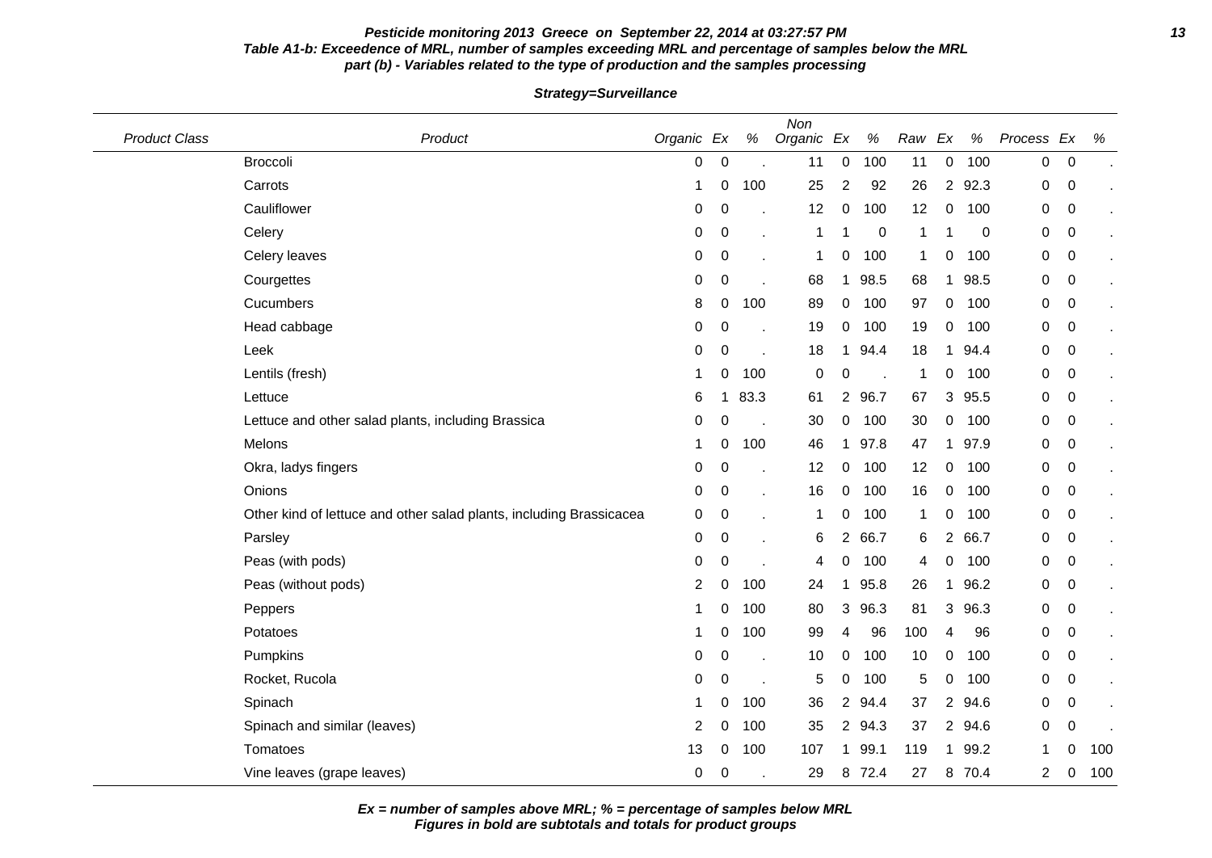**Pesticide monitoring 2013 Greece on September 22, 2014 at 03:27:57 PM**

**Table A1-b: Exceedence of MRL, number of samples exceeding MRL and percentage of samples below the MRL**

**part (b) - Variables related to the type of production and the samples processing**

**Strategy=Surveillance**

| Product Class | Product | Organic | Ex | % | Non Organic | Ex | % | Raw | Ex | % | Process | Ex | % |
|---|---|---|---|---|---|---|---|---|---|---|---|---|---|
| | Broccoli | 0 | 0 | . | 11 | 0 | 100 | 11 | 0 | 100 | 0 | 0 | . |
| | Carrots | 1 | 0 | 100 | 25 | 2 | 92 | 26 | 2 | 92.3 | 0 | 0 | . |
| | Cauliflower | 0 | 0 | . | 12 | 0 | 100 | 12 | 0 | 100 | 0 | 0 | . |
| | Celery | 0 | 0 | . | 1 | 1 | 0 | 1 | 1 | 0 | 0 | 0 | . |
| | Celery leaves | 0 | 0 | . | 1 | 0 | 100 | 1 | 0 | 100 | 0 | 0 | . |
| | Courgettes | 0 | 0 | . | 68 | 1 | 98.5 | 68 | 1 | 98.5 | 0 | 0 | . |
| | Cucumbers | 8 | 0 | 100 | 89 | 0 | 100 | 97 | 0 | 100 | 0 | 0 | . |
| | Head cabbage | 0 | 0 | . | 19 | 0 | 100 | 19 | 0 | 100 | 0 | 0 | . |
| | Leek | 0 | 0 | . | 18 | 1 | 94.4 | 18 | 1 | 94.4 | 0 | 0 | . |
| | Lentils (fresh) | 1 | 0 | 100 | 0 | 0 | . | 1 | 0 | 100 | 0 | 0 | . |
| | Lettuce | 6 | 1 | 83.3 | 61 | 2 | 96.7 | 67 | 3 | 95.5 | 0 | 0 | . |
| | Lettuce and other salad plants, including Brassica | 0 | 0 | . | 30 | 0 | 100 | 30 | 0 | 100 | 0 | 0 | . |
| | Melons | 1 | 0 | 100 | 46 | 1 | 97.8 | 47 | 1 | 97.9 | 0 | 0 | . |
| | Okra, ladys fingers | 0 | 0 | . | 12 | 0 | 100 | 12 | 0 | 100 | 0 | 0 | . |
| | Onions | 0 | 0 | . | 16 | 0 | 100 | 16 | 0 | 100 | 0 | 0 | . |
| | Other kind of lettuce and other salad plants, including Brassicacea | 0 | 0 | . | 1 | 0 | 100 | 1 | 0 | 100 | 0 | 0 | . |
| | Parsley | 0 | 0 | . | 6 | 2 | 66.7 | 6 | 2 | 66.7 | 0 | 0 | . |
| | Peas (with pods) | 0 | 0 | . | 4 | 0 | 100 | 4 | 0 | 100 | 0 | 0 | . |
| | Peas (without pods) | 2 | 0 | 100 | 24 | 1 | 95.8 | 26 | 1 | 96.2 | 0 | 0 | . |
| | Peppers | 1 | 0 | 100 | 80 | 3 | 96.3 | 81 | 3 | 96.3 | 0 | 0 | . |
| | Potatoes | 1 | 0 | 100 | 99 | 4 | 96 | 100 | 4 | 96 | 0 | 0 | . |
| | Pumpkins | 0 | 0 | . | 10 | 0 | 100 | 10 | 0 | 100 | 0 | 0 | . |
| | Rocket, Rucola | 0 | 0 | . | 5 | 0 | 100 | 5 | 0 | 100 | 0 | 0 | . |
| | Spinach | 1 | 0 | 100 | 36 | 2 | 94.4 | 37 | 2 | 94.6 | 0 | 0 | . |
| | Spinach and similar (leaves) | 2 | 0 | 100 | 35 | 2 | 94.3 | 37 | 2 | 94.6 | 0 | 0 | . |
| | Tomatoes | 13 | 0 | 100 | 107 | 1 | 99.1 | 119 | 1 | 99.2 | 1 | 0 | 100 |
| | Vine leaves (grape leaves) | 0 | 0 | . | 29 | 8 | 72.4 | 27 | 8 | 70.4 | 2 | 0 | 100 |

**Ex = number of samples above MRL; % = percentage of samples below MRL**

**Figures in bold are subtotals and totals for product groups**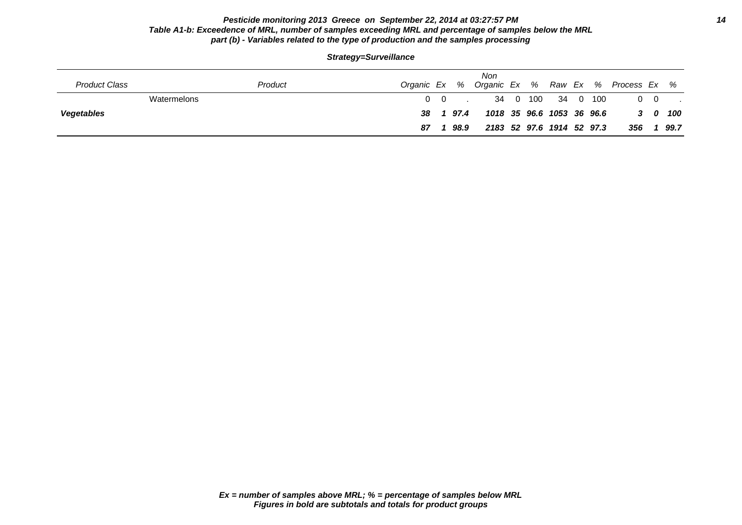**Pesticide monitoring 2013 Greece on September 22, 2014 at 03:27:57 PM**

**Table A1-b: Exceedence of MRL, number of samples exceeding MRL and percentage of samples below the MRL**

**part (b) - Variables related to the type of production and the samples processing**

***Strategy=Surveillance***

| *Product Class* | *Product* | *Organic* | *Ex* | *%* | *Non Organic* | *Ex* | *%* | *Raw* | *Ex* | *%* | *Process* | *Ex* | *%* |
|---|---|---|---|---|---|---|---|---|---|---|---|---|---|
| | Watermelons | 0 | 0 | . | 34 | 0 | 100 | 34 | 0 | 100 | 0 | 0 | . |
| ***Vegetables*** | | ***38*** | ***1*** | ***97.4*** | ***1018*** | ***35*** | ***96.6*** | ***1053*** | ***36*** | ***96.6*** | ***3*** | ***0*** | ***100*** |
| | | ***87*** | ***1*** | ***98.9*** | ***2183*** | ***52*** | ***97.6*** | ***1914*** | ***52*** | ***97.3*** | ***356*** | ***1*** | ***99.7*** |

***Ex = number of samples above MRL; % = percentage of samples below MRL***

***Figures in bold are subtotals and totals for product groups***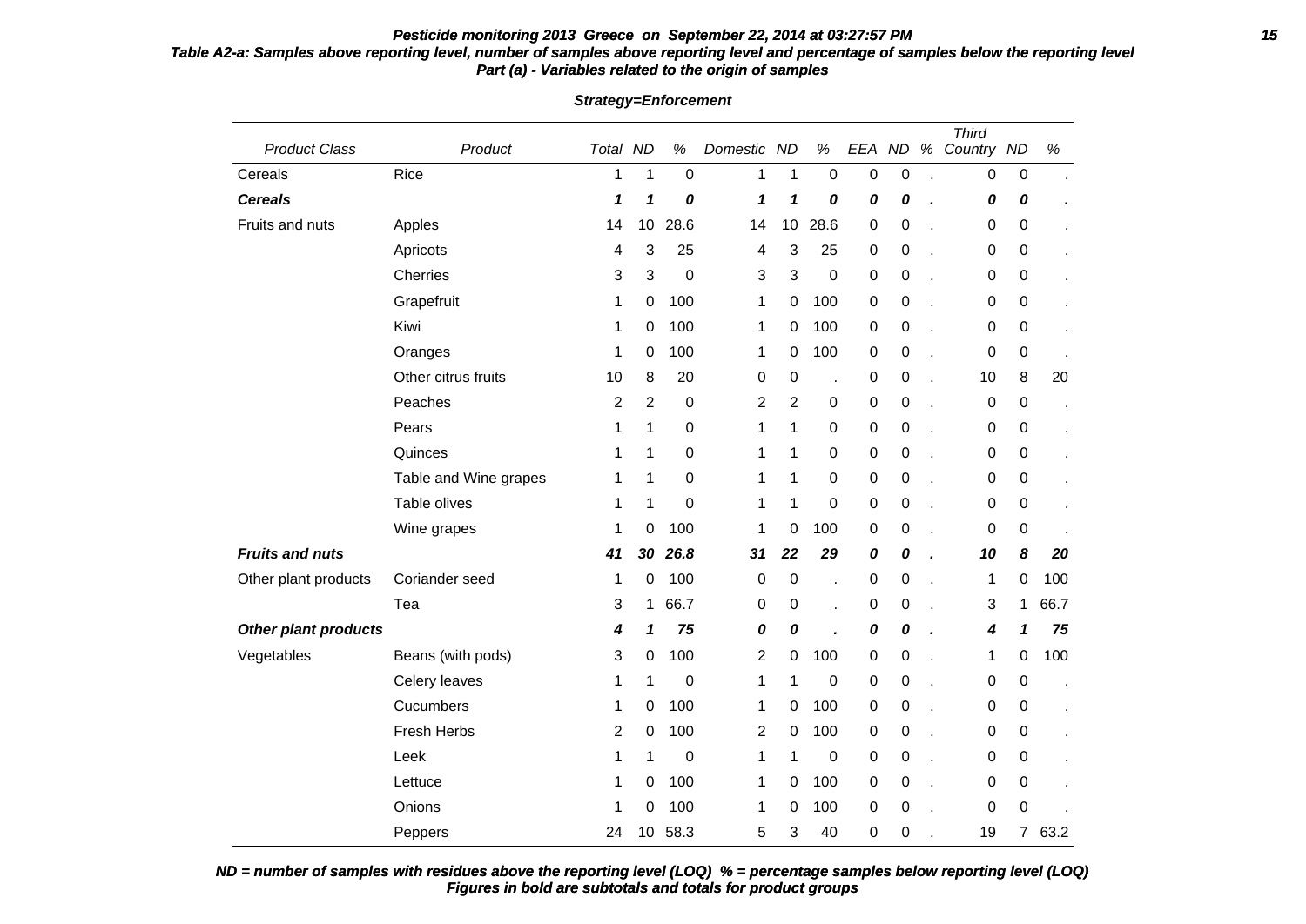**Pesticide monitoring 2013 Greece on September 22, 2014 at 03:27:57 PM**

**Table A2-a: Samples above reporting level, number of samples above reporting level and percentage of samples below the reporting level**
**Part (a) - Variables related to the origin of samples**

**Strategy=Enforcement**

| Product Class | Product | Total | ND | % | Domestic | ND | % | EEA | ND | % | Third Country | ND | % |
|---|---|---|---|---|---|---|---|---|---|---|---|---|---|
| Cereals | Rice | 1 | 1 | 0 | 1 | 1 | 0 | 0 | 0 | . | 0 | 0 | . |
| ***Cereals*** | | ***1*** | ***1*** | ***0*** | ***1*** | ***1*** | ***0*** | ***0*** | ***0*** | ***.*** | ***0*** | ***0*** | ***.*** |
| Fruits and nuts | Apples | 14 | 10 | 28.6 | 14 | 10 | 28.6 | 0 | 0 | . | 0 | 0 | . |
| | Apricots | 4 | 3 | 25 | 4 | 3 | 25 | 0 | 0 | . | 0 | 0 | . |
| | Cherries | 3 | 3 | 0 | 3 | 3 | 0 | 0 | 0 | . | 0 | 0 | . |
| | Grapefruit | 1 | 0 | 100 | 1 | 0 | 100 | 0 | 0 | . | 0 | 0 | . |
| | Kiwi | 1 | 0 | 100 | 1 | 0 | 100 | 0 | 0 | . | 0 | 0 | . |
| | Oranges | 1 | 0 | 100 | 1 | 0 | 100 | 0 | 0 | . | 0 | 0 | . |
| | Other citrus fruits | 10 | 8 | 20 | 0 | 0 | . | 0 | 0 | . | 10 | 8 | 20 |
| | Peaches | 2 | 2 | 0 | 2 | 2 | 0 | 0 | 0 | . | 0 | 0 | . |
| | Pears | 1 | 1 | 0 | 1 | 1 | 0 | 0 | 0 | . | 0 | 0 | . |
| | Quinces | 1 | 1 | 0 | 1 | 1 | 0 | 0 | 0 | . | 0 | 0 | . |
| | Table and Wine grapes | 1 | 1 | 0 | 1 | 1 | 0 | 0 | 0 | . | 0 | 0 | . |
| | Table olives | 1 | 1 | 0 | 1 | 1 | 0 | 0 | 0 | . | 0 | 0 | . |
| | Wine grapes | 1 | 0 | 100 | 1 | 0 | 100 | 0 | 0 | . | 0 | 0 | . |
| ***Fruits and nuts*** | | ***41*** | ***30*** | ***26.8*** | ***31*** | ***22*** | ***29*** | ***0*** | ***0*** | ***.*** | ***10*** | ***8*** | ***20*** |
| Other plant products | Coriander seed | 1 | 0 | 100 | 0 | 0 | . | 0 | 0 | . | 1 | 0 | 100 |
| | Tea | 3 | 1 | 66.7 | 0 | 0 | . | 0 | 0 | . | 3 | 1 | 66.7 |
| ***Other plant products*** | | ***4*** | ***1*** | ***75*** | ***0*** | ***0*** | ***.*** | ***0*** | ***0*** | ***.*** | ***4*** | ***1*** | ***75*** |
| Vegetables | Beans (with pods) | 3 | 0 | 100 | 2 | 0 | 100 | 0 | 0 | . | 1 | 0 | 100 |
| | Celery leaves | 1 | 1 | 0 | 1 | 1 | 0 | 0 | 0 | . | 0 | 0 | . |
| | Cucumbers | 1 | 0 | 100 | 1 | 0 | 100 | 0 | 0 | . | 0 | 0 | . |
| | Fresh Herbs | 2 | 0 | 100 | 2 | 0 | 100 | 0 | 0 | . | 0 | 0 | . |
| | Leek | 1 | 1 | 0 | 1 | 1 | 0 | 0 | 0 | . | 0 | 0 | . |
| | Lettuce | 1 | 0 | 100 | 1 | 0 | 100 | 0 | 0 | . | 0 | 0 | . |
| | Onions | 1 | 0 | 100 | 1 | 0 | 100 | 0 | 0 | . | 0 | 0 | . |
| | Peppers | 24 | 10 | 58.3 | 5 | 3 | 40 | 0 | 0 | . | 19 | 7 | 63.2 |

***ND = number of samples with residues above the reporting level (LOQ) % = percentage samples below reporting level (LOQ)***
***Figures in bold are subtotals and totals for product groups***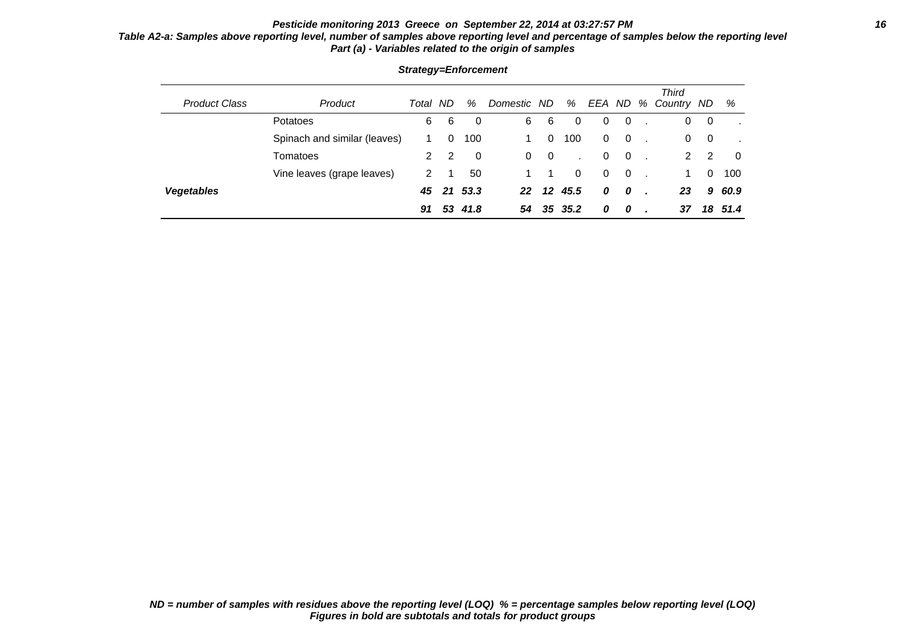**Pesticide monitoring 2013 Greece on September 22, 2014 at 03:27:57 PM**

**Table A2-a: Samples above reporting level, number of samples above reporting level and percentage of samples below the reporting level**
**Part (a) - Variables related to the origin of samples**

**Strategy=Enforcement**

| Product Class | Product | Total | ND | % | Domestic | ND | % | EEA | ND | % | Third Country | ND | % |
|---|---|---|---|---|---|---|---|---|---|---|---|---|---|
| | Potatoes | 6 | 6 | 0 | 6 | 6 | 0 | 0 | 0 | . | 0 | 0 | . |
| | Spinach and similar (leaves) | 1 | 0 | 100 | 1 | 0 | 100 | 0 | 0 | . | 0 | 0 | . |
| | Tomatoes | 2 | 2 | 0 | 0 | 0 | . | 0 | 0 | . | 2 | 2 | 0 |
| | Vine leaves (grape leaves) | 2 | 1 | 50 | 1 | 1 | 0 | 0 | 0 | . | 1 | 0 | 100 |
| ***Vegetables*** | | ***45*** | ***21*** | ***53.3*** | ***22*** | ***12*** | ***45.5*** | ***0*** | ***0*** | ***.*** | ***23*** | ***9*** | ***60.9*** |
| | | ***91*** | ***53*** | ***41.8*** | ***54*** | ***35*** | ***35.2*** | ***0*** | ***0*** | ***.*** | ***37*** | ***18*** | ***51.4*** |

***ND = number of samples with residues above the reporting level (LOQ) % = percentage samples below reporting level (LOQ)***
***Figures in bold are subtotals and totals for product groups***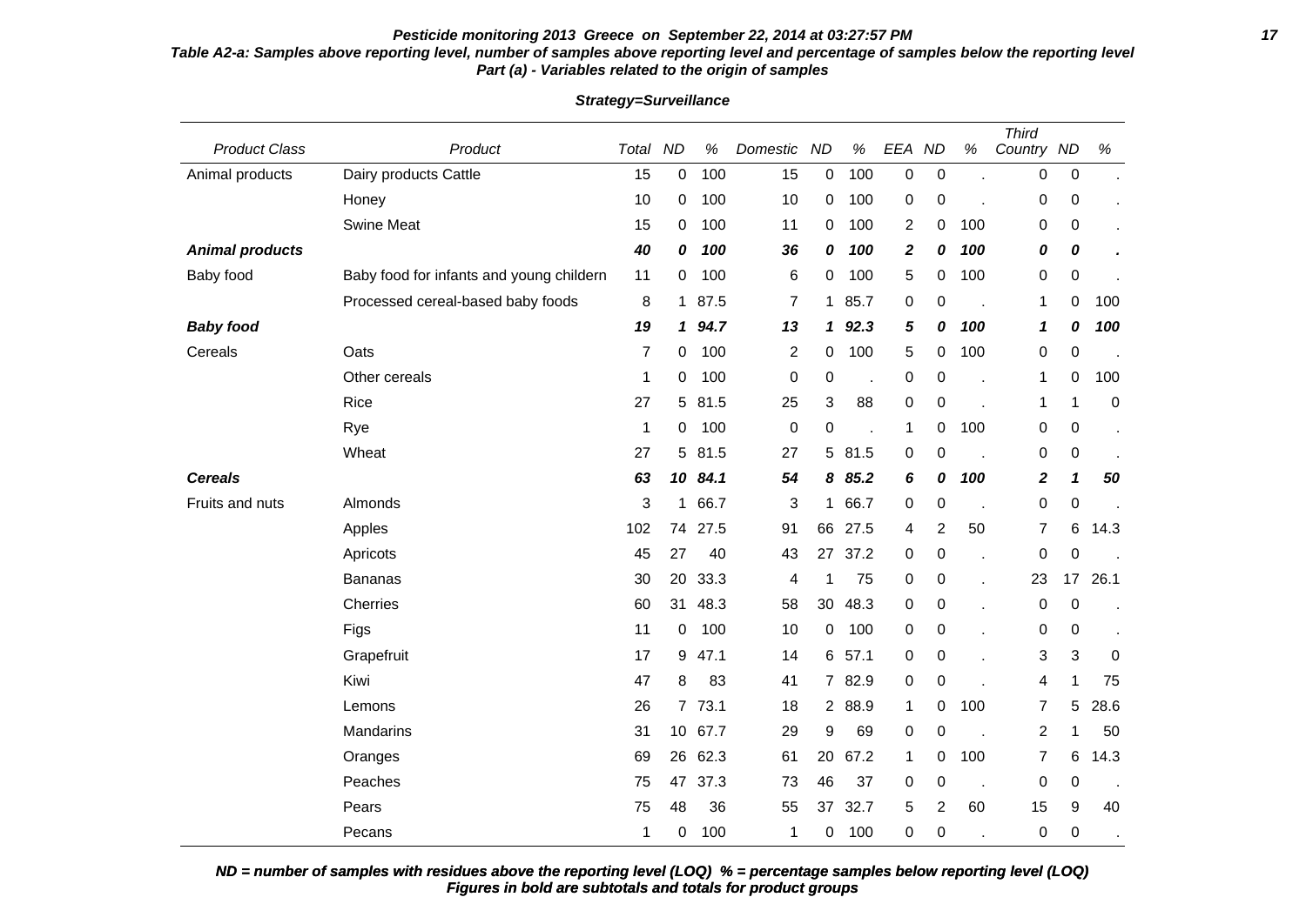**Pesticide monitoring 2013 Greece on September 22, 2014 at 03:27:57 PM**

**Table A2-a: Samples above reporting level, number of samples above reporting level and percentage of samples below the reporting level**
**Part (a) - Variables related to the origin of samples**

**Strategy=Surveillance**

| Product Class | Product | Total | ND | % | Domestic | ND | % | EEA | ND | % | Third Country | ND | % |
|---|---|---|---|---|---|---|---|---|---|---|---|---|---|
| Animal products | Dairy products Cattle | 15 | 0 | 100 | 15 | 0 | 100 | 0 | 0 | . | 0 | 0 | . |
| | Honey | 10 | 0 | 100 | 10 | 0 | 100 | 0 | 0 | . | 0 | 0 | . |
| | Swine Meat | 15 | 0 | 100 | 11 | 0 | 100 | 2 | 0 | 100 | 0 | 0 | . |
| ***Animal products*** | | ***40*** | ***0*** | ***100*** | ***36*** | ***0*** | ***100*** | ***2*** | ***0*** | ***100*** | ***0*** | ***0*** | ***.*** |
| Baby food | Baby food for infants and young childern | 11 | 0 | 100 | 6 | 0 | 100 | 5 | 0 | 100 | 0 | 0 | . |
| | Processed cereal-based baby foods | 8 | 1 | 87.5 | 7 | 1 | 85.7 | 0 | 0 | . | 1 | 0 | 100 |
| ***Baby food*** | | ***19*** | ***1*** | ***94.7*** | ***13*** | ***1*** | ***92.3*** | ***5*** | ***0*** | ***100*** | ***1*** | ***0*** | ***100*** |
| Cereals | Oats | 7 | 0 | 100 | 2 | 0 | 100 | 5 | 0 | 100 | 0 | 0 | . |
| | Other cereals | 1 | 0 | 100 | 0 | 0 | . | 0 | 0 | . | 1 | 0 | 100 |
| | Rice | 27 | 5 | 81.5 | 25 | 3 | 88 | 0 | 0 | . | 1 | 1 | 0 |
| | Rye | 1 | 0 | 100 | 0 | 0 | . | 1 | 0 | 100 | 0 | 0 | . |
| | Wheat | 27 | 5 | 81.5 | 27 | 5 | 81.5 | 0 | 0 | . | 0 | 0 | . |
| ***Cereals*** | | ***63*** | ***10*** | ***84.1*** | ***54*** | ***8*** | ***85.2*** | ***6*** | ***0*** | ***100*** | ***2*** | ***1*** | ***50*** |
| Fruits and nuts | Almonds | 3 | 1 | 66.7 | 3 | 1 | 66.7 | 0 | 0 | . | 0 | 0 | . |
| | Apples | 102 | 74 | 27.5 | 91 | 66 | 27.5 | 4 | 2 | 50 | 7 | 6 | 14.3 |
| | Apricots | 45 | 27 | 40 | 43 | 27 | 37.2 | 0 | 0 | . | 0 | 0 | . |
| | Bananas | 30 | 20 | 33.3 | 4 | 1 | 75 | 0 | 0 | . | 23 | 17 | 26.1 |
| | Cherries | 60 | 31 | 48.3 | 58 | 30 | 48.3 | 0 | 0 | . | 0 | 0 | . |
| | Figs | 11 | 0 | 100 | 10 | 0 | 100 | 0 | 0 | . | 0 | 0 | . |
| | Grapefruit | 17 | 9 | 47.1 | 14 | 6 | 57.1 | 0 | 0 | . | 3 | 3 | 0 |
| | Kiwi | 47 | 8 | 83 | 41 | 7 | 82.9 | 0 | 0 | . | 4 | 1 | 75 |
| | Lemons | 26 | 7 | 73.1 | 18 | 2 | 88.9 | 1 | 0 | 100 | 7 | 5 | 28.6 |
| | Mandarins | 31 | 10 | 67.7 | 29 | 9 | 69 | 0 | 0 | . | 2 | 1 | 50 |
| | Oranges | 69 | 26 | 62.3 | 61 | 20 | 67.2 | 1 | 0 | 100 | 7 | 6 | 14.3 |
| | Peaches | 75 | 47 | 37.3 | 73 | 46 | 37 | 0 | 0 | . | 0 | 0 | . |
| | Pears | 75 | 48 | 36 | 55 | 37 | 32.7 | 5 | 2 | 60 | 15 | 9 | 40 |
| | Pecans | 1 | 0 | 100 | 1 | 0 | 100 | 0 | 0 | . | 0 | 0 | . |

***ND = number of samples with residues above the reporting level (LOQ) % = percentage samples below reporting level (LOQ)***
***Figures in bold are subtotals and totals for product groups***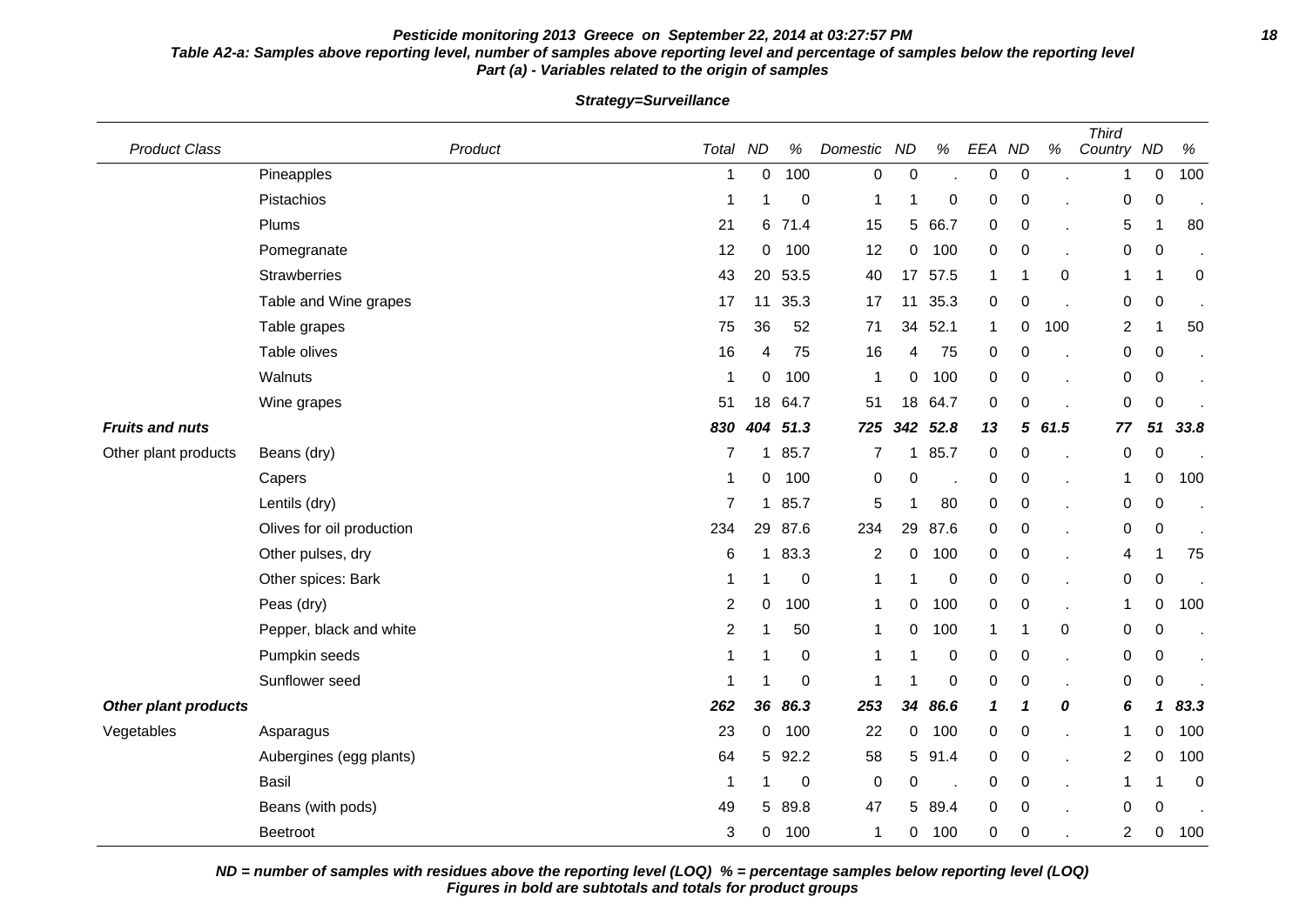**Pesticide monitoring 2013 Greece on September 22, 2014 at 03:27:57 PM**

**Table A2-a: Samples above reporting level, number of samples above reporting level and percentage of samples below the reporting level**
**Part (a) - Variables related to the origin of samples**

**Strategy=Surveillance**

| Product Class | Product | Total | ND | % | Domestic | ND | % | EEA | ND | % | Third Country | ND | % |
|---|---|---|---|---|---|---|---|---|---|---|---|---|---|
| | Pineapples | 1 | 0 | 100 | 0 | 0 | . | 0 | 0 | . | 1 | 0 | 100 |
| | Pistachios | 1 | 1 | 0 | 1 | 1 | 0 | 0 | 0 | . | 0 | 0 | . |
| | Plums | 21 | 6 | 71.4 | 15 | 5 | 66.7 | 0 | 0 | . | 5 | 1 | 80 |
| | Pomegranate | 12 | 0 | 100 | 12 | 0 | 100 | 0 | 0 | . | 0 | 0 | . |
| | Strawberries | 43 | 20 | 53.5 | 40 | 17 | 57.5 | 1 | 1 | 0 | 1 | 1 | 0 |
| | Table and Wine grapes | 17 | 11 | 35.3 | 17 | 11 | 35.3 | 0 | 0 | . | 0 | 0 | . |
| | Table grapes | 75 | 36 | 52 | 71 | 34 | 52.1 | 1 | 0 | 100 | 2 | 1 | 50 |
| | Table olives | 16 | 4 | 75 | 16 | 4 | 75 | 0 | 0 | . | 0 | 0 | . |
| | Walnuts | 1 | 0 | 100 | 1 | 0 | 100 | 0 | 0 | . | 0 | 0 | . |
| | Wine grapes | 51 | 18 | 64.7 | 51 | 18 | 64.7 | 0 | 0 | . | 0 | 0 | . |
| ***Fruits and nuts*** | | ***830*** | ***404*** | ***51.3*** | ***725*** | ***342*** | ***52.8*** | ***13*** | ***5*** | ***61.5*** | ***77*** | ***51*** | ***33.8*** |
| Other plant products | Beans (dry) | 7 | 1 | 85.7 | 7 | 1 | 85.7 | 0 | 0 | . | 0 | 0 | . |
| | Capers | 1 | 0 | 100 | 0 | 0 | . | 0 | 0 | . | 1 | 0 | 100 |
| | Lentils (dry) | 7 | 1 | 85.7 | 5 | 1 | 80 | 0 | 0 | . | 0 | 0 | . |
| | Olives for oil production | 234 | 29 | 87.6 | 234 | 29 | 87.6 | 0 | 0 | . | 0 | 0 | . |
| | Other pulses, dry | 6 | 1 | 83.3 | 2 | 0 | 100 | 0 | 0 | . | 4 | 1 | 75 |
| | Other spices: Bark | 1 | 1 | 0 | 1 | 1 | 0 | 0 | 0 | . | 0 | 0 | . |
| | Peas (dry) | 2 | 0 | 100 | 1 | 0 | 100 | 0 | 0 | . | 1 | 0 | 100 |
| | Pepper, black and white | 2 | 1 | 50 | 1 | 0 | 100 | 1 | 1 | 0 | 0 | 0 | . |
| | Pumpkin seeds | 1 | 1 | 0 | 1 | 1 | 0 | 0 | 0 | . | 0 | 0 | . |
| | Sunflower seed | 1 | 1 | 0 | 1 | 1 | 0 | 0 | 0 | . | 0 | 0 | . |
| ***Other plant products*** | | ***262*** | ***36*** | ***86.3*** | ***253*** | ***34*** | ***86.6*** | ***1*** | ***1*** | ***0*** | ***6*** | ***1*** | ***83.3*** |
| Vegetables | Asparagus | 23 | 0 | 100 | 22 | 0 | 100 | 0 | 0 | . | 1 | 0 | 100 |
| | Aubergines (egg plants) | 64 | 5 | 92.2 | 58 | 5 | 91.4 | 0 | 0 | . | 2 | 0 | 100 |
| | Basil | 1 | 1 | 0 | 0 | 0 | . | 0 | 0 | . | 1 | 1 | 0 |
| | Beans (with pods) | 49 | 5 | 89.8 | 47 | 5 | 89.4 | 0 | 0 | . | 0 | 0 | . |
| | Beetroot | 3 | 0 | 100 | 1 | 0 | 100 | 0 | 0 | . | 2 | 0 | 100 |

***ND = number of samples with residues above the reporting level (LOQ) % = percentage samples below reporting level (LOQ)***
***Figures in bold are subtotals and totals for product groups***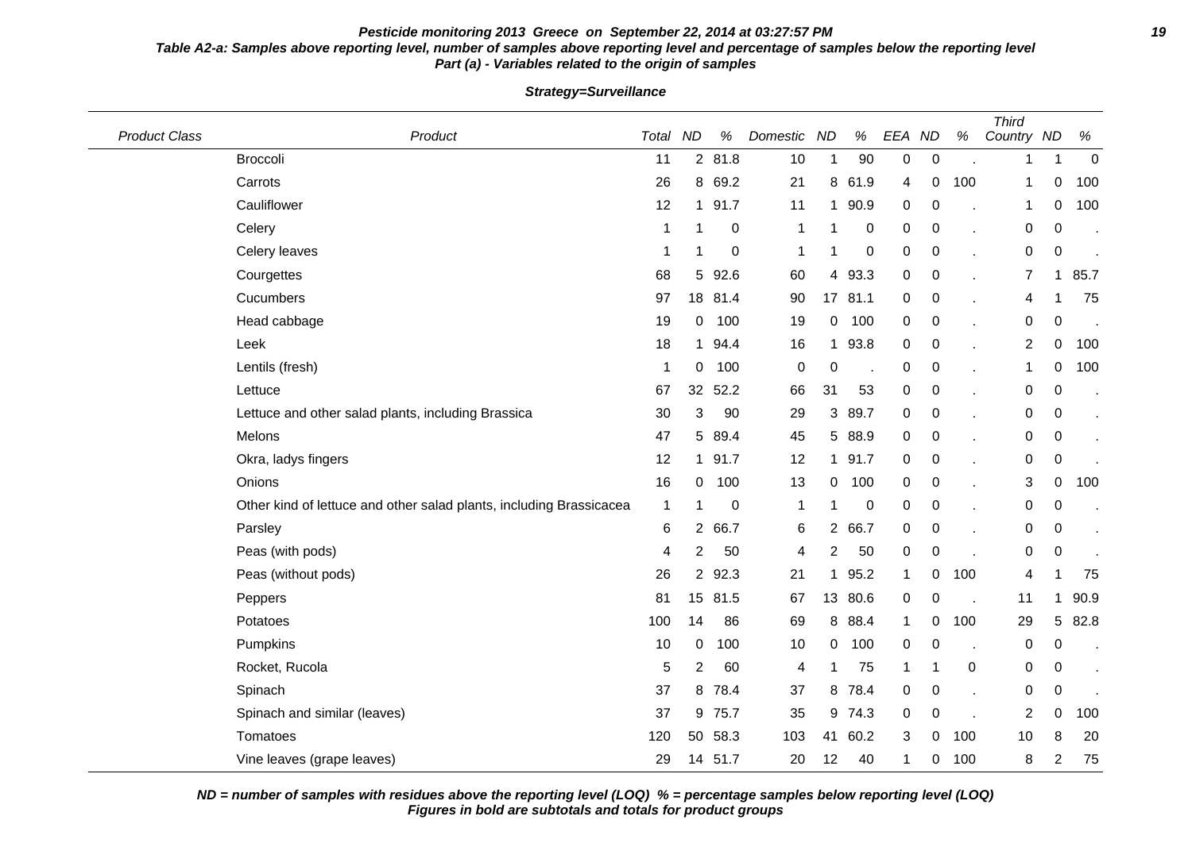**Pesticide monitoring 2013 Greece on September 22, 2014 at 03:27:57 PM**

**Table A2-a: Samples above reporting level, number of samples above reporting level and percentage of samples below the reporting level**
**Part (a) - Variables related to the origin of samples**

**Strategy=Surveillance**

| Product Class | Product | Total | ND | % | Domestic | ND | % | EEA | ND | % | Third Country | ND | % |
|---|---|---|---|---|---|---|---|---|---|---|---|---|---|
| | Broccoli | 11 | 2 | 81.8 | 10 | 1 | 90 | 0 | 0 | . | 1 | 1 | 0 |
| | Carrots | 26 | 8 | 69.2 | 21 | 8 | 61.9 | 4 | 0 | 100 | 1 | 0 | 100 |
| | Cauliflower | 12 | 1 | 91.7 | 11 | 1 | 90.9 | 0 | 0 | . | 1 | 0 | 100 |
| | Celery | 1 | 1 | 0 | 1 | 1 | 0 | 0 | 0 | . | 0 | 0 | . |
| | Celery leaves | 1 | 1 | 0 | 1 | 1 | 0 | 0 | 0 | . | 0 | 0 | . |
| | Courgettes | 68 | 5 | 92.6 | 60 | 4 | 93.3 | 0 | 0 | . | 7 | 1 | 85.7 |
| | Cucumbers | 97 | 18 | 81.4 | 90 | 17 | 81.1 | 0 | 0 | . | 4 | 1 | 75 |
| | Head cabbage | 19 | 0 | 100 | 19 | 0 | 100 | 0 | 0 | . | 0 | 0 | . |
| | Leek | 18 | 1 | 94.4 | 16 | 1 | 93.8 | 0 | 0 | . | 2 | 0 | 100 |
| | Lentils (fresh) | 1 | 0 | 100 | 0 | 0 | . | 0 | 0 | . | 1 | 0 | 100 |
| | Lettuce | 67 | 32 | 52.2 | 66 | 31 | 53 | 0 | 0 | . | 0 | 0 | . |
| | Lettuce and other salad plants, including Brassica | 30 | 3 | 90 | 29 | 3 | 89.7 | 0 | 0 | . | 0 | 0 | . |
| | Melons | 47 | 5 | 89.4 | 45 | 5 | 88.9 | 0 | 0 | . | 0 | 0 | . |
| | Okra, ladys fingers | 12 | 1 | 91.7 | 12 | 1 | 91.7 | 0 | 0 | . | 0 | 0 | . |
| | Onions | 16 | 0 | 100 | 13 | 0 | 100 | 0 | 0 | . | 3 | 0 | 100 |
| | Other kind of lettuce and other salad plants, including Brassicacea | 1 | 1 | 0 | 1 | 1 | 0 | 0 | 0 | . | 0 | 0 | . |
| | Parsley | 6 | 2 | 66.7 | 6 | 2 | 66.7 | 0 | 0 | . | 0 | 0 | . |
| | Peas (with pods) | 4 | 2 | 50 | 4 | 2 | 50 | 0 | 0 | . | 0 | 0 | . |
| | Peas (without pods) | 26 | 2 | 92.3 | 21 | 1 | 95.2 | 1 | 0 | 100 | 4 | 1 | 75 |
| | Peppers | 81 | 15 | 81.5 | 67 | 13 | 80.6 | 0 | 0 | . | 11 | 1 | 90.9 |
| | Potatoes | 100 | 14 | 86 | 69 | 8 | 88.4 | 1 | 0 | 100 | 29 | 5 | 82.8 |
| | Pumpkins | 10 | 0 | 100 | 10 | 0 | 100 | 0 | 0 | . | 0 | 0 | . |
| | Rocket, Rucola | 5 | 2 | 60 | 4 | 1 | 75 | 1 | 1 | 0 | 0 | 0 | . |
| | Spinach | 37 | 8 | 78.4 | 37 | 8 | 78.4 | 0 | 0 | . | 0 | 0 | . |
| | Spinach and similar (leaves) | 37 | 9 | 75.7 | 35 | 9 | 74.3 | 0 | 0 | . | 2 | 0 | 100 |
| | Tomatoes | 120 | 50 | 58.3 | 103 | 41 | 60.2 | 3 | 0 | 100 | 10 | 8 | 20 |
| | Vine leaves (grape leaves) | 29 | 14 | 51.7 | 20 | 12 | 40 | 1 | 0 | 100 | 8 | 2 | 75 |

***ND = number of samples with residues above the reporting level (LOQ) % = percentage samples below reporting level (LOQ)***
***Figures in bold are subtotals and totals for product groups***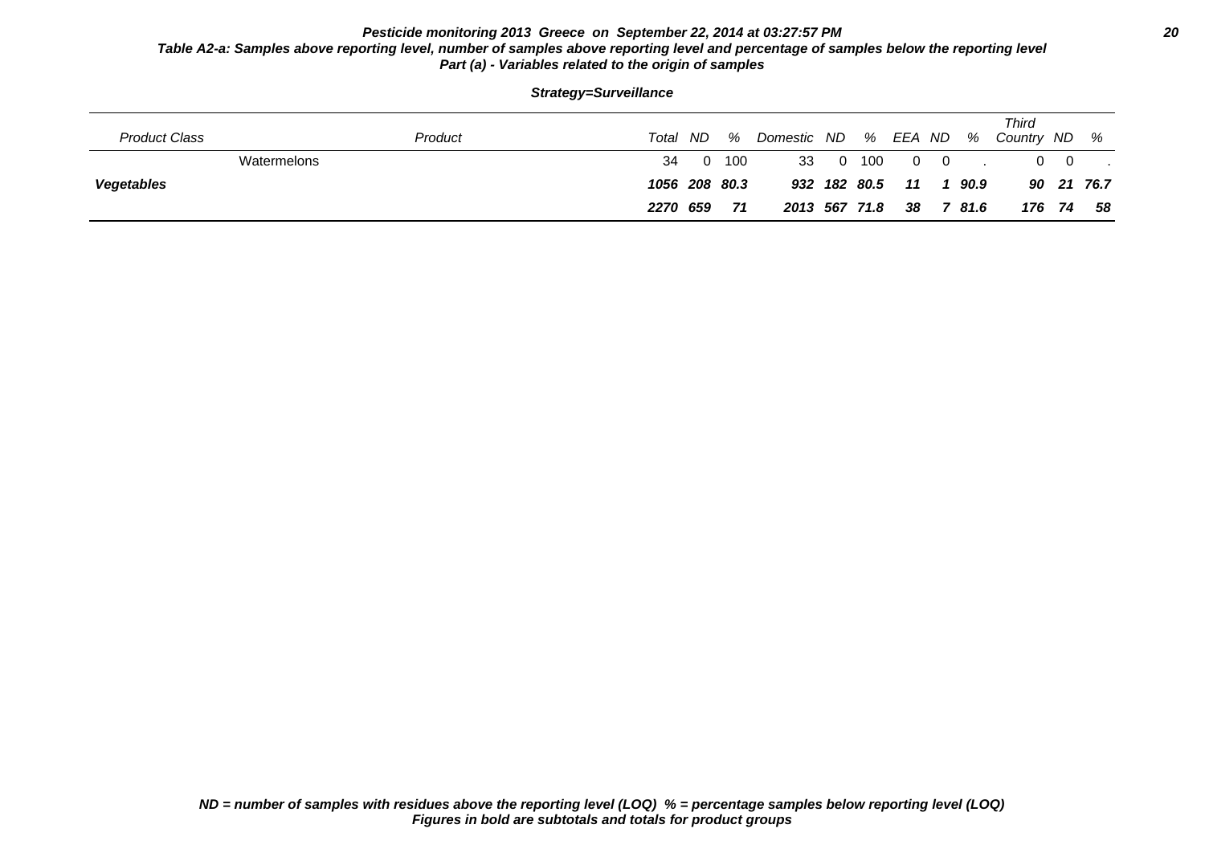***Pesticide monitoring 2013 Greece on September 22, 2014 at 03:27:57 PM***

***Table A2-a: Samples above reporting level, number of samples above reporting level and percentage of samples below the reporting level***
***Part (a) - Variables related to the origin of samples***

***Strategy=Surveillance***

| *Product Class* | *Product* | *Total* | *ND* | *%* | *Domestic* | *ND* | *%* | *EEA* | *ND* | *%* | *Third Country* | *ND* | *%* |
|---|---|---|---|---|---|---|---|---|---|---|---|---|---|
| | Watermelons | 34 | 0 | 100 | 33 | 0 | 100 | 0 | 0 | . | 0 | 0 | . |
| ***Vegetables*** | | ***1056*** | ***208*** | ***80.3*** | ***932*** | ***182*** | ***80.5*** | ***11*** | ***1*** | ***90.9*** | ***90*** | ***21*** | ***76.7*** |
| | | ***2270*** | ***659*** | ***71*** | ***2013*** | ***567*** | ***71.8*** | ***38*** | ***7*** | ***81.6*** | ***176*** | ***74*** | ***58*** |

***ND = number of samples with residues above the reporting level (LOQ) % = percentage samples below reporting level (LOQ)***
***Figures in bold are subtotals and totals for product groups***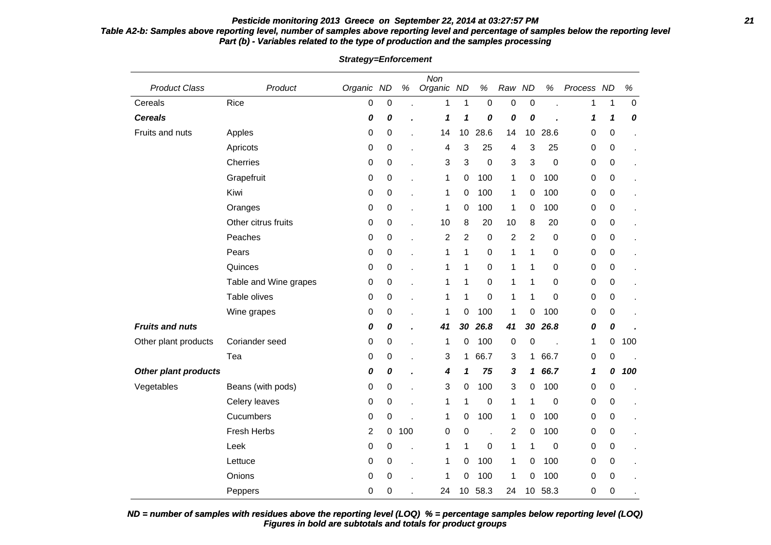**Pesticide monitoring 2013 Greece on September 22, 2014 at 03:27:57 PM**

**Table A2-b: Samples above reporting level, number of samples above reporting level and percentage of samples below the reporting level**
**Part (b) - Variables related to the type of production and the samples processing**

**Strategy=Enforcement**

| Product Class | Product | Organic | ND | % | Non Organic | ND | % | Raw | ND | % | Process | ND | % |
|---|---|---|---|---|---|---|---|---|---|---|---|---|---|
| Cereals | Rice | 0 | 0 | . | 1 | 1 | 0 | 0 | 0 | . | 1 | 1 | 0 |
| ***Cereals*** | | ***0*** | ***0*** | ***.*** | ***1*** | ***1*** | ***0*** | ***0*** | ***0*** | ***.*** | ***1*** | ***1*** | ***0*** |
| Fruits and nuts | Apples | 0 | 0 | . | 14 | 10 | 28.6 | 14 | 10 | 28.6 | 0 | 0 | . |
| | Apricots | 0 | 0 | . | 4 | 3 | 25 | 4 | 3 | 25 | 0 | 0 | . |
| | Cherries | 0 | 0 | . | 3 | 3 | 0 | 3 | 3 | 0 | 0 | 0 | . |
| | Grapefruit | 0 | 0 | . | 1 | 0 | 100 | 1 | 0 | 100 | 0 | 0 | . |
| | Kiwi | 0 | 0 | . | 1 | 0 | 100 | 1 | 0 | 100 | 0 | 0 | . |
| | Oranges | 0 | 0 | . | 1 | 0 | 100 | 1 | 0 | 100 | 0 | 0 | . |
| | Other citrus fruits | 0 | 0 | . | 10 | 8 | 20 | 10 | 8 | 20 | 0 | 0 | . |
| | Peaches | 0 | 0 | . | 2 | 2 | 0 | 2 | 2 | 0 | 0 | 0 | . |
| | Pears | 0 | 0 | . | 1 | 1 | 0 | 1 | 1 | 0 | 0 | 0 | . |
| | Quinces | 0 | 0 | . | 1 | 1 | 0 | 1 | 1 | 0 | 0 | 0 | . |
| | Table and Wine grapes | 0 | 0 | . | 1 | 1 | 0 | 1 | 1 | 0 | 0 | 0 | . |
| | Table olives | 0 | 0 | . | 1 | 1 | 0 | 1 | 1 | 0 | 0 | 0 | . |
| | Wine grapes | 0 | 0 | . | 1 | 0 | 100 | 1 | 0 | 100 | 0 | 0 | . |
| ***Fruits and nuts*** | | ***0*** | ***0*** | ***.*** | ***41*** | ***30*** | ***26.8*** | ***41*** | ***30*** | ***26.8*** | ***0*** | ***0*** | ***.*** |
| Other plant products | Coriander seed | 0 | 0 | . | 1 | 0 | 100 | 0 | 0 | . | 1 | 0 | 100 |
| | Tea | 0 | 0 | . | 3 | 1 | 66.7 | 3 | 1 | 66.7 | 0 | 0 | . |
| ***Other plant products*** | | ***0*** | ***0*** | ***.*** | ***4*** | ***1*** | ***75*** | ***3*** | ***1*** | ***66.7*** | ***1*** | ***0*** | ***100*** |
| Vegetables | Beans (with pods) | 0 | 0 | . | 3 | 0 | 100 | 3 | 0 | 100 | 0 | 0 | . |
| | Celery leaves | 0 | 0 | . | 1 | 1 | 0 | 1 | 1 | 0 | 0 | 0 | . |
| | Cucumbers | 0 | 0 | . | 1 | 0 | 100 | 1 | 0 | 100 | 0 | 0 | . |
| | Fresh Herbs | 2 | 0 | 100 | 0 | 0 | . | 2 | 0 | 100 | 0 | 0 | . |
| | Leek | 0 | 0 | . | 1 | 1 | 0 | 1 | 1 | 0 | 0 | 0 | . |
| | Lettuce | 0 | 0 | . | 1 | 0 | 100 | 1 | 0 | 100 | 0 | 0 | . |
| | Onions | 0 | 0 | . | 1 | 0 | 100 | 1 | 0 | 100 | 0 | 0 | . |
| | Peppers | 0 | 0 | . | 24 | 10 | 58.3 | 24 | 10 | 58.3 | 0 | 0 | . |

***ND = number of samples with residues above the reporting level (LOQ) % = percentage samples below reporting level (LOQ)***
***Figures in bold are subtotals and totals for product groups***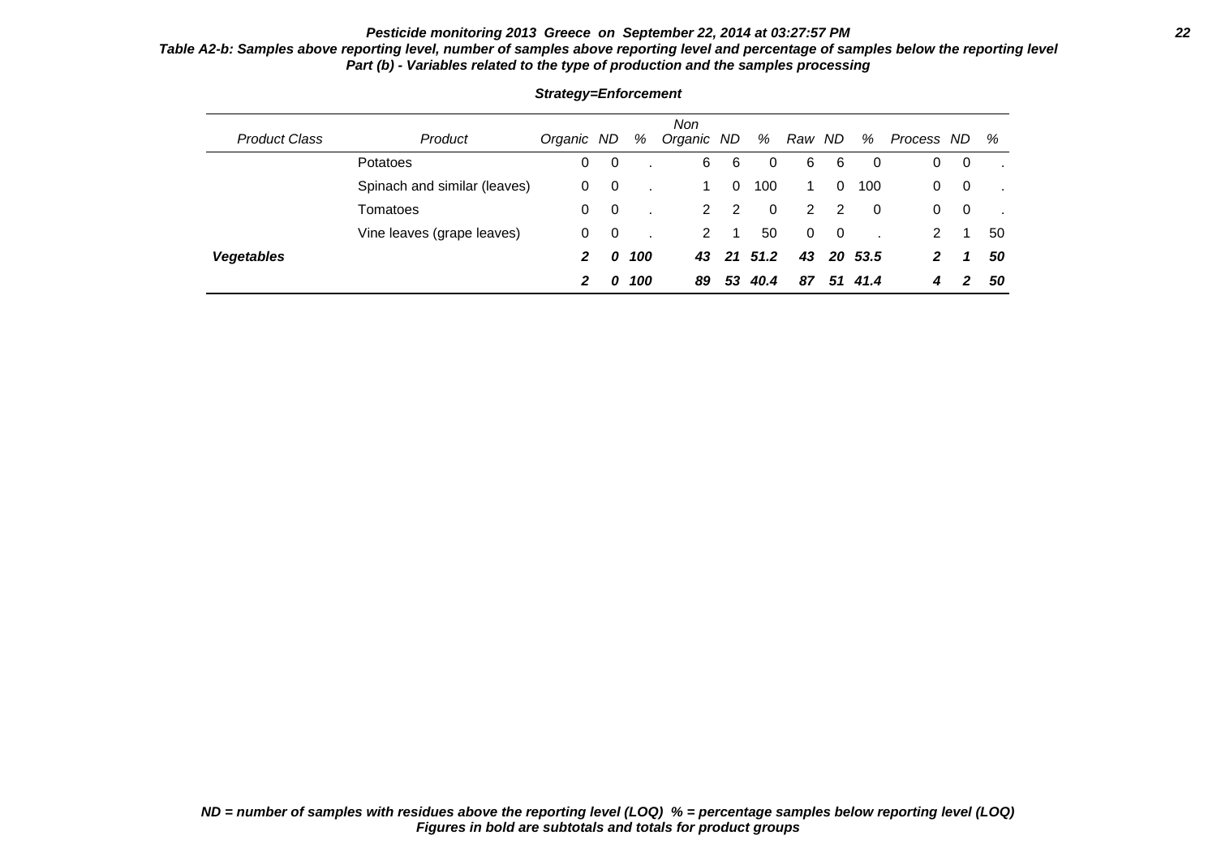**Pesticide monitoring 2013 Greece on September 22, 2014 at 03:27:57 PM**

**Table A2-b: Samples above reporting level, number of samples above reporting level and percentage of samples below the reporting level**
**Part (b) - Variables related to the type of production and the samples processing**

**Strategy=Enforcement**

| Product Class | Product | Organic | ND | % | Non Organic | ND | % | Raw | ND | % | Process | ND | % |
|---|---|---|---|---|---|---|---|---|---|---|---|---|---|
| | Potatoes | 0 | 0 | . | 6 | 6 | 0 | 6 | 6 | 0 | 0 | 0 | . |
| | Spinach and similar (leaves) | 0 | 0 | . | 1 | 0 | 100 | 1 | 0 | 100 | 0 | 0 | . |
| | Tomatoes | 0 | 0 | . | 2 | 2 | 0 | 2 | 2 | 0 | 0 | 0 | . |
| | Vine leaves (grape leaves) | 0 | 0 | . | 2 | 1 | 50 | 0 | 0 | . | 2 | 1 | 50 |
| ***Vegetables*** | | ***2*** | ***0*** | ***100*** | ***43*** | ***21*** | ***51.2*** | ***43*** | ***20*** | ***53.5*** | ***2*** | ***1*** | ***50*** |
| | | ***2*** | ***0*** | ***100*** | ***89*** | ***53*** | ***40.4*** | ***87*** | ***51*** | ***41.4*** | ***4*** | ***2*** | ***50*** |

***ND = number of samples with residues above the reporting level (LOQ) % = percentage samples below reporting level (LOQ)***
***Figures in bold are subtotals and totals for product groups***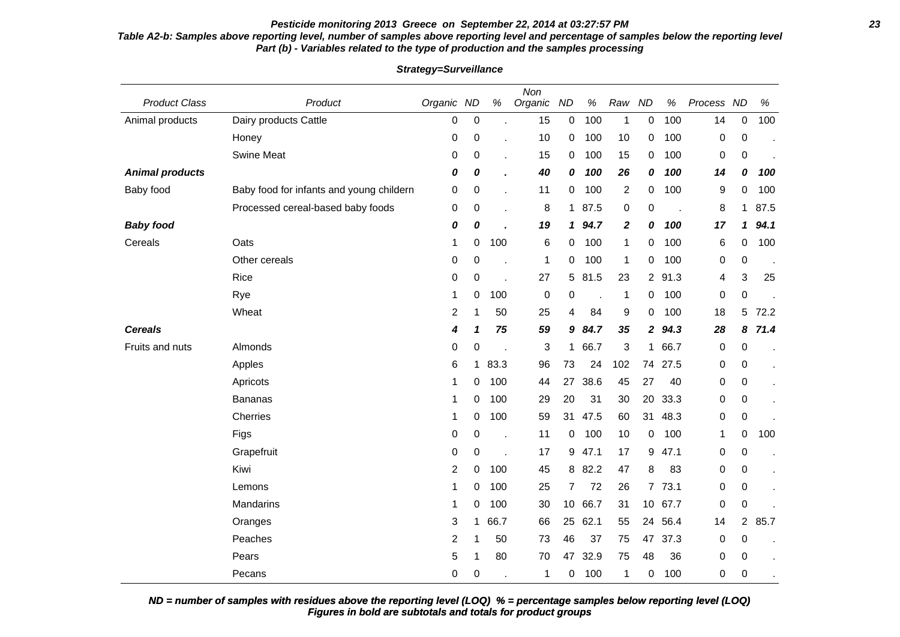**Pesticide monitoring 2013 Greece on September 22, 2014 at 03:27:57 PM**

**Table A2-b: Samples above reporting level, number of samples above reporting level and percentage of samples below the reporting level**
**Part (b) - Variables related to the type of production and the samples processing**

**Strategy=Surveillance**

| Product Class | Product | Organic | ND | % | Non Organic | ND | % | Raw | ND | % | Process | ND | % |
|---|---|---|---|---|---|---|---|---|---|---|---|---|---|
| Animal products | Dairy products Cattle | 0 | 0 | . | 15 | 0 | 100 | 1 | 0 | 100 | 14 | 0 | 100 |
| | Honey | 0 | 0 | . | 10 | 0 | 100 | 10 | 0 | 100 | 0 | 0 | . |
| | Swine Meat | 0 | 0 | . | 15 | 0 | 100 | 15 | 0 | 100 | 0 | 0 | . |
| ***Animal products*** | | ***0*** | ***0*** | ***.*** | ***40*** | ***0*** | ***100*** | ***26*** | ***0*** | ***100*** | ***14*** | ***0*** | ***100*** |
| Baby food | Baby food for infants and young childern | 0 | 0 | . | 11 | 0 | 100 | 2 | 0 | 100 | 9 | 0 | 100 |
| | Processed cereal-based baby foods | 0 | 0 | . | 8 | 1 | 87.5 | 0 | 0 | . | 8 | 1 | 87.5 |
| ***Baby food*** | | ***0*** | ***0*** | ***.*** | ***19*** | ***1*** | ***94.7*** | ***2*** | ***0*** | ***100*** | ***17*** | ***1*** | ***94.1*** |
| Cereals | Oats | 1 | 0 | 100 | 6 | 0 | 100 | 1 | 0 | 100 | 6 | 0 | 100 |
| | Other cereals | 0 | 0 | . | 1 | 0 | 100 | 1 | 0 | 100 | 0 | 0 | . |
| | Rice | 0 | 0 | . | 27 | 5 | 81.5 | 23 | 2 | 91.3 | 4 | 3 | 25 |
| | Rye | 1 | 0 | 100 | 0 | 0 | . | 1 | 0 | 100 | 0 | 0 | . |
| | Wheat | 2 | 1 | 50 | 25 | 4 | 84 | 9 | 0 | 100 | 18 | 5 | 72.2 |
| ***Cereals*** | | ***4*** | ***1*** | ***75*** | ***59*** | ***9*** | ***84.7*** | ***35*** | ***2*** | ***94.3*** | ***28*** | ***8*** | ***71.4*** |
| Fruits and nuts | Almonds | 0 | 0 | . | 3 | 1 | 66.7 | 3 | 1 | 66.7 | 0 | 0 | . |
| | Apples | 6 | 1 | 83.3 | 96 | 73 | 24 | 102 | 74 | 27.5 | 0 | 0 | . |
| | Apricots | 1 | 0 | 100 | 44 | 27 | 38.6 | 45 | 27 | 40 | 0 | 0 | . |
| | Bananas | 1 | 0 | 100 | 29 | 20 | 31 | 30 | 20 | 33.3 | 0 | 0 | . |
| | Cherries | 1 | 0 | 100 | 59 | 31 | 47.5 | 60 | 31 | 48.3 | 0 | 0 | . |
| | Figs | 0 | 0 | . | 11 | 0 | 100 | 10 | 0 | 100 | 1 | 0 | 100 |
| | Grapefruit | 0 | 0 | . | 17 | 9 | 47.1 | 17 | 9 | 47.1 | 0 | 0 | . |
| | Kiwi | 2 | 0 | 100 | 45 | 8 | 82.2 | 47 | 8 | 83 | 0 | 0 | . |
| | Lemons | 1 | 0 | 100 | 25 | 7 | 72 | 26 | 7 | 73.1 | 0 | 0 | . |
| | Mandarins | 1 | 0 | 100 | 30 | 10 | 66.7 | 31 | 10 | 67.7 | 0 | 0 | . |
| | Oranges | 3 | 1 | 66.7 | 66 | 25 | 62.1 | 55 | 24 | 56.4 | 14 | 2 | 85.7 |
| | Peaches | 2 | 1 | 50 | 73 | 46 | 37 | 75 | 47 | 37.3 | 0 | 0 | . |
| | Pears | 5 | 1 | 80 | 70 | 47 | 32.9 | 75 | 48 | 36 | 0 | 0 | . |
| | Pecans | 0 | 0 | . | 1 | 0 | 100 | 1 | 0 | 100 | 0 | 0 | . |

***ND = number of samples with residues above the reporting level (LOQ) % = percentage samples below reporting level (LOQ)***
***Figures in bold are subtotals and totals for product groups***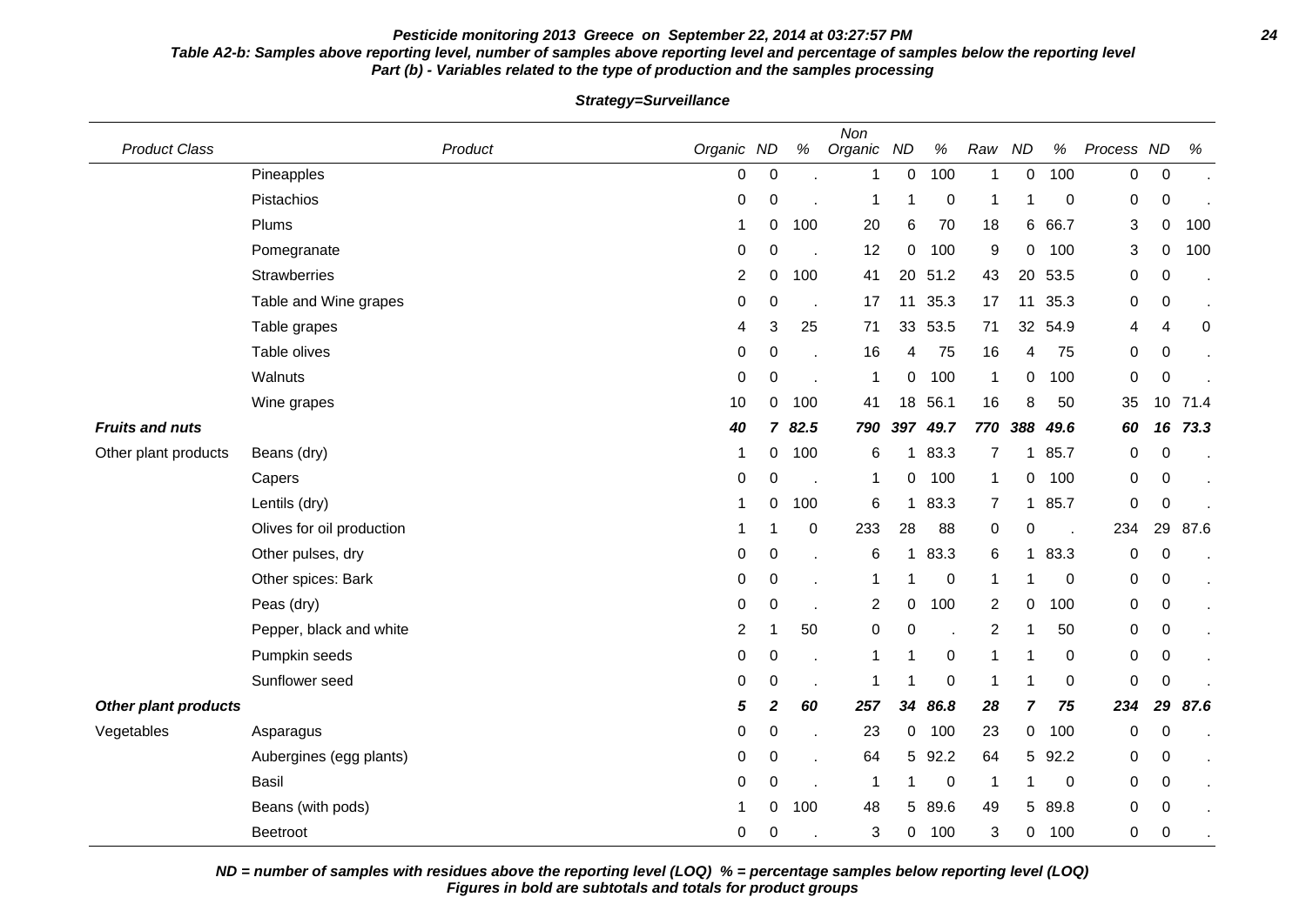**Pesticide monitoring 2013 Greece on September 22, 2014 at 03:27:57 PM**

**Table A2-b: Samples above reporting level, number of samples above reporting level and percentage of samples below the reporting level**
**Part (b) - Variables related to the type of production and the samples processing**

**Strategy=Surveillance**

| Product Class | Product | Organic | ND | % | Non Organic | ND | % | Raw | ND | % | Process | ND | % |
|---|---|---|---|---|---|---|---|---|---|---|---|---|---|
| | Pineapples | 0 | 0 | . | 1 | 0 | 100 | 1 | 0 | 100 | 0 | 0 | . |
| | Pistachios | 0 | 0 | . | 1 | 1 | 0 | 1 | 1 | 0 | 0 | 0 | . |
| | Plums | 1 | 0 | 100 | 20 | 6 | 70 | 18 | 6 | 66.7 | 3 | 0 | 100 |
| | Pomegranate | 0 | 0 | . | 12 | 0 | 100 | 9 | 0 | 100 | 3 | 0 | 100 |
| | Strawberries | 2 | 0 | 100 | 41 | 20 | 51.2 | 43 | 20 | 53.5 | 0 | 0 | . |
| | Table and Wine grapes | 0 | 0 | . | 17 | 11 | 35.3 | 17 | 11 | 35.3 | 0 | 0 | . |
| | Table grapes | 4 | 3 | 25 | 71 | 33 | 53.5 | 71 | 32 | 54.9 | 4 | 4 | 0 |
| | Table olives | 0 | 0 | . | 16 | 4 | 75 | 16 | 4 | 75 | 0 | 0 | . |
| | Walnuts | 0 | 0 | . | 1 | 0 | 100 | 1 | 0 | 100 | 0 | 0 | . |
| | Wine grapes | 10 | 0 | 100 | 41 | 18 | 56.1 | 16 | 8 | 50 | 35 | 10 | 71.4 |
| ***Fruits and nuts*** | | ***40*** | ***7*** | ***82.5*** | ***790*** | ***397*** | ***49.7*** | ***770*** | ***388*** | ***49.6*** | ***60*** | ***16*** | ***73.3*** |
| Other plant products | Beans (dry) | 1 | 0 | 100 | 6 | 1 | 83.3 | 7 | 1 | 85.7 | 0 | 0 | . |
| | Capers | 0 | 0 | . | 1 | 0 | 100 | 1 | 0 | 100 | 0 | 0 | . |
| | Lentils (dry) | 1 | 0 | 100 | 6 | 1 | 83.3 | 7 | 1 | 85.7 | 0 | 0 | . |
| | Olives for oil production | 1 | 1 | 0 | 233 | 28 | 88 | 0 | 0 | . | 234 | 29 | 87.6 |
| | Other pulses, dry | 0 | 0 | . | 6 | 1 | 83.3 | 6 | 1 | 83.3 | 0 | 0 | . |
| | Other spices: Bark | 0 | 0 | . | 1 | 1 | 0 | 1 | 1 | 0 | 0 | 0 | . |
| | Peas (dry) | 0 | 0 | . | 2 | 0 | 100 | 2 | 0 | 100 | 0 | 0 | . |
| | Pepper, black and white | 2 | 1 | 50 | 0 | 0 | . | 2 | 1 | 50 | 0 | 0 | . |
| | Pumpkin seeds | 0 | 0 | . | 1 | 1 | 0 | 1 | 1 | 0 | 0 | 0 | . |
| | Sunflower seed | 0 | 0 | . | 1 | 1 | 0 | 1 | 1 | 0 | 0 | 0 | . |
| ***Other plant products*** | | ***5*** | ***2*** | ***60*** | ***257*** | ***34*** | ***86.8*** | ***28*** | ***7*** | ***75*** | ***234*** | ***29*** | ***87.6*** |
| Vegetables | Asparagus | 0 | 0 | . | 23 | 0 | 100 | 23 | 0 | 100 | 0 | 0 | . |
| | Aubergines (egg plants) | 0 | 0 | . | 64 | 5 | 92.2 | 64 | 5 | 92.2 | 0 | 0 | . |
| | Basil | 0 | 0 | . | 1 | 1 | 0 | 1 | 1 | 0 | 0 | 0 | . |
| | Beans (with pods) | 1 | 0 | 100 | 48 | 5 | 89.6 | 49 | 5 | 89.8 | 0 | 0 | . |
| | Beetroot | 0 | 0 | . | 3 | 0 | 100 | 3 | 0 | 100 | 0 | 0 | . |

***ND = number of samples with residues above the reporting level (LOQ) % = percentage samples below reporting level (LOQ)***
***Figures in bold are subtotals and totals for product groups***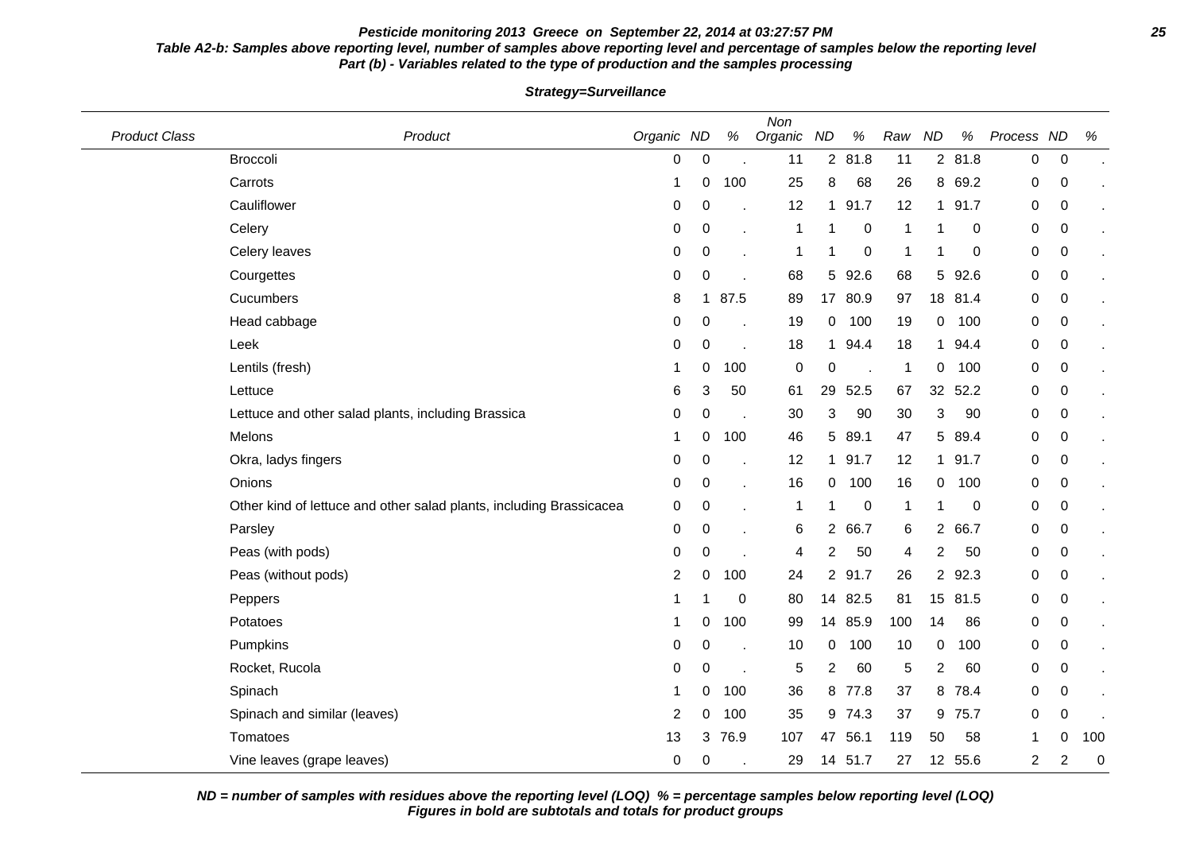**Pesticide monitoring 2013 Greece on September 22, 2014 at 03:27:57 PM**

**Table A2-b: Samples above reporting level, number of samples above reporting level and percentage of samples below the reporting level**
**Part (b) - Variables related to the type of production and the samples processing**

**Strategy=Surveillance**

| Product Class | Product | Organic | ND | % | Non Organic | ND | % | Raw | ND | % | Process | ND | % |
|---|---|---|---|---|---|---|---|---|---|---|---|---|---|
| | Broccoli | 0 | 0 | . | 11 | 2 | 81.8 | 11 | 2 | 81.8 | 0 | 0 | . |
| | Carrots | 1 | 0 | 100 | 25 | 8 | 68 | 26 | 8 | 69.2 | 0 | 0 | . |
| | Cauliflower | 0 | 0 | . | 12 | 1 | 91.7 | 12 | 1 | 91.7 | 0 | 0 | . |
| | Celery | 0 | 0 | . | 1 | 1 | 0 | 1 | 1 | 0 | 0 | 0 | . |
| | Celery leaves | 0 | 0 | . | 1 | 1 | 0 | 1 | 1 | 0 | 0 | 0 | . |
| | Courgettes | 0 | 0 | . | 68 | 5 | 92.6 | 68 | 5 | 92.6 | 0 | 0 | . |
| | Cucumbers | 8 | 1 | 87.5 | 89 | 17 | 80.9 | 97 | 18 | 81.4 | 0 | 0 | . |
| | Head cabbage | 0 | 0 | . | 19 | 0 | 100 | 19 | 0 | 100 | 0 | 0 | . |
| | Leek | 0 | 0 | . | 18 | 1 | 94.4 | 18 | 1 | 94.4 | 0 | 0 | . |
| | Lentils (fresh) | 1 | 0 | 100 | 0 | 0 | . | 1 | 0 | 100 | 0 | 0 | . |
| | Lettuce | 6 | 3 | 50 | 61 | 29 | 52.5 | 67 | 32 | 52.2 | 0 | 0 | . |
| | Lettuce and other salad plants, including Brassica | 0 | 0 | . | 30 | 3 | 90 | 30 | 3 | 90 | 0 | 0 | . |
| | Melons | 1 | 0 | 100 | 46 | 5 | 89.1 | 47 | 5 | 89.4 | 0 | 0 | . |
| | Okra, ladys fingers | 0 | 0 | . | 12 | 1 | 91.7 | 12 | 1 | 91.7 | 0 | 0 | . |
| | Onions | 0 | 0 | . | 16 | 0 | 100 | 16 | 0 | 100 | 0 | 0 | . |
| | Other kind of lettuce and other salad plants, including Brassicacea | 0 | 0 | . | 1 | 1 | 0 | 1 | 1 | 0 | 0 | 0 | . |
| | Parsley | 0 | 0 | . | 6 | 2 | 66.7 | 6 | 2 | 66.7 | 0 | 0 | . |
| | Peas (with pods) | 0 | 0 | . | 4 | 2 | 50 | 4 | 2 | 50 | 0 | 0 | . |
| | Peas (without pods) | 2 | 0 | 100 | 24 | 2 | 91.7 | 26 | 2 | 92.3 | 0 | 0 | . |
| | Peppers | 1 | 1 | 0 | 80 | 14 | 82.5 | 81 | 15 | 81.5 | 0 | 0 | . |
| | Potatoes | 1 | 0 | 100 | 99 | 14 | 85.9 | 100 | 14 | 86 | 0 | 0 | . |
| | Pumpkins | 0 | 0 | . | 10 | 0 | 100 | 10 | 0 | 100 | 0 | 0 | . |
| | Rocket, Rucola | 0 | 0 | . | 5 | 2 | 60 | 5 | 2 | 60 | 0 | 0 | . |
| | Spinach | 1 | 0 | 100 | 36 | 8 | 77.8 | 37 | 8 | 78.4 | 0 | 0 | . |
| | Spinach and similar (leaves) | 2 | 0 | 100 | 35 | 9 | 74.3 | 37 | 9 | 75.7 | 0 | 0 | . |
| | Tomatoes | 13 | 3 | 76.9 | 107 | 47 | 56.1 | 119 | 50 | 58 | 1 | 0 | 100 |
| | Vine leaves (grape leaves) | 0 | 0 | . | 29 | 14 | 51.7 | 27 | 12 | 55.6 | 2 | 2 | 0 |

***ND = number of samples with residues above the reporting level (LOQ) % = percentage samples below reporting level (LOQ)***
***Figures in bold are subtotals and totals for product groups***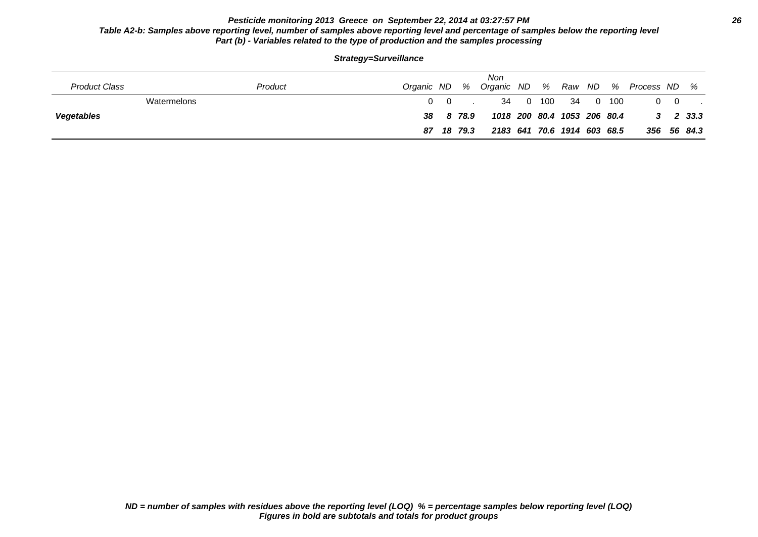**Pesticide monitoring 2013 Greece on September 22, 2014 at 03:27:57 PM**

**Table A2-b: Samples above reporting level, number of samples above reporting level and percentage of samples below the reporting level**

**Part (b) - Variables related to the type of production and the samples processing**

**Strategy=Surveillance**

| Product Class | Product | Organic | ND | % | Non Organic | ND | % | Raw | ND | % | Process | ND | % |
|---|---|---|---|---|---|---|---|---|---|---|---|---|---|
| | Watermelons | 0 | 0 | . | 34 | 0 | 100 | 34 | 0 | 100 | 0 | 0 | . |
| ***Vegetables*** | | ***38*** | ***8*** | ***78.9*** | ***1018*** | ***200*** | ***80.4*** | ***1053*** | ***206*** | ***80.4*** | ***3*** | ***2*** | ***33.3*** |
| | | ***87*** | ***18*** | ***79.3*** | ***2183*** | ***641*** | ***70.6*** | ***1914*** | ***603*** | ***68.5*** | ***356*** | ***56*** | ***84.3*** |

**ND = number of samples with residues above the reporting level (LOQ) % = percentage samples below reporting level (LOQ)**
**Figures in bold are subtotals and totals for product groups**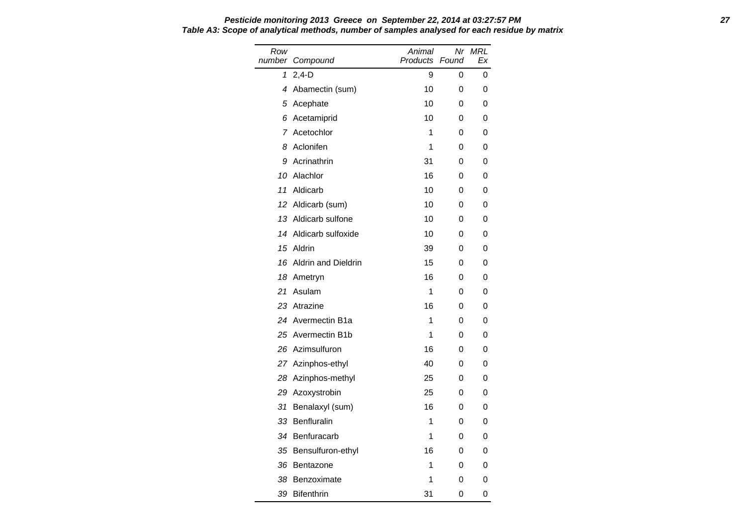***Pesticide monitoring 2013 Greece on September 22, 2014 at 03:27:57 PM***

***Table A3: Scope of analytical methods, number of samples analysed for each residue by matrix***

| *Row number* | *Compound* | *Animal Products* | *Nr Found* | *MRL Ex* |
|---|---|---|---|---|
| *1* | 2,4-D | 9 | 0 | 0 |
| *4* | Abamectin (sum) | 10 | 0 | 0 |
| *5* | Acephate | 10 | 0 | 0 |
| *6* | Acetamiprid | 10 | 0 | 0 |
| *7* | Acetochlor | 1 | 0 | 0 |
| *8* | Aclonifen | 1 | 0 | 0 |
| *9* | Acrinathrin | 31 | 0 | 0 |
| *10* | Alachlor | 16 | 0 | 0 |
| *11* | Aldicarb | 10 | 0 | 0 |
| *12* | Aldicarb (sum) | 10 | 0 | 0 |
| *13* | Aldicarb sulfone | 10 | 0 | 0 |
| *14* | Aldicarb sulfoxide | 10 | 0 | 0 |
| *15* | Aldrin | 39 | 0 | 0 |
| *16* | Aldrin and Dieldrin | 15 | 0 | 0 |
| *18* | Ametryn | 16 | 0 | 0 |
| *21* | Asulam | 1 | 0 | 0 |
| *23* | Atrazine | 16 | 0 | 0 |
| *24* | Avermectin B1a | 1 | 0 | 0 |
| *25* | Avermectin B1b | 1 | 0 | 0 |
| *26* | Azimsulfuron | 16 | 0 | 0 |
| *27* | Azinphos-ethyl | 40 | 0 | 0 |
| *28* | Azinphos-methyl | 25 | 0 | 0 |
| *29* | Azoxystrobin | 25 | 0 | 0 |
| *31* | Benalaxyl (sum) | 16 | 0 | 0 |
| *33* | Benfluralin | 1 | 0 | 0 |
| *34* | Benfuracarb | 1 | 0 | 0 |
| *35* | Bensulfuron-ethyl | 16 | 0 | 0 |
| *36* | Bentazone | 1 | 0 | 0 |
| *38* | Benzoximate | 1 | 0 | 0 |
| *39* | Bifenthrin | 31 | 0 | 0 |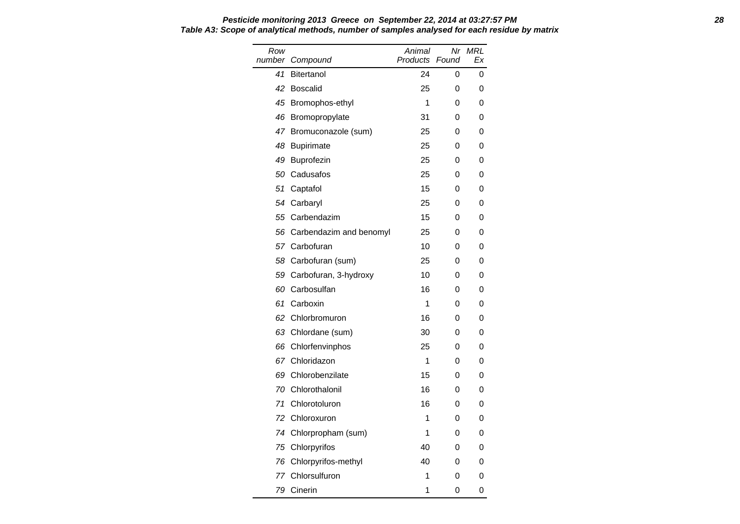***Pesticide monitoring 2013 Greece on September 22, 2014 at 03:27:57 PM***
***Table A3: Scope of analytical methods, number of samples analysed for each residue by matrix***

| *Row number* | *Compound* | *Animal Products* | *Nr Found* | *MRL Ex* |
|---|---|---|---|---|
| *41* | Bitertanol | 24 | 0 | 0 |
| *42* | Boscalid | 25 | 0 | 0 |
| *45* | Bromophos-ethyl | 1 | 0 | 0 |
| *46* | Bromopropylate | 31 | 0 | 0 |
| *47* | Bromuconazole (sum) | 25 | 0 | 0 |
| *48* | Bupirimate | 25 | 0 | 0 |
| *49* | Buprofezin | 25 | 0 | 0 |
| *50* | Cadusafos | 25 | 0 | 0 |
| *51* | Captafol | 15 | 0 | 0 |
| *54* | Carbaryl | 25 | 0 | 0 |
| *55* | Carbendazim | 15 | 0 | 0 |
| *56* | Carbendazim and benomyl | 25 | 0 | 0 |
| *57* | Carbofuran | 10 | 0 | 0 |
| *58* | Carbofuran (sum) | 25 | 0 | 0 |
| *59* | Carbofuran, 3-hydroxy | 10 | 0 | 0 |
| *60* | Carbosulfan | 16 | 0 | 0 |
| *61* | Carboxin | 1 | 0 | 0 |
| *62* | Chlorbromuron | 16 | 0 | 0 |
| *63* | Chlordane (sum) | 30 | 0 | 0 |
| *66* | Chlorfenvinphos | 25 | 0 | 0 |
| *67* | Chloridazon | 1 | 0 | 0 |
| *69* | Chlorobenzilate | 15 | 0 | 0 |
| *70* | Chlorothalonil | 16 | 0 | 0 |
| *71* | Chlorotoluron | 16 | 0 | 0 |
| *72* | Chloroxuron | 1 | 0 | 0 |
| *74* | Chlorpropham (sum) | 1 | 0 | 0 |
| *75* | Chlorpyrifos | 40 | 0 | 0 |
| *76* | Chlorpyrifos-methyl | 40 | 0 | 0 |
| *77* | Chlorsulfuron | 1 | 0 | 0 |
| *79* | Cinerin | 1 | 0 | 0 |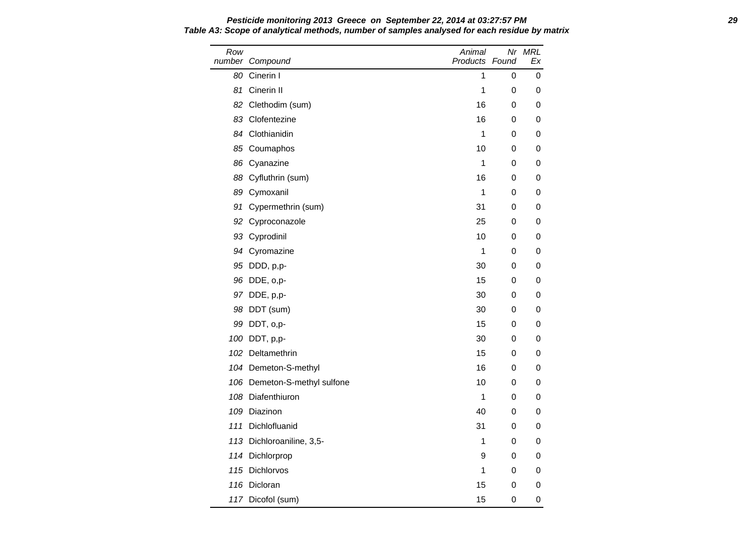**Pesticide monitoring 2013 Greece on September 22, 2014 at 03:27:57 PM**

**Table A3: Scope of analytical methods, number of samples analysed for each residue by matrix**

| Row number | Compound | Animal Products | Nr Found | MRL Ex |
|---|---|---|---|---|
| 80 | Cinerin I | 1 | 0 | 0 |
| 81 | Cinerin II | 1 | 0 | 0 |
| 82 | Clethodim (sum) | 16 | 0 | 0 |
| 83 | Clofentezine | 16 | 0 | 0 |
| 84 | Clothianidin | 1 | 0 | 0 |
| 85 | Coumaphos | 10 | 0 | 0 |
| 86 | Cyanazine | 1 | 0 | 0 |
| 88 | Cyfluthrin (sum) | 16 | 0 | 0 |
| 89 | Cymoxanil | 1 | 0 | 0 |
| 91 | Cypermethrin (sum) | 31 | 0 | 0 |
| 92 | Cyproconazole | 25 | 0 | 0 |
| 93 | Cyprodinil | 10 | 0 | 0 |
| 94 | Cyromazine | 1 | 0 | 0 |
| 95 | DDD, p,p- | 30 | 0 | 0 |
| 96 | DDE, o,p- | 15 | 0 | 0 |
| 97 | DDE, p,p- | 30 | 0 | 0 |
| 98 | DDT (sum) | 30 | 0 | 0 |
| 99 | DDT, o,p- | 15 | 0 | 0 |
| 100 | DDT, p,p- | 30 | 0 | 0 |
| 102 | Deltamethrin | 15 | 0 | 0 |
| 104 | Demeton-S-methyl | 16 | 0 | 0 |
| 106 | Demeton-S-methyl sulfone | 10 | 0 | 0 |
| 108 | Diafenthiuron | 1 | 0 | 0 |
| 109 | Diazinon | 40 | 0 | 0 |
| 111 | Dichlofluanid | 31 | 0 | 0 |
| 113 | Dichloroaniline, 3,5- | 1 | 0 | 0 |
| 114 | Dichlorprop | 9 | 0 | 0 |
| 115 | Dichlorvos | 1 | 0 | 0 |
| 116 | Dicloran | 15 | 0 | 0 |
| 117 | Dicofol (sum) | 15 | 0 | 0 |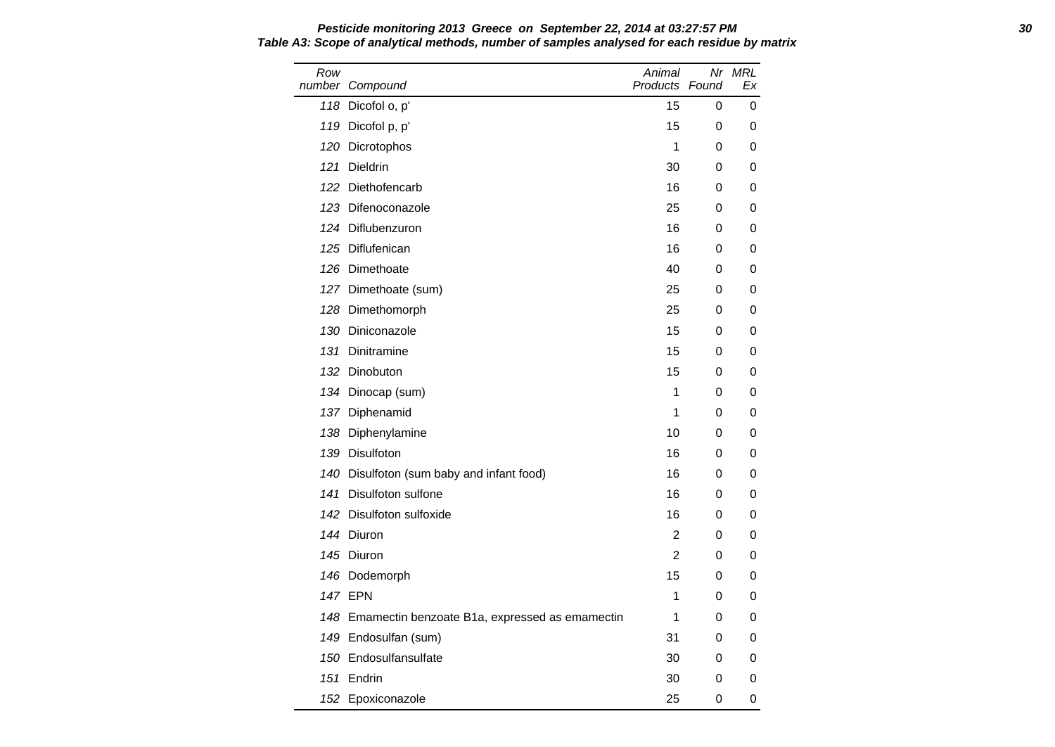**Pesticide monitoring 2013 Greece on September 22, 2014 at 03:27:57 PM**

**Table A3: Scope of analytical methods, number of samples analysed for each residue by matrix**

| Row number | Compound | Animal Products | Nr Found | MRL Ex |
|---|---|---|---|---|
| 118 | Dicofol o, p' | 15 | 0 | 0 |
| 119 | Dicofol p, p' | 15 | 0 | 0 |
| 120 | Dicrotophos | 1 | 0 | 0 |
| 121 | Dieldrin | 30 | 0 | 0 |
| 122 | Diethofencarb | 16 | 0 | 0 |
| 123 | Difenoconazole | 25 | 0 | 0 |
| 124 | Diflubenzuron | 16 | 0 | 0 |
| 125 | Diflufenican | 16 | 0 | 0 |
| 126 | Dimethoate | 40 | 0 | 0 |
| 127 | Dimethoate (sum) | 25 | 0 | 0 |
| 128 | Dimethomorph | 25 | 0 | 0 |
| 130 | Diniconazole | 15 | 0 | 0 |
| 131 | Dinitramine | 15 | 0 | 0 |
| 132 | Dinobuton | 15 | 0 | 0 |
| 134 | Dinocap (sum) | 1 | 0 | 0 |
| 137 | Diphenamid | 1 | 0 | 0 |
| 138 | Diphenylamine | 10 | 0 | 0 |
| 139 | Disulfoton | 16 | 0 | 0 |
| 140 | Disulfoton (sum baby and infant food) | 16 | 0 | 0 |
| 141 | Disulfoton sulfone | 16 | 0 | 0 |
| 142 | Disulfoton sulfoxide | 16 | 0 | 0 |
| 144 | Diuron | 2 | 0 | 0 |
| 145 | Diuron | 2 | 0 | 0 |
| 146 | Dodemorph | 15 | 0 | 0 |
| 147 | EPN | 1 | 0 | 0 |
| 148 | Emamectin benzoate B1a, expressed as emamectin | 1 | 0 | 0 |
| 149 | Endosulfan (sum) | 31 | 0 | 0 |
| 150 | Endosulfansulfate | 30 | 0 | 0 |
| 151 | Endrin | 30 | 0 | 0 |
| 152 | Epoxiconazole | 25 | 0 | 0 |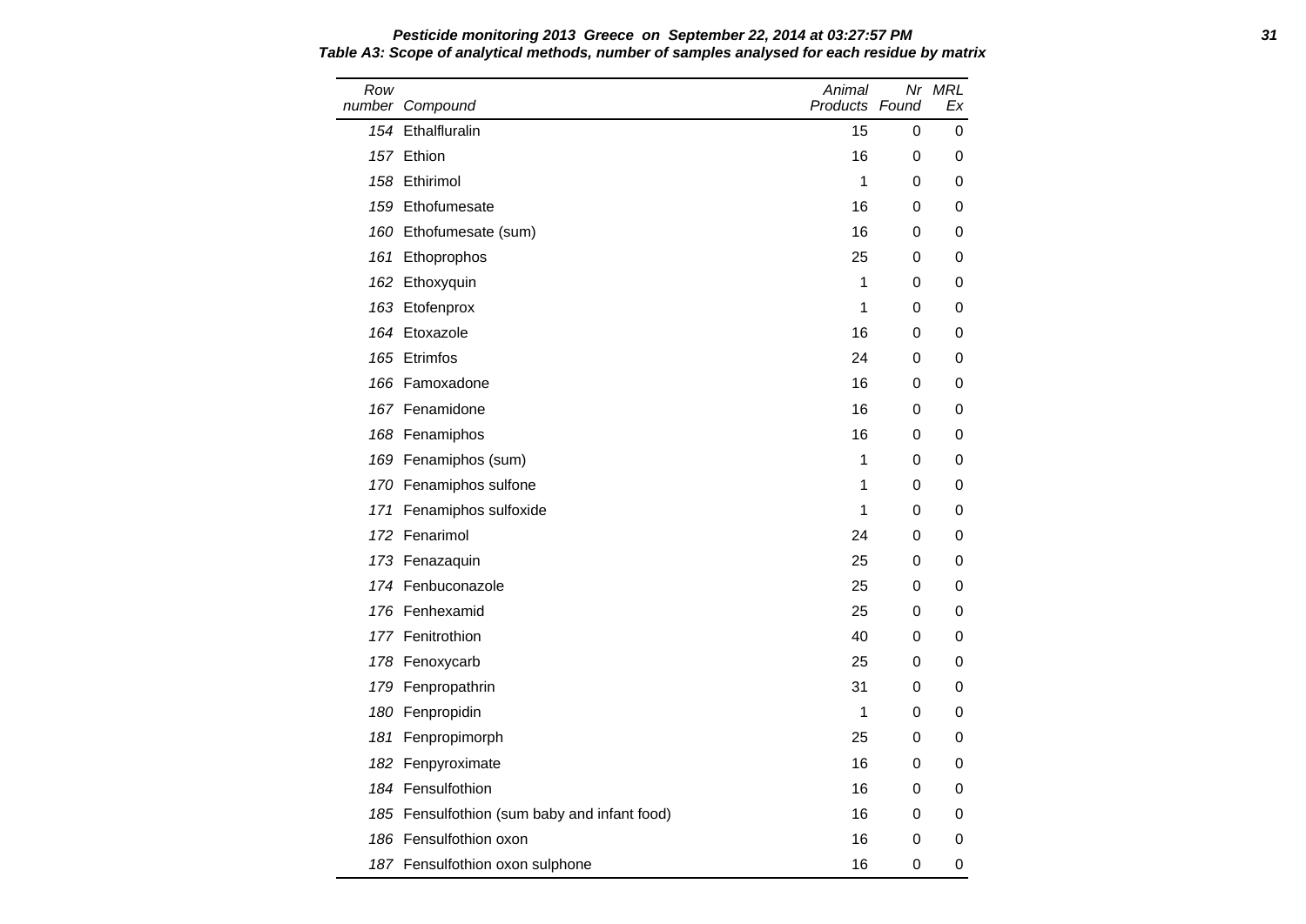**Pesticide monitoring 2013 Greece on September 22, 2014 at 03:27:57 PM**

**Table A3: Scope of analytical methods, number of samples analysed for each residue by matrix**

| Row number | Compound | Animal Products | Nr Found | MRL Ex |
|---|---|---|---|---|
| 154 | Ethalfluralin | 15 | 0 | 0 |
| 157 | Ethion | 16 | 0 | 0 |
| 158 | Ethirimol | 1 | 0 | 0 |
| 159 | Ethofumesate | 16 | 0 | 0 |
| 160 | Ethofumesate (sum) | 16 | 0 | 0 |
| 161 | Ethoprophos | 25 | 0 | 0 |
| 162 | Ethoxyquin | 1 | 0 | 0 |
| 163 | Etofenprox | 1 | 0 | 0 |
| 164 | Etoxazole | 16 | 0 | 0 |
| 165 | Etrimfos | 24 | 0 | 0 |
| 166 | Famoxadone | 16 | 0 | 0 |
| 167 | Fenamidone | 16 | 0 | 0 |
| 168 | Fenamiphos | 16 | 0 | 0 |
| 169 | Fenamiphos (sum) | 1 | 0 | 0 |
| 170 | Fenamiphos sulfone | 1 | 0 | 0 |
| 171 | Fenamiphos sulfoxide | 1 | 0 | 0 |
| 172 | Fenarimol | 24 | 0 | 0 |
| 173 | Fenazaquin | 25 | 0 | 0 |
| 174 | Fenbuconazole | 25 | 0 | 0 |
| 176 | Fenhexamid | 25 | 0 | 0 |
| 177 | Fenitrothion | 40 | 0 | 0 |
| 178 | Fenoxycarb | 25 | 0 | 0 |
| 179 | Fenpropathrin | 31 | 0 | 0 |
| 180 | Fenpropidin | 1 | 0 | 0 |
| 181 | Fenpropimorph | 25 | 0 | 0 |
| 182 | Fenpyroximate | 16 | 0 | 0 |
| 184 | Fensulfothion | 16 | 0 | 0 |
| 185 | Fensulfothion (sum baby and infant food) | 16 | 0 | 0 |
| 186 | Fensulfothion oxon | 16 | 0 | 0 |
| 187 | Fensulfothion oxon sulphone | 16 | 0 | 0 |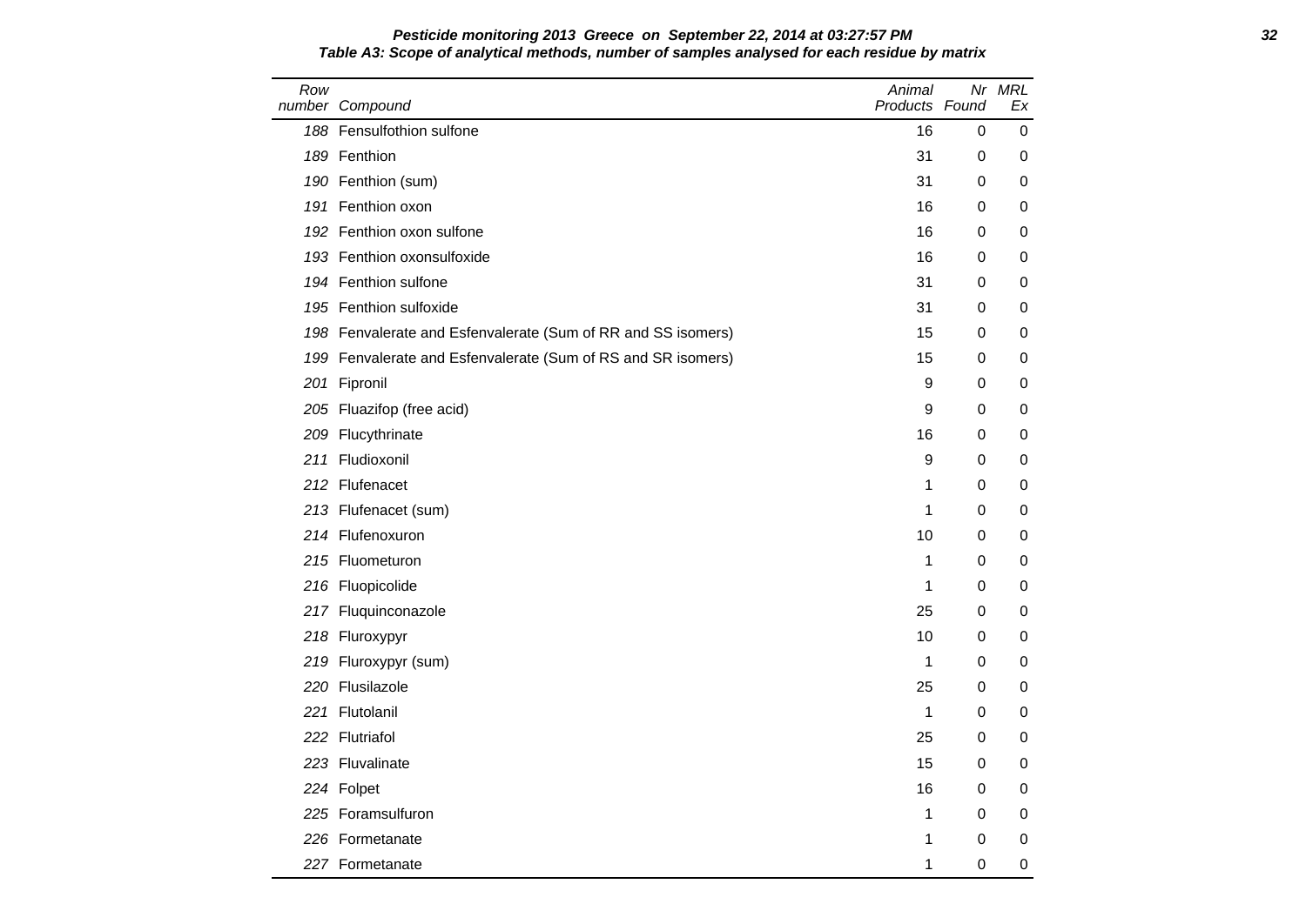**Pesticide monitoring 2013 Greece on September 22, 2014 at 03:27:57 PM**

**Table A3: Scope of analytical methods, number of samples analysed for each residue by matrix**

| Row number | Compound | Animal Products | Nr Found | MRL Ex |
|---|---|---|---|---|
| 188 | Fensulfothion sulfone | 16 | 0 | 0 |
| 189 | Fenthion | 31 | 0 | 0 |
| 190 | Fenthion (sum) | 31 | 0 | 0 |
| 191 | Fenthion oxon | 16 | 0 | 0 |
| 192 | Fenthion oxon sulfone | 16 | 0 | 0 |
| 193 | Fenthion oxonsulfoxide | 16 | 0 | 0 |
| 194 | Fenthion sulfone | 31 | 0 | 0 |
| 195 | Fenthion sulfoxide | 31 | 0 | 0 |
| 198 | Fenvalerate and Esfenvalerate (Sum of RR and SS isomers) | 15 | 0 | 0 |
| 199 | Fenvalerate and Esfenvalerate (Sum of RS and SR isomers) | 15 | 0 | 0 |
| 201 | Fipronil | 9 | 0 | 0 |
| 205 | Fluazifop (free acid) | 9 | 0 | 0 |
| 209 | Flucythrinate | 16 | 0 | 0 |
| 211 | Fludioxonil | 9 | 0 | 0 |
| 212 | Flufenacet | 1 | 0 | 0 |
| 213 | Flufenacet (sum) | 1 | 0 | 0 |
| 214 | Flufenoxuron | 10 | 0 | 0 |
| 215 | Fluometuron | 1 | 0 | 0 |
| 216 | Fluopicolide | 1 | 0 | 0 |
| 217 | Fluquinconazole | 25 | 0 | 0 |
| 218 | Fluroxypyr | 10 | 0 | 0 |
| 219 | Fluroxypyr (sum) | 1 | 0 | 0 |
| 220 | Flusilazole | 25 | 0 | 0 |
| 221 | Flutolanil | 1 | 0 | 0 |
| 222 | Flutriafol | 25 | 0 | 0 |
| 223 | Fluvalinate | 15 | 0 | 0 |
| 224 | Folpet | 16 | 0 | 0 |
| 225 | Foramsulfuron | 1 | 0 | 0 |
| 226 | Formetanate | 1 | 0 | 0 |
| 227 | Formetanate | 1 | 0 | 0 |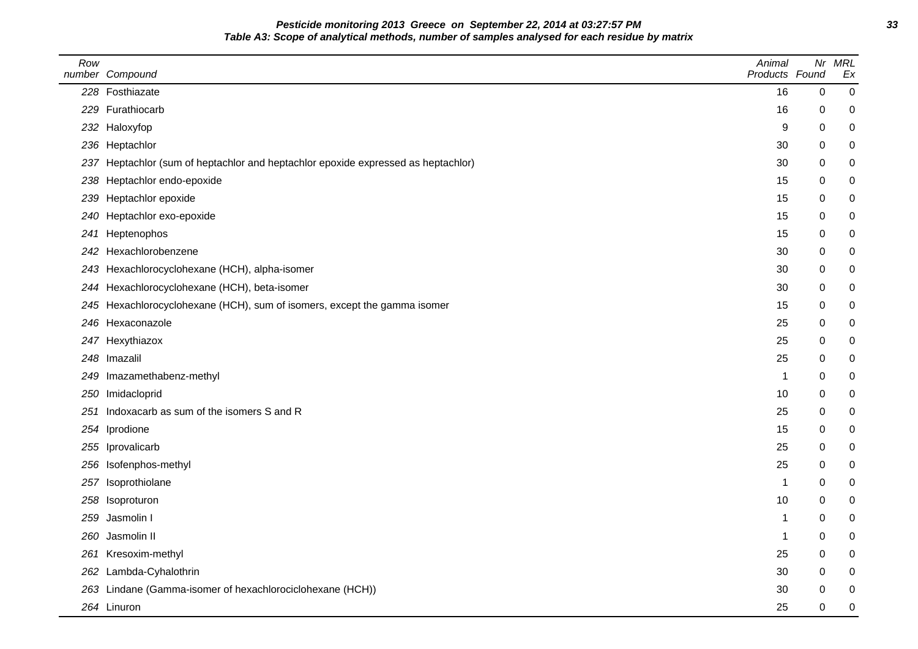**Pesticide monitoring 2013 Greece on September 22, 2014 at 03:27:57 PM**

**Table A3: Scope of analytical methods, number of samples analysed for each residue by matrix**

| Row number | Compound | Animal Products | Nr Found | MRL Ex |
|---|---|---|---|---|
| 228 | Fosthiazate | 16 | 0 | 0 |
| 229 | Furathiocarb | 16 | 0 | 0 |
| 232 | Haloxyfop | 9 | 0 | 0 |
| 236 | Heptachlor | 30 | 0 | 0 |
| 237 | Heptachlor (sum of heptachlor and heptachlor epoxide expressed as heptachlor) | 30 | 0 | 0 |
| 238 | Heptachlor endo-epoxide | 15 | 0 | 0 |
| 239 | Heptachlor epoxide | 15 | 0 | 0 |
| 240 | Heptachlor exo-epoxide | 15 | 0 | 0 |
| 241 | Heptenophos | 15 | 0 | 0 |
| 242 | Hexachlorobenzene | 30 | 0 | 0 |
| 243 | Hexachlorocyclohexane (HCH), alpha-isomer | 30 | 0 | 0 |
| 244 | Hexachlorocyclohexane (HCH), beta-isomer | 30 | 0 | 0 |
| 245 | Hexachlorocyclohexane (HCH), sum of isomers, except the gamma isomer | 15 | 0 | 0 |
| 246 | Hexaconazole | 25 | 0 | 0 |
| 247 | Hexythiazox | 25 | 0 | 0 |
| 248 | Imazalil | 25 | 0 | 0 |
| 249 | Imazamethabenz-methyl | 1 | 0 | 0 |
| 250 | Imidacloprid | 10 | 0 | 0 |
| 251 | Indoxacarb as sum of the isomers S and R | 25 | 0 | 0 |
| 254 | Iprodione | 15 | 0 | 0 |
| 255 | Iprovalicarb | 25 | 0 | 0 |
| 256 | Isofenphos-methyl | 25 | 0 | 0 |
| 257 | Isoprothiolane | 1 | 0 | 0 |
| 258 | Isoproturon | 10 | 0 | 0 |
| 259 | Jasmolin I | 1 | 0 | 0 |
| 260 | Jasmolin II | 1 | 0 | 0 |
| 261 | Kresoxim-methyl | 25 | 0 | 0 |
| 262 | Lambda-Cyhalothrin | 30 | 0 | 0 |
| 263 | Lindane (Gamma-isomer of hexachlorociclohexane (HCH)) | 30 | 0 | 0 |
| 264 | Linuron | 25 | 0 | 0 |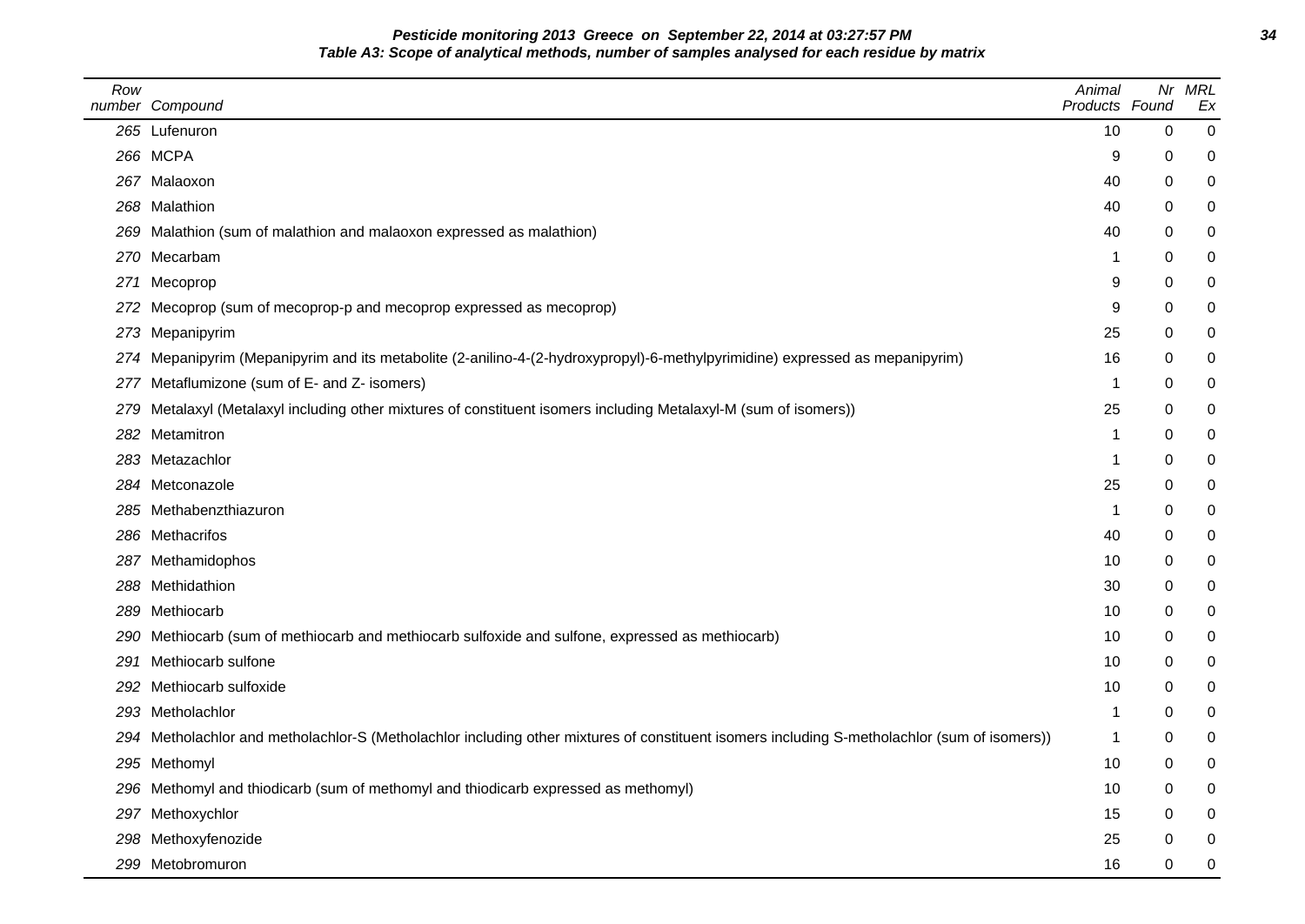**Pesticide monitoring 2013 Greece on September 22, 2014 at 03:27:57 PM**

**Table A3: Scope of analytical methods, number of samples analysed for each residue by matrix**

| Row number | Compound | Animal Products | Nr Found | MRL Ex |
|---|---|---|---|---|
| 265 | Lufenuron | 10 | 0 | 0 |
| 266 | MCPA | 9 | 0 | 0 |
| 267 | Malaoxon | 40 | 0 | 0 |
| 268 | Malathion | 40 | 0 | 0 |
| 269 | Malathion (sum of malathion and malaoxon expressed as malathion) | 40 | 0 | 0 |
| 270 | Mecarbam | 1 | 0 | 0 |
| 271 | Mecoprop | 9 | 0 | 0 |
| 272 | Mecoprop (sum of mecoprop-p and mecoprop expressed as mecoprop) | 9 | 0 | 0 |
| 273 | Mepanipyrim | 25 | 0 | 0 |
| 274 | Mepanipyrim (Mepanipyrim and its metabolite (2-anilino-4-(2-hydroxypropyl)-6-methylpyrimidine) expressed as mepanipyrim) | 16 | 0 | 0 |
| 277 | Metaflumizone (sum of E- and Z- isomers) | 1 | 0 | 0 |
| 279 | Metalaxyl (Metalaxyl including other mixtures of constituent isomers including Metalaxyl-M (sum of isomers)) | 25 | 0 | 0 |
| 282 | Metamitron | 1 | 0 | 0 |
| 283 | Metazachlor | 1 | 0 | 0 |
| 284 | Metconazole | 25 | 0 | 0 |
| 285 | Methabenzthiazuron | 1 | 0 | 0 |
| 286 | Methacrifos | 40 | 0 | 0 |
| 287 | Methamidophos | 10 | 0 | 0 |
| 288 | Methidathion | 30 | 0 | 0 |
| 289 | Methiocarb | 10 | 0 | 0 |
| 290 | Methiocarb (sum of methiocarb and methiocarb sulfoxide and sulfone, expressed as methiocarb) | 10 | 0 | 0 |
| 291 | Methiocarb sulfone | 10 | 0 | 0 |
| 292 | Methiocarb sulfoxide | 10 | 0 | 0 |
| 293 | Metholachlor | 1 | 0 | 0 |
| 294 | Metholachlor and metholachlor-S (Metholachlor including other mixtures of constituent isomers including S-metholachlor (sum of isomers)) | 1 | 0 | 0 |
| 295 | Methomyl | 10 | 0 | 0 |
| 296 | Methomyl and thiodicarb (sum of methomyl and thiodicarb expressed as methomyl) | 10 | 0 | 0 |
| 297 | Methoxychlor | 15 | 0 | 0 |
| 298 | Methoxyfenozide | 25 | 0 | 0 |
| 299 | Metobromuron | 16 | 0 | 0 |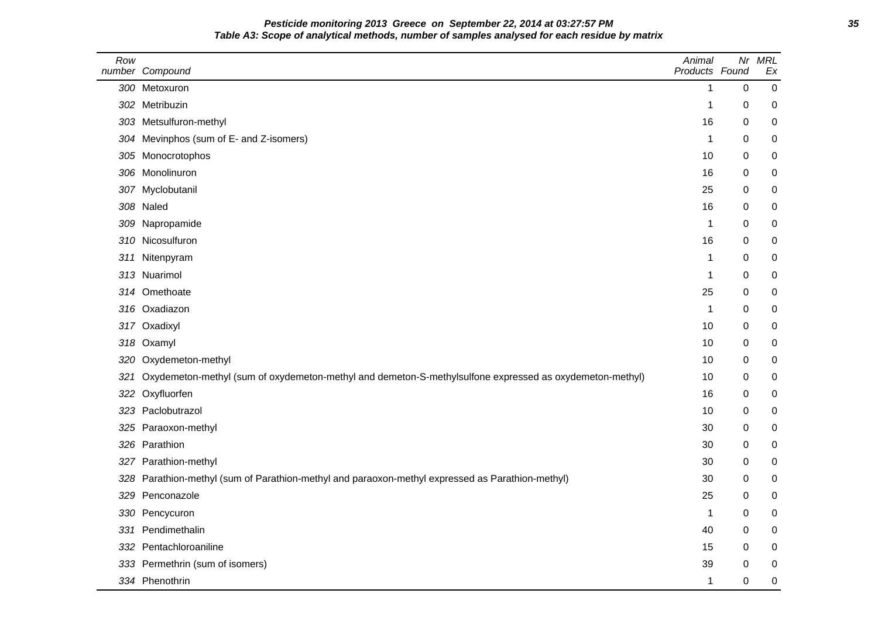**Pesticide monitoring 2013 Greece on September 22, 2014 at 03:27:57 PM**

**Table A3: Scope of analytical methods, number of samples analysed for each residue by matrix**

| Row number | Compound | Animal Products | Nr Found | MRL Ex |
|---|---|---|---|---|
| 300 | Metoxuron | 1 | 0 | 0 |
| 302 | Metribuzin | 1 | 0 | 0 |
| 303 | Metsulfuron-methyl | 16 | 0 | 0 |
| 304 | Mevinphos (sum of E- and Z-isomers) | 1 | 0 | 0 |
| 305 | Monocrotophos | 10 | 0 | 0 |
| 306 | Monolinuron | 16 | 0 | 0 |
| 307 | Myclobutanil | 25 | 0 | 0 |
| 308 | Naled | 16 | 0 | 0 |
| 309 | Napropamide | 1 | 0 | 0 |
| 310 | Nicosulfuron | 16 | 0 | 0 |
| 311 | Nitenpyram | 1 | 0 | 0 |
| 313 | Nuarimol | 1 | 0 | 0 |
| 314 | Omethoate | 25 | 0 | 0 |
| 316 | Oxadiazon | 1 | 0 | 0 |
| 317 | Oxadixyl | 10 | 0 | 0 |
| 318 | Oxamyl | 10 | 0 | 0 |
| 320 | Oxydemeton-methyl | 10 | 0 | 0 |
| 321 | Oxydemeton-methyl (sum of oxydemeton-methyl and demeton-S-methylsulfone expressed as oxydemeton-methyl) | 10 | 0 | 0 |
| 322 | Oxyfluorfen | 16 | 0 | 0 |
| 323 | Paclobutrazol | 10 | 0 | 0 |
| 325 | Paraoxon-methyl | 30 | 0 | 0 |
| 326 | Parathion | 30 | 0 | 0 |
| 327 | Parathion-methyl | 30 | 0 | 0 |
| 328 | Parathion-methyl (sum of Parathion-methyl and paraoxon-methyl expressed as Parathion-methyl) | 30 | 0 | 0 |
| 329 | Penconazole | 25 | 0 | 0 |
| 330 | Pencycuron | 1 | 0 | 0 |
| 331 | Pendimethalin | 40 | 0 | 0 |
| 332 | Pentachloroaniline | 15 | 0 | 0 |
| 333 | Permethrin (sum of isomers) | 39 | 0 | 0 |
| 334 | Phenothrin | 1 | 0 | 0 |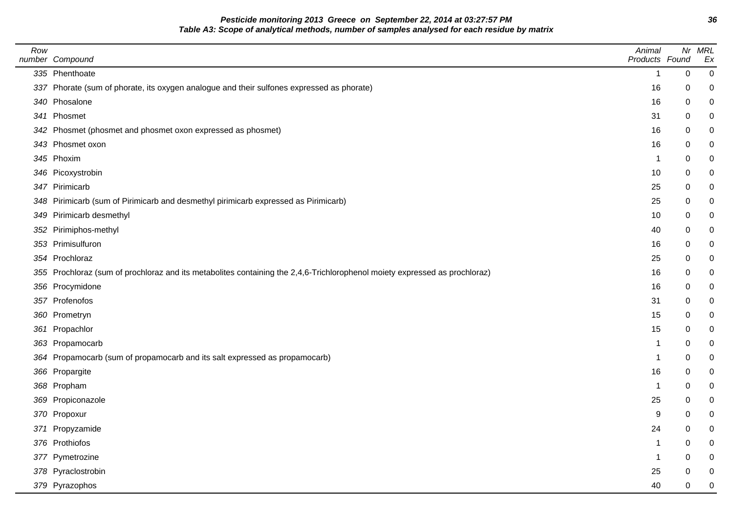**Pesticide monitoring 2013 Greece on September 22, 2014 at 03:27:57 PM**

**Table A3: Scope of analytical methods, number of samples analysed for each residue by matrix**

| Row number | Compound | Animal Products | Nr Found | MRL Ex |
|---|---|---|---|---|
| 335 | Phenthoate | 1 | 0 | 0 |
| 337 | Phorate (sum of phorate, its oxygen analogue and their sulfones expressed as phorate) | 16 | 0 | 0 |
| 340 | Phosalone | 16 | 0 | 0 |
| 341 | Phosmet | 31 | 0 | 0 |
| 342 | Phosmet (phosmet and phosmet oxon expressed as phosmet) | 16 | 0 | 0 |
| 343 | Phosmet oxon | 16 | 0 | 0 |
| 345 | Phoxim | 1 | 0 | 0 |
| 346 | Picoxystrobin | 10 | 0 | 0 |
| 347 | Pirimicarb | 25 | 0 | 0 |
| 348 | Pirimicarb (sum of Pirimicarb and desmethyl pirimicarb expressed as Pirimicarb) | 25 | 0 | 0 |
| 349 | Pirimicarb desmethyl | 10 | 0 | 0 |
| 352 | Pirimiphos-methyl | 40 | 0 | 0 |
| 353 | Primisulfuron | 16 | 0 | 0 |
| 354 | Prochloraz | 25 | 0 | 0 |
| 355 | Prochloraz (sum of prochloraz and its metabolites containing the 2,4,6-Trichlorophenol moiety expressed as prochloraz) | 16 | 0 | 0 |
| 356 | Procymidone | 16 | 0 | 0 |
| 357 | Profenofos | 31 | 0 | 0 |
| 360 | Prometryn | 15 | 0 | 0 |
| 361 | Propachlor | 15 | 0 | 0 |
| 363 | Propamocarb | 1 | 0 | 0 |
| 364 | Propamocarb (sum of propamocarb and its salt expressed as propamocarb) | 1 | 0 | 0 |
| 366 | Propargite | 16 | 0 | 0 |
| 368 | Propham | 1 | 0 | 0 |
| 369 | Propiconazole | 25 | 0 | 0 |
| 370 | Propoxur | 9 | 0 | 0 |
| 371 | Propyzamide | 24 | 0 | 0 |
| 376 | Prothiofos | 1 | 0 | 0 |
| 377 | Pymetrozine | 1 | 0 | 0 |
| 378 | Pyraclostrobin | 25 | 0 | 0 |
| 379 | Pyrazophos | 40 | 0 | 0 |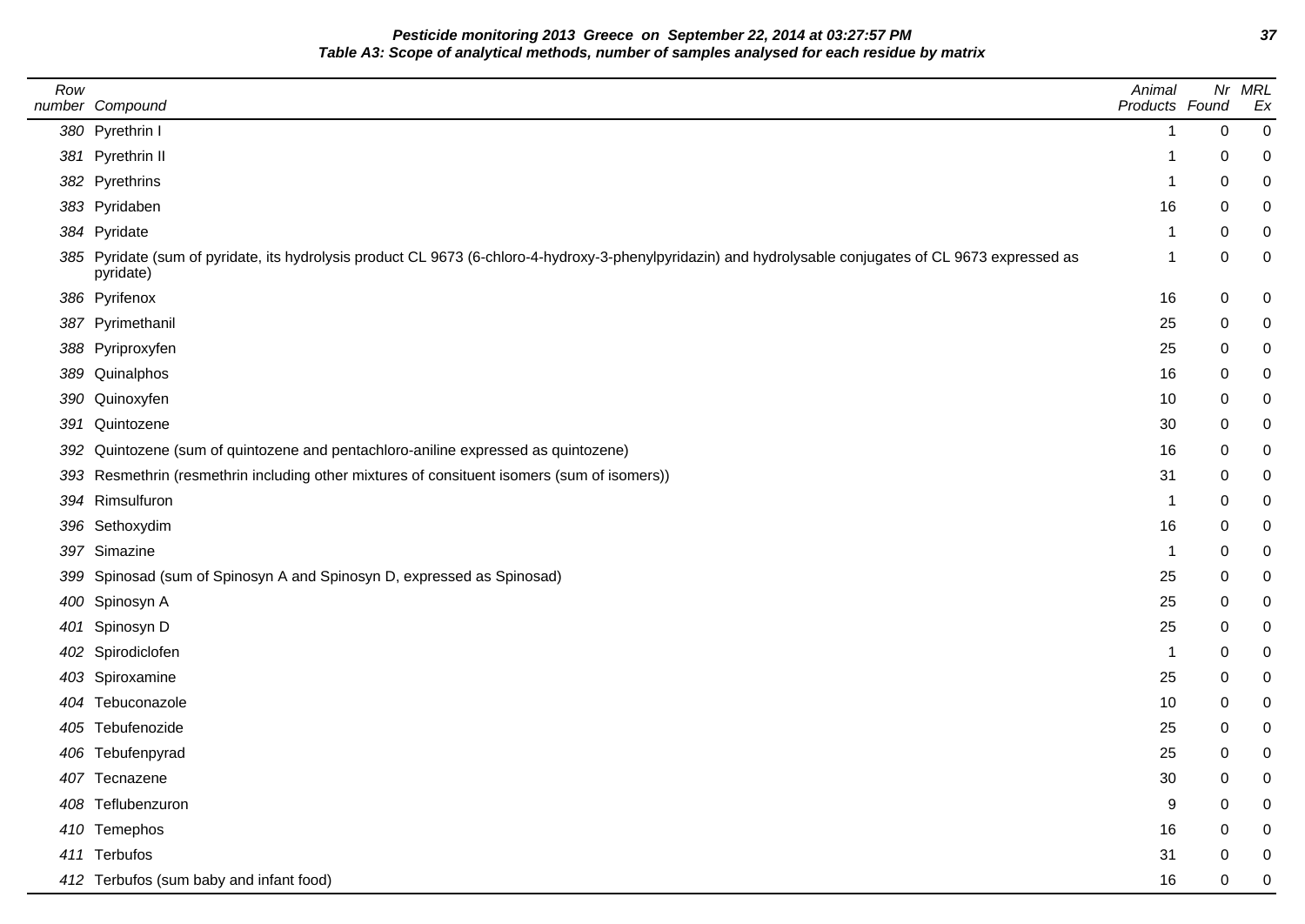**Table A3: Scope of analytical methods, number of samples analysed for each residue by matrix**

| Row number | Compound | Animal Products | Nr Found | MRL Ex |
|---|---|---|---|---|
| 380 | Pyrethrin I | 1 | 0 | 0 |
| 381 | Pyrethrin II | 1 | 0 | 0 |
| 382 | Pyrethrins | 1 | 0 | 0 |
| 383 | Pyridaben | 16 | 0 | 0 |
| 384 | Pyridate | 1 | 0 | 0 |
| 385 | Pyridate (sum of pyridate, its hydrolysis product CL 9673 (6-chloro-4-hydroxy-3-phenylpyridazin) and hydrolysable conjugates of CL 9673 expressed as pyridate) | 1 | 0 | 0 |
| 386 | Pyrifenox | 16 | 0 | 0 |
| 387 | Pyrimethanil | 25 | 0 | 0 |
| 388 | Pyriproxyfen | 25 | 0 | 0 |
| 389 | Quinalphos | 16 | 0 | 0 |
| 390 | Quinoxyfen | 10 | 0 | 0 |
| 391 | Quintozene | 30 | 0 | 0 |
| 392 | Quintozene (sum of quintozene and pentachloro-aniline expressed as quintozene) | 16 | 0 | 0 |
| 393 | Resmethrin (resmethrin including other mixtures of consituent isomers (sum of isomers)) | 31 | 0 | 0 |
| 394 | Rimsulfuron | 1 | 0 | 0 |
| 396 | Sethoxydim | 16 | 0 | 0 |
| 397 | Simazine | 1 | 0 | 0 |
| 399 | Spinosad (sum of Spinosyn A and Spinosyn D, expressed as Spinosad) | 25 | 0 | 0 |
| 400 | Spinosyn A | 25 | 0 | 0 |
| 401 | Spinosyn D | 25 | 0 | 0 |
| 402 | Spirodiclofen | 1 | 0 | 0 |
| 403 | Spiroxamine | 25 | 0 | 0 |
| 404 | Tebuconazole | 10 | 0 | 0 |
| 405 | Tebufenozide | 25 | 0 | 0 |
| 406 | Tebufenpyrad | 25 | 0 | 0 |
| 407 | Tecnazene | 30 | 0 | 0 |
| 408 | Teflubenzuron | 9 | 0 | 0 |
| 410 | Temephos | 16 | 0 | 0 |
| 411 | Terbufos | 31 | 0 | 0 |
| 412 | Terbufos (sum baby and infant food) | 16 | 0 | 0 |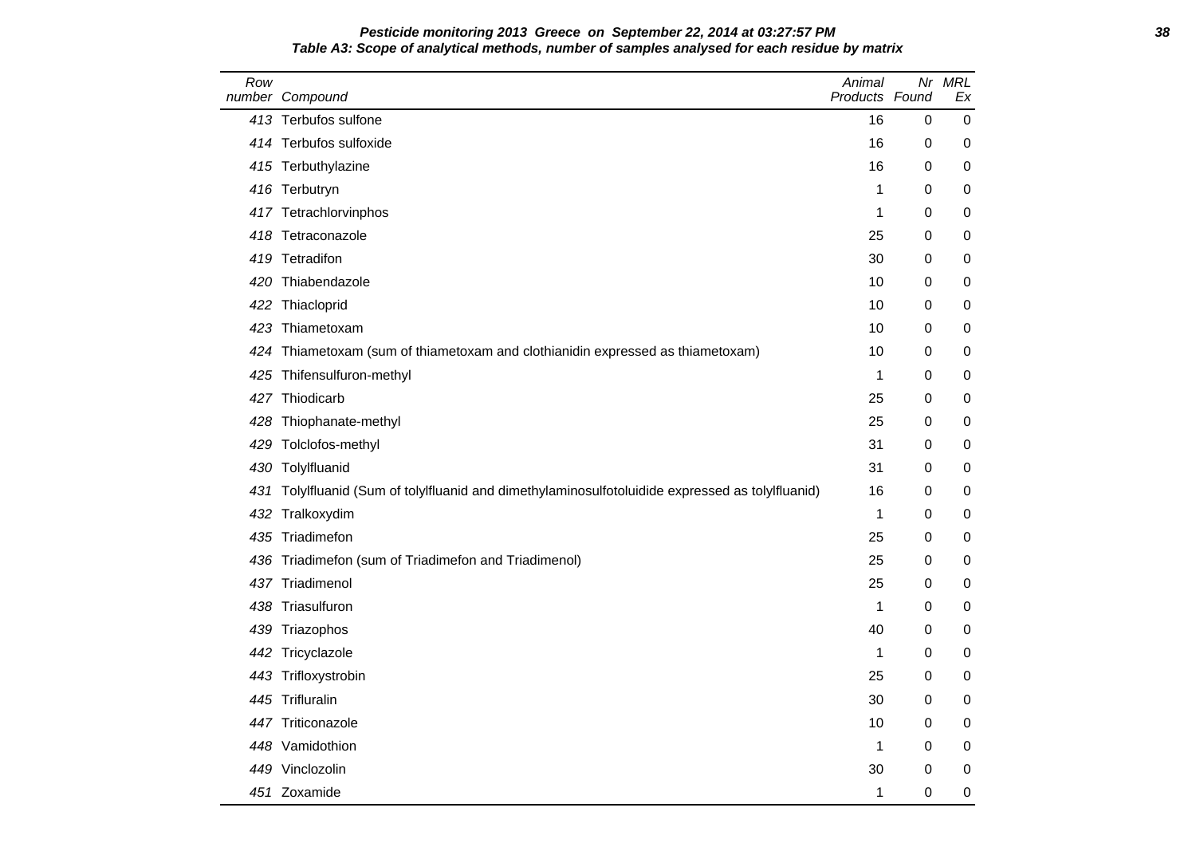**Table A3: Scope of analytical methods, number of samples analysed for each residue by matrix**

| Row number | Compound | Animal Products | Nr Found | MRL Ex |
|---|---|---|---|---|
| 413 | Terbufos sulfone | 16 | 0 | 0 |
| 414 | Terbufos sulfoxide | 16 | 0 | 0 |
| 415 | Terbuthylazine | 16 | 0 | 0 |
| 416 | Terbutryn | 1 | 0 | 0 |
| 417 | Tetrachlorvinphos | 1 | 0 | 0 |
| 418 | Tetraconazole | 25 | 0 | 0 |
| 419 | Tetradifon | 30 | 0 | 0 |
| 420 | Thiabendazole | 10 | 0 | 0 |
| 422 | Thiacloprid | 10 | 0 | 0 |
| 423 | Thiametoxam | 10 | 0 | 0 |
| 424 | Thiametoxam (sum of thiametoxam and clothianidin expressed as thiametoxam) | 10 | 0 | 0 |
| 425 | Thifensulfuron-methyl | 1 | 0 | 0 |
| 427 | Thiodicarb | 25 | 0 | 0 |
| 428 | Thiophanate-methyl | 25 | 0 | 0 |
| 429 | Tolclofos-methyl | 31 | 0 | 0 |
| 430 | Tolylfluanid | 31 | 0 | 0 |
| 431 | Tolylfluanid (Sum of tolylfluanid and dimethylaminosulfotoluidide expressed as tolylfluanid) | 16 | 0 | 0 |
| 432 | Tralkoxydim | 1 | 0 | 0 |
| 435 | Triadimefon | 25 | 0 | 0 |
| 436 | Triadimefon (sum of Triadimefon and Triadimenol) | 25 | 0 | 0 |
| 437 | Triadimenol | 25 | 0 | 0 |
| 438 | Triasulfuron | 1 | 0 | 0 |
| 439 | Triazophos | 40 | 0 | 0 |
| 442 | Tricyclazole | 1 | 0 | 0 |
| 443 | Trifloxystrobin | 25 | 0 | 0 |
| 445 | Trifluralin | 30 | 0 | 0 |
| 447 | Triticonazole | 10 | 0 | 0 |
| 448 | Vamidothion | 1 | 0 | 0 |
| 449 | Vinclozolin | 30 | 0 | 0 |
| 451 | Zoxamide | 1 | 0 | 0 |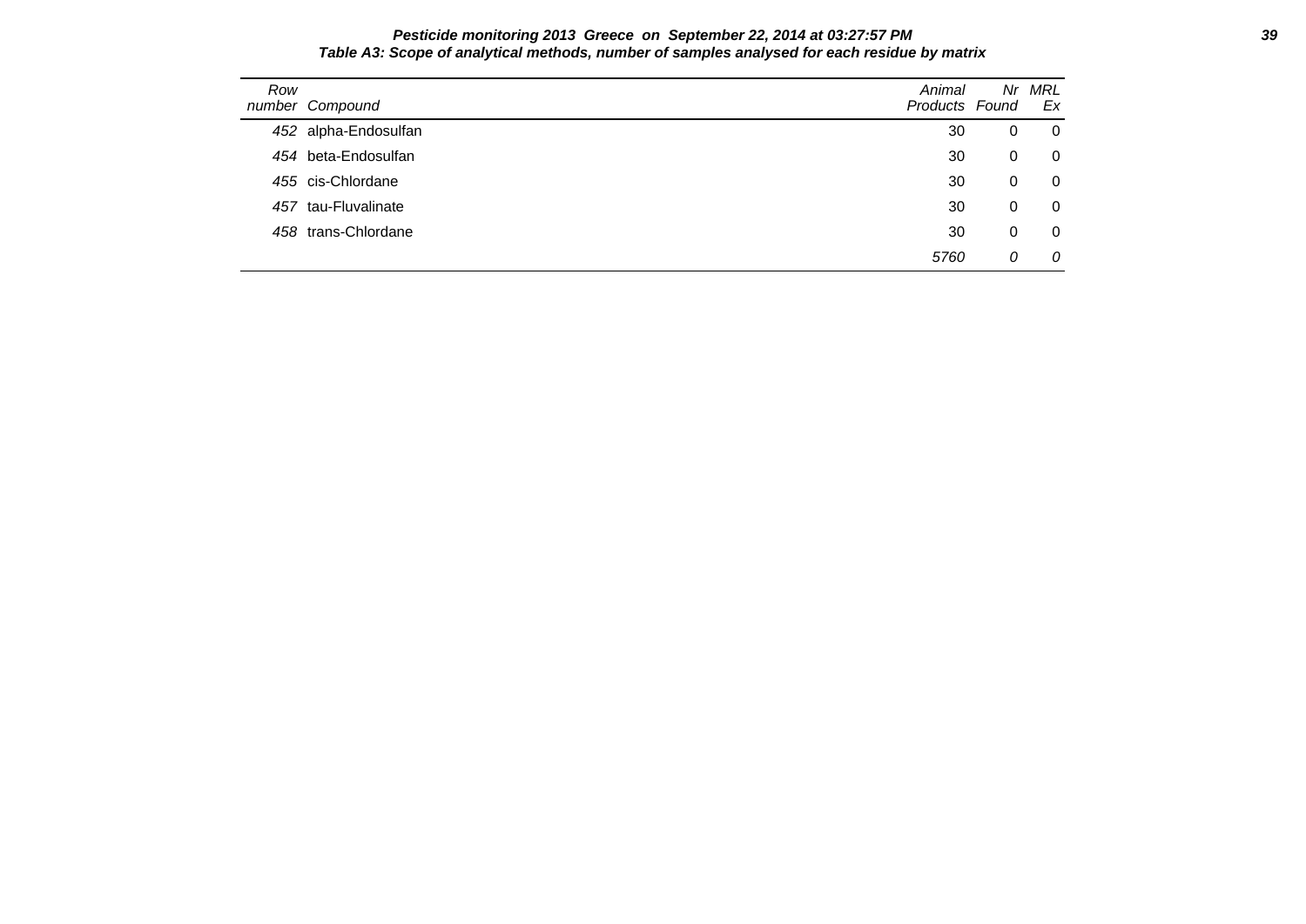**Pesticide monitoring 2013 Greece on September 22, 2014 at 03:27:57 PM**

**Table A3: Scope of analytical methods, number of samples analysed for each residue by matrix**

| Row number | Compound | Animal Products | Nr Found | MRL Ex |
|---|---|---|---|---|
| 452 | alpha-Endosulfan | 30 | 0 | 0 |
| 454 | beta-Endosulfan | 30 | 0 | 0 |
| 455 | cis-Chlordane | 30 | 0 | 0 |
| 457 | tau-Fluvalinate | 30 | 0 | 0 |
| 458 | trans-Chlordane | 30 | 0 | 0 |
| | | *5760* | *0* | *0* |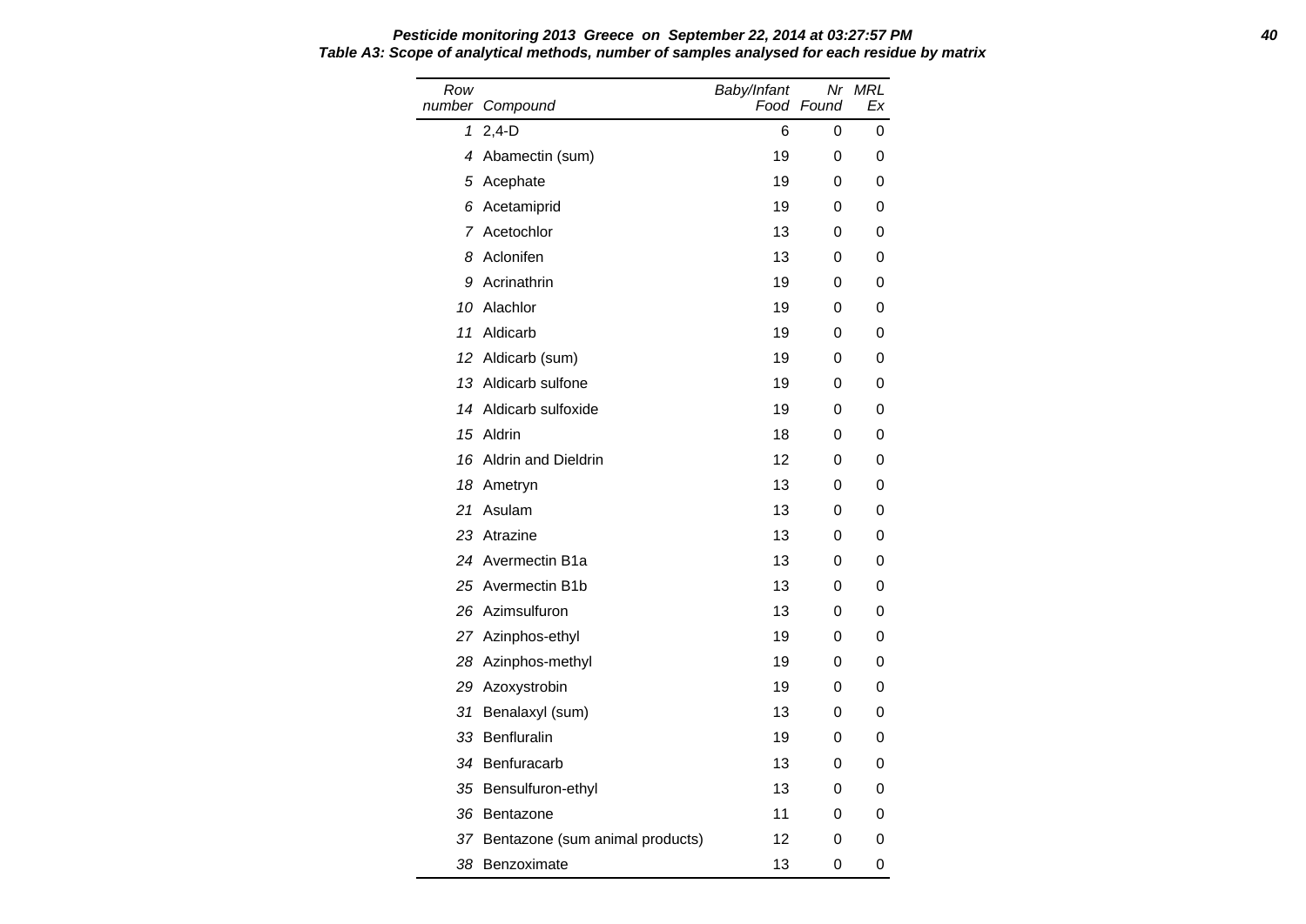**Pesticide monitoring 2013 Greece on September 22, 2014 at 03:27:57 PM**

**Table A3: Scope of analytical methods, number of samples analysed for each residue by matrix**

| Row number | Compound | Baby/Infant Food | Nr Found | MRL Ex |
|---|---|---|---|---|
| 1 | 2,4-D | 6 | 0 | 0 |
| 4 | Abamectin (sum) | 19 | 0 | 0 |
| 5 | Acephate | 19 | 0 | 0 |
| 6 | Acetamiprid | 19 | 0 | 0 |
| 7 | Acetochlor | 13 | 0 | 0 |
| 8 | Aclonifen | 13 | 0 | 0 |
| 9 | Acrinathrin | 19 | 0 | 0 |
| 10 | Alachlor | 19 | 0 | 0 |
| 11 | Aldicarb | 19 | 0 | 0 |
| 12 | Aldicarb (sum) | 19 | 0 | 0 |
| 13 | Aldicarb sulfone | 19 | 0 | 0 |
| 14 | Aldicarb sulfoxide | 19 | 0 | 0 |
| 15 | Aldrin | 18 | 0 | 0 |
| 16 | Aldrin and Dieldrin | 12 | 0 | 0 |
| 18 | Ametryn | 13 | 0 | 0 |
| 21 | Asulam | 13 | 0 | 0 |
| 23 | Atrazine | 13 | 0 | 0 |
| 24 | Avermectin B1a | 13 | 0 | 0 |
| 25 | Avermectin B1b | 13 | 0 | 0 |
| 26 | Azimsulfuron | 13 | 0 | 0 |
| 27 | Azinphos-ethyl | 19 | 0 | 0 |
| 28 | Azinphos-methyl | 19 | 0 | 0 |
| 29 | Azoxystrobin | 19 | 0 | 0 |
| 31 | Benalaxyl (sum) | 13 | 0 | 0 |
| 33 | Benfluralin | 19 | 0 | 0 |
| 34 | Benfuracarb | 13 | 0 | 0 |
| 35 | Bensulfuron-ethyl | 13 | 0 | 0 |
| 36 | Bentazone | 11 | 0 | 0 |
| 37 | Bentazone (sum animal products) | 12 | 0 | 0 |
| 38 | Benzoximate | 13 | 0 | 0 |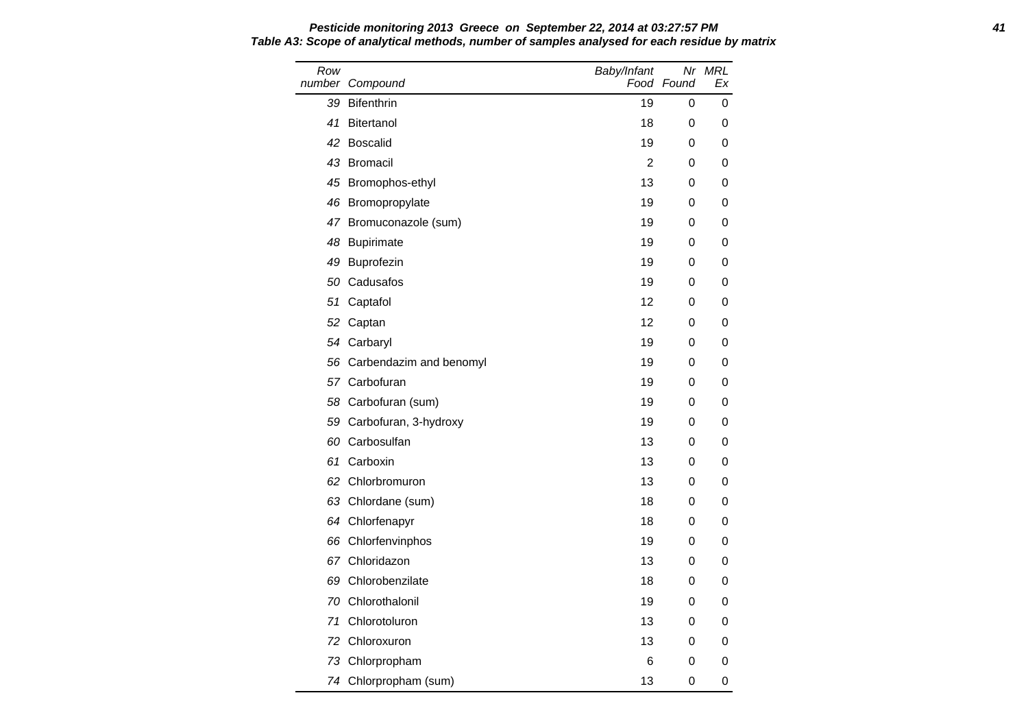**Pesticide monitoring 2013 Greece on September 22, 2014 at 03:27:57 PM**

**Table A3: Scope of analytical methods, number of samples analysed for each residue by matrix**

| Row number | Compound | Baby/Infant Food | Nr Found | MRL Ex |
|---|---|---|---|---|
| 39 | Bifenthrin | 19 | 0 | 0 |
| 41 | Bitertanol | 18 | 0 | 0 |
| 42 | Boscalid | 19 | 0 | 0 |
| 43 | Bromacil | 2 | 0 | 0 |
| 45 | Bromophos-ethyl | 13 | 0 | 0 |
| 46 | Bromopropylate | 19 | 0 | 0 |
| 47 | Bromuconazole (sum) | 19 | 0 | 0 |
| 48 | Bupirimate | 19 | 0 | 0 |
| 49 | Buprofezin | 19 | 0 | 0 |
| 50 | Cadusafos | 19 | 0 | 0 |
| 51 | Captafol | 12 | 0 | 0 |
| 52 | Captan | 12 | 0 | 0 |
| 54 | Carbaryl | 19 | 0 | 0 |
| 56 | Carbendazim and benomyl | 19 | 0 | 0 |
| 57 | Carbofuran | 19 | 0 | 0 |
| 58 | Carbofuran (sum) | 19 | 0 | 0 |
| 59 | Carbofuran, 3-hydroxy | 19 | 0 | 0 |
| 60 | Carbosulfan | 13 | 0 | 0 |
| 61 | Carboxin | 13 | 0 | 0 |
| 62 | Chlorbromuron | 13 | 0 | 0 |
| 63 | Chlordane (sum) | 18 | 0 | 0 |
| 64 | Chlorfenapyr | 18 | 0 | 0 |
| 66 | Chlorfenvinphos | 19 | 0 | 0 |
| 67 | Chloridazon | 13 | 0 | 0 |
| 69 | Chlorobenzilate | 18 | 0 | 0 |
| 70 | Chlorothalonil | 19 | 0 | 0 |
| 71 | Chlorotoluron | 13 | 0 | 0 |
| 72 | Chloroxuron | 13 | 0 | 0 |
| 73 | Chlorpropham | 6 | 0 | 0 |
| 74 | Chlorpropham (sum) | 13 | 0 | 0 |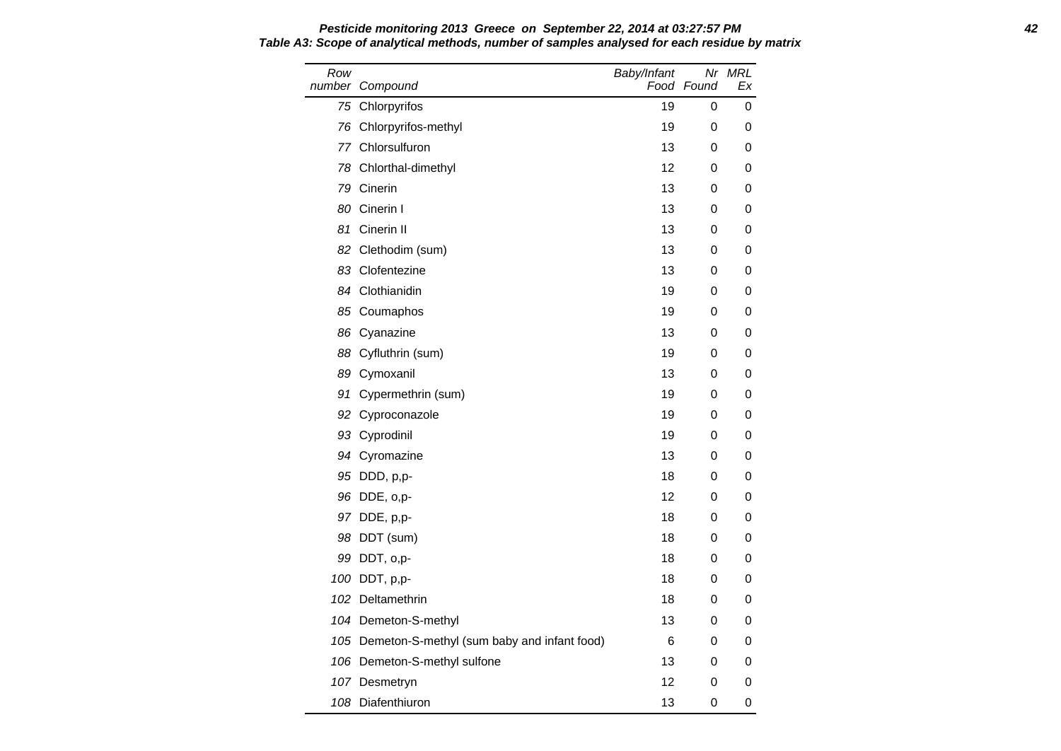**Pesticide monitoring 2013 Greece on September 22, 2014 at 03:27:57 PM**

**Table A3: Scope of analytical methods, number of samples analysed for each residue by matrix**

| Row number | Compound | Baby/Infant Food | Nr Found | MRL Ex |
|---|---|---|---|---|
| 75 | Chlorpyrifos | 19 | 0 | 0 |
| 76 | Chlorpyrifos-methyl | 19 | 0 | 0 |
| 77 | Chlorsulfuron | 13 | 0 | 0 |
| 78 | Chlorthal-dimethyl | 12 | 0 | 0 |
| 79 | Cinerin | 13 | 0 | 0 |
| 80 | Cinerin I | 13 | 0 | 0 |
| 81 | Cinerin II | 13 | 0 | 0 |
| 82 | Clethodim (sum) | 13 | 0 | 0 |
| 83 | Clofentezine | 13 | 0 | 0 |
| 84 | Clothianidin | 19 | 0 | 0 |
| 85 | Coumaphos | 19 | 0 | 0 |
| 86 | Cyanazine | 13 | 0 | 0 |
| 88 | Cyfluthrin (sum) | 19 | 0 | 0 |
| 89 | Cymoxanil | 13 | 0 | 0 |
| 91 | Cypermethrin (sum) | 19 | 0 | 0 |
| 92 | Cyproconazole | 19 | 0 | 0 |
| 93 | Cyprodinil | 19 | 0 | 0 |
| 94 | Cyromazine | 13 | 0 | 0 |
| 95 | DDD, p,p- | 18 | 0 | 0 |
| 96 | DDE, o,p- | 12 | 0 | 0 |
| 97 | DDE, p,p- | 18 | 0 | 0 |
| 98 | DDT (sum) | 18 | 0 | 0 |
| 99 | DDT, o,p- | 18 | 0 | 0 |
| 100 | DDT, p,p- | 18 | 0 | 0 |
| 102 | Deltamethrin | 18 | 0 | 0 |
| 104 | Demeton-S-methyl | 13 | 0 | 0 |
| 105 | Demeton-S-methyl (sum baby and infant food) | 6 | 0 | 0 |
| 106 | Demeton-S-methyl sulfone | 13 | 0 | 0 |
| 107 | Desmetryn | 12 | 0 | 0 |
| 108 | Diafenthiuron | 13 | 0 | 0 |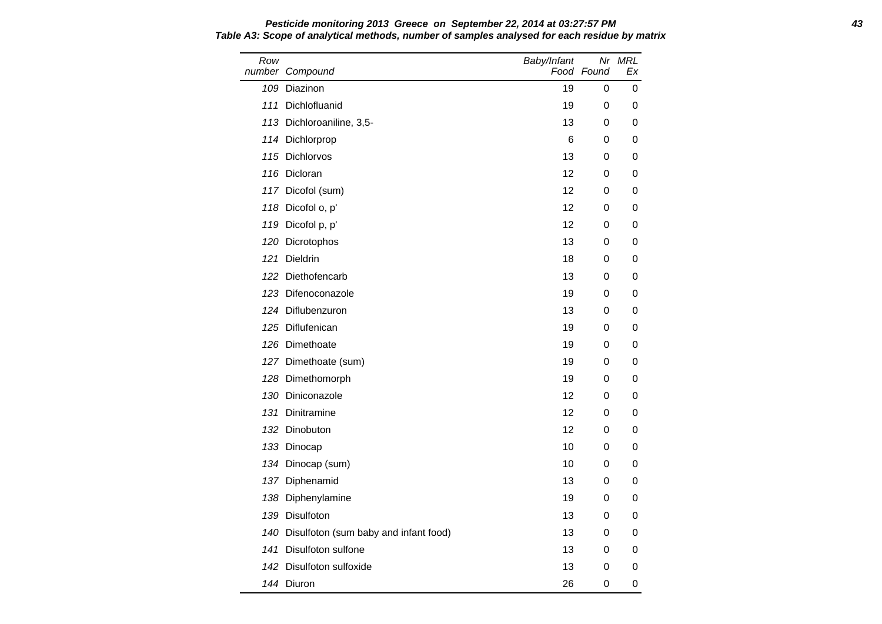**Table A3: Scope of analytical methods, number of samples analysed for each residue by matrix**

| Row number | Compound | Baby/Infant Food | Nr Found | MRL Ex |
|---|---|---|---|---|
| 109 | Diazinon | 19 | 0 | 0 |
| 111 | Dichlofluanid | 19 | 0 | 0 |
| 113 | Dichloroaniline, 3,5- | 13 | 0 | 0 |
| 114 | Dichlorprop | 6 | 0 | 0 |
| 115 | Dichlorvos | 13 | 0 | 0 |
| 116 | Dicloran | 12 | 0 | 0 |
| 117 | Dicofol (sum) | 12 | 0 | 0 |
| 118 | Dicofol o, p' | 12 | 0 | 0 |
| 119 | Dicofol p, p' | 12 | 0 | 0 |
| 120 | Dicrotophos | 13 | 0 | 0 |
| 121 | Dieldrin | 18 | 0 | 0 |
| 122 | Diethofencarb | 13 | 0 | 0 |
| 123 | Difenoconazole | 19 | 0 | 0 |
| 124 | Diflubenzuron | 13 | 0 | 0 |
| 125 | Diflufenican | 19 | 0 | 0 |
| 126 | Dimethoate | 19 | 0 | 0 |
| 127 | Dimethoate (sum) | 19 | 0 | 0 |
| 128 | Dimethomorph | 19 | 0 | 0 |
| 130 | Diniconazole | 12 | 0 | 0 |
| 131 | Dinitramine | 12 | 0 | 0 |
| 132 | Dinobuton | 12 | 0 | 0 |
| 133 | Dinocap | 10 | 0 | 0 |
| 134 | Dinocap (sum) | 10 | 0 | 0 |
| 137 | Diphenamid | 13 | 0 | 0 |
| 138 | Diphenylamine | 19 | 0 | 0 |
| 139 | Disulfoton | 13 | 0 | 0 |
| 140 | Disulfoton (sum baby and infant food) | 13 | 0 | 0 |
| 141 | Disulfoton sulfone | 13 | 0 | 0 |
| 142 | Disulfoton sulfoxide | 13 | 0 | 0 |
| 144 | Diuron | 26 | 0 | 0 |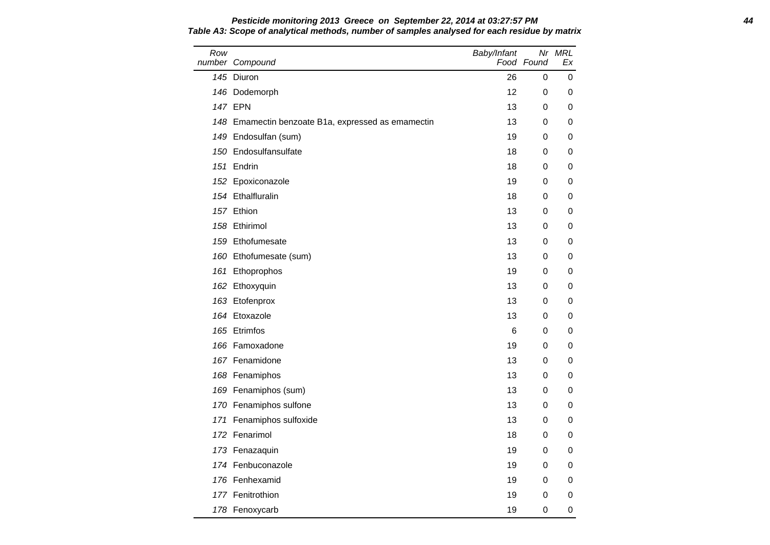**Pesticide monitoring 2013 Greece on September 22, 2014 at 03:27:57 PM**

***Table A3: Scope of analytical methods, number of samples analysed for each residue by matrix***

| Row number | Compound | Baby/Infant Food | Nr Found | MRL Ex |
|---|---|---|---|---|
| 145 | Diuron | 26 | 0 | 0 |
| 146 | Dodemorph | 12 | 0 | 0 |
| 147 | EPN | 13 | 0 | 0 |
| 148 | Emamectin benzoate B1a, expressed as emamectin | 13 | 0 | 0 |
| 149 | Endosulfan (sum) | 19 | 0 | 0 |
| 150 | Endosulfansulfate | 18 | 0 | 0 |
| 151 | Endrin | 18 | 0 | 0 |
| 152 | Epoxiconazole | 19 | 0 | 0 |
| 154 | Ethalfluralin | 18 | 0 | 0 |
| 157 | Ethion | 13 | 0 | 0 |
| 158 | Ethirimol | 13 | 0 | 0 |
| 159 | Ethofumesate | 13 | 0 | 0 |
| 160 | Ethofumesate (sum) | 13 | 0 | 0 |
| 161 | Ethoprophos | 19 | 0 | 0 |
| 162 | Ethoxyquin | 13 | 0 | 0 |
| 163 | Etofenprox | 13 | 0 | 0 |
| 164 | Etoxazole | 13 | 0 | 0 |
| 165 | Etrimfos | 6 | 0 | 0 |
| 166 | Famoxadone | 19 | 0 | 0 |
| 167 | Fenamidone | 13 | 0 | 0 |
| 168 | Fenamiphos | 13 | 0 | 0 |
| 169 | Fenamiphos (sum) | 13 | 0 | 0 |
| 170 | Fenamiphos sulfone | 13 | 0 | 0 |
| 171 | Fenamiphos sulfoxide | 13 | 0 | 0 |
| 172 | Fenarimol | 18 | 0 | 0 |
| 173 | Fenazaquin | 19 | 0 | 0 |
| 174 | Fenbuconazole | 19 | 0 | 0 |
| 176 | Fenhexamid | 19 | 0 | 0 |
| 177 | Fenitrothion | 19 | 0 | 0 |
| 178 | Fenoxycarb | 19 | 0 | 0 |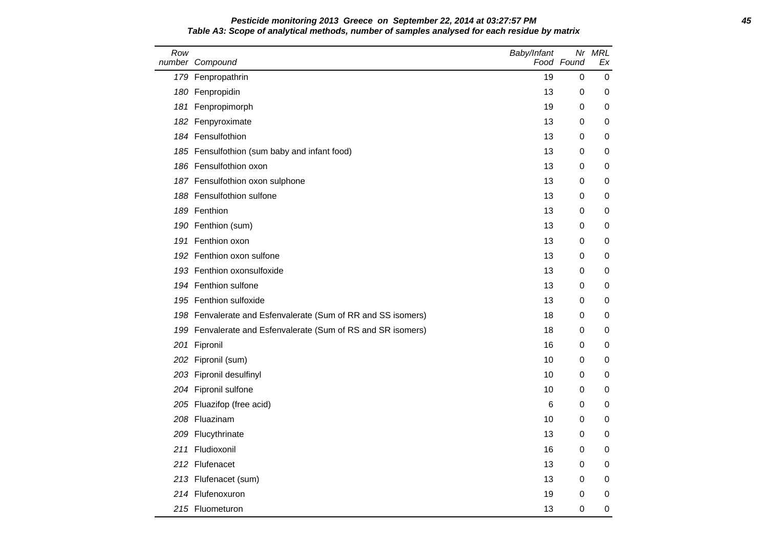**Pesticide monitoring 2013 Greece on September 22, 2014 at 03:27:57 PM**

**Table A3: Scope of analytical methods, number of samples analysed for each residue by matrix**

| Row number | Compound | Baby/Infant Food | Nr Found | MRL Ex |
|---|---|---|---|---|
| 179 | Fenpropathrin | 19 | 0 | 0 |
| 180 | Fenpropidin | 13 | 0 | 0 |
| 181 | Fenpropimorph | 19 | 0 | 0 |
| 182 | Fenpyroximate | 13 | 0 | 0 |
| 184 | Fensulfothion | 13 | 0 | 0 |
| 185 | Fensulfothion (sum baby and infant food) | 13 | 0 | 0 |
| 186 | Fensulfothion oxon | 13 | 0 | 0 |
| 187 | Fensulfothion oxon sulphone | 13 | 0 | 0 |
| 188 | Fensulfothion sulfone | 13 | 0 | 0 |
| 189 | Fenthion | 13 | 0 | 0 |
| 190 | Fenthion (sum) | 13 | 0 | 0 |
| 191 | Fenthion oxon | 13 | 0 | 0 |
| 192 | Fenthion oxon sulfone | 13 | 0 | 0 |
| 193 | Fenthion oxonsulfoxide | 13 | 0 | 0 |
| 194 | Fenthion sulfone | 13 | 0 | 0 |
| 195 | Fenthion sulfoxide | 13 | 0 | 0 |
| 198 | Fenvalerate and Esfenvalerate (Sum of RR and SS isomers) | 18 | 0 | 0 |
| 199 | Fenvalerate and Esfenvalerate (Sum of RS and SR isomers) | 18 | 0 | 0 |
| 201 | Fipronil | 16 | 0 | 0 |
| 202 | Fipronil (sum) | 10 | 0 | 0 |
| 203 | Fipronil desulfinyl | 10 | 0 | 0 |
| 204 | Fipronil sulfone | 10 | 0 | 0 |
| 205 | Fluazifop (free acid) | 6 | 0 | 0 |
| 208 | Fluazinam | 10 | 0 | 0 |
| 209 | Flucythrinate | 13 | 0 | 0 |
| 211 | Fludioxonil | 16 | 0 | 0 |
| 212 | Flufenacet | 13 | 0 | 0 |
| 213 | Flufenacet (sum) | 13 | 0 | 0 |
| 214 | Flufenoxuron | 19 | 0 | 0 |
| 215 | Fluometuron | 13 | 0 | 0 |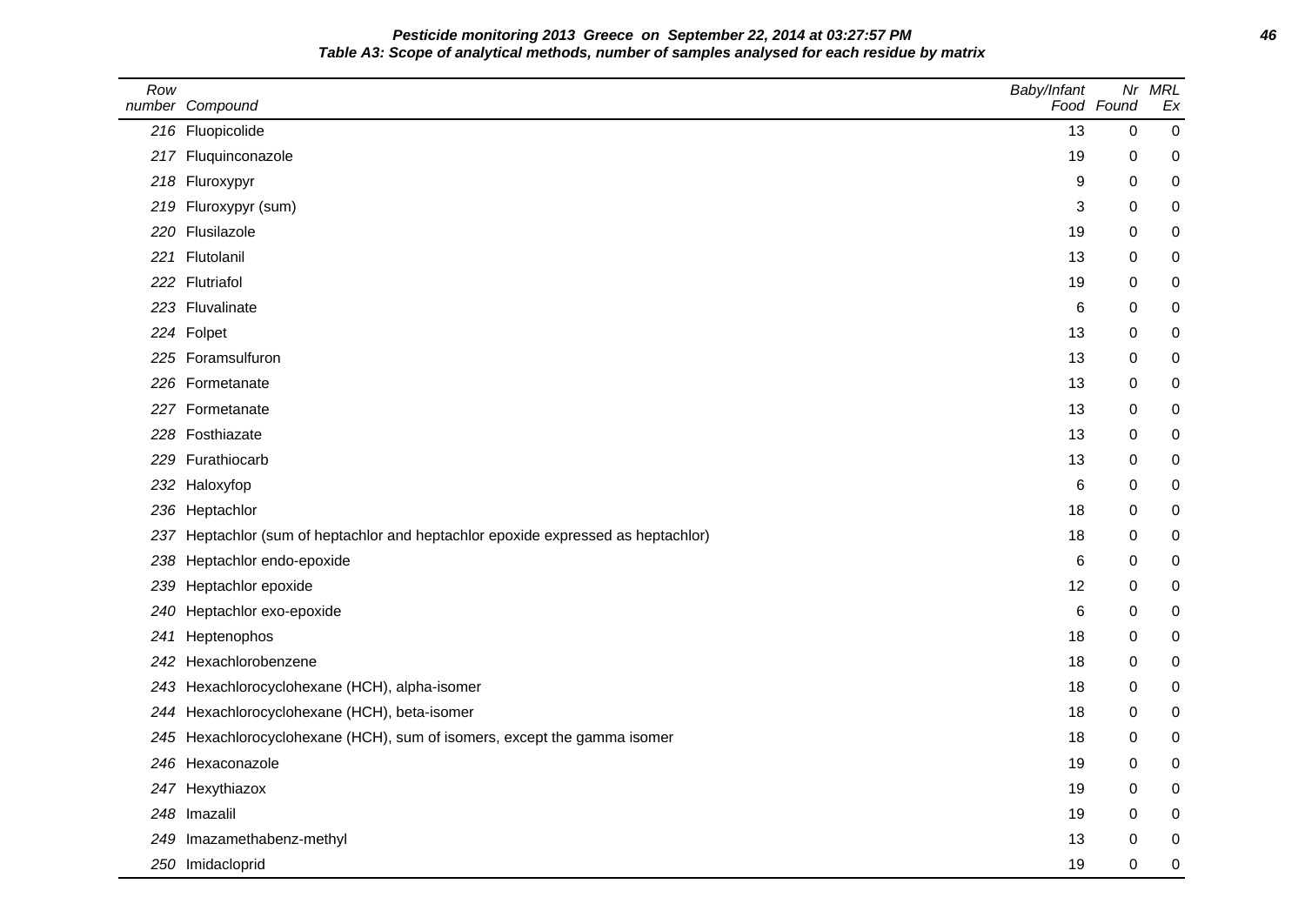**Pesticide monitoring 2013 Greece on September 22, 2014 at 03:27:57 PM**

**Table A3: Scope of analytical methods, number of samples analysed for each residue by matrix**

| Row number | Compound | Baby/Infant Food | Nr Found | MRL Ex |
|---|---|---|---|---|
| 216 | Fluopicolide | 13 | 0 | 0 |
| 217 | Fluquinconazole | 19 | 0 | 0 |
| 218 | Fluroxypyr | 9 | 0 | 0 |
| 219 | Fluroxypyr (sum) | 3 | 0 | 0 |
| 220 | Flusilazole | 19 | 0 | 0 |
| 221 | Flutolanil | 13 | 0 | 0 |
| 222 | Flutriafol | 19 | 0 | 0 |
| 223 | Fluvalinate | 6 | 0 | 0 |
| 224 | Folpet | 13 | 0 | 0 |
| 225 | Foramsulfuron | 13 | 0 | 0 |
| 226 | Formetanate | 13 | 0 | 0 |
| 227 | Formetanate | 13 | 0 | 0 |
| 228 | Fosthiazate | 13 | 0 | 0 |
| 229 | Furathiocarb | 13 | 0 | 0 |
| 232 | Haloxyfop | 6 | 0 | 0 |
| 236 | Heptachlor | 18 | 0 | 0 |
| 237 | Heptachlor (sum of heptachlor and heptachlor epoxide expressed as heptachlor) | 18 | 0 | 0 |
| 238 | Heptachlor endo-epoxide | 6 | 0 | 0 |
| 239 | Heptachlor epoxide | 12 | 0 | 0 |
| 240 | Heptachlor exo-epoxide | 6 | 0 | 0 |
| 241 | Heptenophos | 18 | 0 | 0 |
| 242 | Hexachlorobenzene | 18 | 0 | 0 |
| 243 | Hexachlorocyclohexane (HCH), alpha-isomer | 18 | 0 | 0 |
| 244 | Hexachlorocyclohexane (HCH), beta-isomer | 18 | 0 | 0 |
| 245 | Hexachlorocyclohexane (HCH), sum of isomers, except the gamma isomer | 18 | 0 | 0 |
| 246 | Hexaconazole | 19 | 0 | 0 |
| 247 | Hexythiazox | 19 | 0 | 0 |
| 248 | Imazalil | 19 | 0 | 0 |
| 249 | Imazamethabenz-methyl | 13 | 0 | 0 |
| 250 | Imidacloprid | 19 | 0 | 0 |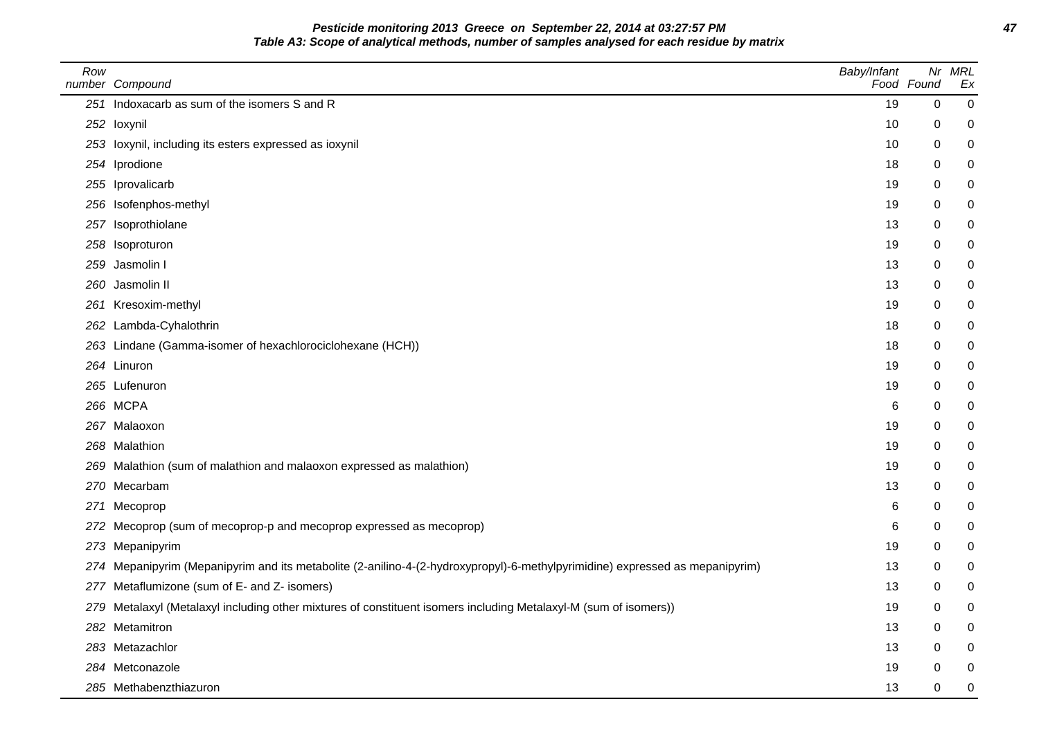**Pesticide monitoring 2013 Greece on September 22, 2014 at 03:27:57 PM**

**Table A3: Scope of analytical methods, number of samples analysed for each residue by matrix**

| Row number | Compound | Baby/Infant Food | Nr Found | MRL Ex |
|---|---|---|---|---|
| 251 | Indoxacarb as sum of the isomers S and R | 19 | 0 | 0 |
| 252 | Ioxynil | 10 | 0 | 0 |
| 253 | Ioxynil, including its esters expressed as ioxynil | 10 | 0 | 0 |
| 254 | Iprodione | 18 | 0 | 0 |
| 255 | Iprovalicarb | 19 | 0 | 0 |
| 256 | Isofenphos-methyl | 19 | 0 | 0 |
| 257 | Isoprothiolane | 13 | 0 | 0 |
| 258 | Isoproturon | 19 | 0 | 0 |
| 259 | Jasmolin I | 13 | 0 | 0 |
| 260 | Jasmolin II | 13 | 0 | 0 |
| 261 | Kresoxim-methyl | 19 | 0 | 0 |
| 262 | Lambda-Cyhalothrin | 18 | 0 | 0 |
| 263 | Lindane (Gamma-isomer of hexachlorociclohexane (HCH)) | 18 | 0 | 0 |
| 264 | Linuron | 19 | 0 | 0 |
| 265 | Lufenuron | 19 | 0 | 0 |
| 266 | MCPA | 6 | 0 | 0 |
| 267 | Malaoxon | 19 | 0 | 0 |
| 268 | Malathion | 19 | 0 | 0 |
| 269 | Malathion (sum of malathion and malaoxon expressed as malathion) | 19 | 0 | 0 |
| 270 | Mecarbam | 13 | 0 | 0 |
| 271 | Mecoprop | 6 | 0 | 0 |
| 272 | Mecoprop (sum of mecoprop-p and mecoprop expressed as mecoprop) | 6 | 0 | 0 |
| 273 | Mepanipyrim | 19 | 0 | 0 |
| 274 | Mepanipyrim (Mepanipyrim and its metabolite (2-anilino-4-(2-hydroxypropyl)-6-methylpyrimidine) expressed as mepanipyrim) | 13 | 0 | 0 |
| 277 | Metaflumizone (sum of E- and Z- isomers) | 13 | 0 | 0 |
| 279 | Metalaxyl (Metalaxyl including other mixtures of constituent isomers including Metalaxyl-M (sum of isomers)) | 19 | 0 | 0 |
| 282 | Metamitron | 13 | 0 | 0 |
| 283 | Metazachlor | 13 | 0 | 0 |
| 284 | Metconazole | 19 | 0 | 0 |
| 285 | Methabenzthiazuron | 13 | 0 | 0 |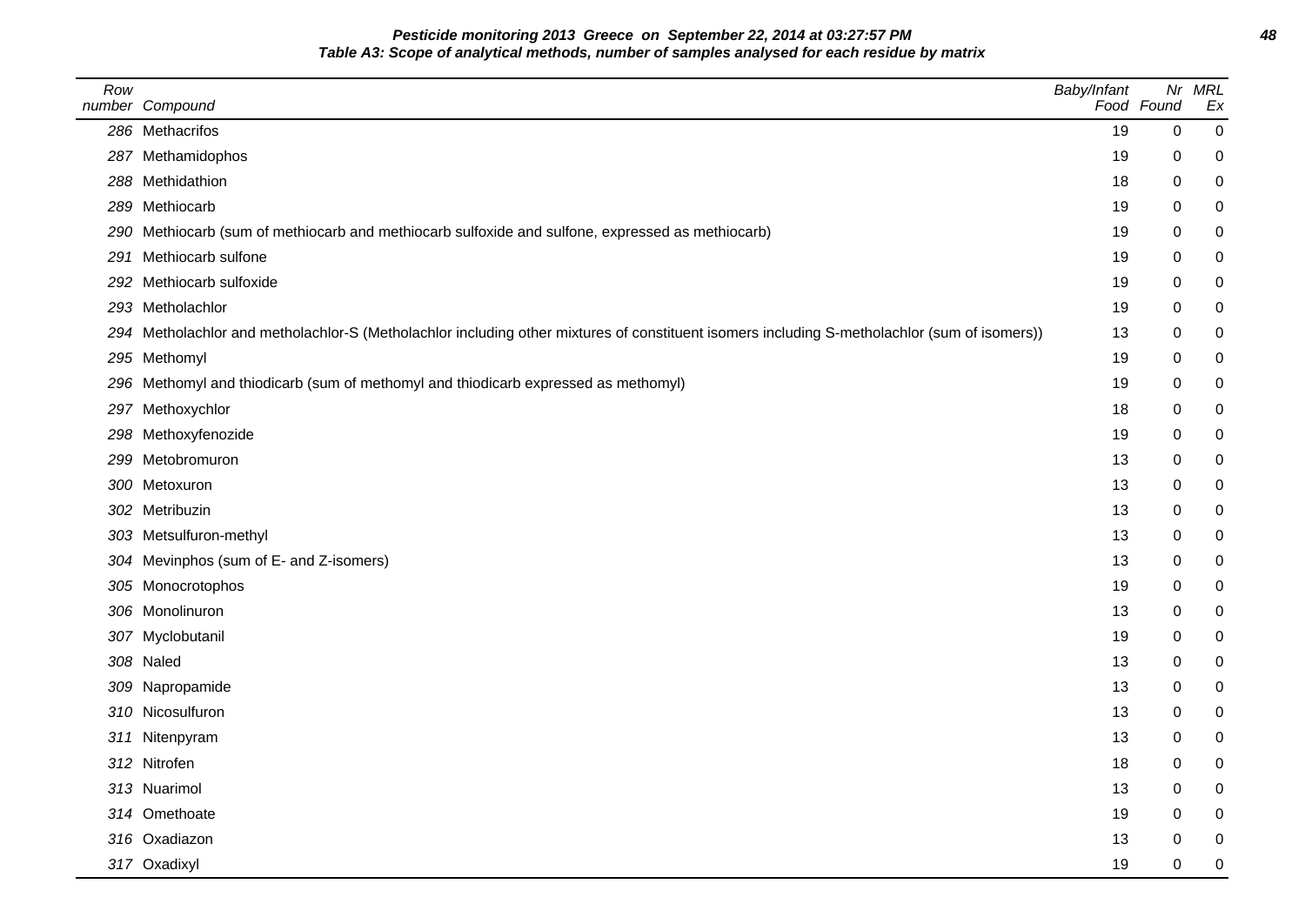**Pesticide monitoring 2013 Greece on September 22, 2014 at 03:27:57 PM**

**Table A3: Scope of analytical methods, number of samples analysed for each residue by matrix**

| Row number | Compound | Baby/Infant Food | Nr Found | MRL Ex |
|---|---|---|---|---|
| 286 | Methacrifos | 19 | 0 | 0 |
| 287 | Methamidophos | 19 | 0 | 0 |
| 288 | Methidathion | 18 | 0 | 0 |
| 289 | Methiocarb | 19 | 0 | 0 |
| 290 | Methiocarb (sum of methiocarb and methiocarb sulfoxide and sulfone, expressed as methiocarb) | 19 | 0 | 0 |
| 291 | Methiocarb sulfone | 19 | 0 | 0 |
| 292 | Methiocarb sulfoxide | 19 | 0 | 0 |
| 293 | Metholachlor | 19 | 0 | 0 |
| 294 | Metholachlor and metholachlor-S (Metholachlor including other mixtures of constituent isomers including S-metholachlor (sum of isomers)) | 13 | 0 | 0 |
| 295 | Methomyl | 19 | 0 | 0 |
| 296 | Methomyl and thiodicarb (sum of methomyl and thiodicarb expressed as methomyl) | 19 | 0 | 0 |
| 297 | Methoxychlor | 18 | 0 | 0 |
| 298 | Methoxyfenozide | 19 | 0 | 0 |
| 299 | Metobromuron | 13 | 0 | 0 |
| 300 | Metoxuron | 13 | 0 | 0 |
| 302 | Metribuzin | 13 | 0 | 0 |
| 303 | Metsulfuron-methyl | 13 | 0 | 0 |
| 304 | Mevinphos (sum of E- and Z-isomers) | 13 | 0 | 0 |
| 305 | Monocrotophos | 19 | 0 | 0 |
| 306 | Monolinuron | 13 | 0 | 0 |
| 307 | Myclobutanil | 19 | 0 | 0 |
| 308 | Naled | 13 | 0 | 0 |
| 309 | Napropamide | 13 | 0 | 0 |
| 310 | Nicosulfuron | 13 | 0 | 0 |
| 311 | Nitenpyram | 13 | 0 | 0 |
| 312 | Nitrofen | 18 | 0 | 0 |
| 313 | Nuarimol | 13 | 0 | 0 |
| 314 | Omethoate | 19 | 0 | 0 |
| 316 | Oxadiazon | 13 | 0 | 0 |
| 317 | Oxadixyl | 19 | 0 | 0 |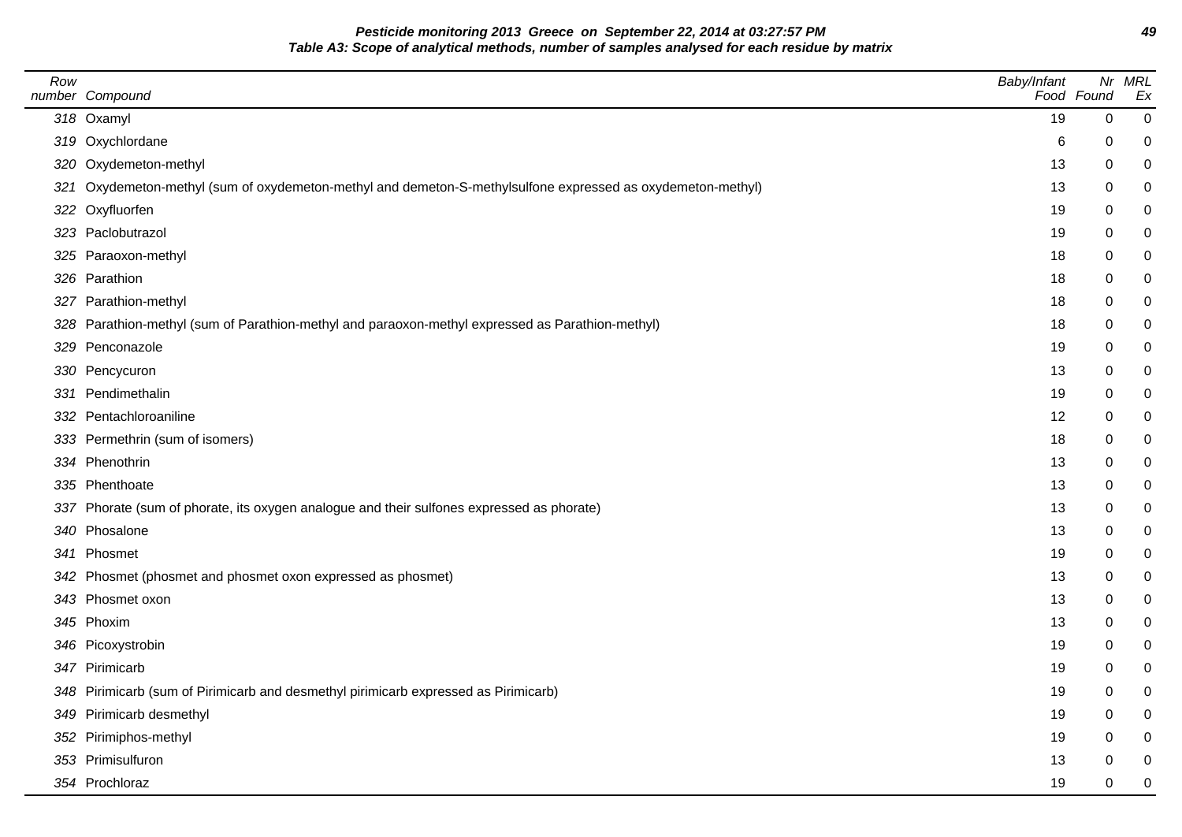**Pesticide monitoring 2013 Greece on September 22, 2014 at 03:27:57 PM**
**Table A3: Scope of analytical methods, number of samples analysed for each residue by matrix**

| Row number | Compound | Baby/Infant Food | Nr Found | MRL Ex |
|---|---|---|---|---|
| 318 | Oxamyl | 19 | 0 | 0 |
| 319 | Oxychlordane | 6 | 0 | 0 |
| 320 | Oxydemeton-methyl | 13 | 0 | 0 |
| 321 | Oxydemeton-methyl (sum of oxydemeton-methyl and demeton-S-methylsulfone expressed as oxydemeton-methyl) | 13 | 0 | 0 |
| 322 | Oxyfluorfen | 19 | 0 | 0 |
| 323 | Paclobutrazol | 19 | 0 | 0 |
| 325 | Paraoxon-methyl | 18 | 0 | 0 |
| 326 | Parathion | 18 | 0 | 0 |
| 327 | Parathion-methyl | 18 | 0 | 0 |
| 328 | Parathion-methyl (sum of Parathion-methyl and paraoxon-methyl expressed as Parathion-methyl) | 18 | 0 | 0 |
| 329 | Penconazole | 19 | 0 | 0 |
| 330 | Pencycuron | 13 | 0 | 0 |
| 331 | Pendimethalin | 19 | 0 | 0 |
| 332 | Pentachloroaniline | 12 | 0 | 0 |
| 333 | Permethrin (sum of isomers) | 18 | 0 | 0 |
| 334 | Phenothrin | 13 | 0 | 0 |
| 335 | Phenthoate | 13 | 0 | 0 |
| 337 | Phorate (sum of phorate, its oxygen analogue and their sulfones expressed as phorate) | 13 | 0 | 0 |
| 340 | Phosalone | 13 | 0 | 0 |
| 341 | Phosmet | 19 | 0 | 0 |
| 342 | Phosmet (phosmet and phosmet oxon expressed as phosmet) | 13 | 0 | 0 |
| 343 | Phosmet oxon | 13 | 0 | 0 |
| 345 | Phoxim | 13 | 0 | 0 |
| 346 | Picoxystrobin | 19 | 0 | 0 |
| 347 | Pirimicarb | 19 | 0 | 0 |
| 348 | Pirimicarb (sum of Pirimicarb and desmethyl pirimicarb expressed as Pirimicarb) | 19 | 0 | 0 |
| 349 | Pirimicarb desmethyl | 19 | 0 | 0 |
| 352 | Pirimiphos-methyl | 19 | 0 | 0 |
| 353 | Primisulfuron | 13 | 0 | 0 |
| 354 | Prochloraz | 19 | 0 | 0 |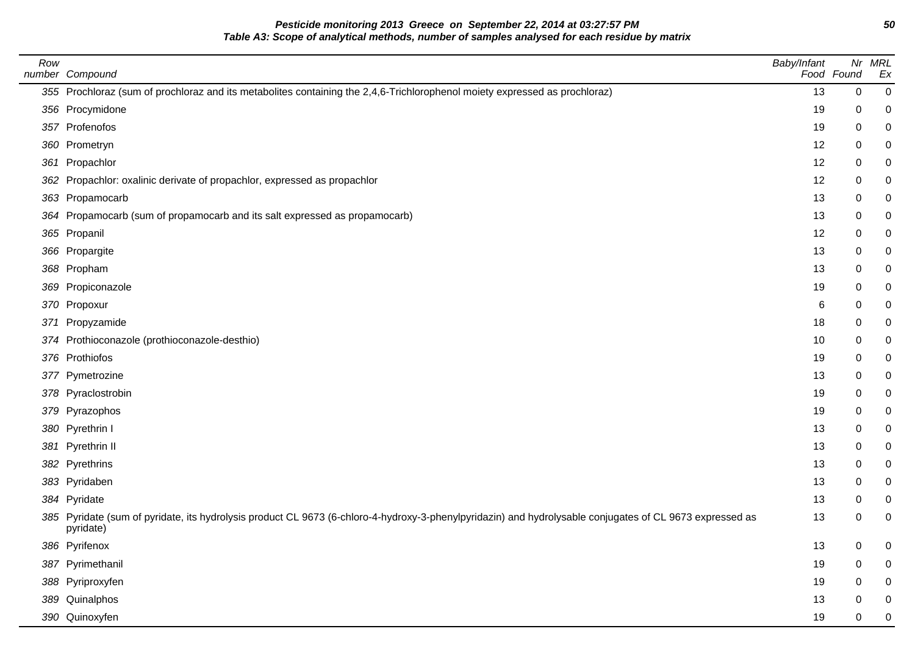**Pesticide monitoring 2013 Greece on September 22, 2014 at 03:27:57 PM**
**Table A3: Scope of analytical methods, number of samples analysed for each residue by matrix**

| Row number | Compound | Baby/Infant Food | Nr Found | MRL Ex |
|---|---|---|---|---|
| 355 | Prochloraz (sum of prochloraz and its metabolites containing the 2,4,6-Trichlorophenol moiety expressed as prochloraz) | 13 | 0 | 0 |
| 356 | Procymidone | 19 | 0 | 0 |
| 357 | Profenofos | 19 | 0 | 0 |
| 360 | Prometryn | 12 | 0 | 0 |
| 361 | Propachlor | 12 | 0 | 0 |
| 362 | Propachlor: oxalinic derivate of propachlor, expressed as propachlor | 12 | 0 | 0 |
| 363 | Propamocarb | 13 | 0 | 0 |
| 364 | Propamocarb (sum of propamocarb and its salt expressed as propamocarb) | 13 | 0 | 0 |
| 365 | Propanil | 12 | 0 | 0 |
| 366 | Propargite | 13 | 0 | 0 |
| 368 | Propham | 13 | 0 | 0 |
| 369 | Propiconazole | 19 | 0 | 0 |
| 370 | Propoxur | 6 | 0 | 0 |
| 371 | Propyzamide | 18 | 0 | 0 |
| 374 | Prothioconazole (prothioconazole-desthio) | 10 | 0 | 0 |
| 376 | Prothiofos | 19 | 0 | 0 |
| 377 | Pymetrozine | 13 | 0 | 0 |
| 378 | Pyraclostrobin | 19 | 0 | 0 |
| 379 | Pyrazophos | 19 | 0 | 0 |
| 380 | Pyrethrin I | 13 | 0 | 0 |
| 381 | Pyrethrin II | 13 | 0 | 0 |
| 382 | Pyrethrins | 13 | 0 | 0 |
| 383 | Pyridaben | 13 | 0 | 0 |
| 384 | Pyridate | 13 | 0 | 0 |
| 385 | Pyridate (sum of pyridate, its hydrolysis product CL 9673 (6-chloro-4-hydroxy-3-phenylpyridazin) and hydrolysable conjugates of CL 9673 expressed as pyridate) | 13 | 0 | 0 |
| 386 | Pyrifenox | 13 | 0 | 0 |
| 387 | Pyrimethanil | 19 | 0 | 0 |
| 388 | Pyriproxyfen | 19 | 0 | 0 |
| 389 | Quinalphos | 13 | 0 | 0 |
| 390 | Quinoxyfen | 19 | 0 | 0 |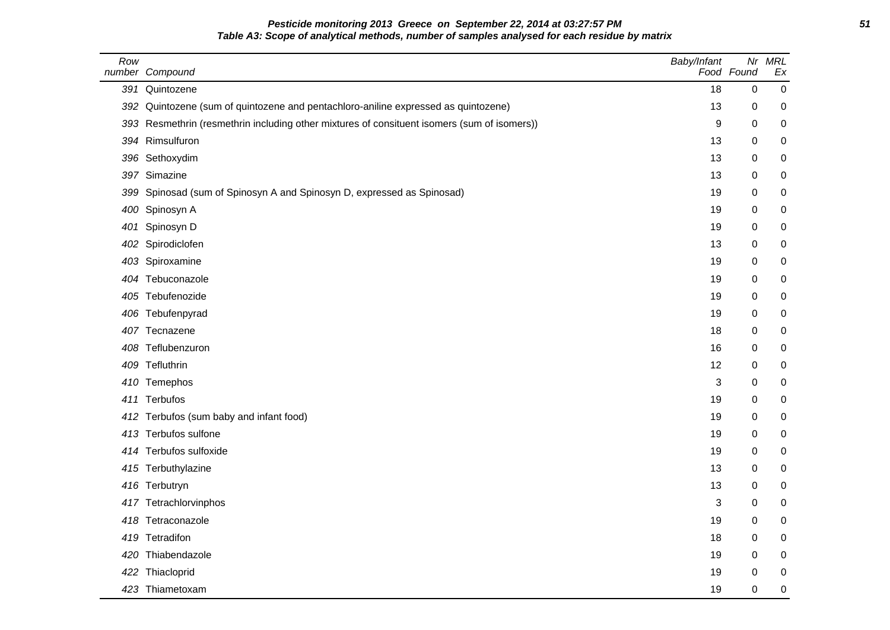**Pesticide monitoring 2013 Greece on September 22, 2014 at 03:27:57 PM**

**Table A3: Scope of analytical methods, number of samples analysed for each residue by matrix**

| Row number | Compound | Baby/Infant Food | Nr Found | MRL Ex |
|---|---|---|---|---|
| 391 | Quintozene | 18 | 0 | 0 |
| 392 | Quintozene (sum of quintozene and pentachloro-aniline expressed as quintozene) | 13 | 0 | 0 |
| 393 | Resmethrin (resmethrin including other mixtures of consituent isomers (sum of isomers)) | 9 | 0 | 0 |
| 394 | Rimsulfuron | 13 | 0 | 0 |
| 396 | Sethoxydim | 13 | 0 | 0 |
| 397 | Simazine | 13 | 0 | 0 |
| 399 | Spinosad (sum of Spinosyn A and Spinosyn D, expressed as Spinosad) | 19 | 0 | 0 |
| 400 | Spinosyn A | 19 | 0 | 0 |
| 401 | Spinosyn D | 19 | 0 | 0 |
| 402 | Spirodiclofen | 13 | 0 | 0 |
| 403 | Spiroxamine | 19 | 0 | 0 |
| 404 | Tebuconazole | 19 | 0 | 0 |
| 405 | Tebufenozide | 19 | 0 | 0 |
| 406 | Tebufenpyrad | 19 | 0 | 0 |
| 407 | Tecnazene | 18 | 0 | 0 |
| 408 | Teflubenzuron | 16 | 0 | 0 |
| 409 | Tefluthrin | 12 | 0 | 0 |
| 410 | Temephos | 3 | 0 | 0 |
| 411 | Terbufos | 19 | 0 | 0 |
| 412 | Terbufos (sum baby and infant food) | 19 | 0 | 0 |
| 413 | Terbufos sulfone | 19 | 0 | 0 |
| 414 | Terbufos sulfoxide | 19 | 0 | 0 |
| 415 | Terbuthylazine | 13 | 0 | 0 |
| 416 | Terbutryn | 13 | 0 | 0 |
| 417 | Tetrachlorvinphos | 3 | 0 | 0 |
| 418 | Tetraconazole | 19 | 0 | 0 |
| 419 | Tetradifon | 18 | 0 | 0 |
| 420 | Thiabendazole | 19 | 0 | 0 |
| 422 | Thiacloprid | 19 | 0 | 0 |
| 423 | Thiametoxam | 19 | 0 | 0 |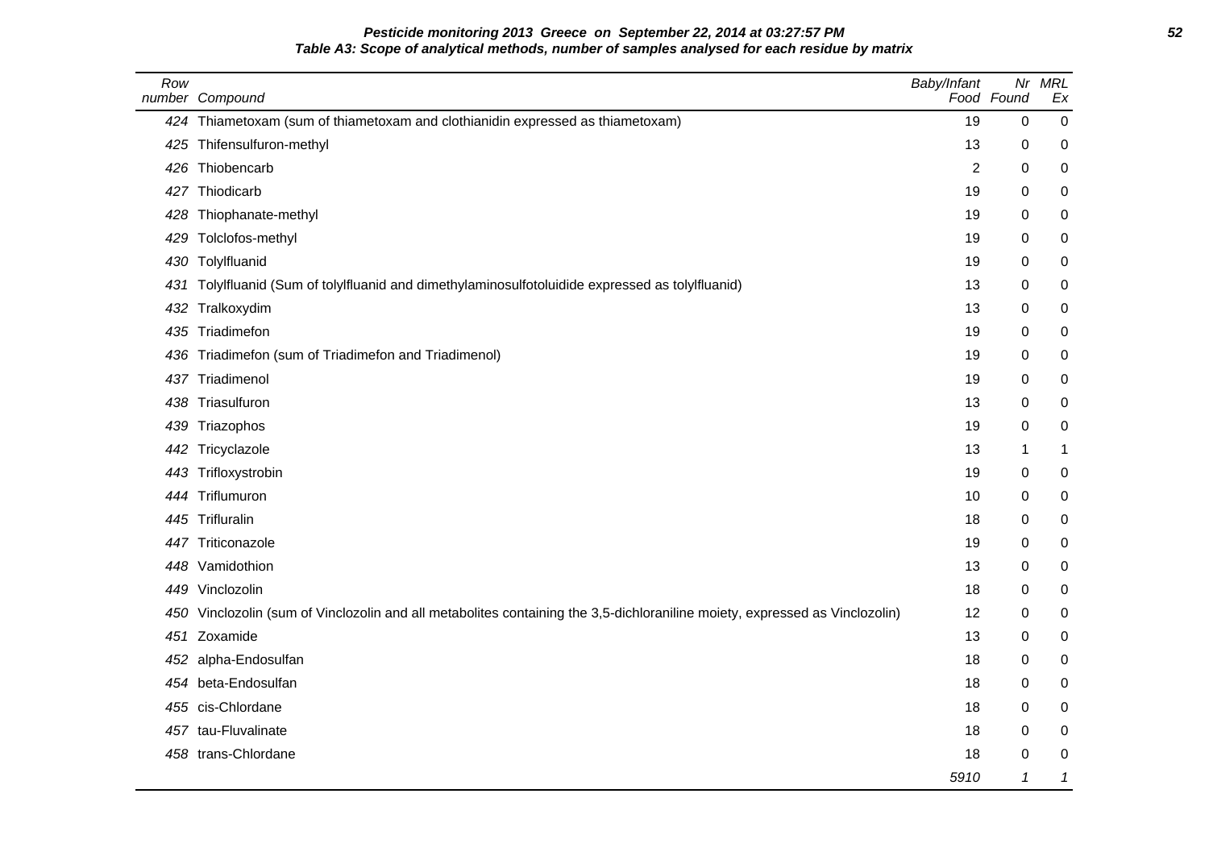**Pesticide monitoring 2013 Greece on September 22, 2014 at 03:27:57 PM**

**Table A3: Scope of analytical methods, number of samples analysed for each residue by matrix**

| Row number | Compound | Baby/Infant Food | Nr Found | MRL Ex |
|---|---|---|---|---|
| 424 | Thiametoxam (sum of thiametoxam and clothianidin expressed as thiametoxam) | 19 | 0 | 0 |
| 425 | Thifensulfuron-methyl | 13 | 0 | 0 |
| 426 | Thiobencarb | 2 | 0 | 0 |
| 427 | Thiodicarb | 19 | 0 | 0 |
| 428 | Thiophanate-methyl | 19 | 0 | 0 |
| 429 | Tolclofos-methyl | 19 | 0 | 0 |
| 430 | Tolylfluanid | 19 | 0 | 0 |
| 431 | Tolylfluanid (Sum of tolylfluanid and dimethylaminosulfotoluidide expressed as tolylfluanid) | 13 | 0 | 0 |
| 432 | Tralkoxydim | 13 | 0 | 0 |
| 435 | Triadimefon | 19 | 0 | 0 |
| 436 | Triadimefon (sum of Triadimefon and Triadimenol) | 19 | 0 | 0 |
| 437 | Triadimenol | 19 | 0 | 0 |
| 438 | Triasulfuron | 13 | 0 | 0 |
| 439 | Triazophos | 19 | 0 | 0 |
| 442 | Tricyclazole | 13 | 1 | 1 |
| 443 | Trifloxystrobin | 19 | 0 | 0 |
| 444 | Triflumuron | 10 | 0 | 0 |
| 445 | Trifluralin | 18 | 0 | 0 |
| 447 | Triticonazole | 19 | 0 | 0 |
| 448 | Vamidothion | 13 | 0 | 0 |
| 449 | Vinclozolin | 18 | 0 | 0 |
| 450 | Vinclozolin (sum of Vinclozolin and all metabolites containing the 3,5-dichloraniline moiety, expressed as Vinclozolin) | 12 | 0 | 0 |
| 451 | Zoxamide | 13 | 0 | 0 |
| 452 | alpha-Endosulfan | 18 | 0 | 0 |
| 454 | beta-Endosulfan | 18 | 0 | 0 |
| 455 | cis-Chlordane | 18 | 0 | 0 |
| 457 | tau-Fluvalinate | 18 | 0 | 0 |
| 458 | trans-Chlordane | 18 | 0 | 0 |
| | | *5910* | *1* | *1* |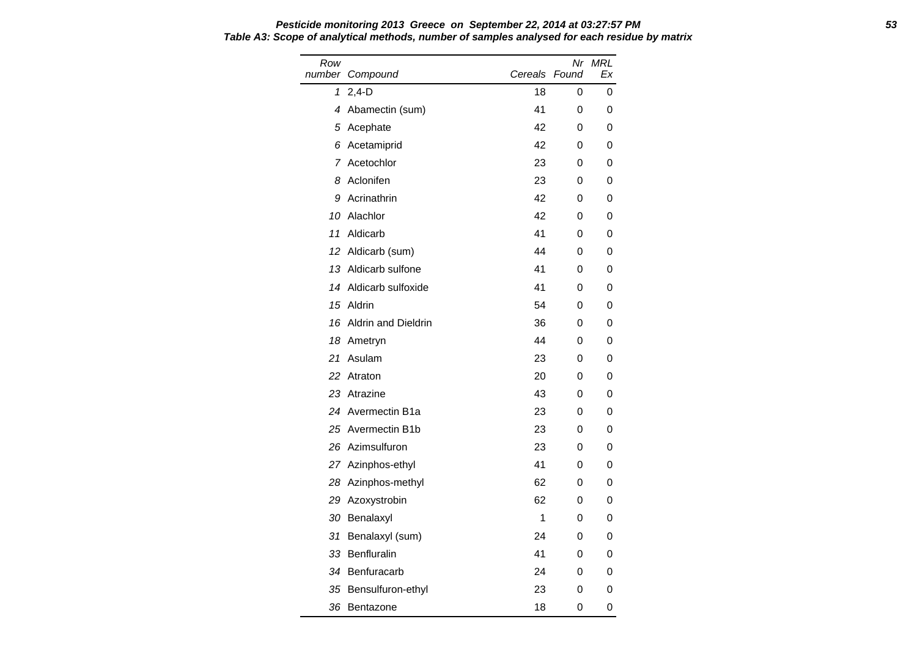**Pesticide monitoring 2013 Greece on September 22, 2014 at 03:27:57 PM**

**Table A3: Scope of analytical methods, number of samples analysed for each residue by matrix**

| Row number | Compound | Cereals | Nr Found | MRL Ex |
|---|---|---|---|---|
| 1 | 2,4-D | 18 | 0 | 0 |
| 4 | Abamectin (sum) | 41 | 0 | 0 |
| 5 | Acephate | 42 | 0 | 0 |
| 6 | Acetamiprid | 42 | 0 | 0 |
| 7 | Acetochlor | 23 | 0 | 0 |
| 8 | Aclonifen | 23 | 0 | 0 |
| 9 | Acrinathrin | 42 | 0 | 0 |
| 10 | Alachlor | 42 | 0 | 0 |
| 11 | Aldicarb | 41 | 0 | 0 |
| 12 | Aldicarb (sum) | 44 | 0 | 0 |
| 13 | Aldicarb sulfone | 41 | 0 | 0 |
| 14 | Aldicarb sulfoxide | 41 | 0 | 0 |
| 15 | Aldrin | 54 | 0 | 0 |
| 16 | Aldrin and Dieldrin | 36 | 0 | 0 |
| 18 | Ametryn | 44 | 0 | 0 |
| 21 | Asulam | 23 | 0 | 0 |
| 22 | Atraton | 20 | 0 | 0 |
| 23 | Atrazine | 43 | 0 | 0 |
| 24 | Avermectin B1a | 23 | 0 | 0 |
| 25 | Avermectin B1b | 23 | 0 | 0 |
| 26 | Azimsulfuron | 23 | 0 | 0 |
| 27 | Azinphos-ethyl | 41 | 0 | 0 |
| 28 | Azinphos-methyl | 62 | 0 | 0 |
| 29 | Azoxystrobin | 62 | 0 | 0 |
| 30 | Benalaxyl | 1 | 0 | 0 |
| 31 | Benalaxyl (sum) | 24 | 0 | 0 |
| 33 | Benfluralin | 41 | 0 | 0 |
| 34 | Benfuracarb | 24 | 0 | 0 |
| 35 | Bensulfuron-ethyl | 23 | 0 | 0 |
| 36 | Bentazone | 18 | 0 | 0 |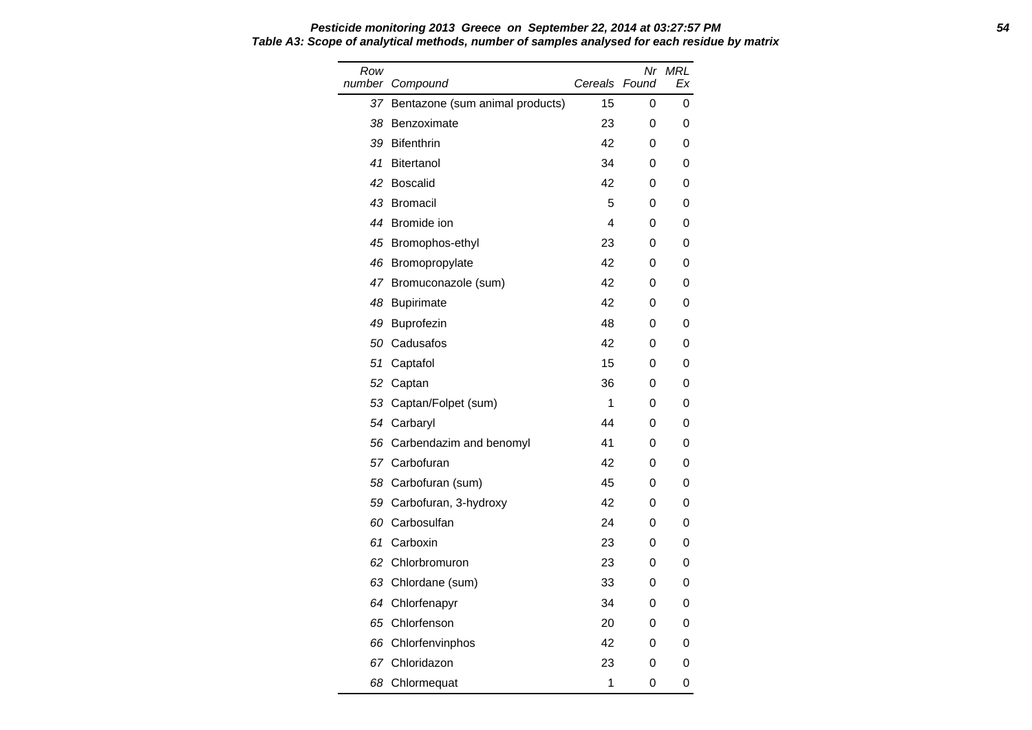**Pesticide monitoring 2013 Greece on September 22, 2014 at 03:27:57 PM**

**Table A3: Scope of analytical methods, number of samples analysed for each residue by matrix**

| Row number | Compound | Cereals | Nr Found | MRL Ex |
|---|---|---|---|---|
| 37 | Bentazone (sum animal products) | 15 | 0 | 0 |
| 38 | Benzoximate | 23 | 0 | 0 |
| 39 | Bifenthrin | 42 | 0 | 0 |
| 41 | Bitertanol | 34 | 0 | 0 |
| 42 | Boscalid | 42 | 0 | 0 |
| 43 | Bromacil | 5 | 0 | 0 |
| 44 | Bromide ion | 4 | 0 | 0 |
| 45 | Bromophos-ethyl | 23 | 0 | 0 |
| 46 | Bromopropylate | 42 | 0 | 0 |
| 47 | Bromuconazole (sum) | 42 | 0 | 0 |
| 48 | Bupirimate | 42 | 0 | 0 |
| 49 | Buprofezin | 48 | 0 | 0 |
| 50 | Cadusafos | 42 | 0 | 0 |
| 51 | Captafol | 15 | 0 | 0 |
| 52 | Captan | 36 | 0 | 0 |
| 53 | Captan/Folpet (sum) | 1 | 0 | 0 |
| 54 | Carbaryl | 44 | 0 | 0 |
| 56 | Carbendazim and benomyl | 41 | 0 | 0 |
| 57 | Carbofuran | 42 | 0 | 0 |
| 58 | Carbofuran (sum) | 45 | 0 | 0 |
| 59 | Carbofuran, 3-hydroxy | 42 | 0 | 0 |
| 60 | Carbosulfan | 24 | 0 | 0 |
| 61 | Carboxin | 23 | 0 | 0 |
| 62 | Chlorbromuron | 23 | 0 | 0 |
| 63 | Chlordane (sum) | 33 | 0 | 0 |
| 64 | Chlorfenapyr | 34 | 0 | 0 |
| 65 | Chlorfenson | 20 | 0 | 0 |
| 66 | Chlorfenvinphos | 42 | 0 | 0 |
| 67 | Chloridazon | 23 | 0 | 0 |
| 68 | Chlormequat | 1 | 0 | 0 |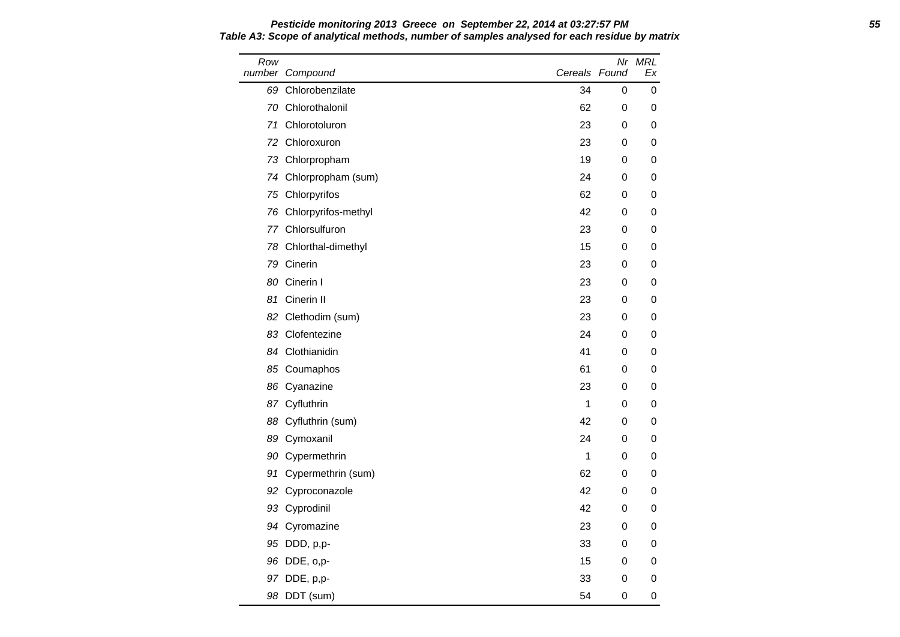**Table A3: Scope of analytical methods, number of samples analysed for each residue by matrix**

| Row number | Compound | Cereals | Nr Found | MRL Ex |
|---|---|---|---|---|
| 69 | Chlorobenzilate | 34 | 0 | 0 |
| 70 | Chlorothalonil | 62 | 0 | 0 |
| 71 | Chlorotoluron | 23 | 0 | 0 |
| 72 | Chloroxuron | 23 | 0 | 0 |
| 73 | Chlorpropham | 19 | 0 | 0 |
| 74 | Chlorpropham (sum) | 24 | 0 | 0 |
| 75 | Chlorpyrifos | 62 | 0 | 0 |
| 76 | Chlorpyrifos-methyl | 42 | 0 | 0 |
| 77 | Chlorsulfuron | 23 | 0 | 0 |
| 78 | Chlorthal-dimethyl | 15 | 0 | 0 |
| 79 | Cinerin | 23 | 0 | 0 |
| 80 | Cinerin I | 23 | 0 | 0 |
| 81 | Cinerin II | 23 | 0 | 0 |
| 82 | Clethodim (sum) | 23 | 0 | 0 |
| 83 | Clofentezine | 24 | 0 | 0 |
| 84 | Clothianidin | 41 | 0 | 0 |
| 85 | Coumaphos | 61 | 0 | 0 |
| 86 | Cyanazine | 23 | 0 | 0 |
| 87 | Cyfluthrin | 1 | 0 | 0 |
| 88 | Cyfluthrin (sum) | 42 | 0 | 0 |
| 89 | Cymoxanil | 24 | 0 | 0 |
| 90 | Cypermethrin | 1 | 0 | 0 |
| 91 | Cypermethrin (sum) | 62 | 0 | 0 |
| 92 | Cyproconazole | 42 | 0 | 0 |
| 93 | Cyprodinil | 42 | 0 | 0 |
| 94 | Cyromazine | 23 | 0 | 0 |
| 95 | DDD, p,p- | 33 | 0 | 0 |
| 96 | DDE, o,p- | 15 | 0 | 0 |
| 97 | DDE, p,p- | 33 | 0 | 0 |
| 98 | DDT (sum) | 54 | 0 | 0 |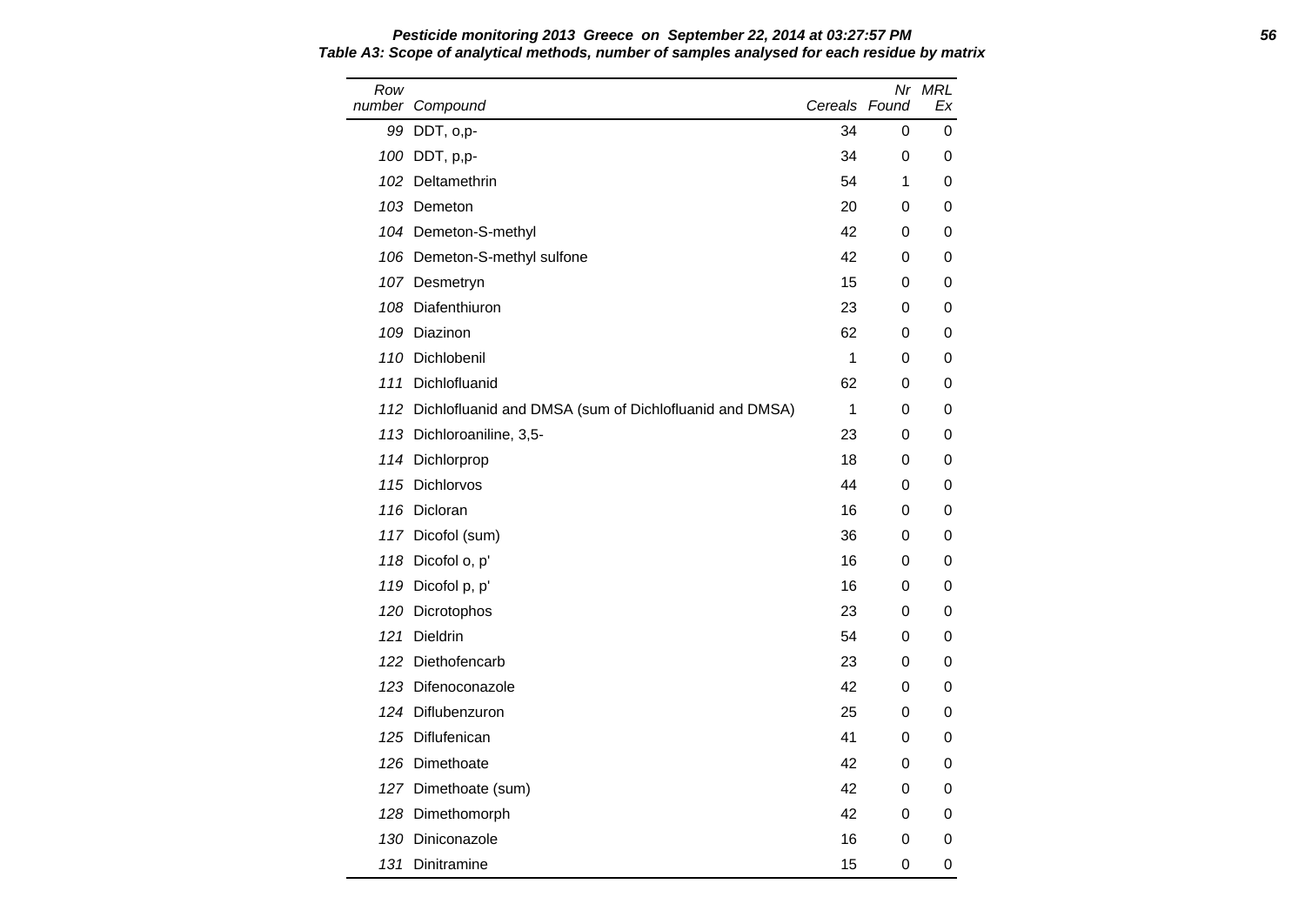**Pesticide monitoring 2013 Greece on September 22, 2014 at 03:27:57 PM**

**Table A3: Scope of analytical methods, number of samples analysed for each residue by matrix**

| Row number | Compound | Cereals | Nr Found | MRL Ex |
|---|---|---|---|---|
| 99 | DDT, o,p- | 34 | 0 | 0 |
| 100 | DDT, p,p- | 34 | 0 | 0 |
| 102 | Deltamethrin | 54 | 1 | 0 |
| 103 | Demeton | 20 | 0 | 0 |
| 104 | Demeton-S-methyl | 42 | 0 | 0 |
| 106 | Demeton-S-methyl sulfone | 42 | 0 | 0 |
| 107 | Desmetryn | 15 | 0 | 0 |
| 108 | Diafenthiuron | 23 | 0 | 0 |
| 109 | Diazinon | 62 | 0 | 0 |
| 110 | Dichlobenil | 1 | 0 | 0 |
| 111 | Dichlofluanid | 62 | 0 | 0 |
| 112 | Dichlofluanid and DMSA (sum of Dichlofluanid and DMSA) | 1 | 0 | 0 |
| 113 | Dichloroaniline, 3,5- | 23 | 0 | 0 |
| 114 | Dichlorprop | 18 | 0 | 0 |
| 115 | Dichlorvos | 44 | 0 | 0 |
| 116 | Dicloran | 16 | 0 | 0 |
| 117 | Dicofol (sum) | 36 | 0 | 0 |
| 118 | Dicofol o, p' | 16 | 0 | 0 |
| 119 | Dicofol p, p' | 16 | 0 | 0 |
| 120 | Dicrotophos | 23 | 0 | 0 |
| 121 | Dieldrin | 54 | 0 | 0 |
| 122 | Diethofencarb | 23 | 0 | 0 |
| 123 | Difenoconazole | 42 | 0 | 0 |
| 124 | Diflubenzuron | 25 | 0 | 0 |
| 125 | Diflufenican | 41 | 0 | 0 |
| 126 | Dimethoate | 42 | 0 | 0 |
| 127 | Dimethoate (sum) | 42 | 0 | 0 |
| 128 | Dimethomorph | 42 | 0 | 0 |
| 130 | Diniconazole | 16 | 0 | 0 |
| 131 | Dinitramine | 15 | 0 | 0 |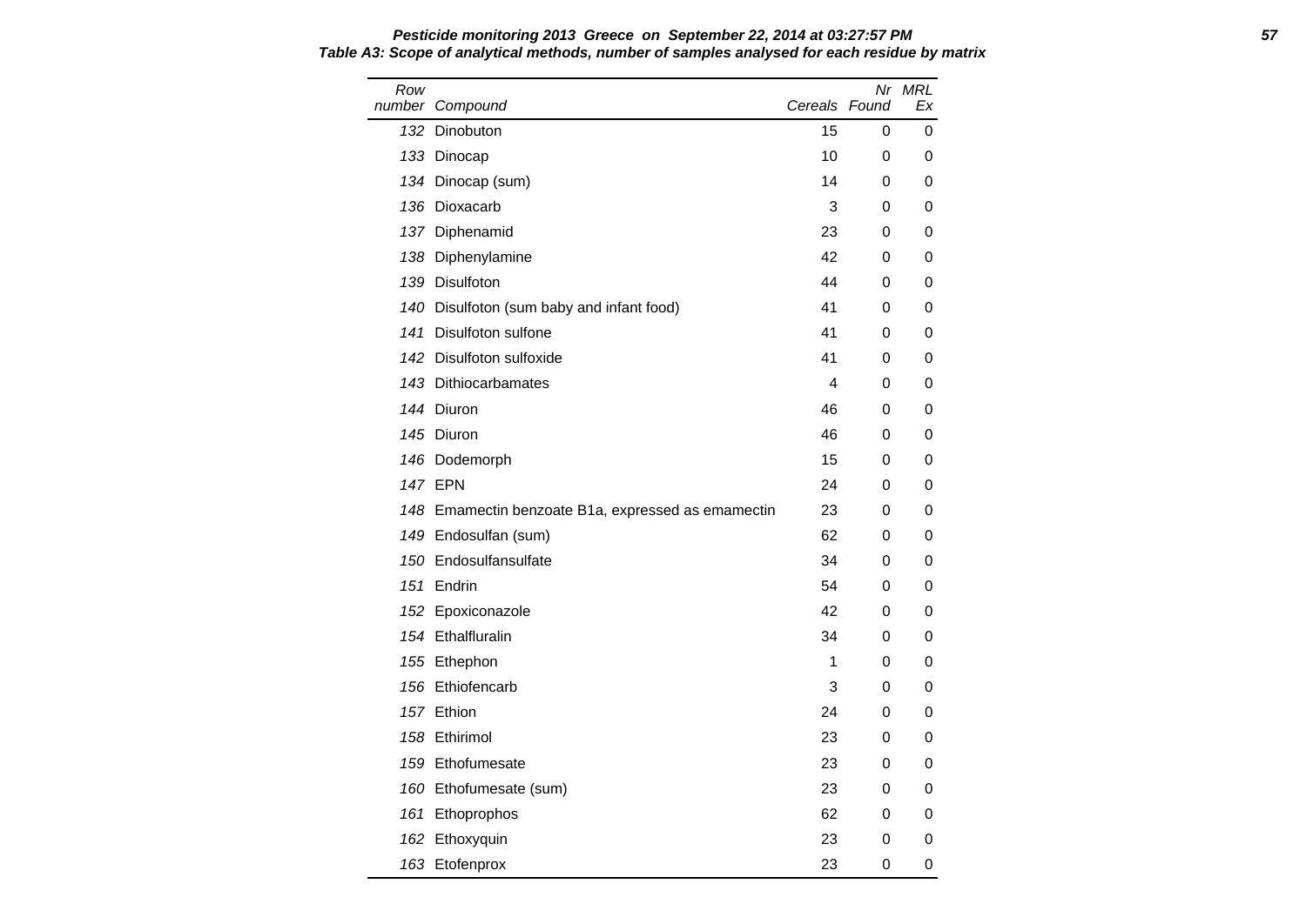**Pesticide monitoring 2013 Greece on September 22, 2014 at 03:27:57 PM**

**Table A3: Scope of analytical methods, number of samples analysed for each residue by matrix**

| Row number | Compound | Cereals | Nr Found | MRL Ex |
|---|---|---|---|---|
| 132 | Dinobuton | 15 | 0 | 0 |
| 133 | Dinocap | 10 | 0 | 0 |
| 134 | Dinocap (sum) | 14 | 0 | 0 |
| 136 | Dioxacarb | 3 | 0 | 0 |
| 137 | Diphenamid | 23 | 0 | 0 |
| 138 | Diphenylamine | 42 | 0 | 0 |
| 139 | Disulfoton | 44 | 0 | 0 |
| 140 | Disulfoton (sum baby and infant food) | 41 | 0 | 0 |
| 141 | Disulfoton sulfone | 41 | 0 | 0 |
| 142 | Disulfoton sulfoxide | 41 | 0 | 0 |
| 143 | Dithiocarbamates | 4 | 0 | 0 |
| 144 | Diuron | 46 | 0 | 0 |
| 145 | Diuron | 46 | 0 | 0 |
| 146 | Dodemorph | 15 | 0 | 0 |
| 147 | EPN | 24 | 0 | 0 |
| 148 | Emamectin benzoate B1a, expressed as emamectin | 23 | 0 | 0 |
| 149 | Endosulfan (sum) | 62 | 0 | 0 |
| 150 | Endosulfansulfate | 34 | 0 | 0 |
| 151 | Endrin | 54 | 0 | 0 |
| 152 | Epoxiconazole | 42 | 0 | 0 |
| 154 | Ethalfluralin | 34 | 0 | 0 |
| 155 | Ethephon | 1 | 0 | 0 |
| 156 | Ethiofencarb | 3 | 0 | 0 |
| 157 | Ethion | 24 | 0 | 0 |
| 158 | Ethirimol | 23 | 0 | 0 |
| 159 | Ethofumesate | 23 | 0 | 0 |
| 160 | Ethofumesate (sum) | 23 | 0 | 0 |
| 161 | Ethoprophos | 62 | 0 | 0 |
| 162 | Ethoxyquin | 23 | 0 | 0 |
| 163 | Etofenprox | 23 | 0 | 0 |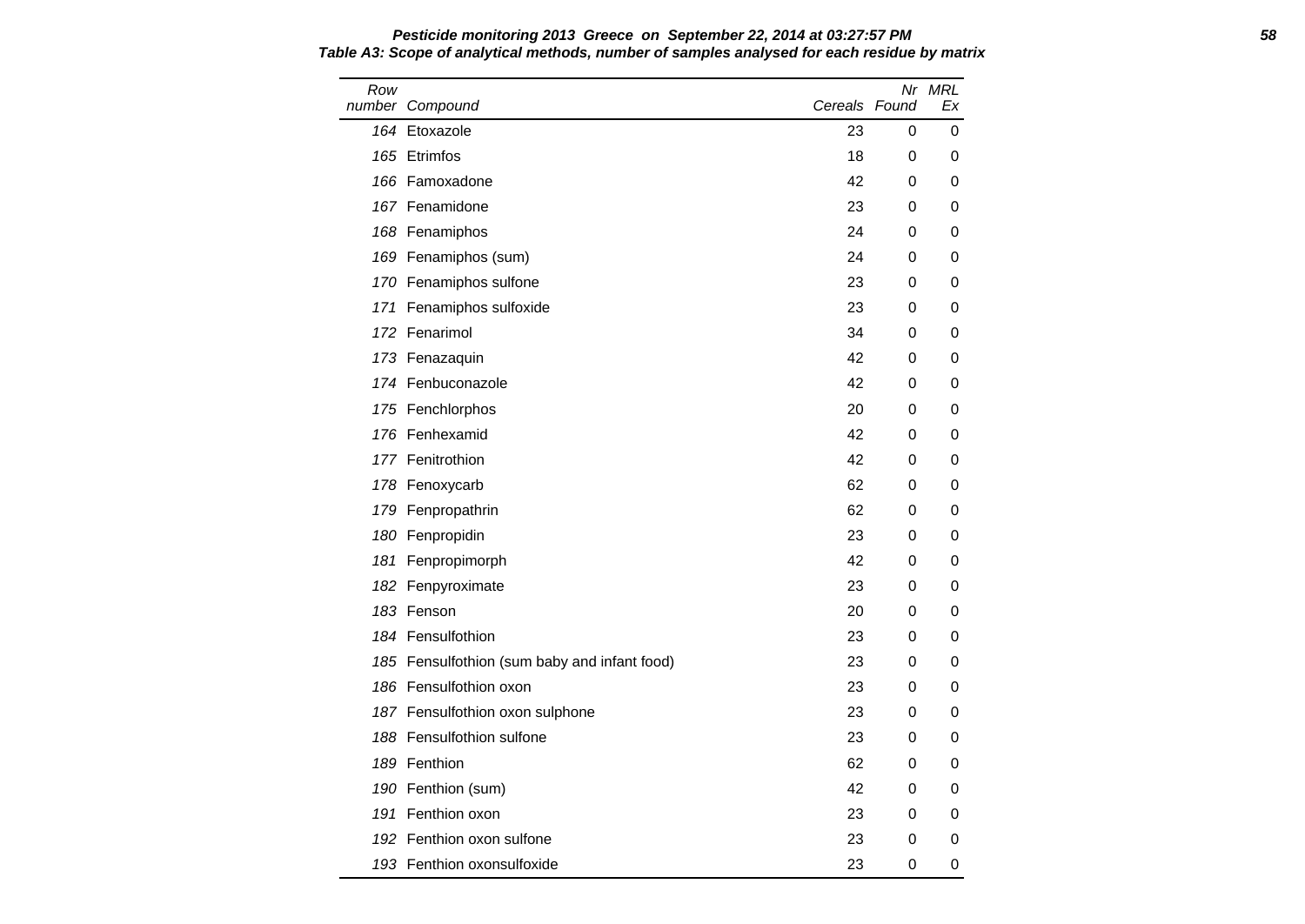**Table A3: Scope of analytical methods, number of samples analysed for each residue by matrix**

| Row number | Compound | Cereals | Nr Found | MRL Ex |
|---|---|---|---|---|
| 164 | Etoxazole | 23 | 0 | 0 |
| 165 | Etrimfos | 18 | 0 | 0 |
| 166 | Famoxadone | 42 | 0 | 0 |
| 167 | Fenamidone | 23 | 0 | 0 |
| 168 | Fenamiphos | 24 | 0 | 0 |
| 169 | Fenamiphos (sum) | 24 | 0 | 0 |
| 170 | Fenamiphos sulfone | 23 | 0 | 0 |
| 171 | Fenamiphos sulfoxide | 23 | 0 | 0 |
| 172 | Fenarimol | 34 | 0 | 0 |
| 173 | Fenazaquin | 42 | 0 | 0 |
| 174 | Fenbuconazole | 42 | 0 | 0 |
| 175 | Fenchlorphos | 20 | 0 | 0 |
| 176 | Fenhexamid | 42 | 0 | 0 |
| 177 | Fenitrothion | 42 | 0 | 0 |
| 178 | Fenoxycarb | 62 | 0 | 0 |
| 179 | Fenpropathrin | 62 | 0 | 0 |
| 180 | Fenpropidin | 23 | 0 | 0 |
| 181 | Fenpropimorph | 42 | 0 | 0 |
| 182 | Fenpyroximate | 23 | 0 | 0 |
| 183 | Fenson | 20 | 0 | 0 |
| 184 | Fensulfothion | 23 | 0 | 0 |
| 185 | Fensulfothion (sum baby and infant food) | 23 | 0 | 0 |
| 186 | Fensulfothion oxon | 23 | 0 | 0 |
| 187 | Fensulfothion oxon sulphone | 23 | 0 | 0 |
| 188 | Fensulfothion sulfone | 23 | 0 | 0 |
| 189 | Fenthion | 62 | 0 | 0 |
| 190 | Fenthion (sum) | 42 | 0 | 0 |
| 191 | Fenthion oxon | 23 | 0 | 0 |
| 192 | Fenthion oxon sulfone | 23 | 0 | 0 |
| 193 | Fenthion oxonsulfoxide | 23 | 0 | 0 |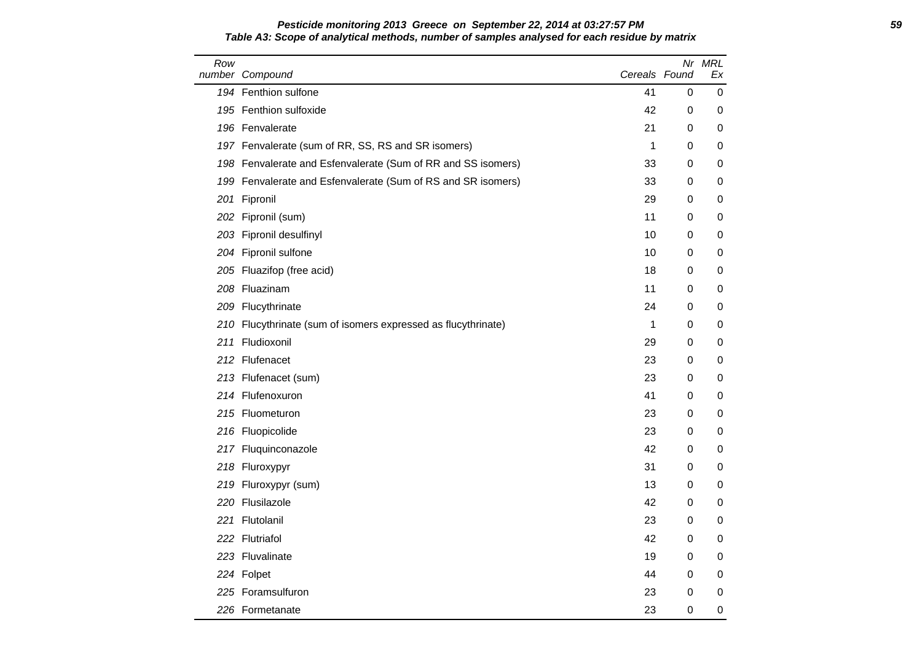**Table A3: Scope of analytical methods, number of samples analysed for each residue by matrix**

| Row number | Compound | Cereals | Nr Found | MRL Ex |
|---|---|---|---|---|
| 194 | Fenthion sulfone | 41 | 0 | 0 |
| 195 | Fenthion sulfoxide | 42 | 0 | 0 |
| 196 | Fenvalerate | 21 | 0 | 0 |
| 197 | Fenvalerate (sum of RR, SS, RS and SR isomers) | 1 | 0 | 0 |
| 198 | Fenvalerate and Esfenvalerate (Sum of RR and SS isomers) | 33 | 0 | 0 |
| 199 | Fenvalerate and Esfenvalerate (Sum of RS and SR isomers) | 33 | 0 | 0 |
| 201 | Fipronil | 29 | 0 | 0 |
| 202 | Fipronil (sum) | 11 | 0 | 0 |
| 203 | Fipronil desulfinyl | 10 | 0 | 0 |
| 204 | Fipronil sulfone | 10 | 0 | 0 |
| 205 | Fluazifop (free acid) | 18 | 0 | 0 |
| 208 | Fluazinam | 11 | 0 | 0 |
| 209 | Flucythrinate | 24 | 0 | 0 |
| 210 | Flucythrinate (sum of isomers expressed as flucythrinate) | 1 | 0 | 0 |
| 211 | Fludioxonil | 29 | 0 | 0 |
| 212 | Flufenacet | 23 | 0 | 0 |
| 213 | Flufenacet (sum) | 23 | 0 | 0 |
| 214 | Flufenoxuron | 41 | 0 | 0 |
| 215 | Fluometuron | 23 | 0 | 0 |
| 216 | Fluopicolide | 23 | 0 | 0 |
| 217 | Fluquinconazole | 42 | 0 | 0 |
| 218 | Fluroxypyr | 31 | 0 | 0 |
| 219 | Fluroxypyr (sum) | 13 | 0 | 0 |
| 220 | Flusilazole | 42 | 0 | 0 |
| 221 | Flutolanil | 23 | 0 | 0 |
| 222 | Flutriafol | 42 | 0 | 0 |
| 223 | Fluvalinate | 19 | 0 | 0 |
| 224 | Folpet | 44 | 0 | 0 |
| 225 | Foramsulfuron | 23 | 0 | 0 |
| 226 | Formetanate | 23 | 0 | 0 |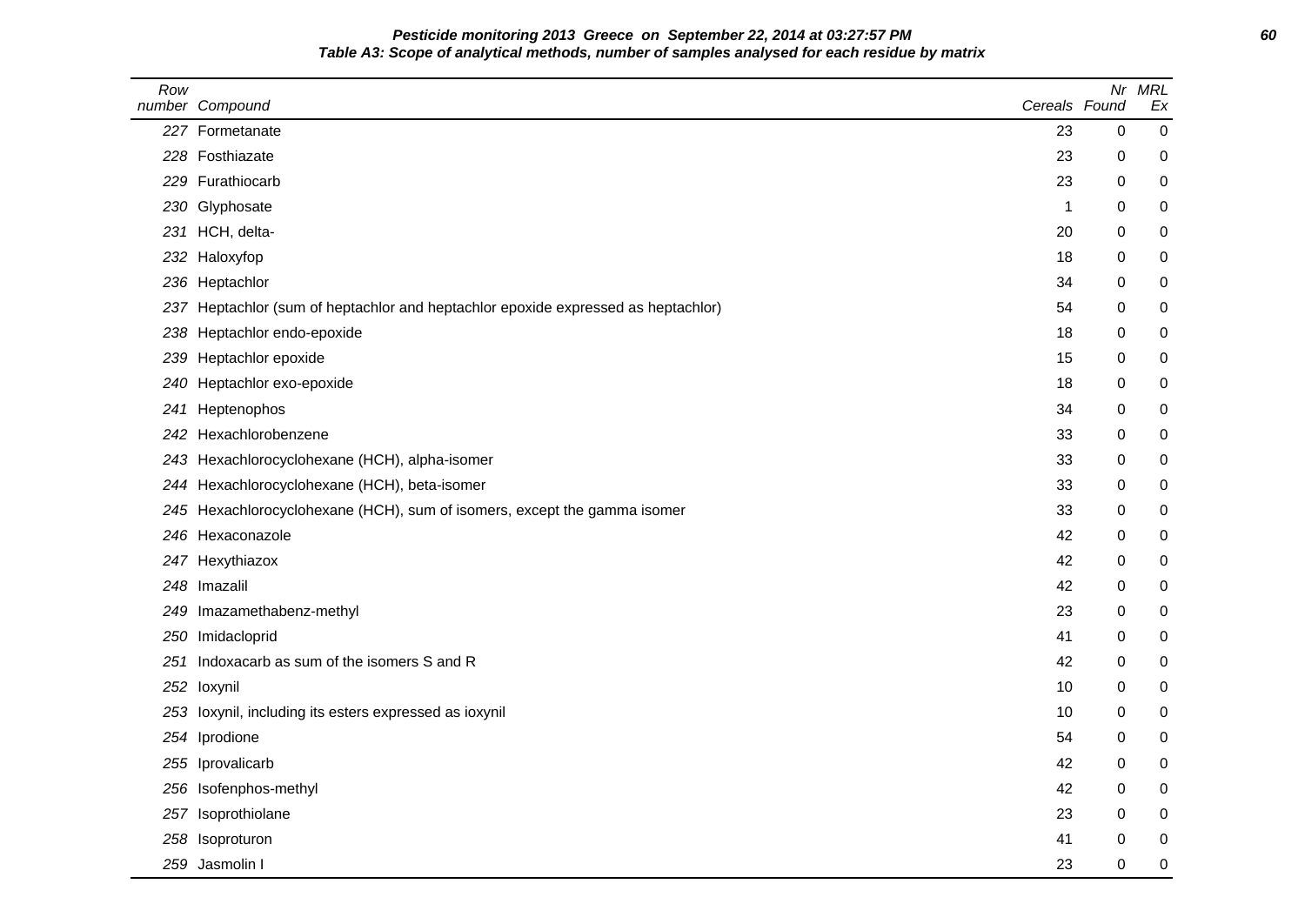**Pesticide monitoring 2013 Greece on September 22, 2014 at 03:27:57 PM**

**Table A3: Scope of analytical methods, number of samples analysed for each residue by matrix**

| Row number | Compound | Cereals | Nr Found | MRL Ex |
|---|---|---|---|---|
| 227 | Formetanate | 23 | 0 | 0 |
| 228 | Fosthiazate | 23 | 0 | 0 |
| 229 | Furathiocarb | 23 | 0 | 0 |
| 230 | Glyphosate | 1 | 0 | 0 |
| 231 | HCH, delta- | 20 | 0 | 0 |
| 232 | Haloxyfop | 18 | 0 | 0 |
| 236 | Heptachlor | 34 | 0 | 0 |
| 237 | Heptachlor (sum of heptachlor and heptachlor epoxide expressed as heptachlor) | 54 | 0 | 0 |
| 238 | Heptachlor endo-epoxide | 18 | 0 | 0 |
| 239 | Heptachlor epoxide | 15 | 0 | 0 |
| 240 | Heptachlor exo-epoxide | 18 | 0 | 0 |
| 241 | Heptenophos | 34 | 0 | 0 |
| 242 | Hexachlorobenzene | 33 | 0 | 0 |
| 243 | Hexachlorocyclohexane (HCH), alpha-isomer | 33 | 0 | 0 |
| 244 | Hexachlorocyclohexane (HCH), beta-isomer | 33 | 0 | 0 |
| 245 | Hexachlorocyclohexane (HCH), sum of isomers, except the gamma isomer | 33 | 0 | 0 |
| 246 | Hexaconazole | 42 | 0 | 0 |
| 247 | Hexythiazox | 42 | 0 | 0 |
| 248 | Imazalil | 42 | 0 | 0 |
| 249 | Imazamethabenz-methyl | 23 | 0 | 0 |
| 250 | Imidacloprid | 41 | 0 | 0 |
| 251 | Indoxacarb as sum of the isomers S and R | 42 | 0 | 0 |
| 252 | Ioxynil | 10 | 0 | 0 |
| 253 | Ioxynil, including its esters expressed as ioxynil | 10 | 0 | 0 |
| 254 | Iprodione | 54 | 0 | 0 |
| 255 | Iprovalicarb | 42 | 0 | 0 |
| 256 | Isofenphos-methyl | 42 | 0 | 0 |
| 257 | Isoprothiolane | 23 | 0 | 0 |
| 258 | Isoproturon | 41 | 0 | 0 |
| 259 | Jasmolin I | 23 | 0 | 0 |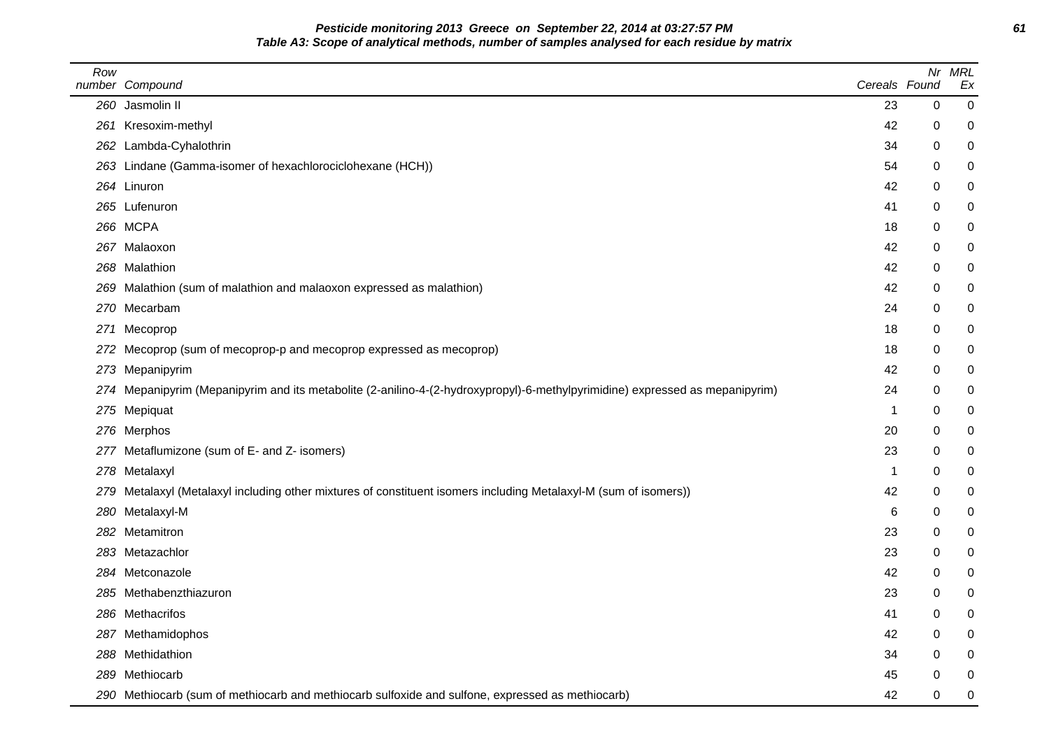**Pesticide monitoring 2013 Greece on September 22, 2014 at 03:27:57 PM**

**Table A3: Scope of analytical methods, number of samples analysed for each residue by matrix**

| Row number | Compound | Cereals | Nr Found | MRL Ex |
|---|---|---|---|---|
| 260 | Jasmolin II | 23 | 0 | 0 |
| 261 | Kresoxim-methyl | 42 | 0 | 0 |
| 262 | Lambda-Cyhalothrin | 34 | 0 | 0 |
| 263 | Lindane (Gamma-isomer of hexachlorociclohexane (HCH)) | 54 | 0 | 0 |
| 264 | Linuron | 42 | 0 | 0 |
| 265 | Lufenuron | 41 | 0 | 0 |
| 266 | MCPA | 18 | 0 | 0 |
| 267 | Malaoxon | 42 | 0 | 0 |
| 268 | Malathion | 42 | 0 | 0 |
| 269 | Malathion (sum of malathion and malaoxon expressed as malathion) | 42 | 0 | 0 |
| 270 | Mecarbam | 24 | 0 | 0 |
| 271 | Mecoprop | 18 | 0 | 0 |
| 272 | Mecoprop (sum of mecoprop-p and mecoprop expressed as mecoprop) | 18 | 0 | 0 |
| 273 | Mepanipyrim | 42 | 0 | 0 |
| 274 | Mepanipyrim (Mepanipyrim and its metabolite (2-anilino-4-(2-hydroxypropyl)-6-methylpyrimidine) expressed as mepanipyrim) | 24 | 0 | 0 |
| 275 | Mepiquat | 1 | 0 | 0 |
| 276 | Merphos | 20 | 0 | 0 |
| 277 | Metaflumizone (sum of E- and Z- isomers) | 23 | 0 | 0 |
| 278 | Metalaxyl | 1 | 0 | 0 |
| 279 | Metalaxyl (Metalaxyl including other mixtures of constituent isomers including Metalaxyl-M (sum of isomers)) | 42 | 0 | 0 |
| 280 | Metalaxyl-M | 6 | 0 | 0 |
| 282 | Metamitron | 23 | 0 | 0 |
| 283 | Metazachlor | 23 | 0 | 0 |
| 284 | Metconazole | 42 | 0 | 0 |
| 285 | Methabenzthiazuron | 23 | 0 | 0 |
| 286 | Methacrifos | 41 | 0 | 0 |
| 287 | Methamidophos | 42 | 0 | 0 |
| 288 | Methidathion | 34 | 0 | 0 |
| 289 | Methiocarb | 45 | 0 | 0 |
| 290 | Methiocarb (sum of methiocarb and methiocarb sulfoxide and sulfone, expressed as methiocarb) | 42 | 0 | 0 |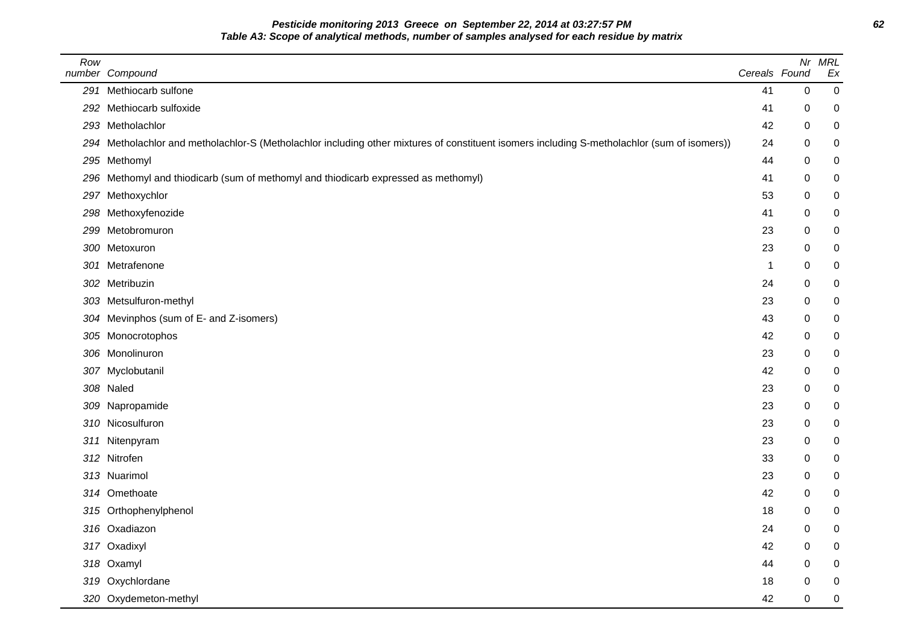**Pesticide monitoring 2013 Greece on September 22, 2014 at 03:27:57 PM**

**Table A3: Scope of analytical methods, number of samples analysed for each residue by matrix**

| Row number | Compound | Cereals | Nr Found | MRL Ex |
|---|---|---|---|---|
| 291 | Methiocarb sulfone | 41 | 0 | 0 |
| 292 | Methiocarb sulfoxide | 41 | 0 | 0 |
| 293 | Metholachlor | 42 | 0 | 0 |
| 294 | Metholachlor and metholachlor-S (Metholachlor including other mixtures of constituent isomers including S-metholachlor (sum of isomers)) | 24 | 0 | 0 |
| 295 | Methomyl | 44 | 0 | 0 |
| 296 | Methomyl and thiodicarb (sum of methomyl and thiodicarb expressed as methomyl) | 41 | 0 | 0 |
| 297 | Methoxychlor | 53 | 0 | 0 |
| 298 | Methoxyfenozide | 41 | 0 | 0 |
| 299 | Metobromuron | 23 | 0 | 0 |
| 300 | Metoxuron | 23 | 0 | 0 |
| 301 | Metrafenone | 1 | 0 | 0 |
| 302 | Metribuzin | 24 | 0 | 0 |
| 303 | Metsulfuron-methyl | 23 | 0 | 0 |
| 304 | Mevinphos (sum of E- and Z-isomers) | 43 | 0 | 0 |
| 305 | Monocrotophos | 42 | 0 | 0 |
| 306 | Monolinuron | 23 | 0 | 0 |
| 307 | Myclobutanil | 42 | 0 | 0 |
| 308 | Naled | 23 | 0 | 0 |
| 309 | Napropamide | 23 | 0 | 0 |
| 310 | Nicosulfuron | 23 | 0 | 0 |
| 311 | Nitenpyram | 23 | 0 | 0 |
| 312 | Nitrofen | 33 | 0 | 0 |
| 313 | Nuarimol | 23 | 0 | 0 |
| 314 | Omethoate | 42 | 0 | 0 |
| 315 | Orthophenylphenol | 18 | 0 | 0 |
| 316 | Oxadiazon | 24 | 0 | 0 |
| 317 | Oxadixyl | 42 | 0 | 0 |
| 318 | Oxamyl | 44 | 0 | 0 |
| 319 | Oxychlordane | 18 | 0 | 0 |
| 320 | Oxydemeton-methyl | 42 | 0 | 0 |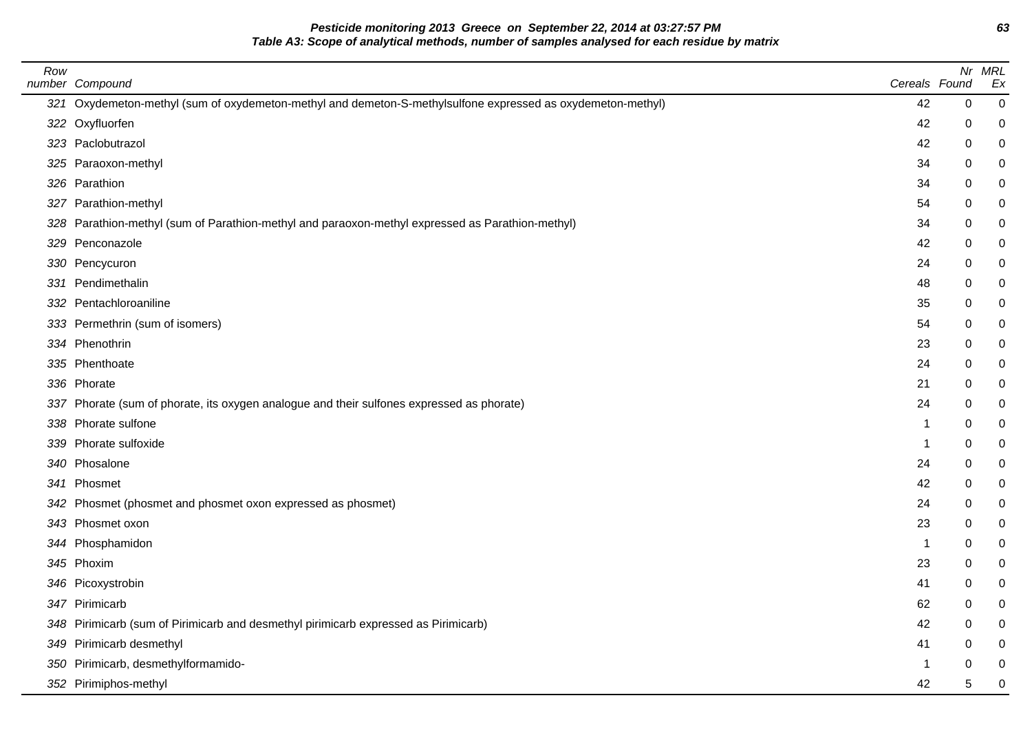**Pesticide monitoring 2013 Greece on September 22, 2014 at 03:27:57 PM**

**Table A3: Scope of analytical methods, number of samples analysed for each residue by matrix**

| Row number | Compound | Cereals | Nr Found | MRL Ex |
|---|---|---|---|---|
| 321 | Oxydemeton-methyl (sum of oxydemeton-methyl and demeton-S-methylsulfone expressed as oxydemeton-methyl) | 42 | 0 | 0 |
| 322 | Oxyfluorfen | 42 | 0 | 0 |
| 323 | Paclobutrazol | 42 | 0 | 0 |
| 325 | Paraoxon-methyl | 34 | 0 | 0 |
| 326 | Parathion | 34 | 0 | 0 |
| 327 | Parathion-methyl | 54 | 0 | 0 |
| 328 | Parathion-methyl (sum of Parathion-methyl and paraoxon-methyl expressed as Parathion-methyl) | 34 | 0 | 0 |
| 329 | Penconazole | 42 | 0 | 0 |
| 330 | Pencycuron | 24 | 0 | 0 |
| 331 | Pendimethalin | 48 | 0 | 0 |
| 332 | Pentachloroaniline | 35 | 0 | 0 |
| 333 | Permethrin (sum of isomers) | 54 | 0 | 0 |
| 334 | Phenothrin | 23 | 0 | 0 |
| 335 | Phenthoate | 24 | 0 | 0 |
| 336 | Phorate | 21 | 0 | 0 |
| 337 | Phorate (sum of phorate, its oxygen analogue and their sulfones expressed as phorate) | 24 | 0 | 0 |
| 338 | Phorate sulfone | 1 | 0 | 0 |
| 339 | Phorate sulfoxide | 1 | 0 | 0 |
| 340 | Phosalone | 24 | 0 | 0 |
| 341 | Phosmet | 42 | 0 | 0 |
| 342 | Phosmet (phosmet and phosmet oxon expressed as phosmet) | 24 | 0 | 0 |
| 343 | Phosmet oxon | 23 | 0 | 0 |
| 344 | Phosphamidon | 1 | 0 | 0 |
| 345 | Phoxim | 23 | 0 | 0 |
| 346 | Picoxystrobin | 41 | 0 | 0 |
| 347 | Pirimicarb | 62 | 0 | 0 |
| 348 | Pirimicarb (sum of Pirimicarb and desmethyl pirimicarb expressed as Pirimicarb) | 42 | 0 | 0 |
| 349 | Pirimicarb desmethyl | 41 | 0 | 0 |
| 350 | Pirimicarb, desmethylformamido- | 1 | 0 | 0 |
| 352 | Pirimiphos-methyl | 42 | 5 | 0 |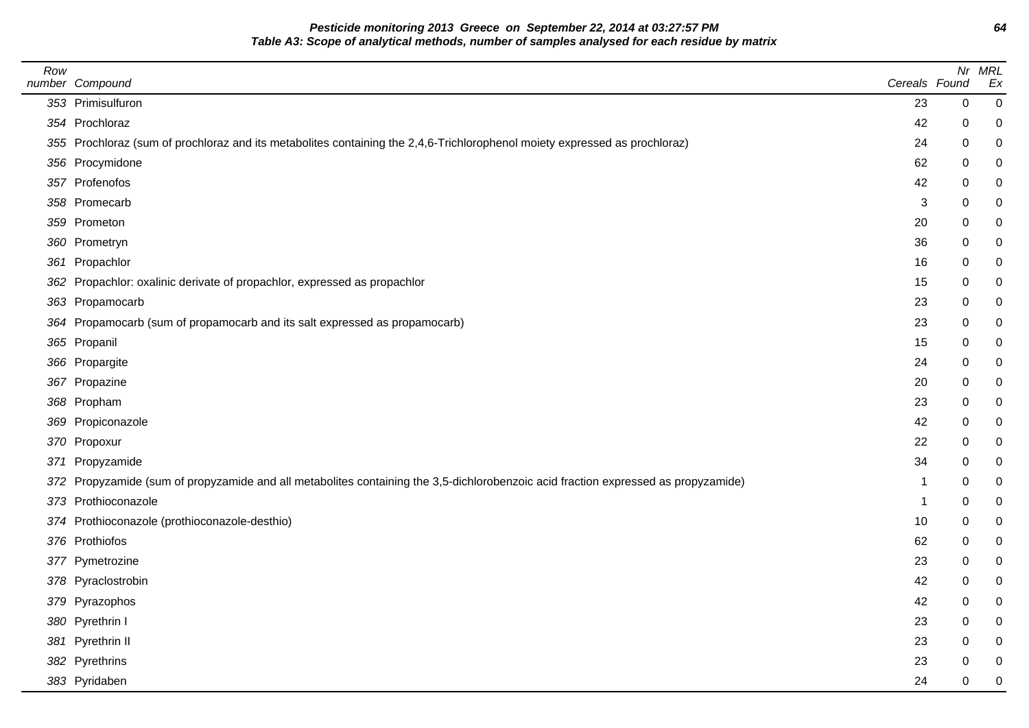**Pesticide monitoring 2013 Greece on September 22, 2014 at 03:27:57 PM**

**Table A3: Scope of analytical methods, number of samples analysed for each residue by matrix**

| Row number | Compound | Cereals | Nr Found | MRL Ex |
|---|---|---|---|---|
| 353 | Primisulfuron | 23 | 0 | 0 |
| 354 | Prochloraz | 42 | 0 | 0 |
| 355 | Prochloraz (sum of prochloraz and its metabolites containing the 2,4,6-Trichlorophenol moiety expressed as prochloraz) | 24 | 0 | 0 |
| 356 | Procymidone | 62 | 0 | 0 |
| 357 | Profenofos | 42 | 0 | 0 |
| 358 | Promecarb | 3 | 0 | 0 |
| 359 | Prometon | 20 | 0 | 0 |
| 360 | Prometryn | 36 | 0 | 0 |
| 361 | Propachlor | 16 | 0 | 0 |
| 362 | Propachlor: oxalinic derivate of propachlor, expressed as propachlor | 15 | 0 | 0 |
| 363 | Propamocarb | 23 | 0 | 0 |
| 364 | Propamocarb (sum of propamocarb and its salt expressed as propamocarb) | 23 | 0 | 0 |
| 365 | Propanil | 15 | 0 | 0 |
| 366 | Propargite | 24 | 0 | 0 |
| 367 | Propazine | 20 | 0 | 0 |
| 368 | Propham | 23 | 0 | 0 |
| 369 | Propiconazole | 42 | 0 | 0 |
| 370 | Propoxur | 22 | 0 | 0 |
| 371 | Propyzamide | 34 | 0 | 0 |
| 372 | Propyzamide (sum of propyzamide and all metabolites containing the 3,5-dichlorobenzoic acid fraction expressed as propyzamide) | 1 | 0 | 0 |
| 373 | Prothioconazole | 1 | 0 | 0 |
| 374 | Prothioconazole (prothioconazole-desthio) | 10 | 0 | 0 |
| 376 | Prothiofos | 62 | 0 | 0 |
| 377 | Pymetrozine | 23 | 0 | 0 |
| 378 | Pyraclostrobin | 42 | 0 | 0 |
| 379 | Pyrazophos | 42 | 0 | 0 |
| 380 | Pyrethrin I | 23 | 0 | 0 |
| 381 | Pyrethrin II | 23 | 0 | 0 |
| 382 | Pyrethrins | 23 | 0 | 0 |
| 383 | Pyridaben | 24 | 0 | 0 |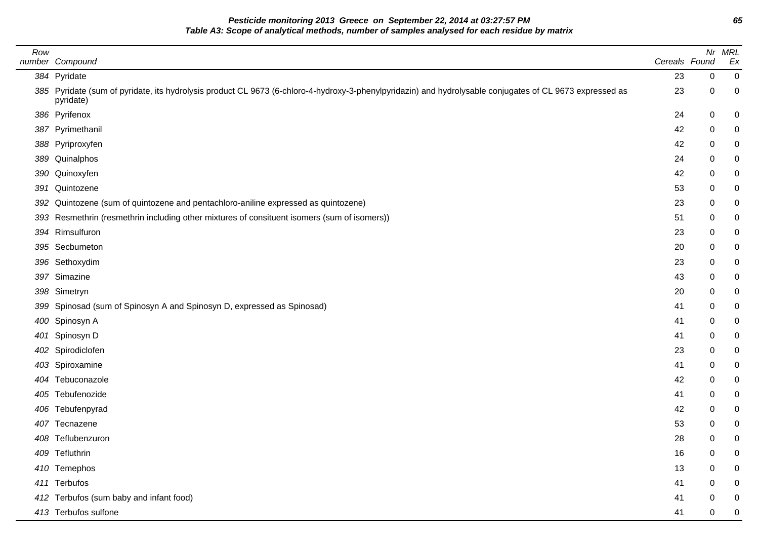**Pesticide monitoring 2013 Greece on September 22, 2014 at 03:27:57 PM**

**Table A3: Scope of analytical methods, number of samples analysed for each residue by matrix**

| Row number | Compound | Cereals | Nr Found | MRL Ex |
|---|---|---|---|---|
| 384 | Pyridate | 23 | 0 | 0 |
| 385 | Pyridate (sum of pyridate, its hydrolysis product CL 9673 (6-chloro-4-hydroxy-3-phenylpyridazin) and hydrolysable conjugates of CL 9673 expressed as pyridate) | 23 | 0 | 0 |
| 386 | Pyrifenox | 24 | 0 | 0 |
| 387 | Pyrimethanil | 42 | 0 | 0 |
| 388 | Pyriproxyfen | 42 | 0 | 0 |
| 389 | Quinalphos | 24 | 0 | 0 |
| 390 | Quinoxyfen | 42 | 0 | 0 |
| 391 | Quintozene | 53 | 0 | 0 |
| 392 | Quintozene (sum of quintozene and pentachloro-aniline expressed as quintozene) | 23 | 0 | 0 |
| 393 | Resmethrin (resmethrin including other mixtures of consituent isomers (sum of isomers)) | 51 | 0 | 0 |
| 394 | Rimsulfuron | 23 | 0 | 0 |
| 395 | Secbumeton | 20 | 0 | 0 |
| 396 | Sethoxydim | 23 | 0 | 0 |
| 397 | Simazine | 43 | 0 | 0 |
| 398 | Simetryn | 20 | 0 | 0 |
| 399 | Spinosad (sum of Spinosyn A and Spinosyn D, expressed as Spinosad) | 41 | 0 | 0 |
| 400 | Spinosyn A | 41 | 0 | 0 |
| 401 | Spinosyn D | 41 | 0 | 0 |
| 402 | Spirodiclofen | 23 | 0 | 0 |
| 403 | Spiroxamine | 41 | 0 | 0 |
| 404 | Tebuconazole | 42 | 0 | 0 |
| 405 | Tebufenozide | 41 | 0 | 0 |
| 406 | Tebufenpyrad | 42 | 0 | 0 |
| 407 | Tecnazene | 53 | 0 | 0 |
| 408 | Teflubenzuron | 28 | 0 | 0 |
| 409 | Tefluthrin | 16 | 0 | 0 |
| 410 | Temephos | 13 | 0 | 0 |
| 411 | Terbufos | 41 | 0 | 0 |
| 412 | Terbufos (sum baby and infant food) | 41 | 0 | 0 |
| 413 | Terbufos sulfone | 41 | 0 | 0 |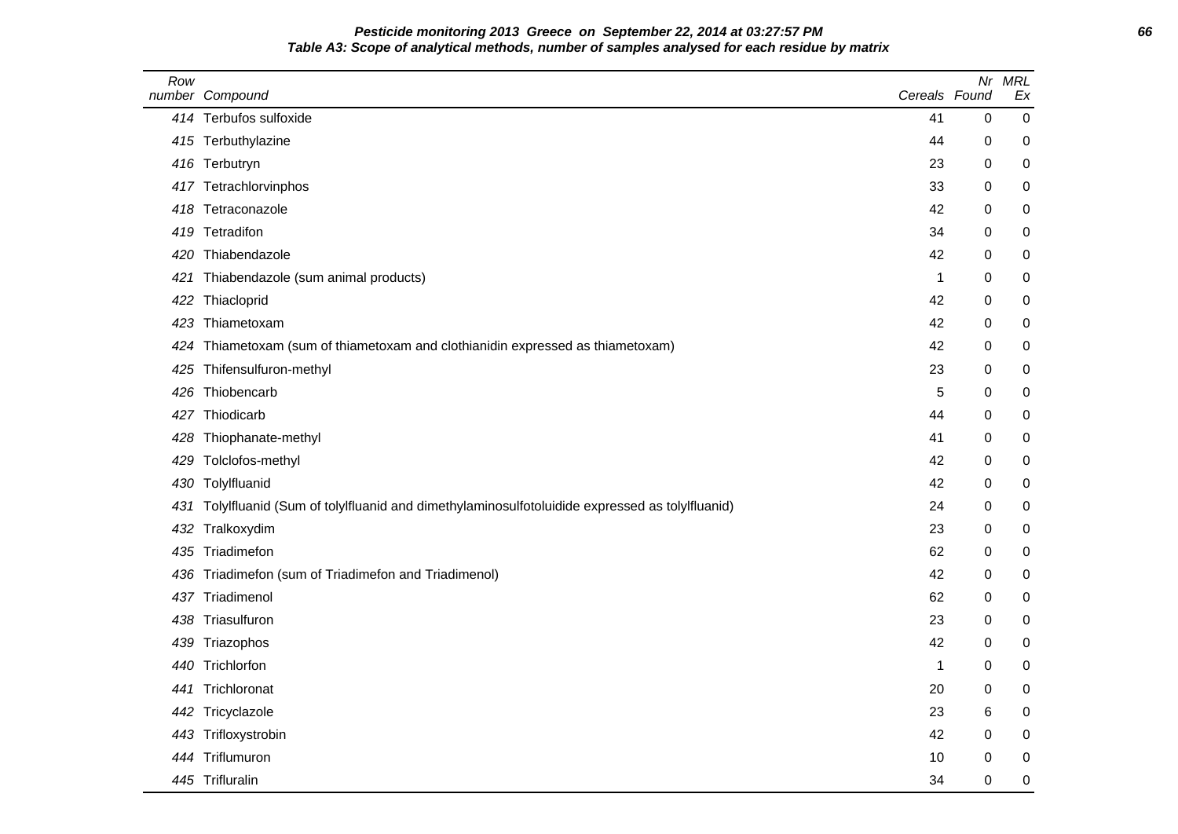**Pesticide monitoring 2013 Greece on September 22, 2014 at 03:27:57 PM**

**Table A3: Scope of analytical methods, number of samples analysed for each residue by matrix**

| Row number | Compound | Cereals | Nr Found | MRL Ex |
|---|---|---|---|---|
| 414 | Terbufos sulfoxide | 41 | 0 | 0 |
| 415 | Terbuthylazine | 44 | 0 | 0 |
| 416 | Terbutryn | 23 | 0 | 0 |
| 417 | Tetrachlorvinphos | 33 | 0 | 0 |
| 418 | Tetraconazole | 42 | 0 | 0 |
| 419 | Tetradifon | 34 | 0 | 0 |
| 420 | Thiabendazole | 42 | 0 | 0 |
| 421 | Thiabendazole (sum animal products) | 1 | 0 | 0 |
| 422 | Thiacloprid | 42 | 0 | 0 |
| 423 | Thiametoxam | 42 | 0 | 0 |
| 424 | Thiametoxam (sum of thiametoxam and clothianidin expressed as thiametoxam) | 42 | 0 | 0 |
| 425 | Thifensulfuron-methyl | 23 | 0 | 0 |
| 426 | Thiobencarb | 5 | 0 | 0 |
| 427 | Thiodicarb | 44 | 0 | 0 |
| 428 | Thiophanate-methyl | 41 | 0 | 0 |
| 429 | Tolclofos-methyl | 42 | 0 | 0 |
| 430 | Tolylfluanid | 42 | 0 | 0 |
| 431 | Tolylfluanid (Sum of tolylfluanid and dimethylaminosulfotoluidide expressed as tolylfluanid) | 24 | 0 | 0 |
| 432 | Tralkoxydim | 23 | 0 | 0 |
| 435 | Triadimefon | 62 | 0 | 0 |
| 436 | Triadimefon (sum of Triadimefon and Triadimenol) | 42 | 0 | 0 |
| 437 | Triadimenol | 62 | 0 | 0 |
| 438 | Triasulfuron | 23 | 0 | 0 |
| 439 | Triazophos | 42 | 0 | 0 |
| 440 | Trichlorfon | 1 | 0 | 0 |
| 441 | Trichloronat | 20 | 0 | 0 |
| 442 | Tricyclazole | 23 | 6 | 0 |
| 443 | Trifloxystrobin | 42 | 0 | 0 |
| 444 | Triflumuron | 10 | 0 | 0 |
| 445 | Trifluralin | 34 | 0 | 0 |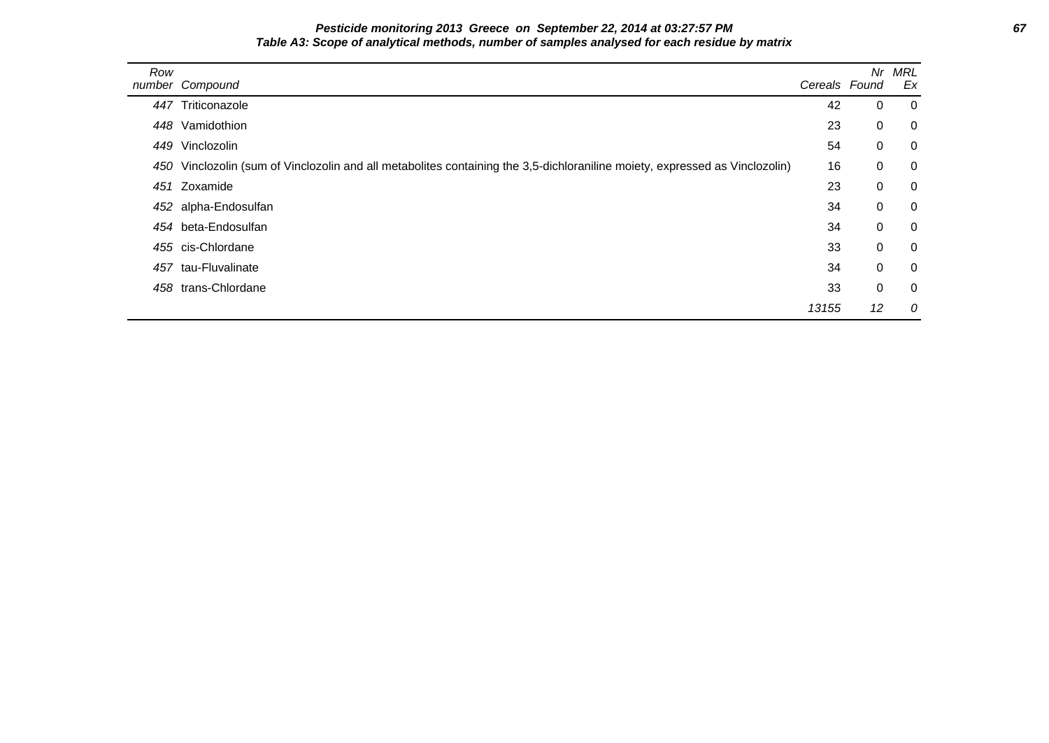**Pesticide monitoring 2013 Greece on September 22, 2014 at 03:27:57 PM**

**Table A3: Scope of analytical methods, number of samples analysed for each residue by matrix**

| Row number | Compound | Cereals | Nr Found | MRL Ex |
|---|---|---|---|---|
| 447 | Triticonazole | 42 | 0 | 0 |
| 448 | Vamidothion | 23 | 0 | 0 |
| 449 | Vinclozolin | 54 | 0 | 0 |
| 450 | Vinclozolin (sum of Vinclozolin and all metabolites containing the 3,5-dichloraniline moiety, expressed as Vinclozolin) | 16 | 0 | 0 |
| 451 | Zoxamide | 23 | 0 | 0 |
| 452 | alpha-Endosulfan | 34 | 0 | 0 |
| 454 | beta-Endosulfan | 34 | 0 | 0 |
| 455 | cis-Chlordane | 33 | 0 | 0 |
| 457 | tau-Fluvalinate | 34 | 0 | 0 |
| 458 | trans-Chlordane | 33 | 0 | 0 |
| | | *13155* | *12* | *0* |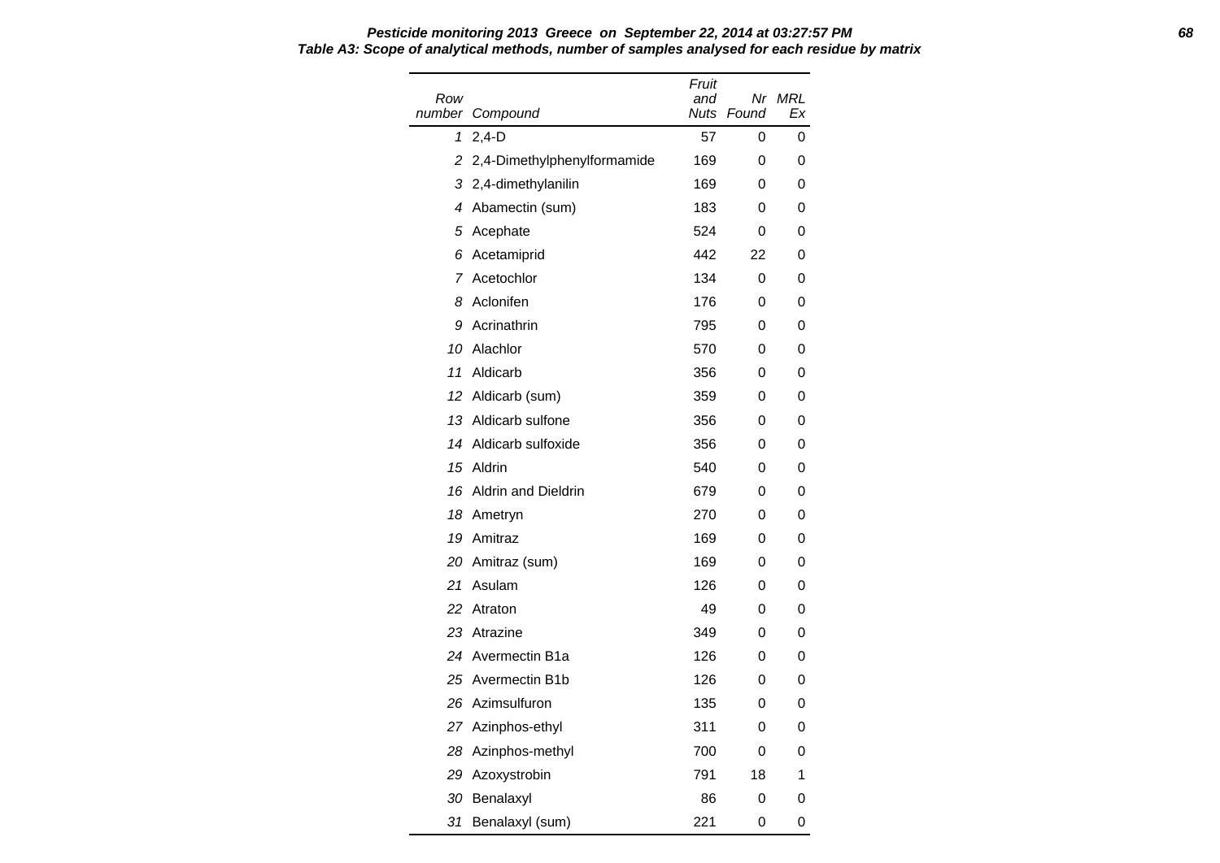**Pesticide monitoring 2013 Greece on September 22, 2014 at 03:27:57 PM**

**Table A3: Scope of analytical methods, number of samples analysed for each residue by matrix**

| Row number | Compound | Fruit and Nuts | Nr Found | MRL Ex |
|---|---|---|---|---|
| 1 | 2,4-D | 57 | 0 | 0 |
| 2 | 2,4-Dimethylphenylformamide | 169 | 0 | 0 |
| 3 | 2,4-dimethylanilin | 169 | 0 | 0 |
| 4 | Abamectin (sum) | 183 | 0 | 0 |
| 5 | Acephate | 524 | 0 | 0 |
| 6 | Acetamiprid | 442 | 22 | 0 |
| 7 | Acetochlor | 134 | 0 | 0 |
| 8 | Aclonifen | 176 | 0 | 0 |
| 9 | Acrinathrin | 795 | 0 | 0 |
| 10 | Alachlor | 570 | 0 | 0 |
| 11 | Aldicarb | 356 | 0 | 0 |
| 12 | Aldicarb (sum) | 359 | 0 | 0 |
| 13 | Aldicarb sulfone | 356 | 0 | 0 |
| 14 | Aldicarb sulfoxide | 356 | 0 | 0 |
| 15 | Aldrin | 540 | 0 | 0 |
| 16 | Aldrin and Dieldrin | 679 | 0 | 0 |
| 18 | Ametryn | 270 | 0 | 0 |
| 19 | Amitraz | 169 | 0 | 0 |
| 20 | Amitraz (sum) | 169 | 0 | 0 |
| 21 | Asulam | 126 | 0 | 0 |
| 22 | Atraton | 49 | 0 | 0 |
| 23 | Atrazine | 349 | 0 | 0 |
| 24 | Avermectin B1a | 126 | 0 | 0 |
| 25 | Avermectin B1b | 126 | 0 | 0 |
| 26 | Azimsulfuron | 135 | 0 | 0 |
| 27 | Azinphos-ethyl | 311 | 0 | 0 |
| 28 | Azinphos-methyl | 700 | 0 | 0 |
| 29 | Azoxystrobin | 791 | 18 | 1 |
| 30 | Benalaxyl | 86 | 0 | 0 |
| 31 | Benalaxyl (sum) | 221 | 0 | 0 |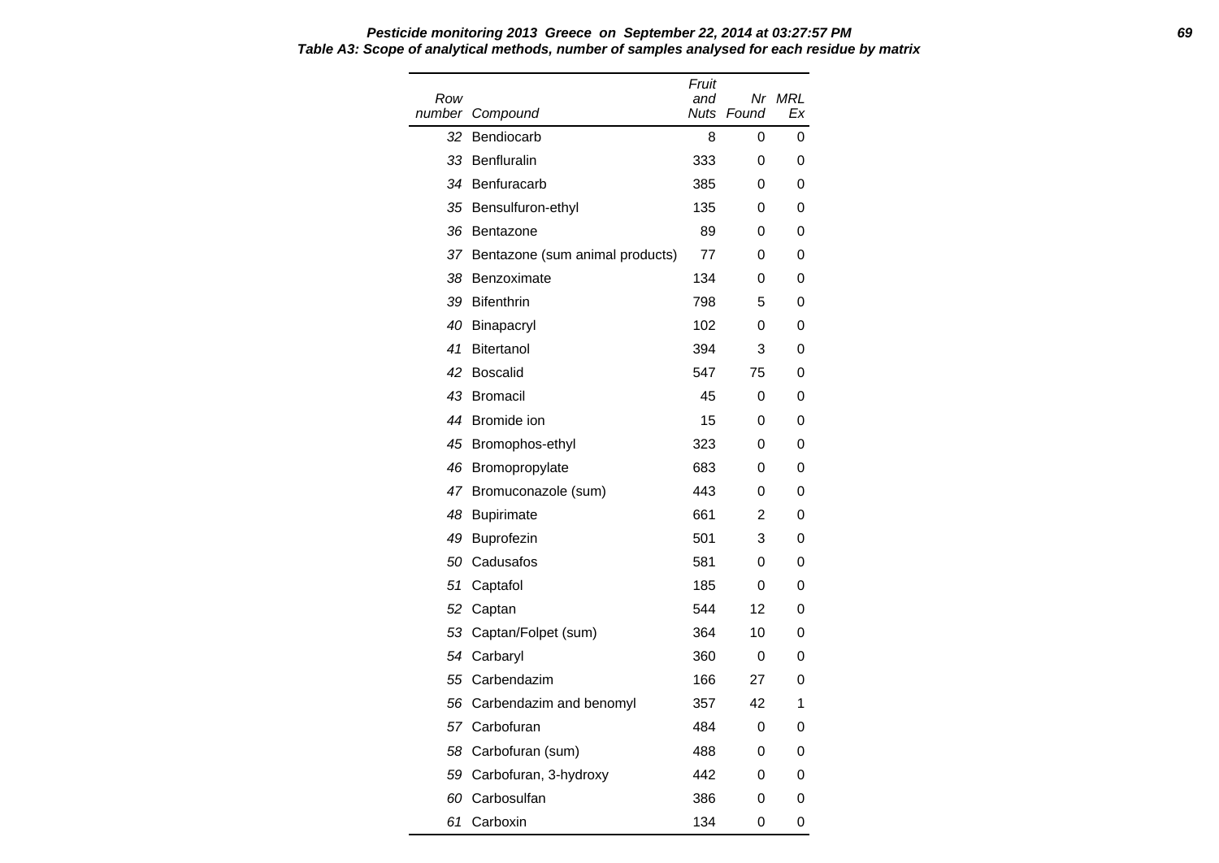**Table A3: Scope of analytical methods, number of samples analysed for each residue by matrix**

| Row number | Compound | Fruit and Nuts | Nr Found | MRL Ex |
|---|---|---|---|---|
| 32 | Bendiocarb | 8 | 0 | 0 |
| 33 | Benfluralin | 333 | 0 | 0 |
| 34 | Benfuracarb | 385 | 0 | 0 |
| 35 | Bensulfuron-ethyl | 135 | 0 | 0 |
| 36 | Bentazone | 89 | 0 | 0 |
| 37 | Bentazone (sum animal products) | 77 | 0 | 0 |
| 38 | Benzoximate | 134 | 0 | 0 |
| 39 | Bifenthrin | 798 | 5 | 0 |
| 40 | Binapacryl | 102 | 0 | 0 |
| 41 | Bitertanol | 394 | 3 | 0 |
| 42 | Boscalid | 547 | 75 | 0 |
| 43 | Bromacil | 45 | 0 | 0 |
| 44 | Bromide ion | 15 | 0 | 0 |
| 45 | Bromophos-ethyl | 323 | 0 | 0 |
| 46 | Bromopropylate | 683 | 0 | 0 |
| 47 | Bromuconazole (sum) | 443 | 0 | 0 |
| 48 | Bupirimate | 661 | 2 | 0 |
| 49 | Buprofezin | 501 | 3 | 0 |
| 50 | Cadusafos | 581 | 0 | 0 |
| 51 | Captafol | 185 | 0 | 0 |
| 52 | Captan | 544 | 12 | 0 |
| 53 | Captan/Folpet (sum) | 364 | 10 | 0 |
| 54 | Carbaryl | 360 | 0 | 0 |
| 55 | Carbendazim | 166 | 27 | 0 |
| 56 | Carbendazim and benomyl | 357 | 42 | 1 |
| 57 | Carbofuran | 484 | 0 | 0 |
| 58 | Carbofuran (sum) | 488 | 0 | 0 |
| 59 | Carbofuran, 3-hydroxy | 442 | 0 | 0 |
| 60 | Carbosulfan | 386 | 0 | 0 |
| 61 | Carboxin | 134 | 0 | 0 |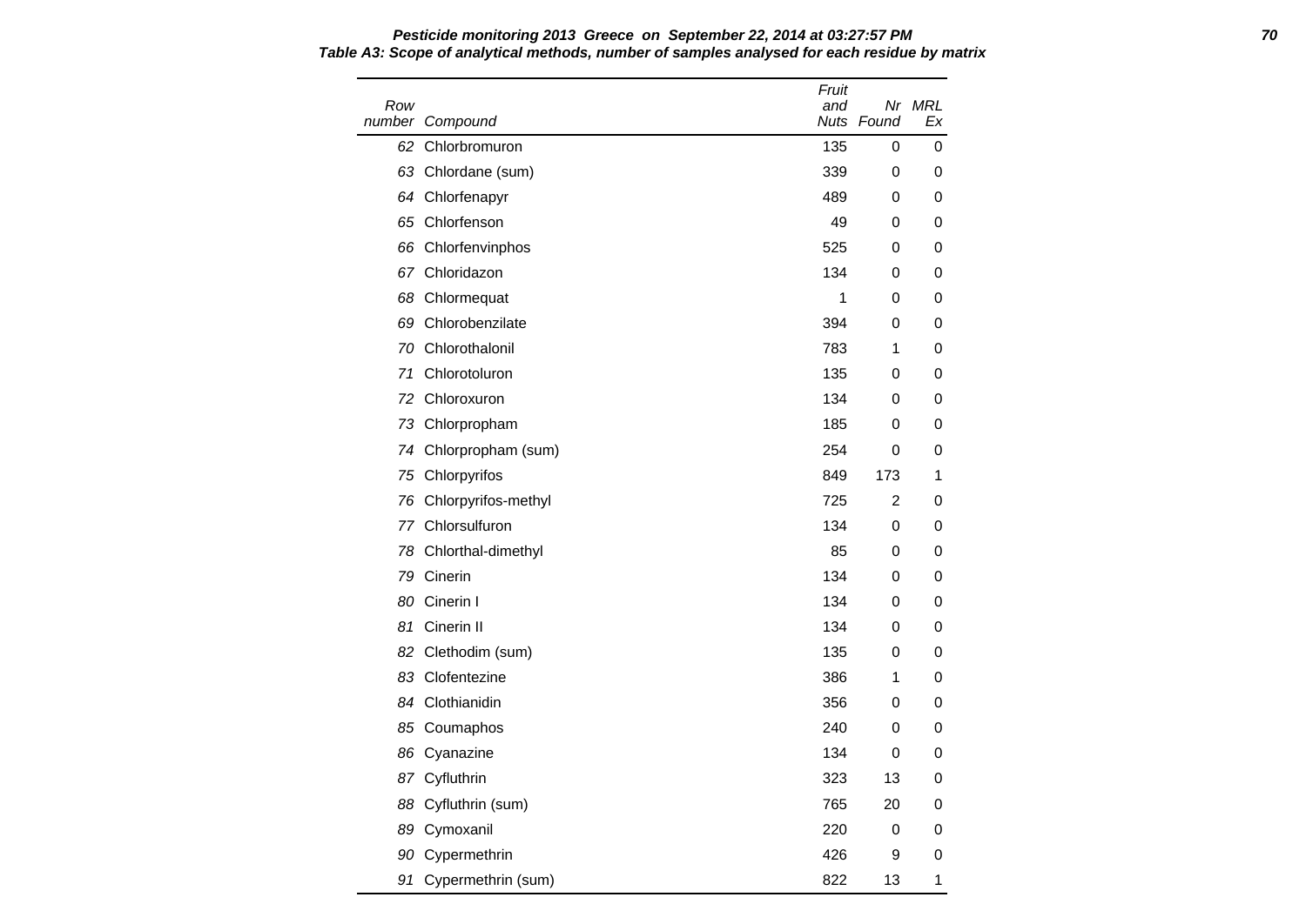**Pesticide monitoring 2013 Greece on September 22, 2014 at 03:27:57 PM**

**Table A3: Scope of analytical methods, number of samples analysed for each residue by matrix**

| Row number | Compound | Fruit and Nuts | Nr Found | MRL Ex |
|---|---|---|---|---|
| 62 | Chlorbromuron | 135 | 0 | 0 |
| 63 | Chlordane (sum) | 339 | 0 | 0 |
| 64 | Chlorfenapyr | 489 | 0 | 0 |
| 65 | Chlorfenson | 49 | 0 | 0 |
| 66 | Chlorfenvinphos | 525 | 0 | 0 |
| 67 | Chloridazon | 134 | 0 | 0 |
| 68 | Chlormequat | 1 | 0 | 0 |
| 69 | Chlorobenzilate | 394 | 0 | 0 |
| 70 | Chlorothalonil | 783 | 1 | 0 |
| 71 | Chlorotoluron | 135 | 0 | 0 |
| 72 | Chloroxuron | 134 | 0 | 0 |
| 73 | Chlorpropham | 185 | 0 | 0 |
| 74 | Chlorpropham (sum) | 254 | 0 | 0 |
| 75 | Chlorpyrifos | 849 | 173 | 1 |
| 76 | Chlorpyrifos-methyl | 725 | 2 | 0 |
| 77 | Chlorsulfuron | 134 | 0 | 0 |
| 78 | Chlorthal-dimethyl | 85 | 0 | 0 |
| 79 | Cinerin | 134 | 0 | 0 |
| 80 | Cinerin I | 134 | 0 | 0 |
| 81 | Cinerin II | 134 | 0 | 0 |
| 82 | Clethodim (sum) | 135 | 0 | 0 |
| 83 | Clofentezine | 386 | 1 | 0 |
| 84 | Clothianidin | 356 | 0 | 0 |
| 85 | Coumaphos | 240 | 0 | 0 |
| 86 | Cyanazine | 134 | 0 | 0 |
| 87 | Cyfluthrin | 323 | 13 | 0 |
| 88 | Cyfluthrin (sum) | 765 | 20 | 0 |
| 89 | Cymoxanil | 220 | 0 | 0 |
| 90 | Cypermethrin | 426 | 9 | 0 |
| 91 | Cypermethrin (sum) | 822 | 13 | 1 |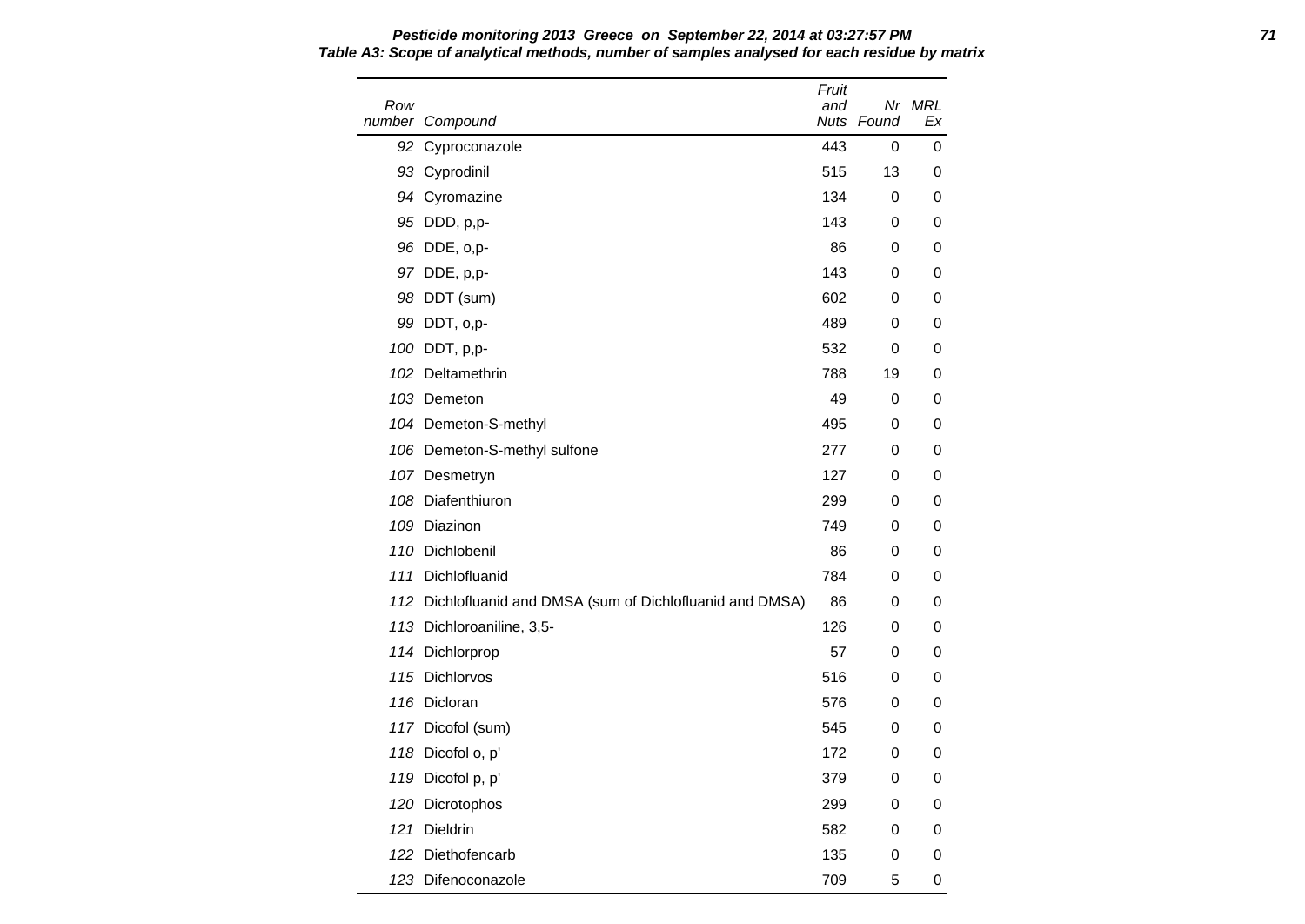**Pesticide monitoring 2013 Greece on September 22, 2014 at 03:27:57 PM**
**Table A3: Scope of analytical methods, number of samples analysed for each residue by matrix**

| Row number | Compound | Fruit and Nuts | Nr Found | MRL Ex |
|---|---|---|---|---|
| 92 | Cyproconazole | 443 | 0 | 0 |
| 93 | Cyprodinil | 515 | 13 | 0 |
| 94 | Cyromazine | 134 | 0 | 0 |
| 95 | DDD, p,p- | 143 | 0 | 0 |
| 96 | DDE, o,p- | 86 | 0 | 0 |
| 97 | DDE, p,p- | 143 | 0 | 0 |
| 98 | DDT (sum) | 602 | 0 | 0 |
| 99 | DDT, o,p- | 489 | 0 | 0 |
| 100 | DDT, p,p- | 532 | 0 | 0 |
| 102 | Deltamethrin | 788 | 19 | 0 |
| 103 | Demeton | 49 | 0 | 0 |
| 104 | Demeton-S-methyl | 495 | 0 | 0 |
| 106 | Demeton-S-methyl sulfone | 277 | 0 | 0 |
| 107 | Desmetryn | 127 | 0 | 0 |
| 108 | Diafenthiuron | 299 | 0 | 0 |
| 109 | Diazinon | 749 | 0 | 0 |
| 110 | Dichlobenil | 86 | 0 | 0 |
| 111 | Dichlofluanid | 784 | 0 | 0 |
| 112 | Dichlofluanid and DMSA (sum of Dichlofluanid and DMSA) | 86 | 0 | 0 |
| 113 | Dichloroaniline, 3,5- | 126 | 0 | 0 |
| 114 | Dichlorprop | 57 | 0 | 0 |
| 115 | Dichlorvos | 516 | 0 | 0 |
| 116 | Dicloran | 576 | 0 | 0 |
| 117 | Dicofol (sum) | 545 | 0 | 0 |
| 118 | Dicofol o, p' | 172 | 0 | 0 |
| 119 | Dicofol p, p' | 379 | 0 | 0 |
| 120 | Dicrotophos | 299 | 0 | 0 |
| 121 | Dieldrin | 582 | 0 | 0 |
| 122 | Diethofencarb | 135 | 0 | 0 |
| 123 | Difenoconazole | 709 | 5 | 0 |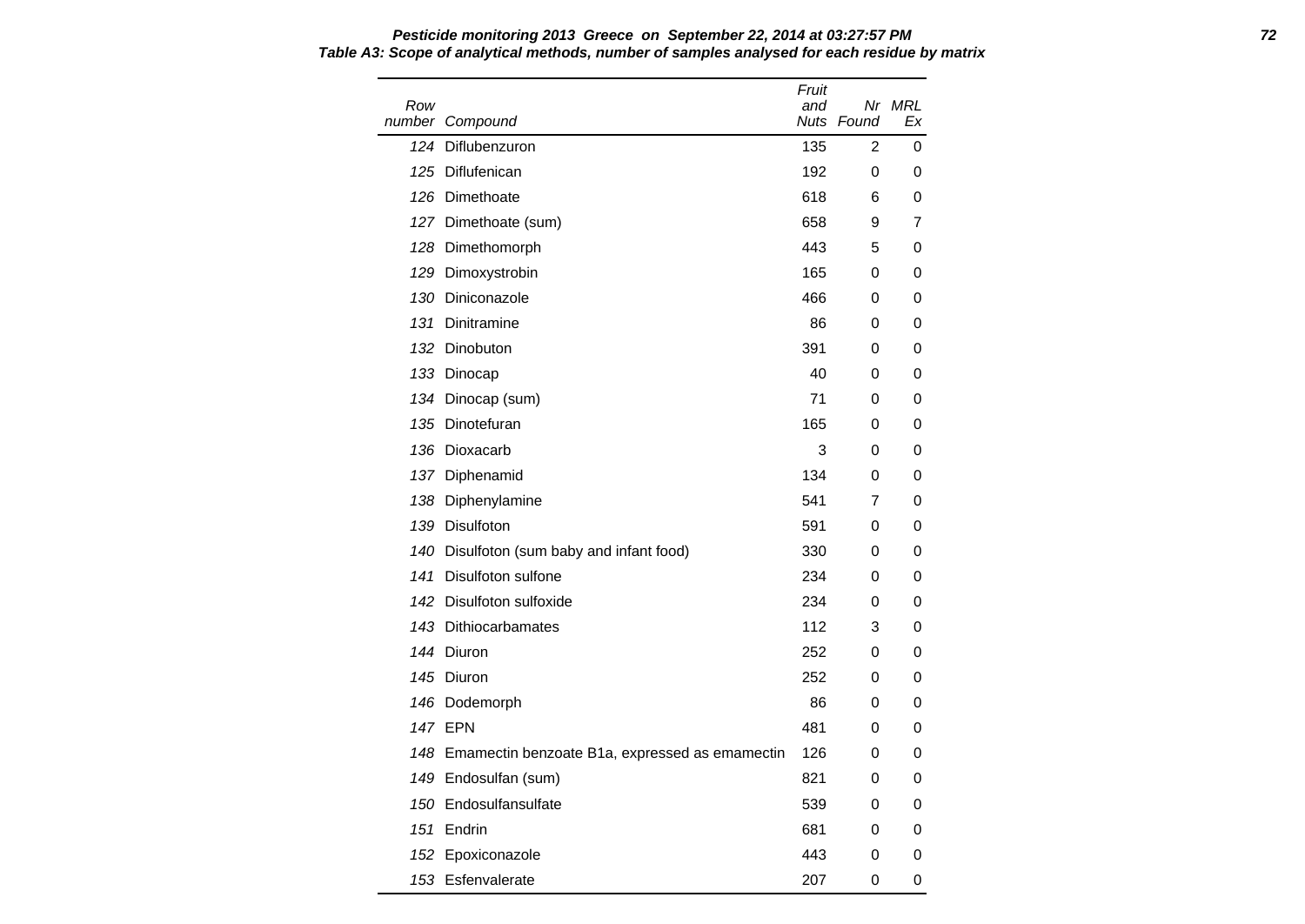**Pesticide monitoring 2013 Greece on September 22, 2014 at 03:27:57 PM**

***Table A3: Scope of analytical methods, number of samples analysed for each residue by matrix***

| Row number | Compound | Fruit and Nuts | Nr Found | MRL Ex |
|---|---|---|---|---|
| 124 | Diflubenzuron | 135 | 2 | 0 |
| 125 | Diflufenican | 192 | 0 | 0 |
| 126 | Dimethoate | 618 | 6 | 0 |
| 127 | Dimethoate (sum) | 658 | 9 | 7 |
| 128 | Dimethomorph | 443 | 5 | 0 |
| 129 | Dimoxystrobin | 165 | 0 | 0 |
| 130 | Diniconazole | 466 | 0 | 0 |
| 131 | Dinitramine | 86 | 0 | 0 |
| 132 | Dinobuton | 391 | 0 | 0 |
| 133 | Dinocap | 40 | 0 | 0 |
| 134 | Dinocap (sum) | 71 | 0 | 0 |
| 135 | Dinotefuran | 165 | 0 | 0 |
| 136 | Dioxacarb | 3 | 0 | 0 |
| 137 | Diphenamid | 134 | 0 | 0 |
| 138 | Diphenylamine | 541 | 7 | 0 |
| 139 | Disulfoton | 591 | 0 | 0 |
| 140 | Disulfoton (sum baby and infant food) | 330 | 0 | 0 |
| 141 | Disulfoton sulfone | 234 | 0 | 0 |
| 142 | Disulfoton sulfoxide | 234 | 0 | 0 |
| 143 | Dithiocarbamates | 112 | 3 | 0 |
| 144 | Diuron | 252 | 0 | 0 |
| 145 | Diuron | 252 | 0 | 0 |
| 146 | Dodemorph | 86 | 0 | 0 |
| 147 | EPN | 481 | 0 | 0 |
| 148 | Emamectin benzoate B1a, expressed as emamectin | 126 | 0 | 0 |
| 149 | Endosulfan (sum) | 821 | 0 | 0 |
| 150 | Endosulfansulfate | 539 | 0 | 0 |
| 151 | Endrin | 681 | 0 | 0 |
| 152 | Epoxiconazole | 443 | 0 | 0 |
| 153 | Esfenvalerate | 207 | 0 | 0 |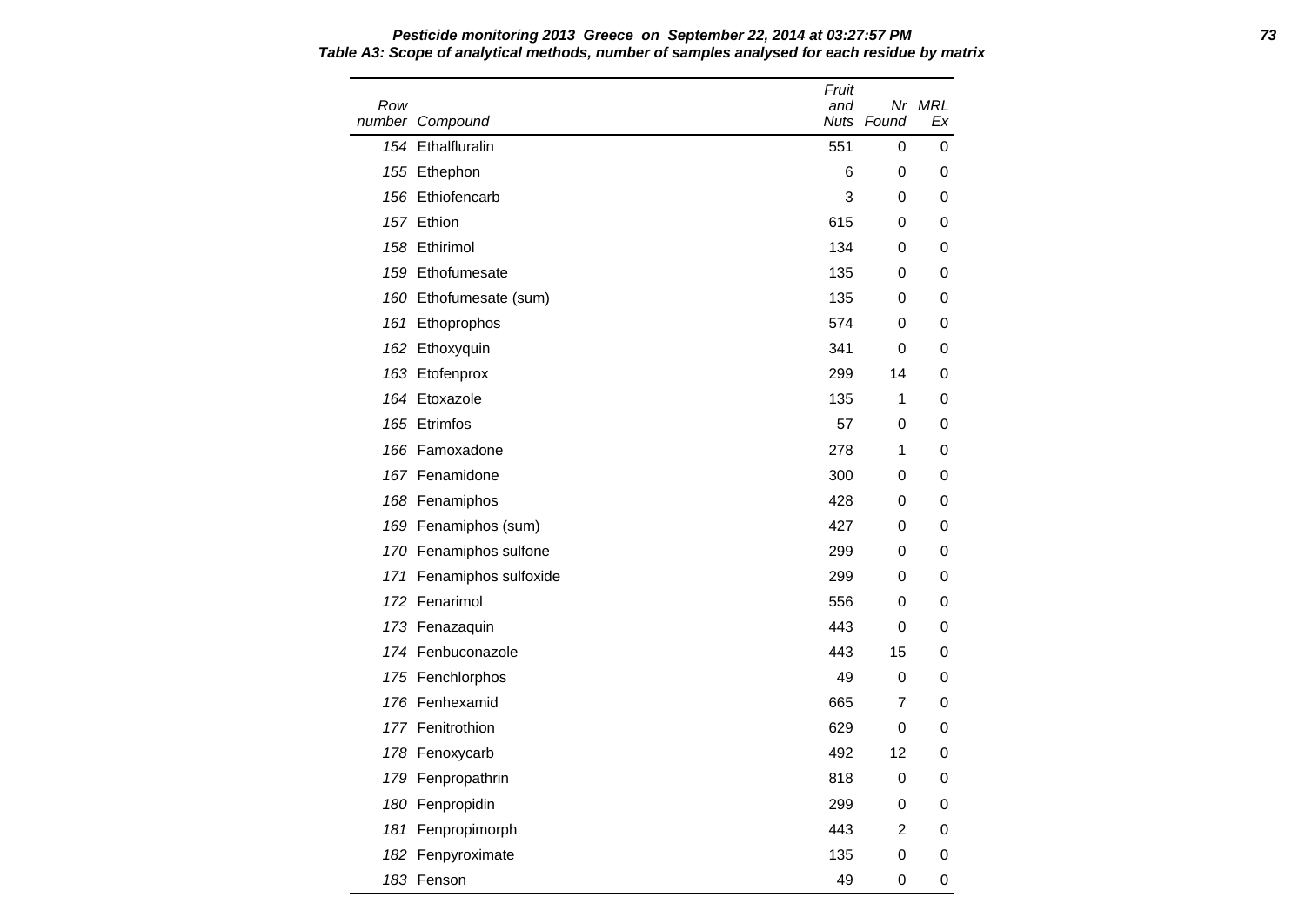**Pesticide monitoring 2013 Greece on September 22, 2014 at 03:27:57 PM**

**Table A3: Scope of analytical methods, number of samples analysed for each residue by matrix**

| Row number | Compound | Fruit and Nuts | Nr Found | MRL Ex |
|---|---|---|---|---|
| 154 | Ethalfluralin | 551 | 0 | 0 |
| 155 | Ethephon | 6 | 0 | 0 |
| 156 | Ethiofencarb | 3 | 0 | 0 |
| 157 | Ethion | 615 | 0 | 0 |
| 158 | Ethirimol | 134 | 0 | 0 |
| 159 | Ethofumesate | 135 | 0 | 0 |
| 160 | Ethofumesate (sum) | 135 | 0 | 0 |
| 161 | Ethoprophos | 574 | 0 | 0 |
| 162 | Ethoxyquin | 341 | 0 | 0 |
| 163 | Etofenprox | 299 | 14 | 0 |
| 164 | Etoxazole | 135 | 1 | 0 |
| 165 | Etrimfos | 57 | 0 | 0 |
| 166 | Famoxadone | 278 | 1 | 0 |
| 167 | Fenamidone | 300 | 0 | 0 |
| 168 | Fenamiphos | 428 | 0 | 0 |
| 169 | Fenamiphos (sum) | 427 | 0 | 0 |
| 170 | Fenamiphos sulfone | 299 | 0 | 0 |
| 171 | Fenamiphos sulfoxide | 299 | 0 | 0 |
| 172 | Fenarimol | 556 | 0 | 0 |
| 173 | Fenazaquin | 443 | 0 | 0 |
| 174 | Fenbuconazole | 443 | 15 | 0 |
| 175 | Fenchlorphos | 49 | 0 | 0 |
| 176 | Fenhexamid | 665 | 7 | 0 |
| 177 | Fenitrothion | 629 | 0 | 0 |
| 178 | Fenoxycarb | 492 | 12 | 0 |
| 179 | Fenpropathrin | 818 | 0 | 0 |
| 180 | Fenpropidin | 299 | 0 | 0 |
| 181 | Fenpropimorph | 443 | 2 | 0 |
| 182 | Fenpyroximate | 135 | 0 | 0 |
| 183 | Fenson | 49 | 0 | 0 |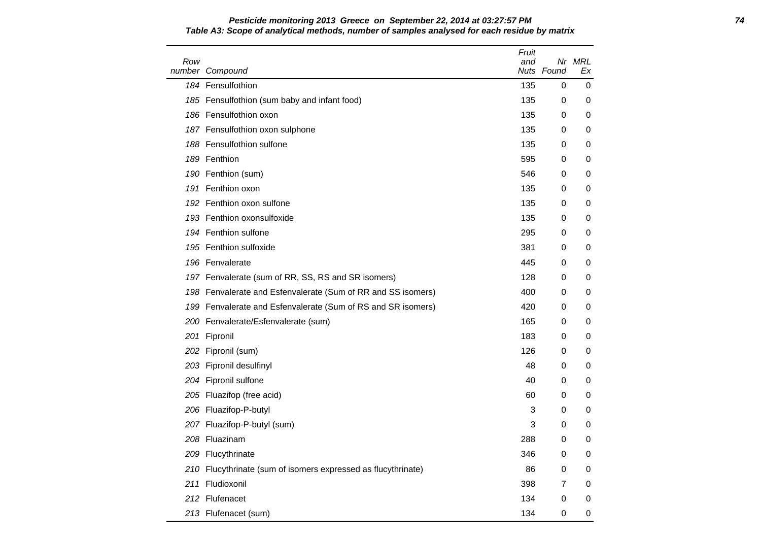**Pesticide monitoring 2013 Greece on September 22, 2014 at 03:27:57 PM**

**Table A3: Scope of analytical methods, number of samples analysed for each residue by matrix**

| Row number | Compound | Fruit and Nuts | Nr Found | MRL Ex |
|---|---|---|---|---|
| 184 | Fensulfothion | 135 | 0 | 0 |
| 185 | Fensulfothion (sum baby and infant food) | 135 | 0 | 0 |
| 186 | Fensulfothion oxon | 135 | 0 | 0 |
| 187 | Fensulfothion oxon sulphone | 135 | 0 | 0 |
| 188 | Fensulfothion sulfone | 135 | 0 | 0 |
| 189 | Fenthion | 595 | 0 | 0 |
| 190 | Fenthion (sum) | 546 | 0 | 0 |
| 191 | Fenthion oxon | 135 | 0 | 0 |
| 192 | Fenthion oxon sulfone | 135 | 0 | 0 |
| 193 | Fenthion oxonsulfoxide | 135 | 0 | 0 |
| 194 | Fenthion sulfone | 295 | 0 | 0 |
| 195 | Fenthion sulfoxide | 381 | 0 | 0 |
| 196 | Fenvalerate | 445 | 0 | 0 |
| 197 | Fenvalerate (sum of RR, SS, RS and SR isomers) | 128 | 0 | 0 |
| 198 | Fenvalerate and Esfenvalerate (Sum of RR and SS isomers) | 400 | 0 | 0 |
| 199 | Fenvalerate and Esfenvalerate (Sum of RS and SR isomers) | 420 | 0 | 0 |
| 200 | Fenvalerate/Esfenvalerate (sum) | 165 | 0 | 0 |
| 201 | Fipronil | 183 | 0 | 0 |
| 202 | Fipronil (sum) | 126 | 0 | 0 |
| 203 | Fipronil desulfinyl | 48 | 0 | 0 |
| 204 | Fipronil sulfone | 40 | 0 | 0 |
| 205 | Fluazifop (free acid) | 60 | 0 | 0 |
| 206 | Fluazifop-P-butyl | 3 | 0 | 0 |
| 207 | Fluazifop-P-butyl (sum) | 3 | 0 | 0 |
| 208 | Fluazinam | 288 | 0 | 0 |
| 209 | Flucythrinate | 346 | 0 | 0 |
| 210 | Flucythrinate (sum of isomers expressed as flucythrinate) | 86 | 0 | 0 |
| 211 | Fludioxonil | 398 | 7 | 0 |
| 212 | Flufenacet | 134 | 0 | 0 |
| 213 | Flufenacet (sum) | 134 | 0 | 0 |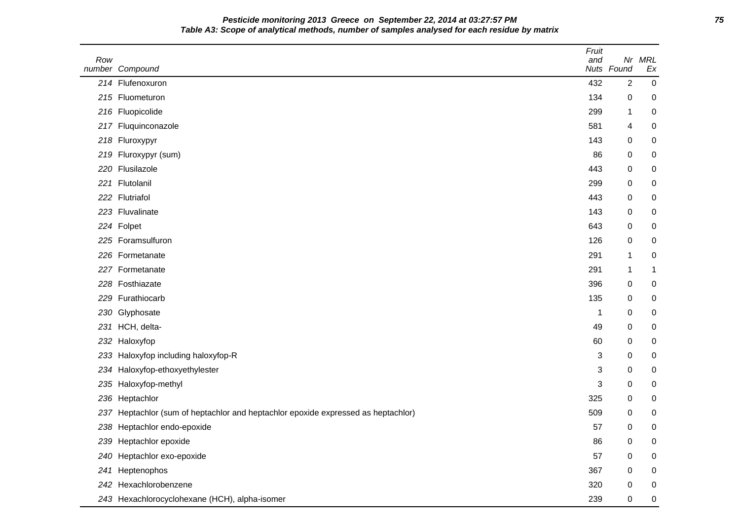**Pesticide monitoring 2013 Greece on September 22, 2014 at 03:27:57 PM**

**Table A3: Scope of analytical methods, number of samples analysed for each residue by matrix**

| Row number | Compound | Fruit and Nuts | Nr Found | MRL Ex |
|---|---|---|---|---|
| 214 | Flufenoxuron | 432 | 2 | 0 |
| 215 | Fluometuron | 134 | 0 | 0 |
| 216 | Fluopicolide | 299 | 1 | 0 |
| 217 | Fluquinconazole | 581 | 4 | 0 |
| 218 | Fluroxypyr | 143 | 0 | 0 |
| 219 | Fluroxypyr (sum) | 86 | 0 | 0 |
| 220 | Flusilazole | 443 | 0 | 0 |
| 221 | Flutolanil | 299 | 0 | 0 |
| 222 | Flutriafol | 443 | 0 | 0 |
| 223 | Fluvalinate | 143 | 0 | 0 |
| 224 | Folpet | 643 | 0 | 0 |
| 225 | Foramsulfuron | 126 | 0 | 0 |
| 226 | Formetanate | 291 | 1 | 0 |
| 227 | Formetanate | 291 | 1 | 1 |
| 228 | Fosthiazate | 396 | 0 | 0 |
| 229 | Furathiocarb | 135 | 0 | 0 |
| 230 | Glyphosate | 1 | 0 | 0 |
| 231 | HCH, delta- | 49 | 0 | 0 |
| 232 | Haloxyfop | 60 | 0 | 0 |
| 233 | Haloxyfop including haloxyfop-R | 3 | 0 | 0 |
| 234 | Haloxyfop-ethoxyethylester | 3 | 0 | 0 |
| 235 | Haloxyfop-methyl | 3 | 0 | 0 |
| 236 | Heptachlor | 325 | 0 | 0 |
| 237 | Heptachlor (sum of heptachlor and heptachlor epoxide expressed as heptachlor) | 509 | 0 | 0 |
| 238 | Heptachlor endo-epoxide | 57 | 0 | 0 |
| 239 | Heptachlor epoxide | 86 | 0 | 0 |
| 240 | Heptachlor exo-epoxide | 57 | 0 | 0 |
| 241 | Heptenophos | 367 | 0 | 0 |
| 242 | Hexachlorobenzene | 320 | 0 | 0 |
| 243 | Hexachlorocyclohexane (HCH), alpha-isomer | 239 | 0 | 0 |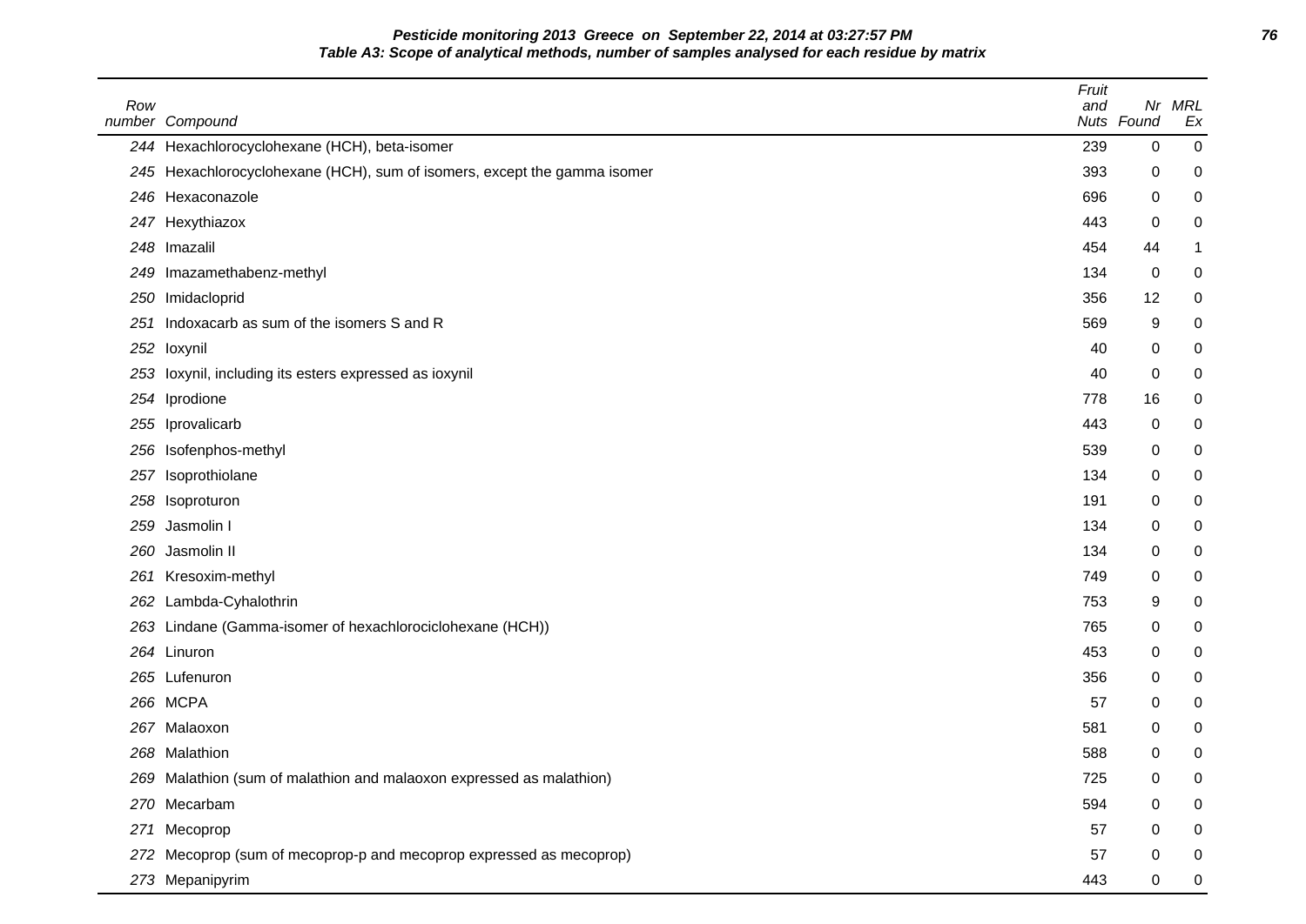**Table A3: Scope of analytical methods, number of samples analysed for each residue by matrix**

| Row number | Compound | Fruit and Nuts | Nr Found | MRL Ex |
|---|---|---|---|---|
| 244 | Hexachlorocyclohexane (HCH), beta-isomer | 239 | 0 | 0 |
| 245 | Hexachlorocyclohexane (HCH), sum of isomers, except the gamma isomer | 393 | 0 | 0 |
| 246 | Hexaconazole | 696 | 0 | 0 |
| 247 | Hexythiazox | 443 | 0 | 0 |
| 248 | Imazalil | 454 | 44 | 1 |
| 249 | Imazamethabenz-methyl | 134 | 0 | 0 |
| 250 | Imidacloprid | 356 | 12 | 0 |
| 251 | Indoxacarb as sum of the isomers S and R | 569 | 9 | 0 |
| 252 | Ioxynil | 40 | 0 | 0 |
| 253 | Ioxynil, including its esters expressed as ioxynil | 40 | 0 | 0 |
| 254 | Iprodione | 778 | 16 | 0 |
| 255 | Iprovalicarb | 443 | 0 | 0 |
| 256 | Isofenphos-methyl | 539 | 0 | 0 |
| 257 | Isoprothiolane | 134 | 0 | 0 |
| 258 | Isoproturon | 191 | 0 | 0 |
| 259 | Jasmolin I | 134 | 0 | 0 |
| 260 | Jasmolin II | 134 | 0 | 0 |
| 261 | Kresoxim-methyl | 749 | 0 | 0 |
| 262 | Lambda-Cyhalothrin | 753 | 9 | 0 |
| 263 | Lindane (Gamma-isomer of hexachlorociclohexane (HCH)) | 765 | 0 | 0 |
| 264 | Linuron | 453 | 0 | 0 |
| 265 | Lufenuron | 356 | 0 | 0 |
| 266 | MCPA | 57 | 0 | 0 |
| 267 | Malaoxon | 581 | 0 | 0 |
| 268 | Malathion | 588 | 0 | 0 |
| 269 | Malathion (sum of malathion and malaoxon expressed as malathion) | 725 | 0 | 0 |
| 270 | Mecarbam | 594 | 0 | 0 |
| 271 | Mecoprop | 57 | 0 | 0 |
| 272 | Mecoprop (sum of mecoprop-p and mecoprop expressed as mecoprop) | 57 | 0 | 0 |
| 273 | Mepanipyrim | 443 | 0 | 0 |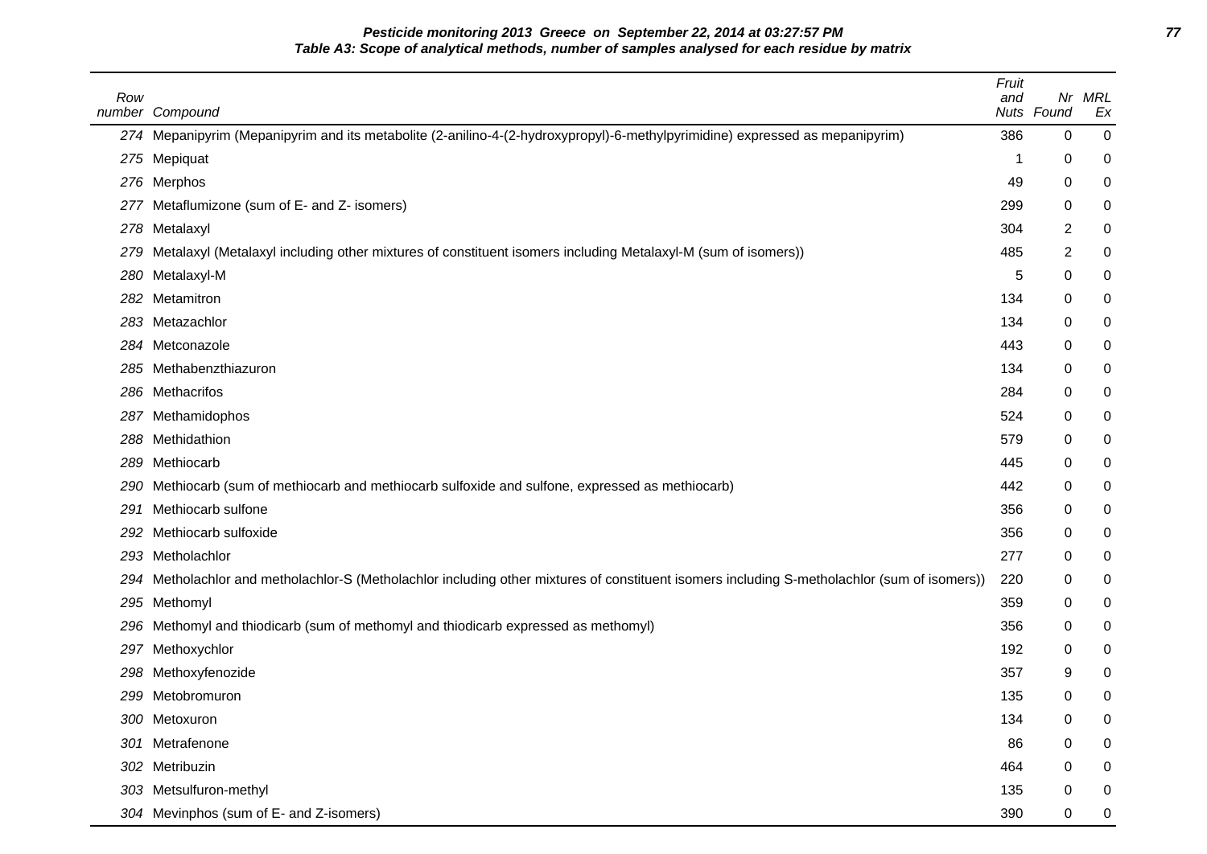**Pesticide monitoring 2013 Greece on September 22, 2014 at 03:27:57 PM**

**Table A3: Scope of analytical methods, number of samples analysed for each residue by matrix**

| Row number | Compound | Fruit and Nuts | Nr Found | MRL Ex |
|---|---|---|---|---|
| 274 | Mepanipyrim (Mepanipyrim and its metabolite (2-anilino-4-(2-hydroxypropyl)-6-methylpyrimidine) expressed as mepanipyrim) | 386 | 0 | 0 |
| 275 | Mepiquat | 1 | 0 | 0 |
| 276 | Merphos | 49 | 0 | 0 |
| 277 | Metaflumizone (sum of E- and Z- isomers) | 299 | 0 | 0 |
| 278 | Metalaxyl | 304 | 2 | 0 |
| 279 | Metalaxyl (Metalaxyl including other mixtures of constituent isomers including Metalaxyl-M (sum of isomers)) | 485 | 2 | 0 |
| 280 | Metalaxyl-M | 5 | 0 | 0 |
| 282 | Metamitron | 134 | 0 | 0 |
| 283 | Metazachlor | 134 | 0 | 0 |
| 284 | Metconazole | 443 | 0 | 0 |
| 285 | Methabenzthiazuron | 134 | 0 | 0 |
| 286 | Methacrifos | 284 | 0 | 0 |
| 287 | Methamidophos | 524 | 0 | 0 |
| 288 | Methidathion | 579 | 0 | 0 |
| 289 | Methiocarb | 445 | 0 | 0 |
| 290 | Methiocarb (sum of methiocarb and methiocarb sulfoxide and sulfone, expressed as methiocarb) | 442 | 0 | 0 |
| 291 | Methiocarb sulfone | 356 | 0 | 0 |
| 292 | Methiocarb sulfoxide | 356 | 0 | 0 |
| 293 | Metholachlor | 277 | 0 | 0 |
| 294 | Metholachlor and metholachlor-S (Metholachlor including other mixtures of constituent isomers including S-metholachlor (sum of isomers)) | 220 | 0 | 0 |
| 295 | Methomyl | 359 | 0 | 0 |
| 296 | Methomyl and thiodicarb (sum of methomyl and thiodicarb expressed as methomyl) | 356 | 0 | 0 |
| 297 | Methoxychlor | 192 | 0 | 0 |
| 298 | Methoxyfenozide | 357 | 9 | 0 |
| 299 | Metobromuron | 135 | 0 | 0 |
| 300 | Metoxuron | 134 | 0 | 0 |
| 301 | Metrafenone | 86 | 0 | 0 |
| 302 | Metribuzin | 464 | 0 | 0 |
| 303 | Metsulfuron-methyl | 135 | 0 | 0 |
| 304 | Mevinphos (sum of E- and Z-isomers) | 390 | 0 | 0 |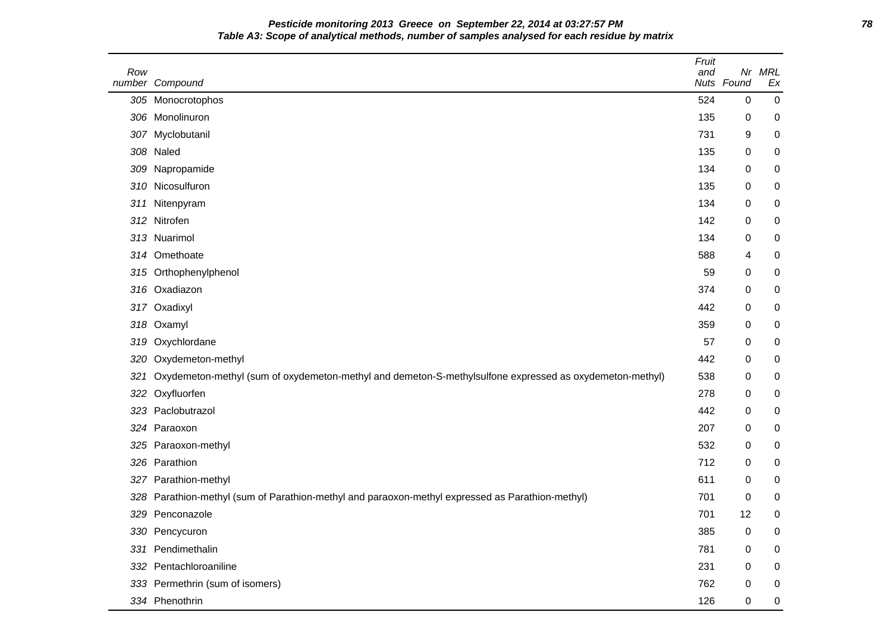**Pesticide monitoring 2013 Greece on September 22, 2014 at 03:27:57 PM**

**Table A3: Scope of analytical methods, number of samples analysed for each residue by matrix**

| Row number | Compound | Fruit and Nuts | Nr Found | MRL Ex |
|---|---|---|---|---|
| 305 | Monocrotophos | 524 | 0 | 0 |
| 306 | Monolinuron | 135 | 0 | 0 |
| 307 | Myclobutanil | 731 | 9 | 0 |
| 308 | Naled | 135 | 0 | 0 |
| 309 | Napropamide | 134 | 0 | 0 |
| 310 | Nicosulfuron | 135 | 0 | 0 |
| 311 | Nitenpyram | 134 | 0 | 0 |
| 312 | Nitrofen | 142 | 0 | 0 |
| 313 | Nuarimol | 134 | 0 | 0 |
| 314 | Omethoate | 588 | 4 | 0 |
| 315 | Orthophenylphenol | 59 | 0 | 0 |
| 316 | Oxadiazon | 374 | 0 | 0 |
| 317 | Oxadixyl | 442 | 0 | 0 |
| 318 | Oxamyl | 359 | 0 | 0 |
| 319 | Oxychlordane | 57 | 0 | 0 |
| 320 | Oxydemeton-methyl | 442 | 0 | 0 |
| 321 | Oxydemeton-methyl (sum of oxydemeton-methyl and demeton-S-methylsulfone expressed as oxydemeton-methyl) | 538 | 0 | 0 |
| 322 | Oxyfluorfen | 278 | 0 | 0 |
| 323 | Paclobutrazol | 442 | 0 | 0 |
| 324 | Paraoxon | 207 | 0 | 0 |
| 325 | Paraoxon-methyl | 532 | 0 | 0 |
| 326 | Parathion | 712 | 0 | 0 |
| 327 | Parathion-methyl | 611 | 0 | 0 |
| 328 | Parathion-methyl (sum of Parathion-methyl and paraoxon-methyl expressed as Parathion-methyl) | 701 | 0 | 0 |
| 329 | Penconazole | 701 | 12 | 0 |
| 330 | Pencycuron | 385 | 0 | 0 |
| 331 | Pendimethalin | 781 | 0 | 0 |
| 332 | Pentachloroaniline | 231 | 0 | 0 |
| 333 | Permethrin (sum of isomers) | 762 | 0 | 0 |
| 334 | Phenothrin | 126 | 0 | 0 |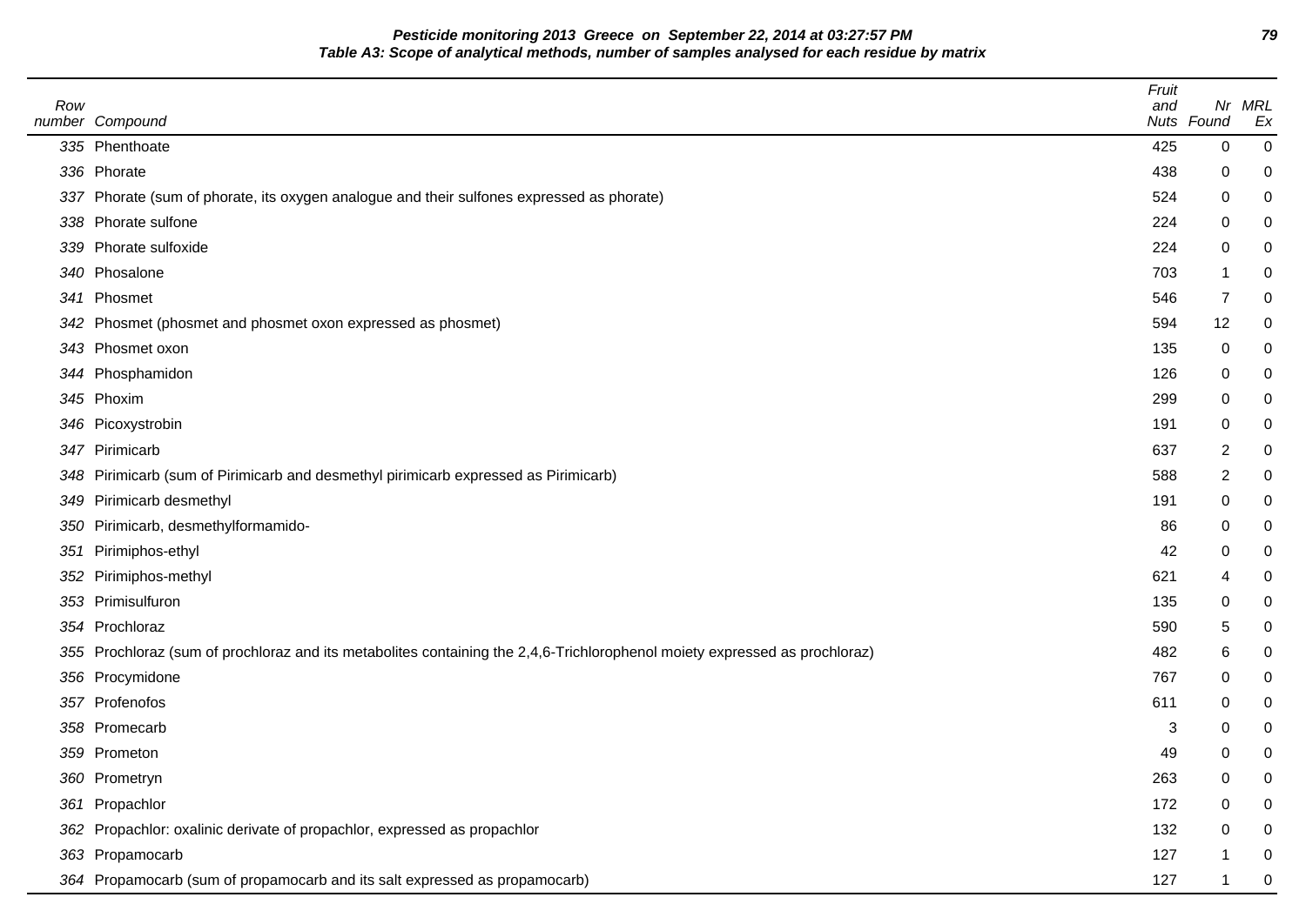**Pesticide monitoring 2013 Greece on September 22, 2014 at 03:27:57 PM**

**Table A3: Scope of analytical methods, number of samples analysed for each residue by matrix**

| Row number | Compound | Fruit and Nuts | Nr Found | MRL Ex |
|---|---|---|---|---|
| 335 | Phenthoate | 425 | 0 | 0 |
| 336 | Phorate | 438 | 0 | 0 |
| 337 | Phorate (sum of phorate, its oxygen analogue and their sulfones expressed as phorate) | 524 | 0 | 0 |
| 338 | Phorate sulfone | 224 | 0 | 0 |
| 339 | Phorate sulfoxide | 224 | 0 | 0 |
| 340 | Phosalone | 703 | 1 | 0 |
| 341 | Phosmet | 546 | 7 | 0 |
| 342 | Phosmet (phosmet and phosmet oxon expressed as phosmet) | 594 | 12 | 0 |
| 343 | Phosmet oxon | 135 | 0 | 0 |
| 344 | Phosphamidon | 126 | 0 | 0 |
| 345 | Phoxim | 299 | 0 | 0 |
| 346 | Picoxystrobin | 191 | 0 | 0 |
| 347 | Pirimicarb | 637 | 2 | 0 |
| 348 | Pirimicarb (sum of Pirimicarb and desmethyl pirimicarb expressed as Pirimicarb) | 588 | 2 | 0 |
| 349 | Pirimicarb desmethyl | 191 | 0 | 0 |
| 350 | Pirimicarb, desmethylformamido- | 86 | 0 | 0 |
| 351 | Pirimiphos-ethyl | 42 | 0 | 0 |
| 352 | Pirimiphos-methyl | 621 | 4 | 0 |
| 353 | Primisulfuron | 135 | 0 | 0 |
| 354 | Prochloraz | 590 | 5 | 0 |
| 355 | Prochloraz (sum of prochloraz and its metabolites containing the 2,4,6-Trichlorophenol moiety expressed as prochloraz) | 482 | 6 | 0 |
| 356 | Procymidone | 767 | 0 | 0 |
| 357 | Profenofos | 611 | 0 | 0 |
| 358 | Promecarb | 3 | 0 | 0 |
| 359 | Prometon | 49 | 0 | 0 |
| 360 | Prometryn | 263 | 0 | 0 |
| 361 | Propachlor | 172 | 0 | 0 |
| 362 | Propachlor: oxalinic derivate of propachlor, expressed as propachlor | 132 | 0 | 0 |
| 363 | Propamocarb | 127 | 1 | 0 |
| 364 | Propamocarb (sum of propamocarb and its salt expressed as propamocarb) | 127 | 1 | 0 |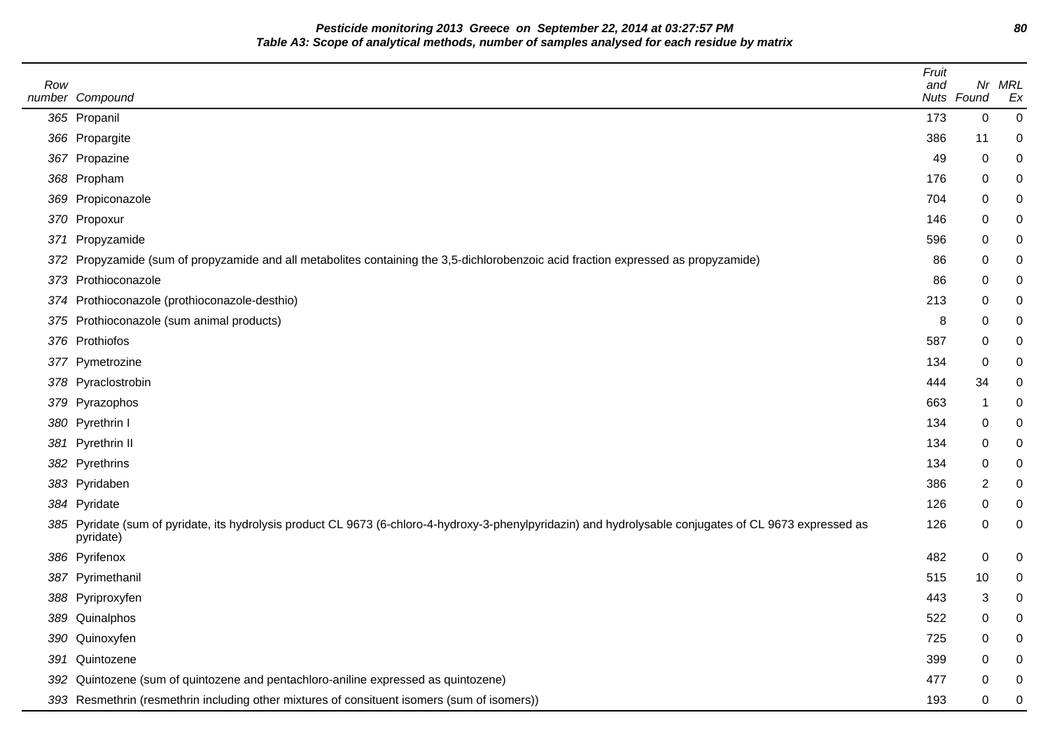**Pesticide monitoring 2013 Greece on September 22, 2014 at 03:27:57 PM**
**Table A3: Scope of analytical methods, number of samples analysed for each residue by matrix**

| Row number | Compound | Fruit and Nuts | Nr Found | MRL Ex |
|---|---|---|---|---|
| 365 | Propanil | 173 | 0 | 0 |
| 366 | Propargite | 386 | 11 | 0 |
| 367 | Propazine | 49 | 0 | 0 |
| 368 | Propham | 176 | 0 | 0 |
| 369 | Propiconazole | 704 | 0 | 0 |
| 370 | Propoxur | 146 | 0 | 0 |
| 371 | Propyzamide | 596 | 0 | 0 |
| 372 | Propyzamide (sum of propyzamide and all metabolites containing the 3,5-dichlorobenzoic acid fraction expressed as propyzamide) | 86 | 0 | 0 |
| 373 | Prothioconazole | 86 | 0 | 0 |
| 374 | Prothioconazole (prothioconazole-desthio) | 213 | 0 | 0 |
| 375 | Prothioconazole (sum animal products) | 8 | 0 | 0 |
| 376 | Prothiofos | 587 | 0 | 0 |
| 377 | Pymetrozine | 134 | 0 | 0 |
| 378 | Pyraclostrobin | 444 | 34 | 0 |
| 379 | Pyrazophos | 663 | 1 | 0 |
| 380 | Pyrethrin I | 134 | 0 | 0 |
| 381 | Pyrethrin II | 134 | 0 | 0 |
| 382 | Pyrethrins | 134 | 0 | 0 |
| 383 | Pyridaben | 386 | 2 | 0 |
| 384 | Pyridate | 126 | 0 | 0 |
| 385 | Pyridate (sum of pyridate, its hydrolysis product CL 9673 (6-chloro-4-hydroxy-3-phenylpyridazin) and hydrolysable conjugates of CL 9673 expressed as pyridate) | 126 | 0 | 0 |
| 386 | Pyrifenox | 482 | 0 | 0 |
| 387 | Pyrimethanil | 515 | 10 | 0 |
| 388 | Pyriproxyfen | 443 | 3 | 0 |
| 389 | Quinalphos | 522 | 0 | 0 |
| 390 | Quinoxyfen | 725 | 0 | 0 |
| 391 | Quintozene | 399 | 0 | 0 |
| 392 | Quintozene (sum of quintozene and pentachloro-aniline expressed as quintozene) | 477 | 0 | 0 |
| 393 | Resmethrin (resmethrin including other mixtures of consituent isomers (sum of isomers)) | 193 | 0 | 0 |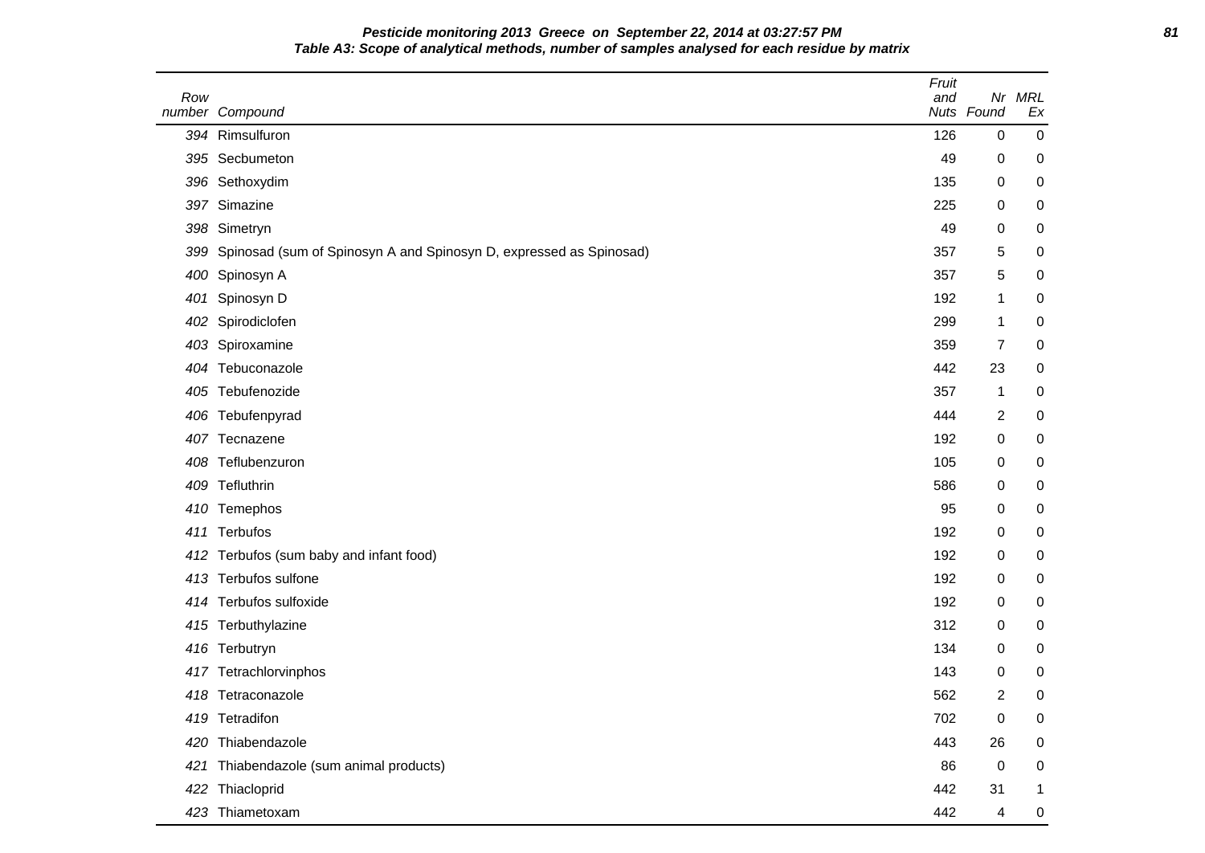**Pesticide monitoring 2013 Greece on September 22, 2014 at 03:27:57 PM**

**Table A3: Scope of analytical methods, number of samples analysed for each residue by matrix**

| Row number | Compound | Fruit and Nuts | Nr Found | MRL Ex |
|---|---|---|---|---|
| 394 | Rimsulfuron | 126 | 0 | 0 |
| 395 | Secbumeton | 49 | 0 | 0 |
| 396 | Sethoxydim | 135 | 0 | 0 |
| 397 | Simazine | 225 | 0 | 0 |
| 398 | Simetryn | 49 | 0 | 0 |
| 399 | Spinosad (sum of Spinosyn A and Spinosyn D, expressed as Spinosad) | 357 | 5 | 0 |
| 400 | Spinosyn A | 357 | 5 | 0 |
| 401 | Spinosyn D | 192 | 1 | 0 |
| 402 | Spirodiclofen | 299 | 1 | 0 |
| 403 | Spiroxamine | 359 | 7 | 0 |
| 404 | Tebuconazole | 442 | 23 | 0 |
| 405 | Tebufenozide | 357 | 1 | 0 |
| 406 | Tebufenpyrad | 444 | 2 | 0 |
| 407 | Tecnazene | 192 | 0 | 0 |
| 408 | Teflubenzuron | 105 | 0 | 0 |
| 409 | Tefluthrin | 586 | 0 | 0 |
| 410 | Temephos | 95 | 0 | 0 |
| 411 | Terbufos | 192 | 0 | 0 |
| 412 | Terbufos (sum baby and infant food) | 192 | 0 | 0 |
| 413 | Terbufos sulfone | 192 | 0 | 0 |
| 414 | Terbufos sulfoxide | 192 | 0 | 0 |
| 415 | Terbuthylazine | 312 | 0 | 0 |
| 416 | Terbutryn | 134 | 0 | 0 |
| 417 | Tetrachlorvinphos | 143 | 0 | 0 |
| 418 | Tetraconazole | 562 | 2 | 0 |
| 419 | Tetradifon | 702 | 0 | 0 |
| 420 | Thiabendazole | 443 | 26 | 0 |
| 421 | Thiabendazole (sum animal products) | 86 | 0 | 0 |
| 422 | Thiacloprid | 442 | 31 | 1 |
| 423 | Thiametoxam | 442 | 4 | 0 |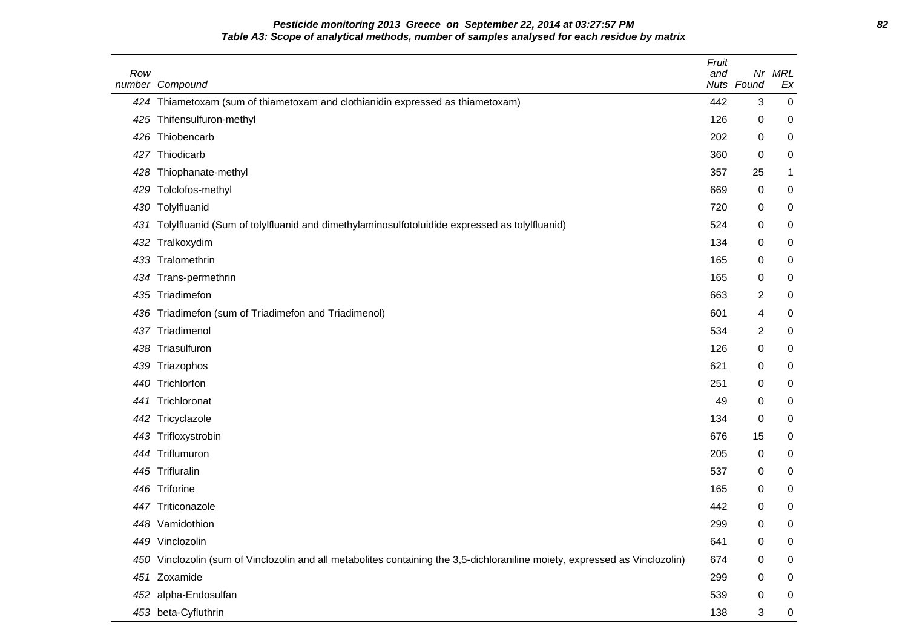**Pesticide monitoring 2013 Greece on September 22, 2014 at 03:27:57 PM**

**Table A3: Scope of analytical methods, number of samples analysed for each residue by matrix**

| Row number | Compound | Fruit and Nuts | Nr Found | MRL Ex |
|---|---|---|---|---|
| 424 | Thiametoxam (sum of thiametoxam and clothianidin expressed as thiametoxam) | 442 | 3 | 0 |
| 425 | Thifensulfuron-methyl | 126 | 0 | 0 |
| 426 | Thiobencarb | 202 | 0 | 0 |
| 427 | Thiodicarb | 360 | 0 | 0 |
| 428 | Thiophanate-methyl | 357 | 25 | 1 |
| 429 | Tolclofos-methyl | 669 | 0 | 0 |
| 430 | Tolylfluanid | 720 | 0 | 0 |
| 431 | Tolylfluanid (Sum of tolylfluanid and dimethylaminosulfotoluidide expressed as tolylfluanid) | 524 | 0 | 0 |
| 432 | Tralkoxydim | 134 | 0 | 0 |
| 433 | Tralomethrin | 165 | 0 | 0 |
| 434 | Trans-permethrin | 165 | 0 | 0 |
| 435 | Triadimefon | 663 | 2 | 0 |
| 436 | Triadimefon (sum of Triadimefon and Triadimenol) | 601 | 4 | 0 |
| 437 | Triadimenol | 534 | 2 | 0 |
| 438 | Triasulfuron | 126 | 0 | 0 |
| 439 | Triazophos | 621 | 0 | 0 |
| 440 | Trichlorfon | 251 | 0 | 0 |
| 441 | Trichloronat | 49 | 0 | 0 |
| 442 | Tricyclazole | 134 | 0 | 0 |
| 443 | Trifloxystrobin | 676 | 15 | 0 |
| 444 | Triflumuron | 205 | 0 | 0 |
| 445 | Trifluralin | 537 | 0 | 0 |
| 446 | Triforine | 165 | 0 | 0 |
| 447 | Triticonazole | 442 | 0 | 0 |
| 448 | Vamidothion | 299 | 0 | 0 |
| 449 | Vinclozolin | 641 | 0 | 0 |
| 450 | Vinclozolin (sum of Vinclozolin and all metabolites containing the 3,5-dichloraniline moiety, expressed as Vinclozolin) | 674 | 0 | 0 |
| 451 | Zoxamide | 299 | 0 | 0 |
| 452 | alpha-Endosulfan | 539 | 0 | 0 |
| 453 | beta-Cyfluthrin | 138 | 3 | 0 |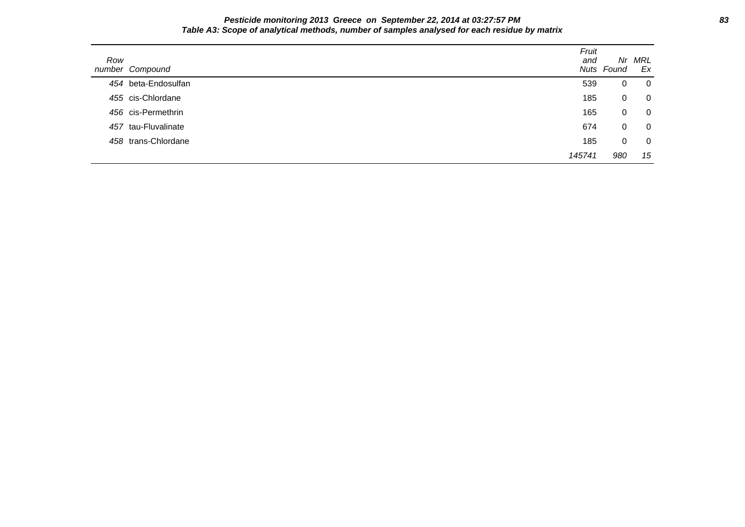**Table A3: Scope of analytical methods, number of samples analysed for each residue by matrix**

| Row number | Compound | Fruit and Nuts | Nr Found | MRL Ex |
|---|---|---|---|---|
| 454 | beta-Endosulfan | 539 | 0 | 0 |
| 455 | cis-Chlordane | 185 | 0 | 0 |
| 456 | cis-Permethrin | 165 | 0 | 0 |
| 457 | tau-Fluvalinate | 674 | 0 | 0 |
| 458 | trans-Chlordane | 185 | 0 | 0 |
| | | *145741* | *980* | *15* |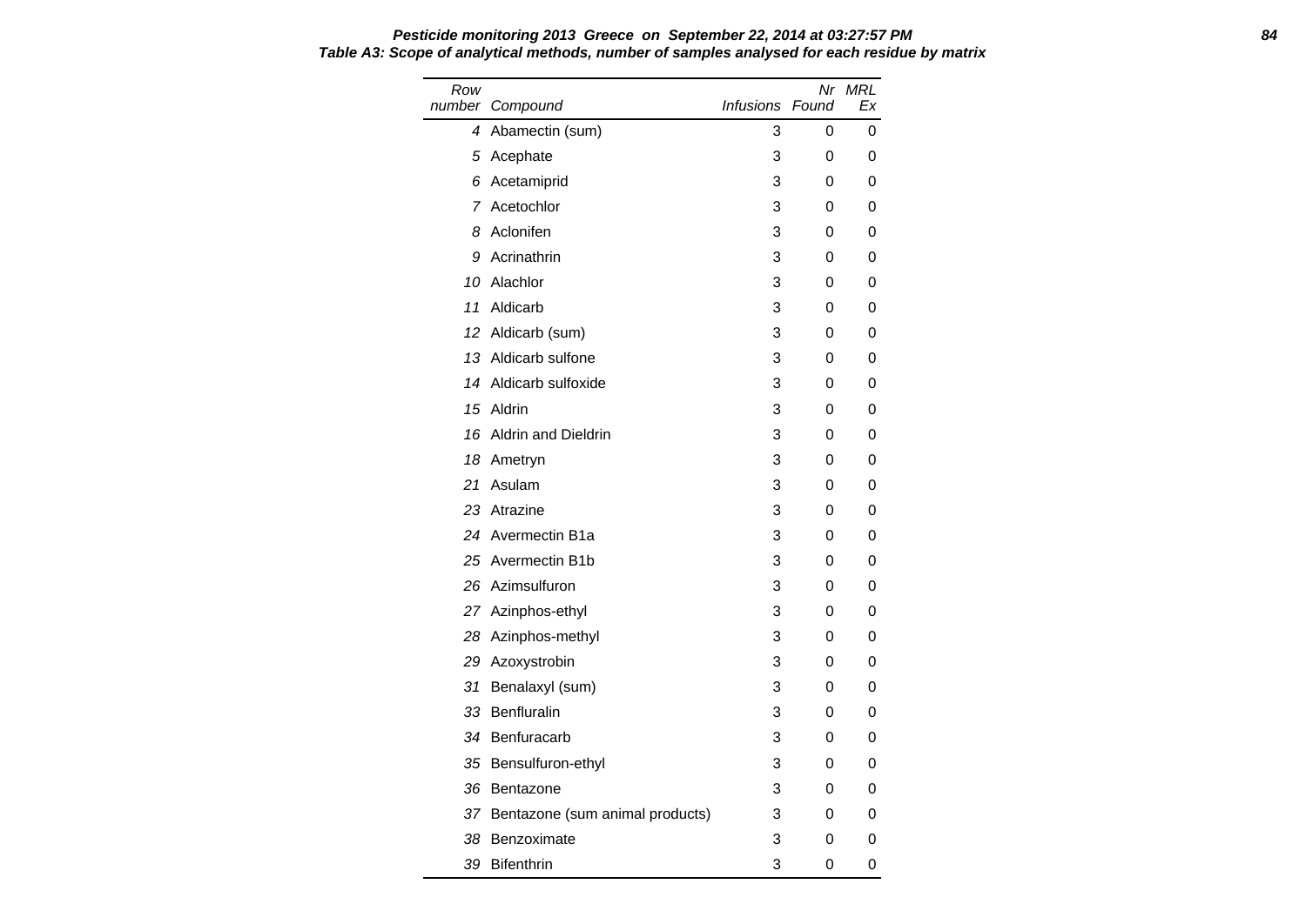**Pesticide monitoring 2013 Greece on September 22, 2014 at 03:27:57 PM**

**Table A3: Scope of analytical methods, number of samples analysed for each residue by matrix**

| Row number | Compound | Infusions | Nr Found | MRL Ex |
|---|---|---|---|---|
| 4 | Abamectin (sum) | 3 | 0 | 0 |
| 5 | Acephate | 3 | 0 | 0 |
| 6 | Acetamiprid | 3 | 0 | 0 |
| 7 | Acetochlor | 3 | 0 | 0 |
| 8 | Aclonifen | 3 | 0 | 0 |
| 9 | Acrinathrin | 3 | 0 | 0 |
| 10 | Alachlor | 3 | 0 | 0 |
| 11 | Aldicarb | 3 | 0 | 0 |
| 12 | Aldicarb (sum) | 3 | 0 | 0 |
| 13 | Aldicarb sulfone | 3 | 0 | 0 |
| 14 | Aldicarb sulfoxide | 3 | 0 | 0 |
| 15 | Aldrin | 3 | 0 | 0 |
| 16 | Aldrin and Dieldrin | 3 | 0 | 0 |
| 18 | Ametryn | 3 | 0 | 0 |
| 21 | Asulam | 3 | 0 | 0 |
| 23 | Atrazine | 3 | 0 | 0 |
| 24 | Avermectin B1a | 3 | 0 | 0 |
| 25 | Avermectin B1b | 3 | 0 | 0 |
| 26 | Azimsulfuron | 3 | 0 | 0 |
| 27 | Azinphos-ethyl | 3 | 0 | 0 |
| 28 | Azinphos-methyl | 3 | 0 | 0 |
| 29 | Azoxystrobin | 3 | 0 | 0 |
| 31 | Benalaxyl (sum) | 3 | 0 | 0 |
| 33 | Benfluralin | 3 | 0 | 0 |
| 34 | Benfuracarb | 3 | 0 | 0 |
| 35 | Bensulfuron-ethyl | 3 | 0 | 0 |
| 36 | Bentazone | 3 | 0 | 0 |
| 37 | Bentazone (sum animal products) | 3 | 0 | 0 |
| 38 | Benzoximate | 3 | 0 | 0 |
| 39 | Bifenthrin | 3 | 0 | 0 |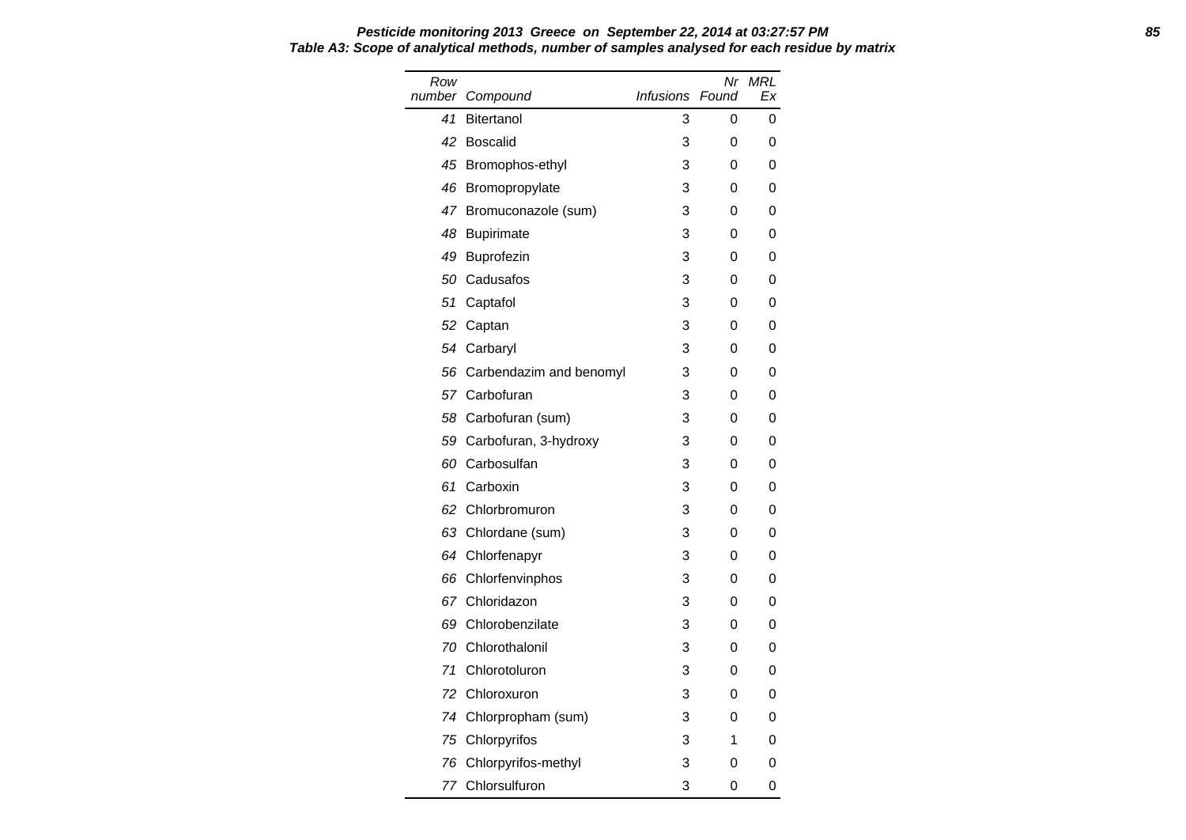**Pesticide monitoring 2013 Greece on September 22, 2014 at 03:27:57 PM**

**Table A3: Scope of analytical methods, number of samples analysed for each residue by matrix**

| Row number | Compound | Infusions | Nr Found | MRL Ex |
|---|---|---|---|---|
| 41 | Bitertanol | 3 | 0 | 0 |
| 42 | Boscalid | 3 | 0 | 0 |
| 45 | Bromophos-ethyl | 3 | 0 | 0 |
| 46 | Bromopropylate | 3 | 0 | 0 |
| 47 | Bromuconazole (sum) | 3 | 0 | 0 |
| 48 | Bupirimate | 3 | 0 | 0 |
| 49 | Buprofezin | 3 | 0 | 0 |
| 50 | Cadusafos | 3 | 0 | 0 |
| 51 | Captafol | 3 | 0 | 0 |
| 52 | Captan | 3 | 0 | 0 |
| 54 | Carbaryl | 3 | 0 | 0 |
| 56 | Carbendazim and benomyl | 3 | 0 | 0 |
| 57 | Carbofuran | 3 | 0 | 0 |
| 58 | Carbofuran (sum) | 3 | 0 | 0 |
| 59 | Carbofuran, 3-hydroxy | 3 | 0 | 0 |
| 60 | Carbosulfan | 3 | 0 | 0 |
| 61 | Carboxin | 3 | 0 | 0 |
| 62 | Chlorbromuron | 3 | 0 | 0 |
| 63 | Chlordane (sum) | 3 | 0 | 0 |
| 64 | Chlorfenapyr | 3 | 0 | 0 |
| 66 | Chlorfenvinphos | 3 | 0 | 0 |
| 67 | Chloridazon | 3 | 0 | 0 |
| 69 | Chlorobenzilate | 3 | 0 | 0 |
| 70 | Chlorothalonil | 3 | 0 | 0 |
| 71 | Chlorotoluron | 3 | 0 | 0 |
| 72 | Chloroxuron | 3 | 0 | 0 |
| 74 | Chlorpropham (sum) | 3 | 0 | 0 |
| 75 | Chlorpyrifos | 3 | 1 | 0 |
| 76 | Chlorpyrifos-methyl | 3 | 0 | 0 |
| 77 | Chlorsulfuron | 3 | 0 | 0 |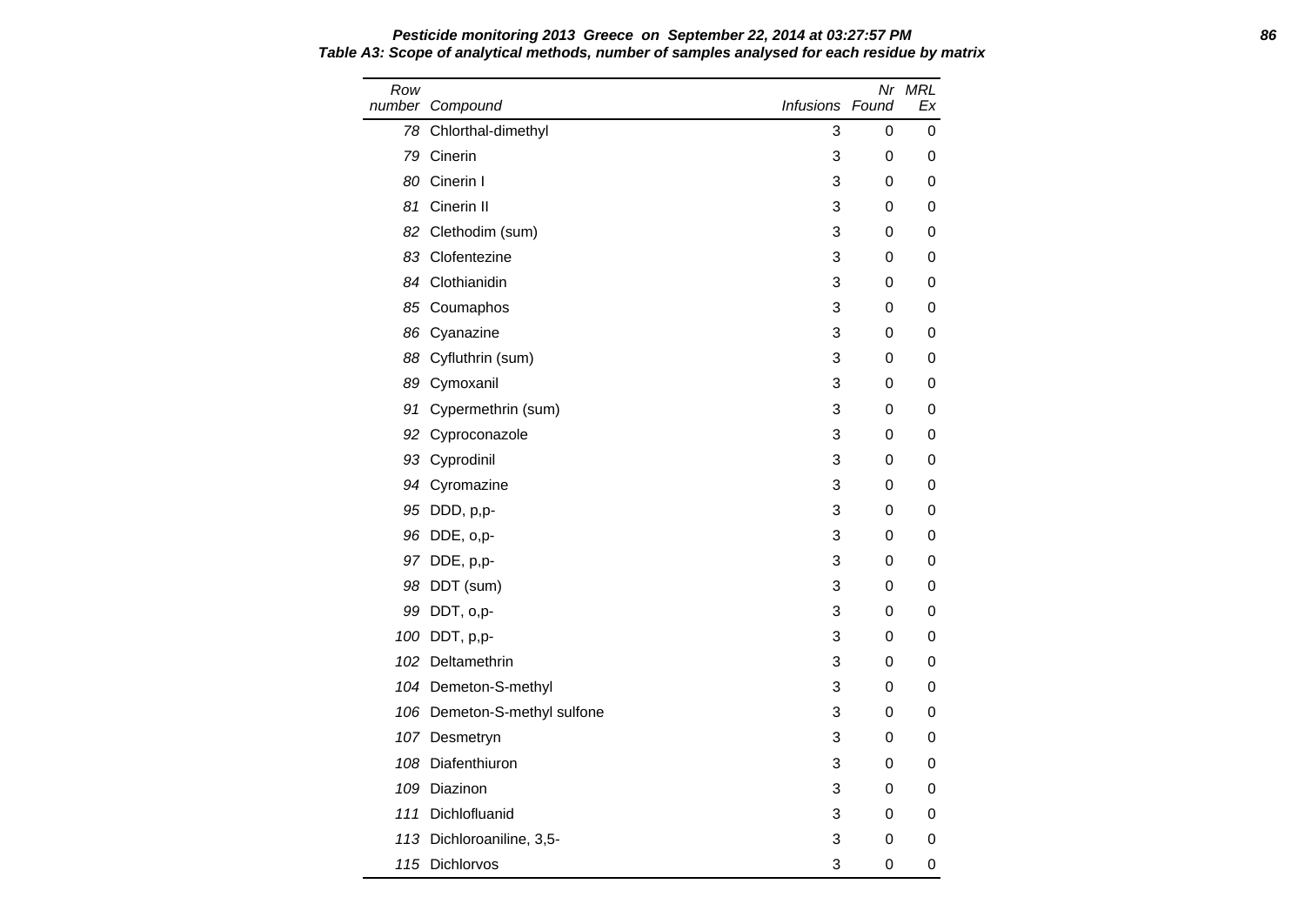**Pesticide monitoring 2013 Greece on September 22, 2014 at 03:27:57 PM**

**Table A3: Scope of analytical methods, number of samples analysed for each residue by matrix**

| Row number | Compound | Infusions | Nr Found | MRL Ex |
|---|---|---|---|---|
| 78 | Chlorthal-dimethyl | 3 | 0 | 0 |
| 79 | Cinerin | 3 | 0 | 0 |
| 80 | Cinerin I | 3 | 0 | 0 |
| 81 | Cinerin II | 3 | 0 | 0 |
| 82 | Clethodim (sum) | 3 | 0 | 0 |
| 83 | Clofentezine | 3 | 0 | 0 |
| 84 | Clothianidin | 3 | 0 | 0 |
| 85 | Coumaphos | 3 | 0 | 0 |
| 86 | Cyanazine | 3 | 0 | 0 |
| 88 | Cyfluthrin (sum) | 3 | 0 | 0 |
| 89 | Cymoxanil | 3 | 0 | 0 |
| 91 | Cypermethrin (sum) | 3 | 0 | 0 |
| 92 | Cyproconazole | 3 | 0 | 0 |
| 93 | Cyprodinil | 3 | 0 | 0 |
| 94 | Cyromazine | 3 | 0 | 0 |
| 95 | DDD, p,p- | 3 | 0 | 0 |
| 96 | DDE, o,p- | 3 | 0 | 0 |
| 97 | DDE, p,p- | 3 | 0 | 0 |
| 98 | DDT (sum) | 3 | 0 | 0 |
| 99 | DDT, o,p- | 3 | 0 | 0 |
| 100 | DDT, p,p- | 3 | 0 | 0 |
| 102 | Deltamethrin | 3 | 0 | 0 |
| 104 | Demeton-S-methyl | 3 | 0 | 0 |
| 106 | Demeton-S-methyl sulfone | 3 | 0 | 0 |
| 107 | Desmetryn | 3 | 0 | 0 |
| 108 | Diafenthiuron | 3 | 0 | 0 |
| 109 | Diazinon | 3 | 0 | 0 |
| 111 | Dichlofluanid | 3 | 0 | 0 |
| 113 | Dichloroaniline, 3,5- | 3 | 0 | 0 |
| 115 | Dichlorvos | 3 | 0 | 0 |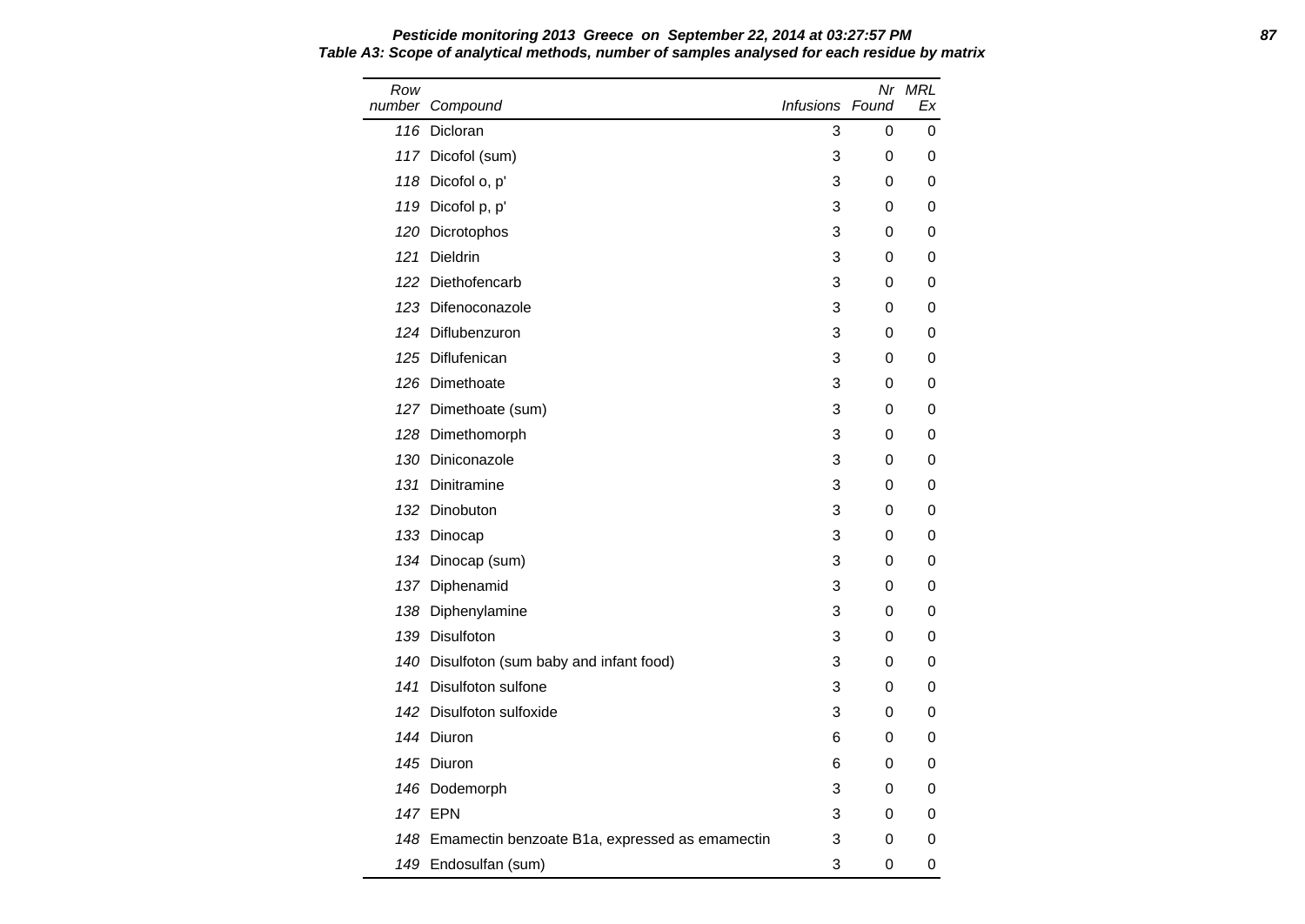**Pesticide monitoring 2013 Greece on September 22, 2014 at 03:27:57 PM**

**Table A3: Scope of analytical methods, number of samples analysed for each residue by matrix**

| Row number | Compound | Infusions | Nr Found | MRL Ex |
|---|---|---|---|---|
| 116 | Dicloran | 3 | 0 | 0 |
| 117 | Dicofol (sum) | 3 | 0 | 0 |
| 118 | Dicofol o, p' | 3 | 0 | 0 |
| 119 | Dicofol p, p' | 3 | 0 | 0 |
| 120 | Dicrotophos | 3 | 0 | 0 |
| 121 | Dieldrin | 3 | 0 | 0 |
| 122 | Diethofencarb | 3 | 0 | 0 |
| 123 | Difenoconazole | 3 | 0 | 0 |
| 124 | Diflubenzuron | 3 | 0 | 0 |
| 125 | Diflufenican | 3 | 0 | 0 |
| 126 | Dimethoate | 3 | 0 | 0 |
| 127 | Dimethoate (sum) | 3 | 0 | 0 |
| 128 | Dimethomorph | 3 | 0 | 0 |
| 130 | Diniconazole | 3 | 0 | 0 |
| 131 | Dinitramine | 3 | 0 | 0 |
| 132 | Dinobuton | 3 | 0 | 0 |
| 133 | Dinocap | 3 | 0 | 0 |
| 134 | Dinocap (sum) | 3 | 0 | 0 |
| 137 | Diphenamid | 3 | 0 | 0 |
| 138 | Diphenylamine | 3 | 0 | 0 |
| 139 | Disulfoton | 3 | 0 | 0 |
| 140 | Disulfoton (sum baby and infant food) | 3 | 0 | 0 |
| 141 | Disulfoton sulfone | 3 | 0 | 0 |
| 142 | Disulfoton sulfoxide | 3 | 0 | 0 |
| 144 | Diuron | 6 | 0 | 0 |
| 145 | Diuron | 6 | 0 | 0 |
| 146 | Dodemorph | 3 | 0 | 0 |
| 147 | EPN | 3 | 0 | 0 |
| 148 | Emamectin benzoate B1a, expressed as emamectin | 3 | 0 | 0 |
| 149 | Endosulfan (sum) | 3 | 0 | 0 |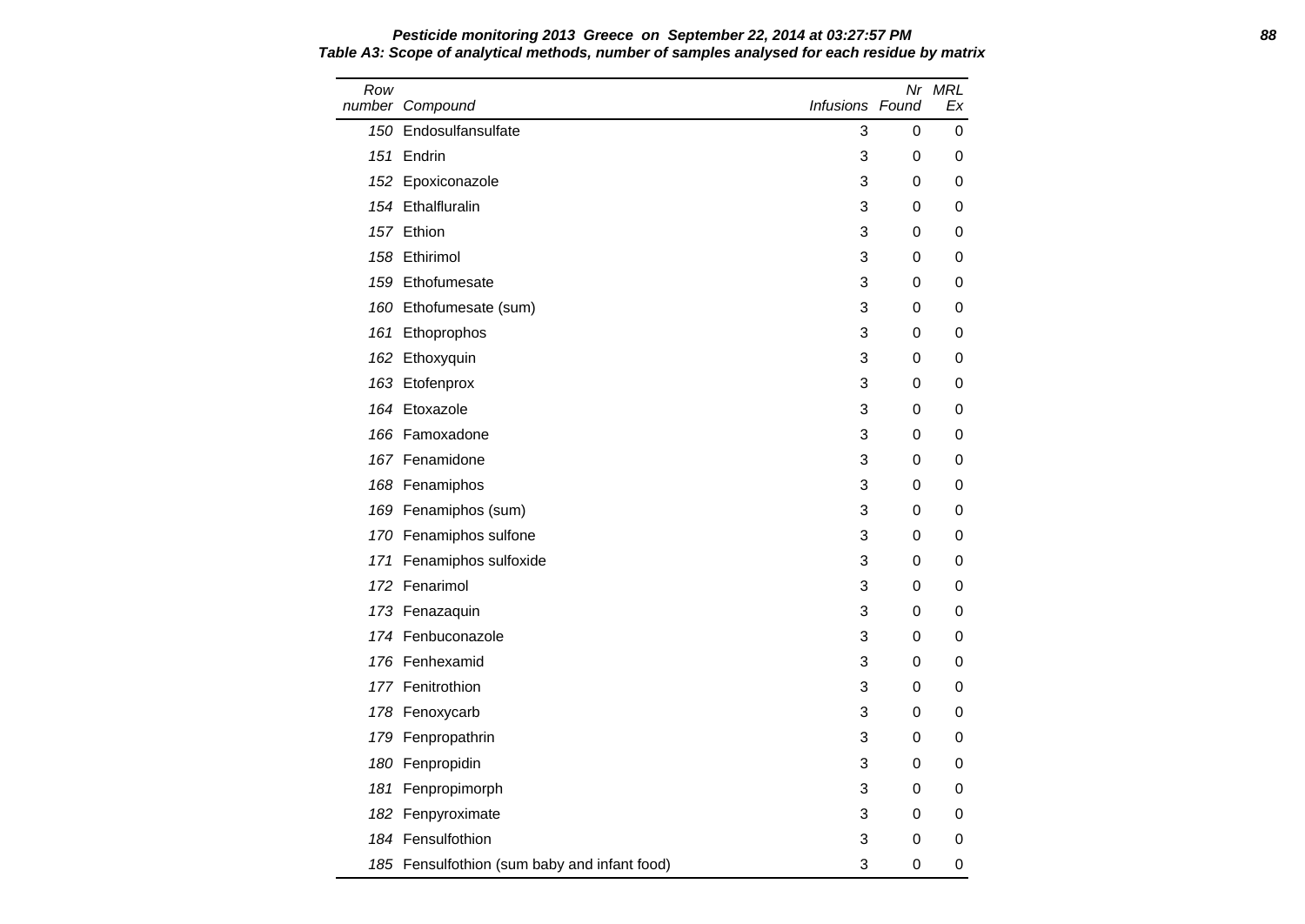**Pesticide monitoring 2013 Greece on September 22, 2014 at 03:27:57 PM**

**Table A3: Scope of analytical methods, number of samples analysed for each residue by matrix**

| Row number | Compound | Infusions | Nr Found | MRL Ex |
|---|---|---|---|---|
| 150 | Endosulfansulfate | 3 | 0 | 0 |
| 151 | Endrin | 3 | 0 | 0 |
| 152 | Epoxiconazole | 3 | 0 | 0 |
| 154 | Ethalfluralin | 3 | 0 | 0 |
| 157 | Ethion | 3 | 0 | 0 |
| 158 | Ethirimol | 3 | 0 | 0 |
| 159 | Ethofumesate | 3 | 0 | 0 |
| 160 | Ethofumesate (sum) | 3 | 0 | 0 |
| 161 | Ethoprophos | 3 | 0 | 0 |
| 162 | Ethoxyquin | 3 | 0 | 0 |
| 163 | Etofenprox | 3 | 0 | 0 |
| 164 | Etoxazole | 3 | 0 | 0 |
| 166 | Famoxadone | 3 | 0 | 0 |
| 167 | Fenamidone | 3 | 0 | 0 |
| 168 | Fenamiphos | 3 | 0 | 0 |
| 169 | Fenamiphos (sum) | 3 | 0 | 0 |
| 170 | Fenamiphos sulfone | 3 | 0 | 0 |
| 171 | Fenamiphos sulfoxide | 3 | 0 | 0 |
| 172 | Fenarimol | 3 | 0 | 0 |
| 173 | Fenazaquin | 3 | 0 | 0 |
| 174 | Fenbuconazole | 3 | 0 | 0 |
| 176 | Fenhexamid | 3 | 0 | 0 |
| 177 | Fenitrothion | 3 | 0 | 0 |
| 178 | Fenoxycarb | 3 | 0 | 0 |
| 179 | Fenpropathrin | 3 | 0 | 0 |
| 180 | Fenpropidin | 3 | 0 | 0 |
| 181 | Fenpropimorph | 3 | 0 | 0 |
| 182 | Fenpyroximate | 3 | 0 | 0 |
| 184 | Fensulfothion | 3 | 0 | 0 |
| 185 | Fensulfothion (sum baby and infant food) | 3 | 0 | 0 |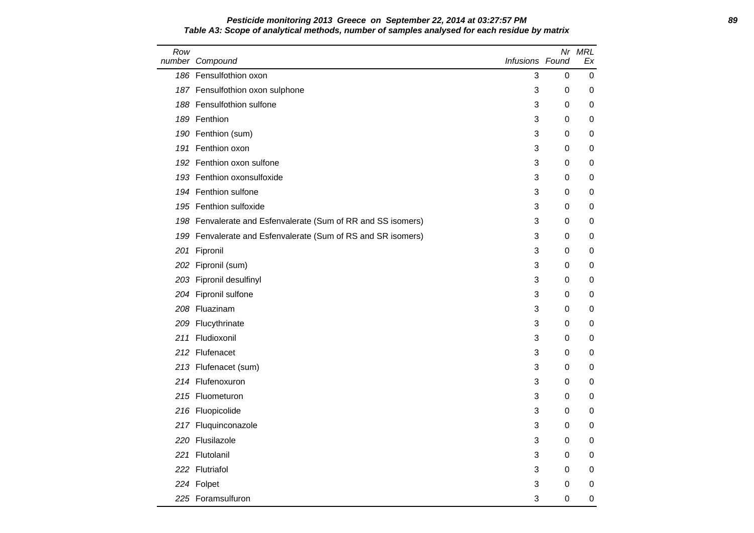**Pesticide monitoring 2013 Greece on September 22, 2014 at 03:27:57 PM**

**Table A3: Scope of analytical methods, number of samples analysed for each residue by matrix**

| Row number | Compound | Infusions | Nr Found | MRL Ex |
|---|---|---|---|---|
| 186 | Fensulfothion oxon | 3 | 0 | 0 |
| 187 | Fensulfothion oxon sulphone | 3 | 0 | 0 |
| 188 | Fensulfothion sulfone | 3 | 0 | 0 |
| 189 | Fenthion | 3 | 0 | 0 |
| 190 | Fenthion (sum) | 3 | 0 | 0 |
| 191 | Fenthion oxon | 3 | 0 | 0 |
| 192 | Fenthion oxon sulfone | 3 | 0 | 0 |
| 193 | Fenthion oxonsulfoxide | 3 | 0 | 0 |
| 194 | Fenthion sulfone | 3 | 0 | 0 |
| 195 | Fenthion sulfoxide | 3 | 0 | 0 |
| 198 | Fenvalerate and Esfenvalerate (Sum of RR and SS isomers) | 3 | 0 | 0 |
| 199 | Fenvalerate and Esfenvalerate (Sum of RS and SR isomers) | 3 | 0 | 0 |
| 201 | Fipronil | 3 | 0 | 0 |
| 202 | Fipronil (sum) | 3 | 0 | 0 |
| 203 | Fipronil desulfinyl | 3 | 0 | 0 |
| 204 | Fipronil sulfone | 3 | 0 | 0 |
| 208 | Fluazinam | 3 | 0 | 0 |
| 209 | Flucythrinate | 3 | 0 | 0 |
| 211 | Fludioxonil | 3 | 0 | 0 |
| 212 | Flufenacet | 3 | 0 | 0 |
| 213 | Flufenacet (sum) | 3 | 0 | 0 |
| 214 | Flufenoxuron | 3 | 0 | 0 |
| 215 | Fluometuron | 3 | 0 | 0 |
| 216 | Fluopicolide | 3 | 0 | 0 |
| 217 | Fluquinconazole | 3 | 0 | 0 |
| 220 | Flusilazole | 3 | 0 | 0 |
| 221 | Flutolanil | 3 | 0 | 0 |
| 222 | Flutriafol | 3 | 0 | 0 |
| 224 | Folpet | 3 | 0 | 0 |
| 225 | Foramsulfuron | 3 | 0 | 0 |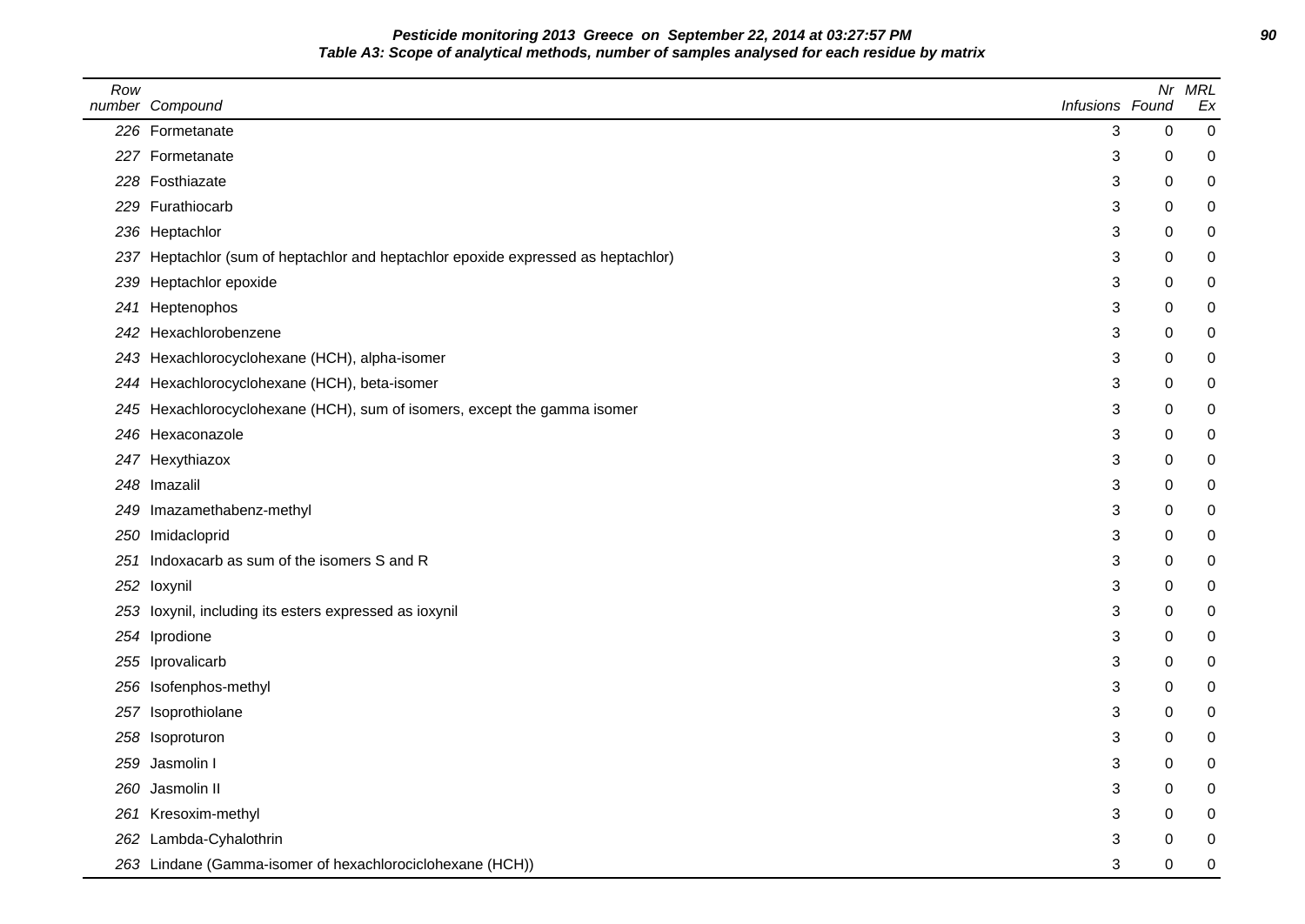**Pesticide monitoring 2013 Greece on September 22, 2014 at 03:27:57 PM**

**Table A3: Scope of analytical methods, number of samples analysed for each residue by matrix**

| Row number | Compound | Infusions | Nr Found | MRL Ex |
|---|---|---|---|---|
| 226 | Formetanate | 3 | 0 | 0 |
| 227 | Formetanate | 3 | 0 | 0 |
| 228 | Fosthiazate | 3 | 0 | 0 |
| 229 | Furathiocarb | 3 | 0 | 0 |
| 236 | Heptachlor | 3 | 0 | 0 |
| 237 | Heptachlor (sum of heptachlor and heptachlor epoxide expressed as heptachlor) | 3 | 0 | 0 |
| 239 | Heptachlor epoxide | 3 | 0 | 0 |
| 241 | Heptenophos | 3 | 0 | 0 |
| 242 | Hexachlorobenzene | 3 | 0 | 0 |
| 243 | Hexachlorocyclohexane (HCH), alpha-isomer | 3 | 0 | 0 |
| 244 | Hexachlorocyclohexane (HCH), beta-isomer | 3 | 0 | 0 |
| 245 | Hexachlorocyclohexane (HCH), sum of isomers, except the gamma isomer | 3 | 0 | 0 |
| 246 | Hexaconazole | 3 | 0 | 0 |
| 247 | Hexythiazox | 3 | 0 | 0 |
| 248 | Imazalil | 3 | 0 | 0 |
| 249 | Imazamethabenz-methyl | 3 | 0 | 0 |
| 250 | Imidacloprid | 3 | 0 | 0 |
| 251 | Indoxacarb as sum of the isomers S and R | 3 | 0 | 0 |
| 252 | Ioxynil | 3 | 0 | 0 |
| 253 | Ioxynil, including its esters expressed as ioxynil | 3 | 0 | 0 |
| 254 | Iprodione | 3 | 0 | 0 |
| 255 | Iprovalicarb | 3 | 0 | 0 |
| 256 | Isofenphos-methyl | 3 | 0 | 0 |
| 257 | Isoprothiolane | 3 | 0 | 0 |
| 258 | Isoproturon | 3 | 0 | 0 |
| 259 | Jasmolin I | 3 | 0 | 0 |
| 260 | Jasmolin II | 3 | 0 | 0 |
| 261 | Kresoxim-methyl | 3 | 0 | 0 |
| 262 | Lambda-Cyhalothrin | 3 | 0 | 0 |
| 263 | Lindane (Gamma-isomer of hexachlorociclohexane (HCH)) | 3 | 0 | 0 |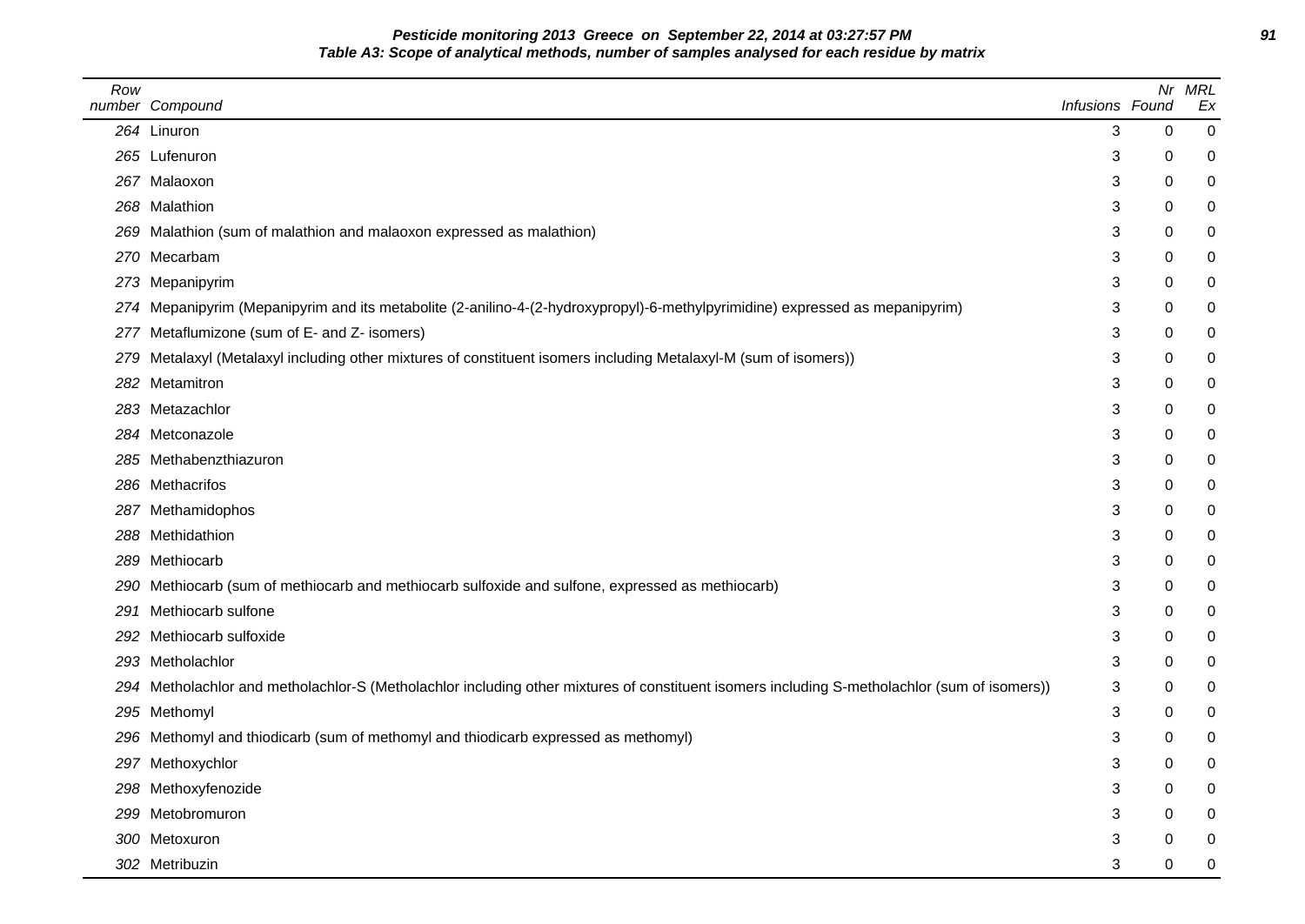**Pesticide monitoring 2013 Greece on September 22, 2014 at 03:27:57 PM**

**Table A3: Scope of analytical methods, number of samples analysed for each residue by matrix**

| Row number | Compound | Infusions | Nr Found | MRL Ex |
|---|---|---|---|---|
| 264 | Linuron | 3 | 0 | 0 |
| 265 | Lufenuron | 3 | 0 | 0 |
| 267 | Malaoxon | 3 | 0 | 0 |
| 268 | Malathion | 3 | 0 | 0 |
| 269 | Malathion (sum of malathion and malaoxon expressed as malathion) | 3 | 0 | 0 |
| 270 | Mecarbam | 3 | 0 | 0 |
| 273 | Mepanipyrim | 3 | 0 | 0 |
| 274 | Mepanipyrim (Mepanipyrim and its metabolite (2-anilino-4-(2-hydroxypropyl)-6-methylpyrimidine) expressed as mepanipyrim) | 3 | 0 | 0 |
| 277 | Metaflumizone (sum of E- and Z- isomers) | 3 | 0 | 0 |
| 279 | Metalaxyl (Metalaxyl including other mixtures of constituent isomers including Metalaxyl-M (sum of isomers)) | 3 | 0 | 0 |
| 282 | Metamitron | 3 | 0 | 0 |
| 283 | Metazachlor | 3 | 0 | 0 |
| 284 | Metconazole | 3 | 0 | 0 |
| 285 | Methabenzthiazuron | 3 | 0 | 0 |
| 286 | Methacrifos | 3 | 0 | 0 |
| 287 | Methamidophos | 3 | 0 | 0 |
| 288 | Methidathion | 3 | 0 | 0 |
| 289 | Methiocarb | 3 | 0 | 0 |
| 290 | Methiocarb (sum of methiocarb and methiocarb sulfoxide and sulfone, expressed as methiocarb) | 3 | 0 | 0 |
| 291 | Methiocarb sulfone | 3 | 0 | 0 |
| 292 | Methiocarb sulfoxide | 3 | 0 | 0 |
| 293 | Metholachlor | 3 | 0 | 0 |
| 294 | Metholachlor and metholachlor-S (Metholachlor including other mixtures of constituent isomers including S-metholachlor (sum of isomers)) | 3 | 0 | 0 |
| 295 | Methomyl | 3 | 0 | 0 |
| 296 | Methomyl and thiodicarb (sum of methomyl and thiodicarb expressed as methomyl) | 3 | 0 | 0 |
| 297 | Methoxychlor | 3 | 0 | 0 |
| 298 | Methoxyfenozide | 3 | 0 | 0 |
| 299 | Metobromuron | 3 | 0 | 0 |
| 300 | Metoxuron | 3 | 0 | 0 |
| 302 | Metribuzin | 3 | 0 | 0 |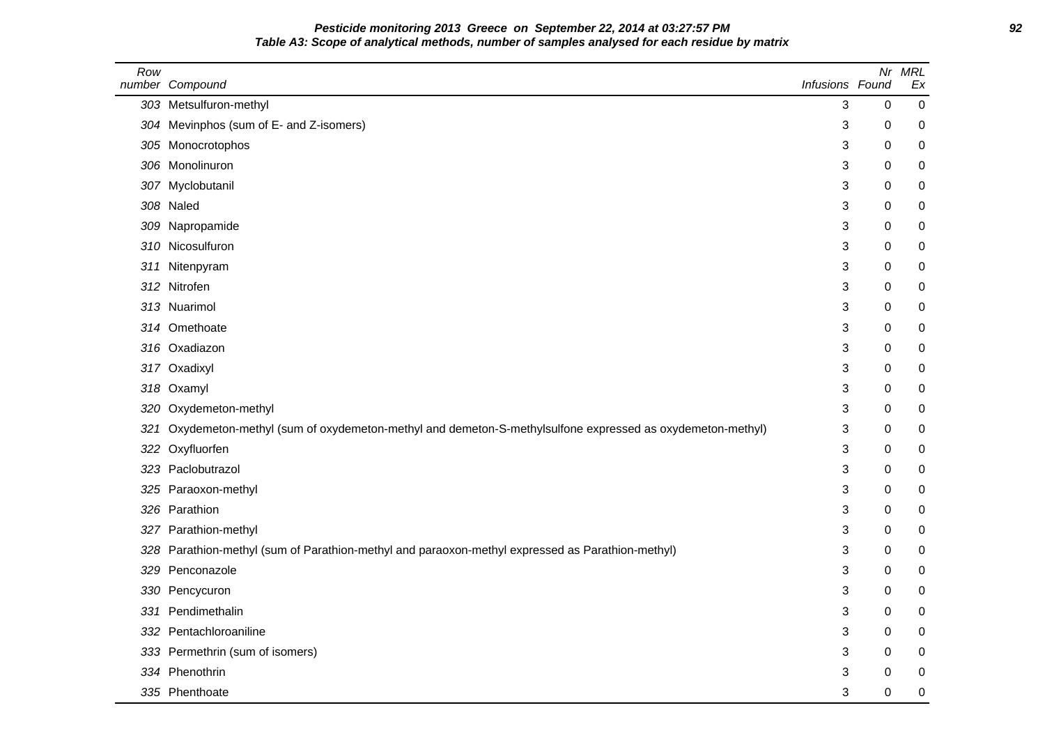**Pesticide monitoring 2013 Greece on September 22, 2014 at 03:27:57 PM**

**Table A3: Scope of analytical methods, number of samples analysed for each residue by matrix**

| Row number | Compound | Infusions | Nr Found | MRL Ex |
|---|---|---|---|---|
| 303 | Metsulfuron-methyl | 3 | 0 | 0 |
| 304 | Mevinphos (sum of E- and Z-isomers) | 3 | 0 | 0 |
| 305 | Monocrotophos | 3 | 0 | 0 |
| 306 | Monolinuron | 3 | 0 | 0 |
| 307 | Myclobutanil | 3 | 0 | 0 |
| 308 | Naled | 3 | 0 | 0 |
| 309 | Napropamide | 3 | 0 | 0 |
| 310 | Nicosulfuron | 3 | 0 | 0 |
| 311 | Nitenpyram | 3 | 0 | 0 |
| 312 | Nitrofen | 3 | 0 | 0 |
| 313 | Nuarimol | 3 | 0 | 0 |
| 314 | Omethoate | 3 | 0 | 0 |
| 316 | Oxadiazon | 3 | 0 | 0 |
| 317 | Oxadixyl | 3 | 0 | 0 |
| 318 | Oxamyl | 3 | 0 | 0 |
| 320 | Oxydemeton-methyl | 3 | 0 | 0 |
| 321 | Oxydemeton-methyl (sum of oxydemeton-methyl and demeton-S-methylsulfone expressed as oxydemeton-methyl) | 3 | 0 | 0 |
| 322 | Oxyfluorfen | 3 | 0 | 0 |
| 323 | Paclobutrazol | 3 | 0 | 0 |
| 325 | Paraoxon-methyl | 3 | 0 | 0 |
| 326 | Parathion | 3 | 0 | 0 |
| 327 | Parathion-methyl | 3 | 0 | 0 |
| 328 | Parathion-methyl (sum of Parathion-methyl and paraoxon-methyl expressed as Parathion-methyl) | 3 | 0 | 0 |
| 329 | Penconazole | 3 | 0 | 0 |
| 330 | Pencycuron | 3 | 0 | 0 |
| 331 | Pendimethalin | 3 | 0 | 0 |
| 332 | Pentachloroaniline | 3 | 0 | 0 |
| 333 | Permethrin (sum of isomers) | 3 | 0 | 0 |
| 334 | Phenothrin | 3 | 0 | 0 |
| 335 | Phenthoate | 3 | 0 | 0 |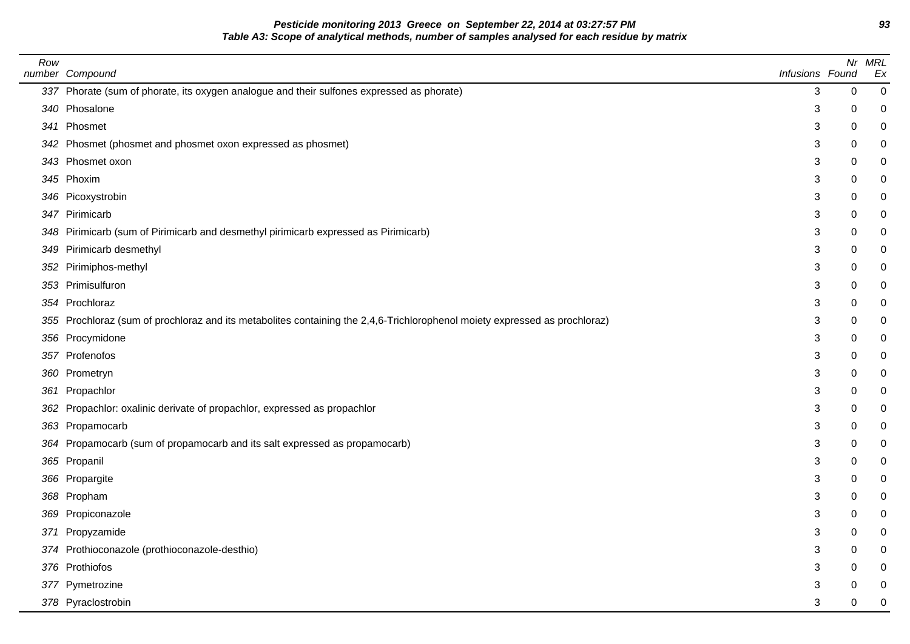**Pesticide monitoring 2013 Greece on September 22, 2014 at 03:27:57 PM**
**Table A3: Scope of analytical methods, number of samples analysed for each residue by matrix**

| Row number | Compound | Infusions | Nr Found | MRL Ex |
|---|---|---|---|---|
| 337 | Phorate (sum of phorate, its oxygen analogue and their sulfones expressed as phorate) | 3 | 0 | 0 |
| 340 | Phosalone | 3 | 0 | 0 |
| 341 | Phosmet | 3 | 0 | 0 |
| 342 | Phosmet (phosmet and phosmet oxon expressed as phosmet) | 3 | 0 | 0 |
| 343 | Phosmet oxon | 3 | 0 | 0 |
| 345 | Phoxim | 3 | 0 | 0 |
| 346 | Picoxystrobin | 3 | 0 | 0 |
| 347 | Pirimicarb | 3 | 0 | 0 |
| 348 | Pirimicarb (sum of Pirimicarb and desmethyl pirimicarb expressed as Pirimicarb) | 3 | 0 | 0 |
| 349 | Pirimicarb desmethyl | 3 | 0 | 0 |
| 352 | Pirimiphos-methyl | 3 | 0 | 0 |
| 353 | Primisulfuron | 3 | 0 | 0 |
| 354 | Prochloraz | 3 | 0 | 0 |
| 355 | Prochloraz (sum of prochloraz and its metabolites containing the 2,4,6-Trichlorophenol moiety expressed as prochloraz) | 3 | 0 | 0 |
| 356 | Procymidone | 3 | 0 | 0 |
| 357 | Profenofos | 3 | 0 | 0 |
| 360 | Prometryn | 3 | 0 | 0 |
| 361 | Propachlor | 3 | 0 | 0 |
| 362 | Propachlor: oxalinic derivate of propachlor, expressed as propachlor | 3 | 0 | 0 |
| 363 | Propamocarb | 3 | 0 | 0 |
| 364 | Propamocarb (sum of propamocarb and its salt expressed as propamocarb) | 3 | 0 | 0 |
| 365 | Propanil | 3 | 0 | 0 |
| 366 | Propargite | 3 | 0 | 0 |
| 368 | Propham | 3 | 0 | 0 |
| 369 | Propiconazole | 3 | 0 | 0 |
| 371 | Propyzamide | 3 | 0 | 0 |
| 374 | Prothioconazole (prothioconazole-desthio) | 3 | 0 | 0 |
| 376 | Prothiofos | 3 | 0 | 0 |
| 377 | Pymetrozine | 3 | 0 | 0 |
| 378 | Pyraclostrobin | 3 | 0 | 0 |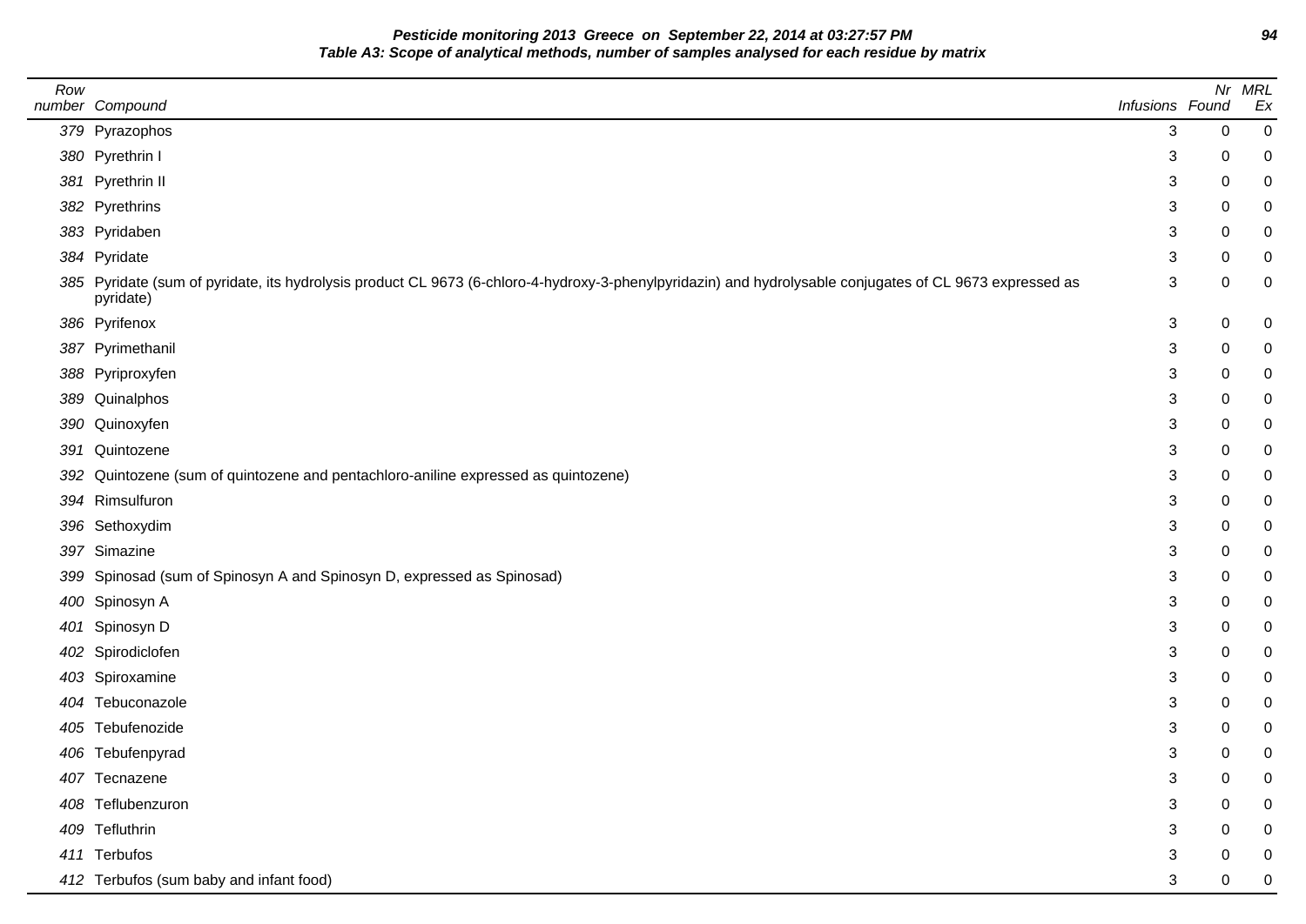**Pesticide monitoring 2013 Greece on September 22, 2014 at 03:27:57 PM**

**Table A3: Scope of analytical methods, number of samples analysed for each residue by matrix**

| Row number | Compound | Infusions | Nr Found | MRL Ex |
|---|---|---|---|---|
| 379 | Pyrazophos | 3 | 0 | 0 |
| 380 | Pyrethrin I | 3 | 0 | 0 |
| 381 | Pyrethrin II | 3 | 0 | 0 |
| 382 | Pyrethrins | 3 | 0 | 0 |
| 383 | Pyridaben | 3 | 0 | 0 |
| 384 | Pyridate | 3 | 0 | 0 |
| 385 | Pyridate (sum of pyridate, its hydrolysis product CL 9673 (6-chloro-4-hydroxy-3-phenylpyridazin) and hydrolysable conjugates of CL 9673 expressed as pyridate) | 3 | 0 | 0 |
| 386 | Pyrifenox | 3 | 0 | 0 |
| 387 | Pyrimethanil | 3 | 0 | 0 |
| 388 | Pyriproxyfen | 3 | 0 | 0 |
| 389 | Quinalphos | 3 | 0 | 0 |
| 390 | Quinoxyfen | 3 | 0 | 0 |
| 391 | Quintozene | 3 | 0 | 0 |
| 392 | Quintozene (sum of quintozene and pentachloro-aniline expressed as quintozene) | 3 | 0 | 0 |
| 394 | Rimsulfuron | 3 | 0 | 0 |
| 396 | Sethoxydim | 3 | 0 | 0 |
| 397 | Simazine | 3 | 0 | 0 |
| 399 | Spinosad (sum of Spinosyn A and Spinosyn D, expressed as Spinosad) | 3 | 0 | 0 |
| 400 | Spinosyn A | 3 | 0 | 0 |
| 401 | Spinosyn D | 3 | 0 | 0 |
| 402 | Spirodiclofen | 3 | 0 | 0 |
| 403 | Spiroxamine | 3 | 0 | 0 |
| 404 | Tebuconazole | 3 | 0 | 0 |
| 405 | Tebufenozide | 3 | 0 | 0 |
| 406 | Tebufenpyrad | 3 | 0 | 0 |
| 407 | Tecnazene | 3 | 0 | 0 |
| 408 | Teflubenzuron | 3 | 0 | 0 |
| 409 | Tefluthrin | 3 | 0 | 0 |
| 411 | Terbufos | 3 | 0 | 0 |
| 412 | Terbufos (sum baby and infant food) | 3 | 0 | 0 |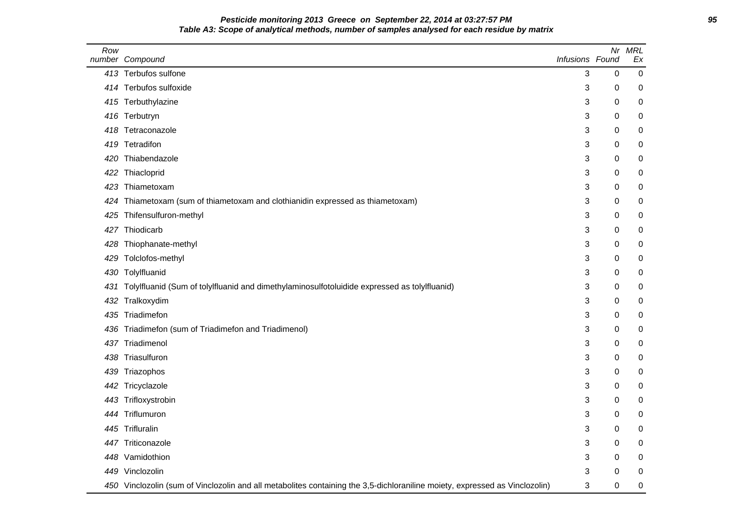**Pesticide monitoring 2013 Greece on September 22, 2014 at 03:27:57 PM**
**Table A3: Scope of analytical methods, number of samples analysed for each residue by matrix**

| Row number | Compound | Infusions | Nr Found | MRL Ex |
|---|---|---|---|---|
| 413 | Terbufos sulfone | 3 | 0 | 0 |
| 414 | Terbufos sulfoxide | 3 | 0 | 0 |
| 415 | Terbuthylazine | 3 | 0 | 0 |
| 416 | Terbutryn | 3 | 0 | 0 |
| 418 | Tetraconazole | 3 | 0 | 0 |
| 419 | Tetradifon | 3 | 0 | 0 |
| 420 | Thiabendazole | 3 | 0 | 0 |
| 422 | Thiacloprid | 3 | 0 | 0 |
| 423 | Thiametoxam | 3 | 0 | 0 |
| 424 | Thiametoxam (sum of thiametoxam and clothianidin expressed as thiametoxam) | 3 | 0 | 0 |
| 425 | Thifensulfuron-methyl | 3 | 0 | 0 |
| 427 | Thiodicarb | 3 | 0 | 0 |
| 428 | Thiophanate-methyl | 3 | 0 | 0 |
| 429 | Tolclofos-methyl | 3 | 0 | 0 |
| 430 | Tolylfluanid | 3 | 0 | 0 |
| 431 | Tolylfluanid (Sum of tolylfluanid and dimethylaminosulfotoluidide expressed as tolylfluanid) | 3 | 0 | 0 |
| 432 | Tralkoxydim | 3 | 0 | 0 |
| 435 | Triadimefon | 3 | 0 | 0 |
| 436 | Triadimefon (sum of Triadimefon and Triadimenol) | 3 | 0 | 0 |
| 437 | Triadimenol | 3 | 0 | 0 |
| 438 | Triasulfuron | 3 | 0 | 0 |
| 439 | Triazophos | 3 | 0 | 0 |
| 442 | Tricyclazole | 3 | 0 | 0 |
| 443 | Trifloxystrobin | 3 | 0 | 0 |
| 444 | Triflumuron | 3 | 0 | 0 |
| 445 | Trifluralin | 3 | 0 | 0 |
| 447 | Triticonazole | 3 | 0 | 0 |
| 448 | Vamidothion | 3 | 0 | 0 |
| 449 | Vinclozolin | 3 | 0 | 0 |
| 450 | Vinclozolin (sum of Vinclozolin and all metabolites containing the 3,5-dichloraniline moiety, expressed as Vinclozolin) | 3 | 0 | 0 |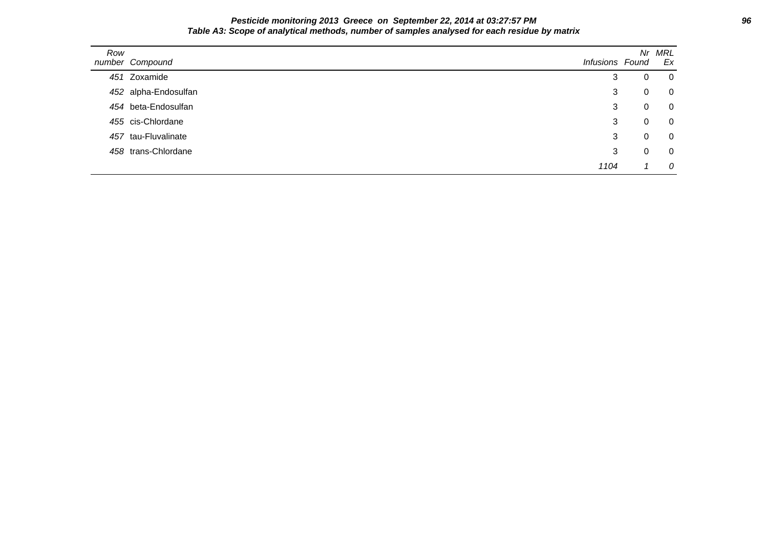**Pesticide monitoring 2013 Greece on September 22, 2014 at 03:27:57 PM**

**Table A3: Scope of analytical methods, number of samples analysed for each residue by matrix**

| Row number | Compound | Infusions | Nr Found | MRL Ex |
|---|---|---|---|---|
| 451 | Zoxamide | 3 | 0 | 0 |
| 452 | alpha-Endosulfan | 3 | 0 | 0 |
| 454 | beta-Endosulfan | 3 | 0 | 0 |
| 455 | cis-Chlordane | 3 | 0 | 0 |
| 457 | tau-Fluvalinate | 3 | 0 | 0 |
| 458 | trans-Chlordane | 3 | 0 | 0 |
| | | *1104* | *1* | *0* |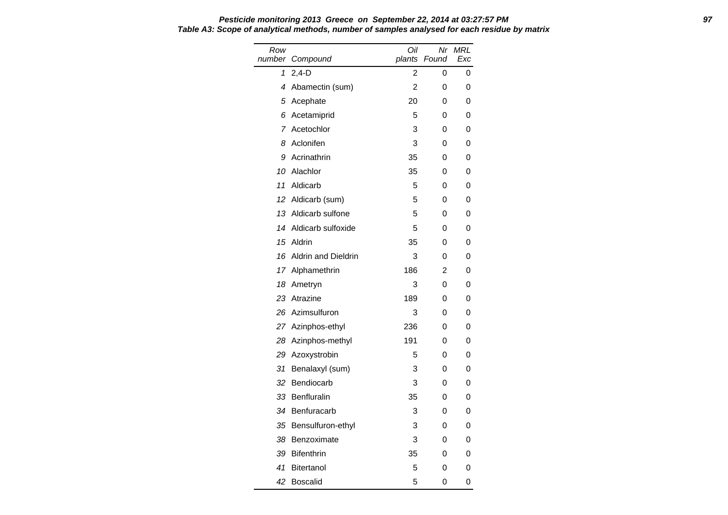**Pesticide monitoring 2013 Greece on September 22, 2014 at 03:27:57 PM**

**Table A3: Scope of analytical methods, number of samples analysed for each residue by matrix**

| Row number | Compound | Oil plants | Nr Found | MRL Exc |
|---|---|---|---|---|
| 1 | 2,4-D | 2 | 0 | 0 |
| 4 | Abamectin (sum) | 2 | 0 | 0 |
| 5 | Acephate | 20 | 0 | 0 |
| 6 | Acetamiprid | 5 | 0 | 0 |
| 7 | Acetochlor | 3 | 0 | 0 |
| 8 | Aclonifen | 3 | 0 | 0 |
| 9 | Acrinathrin | 35 | 0 | 0 |
| 10 | Alachlor | 35 | 0 | 0 |
| 11 | Aldicarb | 5 | 0 | 0 |
| 12 | Aldicarb (sum) | 5 | 0 | 0 |
| 13 | Aldicarb sulfone | 5 | 0 | 0 |
| 14 | Aldicarb sulfoxide | 5 | 0 | 0 |
| 15 | Aldrin | 35 | 0 | 0 |
| 16 | Aldrin and Dieldrin | 3 | 0 | 0 |
| 17 | Alphamethrin | 186 | 2 | 0 |
| 18 | Ametryn | 3 | 0 | 0 |
| 23 | Atrazine | 189 | 0 | 0 |
| 26 | Azimsulfuron | 3 | 0 | 0 |
| 27 | Azinphos-ethyl | 236 | 0 | 0 |
| 28 | Azinphos-methyl | 191 | 0 | 0 |
| 29 | Azoxystrobin | 5 | 0 | 0 |
| 31 | Benalaxyl (sum) | 3 | 0 | 0 |
| 32 | Bendiocarb | 3 | 0 | 0 |
| 33 | Benfluralin | 35 | 0 | 0 |
| 34 | Benfuracarb | 3 | 0 | 0 |
| 35 | Bensulfuron-ethyl | 3 | 0 | 0 |
| 38 | Benzoximate | 3 | 0 | 0 |
| 39 | Bifenthrin | 35 | 0 | 0 |
| 41 | Bitertanol | 5 | 0 | 0 |
| 42 | Boscalid | 5 | 0 | 0 |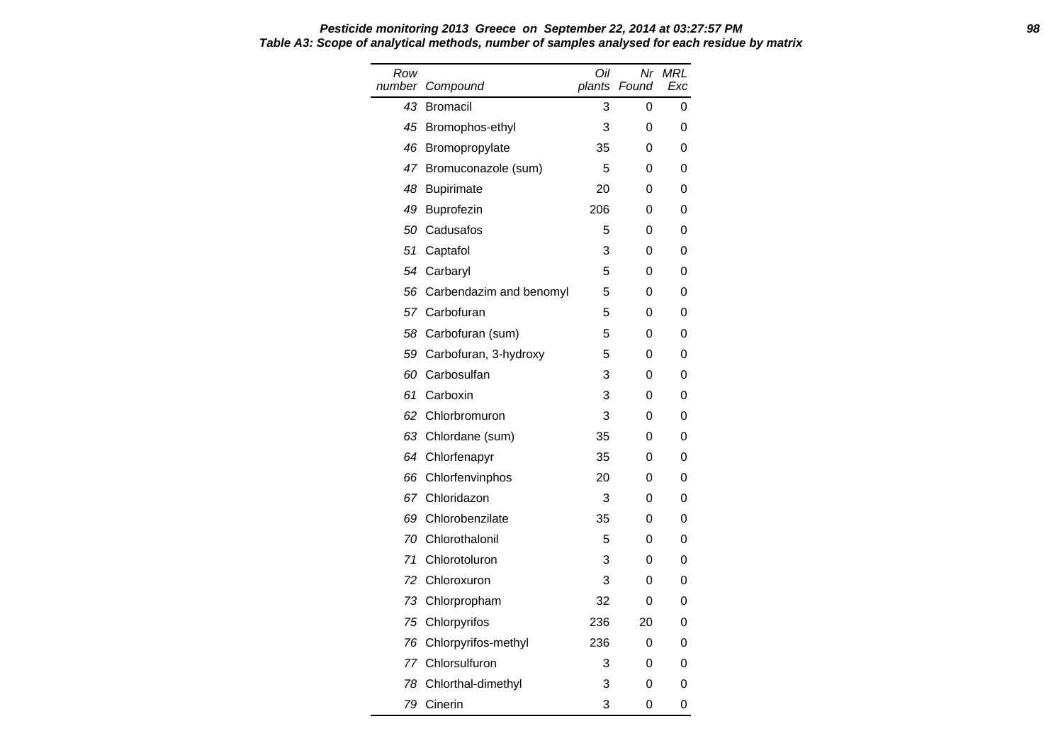**Pesticide monitoring 2013 Greece on September 22, 2014 at 03:27:57 PM**

**Table A3: Scope of analytical methods, number of samples analysed for each residue by matrix**

| Row number | Compound | Oil plants | Nr Found | MRL Exc |
|---|---|---|---|---|
| 43 | Bromacil | 3 | 0 | 0 |
| 45 | Bromophos-ethyl | 3 | 0 | 0 |
| 46 | Bromopropylate | 35 | 0 | 0 |
| 47 | Bromuconazole (sum) | 5 | 0 | 0 |
| 48 | Bupirimate | 20 | 0 | 0 |
| 49 | Buprofezin | 206 | 0 | 0 |
| 50 | Cadusafos | 5 | 0 | 0 |
| 51 | Captafol | 3 | 0 | 0 |
| 54 | Carbaryl | 5 | 0 | 0 |
| 56 | Carbendazim and benomyl | 5 | 0 | 0 |
| 57 | Carbofuran | 5 | 0 | 0 |
| 58 | Carbofuran (sum) | 5 | 0 | 0 |
| 59 | Carbofuran, 3-hydroxy | 5 | 0 | 0 |
| 60 | Carbosulfan | 3 | 0 | 0 |
| 61 | Carboxin | 3 | 0 | 0 |
| 62 | Chlorbromuron | 3 | 0 | 0 |
| 63 | Chlordane (sum) | 35 | 0 | 0 |
| 64 | Chlorfenapyr | 35 | 0 | 0 |
| 66 | Chlorfenvinphos | 20 | 0 | 0 |
| 67 | Chloridazon | 3 | 0 | 0 |
| 69 | Chlorobenzilate | 35 | 0 | 0 |
| 70 | Chlorothalonil | 5 | 0 | 0 |
| 71 | Chlorotoluron | 3 | 0 | 0 |
| 72 | Chloroxuron | 3 | 0 | 0 |
| 73 | Chlorpropham | 32 | 0 | 0 |
| 75 | Chlorpyrifos | 236 | 20 | 0 |
| 76 | Chlorpyrifos-methyl | 236 | 0 | 0 |
| 77 | Chlorsulfuron | 3 | 0 | 0 |
| 78 | Chlorthal-dimethyl | 3 | 0 | 0 |
| 79 | Cinerin | 3 | 0 | 0 |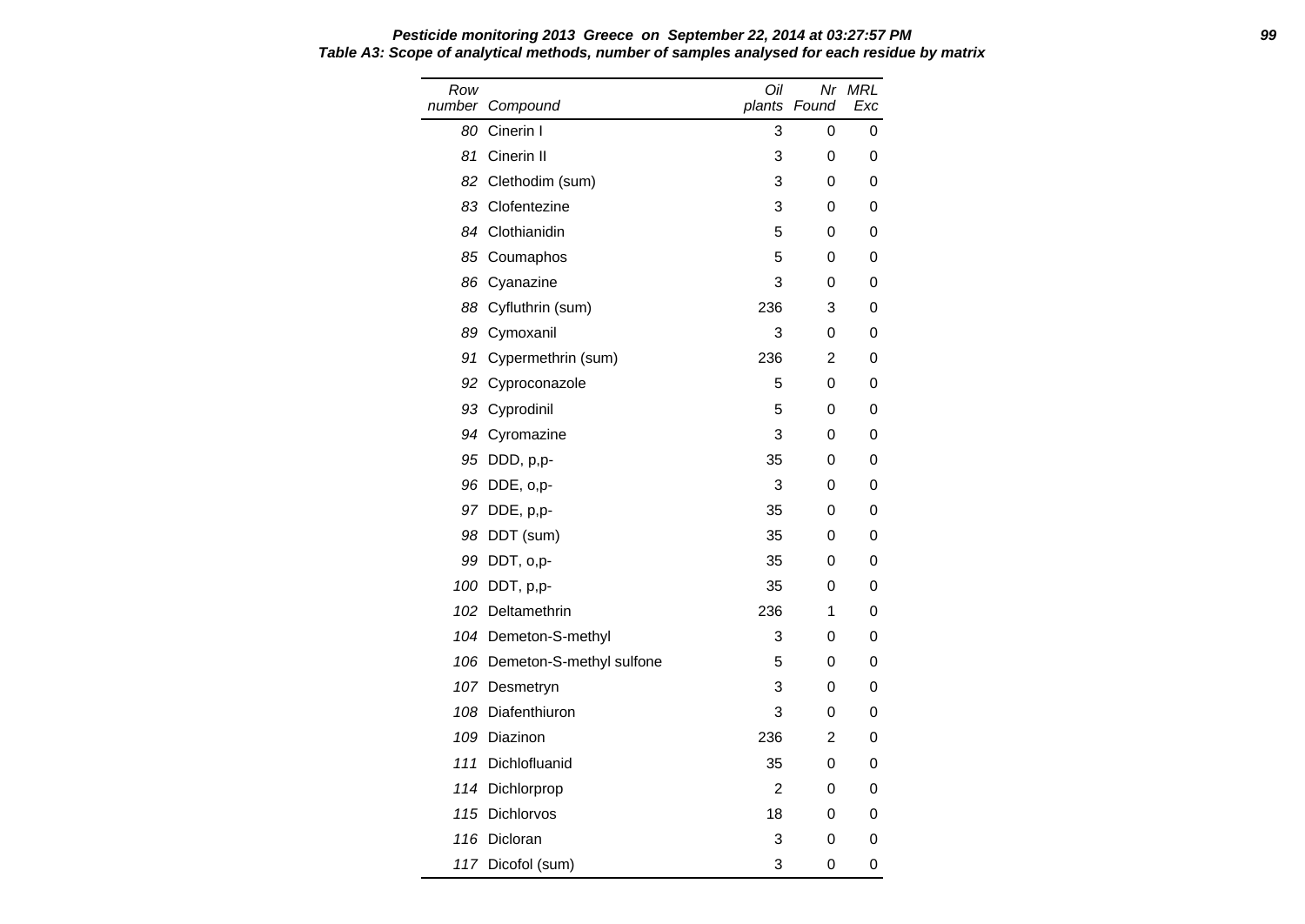**Pesticide monitoring 2013 Greece on September 22, 2014 at 03:27:57 PM**

**Table A3: Scope of analytical methods, number of samples analysed for each residue by matrix**

| Row number | Compound | Oil plants | Nr Found | MRL Exc |
|---|---|---|---|---|
| 80 | Cinerin I | 3 | 0 | 0 |
| 81 | Cinerin II | 3 | 0 | 0 |
| 82 | Clethodim (sum) | 3 | 0 | 0 |
| 83 | Clofentezine | 3 | 0 | 0 |
| 84 | Clothianidin | 5 | 0 | 0 |
| 85 | Coumaphos | 5 | 0 | 0 |
| 86 | Cyanazine | 3 | 0 | 0 |
| 88 | Cyfluthrin (sum) | 236 | 3 | 0 |
| 89 | Cymoxanil | 3 | 0 | 0 |
| 91 | Cypermethrin (sum) | 236 | 2 | 0 |
| 92 | Cyproconazole | 5 | 0 | 0 |
| 93 | Cyprodinil | 5 | 0 | 0 |
| 94 | Cyromazine | 3 | 0 | 0 |
| 95 | DDD, p,p- | 35 | 0 | 0 |
| 96 | DDE, o,p- | 3 | 0 | 0 |
| 97 | DDE, p,p- | 35 | 0 | 0 |
| 98 | DDT (sum) | 35 | 0 | 0 |
| 99 | DDT, o,p- | 35 | 0 | 0 |
| 100 | DDT, p,p- | 35 | 0 | 0 |
| 102 | Deltamethrin | 236 | 1 | 0 |
| 104 | Demeton-S-methyl | 3 | 0 | 0 |
| 106 | Demeton-S-methyl sulfone | 5 | 0 | 0 |
| 107 | Desmetryn | 3 | 0 | 0 |
| 108 | Diafenthiuron | 3 | 0 | 0 |
| 109 | Diazinon | 236 | 2 | 0 |
| 111 | Dichlofluanid | 35 | 0 | 0 |
| 114 | Dichlorprop | 2 | 0 | 0 |
| 115 | Dichlorvos | 18 | 0 | 0 |
| 116 | Dicloran | 3 | 0 | 0 |
| 117 | Dicofol (sum) | 3 | 0 | 0 |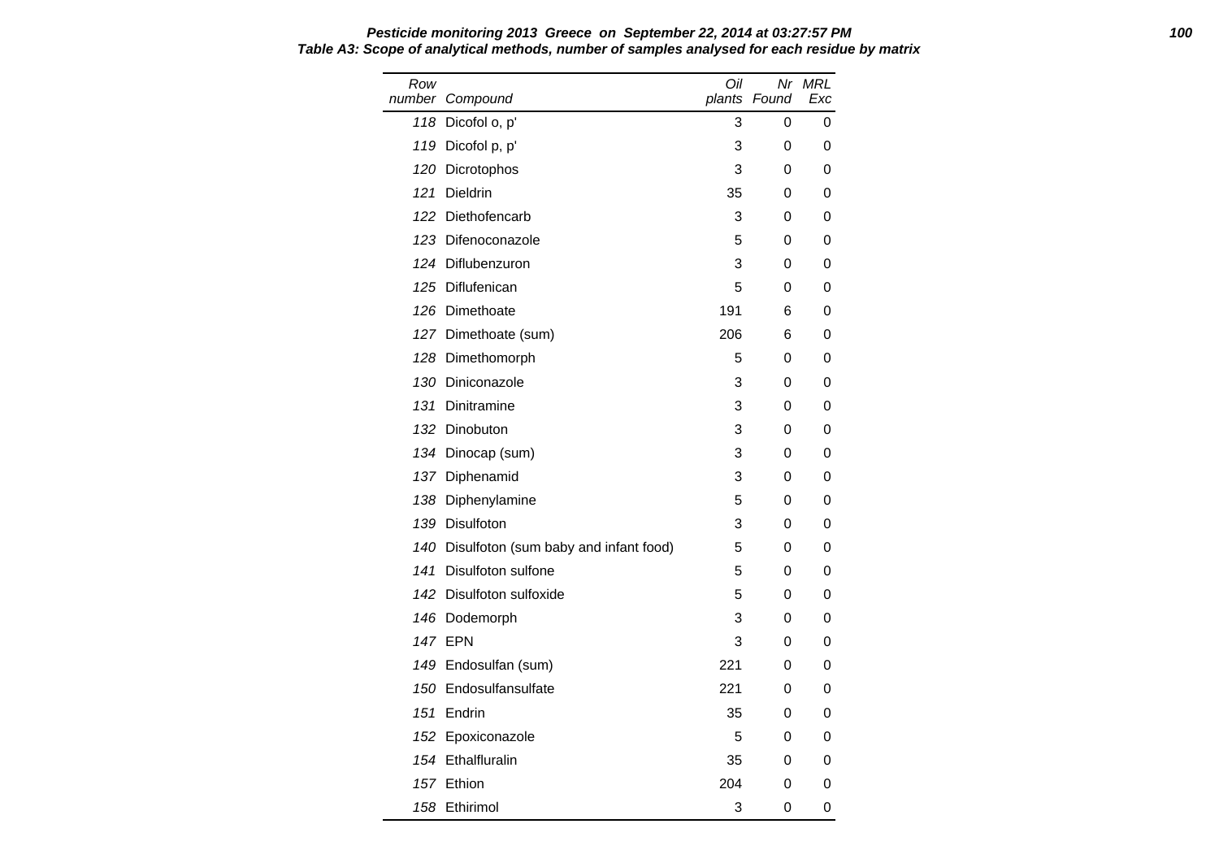**Pesticide monitoring 2013 Greece on September 22, 2014 at 03:27:57 PM**

**Table A3: Scope of analytical methods, number of samples analysed for each residue by matrix**

| Row number | Compound | Oil plants | Nr Found | MRL Exc |
|---|---|---|---|---|
| 118 | Dicofol o, p' | 3 | 0 | 0 |
| 119 | Dicofol p, p' | 3 | 0 | 0 |
| 120 | Dicrotophos | 3 | 0 | 0 |
| 121 | Dieldrin | 35 | 0 | 0 |
| 122 | Diethofencarb | 3 | 0 | 0 |
| 123 | Difenoconazole | 5 | 0 | 0 |
| 124 | Diflubenzuron | 3 | 0 | 0 |
| 125 | Diflufenican | 5 | 0 | 0 |
| 126 | Dimethoate | 191 | 6 | 0 |
| 127 | Dimethoate (sum) | 206 | 6 | 0 |
| 128 | Dimethomorph | 5 | 0 | 0 |
| 130 | Diniconazole | 3 | 0 | 0 |
| 131 | Dinitramine | 3 | 0 | 0 |
| 132 | Dinobuton | 3 | 0 | 0 |
| 134 | Dinocap (sum) | 3 | 0 | 0 |
| 137 | Diphenamid | 3 | 0 | 0 |
| 138 | Diphenylamine | 5 | 0 | 0 |
| 139 | Disulfoton | 3 | 0 | 0 |
| 140 | Disulfoton (sum baby and infant food) | 5 | 0 | 0 |
| 141 | Disulfoton sulfone | 5 | 0 | 0 |
| 142 | Disulfoton sulfoxide | 5 | 0 | 0 |
| 146 | Dodemorph | 3 | 0 | 0 |
| 147 | EPN | 3 | 0 | 0 |
| 149 | Endosulfan (sum) | 221 | 0 | 0 |
| 150 | Endosulfansulfate | 221 | 0 | 0 |
| 151 | Endrin | 35 | 0 | 0 |
| 152 | Epoxiconazole | 5 | 0 | 0 |
| 154 | Ethalfluralin | 35 | 0 | 0 |
| 157 | Ethion | 204 | 0 | 0 |
| 158 | Ethirimol | 3 | 0 | 0 |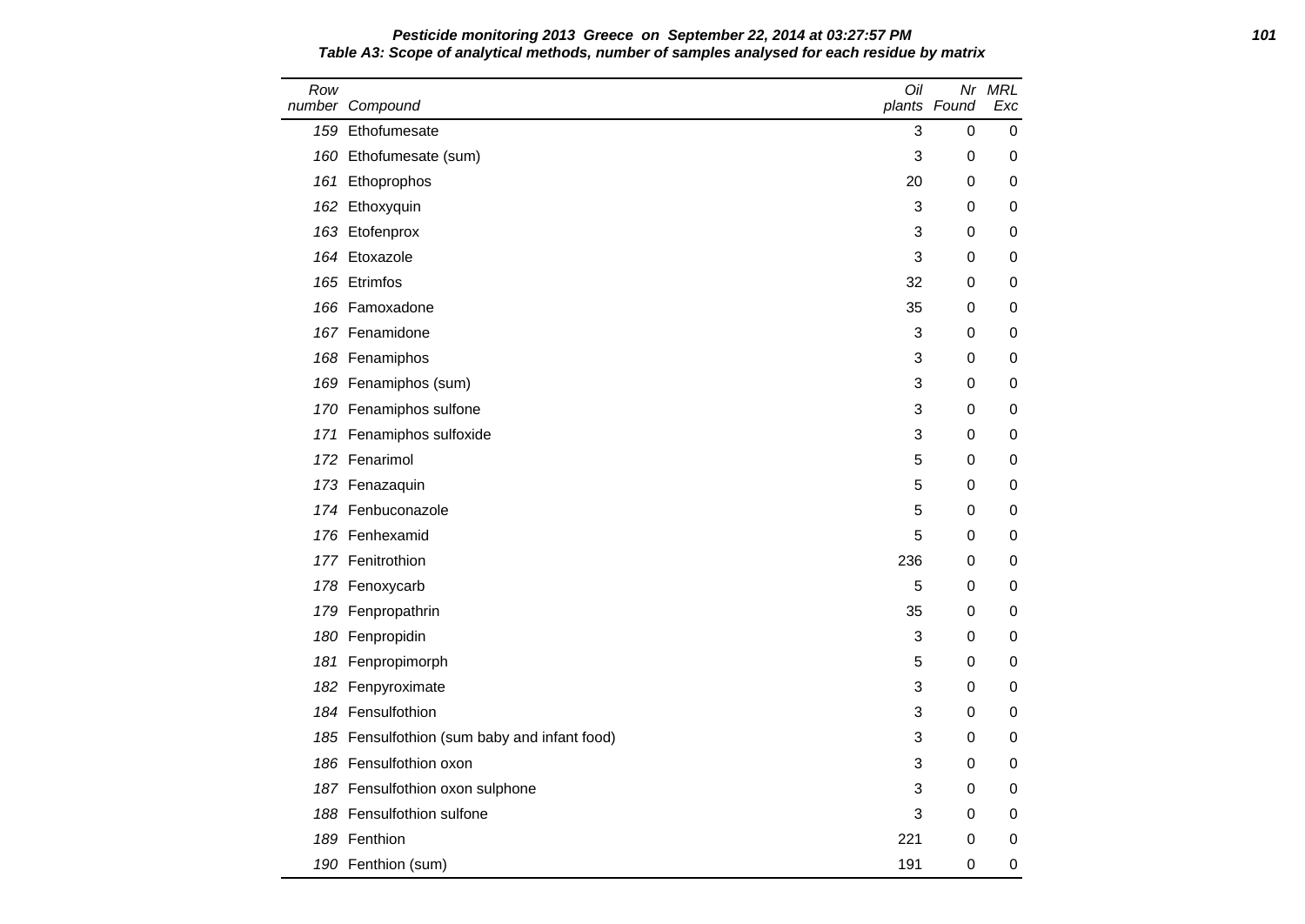**Pesticide monitoring 2013 Greece on September 22, 2014 at 03:27:57 PM**

**Table A3: Scope of analytical methods, number of samples analysed for each residue by matrix**

| Row number | Compound | Oil plants | Nr Found | MRL Exc |
|---|---|---|---|---|
| 159 | Ethofumesate | 3 | 0 | 0 |
| 160 | Ethofumesate (sum) | 3 | 0 | 0 |
| 161 | Ethoprophos | 20 | 0 | 0 |
| 162 | Ethoxyquin | 3 | 0 | 0 |
| 163 | Etofenprox | 3 | 0 | 0 |
| 164 | Etoxazole | 3 | 0 | 0 |
| 165 | Etrimfos | 32 | 0 | 0 |
| 166 | Famoxadone | 35 | 0 | 0 |
| 167 | Fenamidone | 3 | 0 | 0 |
| 168 | Fenamiphos | 3 | 0 | 0 |
| 169 | Fenamiphos (sum) | 3 | 0 | 0 |
| 170 | Fenamiphos sulfone | 3 | 0 | 0 |
| 171 | Fenamiphos sulfoxide | 3 | 0 | 0 |
| 172 | Fenarimol | 5 | 0 | 0 |
| 173 | Fenazaquin | 5 | 0 | 0 |
| 174 | Fenbuconazole | 5 | 0 | 0 |
| 176 | Fenhexamid | 5 | 0 | 0 |
| 177 | Fenitrothion | 236 | 0 | 0 |
| 178 | Fenoxycarb | 5 | 0 | 0 |
| 179 | Fenpropathrin | 35 | 0 | 0 |
| 180 | Fenpropidin | 3 | 0 | 0 |
| 181 | Fenpropimorph | 5 | 0 | 0 |
| 182 | Fenpyroximate | 3 | 0 | 0 |
| 184 | Fensulfothion | 3 | 0 | 0 |
| 185 | Fensulfothion (sum baby and infant food) | 3 | 0 | 0 |
| 186 | Fensulfothion oxon | 3 | 0 | 0 |
| 187 | Fensulfothion oxon sulphone | 3 | 0 | 0 |
| 188 | Fensulfothion sulfone | 3 | 0 | 0 |
| 189 | Fenthion | 221 | 0 | 0 |
| 190 | Fenthion (sum) | 191 | 0 | 0 |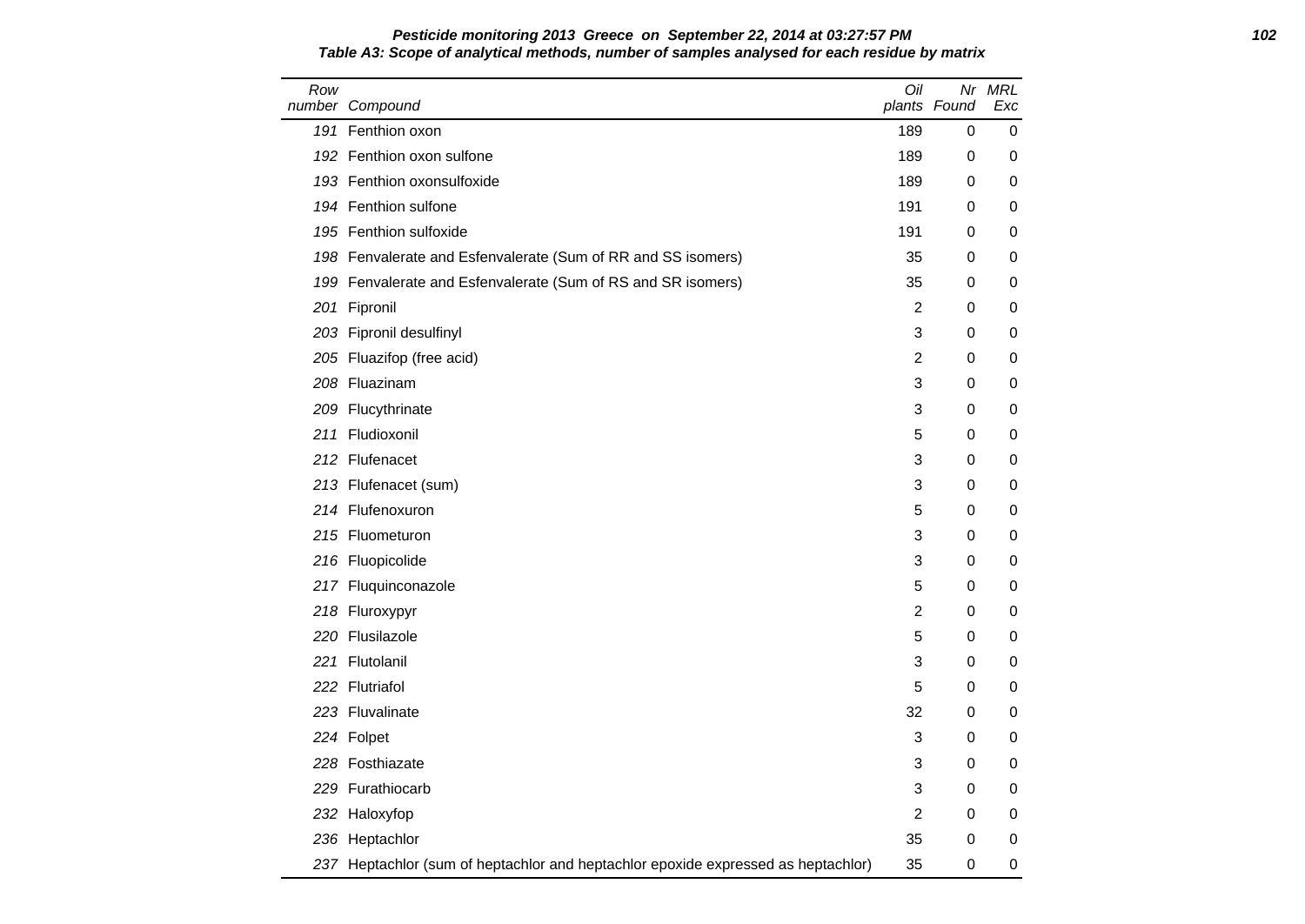**Table A3: Scope of analytical methods, number of samples analysed for each residue by matrix**

| Row number | Compound | Oil plants | Nr Found | MRL Exc |
|---|---|---|---|---|
| 191 | Fenthion oxon | 189 | 0 | 0 |
| 192 | Fenthion oxon sulfone | 189 | 0 | 0 |
| 193 | Fenthion oxonsulfoxide | 189 | 0 | 0 |
| 194 | Fenthion sulfone | 191 | 0 | 0 |
| 195 | Fenthion sulfoxide | 191 | 0 | 0 |
| 198 | Fenvalerate and Esfenvalerate (Sum of RR and SS isomers) | 35 | 0 | 0 |
| 199 | Fenvalerate and Esfenvalerate (Sum of RS and SR isomers) | 35 | 0 | 0 |
| 201 | Fipronil | 2 | 0 | 0 |
| 203 | Fipronil desulfinyl | 3 | 0 | 0 |
| 205 | Fluazifop (free acid) | 2 | 0 | 0 |
| 208 | Fluazinam | 3 | 0 | 0 |
| 209 | Flucythrinate | 3 | 0 | 0 |
| 211 | Fludioxonil | 5 | 0 | 0 |
| 212 | Flufenacet | 3 | 0 | 0 |
| 213 | Flufenacet (sum) | 3 | 0 | 0 |
| 214 | Flufenoxuron | 5 | 0 | 0 |
| 215 | Fluometuron | 3 | 0 | 0 |
| 216 | Fluopicolide | 3 | 0 | 0 |
| 217 | Fluquinconazole | 5 | 0 | 0 |
| 218 | Fluroxypyr | 2 | 0 | 0 |
| 220 | Flusilazole | 5 | 0 | 0 |
| 221 | Flutolanil | 3 | 0 | 0 |
| 222 | Flutriafol | 5 | 0 | 0 |
| 223 | Fluvalinate | 32 | 0 | 0 |
| 224 | Folpet | 3 | 0 | 0 |
| 228 | Fosthiazate | 3 | 0 | 0 |
| 229 | Furathiocarb | 3 | 0 | 0 |
| 232 | Haloxyfop | 2 | 0 | 0 |
| 236 | Heptachlor | 35 | 0 | 0 |
| 237 | Heptachlor (sum of heptachlor and heptachlor epoxide expressed as heptachlor) | 35 | 0 | 0 |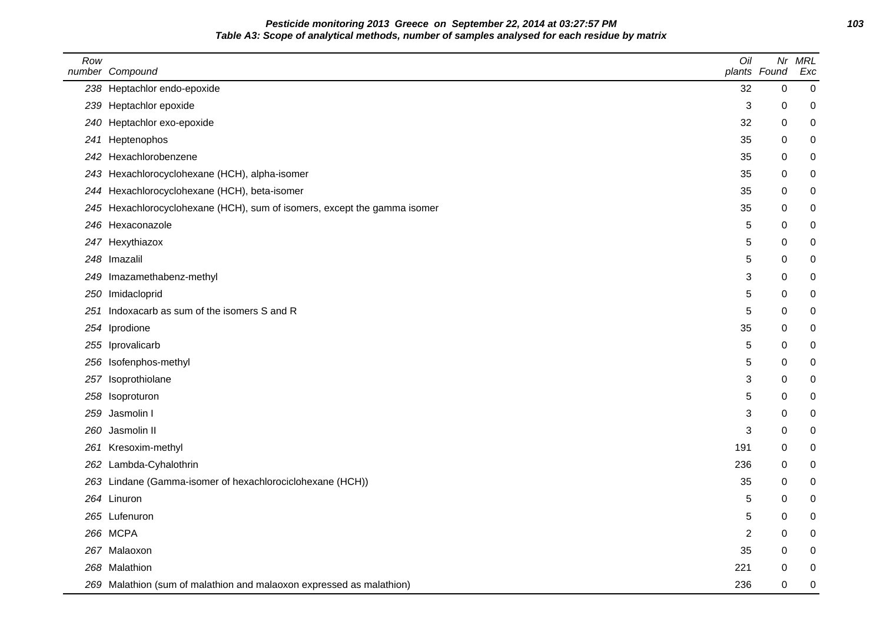**Pesticide monitoring 2013 Greece on September 22, 2014 at 03:27:57 PM**

**Table A3: Scope of analytical methods, number of samples analysed for each residue by matrix**

| Row number | Compound | Oil plants | Nr Found | MRL Exc |
|---|---|---|---|---|
| 238 | Heptachlor endo-epoxide | 32 | 0 | 0 |
| 239 | Heptachlor epoxide | 3 | 0 | 0 |
| 240 | Heptachlor exo-epoxide | 32 | 0 | 0 |
| 241 | Heptenophos | 35 | 0 | 0 |
| 242 | Hexachlorobenzene | 35 | 0 | 0 |
| 243 | Hexachlorocyclohexane (HCH), alpha-isomer | 35 | 0 | 0 |
| 244 | Hexachlorocyclohexane (HCH), beta-isomer | 35 | 0 | 0 |
| 245 | Hexachlorocyclohexane (HCH), sum of isomers, except the gamma isomer | 35 | 0 | 0 |
| 246 | Hexaconazole | 5 | 0 | 0 |
| 247 | Hexythiazox | 5 | 0 | 0 |
| 248 | Imazalil | 5 | 0 | 0 |
| 249 | Imazamethabenz-methyl | 3 | 0 | 0 |
| 250 | Imidacloprid | 5 | 0 | 0 |
| 251 | Indoxacarb as sum of the isomers S and R | 5 | 0 | 0 |
| 254 | Iprodione | 35 | 0 | 0 |
| 255 | Iprovalicarb | 5 | 0 | 0 |
| 256 | Isofenphos-methyl | 5 | 0 | 0 |
| 257 | Isoprothiolane | 3 | 0 | 0 |
| 258 | Isoproturon | 5 | 0 | 0 |
| 259 | Jasmolin I | 3 | 0 | 0 |
| 260 | Jasmolin II | 3 | 0 | 0 |
| 261 | Kresoxim-methyl | 191 | 0 | 0 |
| 262 | Lambda-Cyhalothrin | 236 | 0 | 0 |
| 263 | Lindane (Gamma-isomer of hexachlorociclohexane (HCH)) | 35 | 0 | 0 |
| 264 | Linuron | 5 | 0 | 0 |
| 265 | Lufenuron | 5 | 0 | 0 |
| 266 | MCPA | 2 | 0 | 0 |
| 267 | Malaoxon | 35 | 0 | 0 |
| 268 | Malathion | 221 | 0 | 0 |
| 269 | Malathion (sum of malathion and malaoxon expressed as malathion) | 236 | 0 | 0 |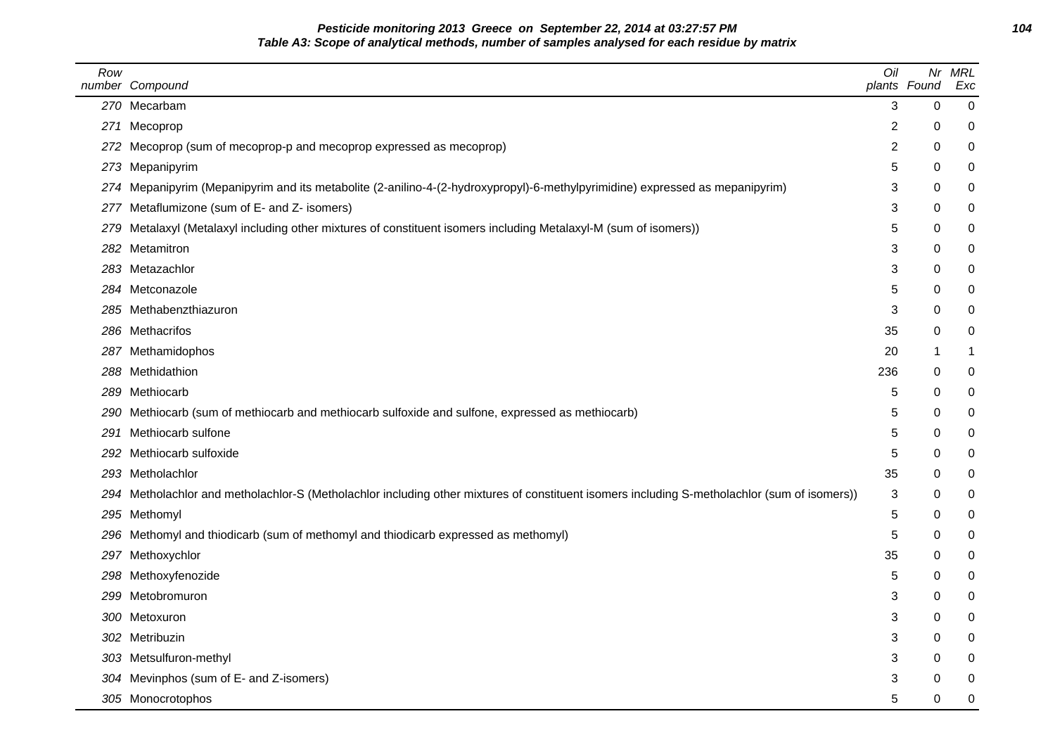**Pesticide monitoring 2013 Greece on September 22, 2014 at 03:27:57 PM**

**Table A3: Scope of analytical methods, number of samples analysed for each residue by matrix**

| Row number | Compound | Oil plants | Nr Found | MRL Exc |
|---|---|---|---|---|
| 270 | Mecarbam | 3 | 0 | 0 |
| 271 | Mecoprop | 2 | 0 | 0 |
| 272 | Mecoprop (sum of mecoprop-p and mecoprop expressed as mecoprop) | 2 | 0 | 0 |
| 273 | Mepanipyrim | 5 | 0 | 0 |
| 274 | Mepanipyrim (Mepanipyrim and its metabolite (2-anilino-4-(2-hydroxypropyl)-6-methylpyrimidine) expressed as mepanipyrim) | 3 | 0 | 0 |
| 277 | Metaflumizone (sum of E- and Z- isomers) | 3 | 0 | 0 |
| 279 | Metalaxyl (Metalaxyl including other mixtures of constituent isomers including Metalaxyl-M (sum of isomers)) | 5 | 0 | 0 |
| 282 | Metamitron | 3 | 0 | 0 |
| 283 | Metazachlor | 3 | 0 | 0 |
| 284 | Metconazole | 5 | 0 | 0 |
| 285 | Methabenzthiazuron | 3 | 0 | 0 |
| 286 | Methacrifos | 35 | 0 | 0 |
| 287 | Methamidophos | 20 | 1 | 1 |
| 288 | Methidathion | 236 | 0 | 0 |
| 289 | Methiocarb | 5 | 0 | 0 |
| 290 | Methiocarb (sum of methiocarb and methiocarb sulfoxide and sulfone, expressed as methiocarb) | 5 | 0 | 0 |
| 291 | Methiocarb sulfone | 5 | 0 | 0 |
| 292 | Methiocarb sulfoxide | 5 | 0 | 0 |
| 293 | Metholachlor | 35 | 0 | 0 |
| 294 | Metholachlor and metholachlor-S (Metholachlor including other mixtures of constituent isomers including S-metholachlor (sum of isomers)) | 3 | 0 | 0 |
| 295 | Methomyl | 5 | 0 | 0 |
| 296 | Methomyl and thiodicarb (sum of methomyl and thiodicarb expressed as methomyl) | 5 | 0 | 0 |
| 297 | Methoxychlor | 35 | 0 | 0 |
| 298 | Methoxyfenozide | 5 | 0 | 0 |
| 299 | Metobromuron | 3 | 0 | 0 |
| 300 | Metoxuron | 3 | 0 | 0 |
| 302 | Metribuzin | 3 | 0 | 0 |
| 303 | Metsulfuron-methyl | 3 | 0 | 0 |
| 304 | Mevinphos (sum of E- and Z-isomers) | 3 | 0 | 0 |
| 305 | Monocrotophos | 5 | 0 | 0 |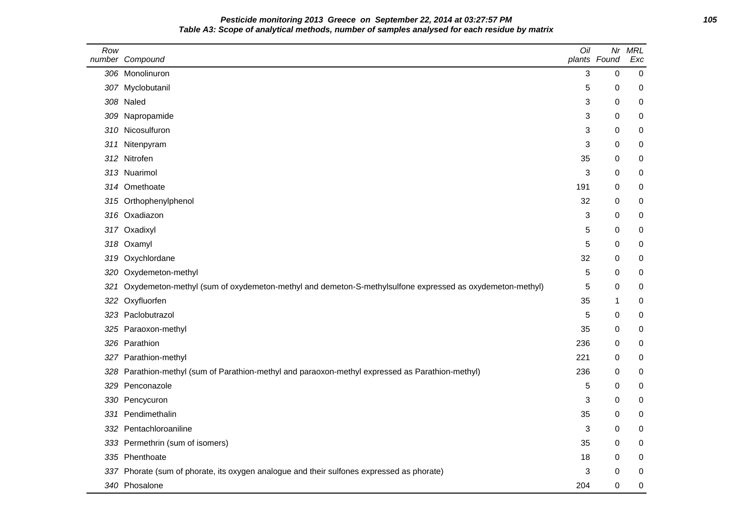**Pesticide monitoring 2013 Greece on September 22, 2014 at 03:27:57 PM**

**Table A3: Scope of analytical methods, number of samples analysed for each residue by matrix**

| Row number | Compound | Oil plants | Nr Found | MRL Exc |
|---|---|---|---|---|
| 306 | Monolinuron | 3 | 0 | 0 |
| 307 | Myclobutanil | 5 | 0 | 0 |
| 308 | Naled | 3 | 0 | 0 |
| 309 | Napropamide | 3 | 0 | 0 |
| 310 | Nicosulfuron | 3 | 0 | 0 |
| 311 | Nitenpyram | 3 | 0 | 0 |
| 312 | Nitrofen | 35 | 0 | 0 |
| 313 | Nuarimol | 3 | 0 | 0 |
| 314 | Omethoate | 191 | 0 | 0 |
| 315 | Orthophenylphenol | 32 | 0 | 0 |
| 316 | Oxadiazon | 3 | 0 | 0 |
| 317 | Oxadixyl | 5 | 0 | 0 |
| 318 | Oxamyl | 5 | 0 | 0 |
| 319 | Oxychlordane | 32 | 0 | 0 |
| 320 | Oxydemeton-methyl | 5 | 0 | 0 |
| 321 | Oxydemeton-methyl (sum of oxydemeton-methyl and demeton-S-methylsulfone expressed as oxydemeton-methyl) | 5 | 0 | 0 |
| 322 | Oxyfluorfen | 35 | 1 | 0 |
| 323 | Paclobutrazol | 5 | 0 | 0 |
| 325 | Paraoxon-methyl | 35 | 0 | 0 |
| 326 | Parathion | 236 | 0 | 0 |
| 327 | Parathion-methyl | 221 | 0 | 0 |
| 328 | Parathion-methyl (sum of Parathion-methyl and paraoxon-methyl expressed as Parathion-methyl) | 236 | 0 | 0 |
| 329 | Penconazole | 5 | 0 | 0 |
| 330 | Pencycuron | 3 | 0 | 0 |
| 331 | Pendimethalin | 35 | 0 | 0 |
| 332 | Pentachloroaniline | 3 | 0 | 0 |
| 333 | Permethrin (sum of isomers) | 35 | 0 | 0 |
| 335 | Phenthoate | 18 | 0 | 0 |
| 337 | Phorate (sum of phorate, its oxygen analogue and their sulfones expressed as phorate) | 3 | 0 | 0 |
| 340 | Phosalone | 204 | 0 | 0 |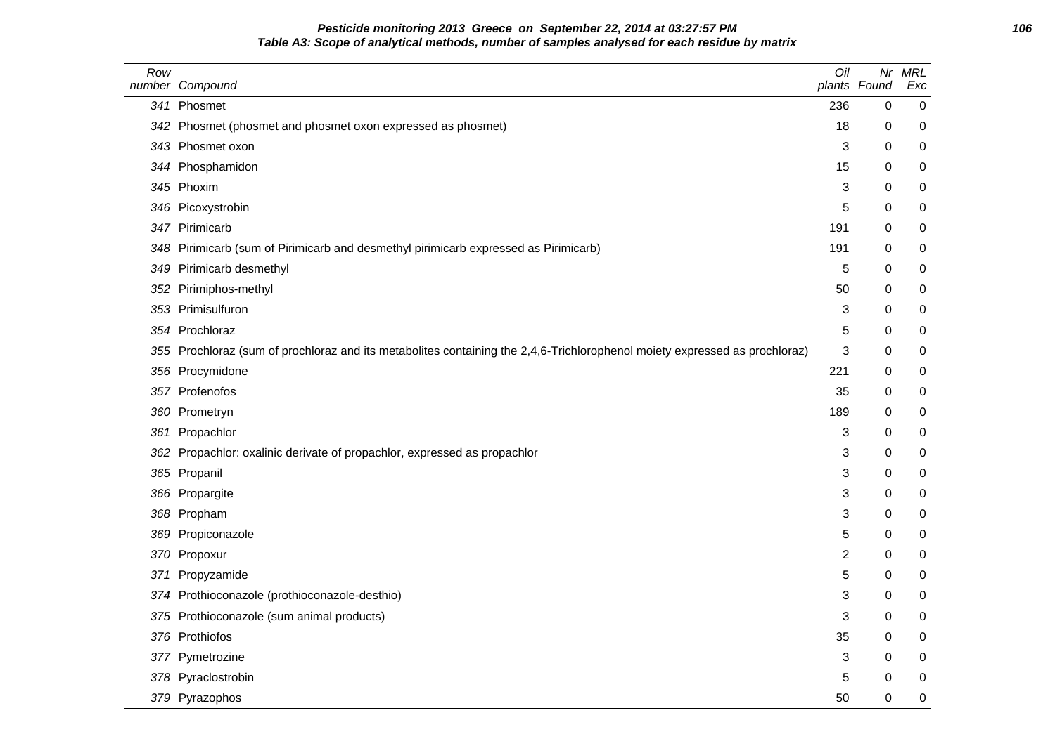**Pesticide monitoring 2013 Greece on September 22, 2014 at 03:27:57 PM**

**Table A3: Scope of analytical methods, number of samples analysed for each residue by matrix**

| Row number | Compound | Oil plants | Nr Found | MRL Exc |
|---|---|---|---|---|
| 341 | Phosmet | 236 | 0 | 0 |
| 342 | Phosmet (phosmet and phosmet oxon expressed as phosmet) | 18 | 0 | 0 |
| 343 | Phosmet oxon | 3 | 0 | 0 |
| 344 | Phosphamidon | 15 | 0 | 0 |
| 345 | Phoxim | 3 | 0 | 0 |
| 346 | Picoxystrobin | 5 | 0 | 0 |
| 347 | Pirimicarb | 191 | 0 | 0 |
| 348 | Pirimicarb (sum of Pirimicarb and desmethyl pirimicarb expressed as Pirimicarb) | 191 | 0 | 0 |
| 349 | Pirimicarb desmethyl | 5 | 0 | 0 |
| 352 | Pirimiphos-methyl | 50 | 0 | 0 |
| 353 | Primisulfuron | 3 | 0 | 0 |
| 354 | Prochloraz | 5 | 0 | 0 |
| 355 | Prochloraz (sum of prochloraz and its metabolites containing the 2,4,6-Trichlorophenol moiety expressed as prochloraz) | 3 | 0 | 0 |
| 356 | Procymidone | 221 | 0 | 0 |
| 357 | Profenofos | 35 | 0 | 0 |
| 360 | Prometryn | 189 | 0 | 0 |
| 361 | Propachlor | 3 | 0 | 0 |
| 362 | Propachlor: oxalinic derivate of propachlor, expressed as propachlor | 3 | 0 | 0 |
| 365 | Propanil | 3 | 0 | 0 |
| 366 | Propargite | 3 | 0 | 0 |
| 368 | Propham | 3 | 0 | 0 |
| 369 | Propiconazole | 5 | 0 | 0 |
| 370 | Propoxur | 2 | 0 | 0 |
| 371 | Propyzamide | 5 | 0 | 0 |
| 374 | Prothioconazole (prothioconazole-desthio) | 3 | 0 | 0 |
| 375 | Prothioconazole (sum animal products) | 3 | 0 | 0 |
| 376 | Prothiofos | 35 | 0 | 0 |
| 377 | Pymetrozine | 3 | 0 | 0 |
| 378 | Pyraclostrobin | 5 | 0 | 0 |
| 379 | Pyrazophos | 50 | 0 | 0 |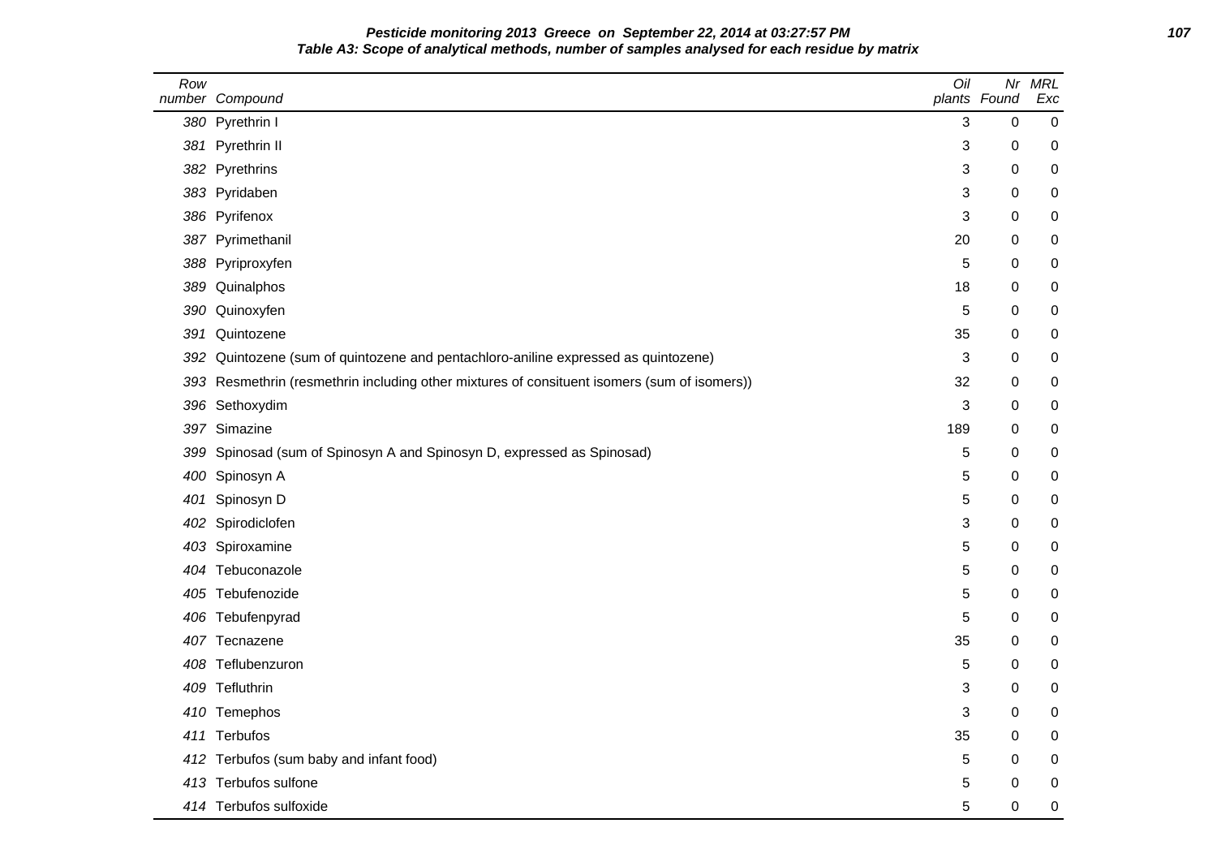**Pesticide monitoring 2013 Greece on September 22, 2014 at 03:27:57 PM**

**Table A3: Scope of analytical methods, number of samples analysed for each residue by matrix**

| Row number | Compound | Oil plants | Nr Found | MRL Exc |
|---|---|---|---|---|
| 380 | Pyrethrin I | 3 | 0 | 0 |
| 381 | Pyrethrin II | 3 | 0 | 0 |
| 382 | Pyrethrins | 3 | 0 | 0 |
| 383 | Pyridaben | 3 | 0 | 0 |
| 386 | Pyrifenox | 3 | 0 | 0 |
| 387 | Pyrimethanil | 20 | 0 | 0 |
| 388 | Pyriproxyfen | 5 | 0 | 0 |
| 389 | Quinalphos | 18 | 0 | 0 |
| 390 | Quinoxyfen | 5 | 0 | 0 |
| 391 | Quintozene | 35 | 0 | 0 |
| 392 | Quintozene (sum of quintozene and pentachloro-aniline expressed as quintozene) | 3 | 0 | 0 |
| 393 | Resmethrin (resmethrin including other mixtures of consituent isomers (sum of isomers)) | 32 | 0 | 0 |
| 396 | Sethoxydim | 3 | 0 | 0 |
| 397 | Simazine | 189 | 0 | 0 |
| 399 | Spinosad (sum of Spinosyn A and Spinosyn D, expressed as Spinosad) | 5 | 0 | 0 |
| 400 | Spinosyn A | 5 | 0 | 0 |
| 401 | Spinosyn D | 5 | 0 | 0 |
| 402 | Spirodiclofen | 3 | 0 | 0 |
| 403 | Spiroxamine | 5 | 0 | 0 |
| 404 | Tebuconazole | 5 | 0 | 0 |
| 405 | Tebufenozide | 5 | 0 | 0 |
| 406 | Tebufenpyrad | 5 | 0 | 0 |
| 407 | Tecnazene | 35 | 0 | 0 |
| 408 | Teflubenzuron | 5 | 0 | 0 |
| 409 | Tefluthrin | 3 | 0 | 0 |
| 410 | Temephos | 3 | 0 | 0 |
| 411 | Terbufos | 35 | 0 | 0 |
| 412 | Terbufos (sum baby and infant food) | 5 | 0 | 0 |
| 413 | Terbufos sulfone | 5 | 0 | 0 |
| 414 | Terbufos sulfoxide | 5 | 0 | 0 |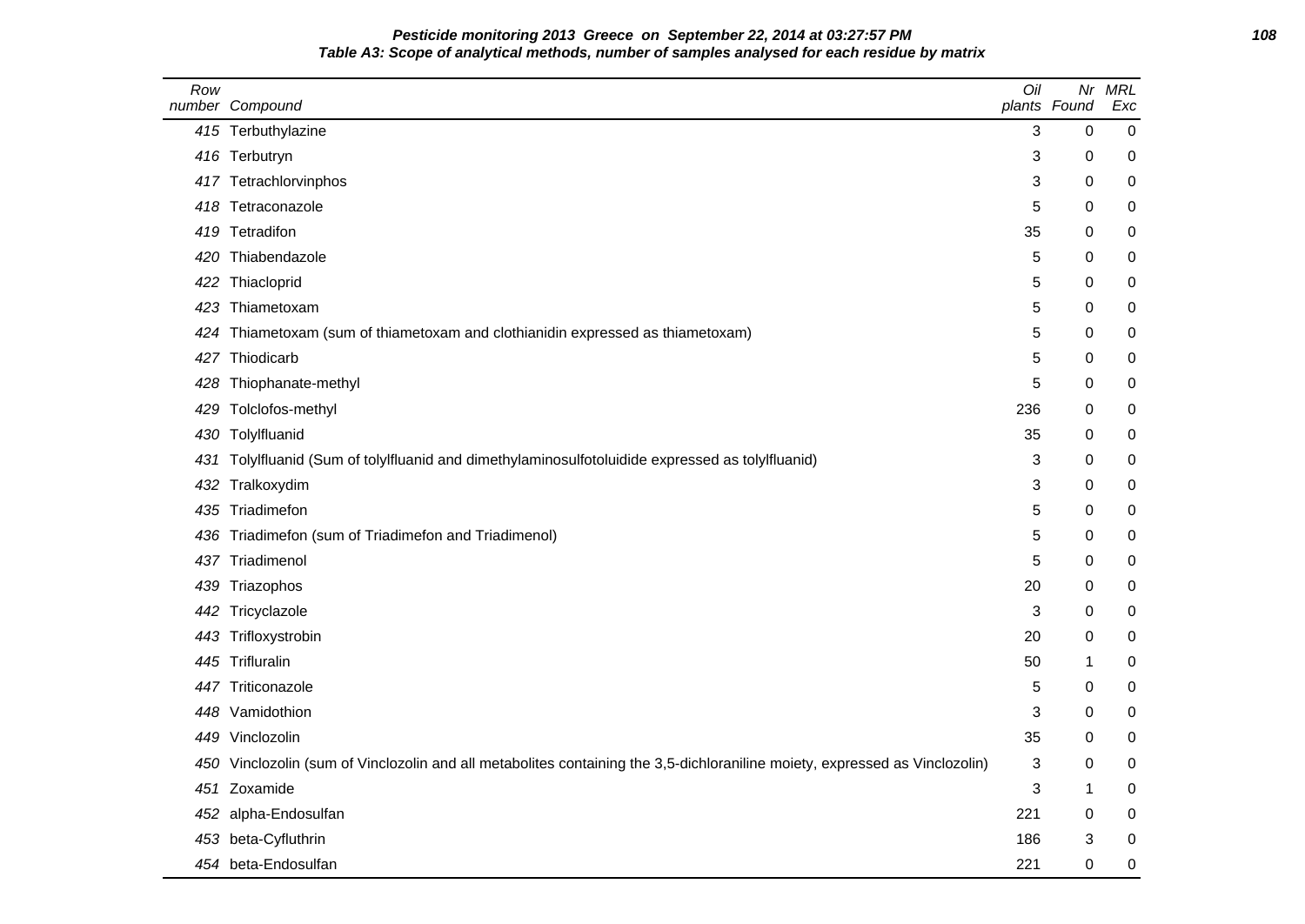**Pesticide monitoring 2013 Greece on September 22, 2014 at 03:27:57 PM**

**Table A3: Scope of analytical methods, number of samples analysed for each residue by matrix**

| Row number | Compound | Oil plants | Nr Found | MRL Exc |
|---|---|---|---|---|
| 415 | Terbuthylazine | 3 | 0 | 0 |
| 416 | Terbutryn | 3 | 0 | 0 |
| 417 | Tetrachlorvinphos | 3 | 0 | 0 |
| 418 | Tetraconazole | 5 | 0 | 0 |
| 419 | Tetradifon | 35 | 0 | 0 |
| 420 | Thiabendazole | 5 | 0 | 0 |
| 422 | Thiacloprid | 5 | 0 | 0 |
| 423 | Thiametoxam | 5 | 0 | 0 |
| 424 | Thiametoxam (sum of thiametoxam and clothianidin expressed as thiametoxam) | 5 | 0 | 0 |
| 427 | Thiodicarb | 5 | 0 | 0 |
| 428 | Thiophanate-methyl | 5 | 0 | 0 |
| 429 | Tolclofos-methyl | 236 | 0 | 0 |
| 430 | Tolylfluanid | 35 | 0 | 0 |
| 431 | Tolylfluanid (Sum of tolylfluanid and dimethylaminosulfotoluidide expressed as tolylfluanid) | 3 | 0 | 0 |
| 432 | Tralkoxydim | 3 | 0 | 0 |
| 435 | Triadimefon | 5 | 0 | 0 |
| 436 | Triadimefon (sum of Triadimefon and Triadimenol) | 5 | 0 | 0 |
| 437 | Triadimenol | 5 | 0 | 0 |
| 439 | Triazophos | 20 | 0 | 0 |
| 442 | Tricyclazole | 3 | 0 | 0 |
| 443 | Trifloxystrobin | 20 | 0 | 0 |
| 445 | Trifluralin | 50 | 1 | 0 |
| 447 | Triticonazole | 5 | 0 | 0 |
| 448 | Vamidothion | 3 | 0 | 0 |
| 449 | Vinclozolin | 35 | 0 | 0 |
| 450 | Vinclozolin (sum of Vinclozolin and all metabolites containing the 3,5-dichloraniline moiety, expressed as Vinclozolin) | 3 | 0 | 0 |
| 451 | Zoxamide | 3 | 1 | 0 |
| 452 | alpha-Endosulfan | 221 | 0 | 0 |
| 453 | beta-Cyfluthrin | 186 | 3 | 0 |
| 454 | beta-Endosulfan | 221 | 0 | 0 |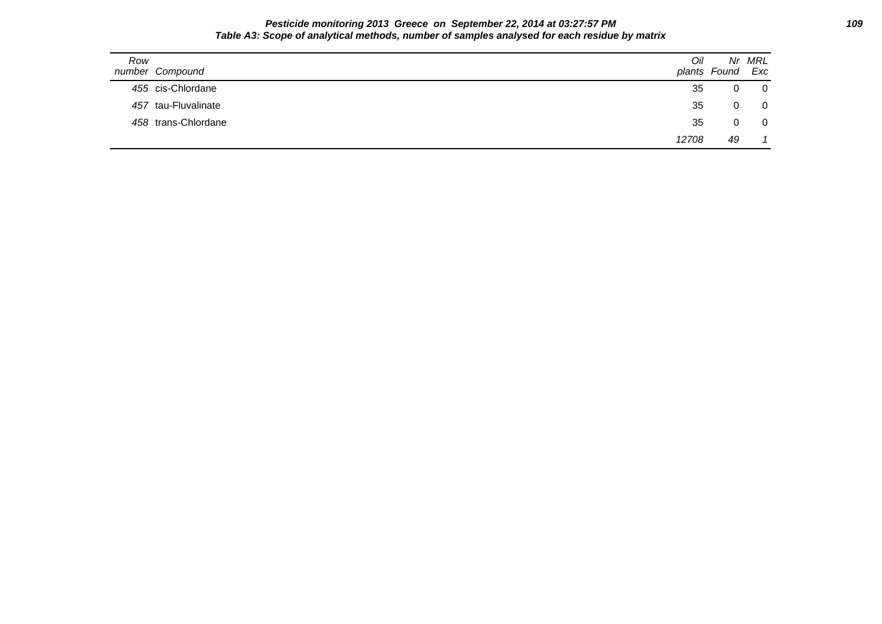**Pesticide monitoring 2013 Greece on September 22, 2014 at 03:27:57 PM**

**Table A3: Scope of analytical methods, number of samples analysed for each residue by matrix**

| Row number | Compound | Oil plants | Nr Found | MRL Exc |
|---|---|---|---|---|
| 455 | cis-Chlordane | 35 | 0 | 0 |
| 457 | tau-Fluvalinate | 35 | 0 | 0 |
| 458 | trans-Chlordane | 35 | 0 | 0 |
| | | *12708* | *49* | *1* |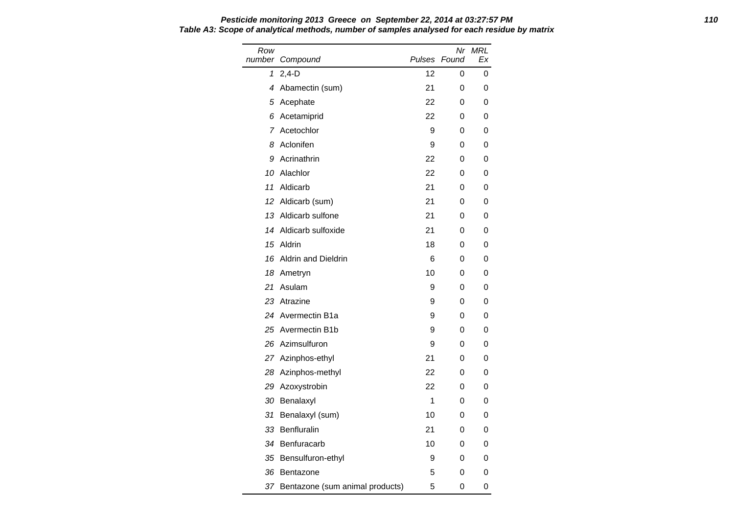**Pesticide monitoring 2013 Greece on September 22, 2014 at 03:27:57 PM**

**Table A3: Scope of analytical methods, number of samples analysed for each residue by matrix**

| Row number | Compound | Pulses | Nr Found | MRL Ex |
|---|---|---|---|---|
| 1 | 2,4-D | 12 | 0 | 0 |
| 4 | Abamectin (sum) | 21 | 0 | 0 |
| 5 | Acephate | 22 | 0 | 0 |
| 6 | Acetamiprid | 22 | 0 | 0 |
| 7 | Acetochlor | 9 | 0 | 0 |
| 8 | Aclonifen | 9 | 0 | 0 |
| 9 | Acrinathrin | 22 | 0 | 0 |
| 10 | Alachlor | 22 | 0 | 0 |
| 11 | Aldicarb | 21 | 0 | 0 |
| 12 | Aldicarb (sum) | 21 | 0 | 0 |
| 13 | Aldicarb sulfone | 21 | 0 | 0 |
| 14 | Aldicarb sulfoxide | 21 | 0 | 0 |
| 15 | Aldrin | 18 | 0 | 0 |
| 16 | Aldrin and Dieldrin | 6 | 0 | 0 |
| 18 | Ametryn | 10 | 0 | 0 |
| 21 | Asulam | 9 | 0 | 0 |
| 23 | Atrazine | 9 | 0 | 0 |
| 24 | Avermectin B1a | 9 | 0 | 0 |
| 25 | Avermectin B1b | 9 | 0 | 0 |
| 26 | Azimsulfuron | 9 | 0 | 0 |
| 27 | Azinphos-ethyl | 21 | 0 | 0 |
| 28 | Azinphos-methyl | 22 | 0 | 0 |
| 29 | Azoxystrobin | 22 | 0 | 0 |
| 30 | Benalaxyl | 1 | 0 | 0 |
| 31 | Benalaxyl (sum) | 10 | 0 | 0 |
| 33 | Benfluralin | 21 | 0 | 0 |
| 34 | Benfuracarb | 10 | 0 | 0 |
| 35 | Bensulfuron-ethyl | 9 | 0 | 0 |
| 36 | Bentazone | 5 | 0 | 0 |
| 37 | Bentazone (sum animal products) | 5 | 0 | 0 |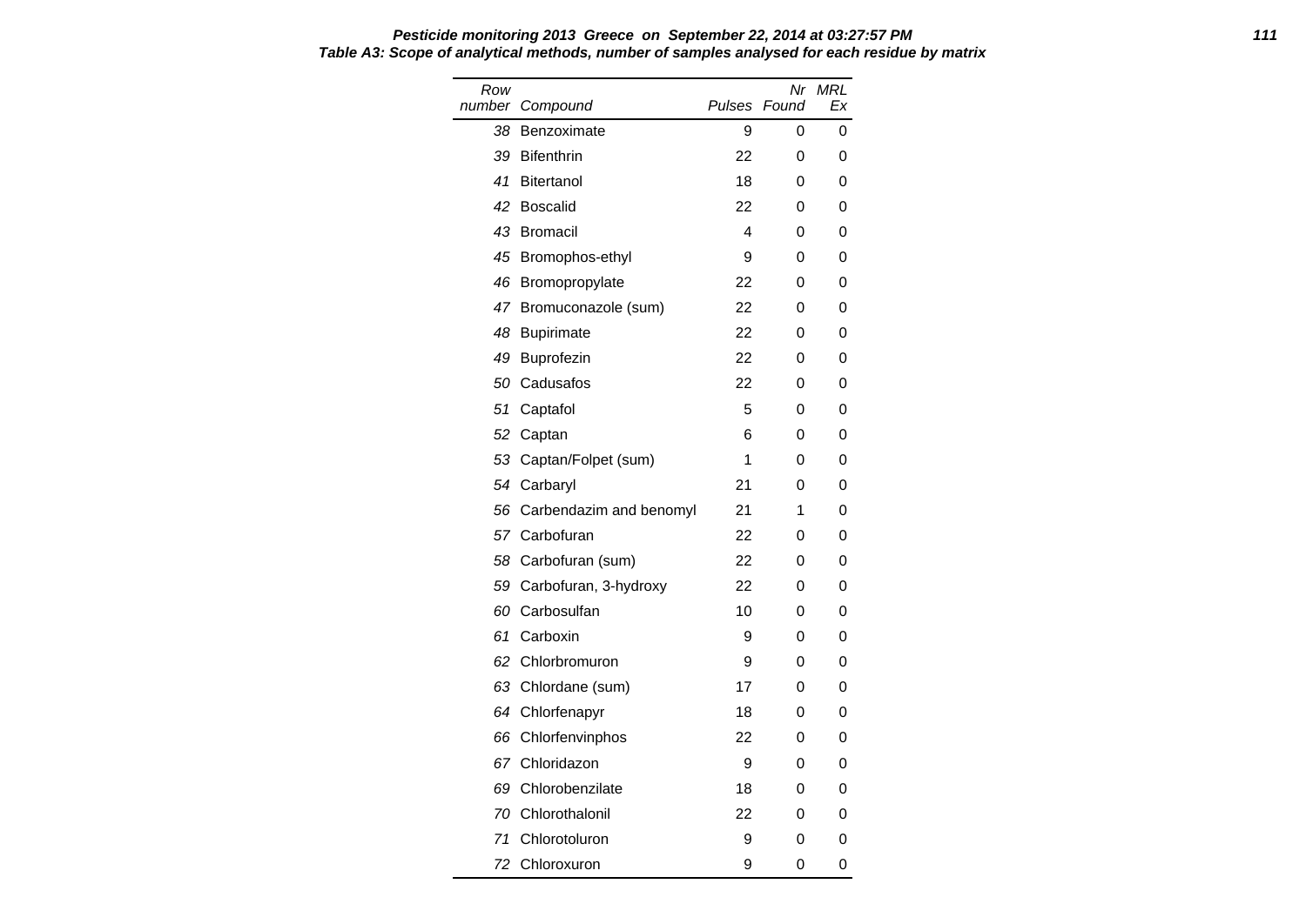**Pesticide monitoring 2013 Greece on September 22, 2014 at 03:27:57 PM**

**Table A3: Scope of analytical methods, number of samples analysed for each residue by matrix**

| Row number | Compound | Pulses | Nr Found | MRL Ex |
|---|---|---|---|---|
| 38 | Benzoximate | 9 | 0 | 0 |
| 39 | Bifenthrin | 22 | 0 | 0 |
| 41 | Bitertanol | 18 | 0 | 0 |
| 42 | Boscalid | 22 | 0 | 0 |
| 43 | Bromacil | 4 | 0 | 0 |
| 45 | Bromophos-ethyl | 9 | 0 | 0 |
| 46 | Bromopropylate | 22 | 0 | 0 |
| 47 | Bromuconazole (sum) | 22 | 0 | 0 |
| 48 | Bupirimate | 22 | 0 | 0 |
| 49 | Buprofezin | 22 | 0 | 0 |
| 50 | Cadusafos | 22 | 0 | 0 |
| 51 | Captafol | 5 | 0 | 0 |
| 52 | Captan | 6 | 0 | 0 |
| 53 | Captan/Folpet (sum) | 1 | 0 | 0 |
| 54 | Carbaryl | 21 | 0 | 0 |
| 56 | Carbendazim and benomyl | 21 | 1 | 0 |
| 57 | Carbofuran | 22 | 0 | 0 |
| 58 | Carbofuran (sum) | 22 | 0 | 0 |
| 59 | Carbofuran, 3-hydroxy | 22 | 0 | 0 |
| 60 | Carbosulfan | 10 | 0 | 0 |
| 61 | Carboxin | 9 | 0 | 0 |
| 62 | Chlorbromuron | 9 | 0 | 0 |
| 63 | Chlordane (sum) | 17 | 0 | 0 |
| 64 | Chlorfenapyr | 18 | 0 | 0 |
| 66 | Chlorfenvinphos | 22 | 0 | 0 |
| 67 | Chloridazon | 9 | 0 | 0 |
| 69 | Chlorobenzilate | 18 | 0 | 0 |
| 70 | Chlorothalonil | 22 | 0 | 0 |
| 71 | Chlorotoluron | 9 | 0 | 0 |
| 72 | Chloroxuron | 9 | 0 | 0 |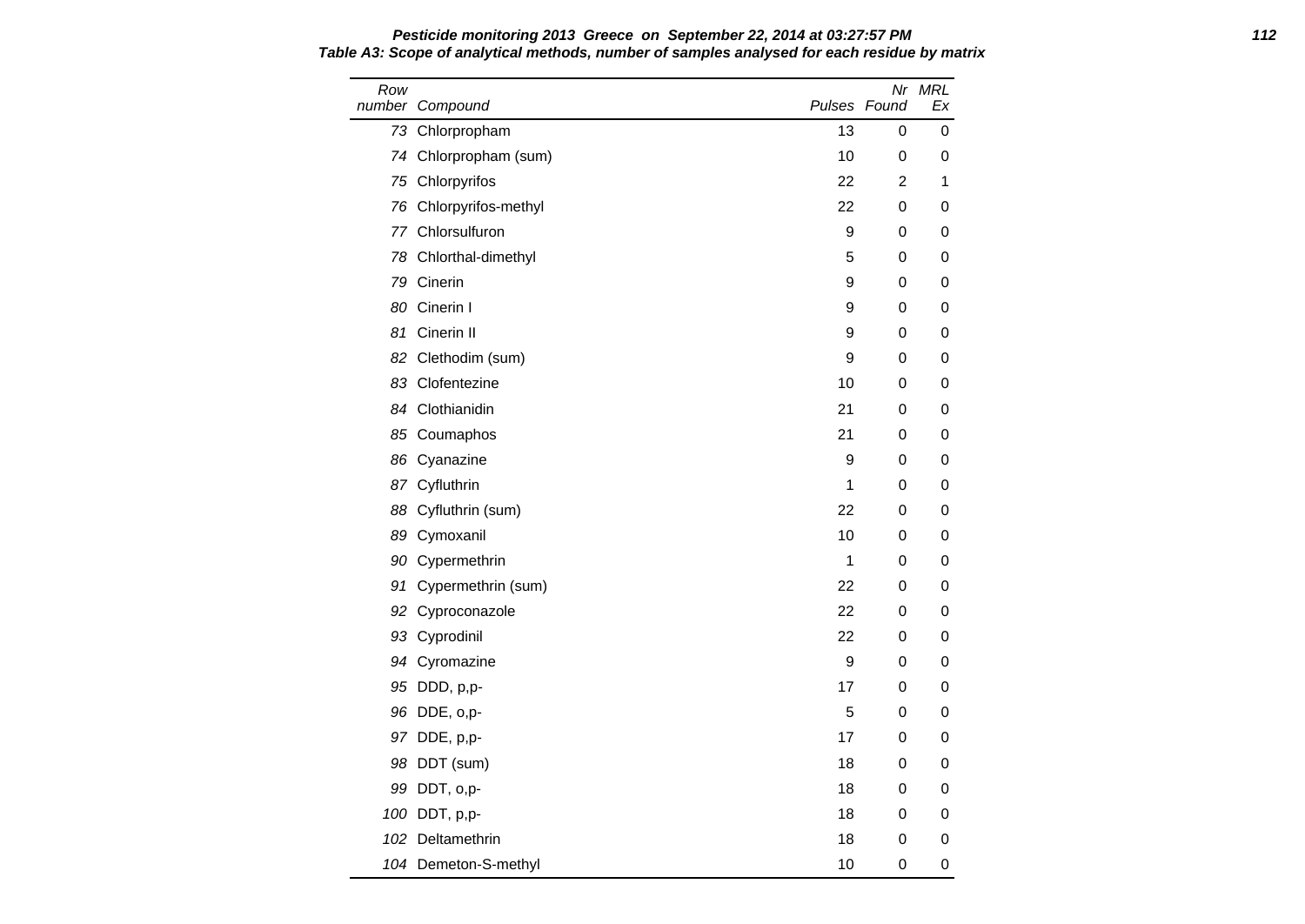**Pesticide monitoring 2013 Greece on September 22, 2014 at 03:27:57 PM**

**Table A3: Scope of analytical methods, number of samples analysed for each residue by matrix**

| Row number | Compound | Pulses | Nr Found | MRL Ex |
|---|---|---|---|---|
| 73 | Chlorpropham | 13 | 0 | 0 |
| 74 | Chlorpropham (sum) | 10 | 0 | 0 |
| 75 | Chlorpyrifos | 22 | 2 | 1 |
| 76 | Chlorpyrifos-methyl | 22 | 0 | 0 |
| 77 | Chlorsulfuron | 9 | 0 | 0 |
| 78 | Chlorthal-dimethyl | 5 | 0 | 0 |
| 79 | Cinerin | 9 | 0 | 0 |
| 80 | Cinerin I | 9 | 0 | 0 |
| 81 | Cinerin II | 9 | 0 | 0 |
| 82 | Clethodim (sum) | 9 | 0 | 0 |
| 83 | Clofentezine | 10 | 0 | 0 |
| 84 | Clothianidin | 21 | 0 | 0 |
| 85 | Coumaphos | 21 | 0 | 0 |
| 86 | Cyanazine | 9 | 0 | 0 |
| 87 | Cyfluthrin | 1 | 0 | 0 |
| 88 | Cyfluthrin (sum) | 22 | 0 | 0 |
| 89 | Cymoxanil | 10 | 0 | 0 |
| 90 | Cypermethrin | 1 | 0 | 0 |
| 91 | Cypermethrin (sum) | 22 | 0 | 0 |
| 92 | Cyproconazole | 22 | 0 | 0 |
| 93 | Cyprodinil | 22 | 0 | 0 |
| 94 | Cyromazine | 9 | 0 | 0 |
| 95 | DDD, p,p- | 17 | 0 | 0 |
| 96 | DDE, o,p- | 5 | 0 | 0 |
| 97 | DDE, p,p- | 17 | 0 | 0 |
| 98 | DDT (sum) | 18 | 0 | 0 |
| 99 | DDT, o,p- | 18 | 0 | 0 |
| 100 | DDT, p,p- | 18 | 0 | 0 |
| 102 | Deltamethrin | 18 | 0 | 0 |
| 104 | Demeton-S-methyl | 10 | 0 | 0 |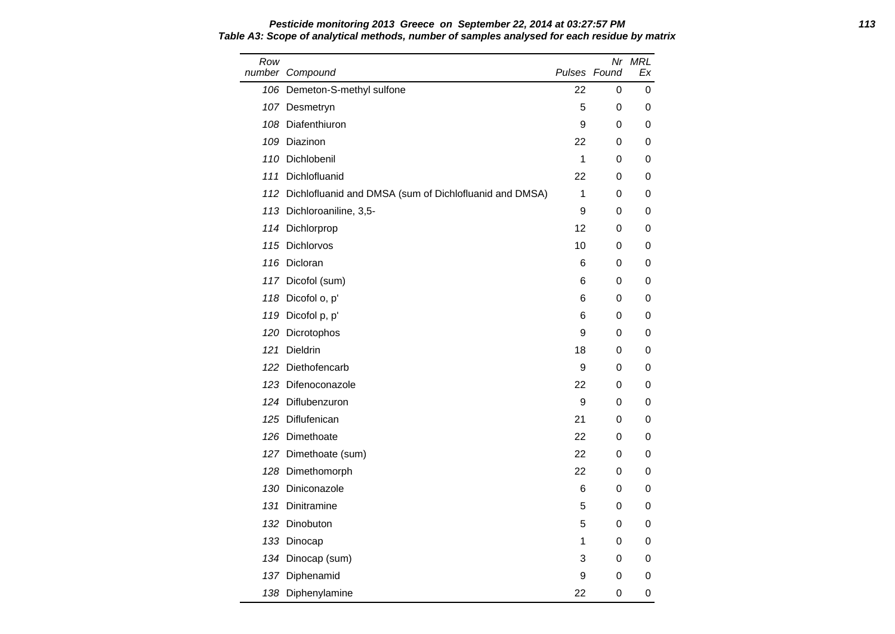**Pesticide monitoring 2013 Greece on September 22, 2014 at 03:27:57 PM**

**Table A3: Scope of analytical methods, number of samples analysed for each residue by matrix**

| Row number | Compound | Pulses | Nr Found | MRL Ex |
|---|---|---|---|---|
| 106 | Demeton-S-methyl sulfone | 22 | 0 | 0 |
| 107 | Desmetryn | 5 | 0 | 0 |
| 108 | Diafenthiuron | 9 | 0 | 0 |
| 109 | Diazinon | 22 | 0 | 0 |
| 110 | Dichlobenil | 1 | 0 | 0 |
| 111 | Dichlofluanid | 22 | 0 | 0 |
| 112 | Dichlofluanid and DMSA (sum of Dichlofluanid and DMSA) | 1 | 0 | 0 |
| 113 | Dichloroaniline, 3,5- | 9 | 0 | 0 |
| 114 | Dichlorprop | 12 | 0 | 0 |
| 115 | Dichlorvos | 10 | 0 | 0 |
| 116 | Dicloran | 6 | 0 | 0 |
| 117 | Dicofol (sum) | 6 | 0 | 0 |
| 118 | Dicofol o, p' | 6 | 0 | 0 |
| 119 | Dicofol p, p' | 6 | 0 | 0 |
| 120 | Dicrotophos | 9 | 0 | 0 |
| 121 | Dieldrin | 18 | 0 | 0 |
| 122 | Diethofencarb | 9 | 0 | 0 |
| 123 | Difenoconazole | 22 | 0 | 0 |
| 124 | Diflubenzuron | 9 | 0 | 0 |
| 125 | Diflufenican | 21 | 0 | 0 |
| 126 | Dimethoate | 22 | 0 | 0 |
| 127 | Dimethoate (sum) | 22 | 0 | 0 |
| 128 | Dimethomorph | 22 | 0 | 0 |
| 130 | Diniconazole | 6 | 0 | 0 |
| 131 | Dinitramine | 5 | 0 | 0 |
| 132 | Dinobuton | 5 | 0 | 0 |
| 133 | Dinocap | 1 | 0 | 0 |
| 134 | Dinocap (sum) | 3 | 0 | 0 |
| 137 | Diphenamid | 9 | 0 | 0 |
| 138 | Diphenylamine | 22 | 0 | 0 |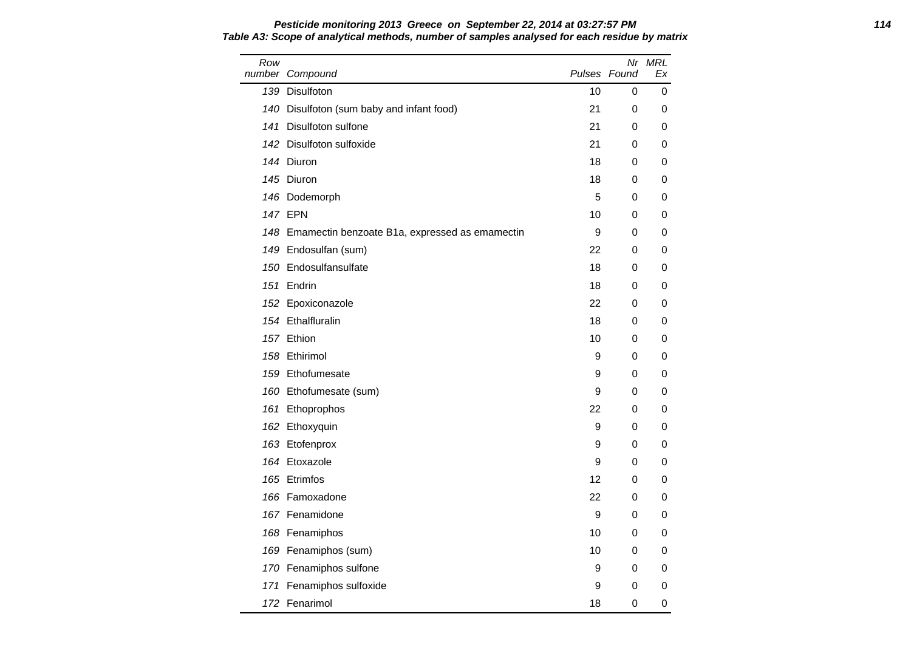**Pesticide monitoring 2013 Greece on September 22, 2014 at 03:27:57 PM**

**Table A3: Scope of analytical methods, number of samples analysed for each residue by matrix**

| Row number | Compound | Pulses | Nr Found | MRL Ex |
|---|---|---|---|---|
| 139 | Disulfoton | 10 | 0 | 0 |
| 140 | Disulfoton (sum baby and infant food) | 21 | 0 | 0 |
| 141 | Disulfoton sulfone | 21 | 0 | 0 |
| 142 | Disulfoton sulfoxide | 21 | 0 | 0 |
| 144 | Diuron | 18 | 0 | 0 |
| 145 | Diuron | 18 | 0 | 0 |
| 146 | Dodemorph | 5 | 0 | 0 |
| 147 | EPN | 10 | 0 | 0 |
| 148 | Emamectin benzoate B1a, expressed as emamectin | 9 | 0 | 0 |
| 149 | Endosulfan (sum) | 22 | 0 | 0 |
| 150 | Endosulfansulfate | 18 | 0 | 0 |
| 151 | Endrin | 18 | 0 | 0 |
| 152 | Epoxiconazole | 22 | 0 | 0 |
| 154 | Ethalfluralin | 18 | 0 | 0 |
| 157 | Ethion | 10 | 0 | 0 |
| 158 | Ethirimol | 9 | 0 | 0 |
| 159 | Ethofumesate | 9 | 0 | 0 |
| 160 | Ethofumesate (sum) | 9 | 0 | 0 |
| 161 | Ethoprophos | 22 | 0 | 0 |
| 162 | Ethoxyquin | 9 | 0 | 0 |
| 163 | Etofenprox | 9 | 0 | 0 |
| 164 | Etoxazole | 9 | 0 | 0 |
| 165 | Etrimfos | 12 | 0 | 0 |
| 166 | Famoxadone | 22 | 0 | 0 |
| 167 | Fenamidone | 9 | 0 | 0 |
| 168 | Fenamiphos | 10 | 0 | 0 |
| 169 | Fenamiphos (sum) | 10 | 0 | 0 |
| 170 | Fenamiphos sulfone | 9 | 0 | 0 |
| 171 | Fenamiphos sulfoxide | 9 | 0 | 0 |
| 172 | Fenarimol | 18 | 0 | 0 |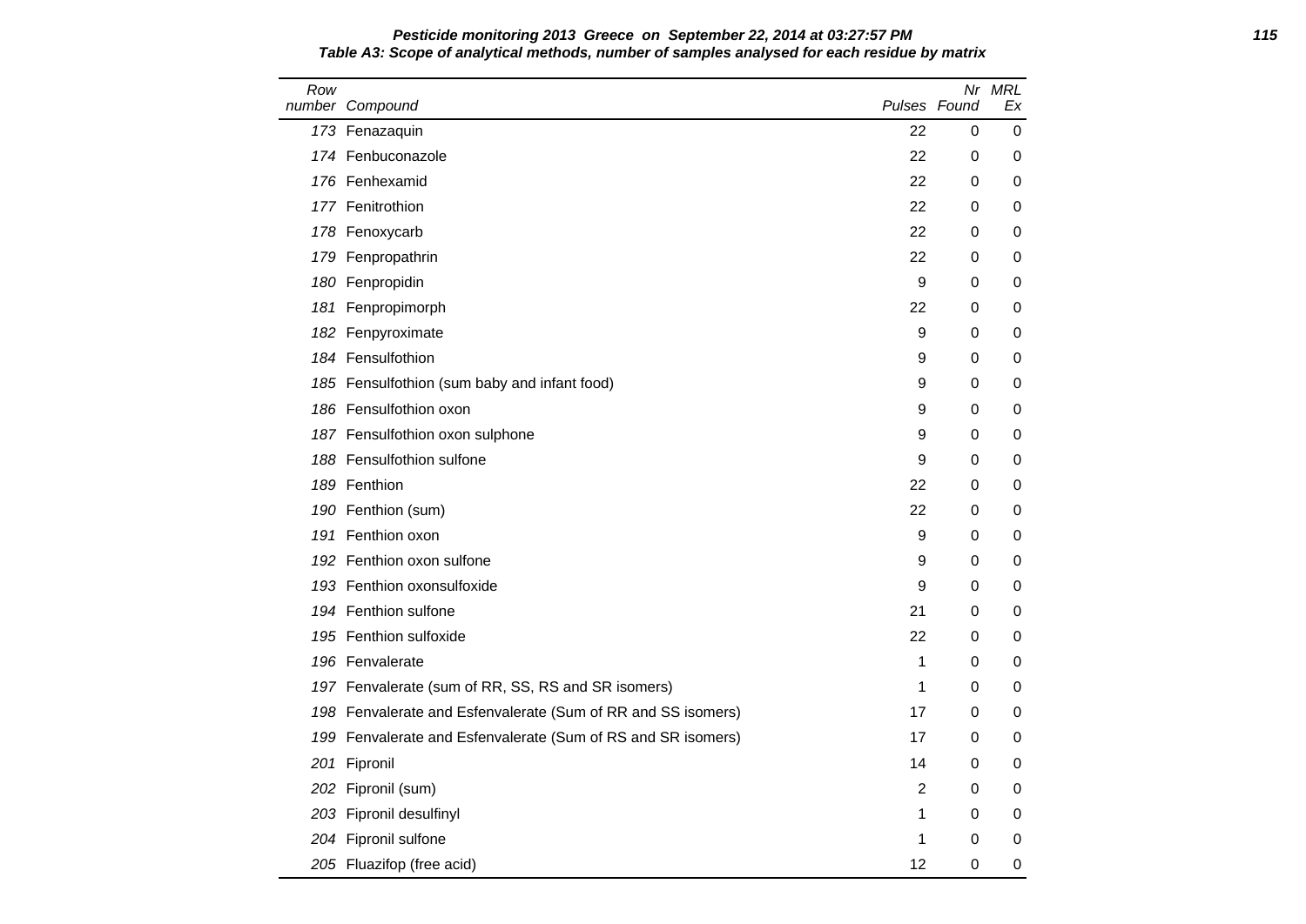**Pesticide monitoring 2013 Greece on September 22, 2014 at 03:27:57 PM**

**Table A3: Scope of analytical methods, number of samples analysed for each residue by matrix**

| Row number | Compound | Pulses | Nr Found | MRL Ex |
|---|---|---|---|---|
| 173 | Fenazaquin | 22 | 0 | 0 |
| 174 | Fenbuconazole | 22 | 0 | 0 |
| 176 | Fenhexamid | 22 | 0 | 0 |
| 177 | Fenitrothion | 22 | 0 | 0 |
| 178 | Fenoxycarb | 22 | 0 | 0 |
| 179 | Fenpropathrin | 22 | 0 | 0 |
| 180 | Fenpropidin | 9 | 0 | 0 |
| 181 | Fenpropimorph | 22 | 0 | 0 |
| 182 | Fenpyroximate | 9 | 0 | 0 |
| 184 | Fensulfothion | 9 | 0 | 0 |
| 185 | Fensulfothion (sum baby and infant food) | 9 | 0 | 0 |
| 186 | Fensulfothion oxon | 9 | 0 | 0 |
| 187 | Fensulfothion oxon sulphone | 9 | 0 | 0 |
| 188 | Fensulfothion sulfone | 9 | 0 | 0 |
| 189 | Fenthion | 22 | 0 | 0 |
| 190 | Fenthion (sum) | 22 | 0 | 0 |
| 191 | Fenthion oxon | 9 | 0 | 0 |
| 192 | Fenthion oxon sulfone | 9 | 0 | 0 |
| 193 | Fenthion oxonsulfoxide | 9 | 0 | 0 |
| 194 | Fenthion sulfone | 21 | 0 | 0 |
| 195 | Fenthion sulfoxide | 22 | 0 | 0 |
| 196 | Fenvalerate | 1 | 0 | 0 |
| 197 | Fenvalerate (sum of RR, SS, RS and SR isomers) | 1 | 0 | 0 |
| 198 | Fenvalerate and Esfenvalerate (Sum of RR and SS isomers) | 17 | 0 | 0 |
| 199 | Fenvalerate and Esfenvalerate (Sum of RS and SR isomers) | 17 | 0 | 0 |
| 201 | Fipronil | 14 | 0 | 0 |
| 202 | Fipronil (sum) | 2 | 0 | 0 |
| 203 | Fipronil desulfinyl | 1 | 0 | 0 |
| 204 | Fipronil sulfone | 1 | 0 | 0 |
| 205 | Fluazifop (free acid) | 12 | 0 | 0 |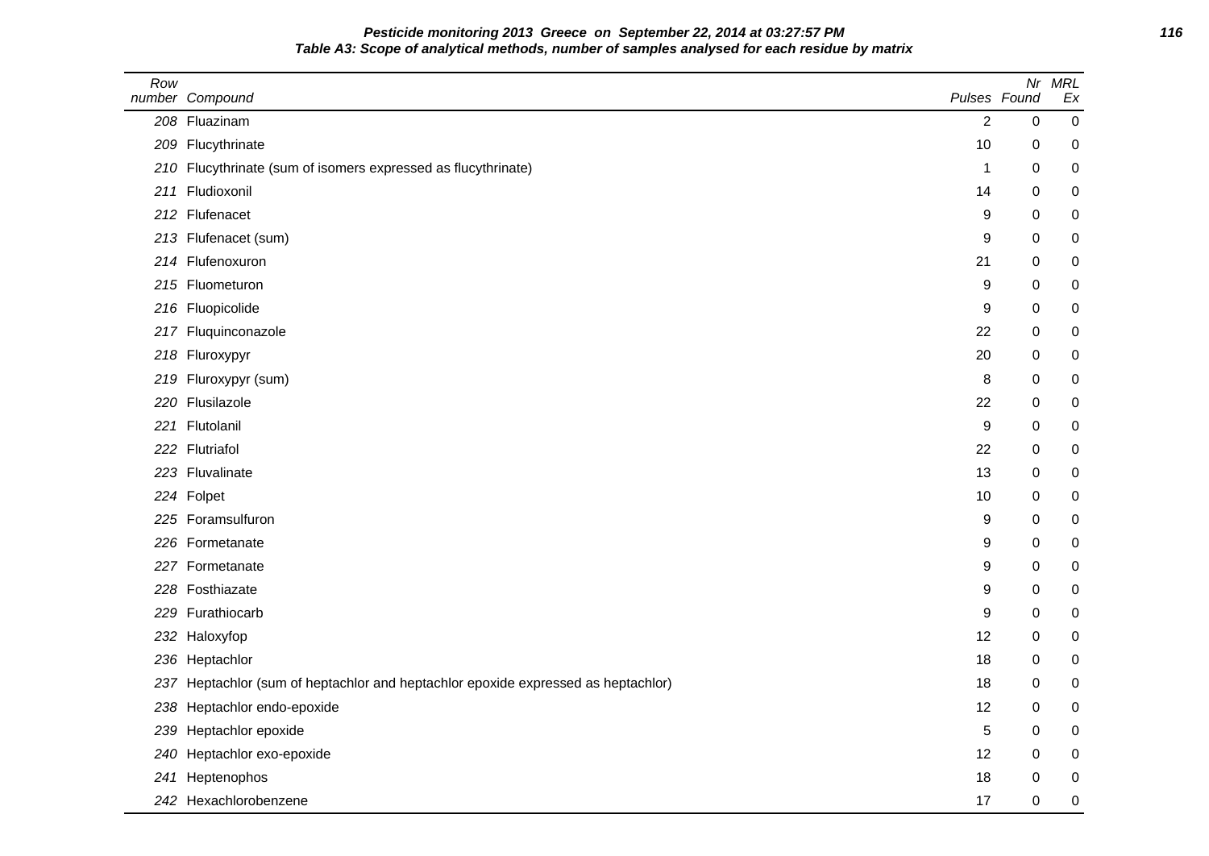**Pesticide monitoring 2013 Greece on September 22, 2014 at 03:27:57 PM**

**Table A3: Scope of analytical methods, number of samples analysed for each residue by matrix**

| Row number | Compound | Pulses | Nr Found | MRL Ex |
|---|---|---|---|---|
| 208 | Fluazinam | 2 | 0 | 0 |
| 209 | Flucythrinate | 10 | 0 | 0 |
| 210 | Flucythrinate (sum of isomers expressed as flucythrinate) | 1 | 0 | 0 |
| 211 | Fludioxonil | 14 | 0 | 0 |
| 212 | Flufenacet | 9 | 0 | 0 |
| 213 | Flufenacet (sum) | 9 | 0 | 0 |
| 214 | Flufenoxuron | 21 | 0 | 0 |
| 215 | Fluometuron | 9 | 0 | 0 |
| 216 | Fluopicolide | 9 | 0 | 0 |
| 217 | Fluquinconazole | 22 | 0 | 0 |
| 218 | Fluroxypyr | 20 | 0 | 0 |
| 219 | Fluroxypyr (sum) | 8 | 0 | 0 |
| 220 | Flusilazole | 22 | 0 | 0 |
| 221 | Flutolanil | 9 | 0 | 0 |
| 222 | Flutriafol | 22 | 0 | 0 |
| 223 | Fluvalinate | 13 | 0 | 0 |
| 224 | Folpet | 10 | 0 | 0 |
| 225 | Foramsulfuron | 9 | 0 | 0 |
| 226 | Formetanate | 9 | 0 | 0 |
| 227 | Formetanate | 9 | 0 | 0 |
| 228 | Fosthiazate | 9 | 0 | 0 |
| 229 | Furathiocarb | 9 | 0 | 0 |
| 232 | Haloxyfop | 12 | 0 | 0 |
| 236 | Heptachlor | 18 | 0 | 0 |
| 237 | Heptachlor (sum of heptachlor and heptachlor epoxide expressed as heptachlor) | 18 | 0 | 0 |
| 238 | Heptachlor endo-epoxide | 12 | 0 | 0 |
| 239 | Heptachlor epoxide | 5 | 0 | 0 |
| 240 | Heptachlor exo-epoxide | 12 | 0 | 0 |
| 241 | Heptenophos | 18 | 0 | 0 |
| 242 | Hexachlorobenzene | 17 | 0 | 0 |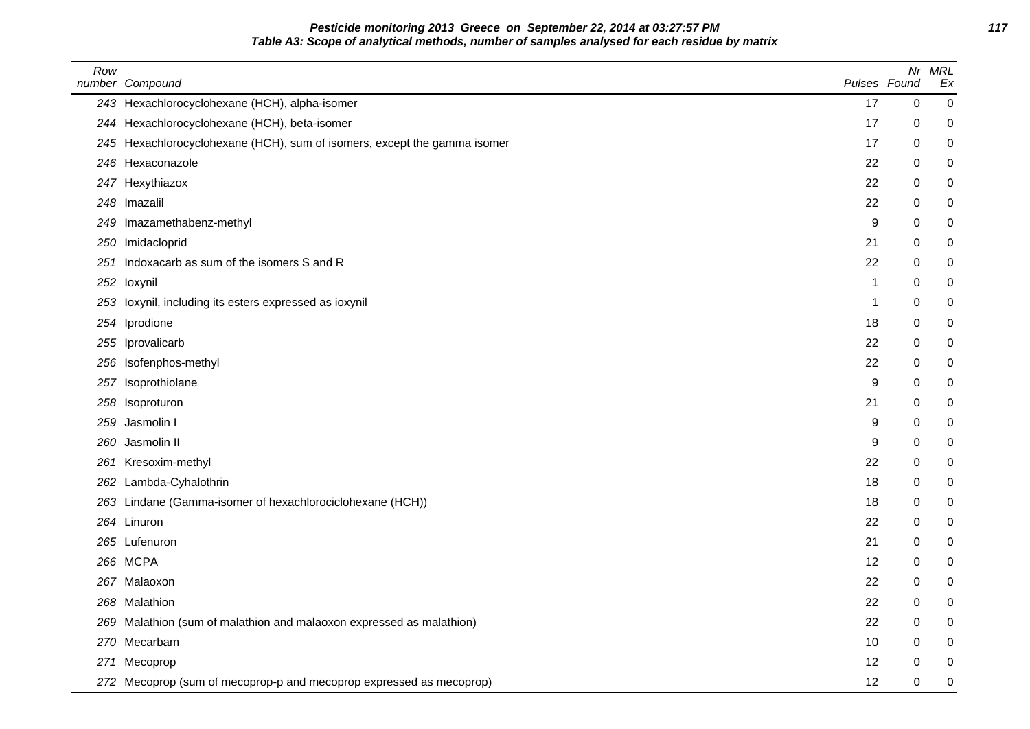**Pesticide monitoring 2013 Greece on September 22, 2014 at 03:27:57 PM**

**Table A3: Scope of analytical methods, number of samples analysed for each residue by matrix**

| Row number | Compound | Pulses | Nr Found | MRL Ex |
|---|---|---|---|---|
| 243 | Hexachlorocyclohexane (HCH), alpha-isomer | 17 | 0 | 0 |
| 244 | Hexachlorocyclohexane (HCH), beta-isomer | 17 | 0 | 0 |
| 245 | Hexachlorocyclohexane (HCH), sum of isomers, except the gamma isomer | 17 | 0 | 0 |
| 246 | Hexaconazole | 22 | 0 | 0 |
| 247 | Hexythiazox | 22 | 0 | 0 |
| 248 | Imazalil | 22 | 0 | 0 |
| 249 | Imazamethabenz-methyl | 9 | 0 | 0 |
| 250 | Imidacloprid | 21 | 0 | 0 |
| 251 | Indoxacarb as sum of the isomers S and R | 22 | 0 | 0 |
| 252 | Ioxynil | 1 | 0 | 0 |
| 253 | Ioxynil, including its esters expressed as ioxynil | 1 | 0 | 0 |
| 254 | Iprodione | 18 | 0 | 0 |
| 255 | Iprovalicarb | 22 | 0 | 0 |
| 256 | Isofenphos-methyl | 22 | 0 | 0 |
| 257 | Isoprothiolane | 9 | 0 | 0 |
| 258 | Isoproturon | 21 | 0 | 0 |
| 259 | Jasmolin I | 9 | 0 | 0 |
| 260 | Jasmolin II | 9 | 0 | 0 |
| 261 | Kresoxim-methyl | 22 | 0 | 0 |
| 262 | Lambda-Cyhalothrin | 18 | 0 | 0 |
| 263 | Lindane (Gamma-isomer of hexachlorociclohexane (HCH)) | 18 | 0 | 0 |
| 264 | Linuron | 22 | 0 | 0 |
| 265 | Lufenuron | 21 | 0 | 0 |
| 266 | MCPA | 12 | 0 | 0 |
| 267 | Malaoxon | 22 | 0 | 0 |
| 268 | Malathion | 22 | 0 | 0 |
| 269 | Malathion (sum of malathion and malaoxon expressed as malathion) | 22 | 0 | 0 |
| 270 | Mecarbam | 10 | 0 | 0 |
| 271 | Mecoprop | 12 | 0 | 0 |
| 272 | Mecoprop (sum of mecoprop-p and mecoprop expressed as mecoprop) | 12 | 0 | 0 |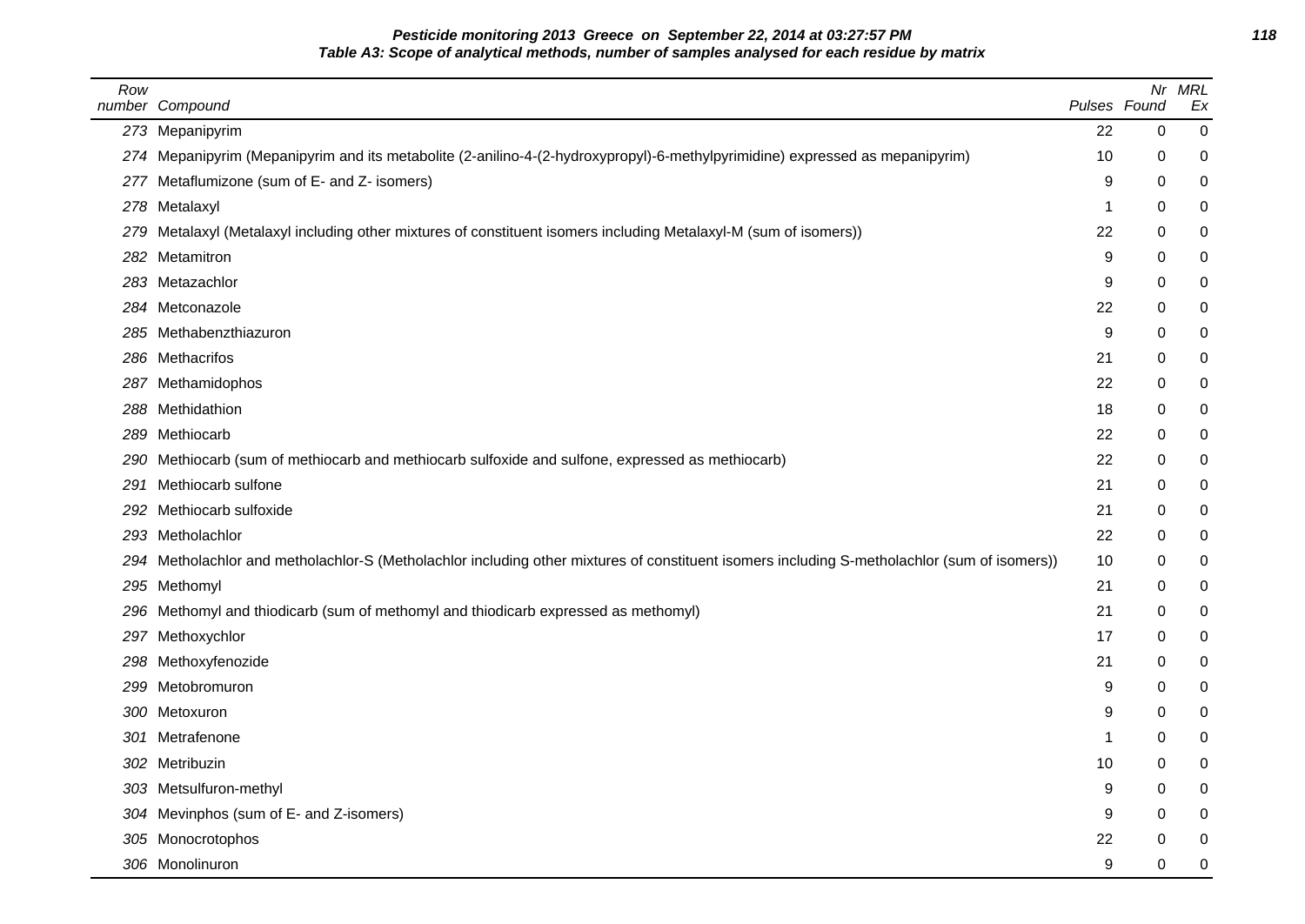**Pesticide monitoring 2013 Greece on September 22, 2014 at 03:27:57 PM**

**Table A3: Scope of analytical methods, number of samples analysed for each residue by matrix**

| Row number | Compound | Pulses | Nr Found | MRL Ex |
|---|---|---|---|---|
| 273 | Mepanipyrim | 22 | 0 | 0 |
| 274 | Mepanipyrim (Mepanipyrim and its metabolite (2-anilino-4-(2-hydroxypropyl)-6-methylpyrimidine) expressed as mepanipyrim) | 10 | 0 | 0 |
| 277 | Metaflumizone (sum of E- and Z- isomers) | 9 | 0 | 0 |
| 278 | Metalaxyl | 1 | 0 | 0 |
| 279 | Metalaxyl (Metalaxyl including other mixtures of constituent isomers including Metalaxyl-M (sum of isomers)) | 22 | 0 | 0 |
| 282 | Metamitron | 9 | 0 | 0 |
| 283 | Metazachlor | 9 | 0 | 0 |
| 284 | Metconazole | 22 | 0 | 0 |
| 285 | Methabenzthiazuron | 9 | 0 | 0 |
| 286 | Methacrifos | 21 | 0 | 0 |
| 287 | Methamidophos | 22 | 0 | 0 |
| 288 | Methidathion | 18 | 0 | 0 |
| 289 | Methiocarb | 22 | 0 | 0 |
| 290 | Methiocarb (sum of methiocarb and methiocarb sulfoxide and sulfone, expressed as methiocarb) | 22 | 0 | 0 |
| 291 | Methiocarb sulfone | 21 | 0 | 0 |
| 292 | Methiocarb sulfoxide | 21 | 0 | 0 |
| 293 | Metholachlor | 22 | 0 | 0 |
| 294 | Metholachlor and metholachlor-S (Metholachlor including other mixtures of constituent isomers including S-metholachlor (sum of isomers)) | 10 | 0 | 0 |
| 295 | Methomyl | 21 | 0 | 0 |
| 296 | Methomyl and thiodicarb (sum of methomyl and thiodicarb expressed as methomyl) | 21 | 0 | 0 |
| 297 | Methoxychlor | 17 | 0 | 0 |
| 298 | Methoxyfenozide | 21 | 0 | 0 |
| 299 | Metobromuron | 9 | 0 | 0 |
| 300 | Metoxuron | 9 | 0 | 0 |
| 301 | Metrafenone | 1 | 0 | 0 |
| 302 | Metribuzin | 10 | 0 | 0 |
| 303 | Metsulfuron-methyl | 9 | 0 | 0 |
| 304 | Mevinphos (sum of E- and Z-isomers) | 9 | 0 | 0 |
| 305 | Monocrotophos | 22 | 0 | 0 |
| 306 | Monolinuron | 9 | 0 | 0 |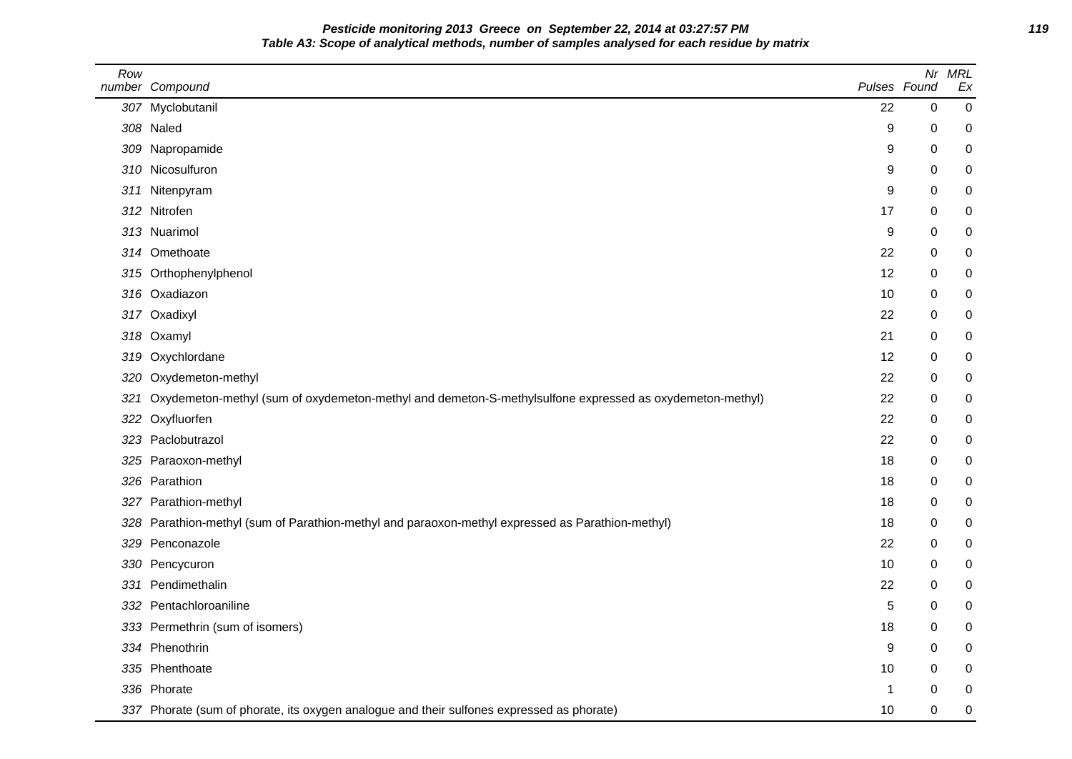**Pesticide monitoring 2013 Greece on September 22, 2014 at 03:27:57 PM**

**Table A3: Scope of analytical methods, number of samples analysed for each residue by matrix**

| Row number | Compound | Pulses | Nr Found | MRL Ex |
|---|---|---|---|---|
| 307 | Myclobutanil | 22 | 0 | 0 |
| 308 | Naled | 9 | 0 | 0 |
| 309 | Napropamide | 9 | 0 | 0 |
| 310 | Nicosulfuron | 9 | 0 | 0 |
| 311 | Nitenpyram | 9 | 0 | 0 |
| 312 | Nitrofen | 17 | 0 | 0 |
| 313 | Nuarimol | 9 | 0 | 0 |
| 314 | Omethoate | 22 | 0 | 0 |
| 315 | Orthophenylphenol | 12 | 0 | 0 |
| 316 | Oxadiazon | 10 | 0 | 0 |
| 317 | Oxadixyl | 22 | 0 | 0 |
| 318 | Oxamyl | 21 | 0 | 0 |
| 319 | Oxychlordane | 12 | 0 | 0 |
| 320 | Oxydemeton-methyl | 22 | 0 | 0 |
| 321 | Oxydemeton-methyl (sum of oxydemeton-methyl and demeton-S-methylsulfone expressed as oxydemeton-methyl) | 22 | 0 | 0 |
| 322 | Oxyfluorfen | 22 | 0 | 0 |
| 323 | Paclobutrazol | 22 | 0 | 0 |
| 325 | Paraoxon-methyl | 18 | 0 | 0 |
| 326 | Parathion | 18 | 0 | 0 |
| 327 | Parathion-methyl | 18 | 0 | 0 |
| 328 | Parathion-methyl (sum of Parathion-methyl and paraoxon-methyl expressed as Parathion-methyl) | 18 | 0 | 0 |
| 329 | Penconazole | 22 | 0 | 0 |
| 330 | Pencycuron | 10 | 0 | 0 |
| 331 | Pendimethalin | 22 | 0 | 0 |
| 332 | Pentachloroaniline | 5 | 0 | 0 |
| 333 | Permethrin (sum of isomers) | 18 | 0 | 0 |
| 334 | Phenothrin | 9 | 0 | 0 |
| 335 | Phenthoate | 10 | 0 | 0 |
| 336 | Phorate | 1 | 0 | 0 |
| 337 | Phorate (sum of phorate, its oxygen analogue and their sulfones expressed as phorate) | 10 | 0 | 0 |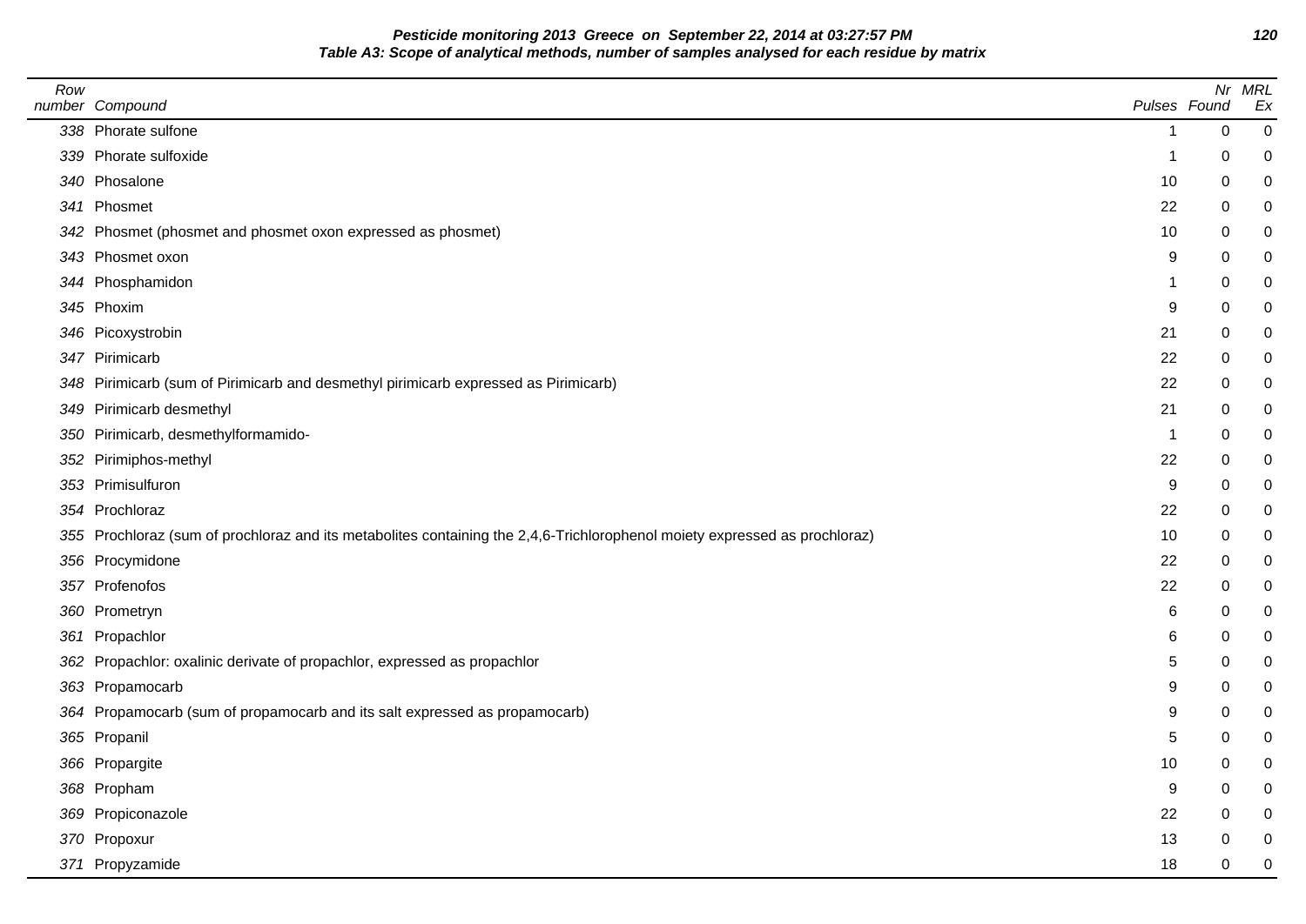**Pesticide monitoring 2013 Greece on September 22, 2014 at 03:27:57 PM**

**Table A3: Scope of analytical methods, number of samples analysed for each residue by matrix**

| Row number | Compound | Pulses | Nr Found | MRL Ex |
|---|---|---|---|---|
| 338 | Phorate sulfone | 1 | 0 | 0 |
| 339 | Phorate sulfoxide | 1 | 0 | 0 |
| 340 | Phosalone | 10 | 0 | 0 |
| 341 | Phosmet | 22 | 0 | 0 |
| 342 | Phosmet (phosmet and phosmet oxon expressed as phosmet) | 10 | 0 | 0 |
| 343 | Phosmet oxon | 9 | 0 | 0 |
| 344 | Phosphamidon | 1 | 0 | 0 |
| 345 | Phoxim | 9 | 0 | 0 |
| 346 | Picoxystrobin | 21 | 0 | 0 |
| 347 | Pirimicarb | 22 | 0 | 0 |
| 348 | Pirimicarb (sum of Pirimicarb and desmethyl pirimicarb expressed as Pirimicarb) | 22 | 0 | 0 |
| 349 | Pirimicarb desmethyl | 21 | 0 | 0 |
| 350 | Pirimicarb, desmethylformamido- | 1 | 0 | 0 |
| 352 | Pirimiphos-methyl | 22 | 0 | 0 |
| 353 | Primisulfuron | 9 | 0 | 0 |
| 354 | Prochloraz | 22 | 0 | 0 |
| 355 | Prochloraz (sum of prochloraz and its metabolites containing the 2,4,6-Trichlorophenol moiety expressed as prochloraz) | 10 | 0 | 0 |
| 356 | Procymidone | 22 | 0 | 0 |
| 357 | Profenofos | 22 | 0 | 0 |
| 360 | Prometryn | 6 | 0 | 0 |
| 361 | Propachlor | 6 | 0 | 0 |
| 362 | Propachlor: oxalinic derivate of propachlor, expressed as propachlor | 5 | 0 | 0 |
| 363 | Propamocarb | 9 | 0 | 0 |
| 364 | Propamocarb (sum of propamocarb and its salt expressed as propamocarb) | 9 | 0 | 0 |
| 365 | Propanil | 5 | 0 | 0 |
| 366 | Propargite | 10 | 0 | 0 |
| 368 | Propham | 9 | 0 | 0 |
| 369 | Propiconazole | 22 | 0 | 0 |
| 370 | Propoxur | 13 | 0 | 0 |
| 371 | Propyzamide | 18 | 0 | 0 |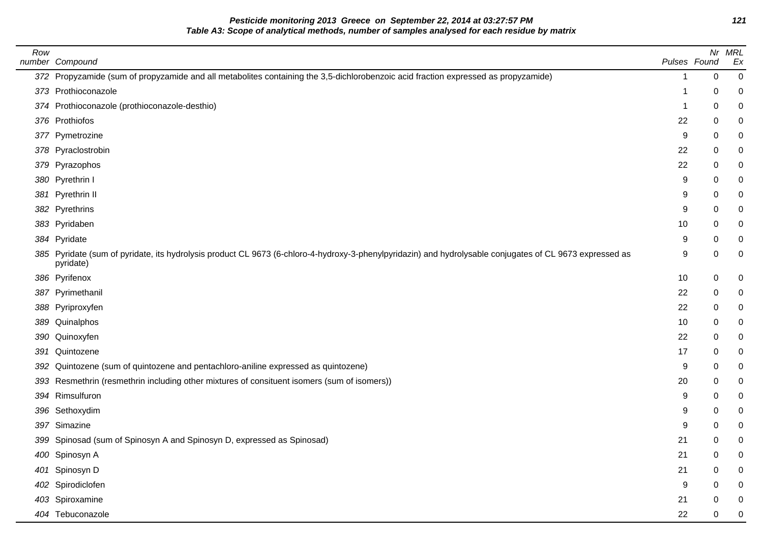**Pesticide monitoring 2013 Greece on September 22, 2014 at 03:27:57 PM**
**Table A3: Scope of analytical methods, number of samples analysed for each residue by matrix**

| Row number | Compound | Pulses | Nr Found | MRL Ex |
|---|---|---|---|---|
| 372 | Propyzamide (sum of propyzamide and all metabolites containing the 3,5-dichlorobenzoic acid fraction expressed as propyzamide) | 1 | 0 | 0 |
| 373 | Prothioconazole | 1 | 0 | 0 |
| 374 | Prothioconazole (prothioconazole-desthio) | 1 | 0 | 0 |
| 376 | Prothiofos | 22 | 0 | 0 |
| 377 | Pymetrozine | 9 | 0 | 0 |
| 378 | Pyraclostrobin | 22 | 0 | 0 |
| 379 | Pyrazophos | 22 | 0 | 0 |
| 380 | Pyrethrin I | 9 | 0 | 0 |
| 381 | Pyrethrin II | 9 | 0 | 0 |
| 382 | Pyrethrins | 9 | 0 | 0 |
| 383 | Pyridaben | 10 | 0 | 0 |
| 384 | Pyridate | 9 | 0 | 0 |
| 385 | Pyridate (sum of pyridate, its hydrolysis product CL 9673 (6-chloro-4-hydroxy-3-phenylpyridazin) and hydrolysable conjugates of CL 9673 expressed as pyridate) | 9 | 0 | 0 |
| 386 | Pyrifenox | 10 | 0 | 0 |
| 387 | Pyrimethanil | 22 | 0 | 0 |
| 388 | Pyriproxyfen | 22 | 0 | 0 |
| 389 | Quinalphos | 10 | 0 | 0 |
| 390 | Quinoxyfen | 22 | 0 | 0 |
| 391 | Quintozene | 17 | 0 | 0 |
| 392 | Quintozene (sum of quintozene and pentachloro-aniline expressed as quintozene) | 9 | 0 | 0 |
| 393 | Resmethrin (resmethrin including other mixtures of consituent isomers (sum of isomers)) | 20 | 0 | 0 |
| 394 | Rimsulfuron | 9 | 0 | 0 |
| 396 | Sethoxydim | 9 | 0 | 0 |
| 397 | Simazine | 9 | 0 | 0 |
| 399 | Spinosad (sum of Spinosyn A and Spinosyn D, expressed as Spinosad) | 21 | 0 | 0 |
| 400 | Spinosyn A | 21 | 0 | 0 |
| 401 | Spinosyn D | 21 | 0 | 0 |
| 402 | Spirodiclofen | 9 | 0 | 0 |
| 403 | Spiroxamine | 21 | 0 | 0 |
| 404 | Tebuconazole | 22 | 0 | 0 |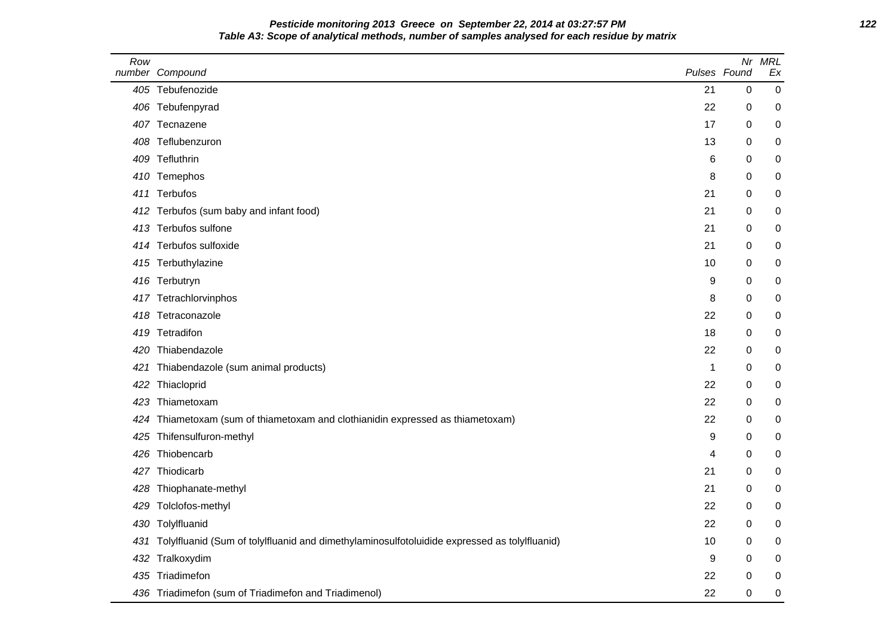**Pesticide monitoring 2013 Greece on September 22, 2014 at 03:27:57 PM**

**Table A3: Scope of analytical methods, number of samples analysed for each residue by matrix**

| Row number | Compound | Pulses | Nr Found | MRL Ex |
|---|---|---|---|---|
| 405 | Tebufenozide | 21 | 0 | 0 |
| 406 | Tebufenpyrad | 22 | 0 | 0 |
| 407 | Tecnazene | 17 | 0 | 0 |
| 408 | Teflubenzuron | 13 | 0 | 0 |
| 409 | Tefluthrin | 6 | 0 | 0 |
| 410 | Temephos | 8 | 0 | 0 |
| 411 | Terbufos | 21 | 0 | 0 |
| 412 | Terbufos (sum baby and infant food) | 21 | 0 | 0 |
| 413 | Terbufos sulfone | 21 | 0 | 0 |
| 414 | Terbufos sulfoxide | 21 | 0 | 0 |
| 415 | Terbuthylazine | 10 | 0 | 0 |
| 416 | Terbutryn | 9 | 0 | 0 |
| 417 | Tetrachlorvinphos | 8 | 0 | 0 |
| 418 | Tetraconazole | 22 | 0 | 0 |
| 419 | Tetradifon | 18 | 0 | 0 |
| 420 | Thiabendazole | 22 | 0 | 0 |
| 421 | Thiabendazole (sum animal products) | 1 | 0 | 0 |
| 422 | Thiacloprid | 22 | 0 | 0 |
| 423 | Thiametoxam | 22 | 0 | 0 |
| 424 | Thiametoxam (sum of thiametoxam and clothianidin expressed as thiametoxam) | 22 | 0 | 0 |
| 425 | Thifensulfuron-methyl | 9 | 0 | 0 |
| 426 | Thiobencarb | 4 | 0 | 0 |
| 427 | Thiodicarb | 21 | 0 | 0 |
| 428 | Thiophanate-methyl | 21 | 0 | 0 |
| 429 | Tolclofos-methyl | 22 | 0 | 0 |
| 430 | Tolylfluanid | 22 | 0 | 0 |
| 431 | Tolylfluanid (Sum of tolylfluanid and dimethylaminosulfotoluidide expressed as tolylfluanid) | 10 | 0 | 0 |
| 432 | Tralkoxydim | 9 | 0 | 0 |
| 435 | Triadimefon | 22 | 0 | 0 |
| 436 | Triadimefon (sum of Triadimefon and Triadimenol) | 22 | 0 | 0 |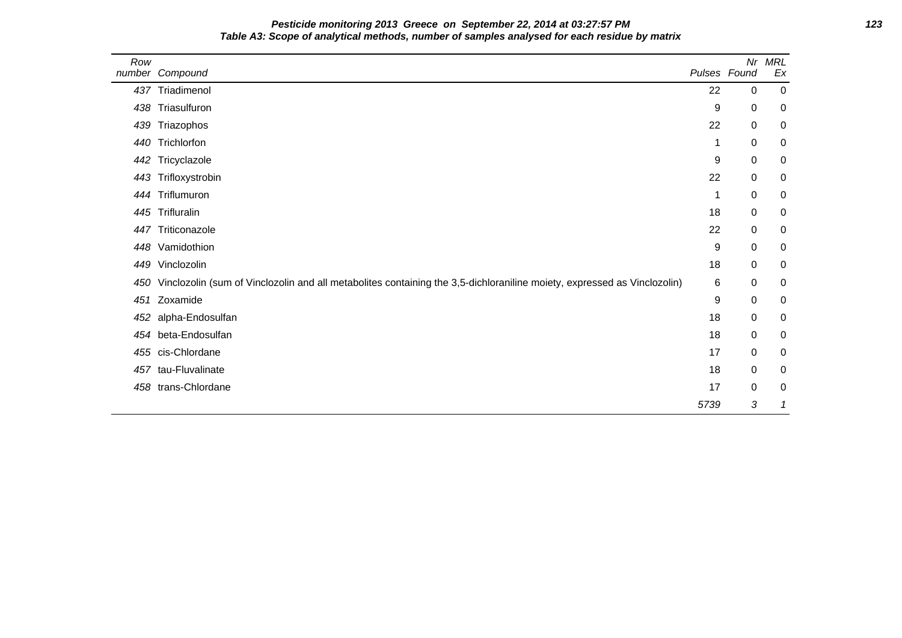**Table A3: Scope of analytical methods, number of samples analysed for each residue by matrix**

| Row number | Compound | Pulses | Nr Found | MRL Ex |
|---|---|---|---|---|
| 437 | Triadimenol | 22 | 0 | 0 |
| 438 | Triasulfuron | 9 | 0 | 0 |
| 439 | Triazophos | 22 | 0 | 0 |
| 440 | Trichlorfon | 1 | 0 | 0 |
| 442 | Tricyclazole | 9 | 0 | 0 |
| 443 | Trifloxystrobin | 22 | 0 | 0 |
| 444 | Triflumuron | 1 | 0 | 0 |
| 445 | Trifluralin | 18 | 0 | 0 |
| 447 | Triticonazole | 22 | 0 | 0 |
| 448 | Vamidothion | 9 | 0 | 0 |
| 449 | Vinclozolin | 18 | 0 | 0 |
| 450 | Vinclozolin (sum of Vinclozolin and all metabolites containing the 3,5-dichloraniline moiety, expressed as Vinclozolin) | 6 | 0 | 0 |
| 451 | Zoxamide | 9 | 0 | 0 |
| 452 | alpha-Endosulfan | 18 | 0 | 0 |
| 454 | beta-Endosulfan | 18 | 0 | 0 |
| 455 | cis-Chlordane | 17 | 0 | 0 |
| 457 | tau-Fluvalinate | 18 | 0 | 0 |
| 458 | trans-Chlordane | 17 | 0 | 0 |
| | | *5739* | *3* | *1* |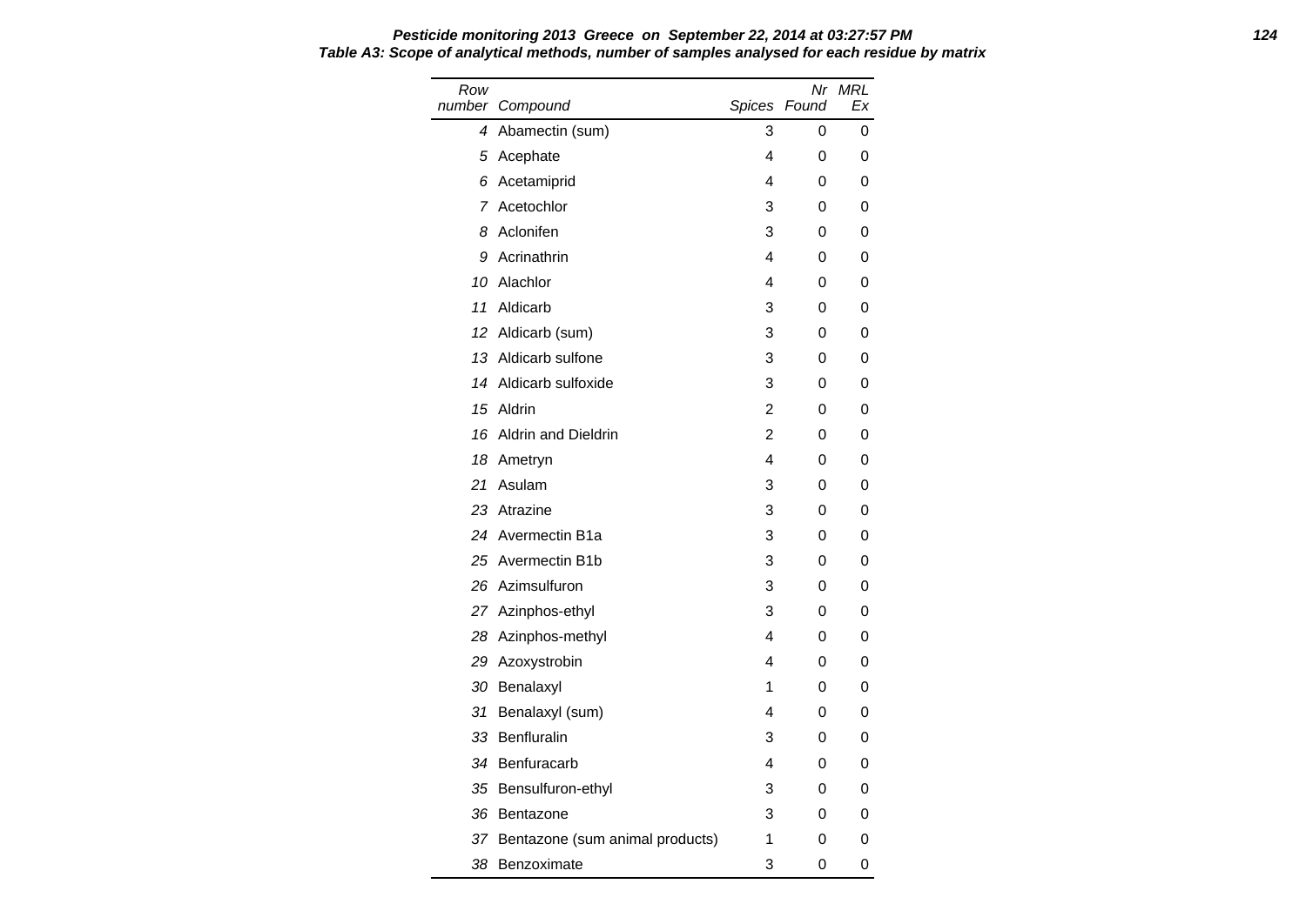**Pesticide monitoring 2013 Greece on September 22, 2014 at 03:27:57 PM**

**Table A3: Scope of analytical methods, number of samples analysed for each residue by matrix**

| Row number | Compound | Spices | Nr Found | MRL Ex |
|---|---|---|---|---|
| 4 | Abamectin (sum) | 3 | 0 | 0 |
| 5 | Acephate | 4 | 0 | 0 |
| 6 | Acetamiprid | 4 | 0 | 0 |
| 7 | Acetochlor | 3 | 0 | 0 |
| 8 | Aclonifen | 3 | 0 | 0 |
| 9 | Acrinathrin | 4 | 0 | 0 |
| 10 | Alachlor | 4 | 0 | 0 |
| 11 | Aldicarb | 3 | 0 | 0 |
| 12 | Aldicarb (sum) | 3 | 0 | 0 |
| 13 | Aldicarb sulfone | 3 | 0 | 0 |
| 14 | Aldicarb sulfoxide | 3 | 0 | 0 |
| 15 | Aldrin | 2 | 0 | 0 |
| 16 | Aldrin and Dieldrin | 2 | 0 | 0 |
| 18 | Ametryn | 4 | 0 | 0 |
| 21 | Asulam | 3 | 0 | 0 |
| 23 | Atrazine | 3 | 0 | 0 |
| 24 | Avermectin B1a | 3 | 0 | 0 |
| 25 | Avermectin B1b | 3 | 0 | 0 |
| 26 | Azimsulfuron | 3 | 0 | 0 |
| 27 | Azinphos-ethyl | 3 | 0 | 0 |
| 28 | Azinphos-methyl | 4 | 0 | 0 |
| 29 | Azoxystrobin | 4 | 0 | 0 |
| 30 | Benalaxyl | 1 | 0 | 0 |
| 31 | Benalaxyl (sum) | 4 | 0 | 0 |
| 33 | Benfluralin | 3 | 0 | 0 |
| 34 | Benfuracarb | 4 | 0 | 0 |
| 35 | Bensulfuron-ethyl | 3 | 0 | 0 |
| 36 | Bentazone | 3 | 0 | 0 |
| 37 | Bentazone (sum animal products) | 1 | 0 | 0 |
| 38 | Benzoximate | 3 | 0 | 0 |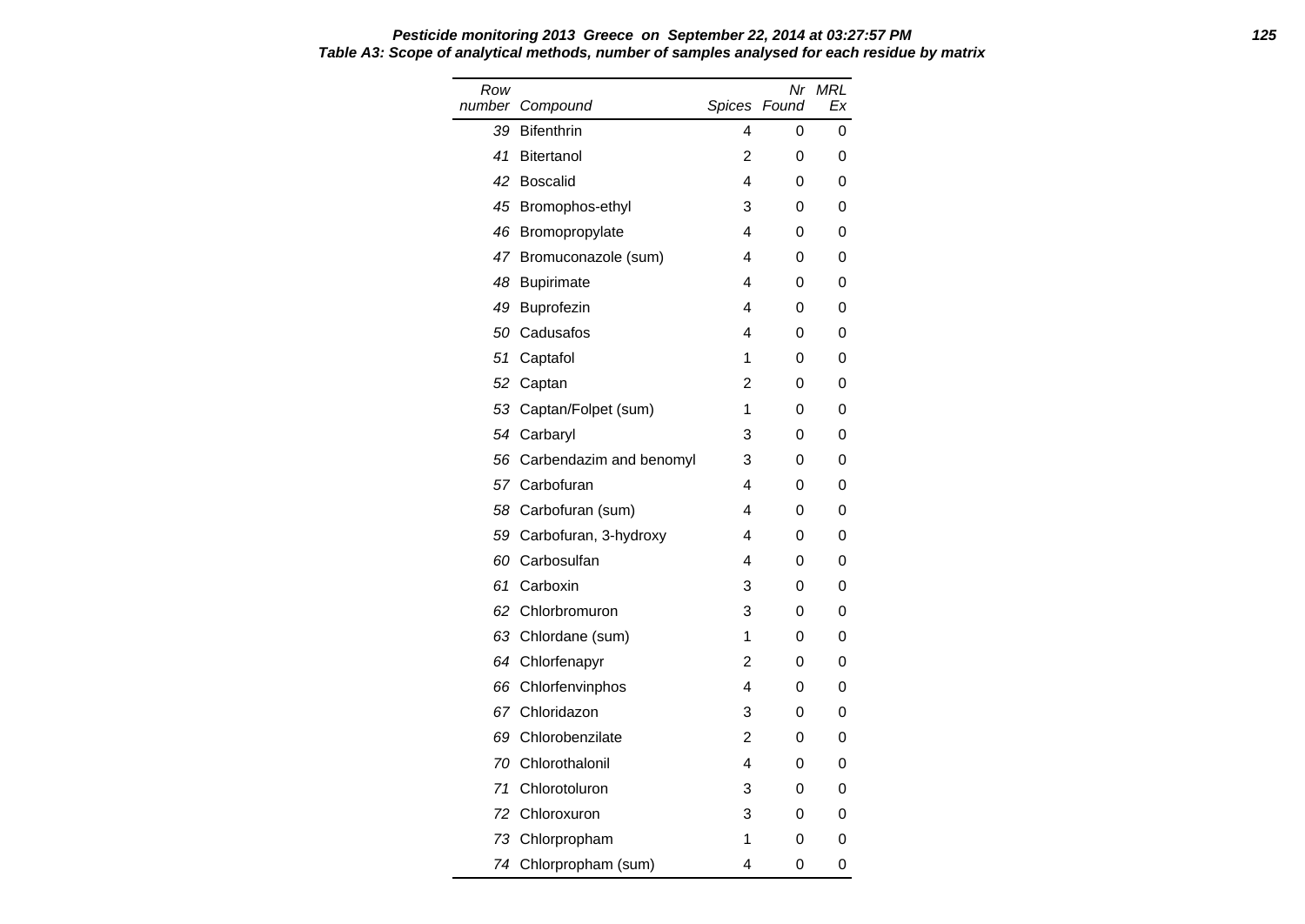**Table A3: Scope of analytical methods, number of samples analysed for each residue by matrix**

| Row number | Compound | Spices | Nr Found | MRL Ex |
|---|---|---|---|---|
| 39 | Bifenthrin | 4 | 0 | 0 |
| 41 | Bitertanol | 2 | 0 | 0 |
| 42 | Boscalid | 4 | 0 | 0 |
| 45 | Bromophos-ethyl | 3 | 0 | 0 |
| 46 | Bromopropylate | 4 | 0 | 0 |
| 47 | Bromuconazole (sum) | 4 | 0 | 0 |
| 48 | Bupirimate | 4 | 0 | 0 |
| 49 | Buprofezin | 4 | 0 | 0 |
| 50 | Cadusafos | 4 | 0 | 0 |
| 51 | Captafol | 1 | 0 | 0 |
| 52 | Captan | 2 | 0 | 0 |
| 53 | Captan/Folpet (sum) | 1 | 0 | 0 |
| 54 | Carbaryl | 3 | 0 | 0 |
| 56 | Carbendazim and benomyl | 3 | 0 | 0 |
| 57 | Carbofuran | 4 | 0 | 0 |
| 58 | Carbofuran (sum) | 4 | 0 | 0 |
| 59 | Carbofuran, 3-hydroxy | 4 | 0 | 0 |
| 60 | Carbosulfan | 4 | 0 | 0 |
| 61 | Carboxin | 3 | 0 | 0 |
| 62 | Chlorbromuron | 3 | 0 | 0 |
| 63 | Chlordane (sum) | 1 | 0 | 0 |
| 64 | Chlorfenapyr | 2 | 0 | 0 |
| 66 | Chlorfenvinphos | 4 | 0 | 0 |
| 67 | Chloridazon | 3 | 0 | 0 |
| 69 | Chlorobenzilate | 2 | 0 | 0 |
| 70 | Chlorothalonil | 4 | 0 | 0 |
| 71 | Chlorotoluron | 3 | 0 | 0 |
| 72 | Chloroxuron | 3 | 0 | 0 |
| 73 | Chlorpropham | 1 | 0 | 0 |
| 74 | Chlorpropham (sum) | 4 | 0 | 0 |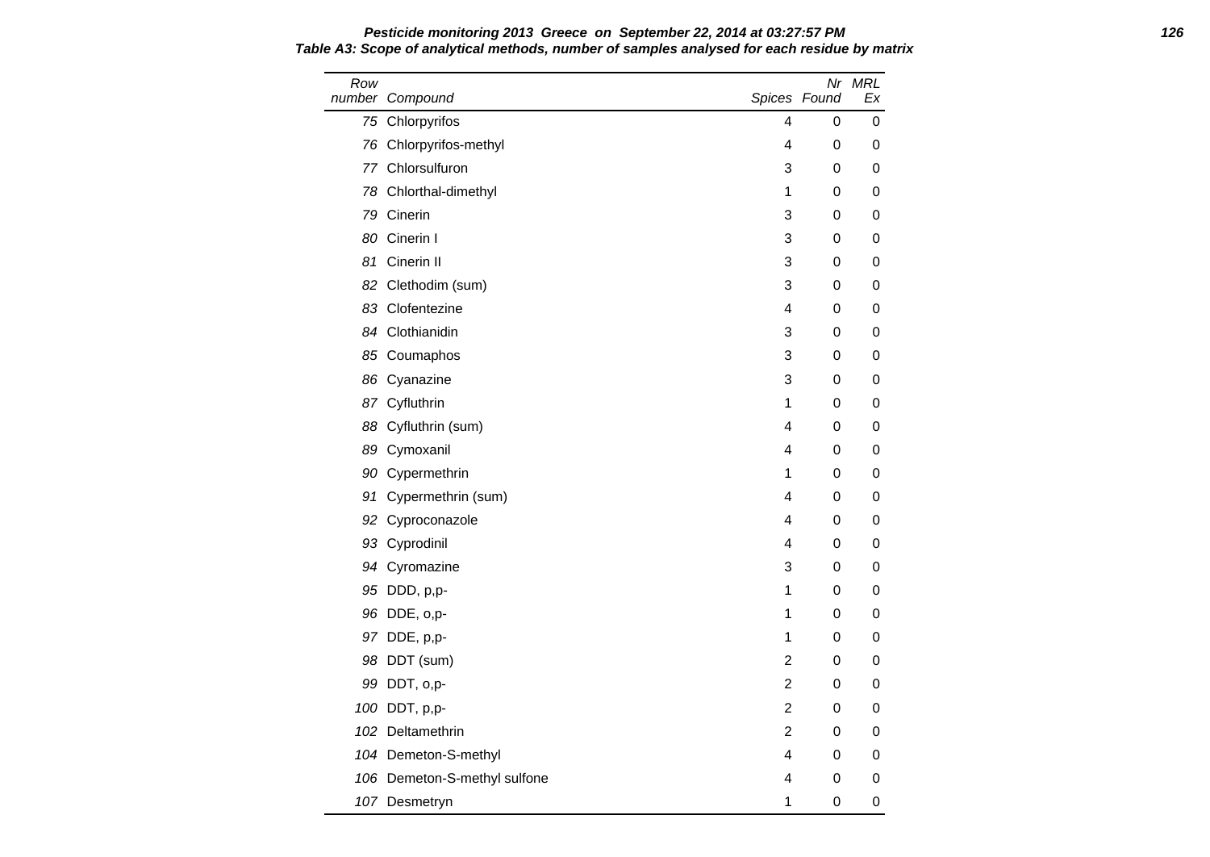**Table A3: Scope of analytical methods, number of samples analysed for each residue by matrix**

| Row number | Compound | Spices | Nr Found | MRL Ex |
|---|---|---|---|---|
| 75 | Chlorpyrifos | 4 | 0 | 0 |
| 76 | Chlorpyrifos-methyl | 4 | 0 | 0 |
| 77 | Chlorsulfuron | 3 | 0 | 0 |
| 78 | Chlorthal-dimethyl | 1 | 0 | 0 |
| 79 | Cinerin | 3 | 0 | 0 |
| 80 | Cinerin I | 3 | 0 | 0 |
| 81 | Cinerin II | 3 | 0 | 0 |
| 82 | Clethodim (sum) | 3 | 0 | 0 |
| 83 | Clofentezine | 4 | 0 | 0 |
| 84 | Clothianidin | 3 | 0 | 0 |
| 85 | Coumaphos | 3 | 0 | 0 |
| 86 | Cyanazine | 3 | 0 | 0 |
| 87 | Cyfluthrin | 1 | 0 | 0 |
| 88 | Cyfluthrin (sum) | 4 | 0 | 0 |
| 89 | Cymoxanil | 4 | 0 | 0 |
| 90 | Cypermethrin | 1 | 0 | 0 |
| 91 | Cypermethrin (sum) | 4 | 0 | 0 |
| 92 | Cyproconazole | 4 | 0 | 0 |
| 93 | Cyprodinil | 4 | 0 | 0 |
| 94 | Cyromazine | 3 | 0 | 0 |
| 95 | DDD, p,p- | 1 | 0 | 0 |
| 96 | DDE, o,p- | 1 | 0 | 0 |
| 97 | DDE, p,p- | 1 | 0 | 0 |
| 98 | DDT (sum) | 2 | 0 | 0 |
| 99 | DDT, o,p- | 2 | 0 | 0 |
| 100 | DDT, p,p- | 2 | 0 | 0 |
| 102 | Deltamethrin | 2 | 0 | 0 |
| 104 | Demeton-S-methyl | 4 | 0 | 0 |
| 106 | Demeton-S-methyl sulfone | 4 | 0 | 0 |
| 107 | Desmetryn | 1 | 0 | 0 |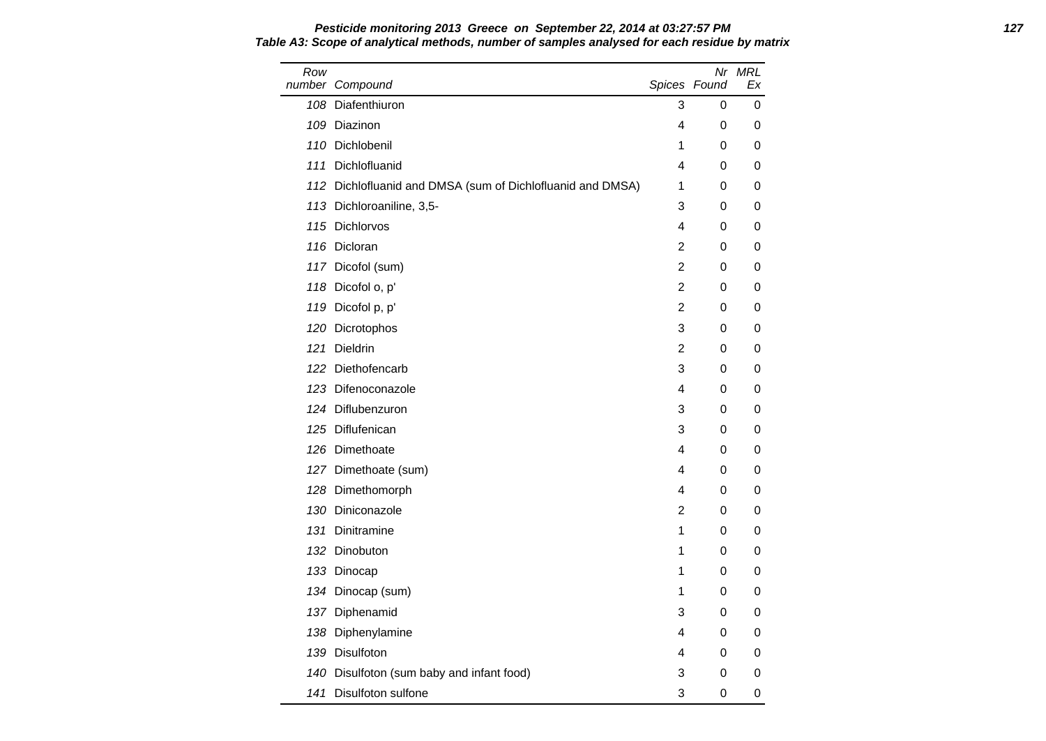**Pesticide monitoring 2013 Greece on September 22, 2014 at 03:27:57 PM**

**Table A3: Scope of analytical methods, number of samples analysed for each residue by matrix**

| Row number | Compound | Spices | Nr Found | MRL Ex |
|---|---|---|---|---|
| 108 | Diafenthiuron | 3 | 0 | 0 |
| 109 | Diazinon | 4 | 0 | 0 |
| 110 | Dichlobenil | 1 | 0 | 0 |
| 111 | Dichlofluanid | 4 | 0 | 0 |
| 112 | Dichlofluanid and DMSA (sum of Dichlofluanid and DMSA) | 1 | 0 | 0 |
| 113 | Dichloroaniline, 3,5- | 3 | 0 | 0 |
| 115 | Dichlorvos | 4 | 0 | 0 |
| 116 | Dicloran | 2 | 0 | 0 |
| 117 | Dicofol (sum) | 2 | 0 | 0 |
| 118 | Dicofol o, p' | 2 | 0 | 0 |
| 119 | Dicofol p, p' | 2 | 0 | 0 |
| 120 | Dicrotophos | 3 | 0 | 0 |
| 121 | Dieldrin | 2 | 0 | 0 |
| 122 | Diethofencarb | 3 | 0 | 0 |
| 123 | Difenoconazole | 4 | 0 | 0 |
| 124 | Diflubenzuron | 3 | 0 | 0 |
| 125 | Diflufenican | 3 | 0 | 0 |
| 126 | Dimethoate | 4 | 0 | 0 |
| 127 | Dimethoate (sum) | 4 | 0 | 0 |
| 128 | Dimethomorph | 4 | 0 | 0 |
| 130 | Diniconazole | 2 | 0 | 0 |
| 131 | Dinitramine | 1 | 0 | 0 |
| 132 | Dinobuton | 1 | 0 | 0 |
| 133 | Dinocap | 1 | 0 | 0 |
| 134 | Dinocap (sum) | 1 | 0 | 0 |
| 137 | Diphenamid | 3 | 0 | 0 |
| 138 | Diphenylamine | 4 | 0 | 0 |
| 139 | Disulfoton | 4 | 0 | 0 |
| 140 | Disulfoton (sum baby and infant food) | 3 | 0 | 0 |
| 141 | Disulfoton sulfone | 3 | 0 | 0 |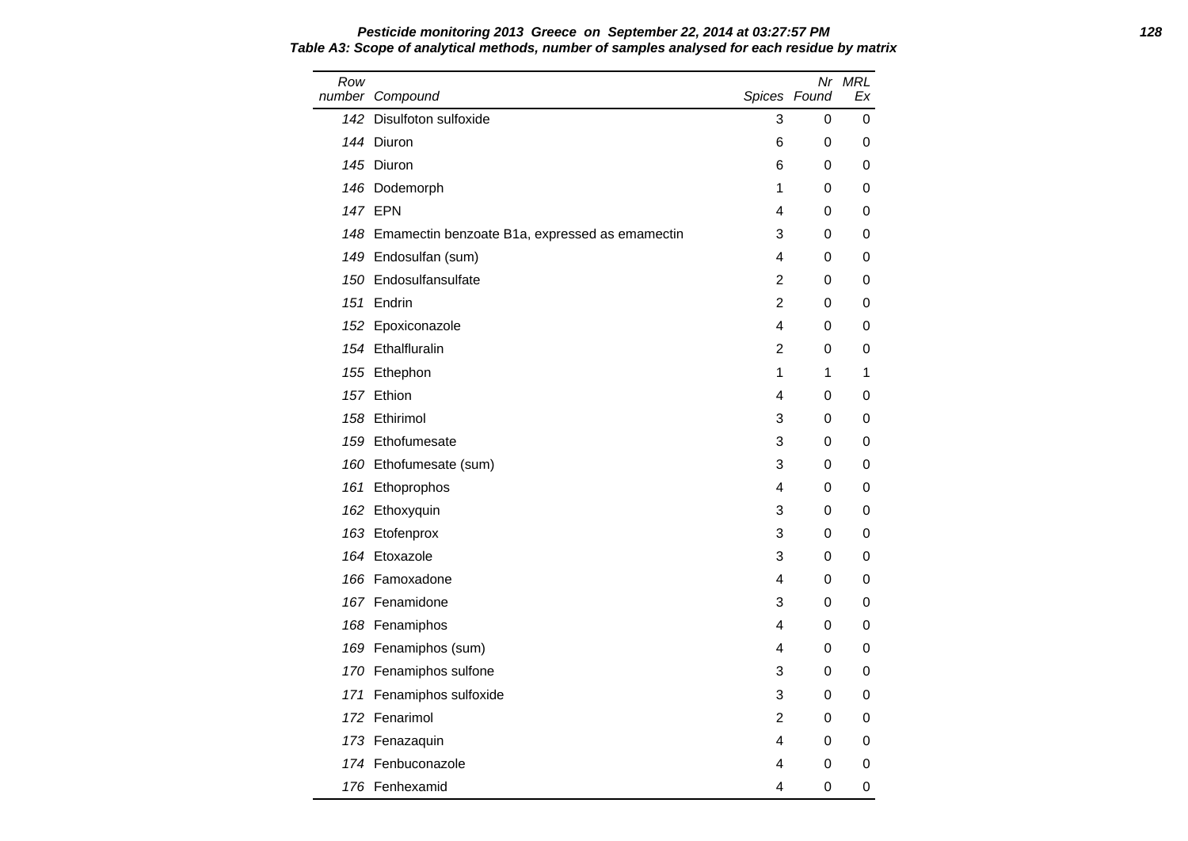**Table A3: Scope of analytical methods, number of samples analysed for each residue by matrix**

| Row number | Compound | Spices | Nr Found | MRL Ex |
|---|---|---|---|---|
| 142 | Disulfoton sulfoxide | 3 | 0 | 0 |
| 144 | Diuron | 6 | 0 | 0 |
| 145 | Diuron | 6 | 0 | 0 |
| 146 | Dodemorph | 1 | 0 | 0 |
| 147 | EPN | 4 | 0 | 0 |
| 148 | Emamectin benzoate B1a, expressed as emamectin | 3 | 0 | 0 |
| 149 | Endosulfan (sum) | 4 | 0 | 0 |
| 150 | Endosulfansulfate | 2 | 0 | 0 |
| 151 | Endrin | 2 | 0 | 0 |
| 152 | Epoxiconazole | 4 | 0 | 0 |
| 154 | Ethalfluralin | 2 | 0 | 0 |
| 155 | Ethephon | 1 | 1 | 1 |
| 157 | Ethion | 4 | 0 | 0 |
| 158 | Ethirimol | 3 | 0 | 0 |
| 159 | Ethofumesate | 3 | 0 | 0 |
| 160 | Ethofumesate (sum) | 3 | 0 | 0 |
| 161 | Ethoprophos | 4 | 0 | 0 |
| 162 | Ethoxyquin | 3 | 0 | 0 |
| 163 | Etofenprox | 3 | 0 | 0 |
| 164 | Etoxazole | 3 | 0 | 0 |
| 166 | Famoxadone | 4 | 0 | 0 |
| 167 | Fenamidone | 3 | 0 | 0 |
| 168 | Fenamiphos | 4 | 0 | 0 |
| 169 | Fenamiphos (sum) | 4 | 0 | 0 |
| 170 | Fenamiphos sulfone | 3 | 0 | 0 |
| 171 | Fenamiphos sulfoxide | 3 | 0 | 0 |
| 172 | Fenarimol | 2 | 0 | 0 |
| 173 | Fenazaquin | 4 | 0 | 0 |
| 174 | Fenbuconazole | 4 | 0 | 0 |
| 176 | Fenhexamid | 4 | 0 | 0 |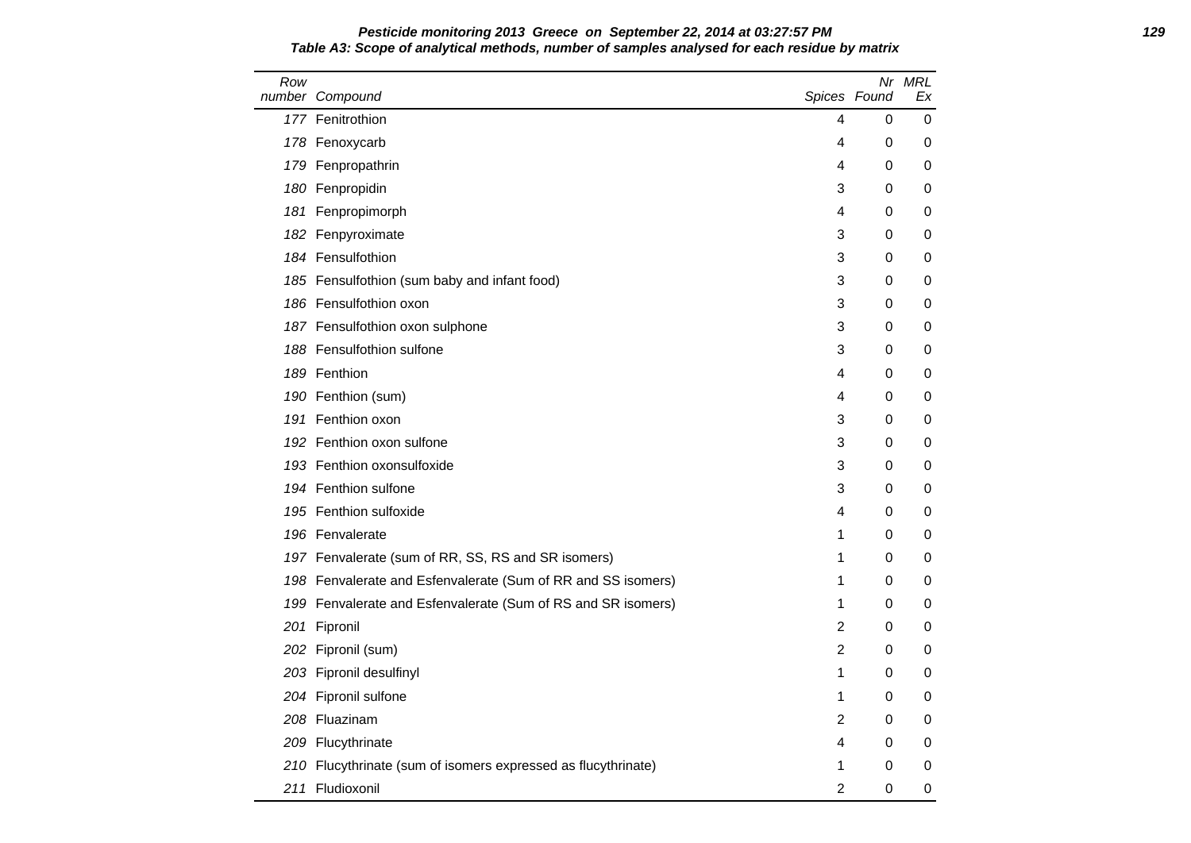**Pesticide monitoring 2013 Greece on September 22, 2014 at 03:27:57 PM**

**Table A3: Scope of analytical methods, number of samples analysed for each residue by matrix**

| Row number | Compound | Spices | Nr Found | MRL Ex |
|---|---|---|---|---|
| 177 | Fenitrothion | 4 | 0 | 0 |
| 178 | Fenoxycarb | 4 | 0 | 0 |
| 179 | Fenpropathrin | 4 | 0 | 0 |
| 180 | Fenpropidin | 3 | 0 | 0 |
| 181 | Fenpropimorph | 4 | 0 | 0 |
| 182 | Fenpyroximate | 3 | 0 | 0 |
| 184 | Fensulfothion | 3 | 0 | 0 |
| 185 | Fensulfothion (sum baby and infant food) | 3 | 0 | 0 |
| 186 | Fensulfothion oxon | 3 | 0 | 0 |
| 187 | Fensulfothion oxon sulphone | 3 | 0 | 0 |
| 188 | Fensulfothion sulfone | 3 | 0 | 0 |
| 189 | Fenthion | 4 | 0 | 0 |
| 190 | Fenthion (sum) | 4 | 0 | 0 |
| 191 | Fenthion oxon | 3 | 0 | 0 |
| 192 | Fenthion oxon sulfone | 3 | 0 | 0 |
| 193 | Fenthion oxonsulfoxide | 3 | 0 | 0 |
| 194 | Fenthion sulfone | 3 | 0 | 0 |
| 195 | Fenthion sulfoxide | 4 | 0 | 0 |
| 196 | Fenvalerate | 1 | 0 | 0 |
| 197 | Fenvalerate (sum of RR, SS, RS and SR isomers) | 1 | 0 | 0 |
| 198 | Fenvalerate and Esfenvalerate (Sum of RR and SS isomers) | 1 | 0 | 0 |
| 199 | Fenvalerate and Esfenvalerate (Sum of RS and SR isomers) | 1 | 0 | 0 |
| 201 | Fipronil | 2 | 0 | 0 |
| 202 | Fipronil (sum) | 2 | 0 | 0 |
| 203 | Fipronil desulfinyl | 1 | 0 | 0 |
| 204 | Fipronil sulfone | 1 | 0 | 0 |
| 208 | Fluazinam | 2 | 0 | 0 |
| 209 | Flucythrinate | 4 | 0 | 0 |
| 210 | Flucythrinate (sum of isomers expressed as flucythrinate) | 1 | 0 | 0 |
| 211 | Fludioxonil | 2 | 0 | 0 |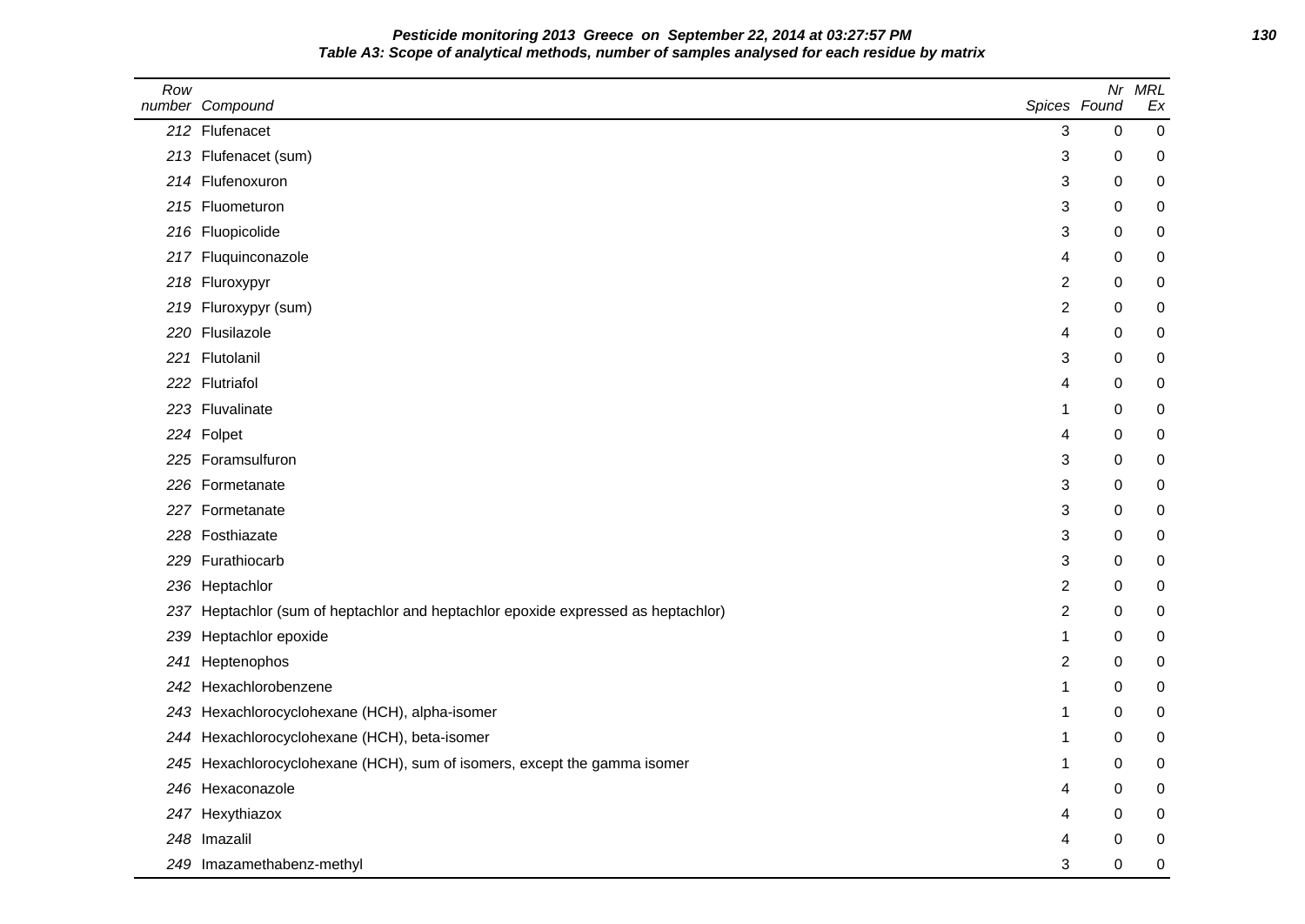**Pesticide monitoring 2013 Greece on September 22, 2014 at 03:27:57 PM**

**Table A3: Scope of analytical methods, number of samples analysed for each residue by matrix**

| Row number | Compound | Spices | Nr Found | MRL Ex |
|---|---|---|---|---|
| 212 | Flufenacet | 3 | 0 | 0 |
| 213 | Flufenacet (sum) | 3 | 0 | 0 |
| 214 | Flufenoxuron | 3 | 0 | 0 |
| 215 | Fluometuron | 3 | 0 | 0 |
| 216 | Fluopicolide | 3 | 0 | 0 |
| 217 | Fluquinconazole | 4 | 0 | 0 |
| 218 | Fluroxypyr | 2 | 0 | 0 |
| 219 | Fluroxypyr (sum) | 2 | 0 | 0 |
| 220 | Flusilazole | 4 | 0 | 0 |
| 221 | Flutolanil | 3 | 0 | 0 |
| 222 | Flutriafol | 4 | 0 | 0 |
| 223 | Fluvalinate | 1 | 0 | 0 |
| 224 | Folpet | 4 | 0 | 0 |
| 225 | Foramsulfuron | 3 | 0 | 0 |
| 226 | Formetanate | 3 | 0 | 0 |
| 227 | Formetanate | 3 | 0 | 0 |
| 228 | Fosthiazate | 3 | 0 | 0 |
| 229 | Furathiocarb | 3 | 0 | 0 |
| 236 | Heptachlor | 2 | 0 | 0 |
| 237 | Heptachlor (sum of heptachlor and heptachlor epoxide expressed as heptachlor) | 2 | 0 | 0 |
| 239 | Heptachlor epoxide | 1 | 0 | 0 |
| 241 | Heptenophos | 2 | 0 | 0 |
| 242 | Hexachlorobenzene | 1 | 0 | 0 |
| 243 | Hexachlorocyclohexane (HCH), alpha-isomer | 1 | 0 | 0 |
| 244 | Hexachlorocyclohexane (HCH), beta-isomer | 1 | 0 | 0 |
| 245 | Hexachlorocyclohexane (HCH), sum of isomers, except the gamma isomer | 1 | 0 | 0 |
| 246 | Hexaconazole | 4 | 0 | 0 |
| 247 | Hexythiazox | 4 | 0 | 0 |
| 248 | Imazalil | 4 | 0 | 0 |
| 249 | Imazamethabenz-methyl | 3 | 0 | 0 |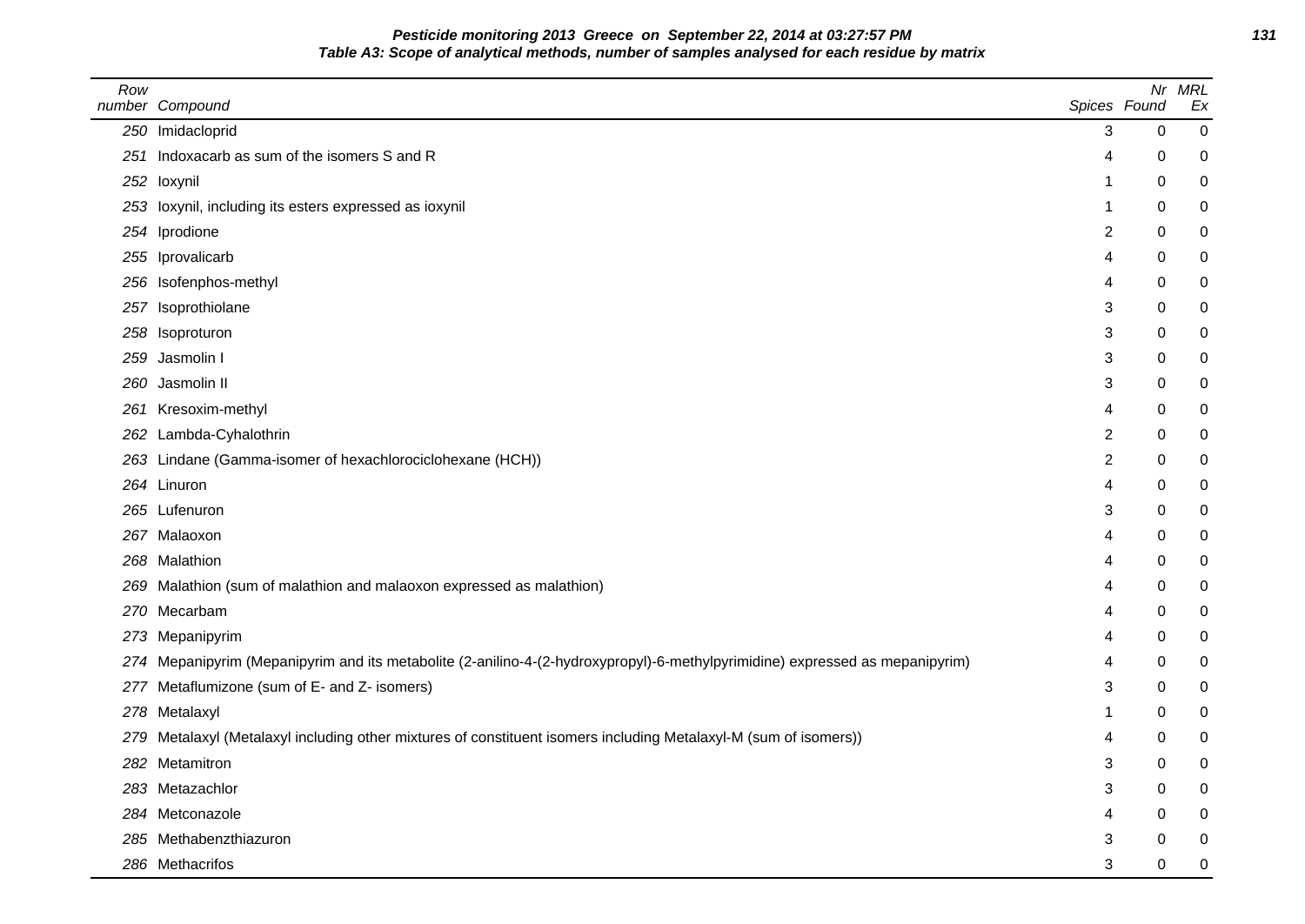**Pesticide monitoring 2013 Greece on September 22, 2014 at 03:27:57 PM**

**Table A3: Scope of analytical methods, number of samples analysed for each residue by matrix**

| Row number | Compound | Spices | Nr Found | MRL Ex |
|---|---|---|---|---|
| 250 | Imidacloprid | 3 | 0 | 0 |
| 251 | Indoxacarb as sum of the isomers S and R | 4 | 0 | 0 |
| 252 | Ioxynil | 1 | 0 | 0 |
| 253 | Ioxynil, including its esters expressed as ioxynil | 1 | 0 | 0 |
| 254 | Iprodione | 2 | 0 | 0 |
| 255 | Iprovalicarb | 4 | 0 | 0 |
| 256 | Isofenphos-methyl | 4 | 0 | 0 |
| 257 | Isoprothiolane | 3 | 0 | 0 |
| 258 | Isoproturon | 3 | 0 | 0 |
| 259 | Jasmolin I | 3 | 0 | 0 |
| 260 | Jasmolin II | 3 | 0 | 0 |
| 261 | Kresoxim-methyl | 4 | 0 | 0 |
| 262 | Lambda-Cyhalothrin | 2 | 0 | 0 |
| 263 | Lindane (Gamma-isomer of hexachlorociclohexane (HCH)) | 2 | 0 | 0 |
| 264 | Linuron | 4 | 0 | 0 |
| 265 | Lufenuron | 3 | 0 | 0 |
| 267 | Malaoxon | 4 | 0 | 0 |
| 268 | Malathion | 4 | 0 | 0 |
| 269 | Malathion (sum of malathion and malaoxon expressed as malathion) | 4 | 0 | 0 |
| 270 | Mecarbam | 4 | 0 | 0 |
| 273 | Mepanipyrim | 4 | 0 | 0 |
| 274 | Mepanipyrim (Mepanipyrim and its metabolite (2-anilino-4-(2-hydroxypropyl)-6-methylpyrimidine) expressed as mepanipyrim) | 4 | 0 | 0 |
| 277 | Metaflumizone (sum of E- and Z- isomers) | 3 | 0 | 0 |
| 278 | Metalaxyl | 1 | 0 | 0 |
| 279 | Metalaxyl (Metalaxyl including other mixtures of constituent isomers including Metalaxyl-M (sum of isomers)) | 4 | 0 | 0 |
| 282 | Metamitron | 3 | 0 | 0 |
| 283 | Metazachlor | 3 | 0 | 0 |
| 284 | Metconazole | 4 | 0 | 0 |
| 285 | Methabenzthiazuron | 3 | 0 | 0 |
| 286 | Methacrifos | 3 | 0 | 0 |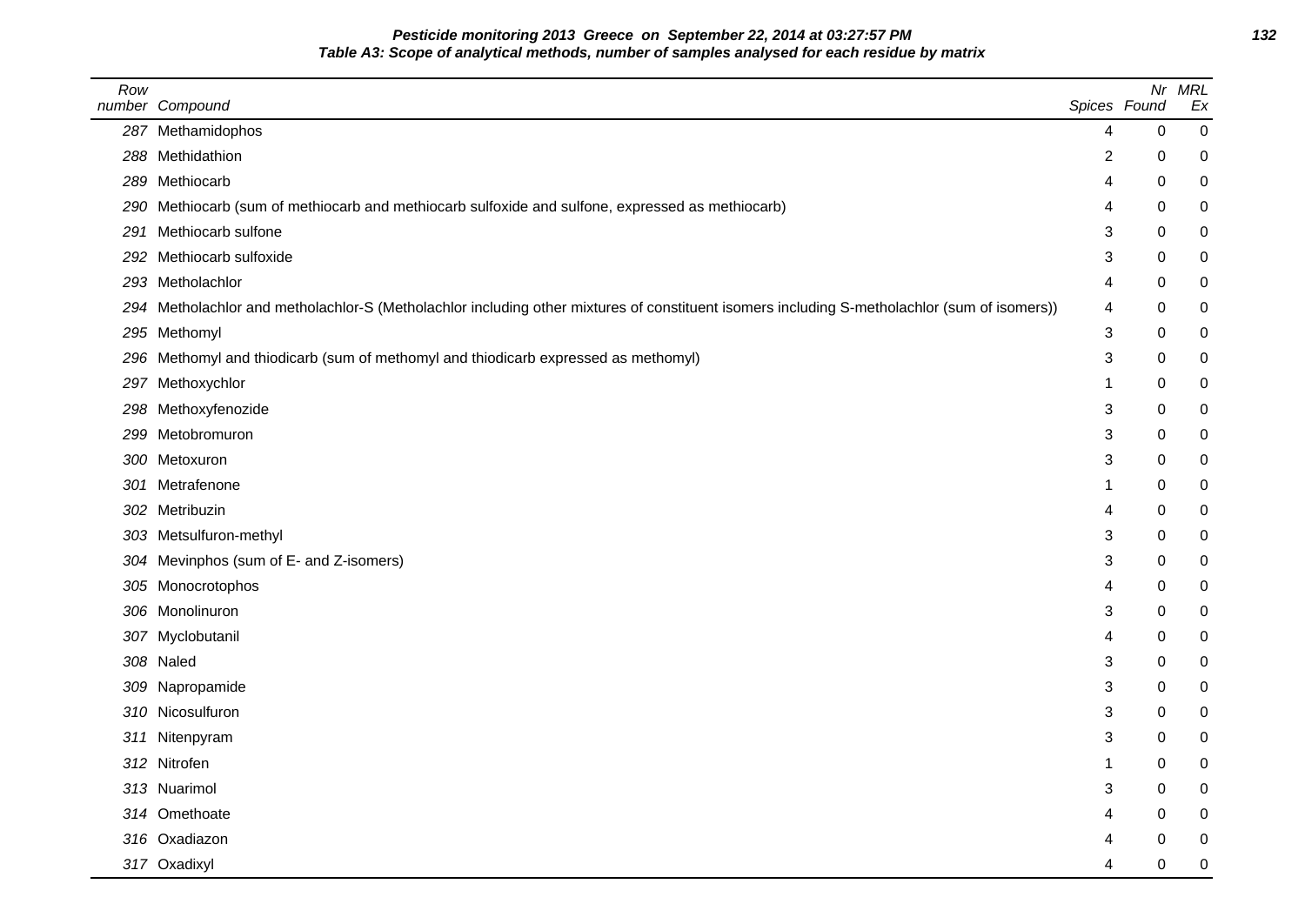**Pesticide monitoring 2013 Greece on September 22, 2014 at 03:27:57 PM**

**Table A3: Scope of analytical methods, number of samples analysed for each residue by matrix**

| Row number | Compound | Spices | Nr Found | MRL Ex |
|---|---|---|---|---|
| 287 | Methamidophos | 4 | 0 | 0 |
| 288 | Methidathion | 2 | 0 | 0 |
| 289 | Methiocarb | 4 | 0 | 0 |
| 290 | Methiocarb (sum of methiocarb and methiocarb sulfoxide and sulfone, expressed as methiocarb) | 4 | 0 | 0 |
| 291 | Methiocarb sulfone | 3 | 0 | 0 |
| 292 | Methiocarb sulfoxide | 3 | 0 | 0 |
| 293 | Metholachlor | 4 | 0 | 0 |
| 294 | Metholachlor and metholachlor-S (Metholachlor including other mixtures of constituent isomers including S-metholachlor (sum of isomers)) | 4 | 0 | 0 |
| 295 | Methomyl | 3 | 0 | 0 |
| 296 | Methomyl and thiodicarb (sum of methomyl and thiodicarb expressed as methomyl) | 3 | 0 | 0 |
| 297 | Methoxychlor | 1 | 0 | 0 |
| 298 | Methoxyfenozide | 3 | 0 | 0 |
| 299 | Metobromuron | 3 | 0 | 0 |
| 300 | Metoxuron | 3 | 0 | 0 |
| 301 | Metrafenone | 1 | 0 | 0 |
| 302 | Metribuzin | 4 | 0 | 0 |
| 303 | Metsulfuron-methyl | 3 | 0 | 0 |
| 304 | Mevinphos (sum of E- and Z-isomers) | 3 | 0 | 0 |
| 305 | Monocrotophos | 4 | 0 | 0 |
| 306 | Monolinuron | 3 | 0 | 0 |
| 307 | Myclobutanil | 4 | 0 | 0 |
| 308 | Naled | 3 | 0 | 0 |
| 309 | Napropamide | 3 | 0 | 0 |
| 310 | Nicosulfuron | 3 | 0 | 0 |
| 311 | Nitenpyram | 3 | 0 | 0 |
| 312 | Nitrofen | 1 | 0 | 0 |
| 313 | Nuarimol | 3 | 0 | 0 |
| 314 | Omethoate | 4 | 0 | 0 |
| 316 | Oxadiazon | 4 | 0 | 0 |
| 317 | Oxadixyl | 4 | 0 | 0 |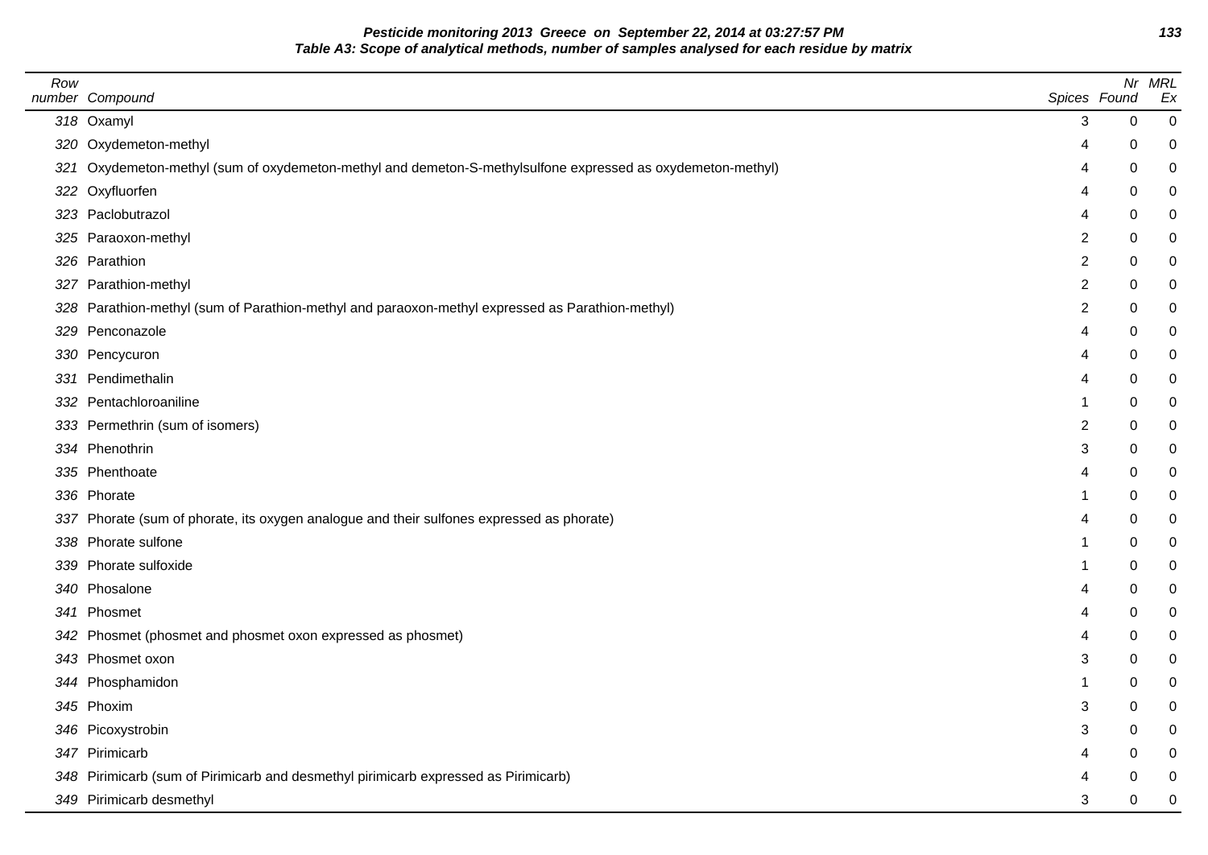**Pesticide monitoring 2013 Greece on September 22, 2014 at 03:27:57 PM**

**Table A3: Scope of analytical methods, number of samples analysed for each residue by matrix**

| Row number | Compound | Spices | Nr Found | MRL Ex |
|---|---|---|---|---|
| 318 | Oxamyl | 3 | 0 | 0 |
| 320 | Oxydemeton-methyl | 4 | 0 | 0 |
| 321 | Oxydemeton-methyl (sum of oxydemeton-methyl and demeton-S-methylsulfone expressed as oxydemeton-methyl) | 4 | 0 | 0 |
| 322 | Oxyfluorfen | 4 | 0 | 0 |
| 323 | Paclobutrazol | 4 | 0 | 0 |
| 325 | Paraoxon-methyl | 2 | 0 | 0 |
| 326 | Parathion | 2 | 0 | 0 |
| 327 | Parathion-methyl | 2 | 0 | 0 |
| 328 | Parathion-methyl (sum of Parathion-methyl and paraoxon-methyl expressed as Parathion-methyl) | 2 | 0 | 0 |
| 329 | Penconazole | 4 | 0 | 0 |
| 330 | Pencycuron | 4 | 0 | 0 |
| 331 | Pendimethalin | 4 | 0 | 0 |
| 332 | Pentachloroaniline | 1 | 0 | 0 |
| 333 | Permethrin (sum of isomers) | 2 | 0 | 0 |
| 334 | Phenothrin | 3 | 0 | 0 |
| 335 | Phenthoate | 4 | 0 | 0 |
| 336 | Phorate | 1 | 0 | 0 |
| 337 | Phorate (sum of phorate, its oxygen analogue and their sulfones expressed as phorate) | 4 | 0 | 0 |
| 338 | Phorate sulfone | 1 | 0 | 0 |
| 339 | Phorate sulfoxide | 1 | 0 | 0 |
| 340 | Phosalone | 4 | 0 | 0 |
| 341 | Phosmet | 4 | 0 | 0 |
| 342 | Phosmet (phosmet and phosmet oxon expressed as phosmet) | 4 | 0 | 0 |
| 343 | Phosmet oxon | 3 | 0 | 0 |
| 344 | Phosphamidon | 1 | 0 | 0 |
| 345 | Phoxim | 3 | 0 | 0 |
| 346 | Picoxystrobin | 3 | 0 | 0 |
| 347 | Pirimicarb | 4 | 0 | 0 |
| 348 | Pirimicarb (sum of Pirimicarb and desmethyl pirimicarb expressed as Pirimicarb) | 4 | 0 | 0 |
| 349 | Pirimicarb desmethyl | 3 | 0 | 0 |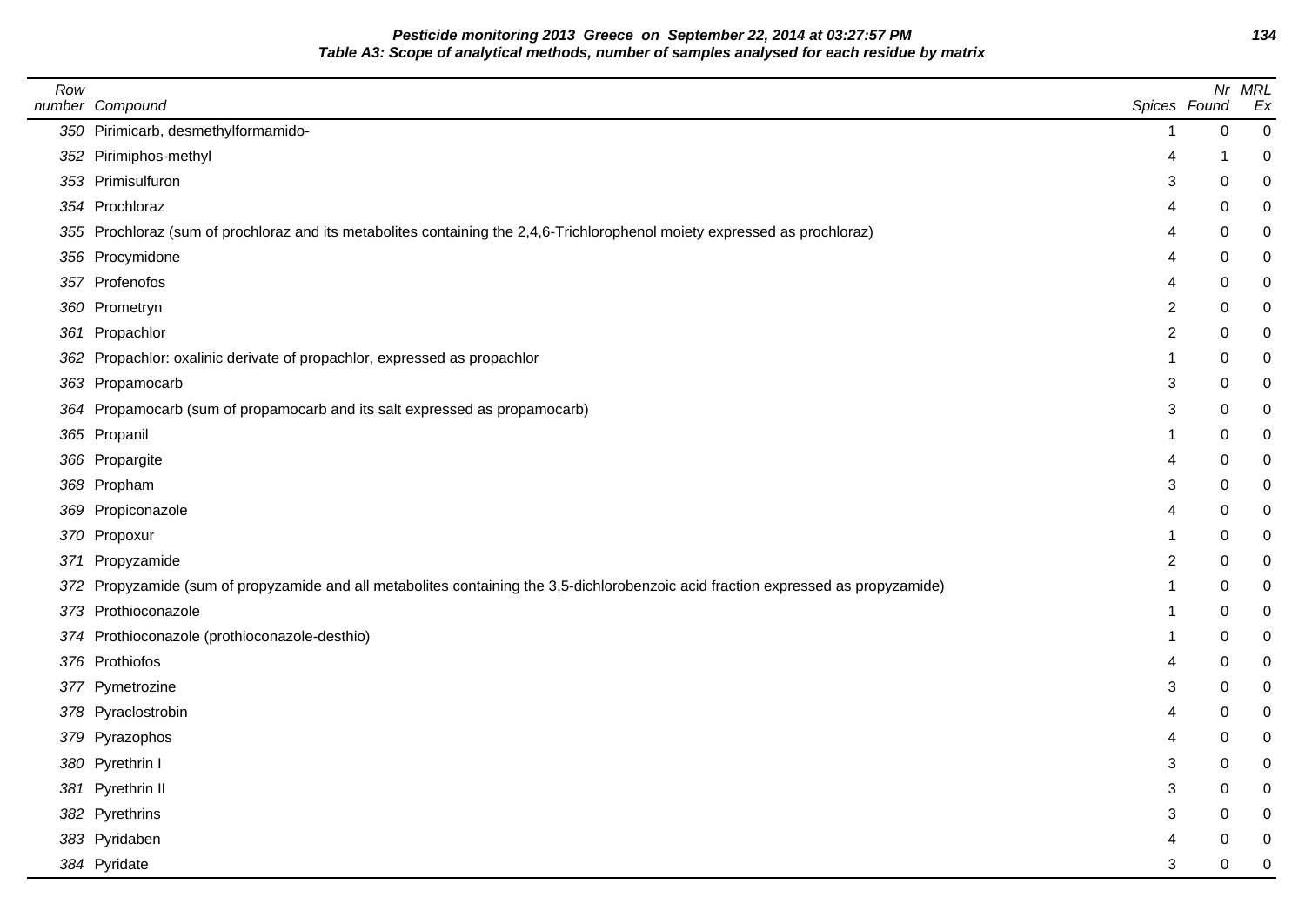**Pesticide monitoring 2013 Greece on September 22, 2014 at 03:27:57 PM**
**Table A3: Scope of analytical methods, number of samples analysed for each residue by matrix**

| Row number | Compound | Spices | Nr Found | MRL Ex |
|---|---|---|---|---|
| 350 | Pirimicarb, desmethylformamido- | 1 | 0 | 0 |
| 352 | Pirimiphos-methyl | 4 | 1 | 0 |
| 353 | Primisulfuron | 3 | 0 | 0 |
| 354 | Prochloraz | 4 | 0 | 0 |
| 355 | Prochloraz (sum of prochloraz and its metabolites containing the 2,4,6-Trichlorophenol moiety expressed as prochloraz) | 4 | 0 | 0 |
| 356 | Procymidone | 4 | 0 | 0 |
| 357 | Profenofos | 4 | 0 | 0 |
| 360 | Prometryn | 2 | 0 | 0 |
| 361 | Propachlor | 2 | 0 | 0 |
| 362 | Propachlor: oxalinic derivate of propachlor, expressed as propachlor | 1 | 0 | 0 |
| 363 | Propamocarb | 3 | 0 | 0 |
| 364 | Propamocarb (sum of propamocarb and its salt expressed as propamocarb) | 3 | 0 | 0 |
| 365 | Propanil | 1 | 0 | 0 |
| 366 | Propargite | 4 | 0 | 0 |
| 368 | Propham | 3 | 0 | 0 |
| 369 | Propiconazole | 4 | 0 | 0 |
| 370 | Propoxur | 1 | 0 | 0 |
| 371 | Propyzamide | 2 | 0 | 0 |
| 372 | Propyzamide (sum of propyzamide and all metabolites containing the 3,5-dichlorobenzoic acid fraction expressed as propyzamide) | 1 | 0 | 0 |
| 373 | Prothioconazole | 1 | 0 | 0 |
| 374 | Prothioconazole (prothioconazole-desthio) | 1 | 0 | 0 |
| 376 | Prothiofos | 4 | 0 | 0 |
| 377 | Pymetrozine | 3 | 0 | 0 |
| 378 | Pyraclostrobin | 4 | 0 | 0 |
| 379 | Pyrazophos | 4 | 0 | 0 |
| 380 | Pyrethrin I | 3 | 0 | 0 |
| 381 | Pyrethrin II | 3 | 0 | 0 |
| 382 | Pyrethrins | 3 | 0 | 0 |
| 383 | Pyridaben | 4 | 0 | 0 |
| 384 | Pyridate | 3 | 0 | 0 |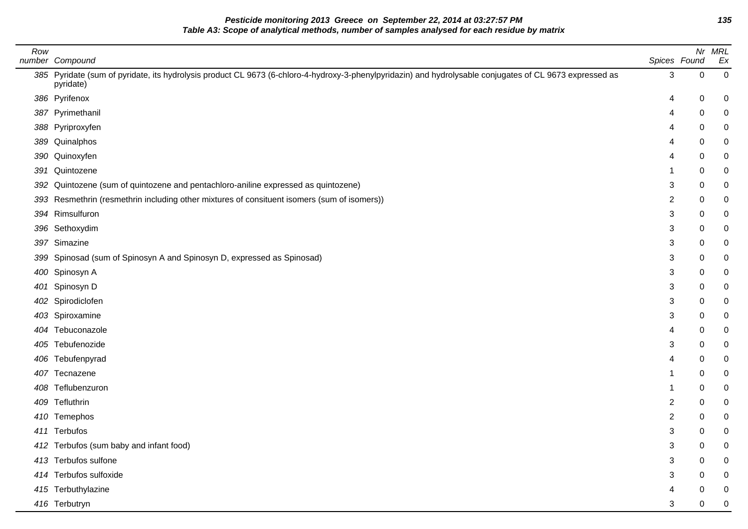**Pesticide monitoring 2013 Greece on September 22, 2014 at 03:27:57 PM**
**Table A3: Scope of analytical methods, number of samples analysed for each residue by matrix**

| Row number | Compound | Spices | Nr Found | MRL Ex |
|---|---|---|---|---|
| 385 | Pyridate (sum of pyridate, its hydrolysis product CL 9673 (6-chloro-4-hydroxy-3-phenylpyridazin) and hydrolysable conjugates of CL 9673 expressed as pyridate) | 3 | 0 | 0 |
| 386 | Pyrifenox | 4 | 0 | 0 |
| 387 | Pyrimethanil | 4 | 0 | 0 |
| 388 | Pyriproxyfen | 4 | 0 | 0 |
| 389 | Quinalphos | 4 | 0 | 0 |
| 390 | Quinoxyfen | 4 | 0 | 0 |
| 391 | Quintozene | 1 | 0 | 0 |
| 392 | Quintozene (sum of quintozene and pentachloro-aniline expressed as quintozene) | 3 | 0 | 0 |
| 393 | Resmethrin (resmethrin including other mixtures of consituent isomers (sum of isomers)) | 2 | 0 | 0 |
| 394 | Rimsulfuron | 3 | 0 | 0 |
| 396 | Sethoxydim | 3 | 0 | 0 |
| 397 | Simazine | 3 | 0 | 0 |
| 399 | Spinosad (sum of Spinosyn A and Spinosyn D, expressed as Spinosad) | 3 | 0 | 0 |
| 400 | Spinosyn A | 3 | 0 | 0 |
| 401 | Spinosyn D | 3 | 0 | 0 |
| 402 | Spirodiclofen | 3 | 0 | 0 |
| 403 | Spiroxamine | 3 | 0 | 0 |
| 404 | Tebuconazole | 4 | 0 | 0 |
| 405 | Tebufenozide | 3 | 0 | 0 |
| 406 | Tebufenpyrad | 4 | 0 | 0 |
| 407 | Tecnazene | 1 | 0 | 0 |
| 408 | Teflubenzuron | 1 | 0 | 0 |
| 409 | Tefluthrin | 2 | 0 | 0 |
| 410 | Temephos | 2 | 0 | 0 |
| 411 | Terbufos | 3 | 0 | 0 |
| 412 | Terbufos (sum baby and infant food) | 3 | 0 | 0 |
| 413 | Terbufos sulfone | 3 | 0 | 0 |
| 414 | Terbufos sulfoxide | 3 | 0 | 0 |
| 415 | Terbuthylazine | 4 | 0 | 0 |
| 416 | Terbutryn | 3 | 0 | 0 |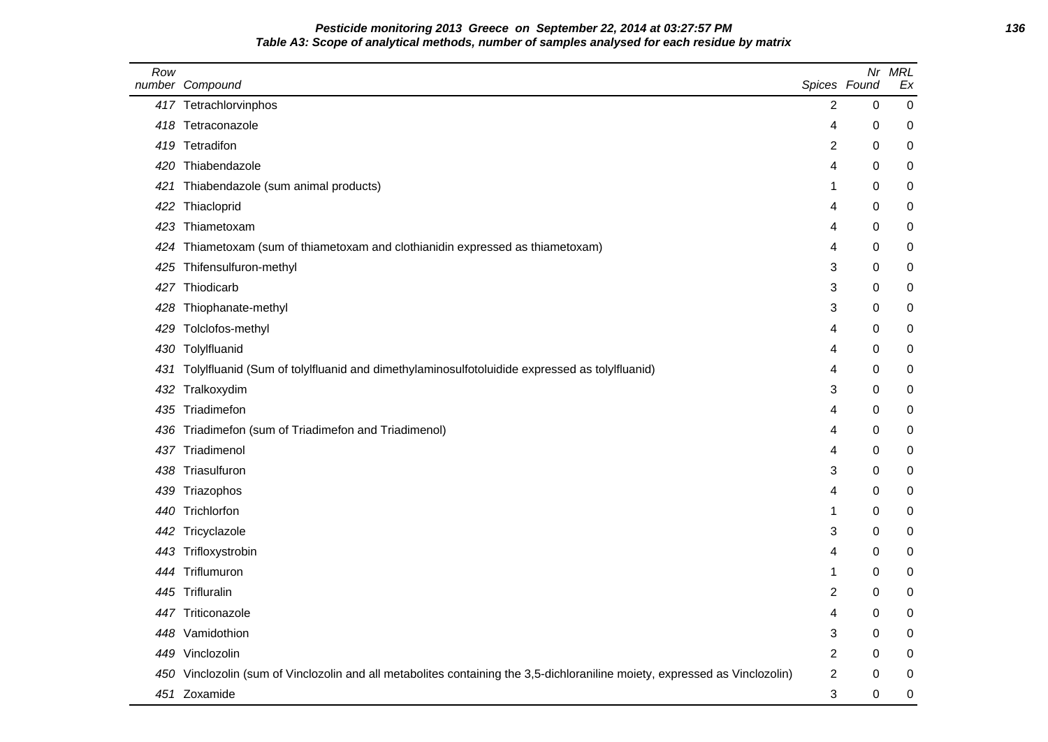**Pesticide monitoring 2013 Greece on September 22, 2014 at 03:27:57 PM**

**Table A3: Scope of analytical methods, number of samples analysed for each residue by matrix**

| Row number | Compound | Spices | Nr Found | MRL Ex |
|---|---|---|---|---|
| 417 | Tetrachlorvinphos | 2 | 0 | 0 |
| 418 | Tetraconazole | 4 | 0 | 0 |
| 419 | Tetradifon | 2 | 0 | 0 |
| 420 | Thiabendazole | 4 | 0 | 0 |
| 421 | Thiabendazole (sum animal products) | 1 | 0 | 0 |
| 422 | Thiacloprid | 4 | 0 | 0 |
| 423 | Thiametoxam | 4 | 0 | 0 |
| 424 | Thiametoxam (sum of thiametoxam and clothianidin expressed as thiametoxam) | 4 | 0 | 0 |
| 425 | Thifensulfuron-methyl | 3 | 0 | 0 |
| 427 | Thiodicarb | 3 | 0 | 0 |
| 428 | Thiophanate-methyl | 3 | 0 | 0 |
| 429 | Tolclofos-methyl | 4 | 0 | 0 |
| 430 | Tolylfluanid | 4 | 0 | 0 |
| 431 | Tolylfluanid (Sum of tolylfluanid and dimethylaminosulfotoluidide expressed as tolylfluanid) | 4 | 0 | 0 |
| 432 | Tralkoxydim | 3 | 0 | 0 |
| 435 | Triadimefon | 4 | 0 | 0 |
| 436 | Triadimefon (sum of Triadimefon and Triadimenol) | 4 | 0 | 0 |
| 437 | Triadimenol | 4 | 0 | 0 |
| 438 | Triasulfuron | 3 | 0 | 0 |
| 439 | Triazophos | 4 | 0 | 0 |
| 440 | Trichlorfon | 1 | 0 | 0 |
| 442 | Tricyclazole | 3 | 0 | 0 |
| 443 | Trifloxystrobin | 4 | 0 | 0 |
| 444 | Triflumuron | 1 | 0 | 0 |
| 445 | Trifluralin | 2 | 0 | 0 |
| 447 | Triticonazole | 4 | 0 | 0 |
| 448 | Vamidothion | 3 | 0 | 0 |
| 449 | Vinclozolin | 2 | 0 | 0 |
| 450 | Vinclozolin (sum of Vinclozolin and all metabolites containing the 3,5-dichloraniline moiety, expressed as Vinclozolin) | 2 | 0 | 0 |
| 451 | Zoxamide | 3 | 0 | 0 |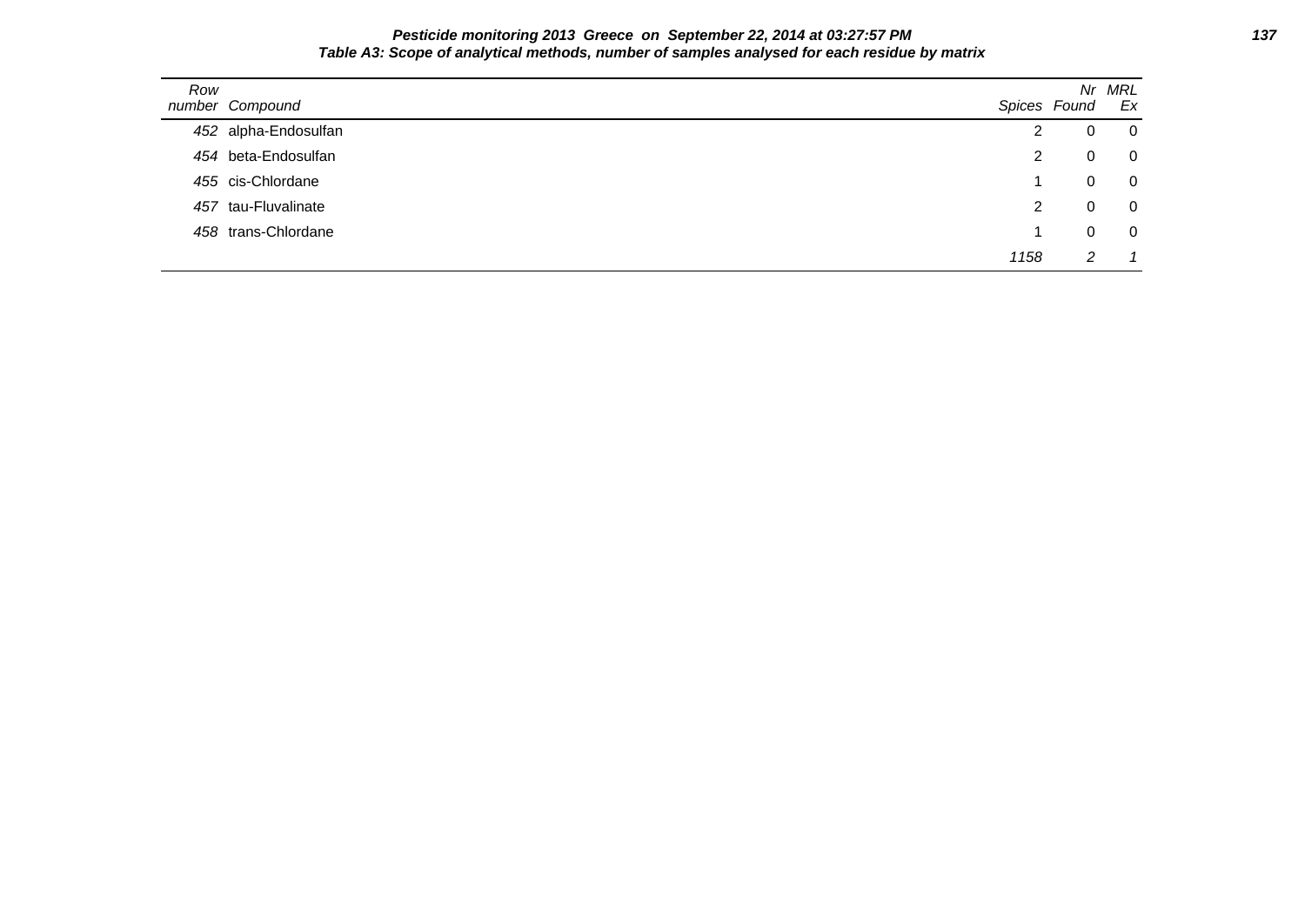**Pesticide monitoring 2013 Greece on September 22, 2014 at 03:27:57 PM**

**Table A3: Scope of analytical methods, number of samples analysed for each residue by matrix**

| Row number | Compound | Spices | Nr Found | MRL Ex |
|---|---|---|---|---|
| 452 | alpha-Endosulfan | 2 | 0 | 0 |
| 454 | beta-Endosulfan | 2 | 0 | 0 |
| 455 | cis-Chlordane | 1 | 0 | 0 |
| 457 | tau-Fluvalinate | 2 | 0 | 0 |
| 458 | trans-Chlordane | 1 | 0 | 0 |
| | | *1158* | *2* | *1* |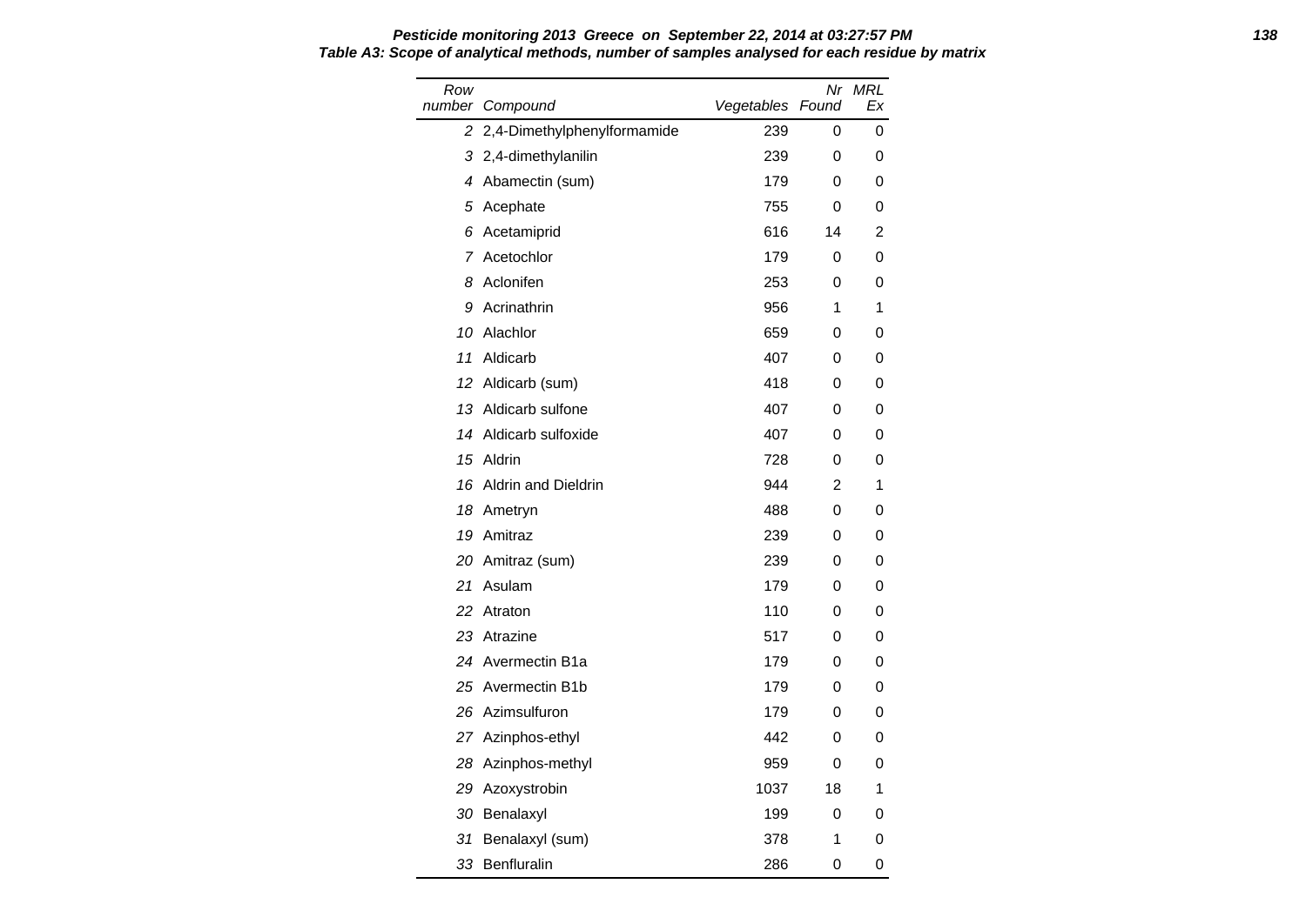**Pesticide monitoring 2013 Greece on September 22, 2014 at 03:27:57 PM**
**Table A3: Scope of analytical methods, number of samples analysed for each residue by matrix**

| Row number | Compound | Vegetables | Nr Found | MRL Ex |
|---|---|---|---|---|
| 2 | 2,4-Dimethylphenylformamide | 239 | 0 | 0 |
| 3 | 2,4-dimethylanilin | 239 | 0 | 0 |
| 4 | Abamectin (sum) | 179 | 0 | 0 |
| 5 | Acephate | 755 | 0 | 0 |
| 6 | Acetamiprid | 616 | 14 | 2 |
| 7 | Acetochlor | 179 | 0 | 0 |
| 8 | Aclonifen | 253 | 0 | 0 |
| 9 | Acrinathrin | 956 | 1 | 1 |
| 10 | Alachlor | 659 | 0 | 0 |
| 11 | Aldicarb | 407 | 0 | 0 |
| 12 | Aldicarb (sum) | 418 | 0 | 0 |
| 13 | Aldicarb sulfone | 407 | 0 | 0 |
| 14 | Aldicarb sulfoxide | 407 | 0 | 0 |
| 15 | Aldrin | 728 | 0 | 0 |
| 16 | Aldrin and Dieldrin | 944 | 2 | 1 |
| 18 | Ametryn | 488 | 0 | 0 |
| 19 | Amitraz | 239 | 0 | 0 |
| 20 | Amitraz (sum) | 239 | 0 | 0 |
| 21 | Asulam | 179 | 0 | 0 |
| 22 | Atraton | 110 | 0 | 0 |
| 23 | Atrazine | 517 | 0 | 0 |
| 24 | Avermectin B1a | 179 | 0 | 0 |
| 25 | Avermectin B1b | 179 | 0 | 0 |
| 26 | Azimsulfuron | 179 | 0 | 0 |
| 27 | Azinphos-ethyl | 442 | 0 | 0 |
| 28 | Azinphos-methyl | 959 | 0 | 0 |
| 29 | Azoxystrobin | 1037 | 18 | 1 |
| 30 | Benalaxyl | 199 | 0 | 0 |
| 31 | Benalaxyl (sum) | 378 | 1 | 0 |
| 33 | Benfluralin | 286 | 0 | 0 |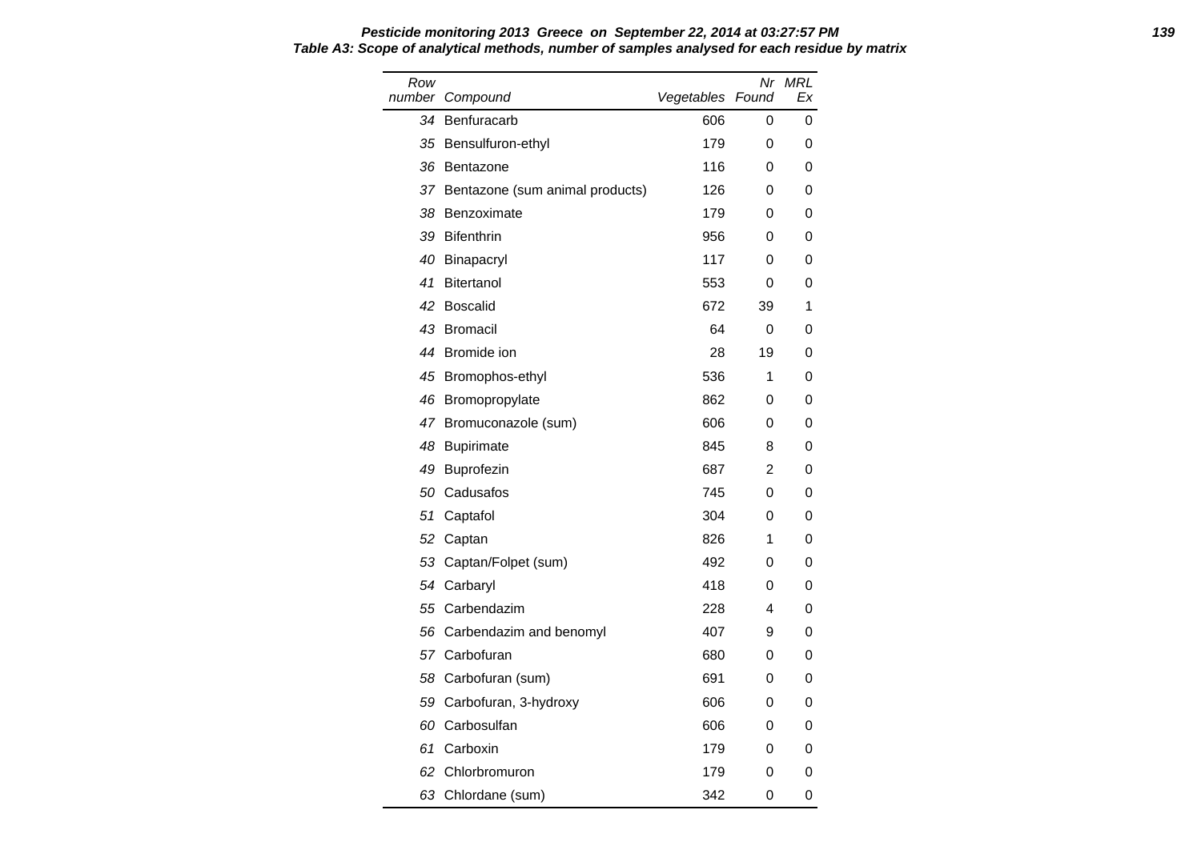**Pesticide monitoring 2013 Greece on September 22, 2014 at 03:27:57 PM**

***Table A3: Scope of analytical methods, number of samples analysed for each residue by matrix***

| Row number | Compound | Vegetables | Nr Found | MRL Ex |
|---|---|---|---|---|
| 34 | Benfuracarb | 606 | 0 | 0 |
| 35 | Bensulfuron-ethyl | 179 | 0 | 0 |
| 36 | Bentazone | 116 | 0 | 0 |
| 37 | Bentazone (sum animal products) | 126 | 0 | 0 |
| 38 | Benzoximate | 179 | 0 | 0 |
| 39 | Bifenthrin | 956 | 0 | 0 |
| 40 | Binapacryl | 117 | 0 | 0 |
| 41 | Bitertanol | 553 | 0 | 0 |
| 42 | Boscalid | 672 | 39 | 1 |
| 43 | Bromacil | 64 | 0 | 0 |
| 44 | Bromide ion | 28 | 19 | 0 |
| 45 | Bromophos-ethyl | 536 | 1 | 0 |
| 46 | Bromopropylate | 862 | 0 | 0 |
| 47 | Bromuconazole (sum) | 606 | 0 | 0 |
| 48 | Bupirimate | 845 | 8 | 0 |
| 49 | Buprofezin | 687 | 2 | 0 |
| 50 | Cadusafos | 745 | 0 | 0 |
| 51 | Captafol | 304 | 0 | 0 |
| 52 | Captan | 826 | 1 | 0 |
| 53 | Captan/Folpet (sum) | 492 | 0 | 0 |
| 54 | Carbaryl | 418 | 0 | 0 |
| 55 | Carbendazim | 228 | 4 | 0 |
| 56 | Carbendazim and benomyl | 407 | 9 | 0 |
| 57 | Carbofuran | 680 | 0 | 0 |
| 58 | Carbofuran (sum) | 691 | 0 | 0 |
| 59 | Carbofuran, 3-hydroxy | 606 | 0 | 0 |
| 60 | Carbosulfan | 606 | 0 | 0 |
| 61 | Carboxin | 179 | 0 | 0 |
| 62 | Chlorbromuron | 179 | 0 | 0 |
| 63 | Chlordane (sum) | 342 | 0 | 0 |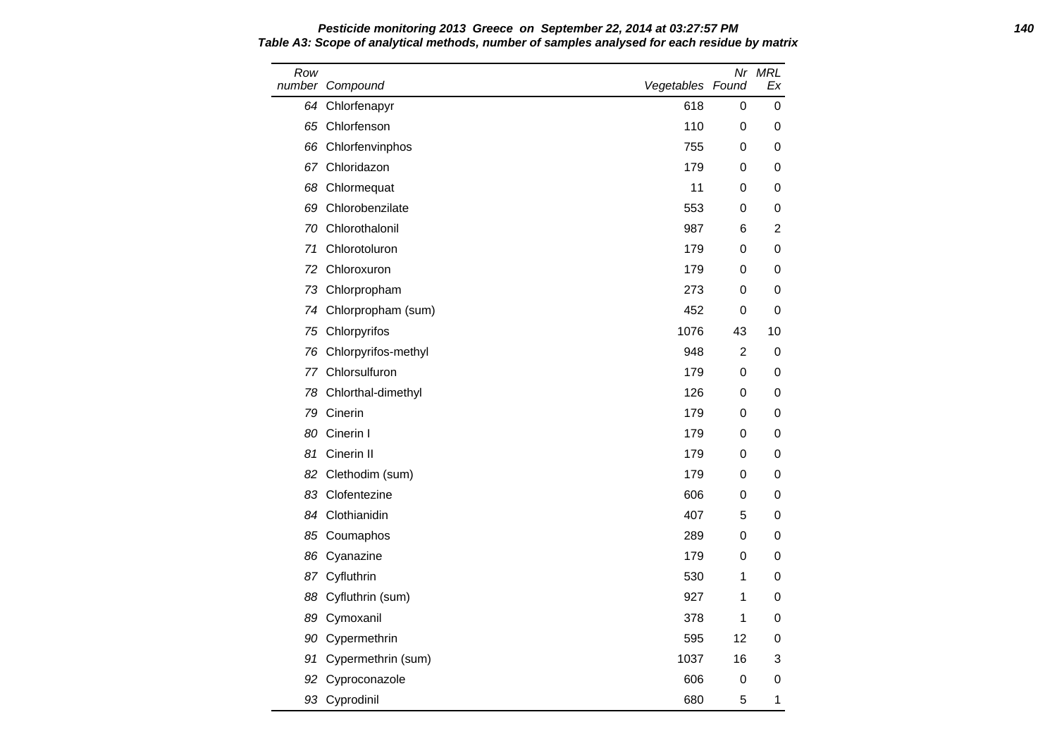**Pesticide monitoring 2013 Greece on September 22, 2014 at 03:27:57 PM**

**Table A3: Scope of analytical methods, number of samples analysed for each residue by matrix**

| Row number | Compound | Vegetables | Nr Found | MRL Ex |
|---|---|---|---|---|
| 64 | Chlorfenapyr | 618 | 0 | 0 |
| 65 | Chlorfenson | 110 | 0 | 0 |
| 66 | Chlorfenvinphos | 755 | 0 | 0 |
| 67 | Chloridazon | 179 | 0 | 0 |
| 68 | Chlormequat | 11 | 0 | 0 |
| 69 | Chlorobenzilate | 553 | 0 | 0 |
| 70 | Chlorothalonil | 987 | 6 | 2 |
| 71 | Chlorotoluron | 179 | 0 | 0 |
| 72 | Chloroxuron | 179 | 0 | 0 |
| 73 | Chlorpropham | 273 | 0 | 0 |
| 74 | Chlorpropham (sum) | 452 | 0 | 0 |
| 75 | Chlorpyrifos | 1076 | 43 | 10 |
| 76 | Chlorpyrifos-methyl | 948 | 2 | 0 |
| 77 | Chlorsulfuron | 179 | 0 | 0 |
| 78 | Chlorthal-dimethyl | 126 | 0 | 0 |
| 79 | Cinerin | 179 | 0 | 0 |
| 80 | Cinerin I | 179 | 0 | 0 |
| 81 | Cinerin II | 179 | 0 | 0 |
| 82 | Clethodim (sum) | 179 | 0 | 0 |
| 83 | Clofentezine | 606 | 0 | 0 |
| 84 | Clothianidin | 407 | 5 | 0 |
| 85 | Coumaphos | 289 | 0 | 0 |
| 86 | Cyanazine | 179 | 0 | 0 |
| 87 | Cyfluthrin | 530 | 1 | 0 |
| 88 | Cyfluthrin (sum) | 927 | 1 | 0 |
| 89 | Cymoxanil | 378 | 1 | 0 |
| 90 | Cypermethrin | 595 | 12 | 0 |
| 91 | Cypermethrin (sum) | 1037 | 16 | 3 |
| 92 | Cyproconazole | 606 | 0 | 0 |
| 93 | Cyprodinil | 680 | 5 | 1 |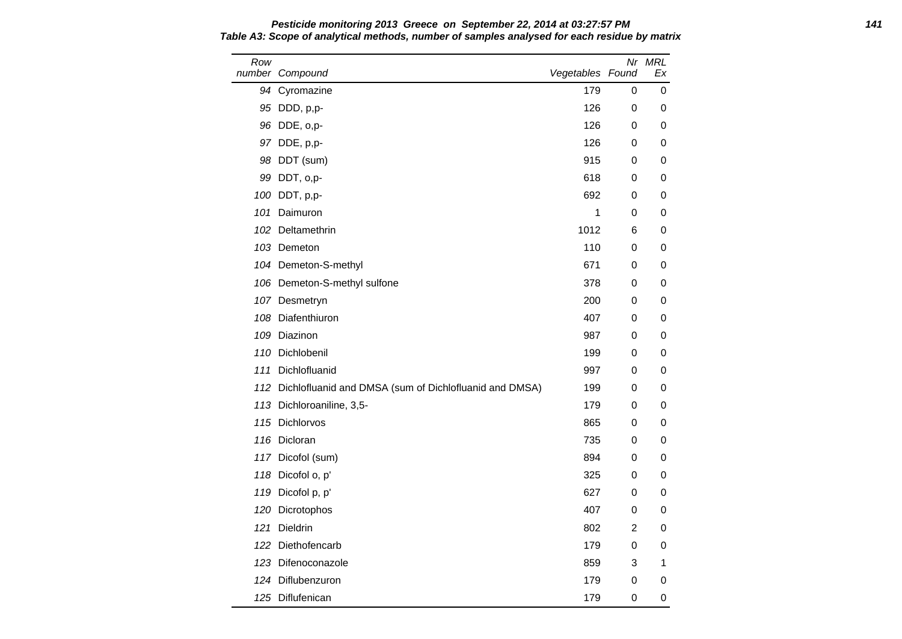**Table A3: Scope of analytical methods, number of samples analysed for each residue by matrix**

| Row number | Compound | Vegetables | Nr Found | MRL Ex |
|---|---|---|---|---|
| 94 | Cyromazine | 179 | 0 | 0 |
| 95 | DDD, p,p- | 126 | 0 | 0 |
| 96 | DDE, o,p- | 126 | 0 | 0 |
| 97 | DDE, p,p- | 126 | 0 | 0 |
| 98 | DDT (sum) | 915 | 0 | 0 |
| 99 | DDT, o,p- | 618 | 0 | 0 |
| 100 | DDT, p,p- | 692 | 0 | 0 |
| 101 | Daimuron | 1 | 0 | 0 |
| 102 | Deltamethrin | 1012 | 6 | 0 |
| 103 | Demeton | 110 | 0 | 0 |
| 104 | Demeton-S-methyl | 671 | 0 | 0 |
| 106 | Demeton-S-methyl sulfone | 378 | 0 | 0 |
| 107 | Desmetryn | 200 | 0 | 0 |
| 108 | Diafenthiuron | 407 | 0 | 0 |
| 109 | Diazinon | 987 | 0 | 0 |
| 110 | Dichlobenil | 199 | 0 | 0 |
| 111 | Dichlofluanid | 997 | 0 | 0 |
| 112 | Dichlofluanid and DMSA (sum of Dichlofluanid and DMSA) | 199 | 0 | 0 |
| 113 | Dichloroaniline, 3,5- | 179 | 0 | 0 |
| 115 | Dichlorvos | 865 | 0 | 0 |
| 116 | Dicloran | 735 | 0 | 0 |
| 117 | Dicofol (sum) | 894 | 0 | 0 |
| 118 | Dicofol o, p' | 325 | 0 | 0 |
| 119 | Dicofol p, p' | 627 | 0 | 0 |
| 120 | Dicrotophos | 407 | 0 | 0 |
| 121 | Dieldrin | 802 | 2 | 0 |
| 122 | Diethofencarb | 179 | 0 | 0 |
| 123 | Difenoconazole | 859 | 3 | 1 |
| 124 | Diflubenzuron | 179 | 0 | 0 |
| 125 | Diflufenican | 179 | 0 | 0 |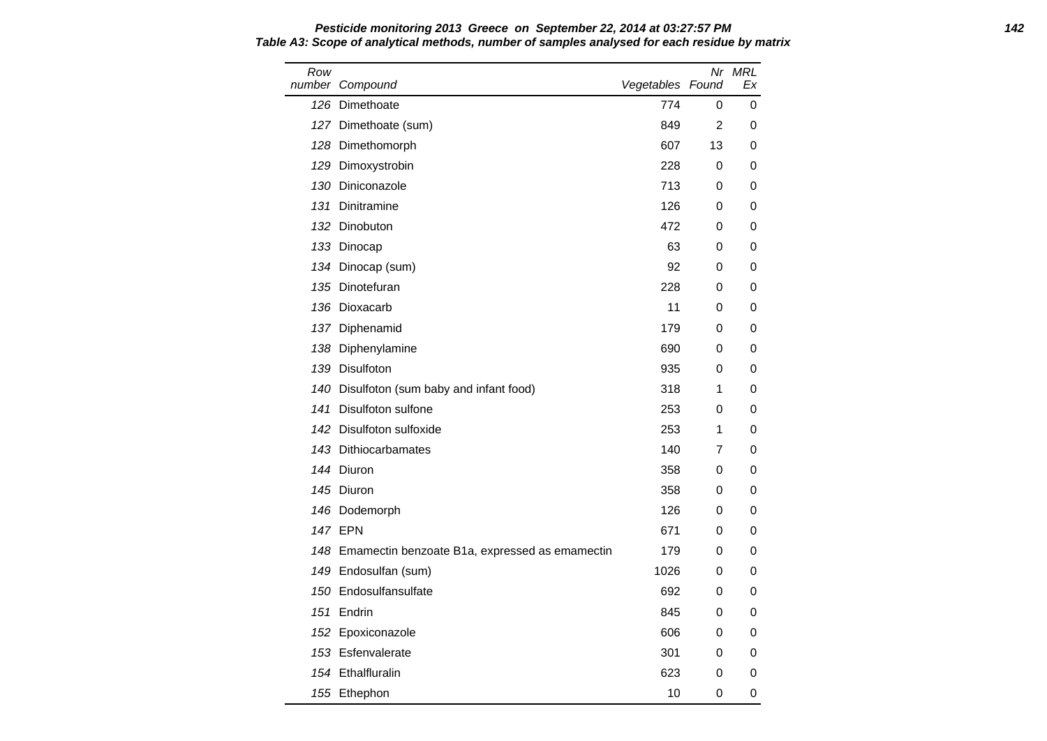**Pesticide monitoring 2013 Greece on September 22, 2014 at 03:27:57 PM**

**Table A3: Scope of analytical methods, number of samples analysed for each residue by matrix**

| Row number | Compound | Vegetables | Nr Found | MRL Ex |
|---|---|---|---|---|
| 126 | Dimethoate | 774 | 0 | 0 |
| 127 | Dimethoate (sum) | 849 | 2 | 0 |
| 128 | Dimethomorph | 607 | 13 | 0 |
| 129 | Dimoxystrobin | 228 | 0 | 0 |
| 130 | Diniconazole | 713 | 0 | 0 |
| 131 | Dinitramine | 126 | 0 | 0 |
| 132 | Dinobuton | 472 | 0 | 0 |
| 133 | Dinocap | 63 | 0 | 0 |
| 134 | Dinocap (sum) | 92 | 0 | 0 |
| 135 | Dinotefuran | 228 | 0 | 0 |
| 136 | Dioxacarb | 11 | 0 | 0 |
| 137 | Diphenamid | 179 | 0 | 0 |
| 138 | Diphenylamine | 690 | 0 | 0 |
| 139 | Disulfoton | 935 | 0 | 0 |
| 140 | Disulfoton (sum baby and infant food) | 318 | 1 | 0 |
| 141 | Disulfoton sulfone | 253 | 0 | 0 |
| 142 | Disulfoton sulfoxide | 253 | 1 | 0 |
| 143 | Dithiocarbamates | 140 | 7 | 0 |
| 144 | Diuron | 358 | 0 | 0 |
| 145 | Diuron | 358 | 0 | 0 |
| 146 | Dodemorph | 126 | 0 | 0 |
| 147 | EPN | 671 | 0 | 0 |
| 148 | Emamectin benzoate B1a, expressed as emamectin | 179 | 0 | 0 |
| 149 | Endosulfan (sum) | 1026 | 0 | 0 |
| 150 | Endosulfansulfate | 692 | 0 | 0 |
| 151 | Endrin | 845 | 0 | 0 |
| 152 | Epoxiconazole | 606 | 0 | 0 |
| 153 | Esfenvalerate | 301 | 0 | 0 |
| 154 | Ethalfluralin | 623 | 0 | 0 |
| 155 | Ethephon | 10 | 0 | 0 |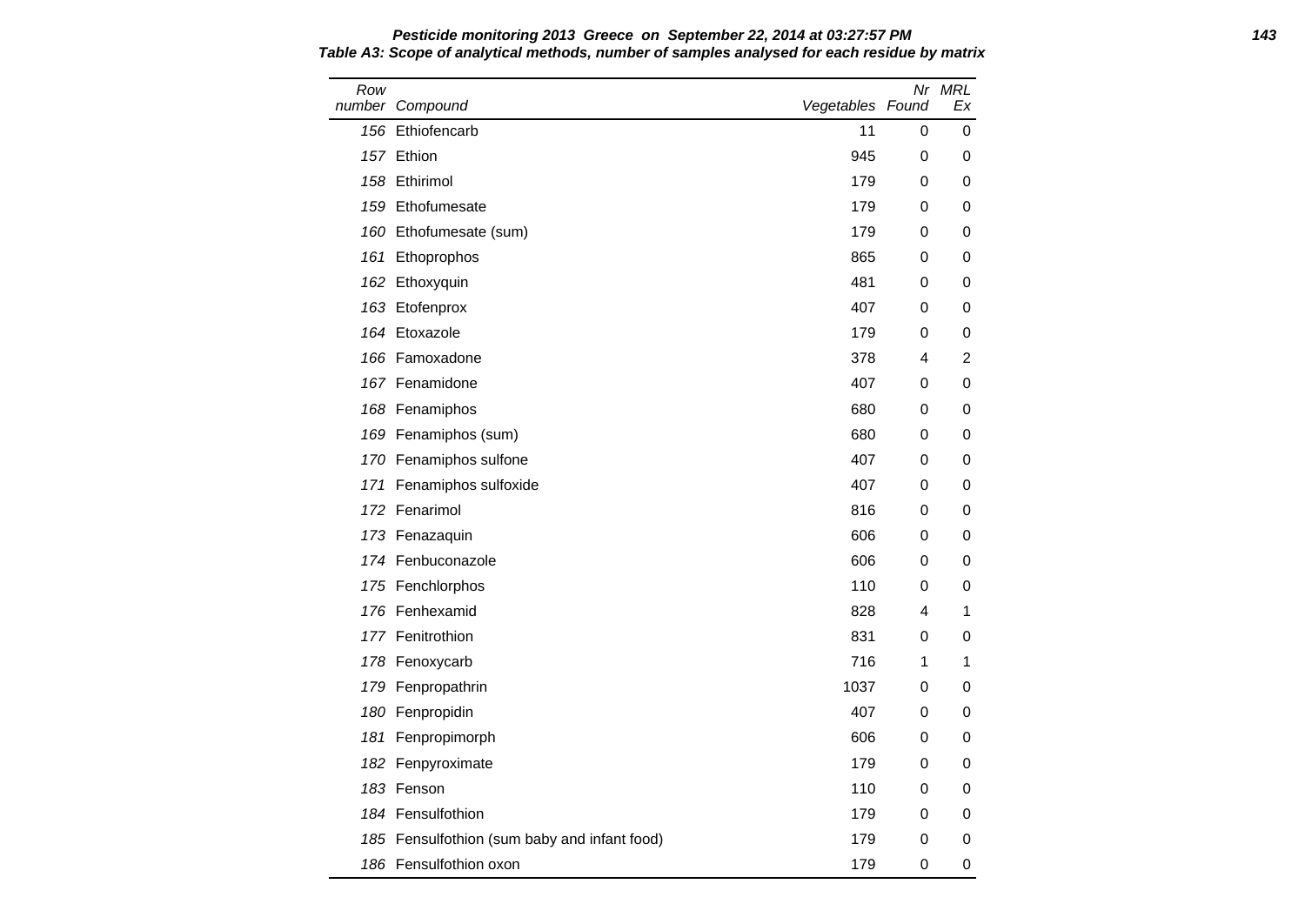**Pesticide monitoring 2013 Greece on September 22, 2014 at 03:27:57 PM**

**Table A3: Scope of analytical methods, number of samples analysed for each residue by matrix**

| Row number | Compound | Vegetables | Nr Found | MRL Ex |
|---|---|---|---|---|
| 156 | Ethiofencarb | 11 | 0 | 0 |
| 157 | Ethion | 945 | 0 | 0 |
| 158 | Ethirimol | 179 | 0 | 0 |
| 159 | Ethofumesate | 179 | 0 | 0 |
| 160 | Ethofumesate (sum) | 179 | 0 | 0 |
| 161 | Ethoprophos | 865 | 0 | 0 |
| 162 | Ethoxyquin | 481 | 0 | 0 |
| 163 | Etofenprox | 407 | 0 | 0 |
| 164 | Etoxazole | 179 | 0 | 0 |
| 166 | Famoxadone | 378 | 4 | 2 |
| 167 | Fenamidone | 407 | 0 | 0 |
| 168 | Fenamiphos | 680 | 0 | 0 |
| 169 | Fenamiphos (sum) | 680 | 0 | 0 |
| 170 | Fenamiphos sulfone | 407 | 0 | 0 |
| 171 | Fenamiphos sulfoxide | 407 | 0 | 0 |
| 172 | Fenarimol | 816 | 0 | 0 |
| 173 | Fenazaquin | 606 | 0 | 0 |
| 174 | Fenbuconazole | 606 | 0 | 0 |
| 175 | Fenchlorphos | 110 | 0 | 0 |
| 176 | Fenhexamid | 828 | 4 | 1 |
| 177 | Fenitrothion | 831 | 0 | 0 |
| 178 | Fenoxycarb | 716 | 1 | 1 |
| 179 | Fenpropathrin | 1037 | 0 | 0 |
| 180 | Fenpropidin | 407 | 0 | 0 |
| 181 | Fenpropimorph | 606 | 0 | 0 |
| 182 | Fenpyroximate | 179 | 0 | 0 |
| 183 | Fenson | 110 | 0 | 0 |
| 184 | Fensulfothion | 179 | 0 | 0 |
| 185 | Fensulfothion (sum baby and infant food) | 179 | 0 | 0 |
| 186 | Fensulfothion oxon | 179 | 0 | 0 |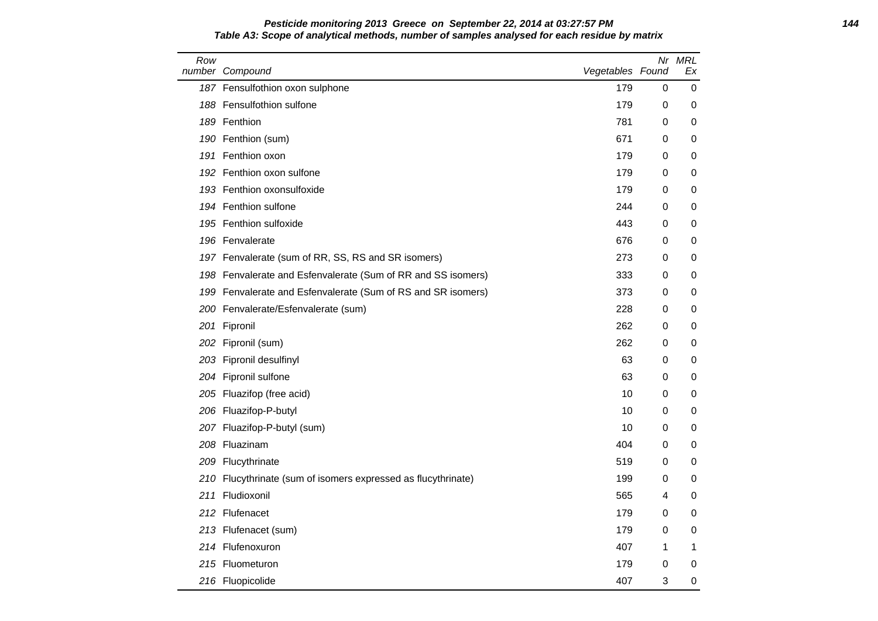**Pesticide monitoring 2013 Greece on September 22, 2014 at 03:27:57 PM**

**Table A3: Scope of analytical methods, number of samples analysed for each residue by matrix**

| Row number | Compound | Vegetables | Nr Found | MRL Ex |
|---|---|---|---|---|
| 187 | Fensulfothion oxon sulphone | 179 | 0 | 0 |
| 188 | Fensulfothion sulfone | 179 | 0 | 0 |
| 189 | Fenthion | 781 | 0 | 0 |
| 190 | Fenthion (sum) | 671 | 0 | 0 |
| 191 | Fenthion oxon | 179 | 0 | 0 |
| 192 | Fenthion oxon sulfone | 179 | 0 | 0 |
| 193 | Fenthion oxonsulfoxide | 179 | 0 | 0 |
| 194 | Fenthion sulfone | 244 | 0 | 0 |
| 195 | Fenthion sulfoxide | 443 | 0 | 0 |
| 196 | Fenvalerate | 676 | 0 | 0 |
| 197 | Fenvalerate (sum of RR, SS, RS and SR isomers) | 273 | 0 | 0 |
| 198 | Fenvalerate and Esfenvalerate (Sum of RR and SS isomers) | 333 | 0 | 0 |
| 199 | Fenvalerate and Esfenvalerate (Sum of RS and SR isomers) | 373 | 0 | 0 |
| 200 | Fenvalerate/Esfenvalerate (sum) | 228 | 0 | 0 |
| 201 | Fipronil | 262 | 0 | 0 |
| 202 | Fipronil (sum) | 262 | 0 | 0 |
| 203 | Fipronil desulfinyl | 63 | 0 | 0 |
| 204 | Fipronil sulfone | 63 | 0 | 0 |
| 205 | Fluazifop (free acid) | 10 | 0 | 0 |
| 206 | Fluazifop-P-butyl | 10 | 0 | 0 |
| 207 | Fluazifop-P-butyl (sum) | 10 | 0 | 0 |
| 208 | Fluazinam | 404 | 0 | 0 |
| 209 | Flucythrinate | 519 | 0 | 0 |
| 210 | Flucythrinate (sum of isomers expressed as flucythrinate) | 199 | 0 | 0 |
| 211 | Fludioxonil | 565 | 4 | 0 |
| 212 | Flufenacet | 179 | 0 | 0 |
| 213 | Flufenacet (sum) | 179 | 0 | 0 |
| 214 | Flufenoxuron | 407 | 1 | 1 |
| 215 | Fluometuron | 179 | 0 | 0 |
| 216 | Fluopicolide | 407 | 3 | 0 |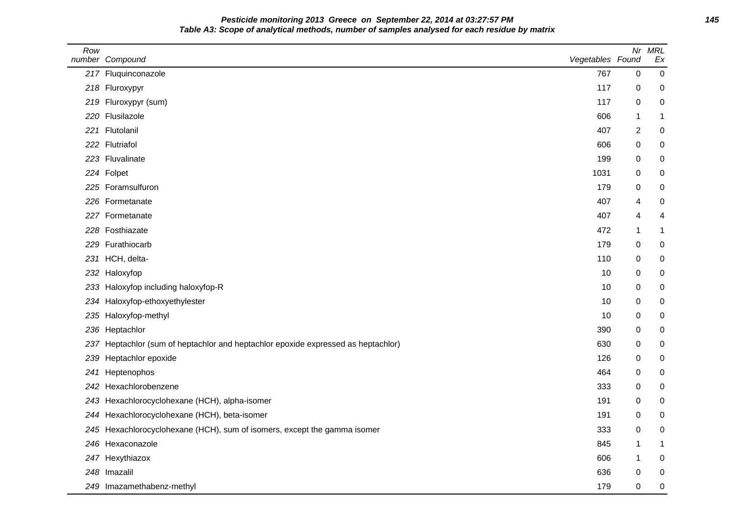**Pesticide monitoring 2013 Greece on September 22, 2014 at 03:27:57 PM**

**Table A3: Scope of analytical methods, number of samples analysed for each residue by matrix**

| Row number | Compound | Vegetables | Nr Found | MRL Ex |
|---|---|---|---|---|
| 217 | Fluquinconazole | 767 | 0 | 0 |
| 218 | Fluroxypyr | 117 | 0 | 0 |
| 219 | Fluroxypyr (sum) | 117 | 0 | 0 |
| 220 | Flusilazole | 606 | 1 | 1 |
| 221 | Flutolanil | 407 | 2 | 0 |
| 222 | Flutriafol | 606 | 0 | 0 |
| 223 | Fluvalinate | 199 | 0 | 0 |
| 224 | Folpet | 1031 | 0 | 0 |
| 225 | Foramsulfuron | 179 | 0 | 0 |
| 226 | Formetanate | 407 | 4 | 0 |
| 227 | Formetanate | 407 | 4 | 4 |
| 228 | Fosthiazate | 472 | 1 | 1 |
| 229 | Furathiocarb | 179 | 0 | 0 |
| 231 | HCH, delta- | 110 | 0 | 0 |
| 232 | Haloxyfop | 10 | 0 | 0 |
| 233 | Haloxyfop including haloxyfop-R | 10 | 0 | 0 |
| 234 | Haloxyfop-ethoxyethylester | 10 | 0 | 0 |
| 235 | Haloxyfop-methyl | 10 | 0 | 0 |
| 236 | Heptachlor | 390 | 0 | 0 |
| 237 | Heptachlor (sum of heptachlor and heptachlor epoxide expressed as heptachlor) | 630 | 0 | 0 |
| 239 | Heptachlor epoxide | 126 | 0 | 0 |
| 241 | Heptenophos | 464 | 0 | 0 |
| 242 | Hexachlorobenzene | 333 | 0 | 0 |
| 243 | Hexachlorocyclohexane (HCH), alpha-isomer | 191 | 0 | 0 |
| 244 | Hexachlorocyclohexane (HCH), beta-isomer | 191 | 0 | 0 |
| 245 | Hexachlorocyclohexane (HCH), sum of isomers, except the gamma isomer | 333 | 0 | 0 |
| 246 | Hexaconazole | 845 | 1 | 1 |
| 247 | Hexythiazox | 606 | 1 | 0 |
| 248 | Imazalil | 636 | 0 | 0 |
| 249 | Imazamethabenz-methyl | 179 | 0 | 0 |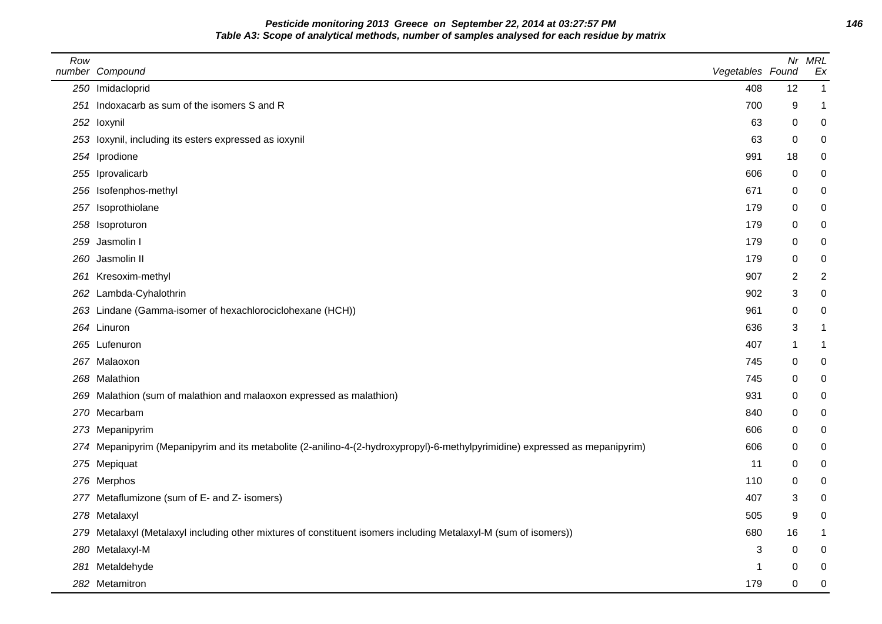**Pesticide monitoring 2013 Greece on September 22, 2014 at 03:27:57 PM**

**Table A3: Scope of analytical methods, number of samples analysed for each residue by matrix**

| Row number | Compound | Vegetables | Nr Found | MRL Ex |
|---|---|---|---|---|
| 250 | Imidacloprid | 408 | 12 | 1 |
| 251 | Indoxacarb as sum of the isomers S and R | 700 | 9 | 1 |
| 252 | Ioxynil | 63 | 0 | 0 |
| 253 | Ioxynil, including its esters expressed as ioxynil | 63 | 0 | 0 |
| 254 | Iprodione | 991 | 18 | 0 |
| 255 | Iprovalicarb | 606 | 0 | 0 |
| 256 | Isofenphos-methyl | 671 | 0 | 0 |
| 257 | Isoprothiolane | 179 | 0 | 0 |
| 258 | Isoproturon | 179 | 0 | 0 |
| 259 | Jasmolin I | 179 | 0 | 0 |
| 260 | Jasmolin II | 179 | 0 | 0 |
| 261 | Kresoxim-methyl | 907 | 2 | 2 |
| 262 | Lambda-Cyhalothrin | 902 | 3 | 0 |
| 263 | Lindane (Gamma-isomer of hexachlorociclohexane (HCH)) | 961 | 0 | 0 |
| 264 | Linuron | 636 | 3 | 1 |
| 265 | Lufenuron | 407 | 1 | 1 |
| 267 | Malaoxon | 745 | 0 | 0 |
| 268 | Malathion | 745 | 0 | 0 |
| 269 | Malathion (sum of malathion and malaoxon expressed as malathion) | 931 | 0 | 0 |
| 270 | Mecarbam | 840 | 0 | 0 |
| 273 | Mepanipyrim | 606 | 0 | 0 |
| 274 | Mepanipyrim (Mepanipyrim and its metabolite (2-anilino-4-(2-hydroxypropyl)-6-methylpyrimidine) expressed as mepanipyrim) | 606 | 0 | 0 |
| 275 | Mepiquat | 11 | 0 | 0 |
| 276 | Merphos | 110 | 0 | 0 |
| 277 | Metaflumizone (sum of E- and Z- isomers) | 407 | 3 | 0 |
| 278 | Metalaxyl | 505 | 9 | 0 |
| 279 | Metalaxyl (Metalaxyl including other mixtures of constituent isomers including Metalaxyl-M (sum of isomers)) | 680 | 16 | 1 |
| 280 | Metalaxyl-M | 3 | 0 | 0 |
| 281 | Metaldehyde | 1 | 0 | 0 |
| 282 | Metamitron | 179 | 0 | 0 |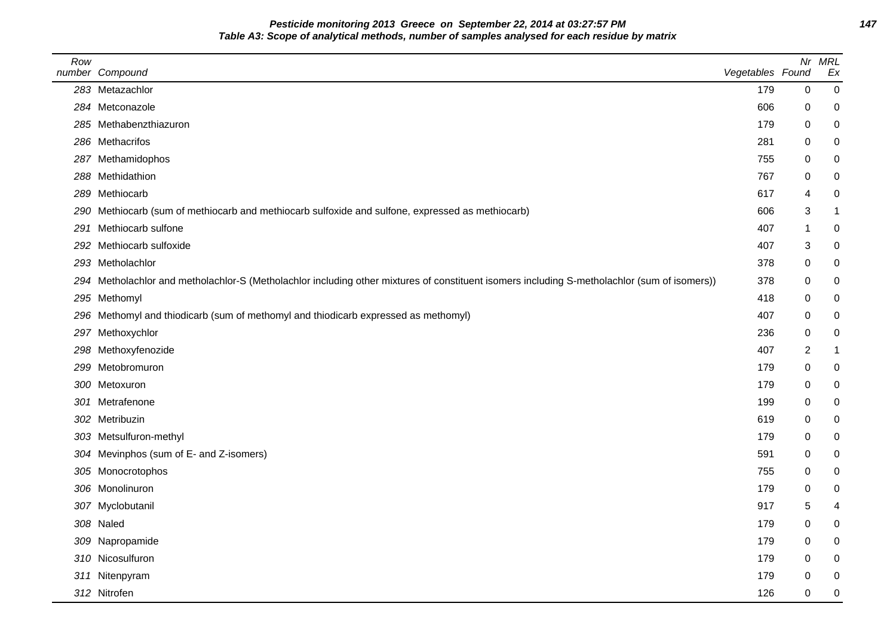**Pesticide monitoring 2013 Greece on September 22, 2014 at 03:27:57 PM**

**Table A3: Scope of analytical methods, number of samples analysed for each residue by matrix**

| Row number | Compound | Vegetables | Nr Found | MRL Ex |
|---|---|---|---|---|
| 283 | Metazachlor | 179 | 0 | 0 |
| 284 | Metconazole | 606 | 0 | 0 |
| 285 | Methabenzthiazuron | 179 | 0 | 0 |
| 286 | Methacrifos | 281 | 0 | 0 |
| 287 | Methamidophos | 755 | 0 | 0 |
| 288 | Methidathion | 767 | 0 | 0 |
| 289 | Methiocarb | 617 | 4 | 0 |
| 290 | Methiocarb (sum of methiocarb and methiocarb sulfoxide and sulfone, expressed as methiocarb) | 606 | 3 | 1 |
| 291 | Methiocarb sulfone | 407 | 1 | 0 |
| 292 | Methiocarb sulfoxide | 407 | 3 | 0 |
| 293 | Metholachlor | 378 | 0 | 0 |
| 294 | Metholachlor and metholachlor-S (Metholachlor including other mixtures of constituent isomers including S-metholachlor (sum of isomers)) | 378 | 0 | 0 |
| 295 | Methomyl | 418 | 0 | 0 |
| 296 | Methomyl and thiodicarb (sum of methomyl and thiodicarb expressed as methomyl) | 407 | 0 | 0 |
| 297 | Methoxychlor | 236 | 0 | 0 |
| 298 | Methoxyfenozide | 407 | 2 | 1 |
| 299 | Metobromuron | 179 | 0 | 0 |
| 300 | Metoxuron | 179 | 0 | 0 |
| 301 | Metrafenone | 199 | 0 | 0 |
| 302 | Metribuzin | 619 | 0 | 0 |
| 303 | Metsulfuron-methyl | 179 | 0 | 0 |
| 304 | Mevinphos (sum of E- and Z-isomers) | 591 | 0 | 0 |
| 305 | Monocrotophos | 755 | 0 | 0 |
| 306 | Monolinuron | 179 | 0 | 0 |
| 307 | Myclobutanil | 917 | 5 | 4 |
| 308 | Naled | 179 | 0 | 0 |
| 309 | Napropamide | 179 | 0 | 0 |
| 310 | Nicosulfuron | 179 | 0 | 0 |
| 311 | Nitenpyram | 179 | 0 | 0 |
| 312 | Nitrofen | 126 | 0 | 0 |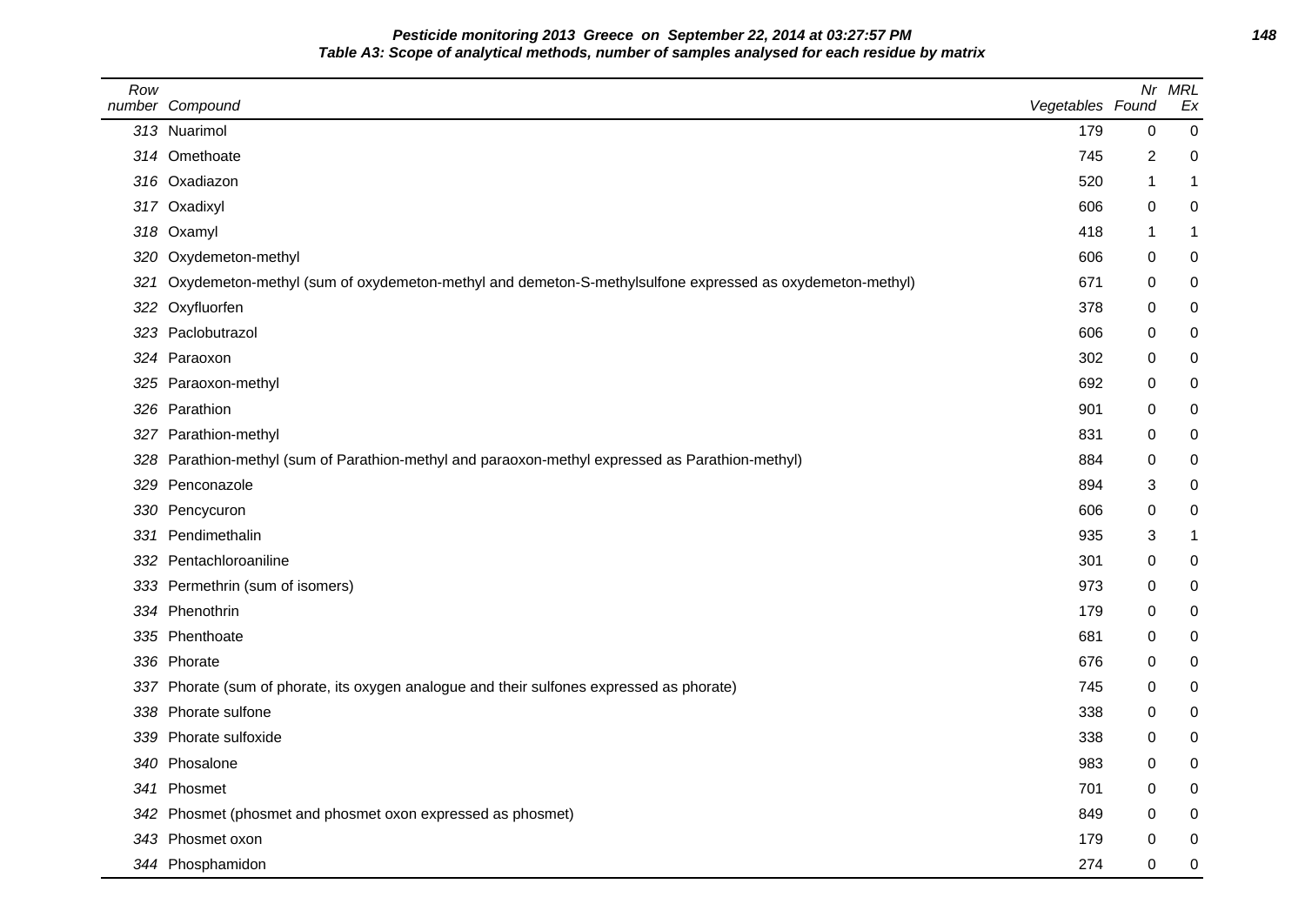**Pesticide monitoring 2013 Greece on September 22, 2014 at 03:27:57 PM**

**Table A3: Scope of analytical methods, number of samples analysed for each residue by matrix**

| Row number | Compound | Vegetables | Nr Found | MRL Ex |
|---|---|---|---|---|
| 313 | Nuarimol | 179 | 0 | 0 |
| 314 | Omethoate | 745 | 2 | 0 |
| 316 | Oxadiazon | 520 | 1 | 1 |
| 317 | Oxadixyl | 606 | 0 | 0 |
| 318 | Oxamyl | 418 | 1 | 1 |
| 320 | Oxydemeton-methyl | 606 | 0 | 0 |
| 321 | Oxydemeton-methyl (sum of oxydemeton-methyl and demeton-S-methylsulfone expressed as oxydemeton-methyl) | 671 | 0 | 0 |
| 322 | Oxyfluorfen | 378 | 0 | 0 |
| 323 | Paclobutrazol | 606 | 0 | 0 |
| 324 | Paraoxon | 302 | 0 | 0 |
| 325 | Paraoxon-methyl | 692 | 0 | 0 |
| 326 | Parathion | 901 | 0 | 0 |
| 327 | Parathion-methyl | 831 | 0 | 0 |
| 328 | Parathion-methyl (sum of Parathion-methyl and paraoxon-methyl expressed as Parathion-methyl) | 884 | 0 | 0 |
| 329 | Penconazole | 894 | 3 | 0 |
| 330 | Pencycuron | 606 | 0 | 0 |
| 331 | Pendimethalin | 935 | 3 | 1 |
| 332 | Pentachloroaniline | 301 | 0 | 0 |
| 333 | Permethrin (sum of isomers) | 973 | 0 | 0 |
| 334 | Phenothrin | 179 | 0 | 0 |
| 335 | Phenthoate | 681 | 0 | 0 |
| 336 | Phorate | 676 | 0 | 0 |
| 337 | Phorate (sum of phorate, its oxygen analogue and their sulfones expressed as phorate) | 745 | 0 | 0 |
| 338 | Phorate sulfone | 338 | 0 | 0 |
| 339 | Phorate sulfoxide | 338 | 0 | 0 |
| 340 | Phosalone | 983 | 0 | 0 |
| 341 | Phosmet | 701 | 0 | 0 |
| 342 | Phosmet (phosmet and phosmet oxon expressed as phosmet) | 849 | 0 | 0 |
| 343 | Phosmet oxon | 179 | 0 | 0 |
| 344 | Phosphamidon | 274 | 0 | 0 |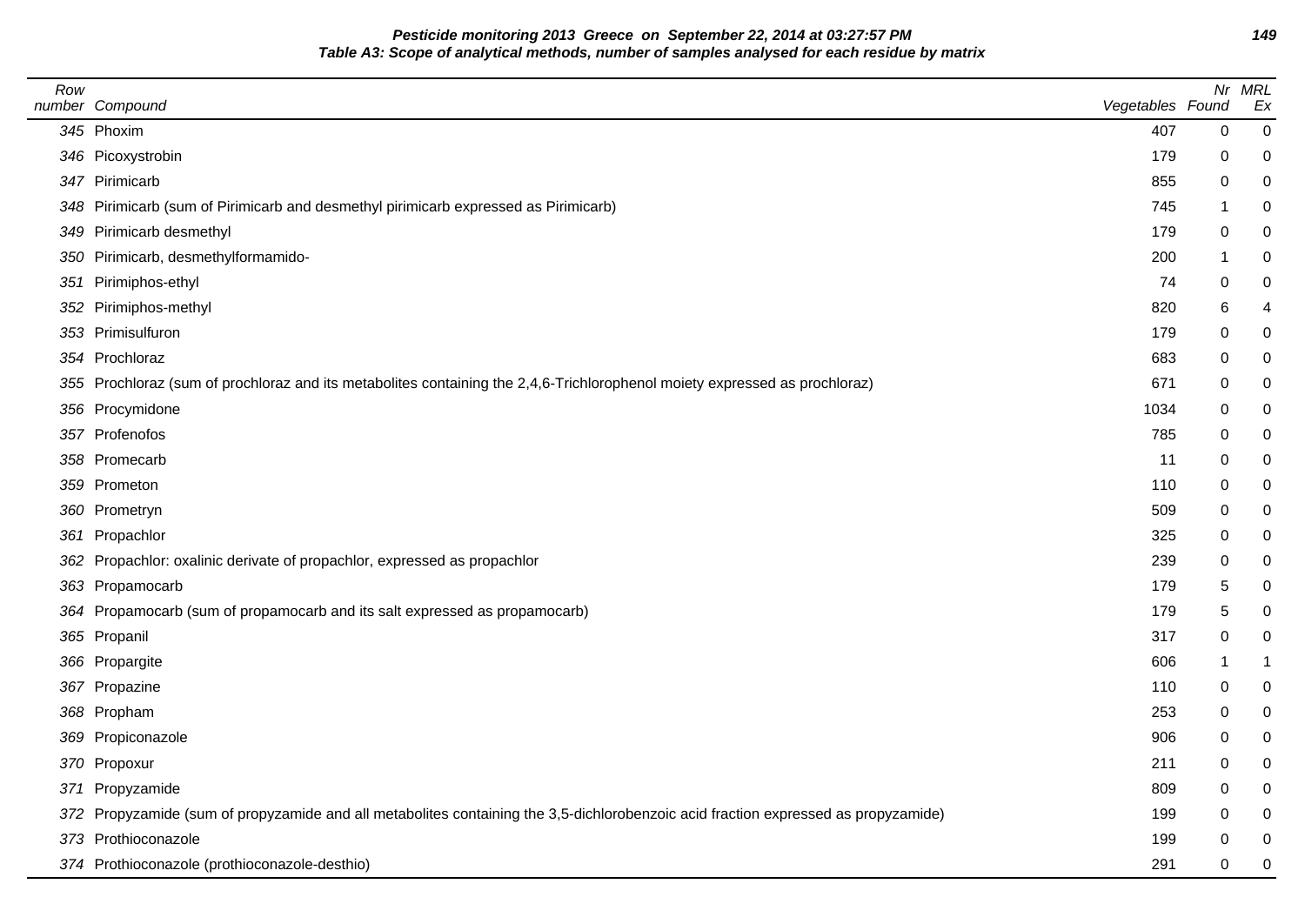**Pesticide monitoring 2013 Greece on September 22, 2014 at 03:27:57 PM**

**Table A3: Scope of analytical methods, number of samples analysed for each residue by matrix**

| Row number | Compound | Vegetables | Nr Found | MRL Ex |
|---|---|---|---|---|
| 345 | Phoxim | 407 | 0 | 0 |
| 346 | Picoxystrobin | 179 | 0 | 0 |
| 347 | Pirimicarb | 855 | 0 | 0 |
| 348 | Pirimicarb (sum of Pirimicarb and desmethyl pirimicarb expressed as Pirimicarb) | 745 | 1 | 0 |
| 349 | Pirimicarb desmethyl | 179 | 0 | 0 |
| 350 | Pirimicarb, desmethylformamido- | 200 | 1 | 0 |
| 351 | Pirimiphos-ethyl | 74 | 0 | 0 |
| 352 | Pirimiphos-methyl | 820 | 6 | 4 |
| 353 | Primisulfuron | 179 | 0 | 0 |
| 354 | Prochloraz | 683 | 0 | 0 |
| 355 | Prochloraz (sum of prochloraz and its metabolites containing the 2,4,6-Trichlorophenol moiety expressed as prochloraz) | 671 | 0 | 0 |
| 356 | Procymidone | 1034 | 0 | 0 |
| 357 | Profenofos | 785 | 0 | 0 |
| 358 | Promecarb | 11 | 0 | 0 |
| 359 | Prometon | 110 | 0 | 0 |
| 360 | Prometryn | 509 | 0 | 0 |
| 361 | Propachlor | 325 | 0 | 0 |
| 362 | Propachlor: oxalinic derivate of propachlor, expressed as propachlor | 239 | 0 | 0 |
| 363 | Propamocarb | 179 | 5 | 0 |
| 364 | Propamocarb (sum of propamocarb and its salt expressed as propamocarb) | 179 | 5 | 0 |
| 365 | Propanil | 317 | 0 | 0 |
| 366 | Propargite | 606 | 1 | 1 |
| 367 | Propazine | 110 | 0 | 0 |
| 368 | Propham | 253 | 0 | 0 |
| 369 | Propiconazole | 906 | 0 | 0 |
| 370 | Propoxur | 211 | 0 | 0 |
| 371 | Propyzamide | 809 | 0 | 0 |
| 372 | Propyzamide (sum of propyzamide and all metabolites containing the 3,5-dichlorobenzoic acid fraction expressed as propyzamide) | 199 | 0 | 0 |
| 373 | Prothioconazole | 199 | 0 | 0 |
| 374 | Prothioconazole (prothioconazole-desthio) | 291 | 0 | 0 |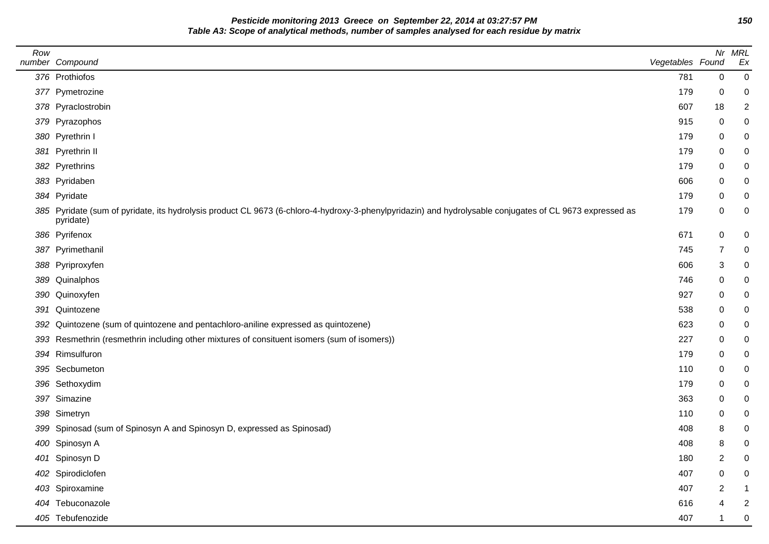**Pesticide monitoring 2013 Greece on September 22, 2014 at 03:27:57 PM**
**Table A3: Scope of analytical methods, number of samples analysed for each residue by matrix**

| Row number | Compound | Vegetables | Nr Found | MRL Ex |
|---|---|---|---|---|
| 376 | Prothiofos | 781 | 0 | 0 |
| 377 | Pymetrozine | 179 | 0 | 0 |
| 378 | Pyraclostrobin | 607 | 18 | 2 |
| 379 | Pyrazophos | 915 | 0 | 0 |
| 380 | Pyrethrin I | 179 | 0 | 0 |
| 381 | Pyrethrin II | 179 | 0 | 0 |
| 382 | Pyrethrins | 179 | 0 | 0 |
| 383 | Pyridaben | 606 | 0 | 0 |
| 384 | Pyridate | 179 | 0 | 0 |
| 385 | Pyridate (sum of pyridate, its hydrolysis product CL 9673 (6-chloro-4-hydroxy-3-phenylpyridazin) and hydrolysable conjugates of CL 9673 expressed as pyridate) | 179 | 0 | 0 |
| 386 | Pyrifenox | 671 | 0 | 0 |
| 387 | Pyrimethanil | 745 | 7 | 0 |
| 388 | Pyriproxyfen | 606 | 3 | 0 |
| 389 | Quinalphos | 746 | 0 | 0 |
| 390 | Quinoxyfen | 927 | 0 | 0 |
| 391 | Quintozene | 538 | 0 | 0 |
| 392 | Quintozene (sum of quintozene and pentachloro-aniline expressed as quintozene) | 623 | 0 | 0 |
| 393 | Resmethrin (resmethrin including other mixtures of consituent isomers (sum of isomers)) | 227 | 0 | 0 |
| 394 | Rimsulfuron | 179 | 0 | 0 |
| 395 | Secbumeton | 110 | 0 | 0 |
| 396 | Sethoxydim | 179 | 0 | 0 |
| 397 | Simazine | 363 | 0 | 0 |
| 398 | Simetryn | 110 | 0 | 0 |
| 399 | Spinosad (sum of Spinosyn A and Spinosyn D, expressed as Spinosad) | 408 | 8 | 0 |
| 400 | Spinosyn A | 408 | 8 | 0 |
| 401 | Spinosyn D | 180 | 2 | 0 |
| 402 | Spirodiclofen | 407 | 0 | 0 |
| 403 | Spiroxamine | 407 | 2 | 1 |
| 404 | Tebuconazole | 616 | 4 | 2 |
| 405 | Tebufenozide | 407 | 1 | 0 |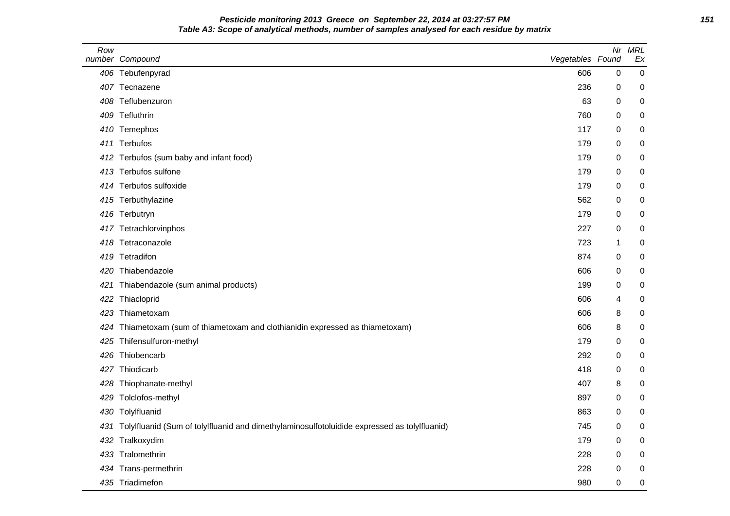**Pesticide monitoring 2013 Greece on September 22, 2014 at 03:27:57 PM**

**Table A3: Scope of analytical methods, number of samples analysed for each residue by matrix**

| Row number | Compound | Vegetables | Nr Found | MRL Ex |
|---|---|---|---|---|
| 406 | Tebufenpyrad | 606 | 0 | 0 |
| 407 | Tecnazene | 236 | 0 | 0 |
| 408 | Teflubenzuron | 63 | 0 | 0 |
| 409 | Tefluthrin | 760 | 0 | 0 |
| 410 | Temephos | 117 | 0 | 0 |
| 411 | Terbufos | 179 | 0 | 0 |
| 412 | Terbufos (sum baby and infant food) | 179 | 0 | 0 |
| 413 | Terbufos sulfone | 179 | 0 | 0 |
| 414 | Terbufos sulfoxide | 179 | 0 | 0 |
| 415 | Terbuthylazine | 562 | 0 | 0 |
| 416 | Terbutryn | 179 | 0 | 0 |
| 417 | Tetrachlorvinphos | 227 | 0 | 0 |
| 418 | Tetraconazole | 723 | 1 | 0 |
| 419 | Tetradifon | 874 | 0 | 0 |
| 420 | Thiabendazole | 606 | 0 | 0 |
| 421 | Thiabendazole (sum animal products) | 199 | 0 | 0 |
| 422 | Thiacloprid | 606 | 4 | 0 |
| 423 | Thiametoxam | 606 | 8 | 0 |
| 424 | Thiametoxam (sum of thiametoxam and clothianidin expressed as thiametoxam) | 606 | 8 | 0 |
| 425 | Thifensulfuron-methyl | 179 | 0 | 0 |
| 426 | Thiobencarb | 292 | 0 | 0 |
| 427 | Thiodicarb | 418 | 0 | 0 |
| 428 | Thiophanate-methyl | 407 | 8 | 0 |
| 429 | Tolclofos-methyl | 897 | 0 | 0 |
| 430 | Tolylfluanid | 863 | 0 | 0 |
| 431 | Tolylfluanid (Sum of tolylfluanid and dimethylaminosulfotoluidide expressed as tolylfluanid) | 745 | 0 | 0 |
| 432 | Tralkoxydim | 179 | 0 | 0 |
| 433 | Tralomethrin | 228 | 0 | 0 |
| 434 | Trans-permethrin | 228 | 0 | 0 |
| 435 | Triadimefon | 980 | 0 | 0 |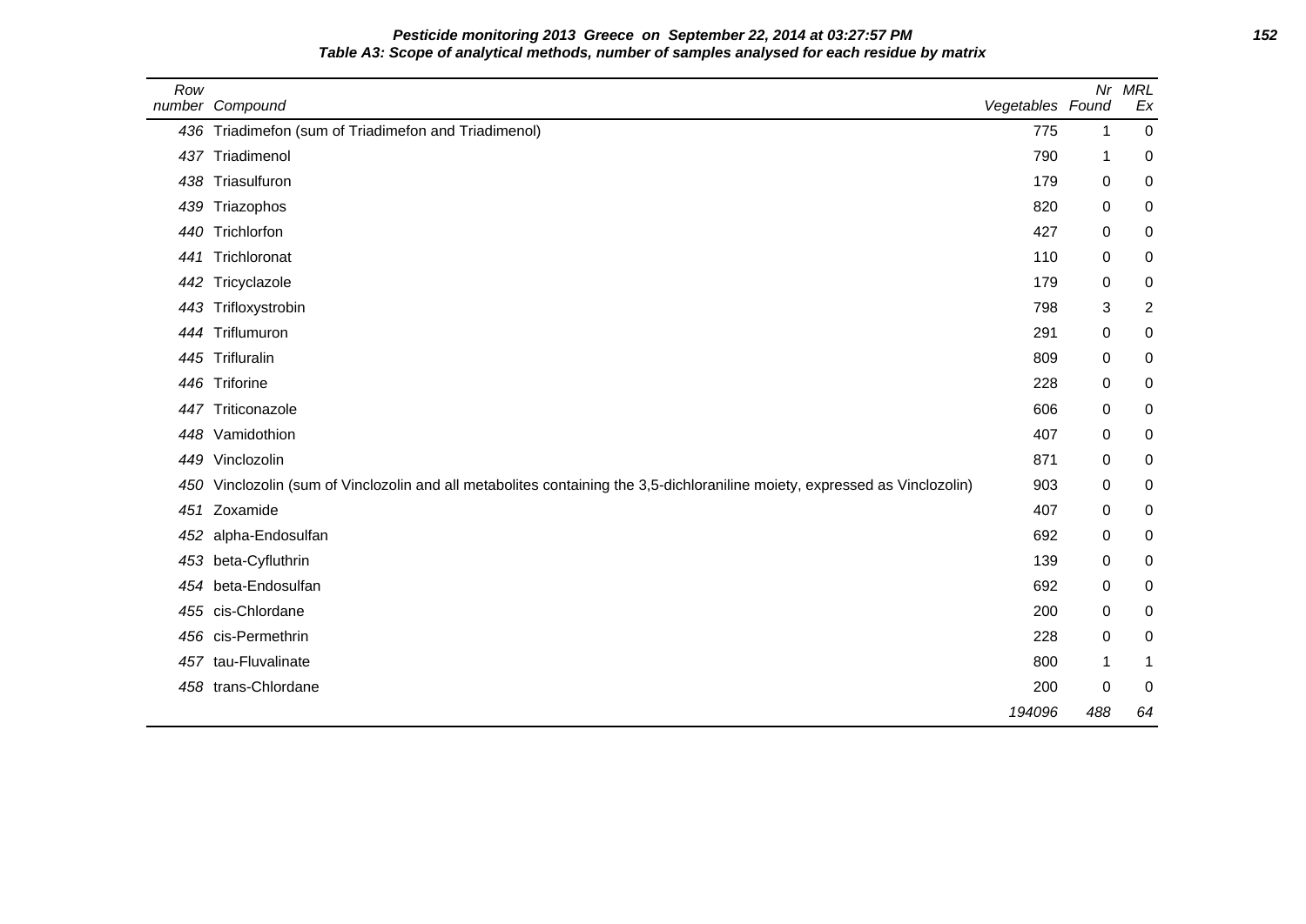**Pesticide monitoring 2013 Greece on September 22, 2014 at 03:27:57 PM**

**Table A3: Scope of analytical methods, number of samples analysed for each residue by matrix**

| Row number | Compound | Vegetables | Nr Found | MRL Ex |
|---|---|---|---|---|
| 436 | Triadimefon (sum of Triadimefon and Triadimenol) | 775 | 1 | 0 |
| 437 | Triadimenol | 790 | 1 | 0 |
| 438 | Triasulfuron | 179 | 0 | 0 |
| 439 | Triazophos | 820 | 0 | 0 |
| 440 | Trichlorfon | 427 | 0 | 0 |
| 441 | Trichloronat | 110 | 0 | 0 |
| 442 | Tricyclazole | 179 | 0 | 0 |
| 443 | Trifloxystrobin | 798 | 3 | 2 |
| 444 | Triflumuron | 291 | 0 | 0 |
| 445 | Trifluralin | 809 | 0 | 0 |
| 446 | Triforine | 228 | 0 | 0 |
| 447 | Triticonazole | 606 | 0 | 0 |
| 448 | Vamidothion | 407 | 0 | 0 |
| 449 | Vinclozolin | 871 | 0 | 0 |
| 450 | Vinclozolin (sum of Vinclozolin and all metabolites containing the 3,5-dichloraniline moiety, expressed as Vinclozolin) | 903 | 0 | 0 |
| 451 | Zoxamide | 407 | 0 | 0 |
| 452 | alpha-Endosulfan | 692 | 0 | 0 |
| 453 | beta-Cyfluthrin | 139 | 0 | 0 |
| 454 | beta-Endosulfan | 692 | 0 | 0 |
| 455 | cis-Chlordane | 200 | 0 | 0 |
| 456 | cis-Permethrin | 228 | 0 | 0 |
| 457 | tau-Fluvalinate | 800 | 1 | 1 |
| 458 | trans-Chlordane | 200 | 0 | 0 |
| | | *194096* | *488* | *64* |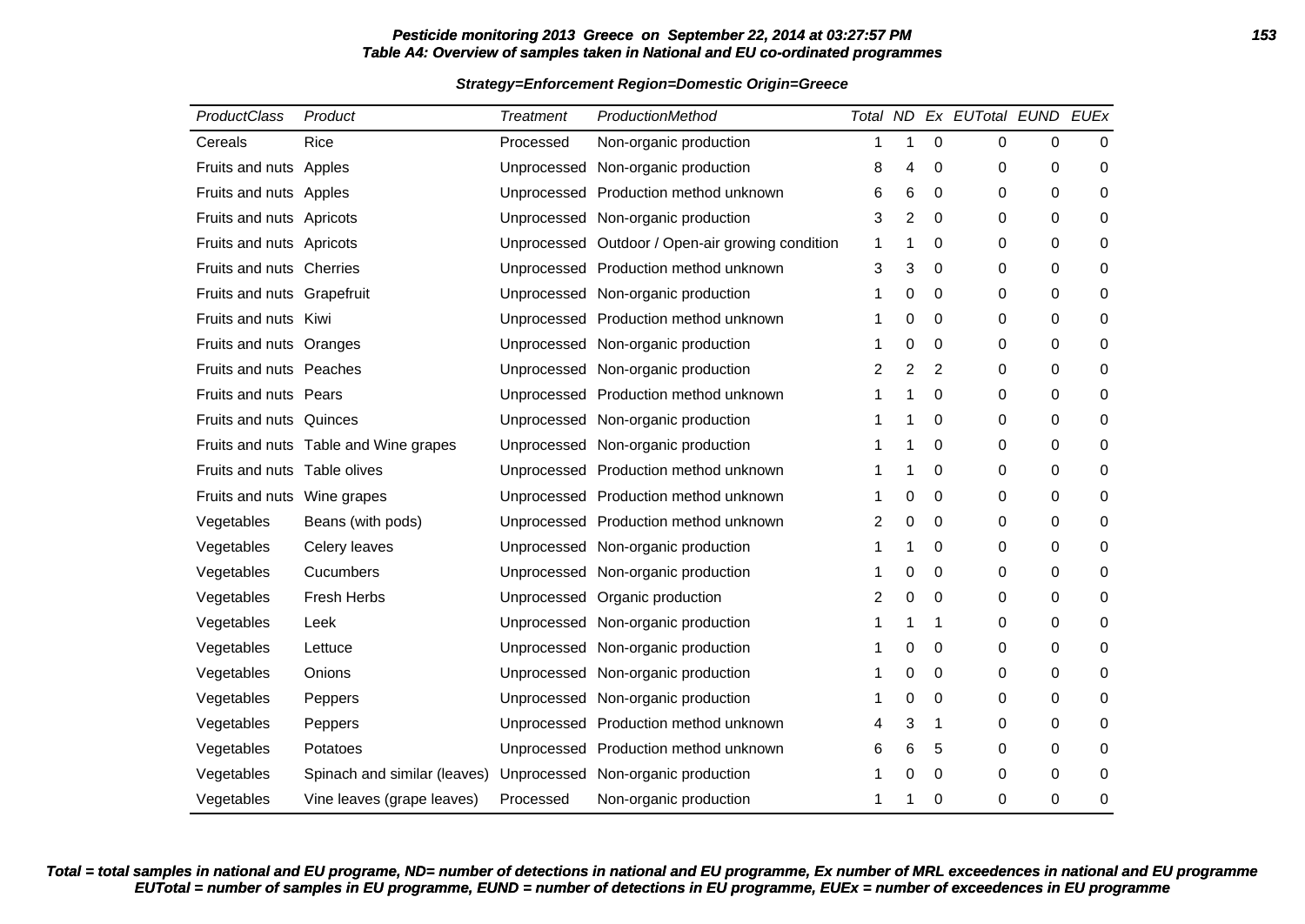**Pesticide monitoring 2013 Greece on September 22, 2014 at 03:27:57 PM**
**Table A4: Overview of samples taken in National and EU co-ordinated programmes**

**Strategy=Enforcement Region=Domestic Origin=Greece**

| ProductClass | Product | Treatment | ProductionMethod | Total | ND | Ex | EUTotal | EUND | EUEx |
|---|---|---|---|---|---|---|---|---|---|
| Cereals | Rice | Processed | Non-organic production | 1 | 1 | 0 | 0 | 0 | 0 |
| Fruits and nuts | Apples | Unprocessed | Non-organic production | 8 | 4 | 0 | 0 | 0 | 0 |
| Fruits and nuts | Apples | Unprocessed | Production method unknown | 6 | 6 | 0 | 0 | 0 | 0 |
| Fruits and nuts | Apricots | Unprocessed | Non-organic production | 3 | 2 | 0 | 0 | 0 | 0 |
| Fruits and nuts | Apricots | Unprocessed | Outdoor / Open-air growing condition | 1 | 1 | 0 | 0 | 0 | 0 |
| Fruits and nuts | Cherries | Unprocessed | Production method unknown | 3 | 3 | 0 | 0 | 0 | 0 |
| Fruits and nuts | Grapefruit | Unprocessed | Non-organic production | 1 | 0 | 0 | 0 | 0 | 0 |
| Fruits and nuts | Kiwi | Unprocessed | Production method unknown | 1 | 0 | 0 | 0 | 0 | 0 |
| Fruits and nuts | Oranges | Unprocessed | Non-organic production | 1 | 0 | 0 | 0 | 0 | 0 |
| Fruits and nuts | Peaches | Unprocessed | Non-organic production | 2 | 2 | 2 | 0 | 0 | 0 |
| Fruits and nuts | Pears | Unprocessed | Production method unknown | 1 | 1 | 0 | 0 | 0 | 0 |
| Fruits and nuts | Quinces | Unprocessed | Non-organic production | 1 | 1 | 0 | 0 | 0 | 0 |
| Fruits and nuts | Table and Wine grapes | Unprocessed | Non-organic production | 1 | 1 | 0 | 0 | 0 | 0 |
| Fruits and nuts | Table olives | Unprocessed | Production method unknown | 1 | 1 | 0 | 0 | 0 | 0 |
| Fruits and nuts | Wine grapes | Unprocessed | Production method unknown | 1 | 0 | 0 | 0 | 0 | 0 |
| Vegetables | Beans (with pods) | Unprocessed | Production method unknown | 2 | 0 | 0 | 0 | 0 | 0 |
| Vegetables | Celery leaves | Unprocessed | Non-organic production | 1 | 1 | 0 | 0 | 0 | 0 |
| Vegetables | Cucumbers | Unprocessed | Non-organic production | 1 | 0 | 0 | 0 | 0 | 0 |
| Vegetables | Fresh Herbs | Unprocessed | Organic production | 2 | 0 | 0 | 0 | 0 | 0 |
| Vegetables | Leek | Unprocessed | Non-organic production | 1 | 1 | 1 | 0 | 0 | 0 |
| Vegetables | Lettuce | Unprocessed | Non-organic production | 1 | 0 | 0 | 0 | 0 | 0 |
| Vegetables | Onions | Unprocessed | Non-organic production | 1 | 0 | 0 | 0 | 0 | 0 |
| Vegetables | Peppers | Unprocessed | Non-organic production | 1 | 0 | 0 | 0 | 0 | 0 |
| Vegetables | Peppers | Unprocessed | Production method unknown | 4 | 3 | 1 | 0 | 0 | 0 |
| Vegetables | Potatoes | Unprocessed | Production method unknown | 6 | 6 | 5 | 0 | 0 | 0 |
| Vegetables | Spinach and similar (leaves) | Unprocessed | Non-organic production | 1 | 0 | 0 | 0 | 0 | 0 |
| Vegetables | Vine leaves (grape leaves) | Processed | Non-organic production | 1 | 1 | 0 | 0 | 0 | 0 |

***Total = total samples in national and EU programe, ND= number of detections in national and EU programme, Ex number of MRL exceedences in national and EU programme EUTotal = number of samples in EU programme, EUND = number of detections in EU programme, EUEx = number of exceedences in EU programme***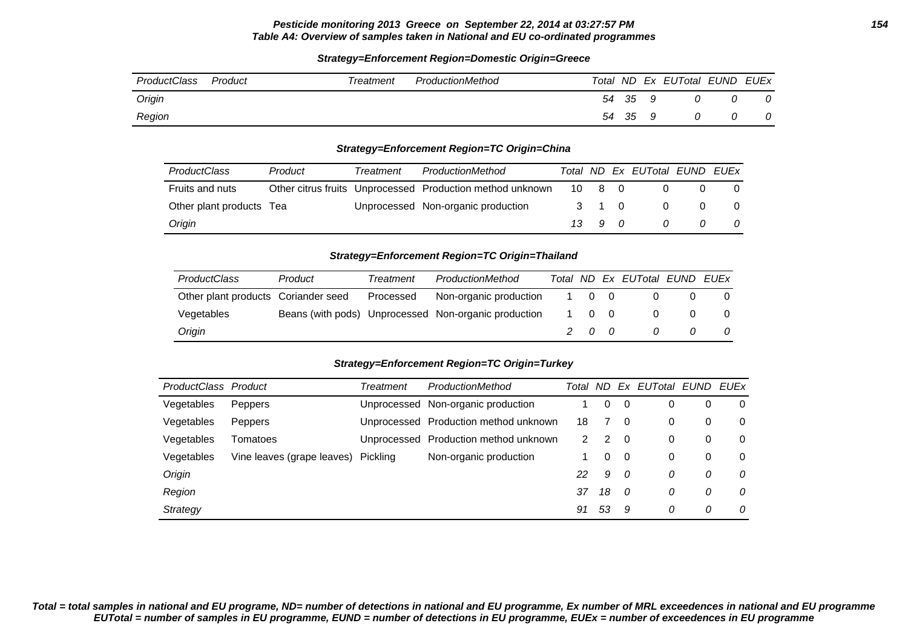**Pesticide monitoring 2013 Greece on September 22, 2014 at 03:27:57 PM**

**Table A4: Overview of samples taken in National and EU co-ordinated programmes**

**Strategy=Enforcement Region=Domestic Origin=Greece**

| ProductClass | Product | Treatment | ProductionMethod | Total | ND | Ex | EUTotal | EUND | EUEx |
|---|---|---|---|---|---|---|---|---|---|
| *Origin* | | | | *54* | *35* | *9* | *0* | *0* | *0* |
| *Region* | | | | *54* | *35* | *9* | *0* | *0* | *0* |

**Strategy=Enforcement Region=TC Origin=China**

| ProductClass | Product | Treatment | ProductionMethod | Total | ND | Ex | EUTotal | EUND | EUEx |
|---|---|---|---|---|---|---|---|---|---|
| Fruits and nuts | Other citrus fruits | Unprocessed | Production method unknown | 10 | 8 | 0 | 0 | 0 | 0 |
| Other plant products | Tea | Unprocessed | Non-organic production | 3 | 1 | 0 | 0 | 0 | 0 |
| *Origin* | | | | *13* | *9* | *0* | *0* | *0* | *0* |

**Strategy=Enforcement Region=TC Origin=Thailand**

| ProductClass | Product | Treatment | ProductionMethod | Total | ND | Ex | EUTotal | EUND | EUEx |
|---|---|---|---|---|---|---|---|---|---|
| Other plant products | Coriander seed | Processed | Non-organic production | 1 | 0 | 0 | 0 | 0 | 0 |
| Vegetables | Beans (with pods) | Unprocessed | Non-organic production | 1 | 0 | 0 | 0 | 0 | 0 |
| *Origin* | | | | *2* | *0* | *0* | *0* | *0* | *0* |

**Strategy=Enforcement Region=TC Origin=Turkey**

| ProductClass | Product | Treatment | ProductionMethod | Total | ND | Ex | EUTotal | EUND | EUEx |
|---|---|---|---|---|---|---|---|---|---|
| Vegetables | Peppers | Unprocessed | Non-organic production | 1 | 0 | 0 | 0 | 0 | 0 |
| Vegetables | Peppers | Unprocessed | Production method unknown | 18 | 7 | 0 | 0 | 0 | 0 |
| Vegetables | Tomatoes | Unprocessed | Production method unknown | 2 | 2 | 0 | 0 | 0 | 0 |
| Vegetables | Vine leaves (grape leaves) | Pickling | Non-organic production | 1 | 0 | 0 | 0 | 0 | 0 |
| *Origin* | | | | *22* | *9* | *0* | *0* | *0* | *0* |
| *Region* | | | | *37* | *18* | *0* | *0* | *0* | *0* |
| *Strategy* | | | | *91* | *53* | *9* | *0* | *0* | *0* |

***Total = total samples in national and EU programe, ND= number of detections in national and EU programme, Ex number of MRL exceedences in national and EU programme EUTotal = number of samples in EU programme, EUND = number of detections in EU programme, EUEx = number of exceedences in EU programme***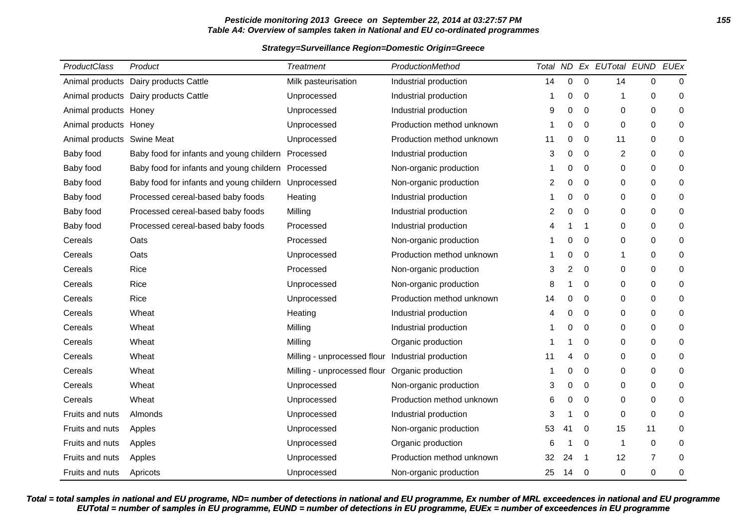**Pesticide monitoring 2013 Greece on September 22, 2014 at 03:27:57 PM**

**Table A4: Overview of samples taken in National and EU co-ordinated programmes**

**Strategy=Surveillance Region=Domestic Origin=Greece**

| ProductClass | Product | Treatment | ProductionMethod | Total | ND | Ex | EUTotal | EUND | EUEx |
|---|---|---|---|---|---|---|---|---|---|
| Animal products | Dairy products Cattle | Milk pasteurisation | Industrial production | 14 | 0 | 0 | 14 | 0 | 0 |
| Animal products | Dairy products Cattle | Unprocessed | Industrial production | 1 | 0 | 0 | 1 | 0 | 0 |
| Animal products | Honey | Unprocessed | Industrial production | 9 | 0 | 0 | 0 | 0 | 0 |
| Animal products | Honey | Unprocessed | Production method unknown | 1 | 0 | 0 | 0 | 0 | 0 |
| Animal products | Swine Meat | Unprocessed | Production method unknown | 11 | 0 | 0 | 11 | 0 | 0 |
| Baby food | Baby food for infants and young childern | Processed | Industrial production | 3 | 0 | 0 | 2 | 0 | 0 |
| Baby food | Baby food for infants and young childern | Processed | Non-organic production | 1 | 0 | 0 | 0 | 0 | 0 |
| Baby food | Baby food for infants and young childern | Unprocessed | Non-organic production | 2 | 0 | 0 | 0 | 0 | 0 |
| Baby food | Processed cereal-based baby foods | Heating | Industrial production | 1 | 0 | 0 | 0 | 0 | 0 |
| Baby food | Processed cereal-based baby foods | Milling | Industrial production | 2 | 0 | 0 | 0 | 0 | 0 |
| Baby food | Processed cereal-based baby foods | Processed | Industrial production | 4 | 1 | 1 | 0 | 0 | 0 |
| Cereals | Oats | Processed | Non-organic production | 1 | 0 | 0 | 0 | 0 | 0 |
| Cereals | Oats | Unprocessed | Production method unknown | 1 | 0 | 0 | 1 | 0 | 0 |
| Cereals | Rice | Processed | Non-organic production | 3 | 2 | 0 | 0 | 0 | 0 |
| Cereals | Rice | Unprocessed | Non-organic production | 8 | 1 | 0 | 0 | 0 | 0 |
| Cereals | Rice | Unprocessed | Production method unknown | 14 | 0 | 0 | 0 | 0 | 0 |
| Cereals | Wheat | Heating | Industrial production | 4 | 0 | 0 | 0 | 0 | 0 |
| Cereals | Wheat | Milling | Industrial production | 1 | 0 | 0 | 0 | 0 | 0 |
| Cereals | Wheat | Milling | Organic production | 1 | 1 | 0 | 0 | 0 | 0 |
| Cereals | Wheat | Milling - unprocessed flour | Industrial production | 11 | 4 | 0 | 0 | 0 | 0 |
| Cereals | Wheat | Milling - unprocessed flour | Organic production | 1 | 0 | 0 | 0 | 0 | 0 |
| Cereals | Wheat | Unprocessed | Non-organic production | 3 | 0 | 0 | 0 | 0 | 0 |
| Cereals | Wheat | Unprocessed | Production method unknown | 6 | 0 | 0 | 0 | 0 | 0 |
| Fruits and nuts | Almonds | Unprocessed | Industrial production | 3 | 1 | 0 | 0 | 0 | 0 |
| Fruits and nuts | Apples | Unprocessed | Non-organic production | 53 | 41 | 0 | 15 | 11 | 0 |
| Fruits and nuts | Apples | Unprocessed | Organic production | 6 | 1 | 0 | 1 | 0 | 0 |
| Fruits and nuts | Apples | Unprocessed | Production method unknown | 32 | 24 | 1 | 12 | 7 | 0 |
| Fruits and nuts | Apricots | Unprocessed | Non-organic production | 25 | 14 | 0 | 0 | 0 | 0 |

**Total = total samples in national and EU programe, ND= number of detections in national and EU programme, Ex number of MRL exceedences in national and EU programme EUTotal = number of samples in EU programme, EUND = number of detections in EU programme, EUEx = number of exceedences in EU programme**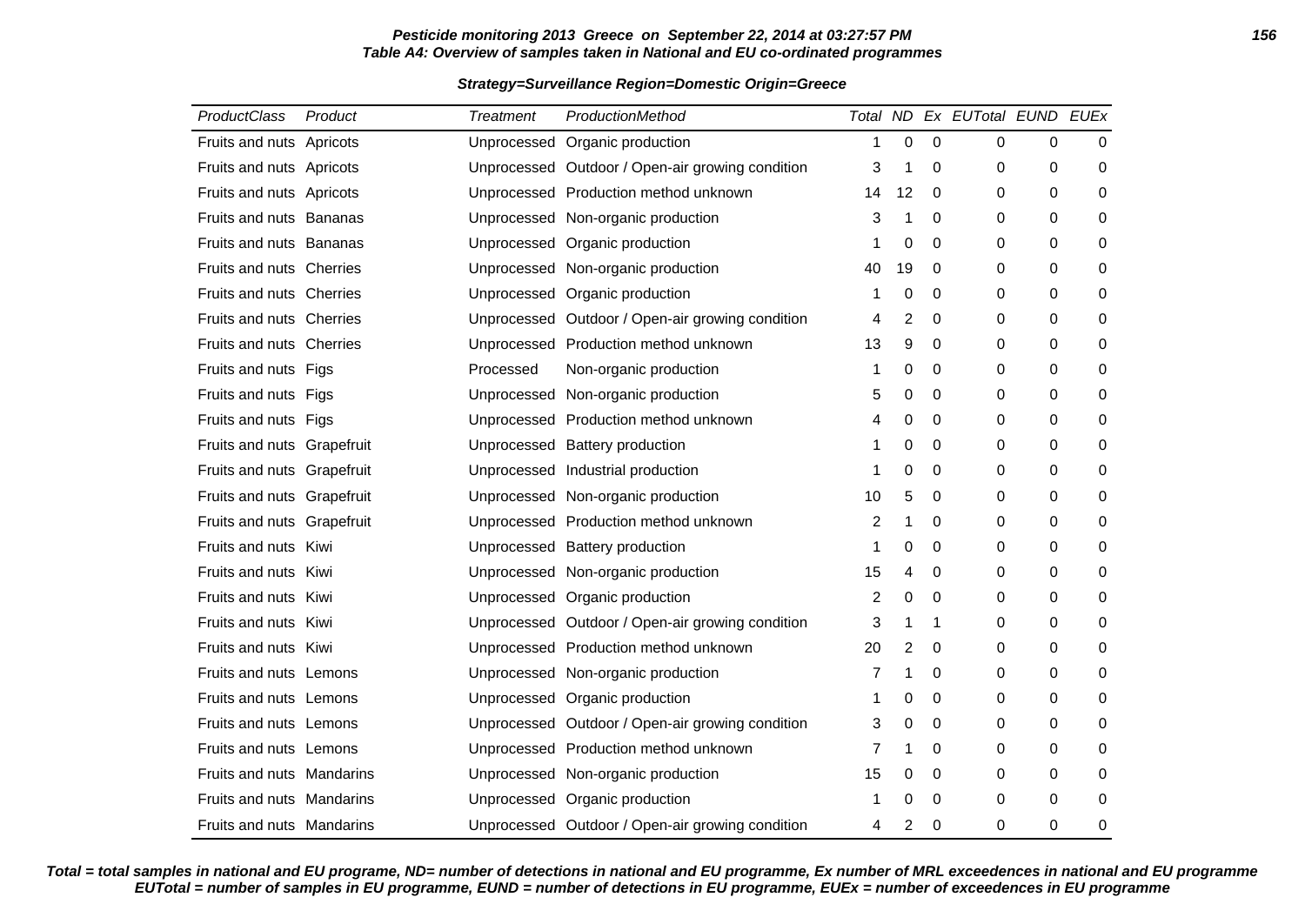**Pesticide monitoring 2013 Greece on September 22, 2014 at 03:27:57 PM**
**Table A4: Overview of samples taken in National and EU co-ordinated programmes**

**Strategy=Surveillance Region=Domestic Origin=Greece**

| ProductClass | Product | Treatment | ProductionMethod | Total | ND | Ex | EUTotal | EUND | EUEx |
|---|---|---|---|---|---|---|---|---|---|
| Fruits and nuts | Apricots | Unprocessed | Organic production | 1 | 0 | 0 | 0 | 0 | 0 |
| Fruits and nuts | Apricots | Unprocessed | Outdoor / Open-air growing condition | 3 | 1 | 0 | 0 | 0 | 0 |
| Fruits and nuts | Apricots | Unprocessed | Production method unknown | 14 | 12 | 0 | 0 | 0 | 0 |
| Fruits and nuts | Bananas | Unprocessed | Non-organic production | 3 | 1 | 0 | 0 | 0 | 0 |
| Fruits and nuts | Bananas | Unprocessed | Organic production | 1 | 0 | 0 | 0 | 0 | 0 |
| Fruits and nuts | Cherries | Unprocessed | Non-organic production | 40 | 19 | 0 | 0 | 0 | 0 |
| Fruits and nuts | Cherries | Unprocessed | Organic production | 1 | 0 | 0 | 0 | 0 | 0 |
| Fruits and nuts | Cherries | Unprocessed | Outdoor / Open-air growing condition | 4 | 2 | 0 | 0 | 0 | 0 |
| Fruits and nuts | Cherries | Unprocessed | Production method unknown | 13 | 9 | 0 | 0 | 0 | 0 |
| Fruits and nuts | Figs | Processed | Non-organic production | 1 | 0 | 0 | 0 | 0 | 0 |
| Fruits and nuts | Figs | Unprocessed | Non-organic production | 5 | 0 | 0 | 0 | 0 | 0 |
| Fruits and nuts | Figs | Unprocessed | Production method unknown | 4 | 0 | 0 | 0 | 0 | 0 |
| Fruits and nuts | Grapefruit | Unprocessed | Battery production | 1 | 0 | 0 | 0 | 0 | 0 |
| Fruits and nuts | Grapefruit | Unprocessed | Industrial production | 1 | 0 | 0 | 0 | 0 | 0 |
| Fruits and nuts | Grapefruit | Unprocessed | Non-organic production | 10 | 5 | 0 | 0 | 0 | 0 |
| Fruits and nuts | Grapefruit | Unprocessed | Production method unknown | 2 | 1 | 0 | 0 | 0 | 0 |
| Fruits and nuts | Kiwi | Unprocessed | Battery production | 1 | 0 | 0 | 0 | 0 | 0 |
| Fruits and nuts | Kiwi | Unprocessed | Non-organic production | 15 | 4 | 0 | 0 | 0 | 0 |
| Fruits and nuts | Kiwi | Unprocessed | Organic production | 2 | 0 | 0 | 0 | 0 | 0 |
| Fruits and nuts | Kiwi | Unprocessed | Outdoor / Open-air growing condition | 3 | 1 | 1 | 0 | 0 | 0 |
| Fruits and nuts | Kiwi | Unprocessed | Production method unknown | 20 | 2 | 0 | 0 | 0 | 0 |
| Fruits and nuts | Lemons | Unprocessed | Non-organic production | 7 | 1 | 0 | 0 | 0 | 0 |
| Fruits and nuts | Lemons | Unprocessed | Organic production | 1 | 0 | 0 | 0 | 0 | 0 |
| Fruits and nuts | Lemons | Unprocessed | Outdoor / Open-air growing condition | 3 | 0 | 0 | 0 | 0 | 0 |
| Fruits and nuts | Lemons | Unprocessed | Production method unknown | 7 | 1 | 0 | 0 | 0 | 0 |
| Fruits and nuts | Mandarins | Unprocessed | Non-organic production | 15 | 0 | 0 | 0 | 0 | 0 |
| Fruits and nuts | Mandarins | Unprocessed | Organic production | 1 | 0 | 0 | 0 | 0 | 0 |
| Fruits and nuts | Mandarins | Unprocessed | Outdoor / Open-air growing condition | 4 | 2 | 0 | 0 | 0 | 0 |

***Total = total samples in national and EU programe, ND= number of detections in national and EU programme, Ex number of MRL exceedences in national and EU programme EUTotal = number of samples in EU programme, EUND = number of detections in EU programme, EUEx = number of exceedences in EU programme***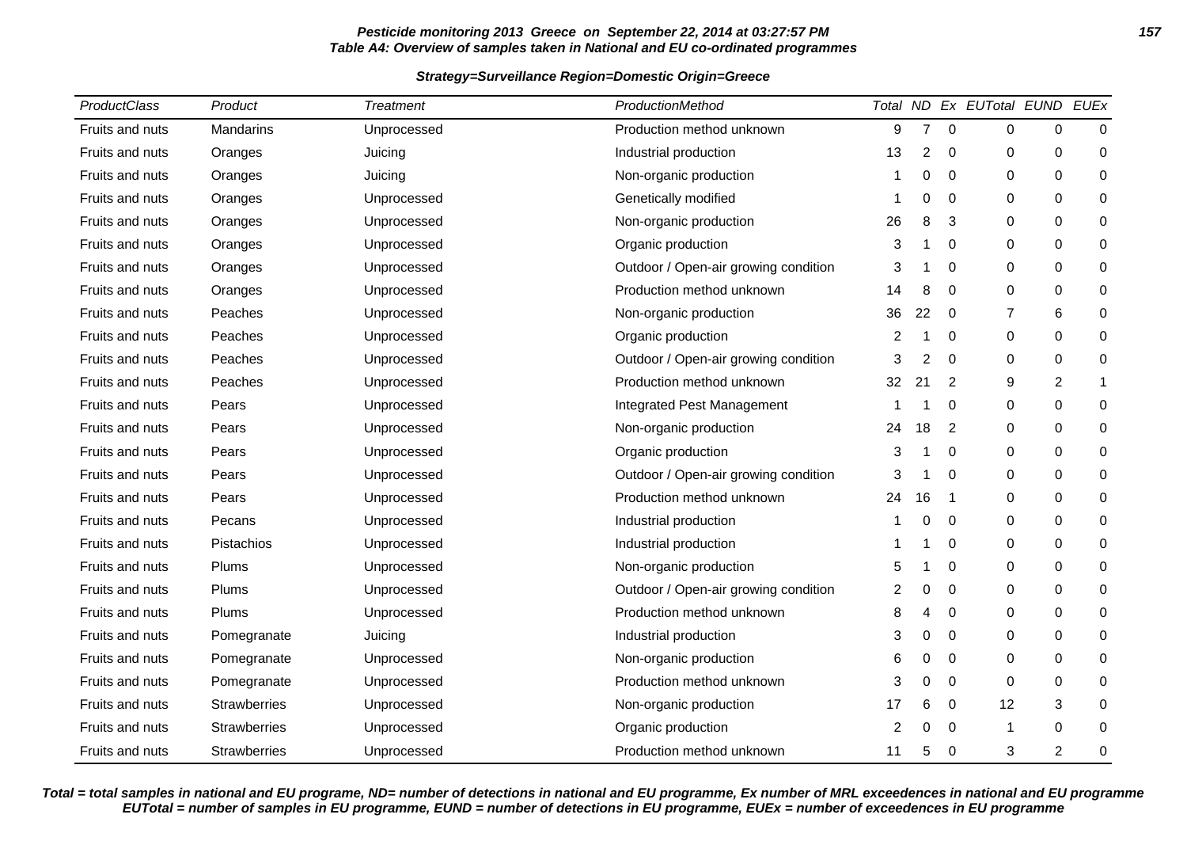**Pesticide monitoring 2013 Greece on September 22, 2014 at 03:27:57 PM**
**Table A4: Overview of samples taken in National and EU co-ordinated programmes**

**Strategy=Surveillance Region=Domestic Origin=Greece**

| ProductClass | Product | Treatment | ProductionMethod | Total | ND | Ex | EUTotal | EUND | EUEx |
|---|---|---|---|---|---|---|---|---|---|
| Fruits and nuts | Mandarins | Unprocessed | Production method unknown | 9 | 7 | 0 | 0 | 0 | 0 |
| Fruits and nuts | Oranges | Juicing | Industrial production | 13 | 2 | 0 | 0 | 0 | 0 |
| Fruits and nuts | Oranges | Juicing | Non-organic production | 1 | 0 | 0 | 0 | 0 | 0 |
| Fruits and nuts | Oranges | Unprocessed | Genetically modified | 1 | 0 | 0 | 0 | 0 | 0 |
| Fruits and nuts | Oranges | Unprocessed | Non-organic production | 26 | 8 | 3 | 0 | 0 | 0 |
| Fruits and nuts | Oranges | Unprocessed | Organic production | 3 | 1 | 0 | 0 | 0 | 0 |
| Fruits and nuts | Oranges | Unprocessed | Outdoor / Open-air growing condition | 3 | 1 | 0 | 0 | 0 | 0 |
| Fruits and nuts | Oranges | Unprocessed | Production method unknown | 14 | 8 | 0 | 0 | 0 | 0 |
| Fruits and nuts | Peaches | Unprocessed | Non-organic production | 36 | 22 | 0 | 7 | 6 | 0 |
| Fruits and nuts | Peaches | Unprocessed | Organic production | 2 | 1 | 0 | 0 | 0 | 0 |
| Fruits and nuts | Peaches | Unprocessed | Outdoor / Open-air growing condition | 3 | 2 | 0 | 0 | 0 | 0 |
| Fruits and nuts | Peaches | Unprocessed | Production method unknown | 32 | 21 | 2 | 9 | 2 | 1 |
| Fruits and nuts | Pears | Unprocessed | Integrated Pest Management | 1 | 1 | 0 | 0 | 0 | 0 |
| Fruits and nuts | Pears | Unprocessed | Non-organic production | 24 | 18 | 2 | 0 | 0 | 0 |
| Fruits and nuts | Pears | Unprocessed | Organic production | 3 | 1 | 0 | 0 | 0 | 0 |
| Fruits and nuts | Pears | Unprocessed | Outdoor / Open-air growing condition | 3 | 1 | 0 | 0 | 0 | 0 |
| Fruits and nuts | Pears | Unprocessed | Production method unknown | 24 | 16 | 1 | 0 | 0 | 0 |
| Fruits and nuts | Pecans | Unprocessed | Industrial production | 1 | 0 | 0 | 0 | 0 | 0 |
| Fruits and nuts | Pistachios | Unprocessed | Industrial production | 1 | 1 | 0 | 0 | 0 | 0 |
| Fruits and nuts | Plums | Unprocessed | Non-organic production | 5 | 1 | 0 | 0 | 0 | 0 |
| Fruits and nuts | Plums | Unprocessed | Outdoor / Open-air growing condition | 2 | 0 | 0 | 0 | 0 | 0 |
| Fruits and nuts | Plums | Unprocessed | Production method unknown | 8 | 4 | 0 | 0 | 0 | 0 |
| Fruits and nuts | Pomegranate | Juicing | Industrial production | 3 | 0 | 0 | 0 | 0 | 0 |
| Fruits and nuts | Pomegranate | Unprocessed | Non-organic production | 6 | 0 | 0 | 0 | 0 | 0 |
| Fruits and nuts | Pomegranate | Unprocessed | Production method unknown | 3 | 0 | 0 | 0 | 0 | 0 |
| Fruits and nuts | Strawberries | Unprocessed | Non-organic production | 17 | 6 | 0 | 12 | 3 | 0 |
| Fruits and nuts | Strawberries | Unprocessed | Organic production | 2 | 0 | 0 | 1 | 0 | 0 |
| Fruits and nuts | Strawberries | Unprocessed | Production method unknown | 11 | 5 | 0 | 3 | 2 | 0 |

***Total = total samples in national and EU programe, ND= number of detections in national and EU programme, Ex number of MRL exceedences in national and EU programme EUTotal = number of samples in EU programme, EUND = number of detections in EU programme, EUEx = number of exceedences in EU programme***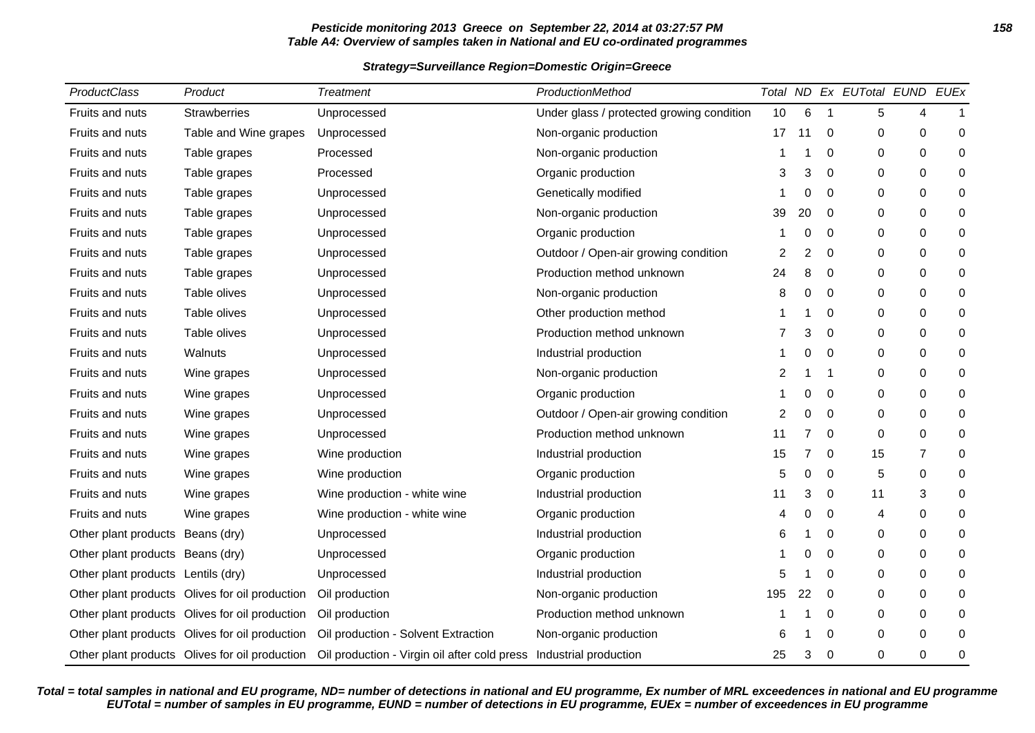**Pesticide monitoring 2013 Greece on September 22, 2014 at 03:27:57 PM**
**Table A4: Overview of samples taken in National and EU co-ordinated programmes**

**Strategy=Surveillance Region=Domestic Origin=Greece**

| ProductClass | Product | Treatment | ProductionMethod | Total | ND | Ex | EUTotal | EUND | EUEx |
|---|---|---|---|---|---|---|---|---|---|
| Fruits and nuts | Strawberries | Unprocessed | Under glass / protected growing condition | 10 | 6 | 1 | 5 | 4 | 1 |
| Fruits and nuts | Table and Wine grapes | Unprocessed | Non-organic production | 17 | 11 | 0 | 0 | 0 | 0 |
| Fruits and nuts | Table grapes | Processed | Non-organic production | 1 | 1 | 0 | 0 | 0 | 0 |
| Fruits and nuts | Table grapes | Processed | Organic production | 3 | 3 | 0 | 0 | 0 | 0 |
| Fruits and nuts | Table grapes | Unprocessed | Genetically modified | 1 | 0 | 0 | 0 | 0 | 0 |
| Fruits and nuts | Table grapes | Unprocessed | Non-organic production | 39 | 20 | 0 | 0 | 0 | 0 |
| Fruits and nuts | Table grapes | Unprocessed | Organic production | 1 | 0 | 0 | 0 | 0 | 0 |
| Fruits and nuts | Table grapes | Unprocessed | Outdoor / Open-air growing condition | 2 | 2 | 0 | 0 | 0 | 0 |
| Fruits and nuts | Table grapes | Unprocessed | Production method unknown | 24 | 8 | 0 | 0 | 0 | 0 |
| Fruits and nuts | Table olives | Unprocessed | Non-organic production | 8 | 0 | 0 | 0 | 0 | 0 |
| Fruits and nuts | Table olives | Unprocessed | Other production method | 1 | 1 | 0 | 0 | 0 | 0 |
| Fruits and nuts | Table olives | Unprocessed | Production method unknown | 7 | 3 | 0 | 0 | 0 | 0 |
| Fruits and nuts | Walnuts | Unprocessed | Industrial production | 1 | 0 | 0 | 0 | 0 | 0 |
| Fruits and nuts | Wine grapes | Unprocessed | Non-organic production | 2 | 1 | 1 | 0 | 0 | 0 |
| Fruits and nuts | Wine grapes | Unprocessed | Organic production | 1 | 0 | 0 | 0 | 0 | 0 |
| Fruits and nuts | Wine grapes | Unprocessed | Outdoor / Open-air growing condition | 2 | 0 | 0 | 0 | 0 | 0 |
| Fruits and nuts | Wine grapes | Unprocessed | Production method unknown | 11 | 7 | 0 | 0 | 0 | 0 |
| Fruits and nuts | Wine grapes | Wine production | Industrial production | 15 | 7 | 0 | 15 | 7 | 0 |
| Fruits and nuts | Wine grapes | Wine production | Organic production | 5 | 0 | 0 | 5 | 0 | 0 |
| Fruits and nuts | Wine grapes | Wine production - white wine | Industrial production | 11 | 3 | 0 | 11 | 3 | 0 |
| Fruits and nuts | Wine grapes | Wine production - white wine | Organic production | 4 | 0 | 0 | 4 | 0 | 0 |
| Other plant products | Beans (dry) | Unprocessed | Industrial production | 6 | 1 | 0 | 0 | 0 | 0 |
| Other plant products | Beans (dry) | Unprocessed | Organic production | 1 | 0 | 0 | 0 | 0 | 0 |
| Other plant products | Lentils (dry) | Unprocessed | Industrial production | 5 | 1 | 0 | 0 | 0 | 0 |
| Other plant products | Olives for oil production | Oil production | Non-organic production | 195 | 22 | 0 | 0 | 0 | 0 |
| Other plant products | Olives for oil production | Oil production | Production method unknown | 1 | 1 | 0 | 0 | 0 | 0 |
| Other plant products | Olives for oil production | Oil production - Solvent Extraction | Non-organic production | 6 | 1 | 0 | 0 | 0 | 0 |
| Other plant products | Olives for oil production | Oil production - Virgin oil after cold press | Industrial production | 25 | 3 | 0 | 0 | 0 | 0 |

***Total = total samples in national and EU programe, ND= number of detections in national and EU programme, Ex number of MRL exceedences in national and EU programme EUTotal = number of samples in EU programme, EUND = number of detections in EU programme, EUEx = number of exceedences in EU programme***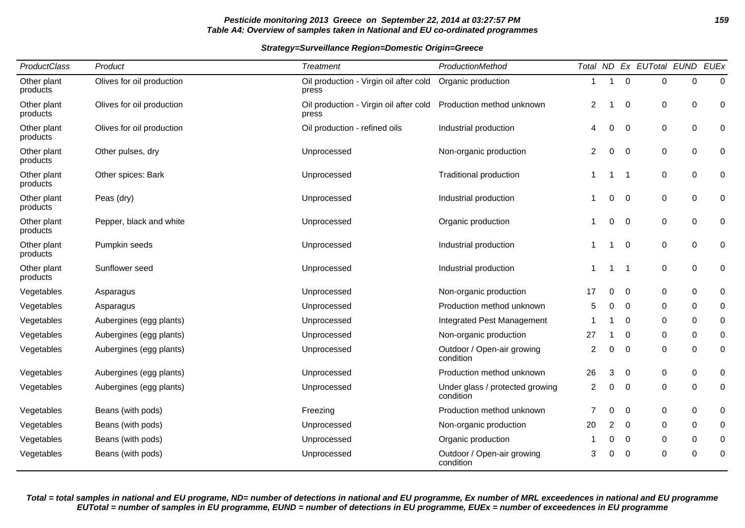**Pesticide monitoring 2013 Greece on September 22, 2014 at 03:27:57 PM**
**Table A4: Overview of samples taken in National and EU co-ordinated programmes**

**Strategy=Surveillance Region=Domestic Origin=Greece**

| ProductClass | Product | Treatment | ProductionMethod | Total | ND | Ex | EUTotal | EUND | EUEx |
|---|---|---|---|---|---|---|---|---|---|
| Other plant products | Olives for oil production | Oil production - Virgin oil after cold press | Organic production | 1 | 1 | 0 | 0 | 0 | 0 |
| Other plant products | Olives for oil production | Oil production - Virgin oil after cold press | Production method unknown | 2 | 1 | 0 | 0 | 0 | 0 |
| Other plant products | Olives for oil production | Oil production - refined oils | Industrial production | 4 | 0 | 0 | 0 | 0 | 0 |
| Other plant products | Other pulses, dry | Unprocessed | Non-organic production | 2 | 0 | 0 | 0 | 0 | 0 |
| Other plant products | Other spices: Bark | Unprocessed | Traditional production | 1 | 1 | 1 | 0 | 0 | 0 |
| Other plant products | Peas (dry) | Unprocessed | Industrial production | 1 | 0 | 0 | 0 | 0 | 0 |
| Other plant products | Pepper, black and white | Unprocessed | Organic production | 1 | 0 | 0 | 0 | 0 | 0 |
| Other plant products | Pumpkin seeds | Unprocessed | Industrial production | 1 | 1 | 0 | 0 | 0 | 0 |
| Other plant products | Sunflower seed | Unprocessed | Industrial production | 1 | 1 | 1 | 0 | 0 | 0 |
| Vegetables | Asparagus | Unprocessed | Non-organic production | 17 | 0 | 0 | 0 | 0 | 0 |
| Vegetables | Asparagus | Unprocessed | Production method unknown | 5 | 0 | 0 | 0 | 0 | 0 |
| Vegetables | Aubergines (egg plants) | Unprocessed | Integrated Pest Management | 1 | 1 | 0 | 0 | 0 | 0 |
| Vegetables | Aubergines (egg plants) | Unprocessed | Non-organic production | 27 | 1 | 0 | 0 | 0 | 0 |
| Vegetables | Aubergines (egg plants) | Unprocessed | Outdoor / Open-air growing condition | 2 | 0 | 0 | 0 | 0 | 0 |
| Vegetables | Aubergines (egg plants) | Unprocessed | Production method unknown | 26 | 3 | 0 | 0 | 0 | 0 |
| Vegetables | Aubergines (egg plants) | Unprocessed | Under glass / protected growing condition | 2 | 0 | 0 | 0 | 0 | 0 |
| Vegetables | Beans (with pods) | Freezing | Production method unknown | 7 | 0 | 0 | 0 | 0 | 0 |
| Vegetables | Beans (with pods) | Unprocessed | Non-organic production | 20 | 2 | 0 | 0 | 0 | 0 |
| Vegetables | Beans (with pods) | Unprocessed | Organic production | 1 | 0 | 0 | 0 | 0 | 0 |
| Vegetables | Beans (with pods) | Unprocessed | Outdoor / Open-air growing condition | 3 | 0 | 0 | 0 | 0 | 0 |

**Total = total samples in national and EU programe, ND= number of detections in national and EU programme, Ex number of MRL exceedences in national and EU programme EUTotal = number of samples in EU programme, EUND = number of detections in EU programme, EUEx = number of exceedences in EU programme**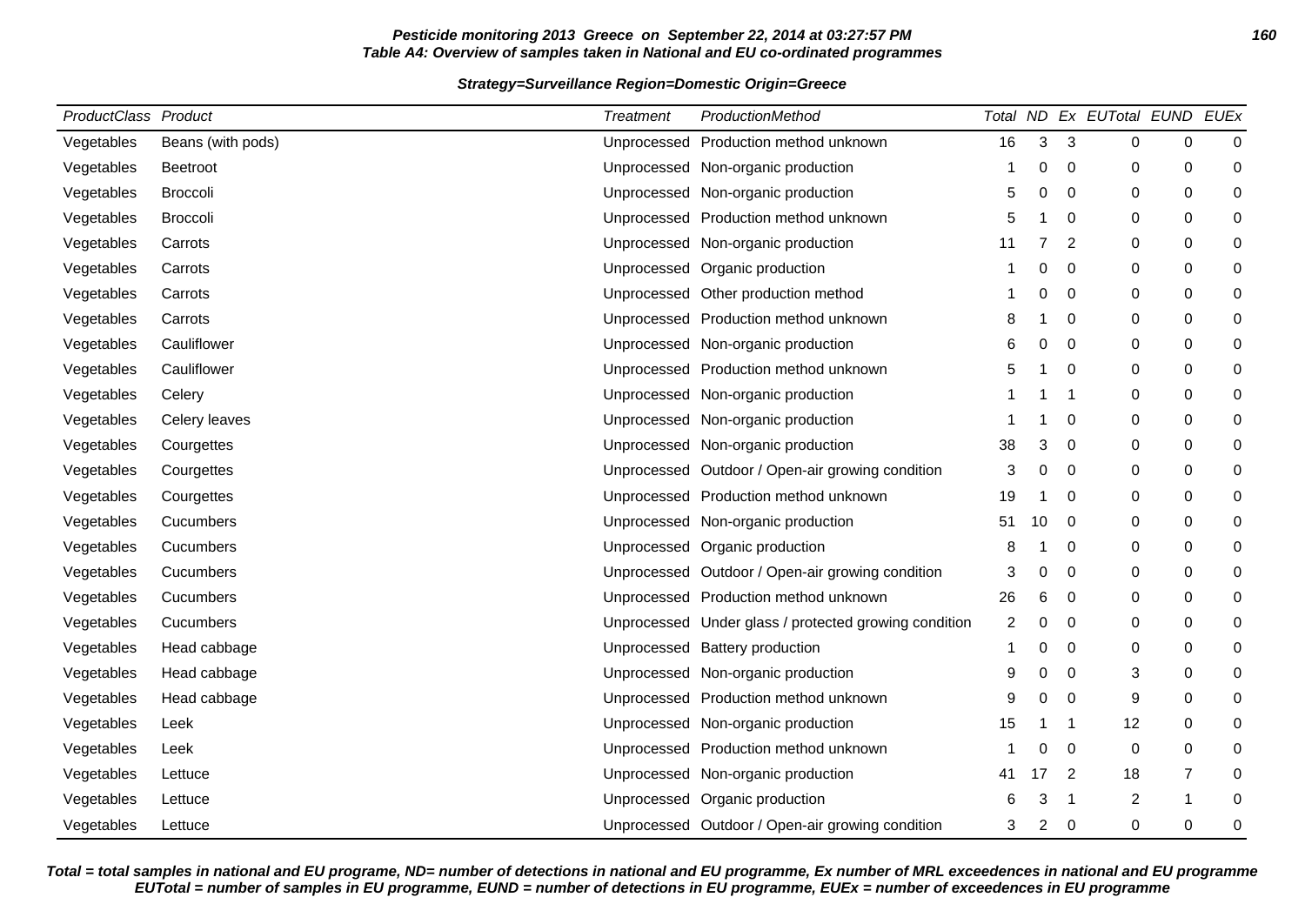**Pesticide monitoring 2013 Greece on September 22, 2014 at 03:27:57 PM**
**Table A4: Overview of samples taken in National and EU co-ordinated programmes**

**Strategy=Surveillance Region=Domestic Origin=Greece**

| ProductClass | Product | Treatment | ProductionMethod | Total | ND | Ex | EUTotal | EUND | EUEx |
|---|---|---|---|---|---|---|---|---|---|
| Vegetables | Beans (with pods) | Unprocessed | Production method unknown | 16 | 3 | 3 | 0 | 0 | 0 |
| Vegetables | Beetroot | Unprocessed | Non-organic production | 1 | 0 | 0 | 0 | 0 | 0 |
| Vegetables | Broccoli | Unprocessed | Non-organic production | 5 | 0 | 0 | 0 | 0 | 0 |
| Vegetables | Broccoli | Unprocessed | Production method unknown | 5 | 1 | 0 | 0 | 0 | 0 |
| Vegetables | Carrots | Unprocessed | Non-organic production | 11 | 7 | 2 | 0 | 0 | 0 |
| Vegetables | Carrots | Unprocessed | Organic production | 1 | 0 | 0 | 0 | 0 | 0 |
| Vegetables | Carrots | Unprocessed | Other production method | 1 | 0 | 0 | 0 | 0 | 0 |
| Vegetables | Carrots | Unprocessed | Production method unknown | 8 | 1 | 0 | 0 | 0 | 0 |
| Vegetables | Cauliflower | Unprocessed | Non-organic production | 6 | 0 | 0 | 0 | 0 | 0 |
| Vegetables | Cauliflower | Unprocessed | Production method unknown | 5 | 1 | 0 | 0 | 0 | 0 |
| Vegetables | Celery | Unprocessed | Non-organic production | 1 | 1 | 1 | 0 | 0 | 0 |
| Vegetables | Celery leaves | Unprocessed | Non-organic production | 1 | 1 | 0 | 0 | 0 | 0 |
| Vegetables | Courgettes | Unprocessed | Non-organic production | 38 | 3 | 0 | 0 | 0 | 0 |
| Vegetables | Courgettes | Unprocessed | Outdoor / Open-air growing condition | 3 | 0 | 0 | 0 | 0 | 0 |
| Vegetables | Courgettes | Unprocessed | Production method unknown | 19 | 1 | 0 | 0 | 0 | 0 |
| Vegetables | Cucumbers | Unprocessed | Non-organic production | 51 | 10 | 0 | 0 | 0 | 0 |
| Vegetables | Cucumbers | Unprocessed | Organic production | 8 | 1 | 0 | 0 | 0 | 0 |
| Vegetables | Cucumbers | Unprocessed | Outdoor / Open-air growing condition | 3 | 0 | 0 | 0 | 0 | 0 |
| Vegetables | Cucumbers | Unprocessed | Production method unknown | 26 | 6 | 0 | 0 | 0 | 0 |
| Vegetables | Cucumbers | Unprocessed | Under glass / protected growing condition | 2 | 0 | 0 | 0 | 0 | 0 |
| Vegetables | Head cabbage | Unprocessed | Battery production | 1 | 0 | 0 | 0 | 0 | 0 |
| Vegetables | Head cabbage | Unprocessed | Non-organic production | 9 | 0 | 0 | 3 | 0 | 0 |
| Vegetables | Head cabbage | Unprocessed | Production method unknown | 9 | 0 | 0 | 9 | 0 | 0 |
| Vegetables | Leek | Unprocessed | Non-organic production | 15 | 1 | 1 | 12 | 0 | 0 |
| Vegetables | Leek | Unprocessed | Production method unknown | 1 | 0 | 0 | 0 | 0 | 0 |
| Vegetables | Lettuce | Unprocessed | Non-organic production | 41 | 17 | 2 | 18 | 7 | 0 |
| Vegetables | Lettuce | Unprocessed | Organic production | 6 | 3 | 1 | 2 | 1 | 0 |
| Vegetables | Lettuce | Unprocessed | Outdoor / Open-air growing condition | 3 | 2 | 0 | 0 | 0 | 0 |

***Total = total samples in national and EU programe, ND= number of detections in national and EU programme, Ex number of MRL exceedences in national and EU programme EUTotal = number of samples in EU programme, EUND = number of detections in EU programme, EUEx = number of exceedences in EU programme***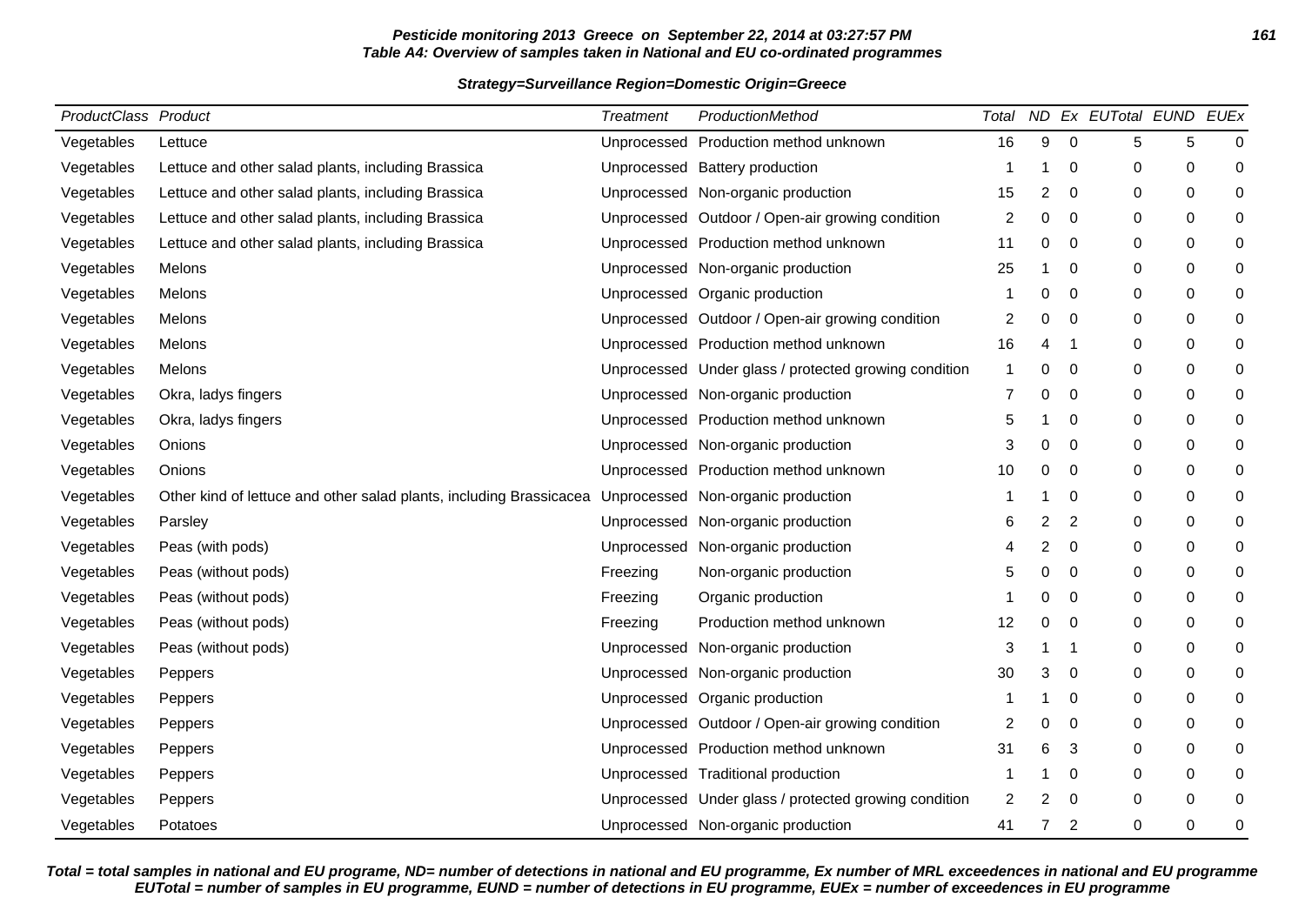**Pesticide monitoring 2013 Greece on September 22, 2014 at 03:27:57 PM**
**Table A4: Overview of samples taken in National and EU co-ordinated programmes**

**Strategy=Surveillance Region=Domestic Origin=Greece**

| ProductClass | Product | Treatment | ProductionMethod | Total | ND | Ex | EUTotal | EUND | EUEx |
|---|---|---|---|---|---|---|---|---|---|
| Vegetables | Lettuce | Unprocessed | Production method unknown | 16 | 9 | 0 | 5 | 5 | 0 |
| Vegetables | Lettuce and other salad plants, including Brassica | Unprocessed | Battery production | 1 | 1 | 0 | 0 | 0 | 0 |
| Vegetables | Lettuce and other salad plants, including Brassica | Unprocessed | Non-organic production | 15 | 2 | 0 | 0 | 0 | 0 |
| Vegetables | Lettuce and other salad plants, including Brassica | Unprocessed | Outdoor / Open-air growing condition | 2 | 0 | 0 | 0 | 0 | 0 |
| Vegetables | Lettuce and other salad plants, including Brassica | Unprocessed | Production method unknown | 11 | 0 | 0 | 0 | 0 | 0 |
| Vegetables | Melons | Unprocessed | Non-organic production | 25 | 1 | 0 | 0 | 0 | 0 |
| Vegetables | Melons | Unprocessed | Organic production | 1 | 0 | 0 | 0 | 0 | 0 |
| Vegetables | Melons | Unprocessed | Outdoor / Open-air growing condition | 2 | 0 | 0 | 0 | 0 | 0 |
| Vegetables | Melons | Unprocessed | Production method unknown | 16 | 4 | 1 | 0 | 0 | 0 |
| Vegetables | Melons | Unprocessed | Under glass / protected growing condition | 1 | 0 | 0 | 0 | 0 | 0 |
| Vegetables | Okra, ladys fingers | Unprocessed | Non-organic production | 7 | 0 | 0 | 0 | 0 | 0 |
| Vegetables | Okra, ladys fingers | Unprocessed | Production method unknown | 5 | 1 | 0 | 0 | 0 | 0 |
| Vegetables | Onions | Unprocessed | Non-organic production | 3 | 0 | 0 | 0 | 0 | 0 |
| Vegetables | Onions | Unprocessed | Production method unknown | 10 | 0 | 0 | 0 | 0 | 0 |
| Vegetables | Other kind of lettuce and other salad plants, including Brassicacea | Unprocessed | Non-organic production | 1 | 1 | 0 | 0 | 0 | 0 |
| Vegetables | Parsley | Unprocessed | Non-organic production | 6 | 2 | 2 | 0 | 0 | 0 |
| Vegetables | Peas (with pods) | Unprocessed | Non-organic production | 4 | 2 | 0 | 0 | 0 | 0 |
| Vegetables | Peas (without pods) | Freezing | Non-organic production | 5 | 0 | 0 | 0 | 0 | 0 |
| Vegetables | Peas (without pods) | Freezing | Organic production | 1 | 0 | 0 | 0 | 0 | 0 |
| Vegetables | Peas (without pods) | Freezing | Production method unknown | 12 | 0 | 0 | 0 | 0 | 0 |
| Vegetables | Peas (without pods) | Unprocessed | Non-organic production | 3 | 1 | 1 | 0 | 0 | 0 |
| Vegetables | Peppers | Unprocessed | Non-organic production | 30 | 3 | 0 | 0 | 0 | 0 |
| Vegetables | Peppers | Unprocessed | Organic production | 1 | 1 | 0 | 0 | 0 | 0 |
| Vegetables | Peppers | Unprocessed | Outdoor / Open-air growing condition | 2 | 0 | 0 | 0 | 0 | 0 |
| Vegetables | Peppers | Unprocessed | Production method unknown | 31 | 6 | 3 | 0 | 0 | 0 |
| Vegetables | Peppers | Unprocessed | Traditional production | 1 | 1 | 0 | 0 | 0 | 0 |
| Vegetables | Peppers | Unprocessed | Under glass / protected growing condition | 2 | 2 | 0 | 0 | 0 | 0 |
| Vegetables | Potatoes | Unprocessed | Non-organic production | 41 | 7 | 2 | 0 | 0 | 0 |

**Total = total samples in national and EU programe, ND= number of detections in national and EU programme, Ex number of MRL exceedences in national and EU programme EUTotal = number of samples in EU programme, EUND = number of detections in EU programme, EUEx = number of exceedences in EU programme**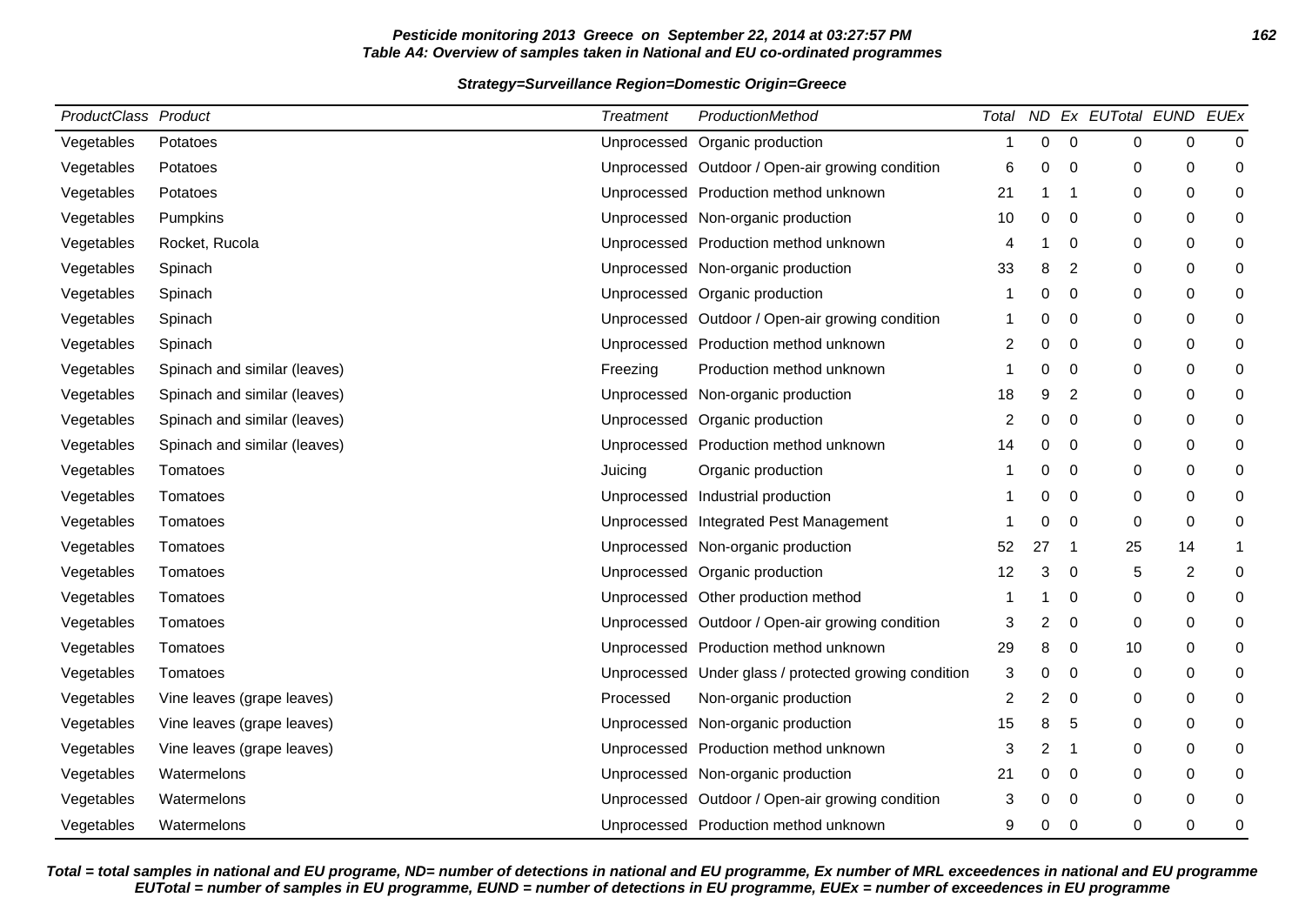**Pesticide monitoring 2013 Greece on September 22, 2014 at 03:27:57 PM**
**Table A4: Overview of samples taken in National and EU co-ordinated programmes**

**Strategy=Surveillance Region=Domestic Origin=Greece**

| ProductClass | Product | Treatment | ProductionMethod | Total | ND | Ex | EUTotal | EUND | EUEx |
|---|---|---|---|---|---|---|---|---|---|
| Vegetables | Potatoes | Unprocessed | Organic production | 1 | 0 | 0 | 0 | 0 | 0 |
| Vegetables | Potatoes | Unprocessed | Outdoor / Open-air growing condition | 6 | 0 | 0 | 0 | 0 | 0 |
| Vegetables | Potatoes | Unprocessed | Production method unknown | 21 | 1 | 1 | 0 | 0 | 0 |
| Vegetables | Pumpkins | Unprocessed | Non-organic production | 10 | 0 | 0 | 0 | 0 | 0 |
| Vegetables | Rocket, Rucola | Unprocessed | Production method unknown | 4 | 1 | 0 | 0 | 0 | 0 |
| Vegetables | Spinach | Unprocessed | Non-organic production | 33 | 8 | 2 | 0 | 0 | 0 |
| Vegetables | Spinach | Unprocessed | Organic production | 1 | 0 | 0 | 0 | 0 | 0 |
| Vegetables | Spinach | Unprocessed | Outdoor / Open-air growing condition | 1 | 0 | 0 | 0 | 0 | 0 |
| Vegetables | Spinach | Unprocessed | Production method unknown | 2 | 0 | 0 | 0 | 0 | 0 |
| Vegetables | Spinach and similar (leaves) | Freezing | Production method unknown | 1 | 0 | 0 | 0 | 0 | 0 |
| Vegetables | Spinach and similar (leaves) | Unprocessed | Non-organic production | 18 | 9 | 2 | 0 | 0 | 0 |
| Vegetables | Spinach and similar (leaves) | Unprocessed | Organic production | 2 | 0 | 0 | 0 | 0 | 0 |
| Vegetables | Spinach and similar (leaves) | Unprocessed | Production method unknown | 14 | 0 | 0 | 0 | 0 | 0 |
| Vegetables | Tomatoes | Juicing | Organic production | 1 | 0 | 0 | 0 | 0 | 0 |
| Vegetables | Tomatoes | Unprocessed | Industrial production | 1 | 0 | 0 | 0 | 0 | 0 |
| Vegetables | Tomatoes | Unprocessed | Integrated Pest Management | 1 | 0 | 0 | 0 | 0 | 0 |
| Vegetables | Tomatoes | Unprocessed | Non-organic production | 52 | 27 | 1 | 25 | 14 | 1 |
| Vegetables | Tomatoes | Unprocessed | Organic production | 12 | 3 | 0 | 5 | 2 | 0 |
| Vegetables | Tomatoes | Unprocessed | Other production method | 1 | 1 | 0 | 0 | 0 | 0 |
| Vegetables | Tomatoes | Unprocessed | Outdoor / Open-air growing condition | 3 | 2 | 0 | 0 | 0 | 0 |
| Vegetables | Tomatoes | Unprocessed | Production method unknown | 29 | 8 | 0 | 10 | 0 | 0 |
| Vegetables | Tomatoes | Unprocessed | Under glass / protected growing condition | 3 | 0 | 0 | 0 | 0 | 0 |
| Vegetables | Vine leaves (grape leaves) | Processed | Non-organic production | 2 | 2 | 0 | 0 | 0 | 0 |
| Vegetables | Vine leaves (grape leaves) | Unprocessed | Non-organic production | 15 | 8 | 5 | 0 | 0 | 0 |
| Vegetables | Vine leaves (grape leaves) | Unprocessed | Production method unknown | 3 | 2 | 1 | 0 | 0 | 0 |
| Vegetables | Watermelons | Unprocessed | Non-organic production | 21 | 0 | 0 | 0 | 0 | 0 |
| Vegetables | Watermelons | Unprocessed | Outdoor / Open-air growing condition | 3 | 0 | 0 | 0 | 0 | 0 |
| Vegetables | Watermelons | Unprocessed | Production method unknown | 9 | 0 | 0 | 0 | 0 | 0 |

**Total = total samples in national and EU programe, ND= number of detections in national and EU programme, Ex number of MRL exceedences in national and EU programme EUTotal = number of samples in EU programme, EUND = number of detections in EU programme, EUEx = number of exceedences in EU programme**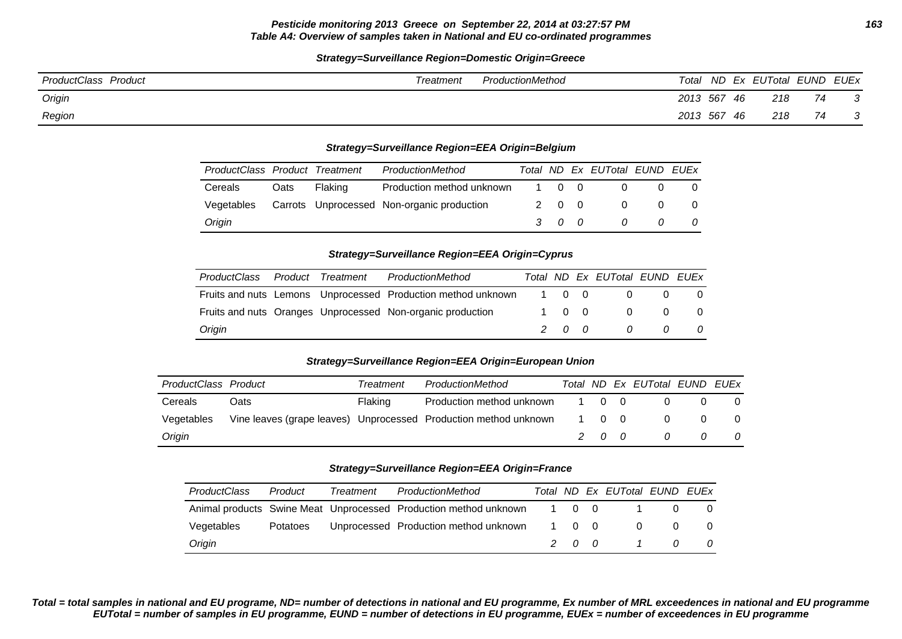**Pesticide monitoring 2013 Greece on September 22, 2014 at 03:27:57 PM**
**Table A4: Overview of samples taken in National and EU co-ordinated programmes**

**Strategy=Surveillance Region=Domestic Origin=Greece**

| ProductClass | Product | Treatment | ProductionMethod | Total | ND | Ex | EUTotal | EUND | EUEx |
|---|---|---|---|---|---|---|---|---|---|
| *Origin* | | | | *2013* | *567* | *46* | *218* | *74* | *3* |
| *Region* | | | | *2013* | *567* | *46* | *218* | *74* | *3* |

**Strategy=Surveillance Region=EEA Origin=Belgium**

| ProductClass | Product | Treatment | ProductionMethod | Total | ND | Ex | EUTotal | EUND | EUEx |
|---|---|---|---|---|---|---|---|---|---|
| Cereals | Oats | Flaking | Production method unknown | 1 | 0 | 0 | 0 | 0 | 0 |
| Vegetables | Carrots | Unprocessed | Non-organic production | 2 | 0 | 0 | 0 | 0 | 0 |
| *Origin* | | | | *3* | *0* | *0* | *0* | *0* | *0* |

**Strategy=Surveillance Region=EEA Origin=Cyprus**

| ProductClass | Product | Treatment | ProductionMethod | Total | ND | Ex | EUTotal | EUND | EUEx |
|---|---|---|---|---|---|---|---|---|---|
| Fruits and nuts | Lemons | Unprocessed | Production method unknown | 1 | 0 | 0 | 0 | 0 | 0 |
| Fruits and nuts | Oranges | Unprocessed | Non-organic production | 1 | 0 | 0 | 0 | 0 | 0 |
| *Origin* | | | | *2* | *0* | *0* | *0* | *0* | *0* |

**Strategy=Surveillance Region=EEA Origin=European Union**

| ProductClass | Product | Treatment | ProductionMethod | Total | ND | Ex | EUTotal | EUND | EUEx |
|---|---|---|---|---|---|---|---|---|---|
| Cereals | Oats | Flaking | Production method unknown | 1 | 0 | 0 | 0 | 0 | 0 |
| Vegetables | Vine leaves (grape leaves) | Unprocessed | Production method unknown | 1 | 0 | 0 | 0 | 0 | 0 |
| *Origin* | | | | *2* | *0* | *0* | *0* | *0* | *0* |

**Strategy=Surveillance Region=EEA Origin=France**

| ProductClass | Product | Treatment | ProductionMethod | Total | ND | Ex | EUTotal | EUND | EUEx |
|---|---|---|---|---|---|---|---|---|---|
| Animal products | Swine Meat | Unprocessed | Production method unknown | 1 | 0 | 0 | 1 | 0 | 0 |
| Vegetables | Potatoes | Unprocessed | Production method unknown | 1 | 0 | 0 | 0 | 0 | 0 |
| *Origin* | | | | *2* | *0* | *0* | *1* | *0* | *0* |

***Total = total samples in national and EU programe, ND= number of detections in national and EU programme, Ex number of MRL exceedences in national and EU programme***
***EUTotal = number of samples in EU programme, EUND = number of detections in EU programme, EUEx = number of exceedences in EU programme***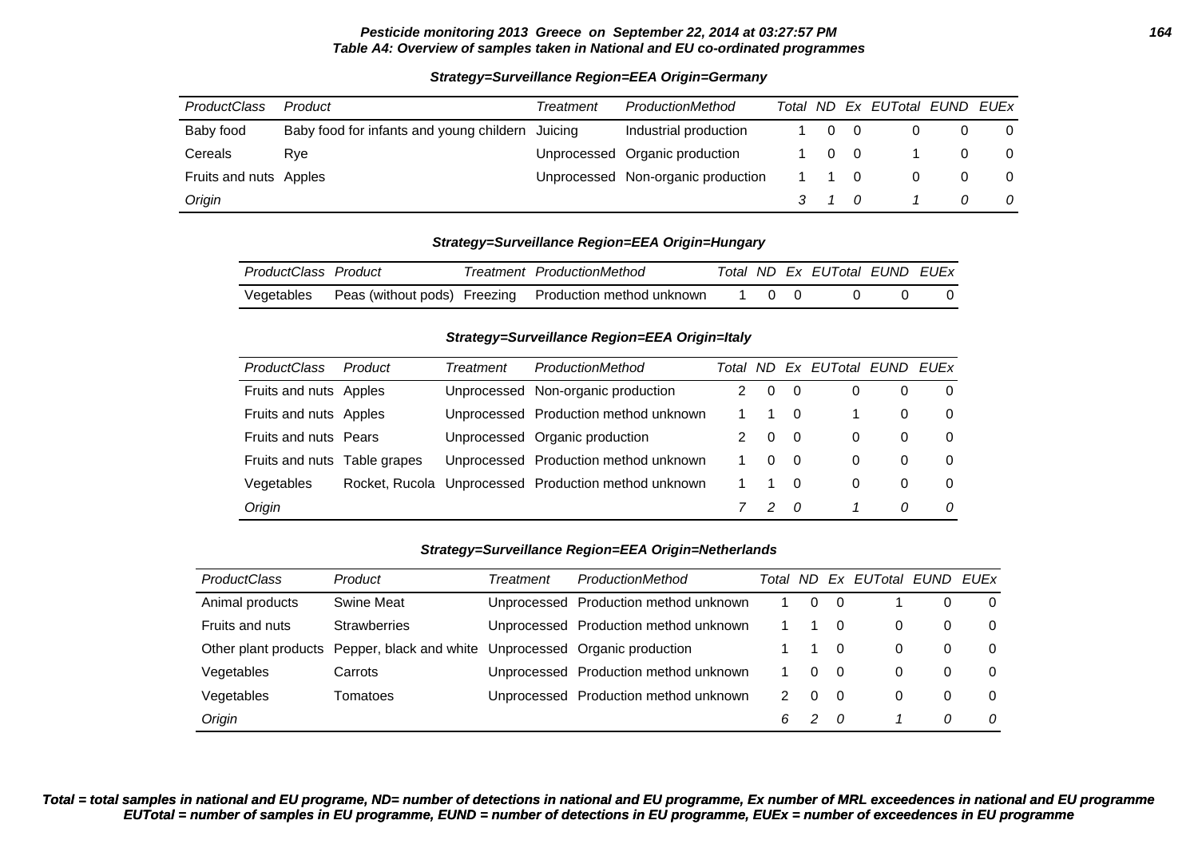**Pesticide monitoring 2013 Greece on September 22, 2014 at 03:27:57 PM**
**Table A4: Overview of samples taken in National and EU co-ordinated programmes**

**Strategy=Surveillance Region=EEA Origin=Germany**

| ProductClass | Product | Treatment | ProductionMethod | Total | ND | Ex | EUTotal | EUND | EUEx |
|---|---|---|---|---|---|---|---|---|---|
| Baby food | Baby food for infants and young childern | Juicing | Industrial production | 1 | 0 | 0 | 0 | 0 | 0 |
| Cereals | Rye | Unprocessed | Organic production | 1 | 0 | 0 | 1 | 0 | 0 |
| Fruits and nuts | Apples | Unprocessed | Non-organic production | 1 | 1 | 0 | 0 | 0 | 0 |
| *Origin* | | | | *3* | *1* | *0* | *1* | *0* | *0* |

**Strategy=Surveillance Region=EEA Origin=Hungary**

| ProductClass | Product | Treatment | ProductionMethod | Total | ND | Ex | EUTotal | EUND | EUEx |
|---|---|---|---|---|---|---|---|---|---|
| Vegetables | Peas (without pods) | Freezing | Production method unknown | 1 | 0 | 0 | 0 | 0 | 0 |

**Strategy=Surveillance Region=EEA Origin=Italy**

| ProductClass | Product | Treatment | ProductionMethod | Total | ND | Ex | EUTotal | EUND | EUEx |
|---|---|---|---|---|---|---|---|---|---|
| Fruits and nuts | Apples | Unprocessed | Non-organic production | 2 | 0 | 0 | 0 | 0 | 0 |
| Fruits and nuts | Apples | Unprocessed | Production method unknown | 1 | 1 | 0 | 1 | 0 | 0 |
| Fruits and nuts | Pears | Unprocessed | Organic production | 2 | 0 | 0 | 0 | 0 | 0 |
| Fruits and nuts | Table grapes | Unprocessed | Production method unknown | 1 | 0 | 0 | 0 | 0 | 0 |
| Vegetables | Rocket, Rucola | Unprocessed | Production method unknown | 1 | 1 | 0 | 0 | 0 | 0 |
| *Origin* | | | | *7* | *2* | *0* | *1* | *0* | *0* |

**Strategy=Surveillance Region=EEA Origin=Netherlands**

| ProductClass | Product | Treatment | ProductionMethod | Total | ND | Ex | EUTotal | EUND | EUEx |
|---|---|---|---|---|---|---|---|---|---|
| Animal products | Swine Meat | Unprocessed | Production method unknown | 1 | 0 | 0 | 1 | 0 | 0 |
| Fruits and nuts | Strawberries | Unprocessed | Production method unknown | 1 | 1 | 0 | 0 | 0 | 0 |
| Other plant products | Pepper, black and white | Unprocessed | Organic production | 1 | 1 | 0 | 0 | 0 | 0 |
| Vegetables | Carrots | Unprocessed | Production method unknown | 1 | 0 | 0 | 0 | 0 | 0 |
| Vegetables | Tomatoes | Unprocessed | Production method unknown | 2 | 0 | 0 | 0 | 0 | 0 |
| *Origin* | | | | *6* | *2* | *0* | *1* | *0* | *0* |

***Total = total samples in national and EU programe, ND= number of detections in national and EU programme, Ex number of MRL exceedences in national and EU programme EUTotal = number of samples in EU programme, EUND = number of detections in EU programme, EUEx = number of exceedences in EU programme***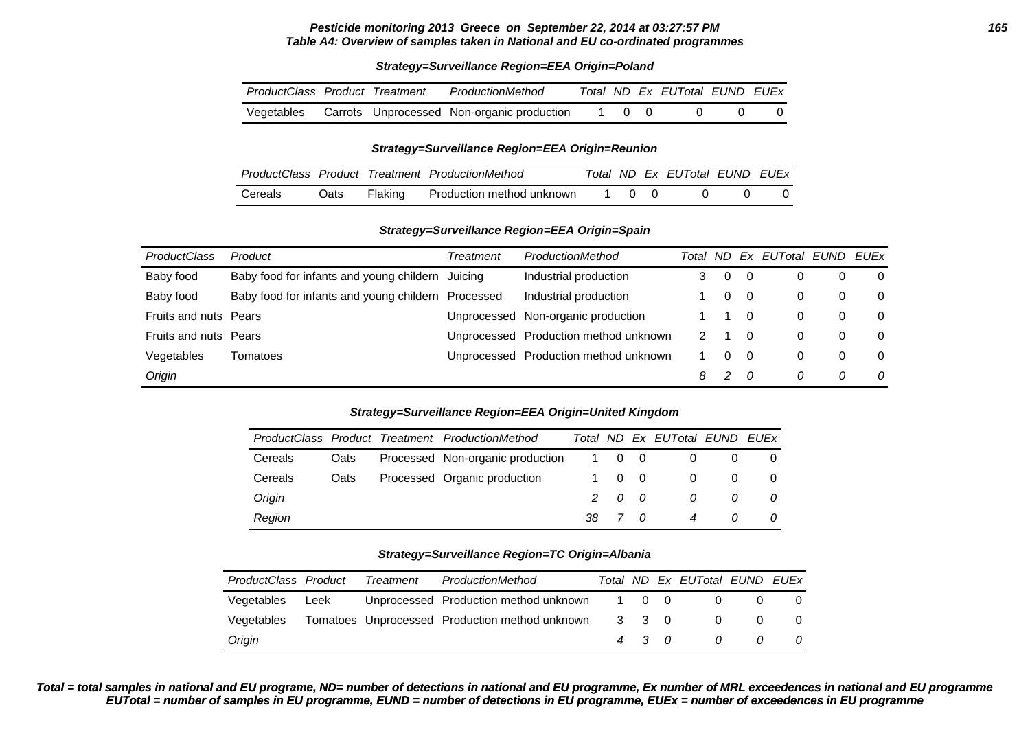**Table A4: Overview of samples taken in National and EU co-ordinated programmes**

**Strategy=Surveillance Region=EEA Origin=Poland**

| ProductClass | Product | Treatment | ProductionMethod | Total | ND | Ex | EUTotal | EUND | EUEx |
|---|---|---|---|---|---|---|---|---|---|
| Vegetables | Carrots | Unprocessed | Non-organic production | 1 | 0 | 0 | 0 | 0 | 0 |

**Strategy=Surveillance Region=EEA Origin=Reunion**

| ProductClass | Product | Treatment | ProductionMethod | Total | ND | Ex | EUTotal | EUND | EUEx |
|---|---|---|---|---|---|---|---|---|---|
| Cereals | Oats | Flaking | Production method unknown | 1 | 0 | 0 | 0 | 0 | 0 |

**Strategy=Surveillance Region=EEA Origin=Spain**

| ProductClass | Product | Treatment | ProductionMethod | Total | ND | Ex | EUTotal | EUND | EUEx |
|---|---|---|---|---|---|---|---|---|---|
| Baby food | Baby food for infants and young childern | Juicing | Industrial production | 3 | 0 | 0 | 0 | 0 | 0 |
| Baby food | Baby food for infants and young childern | Processed | Industrial production | 1 | 0 | 0 | 0 | 0 | 0 |
| Fruits and nuts | Pears | Unprocessed | Non-organic production | 1 | 1 | 0 | 0 | 0 | 0 |
| Fruits and nuts | Pears | Unprocessed | Production method unknown | 2 | 1 | 0 | 0 | 0 | 0 |
| Vegetables | Tomatoes | Unprocessed | Production method unknown | 1 | 0 | 0 | 0 | 0 | 0 |
| *Origin* | | | | *8* | *2* | *0* | *0* | *0* | *0* |

**Strategy=Surveillance Region=EEA Origin=United Kingdom**

| ProductClass | Product | Treatment | ProductionMethod | Total | ND | Ex | EUTotal | EUND | EUEx |
|---|---|---|---|---|---|---|---|---|---|
| Cereals | Oats | Processed | Non-organic production | 1 | 0 | 0 | 0 | 0 | 0 |
| Cereals | Oats | Processed | Organic production | 1 | 0 | 0 | 0 | 0 | 0 |
| *Origin* | | | | *2* | *0* | *0* | *0* | *0* | *0* |
| *Region* | | | | *38* | *7* | *0* | *4* | *0* | *0* |

**Strategy=Surveillance Region=TC Origin=Albania**

| ProductClass | Product | Treatment | ProductionMethod | Total | ND | Ex | EUTotal | EUND | EUEx |
|---|---|---|---|---|---|---|---|---|---|
| Vegetables | Leek | Unprocessed | Production method unknown | 1 | 0 | 0 | 0 | 0 | 0 |
| Vegetables | Tomatoes | Unprocessed | Production method unknown | 3 | 3 | 0 | 0 | 0 | 0 |
| *Origin* | | | | *4* | *3* | *0* | *0* | *0* | *0* |

***Total = total samples in national and EU programe, ND= number of detections in national and EU programme, Ex number of MRL exceedences in national and EU programme EUTotal = number of samples in EU programme, EUND = number of detections in EU programme, EUEx = number of exceedences in EU programme***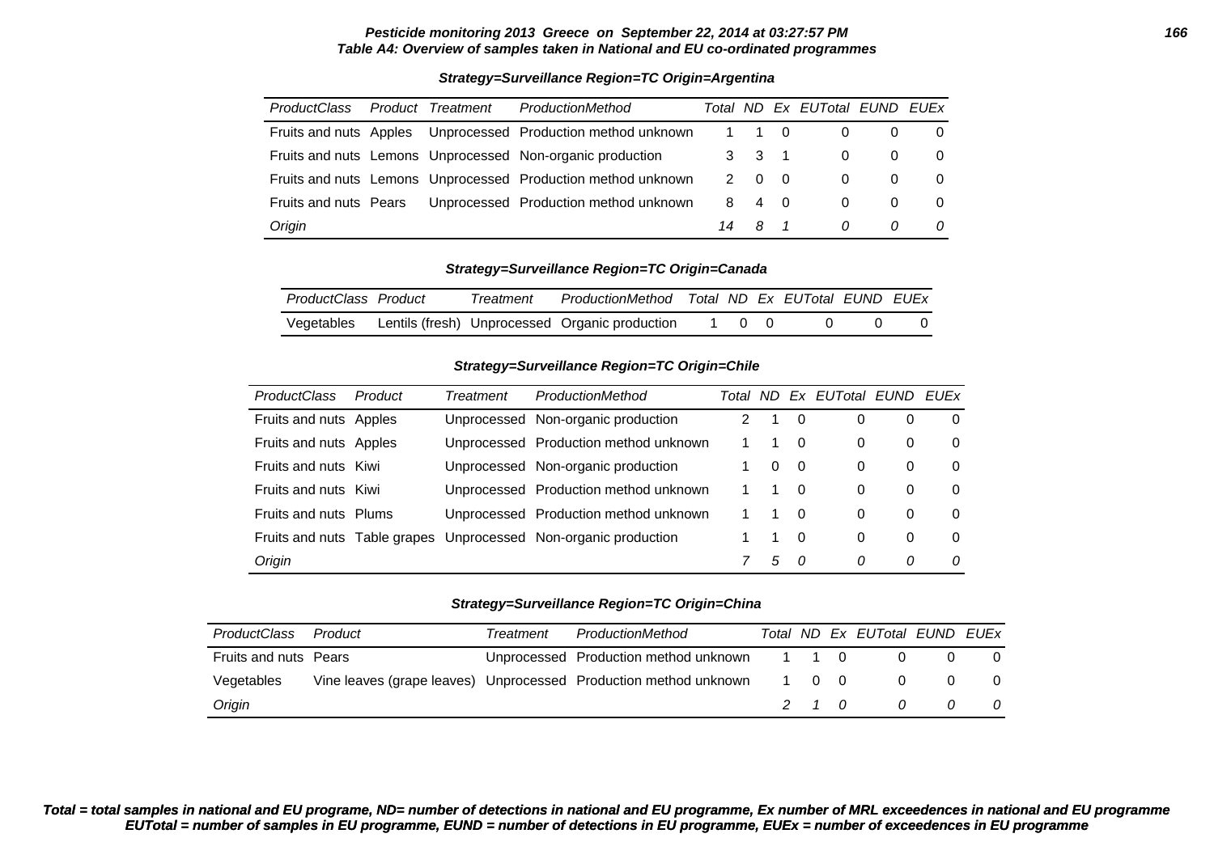**Pesticide monitoring 2013 Greece on September 22, 2014 at 03:27:57 PM**
**Table A4: Overview of samples taken in National and EU co-ordinated programmes**

**Strategy=Surveillance Region=TC Origin=Argentina**

| ProductClass | Product | Treatment | ProductionMethod | Total | ND | Ex | EUTotal | EUND | EUEx |
|---|---|---|---|---|---|---|---|---|---|
| Fruits and nuts | Apples | Unprocessed | Production method unknown | 1 | 1 | 0 | 0 | 0 | 0 |
| Fruits and nuts | Lemons | Unprocessed | Non-organic production | 3 | 3 | 1 | 0 | 0 | 0 |
| Fruits and nuts | Lemons | Unprocessed | Production method unknown | 2 | 0 | 0 | 0 | 0 | 0 |
| Fruits and nuts | Pears | Unprocessed | Production method unknown | 8 | 4 | 0 | 0 | 0 | 0 |
| *Origin* | | | | *14* | *8* | *1* | *0* | *0* | *0* |

**Strategy=Surveillance Region=TC Origin=Canada**

| ProductClass | Product | Treatment | ProductionMethod | Total | ND | Ex | EUTotal | EUND | EUEx |
|---|---|---|---|---|---|---|---|---|---|
| Vegetables | Lentils (fresh) | Unprocessed | Organic production | 1 | 0 | 0 | 0 | 0 | 0 |

**Strategy=Surveillance Region=TC Origin=Chile**

| ProductClass | Product | Treatment | ProductionMethod | Total | ND | Ex | EUTotal | EUND | EUEx |
|---|---|---|---|---|---|---|---|---|---|
| Fruits and nuts | Apples | Unprocessed | Non-organic production | 2 | 1 | 0 | 0 | 0 | 0 |
| Fruits and nuts | Apples | Unprocessed | Production method unknown | 1 | 1 | 0 | 0 | 0 | 0 |
| Fruits and nuts | Kiwi | Unprocessed | Non-organic production | 1 | 0 | 0 | 0 | 0 | 0 |
| Fruits and nuts | Kiwi | Unprocessed | Production method unknown | 1 | 1 | 0 | 0 | 0 | 0 |
| Fruits and nuts | Plums | Unprocessed | Production method unknown | 1 | 1 | 0 | 0 | 0 | 0 |
| Fruits and nuts | Table grapes | Unprocessed | Non-organic production | 1 | 1 | 0 | 0 | 0 | 0 |
| *Origin* | | | | *7* | *5* | *0* | *0* | *0* | *0* |

**Strategy=Surveillance Region=TC Origin=China**

| ProductClass | Product | Treatment | ProductionMethod | Total | ND | Ex | EUTotal | EUND | EUEx |
|---|---|---|---|---|---|---|---|---|---|
| Fruits and nuts | Pears | Unprocessed | Production method unknown | 1 | 1 | 0 | 0 | 0 | 0 |
| Vegetables | Vine leaves (grape leaves) | Unprocessed | Production method unknown | 1 | 0 | 0 | 0 | 0 | 0 |
| *Origin* | | | | *2* | *1* | *0* | *0* | *0* | *0* |

***Total = total samples in national and EU programe, ND= number of detections in national and EU programme, Ex number of MRL exceedences in national and EU programme***
***EUTotal = number of samples in EU programme, EUND = number of detections in EU programme, EUEx = number of exceedences in EU programme***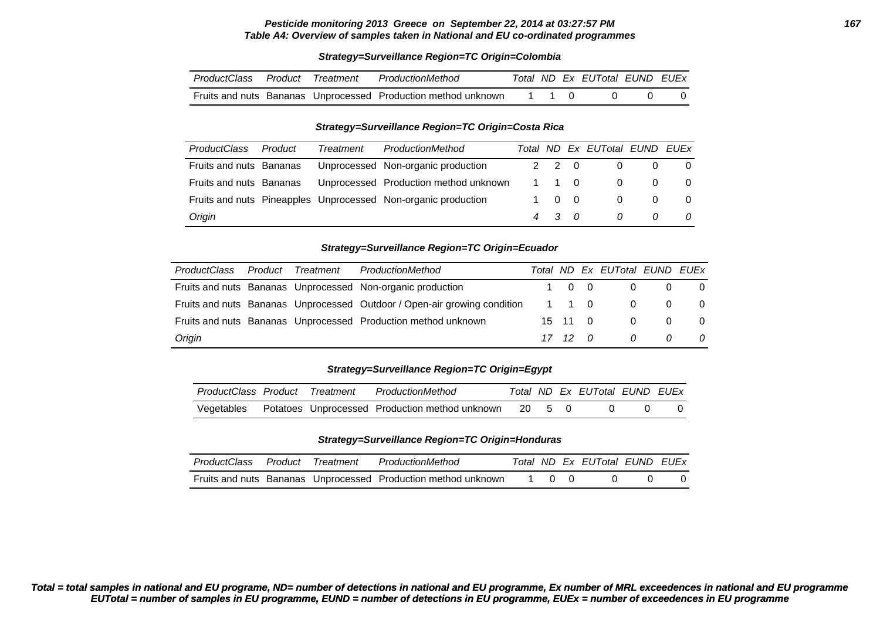**Table A4: Overview of samples taken in National and EU co-ordinated programmes**

**Strategy=Surveillance Region=TC Origin=Colombia**

| ProductClass | Product | Treatment | ProductionMethod | Total | ND | Ex | EUTotal | EUND | EUEx |
|---|---|---|---|---|---|---|---|---|---|
| Fruits and nuts | Bananas | Unprocessed | Production method unknown | 1 | 1 | 0 | 0 | 0 | 0 |

**Strategy=Surveillance Region=TC Origin=Costa Rica**

| ProductClass | Product | Treatment | ProductionMethod | Total | ND | Ex | EUTotal | EUND | EUEx |
|---|---|---|---|---|---|---|---|---|---|
| Fruits and nuts | Bananas | Unprocessed | Non-organic production | 2 | 2 | 0 | 0 | 0 | 0 |
| Fruits and nuts | Bananas | Unprocessed | Production method unknown | 1 | 1 | 0 | 0 | 0 | 0 |
| Fruits and nuts | Pineapples | Unprocessed | Non-organic production | 1 | 0 | 0 | 0 | 0 | 0 |
| *Origin* | | | | *4* | *3* | *0* | *0* | *0* | *0* |

**Strategy=Surveillance Region=TC Origin=Ecuador**

| ProductClass | Product | Treatment | ProductionMethod | Total | ND | Ex | EUTotal | EUND | EUEx |
|---|---|---|---|---|---|---|---|---|---|
| Fruits and nuts | Bananas | Unprocessed | Non-organic production | 1 | 0 | 0 | 0 | 0 | 0 |
| Fruits and nuts | Bananas | Unprocessed | Outdoor / Open-air growing condition | 1 | 1 | 0 | 0 | 0 | 0 |
| Fruits and nuts | Bananas | Unprocessed | Production method unknown | 15 | 11 | 0 | 0 | 0 | 0 |
| *Origin* | | | | *17* | *12* | *0* | *0* | *0* | *0* |

**Strategy=Surveillance Region=TC Origin=Egypt**

| ProductClass | Product | Treatment | ProductionMethod | Total | ND | Ex | EUTotal | EUND | EUEx |
|---|---|---|---|---|---|---|---|---|---|
| Vegetables | Potatoes | Unprocessed | Production method unknown | 20 | 5 | 0 | 0 | 0 | 0 |

**Strategy=Surveillance Region=TC Origin=Honduras**

| ProductClass | Product | Treatment | ProductionMethod | Total | ND | Ex | EUTotal | EUND | EUEx |
|---|---|---|---|---|---|---|---|---|---|
| Fruits and nuts | Bananas | Unprocessed | Production method unknown | 1 | 0 | 0 | 0 | 0 | 0 |

***Total = total samples in national and EU programe, ND= number of detections in national and EU programme, Ex number of MRL exceedences in national and EU programme EUTotal = number of samples in EU programme, EUND = number of detections in EU programme, EUEx = number of exceedences in EU programme***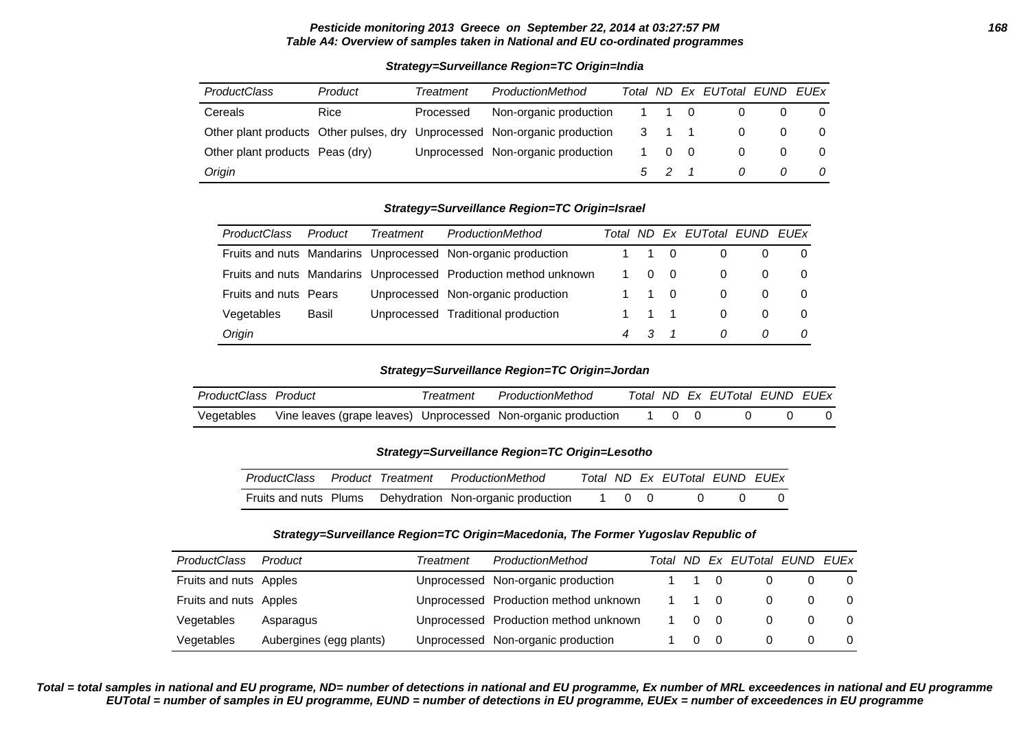**Pesticide monitoring 2013 Greece on September 22, 2014 at 03:27:57 PM**
**Table A4: Overview of samples taken in National and EU co-ordinated programmes**

**Strategy=Surveillance Region=TC Origin=India**

| ProductClass | Product | Treatment | ProductionMethod | Total | ND | Ex | EUTotal | EUND | EUEx |
|---|---|---|---|---|---|---|---|---|---|
| Cereals | Rice | Processed | Non-organic production | 1 | 1 | 0 | 0 | 0 | 0 |
| Other plant products | Other pulses, dry | Unprocessed | Non-organic production | 3 | 1 | 1 | 0 | 0 | 0 |
| Other plant products | Peas (dry) | Unprocessed | Non-organic production | 1 | 0 | 0 | 0 | 0 | 0 |
| *Origin* | | | | *5* | *2* | *1* | *0* | *0* | *0* |

**Strategy=Surveillance Region=TC Origin=Israel**

| ProductClass | Product | Treatment | ProductionMethod | Total | ND | Ex | EUTotal | EUND | EUEx |
|---|---|---|---|---|---|---|---|---|---|
| Fruits and nuts | Mandarins | Unprocessed | Non-organic production | 1 | 1 | 0 | 0 | 0 | 0 |
| Fruits and nuts | Mandarins | Unprocessed | Production method unknown | 1 | 0 | 0 | 0 | 0 | 0 |
| Fruits and nuts | Pears | Unprocessed | Non-organic production | 1 | 1 | 0 | 0 | 0 | 0 |
| Vegetables | Basil | Unprocessed | Traditional production | 1 | 1 | 1 | 0 | 0 | 0 |
| *Origin* | | | | *4* | *3* | *1* | *0* | *0* | *0* |

**Strategy=Surveillance Region=TC Origin=Jordan**

| ProductClass | Product | Treatment | ProductionMethod | Total | ND | Ex | EUTotal | EUND | EUEx |
|---|---|---|---|---|---|---|---|---|---|
| Vegetables | Vine leaves (grape leaves) | Unprocessed | Non-organic production | 1 | 0 | 0 | 0 | 0 | 0 |

**Strategy=Surveillance Region=TC Origin=Lesotho**

| ProductClass | Product | Treatment | ProductionMethod | Total | ND | Ex | EUTotal | EUND | EUEx |
|---|---|---|---|---|---|---|---|---|---|
| Fruits and nuts | Plums | Dehydration | Non-organic production | 1 | 0 | 0 | 0 | 0 | 0 |

**Strategy=Surveillance Region=TC Origin=Macedonia, The Former Yugoslav Republic of**

| ProductClass | Product | Treatment | ProductionMethod | Total | ND | Ex | EUTotal | EUND | EUEx |
|---|---|---|---|---|---|---|---|---|---|
| Fruits and nuts | Apples | Unprocessed | Non-organic production | 1 | 1 | 0 | 0 | 0 | 0 |
| Fruits and nuts | Apples | Unprocessed | Production method unknown | 1 | 1 | 0 | 0 | 0 | 0 |
| Vegetables | Asparagus | Unprocessed | Production method unknown | 1 | 0 | 0 | 0 | 0 | 0 |
| Vegetables | Aubergines (egg plants) | Unprocessed | Non-organic production | 1 | 0 | 0 | 0 | 0 | 0 |

***Total = total samples in national and EU programe, ND= number of detections in national and EU programme, Ex number of MRL exceedences in national and EU programme***
***EUTotal = number of samples in EU programme, EUND = number of detections in EU programme, EUEx = number of exceedences in EU programme***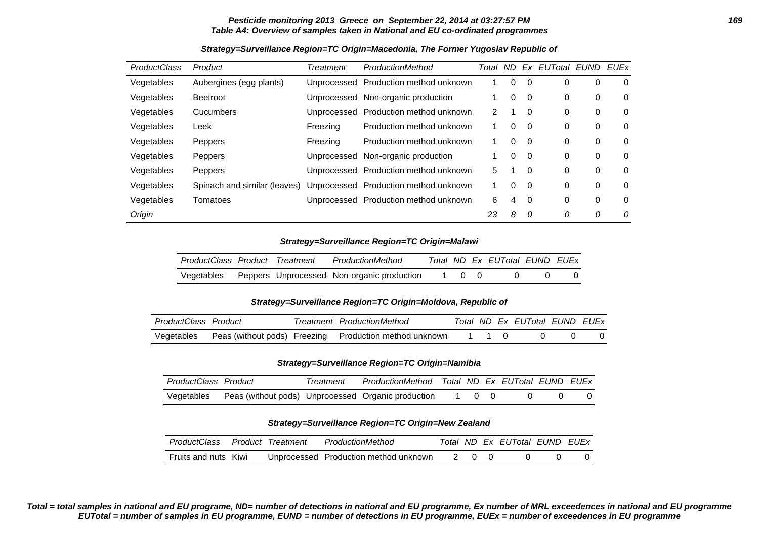**Table A4: Overview of samples taken in National and EU co-ordinated programmes**

**Strategy=Surveillance Region=TC Origin=Macedonia, The Former Yugoslav Republic of**

| ProductClass | Product | Treatment | ProductionMethod | Total | ND | Ex | EUTotal | EUND | EUEx |
|---|---|---|---|---|---|---|---|---|---|
| Vegetables | Aubergines (egg plants) | Unprocessed | Production method unknown | 1 | 0 | 0 | 0 | 0 | 0 |
| Vegetables | Beetroot | Unprocessed | Non-organic production | 1 | 0 | 0 | 0 | 0 | 0 |
| Vegetables | Cucumbers | Unprocessed | Production method unknown | 2 | 1 | 0 | 0 | 0 | 0 |
| Vegetables | Leek | Freezing | Production method unknown | 1 | 0 | 0 | 0 | 0 | 0 |
| Vegetables | Peppers | Freezing | Production method unknown | 1 | 0 | 0 | 0 | 0 | 0 |
| Vegetables | Peppers | Unprocessed | Non-organic production | 1 | 0 | 0 | 0 | 0 | 0 |
| Vegetables | Peppers | Unprocessed | Production method unknown | 5 | 1 | 0 | 0 | 0 | 0 |
| Vegetables | Spinach and similar (leaves) | Unprocessed | Production method unknown | 1 | 0 | 0 | 0 | 0 | 0 |
| Vegetables | Tomatoes | Unprocessed | Production method unknown | 6 | 4 | 0 | 0 | 0 | 0 |
| *Origin* | | | | *23* | *8* | *0* | *0* | *0* | *0* |

**Strategy=Surveillance Region=TC Origin=Malawi**

| ProductClass | Product | Treatment | ProductionMethod | Total | ND | Ex | EUTotal | EUND | EUEx |
|---|---|---|---|---|---|---|---|---|---|
| Vegetables | Peppers | Unprocessed | Non-organic production | 1 | 0 | 0 | 0 | 0 | 0 |

**Strategy=Surveillance Region=TC Origin=Moldova, Republic of**

| ProductClass | Product | Treatment | ProductionMethod | Total | ND | Ex | EUTotal | EUND | EUEx |
|---|---|---|---|---|---|---|---|---|---|
| Vegetables | Peas (without pods) | Freezing | Production method unknown | 1 | 1 | 0 | 0 | 0 | 0 |

**Strategy=Surveillance Region=TC Origin=Namibia**

| ProductClass | Product | Treatment | ProductionMethod | Total | ND | Ex | EUTotal | EUND | EUEx |
|---|---|---|---|---|---|---|---|---|---|
| Vegetables | Peas (without pods) | Unprocessed | Organic production | 1 | 0 | 0 | 0 | 0 | 0 |

**Strategy=Surveillance Region=TC Origin=New Zealand**

| ProductClass | Product | Treatment | ProductionMethod | Total | ND | Ex | EUTotal | EUND | EUEx |
|---|---|---|---|---|---|---|---|---|---|
| Fruits and nuts | Kiwi | Unprocessed | Production method unknown | 2 | 0 | 0 | 0 | 0 | 0 |

***Total = total samples in national and EU programe, ND= number of detections in national and EU programme, Ex number of MRL exceedences in national and EU programme EUTotal = number of samples in EU programme, EUND = number of detections in EU programme, EUEx = number of exceedences in EU programme***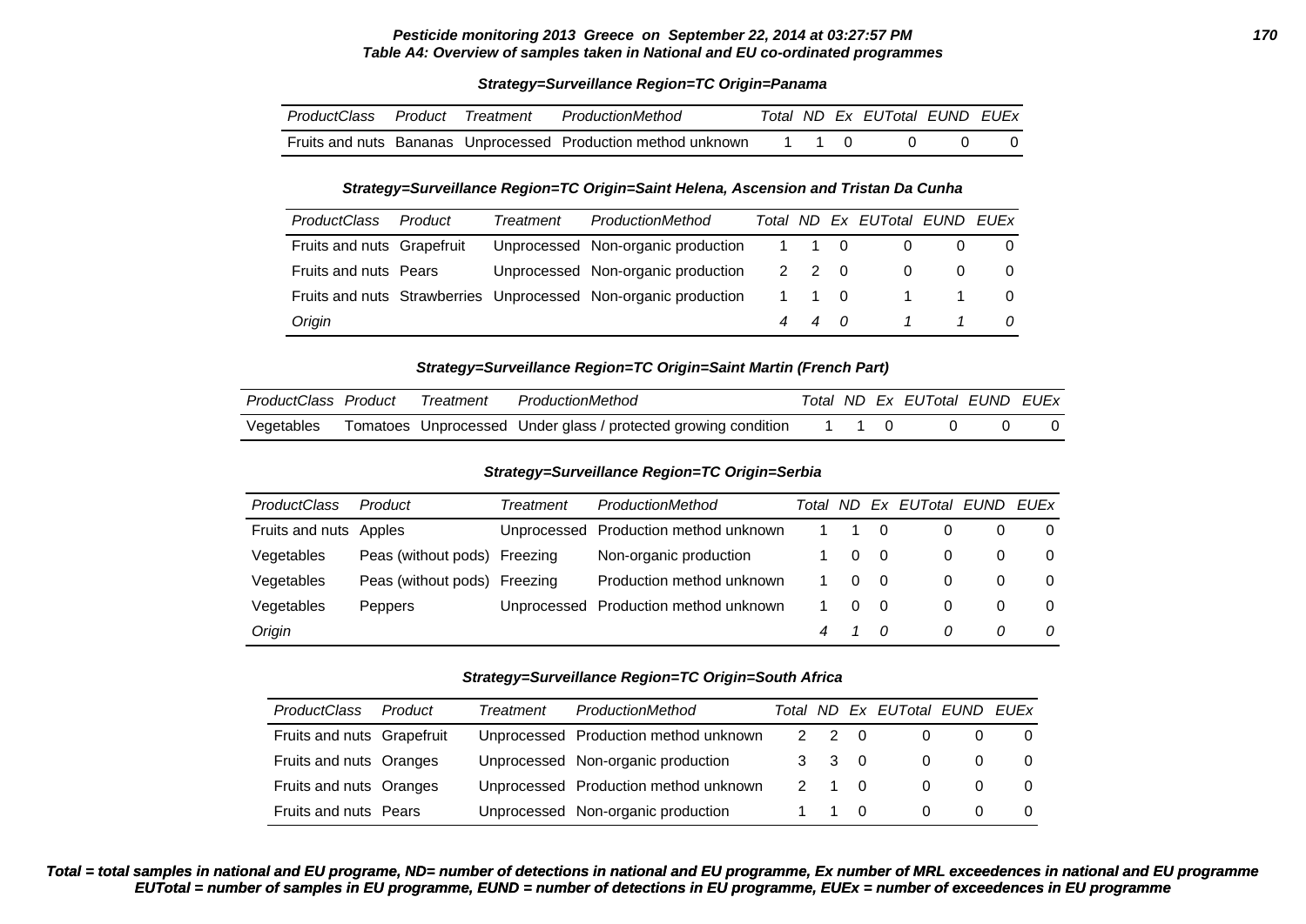**Pesticide monitoring 2013 Greece on September 22, 2014 at 03:27:57 PM**
**Table A4: Overview of samples taken in National and EU co-ordinated programmes**

**Strategy=Surveillance Region=TC Origin=Panama**

| ProductClass | Product | Treatment | ProductionMethod | Total | ND | Ex | EUTotal | EUND | EUEx |
|---|---|---|---|---|---|---|---|---|---|
| Fruits and nuts | Bananas | Unprocessed | Production method unknown | 1 | 1 | 0 | 0 | 0 | 0 |

**Strategy=Surveillance Region=TC Origin=Saint Helena, Ascension and Tristan Da Cunha**

| ProductClass | Product | Treatment | ProductionMethod | Total | ND | Ex | EUTotal | EUND | EUEx |
|---|---|---|---|---|---|---|---|---|---|
| Fruits and nuts | Grapefruit | Unprocessed | Non-organic production | 1 | 1 | 0 | 0 | 0 | 0 |
| Fruits and nuts | Pears | Unprocessed | Non-organic production | 2 | 2 | 0 | 0 | 0 | 0 |
| Fruits and nuts | Strawberries | Unprocessed | Non-organic production | 1 | 1 | 0 | 1 | 1 | 0 |
| *Origin* | | | | *4* | *4* | *0* | *1* | *1* | *0* |

**Strategy=Surveillance Region=TC Origin=Saint Martin (French Part)**

| ProductClass | Product | Treatment | ProductionMethod | Total | ND | Ex | EUTotal | EUND | EUEx |
|---|---|---|---|---|---|---|---|---|---|
| Vegetables | Tomatoes | Unprocessed | Under glass / protected growing condition | 1 | 1 | 0 | 0 | 0 | 0 |

**Strategy=Surveillance Region=TC Origin=Serbia**

| ProductClass | Product | Treatment | ProductionMethod | Total | ND | Ex | EUTotal | EUND | EUEx |
|---|---|---|---|---|---|---|---|---|---|
| Fruits and nuts | Apples | Unprocessed | Production method unknown | 1 | 1 | 0 | 0 | 0 | 0 |
| Vegetables | Peas (without pods) | Freezing | Non-organic production | 1 | 0 | 0 | 0 | 0 | 0 |
| Vegetables | Peas (without pods) | Freezing | Production method unknown | 1 | 0 | 0 | 0 | 0 | 0 |
| Vegetables | Peppers | Unprocessed | Production method unknown | 1 | 0 | 0 | 0 | 0 | 0 |
| *Origin* | | | | *4* | *1* | *0* | *0* | *0* | *0* |

**Strategy=Surveillance Region=TC Origin=South Africa**

| ProductClass | Product | Treatment | ProductionMethod | Total | ND | Ex | EUTotal | EUND | EUEx |
|---|---|---|---|---|---|---|---|---|---|
| Fruits and nuts | Grapefruit | Unprocessed | Production method unknown | 2 | 2 | 0 | 0 | 0 | 0 |
| Fruits and nuts | Oranges | Unprocessed | Non-organic production | 3 | 3 | 0 | 0 | 0 | 0 |
| Fruits and nuts | Oranges | Unprocessed | Production method unknown | 2 | 1 | 0 | 0 | 0 | 0 |
| Fruits and nuts | Pears | Unprocessed | Non-organic production | 1 | 1 | 0 | 0 | 0 | 0 |

**Total = total samples in national and EU programe, ND= number of detections in national and EU programme, Ex number of MRL exceedences in national and EU programme**
**EUTotal = number of samples in EU programme, EUND = number of detections in EU programme, EUEx = number of exceedences in EU programme**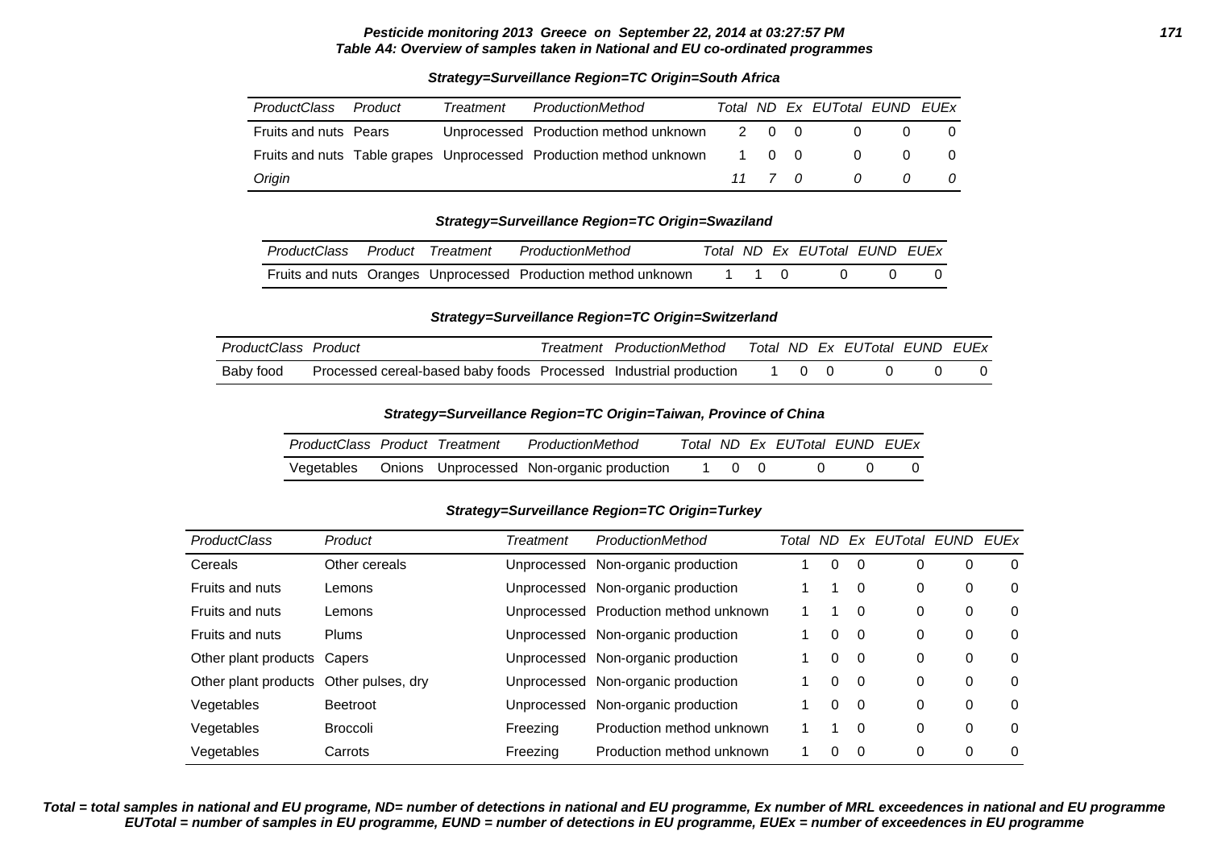**Pesticide monitoring 2013 Greece on September 22, 2014 at 03:27:57 PM**
**Table A4: Overview of samples taken in National and EU co-ordinated programmes**

**Strategy=Surveillance Region=TC Origin=South Africa**

| ProductClass | Product | Treatment | ProductionMethod | Total | ND | Ex | EUTotal | EUND | EUEx |
|---|---|---|---|---|---|---|---|---|---|
| Fruits and nuts | Pears | Unprocessed | Production method unknown | 2 | 0 | 0 | 0 | 0 | 0 |
| Fruits and nuts | Table grapes | Unprocessed | Production method unknown | 1 | 0 | 0 | 0 | 0 | 0 |
| *Origin* | | | | *11* | *7* | *0* | *0* | *0* | *0* |

**Strategy=Surveillance Region=TC Origin=Swaziland**

| ProductClass | Product | Treatment | ProductionMethod | Total | ND | Ex | EUTotal | EUND | EUEx |
|---|---|---|---|---|---|---|---|---|---|
| Fruits and nuts | Oranges | Unprocessed | Production method unknown | 1 | 1 | 0 | 0 | 0 | 0 |

**Strategy=Surveillance Region=TC Origin=Switzerland**

| ProductClass | Product | Treatment | ProductionMethod | Total | ND | Ex | EUTotal | EUND | EUEx |
|---|---|---|---|---|---|---|---|---|---|
| Baby food | Processed cereal-based baby foods | Processed | Industrial production | 1 | 0 | 0 | 0 | 0 | 0 |

**Strategy=Surveillance Region=TC Origin=Taiwan, Province of China**

| ProductClass | Product | Treatment | ProductionMethod | Total | ND | Ex | EUTotal | EUND | EUEx |
|---|---|---|---|---|---|---|---|---|---|
| Vegetables | Onions | Unprocessed | Non-organic production | 1 | 0 | 0 | 0 | 0 | 0 |

**Strategy=Surveillance Region=TC Origin=Turkey**

| ProductClass | Product | Treatment | ProductionMethod | Total | ND | Ex | EUTotal | EUND | EUEx |
|---|---|---|---|---|---|---|---|---|---|
| Cereals | Other cereals | Unprocessed | Non-organic production | 1 | 0 | 0 | 0 | 0 | 0 |
| Fruits and nuts | Lemons | Unprocessed | Non-organic production | 1 | 1 | 0 | 0 | 0 | 0 |
| Fruits and nuts | Lemons | Unprocessed | Production method unknown | 1 | 1 | 0 | 0 | 0 | 0 |
| Fruits and nuts | Plums | Unprocessed | Non-organic production | 1 | 0 | 0 | 0 | 0 | 0 |
| Other plant products | Capers | Unprocessed | Non-organic production | 1 | 0 | 0 | 0 | 0 | 0 |
| Other plant products | Other pulses, dry | Unprocessed | Non-organic production | 1 | 0 | 0 | 0 | 0 | 0 |
| Vegetables | Beetroot | Unprocessed | Non-organic production | 1 | 0 | 0 | 0 | 0 | 0 |
| Vegetables | Broccoli | Freezing | Production method unknown | 1 | 1 | 0 | 0 | 0 | 0 |
| Vegetables | Carrots | Freezing | Production method unknown | 1 | 0 | 0 | 0 | 0 | 0 |

***Total = total samples in national and EU programe, ND= number of detections in national and EU programme, Ex number of MRL exceedences in national and EU programme EUTotal = number of samples in EU programme, EUND = number of detections in EU programme, EUEx = number of exceedences in EU programme***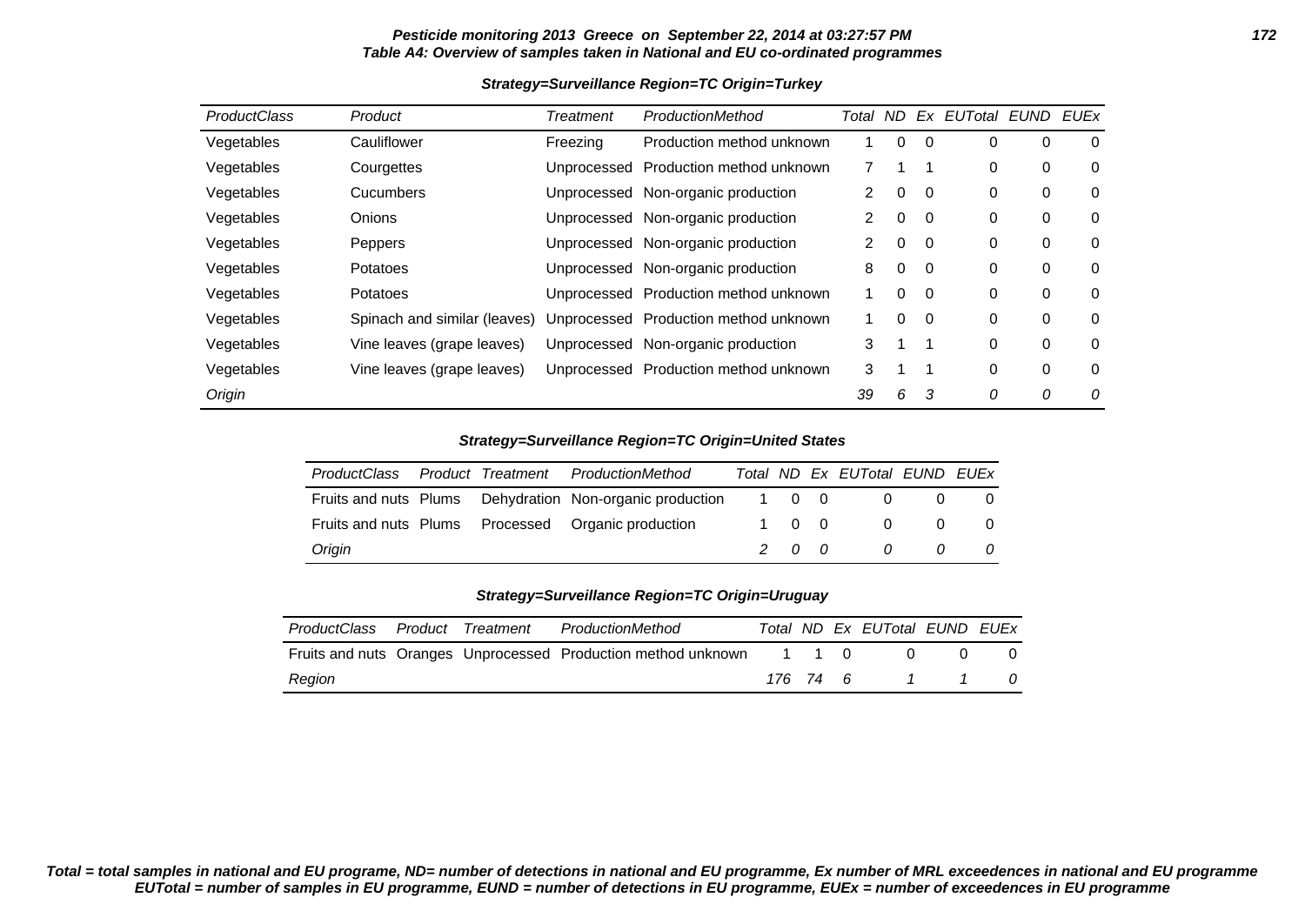**Pesticide monitoring 2013 Greece on September 22, 2014 at 03:27:57 PM**
**Table A4: Overview of samples taken in National and EU co-ordinated programmes**

**Strategy=Surveillance Region=TC Origin=Turkey**

| ProductClass | Product | Treatment | ProductionMethod | Total | ND | Ex | EUTotal | EUND | EUEx |
|---|---|---|---|---|---|---|---|---|---|
| Vegetables | Cauliflower | Freezing | Production method unknown | 1 | 0 | 0 | 0 | 0 | 0 |
| Vegetables | Courgettes | Unprocessed | Production method unknown | 7 | 1 | 1 | 0 | 0 | 0 |
| Vegetables | Cucumbers | Unprocessed | Non-organic production | 2 | 0 | 0 | 0 | 0 | 0 |
| Vegetables | Onions | Unprocessed | Non-organic production | 2 | 0 | 0 | 0 | 0 | 0 |
| Vegetables | Peppers | Unprocessed | Non-organic production | 2 | 0 | 0 | 0 | 0 | 0 |
| Vegetables | Potatoes | Unprocessed | Non-organic production | 8 | 0 | 0 | 0 | 0 | 0 |
| Vegetables | Potatoes | Unprocessed | Production method unknown | 1 | 0 | 0 | 0 | 0 | 0 |
| Vegetables | Spinach and similar (leaves) | Unprocessed | Production method unknown | 1 | 0 | 0 | 0 | 0 | 0 |
| Vegetables | Vine leaves (grape leaves) | Unprocessed | Non-organic production | 3 | 1 | 1 | 0 | 0 | 0 |
| Vegetables | Vine leaves (grape leaves) | Unprocessed | Production method unknown | 3 | 1 | 1 | 0 | 0 | 0 |
| *Origin* | | | | *39* | *6* | *3* | *0* | *0* | *0* |

**Strategy=Surveillance Region=TC Origin=United States**

| ProductClass | Product | Treatment | ProductionMethod | Total | ND | Ex | EUTotal | EUND | EUEx |
|---|---|---|---|---|---|---|---|---|---|
| Fruits and nuts | Plums | Dehydration | Non-organic production | 1 | 0 | 0 | 0 | 0 | 0 |
| Fruits and nuts | Plums | Processed | Organic production | 1 | 0 | 0 | 0 | 0 | 0 |
| *Origin* | | | | *2* | *0* | *0* | *0* | *0* | *0* |

**Strategy=Surveillance Region=TC Origin=Uruguay**

| ProductClass | Product | Treatment | ProductionMethod | Total | ND | Ex | EUTotal | EUND | EUEx |
|---|---|---|---|---|---|---|---|---|---|
| Fruits and nuts | Oranges | Unprocessed | Production method unknown | 1 | 1 | 0 | 0 | 0 | 0 |
| *Region* | | | | *176* | *74* | *6* | *1* | *1* | *0* |

***Total = total samples in national and EU programe, ND= number of detections in national and EU programme, Ex number of MRL exceedences in national and EU programme EUTotal = number of samples in EU programme, EUND = number of detections in EU programme, EUEx = number of exceedences in EU programme***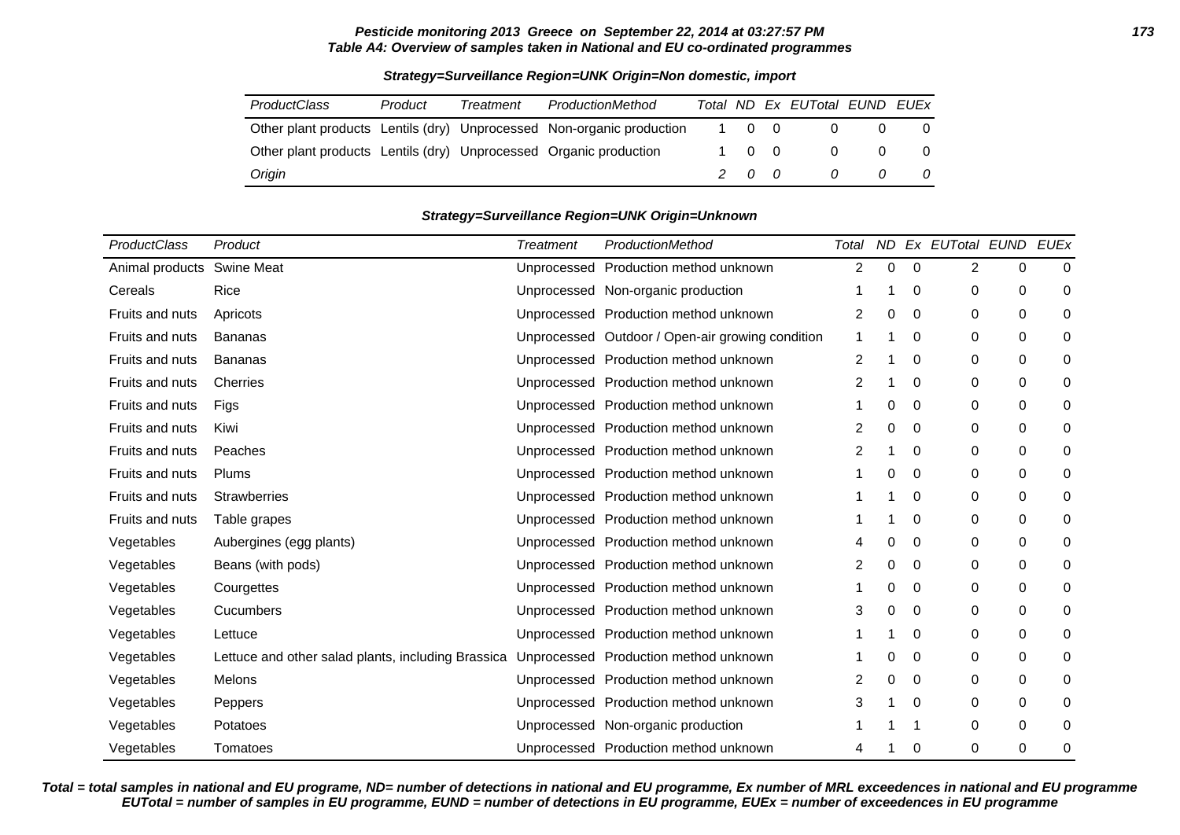**Pesticide monitoring 2013 Greece on September 22, 2014 at 03:27:57 PM**
**Table A4: Overview of samples taken in National and EU co-ordinated programmes**

**Strategy=Surveillance Region=UNK Origin=Non domestic, import**

| ProductClass | Product | Treatment | ProductionMethod | Total | ND | Ex | EUTotal | EUND | EUEx |
|---|---|---|---|---|---|---|---|---|---|
| Other plant products | Lentils (dry) | Unprocessed | Non-organic production | 1 | 0 | 0 | 0 | 0 | 0 |
| Other plant products | Lentils (dry) | Unprocessed | Organic production | 1 | 0 | 0 | 0 | 0 | 0 |
| *Origin* | | | | *2* | *0* | *0* | *0* | *0* | *0* |

**Strategy=Surveillance Region=UNK Origin=Unknown**

| ProductClass | Product | Treatment | ProductionMethod | Total | ND | Ex | EUTotal | EUND | EUEx |
|---|---|---|---|---|---|---|---|---|---|
| Animal products | Swine Meat | Unprocessed | Production method unknown | 2 | 0 | 0 | 2 | 0 | 0 |
| Cereals | Rice | Unprocessed | Non-organic production | 1 | 1 | 0 | 0 | 0 | 0 |
| Fruits and nuts | Apricots | Unprocessed | Production method unknown | 2 | 0 | 0 | 0 | 0 | 0 |
| Fruits and nuts | Bananas | Unprocessed | Outdoor / Open-air growing condition | 1 | 1 | 0 | 0 | 0 | 0 |
| Fruits and nuts | Bananas | Unprocessed | Production method unknown | 2 | 1 | 0 | 0 | 0 | 0 |
| Fruits and nuts | Cherries | Unprocessed | Production method unknown | 2 | 1 | 0 | 0 | 0 | 0 |
| Fruits and nuts | Figs | Unprocessed | Production method unknown | 1 | 0 | 0 | 0 | 0 | 0 |
| Fruits and nuts | Kiwi | Unprocessed | Production method unknown | 2 | 0 | 0 | 0 | 0 | 0 |
| Fruits and nuts | Peaches | Unprocessed | Production method unknown | 2 | 1 | 0 | 0 | 0 | 0 |
| Fruits and nuts | Plums | Unprocessed | Production method unknown | 1 | 0 | 0 | 0 | 0 | 0 |
| Fruits and nuts | Strawberries | Unprocessed | Production method unknown | 1 | 1 | 0 | 0 | 0 | 0 |
| Fruits and nuts | Table grapes | Unprocessed | Production method unknown | 1 | 1 | 0 | 0 | 0 | 0 |
| Vegetables | Aubergines (egg plants) | Unprocessed | Production method unknown | 4 | 0 | 0 | 0 | 0 | 0 |
| Vegetables | Beans (with pods) | Unprocessed | Production method unknown | 2 | 0 | 0 | 0 | 0 | 0 |
| Vegetables | Courgettes | Unprocessed | Production method unknown | 1 | 0 | 0 | 0 | 0 | 0 |
| Vegetables | Cucumbers | Unprocessed | Production method unknown | 3 | 0 | 0 | 0 | 0 | 0 |
| Vegetables | Lettuce | Unprocessed | Production method unknown | 1 | 1 | 0 | 0 | 0 | 0 |
| Vegetables | Lettuce and other salad plants, including Brassica | Unprocessed | Production method unknown | 1 | 0 | 0 | 0 | 0 | 0 |
| Vegetables | Melons | Unprocessed | Production method unknown | 2 | 0 | 0 | 0 | 0 | 0 |
| Vegetables | Peppers | Unprocessed | Production method unknown | 3 | 1 | 0 | 0 | 0 | 0 |
| Vegetables | Potatoes | Unprocessed | Non-organic production | 1 | 1 | 1 | 0 | 0 | 0 |
| Vegetables | Tomatoes | Unprocessed | Production method unknown | 4 | 1 | 0 | 0 | 0 | 0 |

**Total = total samples in national and EU programe, ND= number of detections in national and EU programme, Ex number of MRL exceedences in national and EU programme**
**EUTotal = number of samples in EU programme, EUND = number of detections in EU programme, EUEx = number of exceedences in EU programme**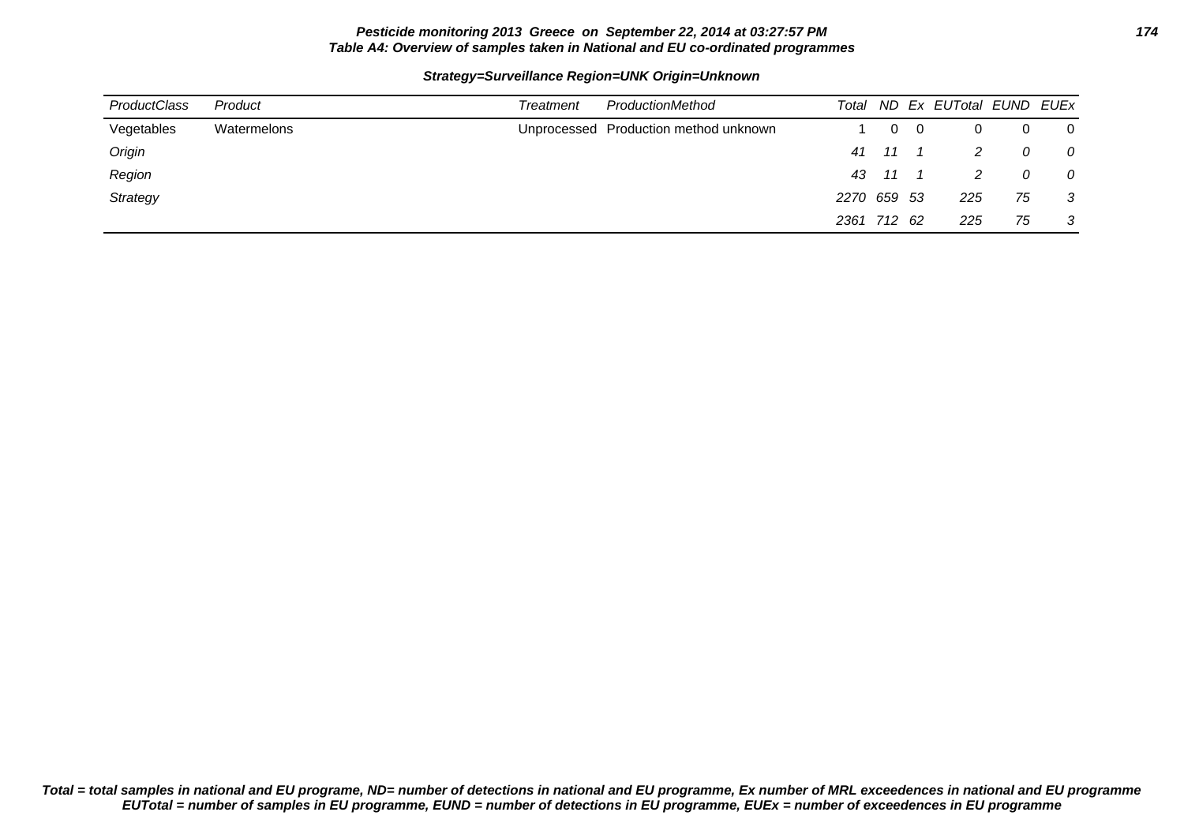**Pesticide monitoring 2013 Greece on September 22, 2014 at 03:27:57 PM**
**Table A4: Overview of samples taken in National and EU co-ordinated programmes**

**Strategy=Surveillance Region=UNK Origin=Unknown**

| *ProductClass* | *Product* | *Treatment* | *ProductionMethod* | *Total* | *ND* | *Ex* | *EUTotal* | *EUND* | *EUEx* |
|---|---|---|---|---|---|---|---|---|---|
| Vegetables | Watermelons | Unprocessed | Production method unknown | 1 | 0 | 0 | 0 | 0 | 0 |
| *Origin* | | | | *41* | *11* | *1* | *2* | *0* | *0* |
| *Region* | | | | *43* | *11* | *1* | *2* | *0* | *0* |
| *Strategy* | | | | *2270* | *659* | *53* | *225* | *75* | *3* |
| | | | | *2361* | *712* | *62* | *225* | *75* | *3* |

***Total = total samples in national and EU programe, ND= number of detections in national and EU programme, Ex number of MRL exceedences in national and EU programme EUTotal = number of samples in EU programme, EUND = number of detections in EU programme, EUEx = number of exceedences in EU programme***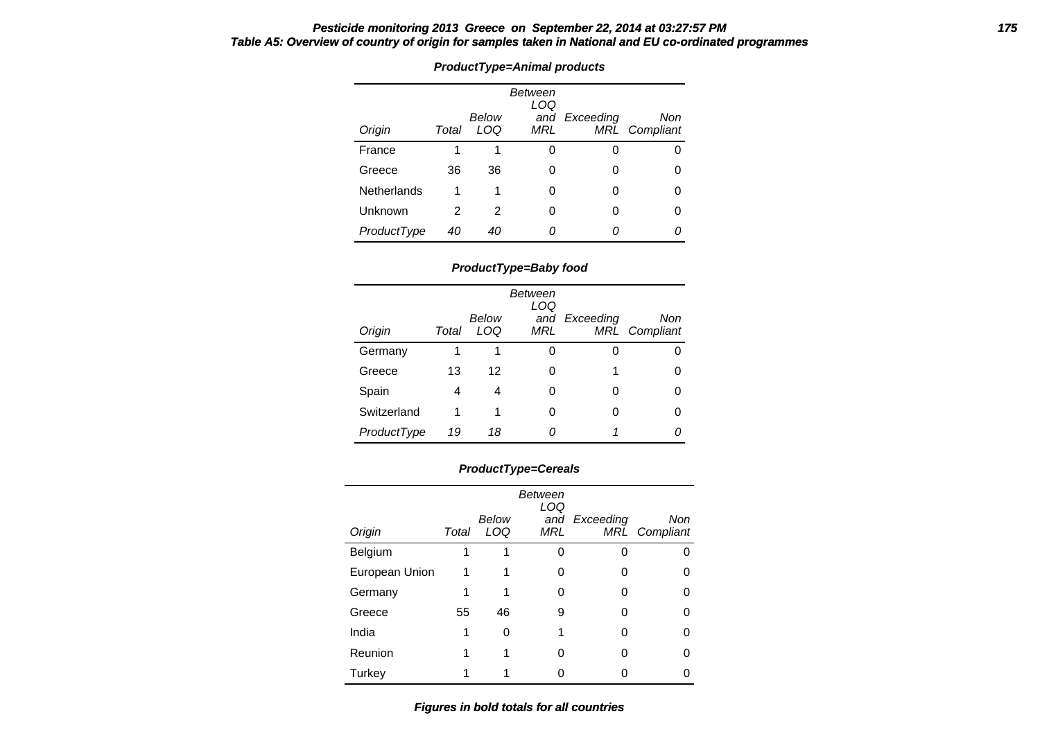## Table A5: Overview of country of origin for samples taken in National and EU co-ordinated programmes

### *ProductType=Animal products*

| *Origin* | *Total* | *Below LOQ* | *Between LOQ and MRL* | *Exceeding MRL* | *Non Compliant* |
|---|---|---|---|---|---|
| France | 1 | 1 | 0 | 0 | 0 |
| Greece | 36 | 36 | 0 | 0 | 0 |
| Netherlands | 1 | 1 | 0 | 0 | 0 |
| Unknown | 2 | 2 | 0 | 0 | 0 |
| *ProductType* | *40* | *40* | *0* | *0* | *0* |

### *ProductType=Baby food*

| *Origin* | *Total* | *Below LOQ* | *Between LOQ and MRL* | *Exceeding MRL* | *Non Compliant* |
|---|---|---|---|---|---|
| Germany | 1 | 1 | 0 | 0 | 0 |
| Greece | 13 | 12 | 0 | 1 | 0 |
| Spain | 4 | 4 | 0 | 0 | 0 |
| Switzerland | 1 | 1 | 0 | 0 | 0 |
| *ProductType* | *19* | *18* | *0* | *1* | *0* |

### *ProductType=Cereals*

| *Origin* | *Total* | *Below LOQ* | *Between LOQ and MRL* | *Exceeding MRL* | *Non Compliant* |
|---|---|---|---|---|---|
| Belgium | 1 | 1 | 0 | 0 | 0 |
| European Union | 1 | 1 | 0 | 0 | 0 |
| Germany | 1 | 1 | 0 | 0 | 0 |
| Greece | 55 | 46 | 9 | 0 | 0 |
| India | 1 | 0 | 1 | 0 | 0 |
| Reunion | 1 | 1 | 0 | 0 | 0 |
| Turkey | 1 | 1 | 0 | 0 | 0 |

***Figures in bold totals for all countries***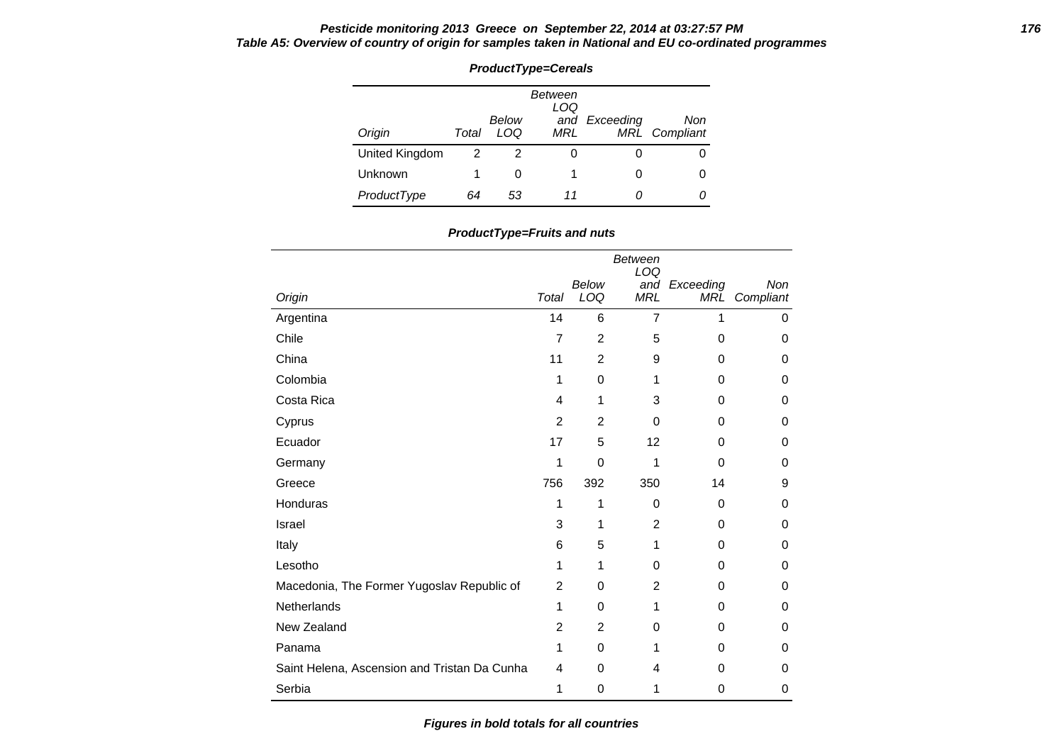### Table A5: Overview of country of origin for samples taken in National and EU co-ordinated programmes

**ProductType=Cereals**

| Origin | Total | Below LOQ | Between LOQ and MRL | Exceeding MRL | Non Compliant |
|---|---|---|---|---|---|
| United Kingdom | 2 | 2 | 0 | 0 | 0 |
| Unknown | 1 | 0 | 1 | 0 | 0 |
| *ProductType* | *64* | *53* | *11* | *0* | *0* |

**ProductType=Fruits and nuts**

| Origin | Total | Below LOQ | Between LOQ and MRL | Exceeding MRL | Non Compliant |
|---|---|---|---|---|---|
| Argentina | 14 | 6 | 7 | 1 | 0 |
| Chile | 7 | 2 | 5 | 0 | 0 |
| China | 11 | 2 | 9 | 0 | 0 |
| Colombia | 1 | 0 | 1 | 0 | 0 |
| Costa Rica | 4 | 1 | 3 | 0 | 0 |
| Cyprus | 2 | 2 | 0 | 0 | 0 |
| Ecuador | 17 | 5 | 12 | 0 | 0 |
| Germany | 1 | 0 | 1 | 0 | 0 |
| Greece | 756 | 392 | 350 | 14 | 9 |
| Honduras | 1 | 1 | 0 | 0 | 0 |
| Israel | 3 | 1 | 2 | 0 | 0 |
| Italy | 6 | 5 | 1 | 0 | 0 |
| Lesotho | 1 | 1 | 0 | 0 | 0 |
| Macedonia, The Former Yugoslav Republic of | 2 | 0 | 2 | 0 | 0 |
| Netherlands | 1 | 0 | 1 | 0 | 0 |
| New Zealand | 2 | 2 | 0 | 0 | 0 |
| Panama | 1 | 0 | 1 | 0 | 0 |
| Saint Helena, Ascension and Tristan Da Cunha | 4 | 0 | 4 | 0 | 0 |
| Serbia | 1 | 0 | 1 | 0 | 0 |

***Figures in bold totals for all countries***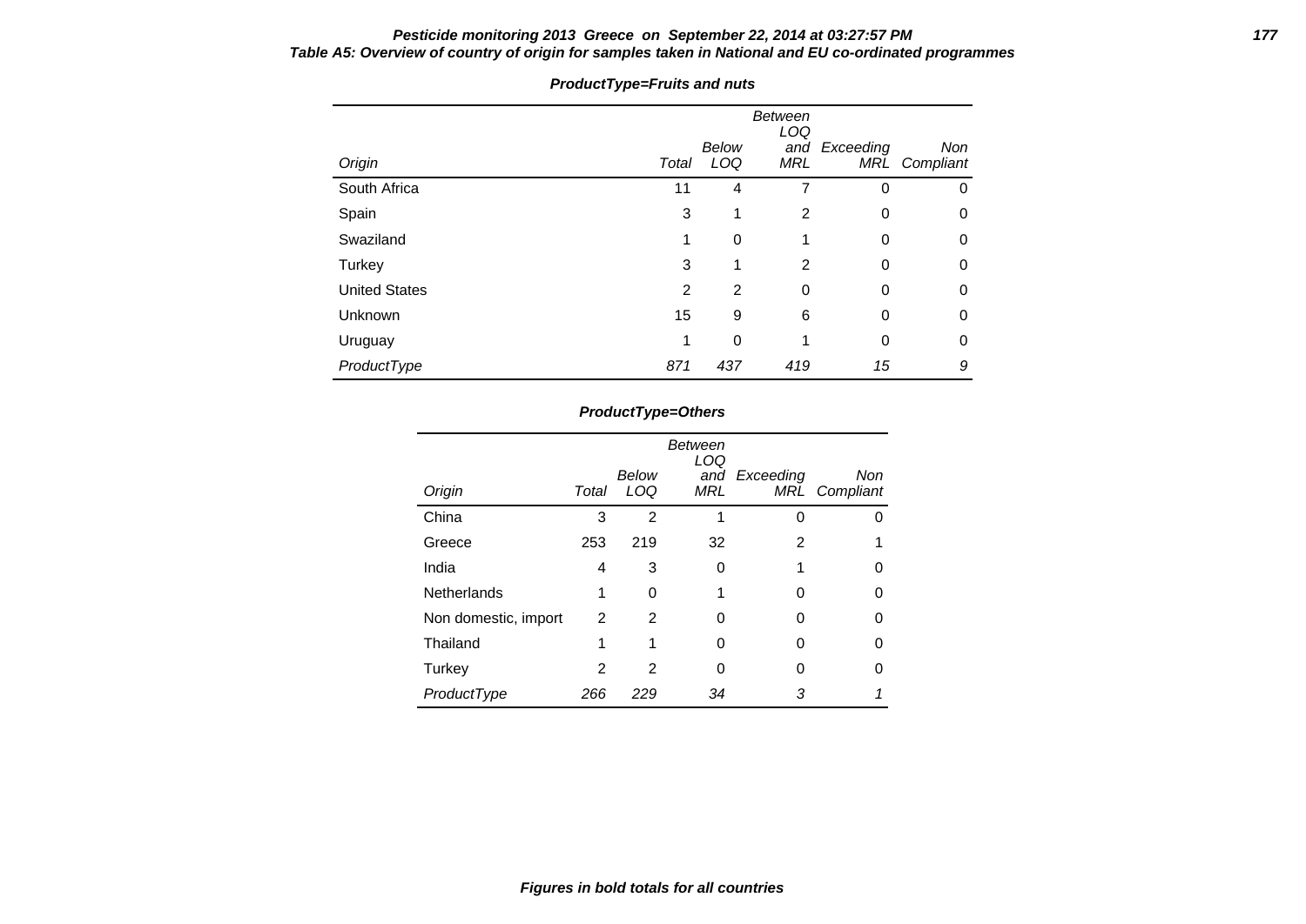**Table A5: Overview of country of origin for samples taken in National and EU co-ordinated programmes**

***ProductType=Fruits and nuts***

| *Origin* | *Total* | *Below LOQ* | *Between LOQ and MRL* | *Exceeding MRL* | *Non Compliant* |
|---|---|---|---|---|---|
| South Africa | 11 | 4 | 7 | 0 | 0 |
| Spain | 3 | 1 | 2 | 0 | 0 |
| Swaziland | 1 | 0 | 1 | 0 | 0 |
| Turkey | 3 | 1 | 2 | 0 | 0 |
| United States | 2 | 2 | 0 | 0 | 0 |
| Unknown | 15 | 9 | 6 | 0 | 0 |
| Uruguay | 1 | 0 | 1 | 0 | 0 |
| *ProductType* | *871* | *437* | *419* | *15* | *9* |

***ProductType=Others***

| *Origin* | *Total* | *Below LOQ* | *Between LOQ and MRL* | *Exceeding MRL* | *Non Compliant* |
|---|---|---|---|---|---|
| China | 3 | 2 | 1 | 0 | 0 |
| Greece | 253 | 219 | 32 | 2 | 1 |
| India | 4 | 3 | 0 | 1 | 0 |
| Netherlands | 1 | 0 | 1 | 0 | 0 |
| Non domestic, import | 2 | 2 | 0 | 0 | 0 |
| Thailand | 1 | 1 | 0 | 0 | 0 |
| Turkey | 2 | 2 | 0 | 0 | 0 |
| *ProductType* | *266* | *229* | *34* | *3* | *1* |

***Figures in bold totals for all countries***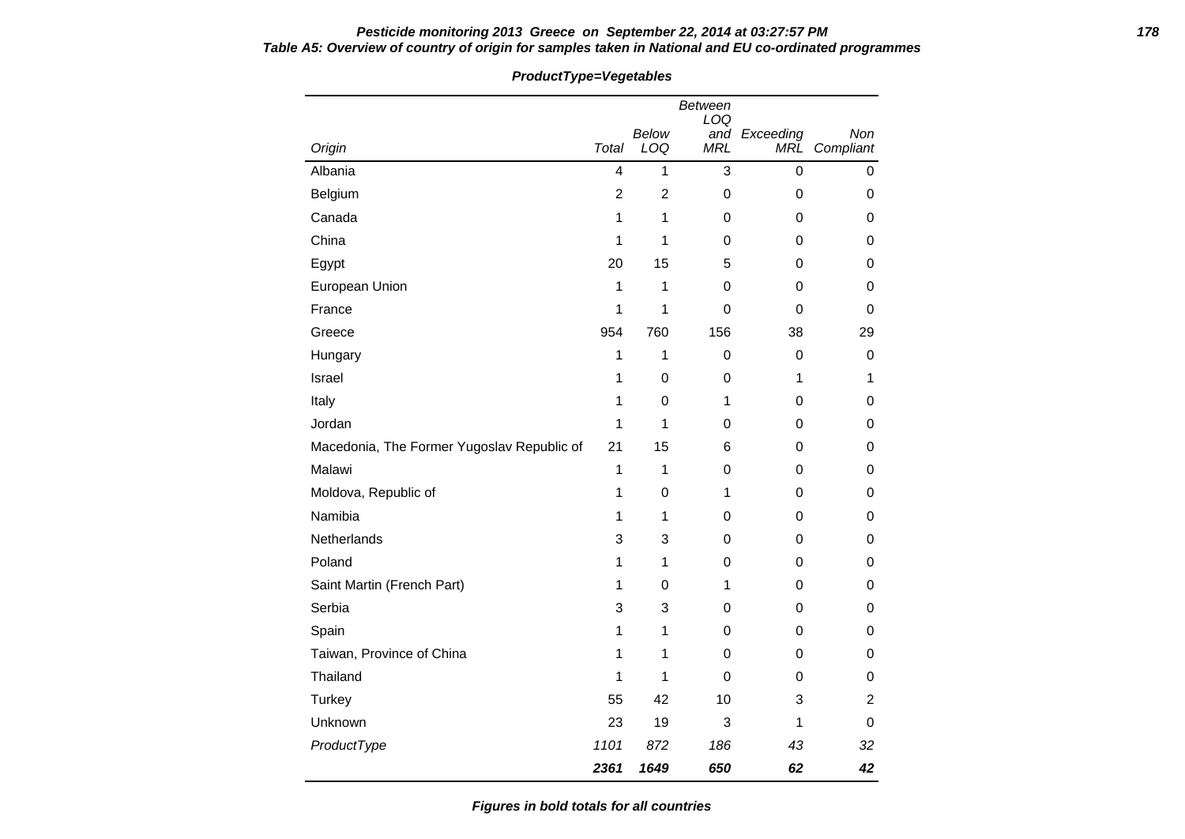**Pesticide monitoring 2013 Greece on September 22, 2014 at 03:27:57 PM**

**Table A5: Overview of country of origin for samples taken in National and EU co-ordinated programmes**

**ProductType=Vegetables**

| Origin | Total | Below LOQ | Between LOQ and MRL | Exceeding MRL | Non Compliant |
|---|---|---|---|---|---|
| Albania | 4 | 1 | 3 | 0 | 0 |
| Belgium | 2 | 2 | 0 | 0 | 0 |
| Canada | 1 | 1 | 0 | 0 | 0 |
| China | 1 | 1 | 0 | 0 | 0 |
| Egypt | 20 | 15 | 5 | 0 | 0 |
| European Union | 1 | 1 | 0 | 0 | 0 |
| France | 1 | 1 | 0 | 0 | 0 |
| Greece | 954 | 760 | 156 | 38 | 29 |
| Hungary | 1 | 1 | 0 | 0 | 0 |
| Israel | 1 | 0 | 0 | 1 | 1 |
| Italy | 1 | 0 | 1 | 0 | 0 |
| Jordan | 1 | 1 | 0 | 0 | 0 |
| Macedonia, The Former Yugoslav Republic of | 21 | 15 | 6 | 0 | 0 |
| Malawi | 1 | 1 | 0 | 0 | 0 |
| Moldova, Republic of | 1 | 0 | 1 | 0 | 0 |
| Namibia | 1 | 1 | 0 | 0 | 0 |
| Netherlands | 3 | 3 | 0 | 0 | 0 |
| Poland | 1 | 1 | 0 | 0 | 0 |
| Saint Martin (French Part) | 1 | 0 | 1 | 0 | 0 |
| Serbia | 3 | 3 | 0 | 0 | 0 |
| Spain | 1 | 1 | 0 | 0 | 0 |
| Taiwan, Province of China | 1 | 1 | 0 | 0 | 0 |
| Thailand | 1 | 1 | 0 | 0 | 0 |
| Turkey | 55 | 42 | 10 | 3 | 2 |
| Unknown | 23 | 19 | 3 | 1 | 0 |
| *ProductType* | *1101* | *872* | *186* | *43* | *32* |
| | ***2361*** | ***1649*** | ***650*** | ***62*** | ***42*** |

***Figures in bold totals for all countries***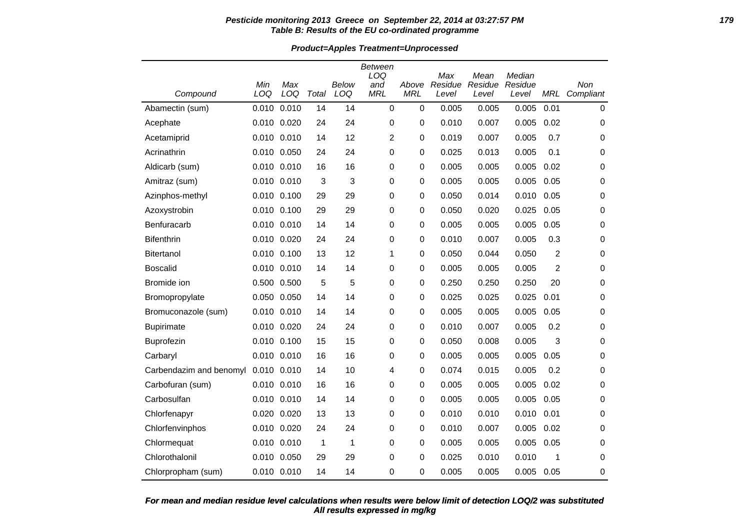**Pesticide monitoring 2013 Greece on September 22, 2014 at 03:27:57 PM**
**Table B: Results of the EU co-ordinated programme**

**Product=Apples Treatment=Unprocessed**

| Compound | Min LOQ | Max LOQ | Total | Below LOQ | Between LOQ and MRL | Above MRL | Max Residue Level | Mean Residue Level | Median Residue Level | MRL | Non Compliant |
|---|---|---|---|---|---|---|---|---|---|---|---|
| Abamectin (sum) | 0.010 | 0.010 | 14 | 14 | 0 | 0 | 0.005 | 0.005 | 0.005 | 0.01 | 0 |
| Acephate | 0.010 | 0.020 | 24 | 24 | 0 | 0 | 0.010 | 0.007 | 0.005 | 0.02 | 0 |
| Acetamiprid | 0.010 | 0.010 | 14 | 12 | 2 | 0 | 0.019 | 0.007 | 0.005 | 0.7 | 0 |
| Acrinathrin | 0.010 | 0.050 | 24 | 24 | 0 | 0 | 0.025 | 0.013 | 0.005 | 0.1 | 0 |
| Aldicarb (sum) | 0.010 | 0.010 | 16 | 16 | 0 | 0 | 0.005 | 0.005 | 0.005 | 0.02 | 0 |
| Amitraz (sum) | 0.010 | 0.010 | 3 | 3 | 0 | 0 | 0.005 | 0.005 | 0.005 | 0.05 | 0 |
| Azinphos-methyl | 0.010 | 0.100 | 29 | 29 | 0 | 0 | 0.050 | 0.014 | 0.010 | 0.05 | 0 |
| Azoxystrobin | 0.010 | 0.100 | 29 | 29 | 0 | 0 | 0.050 | 0.020 | 0.025 | 0.05 | 0 |
| Benfuracarb | 0.010 | 0.010 | 14 | 14 | 0 | 0 | 0.005 | 0.005 | 0.005 | 0.05 | 0 |
| Bifenthrin | 0.010 | 0.020 | 24 | 24 | 0 | 0 | 0.010 | 0.007 | 0.005 | 0.3 | 0 |
| Bitertanol | 0.010 | 0.100 | 13 | 12 | 1 | 0 | 0.050 | 0.044 | 0.050 | 2 | 0 |
| Boscalid | 0.010 | 0.010 | 14 | 14 | 0 | 0 | 0.005 | 0.005 | 0.005 | 2 | 0 |
| Bromide ion | 0.500 | 0.500 | 5 | 5 | 0 | 0 | 0.250 | 0.250 | 0.250 | 20 | 0 |
| Bromopropylate | 0.050 | 0.050 | 14 | 14 | 0 | 0 | 0.025 | 0.025 | 0.025 | 0.01 | 0 |
| Bromuconazole (sum) | 0.010 | 0.010 | 14 | 14 | 0 | 0 | 0.005 | 0.005 | 0.005 | 0.05 | 0 |
| Bupirimate | 0.010 | 0.020 | 24 | 24 | 0 | 0 | 0.010 | 0.007 | 0.005 | 0.2 | 0 |
| Buprofezin | 0.010 | 0.100 | 15 | 15 | 0 | 0 | 0.050 | 0.008 | 0.005 | 3 | 0 |
| Carbaryl | 0.010 | 0.010 | 16 | 16 | 0 | 0 | 0.005 | 0.005 | 0.005 | 0.05 | 0 |
| Carbendazim and benomyl | 0.010 | 0.010 | 14 | 10 | 4 | 0 | 0.074 | 0.015 | 0.005 | 0.2 | 0 |
| Carbofuran (sum) | 0.010 | 0.010 | 16 | 16 | 0 | 0 | 0.005 | 0.005 | 0.005 | 0.02 | 0 |
| Carbosulfan | 0.010 | 0.010 | 14 | 14 | 0 | 0 | 0.005 | 0.005 | 0.005 | 0.05 | 0 |
| Chlorfenapyr | 0.020 | 0.020 | 13 | 13 | 0 | 0 | 0.010 | 0.010 | 0.010 | 0.01 | 0 |
| Chlorfenvinphos | 0.010 | 0.020 | 24 | 24 | 0 | 0 | 0.010 | 0.007 | 0.005 | 0.02 | 0 |
| Chlormequat | 0.010 | 0.010 | 1 | 1 | 0 | 0 | 0.005 | 0.005 | 0.005 | 0.05 | 0 |
| Chlorothalonil | 0.010 | 0.050 | 29 | 29 | 0 | 0 | 0.025 | 0.010 | 0.010 | 1 | 0 |
| Chlorpropham (sum) | 0.010 | 0.010 | 14 | 14 | 0 | 0 | 0.005 | 0.005 | 0.005 | 0.05 | 0 |

**For mean and median residue level calculations when results were below limit of detection LOQ/2 was substituted**
**All results expressed in mg/kg**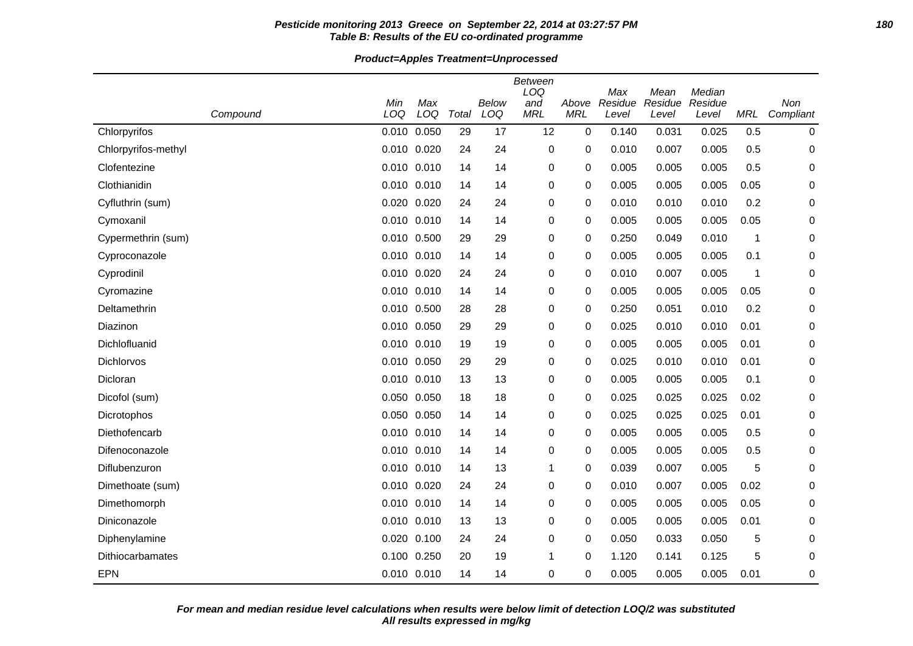**Table B: Results of the EU co-ordinated programme**

**Product=Apples Treatment=Unprocessed**

| Compound | Min LOQ | Max LOQ | Total | Below LOQ | Between LOQ and MRL | Above MRL | Max Residue Level | Mean Residue Level | Median Residue Level | MRL | Non Compliant |
|---|---|---|---|---|---|---|---|---|---|---|---|
| Chlorpyrifos | 0.010 | 0.050 | 29 | 17 | 12 | 0 | 0.140 | 0.031 | 0.025 | 0.5 | 0 |
| Chlorpyrifos-methyl | 0.010 | 0.020 | 24 | 24 | 0 | 0 | 0.010 | 0.007 | 0.005 | 0.5 | 0 |
| Clofentezine | 0.010 | 0.010 | 14 | 14 | 0 | 0 | 0.005 | 0.005 | 0.005 | 0.5 | 0 |
| Clothianidin | 0.010 | 0.010 | 14 | 14 | 0 | 0 | 0.005 | 0.005 | 0.005 | 0.05 | 0 |
| Cyfluthrin (sum) | 0.020 | 0.020 | 24 | 24 | 0 | 0 | 0.010 | 0.010 | 0.010 | 0.2 | 0 |
| Cymoxanil | 0.010 | 0.010 | 14 | 14 | 0 | 0 | 0.005 | 0.005 | 0.005 | 0.05 | 0 |
| Cypermethrin (sum) | 0.010 | 0.500 | 29 | 29 | 0 | 0 | 0.250 | 0.049 | 0.010 | 1 | 0 |
| Cyproconazole | 0.010 | 0.010 | 14 | 14 | 0 | 0 | 0.005 | 0.005 | 0.005 | 0.1 | 0 |
| Cyprodinil | 0.010 | 0.020 | 24 | 24 | 0 | 0 | 0.010 | 0.007 | 0.005 | 1 | 0 |
| Cyromazine | 0.010 | 0.010 | 14 | 14 | 0 | 0 | 0.005 | 0.005 | 0.005 | 0.05 | 0 |
| Deltamethrin | 0.010 | 0.500 | 28 | 28 | 0 | 0 | 0.250 | 0.051 | 0.010 | 0.2 | 0 |
| Diazinon | 0.010 | 0.050 | 29 | 29 | 0 | 0 | 0.025 | 0.010 | 0.010 | 0.01 | 0 |
| Dichlofluanid | 0.010 | 0.010 | 19 | 19 | 0 | 0 | 0.005 | 0.005 | 0.005 | 0.01 | 0 |
| Dichlorvos | 0.010 | 0.050 | 29 | 29 | 0 | 0 | 0.025 | 0.010 | 0.010 | 0.01 | 0 |
| Dicloran | 0.010 | 0.010 | 13 | 13 | 0 | 0 | 0.005 | 0.005 | 0.005 | 0.1 | 0 |
| Dicofol (sum) | 0.050 | 0.050 | 18 | 18 | 0 | 0 | 0.025 | 0.025 | 0.025 | 0.02 | 0 |
| Dicrotophos | 0.050 | 0.050 | 14 | 14 | 0 | 0 | 0.025 | 0.025 | 0.025 | 0.01 | 0 |
| Diethofencarb | 0.010 | 0.010 | 14 | 14 | 0 | 0 | 0.005 | 0.005 | 0.005 | 0.5 | 0 |
| Difenoconazole | 0.010 | 0.010 | 14 | 14 | 0 | 0 | 0.005 | 0.005 | 0.005 | 0.5 | 0 |
| Diflubenzuron | 0.010 | 0.010 | 14 | 13 | 1 | 0 | 0.039 | 0.007 | 0.005 | 5 | 0 |
| Dimethoate (sum) | 0.010 | 0.020 | 24 | 24 | 0 | 0 | 0.010 | 0.007 | 0.005 | 0.02 | 0 |
| Dimethomorph | 0.010 | 0.010 | 14 | 14 | 0 | 0 | 0.005 | 0.005 | 0.005 | 0.05 | 0 |
| Diniconazole | 0.010 | 0.010 | 13 | 13 | 0 | 0 | 0.005 | 0.005 | 0.005 | 0.01 | 0 |
| Diphenylamine | 0.020 | 0.100 | 24 | 24 | 0 | 0 | 0.050 | 0.033 | 0.050 | 5 | 0 |
| Dithiocarbamates | 0.100 | 0.250 | 20 | 19 | 1 | 0 | 1.120 | 0.141 | 0.125 | 5 | 0 |
| EPN | 0.010 | 0.010 | 14 | 14 | 0 | 0 | 0.005 | 0.005 | 0.005 | 0.01 | 0 |

*For mean and median residue level calculations when results were below limit of detection LOQ/2 was substituted*
*All results expressed in mg/kg*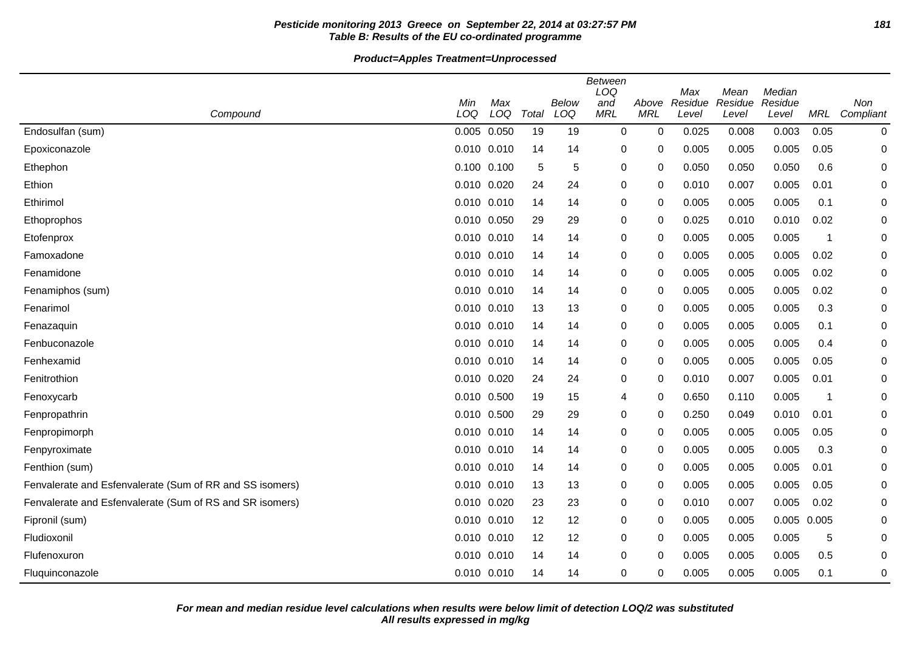**Pesticide monitoring 2013 Greece on September 22, 2014 at 03:27:57 PM**
**Table B: Results of the EU co-ordinated programme**

**Product=Apples Treatment=Unprocessed**

| Compound | Min LOQ | Max LOQ | Total | Below LOQ | Between LOQ and MRL | Above MRL | Max Residue Level | Mean Residue Level | Median Residue Level | MRL | Non Compliant |
|---|---|---|---|---|---|---|---|---|---|---|---|
| Endosulfan (sum) | 0.005 | 0.050 | 19 | 19 | 0 | 0 | 0.025 | 0.008 | 0.003 | 0.05 | 0 |
| Epoxiconazole | 0.010 | 0.010 | 14 | 14 | 0 | 0 | 0.005 | 0.005 | 0.005 | 0.05 | 0 |
| Ethephon | 0.100 | 0.100 | 5 | 5 | 0 | 0 | 0.050 | 0.050 | 0.050 | 0.6 | 0 |
| Ethion | 0.010 | 0.020 | 24 | 24 | 0 | 0 | 0.010 | 0.007 | 0.005 | 0.01 | 0 |
| Ethirimol | 0.010 | 0.010 | 14 | 14 | 0 | 0 | 0.005 | 0.005 | 0.005 | 0.1 | 0 |
| Ethoprophos | 0.010 | 0.050 | 29 | 29 | 0 | 0 | 0.025 | 0.010 | 0.010 | 0.02 | 0 |
| Etofenprox | 0.010 | 0.010 | 14 | 14 | 0 | 0 | 0.005 | 0.005 | 0.005 | 1 | 0 |
| Famoxadone | 0.010 | 0.010 | 14 | 14 | 0 | 0 | 0.005 | 0.005 | 0.005 | 0.02 | 0 |
| Fenamidone | 0.010 | 0.010 | 14 | 14 | 0 | 0 | 0.005 | 0.005 | 0.005 | 0.02 | 0 |
| Fenamiphos (sum) | 0.010 | 0.010 | 14 | 14 | 0 | 0 | 0.005 | 0.005 | 0.005 | 0.02 | 0 |
| Fenarimol | 0.010 | 0.010 | 13 | 13 | 0 | 0 | 0.005 | 0.005 | 0.005 | 0.3 | 0 |
| Fenazaquin | 0.010 | 0.010 | 14 | 14 | 0 | 0 | 0.005 | 0.005 | 0.005 | 0.1 | 0 |
| Fenbuconazole | 0.010 | 0.010 | 14 | 14 | 0 | 0 | 0.005 | 0.005 | 0.005 | 0.4 | 0 |
| Fenhexamid | 0.010 | 0.010 | 14 | 14 | 0 | 0 | 0.005 | 0.005 | 0.005 | 0.05 | 0 |
| Fenitrothion | 0.010 | 0.020 | 24 | 24 | 0 | 0 | 0.010 | 0.007 | 0.005 | 0.01 | 0 |
| Fenoxycarb | 0.010 | 0.500 | 19 | 15 | 4 | 0 | 0.650 | 0.110 | 0.005 | 1 | 0 |
| Fenpropathrin | 0.010 | 0.500 | 29 | 29 | 0 | 0 | 0.250 | 0.049 | 0.010 | 0.01 | 0 |
| Fenpropimorph | 0.010 | 0.010 | 14 | 14 | 0 | 0 | 0.005 | 0.005 | 0.005 | 0.05 | 0 |
| Fenpyroximate | 0.010 | 0.010 | 14 | 14 | 0 | 0 | 0.005 | 0.005 | 0.005 | 0.3 | 0 |
| Fenthion (sum) | 0.010 | 0.010 | 14 | 14 | 0 | 0 | 0.005 | 0.005 | 0.005 | 0.01 | 0 |
| Fenvalerate and Esfenvalerate (Sum of RR and SS isomers) | 0.010 | 0.010 | 13 | 13 | 0 | 0 | 0.005 | 0.005 | 0.005 | 0.05 | 0 |
| Fenvalerate and Esfenvalerate (Sum of RS and SR isomers) | 0.010 | 0.020 | 23 | 23 | 0 | 0 | 0.010 | 0.007 | 0.005 | 0.02 | 0 |
| Fipronil (sum) | 0.010 | 0.010 | 12 | 12 | 0 | 0 | 0.005 | 0.005 | 0.005 | 0.005 | 0 |
| Fludioxonil | 0.010 | 0.010 | 12 | 12 | 0 | 0 | 0.005 | 0.005 | 0.005 | 5 | 0 |
| Flufenoxuron | 0.010 | 0.010 | 14 | 14 | 0 | 0 | 0.005 | 0.005 | 0.005 | 0.5 | 0 |
| Fluquinconazole | 0.010 | 0.010 | 14 | 14 | 0 | 0 | 0.005 | 0.005 | 0.005 | 0.1 | 0 |

**For mean and median residue level calculations when results were below limit of detection LOQ/2 was substituted**
**All results expressed in mg/kg**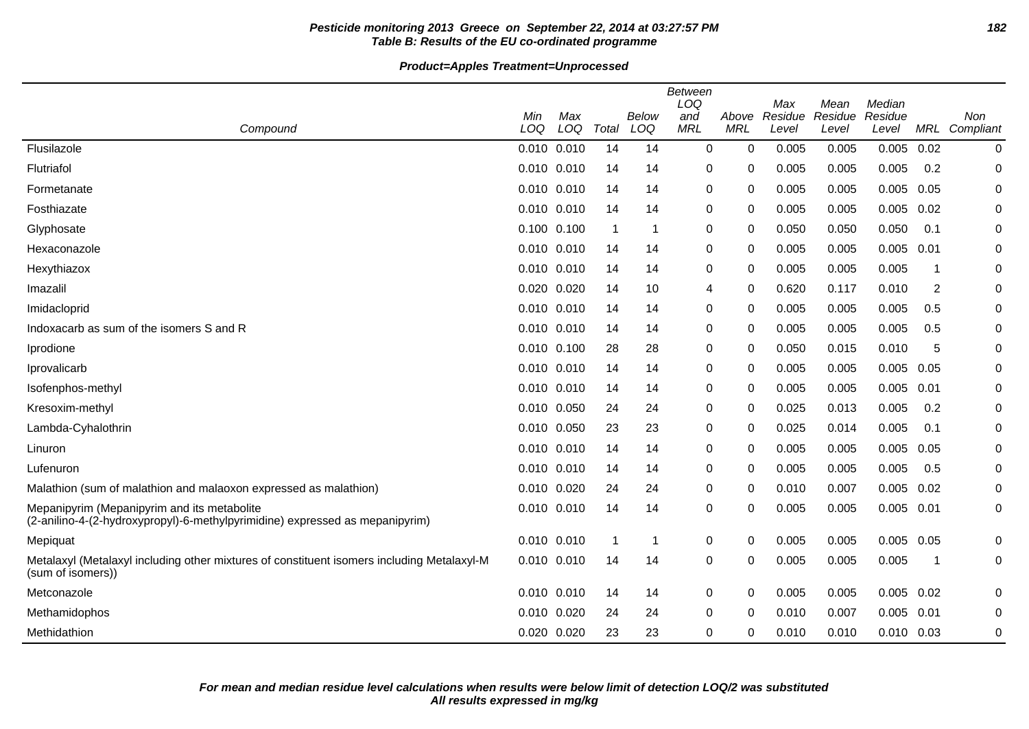**Table B: Results of the EU co-ordinated programme**

**Product=Apples Treatment=Unprocessed**

| Compound | Min LOQ | Max LOQ | Total | Below LOQ | Between LOQ and MRL | Above MRL | Max Residue Level | Mean Residue Level | Median Residue Level | MRL | Non Compliant |
|---|---|---|---|---|---|---|---|---|---|---|---|
| Flusilazole | 0.010 | 0.010 | 14 | 14 | 0 | 0 | 0.005 | 0.005 | 0.005 | 0.02 | 0 |
| Flutriafol | 0.010 | 0.010 | 14 | 14 | 0 | 0 | 0.005 | 0.005 | 0.005 | 0.2 | 0 |
| Formetanate | 0.010 | 0.010 | 14 | 14 | 0 | 0 | 0.005 | 0.005 | 0.005 | 0.05 | 0 |
| Fosthiazate | 0.010 | 0.010 | 14 | 14 | 0 | 0 | 0.005 | 0.005 | 0.005 | 0.02 | 0 |
| Glyphosate | 0.100 | 0.100 | 1 | 1 | 0 | 0 | 0.050 | 0.050 | 0.050 | 0.1 | 0 |
| Hexaconazole | 0.010 | 0.010 | 14 | 14 | 0 | 0 | 0.005 | 0.005 | 0.005 | 0.01 | 0 |
| Hexythiazox | 0.010 | 0.010 | 14 | 14 | 0 | 0 | 0.005 | 0.005 | 0.005 | 1 | 0 |
| Imazalil | 0.020 | 0.020 | 14 | 10 | 4 | 0 | 0.620 | 0.117 | 0.010 | 2 | 0 |
| Imidacloprid | 0.010 | 0.010 | 14 | 14 | 0 | 0 | 0.005 | 0.005 | 0.005 | 0.5 | 0 |
| Indoxacarb as sum of the isomers S and R | 0.010 | 0.010 | 14 | 14 | 0 | 0 | 0.005 | 0.005 | 0.005 | 0.5 | 0 |
| Iprodione | 0.010 | 0.100 | 28 | 28 | 0 | 0 | 0.050 | 0.015 | 0.010 | 5 | 0 |
| Iprovalicarb | 0.010 | 0.010 | 14 | 14 | 0 | 0 | 0.005 | 0.005 | 0.005 | 0.05 | 0 |
| Isofenphos-methyl | 0.010 | 0.010 | 14 | 14 | 0 | 0 | 0.005 | 0.005 | 0.005 | 0.01 | 0 |
| Kresoxim-methyl | 0.010 | 0.050 | 24 | 24 | 0 | 0 | 0.025 | 0.013 | 0.005 | 0.2 | 0 |
| Lambda-Cyhalothrin | 0.010 | 0.050 | 23 | 23 | 0 | 0 | 0.025 | 0.014 | 0.005 | 0.1 | 0 |
| Linuron | 0.010 | 0.010 | 14 | 14 | 0 | 0 | 0.005 | 0.005 | 0.005 | 0.05 | 0 |
| Lufenuron | 0.010 | 0.010 | 14 | 14 | 0 | 0 | 0.005 | 0.005 | 0.005 | 0.5 | 0 |
| Malathion (sum of malathion and malaoxon expressed as malathion) | 0.010 | 0.020 | 24 | 24 | 0 | 0 | 0.010 | 0.007 | 0.005 | 0.02 | 0 |
| Mepanipyrim (Mepanipyrim and its metabolite (2-anilino-4-(2-hydroxypropyl)-6-methylpyrimidine) expressed as mepanipyrim) | 0.010 | 0.010 | 14 | 14 | 0 | 0 | 0.005 | 0.005 | 0.005 | 0.01 | 0 |
| Mepiquat | 0.010 | 0.010 | 1 | 1 | 0 | 0 | 0.005 | 0.005 | 0.005 | 0.05 | 0 |
| Metalaxyl (Metalaxyl including other mixtures of constituent isomers including Metalaxyl-M (sum of isomers)) | 0.010 | 0.010 | 14 | 14 | 0 | 0 | 0.005 | 0.005 | 0.005 | 1 | 0 |
| Metconazole | 0.010 | 0.010 | 14 | 14 | 0 | 0 | 0.005 | 0.005 | 0.005 | 0.02 | 0 |
| Methamidophos | 0.010 | 0.020 | 24 | 24 | 0 | 0 | 0.010 | 0.007 | 0.005 | 0.01 | 0 |
| Methidathion | 0.020 | 0.020 | 23 | 23 | 0 | 0 | 0.010 | 0.010 | 0.010 | 0.03 | 0 |

***For mean and median residue level calculations when results were below limit of detection LOQ/2 was substituted***
***All results expressed in mg/kg***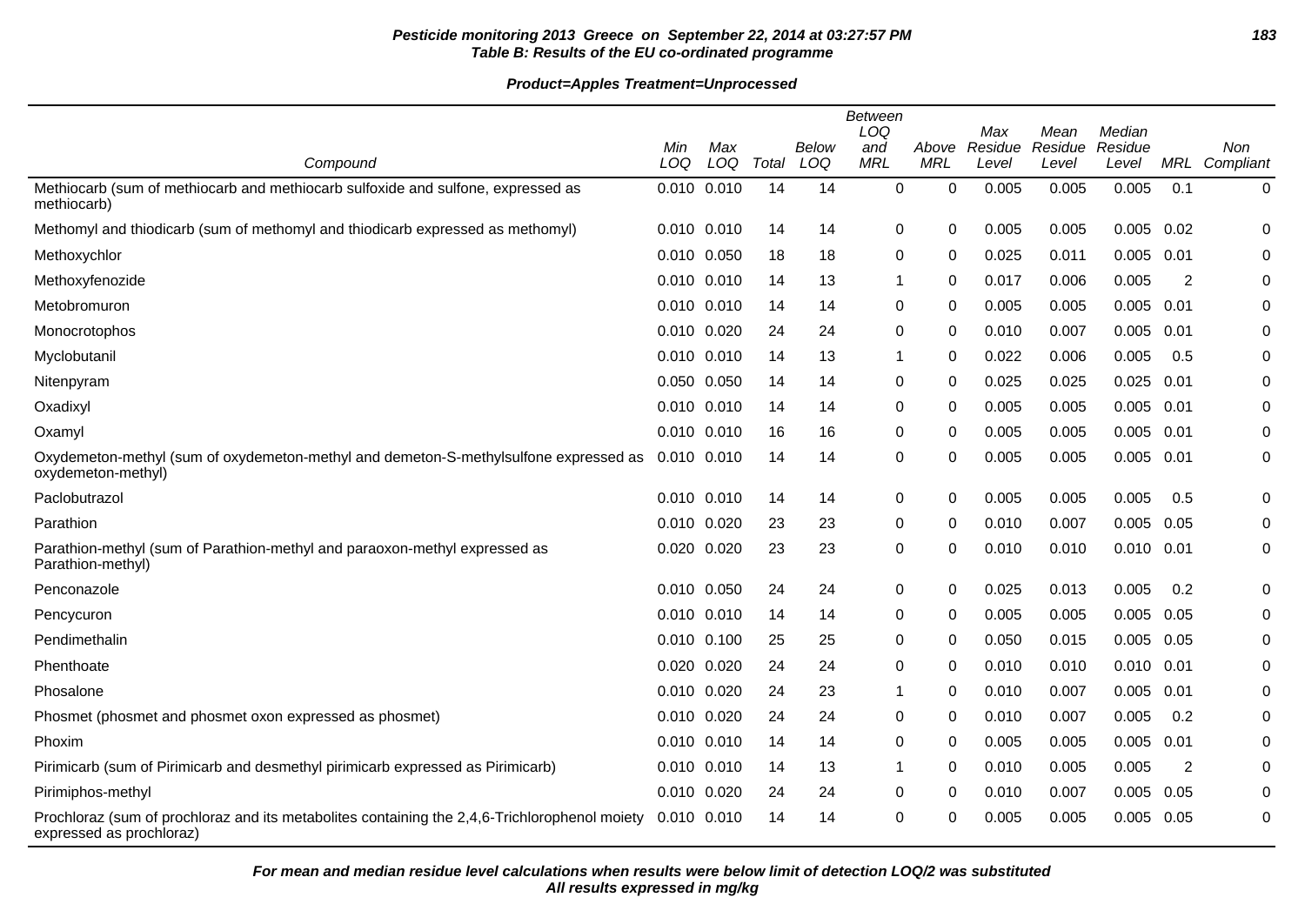**Pesticide monitoring 2013 Greece on September 22, 2014 at 03:27:57 PM**
**Table B: Results of the EU co-ordinated programme**

**Product=Apples Treatment=Unprocessed**

| Compound | Min LOQ | Max LOQ | Total | Below LOQ | Between LOQ and MRL | Above MRL | Max Residue Level | Mean Residue Level | Median Residue Level | MRL | Non Compliant |
|---|---|---|---|---|---|---|---|---|---|---|---|
| Methiocarb (sum of methiocarb and methiocarb sulfoxide and sulfone, expressed as methiocarb) | 0.010 | 0.010 | 14 | 14 | 0 | 0 | 0.005 | 0.005 | 0.005 | 0.1 | 0 |
| Methomyl and thiodicarb (sum of methomyl and thiodicarb expressed as methomyl) | 0.010 | 0.010 | 14 | 14 | 0 | 0 | 0.005 | 0.005 | 0.005 | 0.02 | 0 |
| Methoxychlor | 0.010 | 0.050 | 18 | 18 | 0 | 0 | 0.025 | 0.011 | 0.005 | 0.01 | 0 |
| Methoxyfenozide | 0.010 | 0.010 | 14 | 13 | 1 | 0 | 0.017 | 0.006 | 0.005 | 2 | 0 |
| Metobromuron | 0.010 | 0.010 | 14 | 14 | 0 | 0 | 0.005 | 0.005 | 0.005 | 0.01 | 0 |
| Monocrotophos | 0.010 | 0.020 | 24 | 24 | 0 | 0 | 0.010 | 0.007 | 0.005 | 0.01 | 0 |
| Myclobutanil | 0.010 | 0.010 | 14 | 13 | 1 | 0 | 0.022 | 0.006 | 0.005 | 0.5 | 0 |
| Nitenpyram | 0.050 | 0.050 | 14 | 14 | 0 | 0 | 0.025 | 0.025 | 0.025 | 0.01 | 0 |
| Oxadixyl | 0.010 | 0.010 | 14 | 14 | 0 | 0 | 0.005 | 0.005 | 0.005 | 0.01 | 0 |
| Oxamyl | 0.010 | 0.010 | 16 | 16 | 0 | 0 | 0.005 | 0.005 | 0.005 | 0.01 | 0 |
| Oxydemeton-methyl (sum of oxydemeton-methyl and demeton-S-methylsulfone expressed as oxydemeton-methyl) | 0.010 | 0.010 | 14 | 14 | 0 | 0 | 0.005 | 0.005 | 0.005 | 0.01 | 0 |
| Paclobutrazol | 0.010 | 0.010 | 14 | 14 | 0 | 0 | 0.005 | 0.005 | 0.005 | 0.5 | 0 |
| Parathion | 0.010 | 0.020 | 23 | 23 | 0 | 0 | 0.010 | 0.007 | 0.005 | 0.05 | 0 |
| Parathion-methyl (sum of Parathion-methyl and paraoxon-methyl expressed as Parathion-methyl) | 0.020 | 0.020 | 23 | 23 | 0 | 0 | 0.010 | 0.010 | 0.010 | 0.01 | 0 |
| Penconazole | 0.010 | 0.050 | 24 | 24 | 0 | 0 | 0.025 | 0.013 | 0.005 | 0.2 | 0 |
| Pencycuron | 0.010 | 0.010 | 14 | 14 | 0 | 0 | 0.005 | 0.005 | 0.005 | 0.05 | 0 |
| Pendimethalin | 0.010 | 0.100 | 25 | 25 | 0 | 0 | 0.050 | 0.015 | 0.005 | 0.05 | 0 |
| Phenthoate | 0.020 | 0.020 | 24 | 24 | 0 | 0 | 0.010 | 0.010 | 0.010 | 0.01 | 0 |
| Phosalone | 0.010 | 0.020 | 24 | 23 | 1 | 0 | 0.010 | 0.007 | 0.005 | 0.01 | 0 |
| Phosmet (phosmet and phosmet oxon expressed as phosmet) | 0.010 | 0.020 | 24 | 24 | 0 | 0 | 0.010 | 0.007 | 0.005 | 0.2 | 0 |
| Phoxim | 0.010 | 0.010 | 14 | 14 | 0 | 0 | 0.005 | 0.005 | 0.005 | 0.01 | 0 |
| Pirimicarb (sum of Pirimicarb and desmethyl pirimicarb expressed as Pirimicarb) | 0.010 | 0.010 | 14 | 13 | 1 | 0 | 0.010 | 0.005 | 0.005 | 2 | 0 |
| Pirimiphos-methyl | 0.010 | 0.020 | 24 | 24 | 0 | 0 | 0.010 | 0.007 | 0.005 | 0.05 | 0 |
| Prochloraz (sum of prochloraz and its metabolites containing the 2,4,6-Trichlorophenol moiety expressed as prochloraz) | 0.010 | 0.010 | 14 | 14 | 0 | 0 | 0.005 | 0.005 | 0.005 | 0.05 | 0 |

***For mean and median residue level calculations when results were below limit of detection LOQ/2 was substituted***
***All results expressed in mg/kg***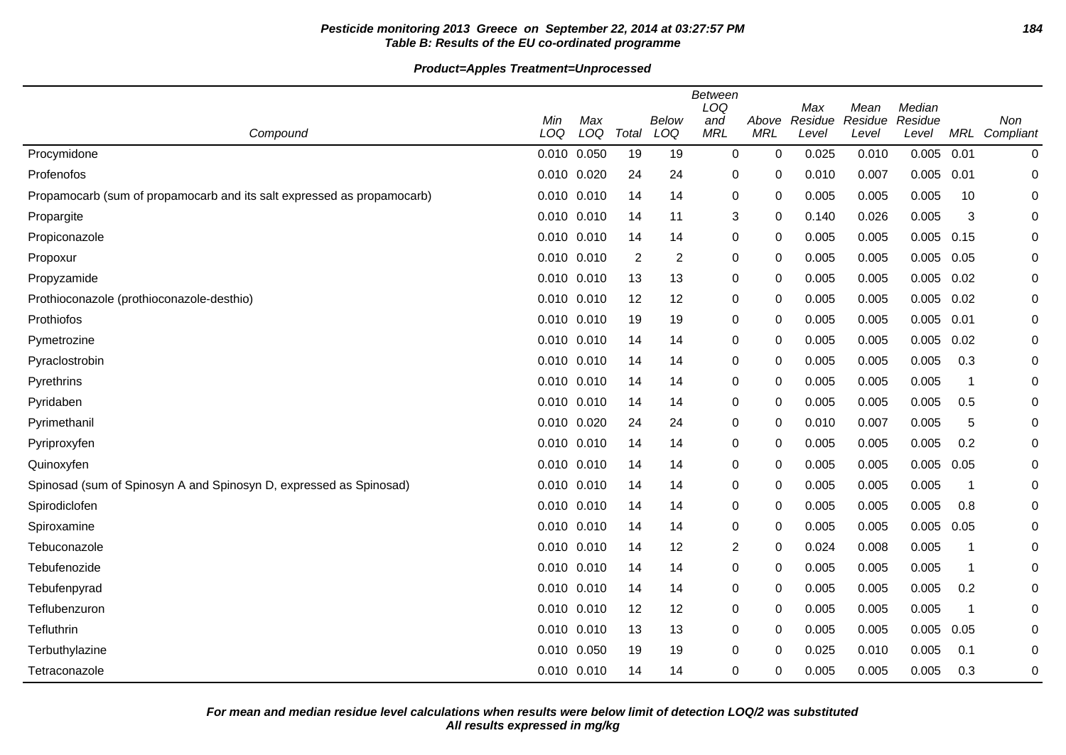**Pesticide monitoring 2013 Greece on September 22, 2014 at 03:27:57 PM**
**Table B: Results of the EU co-ordinated programme**

**Product=Apples Treatment=Unprocessed**

| Compound | Min LOQ | Max LOQ | Total | Below LOQ | Between LOQ and MRL | Above MRL | Max Residue Level | Mean Residue Level | Median Residue Level | MRL | Non Compliant |
|---|---|---|---|---|---|---|---|---|---|---|---|
| Procymidone | 0.010 | 0.050 | 19 | 19 | 0 | 0 | 0.025 | 0.010 | 0.005 | 0.01 | 0 |
| Profenofos | 0.010 | 0.020 | 24 | 24 | 0 | 0 | 0.010 | 0.007 | 0.005 | 0.01 | 0 |
| Propamocarb (sum of propamocarb and its salt expressed as propamocarb) | 0.010 | 0.010 | 14 | 14 | 0 | 0 | 0.005 | 0.005 | 0.005 | 10 | 0 |
| Propargite | 0.010 | 0.010 | 14 | 11 | 3 | 0 | 0.140 | 0.026 | 0.005 | 3 | 0 |
| Propiconazole | 0.010 | 0.010 | 14 | 14 | 0 | 0 | 0.005 | 0.005 | 0.005 | 0.15 | 0 |
| Propoxur | 0.010 | 0.010 | 2 | 2 | 0 | 0 | 0.005 | 0.005 | 0.005 | 0.05 | 0 |
| Propyzamide | 0.010 | 0.010 | 13 | 13 | 0 | 0 | 0.005 | 0.005 | 0.005 | 0.02 | 0 |
| Prothioconazole (prothioconazole-desthio) | 0.010 | 0.010 | 12 | 12 | 0 | 0 | 0.005 | 0.005 | 0.005 | 0.02 | 0 |
| Prothiofos | 0.010 | 0.010 | 19 | 19 | 0 | 0 | 0.005 | 0.005 | 0.005 | 0.01 | 0 |
| Pymetrozine | 0.010 | 0.010 | 14 | 14 | 0 | 0 | 0.005 | 0.005 | 0.005 | 0.02 | 0 |
| Pyraclostrobin | 0.010 | 0.010 | 14 | 14 | 0 | 0 | 0.005 | 0.005 | 0.005 | 0.3 | 0 |
| Pyrethrins | 0.010 | 0.010 | 14 | 14 | 0 | 0 | 0.005 | 0.005 | 0.005 | 1 | 0 |
| Pyridaben | 0.010 | 0.010 | 14 | 14 | 0 | 0 | 0.005 | 0.005 | 0.005 | 0.5 | 0 |
| Pyrimethanil | 0.010 | 0.020 | 24 | 24 | 0 | 0 | 0.010 | 0.007 | 0.005 | 5 | 0 |
| Pyriproxyfen | 0.010 | 0.010 | 14 | 14 | 0 | 0 | 0.005 | 0.005 | 0.005 | 0.2 | 0 |
| Quinoxyfen | 0.010 | 0.010 | 14 | 14 | 0 | 0 | 0.005 | 0.005 | 0.005 | 0.05 | 0 |
| Spinosad (sum of Spinosyn A and Spinosyn D, expressed as Spinosad) | 0.010 | 0.010 | 14 | 14 | 0 | 0 | 0.005 | 0.005 | 0.005 | 1 | 0 |
| Spirodiclofen | 0.010 | 0.010 | 14 | 14 | 0 | 0 | 0.005 | 0.005 | 0.005 | 0.8 | 0 |
| Spiroxamine | 0.010 | 0.010 | 14 | 14 | 0 | 0 | 0.005 | 0.005 | 0.005 | 0.05 | 0 |
| Tebuconazole | 0.010 | 0.010 | 14 | 12 | 2 | 0 | 0.024 | 0.008 | 0.005 | 1 | 0 |
| Tebufenozide | 0.010 | 0.010 | 14 | 14 | 0 | 0 | 0.005 | 0.005 | 0.005 | 1 | 0 |
| Tebufenpyrad | 0.010 | 0.010 | 14 | 14 | 0 | 0 | 0.005 | 0.005 | 0.005 | 0.2 | 0 |
| Teflubenzuron | 0.010 | 0.010 | 12 | 12 | 0 | 0 | 0.005 | 0.005 | 0.005 | 1 | 0 |
| Tefluthrin | 0.010 | 0.010 | 13 | 13 | 0 | 0 | 0.005 | 0.005 | 0.005 | 0.05 | 0 |
| Terbuthylazine | 0.010 | 0.050 | 19 | 19 | 0 | 0 | 0.025 | 0.010 | 0.005 | 0.1 | 0 |
| Tetraconazole | 0.010 | 0.010 | 14 | 14 | 0 | 0 | 0.005 | 0.005 | 0.005 | 0.3 | 0 |

**For mean and median residue level calculations when results were below limit of detection LOQ/2 was substituted**
**All results expressed in mg/kg**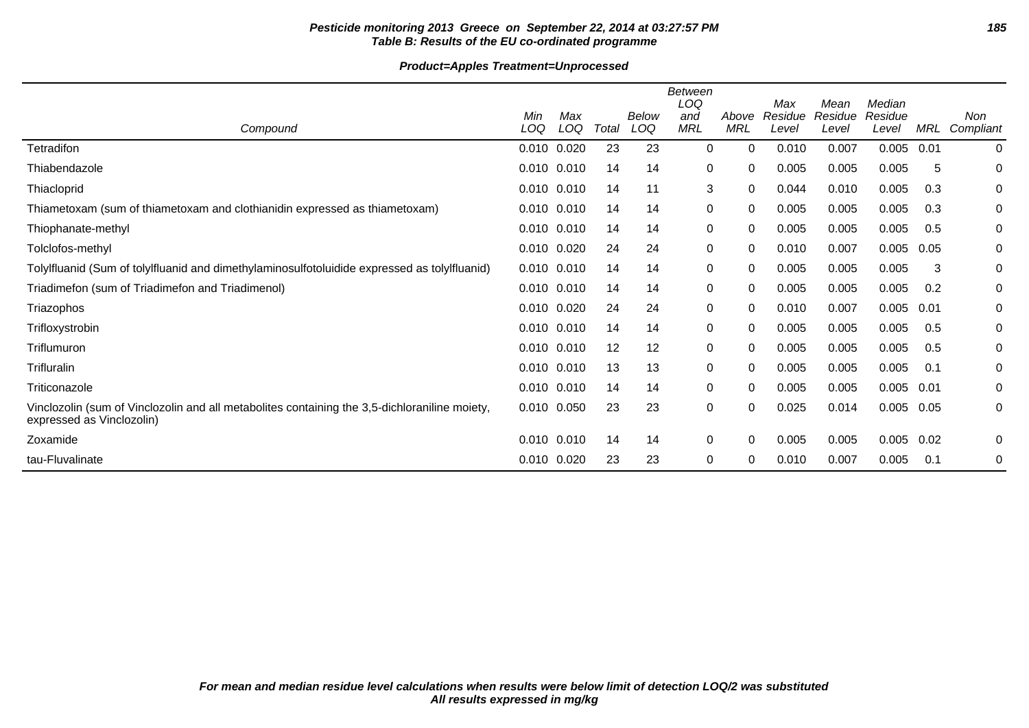**Pesticide monitoring 2013 Greece on September 22, 2014 at 03:27:57 PM**
**Table B: Results of the EU co-ordinated programme**

**Product=Apples Treatment=Unprocessed**

| Compound | Min LOQ | Max LOQ | Total | Below LOQ | Between LOQ and MRL | Above MRL | Max Residue Level | Mean Residue Level | Median Residue Level | MRL | Non Compliant |
|---|---|---|---|---|---|---|---|---|---|---|---|
| Tetradifon | 0.010 | 0.020 | 23 | 23 | 0 | 0 | 0.010 | 0.007 | 0.005 | 0.01 | 0 |
| Thiabendazole | 0.010 | 0.010 | 14 | 14 | 0 | 0 | 0.005 | 0.005 | 0.005 | 5 | 0 |
| Thiacloprid | 0.010 | 0.010 | 14 | 11 | 3 | 0 | 0.044 | 0.010 | 0.005 | 0.3 | 0 |
| Thiametoxam (sum of thiametoxam and clothianidin expressed as thiametoxam) | 0.010 | 0.010 | 14 | 14 | 0 | 0 | 0.005 | 0.005 | 0.005 | 0.3 | 0 |
| Thiophanate-methyl | 0.010 | 0.010 | 14 | 14 | 0 | 0 | 0.005 | 0.005 | 0.005 | 0.5 | 0 |
| Tolclofos-methyl | 0.010 | 0.020 | 24 | 24 | 0 | 0 | 0.010 | 0.007 | 0.005 | 0.05 | 0 |
| Tolylfluanid (Sum of tolylfluanid and dimethylaminosulfotoluidide expressed as tolylfluanid) | 0.010 | 0.010 | 14 | 14 | 0 | 0 | 0.005 | 0.005 | 0.005 | 3 | 0 |
| Triadimefon (sum of Triadimefon and Triadimenol) | 0.010 | 0.010 | 14 | 14 | 0 | 0 | 0.005 | 0.005 | 0.005 | 0.2 | 0 |
| Triazophos | 0.010 | 0.020 | 24 | 24 | 0 | 0 | 0.010 | 0.007 | 0.005 | 0.01 | 0 |
| Trifloxystrobin | 0.010 | 0.010 | 14 | 14 | 0 | 0 | 0.005 | 0.005 | 0.005 | 0.5 | 0 |
| Triflumuron | 0.010 | 0.010 | 12 | 12 | 0 | 0 | 0.005 | 0.005 | 0.005 | 0.5 | 0 |
| Trifluralin | 0.010 | 0.010 | 13 | 13 | 0 | 0 | 0.005 | 0.005 | 0.005 | 0.1 | 0 |
| Triticonazole | 0.010 | 0.010 | 14 | 14 | 0 | 0 | 0.005 | 0.005 | 0.005 | 0.01 | 0 |
| Vinclozolin (sum of Vinclozolin and all metabolites containing the 3,5-dichloraniline moiety, expressed as Vinclozolin) | 0.010 | 0.050 | 23 | 23 | 0 | 0 | 0.025 | 0.014 | 0.005 | 0.05 | 0 |
| Zoxamide | 0.010 | 0.010 | 14 | 14 | 0 | 0 | 0.005 | 0.005 | 0.005 | 0.02 | 0 |
| tau-Fluvalinate | 0.010 | 0.020 | 23 | 23 | 0 | 0 | 0.010 | 0.007 | 0.005 | 0.1 | 0 |

***For mean and median residue level calculations when results were below limit of detection LOQ/2 was substituted***
***All results expressed in mg/kg***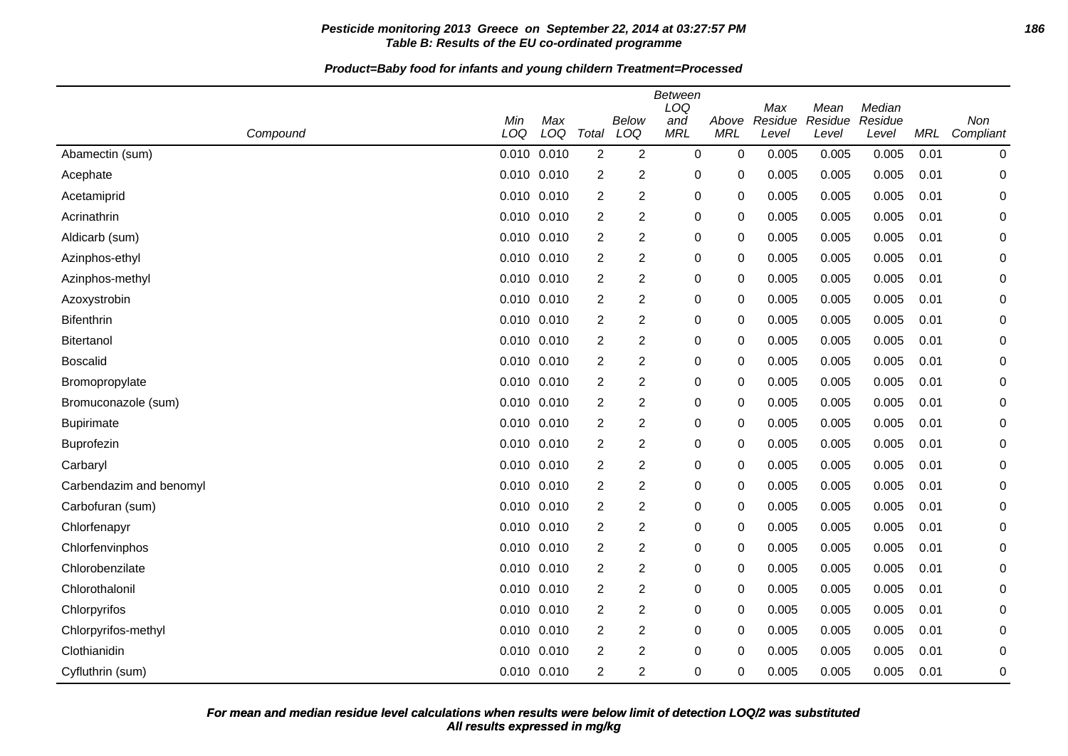**Pesticide monitoring 2013 Greece on September 22, 2014 at 03:27:57 PM**
**Table B: Results of the EU co-ordinated programme**

**Product=Baby food for infants and young childern Treatment=Processed**

| Compound | Min LOQ | Max LOQ | Total | Below LOQ | Between LOQ and MRL | Above MRL | Max Residue Level | Mean Residue Level | Median Residue Level | MRL | Non Compliant |
|---|---|---|---|---|---|---|---|---|---|---|---|
| Abamectin (sum) | 0.010 | 0.010 | 2 | 2 | 0 | 0 | 0.005 | 0.005 | 0.005 | 0.01 | 0 |
| Acephate | 0.010 | 0.010 | 2 | 2 | 0 | 0 | 0.005 | 0.005 | 0.005 | 0.01 | 0 |
| Acetamiprid | 0.010 | 0.010 | 2 | 2 | 0 | 0 | 0.005 | 0.005 | 0.005 | 0.01 | 0 |
| Acrinathrin | 0.010 | 0.010 | 2 | 2 | 0 | 0 | 0.005 | 0.005 | 0.005 | 0.01 | 0 |
| Aldicarb (sum) | 0.010 | 0.010 | 2 | 2 | 0 | 0 | 0.005 | 0.005 | 0.005 | 0.01 | 0 |
| Azinphos-ethyl | 0.010 | 0.010 | 2 | 2 | 0 | 0 | 0.005 | 0.005 | 0.005 | 0.01 | 0 |
| Azinphos-methyl | 0.010 | 0.010 | 2 | 2 | 0 | 0 | 0.005 | 0.005 | 0.005 | 0.01 | 0 |
| Azoxystrobin | 0.010 | 0.010 | 2 | 2 | 0 | 0 | 0.005 | 0.005 | 0.005 | 0.01 | 0 |
| Bifenthrin | 0.010 | 0.010 | 2 | 2 | 0 | 0 | 0.005 | 0.005 | 0.005 | 0.01 | 0 |
| Bitertanol | 0.010 | 0.010 | 2 | 2 | 0 | 0 | 0.005 | 0.005 | 0.005 | 0.01 | 0 |
| Boscalid | 0.010 | 0.010 | 2 | 2 | 0 | 0 | 0.005 | 0.005 | 0.005 | 0.01 | 0 |
| Bromopropylate | 0.010 | 0.010 | 2 | 2 | 0 | 0 | 0.005 | 0.005 | 0.005 | 0.01 | 0 |
| Bromuconazole (sum) | 0.010 | 0.010 | 2 | 2 | 0 | 0 | 0.005 | 0.005 | 0.005 | 0.01 | 0 |
| Bupirimate | 0.010 | 0.010 | 2 | 2 | 0 | 0 | 0.005 | 0.005 | 0.005 | 0.01 | 0 |
| Buprofezin | 0.010 | 0.010 | 2 | 2 | 0 | 0 | 0.005 | 0.005 | 0.005 | 0.01 | 0 |
| Carbaryl | 0.010 | 0.010 | 2 | 2 | 0 | 0 | 0.005 | 0.005 | 0.005 | 0.01 | 0 |
| Carbendazim and benomyl | 0.010 | 0.010 | 2 | 2 | 0 | 0 | 0.005 | 0.005 | 0.005 | 0.01 | 0 |
| Carbofuran (sum) | 0.010 | 0.010 | 2 | 2 | 0 | 0 | 0.005 | 0.005 | 0.005 | 0.01 | 0 |
| Chlorfenapyr | 0.010 | 0.010 | 2 | 2 | 0 | 0 | 0.005 | 0.005 | 0.005 | 0.01 | 0 |
| Chlorfenvinphos | 0.010 | 0.010 | 2 | 2 | 0 | 0 | 0.005 | 0.005 | 0.005 | 0.01 | 0 |
| Chlorobenzilate | 0.010 | 0.010 | 2 | 2 | 0 | 0 | 0.005 | 0.005 | 0.005 | 0.01 | 0 |
| Chlorothalonil | 0.010 | 0.010 | 2 | 2 | 0 | 0 | 0.005 | 0.005 | 0.005 | 0.01 | 0 |
| Chlorpyrifos | 0.010 | 0.010 | 2 | 2 | 0 | 0 | 0.005 | 0.005 | 0.005 | 0.01 | 0 |
| Chlorpyrifos-methyl | 0.010 | 0.010 | 2 | 2 | 0 | 0 | 0.005 | 0.005 | 0.005 | 0.01 | 0 |
| Clothianidin | 0.010 | 0.010 | 2 | 2 | 0 | 0 | 0.005 | 0.005 | 0.005 | 0.01 | 0 |
| Cyfluthrin (sum) | 0.010 | 0.010 | 2 | 2 | 0 | 0 | 0.005 | 0.005 | 0.005 | 0.01 | 0 |

***For mean and median residue level calculations when results were below limit of detection LOQ/2 was substituted***
***All results expressed in mg/kg***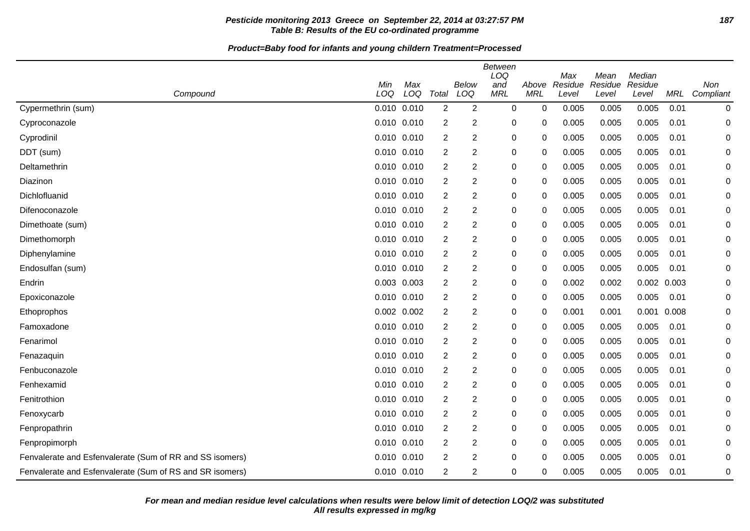**Pesticide monitoring 2013 Greece on September 22, 2014 at 03:27:57 PM**
**Table B: Results of the EU co-ordinated programme**

**Product=Baby food for infants and young childern Treatment=Processed**

| Compound | Min LOQ | Max LOQ | Total | Below LOQ | Between LOQ and MRL | Above MRL | Max Residue Level | Mean Residue Level | Median Residue Level | MRL | Non Compliant |
|---|---|---|---|---|---|---|---|---|---|---|---|
| Cypermethrin (sum) | 0.010 | 0.010 | 2 | 2 | 0 | 0 | 0.005 | 0.005 | 0.005 | 0.01 | 0 |
| Cyproconazole | 0.010 | 0.010 | 2 | 2 | 0 | 0 | 0.005 | 0.005 | 0.005 | 0.01 | 0 |
| Cyprodinil | 0.010 | 0.010 | 2 | 2 | 0 | 0 | 0.005 | 0.005 | 0.005 | 0.01 | 0 |
| DDT (sum) | 0.010 | 0.010 | 2 | 2 | 0 | 0 | 0.005 | 0.005 | 0.005 | 0.01 | 0 |
| Deltamethrin | 0.010 | 0.010 | 2 | 2 | 0 | 0 | 0.005 | 0.005 | 0.005 | 0.01 | 0 |
| Diazinon | 0.010 | 0.010 | 2 | 2 | 0 | 0 | 0.005 | 0.005 | 0.005 | 0.01 | 0 |
| Dichlofluanid | 0.010 | 0.010 | 2 | 2 | 0 | 0 | 0.005 | 0.005 | 0.005 | 0.01 | 0 |
| Difenoconazole | 0.010 | 0.010 | 2 | 2 | 0 | 0 | 0.005 | 0.005 | 0.005 | 0.01 | 0 |
| Dimethoate (sum) | 0.010 | 0.010 | 2 | 2 | 0 | 0 | 0.005 | 0.005 | 0.005 | 0.01 | 0 |
| Dimethomorph | 0.010 | 0.010 | 2 | 2 | 0 | 0 | 0.005 | 0.005 | 0.005 | 0.01 | 0 |
| Diphenylamine | 0.010 | 0.010 | 2 | 2 | 0 | 0 | 0.005 | 0.005 | 0.005 | 0.01 | 0 |
| Endosulfan (sum) | 0.010 | 0.010 | 2 | 2 | 0 | 0 | 0.005 | 0.005 | 0.005 | 0.01 | 0 |
| Endrin | 0.003 | 0.003 | 2 | 2 | 0 | 0 | 0.002 | 0.002 | 0.002 | 0.003 | 0 |
| Epoxiconazole | 0.010 | 0.010 | 2 | 2 | 0 | 0 | 0.005 | 0.005 | 0.005 | 0.01 | 0 |
| Ethoprophos | 0.002 | 0.002 | 2 | 2 | 0 | 0 | 0.001 | 0.001 | 0.001 | 0.008 | 0 |
| Famoxadone | 0.010 | 0.010 | 2 | 2 | 0 | 0 | 0.005 | 0.005 | 0.005 | 0.01 | 0 |
| Fenarimol | 0.010 | 0.010 | 2 | 2 | 0 | 0 | 0.005 | 0.005 | 0.005 | 0.01 | 0 |
| Fenazaquin | 0.010 | 0.010 | 2 | 2 | 0 | 0 | 0.005 | 0.005 | 0.005 | 0.01 | 0 |
| Fenbuconazole | 0.010 | 0.010 | 2 | 2 | 0 | 0 | 0.005 | 0.005 | 0.005 | 0.01 | 0 |
| Fenhexamid | 0.010 | 0.010 | 2 | 2 | 0 | 0 | 0.005 | 0.005 | 0.005 | 0.01 | 0 |
| Fenitrothion | 0.010 | 0.010 | 2 | 2 | 0 | 0 | 0.005 | 0.005 | 0.005 | 0.01 | 0 |
| Fenoxycarb | 0.010 | 0.010 | 2 | 2 | 0 | 0 | 0.005 | 0.005 | 0.005 | 0.01 | 0 |
| Fenpropathrin | 0.010 | 0.010 | 2 | 2 | 0 | 0 | 0.005 | 0.005 | 0.005 | 0.01 | 0 |
| Fenpropimorph | 0.010 | 0.010 | 2 | 2 | 0 | 0 | 0.005 | 0.005 | 0.005 | 0.01 | 0 |
| Fenvalerate and Esfenvalerate (Sum of RR and SS isomers) | 0.010 | 0.010 | 2 | 2 | 0 | 0 | 0.005 | 0.005 | 0.005 | 0.01 | 0 |
| Fenvalerate and Esfenvalerate (Sum of RS and SR isomers) | 0.010 | 0.010 | 2 | 2 | 0 | 0 | 0.005 | 0.005 | 0.005 | 0.01 | 0 |

**For mean and median residue level calculations when results were below limit of detection LOQ/2 was substituted**
**All results expressed in mg/kg**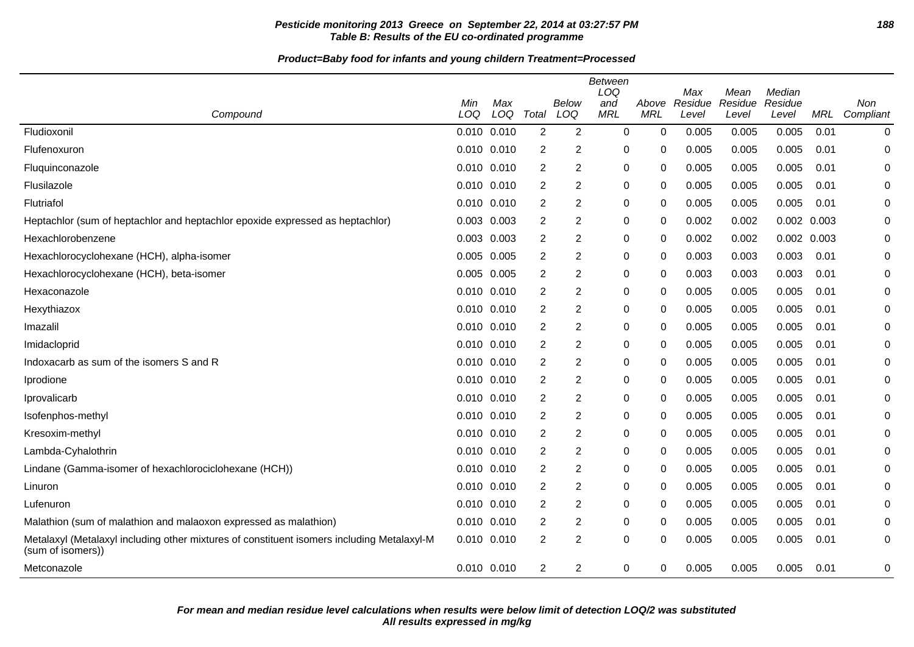**Pesticide monitoring 2013 Greece on September 22, 2014 at 03:27:57 PM**
**Table B: Results of the EU co-ordinated programme**

**Product=Baby food for infants and young childern Treatment=Processed**

| Compound | Min LOQ | Max LOQ | Total | Below LOQ | Between LOQ and MRL | Above MRL | Max Residue Level | Mean Residue Level | Median Residue Level | MRL | Non Compliant |
|---|---|---|---|---|---|---|---|---|---|---|---|
| Fludioxonil | 0.010 | 0.010 | 2 | 2 | 0 | 0 | 0.005 | 0.005 | 0.005 | 0.01 | 0 |
| Flufenoxuron | 0.010 | 0.010 | 2 | 2 | 0 | 0 | 0.005 | 0.005 | 0.005 | 0.01 | 0 |
| Fluquinconazole | 0.010 | 0.010 | 2 | 2 | 0 | 0 | 0.005 | 0.005 | 0.005 | 0.01 | 0 |
| Flusilazole | 0.010 | 0.010 | 2 | 2 | 0 | 0 | 0.005 | 0.005 | 0.005 | 0.01 | 0 |
| Flutriafol | 0.010 | 0.010 | 2 | 2 | 0 | 0 | 0.005 | 0.005 | 0.005 | 0.01 | 0 |
| Heptachlor (sum of heptachlor and heptachlor epoxide expressed as heptachlor) | 0.003 | 0.003 | 2 | 2 | 0 | 0 | 0.002 | 0.002 | 0.002 | 0.003 | 0 |
| Hexachlorobenzene | 0.003 | 0.003 | 2 | 2 | 0 | 0 | 0.002 | 0.002 | 0.002 | 0.003 | 0 |
| Hexachlorocyclohexane (HCH), alpha-isomer | 0.005 | 0.005 | 2 | 2 | 0 | 0 | 0.003 | 0.003 | 0.003 | 0.01 | 0 |
| Hexachlorocyclohexane (HCH), beta-isomer | 0.005 | 0.005 | 2 | 2 | 0 | 0 | 0.003 | 0.003 | 0.003 | 0.01 | 0 |
| Hexaconazole | 0.010 | 0.010 | 2 | 2 | 0 | 0 | 0.005 | 0.005 | 0.005 | 0.01 | 0 |
| Hexythiazox | 0.010 | 0.010 | 2 | 2 | 0 | 0 | 0.005 | 0.005 | 0.005 | 0.01 | 0 |
| Imazalil | 0.010 | 0.010 | 2 | 2 | 0 | 0 | 0.005 | 0.005 | 0.005 | 0.01 | 0 |
| Imidacloprid | 0.010 | 0.010 | 2 | 2 | 0 | 0 | 0.005 | 0.005 | 0.005 | 0.01 | 0 |
| Indoxacarb as sum of the isomers S and R | 0.010 | 0.010 | 2 | 2 | 0 | 0 | 0.005 | 0.005 | 0.005 | 0.01 | 0 |
| Iprodione | 0.010 | 0.010 | 2 | 2 | 0 | 0 | 0.005 | 0.005 | 0.005 | 0.01 | 0 |
| Iprovalicarb | 0.010 | 0.010 | 2 | 2 | 0 | 0 | 0.005 | 0.005 | 0.005 | 0.01 | 0 |
| Isofenphos-methyl | 0.010 | 0.010 | 2 | 2 | 0 | 0 | 0.005 | 0.005 | 0.005 | 0.01 | 0 |
| Kresoxim-methyl | 0.010 | 0.010 | 2 | 2 | 0 | 0 | 0.005 | 0.005 | 0.005 | 0.01 | 0 |
| Lambda-Cyhalothrin | 0.010 | 0.010 | 2 | 2 | 0 | 0 | 0.005 | 0.005 | 0.005 | 0.01 | 0 |
| Lindane (Gamma-isomer of hexachlorociclohexane (HCH)) | 0.010 | 0.010 | 2 | 2 | 0 | 0 | 0.005 | 0.005 | 0.005 | 0.01 | 0 |
| Linuron | 0.010 | 0.010 | 2 | 2 | 0 | 0 | 0.005 | 0.005 | 0.005 | 0.01 | 0 |
| Lufenuron | 0.010 | 0.010 | 2 | 2 | 0 | 0 | 0.005 | 0.005 | 0.005 | 0.01 | 0 |
| Malathion (sum of malathion and malaoxon expressed as malathion) | 0.010 | 0.010 | 2 | 2 | 0 | 0 | 0.005 | 0.005 | 0.005 | 0.01 | 0 |
| Metalaxyl (Metalaxyl including other mixtures of constituent isomers including Metalaxyl-M (sum of isomers)) | 0.010 | 0.010 | 2 | 2 | 0 | 0 | 0.005 | 0.005 | 0.005 | 0.01 | 0 |
| Metconazole | 0.010 | 0.010 | 2 | 2 | 0 | 0 | 0.005 | 0.005 | 0.005 | 0.01 | 0 |

***For mean and median residue level calculations when results were below limit of detection LOQ/2 was substituted***
***All results expressed in mg/kg***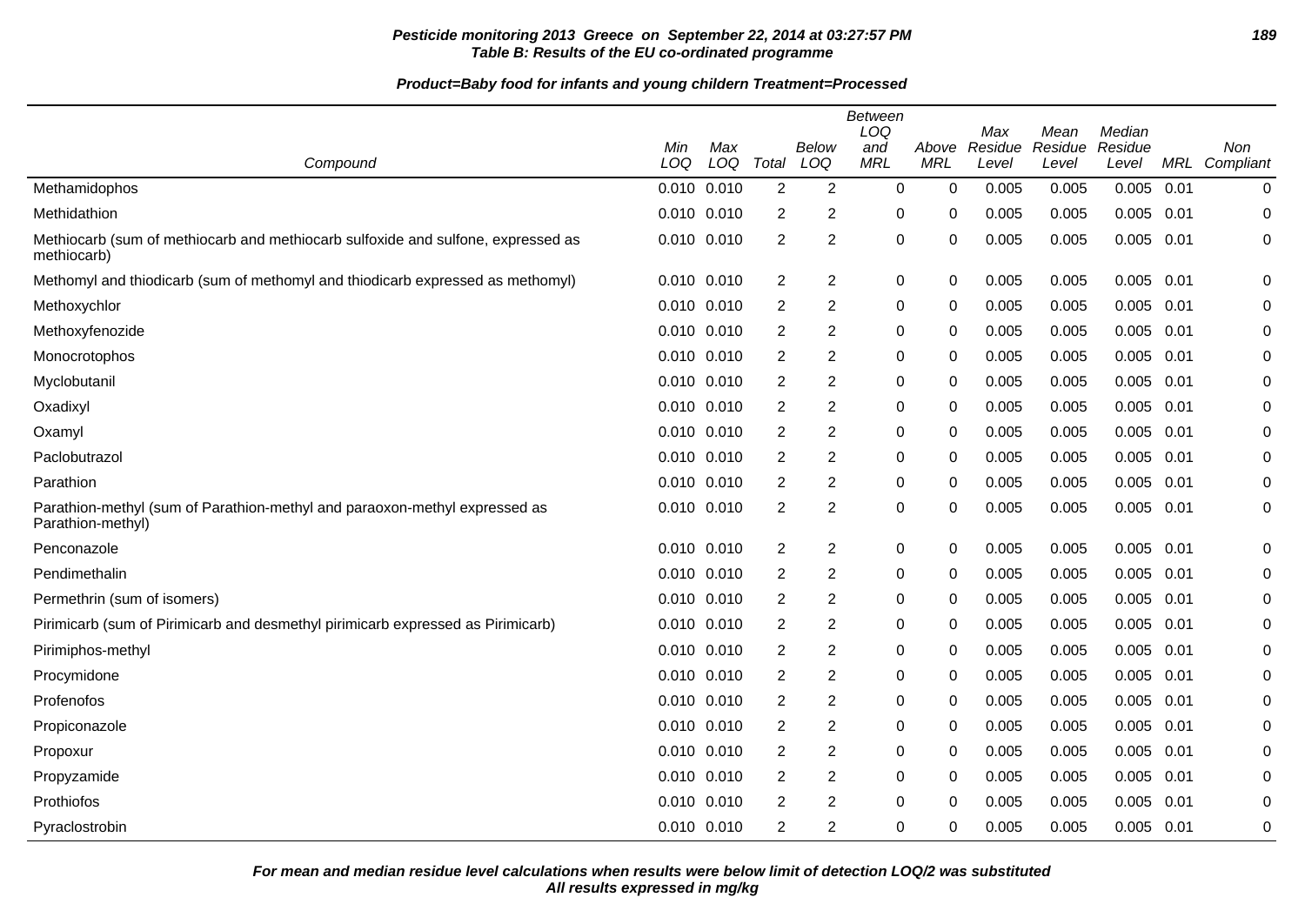**Pesticide monitoring 2013 Greece on September 22, 2014 at 03:27:57 PM**
**Table B: Results of the EU co-ordinated programme**

**Product=Baby food for infants and young childern Treatment=Processed**

| Compound | Min LOQ | Max LOQ | Total | Below LOQ | Between LOQ and MRL | Above MRL | Max Residue Level | Mean Residue Level | Median Residue Level | MRL | Non Compliant |
|---|---|---|---|---|---|---|---|---|---|---|---|
| Methamidophos | 0.010 | 0.010 | 2 | 2 | 0 | 0 | 0.005 | 0.005 | 0.005 | 0.01 | 0 |
| Methidathion | 0.010 | 0.010 | 2 | 2 | 0 | 0 | 0.005 | 0.005 | 0.005 | 0.01 | 0 |
| Methiocarb (sum of methiocarb and methiocarb sulfoxide and sulfone, expressed as methiocarb) | 0.010 | 0.010 | 2 | 2 | 0 | 0 | 0.005 | 0.005 | 0.005 | 0.01 | 0 |
| Methomyl and thiodicarb (sum of methomyl and thiodicarb expressed as methomyl) | 0.010 | 0.010 | 2 | 2 | 0 | 0 | 0.005 | 0.005 | 0.005 | 0.01 | 0 |
| Methoxychlor | 0.010 | 0.010 | 2 | 2 | 0 | 0 | 0.005 | 0.005 | 0.005 | 0.01 | 0 |
| Methoxyfenozide | 0.010 | 0.010 | 2 | 2 | 0 | 0 | 0.005 | 0.005 | 0.005 | 0.01 | 0 |
| Monocrotophos | 0.010 | 0.010 | 2 | 2 | 0 | 0 | 0.005 | 0.005 | 0.005 | 0.01 | 0 |
| Myclobutanil | 0.010 | 0.010 | 2 | 2 | 0 | 0 | 0.005 | 0.005 | 0.005 | 0.01 | 0 |
| Oxadixyl | 0.010 | 0.010 | 2 | 2 | 0 | 0 | 0.005 | 0.005 | 0.005 | 0.01 | 0 |
| Oxamyl | 0.010 | 0.010 | 2 | 2 | 0 | 0 | 0.005 | 0.005 | 0.005 | 0.01 | 0 |
| Paclobutrazol | 0.010 | 0.010 | 2 | 2 | 0 | 0 | 0.005 | 0.005 | 0.005 | 0.01 | 0 |
| Parathion | 0.010 | 0.010 | 2 | 2 | 0 | 0 | 0.005 | 0.005 | 0.005 | 0.01 | 0 |
| Parathion-methyl (sum of Parathion-methyl and paraoxon-methyl expressed as Parathion-methyl) | 0.010 | 0.010 | 2 | 2 | 0 | 0 | 0.005 | 0.005 | 0.005 | 0.01 | 0 |
| Penconazole | 0.010 | 0.010 | 2 | 2 | 0 | 0 | 0.005 | 0.005 | 0.005 | 0.01 | 0 |
| Pendimethalin | 0.010 | 0.010 | 2 | 2 | 0 | 0 | 0.005 | 0.005 | 0.005 | 0.01 | 0 |
| Permethrin (sum of isomers) | 0.010 | 0.010 | 2 | 2 | 0 | 0 | 0.005 | 0.005 | 0.005 | 0.01 | 0 |
| Pirimicarb (sum of Pirimicarb and desmethyl pirimicarb expressed as Pirimicarb) | 0.010 | 0.010 | 2 | 2 | 0 | 0 | 0.005 | 0.005 | 0.005 | 0.01 | 0 |
| Pirimiphos-methyl | 0.010 | 0.010 | 2 | 2 | 0 | 0 | 0.005 | 0.005 | 0.005 | 0.01 | 0 |
| Procymidone | 0.010 | 0.010 | 2 | 2 | 0 | 0 | 0.005 | 0.005 | 0.005 | 0.01 | 0 |
| Profenofos | 0.010 | 0.010 | 2 | 2 | 0 | 0 | 0.005 | 0.005 | 0.005 | 0.01 | 0 |
| Propiconazole | 0.010 | 0.010 | 2 | 2 | 0 | 0 | 0.005 | 0.005 | 0.005 | 0.01 | 0 |
| Propoxur | 0.010 | 0.010 | 2 | 2 | 0 | 0 | 0.005 | 0.005 | 0.005 | 0.01 | 0 |
| Propyzamide | 0.010 | 0.010 | 2 | 2 | 0 | 0 | 0.005 | 0.005 | 0.005 | 0.01 | 0 |
| Prothiofos | 0.010 | 0.010 | 2 | 2 | 0 | 0 | 0.005 | 0.005 | 0.005 | 0.01 | 0 |
| Pyraclostrobin | 0.010 | 0.010 | 2 | 2 | 0 | 0 | 0.005 | 0.005 | 0.005 | 0.01 | 0 |

***For mean and median residue level calculations when results were below limit of detection LOQ/2 was substituted***
***All results expressed in mg/kg***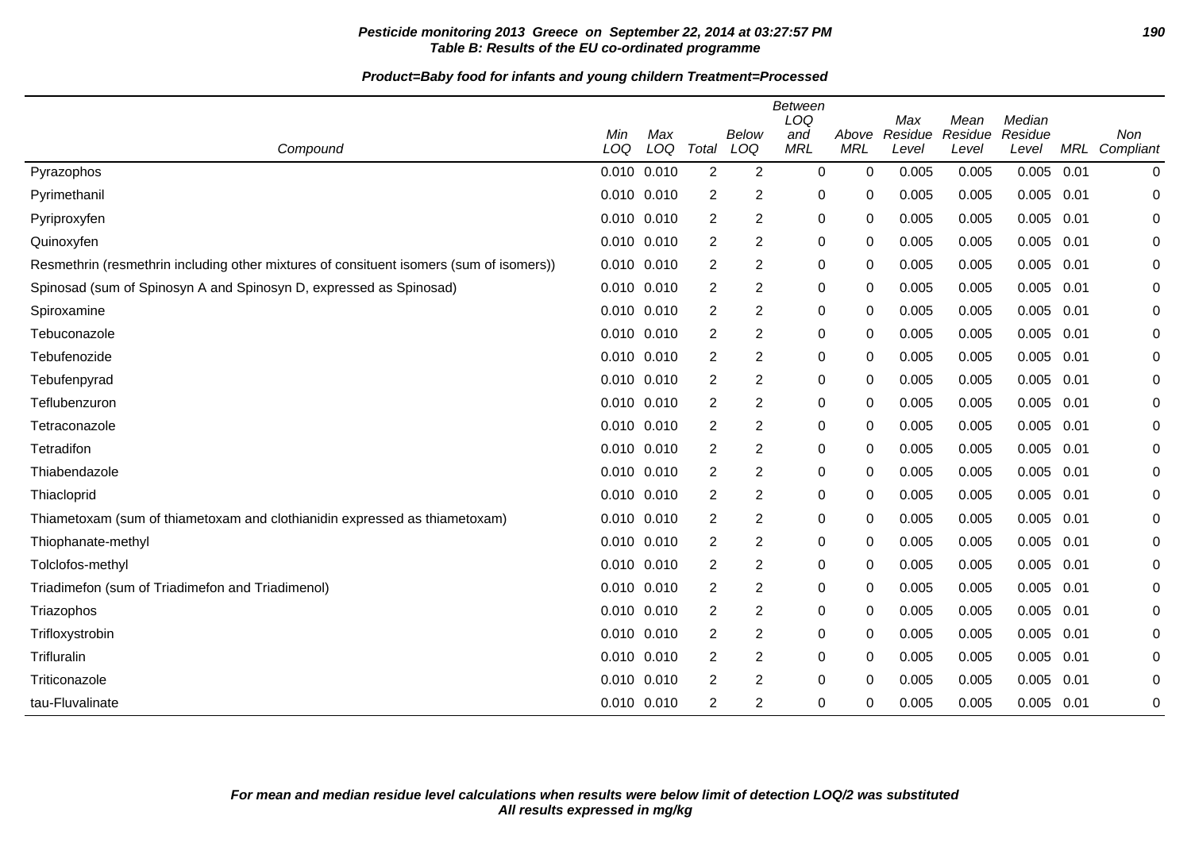**Table B: Results of the EU co-ordinated programme**

**Product=Baby food for infants and young childern Treatment=Processed**

| Compound | Min LOQ | Max LOQ | Total | Below LOQ | Between LOQ and MRL | Above MRL | Max Residue Level | Mean Residue Level | Median Residue Level | MRL | Non Compliant |
|---|---|---|---|---|---|---|---|---|---|---|---|
| Pyrazophos | 0.010 | 0.010 | 2 | 2 | 0 | 0 | 0.005 | 0.005 | 0.005 | 0.01 | 0 |
| Pyrimethanil | 0.010 | 0.010 | 2 | 2 | 0 | 0 | 0.005 | 0.005 | 0.005 | 0.01 | 0 |
| Pyriproxyfen | 0.010 | 0.010 | 2 | 2 | 0 | 0 | 0.005 | 0.005 | 0.005 | 0.01 | 0 |
| Quinoxyfen | 0.010 | 0.010 | 2 | 2 | 0 | 0 | 0.005 | 0.005 | 0.005 | 0.01 | 0 |
| Resmethrin (resmethrin including other mixtures of consituent isomers (sum of isomers)) | 0.010 | 0.010 | 2 | 2 | 0 | 0 | 0.005 | 0.005 | 0.005 | 0.01 | 0 |
| Spinosad (sum of Spinosyn A and Spinosyn D, expressed as Spinosad) | 0.010 | 0.010 | 2 | 2 | 0 | 0 | 0.005 | 0.005 | 0.005 | 0.01 | 0 |
| Spiroxamine | 0.010 | 0.010 | 2 | 2 | 0 | 0 | 0.005 | 0.005 | 0.005 | 0.01 | 0 |
| Tebuconazole | 0.010 | 0.010 | 2 | 2 | 0 | 0 | 0.005 | 0.005 | 0.005 | 0.01 | 0 |
| Tebufenozide | 0.010 | 0.010 | 2 | 2 | 0 | 0 | 0.005 | 0.005 | 0.005 | 0.01 | 0 |
| Tebufenpyrad | 0.010 | 0.010 | 2 | 2 | 0 | 0 | 0.005 | 0.005 | 0.005 | 0.01 | 0 |
| Teflubenzuron | 0.010 | 0.010 | 2 | 2 | 0 | 0 | 0.005 | 0.005 | 0.005 | 0.01 | 0 |
| Tetraconazole | 0.010 | 0.010 | 2 | 2 | 0 | 0 | 0.005 | 0.005 | 0.005 | 0.01 | 0 |
| Tetradifon | 0.010 | 0.010 | 2 | 2 | 0 | 0 | 0.005 | 0.005 | 0.005 | 0.01 | 0 |
| Thiabendazole | 0.010 | 0.010 | 2 | 2 | 0 | 0 | 0.005 | 0.005 | 0.005 | 0.01 | 0 |
| Thiacloprid | 0.010 | 0.010 | 2 | 2 | 0 | 0 | 0.005 | 0.005 | 0.005 | 0.01 | 0 |
| Thiametoxam (sum of thiametoxam and clothianidin expressed as thiametoxam) | 0.010 | 0.010 | 2 | 2 | 0 | 0 | 0.005 | 0.005 | 0.005 | 0.01 | 0 |
| Thiophanate-methyl | 0.010 | 0.010 | 2 | 2 | 0 | 0 | 0.005 | 0.005 | 0.005 | 0.01 | 0 |
| Tolclofos-methyl | 0.010 | 0.010 | 2 | 2 | 0 | 0 | 0.005 | 0.005 | 0.005 | 0.01 | 0 |
| Triadimefon (sum of Triadimefon and Triadimenol) | 0.010 | 0.010 | 2 | 2 | 0 | 0 | 0.005 | 0.005 | 0.005 | 0.01 | 0 |
| Triazophos | 0.010 | 0.010 | 2 | 2 | 0 | 0 | 0.005 | 0.005 | 0.005 | 0.01 | 0 |
| Trifloxystrobin | 0.010 | 0.010 | 2 | 2 | 0 | 0 | 0.005 | 0.005 | 0.005 | 0.01 | 0 |
| Trifluralin | 0.010 | 0.010 | 2 | 2 | 0 | 0 | 0.005 | 0.005 | 0.005 | 0.01 | 0 |
| Triticonazole | 0.010 | 0.010 | 2 | 2 | 0 | 0 | 0.005 | 0.005 | 0.005 | 0.01 | 0 |
| tau-Fluvalinate | 0.010 | 0.010 | 2 | 2 | 0 | 0 | 0.005 | 0.005 | 0.005 | 0.01 | 0 |

***For mean and median residue level calculations when results were below limit of detection LOQ/2 was substituted***
***All results expressed in mg/kg***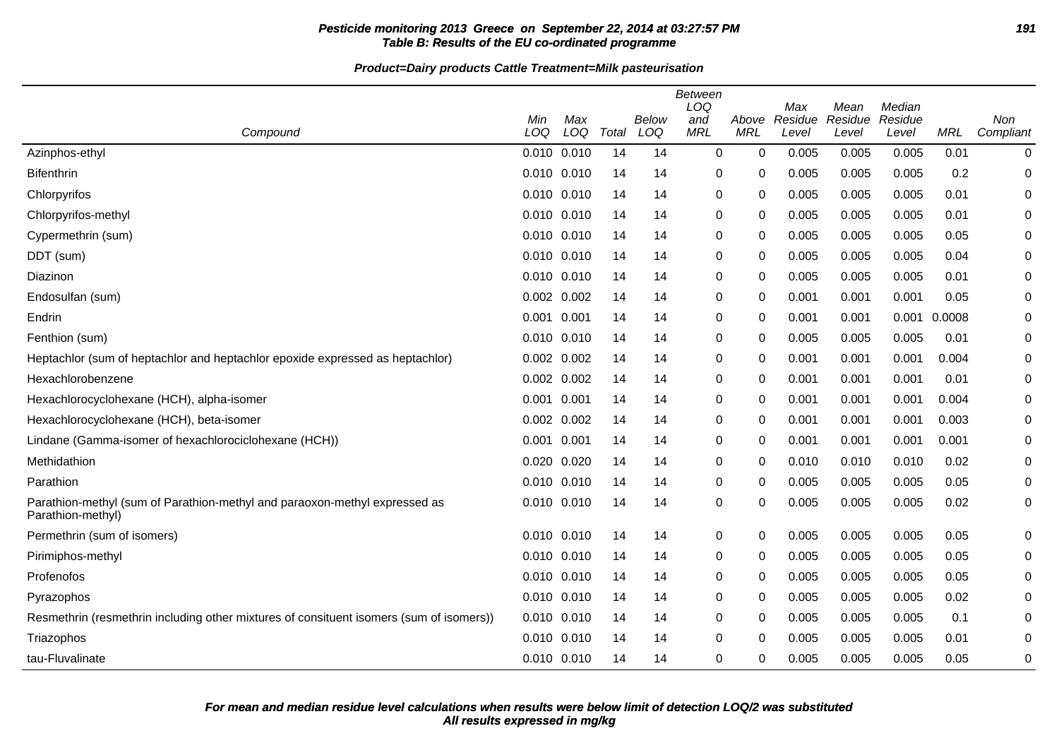**Table B: Results of the EU co-ordinated programme**

**Product=Dairy products Cattle Treatment=Milk pasteurisation**

| Compound | Min LOQ | Max LOQ | Total | Below LOQ | Between LOQ and MRL | Above MRL | Max Residue Level | Mean Residue Level | Median Residue Level | MRL | Non Compliant |
|---|---|---|---|---|---|---|---|---|---|---|---|
| Azinphos-ethyl | 0.010 | 0.010 | 14 | 14 | 0 | 0 | 0.005 | 0.005 | 0.005 | 0.01 | 0 |
| Bifenthrin | 0.010 | 0.010 | 14 | 14 | 0 | 0 | 0.005 | 0.005 | 0.005 | 0.2 | 0 |
| Chlorpyrifos | 0.010 | 0.010 | 14 | 14 | 0 | 0 | 0.005 | 0.005 | 0.005 | 0.01 | 0 |
| Chlorpyrifos-methyl | 0.010 | 0.010 | 14 | 14 | 0 | 0 | 0.005 | 0.005 | 0.005 | 0.01 | 0 |
| Cypermethrin (sum) | 0.010 | 0.010 | 14 | 14 | 0 | 0 | 0.005 | 0.005 | 0.005 | 0.05 | 0 |
| DDT (sum) | 0.010 | 0.010 | 14 | 14 | 0 | 0 | 0.005 | 0.005 | 0.005 | 0.04 | 0 |
| Diazinon | 0.010 | 0.010 | 14 | 14 | 0 | 0 | 0.005 | 0.005 | 0.005 | 0.01 | 0 |
| Endosulfan (sum) | 0.002 | 0.002 | 14 | 14 | 0 | 0 | 0.001 | 0.001 | 0.001 | 0.05 | 0 |
| Endrin | 0.001 | 0.001 | 14 | 14 | 0 | 0 | 0.001 | 0.001 | 0.001 | 0.0008 | 0 |
| Fenthion (sum) | 0.010 | 0.010 | 14 | 14 | 0 | 0 | 0.005 | 0.005 | 0.005 | 0.01 | 0 |
| Heptachlor (sum of heptachlor and heptachlor epoxide expressed as heptachlor) | 0.002 | 0.002 | 14 | 14 | 0 | 0 | 0.001 | 0.001 | 0.001 | 0.004 | 0 |
| Hexachlorobenzene | 0.002 | 0.002 | 14 | 14 | 0 | 0 | 0.001 | 0.001 | 0.001 | 0.01 | 0 |
| Hexachlorocyclohexane (HCH), alpha-isomer | 0.001 | 0.001 | 14 | 14 | 0 | 0 | 0.001 | 0.001 | 0.001 | 0.004 | 0 |
| Hexachlorocyclohexane (HCH), beta-isomer | 0.002 | 0.002 | 14 | 14 | 0 | 0 | 0.001 | 0.001 | 0.001 | 0.003 | 0 |
| Lindane (Gamma-isomer of hexachlorociclohexane (HCH)) | 0.001 | 0.001 | 14 | 14 | 0 | 0 | 0.001 | 0.001 | 0.001 | 0.001 | 0 |
| Methidathion | 0.020 | 0.020 | 14 | 14 | 0 | 0 | 0.010 | 0.010 | 0.010 | 0.02 | 0 |
| Parathion | 0.010 | 0.010 | 14 | 14 | 0 | 0 | 0.005 | 0.005 | 0.005 | 0.05 | 0 |
| Parathion-methyl (sum of Parathion-methyl and paraoxon-methyl expressed as Parathion-methyl) | 0.010 | 0.010 | 14 | 14 | 0 | 0 | 0.005 | 0.005 | 0.005 | 0.02 | 0 |
| Permethrin (sum of isomers) | 0.010 | 0.010 | 14 | 14 | 0 | 0 | 0.005 | 0.005 | 0.005 | 0.05 | 0 |
| Pirimiphos-methyl | 0.010 | 0.010 | 14 | 14 | 0 | 0 | 0.005 | 0.005 | 0.005 | 0.05 | 0 |
| Profenofos | 0.010 | 0.010 | 14 | 14 | 0 | 0 | 0.005 | 0.005 | 0.005 | 0.05 | 0 |
| Pyrazophos | 0.010 | 0.010 | 14 | 14 | 0 | 0 | 0.005 | 0.005 | 0.005 | 0.02 | 0 |
| Resmethrin (resmethrin including other mixtures of consituent isomers (sum of isomers)) | 0.010 | 0.010 | 14 | 14 | 0 | 0 | 0.005 | 0.005 | 0.005 | 0.1 | 0 |
| Triazophos | 0.010 | 0.010 | 14 | 14 | 0 | 0 | 0.005 | 0.005 | 0.005 | 0.01 | 0 |
| tau-Fluvalinate | 0.010 | 0.010 | 14 | 14 | 0 | 0 | 0.005 | 0.005 | 0.005 | 0.05 | 0 |

***For mean and median residue level calculations when results were below limit of detection LOQ/2 was substituted***
***All results expressed in mg/kg***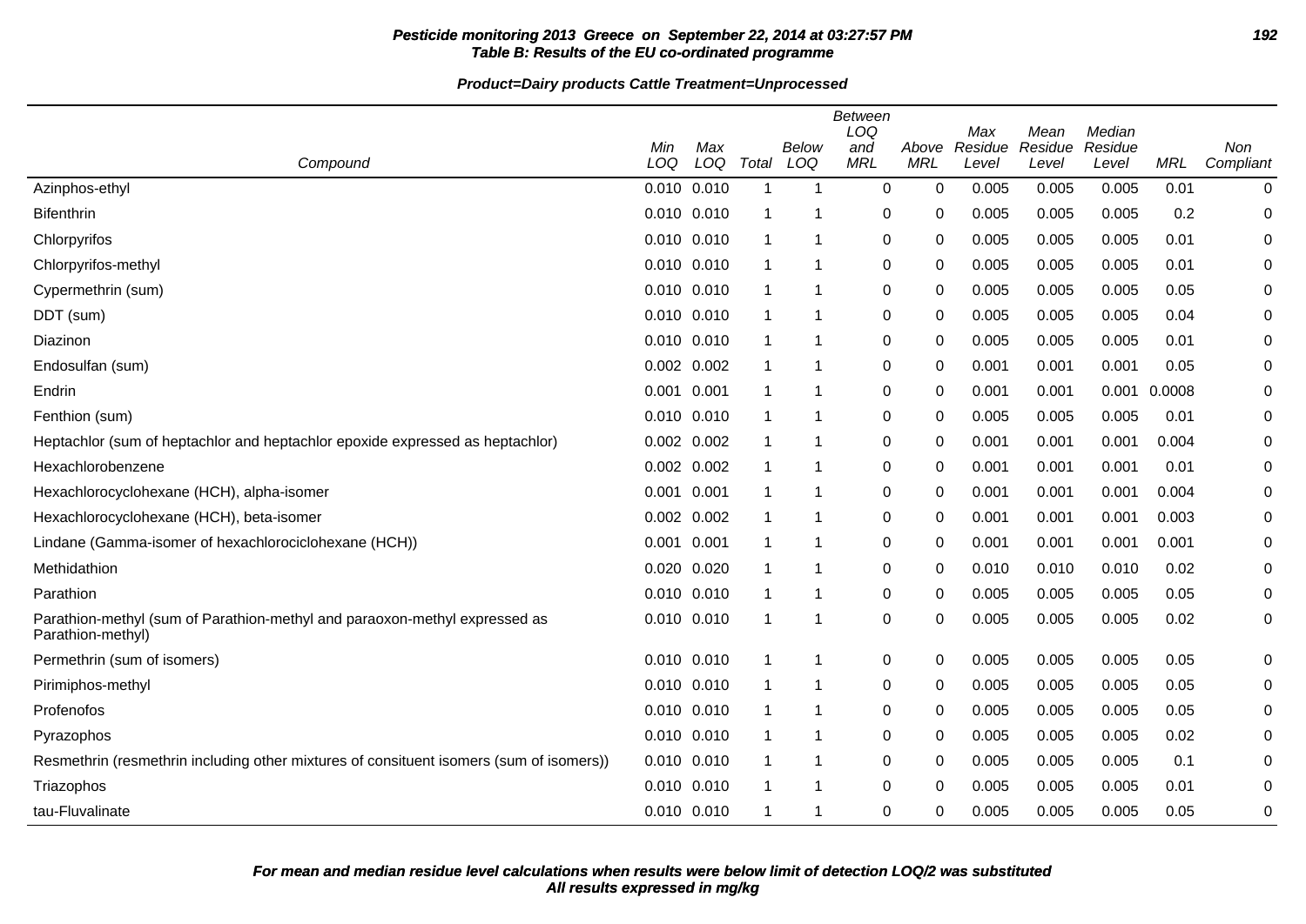**Pesticide monitoring 2013 Greece on September 22, 2014 at 03:27:57 PM**
**Table B: Results of the EU co-ordinated programme**

**Product=Dairy products Cattle Treatment=Unprocessed**

| Compound | Min LOQ | Max LOQ | Total | Below LOQ | Between LOQ and MRL | Above MRL | Max Residue Level | Mean Residue Level | Median Residue Level | MRL | Non Compliant |
|---|---|---|---|---|---|---|---|---|---|---|---|
| Azinphos-ethyl | 0.010 | 0.010 | 1 | 1 | 0 | 0 | 0.005 | 0.005 | 0.005 | 0.01 | 0 |
| Bifenthrin | 0.010 | 0.010 | 1 | 1 | 0 | 0 | 0.005 | 0.005 | 0.005 | 0.2 | 0 |
| Chlorpyrifos | 0.010 | 0.010 | 1 | 1 | 0 | 0 | 0.005 | 0.005 | 0.005 | 0.01 | 0 |
| Chlorpyrifos-methyl | 0.010 | 0.010 | 1 | 1 | 0 | 0 | 0.005 | 0.005 | 0.005 | 0.01 | 0 |
| Cypermethrin (sum) | 0.010 | 0.010 | 1 | 1 | 0 | 0 | 0.005 | 0.005 | 0.005 | 0.05 | 0 |
| DDT (sum) | 0.010 | 0.010 | 1 | 1 | 0 | 0 | 0.005 | 0.005 | 0.005 | 0.04 | 0 |
| Diazinon | 0.010 | 0.010 | 1 | 1 | 0 | 0 | 0.005 | 0.005 | 0.005 | 0.01 | 0 |
| Endosulfan (sum) | 0.002 | 0.002 | 1 | 1 | 0 | 0 | 0.001 | 0.001 | 0.001 | 0.05 | 0 |
| Endrin | 0.001 | 0.001 | 1 | 1 | 0 | 0 | 0.001 | 0.001 | 0.001 | 0.0008 | 0 |
| Fenthion (sum) | 0.010 | 0.010 | 1 | 1 | 0 | 0 | 0.005 | 0.005 | 0.005 | 0.01 | 0 |
| Heptachlor (sum of heptachlor and heptachlor epoxide expressed as heptachlor) | 0.002 | 0.002 | 1 | 1 | 0 | 0 | 0.001 | 0.001 | 0.001 | 0.004 | 0 |
| Hexachlorobenzene | 0.002 | 0.002 | 1 | 1 | 0 | 0 | 0.001 | 0.001 | 0.001 | 0.01 | 0 |
| Hexachlorocyclohexane (HCH), alpha-isomer | 0.001 | 0.001 | 1 | 1 | 0 | 0 | 0.001 | 0.001 | 0.001 | 0.004 | 0 |
| Hexachlorocyclohexane (HCH), beta-isomer | 0.002 | 0.002 | 1 | 1 | 0 | 0 | 0.001 | 0.001 | 0.001 | 0.003 | 0 |
| Lindane (Gamma-isomer of hexachlorociclohexane (HCH)) | 0.001 | 0.001 | 1 | 1 | 0 | 0 | 0.001 | 0.001 | 0.001 | 0.001 | 0 |
| Methidathion | 0.020 | 0.020 | 1 | 1 | 0 | 0 | 0.010 | 0.010 | 0.010 | 0.02 | 0 |
| Parathion | 0.010 | 0.010 | 1 | 1 | 0 | 0 | 0.005 | 0.005 | 0.005 | 0.05 | 0 |
| Parathion-methyl (sum of Parathion-methyl and paraoxon-methyl expressed as Parathion-methyl) | 0.010 | 0.010 | 1 | 1 | 0 | 0 | 0.005 | 0.005 | 0.005 | 0.02 | 0 |
| Permethrin (sum of isomers) | 0.010 | 0.010 | 1 | 1 | 0 | 0 | 0.005 | 0.005 | 0.005 | 0.05 | 0 |
| Pirimiphos-methyl | 0.010 | 0.010 | 1 | 1 | 0 | 0 | 0.005 | 0.005 | 0.005 | 0.05 | 0 |
| Profenofos | 0.010 | 0.010 | 1 | 1 | 0 | 0 | 0.005 | 0.005 | 0.005 | 0.05 | 0 |
| Pyrazophos | 0.010 | 0.010 | 1 | 1 | 0 | 0 | 0.005 | 0.005 | 0.005 | 0.02 | 0 |
| Resmethrin (resmethrin including other mixtures of consituent isomers (sum of isomers)) | 0.010 | 0.010 | 1 | 1 | 0 | 0 | 0.005 | 0.005 | 0.005 | 0.1 | 0 |
| Triazophos | 0.010 | 0.010 | 1 | 1 | 0 | 0 | 0.005 | 0.005 | 0.005 | 0.01 | 0 |
| tau-Fluvalinate | 0.010 | 0.010 | 1 | 1 | 0 | 0 | 0.005 | 0.005 | 0.005 | 0.05 | 0 |

***For mean and median residue level calculations when results were below limit of detection LOQ/2 was substituted***
***All results expressed in mg/kg***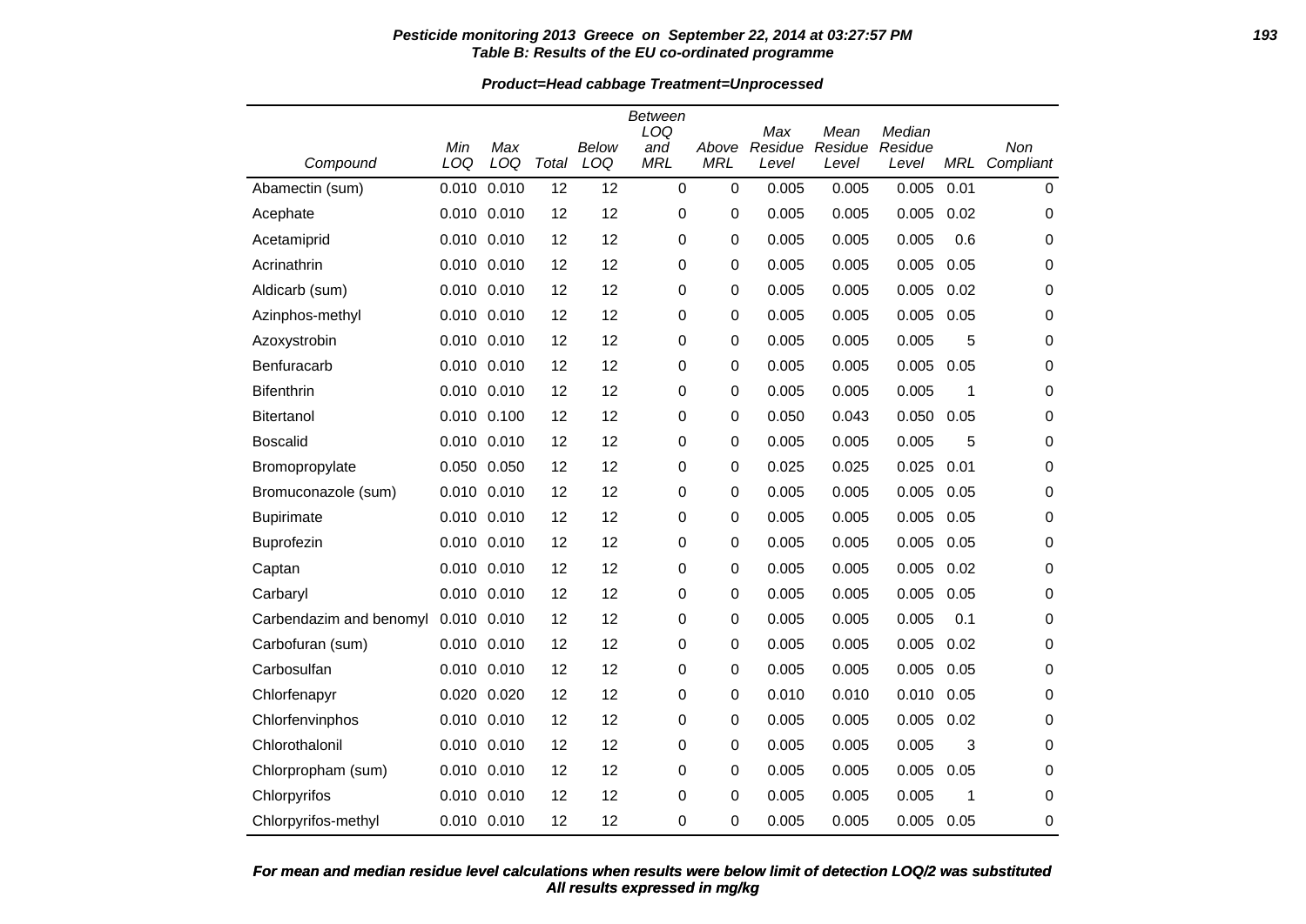**Pesticide monitoring 2013 Greece on September 22, 2014 at 03:27:57 PM**
**Table B: Results of the EU co-ordinated programme**

**Product=Head cabbage Treatment=Unprocessed**

| Compound | Min LOQ | Max LOQ | Total | Below LOQ | Between LOQ and MRL | Above MRL | Max Residue Level | Mean Residue Level | Median Residue Level | MRL | Non Compliant |
|---|---|---|---|---|---|---|---|---|---|---|---|
| Abamectin (sum) | 0.010 | 0.010 | 12 | 12 | 0 | 0 | 0.005 | 0.005 | 0.005 | 0.01 | 0 |
| Acephate | 0.010 | 0.010 | 12 | 12 | 0 | 0 | 0.005 | 0.005 | 0.005 | 0.02 | 0 |
| Acetamiprid | 0.010 | 0.010 | 12 | 12 | 0 | 0 | 0.005 | 0.005 | 0.005 | 0.6 | 0 |
| Acrinathrin | 0.010 | 0.010 | 12 | 12 | 0 | 0 | 0.005 | 0.005 | 0.005 | 0.05 | 0 |
| Aldicarb (sum) | 0.010 | 0.010 | 12 | 12 | 0 | 0 | 0.005 | 0.005 | 0.005 | 0.02 | 0 |
| Azinphos-methyl | 0.010 | 0.010 | 12 | 12 | 0 | 0 | 0.005 | 0.005 | 0.005 | 0.05 | 0 |
| Azoxystrobin | 0.010 | 0.010 | 12 | 12 | 0 | 0 | 0.005 | 0.005 | 0.005 | 5 | 0 |
| Benfuracarb | 0.010 | 0.010 | 12 | 12 | 0 | 0 | 0.005 | 0.005 | 0.005 | 0.05 | 0 |
| Bifenthrin | 0.010 | 0.010 | 12 | 12 | 0 | 0 | 0.005 | 0.005 | 0.005 | 1 | 0 |
| Bitertanol | 0.010 | 0.100 | 12 | 12 | 0 | 0 | 0.050 | 0.043 | 0.050 | 0.05 | 0 |
| Boscalid | 0.010 | 0.010 | 12 | 12 | 0 | 0 | 0.005 | 0.005 | 0.005 | 5 | 0 |
| Bromopropylate | 0.050 | 0.050 | 12 | 12 | 0 | 0 | 0.025 | 0.025 | 0.025 | 0.01 | 0 |
| Bromuconazole (sum) | 0.010 | 0.010 | 12 | 12 | 0 | 0 | 0.005 | 0.005 | 0.005 | 0.05 | 0 |
| Bupirimate | 0.010 | 0.010 | 12 | 12 | 0 | 0 | 0.005 | 0.005 | 0.005 | 0.05 | 0 |
| Buprofezin | 0.010 | 0.010 | 12 | 12 | 0 | 0 | 0.005 | 0.005 | 0.005 | 0.05 | 0 |
| Captan | 0.010 | 0.010 | 12 | 12 | 0 | 0 | 0.005 | 0.005 | 0.005 | 0.02 | 0 |
| Carbaryl | 0.010 | 0.010 | 12 | 12 | 0 | 0 | 0.005 | 0.005 | 0.005 | 0.05 | 0 |
| Carbendazim and benomyl | 0.010 | 0.010 | 12 | 12 | 0 | 0 | 0.005 | 0.005 | 0.005 | 0.1 | 0 |
| Carbofuran (sum) | 0.010 | 0.010 | 12 | 12 | 0 | 0 | 0.005 | 0.005 | 0.005 | 0.02 | 0 |
| Carbosulfan | 0.010 | 0.010 | 12 | 12 | 0 | 0 | 0.005 | 0.005 | 0.005 | 0.05 | 0 |
| Chlorfenapyr | 0.020 | 0.020 | 12 | 12 | 0 | 0 | 0.010 | 0.010 | 0.010 | 0.05 | 0 |
| Chlorfenvinphos | 0.010 | 0.010 | 12 | 12 | 0 | 0 | 0.005 | 0.005 | 0.005 | 0.02 | 0 |
| Chlorothalonil | 0.010 | 0.010 | 12 | 12 | 0 | 0 | 0.005 | 0.005 | 0.005 | 3 | 0 |
| Chlorpropham (sum) | 0.010 | 0.010 | 12 | 12 | 0 | 0 | 0.005 | 0.005 | 0.005 | 0.05 | 0 |
| Chlorpyrifos | 0.010 | 0.010 | 12 | 12 | 0 | 0 | 0.005 | 0.005 | 0.005 | 1 | 0 |
| Chlorpyrifos-methyl | 0.010 | 0.010 | 12 | 12 | 0 | 0 | 0.005 | 0.005 | 0.005 | 0.05 | 0 |

**For mean and median residue level calculations when results were below limit of detection LOQ/2 was substituted**
**All results expressed in mg/kg**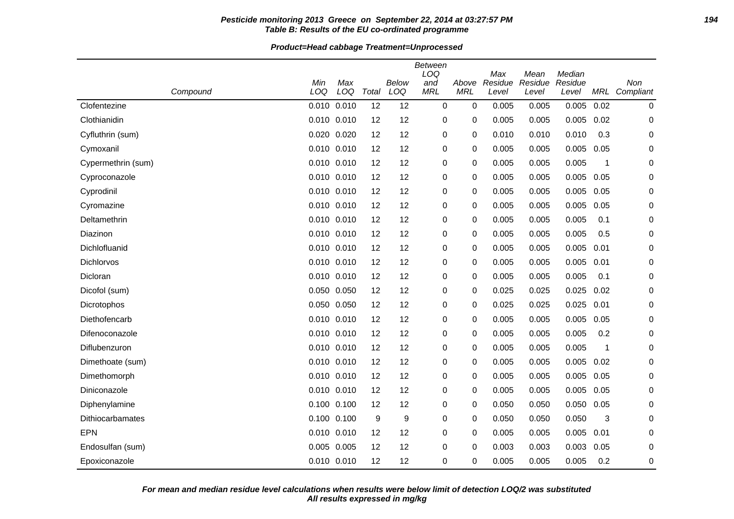**Pesticide monitoring 2013 Greece on September 22, 2014 at 03:27:57 PM**
**Table B: Results of the EU co-ordinated programme**

**Product=Head cabbage Treatment=Unprocessed**

| Compound | Min LOQ | Max LOQ | Total | Below LOQ | Between LOQ and MRL | Above MRL | Max Residue Level | Mean Residue Level | Median Residue Level | MRL | Non Compliant |
|---|---|---|---|---|---|---|---|---|---|---|---|
| Clofentezine | 0.010 | 0.010 | 12 | 12 | 0 | 0 | 0.005 | 0.005 | 0.005 | 0.02 | 0 |
| Clothianidin | 0.010 | 0.010 | 12 | 12 | 0 | 0 | 0.005 | 0.005 | 0.005 | 0.02 | 0 |
| Cyfluthrin (sum) | 0.020 | 0.020 | 12 | 12 | 0 | 0 | 0.010 | 0.010 | 0.010 | 0.3 | 0 |
| Cymoxanil | 0.010 | 0.010 | 12 | 12 | 0 | 0 | 0.005 | 0.005 | 0.005 | 0.05 | 0 |
| Cypermethrin (sum) | 0.010 | 0.010 | 12 | 12 | 0 | 0 | 0.005 | 0.005 | 0.005 | 1 | 0 |
| Cyproconazole | 0.010 | 0.010 | 12 | 12 | 0 | 0 | 0.005 | 0.005 | 0.005 | 0.05 | 0 |
| Cyprodinil | 0.010 | 0.010 | 12 | 12 | 0 | 0 | 0.005 | 0.005 | 0.005 | 0.05 | 0 |
| Cyromazine | 0.010 | 0.010 | 12 | 12 | 0 | 0 | 0.005 | 0.005 | 0.005 | 0.05 | 0 |
| Deltamethrin | 0.010 | 0.010 | 12 | 12 | 0 | 0 | 0.005 | 0.005 | 0.005 | 0.1 | 0 |
| Diazinon | 0.010 | 0.010 | 12 | 12 | 0 | 0 | 0.005 | 0.005 | 0.005 | 0.5 | 0 |
| Dichlofluanid | 0.010 | 0.010 | 12 | 12 | 0 | 0 | 0.005 | 0.005 | 0.005 | 0.01 | 0 |
| Dichlorvos | 0.010 | 0.010 | 12 | 12 | 0 | 0 | 0.005 | 0.005 | 0.005 | 0.01 | 0 |
| Dicloran | 0.010 | 0.010 | 12 | 12 | 0 | 0 | 0.005 | 0.005 | 0.005 | 0.1 | 0 |
| Dicofol (sum) | 0.050 | 0.050 | 12 | 12 | 0 | 0 | 0.025 | 0.025 | 0.025 | 0.02 | 0 |
| Dicrotophos | 0.050 | 0.050 | 12 | 12 | 0 | 0 | 0.025 | 0.025 | 0.025 | 0.01 | 0 |
| Diethofencarb | 0.010 | 0.010 | 12 | 12 | 0 | 0 | 0.005 | 0.005 | 0.005 | 0.05 | 0 |
| Difenoconazole | 0.010 | 0.010 | 12 | 12 | 0 | 0 | 0.005 | 0.005 | 0.005 | 0.2 | 0 |
| Diflubenzuron | 0.010 | 0.010 | 12 | 12 | 0 | 0 | 0.005 | 0.005 | 0.005 | 1 | 0 |
| Dimethoate (sum) | 0.010 | 0.010 | 12 | 12 | 0 | 0 | 0.005 | 0.005 | 0.005 | 0.02 | 0 |
| Dimethomorph | 0.010 | 0.010 | 12 | 12 | 0 | 0 | 0.005 | 0.005 | 0.005 | 0.05 | 0 |
| Diniconazole | 0.010 | 0.010 | 12 | 12 | 0 | 0 | 0.005 | 0.005 | 0.005 | 0.05 | 0 |
| Diphenylamine | 0.100 | 0.100 | 12 | 12 | 0 | 0 | 0.050 | 0.050 | 0.050 | 0.05 | 0 |
| Dithiocarbamates | 0.100 | 0.100 | 9 | 9 | 0 | 0 | 0.050 | 0.050 | 0.050 | 3 | 0 |
| EPN | 0.010 | 0.010 | 12 | 12 | 0 | 0 | 0.005 | 0.005 | 0.005 | 0.01 | 0 |
| Endosulfan (sum) | 0.005 | 0.005 | 12 | 12 | 0 | 0 | 0.003 | 0.003 | 0.003 | 0.05 | 0 |
| Epoxiconazole | 0.010 | 0.010 | 12 | 12 | 0 | 0 | 0.005 | 0.005 | 0.005 | 0.2 | 0 |

***For mean and median residue level calculations when results were below limit of detection LOQ/2 was substituted***
***All results expressed in mg/kg***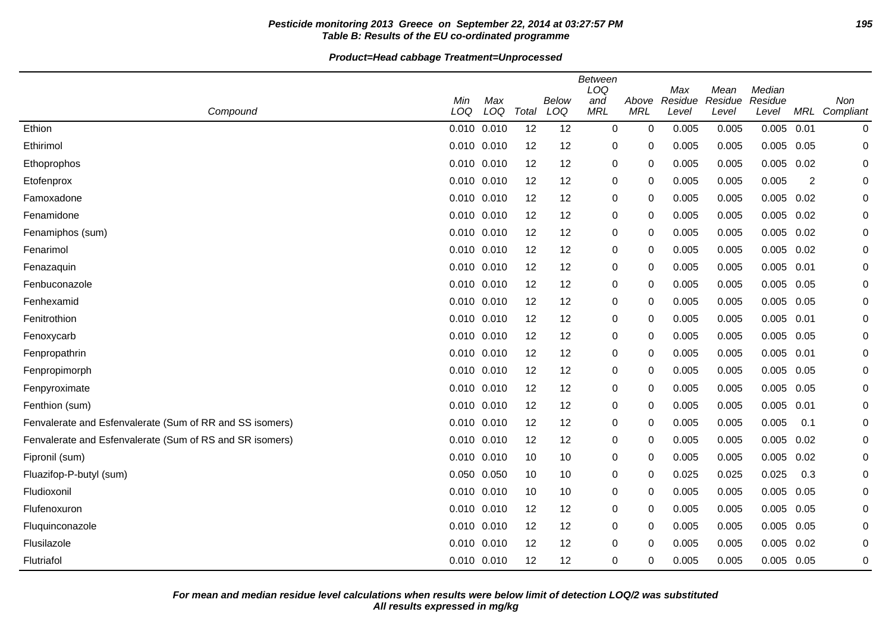**Pesticide monitoring 2013 Greece on September 22, 2014 at 03:27:57 PM**
**Table B: Results of the EU co-ordinated programme**

**Product=Head cabbage Treatment=Unprocessed**

| Compound | Min LOQ | Max LOQ | Total | Below LOQ | Between LOQ and MRL | Above MRL | Max Residue Level | Mean Residue Level | Median Residue Level | MRL | Non Compliant |
|---|---|---|---|---|---|---|---|---|---|---|---|
| Ethion | 0.010 | 0.010 | 12 | 12 | 0 | 0 | 0.005 | 0.005 | 0.005 | 0.01 | 0 |
| Ethirimol | 0.010 | 0.010 | 12 | 12 | 0 | 0 | 0.005 | 0.005 | 0.005 | 0.05 | 0 |
| Ethoprophos | 0.010 | 0.010 | 12 | 12 | 0 | 0 | 0.005 | 0.005 | 0.005 | 0.02 | 0 |
| Etofenprox | 0.010 | 0.010 | 12 | 12 | 0 | 0 | 0.005 | 0.005 | 0.005 | 2 | 0 |
| Famoxadone | 0.010 | 0.010 | 12 | 12 | 0 | 0 | 0.005 | 0.005 | 0.005 | 0.02 | 0 |
| Fenamidone | 0.010 | 0.010 | 12 | 12 | 0 | 0 | 0.005 | 0.005 | 0.005 | 0.02 | 0 |
| Fenamiphos (sum) | 0.010 | 0.010 | 12 | 12 | 0 | 0 | 0.005 | 0.005 | 0.005 | 0.02 | 0 |
| Fenarimol | 0.010 | 0.010 | 12 | 12 | 0 | 0 | 0.005 | 0.005 | 0.005 | 0.02 | 0 |
| Fenazaquin | 0.010 | 0.010 | 12 | 12 | 0 | 0 | 0.005 | 0.005 | 0.005 | 0.01 | 0 |
| Fenbuconazole | 0.010 | 0.010 | 12 | 12 | 0 | 0 | 0.005 | 0.005 | 0.005 | 0.05 | 0 |
| Fenhexamid | 0.010 | 0.010 | 12 | 12 | 0 | 0 | 0.005 | 0.005 | 0.005 | 0.05 | 0 |
| Fenitrothion | 0.010 | 0.010 | 12 | 12 | 0 | 0 | 0.005 | 0.005 | 0.005 | 0.01 | 0 |
| Fenoxycarb | 0.010 | 0.010 | 12 | 12 | 0 | 0 | 0.005 | 0.005 | 0.005 | 0.05 | 0 |
| Fenpropathrin | 0.010 | 0.010 | 12 | 12 | 0 | 0 | 0.005 | 0.005 | 0.005 | 0.01 | 0 |
| Fenpropimorph | 0.010 | 0.010 | 12 | 12 | 0 | 0 | 0.005 | 0.005 | 0.005 | 0.05 | 0 |
| Fenpyroximate | 0.010 | 0.010 | 12 | 12 | 0 | 0 | 0.005 | 0.005 | 0.005 | 0.05 | 0 |
| Fenthion (sum) | 0.010 | 0.010 | 12 | 12 | 0 | 0 | 0.005 | 0.005 | 0.005 | 0.01 | 0 |
| Fenvalerate and Esfenvalerate (Sum of RR and SS isomers) | 0.010 | 0.010 | 12 | 12 | 0 | 0 | 0.005 | 0.005 | 0.005 | 0.1 | 0 |
| Fenvalerate and Esfenvalerate (Sum of RS and SR isomers) | 0.010 | 0.010 | 12 | 12 | 0 | 0 | 0.005 | 0.005 | 0.005 | 0.02 | 0 |
| Fipronil (sum) | 0.010 | 0.010 | 10 | 10 | 0 | 0 | 0.005 | 0.005 | 0.005 | 0.02 | 0 |
| Fluazifop-P-butyl (sum) | 0.050 | 0.050 | 10 | 10 | 0 | 0 | 0.025 | 0.025 | 0.025 | 0.3 | 0 |
| Fludioxonil | 0.010 | 0.010 | 10 | 10 | 0 | 0 | 0.005 | 0.005 | 0.005 | 0.05 | 0 |
| Flufenoxuron | 0.010 | 0.010 | 12 | 12 | 0 | 0 | 0.005 | 0.005 | 0.005 | 0.05 | 0 |
| Fluquinconazole | 0.010 | 0.010 | 12 | 12 | 0 | 0 | 0.005 | 0.005 | 0.005 | 0.05 | 0 |
| Flusilazole | 0.010 | 0.010 | 12 | 12 | 0 | 0 | 0.005 | 0.005 | 0.005 | 0.02 | 0 |
| Flutriafol | 0.010 | 0.010 | 12 | 12 | 0 | 0 | 0.005 | 0.005 | 0.005 | 0.05 | 0 |

***For mean and median residue level calculations when results were below limit of detection LOQ/2 was substituted***
***All results expressed in mg/kg***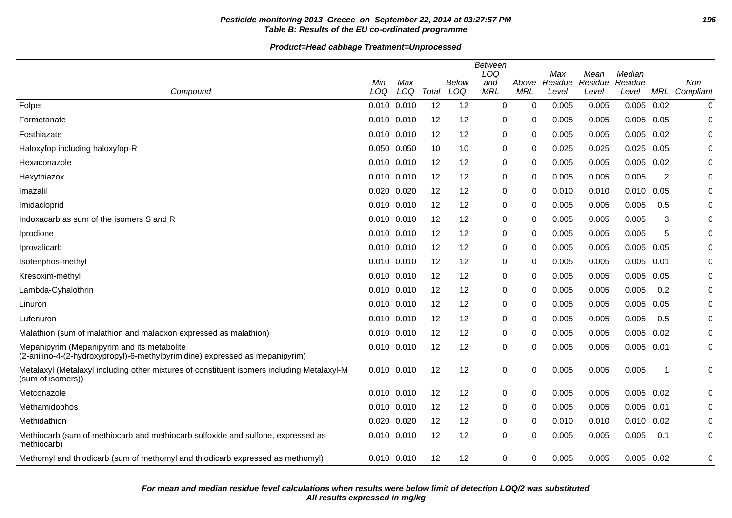**Table B: Results of the EU co-ordinated programme**

**Product=Head cabbage Treatment=Unprocessed**

| Compound | Min LOQ | Max LOQ | Total | Below LOQ | Between LOQ and MRL | Above MRL | Max Residue Level | Mean Residue Level | Median Residue Level | MRL | Non Compliant |
|---|---|---|---|---|---|---|---|---|---|---|---|
| Folpet | 0.010 | 0.010 | 12 | 12 | 0 | 0 | 0.005 | 0.005 | 0.005 | 0.02 | 0 |
| Formetanate | 0.010 | 0.010 | 12 | 12 | 0 | 0 | 0.005 | 0.005 | 0.005 | 0.05 | 0 |
| Fosthiazate | 0.010 | 0.010 | 12 | 12 | 0 | 0 | 0.005 | 0.005 | 0.005 | 0.02 | 0 |
| Haloxyfop including haloxyfop-R | 0.050 | 0.050 | 10 | 10 | 0 | 0 | 0.025 | 0.025 | 0.025 | 0.05 | 0 |
| Hexaconazole | 0.010 | 0.010 | 12 | 12 | 0 | 0 | 0.005 | 0.005 | 0.005 | 0.02 | 0 |
| Hexythiazox | 0.010 | 0.010 | 12 | 12 | 0 | 0 | 0.005 | 0.005 | 0.005 | 2 | 0 |
| Imazalil | 0.020 | 0.020 | 12 | 12 | 0 | 0 | 0.010 | 0.010 | 0.010 | 0.05 | 0 |
| Imidacloprid | 0.010 | 0.010 | 12 | 12 | 0 | 0 | 0.005 | 0.005 | 0.005 | 0.5 | 0 |
| Indoxacarb as sum of the isomers S and R | 0.010 | 0.010 | 12 | 12 | 0 | 0 | 0.005 | 0.005 | 0.005 | 3 | 0 |
| Iprodione | 0.010 | 0.010 | 12 | 12 | 0 | 0 | 0.005 | 0.005 | 0.005 | 5 | 0 |
| Iprovalicarb | 0.010 | 0.010 | 12 | 12 | 0 | 0 | 0.005 | 0.005 | 0.005 | 0.05 | 0 |
| Isofenphos-methyl | 0.010 | 0.010 | 12 | 12 | 0 | 0 | 0.005 | 0.005 | 0.005 | 0.01 | 0 |
| Kresoxim-methyl | 0.010 | 0.010 | 12 | 12 | 0 | 0 | 0.005 | 0.005 | 0.005 | 0.05 | 0 |
| Lambda-Cyhalothrin | 0.010 | 0.010 | 12 | 12 | 0 | 0 | 0.005 | 0.005 | 0.005 | 0.2 | 0 |
| Linuron | 0.010 | 0.010 | 12 | 12 | 0 | 0 | 0.005 | 0.005 | 0.005 | 0.05 | 0 |
| Lufenuron | 0.010 | 0.010 | 12 | 12 | 0 | 0 | 0.005 | 0.005 | 0.005 | 0.5 | 0 |
| Malathion (sum of malathion and malaoxon expressed as malathion) | 0.010 | 0.010 | 12 | 12 | 0 | 0 | 0.005 | 0.005 | 0.005 | 0.02 | 0 |
| Mepanipyrim (Mepanipyrim and its metabolite (2-anilino-4-(2-hydroxypropyl)-6-methylpyrimidine) expressed as mepanipyrim) | 0.010 | 0.010 | 12 | 12 | 0 | 0 | 0.005 | 0.005 | 0.005 | 0.01 | 0 |
| Metalaxyl (Metalaxyl including other mixtures of constituent isomers including Metalaxyl-M (sum of isomers)) | 0.010 | 0.010 | 12 | 12 | 0 | 0 | 0.005 | 0.005 | 0.005 | 1 | 0 |
| Metconazole | 0.010 | 0.010 | 12 | 12 | 0 | 0 | 0.005 | 0.005 | 0.005 | 0.02 | 0 |
| Methamidophos | 0.010 | 0.010 | 12 | 12 | 0 | 0 | 0.005 | 0.005 | 0.005 | 0.01 | 0 |
| Methidathion | 0.020 | 0.020 | 12 | 12 | 0 | 0 | 0.010 | 0.010 | 0.010 | 0.02 | 0 |
| Methiocarb (sum of methiocarb and methiocarb sulfoxide and sulfone, expressed as methiocarb) | 0.010 | 0.010 | 12 | 12 | 0 | 0 | 0.005 | 0.005 | 0.005 | 0.1 | 0 |
| Methomyl and thiodicarb (sum of methomyl and thiodicarb expressed as methomyl) | 0.010 | 0.010 | 12 | 12 | 0 | 0 | 0.005 | 0.005 | 0.005 | 0.02 | 0 |

***For mean and median residue level calculations when results were below limit of detection LOQ/2 was substituted***
***All results expressed in mg/kg***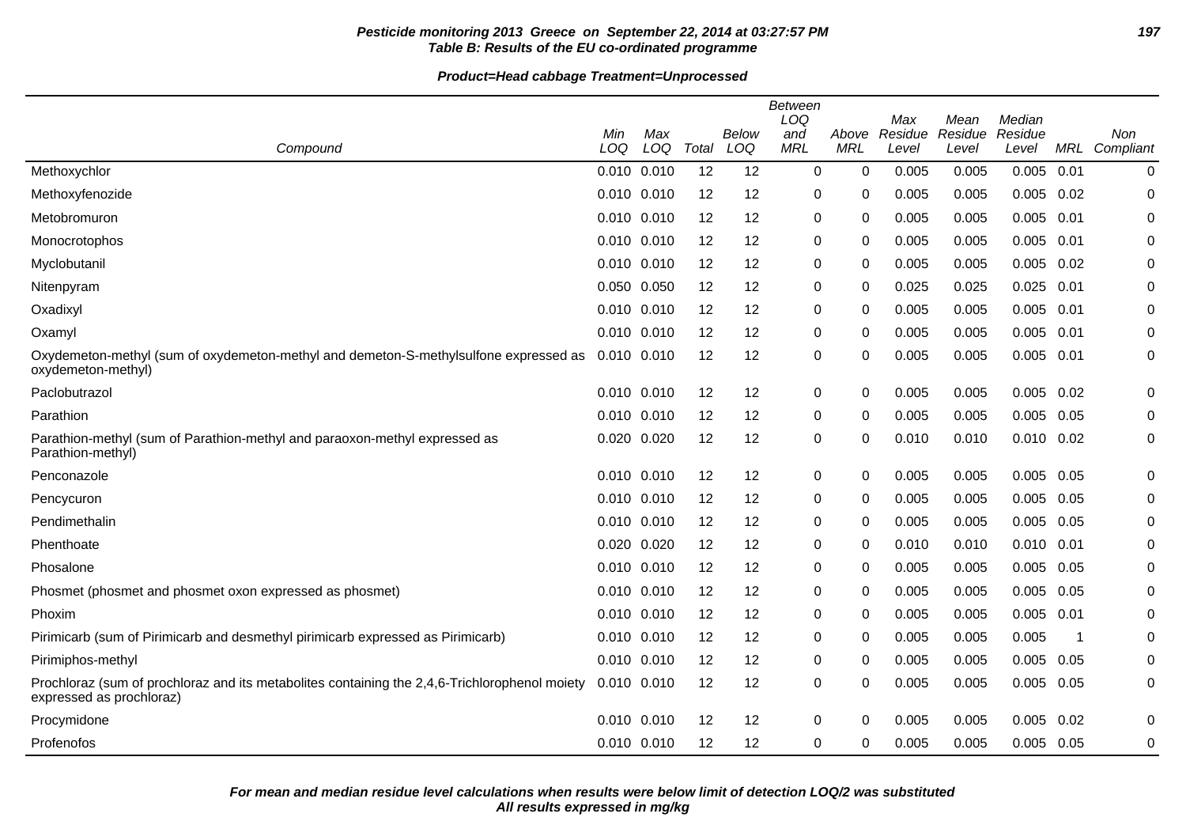**Pesticide monitoring 2013 Greece on September 22, 2014 at 03:27:57 PM**
**Table B: Results of the EU co-ordinated programme**

**Product=Head cabbage Treatment=Unprocessed**

| Compound | Min LOQ | Max LOQ | Total | Below LOQ | Between LOQ and MRL | Above MRL | Max Residue Level | Mean Residue Level | Median Residue Level | MRL | Non Compliant |
|---|---|---|---|---|---|---|---|---|---|---|---|
| Methoxychlor | 0.010 | 0.010 | 12 | 12 | 0 | 0 | 0.005 | 0.005 | 0.005 | 0.01 | 0 |
| Methoxyfenozide | 0.010 | 0.010 | 12 | 12 | 0 | 0 | 0.005 | 0.005 | 0.005 | 0.02 | 0 |
| Metobromuron | 0.010 | 0.010 | 12 | 12 | 0 | 0 | 0.005 | 0.005 | 0.005 | 0.01 | 0 |
| Monocrotophos | 0.010 | 0.010 | 12 | 12 | 0 | 0 | 0.005 | 0.005 | 0.005 | 0.01 | 0 |
| Myclobutanil | 0.010 | 0.010 | 12 | 12 | 0 | 0 | 0.005 | 0.005 | 0.005 | 0.02 | 0 |
| Nitenpyram | 0.050 | 0.050 | 12 | 12 | 0 | 0 | 0.025 | 0.025 | 0.025 | 0.01 | 0 |
| Oxadixyl | 0.010 | 0.010 | 12 | 12 | 0 | 0 | 0.005 | 0.005 | 0.005 | 0.01 | 0 |
| Oxamyl | 0.010 | 0.010 | 12 | 12 | 0 | 0 | 0.005 | 0.005 | 0.005 | 0.01 | 0 |
| Oxydemeton-methyl (sum of oxydemeton-methyl and demeton-S-methylsulfone expressed as oxydemeton-methyl) | 0.010 | 0.010 | 12 | 12 | 0 | 0 | 0.005 | 0.005 | 0.005 | 0.01 | 0 |
| Paclobutrazol | 0.010 | 0.010 | 12 | 12 | 0 | 0 | 0.005 | 0.005 | 0.005 | 0.02 | 0 |
| Parathion | 0.010 | 0.010 | 12 | 12 | 0 | 0 | 0.005 | 0.005 | 0.005 | 0.05 | 0 |
| Parathion-methyl (sum of Parathion-methyl and paraoxon-methyl expressed as Parathion-methyl) | 0.020 | 0.020 | 12 | 12 | 0 | 0 | 0.010 | 0.010 | 0.010 | 0.02 | 0 |
| Penconazole | 0.010 | 0.010 | 12 | 12 | 0 | 0 | 0.005 | 0.005 | 0.005 | 0.05 | 0 |
| Pencycuron | 0.010 | 0.010 | 12 | 12 | 0 | 0 | 0.005 | 0.005 | 0.005 | 0.05 | 0 |
| Pendimethalin | 0.010 | 0.010 | 12 | 12 | 0 | 0 | 0.005 | 0.005 | 0.005 | 0.05 | 0 |
| Phenthoate | 0.020 | 0.020 | 12 | 12 | 0 | 0 | 0.010 | 0.010 | 0.010 | 0.01 | 0 |
| Phosalone | 0.010 | 0.010 | 12 | 12 | 0 | 0 | 0.005 | 0.005 | 0.005 | 0.05 | 0 |
| Phosmet (phosmet and phosmet oxon expressed as phosmet) | 0.010 | 0.010 | 12 | 12 | 0 | 0 | 0.005 | 0.005 | 0.005 | 0.05 | 0 |
| Phoxim | 0.010 | 0.010 | 12 | 12 | 0 | 0 | 0.005 | 0.005 | 0.005 | 0.01 | 0 |
| Pirimicarb (sum of Pirimicarb and desmethyl pirimicarb expressed as Pirimicarb) | 0.010 | 0.010 | 12 | 12 | 0 | 0 | 0.005 | 0.005 | 0.005 | 1 | 0 |
| Pirimiphos-methyl | 0.010 | 0.010 | 12 | 12 | 0 | 0 | 0.005 | 0.005 | 0.005 | 0.05 | 0 |
| Prochloraz (sum of prochloraz and its metabolites containing the 2,4,6-Trichlorophenol moiety expressed as prochloraz) | 0.010 | 0.010 | 12 | 12 | 0 | 0 | 0.005 | 0.005 | 0.005 | 0.05 | 0 |
| Procymidone | 0.010 | 0.010 | 12 | 12 | 0 | 0 | 0.005 | 0.005 | 0.005 | 0.02 | 0 |
| Profenofos | 0.010 | 0.010 | 12 | 12 | 0 | 0 | 0.005 | 0.005 | 0.005 | 0.05 | 0 |

**For mean and median residue level calculations when results were below limit of detection LOQ/2 was substituted**
**All results expressed in mg/kg**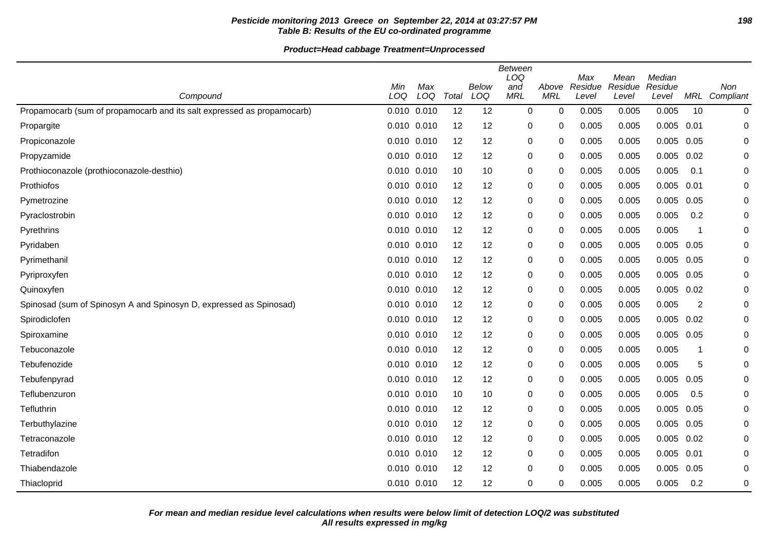**Pesticide monitoring 2013 Greece on September 22, 2014 at 03:27:57 PM**
**Table B: Results of the EU co-ordinated programme**

**Product=Head cabbage Treatment=Unprocessed**

| Compound | Min LOQ | Max LOQ | Total | Below LOQ | Between LOQ and MRL | Above MRL | Max Residue Level | Mean Residue Level | Median Residue Level | MRL | Non Compliant |
|---|---|---|---|---|---|---|---|---|---|---|---|
| Propamocarb (sum of propamocarb and its salt expressed as propamocarb) | 0.010 | 0.010 | 12 | 12 | 0 | 0 | 0.005 | 0.005 | 0.005 | 10 | 0 |
| Propargite | 0.010 | 0.010 | 12 | 12 | 0 | 0 | 0.005 | 0.005 | 0.005 | 0.01 | 0 |
| Propiconazole | 0.010 | 0.010 | 12 | 12 | 0 | 0 | 0.005 | 0.005 | 0.005 | 0.05 | 0 |
| Propyzamide | 0.010 | 0.010 | 12 | 12 | 0 | 0 | 0.005 | 0.005 | 0.005 | 0.02 | 0 |
| Prothioconazole (prothioconazole-desthio) | 0.010 | 0.010 | 10 | 10 | 0 | 0 | 0.005 | 0.005 | 0.005 | 0.1 | 0 |
| Prothiofos | 0.010 | 0.010 | 12 | 12 | 0 | 0 | 0.005 | 0.005 | 0.005 | 0.01 | 0 |
| Pymetrozine | 0.010 | 0.010 | 12 | 12 | 0 | 0 | 0.005 | 0.005 | 0.005 | 0.05 | 0 |
| Pyraclostrobin | 0.010 | 0.010 | 12 | 12 | 0 | 0 | 0.005 | 0.005 | 0.005 | 0.2 | 0 |
| Pyrethrins | 0.010 | 0.010 | 12 | 12 | 0 | 0 | 0.005 | 0.005 | 0.005 | 1 | 0 |
| Pyridaben | 0.010 | 0.010 | 12 | 12 | 0 | 0 | 0.005 | 0.005 | 0.005 | 0.05 | 0 |
| Pyrimethanil | 0.010 | 0.010 | 12 | 12 | 0 | 0 | 0.005 | 0.005 | 0.005 | 0.05 | 0 |
| Pyriproxyfen | 0.010 | 0.010 | 12 | 12 | 0 | 0 | 0.005 | 0.005 | 0.005 | 0.05 | 0 |
| Quinoxyfen | 0.010 | 0.010 | 12 | 12 | 0 | 0 | 0.005 | 0.005 | 0.005 | 0.02 | 0 |
| Spinosad (sum of Spinosyn A and Spinosyn D, expressed as Spinosad) | 0.010 | 0.010 | 12 | 12 | 0 | 0 | 0.005 | 0.005 | 0.005 | 2 | 0 |
| Spirodiclofen | 0.010 | 0.010 | 12 | 12 | 0 | 0 | 0.005 | 0.005 | 0.005 | 0.02 | 0 |
| Spiroxamine | 0.010 | 0.010 | 12 | 12 | 0 | 0 | 0.005 | 0.005 | 0.005 | 0.05 | 0 |
| Tebuconazole | 0.010 | 0.010 | 12 | 12 | 0 | 0 | 0.005 | 0.005 | 0.005 | 1 | 0 |
| Tebufenozide | 0.010 | 0.010 | 12 | 12 | 0 | 0 | 0.005 | 0.005 | 0.005 | 5 | 0 |
| Tebufenpyrad | 0.010 | 0.010 | 12 | 12 | 0 | 0 | 0.005 | 0.005 | 0.005 | 0.05 | 0 |
| Teflubenzuron | 0.010 | 0.010 | 10 | 10 | 0 | 0 | 0.005 | 0.005 | 0.005 | 0.5 | 0 |
| Tefluthrin | 0.010 | 0.010 | 12 | 12 | 0 | 0 | 0.005 | 0.005 | 0.005 | 0.05 | 0 |
| Terbuthylazine | 0.010 | 0.010 | 12 | 12 | 0 | 0 | 0.005 | 0.005 | 0.005 | 0.05 | 0 |
| Tetraconazole | 0.010 | 0.010 | 12 | 12 | 0 | 0 | 0.005 | 0.005 | 0.005 | 0.02 | 0 |
| Tetradifon | 0.010 | 0.010 | 12 | 12 | 0 | 0 | 0.005 | 0.005 | 0.005 | 0.01 | 0 |
| Thiabendazole | 0.010 | 0.010 | 12 | 12 | 0 | 0 | 0.005 | 0.005 | 0.005 | 0.05 | 0 |
| Thiacloprid | 0.010 | 0.010 | 12 | 12 | 0 | 0 | 0.005 | 0.005 | 0.005 | 0.2 | 0 |

***For mean and median residue level calculations when results were below limit of detection LOQ/2 was substituted***
***All results expressed in mg/kg***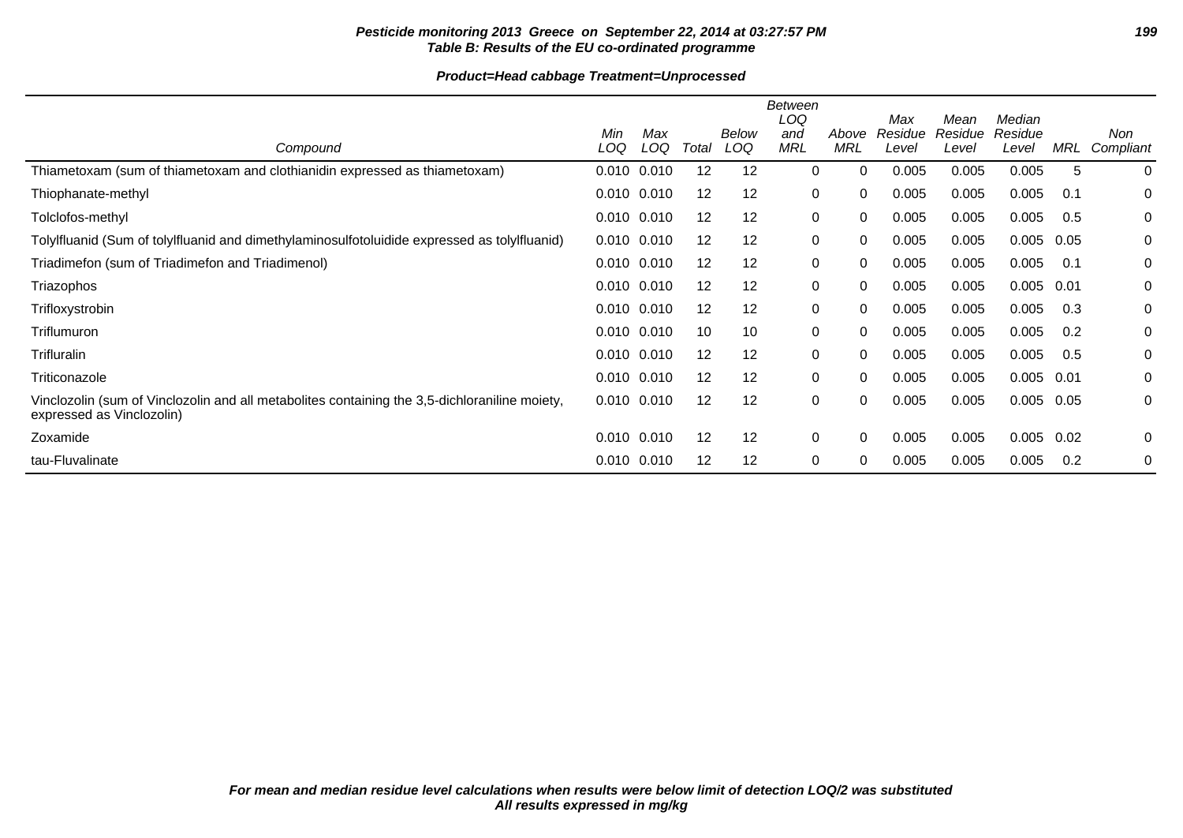**Table B: Results of the EU co-ordinated programme**

**Product=Head cabbage Treatment=Unprocessed**

| Compound | Min LOQ | Max LOQ | Total | Below LOQ | Between LOQ and MRL | Above MRL | Max Residue Level | Mean Residue Level | Median Residue Level | MRL | Non Compliant |
|---|---|---|---|---|---|---|---|---|---|---|---|
| Thiametoxam (sum of thiametoxam and clothianidin expressed as thiametoxam) | 0.010 | 0.010 | 12 | 12 | 0 | 0 | 0.005 | 0.005 | 0.005 | 5 | 0 |
| Thiophanate-methyl | 0.010 | 0.010 | 12 | 12 | 0 | 0 | 0.005 | 0.005 | 0.005 | 0.1 | 0 |
| Tolclofos-methyl | 0.010 | 0.010 | 12 | 12 | 0 | 0 | 0.005 | 0.005 | 0.005 | 0.5 | 0 |
| Tolylfluanid (Sum of tolylfluanid and dimethylaminosulfotoluidide expressed as tolylfluanid) | 0.010 | 0.010 | 12 | 12 | 0 | 0 | 0.005 | 0.005 | 0.005 | 0.05 | 0 |
| Triadimefon (sum of Triadimefon and Triadimenol) | 0.010 | 0.010 | 12 | 12 | 0 | 0 | 0.005 | 0.005 | 0.005 | 0.1 | 0 |
| Triazophos | 0.010 | 0.010 | 12 | 12 | 0 | 0 | 0.005 | 0.005 | 0.005 | 0.01 | 0 |
| Trifloxystrobin | 0.010 | 0.010 | 12 | 12 | 0 | 0 | 0.005 | 0.005 | 0.005 | 0.3 | 0 |
| Triflumuron | 0.010 | 0.010 | 10 | 10 | 0 | 0 | 0.005 | 0.005 | 0.005 | 0.2 | 0 |
| Trifluralin | 0.010 | 0.010 | 12 | 12 | 0 | 0 | 0.005 | 0.005 | 0.005 | 0.5 | 0 |
| Triticonazole | 0.010 | 0.010 | 12 | 12 | 0 | 0 | 0.005 | 0.005 | 0.005 | 0.01 | 0 |
| Vinclozolin (sum of Vinclozolin and all metabolites containing the 3,5-dichloraniline moiety, expressed as Vinclozolin) | 0.010 | 0.010 | 12 | 12 | 0 | 0 | 0.005 | 0.005 | 0.005 | 0.05 | 0 |
| Zoxamide | 0.010 | 0.010 | 12 | 12 | 0 | 0 | 0.005 | 0.005 | 0.005 | 0.02 | 0 |
| tau-Fluvalinate | 0.010 | 0.010 | 12 | 12 | 0 | 0 | 0.005 | 0.005 | 0.005 | 0.2 | 0 |

*For mean and median residue level calculations when results were below limit of detection LOQ/2 was substituted*
*All results expressed in mg/kg*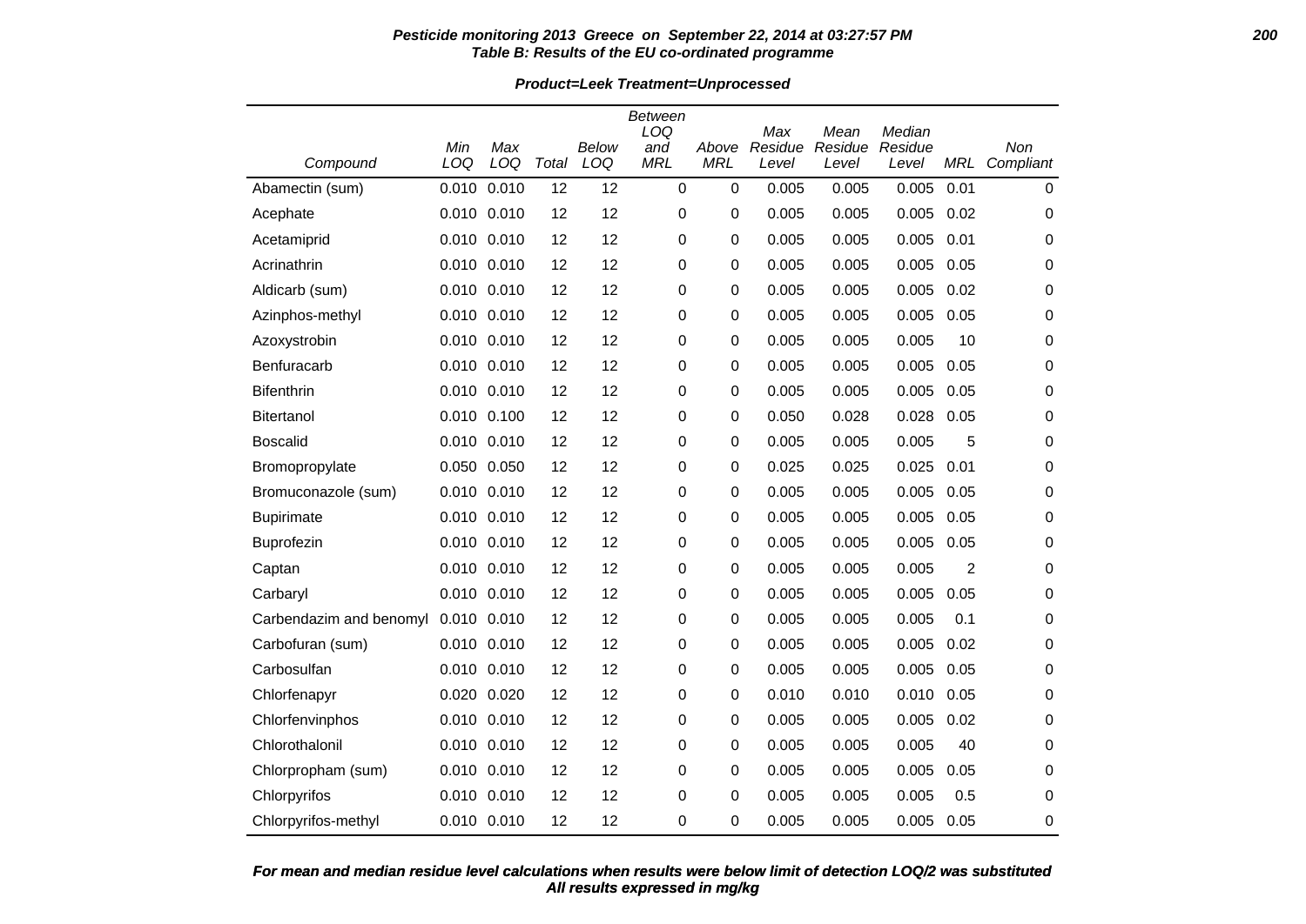**Pesticide monitoring 2013 Greece on September 22, 2014 at 03:27:57 PM**
**Table B: Results of the EU co-ordinated programme**

**Product=Leek Treatment=Unprocessed**

| Compound | Min LOQ | Max LOQ | Total | Below LOQ | Between LOQ and MRL | Above MRL | Max Residue Level | Mean Residue Level | Median Residue Level | MRL | Non Compliant |
|---|---|---|---|---|---|---|---|---|---|---|---|
| Abamectin (sum) | 0.010 | 0.010 | 12 | 12 | 0 | 0 | 0.005 | 0.005 | 0.005 | 0.01 | 0 |
| Acephate | 0.010 | 0.010 | 12 | 12 | 0 | 0 | 0.005 | 0.005 | 0.005 | 0.02 | 0 |
| Acetamiprid | 0.010 | 0.010 | 12 | 12 | 0 | 0 | 0.005 | 0.005 | 0.005 | 0.01 | 0 |
| Acrinathrin | 0.010 | 0.010 | 12 | 12 | 0 | 0 | 0.005 | 0.005 | 0.005 | 0.05 | 0 |
| Aldicarb (sum) | 0.010 | 0.010 | 12 | 12 | 0 | 0 | 0.005 | 0.005 | 0.005 | 0.02 | 0 |
| Azinphos-methyl | 0.010 | 0.010 | 12 | 12 | 0 | 0 | 0.005 | 0.005 | 0.005 | 0.05 | 0 |
| Azoxystrobin | 0.010 | 0.010 | 12 | 12 | 0 | 0 | 0.005 | 0.005 | 0.005 | 10 | 0 |
| Benfuracarb | 0.010 | 0.010 | 12 | 12 | 0 | 0 | 0.005 | 0.005 | 0.005 | 0.05 | 0 |
| Bifenthrin | 0.010 | 0.010 | 12 | 12 | 0 | 0 | 0.005 | 0.005 | 0.005 | 0.05 | 0 |
| Bitertanol | 0.010 | 0.100 | 12 | 12 | 0 | 0 | 0.050 | 0.028 | 0.028 | 0.05 | 0 |
| Boscalid | 0.010 | 0.010 | 12 | 12 | 0 | 0 | 0.005 | 0.005 | 0.005 | 5 | 0 |
| Bromopropylate | 0.050 | 0.050 | 12 | 12 | 0 | 0 | 0.025 | 0.025 | 0.025 | 0.01 | 0 |
| Bromuconazole (sum) | 0.010 | 0.010 | 12 | 12 | 0 | 0 | 0.005 | 0.005 | 0.005 | 0.05 | 0 |
| Bupirimate | 0.010 | 0.010 | 12 | 12 | 0 | 0 | 0.005 | 0.005 | 0.005 | 0.05 | 0 |
| Buprofezin | 0.010 | 0.010 | 12 | 12 | 0 | 0 | 0.005 | 0.005 | 0.005 | 0.05 | 0 |
| Captan | 0.010 | 0.010 | 12 | 12 | 0 | 0 | 0.005 | 0.005 | 0.005 | 2 | 0 |
| Carbaryl | 0.010 | 0.010 | 12 | 12 | 0 | 0 | 0.005 | 0.005 | 0.005 | 0.05 | 0 |
| Carbendazim and benomyl | 0.010 | 0.010 | 12 | 12 | 0 | 0 | 0.005 | 0.005 | 0.005 | 0.1 | 0 |
| Carbofuran (sum) | 0.010 | 0.010 | 12 | 12 | 0 | 0 | 0.005 | 0.005 | 0.005 | 0.02 | 0 |
| Carbosulfan | 0.010 | 0.010 | 12 | 12 | 0 | 0 | 0.005 | 0.005 | 0.005 | 0.05 | 0 |
| Chlorfenapyr | 0.020 | 0.020 | 12 | 12 | 0 | 0 | 0.010 | 0.010 | 0.010 | 0.05 | 0 |
| Chlorfenvinphos | 0.010 | 0.010 | 12 | 12 | 0 | 0 | 0.005 | 0.005 | 0.005 | 0.02 | 0 |
| Chlorothalonil | 0.010 | 0.010 | 12 | 12 | 0 | 0 | 0.005 | 0.005 | 0.005 | 40 | 0 |
| Chlorpropham (sum) | 0.010 | 0.010 | 12 | 12 | 0 | 0 | 0.005 | 0.005 | 0.005 | 0.05 | 0 |
| Chlorpyrifos | 0.010 | 0.010 | 12 | 12 | 0 | 0 | 0.005 | 0.005 | 0.005 | 0.5 | 0 |
| Chlorpyrifos-methyl | 0.010 | 0.010 | 12 | 12 | 0 | 0 | 0.005 | 0.005 | 0.005 | 0.05 | 0 |

*For mean and median residue level calculations when results were below limit of detection LOQ/2 was substituted*
*All results expressed in mg/kg*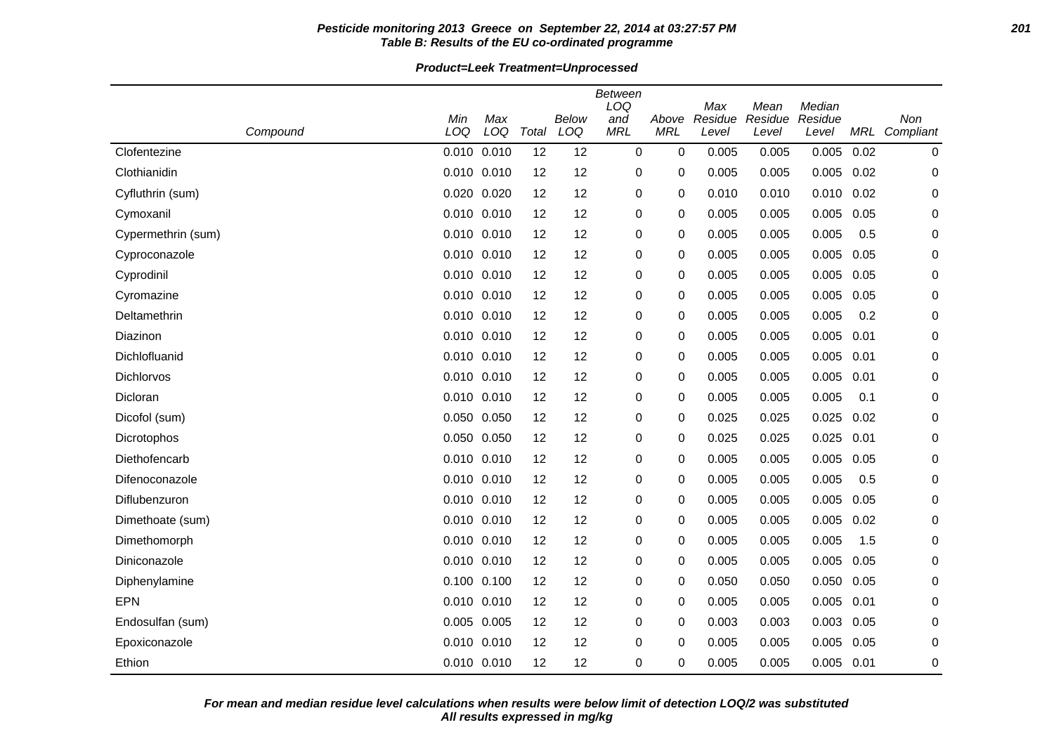**Pesticide monitoring 2013 Greece on September 22, 2014 at 03:27:57 PM**
**Table B: Results of the EU co-ordinated programme**

**Product=Leek Treatment=Unprocessed**

| Compound | Min LOQ | Max LOQ | Total | Below LOQ | Between LOQ and MRL | Above MRL | Max Residue Level | Mean Residue Level | Median Residue Level | MRL | Non Compliant |
|---|---|---|---|---|---|---|---|---|---|---|---|
| Clofentezine | 0.010 | 0.010 | 12 | 12 | 0 | 0 | 0.005 | 0.005 | 0.005 | 0.02 | 0 |
| Clothianidin | 0.010 | 0.010 | 12 | 12 | 0 | 0 | 0.005 | 0.005 | 0.005 | 0.02 | 0 |
| Cyfluthrin (sum) | 0.020 | 0.020 | 12 | 12 | 0 | 0 | 0.010 | 0.010 | 0.010 | 0.02 | 0 |
| Cymoxanil | 0.010 | 0.010 | 12 | 12 | 0 | 0 | 0.005 | 0.005 | 0.005 | 0.05 | 0 |
| Cypermethrin (sum) | 0.010 | 0.010 | 12 | 12 | 0 | 0 | 0.005 | 0.005 | 0.005 | 0.5 | 0 |
| Cyproconazole | 0.010 | 0.010 | 12 | 12 | 0 | 0 | 0.005 | 0.005 | 0.005 | 0.05 | 0 |
| Cyprodinil | 0.010 | 0.010 | 12 | 12 | 0 | 0 | 0.005 | 0.005 | 0.005 | 0.05 | 0 |
| Cyromazine | 0.010 | 0.010 | 12 | 12 | 0 | 0 | 0.005 | 0.005 | 0.005 | 0.05 | 0 |
| Deltamethrin | 0.010 | 0.010 | 12 | 12 | 0 | 0 | 0.005 | 0.005 | 0.005 | 0.2 | 0 |
| Diazinon | 0.010 | 0.010 | 12 | 12 | 0 | 0 | 0.005 | 0.005 | 0.005 | 0.01 | 0 |
| Dichlofluanid | 0.010 | 0.010 | 12 | 12 | 0 | 0 | 0.005 | 0.005 | 0.005 | 0.01 | 0 |
| Dichlorvos | 0.010 | 0.010 | 12 | 12 | 0 | 0 | 0.005 | 0.005 | 0.005 | 0.01 | 0 |
| Dicloran | 0.010 | 0.010 | 12 | 12 | 0 | 0 | 0.005 | 0.005 | 0.005 | 0.1 | 0 |
| Dicofol (sum) | 0.050 | 0.050 | 12 | 12 | 0 | 0 | 0.025 | 0.025 | 0.025 | 0.02 | 0 |
| Dicrotophos | 0.050 | 0.050 | 12 | 12 | 0 | 0 | 0.025 | 0.025 | 0.025 | 0.01 | 0 |
| Diethofencarb | 0.010 | 0.010 | 12 | 12 | 0 | 0 | 0.005 | 0.005 | 0.005 | 0.05 | 0 |
| Difenoconazole | 0.010 | 0.010 | 12 | 12 | 0 | 0 | 0.005 | 0.005 | 0.005 | 0.5 | 0 |
| Diflubenzuron | 0.010 | 0.010 | 12 | 12 | 0 | 0 | 0.005 | 0.005 | 0.005 | 0.05 | 0 |
| Dimethoate (sum) | 0.010 | 0.010 | 12 | 12 | 0 | 0 | 0.005 | 0.005 | 0.005 | 0.02 | 0 |
| Dimethomorph | 0.010 | 0.010 | 12 | 12 | 0 | 0 | 0.005 | 0.005 | 0.005 | 1.5 | 0 |
| Diniconazole | 0.010 | 0.010 | 12 | 12 | 0 | 0 | 0.005 | 0.005 | 0.005 | 0.05 | 0 |
| Diphenylamine | 0.100 | 0.100 | 12 | 12 | 0 | 0 | 0.050 | 0.050 | 0.050 | 0.05 | 0 |
| EPN | 0.010 | 0.010 | 12 | 12 | 0 | 0 | 0.005 | 0.005 | 0.005 | 0.01 | 0 |
| Endosulfan (sum) | 0.005 | 0.005 | 12 | 12 | 0 | 0 | 0.003 | 0.003 | 0.003 | 0.05 | 0 |
| Epoxiconazole | 0.010 | 0.010 | 12 | 12 | 0 | 0 | 0.005 | 0.005 | 0.005 | 0.05 | 0 |
| Ethion | 0.010 | 0.010 | 12 | 12 | 0 | 0 | 0.005 | 0.005 | 0.005 | 0.01 | 0 |

*For mean and median residue level calculations when results were below limit of detection LOQ/2 was substituted*
*All results expressed in mg/kg*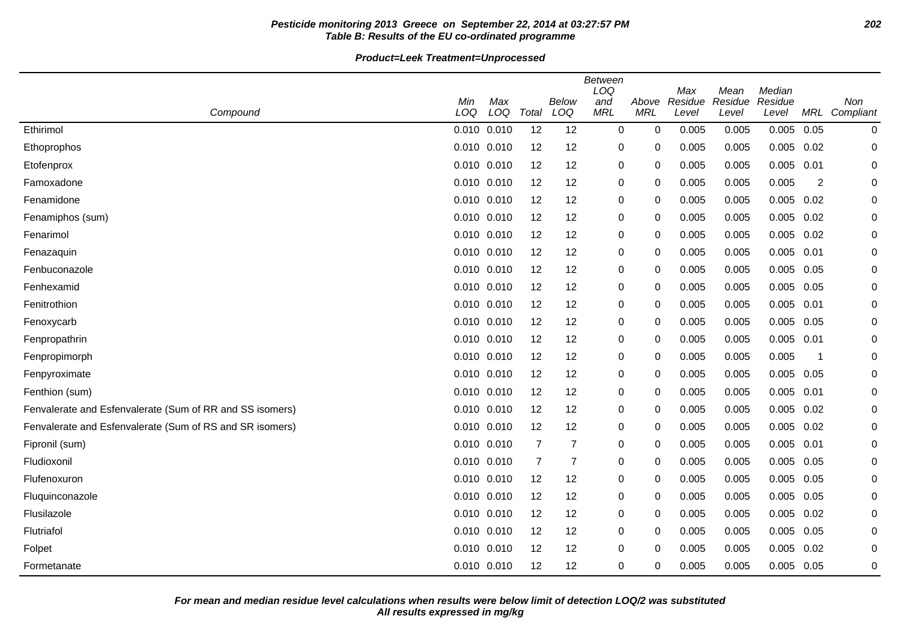**Pesticide monitoring 2013 Greece on September 22, 2014 at 03:27:57 PM**
**Table B: Results of the EU co-ordinated programme**

**Product=Leek Treatment=Unprocessed**

| Compound | Min LOQ | Max LOQ | Total | Below LOQ | Between LOQ and MRL | Above MRL | Max Residue Level | Mean Residue Level | Median Residue Level | MRL | Non Compliant |
|---|---|---|---|---|---|---|---|---|---|---|---|
| Ethirimol | 0.010 | 0.010 | 12 | 12 | 0 | 0 | 0.005 | 0.005 | 0.005 | 0.05 | 0 |
| Ethoprophos | 0.010 | 0.010 | 12 | 12 | 0 | 0 | 0.005 | 0.005 | 0.005 | 0.02 | 0 |
| Etofenprox | 0.010 | 0.010 | 12 | 12 | 0 | 0 | 0.005 | 0.005 | 0.005 | 0.01 | 0 |
| Famoxadone | 0.010 | 0.010 | 12 | 12 | 0 | 0 | 0.005 | 0.005 | 0.005 | 2 | 0 |
| Fenamidone | 0.010 | 0.010 | 12 | 12 | 0 | 0 | 0.005 | 0.005 | 0.005 | 0.02 | 0 |
| Fenamiphos (sum) | 0.010 | 0.010 | 12 | 12 | 0 | 0 | 0.005 | 0.005 | 0.005 | 0.02 | 0 |
| Fenarimol | 0.010 | 0.010 | 12 | 12 | 0 | 0 | 0.005 | 0.005 | 0.005 | 0.02 | 0 |
| Fenazaquin | 0.010 | 0.010 | 12 | 12 | 0 | 0 | 0.005 | 0.005 | 0.005 | 0.01 | 0 |
| Fenbuconazole | 0.010 | 0.010 | 12 | 12 | 0 | 0 | 0.005 | 0.005 | 0.005 | 0.05 | 0 |
| Fenhexamid | 0.010 | 0.010 | 12 | 12 | 0 | 0 | 0.005 | 0.005 | 0.005 | 0.05 | 0 |
| Fenitrothion | 0.010 | 0.010 | 12 | 12 | 0 | 0 | 0.005 | 0.005 | 0.005 | 0.01 | 0 |
| Fenoxycarb | 0.010 | 0.010 | 12 | 12 | 0 | 0 | 0.005 | 0.005 | 0.005 | 0.05 | 0 |
| Fenpropathrin | 0.010 | 0.010 | 12 | 12 | 0 | 0 | 0.005 | 0.005 | 0.005 | 0.01 | 0 |
| Fenpropimorph | 0.010 | 0.010 | 12 | 12 | 0 | 0 | 0.005 | 0.005 | 0.005 | 1 | 0 |
| Fenpyroximate | 0.010 | 0.010 | 12 | 12 | 0 | 0 | 0.005 | 0.005 | 0.005 | 0.05 | 0 |
| Fenthion (sum) | 0.010 | 0.010 | 12 | 12 | 0 | 0 | 0.005 | 0.005 | 0.005 | 0.01 | 0 |
| Fenvalerate and Esfenvalerate (Sum of RR and SS isomers) | 0.010 | 0.010 | 12 | 12 | 0 | 0 | 0.005 | 0.005 | 0.005 | 0.02 | 0 |
| Fenvalerate and Esfenvalerate (Sum of RS and SR isomers) | 0.010 | 0.010 | 12 | 12 | 0 | 0 | 0.005 | 0.005 | 0.005 | 0.02 | 0 |
| Fipronil (sum) | 0.010 | 0.010 | 7 | 7 | 0 | 0 | 0.005 | 0.005 | 0.005 | 0.01 | 0 |
| Fludioxonil | 0.010 | 0.010 | 7 | 7 | 0 | 0 | 0.005 | 0.005 | 0.005 | 0.05 | 0 |
| Flufenoxuron | 0.010 | 0.010 | 12 | 12 | 0 | 0 | 0.005 | 0.005 | 0.005 | 0.05 | 0 |
| Fluquinconazole | 0.010 | 0.010 | 12 | 12 | 0 | 0 | 0.005 | 0.005 | 0.005 | 0.05 | 0 |
| Flusilazole | 0.010 | 0.010 | 12 | 12 | 0 | 0 | 0.005 | 0.005 | 0.005 | 0.02 | 0 |
| Flutriafol | 0.010 | 0.010 | 12 | 12 | 0 | 0 | 0.005 | 0.005 | 0.005 | 0.05 | 0 |
| Folpet | 0.010 | 0.010 | 12 | 12 | 0 | 0 | 0.005 | 0.005 | 0.005 | 0.02 | 0 |
| Formetanate | 0.010 | 0.010 | 12 | 12 | 0 | 0 | 0.005 | 0.005 | 0.005 | 0.05 | 0 |

***For mean and median residue level calculations when results were below limit of detection LOQ/2 was substituted***
***All results expressed in mg/kg***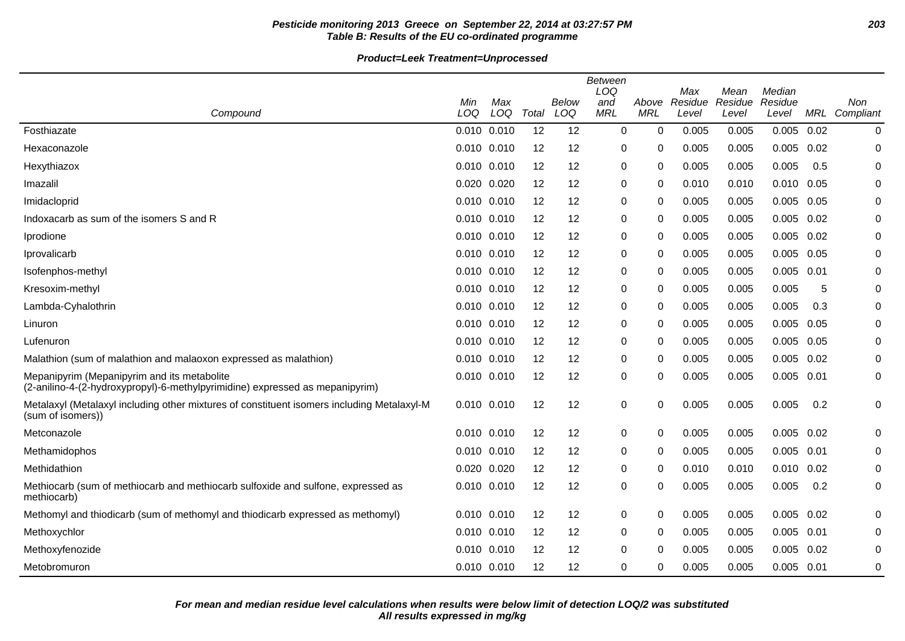**Pesticide monitoring 2013 Greece on September 22, 2014 at 03:27:57 PM**
**Table B: Results of the EU co-ordinated programme**

**Product=Leek Treatment=Unprocessed**

| Compound | Min LOQ | Max LOQ | Total | Below LOQ | Between LOQ and MRL | Above MRL | Max Residue Level | Mean Residue Level | Median Residue Level | MRL | Non Compliant |
|---|---|---|---|---|---|---|---|---|---|---|---|
| Fosthiazate | 0.010 | 0.010 | 12 | 12 | 0 | 0 | 0.005 | 0.005 | 0.005 | 0.02 | 0 |
| Hexaconazole | 0.010 | 0.010 | 12 | 12 | 0 | 0 | 0.005 | 0.005 | 0.005 | 0.02 | 0 |
| Hexythiazox | 0.010 | 0.010 | 12 | 12 | 0 | 0 | 0.005 | 0.005 | 0.005 | 0.5 | 0 |
| Imazalil | 0.020 | 0.020 | 12 | 12 | 0 | 0 | 0.010 | 0.010 | 0.010 | 0.05 | 0 |
| Imidacloprid | 0.010 | 0.010 | 12 | 12 | 0 | 0 | 0.005 | 0.005 | 0.005 | 0.05 | 0 |
| Indoxacarb as sum of the isomers S and R | 0.010 | 0.010 | 12 | 12 | 0 | 0 | 0.005 | 0.005 | 0.005 | 0.02 | 0 |
| Iprodione | 0.010 | 0.010 | 12 | 12 | 0 | 0 | 0.005 | 0.005 | 0.005 | 0.02 | 0 |
| Iprovalicarb | 0.010 | 0.010 | 12 | 12 | 0 | 0 | 0.005 | 0.005 | 0.005 | 0.05 | 0 |
| Isofenphos-methyl | 0.010 | 0.010 | 12 | 12 | 0 | 0 | 0.005 | 0.005 | 0.005 | 0.01 | 0 |
| Kresoxim-methyl | 0.010 | 0.010 | 12 | 12 | 0 | 0 | 0.005 | 0.005 | 0.005 | 5 | 0 |
| Lambda-Cyhalothrin | 0.010 | 0.010 | 12 | 12 | 0 | 0 | 0.005 | 0.005 | 0.005 | 0.3 | 0 |
| Linuron | 0.010 | 0.010 | 12 | 12 | 0 | 0 | 0.005 | 0.005 | 0.005 | 0.05 | 0 |
| Lufenuron | 0.010 | 0.010 | 12 | 12 | 0 | 0 | 0.005 | 0.005 | 0.005 | 0.05 | 0 |
| Malathion (sum of malathion and malaoxon expressed as malathion) | 0.010 | 0.010 | 12 | 12 | 0 | 0 | 0.005 | 0.005 | 0.005 | 0.02 | 0 |
| Mepanipyrim (Mepanipyrim and its metabolite (2-anilino-4-(2-hydroxypropyl)-6-methylpyrimidine) expressed as mepanipyrim) | 0.010 | 0.010 | 12 | 12 | 0 | 0 | 0.005 | 0.005 | 0.005 | 0.01 | 0 |
| Metalaxyl (Metalaxyl including other mixtures of constituent isomers including Metalaxyl-M (sum of isomers)) | 0.010 | 0.010 | 12 | 12 | 0 | 0 | 0.005 | 0.005 | 0.005 | 0.2 | 0 |
| Metconazole | 0.010 | 0.010 | 12 | 12 | 0 | 0 | 0.005 | 0.005 | 0.005 | 0.02 | 0 |
| Methamidophos | 0.010 | 0.010 | 12 | 12 | 0 | 0 | 0.005 | 0.005 | 0.005 | 0.01 | 0 |
| Methidathion | 0.020 | 0.020 | 12 | 12 | 0 | 0 | 0.010 | 0.010 | 0.010 | 0.02 | 0 |
| Methiocarb (sum of methiocarb and methiocarb sulfoxide and sulfone, expressed as methiocarb) | 0.010 | 0.010 | 12 | 12 | 0 | 0 | 0.005 | 0.005 | 0.005 | 0.2 | 0 |
| Methomyl and thiodicarb (sum of methomyl and thiodicarb expressed as methomyl) | 0.010 | 0.010 | 12 | 12 | 0 | 0 | 0.005 | 0.005 | 0.005 | 0.02 | 0 |
| Methoxychlor | 0.010 | 0.010 | 12 | 12 | 0 | 0 | 0.005 | 0.005 | 0.005 | 0.01 | 0 |
| Methoxyfenozide | 0.010 | 0.010 | 12 | 12 | 0 | 0 | 0.005 | 0.005 | 0.005 | 0.02 | 0 |
| Metobromuron | 0.010 | 0.010 | 12 | 12 | 0 | 0 | 0.005 | 0.005 | 0.005 | 0.01 | 0 |

***For mean and median residue level calculations when results were below limit of detection LOQ/2 was substituted***
***All results expressed in mg/kg***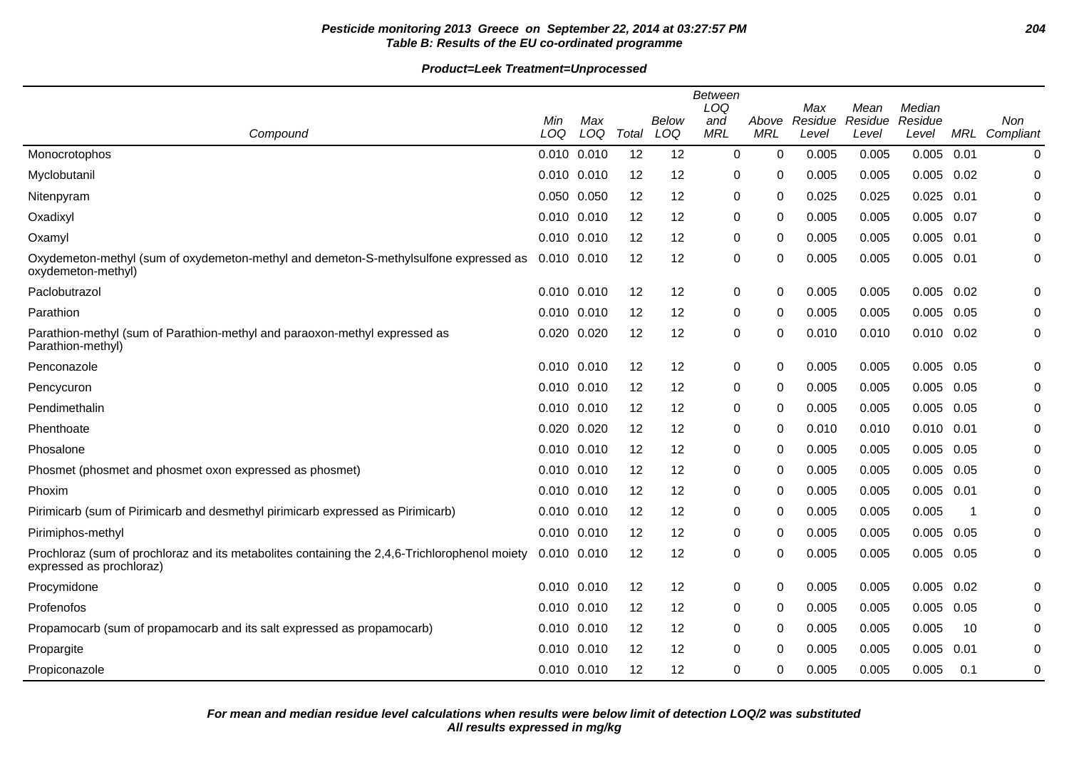**Pesticide monitoring 2013 Greece on September 22, 2014 at 03:27:57 PM**
**Table B: Results of the EU co-ordinated programme**

**Product=Leek Treatment=Unprocessed**

| Compound | Min LOQ | Max LOQ | Total | Below LOQ | Between LOQ and MRL | Above MRL | Max Residue Level | Mean Residue Level | Median Residue Level | MRL | Non Compliant |
|---|---|---|---|---|---|---|---|---|---|---|---|
| Monocrotophos | 0.010 | 0.010 | 12 | 12 | 0 | 0 | 0.005 | 0.005 | 0.005 | 0.01 | 0 |
| Myclobutanil | 0.010 | 0.010 | 12 | 12 | 0 | 0 | 0.005 | 0.005 | 0.005 | 0.02 | 0 |
| Nitenpyram | 0.050 | 0.050 | 12 | 12 | 0 | 0 | 0.025 | 0.025 | 0.025 | 0.01 | 0 |
| Oxadixyl | 0.010 | 0.010 | 12 | 12 | 0 | 0 | 0.005 | 0.005 | 0.005 | 0.07 | 0 |
| Oxamyl | 0.010 | 0.010 | 12 | 12 | 0 | 0 | 0.005 | 0.005 | 0.005 | 0.01 | 0 |
| Oxydemeton-methyl (sum of oxydemeton-methyl and demeton-S-methylsulfone expressed as oxydemeton-methyl) | 0.010 | 0.010 | 12 | 12 | 0 | 0 | 0.005 | 0.005 | 0.005 | 0.01 | 0 |
| Paclobutrazol | 0.010 | 0.010 | 12 | 12 | 0 | 0 | 0.005 | 0.005 | 0.005 | 0.02 | 0 |
| Parathion | 0.010 | 0.010 | 12 | 12 | 0 | 0 | 0.005 | 0.005 | 0.005 | 0.05 | 0 |
| Parathion-methyl (sum of Parathion-methyl and paraoxon-methyl expressed as Parathion-methyl) | 0.020 | 0.020 | 12 | 12 | 0 | 0 | 0.010 | 0.010 | 0.010 | 0.02 | 0 |
| Penconazole | 0.010 | 0.010 | 12 | 12 | 0 | 0 | 0.005 | 0.005 | 0.005 | 0.05 | 0 |
| Pencycuron | 0.010 | 0.010 | 12 | 12 | 0 | 0 | 0.005 | 0.005 | 0.005 | 0.05 | 0 |
| Pendimethalin | 0.010 | 0.010 | 12 | 12 | 0 | 0 | 0.005 | 0.005 | 0.005 | 0.05 | 0 |
| Phenthoate | 0.020 | 0.020 | 12 | 12 | 0 | 0 | 0.010 | 0.010 | 0.010 | 0.01 | 0 |
| Phosalone | 0.010 | 0.010 | 12 | 12 | 0 | 0 | 0.005 | 0.005 | 0.005 | 0.05 | 0 |
| Phosmet (phosmet and phosmet oxon expressed as phosmet) | 0.010 | 0.010 | 12 | 12 | 0 | 0 | 0.005 | 0.005 | 0.005 | 0.05 | 0 |
| Phoxim | 0.010 | 0.010 | 12 | 12 | 0 | 0 | 0.005 | 0.005 | 0.005 | 0.01 | 0 |
| Pirimicarb (sum of Pirimicarb and desmethyl pirimicarb expressed as Pirimicarb) | 0.010 | 0.010 | 12 | 12 | 0 | 0 | 0.005 | 0.005 | 0.005 | 1 | 0 |
| Pirimiphos-methyl | 0.010 | 0.010 | 12 | 12 | 0 | 0 | 0.005 | 0.005 | 0.005 | 0.05 | 0 |
| Prochloraz (sum of prochloraz and its metabolites containing the 2,4,6-Trichlorophenol moiety expressed as prochloraz) | 0.010 | 0.010 | 12 | 12 | 0 | 0 | 0.005 | 0.005 | 0.005 | 0.05 | 0 |
| Procymidone | 0.010 | 0.010 | 12 | 12 | 0 | 0 | 0.005 | 0.005 | 0.005 | 0.02 | 0 |
| Profenofos | 0.010 | 0.010 | 12 | 12 | 0 | 0 | 0.005 | 0.005 | 0.005 | 0.05 | 0 |
| Propamocarb (sum of propamocarb and its salt expressed as propamocarb) | 0.010 | 0.010 | 12 | 12 | 0 | 0 | 0.005 | 0.005 | 0.005 | 10 | 0 |
| Propargite | 0.010 | 0.010 | 12 | 12 | 0 | 0 | 0.005 | 0.005 | 0.005 | 0.01 | 0 |
| Propiconazole | 0.010 | 0.010 | 12 | 12 | 0 | 0 | 0.005 | 0.005 | 0.005 | 0.1 | 0 |

***For mean and median residue level calculations when results were below limit of detection LOQ/2 was substituted***
***All results expressed in mg/kg***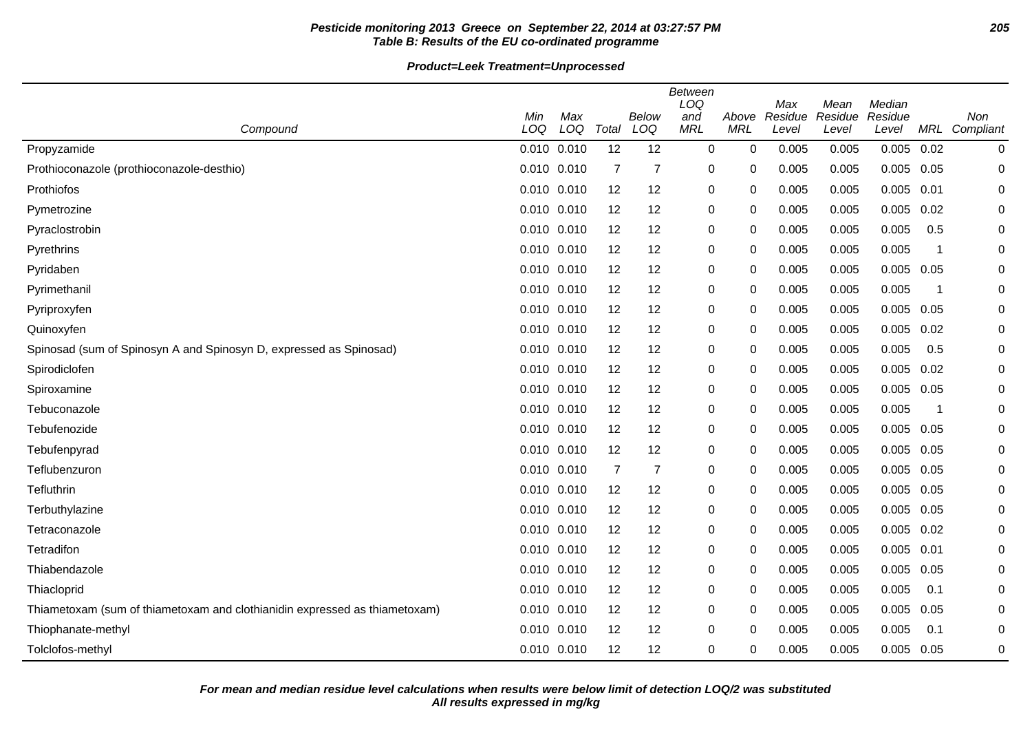**Pesticide monitoring 2013 Greece on September 22, 2014 at 03:27:57 PM**
**Table B: Results of the EU co-ordinated programme**

**Product=Leek Treatment=Unprocessed**

| Compound | Min LOQ | Max LOQ | Total | Below LOQ | Between LOQ and MRL | Above MRL | Max Residue Level | Mean Residue Level | Median Residue Level | MRL | Non Compliant |
|---|---|---|---|---|---|---|---|---|---|---|---|
| Propyzamide | 0.010 | 0.010 | 12 | 12 | 0 | 0 | 0.005 | 0.005 | 0.005 | 0.02 | 0 |
| Prothioconazole (prothioconazole-desthio) | 0.010 | 0.010 | 7 | 7 | 0 | 0 | 0.005 | 0.005 | 0.005 | 0.05 | 0 |
| Prothiofos | 0.010 | 0.010 | 12 | 12 | 0 | 0 | 0.005 | 0.005 | 0.005 | 0.01 | 0 |
| Pymetrozine | 0.010 | 0.010 | 12 | 12 | 0 | 0 | 0.005 | 0.005 | 0.005 | 0.02 | 0 |
| Pyraclostrobin | 0.010 | 0.010 | 12 | 12 | 0 | 0 | 0.005 | 0.005 | 0.005 | 0.5 | 0 |
| Pyrethrins | 0.010 | 0.010 | 12 | 12 | 0 | 0 | 0.005 | 0.005 | 0.005 | 1 | 0 |
| Pyridaben | 0.010 | 0.010 | 12 | 12 | 0 | 0 | 0.005 | 0.005 | 0.005 | 0.05 | 0 |
| Pyrimethanil | 0.010 | 0.010 | 12 | 12 | 0 | 0 | 0.005 | 0.005 | 0.005 | 1 | 0 |
| Pyriproxyfen | 0.010 | 0.010 | 12 | 12 | 0 | 0 | 0.005 | 0.005 | 0.005 | 0.05 | 0 |
| Quinoxyfen | 0.010 | 0.010 | 12 | 12 | 0 | 0 | 0.005 | 0.005 | 0.005 | 0.02 | 0 |
| Spinosad (sum of Spinosyn A and Spinosyn D, expressed as Spinosad) | 0.010 | 0.010 | 12 | 12 | 0 | 0 | 0.005 | 0.005 | 0.005 | 0.5 | 0 |
| Spirodiclofen | 0.010 | 0.010 | 12 | 12 | 0 | 0 | 0.005 | 0.005 | 0.005 | 0.02 | 0 |
| Spiroxamine | 0.010 | 0.010 | 12 | 12 | 0 | 0 | 0.005 | 0.005 | 0.005 | 0.05 | 0 |
| Tebuconazole | 0.010 | 0.010 | 12 | 12 | 0 | 0 | 0.005 | 0.005 | 0.005 | 1 | 0 |
| Tebufenozide | 0.010 | 0.010 | 12 | 12 | 0 | 0 | 0.005 | 0.005 | 0.005 | 0.05 | 0 |
| Tebufenpyrad | 0.010 | 0.010 | 12 | 12 | 0 | 0 | 0.005 | 0.005 | 0.005 | 0.05 | 0 |
| Teflubenzuron | 0.010 | 0.010 | 7 | 7 | 0 | 0 | 0.005 | 0.005 | 0.005 | 0.05 | 0 |
| Tefluthrin | 0.010 | 0.010 | 12 | 12 | 0 | 0 | 0.005 | 0.005 | 0.005 | 0.05 | 0 |
| Terbuthylazine | 0.010 | 0.010 | 12 | 12 | 0 | 0 | 0.005 | 0.005 | 0.005 | 0.05 | 0 |
| Tetraconazole | 0.010 | 0.010 | 12 | 12 | 0 | 0 | 0.005 | 0.005 | 0.005 | 0.02 | 0 |
| Tetradifon | 0.010 | 0.010 | 12 | 12 | 0 | 0 | 0.005 | 0.005 | 0.005 | 0.01 | 0 |
| Thiabendazole | 0.010 | 0.010 | 12 | 12 | 0 | 0 | 0.005 | 0.005 | 0.005 | 0.05 | 0 |
| Thiacloprid | 0.010 | 0.010 | 12 | 12 | 0 | 0 | 0.005 | 0.005 | 0.005 | 0.1 | 0 |
| Thiametoxam (sum of thiametoxam and clothianidin expressed as thiametoxam) | 0.010 | 0.010 | 12 | 12 | 0 | 0 | 0.005 | 0.005 | 0.005 | 0.05 | 0 |
| Thiophanate-methyl | 0.010 | 0.010 | 12 | 12 | 0 | 0 | 0.005 | 0.005 | 0.005 | 0.1 | 0 |
| Tolclofos-methyl | 0.010 | 0.010 | 12 | 12 | 0 | 0 | 0.005 | 0.005 | 0.005 | 0.05 | 0 |

***For mean and median residue level calculations when results were below limit of detection LOQ/2 was substituted***
***All results expressed in mg/kg***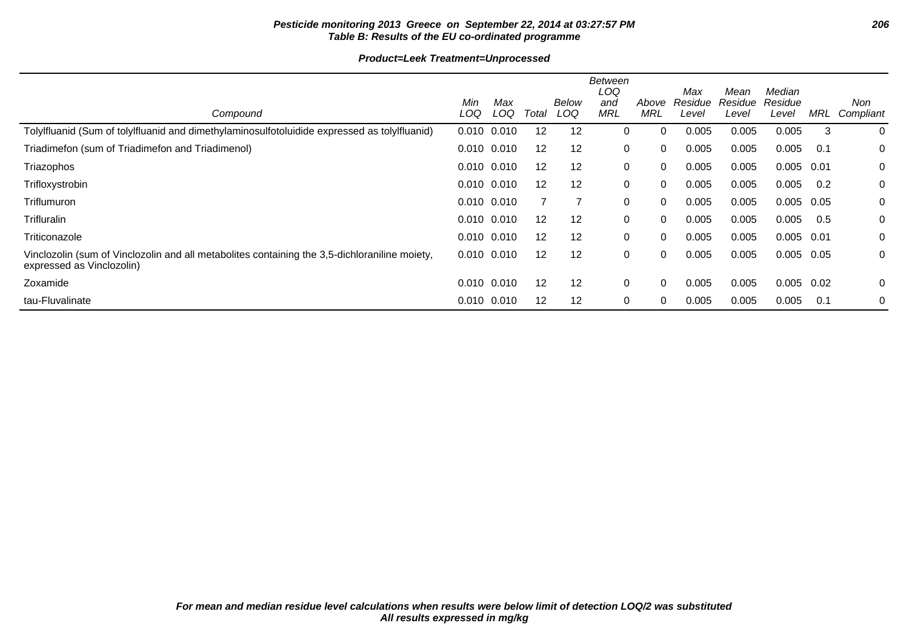**Pesticide monitoring 2013 Greece on September 22, 2014 at 03:27:57 PM**
**Table B: Results of the EU co-ordinated programme**

**Product=Leek Treatment=Unprocessed**

| Compound | Min LOQ | Max LOQ | Total | Below LOQ | Between LOQ and MRL | Above MRL | Max Residue Level | Mean Residue Level | Median Residue Level | MRL | Non Compliant |
|---|---|---|---|---|---|---|---|---|---|---|---|
| Tolylfluanid (Sum of tolylfluanid and dimethylaminosulfotoluidide expressed as tolylfluanid) | 0.010 | 0.010 | 12 | 12 | 0 | 0 | 0.005 | 0.005 | 0.005 | 3 | 0 |
| Triadimefon (sum of Triadimefon and Triadimenol) | 0.010 | 0.010 | 12 | 12 | 0 | 0 | 0.005 | 0.005 | 0.005 | 0.1 | 0 |
| Triazophos | 0.010 | 0.010 | 12 | 12 | 0 | 0 | 0.005 | 0.005 | 0.005 | 0.01 | 0 |
| Trifloxystrobin | 0.010 | 0.010 | 12 | 12 | 0 | 0 | 0.005 | 0.005 | 0.005 | 0.2 | 0 |
| Triflumuron | 0.010 | 0.010 | 7 | 7 | 0 | 0 | 0.005 | 0.005 | 0.005 | 0.05 | 0 |
| Trifluralin | 0.010 | 0.010 | 12 | 12 | 0 | 0 | 0.005 | 0.005 | 0.005 | 0.5 | 0 |
| Triticonazole | 0.010 | 0.010 | 12 | 12 | 0 | 0 | 0.005 | 0.005 | 0.005 | 0.01 | 0 |
| Vinclozolin (sum of Vinclozolin and all metabolites containing the 3,5-dichloraniline moiety, expressed as Vinclozolin) | 0.010 | 0.010 | 12 | 12 | 0 | 0 | 0.005 | 0.005 | 0.005 | 0.05 | 0 |
| Zoxamide | 0.010 | 0.010 | 12 | 12 | 0 | 0 | 0.005 | 0.005 | 0.005 | 0.02 | 0 |
| tau-Fluvalinate | 0.010 | 0.010 | 12 | 12 | 0 | 0 | 0.005 | 0.005 | 0.005 | 0.1 | 0 |

*For mean and median residue level calculations when results were below limit of detection LOQ/2 was substituted*
*All results expressed in mg/kg*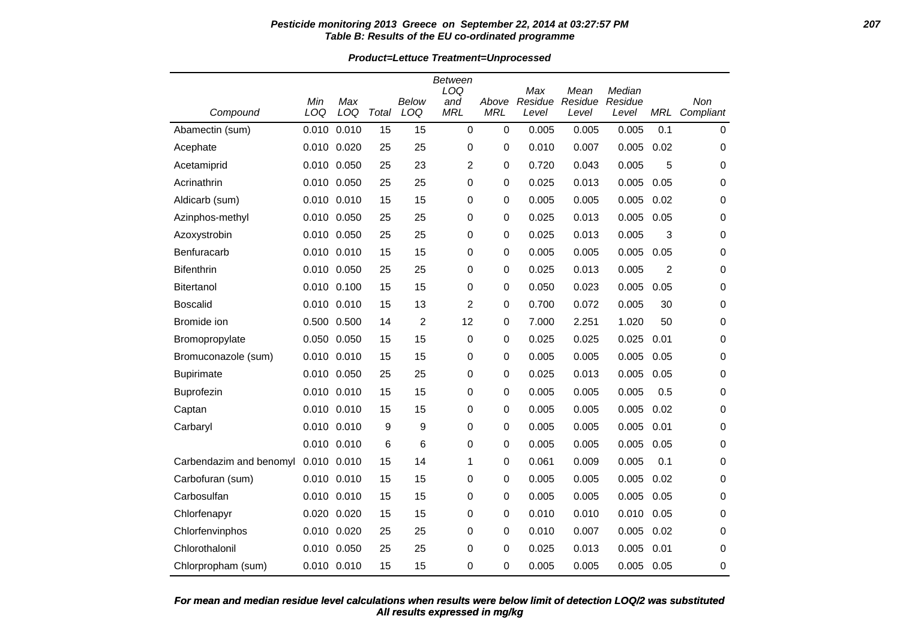**Pesticide monitoring 2013 Greece on September 22, 2014 at 03:27:57 PM**
**Table B: Results of the EU co-ordinated programme**

**Product=Lettuce Treatment=Unprocessed**

| Compound | Min LOQ | Max LOQ | Total | Below LOQ | Between LOQ and MRL | Above MRL | Max Residue Level | Mean Residue Level | Median Residue Level | MRL | Non Compliant |
|---|---|---|---|---|---|---|---|---|---|---|---|
| Abamectin (sum) | 0.010 | 0.010 | 15 | 15 | 0 | 0 | 0.005 | 0.005 | 0.005 | 0.1 | 0 |
| Acephate | 0.010 | 0.020 | 25 | 25 | 0 | 0 | 0.010 | 0.007 | 0.005 | 0.02 | 0 |
| Acetamiprid | 0.010 | 0.050 | 25 | 23 | 2 | 0 | 0.720 | 0.043 | 0.005 | 5 | 0 |
| Acrinathrin | 0.010 | 0.050 | 25 | 25 | 0 | 0 | 0.025 | 0.013 | 0.005 | 0.05 | 0 |
| Aldicarb (sum) | 0.010 | 0.010 | 15 | 15 | 0 | 0 | 0.005 | 0.005 | 0.005 | 0.02 | 0 |
| Azinphos-methyl | 0.010 | 0.050 | 25 | 25 | 0 | 0 | 0.025 | 0.013 | 0.005 | 0.05 | 0 |
| Azoxystrobin | 0.010 | 0.050 | 25 | 25 | 0 | 0 | 0.025 | 0.013 | 0.005 | 3 | 0 |
| Benfuracarb | 0.010 | 0.010 | 15 | 15 | 0 | 0 | 0.005 | 0.005 | 0.005 | 0.05 | 0 |
| Bifenthrin | 0.010 | 0.050 | 25 | 25 | 0 | 0 | 0.025 | 0.013 | 0.005 | 2 | 0 |
| Bitertanol | 0.010 | 0.100 | 15 | 15 | 0 | 0 | 0.050 | 0.023 | 0.005 | 0.05 | 0 |
| Boscalid | 0.010 | 0.010 | 15 | 13 | 2 | 0 | 0.700 | 0.072 | 0.005 | 30 | 0 |
| Bromide ion | 0.500 | 0.500 | 14 | 2 | 12 | 0 | 7.000 | 2.251 | 1.020 | 50 | 0 |
| Bromopropylate | 0.050 | 0.050 | 15 | 15 | 0 | 0 | 0.025 | 0.025 | 0.025 | 0.01 | 0 |
| Bromuconazole (sum) | 0.010 | 0.010 | 15 | 15 | 0 | 0 | 0.005 | 0.005 | 0.005 | 0.05 | 0 |
| Bupirimate | 0.010 | 0.050 | 25 | 25 | 0 | 0 | 0.025 | 0.013 | 0.005 | 0.05 | 0 |
| Buprofezin | 0.010 | 0.010 | 15 | 15 | 0 | 0 | 0.005 | 0.005 | 0.005 | 0.5 | 0 |
| Captan | 0.010 | 0.010 | 15 | 15 | 0 | 0 | 0.005 | 0.005 | 0.005 | 0.02 | 0 |
| Carbaryl | 0.010 | 0.010 | 9 | 9 | 0 | 0 | 0.005 | 0.005 | 0.005 | 0.01 | 0 |
| | 0.010 | 0.010 | 6 | 6 | 0 | 0 | 0.005 | 0.005 | 0.005 | 0.05 | 0 |
| Carbendazim and benomyl | 0.010 | 0.010 | 15 | 14 | 1 | 0 | 0.061 | 0.009 | 0.005 | 0.1 | 0 |
| Carbofuran (sum) | 0.010 | 0.010 | 15 | 15 | 0 | 0 | 0.005 | 0.005 | 0.005 | 0.02 | 0 |
| Carbosulfan | 0.010 | 0.010 | 15 | 15 | 0 | 0 | 0.005 | 0.005 | 0.005 | 0.05 | 0 |
| Chlorfenapyr | 0.020 | 0.020 | 15 | 15 | 0 | 0 | 0.010 | 0.010 | 0.010 | 0.05 | 0 |
| Chlorfenvinphos | 0.010 | 0.020 | 25 | 25 | 0 | 0 | 0.010 | 0.007 | 0.005 | 0.02 | 0 |
| Chlorothalonil | 0.010 | 0.050 | 25 | 25 | 0 | 0 | 0.025 | 0.013 | 0.005 | 0.01 | 0 |
| Chlorpropham (sum) | 0.010 | 0.010 | 15 | 15 | 0 | 0 | 0.005 | 0.005 | 0.005 | 0.05 | 0 |

***For mean and median residue level calculations when results were below limit of detection LOQ/2 was substituted***
***All results expressed in mg/kg***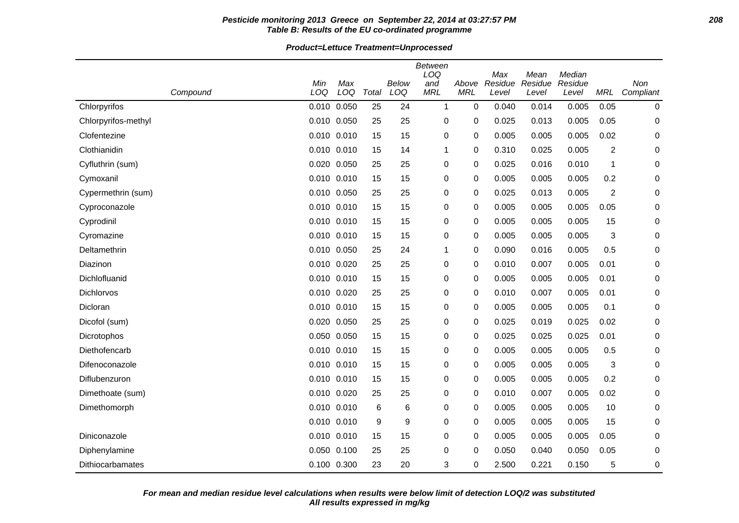**Pesticide monitoring 2013 Greece on September 22, 2014 at 03:27:57 PM**
**Table B: Results of the EU co-ordinated programme**

**Product=Lettuce Treatment=Unprocessed**

| Compound | Min LOQ | Max LOQ | Total | Below LOQ | Between LOQ and MRL | Above MRL | Max Residue Level | Mean Residue Level | Median Residue Level | MRL | Non Compliant |
|---|---|---|---|---|---|---|---|---|---|---|---|
| Chlorpyrifos | 0.010 | 0.050 | 25 | 24 | 1 | 0 | 0.040 | 0.014 | 0.005 | 0.05 | 0 |
| Chlorpyrifos-methyl | 0.010 | 0.050 | 25 | 25 | 0 | 0 | 0.025 | 0.013 | 0.005 | 0.05 | 0 |
| Clofentezine | 0.010 | 0.010 | 15 | 15 | 0 | 0 | 0.005 | 0.005 | 0.005 | 0.02 | 0 |
| Clothianidin | 0.010 | 0.010 | 15 | 14 | 1 | 0 | 0.310 | 0.025 | 0.005 | 2 | 0 |
| Cyfluthrin (sum) | 0.020 | 0.050 | 25 | 25 | 0 | 0 | 0.025 | 0.016 | 0.010 | 1 | 0 |
| Cymoxanil | 0.010 | 0.010 | 15 | 15 | 0 | 0 | 0.005 | 0.005 | 0.005 | 0.2 | 0 |
| Cypermethrin (sum) | 0.010 | 0.050 | 25 | 25 | 0 | 0 | 0.025 | 0.013 | 0.005 | 2 | 0 |
| Cyproconazole | 0.010 | 0.010 | 15 | 15 | 0 | 0 | 0.005 | 0.005 | 0.005 | 0.05 | 0 |
| Cyprodinil | 0.010 | 0.010 | 15 | 15 | 0 | 0 | 0.005 | 0.005 | 0.005 | 15 | 0 |
| Cyromazine | 0.010 | 0.010 | 15 | 15 | 0 | 0 | 0.005 | 0.005 | 0.005 | 3 | 0 |
| Deltamethrin | 0.010 | 0.050 | 25 | 24 | 1 | 0 | 0.090 | 0.016 | 0.005 | 0.5 | 0 |
| Diazinon | 0.010 | 0.020 | 25 | 25 | 0 | 0 | 0.010 | 0.007 | 0.005 | 0.01 | 0 |
| Dichlofluanid | 0.010 | 0.010 | 15 | 15 | 0 | 0 | 0.005 | 0.005 | 0.005 | 0.01 | 0 |
| Dichlorvos | 0.010 | 0.020 | 25 | 25 | 0 | 0 | 0.010 | 0.007 | 0.005 | 0.01 | 0 |
| Dicloran | 0.010 | 0.010 | 15 | 15 | 0 | 0 | 0.005 | 0.005 | 0.005 | 0.1 | 0 |
| Dicofol (sum) | 0.020 | 0.050 | 25 | 25 | 0 | 0 | 0.025 | 0.019 | 0.025 | 0.02 | 0 |
| Dicrotophos | 0.050 | 0.050 | 15 | 15 | 0 | 0 | 0.025 | 0.025 | 0.025 | 0.01 | 0 |
| Diethofencarb | 0.010 | 0.010 | 15 | 15 | 0 | 0 | 0.005 | 0.005 | 0.005 | 0.5 | 0 |
| Difenoconazole | 0.010 | 0.010 | 15 | 15 | 0 | 0 | 0.005 | 0.005 | 0.005 | 3 | 0 |
| Diflubenzuron | 0.010 | 0.010 | 15 | 15 | 0 | 0 | 0.005 | 0.005 | 0.005 | 0.2 | 0 |
| Dimethoate (sum) | 0.010 | 0.020 | 25 | 25 | 0 | 0 | 0.010 | 0.007 | 0.005 | 0.02 | 0 |
| Dimethomorph | 0.010 | 0.010 | 6 | 6 | 0 | 0 | 0.005 | 0.005 | 0.005 | 10 | 0 |
| | 0.010 | 0.010 | 9 | 9 | 0 | 0 | 0.005 | 0.005 | 0.005 | 15 | 0 |
| Diniconazole | 0.010 | 0.010 | 15 | 15 | 0 | 0 | 0.005 | 0.005 | 0.005 | 0.05 | 0 |
| Diphenylamine | 0.050 | 0.100 | 25 | 25 | 0 | 0 | 0.050 | 0.040 | 0.050 | 0.05 | 0 |
| Dithiocarbamates | 0.100 | 0.300 | 23 | 20 | 3 | 0 | 2.500 | 0.221 | 0.150 | 5 | 0 |

***For mean and median residue level calculations when results were below limit of detection LOQ/2 was substituted***
***All results expressed in mg/kg***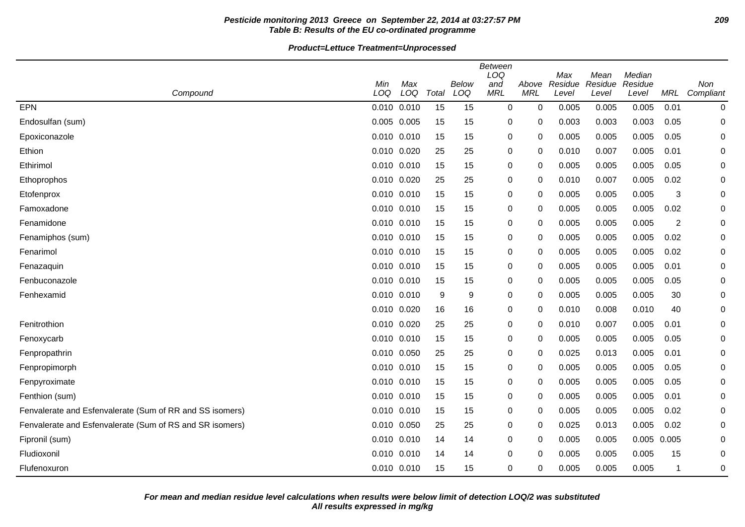**Pesticide monitoring 2013 Greece on September 22, 2014 at 03:27:57 PM**
**Table B: Results of the EU co-ordinated programme**

**Product=Lettuce Treatment=Unprocessed**

| Compound | Min LOQ | Max LOQ | Total | Below LOQ | Between LOQ and MRL | Above MRL | Max Residue Level | Mean Residue Level | Median Residue Level | MRL | Non Compliant |
|---|---|---|---|---|---|---|---|---|---|---|---|
| EPN | 0.010 | 0.010 | 15 | 15 | 0 | 0 | 0.005 | 0.005 | 0.005 | 0.01 | 0 |
| Endosulfan (sum) | 0.005 | 0.005 | 15 | 15 | 0 | 0 | 0.003 | 0.003 | 0.003 | 0.05 | 0 |
| Epoxiconazole | 0.010 | 0.010 | 15 | 15 | 0 | 0 | 0.005 | 0.005 | 0.005 | 0.05 | 0 |
| Ethion | 0.010 | 0.020 | 25 | 25 | 0 | 0 | 0.010 | 0.007 | 0.005 | 0.01 | 0 |
| Ethirimol | 0.010 | 0.010 | 15 | 15 | 0 | 0 | 0.005 | 0.005 | 0.005 | 0.05 | 0 |
| Ethoprophos | 0.010 | 0.020 | 25 | 25 | 0 | 0 | 0.010 | 0.007 | 0.005 | 0.02 | 0 |
| Etofenprox | 0.010 | 0.010 | 15 | 15 | 0 | 0 | 0.005 | 0.005 | 0.005 | 3 | 0 |
| Famoxadone | 0.010 | 0.010 | 15 | 15 | 0 | 0 | 0.005 | 0.005 | 0.005 | 0.02 | 0 |
| Fenamidone | 0.010 | 0.010 | 15 | 15 | 0 | 0 | 0.005 | 0.005 | 0.005 | 2 | 0 |
| Fenamiphos (sum) | 0.010 | 0.010 | 15 | 15 | 0 | 0 | 0.005 | 0.005 | 0.005 | 0.02 | 0 |
| Fenarimol | 0.010 | 0.010 | 15 | 15 | 0 | 0 | 0.005 | 0.005 | 0.005 | 0.02 | 0 |
| Fenazaquin | 0.010 | 0.010 | 15 | 15 | 0 | 0 | 0.005 | 0.005 | 0.005 | 0.01 | 0 |
| Fenbuconazole | 0.010 | 0.010 | 15 | 15 | 0 | 0 | 0.005 | 0.005 | 0.005 | 0.05 | 0 |
| Fenhexamid | 0.010 | 0.010 | 9 | 9 | 0 | 0 | 0.005 | 0.005 | 0.005 | 30 | 0 |
| | 0.010 | 0.020 | 16 | 16 | 0 | 0 | 0.010 | 0.008 | 0.010 | 40 | 0 |
| Fenitrothion | 0.010 | 0.020 | 25 | 25 | 0 | 0 | 0.010 | 0.007 | 0.005 | 0.01 | 0 |
| Fenoxycarb | 0.010 | 0.010 | 15 | 15 | 0 | 0 | 0.005 | 0.005 | 0.005 | 0.05 | 0 |
| Fenpropathrin | 0.010 | 0.050 | 25 | 25 | 0 | 0 | 0.025 | 0.013 | 0.005 | 0.01 | 0 |
| Fenpropimorph | 0.010 | 0.010 | 15 | 15 | 0 | 0 | 0.005 | 0.005 | 0.005 | 0.05 | 0 |
| Fenpyroximate | 0.010 | 0.010 | 15 | 15 | 0 | 0 | 0.005 | 0.005 | 0.005 | 0.05 | 0 |
| Fenthion (sum) | 0.010 | 0.010 | 15 | 15 | 0 | 0 | 0.005 | 0.005 | 0.005 | 0.01 | 0 |
| Fenvalerate and Esfenvalerate (Sum of RR and SS isomers) | 0.010 | 0.010 | 15 | 15 | 0 | 0 | 0.005 | 0.005 | 0.005 | 0.02 | 0 |
| Fenvalerate and Esfenvalerate (Sum of RS and SR isomers) | 0.010 | 0.050 | 25 | 25 | 0 | 0 | 0.025 | 0.013 | 0.005 | 0.02 | 0 |
| Fipronil (sum) | 0.010 | 0.010 | 14 | 14 | 0 | 0 | 0.005 | 0.005 | 0.005 | 0.005 | 0 |
| Fludioxonil | 0.010 | 0.010 | 14 | 14 | 0 | 0 | 0.005 | 0.005 | 0.005 | 15 | 0 |
| Flufenoxuron | 0.010 | 0.010 | 15 | 15 | 0 | 0 | 0.005 | 0.005 | 0.005 | 1 | 0 |

**For mean and median residue level calculations when results were below limit of detection LOQ/2 was substituted**
**All results expressed in mg/kg**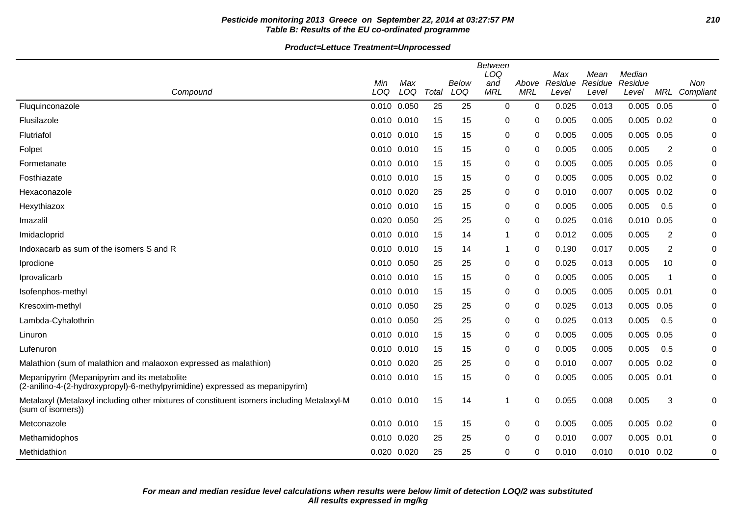**Pesticide monitoring 2013 Greece on September 22, 2014 at 03:27:57 PM**
**Table B: Results of the EU co-ordinated programme**

**Product=Lettuce Treatment=Unprocessed**

| Compound | Min LOQ | Max LOQ | Total | Below LOQ | Between LOQ and MRL | Above MRL | Max Residue Level | Mean Residue Level | Median Residue Level | MRL | Non Compliant |
|---|---|---|---|---|---|---|---|---|---|---|---|
| Fluquinconazole | 0.010 | 0.050 | 25 | 25 | 0 | 0 | 0.025 | 0.013 | 0.005 | 0.05 | 0 |
| Flusilazole | 0.010 | 0.010 | 15 | 15 | 0 | 0 | 0.005 | 0.005 | 0.005 | 0.02 | 0 |
| Flutriafol | 0.010 | 0.010 | 15 | 15 | 0 | 0 | 0.005 | 0.005 | 0.005 | 0.05 | 0 |
| Folpet | 0.010 | 0.010 | 15 | 15 | 0 | 0 | 0.005 | 0.005 | 0.005 | 2 | 0 |
| Formetanate | 0.010 | 0.010 | 15 | 15 | 0 | 0 | 0.005 | 0.005 | 0.005 | 0.05 | 0 |
| Fosthiazate | 0.010 | 0.010 | 15 | 15 | 0 | 0 | 0.005 | 0.005 | 0.005 | 0.02 | 0 |
| Hexaconazole | 0.010 | 0.020 | 25 | 25 | 0 | 0 | 0.010 | 0.007 | 0.005 | 0.02 | 0 |
| Hexythiazox | 0.010 | 0.010 | 15 | 15 | 0 | 0 | 0.005 | 0.005 | 0.005 | 0.5 | 0 |
| Imazalil | 0.020 | 0.050 | 25 | 25 | 0 | 0 | 0.025 | 0.016 | 0.010 | 0.05 | 0 |
| Imidacloprid | 0.010 | 0.010 | 15 | 14 | 1 | 0 | 0.012 | 0.005 | 0.005 | 2 | 0 |
| Indoxacarb as sum of the isomers S and R | 0.010 | 0.010 | 15 | 14 | 1 | 0 | 0.190 | 0.017 | 0.005 | 2 | 0 |
| Iprodione | 0.010 | 0.050 | 25 | 25 | 0 | 0 | 0.025 | 0.013 | 0.005 | 10 | 0 |
| Iprovalicarb | 0.010 | 0.010 | 15 | 15 | 0 | 0 | 0.005 | 0.005 | 0.005 | 1 | 0 |
| Isofenphos-methyl | 0.010 | 0.010 | 15 | 15 | 0 | 0 | 0.005 | 0.005 | 0.005 | 0.01 | 0 |
| Kresoxim-methyl | 0.010 | 0.050 | 25 | 25 | 0 | 0 | 0.025 | 0.013 | 0.005 | 0.05 | 0 |
| Lambda-Cyhalothrin | 0.010 | 0.050 | 25 | 25 | 0 | 0 | 0.025 | 0.013 | 0.005 | 0.5 | 0 |
| Linuron | 0.010 | 0.010 | 15 | 15 | 0 | 0 | 0.005 | 0.005 | 0.005 | 0.05 | 0 |
| Lufenuron | 0.010 | 0.010 | 15 | 15 | 0 | 0 | 0.005 | 0.005 | 0.005 | 0.5 | 0 |
| Malathion (sum of malathion and malaoxon expressed as malathion) | 0.010 | 0.020 | 25 | 25 | 0 | 0 | 0.010 | 0.007 | 0.005 | 0.02 | 0 |
| Mepanipyrim (Mepanipyrim and its metabolite (2-anilino-4-(2-hydroxypropyl)-6-methylpyrimidine) expressed as mepanipyrim) | 0.010 | 0.010 | 15 | 15 | 0 | 0 | 0.005 | 0.005 | 0.005 | 0.01 | 0 |
| Metalaxyl (Metalaxyl including other mixtures of constituent isomers including Metalaxyl-M (sum of isomers)) | 0.010 | 0.010 | 15 | 14 | 1 | 0 | 0.055 | 0.008 | 0.005 | 3 | 0 |
| Metconazole | 0.010 | 0.010 | 15 | 15 | 0 | 0 | 0.005 | 0.005 | 0.005 | 0.02 | 0 |
| Methamidophos | 0.010 | 0.020 | 25 | 25 | 0 | 0 | 0.010 | 0.007 | 0.005 | 0.01 | 0 |
| Methidathion | 0.020 | 0.020 | 25 | 25 | 0 | 0 | 0.010 | 0.010 | 0.010 | 0.02 | 0 |

***For mean and median residue level calculations when results were below limit of detection LOQ/2 was substituted***
***All results expressed in mg/kg***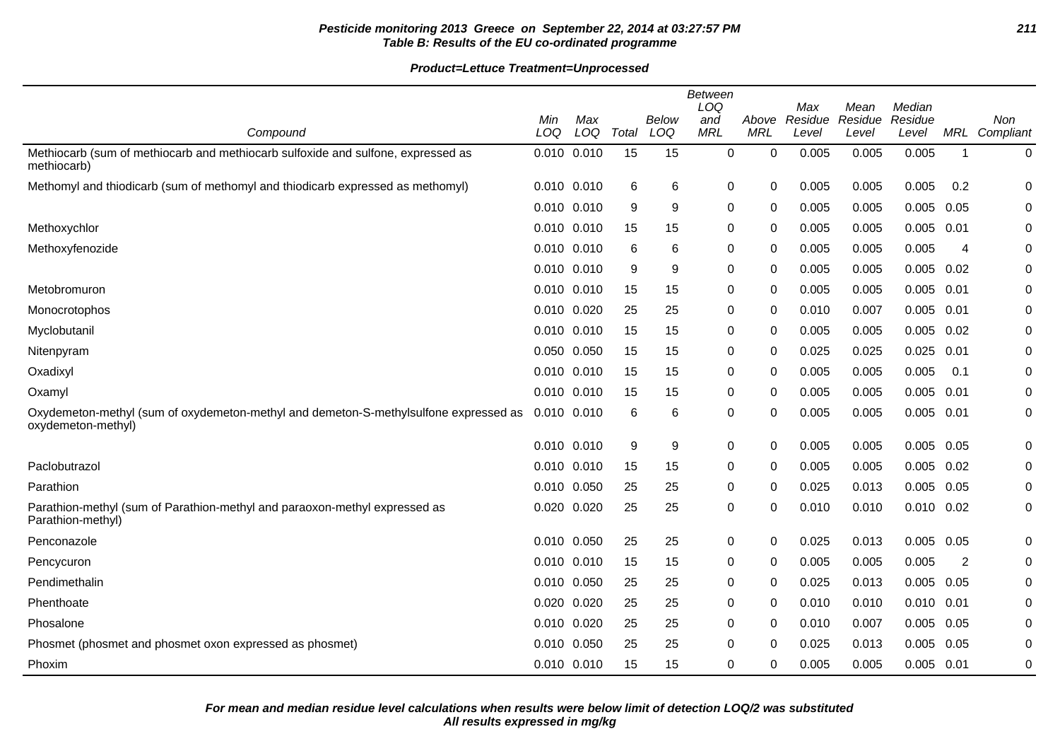**Pesticide monitoring 2013 Greece on September 22, 2014 at 03:27:57 PM**
**Table B: Results of the EU co-ordinated programme**

**Product=Lettuce Treatment=Unprocessed**

| Compound | Min LOQ | Max LOQ | Total | Below LOQ | Between LOQ and MRL | Above MRL | Max Residue Level | Mean Residue Level | Median Residue Level | MRL | Non Compliant |
|---|---|---|---|---|---|---|---|---|---|---|---|
| Methiocarb (sum of methiocarb and methiocarb sulfoxide and sulfone, expressed as methiocarb) | 0.010 | 0.010 | 15 | 15 | 0 | 0 | 0.005 | 0.005 | 0.005 | 1 | 0 |
| Methomyl and thiodicarb (sum of methomyl and thiodicarb expressed as methomyl) | 0.010 | 0.010 | 6 | 6 | 0 | 0 | 0.005 | 0.005 | 0.005 | 0.2 | 0 |
| | 0.010 | 0.010 | 9 | 9 | 0 | 0 | 0.005 | 0.005 | 0.005 | 0.05 | 0 |
| Methoxychlor | 0.010 | 0.010 | 15 | 15 | 0 | 0 | 0.005 | 0.005 | 0.005 | 0.01 | 0 |
| Methoxyfenozide | 0.010 | 0.010 | 6 | 6 | 0 | 0 | 0.005 | 0.005 | 0.005 | 4 | 0 |
| | 0.010 | 0.010 | 9 | 9 | 0 | 0 | 0.005 | 0.005 | 0.005 | 0.02 | 0 |
| Metobromuron | 0.010 | 0.010 | 15 | 15 | 0 | 0 | 0.005 | 0.005 | 0.005 | 0.01 | 0 |
| Monocrotophos | 0.010 | 0.020 | 25 | 25 | 0 | 0 | 0.010 | 0.007 | 0.005 | 0.01 | 0 |
| Myclobutanil | 0.010 | 0.010 | 15 | 15 | 0 | 0 | 0.005 | 0.005 | 0.005 | 0.02 | 0 |
| Nitenpyram | 0.050 | 0.050 | 15 | 15 | 0 | 0 | 0.025 | 0.025 | 0.025 | 0.01 | 0 |
| Oxadixyl | 0.010 | 0.010 | 15 | 15 | 0 | 0 | 0.005 | 0.005 | 0.005 | 0.1 | 0 |
| Oxamyl | 0.010 | 0.010 | 15 | 15 | 0 | 0 | 0.005 | 0.005 | 0.005 | 0.01 | 0 |
| Oxydemeton-methyl (sum of oxydemeton-methyl and demeton-S-methylsulfone expressed as oxydemeton-methyl) | 0.010 | 0.010 | 6 | 6 | 0 | 0 | 0.005 | 0.005 | 0.005 | 0.01 | 0 |
| | 0.010 | 0.010 | 9 | 9 | 0 | 0 | 0.005 | 0.005 | 0.005 | 0.05 | 0 |
| Paclobutrazol | 0.010 | 0.010 | 15 | 15 | 0 | 0 | 0.005 | 0.005 | 0.005 | 0.02 | 0 |
| Parathion | 0.010 | 0.050 | 25 | 25 | 0 | 0 | 0.025 | 0.013 | 0.005 | 0.05 | 0 |
| Parathion-methyl (sum of Parathion-methyl and paraoxon-methyl expressed as Parathion-methyl) | 0.020 | 0.020 | 25 | 25 | 0 | 0 | 0.010 | 0.010 | 0.010 | 0.02 | 0 |
| Penconazole | 0.010 | 0.050 | 25 | 25 | 0 | 0 | 0.025 | 0.013 | 0.005 | 0.05 | 0 |
| Pencycuron | 0.010 | 0.010 | 15 | 15 | 0 | 0 | 0.005 | 0.005 | 0.005 | 2 | 0 |
| Pendimethalin | 0.010 | 0.050 | 25 | 25 | 0 | 0 | 0.025 | 0.013 | 0.005 | 0.05 | 0 |
| Phenthoate | 0.020 | 0.020 | 25 | 25 | 0 | 0 | 0.010 | 0.010 | 0.010 | 0.01 | 0 |
| Phosalone | 0.010 | 0.020 | 25 | 25 | 0 | 0 | 0.010 | 0.007 | 0.005 | 0.05 | 0 |
| Phosmet (phosmet and phosmet oxon expressed as phosmet) | 0.010 | 0.050 | 25 | 25 | 0 | 0 | 0.025 | 0.013 | 0.005 | 0.05 | 0 |
| Phoxim | 0.010 | 0.010 | 15 | 15 | 0 | 0 | 0.005 | 0.005 | 0.005 | 0.01 | 0 |

**For mean and median residue level calculations when results were below limit of detection LOQ/2 was substituted**
**All results expressed in mg/kg**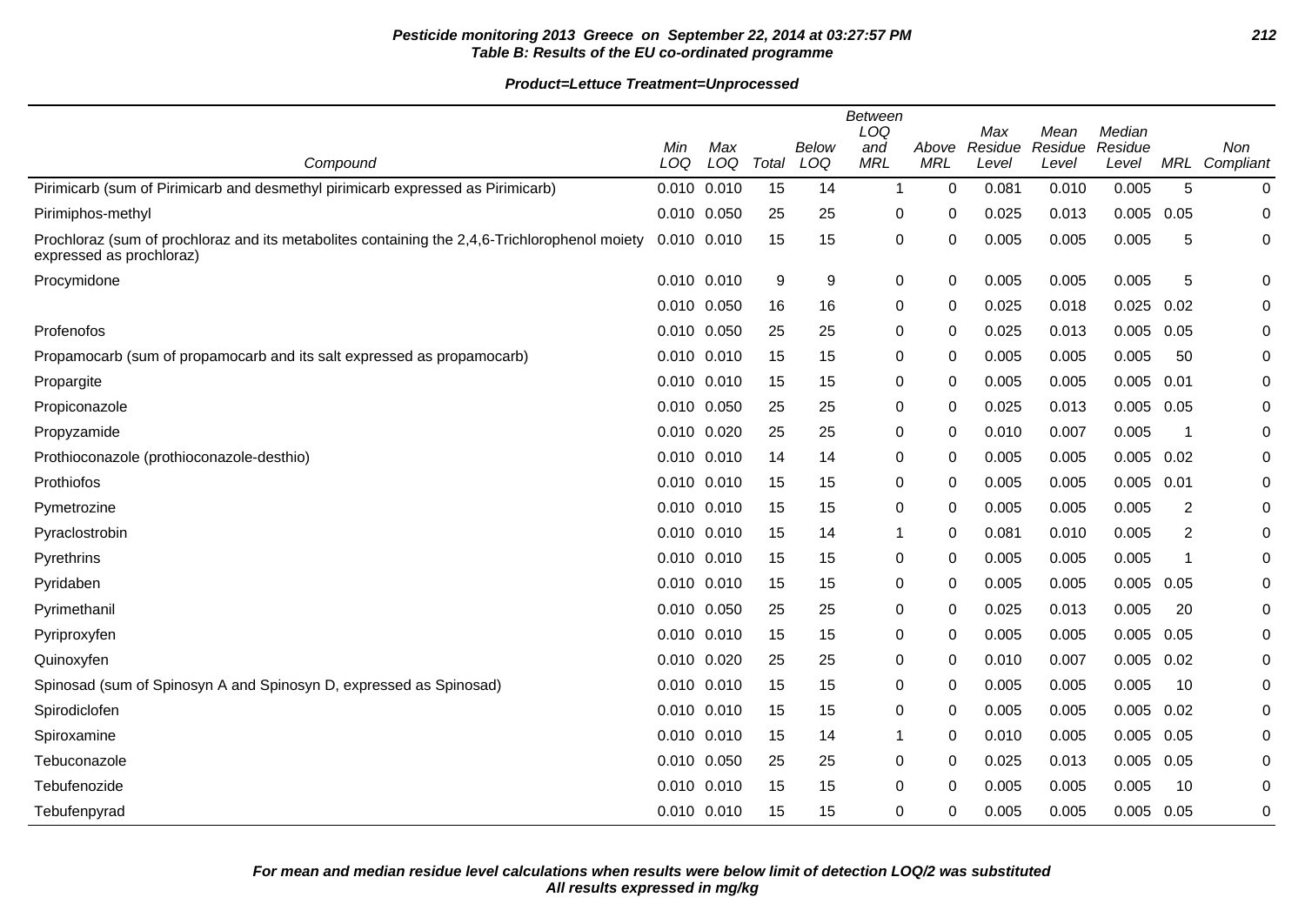**Pesticide monitoring 2013 Greece on September 22, 2014 at 03:27:57 PM**
**Table B: Results of the EU co-ordinated programme**

**Product=Lettuce Treatment=Unprocessed**

| Compound | Min LOQ | Max LOQ | Total | Below LOQ | Between LOQ and MRL | Above MRL | Max Residue Level | Mean Residue Level | Median Residue Level | MRL | Non Compliant |
|---|---|---|---|---|---|---|---|---|---|---|---|
| Pirimicarb (sum of Pirimicarb and desmethyl pirimicarb expressed as Pirimicarb) | 0.010 | 0.010 | 15 | 14 | 1 | 0 | 0.081 | 0.010 | 0.005 | 5 | 0 |
| Pirimiphos-methyl | 0.010 | 0.050 | 25 | 25 | 0 | 0 | 0.025 | 0.013 | 0.005 | 0.05 | 0 |
| Prochloraz (sum of prochloraz and its metabolites containing the 2,4,6-Trichlorophenol moiety expressed as prochloraz) | 0.010 | 0.010 | 15 | 15 | 0 | 0 | 0.005 | 0.005 | 0.005 | 5 | 0 |
| Procymidone | 0.010 | 0.010 | 9 | 9 | 0 | 0 | 0.005 | 0.005 | 0.005 | 5 | 0 |
| | 0.010 | 0.050 | 16 | 16 | 0 | 0 | 0.025 | 0.018 | 0.025 | 0.02 | 0 |
| Profenofos | 0.010 | 0.050 | 25 | 25 | 0 | 0 | 0.025 | 0.013 | 0.005 | 0.05 | 0 |
| Propamocarb (sum of propamocarb and its salt expressed as propamocarb) | 0.010 | 0.010 | 15 | 15 | 0 | 0 | 0.005 | 0.005 | 0.005 | 50 | 0 |
| Propargite | 0.010 | 0.010 | 15 | 15 | 0 | 0 | 0.005 | 0.005 | 0.005 | 0.01 | 0 |
| Propiconazole | 0.010 | 0.050 | 25 | 25 | 0 | 0 | 0.025 | 0.013 | 0.005 | 0.05 | 0 |
| Propyzamide | 0.010 | 0.020 | 25 | 25 | 0 | 0 | 0.010 | 0.007 | 0.005 | 1 | 0 |
| Prothioconazole (prothioconazole-desthio) | 0.010 | 0.010 | 14 | 14 | 0 | 0 | 0.005 | 0.005 | 0.005 | 0.02 | 0 |
| Prothiofos | 0.010 | 0.010 | 15 | 15 | 0 | 0 | 0.005 | 0.005 | 0.005 | 0.01 | 0 |
| Pymetrozine | 0.010 | 0.010 | 15 | 15 | 0 | 0 | 0.005 | 0.005 | 0.005 | 2 | 0 |
| Pyraclostrobin | 0.010 | 0.010 | 15 | 14 | 1 | 0 | 0.081 | 0.010 | 0.005 | 2 | 0 |
| Pyrethrins | 0.010 | 0.010 | 15 | 15 | 0 | 0 | 0.005 | 0.005 | 0.005 | 1 | 0 |
| Pyridaben | 0.010 | 0.010 | 15 | 15 | 0 | 0 | 0.005 | 0.005 | 0.005 | 0.05 | 0 |
| Pyrimethanil | 0.010 | 0.050 | 25 | 25 | 0 | 0 | 0.025 | 0.013 | 0.005 | 20 | 0 |
| Pyriproxyfen | 0.010 | 0.010 | 15 | 15 | 0 | 0 | 0.005 | 0.005 | 0.005 | 0.05 | 0 |
| Quinoxyfen | 0.010 | 0.020 | 25 | 25 | 0 | 0 | 0.010 | 0.007 | 0.005 | 0.02 | 0 |
| Spinosad (sum of Spinosyn A and Spinosyn D, expressed as Spinosad) | 0.010 | 0.010 | 15 | 15 | 0 | 0 | 0.005 | 0.005 | 0.005 | 10 | 0 |
| Spirodiclofen | 0.010 | 0.010 | 15 | 15 | 0 | 0 | 0.005 | 0.005 | 0.005 | 0.02 | 0 |
| Spiroxamine | 0.010 | 0.010 | 15 | 14 | 1 | 0 | 0.010 | 0.005 | 0.005 | 0.05 | 0 |
| Tebuconazole | 0.010 | 0.050 | 25 | 25 | 0 | 0 | 0.025 | 0.013 | 0.005 | 0.05 | 0 |
| Tebufenozide | 0.010 | 0.010 | 15 | 15 | 0 | 0 | 0.005 | 0.005 | 0.005 | 10 | 0 |
| Tebufenpyrad | 0.010 | 0.010 | 15 | 15 | 0 | 0 | 0.005 | 0.005 | 0.005 | 0.05 | 0 |

***For mean and median residue level calculations when results were below limit of detection LOQ/2 was substituted***
***All results expressed in mg/kg***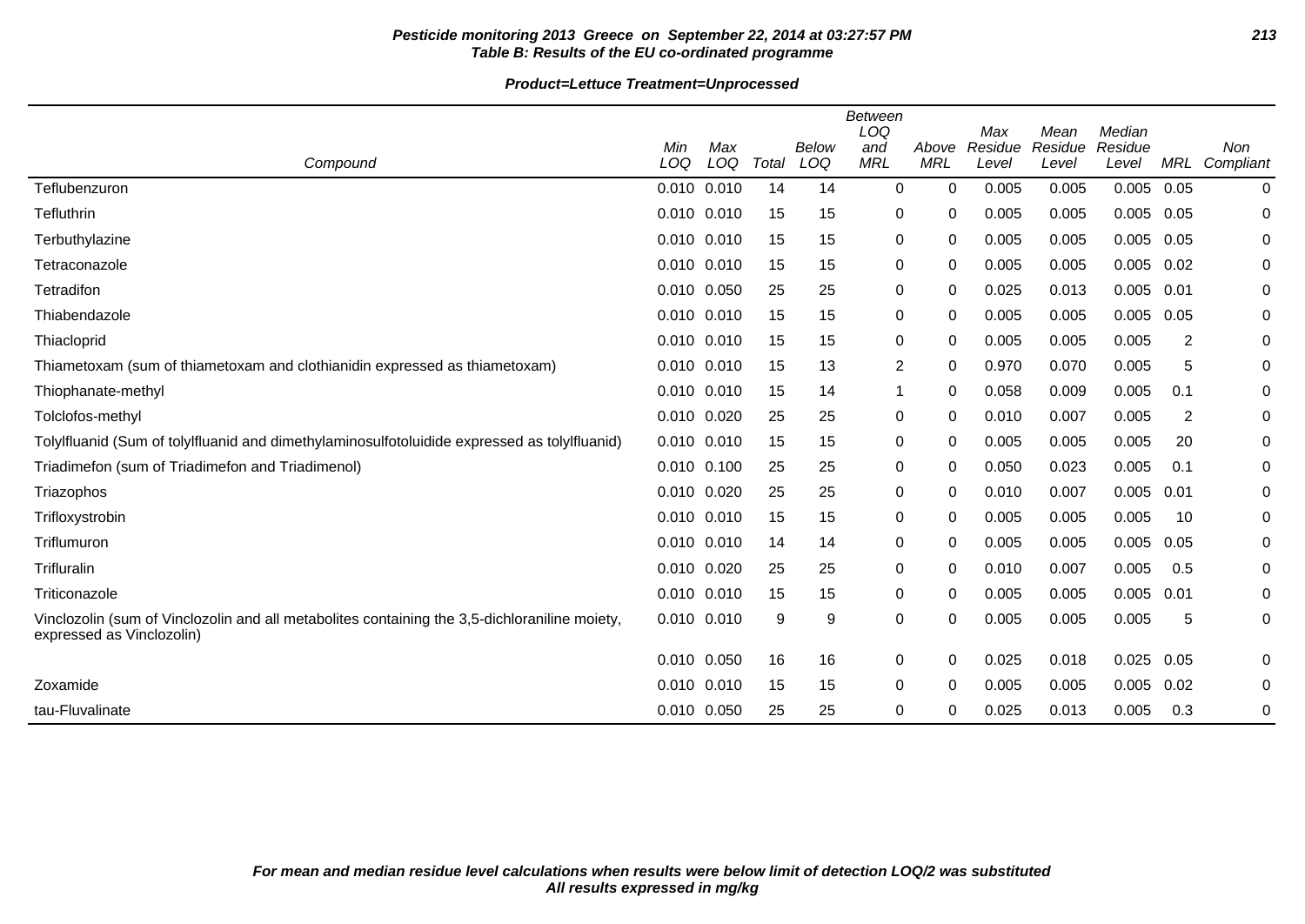**Pesticide monitoring 2013 Greece on September 22, 2014 at 03:27:57 PM**
**Table B: Results of the EU co-ordinated programme**

**Product=Lettuce Treatment=Unprocessed**

| Compound | Min LOQ | Max LOQ | Total | Below LOQ | Between LOQ and MRL | Above MRL | Max Residue Level | Mean Residue Level | Median Residue Level | MRL | Non Compliant |
|---|---|---|---|---|---|---|---|---|---|---|---|
| Teflubenzuron | 0.010 | 0.010 | 14 | 14 | 0 | 0 | 0.005 | 0.005 | 0.005 | 0.05 | 0 |
| Tefluthrin | 0.010 | 0.010 | 15 | 15 | 0 | 0 | 0.005 | 0.005 | 0.005 | 0.05 | 0 |
| Terbuthylazine | 0.010 | 0.010 | 15 | 15 | 0 | 0 | 0.005 | 0.005 | 0.005 | 0.05 | 0 |
| Tetraconazole | 0.010 | 0.010 | 15 | 15 | 0 | 0 | 0.005 | 0.005 | 0.005 | 0.02 | 0 |
| Tetradifon | 0.010 | 0.050 | 25 | 25 | 0 | 0 | 0.025 | 0.013 | 0.005 | 0.01 | 0 |
| Thiabendazole | 0.010 | 0.010 | 15 | 15 | 0 | 0 | 0.005 | 0.005 | 0.005 | 0.05 | 0 |
| Thiacloprid | 0.010 | 0.010 | 15 | 15 | 0 | 0 | 0.005 | 0.005 | 0.005 | 2 | 0 |
| Thiametoxam (sum of thiametoxam and clothianidin expressed as thiametoxam) | 0.010 | 0.010 | 15 | 13 | 2 | 0 | 0.970 | 0.070 | 0.005 | 5 | 0 |
| Thiophanate-methyl | 0.010 | 0.010 | 15 | 14 | 1 | 0 | 0.058 | 0.009 | 0.005 | 0.1 | 0 |
| Tolclofos-methyl | 0.010 | 0.020 | 25 | 25 | 0 | 0 | 0.010 | 0.007 | 0.005 | 2 | 0 |
| Tolylfluanid (Sum of tolylfluanid and dimethylaminosulfotoluidide expressed as tolylfluanid) | 0.010 | 0.010 | 15 | 15 | 0 | 0 | 0.005 | 0.005 | 0.005 | 20 | 0 |
| Triadimefon (sum of Triadimefon and Triadimenol) | 0.010 | 0.100 | 25 | 25 | 0 | 0 | 0.050 | 0.023 | 0.005 | 0.1 | 0 |
| Triazophos | 0.010 | 0.020 | 25 | 25 | 0 | 0 | 0.010 | 0.007 | 0.005 | 0.01 | 0 |
| Trifloxystrobin | 0.010 | 0.010 | 15 | 15 | 0 | 0 | 0.005 | 0.005 | 0.005 | 10 | 0 |
| Triflumuron | 0.010 | 0.010 | 14 | 14 | 0 | 0 | 0.005 | 0.005 | 0.005 | 0.05 | 0 |
| Trifluralin | 0.010 | 0.020 | 25 | 25 | 0 | 0 | 0.010 | 0.007 | 0.005 | 0.5 | 0 |
| Triticonazole | 0.010 | 0.010 | 15 | 15 | 0 | 0 | 0.005 | 0.005 | 0.005 | 0.01 | 0 |
| Vinclozolin (sum of Vinclozolin and all metabolites containing the 3,5-dichloraniline moiety, expressed as Vinclozolin) | 0.010 | 0.010 | 9 | 9 | 0 | 0 | 0.005 | 0.005 | 0.005 | 5 | 0 |
| | 0.010 | 0.050 | 16 | 16 | 0 | 0 | 0.025 | 0.018 | 0.025 | 0.05 | 0 |
| Zoxamide | 0.010 | 0.010 | 15 | 15 | 0 | 0 | 0.005 | 0.005 | 0.005 | 0.02 | 0 |
| tau-Fluvalinate | 0.010 | 0.050 | 25 | 25 | 0 | 0 | 0.025 | 0.013 | 0.005 | 0.3 | 0 |

*For mean and median residue level calculations when results were below limit of detection LOQ/2 was substituted*
*All results expressed in mg/kg*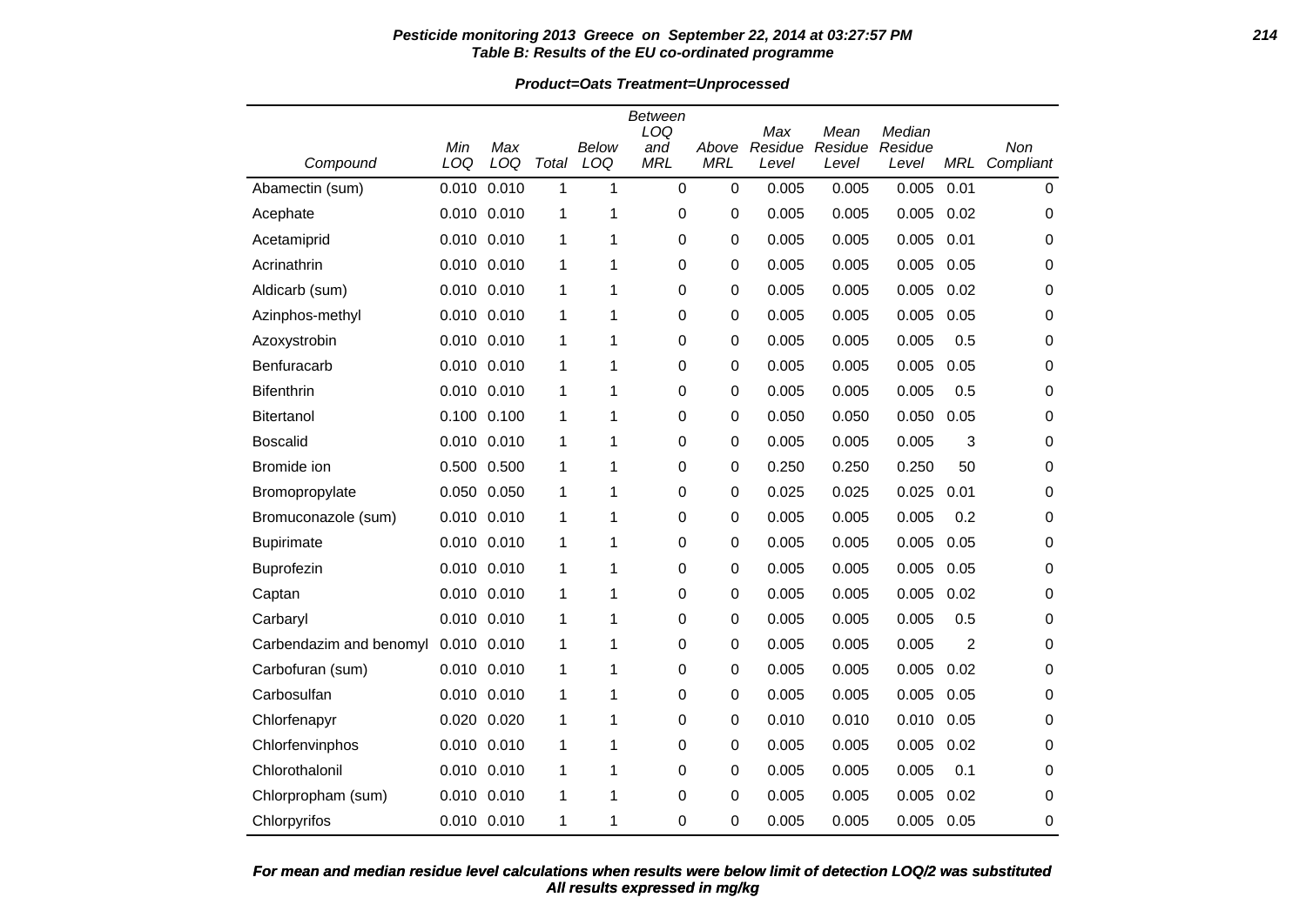**Pesticide monitoring 2013 Greece on September 22, 2014 at 03:27:57 PM**
**Table B: Results of the EU co-ordinated programme**

**Product=Oats Treatment=Unprocessed**

| Compound | Min LOQ | Max LOQ | Total | Below LOQ | Between LOQ and MRL | Above MRL | Max Residue Level | Mean Residue Level | Median Residue Level | MRL | Non Compliant |
|---|---|---|---|---|---|---|---|---|---|---|---|
| Abamectin (sum) | 0.010 | 0.010 | 1 | 1 | 0 | 0 | 0.005 | 0.005 | 0.005 | 0.01 | 0 |
| Acephate | 0.010 | 0.010 | 1 | 1 | 0 | 0 | 0.005 | 0.005 | 0.005 | 0.02 | 0 |
| Acetamiprid | 0.010 | 0.010 | 1 | 1 | 0 | 0 | 0.005 | 0.005 | 0.005 | 0.01 | 0 |
| Acrinathrin | 0.010 | 0.010 | 1 | 1 | 0 | 0 | 0.005 | 0.005 | 0.005 | 0.05 | 0 |
| Aldicarb (sum) | 0.010 | 0.010 | 1 | 1 | 0 | 0 | 0.005 | 0.005 | 0.005 | 0.02 | 0 |
| Azinphos-methyl | 0.010 | 0.010 | 1 | 1 | 0 | 0 | 0.005 | 0.005 | 0.005 | 0.05 | 0 |
| Azoxystrobin | 0.010 | 0.010 | 1 | 1 | 0 | 0 | 0.005 | 0.005 | 0.005 | 0.5 | 0 |
| Benfuracarb | 0.010 | 0.010 | 1 | 1 | 0 | 0 | 0.005 | 0.005 | 0.005 | 0.05 | 0 |
| Bifenthrin | 0.010 | 0.010 | 1 | 1 | 0 | 0 | 0.005 | 0.005 | 0.005 | 0.5 | 0 |
| Bitertanol | 0.100 | 0.100 | 1 | 1 | 0 | 0 | 0.050 | 0.050 | 0.050 | 0.05 | 0 |
| Boscalid | 0.010 | 0.010 | 1 | 1 | 0 | 0 | 0.005 | 0.005 | 0.005 | 3 | 0 |
| Bromide ion | 0.500 | 0.500 | 1 | 1 | 0 | 0 | 0.250 | 0.250 | 0.250 | 50 | 0 |
| Bromopropylate | 0.050 | 0.050 | 1 | 1 | 0 | 0 | 0.025 | 0.025 | 0.025 | 0.01 | 0 |
| Bromuconazole (sum) | 0.010 | 0.010 | 1 | 1 | 0 | 0 | 0.005 | 0.005 | 0.005 | 0.2 | 0 |
| Bupirimate | 0.010 | 0.010 | 1 | 1 | 0 | 0 | 0.005 | 0.005 | 0.005 | 0.05 | 0 |
| Buprofezin | 0.010 | 0.010 | 1 | 1 | 0 | 0 | 0.005 | 0.005 | 0.005 | 0.05 | 0 |
| Captan | 0.010 | 0.010 | 1 | 1 | 0 | 0 | 0.005 | 0.005 | 0.005 | 0.02 | 0 |
| Carbaryl | 0.010 | 0.010 | 1 | 1 | 0 | 0 | 0.005 | 0.005 | 0.005 | 0.5 | 0 |
| Carbendazim and benomyl | 0.010 | 0.010 | 1 | 1 | 0 | 0 | 0.005 | 0.005 | 0.005 | 2 | 0 |
| Carbofuran (sum) | 0.010 | 0.010 | 1 | 1 | 0 | 0 | 0.005 | 0.005 | 0.005 | 0.02 | 0 |
| Carbosulfan | 0.010 | 0.010 | 1 | 1 | 0 | 0 | 0.005 | 0.005 | 0.005 | 0.05 | 0 |
| Chlorfenapyr | 0.020 | 0.020 | 1 | 1 | 0 | 0 | 0.010 | 0.010 | 0.010 | 0.05 | 0 |
| Chlorfenvinphos | 0.010 | 0.010 | 1 | 1 | 0 | 0 | 0.005 | 0.005 | 0.005 | 0.02 | 0 |
| Chlorothalonil | 0.010 | 0.010 | 1 | 1 | 0 | 0 | 0.005 | 0.005 | 0.005 | 0.1 | 0 |
| Chlorpropham (sum) | 0.010 | 0.010 | 1 | 1 | 0 | 0 | 0.005 | 0.005 | 0.005 | 0.02 | 0 |
| Chlorpyrifos | 0.010 | 0.010 | 1 | 1 | 0 | 0 | 0.005 | 0.005 | 0.005 | 0.05 | 0 |

**For mean and median residue level calculations when results were below limit of detection LOQ/2 was substituted**
**All results expressed in mg/kg**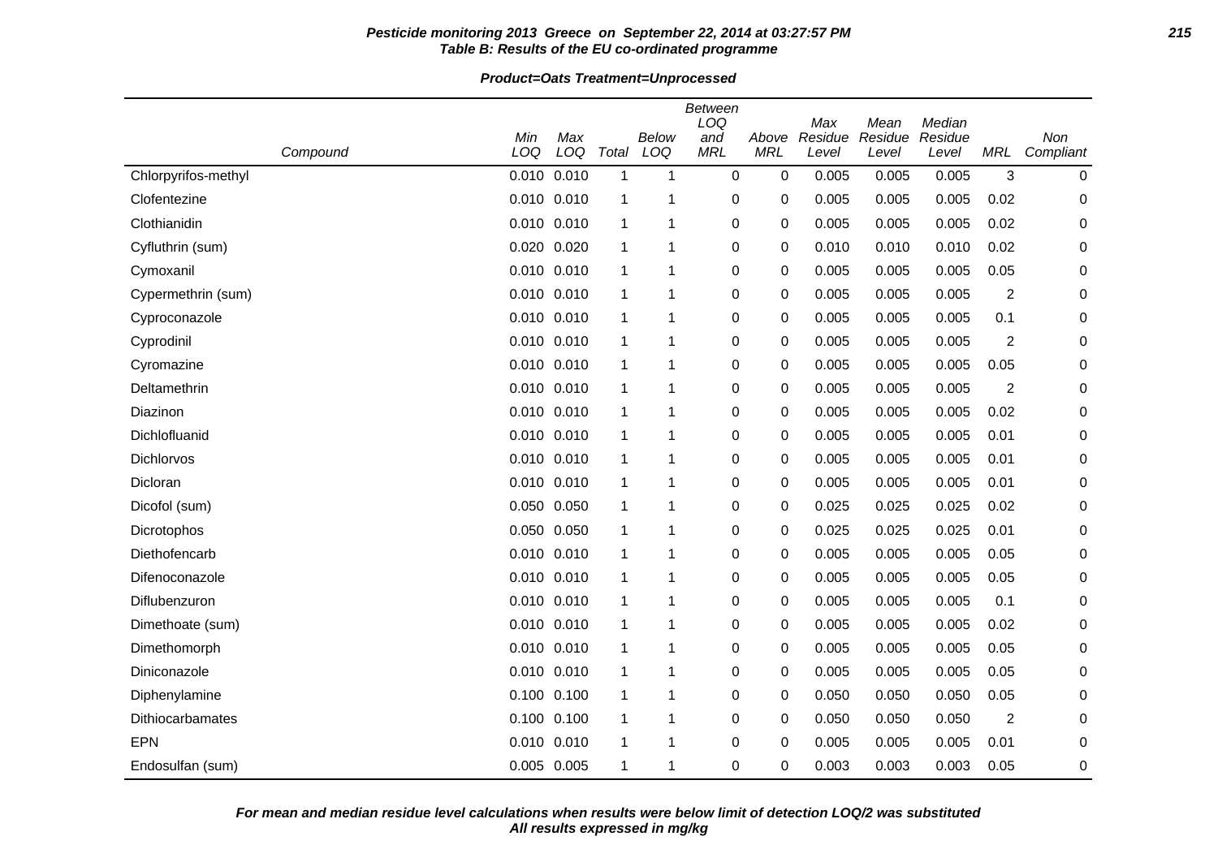**Pesticide monitoring 2013 Greece on September 22, 2014 at 03:27:57 PM**
**Table B: Results of the EU co-ordinated programme**

**Product=Oats Treatment=Unprocessed**

| Compound | Min LOQ | Max LOQ | Total | Below LOQ | Between LOQ and MRL | Above MRL | Max Residue Level | Mean Residue Level | Median Residue Level | MRL | Non Compliant |
|---|---|---|---|---|---|---|---|---|---|---|---|
| Chlorpyrifos-methyl | 0.010 | 0.010 | 1 | 1 | 0 | 0 | 0.005 | 0.005 | 0.005 | 3 | 0 |
| Clofentezine | 0.010 | 0.010 | 1 | 1 | 0 | 0 | 0.005 | 0.005 | 0.005 | 0.02 | 0 |
| Clothianidin | 0.010 | 0.010 | 1 | 1 | 0 | 0 | 0.005 | 0.005 | 0.005 | 0.02 | 0 |
| Cyfluthrin (sum) | 0.020 | 0.020 | 1 | 1 | 0 | 0 | 0.010 | 0.010 | 0.010 | 0.02 | 0 |
| Cymoxanil | 0.010 | 0.010 | 1 | 1 | 0 | 0 | 0.005 | 0.005 | 0.005 | 0.05 | 0 |
| Cypermethrin (sum) | 0.010 | 0.010 | 1 | 1 | 0 | 0 | 0.005 | 0.005 | 0.005 | 2 | 0 |
| Cyproconazole | 0.010 | 0.010 | 1 | 1 | 0 | 0 | 0.005 | 0.005 | 0.005 | 0.1 | 0 |
| Cyprodinil | 0.010 | 0.010 | 1 | 1 | 0 | 0 | 0.005 | 0.005 | 0.005 | 2 | 0 |
| Cyromazine | 0.010 | 0.010 | 1 | 1 | 0 | 0 | 0.005 | 0.005 | 0.005 | 0.05 | 0 |
| Deltamethrin | 0.010 | 0.010 | 1 | 1 | 0 | 0 | 0.005 | 0.005 | 0.005 | 2 | 0 |
| Diazinon | 0.010 | 0.010 | 1 | 1 | 0 | 0 | 0.005 | 0.005 | 0.005 | 0.02 | 0 |
| Dichlofluanid | 0.010 | 0.010 | 1 | 1 | 0 | 0 | 0.005 | 0.005 | 0.005 | 0.01 | 0 |
| Dichlorvos | 0.010 | 0.010 | 1 | 1 | 0 | 0 | 0.005 | 0.005 | 0.005 | 0.01 | 0 |
| Dicloran | 0.010 | 0.010 | 1 | 1 | 0 | 0 | 0.005 | 0.005 | 0.005 | 0.01 | 0 |
| Dicofol (sum) | 0.050 | 0.050 | 1 | 1 | 0 | 0 | 0.025 | 0.025 | 0.025 | 0.02 | 0 |
| Dicrotophos | 0.050 | 0.050 | 1 | 1 | 0 | 0 | 0.025 | 0.025 | 0.025 | 0.01 | 0 |
| Diethofencarb | 0.010 | 0.010 | 1 | 1 | 0 | 0 | 0.005 | 0.005 | 0.005 | 0.05 | 0 |
| Difenoconazole | 0.010 | 0.010 | 1 | 1 | 0 | 0 | 0.005 | 0.005 | 0.005 | 0.05 | 0 |
| Diflubenzuron | 0.010 | 0.010 | 1 | 1 | 0 | 0 | 0.005 | 0.005 | 0.005 | 0.1 | 0 |
| Dimethoate (sum) | 0.010 | 0.010 | 1 | 1 | 0 | 0 | 0.005 | 0.005 | 0.005 | 0.02 | 0 |
| Dimethomorph | 0.010 | 0.010 | 1 | 1 | 0 | 0 | 0.005 | 0.005 | 0.005 | 0.05 | 0 |
| Diniconazole | 0.010 | 0.010 | 1 | 1 | 0 | 0 | 0.005 | 0.005 | 0.005 | 0.05 | 0 |
| Diphenylamine | 0.100 | 0.100 | 1 | 1 | 0 | 0 | 0.050 | 0.050 | 0.050 | 0.05 | 0 |
| Dithiocarbamates | 0.100 | 0.100 | 1 | 1 | 0 | 0 | 0.050 | 0.050 | 0.050 | 2 | 0 |
| EPN | 0.010 | 0.010 | 1 | 1 | 0 | 0 | 0.005 | 0.005 | 0.005 | 0.01 | 0 |
| Endosulfan (sum) | 0.005 | 0.005 | 1 | 1 | 0 | 0 | 0.003 | 0.003 | 0.003 | 0.05 | 0 |

***For mean and median residue level calculations when results were below limit of detection LOQ/2 was substituted***
***All results expressed in mg/kg***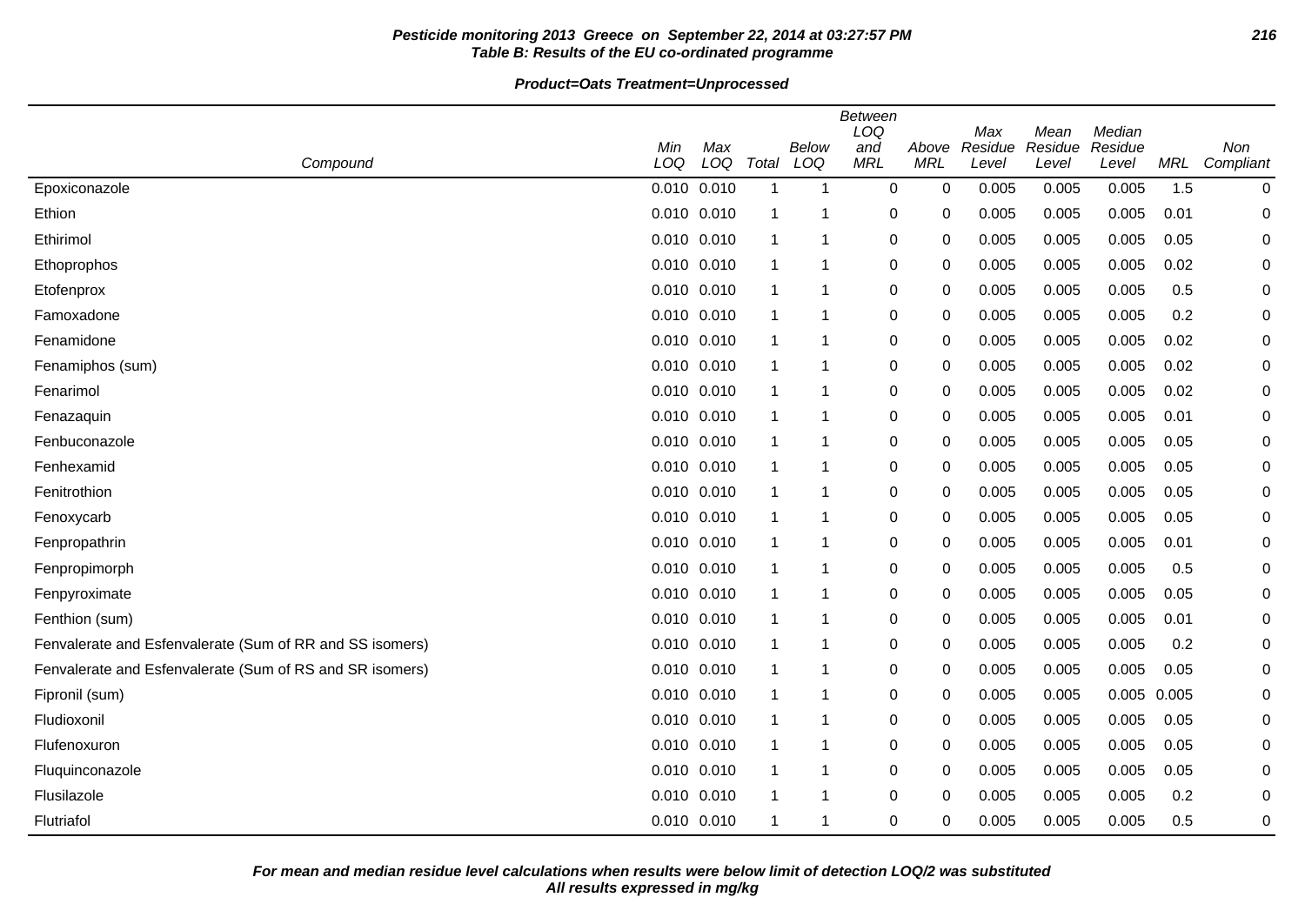**Pesticide monitoring 2013 Greece on September 22, 2014 at 03:27:57 PM**
**Table B: Results of the EU co-ordinated programme**

**Product=Oats Treatment=Unprocessed**

| Compound | Min LOQ | Max LOQ | Total | Below LOQ | Between LOQ and MRL | Above MRL | Max Residue Level | Mean Residue Level | Median Residue Level | MRL | Non Compliant |
|---|---|---|---|---|---|---|---|---|---|---|---|
| Epoxiconazole | 0.010 | 0.010 | 1 | 1 | 0 | 0 | 0.005 | 0.005 | 0.005 | 1.5 | 0 |
| Ethion | 0.010 | 0.010 | 1 | 1 | 0 | 0 | 0.005 | 0.005 | 0.005 | 0.01 | 0 |
| Ethirimol | 0.010 | 0.010 | 1 | 1 | 0 | 0 | 0.005 | 0.005 | 0.005 | 0.05 | 0 |
| Ethoprophos | 0.010 | 0.010 | 1 | 1 | 0 | 0 | 0.005 | 0.005 | 0.005 | 0.02 | 0 |
| Etofenprox | 0.010 | 0.010 | 1 | 1 | 0 | 0 | 0.005 | 0.005 | 0.005 | 0.5 | 0 |
| Famoxadone | 0.010 | 0.010 | 1 | 1 | 0 | 0 | 0.005 | 0.005 | 0.005 | 0.2 | 0 |
| Fenamidone | 0.010 | 0.010 | 1 | 1 | 0 | 0 | 0.005 | 0.005 | 0.005 | 0.02 | 0 |
| Fenamiphos (sum) | 0.010 | 0.010 | 1 | 1 | 0 | 0 | 0.005 | 0.005 | 0.005 | 0.02 | 0 |
| Fenarimol | 0.010 | 0.010 | 1 | 1 | 0 | 0 | 0.005 | 0.005 | 0.005 | 0.02 | 0 |
| Fenazaquin | 0.010 | 0.010 | 1 | 1 | 0 | 0 | 0.005 | 0.005 | 0.005 | 0.01 | 0 |
| Fenbuconazole | 0.010 | 0.010 | 1 | 1 | 0 | 0 | 0.005 | 0.005 | 0.005 | 0.05 | 0 |
| Fenhexamid | 0.010 | 0.010 | 1 | 1 | 0 | 0 | 0.005 | 0.005 | 0.005 | 0.05 | 0 |
| Fenitrothion | 0.010 | 0.010 | 1 | 1 | 0 | 0 | 0.005 | 0.005 | 0.005 | 0.05 | 0 |
| Fenoxycarb | 0.010 | 0.010 | 1 | 1 | 0 | 0 | 0.005 | 0.005 | 0.005 | 0.05 | 0 |
| Fenpropathrin | 0.010 | 0.010 | 1 | 1 | 0 | 0 | 0.005 | 0.005 | 0.005 | 0.01 | 0 |
| Fenpropimorph | 0.010 | 0.010 | 1 | 1 | 0 | 0 | 0.005 | 0.005 | 0.005 | 0.5 | 0 |
| Fenpyroximate | 0.010 | 0.010 | 1 | 1 | 0 | 0 | 0.005 | 0.005 | 0.005 | 0.05 | 0 |
| Fenthion (sum) | 0.010 | 0.010 | 1 | 1 | 0 | 0 | 0.005 | 0.005 | 0.005 | 0.01 | 0 |
| Fenvalerate and Esfenvalerate (Sum of RR and SS isomers) | 0.010 | 0.010 | 1 | 1 | 0 | 0 | 0.005 | 0.005 | 0.005 | 0.2 | 0 |
| Fenvalerate and Esfenvalerate (Sum of RS and SR isomers) | 0.010 | 0.010 | 1 | 1 | 0 | 0 | 0.005 | 0.005 | 0.005 | 0.05 | 0 |
| Fipronil (sum) | 0.010 | 0.010 | 1 | 1 | 0 | 0 | 0.005 | 0.005 | 0.005 | 0.005 | 0 |
| Fludioxonil | 0.010 | 0.010 | 1 | 1 | 0 | 0 | 0.005 | 0.005 | 0.005 | 0.05 | 0 |
| Flufenoxuron | 0.010 | 0.010 | 1 | 1 | 0 | 0 | 0.005 | 0.005 | 0.005 | 0.05 | 0 |
| Fluquinconazole | 0.010 | 0.010 | 1 | 1 | 0 | 0 | 0.005 | 0.005 | 0.005 | 0.05 | 0 |
| Flusilazole | 0.010 | 0.010 | 1 | 1 | 0 | 0 | 0.005 | 0.005 | 0.005 | 0.2 | 0 |
| Flutriafol | 0.010 | 0.010 | 1 | 1 | 0 | 0 | 0.005 | 0.005 | 0.005 | 0.5 | 0 |

**For mean and median residue level calculations when results were below limit of detection LOQ/2 was substituted**
**All results expressed in mg/kg**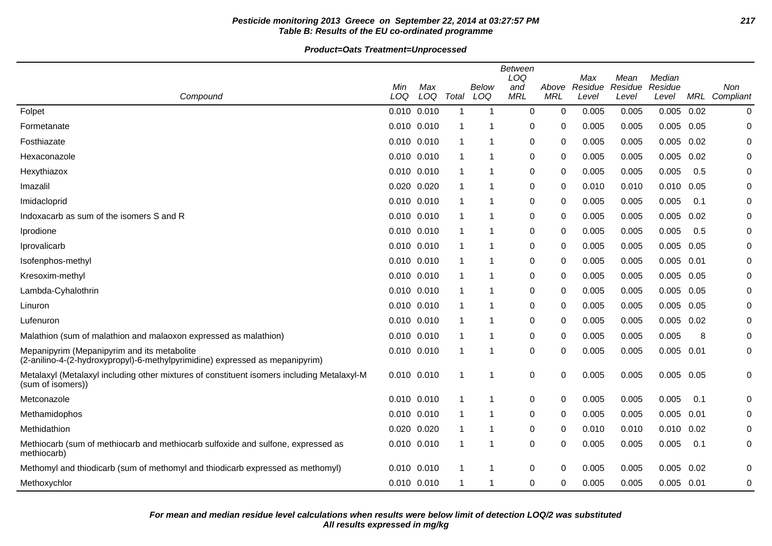**Pesticide monitoring 2013 Greece on September 22, 2014 at 03:27:57 PM**
**Table B: Results of the EU co-ordinated programme**

**Product=Oats Treatment=Unprocessed**

| Compound | Min LOQ | Max LOQ | Total | Below LOQ | Between LOQ and MRL | Above MRL | Max Residue Level | Mean Residue Level | Median Residue Level | MRL | Non Compliant |
|---|---|---|---|---|---|---|---|---|---|---|---|
| Folpet | 0.010 | 0.010 | 1 | 1 | 0 | 0 | 0.005 | 0.005 | 0.005 | 0.02 | 0 |
| Formetanate | 0.010 | 0.010 | 1 | 1 | 0 | 0 | 0.005 | 0.005 | 0.005 | 0.05 | 0 |
| Fosthiazate | 0.010 | 0.010 | 1 | 1 | 0 | 0 | 0.005 | 0.005 | 0.005 | 0.02 | 0 |
| Hexaconazole | 0.010 | 0.010 | 1 | 1 | 0 | 0 | 0.005 | 0.005 | 0.005 | 0.02 | 0 |
| Hexythiazox | 0.010 | 0.010 | 1 | 1 | 0 | 0 | 0.005 | 0.005 | 0.005 | 0.5 | 0 |
| Imazalil | 0.020 | 0.020 | 1 | 1 | 0 | 0 | 0.010 | 0.010 | 0.010 | 0.05 | 0 |
| Imidacloprid | 0.010 | 0.010 | 1 | 1 | 0 | 0 | 0.005 | 0.005 | 0.005 | 0.1 | 0 |
| Indoxacarb as sum of the isomers S and R | 0.010 | 0.010 | 1 | 1 | 0 | 0 | 0.005 | 0.005 | 0.005 | 0.02 | 0 |
| Iprodione | 0.010 | 0.010 | 1 | 1 | 0 | 0 | 0.005 | 0.005 | 0.005 | 0.5 | 0 |
| Iprovalicarb | 0.010 | 0.010 | 1 | 1 | 0 | 0 | 0.005 | 0.005 | 0.005 | 0.05 | 0 |
| Isofenphos-methyl | 0.010 | 0.010 | 1 | 1 | 0 | 0 | 0.005 | 0.005 | 0.005 | 0.01 | 0 |
| Kresoxim-methyl | 0.010 | 0.010 | 1 | 1 | 0 | 0 | 0.005 | 0.005 | 0.005 | 0.05 | 0 |
| Lambda-Cyhalothrin | 0.010 | 0.010 | 1 | 1 | 0 | 0 | 0.005 | 0.005 | 0.005 | 0.05 | 0 |
| Linuron | 0.010 | 0.010 | 1 | 1 | 0 | 0 | 0.005 | 0.005 | 0.005 | 0.05 | 0 |
| Lufenuron | 0.010 | 0.010 | 1 | 1 | 0 | 0 | 0.005 | 0.005 | 0.005 | 0.02 | 0 |
| Malathion (sum of malathion and malaoxon expressed as malathion) | 0.010 | 0.010 | 1 | 1 | 0 | 0 | 0.005 | 0.005 | 0.005 | 8 | 0 |
| Mepanipyrim (Mepanipyrim and its metabolite (2-anilino-4-(2-hydroxypropyl)-6-methylpyrimidine) expressed as mepanipyrim) | 0.010 | 0.010 | 1 | 1 | 0 | 0 | 0.005 | 0.005 | 0.005 | 0.01 | 0 |
| Metalaxyl (Metalaxyl including other mixtures of constituent isomers including Metalaxyl-M (sum of isomers)) | 0.010 | 0.010 | 1 | 1 | 0 | 0 | 0.005 | 0.005 | 0.005 | 0.05 | 0 |
| Metconazole | 0.010 | 0.010 | 1 | 1 | 0 | 0 | 0.005 | 0.005 | 0.005 | 0.1 | 0 |
| Methamidophos | 0.010 | 0.010 | 1 | 1 | 0 | 0 | 0.005 | 0.005 | 0.005 | 0.01 | 0 |
| Methidathion | 0.020 | 0.020 | 1 | 1 | 0 | 0 | 0.010 | 0.010 | 0.010 | 0.02 | 0 |
| Methiocarb (sum of methiocarb and methiocarb sulfoxide and sulfone, expressed as methiocarb) | 0.010 | 0.010 | 1 | 1 | 0 | 0 | 0.005 | 0.005 | 0.005 | 0.1 | 0 |
| Methomyl and thiodicarb (sum of methomyl and thiodicarb expressed as methomyl) | 0.010 | 0.010 | 1 | 1 | 0 | 0 | 0.005 | 0.005 | 0.005 | 0.02 | 0 |
| Methoxychlor | 0.010 | 0.010 | 1 | 1 | 0 | 0 | 0.005 | 0.005 | 0.005 | 0.01 | 0 |

***For mean and median residue level calculations when results were below limit of detection LOQ/2 was substituted***
***All results expressed in mg/kg***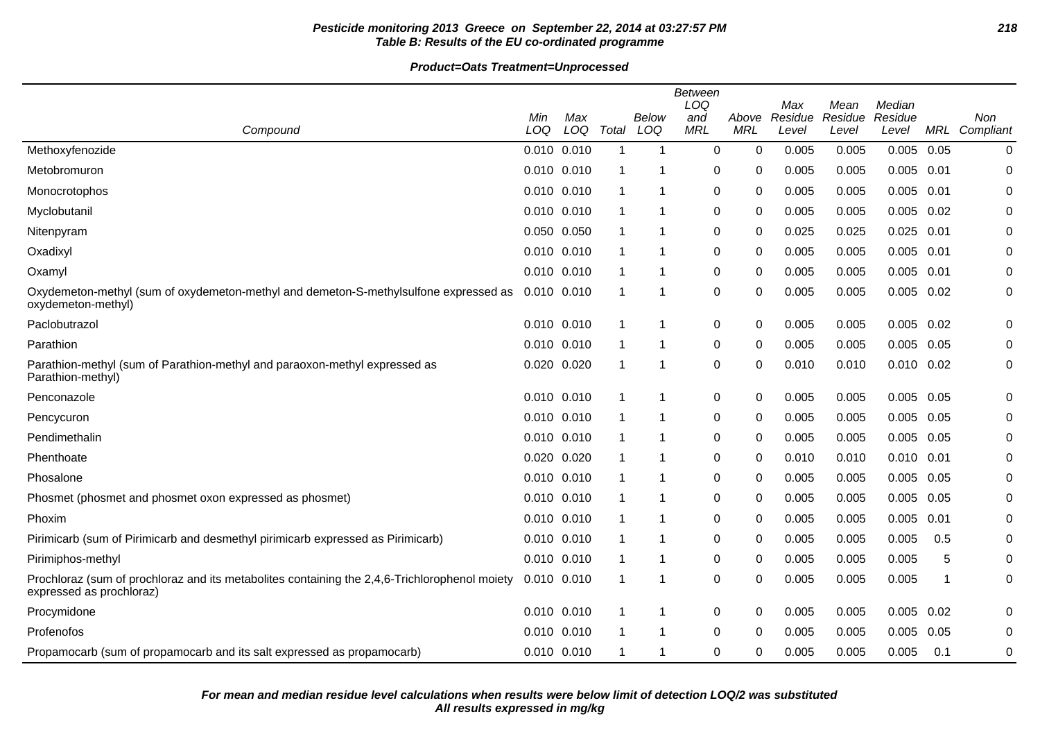**Pesticide monitoring 2013 Greece on September 22, 2014 at 03:27:57 PM**
**Table B: Results of the EU co-ordinated programme**

**Product=Oats Treatment=Unprocessed**

| Compound | Min LOQ | Max LOQ | Total | Below LOQ | Between LOQ and MRL | Above MRL | Max Residue Level | Mean Residue Level | Median Residue Level | MRL | Non Compliant |
|---|---|---|---|---|---|---|---|---|---|---|---|
| Methoxyfenozide | 0.010 | 0.010 | 1 | 1 | 0 | 0 | 0.005 | 0.005 | 0.005 | 0.05 | 0 |
| Metobromuron | 0.010 | 0.010 | 1 | 1 | 0 | 0 | 0.005 | 0.005 | 0.005 | 0.01 | 0 |
| Monocrotophos | 0.010 | 0.010 | 1 | 1 | 0 | 0 | 0.005 | 0.005 | 0.005 | 0.01 | 0 |
| Myclobutanil | 0.010 | 0.010 | 1 | 1 | 0 | 0 | 0.005 | 0.005 | 0.005 | 0.02 | 0 |
| Nitenpyram | 0.050 | 0.050 | 1 | 1 | 0 | 0 | 0.025 | 0.025 | 0.025 | 0.01 | 0 |
| Oxadixyl | 0.010 | 0.010 | 1 | 1 | 0 | 0 | 0.005 | 0.005 | 0.005 | 0.01 | 0 |
| Oxamyl | 0.010 | 0.010 | 1 | 1 | 0 | 0 | 0.005 | 0.005 | 0.005 | 0.01 | 0 |
| Oxydemeton-methyl (sum of oxydemeton-methyl and demeton-S-methylsulfone expressed as oxydemeton-methyl) | 0.010 | 0.010 | 1 | 1 | 0 | 0 | 0.005 | 0.005 | 0.005 | 0.02 | 0 |
| Paclobutrazol | 0.010 | 0.010 | 1 | 1 | 0 | 0 | 0.005 | 0.005 | 0.005 | 0.02 | 0 |
| Parathion | 0.010 | 0.010 | 1 | 1 | 0 | 0 | 0.005 | 0.005 | 0.005 | 0.05 | 0 |
| Parathion-methyl (sum of Parathion-methyl and paraoxon-methyl expressed as Parathion-methyl) | 0.020 | 0.020 | 1 | 1 | 0 | 0 | 0.010 | 0.010 | 0.010 | 0.02 | 0 |
| Penconazole | 0.010 | 0.010 | 1 | 1 | 0 | 0 | 0.005 | 0.005 | 0.005 | 0.05 | 0 |
| Pencycuron | 0.010 | 0.010 | 1 | 1 | 0 | 0 | 0.005 | 0.005 | 0.005 | 0.05 | 0 |
| Pendimethalin | 0.010 | 0.010 | 1 | 1 | 0 | 0 | 0.005 | 0.005 | 0.005 | 0.05 | 0 |
| Phenthoate | 0.020 | 0.020 | 1 | 1 | 0 | 0 | 0.010 | 0.010 | 0.010 | 0.01 | 0 |
| Phosalone | 0.010 | 0.010 | 1 | 1 | 0 | 0 | 0.005 | 0.005 | 0.005 | 0.05 | 0 |
| Phosmet (phosmet and phosmet oxon expressed as phosmet) | 0.010 | 0.010 | 1 | 1 | 0 | 0 | 0.005 | 0.005 | 0.005 | 0.05 | 0 |
| Phoxim | 0.010 | 0.010 | 1 | 1 | 0 | 0 | 0.005 | 0.005 | 0.005 | 0.01 | 0 |
| Pirimicarb (sum of Pirimicarb and desmethyl pirimicarb expressed as Pirimicarb) | 0.010 | 0.010 | 1 | 1 | 0 | 0 | 0.005 | 0.005 | 0.005 | 0.5 | 0 |
| Pirimiphos-methyl | 0.010 | 0.010 | 1 | 1 | 0 | 0 | 0.005 | 0.005 | 0.005 | 5 | 0 |
| Prochloraz (sum of prochloraz and its metabolites containing the 2,4,6-Trichlorophenol moiety expressed as prochloraz) | 0.010 | 0.010 | 1 | 1 | 0 | 0 | 0.005 | 0.005 | 0.005 | 1 | 0 |
| Procymidone | 0.010 | 0.010 | 1 | 1 | 0 | 0 | 0.005 | 0.005 | 0.005 | 0.02 | 0 |
| Profenofos | 0.010 | 0.010 | 1 | 1 | 0 | 0 | 0.005 | 0.005 | 0.005 | 0.05 | 0 |
| Propamocarb (sum of propamocarb and its salt expressed as propamocarb) | 0.010 | 0.010 | 1 | 1 | 0 | 0 | 0.005 | 0.005 | 0.005 | 0.1 | 0 |

**For mean and median residue level calculations when results were below limit of detection LOQ/2 was substituted**
**All results expressed in mg/kg**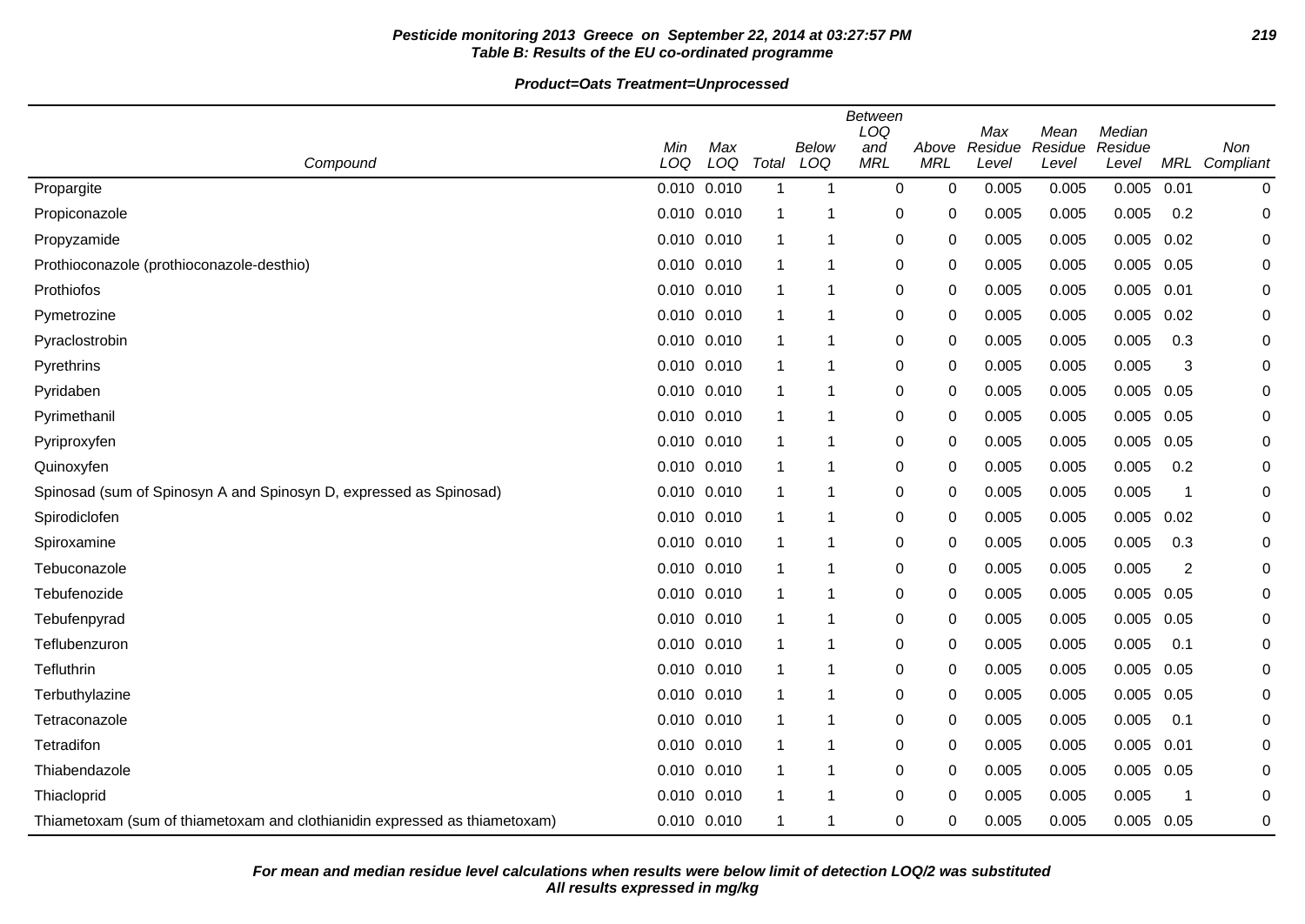**Pesticide monitoring 2013 Greece on September 22, 2014 at 03:27:57 PM**
**Table B: Results of the EU co-ordinated programme**

**Product=Oats Treatment=Unprocessed**

| Compound | Min LOQ | Max LOQ | Total | Below LOQ | Between LOQ and MRL | Above MRL | Max Residue Level | Mean Residue Level | Median Residue Level | MRL | Non Compliant |
|---|---|---|---|---|---|---|---|---|---|---|---|
| Propargite | 0.010 | 0.010 | 1 | 1 | 0 | 0 | 0.005 | 0.005 | 0.005 | 0.01 | 0 |
| Propiconazole | 0.010 | 0.010 | 1 | 1 | 0 | 0 | 0.005 | 0.005 | 0.005 | 0.2 | 0 |
| Propyzamide | 0.010 | 0.010 | 1 | 1 | 0 | 0 | 0.005 | 0.005 | 0.005 | 0.02 | 0 |
| Prothioconazole (prothioconazole-desthio) | 0.010 | 0.010 | 1 | 1 | 0 | 0 | 0.005 | 0.005 | 0.005 | 0.05 | 0 |
| Prothiofos | 0.010 | 0.010 | 1 | 1 | 0 | 0 | 0.005 | 0.005 | 0.005 | 0.01 | 0 |
| Pymetrozine | 0.010 | 0.010 | 1 | 1 | 0 | 0 | 0.005 | 0.005 | 0.005 | 0.02 | 0 |
| Pyraclostrobin | 0.010 | 0.010 | 1 | 1 | 0 | 0 | 0.005 | 0.005 | 0.005 | 0.3 | 0 |
| Pyrethrins | 0.010 | 0.010 | 1 | 1 | 0 | 0 | 0.005 | 0.005 | 0.005 | 3 | 0 |
| Pyridaben | 0.010 | 0.010 | 1 | 1 | 0 | 0 | 0.005 | 0.005 | 0.005 | 0.05 | 0 |
| Pyrimethanil | 0.010 | 0.010 | 1 | 1 | 0 | 0 | 0.005 | 0.005 | 0.005 | 0.05 | 0 |
| Pyriproxyfen | 0.010 | 0.010 | 1 | 1 | 0 | 0 | 0.005 | 0.005 | 0.005 | 0.05 | 0 |
| Quinoxyfen | 0.010 | 0.010 | 1 | 1 | 0 | 0 | 0.005 | 0.005 | 0.005 | 0.2 | 0 |
| Spinosad (sum of Spinosyn A and Spinosyn D, expressed as Spinosad) | 0.010 | 0.010 | 1 | 1 | 0 | 0 | 0.005 | 0.005 | 0.005 | 1 | 0 |
| Spirodiclofen | 0.010 | 0.010 | 1 | 1 | 0 | 0 | 0.005 | 0.005 | 0.005 | 0.02 | 0 |
| Spiroxamine | 0.010 | 0.010 | 1 | 1 | 0 | 0 | 0.005 | 0.005 | 0.005 | 0.3 | 0 |
| Tebuconazole | 0.010 | 0.010 | 1 | 1 | 0 | 0 | 0.005 | 0.005 | 0.005 | 2 | 0 |
| Tebufenozide | 0.010 | 0.010 | 1 | 1 | 0 | 0 | 0.005 | 0.005 | 0.005 | 0.05 | 0 |
| Tebufenpyrad | 0.010 | 0.010 | 1 | 1 | 0 | 0 | 0.005 | 0.005 | 0.005 | 0.05 | 0 |
| Teflubenzuron | 0.010 | 0.010 | 1 | 1 | 0 | 0 | 0.005 | 0.005 | 0.005 | 0.1 | 0 |
| Tefluthrin | 0.010 | 0.010 | 1 | 1 | 0 | 0 | 0.005 | 0.005 | 0.005 | 0.05 | 0 |
| Terbuthylazine | 0.010 | 0.010 | 1 | 1 | 0 | 0 | 0.005 | 0.005 | 0.005 | 0.05 | 0 |
| Tetraconazole | 0.010 | 0.010 | 1 | 1 | 0 | 0 | 0.005 | 0.005 | 0.005 | 0.1 | 0 |
| Tetradifon | 0.010 | 0.010 | 1 | 1 | 0 | 0 | 0.005 | 0.005 | 0.005 | 0.01 | 0 |
| Thiabendazole | 0.010 | 0.010 | 1 | 1 | 0 | 0 | 0.005 | 0.005 | 0.005 | 0.05 | 0 |
| Thiacloprid | 0.010 | 0.010 | 1 | 1 | 0 | 0 | 0.005 | 0.005 | 0.005 | 1 | 0 |
| Thiametoxam (sum of thiametoxam and clothianidin expressed as thiametoxam) | 0.010 | 0.010 | 1 | 1 | 0 | 0 | 0.005 | 0.005 | 0.005 | 0.05 | 0 |

***For mean and median residue level calculations when results were below limit of detection LOQ/2 was substituted***
***All results expressed in mg/kg***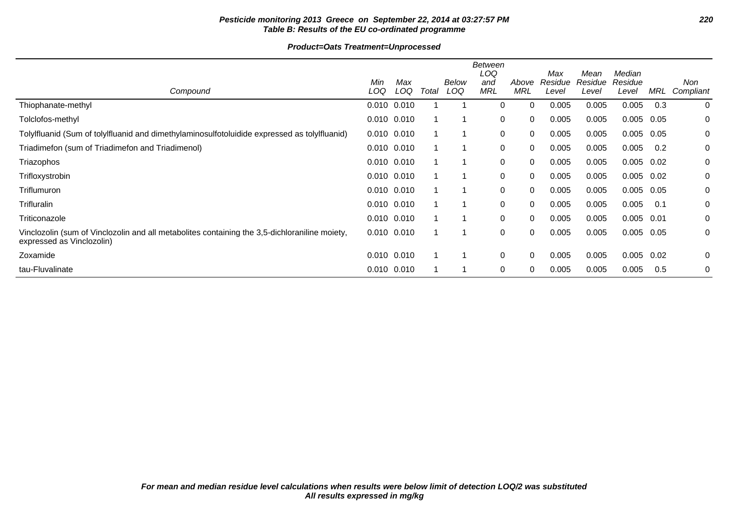**Pesticide monitoring 2013 Greece on September 22, 2014 at 03:27:57 PM**
**Table B: Results of the EU co-ordinated programme**

**Product=Oats Treatment=Unprocessed**

| Compound | Min LOQ | Max LOQ | Total | Below LOQ | Between LOQ and MRL | Above MRL | Max Residue Level | Mean Residue Level | Median Residue Level | MRL | Non Compliant |
|---|---|---|---|---|---|---|---|---|---|---|---|
| Thiophanate-methyl | 0.010 | 0.010 | 1 | 1 | 0 | 0 | 0.005 | 0.005 | 0.005 | 0.3 | 0 |
| Tolclofos-methyl | 0.010 | 0.010 | 1 | 1 | 0 | 0 | 0.005 | 0.005 | 0.005 | 0.05 | 0 |
| Tolylfluanid (Sum of tolylfluanid and dimethylaminosulfotoluidide expressed as tolylfluanid) | 0.010 | 0.010 | 1 | 1 | 0 | 0 | 0.005 | 0.005 | 0.005 | 0.05 | 0 |
| Triadimefon (sum of Triadimefon and Triadimenol) | 0.010 | 0.010 | 1 | 1 | 0 | 0 | 0.005 | 0.005 | 0.005 | 0.2 | 0 |
| Triazophos | 0.010 | 0.010 | 1 | 1 | 0 | 0 | 0.005 | 0.005 | 0.005 | 0.02 | 0 |
| Trifloxystrobin | 0.010 | 0.010 | 1 | 1 | 0 | 0 | 0.005 | 0.005 | 0.005 | 0.02 | 0 |
| Triflumuron | 0.010 | 0.010 | 1 | 1 | 0 | 0 | 0.005 | 0.005 | 0.005 | 0.05 | 0 |
| Trifluralin | 0.010 | 0.010 | 1 | 1 | 0 | 0 | 0.005 | 0.005 | 0.005 | 0.1 | 0 |
| Triticonazole | 0.010 | 0.010 | 1 | 1 | 0 | 0 | 0.005 | 0.005 | 0.005 | 0.01 | 0 |
| Vinclozolin (sum of Vinclozolin and all metabolites containing the 3,5-dichloraniline moiety, expressed as Vinclozolin) | 0.010 | 0.010 | 1 | 1 | 0 | 0 | 0.005 | 0.005 | 0.005 | 0.05 | 0 |
| Zoxamide | 0.010 | 0.010 | 1 | 1 | 0 | 0 | 0.005 | 0.005 | 0.005 | 0.02 | 0 |
| tau-Fluvalinate | 0.010 | 0.010 | 1 | 1 | 0 | 0 | 0.005 | 0.005 | 0.005 | 0.5 | 0 |

*For mean and median residue level calculations when results were below limit of detection LOQ/2 was substituted*
*All results expressed in mg/kg*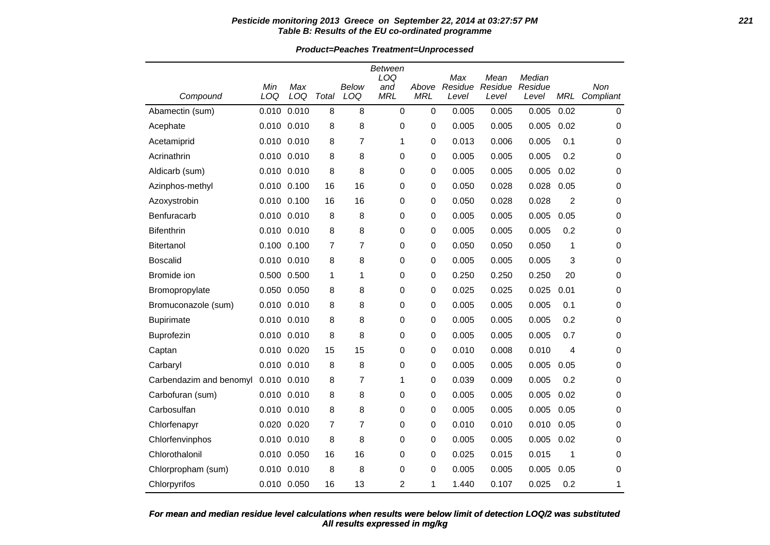**Table B: Results of the EU co-ordinated programme**

**Product=Peaches Treatment=Unprocessed**

| Compound | Min LOQ | Max LOQ | Total | Below LOQ | Between LOQ and MRL | Above MRL | Max Residue Level | Mean Residue Level | Median Residue Level | MRL | Non Compliant |
|---|---|---|---|---|---|---|---|---|---|---|---|
| Abamectin (sum) | 0.010 | 0.010 | 8 | 8 | 0 | 0 | 0.005 | 0.005 | 0.005 | 0.02 | 0 |
| Acephate | 0.010 | 0.010 | 8 | 8 | 0 | 0 | 0.005 | 0.005 | 0.005 | 0.02 | 0 |
| Acetamiprid | 0.010 | 0.010 | 8 | 7 | 1 | 0 | 0.013 | 0.006 | 0.005 | 0.1 | 0 |
| Acrinathrin | 0.010 | 0.010 | 8 | 8 | 0 | 0 | 0.005 | 0.005 | 0.005 | 0.2 | 0 |
| Aldicarb (sum) | 0.010 | 0.010 | 8 | 8 | 0 | 0 | 0.005 | 0.005 | 0.005 | 0.02 | 0 |
| Azinphos-methyl | 0.010 | 0.100 | 16 | 16 | 0 | 0 | 0.050 | 0.028 | 0.028 | 0.05 | 0 |
| Azoxystrobin | 0.010 | 0.100 | 16 | 16 | 0 | 0 | 0.050 | 0.028 | 0.028 | 2 | 0 |
| Benfuracarb | 0.010 | 0.010 | 8 | 8 | 0 | 0 | 0.005 | 0.005 | 0.005 | 0.05 | 0 |
| Bifenthrin | 0.010 | 0.010 | 8 | 8 | 0 | 0 | 0.005 | 0.005 | 0.005 | 0.2 | 0 |
| Bitertanol | 0.100 | 0.100 | 7 | 7 | 0 | 0 | 0.050 | 0.050 | 0.050 | 1 | 0 |
| Boscalid | 0.010 | 0.010 | 8 | 8 | 0 | 0 | 0.005 | 0.005 | 0.005 | 3 | 0 |
| Bromide ion | 0.500 | 0.500 | 1 | 1 | 0 | 0 | 0.250 | 0.250 | 0.250 | 20 | 0 |
| Bromopropylate | 0.050 | 0.050 | 8 | 8 | 0 | 0 | 0.025 | 0.025 | 0.025 | 0.01 | 0 |
| Bromuconazole (sum) | 0.010 | 0.010 | 8 | 8 | 0 | 0 | 0.005 | 0.005 | 0.005 | 0.1 | 0 |
| Bupirimate | 0.010 | 0.010 | 8 | 8 | 0 | 0 | 0.005 | 0.005 | 0.005 | 0.2 | 0 |
| Buprofezin | 0.010 | 0.010 | 8 | 8 | 0 | 0 | 0.005 | 0.005 | 0.005 | 0.7 | 0 |
| Captan | 0.010 | 0.020 | 15 | 15 | 0 | 0 | 0.010 | 0.008 | 0.010 | 4 | 0 |
| Carbaryl | 0.010 | 0.010 | 8 | 8 | 0 | 0 | 0.005 | 0.005 | 0.005 | 0.05 | 0 |
| Carbendazim and benomyl | 0.010 | 0.010 | 8 | 7 | 1 | 0 | 0.039 | 0.009 | 0.005 | 0.2 | 0 |
| Carbofuran (sum) | 0.010 | 0.010 | 8 | 8 | 0 | 0 | 0.005 | 0.005 | 0.005 | 0.02 | 0 |
| Carbosulfan | 0.010 | 0.010 | 8 | 8 | 0 | 0 | 0.005 | 0.005 | 0.005 | 0.05 | 0 |
| Chlorfenapyr | 0.020 | 0.020 | 7 | 7 | 0 | 0 | 0.010 | 0.010 | 0.010 | 0.05 | 0 |
| Chlorfenvinphos | 0.010 | 0.010 | 8 | 8 | 0 | 0 | 0.005 | 0.005 | 0.005 | 0.02 | 0 |
| Chlorothalonil | 0.010 | 0.050 | 16 | 16 | 0 | 0 | 0.025 | 0.015 | 0.015 | 1 | 0 |
| Chlorpropham (sum) | 0.010 | 0.010 | 8 | 8 | 0 | 0 | 0.005 | 0.005 | 0.005 | 0.05 | 0 |
| Chlorpyrifos | 0.010 | 0.050 | 16 | 13 | 2 | 1 | 1.440 | 0.107 | 0.025 | 0.2 | 1 |

*For mean and median residue level calculations when results were below limit of detection LOQ/2 was substituted*
*All results expressed in mg/kg*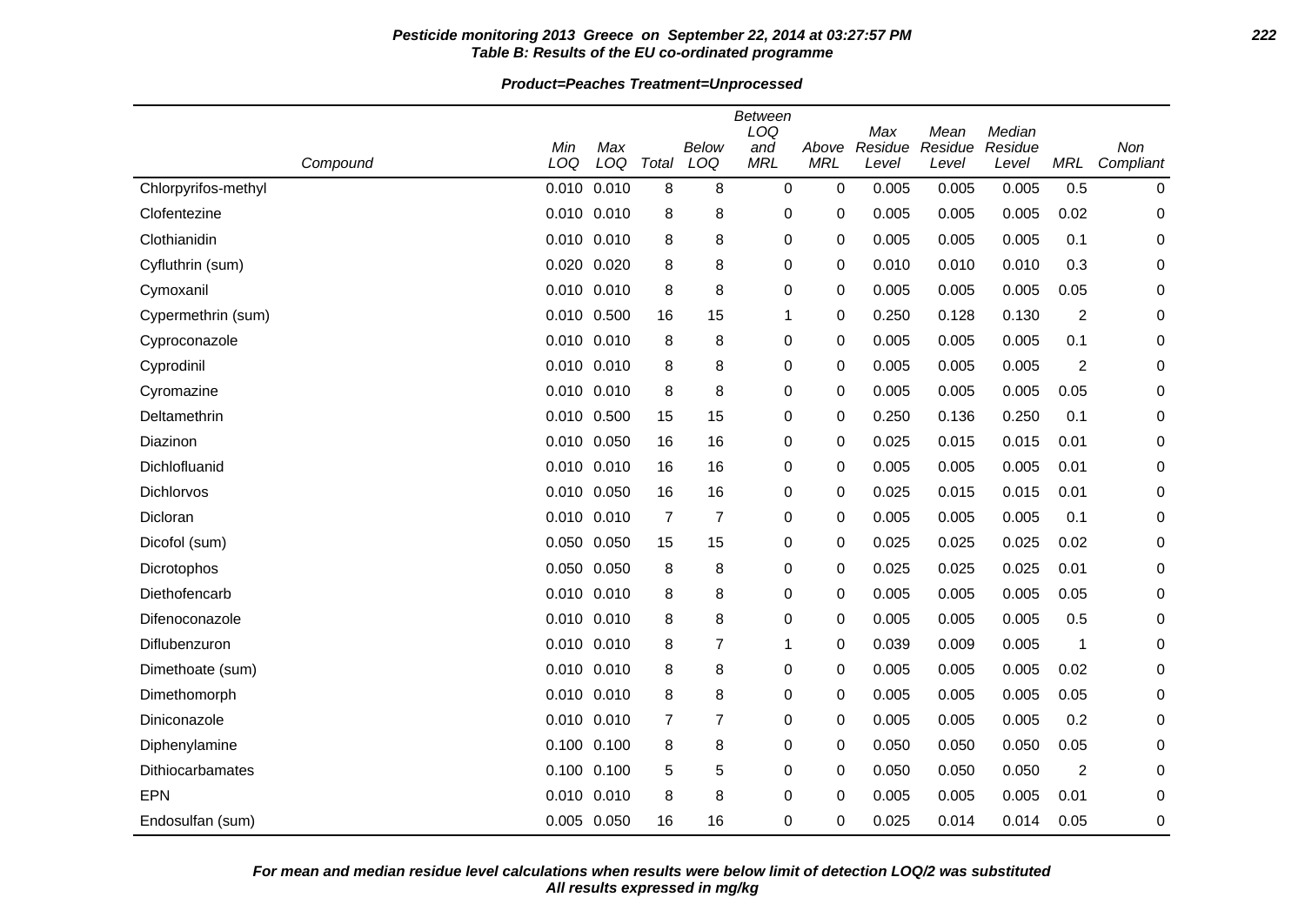**Pesticide monitoring 2013 Greece on September 22, 2014 at 03:27:57 PM**
**Table B: Results of the EU co-ordinated programme**

**Product=Peaches Treatment=Unprocessed**

| Compound | Min LOQ | Max LOQ | Total | Below LOQ | Between LOQ and MRL | Above MRL | Max Residue Level | Mean Residue Level | Median Residue Level | MRL | Non Compliant |
|---|---|---|---|---|---|---|---|---|---|---|---|
| Chlorpyrifos-methyl | 0.010 | 0.010 | 8 | 8 | 0 | 0 | 0.005 | 0.005 | 0.005 | 0.5 | 0 |
| Clofentezine | 0.010 | 0.010 | 8 | 8 | 0 | 0 | 0.005 | 0.005 | 0.005 | 0.02 | 0 |
| Clothianidin | 0.010 | 0.010 | 8 | 8 | 0 | 0 | 0.005 | 0.005 | 0.005 | 0.1 | 0 |
| Cyfluthrin (sum) | 0.020 | 0.020 | 8 | 8 | 0 | 0 | 0.010 | 0.010 | 0.010 | 0.3 | 0 |
| Cymoxanil | 0.010 | 0.010 | 8 | 8 | 0 | 0 | 0.005 | 0.005 | 0.005 | 0.05 | 0 |
| Cypermethrin (sum) | 0.010 | 0.500 | 16 | 15 | 1 | 0 | 0.250 | 0.128 | 0.130 | 2 | 0 |
| Cyproconazole | 0.010 | 0.010 | 8 | 8 | 0 | 0 | 0.005 | 0.005 | 0.005 | 0.1 | 0 |
| Cyprodinil | 0.010 | 0.010 | 8 | 8 | 0 | 0 | 0.005 | 0.005 | 0.005 | 2 | 0 |
| Cyromazine | 0.010 | 0.010 | 8 | 8 | 0 | 0 | 0.005 | 0.005 | 0.005 | 0.05 | 0 |
| Deltamethrin | 0.010 | 0.500 | 15 | 15 | 0 | 0 | 0.250 | 0.136 | 0.250 | 0.1 | 0 |
| Diazinon | 0.010 | 0.050 | 16 | 16 | 0 | 0 | 0.025 | 0.015 | 0.015 | 0.01 | 0 |
| Dichlofluanid | 0.010 | 0.010 | 16 | 16 | 0 | 0 | 0.005 | 0.005 | 0.005 | 0.01 | 0 |
| Dichlorvos | 0.010 | 0.050 | 16 | 16 | 0 | 0 | 0.025 | 0.015 | 0.015 | 0.01 | 0 |
| Dicloran | 0.010 | 0.010 | 7 | 7 | 0 | 0 | 0.005 | 0.005 | 0.005 | 0.1 | 0 |
| Dicofol (sum) | 0.050 | 0.050 | 15 | 15 | 0 | 0 | 0.025 | 0.025 | 0.025 | 0.02 | 0 |
| Dicrotophos | 0.050 | 0.050 | 8 | 8 | 0 | 0 | 0.025 | 0.025 | 0.025 | 0.01 | 0 |
| Diethofencarb | 0.010 | 0.010 | 8 | 8 | 0 | 0 | 0.005 | 0.005 | 0.005 | 0.05 | 0 |
| Difenoconazole | 0.010 | 0.010 | 8 | 8 | 0 | 0 | 0.005 | 0.005 | 0.005 | 0.5 | 0 |
| Diflubenzuron | 0.010 | 0.010 | 8 | 7 | 1 | 0 | 0.039 | 0.009 | 0.005 | 1 | 0 |
| Dimethoate (sum) | 0.010 | 0.010 | 8 | 8 | 0 | 0 | 0.005 | 0.005 | 0.005 | 0.02 | 0 |
| Dimethomorph | 0.010 | 0.010 | 8 | 8 | 0 | 0 | 0.005 | 0.005 | 0.005 | 0.05 | 0 |
| Diniconazole | 0.010 | 0.010 | 7 | 7 | 0 | 0 | 0.005 | 0.005 | 0.005 | 0.2 | 0 |
| Diphenylamine | 0.100 | 0.100 | 8 | 8 | 0 | 0 | 0.050 | 0.050 | 0.050 | 0.05 | 0 |
| Dithiocarbamates | 0.100 | 0.100 | 5 | 5 | 0 | 0 | 0.050 | 0.050 | 0.050 | 2 | 0 |
| EPN | 0.010 | 0.010 | 8 | 8 | 0 | 0 | 0.005 | 0.005 | 0.005 | 0.01 | 0 |
| Endosulfan (sum) | 0.005 | 0.050 | 16 | 16 | 0 | 0 | 0.025 | 0.014 | 0.014 | 0.05 | 0 |

**For mean and median residue level calculations when results were below limit of detection LOQ/2 was substituted**
**All results expressed in mg/kg**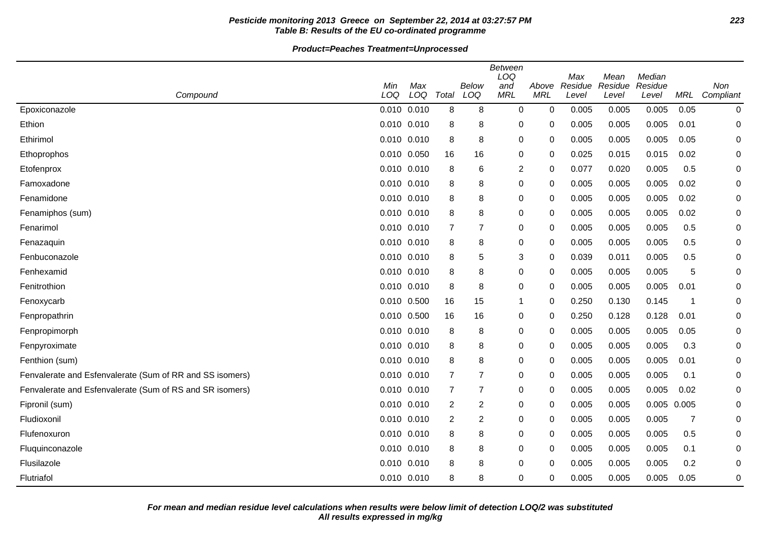**Pesticide monitoring 2013 Greece on September 22, 2014 at 03:27:57 PM**
**Table B: Results of the EU co-ordinated programme**

**Product=Peaches Treatment=Unprocessed**

| Compound | Min LOQ | Max LOQ | Total | Below LOQ | Between LOQ and MRL | Above MRL | Max Residue Level | Mean Residue Level | Median Residue Level | MRL | Non Compliant |
|---|---|---|---|---|---|---|---|---|---|---|---|
| Epoxiconazole | 0.010 | 0.010 | 8 | 8 | 0 | 0 | 0.005 | 0.005 | 0.005 | 0.05 | 0 |
| Ethion | 0.010 | 0.010 | 8 | 8 | 0 | 0 | 0.005 | 0.005 | 0.005 | 0.01 | 0 |
| Ethirimol | 0.010 | 0.010 | 8 | 8 | 0 | 0 | 0.005 | 0.005 | 0.005 | 0.05 | 0 |
| Ethoprophos | 0.010 | 0.050 | 16 | 16 | 0 | 0 | 0.025 | 0.015 | 0.015 | 0.02 | 0 |
| Etofenprox | 0.010 | 0.010 | 8 | 6 | 2 | 0 | 0.077 | 0.020 | 0.005 | 0.5 | 0 |
| Famoxadone | 0.010 | 0.010 | 8 | 8 | 0 | 0 | 0.005 | 0.005 | 0.005 | 0.02 | 0 |
| Fenamidone | 0.010 | 0.010 | 8 | 8 | 0 | 0 | 0.005 | 0.005 | 0.005 | 0.02 | 0 |
| Fenamiphos (sum) | 0.010 | 0.010 | 8 | 8 | 0 | 0 | 0.005 | 0.005 | 0.005 | 0.02 | 0 |
| Fenarimol | 0.010 | 0.010 | 7 | 7 | 0 | 0 | 0.005 | 0.005 | 0.005 | 0.5 | 0 |
| Fenazaquin | 0.010 | 0.010 | 8 | 8 | 0 | 0 | 0.005 | 0.005 | 0.005 | 0.5 | 0 |
| Fenbuconazole | 0.010 | 0.010 | 8 | 5 | 3 | 0 | 0.039 | 0.011 | 0.005 | 0.5 | 0 |
| Fenhexamid | 0.010 | 0.010 | 8 | 8 | 0 | 0 | 0.005 | 0.005 | 0.005 | 5 | 0 |
| Fenitrothion | 0.010 | 0.010 | 8 | 8 | 0 | 0 | 0.005 | 0.005 | 0.005 | 0.01 | 0 |
| Fenoxycarb | 0.010 | 0.500 | 16 | 15 | 1 | 0 | 0.250 | 0.130 | 0.145 | 1 | 0 |
| Fenpropathrin | 0.010 | 0.500 | 16 | 16 | 0 | 0 | 0.250 | 0.128 | 0.128 | 0.01 | 0 |
| Fenpropimorph | 0.010 | 0.010 | 8 | 8 | 0 | 0 | 0.005 | 0.005 | 0.005 | 0.05 | 0 |
| Fenpyroximate | 0.010 | 0.010 | 8 | 8 | 0 | 0 | 0.005 | 0.005 | 0.005 | 0.3 | 0 |
| Fenthion (sum) | 0.010 | 0.010 | 8 | 8 | 0 | 0 | 0.005 | 0.005 | 0.005 | 0.01 | 0 |
| Fenvalerate and Esfenvalerate (Sum of RR and SS isomers) | 0.010 | 0.010 | 7 | 7 | 0 | 0 | 0.005 | 0.005 | 0.005 | 0.1 | 0 |
| Fenvalerate and Esfenvalerate (Sum of RS and SR isomers) | 0.010 | 0.010 | 7 | 7 | 0 | 0 | 0.005 | 0.005 | 0.005 | 0.02 | 0 |
| Fipronil (sum) | 0.010 | 0.010 | 2 | 2 | 0 | 0 | 0.005 | 0.005 | 0.005 | 0.005 | 0 |
| Fludioxonil | 0.010 | 0.010 | 2 | 2 | 0 | 0 | 0.005 | 0.005 | 0.005 | 7 | 0 |
| Flufenoxuron | 0.010 | 0.010 | 8 | 8 | 0 | 0 | 0.005 | 0.005 | 0.005 | 0.5 | 0 |
| Fluquinconazole | 0.010 | 0.010 | 8 | 8 | 0 | 0 | 0.005 | 0.005 | 0.005 | 0.1 | 0 |
| Flusilazole | 0.010 | 0.010 | 8 | 8 | 0 | 0 | 0.005 | 0.005 | 0.005 | 0.2 | 0 |
| Flutriafol | 0.010 | 0.010 | 8 | 8 | 0 | 0 | 0.005 | 0.005 | 0.005 | 0.05 | 0 |

**For mean and median residue level calculations when results were below limit of detection LOQ/2 was substituted**
**All results expressed in mg/kg**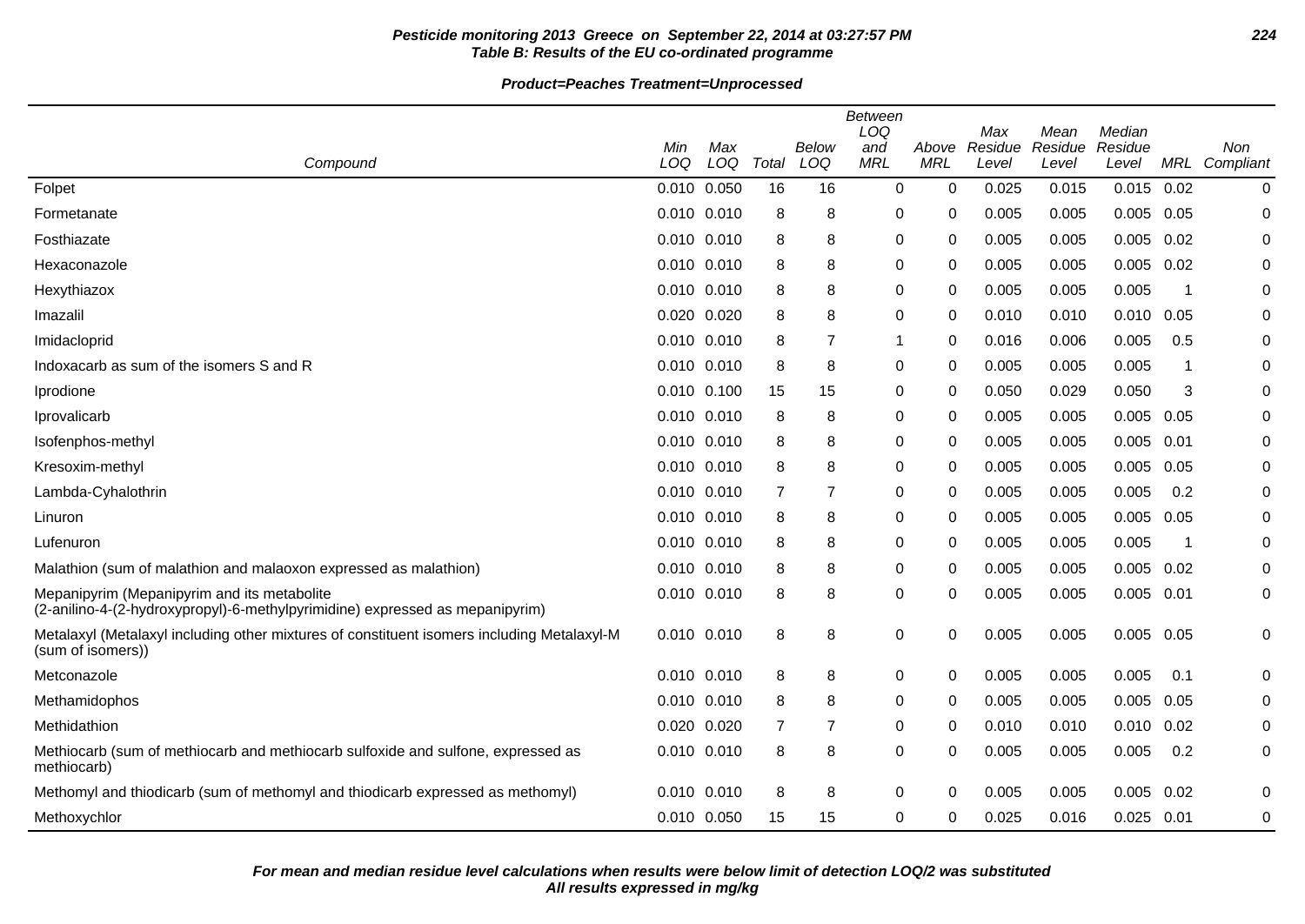**Pesticide monitoring 2013 Greece on September 22, 2014 at 03:27:57 PM**
**Table B: Results of the EU co-ordinated programme**

**Product=Peaches Treatment=Unprocessed**

| Compound | Min LOQ | Max LOQ | Total | Below LOQ | Between LOQ and MRL | Above MRL | Max Residue Level | Mean Residue Level | Median Residue Level | MRL | Non Compliant |
|---|---|---|---|---|---|---|---|---|---|---|---|
| Folpet | 0.010 | 0.050 | 16 | 16 | 0 | 0 | 0.025 | 0.015 | 0.015 | 0.02 | 0 |
| Formetanate | 0.010 | 0.010 | 8 | 8 | 0 | 0 | 0.005 | 0.005 | 0.005 | 0.05 | 0 |
| Fosthiazate | 0.010 | 0.010 | 8 | 8 | 0 | 0 | 0.005 | 0.005 | 0.005 | 0.02 | 0 |
| Hexaconazole | 0.010 | 0.010 | 8 | 8 | 0 | 0 | 0.005 | 0.005 | 0.005 | 0.02 | 0 |
| Hexythiazox | 0.010 | 0.010 | 8 | 8 | 0 | 0 | 0.005 | 0.005 | 0.005 | 1 | 0 |
| Imazalil | 0.020 | 0.020 | 8 | 8 | 0 | 0 | 0.010 | 0.010 | 0.010 | 0.05 | 0 |
| Imidacloprid | 0.010 | 0.010 | 8 | 7 | 1 | 0 | 0.016 | 0.006 | 0.005 | 0.5 | 0 |
| Indoxacarb as sum of the isomers S and R | 0.010 | 0.010 | 8 | 8 | 0 | 0 | 0.005 | 0.005 | 0.005 | 1 | 0 |
| Iprodione | 0.010 | 0.100 | 15 | 15 | 0 | 0 | 0.050 | 0.029 | 0.050 | 3 | 0 |
| Iprovalicarb | 0.010 | 0.010 | 8 | 8 | 0 | 0 | 0.005 | 0.005 | 0.005 | 0.05 | 0 |
| Isofenphos-methyl | 0.010 | 0.010 | 8 | 8 | 0 | 0 | 0.005 | 0.005 | 0.005 | 0.01 | 0 |
| Kresoxim-methyl | 0.010 | 0.010 | 8 | 8 | 0 | 0 | 0.005 | 0.005 | 0.005 | 0.05 | 0 |
| Lambda-Cyhalothrin | 0.010 | 0.010 | 7 | 7 | 0 | 0 | 0.005 | 0.005 | 0.005 | 0.2 | 0 |
| Linuron | 0.010 | 0.010 | 8 | 8 | 0 | 0 | 0.005 | 0.005 | 0.005 | 0.05 | 0 |
| Lufenuron | 0.010 | 0.010 | 8 | 8 | 0 | 0 | 0.005 | 0.005 | 0.005 | 1 | 0 |
| Malathion (sum of malathion and malaoxon expressed as malathion) | 0.010 | 0.010 | 8 | 8 | 0 | 0 | 0.005 | 0.005 | 0.005 | 0.02 | 0 |
| Mepanipyrim (Mepanipyrim and its metabolite (2-anilino-4-(2-hydroxypropyl)-6-methylpyrimidine) expressed as mepanipyrim) | 0.010 | 0.010 | 8 | 8 | 0 | 0 | 0.005 | 0.005 | 0.005 | 0.01 | 0 |
| Metalaxyl (Metalaxyl including other mixtures of constituent isomers including Metalaxyl-M (sum of isomers)) | 0.010 | 0.010 | 8 | 8 | 0 | 0 | 0.005 | 0.005 | 0.005 | 0.05 | 0 |
| Metconazole | 0.010 | 0.010 | 8 | 8 | 0 | 0 | 0.005 | 0.005 | 0.005 | 0.1 | 0 |
| Methamidophos | 0.010 | 0.010 | 8 | 8 | 0 | 0 | 0.005 | 0.005 | 0.005 | 0.05 | 0 |
| Methidathion | 0.020 | 0.020 | 7 | 7 | 0 | 0 | 0.010 | 0.010 | 0.010 | 0.02 | 0 |
| Methiocarb (sum of methiocarb and methiocarb sulfoxide and sulfone, expressed as methiocarb) | 0.010 | 0.010 | 8 | 8 | 0 | 0 | 0.005 | 0.005 | 0.005 | 0.2 | 0 |
| Methomyl and thiodicarb (sum of methomyl and thiodicarb expressed as methomyl) | 0.010 | 0.010 | 8 | 8 | 0 | 0 | 0.005 | 0.005 | 0.005 | 0.02 | 0 |
| Methoxychlor | 0.010 | 0.050 | 15 | 15 | 0 | 0 | 0.025 | 0.016 | 0.025 | 0.01 | 0 |

**For mean and median residue level calculations when results were below limit of detection LOQ/2 was substituted**
**All results expressed in mg/kg**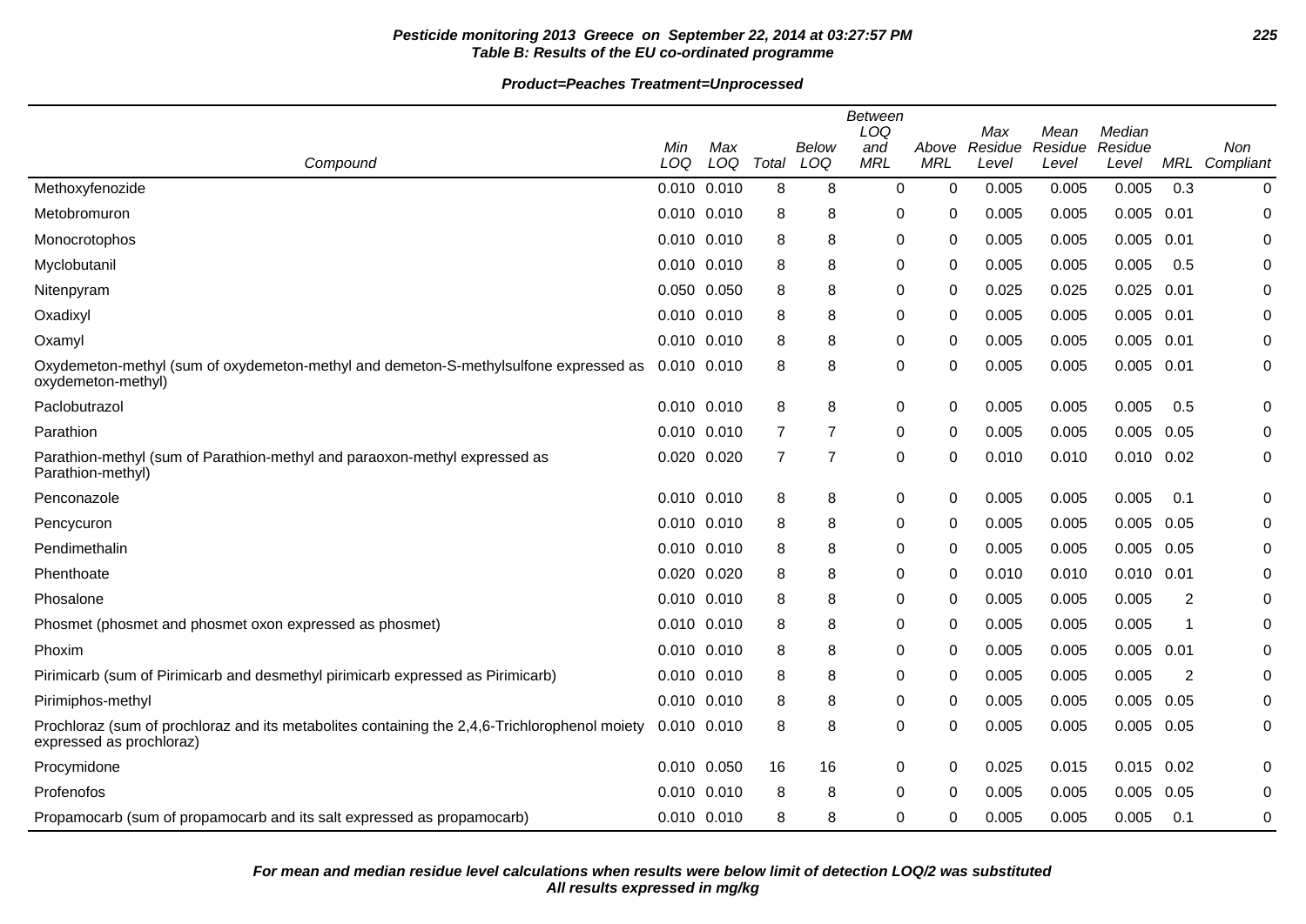**Pesticide monitoring 2013 Greece on September 22, 2014 at 03:27:57 PM**
**Table B: Results of the EU co-ordinated programme**

**Product=Peaches Treatment=Unprocessed**

| Compound | Min LOQ | Max LOQ | Total | Below LOQ | Between LOQ and MRL | Above MRL | Max Residue Level | Mean Residue Level | Median Residue Level | MRL | Non Compliant |
|---|---|---|---|---|---|---|---|---|---|---|---|
| Methoxyfenozide | 0.010 | 0.010 | 8 | 8 | 0 | 0 | 0.005 | 0.005 | 0.005 | 0.3 | 0 |
| Metobromuron | 0.010 | 0.010 | 8 | 8 | 0 | 0 | 0.005 | 0.005 | 0.005 | 0.01 | 0 |
| Monocrotophos | 0.010 | 0.010 | 8 | 8 | 0 | 0 | 0.005 | 0.005 | 0.005 | 0.01 | 0 |
| Myclobutanil | 0.010 | 0.010 | 8 | 8 | 0 | 0 | 0.005 | 0.005 | 0.005 | 0.5 | 0 |
| Nitenpyram | 0.050 | 0.050 | 8 | 8 | 0 | 0 | 0.025 | 0.025 | 0.025 | 0.01 | 0 |
| Oxadixyl | 0.010 | 0.010 | 8 | 8 | 0 | 0 | 0.005 | 0.005 | 0.005 | 0.01 | 0 |
| Oxamyl | 0.010 | 0.010 | 8 | 8 | 0 | 0 | 0.005 | 0.005 | 0.005 | 0.01 | 0 |
| Oxydemeton-methyl (sum of oxydemeton-methyl and demeton-S-methylsulfone expressed as oxydemeton-methyl) | 0.010 | 0.010 | 8 | 8 | 0 | 0 | 0.005 | 0.005 | 0.005 | 0.01 | 0 |
| Paclobutrazol | 0.010 | 0.010 | 8 | 8 | 0 | 0 | 0.005 | 0.005 | 0.005 | 0.5 | 0 |
| Parathion | 0.010 | 0.010 | 7 | 7 | 0 | 0 | 0.005 | 0.005 | 0.005 | 0.05 | 0 |
| Parathion-methyl (sum of Parathion-methyl and paraoxon-methyl expressed as Parathion-methyl) | 0.020 | 0.020 | 7 | 7 | 0 | 0 | 0.010 | 0.010 | 0.010 | 0.02 | 0 |
| Penconazole | 0.010 | 0.010 | 8 | 8 | 0 | 0 | 0.005 | 0.005 | 0.005 | 0.1 | 0 |
| Pencycuron | 0.010 | 0.010 | 8 | 8 | 0 | 0 | 0.005 | 0.005 | 0.005 | 0.05 | 0 |
| Pendimethalin | 0.010 | 0.010 | 8 | 8 | 0 | 0 | 0.005 | 0.005 | 0.005 | 0.05 | 0 |
| Phenthoate | 0.020 | 0.020 | 8 | 8 | 0 | 0 | 0.010 | 0.010 | 0.010 | 0.01 | 0 |
| Phosalone | 0.010 | 0.010 | 8 | 8 | 0 | 0 | 0.005 | 0.005 | 0.005 | 2 | 0 |
| Phosmet (phosmet and phosmet oxon expressed as phosmet) | 0.010 | 0.010 | 8 | 8 | 0 | 0 | 0.005 | 0.005 | 0.005 | 1 | 0 |
| Phoxim | 0.010 | 0.010 | 8 | 8 | 0 | 0 | 0.005 | 0.005 | 0.005 | 0.01 | 0 |
| Pirimicarb (sum of Pirimicarb and desmethyl pirimicarb expressed as Pirimicarb) | 0.010 | 0.010 | 8 | 8 | 0 | 0 | 0.005 | 0.005 | 0.005 | 2 | 0 |
| Pirimiphos-methyl | 0.010 | 0.010 | 8 | 8 | 0 | 0 | 0.005 | 0.005 | 0.005 | 0.05 | 0 |
| Prochloraz (sum of prochloraz and its metabolites containing the 2,4,6-Trichlorophenol moiety expressed as prochloraz) | 0.010 | 0.010 | 8 | 8 | 0 | 0 | 0.005 | 0.005 | 0.005 | 0.05 | 0 |
| Procymidone | 0.010 | 0.050 | 16 | 16 | 0 | 0 | 0.025 | 0.015 | 0.015 | 0.02 | 0 |
| Profenofos | 0.010 | 0.010 | 8 | 8 | 0 | 0 | 0.005 | 0.005 | 0.005 | 0.05 | 0 |
| Propamocarb (sum of propamocarb and its salt expressed as propamocarb) | 0.010 | 0.010 | 8 | 8 | 0 | 0 | 0.005 | 0.005 | 0.005 | 0.1 | 0 |

***For mean and median residue level calculations when results were below limit of detection LOQ/2 was substituted***
***All results expressed in mg/kg***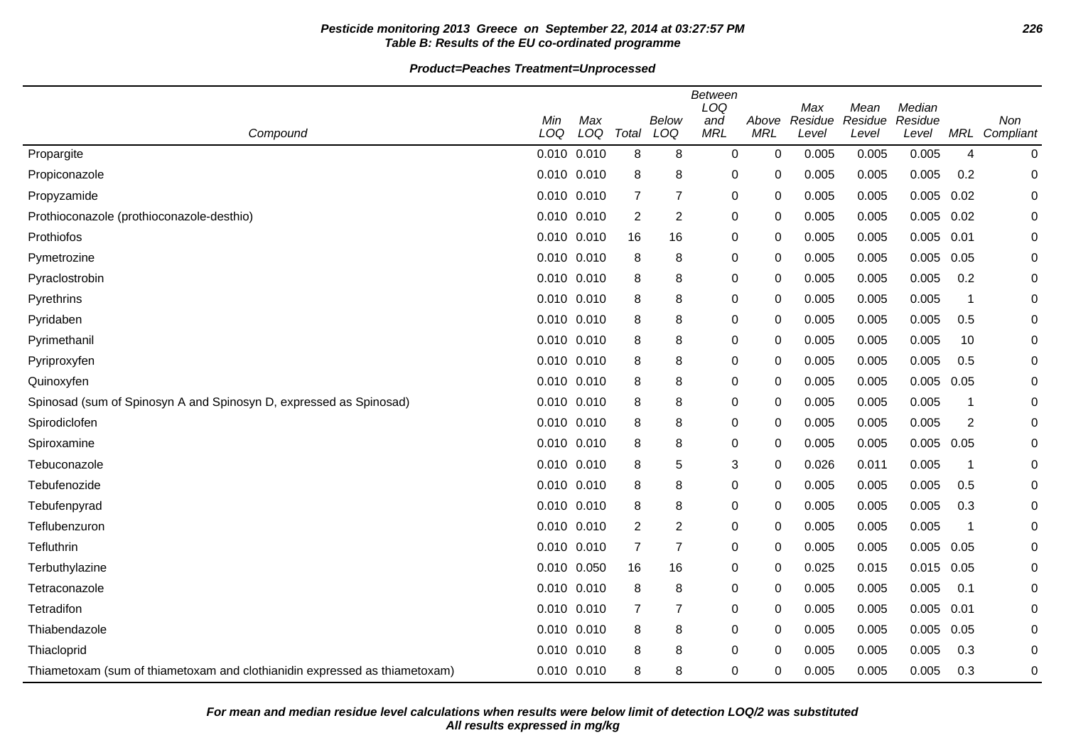**Pesticide monitoring 2013 Greece on September 22, 2014 at 03:27:57 PM**
**Table B: Results of the EU co-ordinated programme**

**Product=Peaches Treatment=Unprocessed**

| Compound | Min LOQ | Max LOQ | Total | Below LOQ | Between LOQ and MRL | Above MRL | Max Residue Level | Mean Residue Level | Median Residue Level | MRL | Non Compliant |
|---|---|---|---|---|---|---|---|---|---|---|---|
| Propargite | 0.010 | 0.010 | 8 | 8 | 0 | 0 | 0.005 | 0.005 | 0.005 | 4 | 0 |
| Propiconazole | 0.010 | 0.010 | 8 | 8 | 0 | 0 | 0.005 | 0.005 | 0.005 | 0.2 | 0 |
| Propyzamide | 0.010 | 0.010 | 7 | 7 | 0 | 0 | 0.005 | 0.005 | 0.005 | 0.02 | 0 |
| Prothioconazole (prothioconazole-desthio) | 0.010 | 0.010 | 2 | 2 | 0 | 0 | 0.005 | 0.005 | 0.005 | 0.02 | 0 |
| Prothiofos | 0.010 | 0.010 | 16 | 16 | 0 | 0 | 0.005 | 0.005 | 0.005 | 0.01 | 0 |
| Pymetrozine | 0.010 | 0.010 | 8 | 8 | 0 | 0 | 0.005 | 0.005 | 0.005 | 0.05 | 0 |
| Pyraclostrobin | 0.010 | 0.010 | 8 | 8 | 0 | 0 | 0.005 | 0.005 | 0.005 | 0.2 | 0 |
| Pyrethrins | 0.010 | 0.010 | 8 | 8 | 0 | 0 | 0.005 | 0.005 | 0.005 | 1 | 0 |
| Pyridaben | 0.010 | 0.010 | 8 | 8 | 0 | 0 | 0.005 | 0.005 | 0.005 | 0.5 | 0 |
| Pyrimethanil | 0.010 | 0.010 | 8 | 8 | 0 | 0 | 0.005 | 0.005 | 0.005 | 10 | 0 |
| Pyriproxyfen | 0.010 | 0.010 | 8 | 8 | 0 | 0 | 0.005 | 0.005 | 0.005 | 0.5 | 0 |
| Quinoxyfen | 0.010 | 0.010 | 8 | 8 | 0 | 0 | 0.005 | 0.005 | 0.005 | 0.05 | 0 |
| Spinosad (sum of Spinosyn A and Spinosyn D, expressed as Spinosad) | 0.010 | 0.010 | 8 | 8 | 0 | 0 | 0.005 | 0.005 | 0.005 | 1 | 0 |
| Spirodiclofen | 0.010 | 0.010 | 8 | 8 | 0 | 0 | 0.005 | 0.005 | 0.005 | 2 | 0 |
| Spiroxamine | 0.010 | 0.010 | 8 | 8 | 0 | 0 | 0.005 | 0.005 | 0.005 | 0.05 | 0 |
| Tebuconazole | 0.010 | 0.010 | 8 | 5 | 3 | 0 | 0.026 | 0.011 | 0.005 | 1 | 0 |
| Tebufenozide | 0.010 | 0.010 | 8 | 8 | 0 | 0 | 0.005 | 0.005 | 0.005 | 0.5 | 0 |
| Tebufenpyrad | 0.010 | 0.010 | 8 | 8 | 0 | 0 | 0.005 | 0.005 | 0.005 | 0.3 | 0 |
| Teflubenzuron | 0.010 | 0.010 | 2 | 2 | 0 | 0 | 0.005 | 0.005 | 0.005 | 1 | 0 |
| Tefluthrin | 0.010 | 0.010 | 7 | 7 | 0 | 0 | 0.005 | 0.005 | 0.005 | 0.05 | 0 |
| Terbuthylazine | 0.010 | 0.050 | 16 | 16 | 0 | 0 | 0.025 | 0.015 | 0.015 | 0.05 | 0 |
| Tetraconazole | 0.010 | 0.010 | 8 | 8 | 0 | 0 | 0.005 | 0.005 | 0.005 | 0.1 | 0 |
| Tetradifon | 0.010 | 0.010 | 7 | 7 | 0 | 0 | 0.005 | 0.005 | 0.005 | 0.01 | 0 |
| Thiabendazole | 0.010 | 0.010 | 8 | 8 | 0 | 0 | 0.005 | 0.005 | 0.005 | 0.05 | 0 |
| Thiacloprid | 0.010 | 0.010 | 8 | 8 | 0 | 0 | 0.005 | 0.005 | 0.005 | 0.3 | 0 |
| Thiametoxam (sum of thiametoxam and clothianidin expressed as thiametoxam) | 0.010 | 0.010 | 8 | 8 | 0 | 0 | 0.005 | 0.005 | 0.005 | 0.3 | 0 |

**For mean and median residue level calculations when results were below limit of detection LOQ/2 was substituted**
**All results expressed in mg/kg**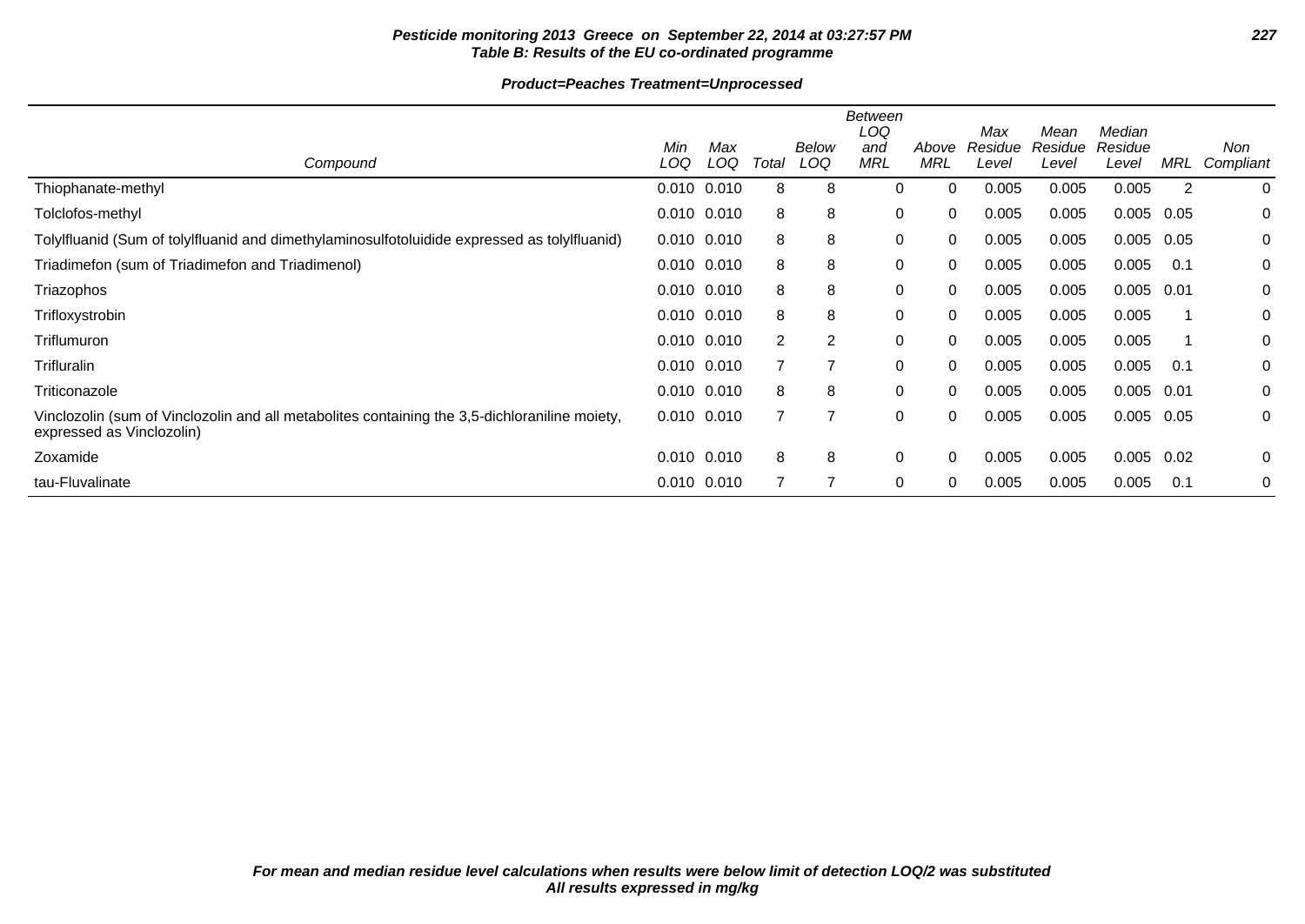**Pesticide monitoring 2013 Greece on September 22, 2014 at 03:27:57 PM**
**Table B: Results of the EU co-ordinated programme**

**Product=Peaches Treatment=Unprocessed**

| Compound | Min LOQ | Max LOQ | Total | Below LOQ | Between LOQ and MRL | Above MRL | Max Residue Level | Mean Residue Level | Median Residue Level | MRL | Non Compliant |
|---|---|---|---|---|---|---|---|---|---|---|---|
| Thiophanate-methyl | 0.010 | 0.010 | 8 | 8 | 0 | 0 | 0.005 | 0.005 | 0.005 | 2 | 0 |
| Tolclofos-methyl | 0.010 | 0.010 | 8 | 8 | 0 | 0 | 0.005 | 0.005 | 0.005 | 0.05 | 0 |
| Tolylfluanid (Sum of tolylfluanid and dimethylaminosulfotoluidide expressed as tolylfluanid) | 0.010 | 0.010 | 8 | 8 | 0 | 0 | 0.005 | 0.005 | 0.005 | 0.05 | 0 |
| Triadimefon (sum of Triadimefon and Triadimenol) | 0.010 | 0.010 | 8 | 8 | 0 | 0 | 0.005 | 0.005 | 0.005 | 0.1 | 0 |
| Triazophos | 0.010 | 0.010 | 8 | 8 | 0 | 0 | 0.005 | 0.005 | 0.005 | 0.01 | 0 |
| Trifloxystrobin | 0.010 | 0.010 | 8 | 8 | 0 | 0 | 0.005 | 0.005 | 0.005 | 1 | 0 |
| Triflumuron | 0.010 | 0.010 | 2 | 2 | 0 | 0 | 0.005 | 0.005 | 0.005 | 1 | 0 |
| Trifluralin | 0.010 | 0.010 | 7 | 7 | 0 | 0 | 0.005 | 0.005 | 0.005 | 0.1 | 0 |
| Triticonazole | 0.010 | 0.010 | 8 | 8 | 0 | 0 | 0.005 | 0.005 | 0.005 | 0.01 | 0 |
| Vinclozolin (sum of Vinclozolin and all metabolites containing the 3,5-dichloraniline moiety, expressed as Vinclozolin) | 0.010 | 0.010 | 7 | 7 | 0 | 0 | 0.005 | 0.005 | 0.005 | 0.05 | 0 |
| Zoxamide | 0.010 | 0.010 | 8 | 8 | 0 | 0 | 0.005 | 0.005 | 0.005 | 0.02 | 0 |
| tau-Fluvalinate | 0.010 | 0.010 | 7 | 7 | 0 | 0 | 0.005 | 0.005 | 0.005 | 0.1 | 0 |

***For mean and median residue level calculations when results were below limit of detection LOQ/2 was substituted***
***All results expressed in mg/kg***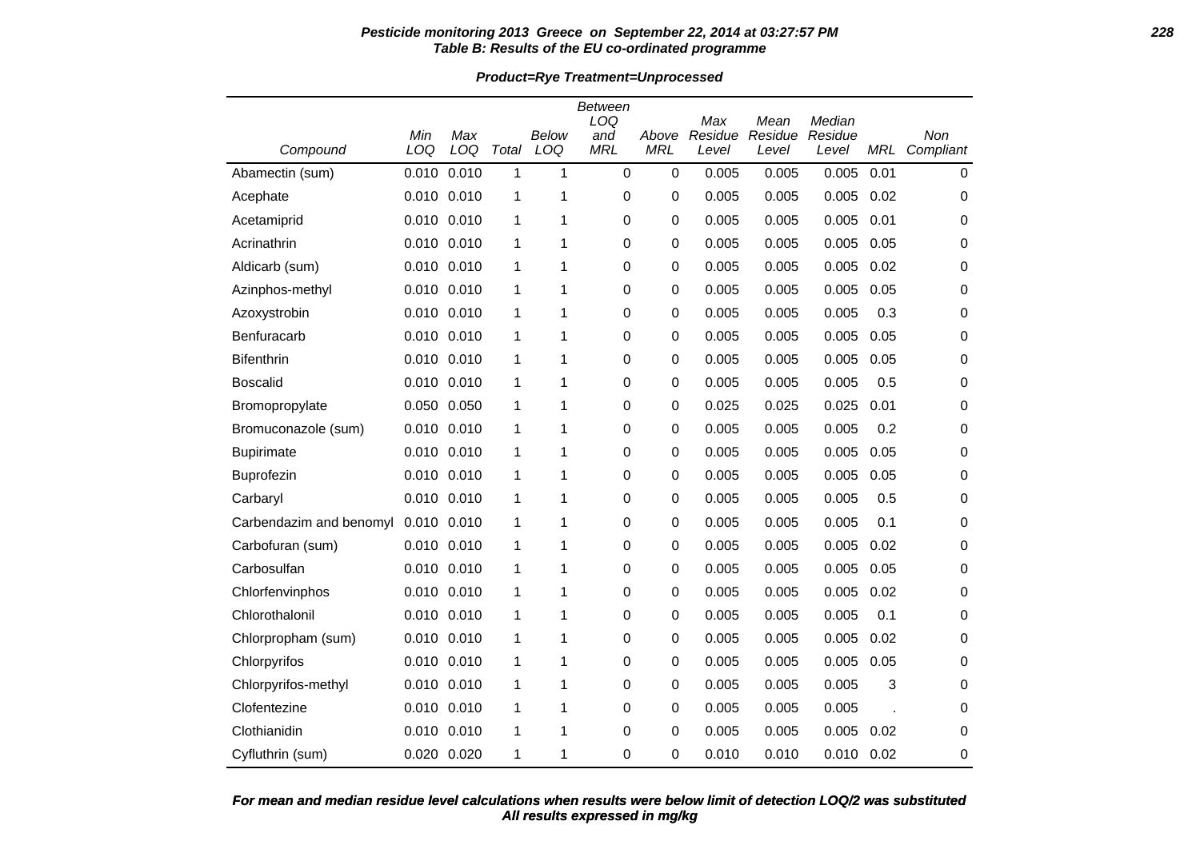**Pesticide monitoring 2013 Greece on September 22, 2014 at 03:27:57 PM**
**Table B: Results of the EU co-ordinated programme**

**Product=Rye Treatment=Unprocessed**

| Compound | Min LOQ | Max LOQ | Total | Below LOQ | Between LOQ and MRL | Above MRL | Max Residue Level | Mean Residue Level | Median Residue Level | MRL | Non Compliant |
|---|---|---|---|---|---|---|---|---|---|---|---|
| Abamectin (sum) | 0.010 | 0.010 | 1 | 1 | 0 | 0 | 0.005 | 0.005 | 0.005 | 0.01 | 0 |
| Acephate | 0.010 | 0.010 | 1 | 1 | 0 | 0 | 0.005 | 0.005 | 0.005 | 0.02 | 0 |
| Acetamiprid | 0.010 | 0.010 | 1 | 1 | 0 | 0 | 0.005 | 0.005 | 0.005 | 0.01 | 0 |
| Acrinathrin | 0.010 | 0.010 | 1 | 1 | 0 | 0 | 0.005 | 0.005 | 0.005 | 0.05 | 0 |
| Aldicarb (sum) | 0.010 | 0.010 | 1 | 1 | 0 | 0 | 0.005 | 0.005 | 0.005 | 0.02 | 0 |
| Azinphos-methyl | 0.010 | 0.010 | 1 | 1 | 0 | 0 | 0.005 | 0.005 | 0.005 | 0.05 | 0 |
| Azoxystrobin | 0.010 | 0.010 | 1 | 1 | 0 | 0 | 0.005 | 0.005 | 0.005 | 0.3 | 0 |
| Benfuracarb | 0.010 | 0.010 | 1 | 1 | 0 | 0 | 0.005 | 0.005 | 0.005 | 0.05 | 0 |
| Bifenthrin | 0.010 | 0.010 | 1 | 1 | 0 | 0 | 0.005 | 0.005 | 0.005 | 0.05 | 0 |
| Boscalid | 0.010 | 0.010 | 1 | 1 | 0 | 0 | 0.005 | 0.005 | 0.005 | 0.5 | 0 |
| Bromopropylate | 0.050 | 0.050 | 1 | 1 | 0 | 0 | 0.025 | 0.025 | 0.025 | 0.01 | 0 |
| Bromuconazole (sum) | 0.010 | 0.010 | 1 | 1 | 0 | 0 | 0.005 | 0.005 | 0.005 | 0.2 | 0 |
| Bupirimate | 0.010 | 0.010 | 1 | 1 | 0 | 0 | 0.005 | 0.005 | 0.005 | 0.05 | 0 |
| Buprofezin | 0.010 | 0.010 | 1 | 1 | 0 | 0 | 0.005 | 0.005 | 0.005 | 0.05 | 0 |
| Carbaryl | 0.010 | 0.010 | 1 | 1 | 0 | 0 | 0.005 | 0.005 | 0.005 | 0.5 | 0 |
| Carbendazim and benomyl | 0.010 | 0.010 | 1 | 1 | 0 | 0 | 0.005 | 0.005 | 0.005 | 0.1 | 0 |
| Carbofuran (sum) | 0.010 | 0.010 | 1 | 1 | 0 | 0 | 0.005 | 0.005 | 0.005 | 0.02 | 0 |
| Carbosulfan | 0.010 | 0.010 | 1 | 1 | 0 | 0 | 0.005 | 0.005 | 0.005 | 0.05 | 0 |
| Chlorfenvinphos | 0.010 | 0.010 | 1 | 1 | 0 | 0 | 0.005 | 0.005 | 0.005 | 0.02 | 0 |
| Chlorothalonil | 0.010 | 0.010 | 1 | 1 | 0 | 0 | 0.005 | 0.005 | 0.005 | 0.1 | 0 |
| Chlorpropham (sum) | 0.010 | 0.010 | 1 | 1 | 0 | 0 | 0.005 | 0.005 | 0.005 | 0.02 | 0 |
| Chlorpyrifos | 0.010 | 0.010 | 1 | 1 | 0 | 0 | 0.005 | 0.005 | 0.005 | 0.05 | 0 |
| Chlorpyrifos-methyl | 0.010 | 0.010 | 1 | 1 | 0 | 0 | 0.005 | 0.005 | 0.005 | 3 | 0 |
| Clofentezine | 0.010 | 0.010 | 1 | 1 | 0 | 0 | 0.005 | 0.005 | 0.005 | . | 0 |
| Clothianidin | 0.010 | 0.010 | 1 | 1 | 0 | 0 | 0.005 | 0.005 | 0.005 | 0.02 | 0 |
| Cyfluthrin (sum) | 0.020 | 0.020 | 1 | 1 | 0 | 0 | 0.010 | 0.010 | 0.010 | 0.02 | 0 |

**For mean and median residue level calculations when results were below limit of detection LOQ/2 was substituted**
**All results expressed in mg/kg**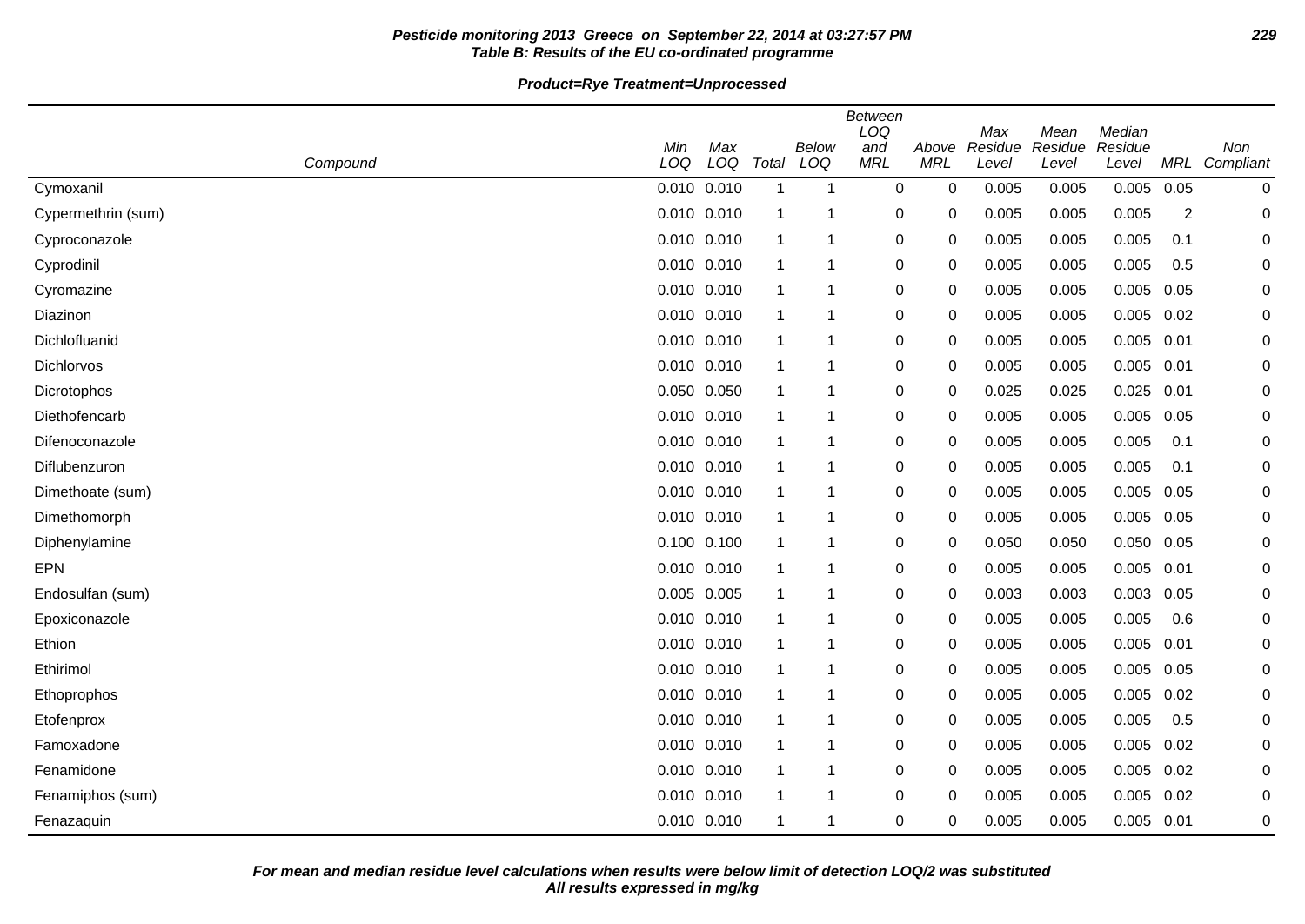**Pesticide monitoring 2013 Greece on September 22, 2014 at 03:27:57 PM**
**Table B: Results of the EU co-ordinated programme**

**Product=Rye Treatment=Unprocessed**

| Compound | Min LOQ | Max LOQ | Total | Below LOQ | Between LOQ and MRL | Above MRL | Max Residue Level | Mean Residue Level | Median Residue Level | MRL | Non Compliant |
|---|---|---|---|---|---|---|---|---|---|---|---|
| Cymoxanil | 0.010 | 0.010 | 1 | 1 | 0 | 0 | 0.005 | 0.005 | 0.005 | 0.05 | 0 |
| Cypermethrin (sum) | 0.010 | 0.010 | 1 | 1 | 0 | 0 | 0.005 | 0.005 | 0.005 | 2 | 0 |
| Cyproconazole | 0.010 | 0.010 | 1 | 1 | 0 | 0 | 0.005 | 0.005 | 0.005 | 0.1 | 0 |
| Cyprodinil | 0.010 | 0.010 | 1 | 1 | 0 | 0 | 0.005 | 0.005 | 0.005 | 0.5 | 0 |
| Cyromazine | 0.010 | 0.010 | 1 | 1 | 0 | 0 | 0.005 | 0.005 | 0.005 | 0.05 | 0 |
| Diazinon | 0.010 | 0.010 | 1 | 1 | 0 | 0 | 0.005 | 0.005 | 0.005 | 0.02 | 0 |
| Dichlofluanid | 0.010 | 0.010 | 1 | 1 | 0 | 0 | 0.005 | 0.005 | 0.005 | 0.01 | 0 |
| Dichlorvos | 0.010 | 0.010 | 1 | 1 | 0 | 0 | 0.005 | 0.005 | 0.005 | 0.01 | 0 |
| Dicrotophos | 0.050 | 0.050 | 1 | 1 | 0 | 0 | 0.025 | 0.025 | 0.025 | 0.01 | 0 |
| Diethofencarb | 0.010 | 0.010 | 1 | 1 | 0 | 0 | 0.005 | 0.005 | 0.005 | 0.05 | 0 |
| Difenoconazole | 0.010 | 0.010 | 1 | 1 | 0 | 0 | 0.005 | 0.005 | 0.005 | 0.1 | 0 |
| Diflubenzuron | 0.010 | 0.010 | 1 | 1 | 0 | 0 | 0.005 | 0.005 | 0.005 | 0.1 | 0 |
| Dimethoate (sum) | 0.010 | 0.010 | 1 | 1 | 0 | 0 | 0.005 | 0.005 | 0.005 | 0.05 | 0 |
| Dimethomorph | 0.010 | 0.010 | 1 | 1 | 0 | 0 | 0.005 | 0.005 | 0.005 | 0.05 | 0 |
| Diphenylamine | 0.100 | 0.100 | 1 | 1 | 0 | 0 | 0.050 | 0.050 | 0.050 | 0.05 | 0 |
| EPN | 0.010 | 0.010 | 1 | 1 | 0 | 0 | 0.005 | 0.005 | 0.005 | 0.01 | 0 |
| Endosulfan (sum) | 0.005 | 0.005 | 1 | 1 | 0 | 0 | 0.003 | 0.003 | 0.003 | 0.05 | 0 |
| Epoxiconazole | 0.010 | 0.010 | 1 | 1 | 0 | 0 | 0.005 | 0.005 | 0.005 | 0.6 | 0 |
| Ethion | 0.010 | 0.010 | 1 | 1 | 0 | 0 | 0.005 | 0.005 | 0.005 | 0.01 | 0 |
| Ethirimol | 0.010 | 0.010 | 1 | 1 | 0 | 0 | 0.005 | 0.005 | 0.005 | 0.05 | 0 |
| Ethoprophos | 0.010 | 0.010 | 1 | 1 | 0 | 0 | 0.005 | 0.005 | 0.005 | 0.02 | 0 |
| Etofenprox | 0.010 | 0.010 | 1 | 1 | 0 | 0 | 0.005 | 0.005 | 0.005 | 0.5 | 0 |
| Famoxadone | 0.010 | 0.010 | 1 | 1 | 0 | 0 | 0.005 | 0.005 | 0.005 | 0.02 | 0 |
| Fenamidone | 0.010 | 0.010 | 1 | 1 | 0 | 0 | 0.005 | 0.005 | 0.005 | 0.02 | 0 |
| Fenamiphos (sum) | 0.010 | 0.010 | 1 | 1 | 0 | 0 | 0.005 | 0.005 | 0.005 | 0.02 | 0 |
| Fenazaquin | 0.010 | 0.010 | 1 | 1 | 0 | 0 | 0.005 | 0.005 | 0.005 | 0.01 | 0 |

**For mean and median residue level calculations when results were below limit of detection LOQ/2 was substituted**
**All results expressed in mg/kg**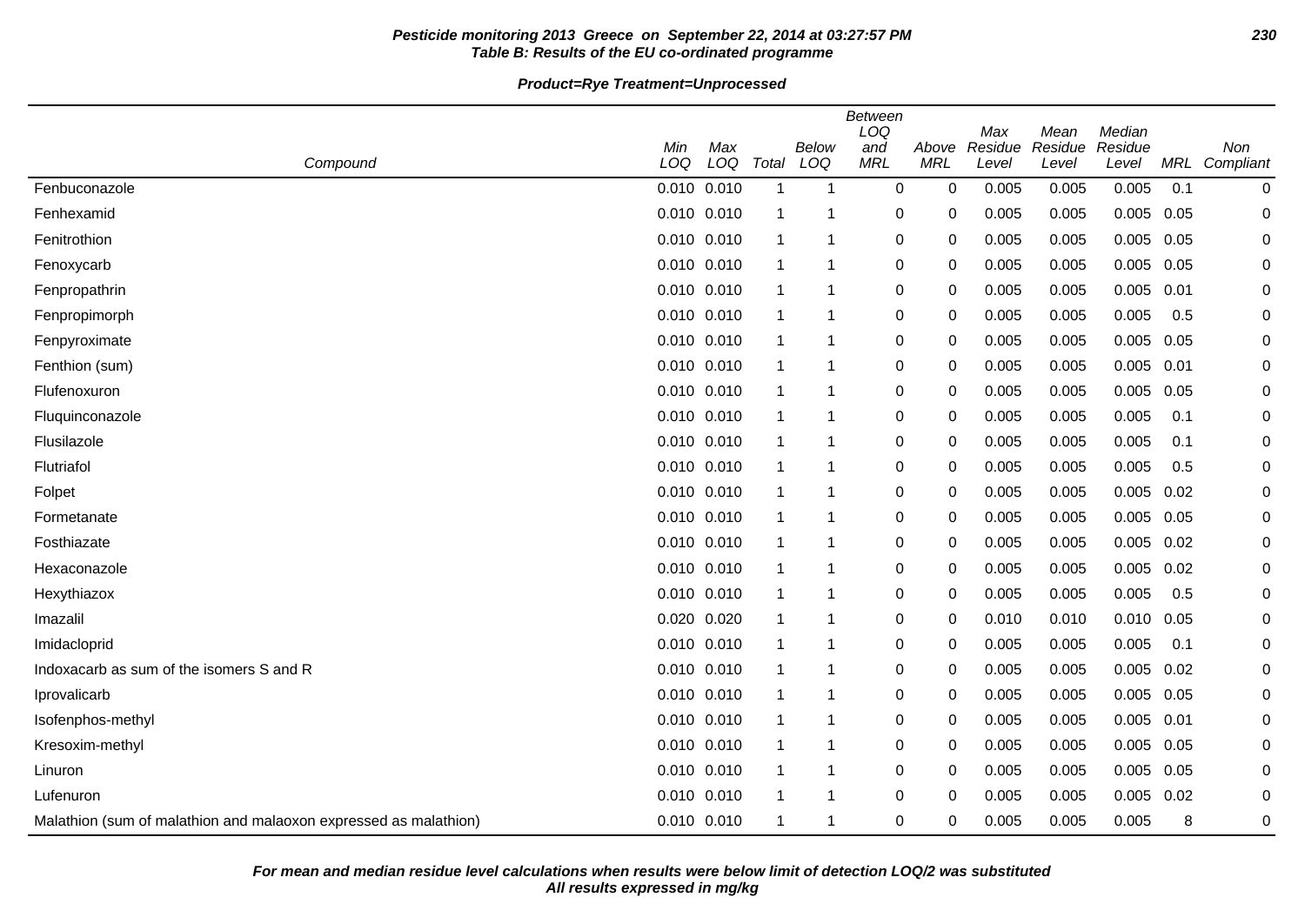**Pesticide monitoring 2013 Greece on September 22, 2014 at 03:27:57 PM**
**Table B: Results of the EU co-ordinated programme**

**Product=Rye Treatment=Unprocessed**

| Compound | Min LOQ | Max LOQ | Total | Below LOQ | Between LOQ and MRL | Above MRL | Max Residue Level | Mean Residue Level | Median Residue Level | MRL | Non Compliant |
|---|---|---|---|---|---|---|---|---|---|---|---|
| Fenbuconazole | 0.010 | 0.010 | 1 | 1 | 0 | 0 | 0.005 | 0.005 | 0.005 | 0.1 | 0 |
| Fenhexamid | 0.010 | 0.010 | 1 | 1 | 0 | 0 | 0.005 | 0.005 | 0.005 | 0.05 | 0 |
| Fenitrothion | 0.010 | 0.010 | 1 | 1 | 0 | 0 | 0.005 | 0.005 | 0.005 | 0.05 | 0 |
| Fenoxycarb | 0.010 | 0.010 | 1 | 1 | 0 | 0 | 0.005 | 0.005 | 0.005 | 0.05 | 0 |
| Fenpropathrin | 0.010 | 0.010 | 1 | 1 | 0 | 0 | 0.005 | 0.005 | 0.005 | 0.01 | 0 |
| Fenpropimorph | 0.010 | 0.010 | 1 | 1 | 0 | 0 | 0.005 | 0.005 | 0.005 | 0.5 | 0 |
| Fenpyroximate | 0.010 | 0.010 | 1 | 1 | 0 | 0 | 0.005 | 0.005 | 0.005 | 0.05 | 0 |
| Fenthion (sum) | 0.010 | 0.010 | 1 | 1 | 0 | 0 | 0.005 | 0.005 | 0.005 | 0.01 | 0 |
| Flufenoxuron | 0.010 | 0.010 | 1 | 1 | 0 | 0 | 0.005 | 0.005 | 0.005 | 0.05 | 0 |
| Fluquinconazole | 0.010 | 0.010 | 1 | 1 | 0 | 0 | 0.005 | 0.005 | 0.005 | 0.1 | 0 |
| Flusilazole | 0.010 | 0.010 | 1 | 1 | 0 | 0 | 0.005 | 0.005 | 0.005 | 0.1 | 0 |
| Flutriafol | 0.010 | 0.010 | 1 | 1 | 0 | 0 | 0.005 | 0.005 | 0.005 | 0.5 | 0 |
| Folpet | 0.010 | 0.010 | 1 | 1 | 0 | 0 | 0.005 | 0.005 | 0.005 | 0.02 | 0 |
| Formetanate | 0.010 | 0.010 | 1 | 1 | 0 | 0 | 0.005 | 0.005 | 0.005 | 0.05 | 0 |
| Fosthiazate | 0.010 | 0.010 | 1 | 1 | 0 | 0 | 0.005 | 0.005 | 0.005 | 0.02 | 0 |
| Hexaconazole | 0.010 | 0.010 | 1 | 1 | 0 | 0 | 0.005 | 0.005 | 0.005 | 0.02 | 0 |
| Hexythiazox | 0.010 | 0.010 | 1 | 1 | 0 | 0 | 0.005 | 0.005 | 0.005 | 0.5 | 0 |
| Imazalil | 0.020 | 0.020 | 1 | 1 | 0 | 0 | 0.010 | 0.010 | 0.010 | 0.05 | 0 |
| Imidacloprid | 0.010 | 0.010 | 1 | 1 | 0 | 0 | 0.005 | 0.005 | 0.005 | 0.1 | 0 |
| Indoxacarb as sum of the isomers S and R | 0.010 | 0.010 | 1 | 1 | 0 | 0 | 0.005 | 0.005 | 0.005 | 0.02 | 0 |
| Iprovalicarb | 0.010 | 0.010 | 1 | 1 | 0 | 0 | 0.005 | 0.005 | 0.005 | 0.05 | 0 |
| Isofenphos-methyl | 0.010 | 0.010 | 1 | 1 | 0 | 0 | 0.005 | 0.005 | 0.005 | 0.01 | 0 |
| Kresoxim-methyl | 0.010 | 0.010 | 1 | 1 | 0 | 0 | 0.005 | 0.005 | 0.005 | 0.05 | 0 |
| Linuron | 0.010 | 0.010 | 1 | 1 | 0 | 0 | 0.005 | 0.005 | 0.005 | 0.05 | 0 |
| Lufenuron | 0.010 | 0.010 | 1 | 1 | 0 | 0 | 0.005 | 0.005 | 0.005 | 0.02 | 0 |
| Malathion (sum of malathion and malaoxon expressed as malathion) | 0.010 | 0.010 | 1 | 1 | 0 | 0 | 0.005 | 0.005 | 0.005 | 8 | 0 |

***For mean and median residue level calculations when results were below limit of detection LOQ/2 was substituted***
***All results expressed in mg/kg***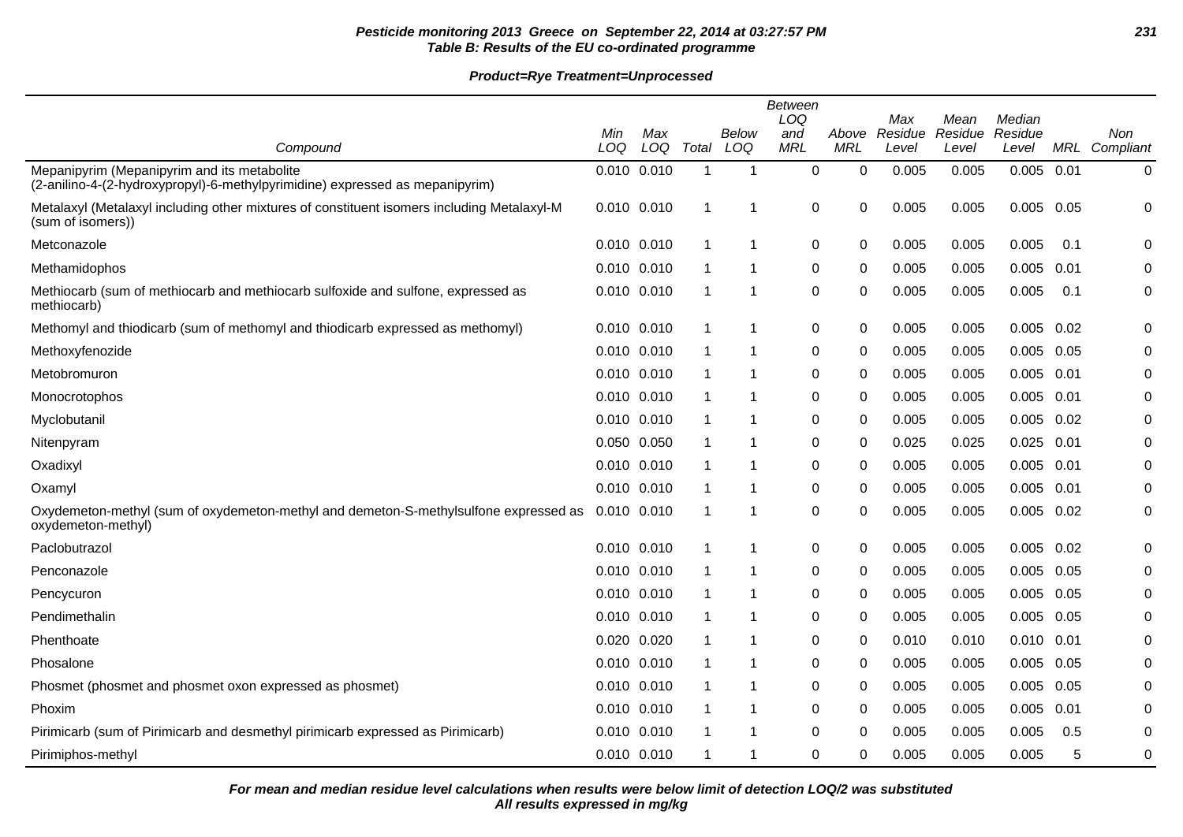**Pesticide monitoring 2013 Greece on September 22, 2014 at 03:27:57 PM**
**Table B: Results of the EU co-ordinated programme**

**Product=Rye Treatment=Unprocessed**

| Compound | Min LOQ | Max LOQ | Total | Below LOQ | Between LOQ and MRL | Above MRL | Max Residue Level | Mean Residue Level | Median Residue Level | MRL | Non Compliant |
|---|---|---|---|---|---|---|---|---|---|---|---|
| Mepanipyrim (Mepanipyrim and its metabolite (2-anilino-4-(2-hydroxypropyl)-6-methylpyrimidine) expressed as mepanipyrim) | 0.010 | 0.010 | 1 | 1 | 0 | 0 | 0.005 | 0.005 | 0.005 | 0.01 | 0 |
| Metalaxyl (Metalaxyl including other mixtures of constituent isomers including Metalaxyl-M (sum of isomers)) | 0.010 | 0.010 | 1 | 1 | 0 | 0 | 0.005 | 0.005 | 0.005 | 0.05 | 0 |
| Metconazole | 0.010 | 0.010 | 1 | 1 | 0 | 0 | 0.005 | 0.005 | 0.005 | 0.1 | 0 |
| Methamidophos | 0.010 | 0.010 | 1 | 1 | 0 | 0 | 0.005 | 0.005 | 0.005 | 0.01 | 0 |
| Methiocarb (sum of methiocarb and methiocarb sulfoxide and sulfone, expressed as methiocarb) | 0.010 | 0.010 | 1 | 1 | 0 | 0 | 0.005 | 0.005 | 0.005 | 0.1 | 0 |
| Methomyl and thiodicarb (sum of methomyl and thiodicarb expressed as methomyl) | 0.010 | 0.010 | 1 | 1 | 0 | 0 | 0.005 | 0.005 | 0.005 | 0.02 | 0 |
| Methoxyfenozide | 0.010 | 0.010 | 1 | 1 | 0 | 0 | 0.005 | 0.005 | 0.005 | 0.05 | 0 |
| Metobromuron | 0.010 | 0.010 | 1 | 1 | 0 | 0 | 0.005 | 0.005 | 0.005 | 0.01 | 0 |
| Monocrotophos | 0.010 | 0.010 | 1 | 1 | 0 | 0 | 0.005 | 0.005 | 0.005 | 0.01 | 0 |
| Myclobutanil | 0.010 | 0.010 | 1 | 1 | 0 | 0 | 0.005 | 0.005 | 0.005 | 0.02 | 0 |
| Nitenpyram | 0.050 | 0.050 | 1 | 1 | 0 | 0 | 0.025 | 0.025 | 0.025 | 0.01 | 0 |
| Oxadixyl | 0.010 | 0.010 | 1 | 1 | 0 | 0 | 0.005 | 0.005 | 0.005 | 0.01 | 0 |
| Oxamyl | 0.010 | 0.010 | 1 | 1 | 0 | 0 | 0.005 | 0.005 | 0.005 | 0.01 | 0 |
| Oxydemeton-methyl (sum of oxydemeton-methyl and demeton-S-methylsulfone expressed as oxydemeton-methyl) | 0.010 | 0.010 | 1 | 1 | 0 | 0 | 0.005 | 0.005 | 0.005 | 0.02 | 0 |
| Paclobutrazol | 0.010 | 0.010 | 1 | 1 | 0 | 0 | 0.005 | 0.005 | 0.005 | 0.02 | 0 |
| Penconazole | 0.010 | 0.010 | 1 | 1 | 0 | 0 | 0.005 | 0.005 | 0.005 | 0.05 | 0 |
| Pencycuron | 0.010 | 0.010 | 1 | 1 | 0 | 0 | 0.005 | 0.005 | 0.005 | 0.05 | 0 |
| Pendimethalin | 0.010 | 0.010 | 1 | 1 | 0 | 0 | 0.005 | 0.005 | 0.005 | 0.05 | 0 |
| Phenthoate | 0.020 | 0.020 | 1 | 1 | 0 | 0 | 0.010 | 0.010 | 0.010 | 0.01 | 0 |
| Phosalone | 0.010 | 0.010 | 1 | 1 | 0 | 0 | 0.005 | 0.005 | 0.005 | 0.05 | 0 |
| Phosmet (phosmet and phosmet oxon expressed as phosmet) | 0.010 | 0.010 | 1 | 1 | 0 | 0 | 0.005 | 0.005 | 0.005 | 0.05 | 0 |
| Phoxim | 0.010 | 0.010 | 1 | 1 | 0 | 0 | 0.005 | 0.005 | 0.005 | 0.01 | 0 |
| Pirimicarb (sum of Pirimicarb and desmethyl pirimicarb expressed as Pirimicarb) | 0.010 | 0.010 | 1 | 1 | 0 | 0 | 0.005 | 0.005 | 0.005 | 0.5 | 0 |
| Pirimiphos-methyl | 0.010 | 0.010 | 1 | 1 | 0 | 0 | 0.005 | 0.005 | 0.005 | 5 | 0 |

***For mean and median residue level calculations when results were below limit of detection LOQ/2 was substituted***
***All results expressed in mg/kg***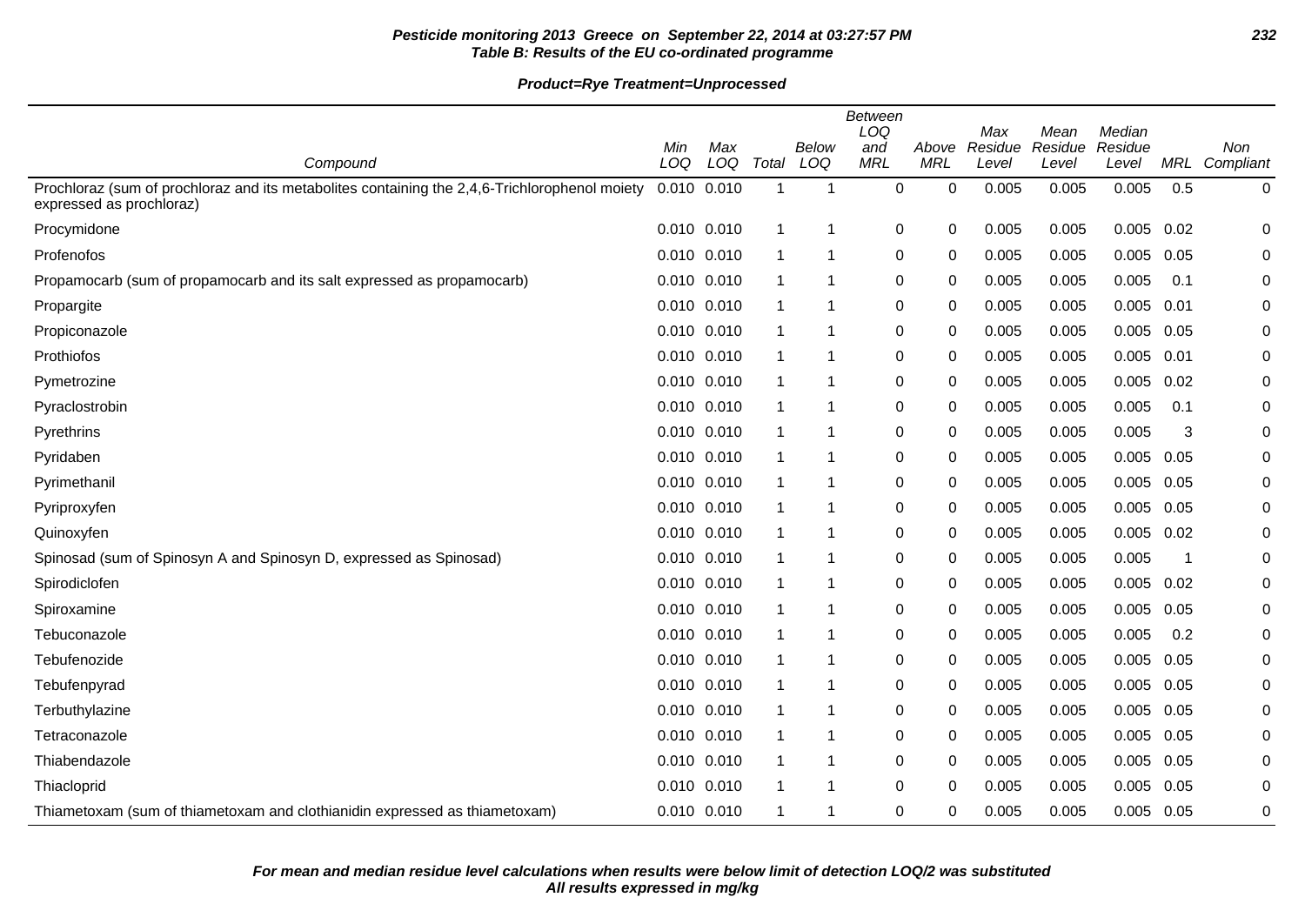**Pesticide monitoring 2013 Greece on September 22, 2014 at 03:27:57 PM**
**Table B: Results of the EU co-ordinated programme**

**Product=Rye Treatment=Unprocessed**

| Compound | Min LOQ | Max LOQ | Total | Below LOQ | Between LOQ and MRL | Above MRL | Max Residue Level | Mean Residue Level | Median Residue Level | MRL | Non Compliant |
|---|---|---|---|---|---|---|---|---|---|---|---|
| Prochloraz (sum of prochloraz and its metabolites containing the 2,4,6-Trichlorophenol moiety expressed as prochloraz) | 0.010 | 0.010 | 1 | 1 | 0 | 0 | 0.005 | 0.005 | 0.005 | 0.5 | 0 |
| Procymidone | 0.010 | 0.010 | 1 | 1 | 0 | 0 | 0.005 | 0.005 | 0.005 | 0.02 | 0 |
| Profenofos | 0.010 | 0.010 | 1 | 1 | 0 | 0 | 0.005 | 0.005 | 0.005 | 0.05 | 0 |
| Propamocarb (sum of propamocarb and its salt expressed as propamocarb) | 0.010 | 0.010 | 1 | 1 | 0 | 0 | 0.005 | 0.005 | 0.005 | 0.1 | 0 |
| Propargite | 0.010 | 0.010 | 1 | 1 | 0 | 0 | 0.005 | 0.005 | 0.005 | 0.01 | 0 |
| Propiconazole | 0.010 | 0.010 | 1 | 1 | 0 | 0 | 0.005 | 0.005 | 0.005 | 0.05 | 0 |
| Prothiofos | 0.010 | 0.010 | 1 | 1 | 0 | 0 | 0.005 | 0.005 | 0.005 | 0.01 | 0 |
| Pymetrozine | 0.010 | 0.010 | 1 | 1 | 0 | 0 | 0.005 | 0.005 | 0.005 | 0.02 | 0 |
| Pyraclostrobin | 0.010 | 0.010 | 1 | 1 | 0 | 0 | 0.005 | 0.005 | 0.005 | 0.1 | 0 |
| Pyrethrins | 0.010 | 0.010 | 1 | 1 | 0 | 0 | 0.005 | 0.005 | 0.005 | 3 | 0 |
| Pyridaben | 0.010 | 0.010 | 1 | 1 | 0 | 0 | 0.005 | 0.005 | 0.005 | 0.05 | 0 |
| Pyrimethanil | 0.010 | 0.010 | 1 | 1 | 0 | 0 | 0.005 | 0.005 | 0.005 | 0.05 | 0 |
| Pyriproxyfen | 0.010 | 0.010 | 1 | 1 | 0 | 0 | 0.005 | 0.005 | 0.005 | 0.05 | 0 |
| Quinoxyfen | 0.010 | 0.010 | 1 | 1 | 0 | 0 | 0.005 | 0.005 | 0.005 | 0.02 | 0 |
| Spinosad (sum of Spinosyn A and Spinosyn D, expressed as Spinosad) | 0.010 | 0.010 | 1 | 1 | 0 | 0 | 0.005 | 0.005 | 0.005 | 1 | 0 |
| Spirodiclofen | 0.010 | 0.010 | 1 | 1 | 0 | 0 | 0.005 | 0.005 | 0.005 | 0.02 | 0 |
| Spiroxamine | 0.010 | 0.010 | 1 | 1 | 0 | 0 | 0.005 | 0.005 | 0.005 | 0.05 | 0 |
| Tebuconazole | 0.010 | 0.010 | 1 | 1 | 0 | 0 | 0.005 | 0.005 | 0.005 | 0.2 | 0 |
| Tebufenozide | 0.010 | 0.010 | 1 | 1 | 0 | 0 | 0.005 | 0.005 | 0.005 | 0.05 | 0 |
| Tebufenpyrad | 0.010 | 0.010 | 1 | 1 | 0 | 0 | 0.005 | 0.005 | 0.005 | 0.05 | 0 |
| Terbuthylazine | 0.010 | 0.010 | 1 | 1 | 0 | 0 | 0.005 | 0.005 | 0.005 | 0.05 | 0 |
| Tetraconazole | 0.010 | 0.010 | 1 | 1 | 0 | 0 | 0.005 | 0.005 | 0.005 | 0.05 | 0 |
| Thiabendazole | 0.010 | 0.010 | 1 | 1 | 0 | 0 | 0.005 | 0.005 | 0.005 | 0.05 | 0 |
| Thiacloprid | 0.010 | 0.010 | 1 | 1 | 0 | 0 | 0.005 | 0.005 | 0.005 | 0.05 | 0 |
| Thiametoxam (sum of thiametoxam and clothianidin expressed as thiametoxam) | 0.010 | 0.010 | 1 | 1 | 0 | 0 | 0.005 | 0.005 | 0.005 | 0.05 | 0 |

***For mean and median residue level calculations when results were below limit of detection LOQ/2 was substituted***
***All results expressed in mg/kg***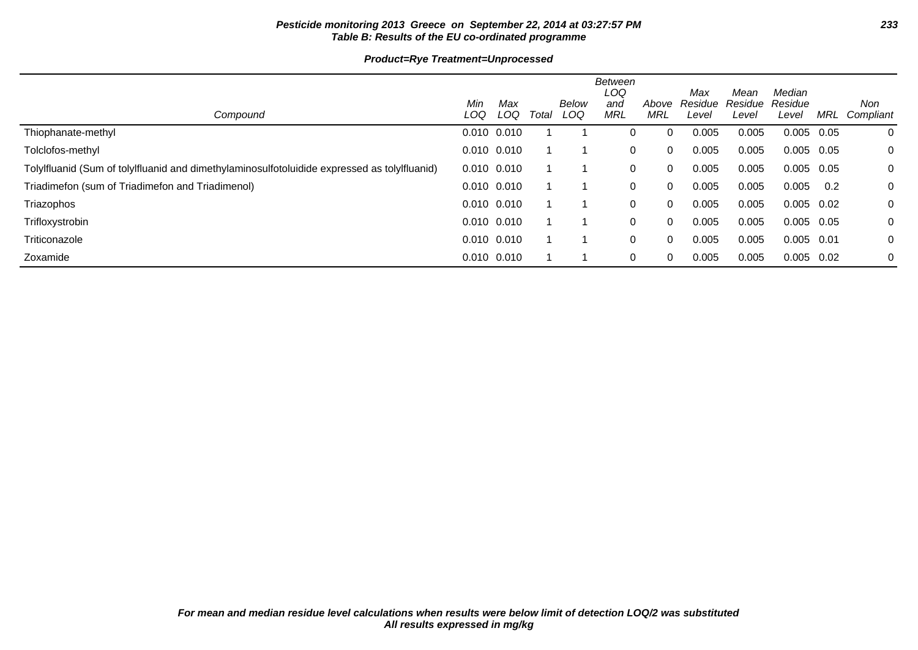**Pesticide monitoring 2013 Greece on September 22, 2014 at 03:27:57 PM**
**Table B: Results of the EU co-ordinated programme**

**Product=Rye Treatment=Unprocessed**

| Compound | Min LOQ | Max LOQ | Total | Below LOQ | Between LOQ and MRL | Above MRL | Max Residue Level | Mean Residue Level | Median Residue Level | MRL | Non Compliant |
|---|---|---|---|---|---|---|---|---|---|---|---|
| Thiophanate-methyl | 0.010 | 0.010 | 1 | 1 | 0 | 0 | 0.005 | 0.005 | 0.005 | 0.05 | 0 |
| Tolclofos-methyl | 0.010 | 0.010 | 1 | 1 | 0 | 0 | 0.005 | 0.005 | 0.005 | 0.05 | 0 |
| Tolylfluanid (Sum of tolylfluanid and dimethylaminosulfotoluidide expressed as tolylfluanid) | 0.010 | 0.010 | 1 | 1 | 0 | 0 | 0.005 | 0.005 | 0.005 | 0.05 | 0 |
| Triadimefon (sum of Triadimefon and Triadimenol) | 0.010 | 0.010 | 1 | 1 | 0 | 0 | 0.005 | 0.005 | 0.005 | 0.2 | 0 |
| Triazophos | 0.010 | 0.010 | 1 | 1 | 0 | 0 | 0.005 | 0.005 | 0.005 | 0.02 | 0 |
| Trifloxystrobin | 0.010 | 0.010 | 1 | 1 | 0 | 0 | 0.005 | 0.005 | 0.005 | 0.05 | 0 |
| Triticonazole | 0.010 | 0.010 | 1 | 1 | 0 | 0 | 0.005 | 0.005 | 0.005 | 0.01 | 0 |
| Zoxamide | 0.010 | 0.010 | 1 | 1 | 0 | 0 | 0.005 | 0.005 | 0.005 | 0.02 | 0 |

*For mean and median residue level calculations when results were below limit of detection LOQ/2 was substituted*
*All results expressed in mg/kg*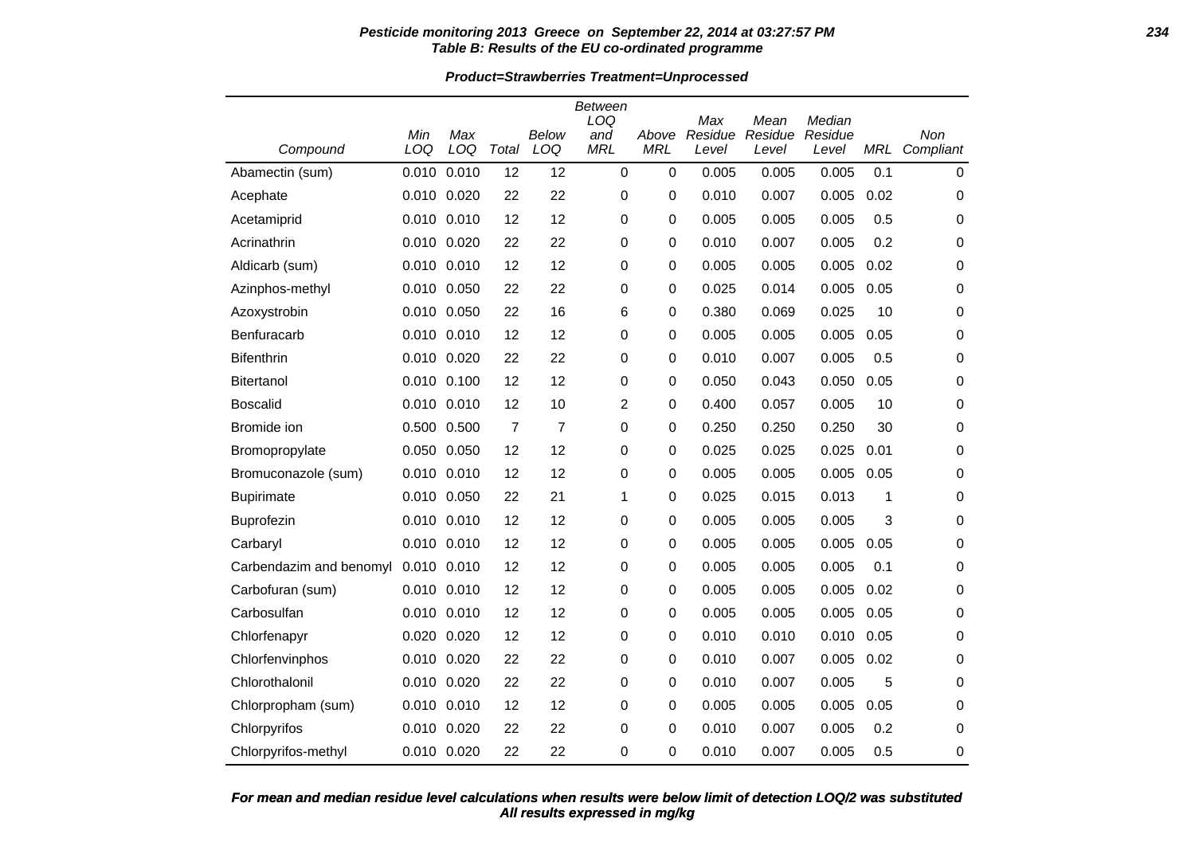**Table B: Results of the EU co-ordinated programme**

**Product=Strawberries Treatment=Unprocessed**

| Compound | Min LOQ | Max LOQ | Total | Below LOQ | Between LOQ and MRL | Above MRL | Max Residue Level | Mean Residue Level | Median Residue Level | MRL | Non Compliant |
|---|---|---|---|---|---|---|---|---|---|---|---|
| Abamectin (sum) | 0.010 | 0.010 | 12 | 12 | 0 | 0 | 0.005 | 0.005 | 0.005 | 0.1 | 0 |
| Acephate | 0.010 | 0.020 | 22 | 22 | 0 | 0 | 0.010 | 0.007 | 0.005 | 0.02 | 0 |
| Acetamiprid | 0.010 | 0.010 | 12 | 12 | 0 | 0 | 0.005 | 0.005 | 0.005 | 0.5 | 0 |
| Acrinathrin | 0.010 | 0.020 | 22 | 22 | 0 | 0 | 0.010 | 0.007 | 0.005 | 0.2 | 0 |
| Aldicarb (sum) | 0.010 | 0.010 | 12 | 12 | 0 | 0 | 0.005 | 0.005 | 0.005 | 0.02 | 0 |
| Azinphos-methyl | 0.010 | 0.050 | 22 | 22 | 0 | 0 | 0.025 | 0.014 | 0.005 | 0.05 | 0 |
| Azoxystrobin | 0.010 | 0.050 | 22 | 16 | 6 | 0 | 0.380 | 0.069 | 0.025 | 10 | 0 |
| Benfuracarb | 0.010 | 0.010 | 12 | 12 | 0 | 0 | 0.005 | 0.005 | 0.005 | 0.05 | 0 |
| Bifenthrin | 0.010 | 0.020 | 22 | 22 | 0 | 0 | 0.010 | 0.007 | 0.005 | 0.5 | 0 |
| Bitertanol | 0.010 | 0.100 | 12 | 12 | 0 | 0 | 0.050 | 0.043 | 0.050 | 0.05 | 0 |
| Boscalid | 0.010 | 0.010 | 12 | 10 | 2 | 0 | 0.400 | 0.057 | 0.005 | 10 | 0 |
| Bromide ion | 0.500 | 0.500 | 7 | 7 | 0 | 0 | 0.250 | 0.250 | 0.250 | 30 | 0 |
| Bromopropylate | 0.050 | 0.050 | 12 | 12 | 0 | 0 | 0.025 | 0.025 | 0.025 | 0.01 | 0 |
| Bromuconazole (sum) | 0.010 | 0.010 | 12 | 12 | 0 | 0 | 0.005 | 0.005 | 0.005 | 0.05 | 0 |
| Bupirimate | 0.010 | 0.050 | 22 | 21 | 1 | 0 | 0.025 | 0.015 | 0.013 | 1 | 0 |
| Buprofezin | 0.010 | 0.010 | 12 | 12 | 0 | 0 | 0.005 | 0.005 | 0.005 | 3 | 0 |
| Carbaryl | 0.010 | 0.010 | 12 | 12 | 0 | 0 | 0.005 | 0.005 | 0.005 | 0.05 | 0 |
| Carbendazim and benomyl | 0.010 | 0.010 | 12 | 12 | 0 | 0 | 0.005 | 0.005 | 0.005 | 0.1 | 0 |
| Carbofuran (sum) | 0.010 | 0.010 | 12 | 12 | 0 | 0 | 0.005 | 0.005 | 0.005 | 0.02 | 0 |
| Carbosulfan | 0.010 | 0.010 | 12 | 12 | 0 | 0 | 0.005 | 0.005 | 0.005 | 0.05 | 0 |
| Chlorfenapyr | 0.020 | 0.020 | 12 | 12 | 0 | 0 | 0.010 | 0.010 | 0.010 | 0.05 | 0 |
| Chlorfenvinphos | 0.010 | 0.020 | 22 | 22 | 0 | 0 | 0.010 | 0.007 | 0.005 | 0.02 | 0 |
| Chlorothalonil | 0.010 | 0.020 | 22 | 22 | 0 | 0 | 0.010 | 0.007 | 0.005 | 5 | 0 |
| Chlorpropham (sum) | 0.010 | 0.010 | 12 | 12 | 0 | 0 | 0.005 | 0.005 | 0.005 | 0.05 | 0 |
| Chlorpyrifos | 0.010 | 0.020 | 22 | 22 | 0 | 0 | 0.010 | 0.007 | 0.005 | 0.2 | 0 |
| Chlorpyrifos-methyl | 0.010 | 0.020 | 22 | 22 | 0 | 0 | 0.010 | 0.007 | 0.005 | 0.5 | 0 |

*For mean and median residue level calculations when results were below limit of detection LOQ/2 was substituted*
*All results expressed in mg/kg*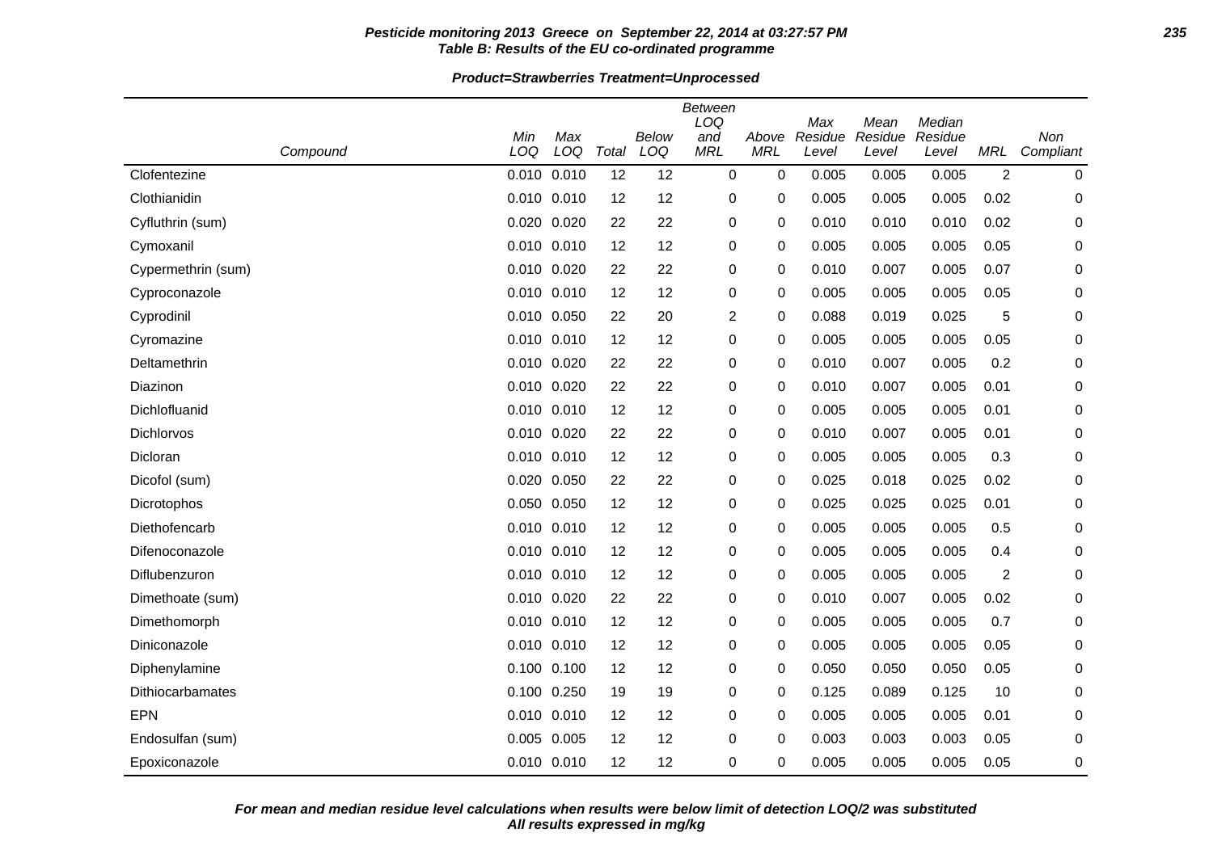**Pesticide monitoring 2013 Greece on September 22, 2014 at 03:27:57 PM**
**Table B: Results of the EU co-ordinated programme**

**Product=Strawberries Treatment=Unprocessed**

| Compound | Min LOQ | Max LOQ | Total | Below LOQ | Between LOQ and MRL | Above MRL | Max Residue Level | Mean Residue Level | Median Residue Level | MRL | Non Compliant |
|---|---|---|---|---|---|---|---|---|---|---|---|
| Clofentezine | 0.010 | 0.010 | 12 | 12 | 0 | 0 | 0.005 | 0.005 | 0.005 | 2 | 0 |
| Clothianidin | 0.010 | 0.010 | 12 | 12 | 0 | 0 | 0.005 | 0.005 | 0.005 | 0.02 | 0 |
| Cyfluthrin (sum) | 0.020 | 0.020 | 22 | 22 | 0 | 0 | 0.010 | 0.010 | 0.010 | 0.02 | 0 |
| Cymoxanil | 0.010 | 0.010 | 12 | 12 | 0 | 0 | 0.005 | 0.005 | 0.005 | 0.05 | 0 |
| Cypermethrin (sum) | 0.010 | 0.020 | 22 | 22 | 0 | 0 | 0.010 | 0.007 | 0.005 | 0.07 | 0 |
| Cyproconazole | 0.010 | 0.010 | 12 | 12 | 0 | 0 | 0.005 | 0.005 | 0.005 | 0.05 | 0 |
| Cyprodinil | 0.010 | 0.050 | 22 | 20 | 2 | 0 | 0.088 | 0.019 | 0.025 | 5 | 0 |
| Cyromazine | 0.010 | 0.010 | 12 | 12 | 0 | 0 | 0.005 | 0.005 | 0.005 | 0.05 | 0 |
| Deltamethrin | 0.010 | 0.020 | 22 | 22 | 0 | 0 | 0.010 | 0.007 | 0.005 | 0.2 | 0 |
| Diazinon | 0.010 | 0.020 | 22 | 22 | 0 | 0 | 0.010 | 0.007 | 0.005 | 0.01 | 0 |
| Dichlofluanid | 0.010 | 0.010 | 12 | 12 | 0 | 0 | 0.005 | 0.005 | 0.005 | 0.01 | 0 |
| Dichlorvos | 0.010 | 0.020 | 22 | 22 | 0 | 0 | 0.010 | 0.007 | 0.005 | 0.01 | 0 |
| Dicloran | 0.010 | 0.010 | 12 | 12 | 0 | 0 | 0.005 | 0.005 | 0.005 | 0.3 | 0 |
| Dicofol (sum) | 0.020 | 0.050 | 22 | 22 | 0 | 0 | 0.025 | 0.018 | 0.025 | 0.02 | 0 |
| Dicrotophos | 0.050 | 0.050 | 12 | 12 | 0 | 0 | 0.025 | 0.025 | 0.025 | 0.01 | 0 |
| Diethofencarb | 0.010 | 0.010 | 12 | 12 | 0 | 0 | 0.005 | 0.005 | 0.005 | 0.5 | 0 |
| Difenoconazole | 0.010 | 0.010 | 12 | 12 | 0 | 0 | 0.005 | 0.005 | 0.005 | 0.4 | 0 |
| Diflubenzuron | 0.010 | 0.010 | 12 | 12 | 0 | 0 | 0.005 | 0.005 | 0.005 | 2 | 0 |
| Dimethoate (sum) | 0.010 | 0.020 | 22 | 22 | 0 | 0 | 0.010 | 0.007 | 0.005 | 0.02 | 0 |
| Dimethomorph | 0.010 | 0.010 | 12 | 12 | 0 | 0 | 0.005 | 0.005 | 0.005 | 0.7 | 0 |
| Diniconazole | 0.010 | 0.010 | 12 | 12 | 0 | 0 | 0.005 | 0.005 | 0.005 | 0.05 | 0 |
| Diphenylamine | 0.100 | 0.100 | 12 | 12 | 0 | 0 | 0.050 | 0.050 | 0.050 | 0.05 | 0 |
| Dithiocarbamates | 0.100 | 0.250 | 19 | 19 | 0 | 0 | 0.125 | 0.089 | 0.125 | 10 | 0 |
| EPN | 0.010 | 0.010 | 12 | 12 | 0 | 0 | 0.005 | 0.005 | 0.005 | 0.01 | 0 |
| Endosulfan (sum) | 0.005 | 0.005 | 12 | 12 | 0 | 0 | 0.003 | 0.003 | 0.003 | 0.05 | 0 |
| Epoxiconazole | 0.010 | 0.010 | 12 | 12 | 0 | 0 | 0.005 | 0.005 | 0.005 | 0.05 | 0 |

*For mean and median residue level calculations when results were below limit of detection LOQ/2 was substituted*
*All results expressed in mg/kg*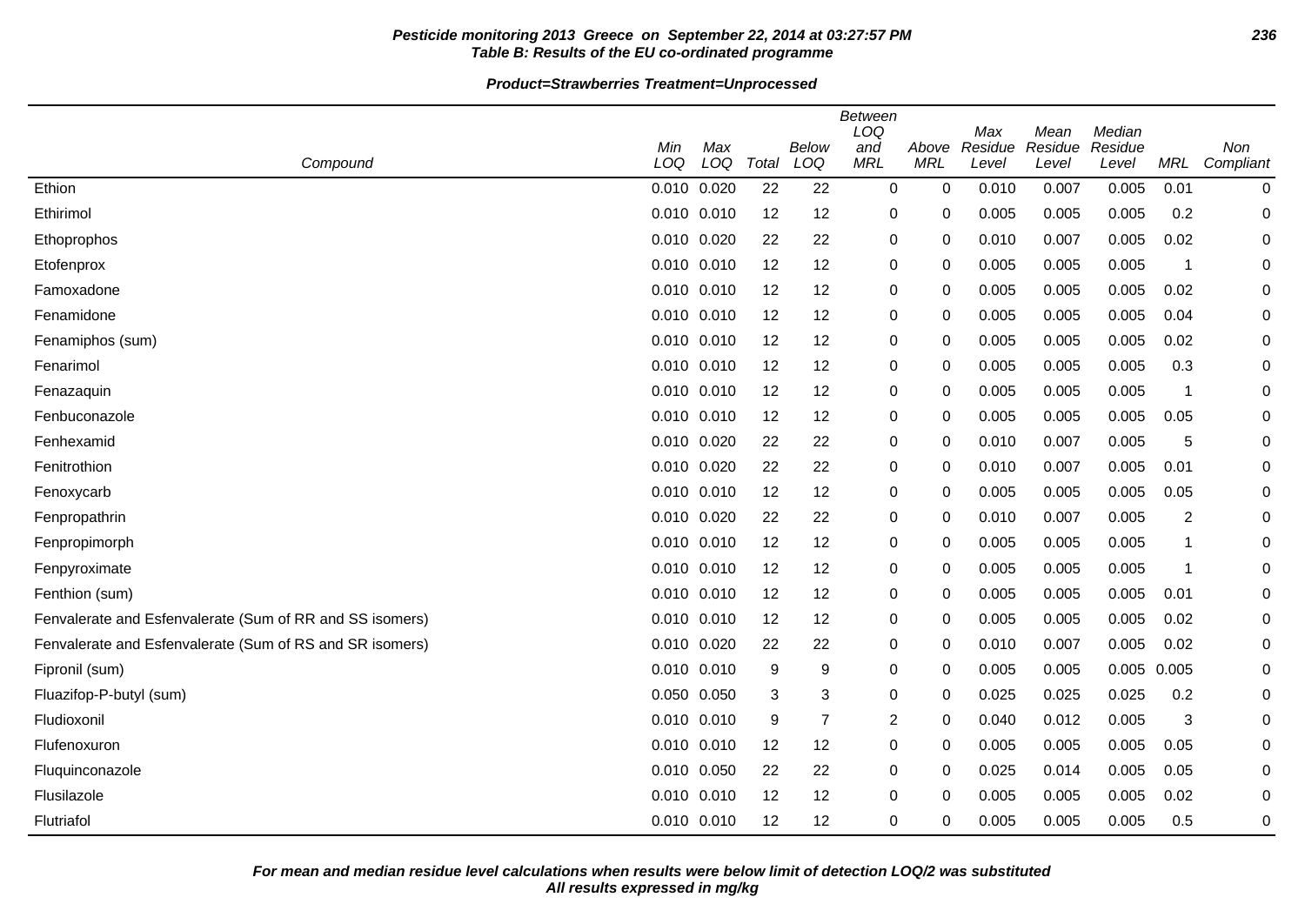**Pesticide monitoring 2013 Greece on September 22, 2014 at 03:27:57 PM**
**Table B: Results of the EU co-ordinated programme**

**Product=Strawberries Treatment=Unprocessed**

| Compound | Min LOQ | Max LOQ | Total | Below LOQ | Between LOQ and MRL | Above MRL | Max Residue Level | Mean Residue Level | Median Residue Level | MRL | Non Compliant |
|---|---|---|---|---|---|---|---|---|---|---|---|
| Ethion | 0.010 | 0.020 | 22 | 22 | 0 | 0 | 0.010 | 0.007 | 0.005 | 0.01 | 0 |
| Ethirimol | 0.010 | 0.010 | 12 | 12 | 0 | 0 | 0.005 | 0.005 | 0.005 | 0.2 | 0 |
| Ethoprophos | 0.010 | 0.020 | 22 | 22 | 0 | 0 | 0.010 | 0.007 | 0.005 | 0.02 | 0 |
| Etofenprox | 0.010 | 0.010 | 12 | 12 | 0 | 0 | 0.005 | 0.005 | 0.005 | 1 | 0 |
| Famoxadone | 0.010 | 0.010 | 12 | 12 | 0 | 0 | 0.005 | 0.005 | 0.005 | 0.02 | 0 |
| Fenamidone | 0.010 | 0.010 | 12 | 12 | 0 | 0 | 0.005 | 0.005 | 0.005 | 0.04 | 0 |
| Fenamiphos (sum) | 0.010 | 0.010 | 12 | 12 | 0 | 0 | 0.005 | 0.005 | 0.005 | 0.02 | 0 |
| Fenarimol | 0.010 | 0.010 | 12 | 12 | 0 | 0 | 0.005 | 0.005 | 0.005 | 0.3 | 0 |
| Fenazaquin | 0.010 | 0.010 | 12 | 12 | 0 | 0 | 0.005 | 0.005 | 0.005 | 1 | 0 |
| Fenbuconazole | 0.010 | 0.010 | 12 | 12 | 0 | 0 | 0.005 | 0.005 | 0.005 | 0.05 | 0 |
| Fenhexamid | 0.010 | 0.020 | 22 | 22 | 0 | 0 | 0.010 | 0.007 | 0.005 | 5 | 0 |
| Fenitrothion | 0.010 | 0.020 | 22 | 22 | 0 | 0 | 0.010 | 0.007 | 0.005 | 0.01 | 0 |
| Fenoxycarb | 0.010 | 0.010 | 12 | 12 | 0 | 0 | 0.005 | 0.005 | 0.005 | 0.05 | 0 |
| Fenpropathrin | 0.010 | 0.020 | 22 | 22 | 0 | 0 | 0.010 | 0.007 | 0.005 | 2 | 0 |
| Fenpropimorph | 0.010 | 0.010 | 12 | 12 | 0 | 0 | 0.005 | 0.005 | 0.005 | 1 | 0 |
| Fenpyroximate | 0.010 | 0.010 | 12 | 12 | 0 | 0 | 0.005 | 0.005 | 0.005 | 1 | 0 |
| Fenthion (sum) | 0.010 | 0.010 | 12 | 12 | 0 | 0 | 0.005 | 0.005 | 0.005 | 0.01 | 0 |
| Fenvalerate and Esfenvalerate (Sum of RR and SS isomers) | 0.010 | 0.010 | 12 | 12 | 0 | 0 | 0.005 | 0.005 | 0.005 | 0.02 | 0 |
| Fenvalerate and Esfenvalerate (Sum of RS and SR isomers) | 0.010 | 0.020 | 22 | 22 | 0 | 0 | 0.010 | 0.007 | 0.005 | 0.02 | 0 |
| Fipronil (sum) | 0.010 | 0.010 | 9 | 9 | 0 | 0 | 0.005 | 0.005 | 0.005 | 0.005 | 0 |
| Fluazifop-P-butyl (sum) | 0.050 | 0.050 | 3 | 3 | 0 | 0 | 0.025 | 0.025 | 0.025 | 0.2 | 0 |
| Fludioxonil | 0.010 | 0.010 | 9 | 7 | 2 | 0 | 0.040 | 0.012 | 0.005 | 3 | 0 |
| Flufenoxuron | 0.010 | 0.010 | 12 | 12 | 0 | 0 | 0.005 | 0.005 | 0.005 | 0.05 | 0 |
| Fluquinconazole | 0.010 | 0.050 | 22 | 22 | 0 | 0 | 0.025 | 0.014 | 0.005 | 0.05 | 0 |
| Flusilazole | 0.010 | 0.010 | 12 | 12 | 0 | 0 | 0.005 | 0.005 | 0.005 | 0.02 | 0 |
| Flutriafol | 0.010 | 0.010 | 12 | 12 | 0 | 0 | 0.005 | 0.005 | 0.005 | 0.5 | 0 |

**For mean and median residue level calculations when results were below limit of detection LOQ/2 was substituted**
**All results expressed in mg/kg**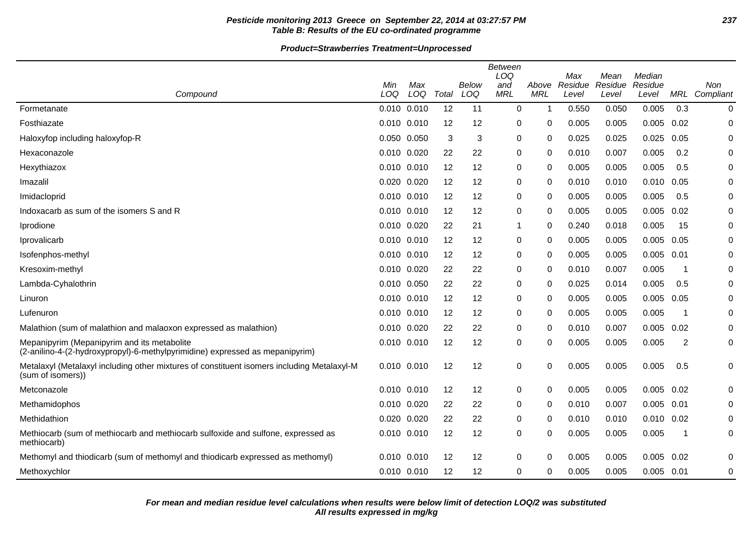**Pesticide monitoring 2013 Greece on September 22, 2014 at 03:27:57 PM**
**Table B: Results of the EU co-ordinated programme**

**Product=Strawberries Treatment=Unprocessed**

| Compound | Min LOQ | Max LOQ | Total | Below LOQ | Between LOQ and MRL | Above MRL | Max Residue Level | Mean Residue Level | Median Residue Level | MRL | Non Compliant |
|---|---|---|---|---|---|---|---|---|---|---|---|
| Formetanate | 0.010 | 0.010 | 12 | 11 | 0 | 1 | 0.550 | 0.050 | 0.005 | 0.3 | 0 |
| Fosthiazate | 0.010 | 0.010 | 12 | 12 | 0 | 0 | 0.005 | 0.005 | 0.005 | 0.02 | 0 |
| Haloxyfop including haloxyfop-R | 0.050 | 0.050 | 3 | 3 | 0 | 0 | 0.025 | 0.025 | 0.025 | 0.05 | 0 |
| Hexaconazole | 0.010 | 0.020 | 22 | 22 | 0 | 0 | 0.010 | 0.007 | 0.005 | 0.2 | 0 |
| Hexythiazox | 0.010 | 0.010 | 12 | 12 | 0 | 0 | 0.005 | 0.005 | 0.005 | 0.5 | 0 |
| Imazalil | 0.020 | 0.020 | 12 | 12 | 0 | 0 | 0.010 | 0.010 | 0.010 | 0.05 | 0 |
| Imidacloprid | 0.010 | 0.010 | 12 | 12 | 0 | 0 | 0.005 | 0.005 | 0.005 | 0.5 | 0 |
| Indoxacarb as sum of the isomers S and R | 0.010 | 0.010 | 12 | 12 | 0 | 0 | 0.005 | 0.005 | 0.005 | 0.02 | 0 |
| Iprodione | 0.010 | 0.020 | 22 | 21 | 1 | 0 | 0.240 | 0.018 | 0.005 | 15 | 0 |
| Iprovalicarb | 0.010 | 0.010 | 12 | 12 | 0 | 0 | 0.005 | 0.005 | 0.005 | 0.05 | 0 |
| Isofenphos-methyl | 0.010 | 0.010 | 12 | 12 | 0 | 0 | 0.005 | 0.005 | 0.005 | 0.01 | 0 |
| Kresoxim-methyl | 0.010 | 0.020 | 22 | 22 | 0 | 0 | 0.010 | 0.007 | 0.005 | 1 | 0 |
| Lambda-Cyhalothrin | 0.010 | 0.050 | 22 | 22 | 0 | 0 | 0.025 | 0.014 | 0.005 | 0.5 | 0 |
| Linuron | 0.010 | 0.010 | 12 | 12 | 0 | 0 | 0.005 | 0.005 | 0.005 | 0.05 | 0 |
| Lufenuron | 0.010 | 0.010 | 12 | 12 | 0 | 0 | 0.005 | 0.005 | 0.005 | 1 | 0 |
| Malathion (sum of malathion and malaoxon expressed as malathion) | 0.010 | 0.020 | 22 | 22 | 0 | 0 | 0.010 | 0.007 | 0.005 | 0.02 | 0 |
| Mepanipyrim (Mepanipyrim and its metabolite (2-anilino-4-(2-hydroxypropyl)-6-methylpyrimidine) expressed as mepanipyrim) | 0.010 | 0.010 | 12 | 12 | 0 | 0 | 0.005 | 0.005 | 0.005 | 2 | 0 |
| Metalaxyl (Metalaxyl including other mixtures of constituent isomers including Metalaxyl-M (sum of isomers)) | 0.010 | 0.010 | 12 | 12 | 0 | 0 | 0.005 | 0.005 | 0.005 | 0.5 | 0 |
| Metconazole | 0.010 | 0.010 | 12 | 12 | 0 | 0 | 0.005 | 0.005 | 0.005 | 0.02 | 0 |
| Methamidophos | 0.010 | 0.020 | 22 | 22 | 0 | 0 | 0.010 | 0.007 | 0.005 | 0.01 | 0 |
| Methidathion | 0.020 | 0.020 | 22 | 22 | 0 | 0 | 0.010 | 0.010 | 0.010 | 0.02 | 0 |
| Methiocarb (sum of methiocarb and methiocarb sulfoxide and sulfone, expressed as methiocarb) | 0.010 | 0.010 | 12 | 12 | 0 | 0 | 0.005 | 0.005 | 0.005 | 1 | 0 |
| Methomyl and thiodicarb (sum of methomyl and thiodicarb expressed as methomyl) | 0.010 | 0.010 | 12 | 12 | 0 | 0 | 0.005 | 0.005 | 0.005 | 0.02 | 0 |
| Methoxychlor | 0.010 | 0.010 | 12 | 12 | 0 | 0 | 0.005 | 0.005 | 0.005 | 0.01 | 0 |

***For mean and median residue level calculations when results were below limit of detection LOQ/2 was substituted***
***All results expressed in mg/kg***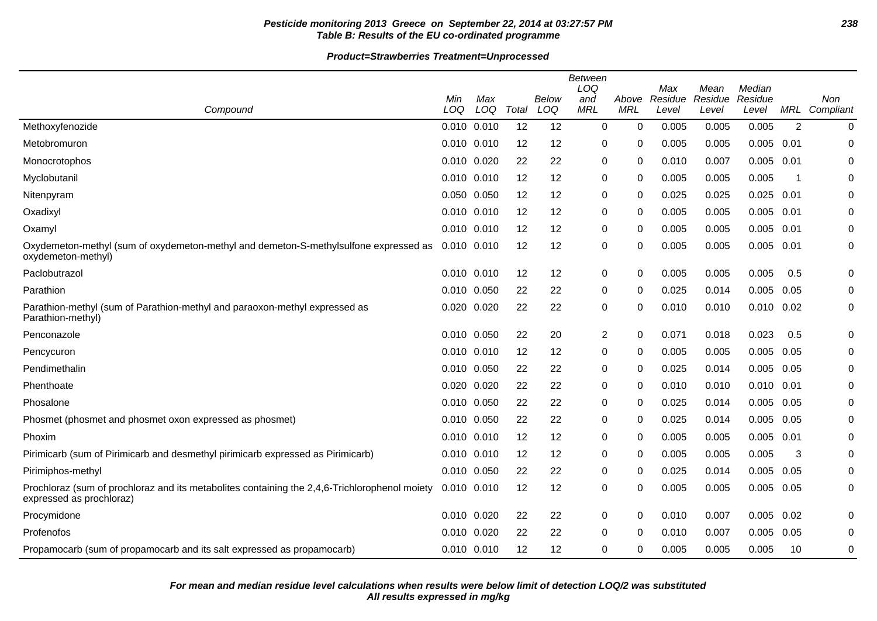**Pesticide monitoring 2013 Greece on September 22, 2014 at 03:27:57 PM**
**Table B: Results of the EU co-ordinated programme**

**Product=Strawberries Treatment=Unprocessed**

| Compound | Min LOQ | Max LOQ | Total | Below LOQ | Between LOQ and MRL | Above MRL | Max Residue Level | Mean Residue Level | Median Residue Level | MRL | Non Compliant |
|---|---|---|---|---|---|---|---|---|---|---|---|
| Methoxyfenozide | 0.010 | 0.010 | 12 | 12 | 0 | 0 | 0.005 | 0.005 | 0.005 | 2 | 0 |
| Metobromuron | 0.010 | 0.010 | 12 | 12 | 0 | 0 | 0.005 | 0.005 | 0.005 | 0.01 | 0 |
| Monocrotophos | 0.010 | 0.020 | 22 | 22 | 0 | 0 | 0.010 | 0.007 | 0.005 | 0.01 | 0 |
| Myclobutanil | 0.010 | 0.010 | 12 | 12 | 0 | 0 | 0.005 | 0.005 | 0.005 | 1 | 0 |
| Nitenpyram | 0.050 | 0.050 | 12 | 12 | 0 | 0 | 0.025 | 0.025 | 0.025 | 0.01 | 0 |
| Oxadixyl | 0.010 | 0.010 | 12 | 12 | 0 | 0 | 0.005 | 0.005 | 0.005 | 0.01 | 0 |
| Oxamyl | 0.010 | 0.010 | 12 | 12 | 0 | 0 | 0.005 | 0.005 | 0.005 | 0.01 | 0 |
| Oxydemeton-methyl (sum of oxydemeton-methyl and demeton-S-methylsulfone expressed as oxydemeton-methyl) | 0.010 | 0.010 | 12 | 12 | 0 | 0 | 0.005 | 0.005 | 0.005 | 0.01 | 0 |
| Paclobutrazol | 0.010 | 0.010 | 12 | 12 | 0 | 0 | 0.005 | 0.005 | 0.005 | 0.5 | 0 |
| Parathion | 0.010 | 0.050 | 22 | 22 | 0 | 0 | 0.025 | 0.014 | 0.005 | 0.05 | 0 |
| Parathion-methyl (sum of Parathion-methyl and paraoxon-methyl expressed as Parathion-methyl) | 0.020 | 0.020 | 22 | 22 | 0 | 0 | 0.010 | 0.010 | 0.010 | 0.02 | 0 |
| Penconazole | 0.010 | 0.050 | 22 | 20 | 2 | 0 | 0.071 | 0.018 | 0.023 | 0.5 | 0 |
| Pencycuron | 0.010 | 0.010 | 12 | 12 | 0 | 0 | 0.005 | 0.005 | 0.005 | 0.05 | 0 |
| Pendimethalin | 0.010 | 0.050 | 22 | 22 | 0 | 0 | 0.025 | 0.014 | 0.005 | 0.05 | 0 |
| Phenthoate | 0.020 | 0.020 | 22 | 22 | 0 | 0 | 0.010 | 0.010 | 0.010 | 0.01 | 0 |
| Phosalone | 0.010 | 0.050 | 22 | 22 | 0 | 0 | 0.025 | 0.014 | 0.005 | 0.05 | 0 |
| Phosmet (phosmet and phosmet oxon expressed as phosmet) | 0.010 | 0.050 | 22 | 22 | 0 | 0 | 0.025 | 0.014 | 0.005 | 0.05 | 0 |
| Phoxim | 0.010 | 0.010 | 12 | 12 | 0 | 0 | 0.005 | 0.005 | 0.005 | 0.01 | 0 |
| Pirimicarb (sum of Pirimicarb and desmethyl pirimicarb expressed as Pirimicarb) | 0.010 | 0.010 | 12 | 12 | 0 | 0 | 0.005 | 0.005 | 0.005 | 3 | 0 |
| Pirimiphos-methyl | 0.010 | 0.050 | 22 | 22 | 0 | 0 | 0.025 | 0.014 | 0.005 | 0.05 | 0 |
| Prochloraz (sum of prochloraz and its metabolites containing the 2,4,6-Trichlorophenol moiety expressed as prochloraz) | 0.010 | 0.010 | 12 | 12 | 0 | 0 | 0.005 | 0.005 | 0.005 | 0.05 | 0 |
| Procymidone | 0.010 | 0.020 | 22 | 22 | 0 | 0 | 0.010 | 0.007 | 0.005 | 0.02 | 0 |
| Profenofos | 0.010 | 0.020 | 22 | 22 | 0 | 0 | 0.010 | 0.007 | 0.005 | 0.05 | 0 |
| Propamocarb (sum of propamocarb and its salt expressed as propamocarb) | 0.010 | 0.010 | 12 | 12 | 0 | 0 | 0.005 | 0.005 | 0.005 | 10 | 0 |

***For mean and median residue level calculations when results were below limit of detection LOQ/2 was substituted***
***All results expressed in mg/kg***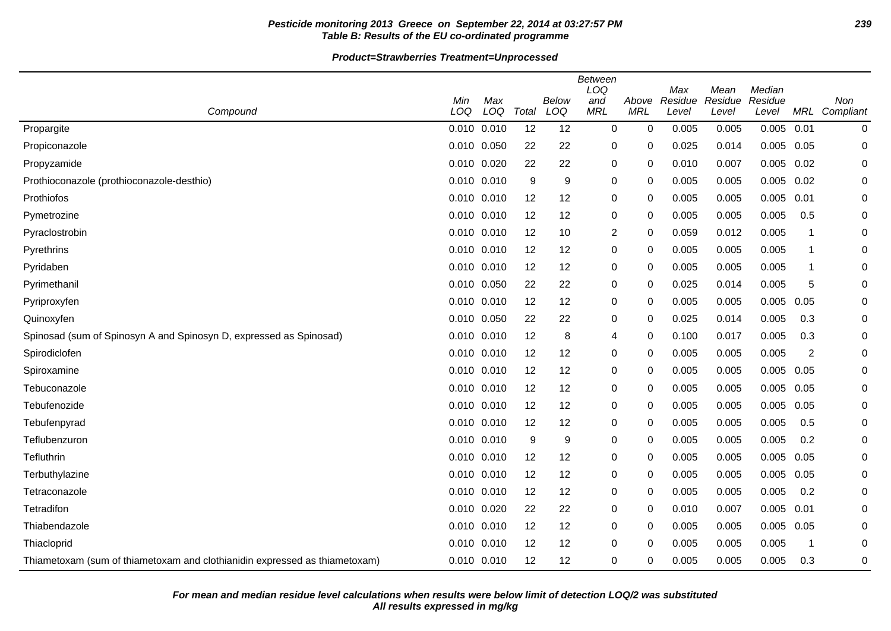**Pesticide monitoring 2013 Greece on September 22, 2014 at 03:27:57 PM**
**Table B: Results of the EU co-ordinated programme**

**Product=Strawberries Treatment=Unprocessed**

| Compound | Min LOQ | Max LOQ | Total | Below LOQ | Between LOQ and MRL | Above MRL | Max Residue Level | Mean Residue Level | Median Residue Level | MRL | Non Compliant |
|---|---|---|---|---|---|---|---|---|---|---|---|
| Propargite | 0.010 | 0.010 | 12 | 12 | 0 | 0 | 0.005 | 0.005 | 0.005 | 0.01 | 0 |
| Propiconazole | 0.010 | 0.050 | 22 | 22 | 0 | 0 | 0.025 | 0.014 | 0.005 | 0.05 | 0 |
| Propyzamide | 0.010 | 0.020 | 22 | 22 | 0 | 0 | 0.010 | 0.007 | 0.005 | 0.02 | 0 |
| Prothioconazole (prothioconazole-desthio) | 0.010 | 0.010 | 9 | 9 | 0 | 0 | 0.005 | 0.005 | 0.005 | 0.02 | 0 |
| Prothiofos | 0.010 | 0.010 | 12 | 12 | 0 | 0 | 0.005 | 0.005 | 0.005 | 0.01 | 0 |
| Pymetrozine | 0.010 | 0.010 | 12 | 12 | 0 | 0 | 0.005 | 0.005 | 0.005 | 0.5 | 0 |
| Pyraclostrobin | 0.010 | 0.010 | 12 | 10 | 2 | 0 | 0.059 | 0.012 | 0.005 | 1 | 0 |
| Pyrethrins | 0.010 | 0.010 | 12 | 12 | 0 | 0 | 0.005 | 0.005 | 0.005 | 1 | 0 |
| Pyridaben | 0.010 | 0.010 | 12 | 12 | 0 | 0 | 0.005 | 0.005 | 0.005 | 1 | 0 |
| Pyrimethanil | 0.010 | 0.050 | 22 | 22 | 0 | 0 | 0.025 | 0.014 | 0.005 | 5 | 0 |
| Pyriproxyfen | 0.010 | 0.010 | 12 | 12 | 0 | 0 | 0.005 | 0.005 | 0.005 | 0.05 | 0 |
| Quinoxyfen | 0.010 | 0.050 | 22 | 22 | 0 | 0 | 0.025 | 0.014 | 0.005 | 0.3 | 0 |
| Spinosad (sum of Spinosyn A and Spinosyn D, expressed as Spinosad) | 0.010 | 0.010 | 12 | 8 | 4 | 0 | 0.100 | 0.017 | 0.005 | 0.3 | 0 |
| Spirodiclofen | 0.010 | 0.010 | 12 | 12 | 0 | 0 | 0.005 | 0.005 | 0.005 | 2 | 0 |
| Spiroxamine | 0.010 | 0.010 | 12 | 12 | 0 | 0 | 0.005 | 0.005 | 0.005 | 0.05 | 0 |
| Tebuconazole | 0.010 | 0.010 | 12 | 12 | 0 | 0 | 0.005 | 0.005 | 0.005 | 0.05 | 0 |
| Tebufenozide | 0.010 | 0.010 | 12 | 12 | 0 | 0 | 0.005 | 0.005 | 0.005 | 0.05 | 0 |
| Tebufenpyrad | 0.010 | 0.010 | 12 | 12 | 0 | 0 | 0.005 | 0.005 | 0.005 | 0.5 | 0 |
| Teflubenzuron | 0.010 | 0.010 | 9 | 9 | 0 | 0 | 0.005 | 0.005 | 0.005 | 0.2 | 0 |
| Tefluthrin | 0.010 | 0.010 | 12 | 12 | 0 | 0 | 0.005 | 0.005 | 0.005 | 0.05 | 0 |
| Terbuthylazine | 0.010 | 0.010 | 12 | 12 | 0 | 0 | 0.005 | 0.005 | 0.005 | 0.05 | 0 |
| Tetraconazole | 0.010 | 0.010 | 12 | 12 | 0 | 0 | 0.005 | 0.005 | 0.005 | 0.2 | 0 |
| Tetradifon | 0.010 | 0.020 | 22 | 22 | 0 | 0 | 0.010 | 0.007 | 0.005 | 0.01 | 0 |
| Thiabendazole | 0.010 | 0.010 | 12 | 12 | 0 | 0 | 0.005 | 0.005 | 0.005 | 0.05 | 0 |
| Thiacloprid | 0.010 | 0.010 | 12 | 12 | 0 | 0 | 0.005 | 0.005 | 0.005 | 1 | 0 |
| Thiametoxam (sum of thiametoxam and clothianidin expressed as thiametoxam) | 0.010 | 0.010 | 12 | 12 | 0 | 0 | 0.005 | 0.005 | 0.005 | 0.3 | 0 |

***For mean and median residue level calculations when results were below limit of detection LOQ/2 was substituted***
***All results expressed in mg/kg***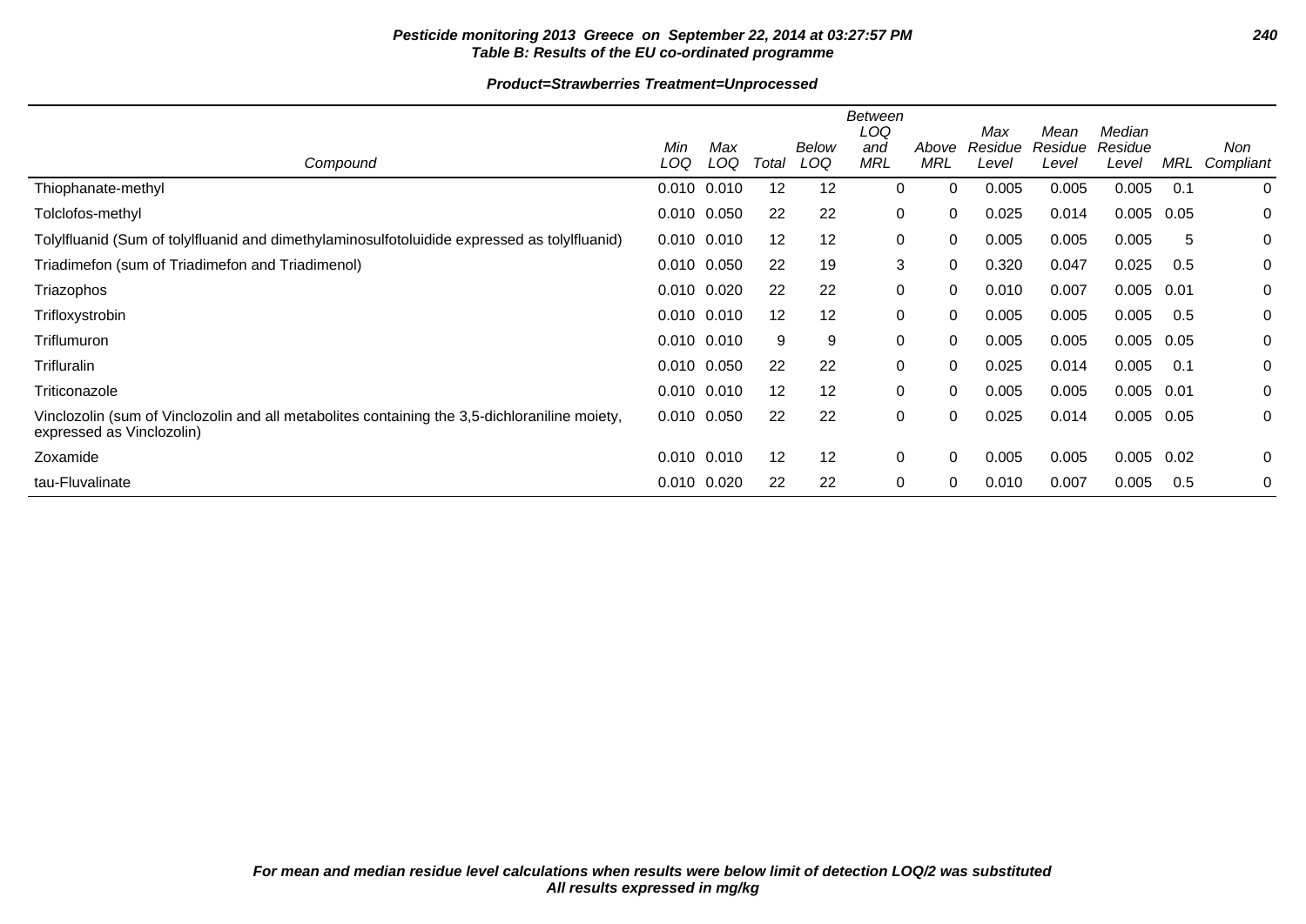**Table B: Results of the EU co-ordinated programme**

**Product=Strawberries Treatment=Unprocessed**

| Compound | Min LOQ | Max LOQ | Total | Below LOQ | Between LOQ and MRL | Above MRL | Max Residue Level | Mean Residue Level | Median Residue Level | MRL | Non Compliant |
|---|---|---|---|---|---|---|---|---|---|---|---|
| Thiophanate-methyl | 0.010 | 0.010 | 12 | 12 | 0 | 0 | 0.005 | 0.005 | 0.005 | 0.1 | 0 |
| Tolclofos-methyl | 0.010 | 0.050 | 22 | 22 | 0 | 0 | 0.025 | 0.014 | 0.005 | 0.05 | 0 |
| Tolylfluanid (Sum of tolylfluanid and dimethylaminosulfotoluidide expressed as tolylfluanid) | 0.010 | 0.010 | 12 | 12 | 0 | 0 | 0.005 | 0.005 | 0.005 | 5 | 0 |
| Triadimefon (sum of Triadimefon and Triadimenol) | 0.010 | 0.050 | 22 | 19 | 3 | 0 | 0.320 | 0.047 | 0.025 | 0.5 | 0 |
| Triazophos | 0.010 | 0.020 | 22 | 22 | 0 | 0 | 0.010 | 0.007 | 0.005 | 0.01 | 0 |
| Trifloxystrobin | 0.010 | 0.010 | 12 | 12 | 0 | 0 | 0.005 | 0.005 | 0.005 | 0.5 | 0 |
| Triflumuron | 0.010 | 0.010 | 9 | 9 | 0 | 0 | 0.005 | 0.005 | 0.005 | 0.05 | 0 |
| Trifluralin | 0.010 | 0.050 | 22 | 22 | 0 | 0 | 0.025 | 0.014 | 0.005 | 0.1 | 0 |
| Triticonazole | 0.010 | 0.010 | 12 | 12 | 0 | 0 | 0.005 | 0.005 | 0.005 | 0.01 | 0 |
| Vinclozolin (sum of Vinclozolin and all metabolites containing the 3,5-dichloraniline moiety, expressed as Vinclozolin) | 0.010 | 0.050 | 22 | 22 | 0 | 0 | 0.025 | 0.014 | 0.005 | 0.05 | 0 |
| Zoxamide | 0.010 | 0.010 | 12 | 12 | 0 | 0 | 0.005 | 0.005 | 0.005 | 0.02 | 0 |
| tau-Fluvalinate | 0.010 | 0.020 | 22 | 22 | 0 | 0 | 0.010 | 0.007 | 0.005 | 0.5 | 0 |

*For mean and median residue level calculations when results were below limit of detection LOQ/2 was substituted*
*All results expressed in mg/kg*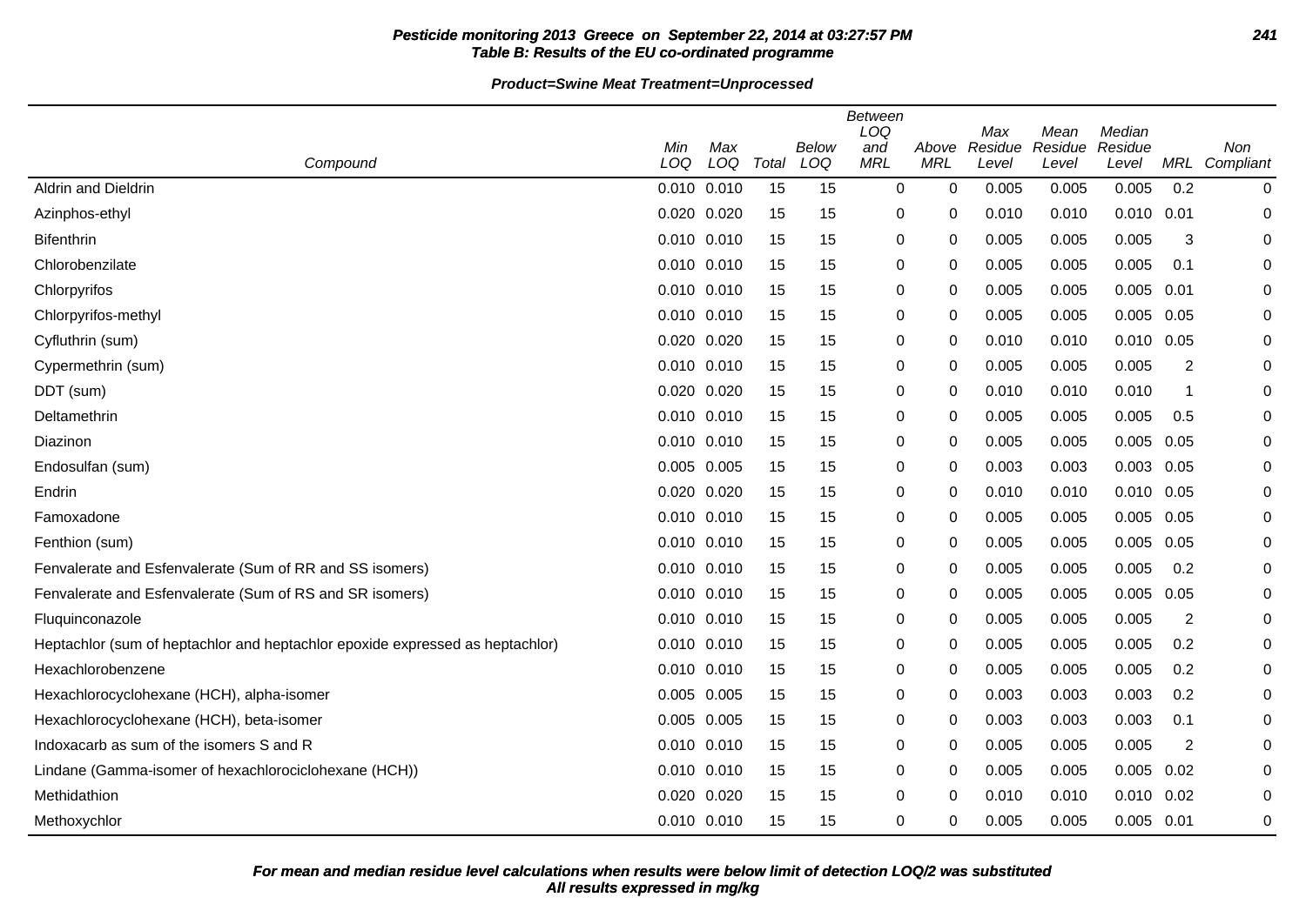**Pesticide monitoring 2013 Greece on September 22, 2014 at 03:27:57 PM**
**Table B: Results of the EU co-ordinated programme**

**Product=Swine Meat Treatment=Unprocessed**

| Compound | Min LOQ | Max LOQ | Total | Below LOQ | Between LOQ and MRL | Above MRL | Max Residue Level | Mean Residue Level | Median Residue Level | MRL | Non Compliant |
|---|---|---|---|---|---|---|---|---|---|---|---|
| Aldrin and Dieldrin | 0.010 | 0.010 | 15 | 15 | 0 | 0 | 0.005 | 0.005 | 0.005 | 0.2 | 0 |
| Azinphos-ethyl | 0.020 | 0.020 | 15 | 15 | 0 | 0 | 0.010 | 0.010 | 0.010 | 0.01 | 0 |
| Bifenthrin | 0.010 | 0.010 | 15 | 15 | 0 | 0 | 0.005 | 0.005 | 0.005 | 3 | 0 |
| Chlorobenzilate | 0.010 | 0.010 | 15 | 15 | 0 | 0 | 0.005 | 0.005 | 0.005 | 0.1 | 0 |
| Chlorpyrifos | 0.010 | 0.010 | 15 | 15 | 0 | 0 | 0.005 | 0.005 | 0.005 | 0.01 | 0 |
| Chlorpyrifos-methyl | 0.010 | 0.010 | 15 | 15 | 0 | 0 | 0.005 | 0.005 | 0.005 | 0.05 | 0 |
| Cyfluthrin (sum) | 0.020 | 0.020 | 15 | 15 | 0 | 0 | 0.010 | 0.010 | 0.010 | 0.05 | 0 |
| Cypermethrin (sum) | 0.010 | 0.010 | 15 | 15 | 0 | 0 | 0.005 | 0.005 | 0.005 | 2 | 0 |
| DDT (sum) | 0.020 | 0.020 | 15 | 15 | 0 | 0 | 0.010 | 0.010 | 0.010 | 1 | 0 |
| Deltamethrin | 0.010 | 0.010 | 15 | 15 | 0 | 0 | 0.005 | 0.005 | 0.005 | 0.5 | 0 |
| Diazinon | 0.010 | 0.010 | 15 | 15 | 0 | 0 | 0.005 | 0.005 | 0.005 | 0.05 | 0 |
| Endosulfan (sum) | 0.005 | 0.005 | 15 | 15 | 0 | 0 | 0.003 | 0.003 | 0.003 | 0.05 | 0 |
| Endrin | 0.020 | 0.020 | 15 | 15 | 0 | 0 | 0.010 | 0.010 | 0.010 | 0.05 | 0 |
| Famoxadone | 0.010 | 0.010 | 15 | 15 | 0 | 0 | 0.005 | 0.005 | 0.005 | 0.05 | 0 |
| Fenthion (sum) | 0.010 | 0.010 | 15 | 15 | 0 | 0 | 0.005 | 0.005 | 0.005 | 0.05 | 0 |
| Fenvalerate and Esfenvalerate (Sum of RR and SS isomers) | 0.010 | 0.010 | 15 | 15 | 0 | 0 | 0.005 | 0.005 | 0.005 | 0.2 | 0 |
| Fenvalerate and Esfenvalerate (Sum of RS and SR isomers) | 0.010 | 0.010 | 15 | 15 | 0 | 0 | 0.005 | 0.005 | 0.005 | 0.05 | 0 |
| Fluquinconazole | 0.010 | 0.010 | 15 | 15 | 0 | 0 | 0.005 | 0.005 | 0.005 | 2 | 0 |
| Heptachlor (sum of heptachlor and heptachlor epoxide expressed as heptachlor) | 0.010 | 0.010 | 15 | 15 | 0 | 0 | 0.005 | 0.005 | 0.005 | 0.2 | 0 |
| Hexachlorobenzene | 0.010 | 0.010 | 15 | 15 | 0 | 0 | 0.005 | 0.005 | 0.005 | 0.2 | 0 |
| Hexachlorocyclohexane (HCH), alpha-isomer | 0.005 | 0.005 | 15 | 15 | 0 | 0 | 0.003 | 0.003 | 0.003 | 0.2 | 0 |
| Hexachlorocyclohexane (HCH), beta-isomer | 0.005 | 0.005 | 15 | 15 | 0 | 0 | 0.003 | 0.003 | 0.003 | 0.1 | 0 |
| Indoxacarb as sum of the isomers S and R | 0.010 | 0.010 | 15 | 15 | 0 | 0 | 0.005 | 0.005 | 0.005 | 2 | 0 |
| Lindane (Gamma-isomer of hexachlorociclohexane (HCH)) | 0.010 | 0.010 | 15 | 15 | 0 | 0 | 0.005 | 0.005 | 0.005 | 0.02 | 0 |
| Methidathion | 0.020 | 0.020 | 15 | 15 | 0 | 0 | 0.010 | 0.010 | 0.010 | 0.02 | 0 |
| Methoxychlor | 0.010 | 0.010 | 15 | 15 | 0 | 0 | 0.005 | 0.005 | 0.005 | 0.01 | 0 |

***For mean and median residue level calculations when results were below limit of detection LOQ/2 was substituted***
***All results expressed in mg/kg***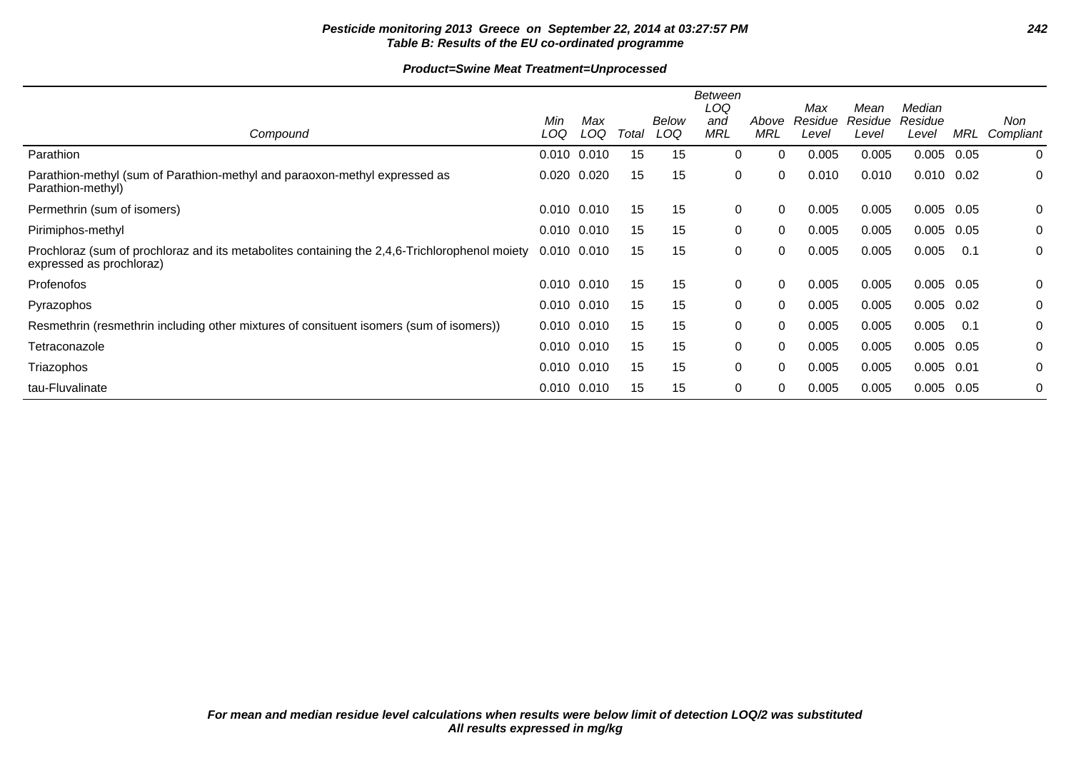**Pesticide monitoring 2013 Greece on September 22, 2014 at 03:27:57 PM**
**Table B: Results of the EU co-ordinated programme**

**Product=Swine Meat Treatment=Unprocessed**

| Compound | Min LOQ | Max LOQ | Total | Below LOQ | Between LOQ and MRL | Above MRL | Max Residue Level | Mean Residue Level | Median Residue Level | MRL | Non Compliant |
|---|---|---|---|---|---|---|---|---|---|---|---|
| Parathion | 0.010 | 0.010 | 15 | 15 | 0 | 0 | 0.005 | 0.005 | 0.005 | 0.05 | 0 |
| Parathion-methyl (sum of Parathion-methyl and paraoxon-methyl expressed as Parathion-methyl) | 0.020 | 0.020 | 15 | 15 | 0 | 0 | 0.010 | 0.010 | 0.010 | 0.02 | 0 |
| Permethrin (sum of isomers) | 0.010 | 0.010 | 15 | 15 | 0 | 0 | 0.005 | 0.005 | 0.005 | 0.05 | 0 |
| Pirimiphos-methyl | 0.010 | 0.010 | 15 | 15 | 0 | 0 | 0.005 | 0.005 | 0.005 | 0.05 | 0 |
| Prochloraz (sum of prochloraz and its metabolites containing the 2,4,6-Trichlorophenol moiety expressed as prochloraz) | 0.010 | 0.010 | 15 | 15 | 0 | 0 | 0.005 | 0.005 | 0.005 | 0.1 | 0 |
| Profenofos | 0.010 | 0.010 | 15 | 15 | 0 | 0 | 0.005 | 0.005 | 0.005 | 0.05 | 0 |
| Pyrazophos | 0.010 | 0.010 | 15 | 15 | 0 | 0 | 0.005 | 0.005 | 0.005 | 0.02 | 0 |
| Resmethrin (resmethrin including other mixtures of consituent isomers (sum of isomers)) | 0.010 | 0.010 | 15 | 15 | 0 | 0 | 0.005 | 0.005 | 0.005 | 0.1 | 0 |
| Tetraconazole | 0.010 | 0.010 | 15 | 15 | 0 | 0 | 0.005 | 0.005 | 0.005 | 0.05 | 0 |
| Triazophos | 0.010 | 0.010 | 15 | 15 | 0 | 0 | 0.005 | 0.005 | 0.005 | 0.01 | 0 |
| tau-Fluvalinate | 0.010 | 0.010 | 15 | 15 | 0 | 0 | 0.005 | 0.005 | 0.005 | 0.05 | 0 |

*For mean and median residue level calculations when results were below limit of detection LOQ/2 was substituted*
*All results expressed in mg/kg*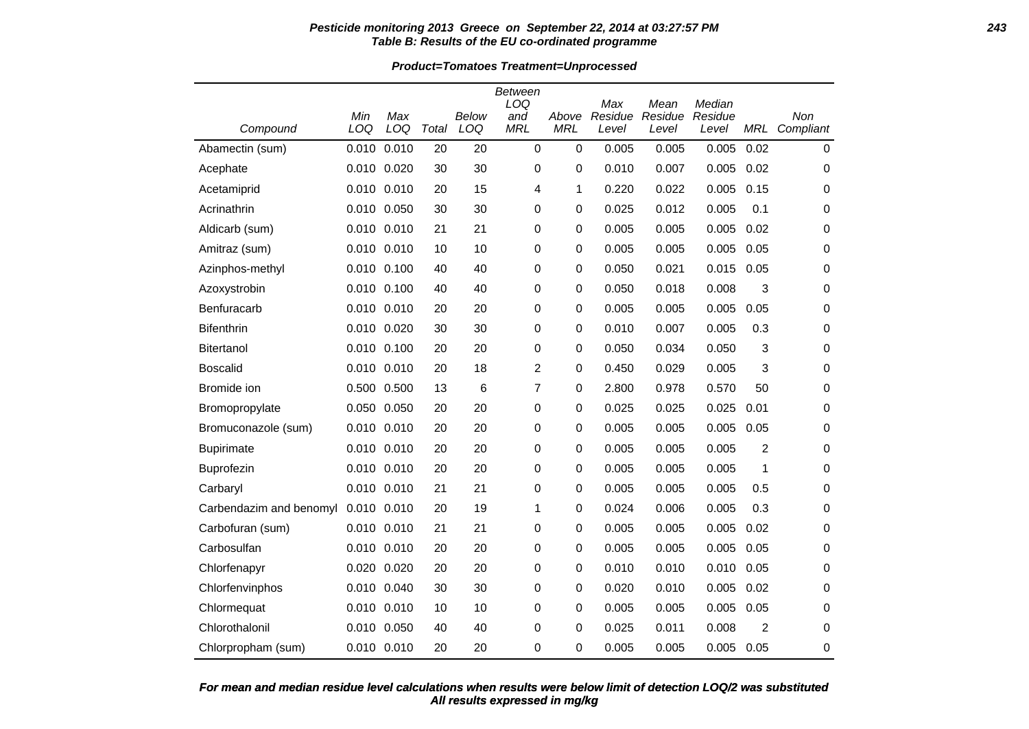**Pesticide monitoring 2013 Greece on September 22, 2014 at 03:27:57 PM**
**Table B: Results of the EU co-ordinated programme**

**Product=Tomatoes Treatment=Unprocessed**

| Compound | Min LOQ | Max LOQ | Total | Below LOQ | Between LOQ and MRL | Above MRL | Max Residue Level | Mean Residue Level | Median Residue Level | MRL | Non Compliant |
|---|---|---|---|---|---|---|---|---|---|---|---|
| Abamectin (sum) | 0.010 | 0.010 | 20 | 20 | 0 | 0 | 0.005 | 0.005 | 0.005 | 0.02 | 0 |
| Acephate | 0.010 | 0.020 | 30 | 30 | 0 | 0 | 0.010 | 0.007 | 0.005 | 0.02 | 0 |
| Acetamiprid | 0.010 | 0.010 | 20 | 15 | 4 | 1 | 0.220 | 0.022 | 0.005 | 0.15 | 0 |
| Acrinathrin | 0.010 | 0.050 | 30 | 30 | 0 | 0 | 0.025 | 0.012 | 0.005 | 0.1 | 0 |
| Aldicarb (sum) | 0.010 | 0.010 | 21 | 21 | 0 | 0 | 0.005 | 0.005 | 0.005 | 0.02 | 0 |
| Amitraz (sum) | 0.010 | 0.010 | 10 | 10 | 0 | 0 | 0.005 | 0.005 | 0.005 | 0.05 | 0 |
| Azinphos-methyl | 0.010 | 0.100 | 40 | 40 | 0 | 0 | 0.050 | 0.021 | 0.015 | 0.05 | 0 |
| Azoxystrobin | 0.010 | 0.100 | 40 | 40 | 0 | 0 | 0.050 | 0.018 | 0.008 | 3 | 0 |
| Benfuracarb | 0.010 | 0.010 | 20 | 20 | 0 | 0 | 0.005 | 0.005 | 0.005 | 0.05 | 0 |
| Bifenthrin | 0.010 | 0.020 | 30 | 30 | 0 | 0 | 0.010 | 0.007 | 0.005 | 0.3 | 0 |
| Bitertanol | 0.010 | 0.100 | 20 | 20 | 0 | 0 | 0.050 | 0.034 | 0.050 | 3 | 0 |
| Boscalid | 0.010 | 0.010 | 20 | 18 | 2 | 0 | 0.450 | 0.029 | 0.005 | 3 | 0 |
| Bromide ion | 0.500 | 0.500 | 13 | 6 | 7 | 0 | 2.800 | 0.978 | 0.570 | 50 | 0 |
| Bromopropylate | 0.050 | 0.050 | 20 | 20 | 0 | 0 | 0.025 | 0.025 | 0.025 | 0.01 | 0 |
| Bromuconazole (sum) | 0.010 | 0.010 | 20 | 20 | 0 | 0 | 0.005 | 0.005 | 0.005 | 0.05 | 0 |
| Bupirimate | 0.010 | 0.010 | 20 | 20 | 0 | 0 | 0.005 | 0.005 | 0.005 | 2 | 0 |
| Buprofezin | 0.010 | 0.010 | 20 | 20 | 0 | 0 | 0.005 | 0.005 | 0.005 | 1 | 0 |
| Carbaryl | 0.010 | 0.010 | 21 | 21 | 0 | 0 | 0.005 | 0.005 | 0.005 | 0.5 | 0 |
| Carbendazim and benomyl | 0.010 | 0.010 | 20 | 19 | 1 | 0 | 0.024 | 0.006 | 0.005 | 0.3 | 0 |
| Carbofuran (sum) | 0.010 | 0.010 | 21 | 21 | 0 | 0 | 0.005 | 0.005 | 0.005 | 0.02 | 0 |
| Carbosulfan | 0.010 | 0.010 | 20 | 20 | 0 | 0 | 0.005 | 0.005 | 0.005 | 0.05 | 0 |
| Chlorfenapyr | 0.020 | 0.020 | 20 | 20 | 0 | 0 | 0.010 | 0.010 | 0.010 | 0.05 | 0 |
| Chlorfenvinphos | 0.010 | 0.040 | 30 | 30 | 0 | 0 | 0.020 | 0.010 | 0.005 | 0.02 | 0 |
| Chlormequat | 0.010 | 0.010 | 10 | 10 | 0 | 0 | 0.005 | 0.005 | 0.005 | 0.05 | 0 |
| Chlorothalonil | 0.010 | 0.050 | 40 | 40 | 0 | 0 | 0.025 | 0.011 | 0.008 | 2 | 0 |
| Chlorpropham (sum) | 0.010 | 0.010 | 20 | 20 | 0 | 0 | 0.005 | 0.005 | 0.005 | 0.05 | 0 |

*For mean and median residue level calculations when results were below limit of detection LOQ/2 was substituted*
*All results expressed in mg/kg*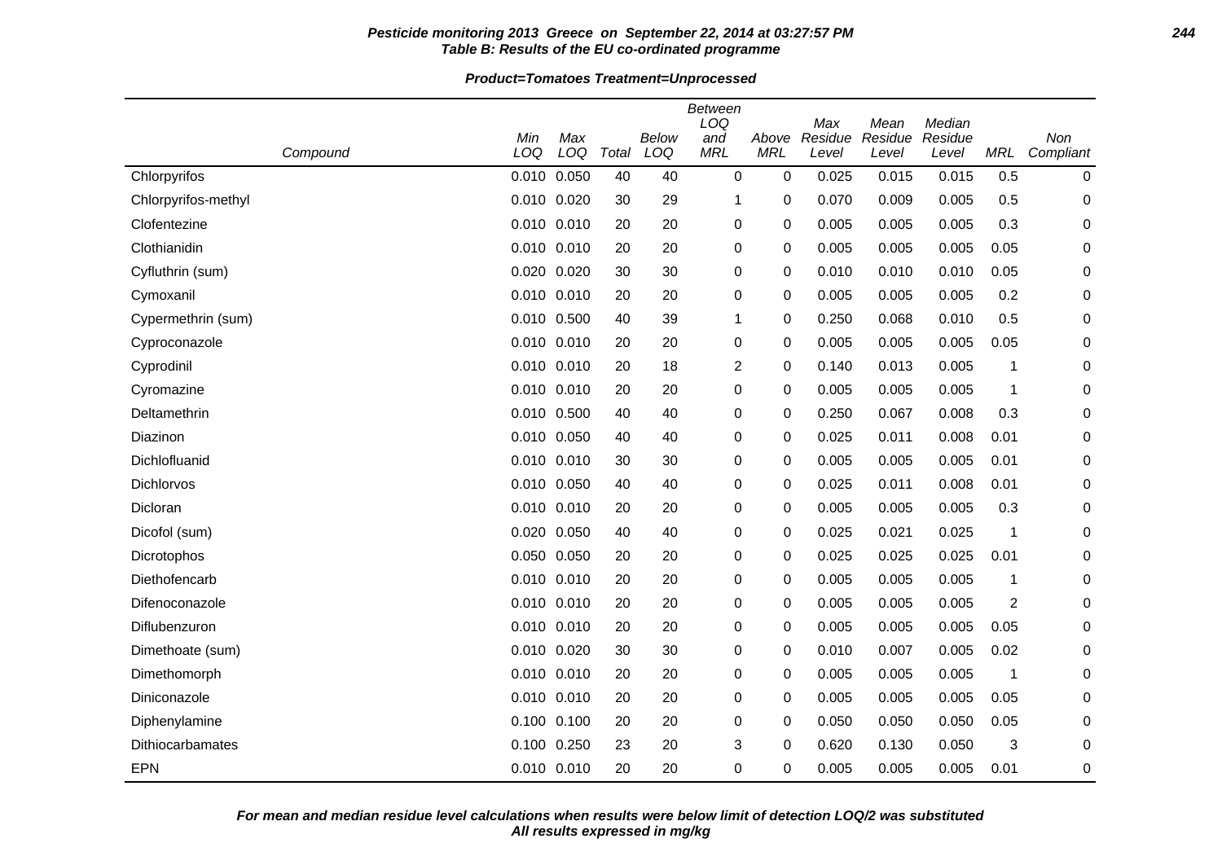**Pesticide monitoring 2013 Greece on September 22, 2014 at 03:27:57 PM**
**Table B: Results of the EU co-ordinated programme**

**Product=Tomatoes Treatment=Unprocessed**

| Compound | Min LOQ | Max LOQ | Total | Below LOQ | Between LOQ and MRL | Above MRL | Max Residue Level | Mean Residue Level | Median Residue Level | MRL | Non Compliant |
|---|---|---|---|---|---|---|---|---|---|---|---|
| Chlorpyrifos | 0.010 | 0.050 | 40 | 40 | 0 | 0 | 0.025 | 0.015 | 0.015 | 0.5 | 0 |
| Chlorpyrifos-methyl | 0.010 | 0.020 | 30 | 29 | 1 | 0 | 0.070 | 0.009 | 0.005 | 0.5 | 0 |
| Clofentezine | 0.010 | 0.010 | 20 | 20 | 0 | 0 | 0.005 | 0.005 | 0.005 | 0.3 | 0 |
| Clothianidin | 0.010 | 0.010 | 20 | 20 | 0 | 0 | 0.005 | 0.005 | 0.005 | 0.05 | 0 |
| Cyfluthrin (sum) | 0.020 | 0.020 | 30 | 30 | 0 | 0 | 0.010 | 0.010 | 0.010 | 0.05 | 0 |
| Cymoxanil | 0.010 | 0.010 | 20 | 20 | 0 | 0 | 0.005 | 0.005 | 0.005 | 0.2 | 0 |
| Cypermethrin (sum) | 0.010 | 0.500 | 40 | 39 | 1 | 0 | 0.250 | 0.068 | 0.010 | 0.5 | 0 |
| Cyproconazole | 0.010 | 0.010 | 20 | 20 | 0 | 0 | 0.005 | 0.005 | 0.005 | 0.05 | 0 |
| Cyprodinil | 0.010 | 0.010 | 20 | 18 | 2 | 0 | 0.140 | 0.013 | 0.005 | 1 | 0 |
| Cyromazine | 0.010 | 0.010 | 20 | 20 | 0 | 0 | 0.005 | 0.005 | 0.005 | 1 | 0 |
| Deltamethrin | 0.010 | 0.500 | 40 | 40 | 0 | 0 | 0.250 | 0.067 | 0.008 | 0.3 | 0 |
| Diazinon | 0.010 | 0.050 | 40 | 40 | 0 | 0 | 0.025 | 0.011 | 0.008 | 0.01 | 0 |
| Dichlofluanid | 0.010 | 0.010 | 30 | 30 | 0 | 0 | 0.005 | 0.005 | 0.005 | 0.01 | 0 |
| Dichlorvos | 0.010 | 0.050 | 40 | 40 | 0 | 0 | 0.025 | 0.011 | 0.008 | 0.01 | 0 |
| Dicloran | 0.010 | 0.010 | 20 | 20 | 0 | 0 | 0.005 | 0.005 | 0.005 | 0.3 | 0 |
| Dicofol (sum) | 0.020 | 0.050 | 40 | 40 | 0 | 0 | 0.025 | 0.021 | 0.025 | 1 | 0 |
| Dicrotophos | 0.050 | 0.050 | 20 | 20 | 0 | 0 | 0.025 | 0.025 | 0.025 | 0.01 | 0 |
| Diethofencarb | 0.010 | 0.010 | 20 | 20 | 0 | 0 | 0.005 | 0.005 | 0.005 | 1 | 0 |
| Difenoconazole | 0.010 | 0.010 | 20 | 20 | 0 | 0 | 0.005 | 0.005 | 0.005 | 2 | 0 |
| Diflubenzuron | 0.010 | 0.010 | 20 | 20 | 0 | 0 | 0.005 | 0.005 | 0.005 | 0.05 | 0 |
| Dimethoate (sum) | 0.010 | 0.020 | 30 | 30 | 0 | 0 | 0.010 | 0.007 | 0.005 | 0.02 | 0 |
| Dimethomorph | 0.010 | 0.010 | 20 | 20 | 0 | 0 | 0.005 | 0.005 | 0.005 | 1 | 0 |
| Diniconazole | 0.010 | 0.010 | 20 | 20 | 0 | 0 | 0.005 | 0.005 | 0.005 | 0.05 | 0 |
| Diphenylamine | 0.100 | 0.100 | 20 | 20 | 0 | 0 | 0.050 | 0.050 | 0.050 | 0.05 | 0 |
| Dithiocarbamates | 0.100 | 0.250 | 23 | 20 | 3 | 0 | 0.620 | 0.130 | 0.050 | 3 | 0 |
| EPN | 0.010 | 0.010 | 20 | 20 | 0 | 0 | 0.005 | 0.005 | 0.005 | 0.01 | 0 |

***For mean and median residue level calculations when results were below limit of detection LOQ/2 was substituted***
***All results expressed in mg/kg***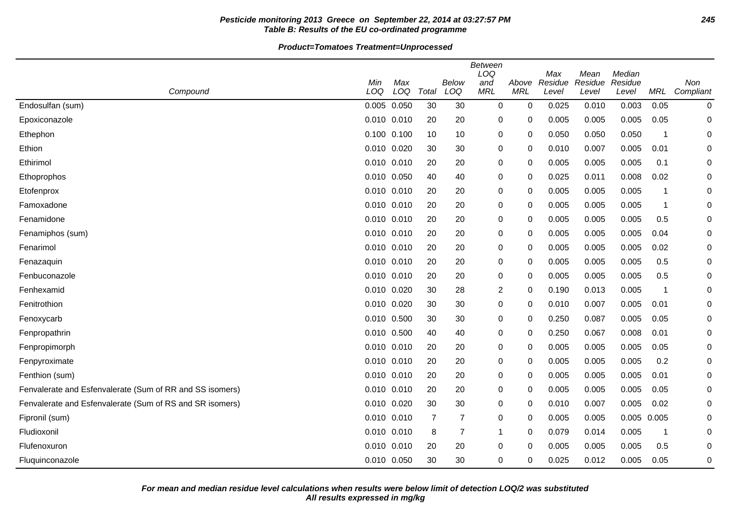**Pesticide monitoring 2013 Greece on September 22, 2014 at 03:27:57 PM**
**Table B: Results of the EU co-ordinated programme**

**Product=Tomatoes Treatment=Unprocessed**

| Compound | Min LOQ | Max LOQ | Total | Below LOQ | Between LOQ and MRL | Above MRL | Max Residue Level | Mean Residue Level | Median Residue Level | MRL | Non Compliant |
|---|---|---|---|---|---|---|---|---|---|---|---|
| Endosulfan (sum) | 0.005 | 0.050 | 30 | 30 | 0 | 0 | 0.025 | 0.010 | 0.003 | 0.05 | 0 |
| Epoxiconazole | 0.010 | 0.010 | 20 | 20 | 0 | 0 | 0.005 | 0.005 | 0.005 | 0.05 | 0 |
| Ethephon | 0.100 | 0.100 | 10 | 10 | 0 | 0 | 0.050 | 0.050 | 0.050 | 1 | 0 |
| Ethion | 0.010 | 0.020 | 30 | 30 | 0 | 0 | 0.010 | 0.007 | 0.005 | 0.01 | 0 |
| Ethirimol | 0.010 | 0.010 | 20 | 20 | 0 | 0 | 0.005 | 0.005 | 0.005 | 0.1 | 0 |
| Ethoprophos | 0.010 | 0.050 | 40 | 40 | 0 | 0 | 0.025 | 0.011 | 0.008 | 0.02 | 0 |
| Etofenprox | 0.010 | 0.010 | 20 | 20 | 0 | 0 | 0.005 | 0.005 | 0.005 | 1 | 0 |
| Famoxadone | 0.010 | 0.010 | 20 | 20 | 0 | 0 | 0.005 | 0.005 | 0.005 | 1 | 0 |
| Fenamidone | 0.010 | 0.010 | 20 | 20 | 0 | 0 | 0.005 | 0.005 | 0.005 | 0.5 | 0 |
| Fenamiphos (sum) | 0.010 | 0.010 | 20 | 20 | 0 | 0 | 0.005 | 0.005 | 0.005 | 0.04 | 0 |
| Fenarimol | 0.010 | 0.010 | 20 | 20 | 0 | 0 | 0.005 | 0.005 | 0.005 | 0.02 | 0 |
| Fenazaquin | 0.010 | 0.010 | 20 | 20 | 0 | 0 | 0.005 | 0.005 | 0.005 | 0.5 | 0 |
| Fenbuconazole | 0.010 | 0.010 | 20 | 20 | 0 | 0 | 0.005 | 0.005 | 0.005 | 0.5 | 0 |
| Fenhexamid | 0.010 | 0.020 | 30 | 28 | 2 | 0 | 0.190 | 0.013 | 0.005 | 1 | 0 |
| Fenitrothion | 0.010 | 0.020 | 30 | 30 | 0 | 0 | 0.010 | 0.007 | 0.005 | 0.01 | 0 |
| Fenoxycarb | 0.010 | 0.500 | 30 | 30 | 0 | 0 | 0.250 | 0.087 | 0.005 | 0.05 | 0 |
| Fenpropathrin | 0.010 | 0.500 | 40 | 40 | 0 | 0 | 0.250 | 0.067 | 0.008 | 0.01 | 0 |
| Fenpropimorph | 0.010 | 0.010 | 20 | 20 | 0 | 0 | 0.005 | 0.005 | 0.005 | 0.05 | 0 |
| Fenpyroximate | 0.010 | 0.010 | 20 | 20 | 0 | 0 | 0.005 | 0.005 | 0.005 | 0.2 | 0 |
| Fenthion (sum) | 0.010 | 0.010 | 20 | 20 | 0 | 0 | 0.005 | 0.005 | 0.005 | 0.01 | 0 |
| Fenvalerate and Esfenvalerate (Sum of RR and SS isomers) | 0.010 | 0.010 | 20 | 20 | 0 | 0 | 0.005 | 0.005 | 0.005 | 0.05 | 0 |
| Fenvalerate and Esfenvalerate (Sum of RS and SR isomers) | 0.010 | 0.020 | 30 | 30 | 0 | 0 | 0.010 | 0.007 | 0.005 | 0.02 | 0 |
| Fipronil (sum) | 0.010 | 0.010 | 7 | 7 | 0 | 0 | 0.005 | 0.005 | 0.005 | 0.005 | 0 |
| Fludioxonil | 0.010 | 0.010 | 8 | 7 | 1 | 0 | 0.079 | 0.014 | 0.005 | 1 | 0 |
| Flufenoxuron | 0.010 | 0.010 | 20 | 20 | 0 | 0 | 0.005 | 0.005 | 0.005 | 0.5 | 0 |
| Fluquinconazole | 0.010 | 0.050 | 30 | 30 | 0 | 0 | 0.025 | 0.012 | 0.005 | 0.05 | 0 |

**For mean and median residue level calculations when results were below limit of detection LOQ/2 was substituted**
**All results expressed in mg/kg**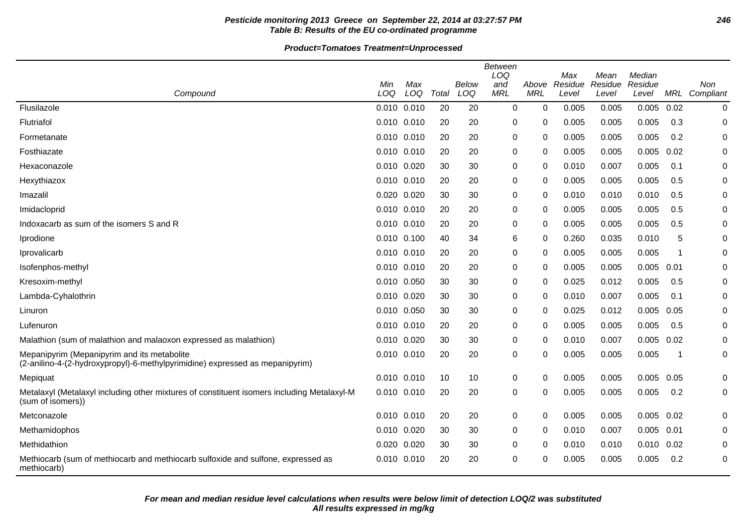**Pesticide monitoring 2013 Greece on September 22, 2014 at 03:27:57 PM**
**Table B: Results of the EU co-ordinated programme**

**Product=Tomatoes Treatment=Unprocessed**

| Compound | Min LOQ | Max LOQ | Total | Below LOQ | Between LOQ and MRL | Above MRL | Max Residue Level | Mean Residue Level | Median Residue Level | MRL | Non Compliant |
|---|---|---|---|---|---|---|---|---|---|---|---|
| Flusilazole | 0.010 | 0.010 | 20 | 20 | 0 | 0 | 0.005 | 0.005 | 0.005 | 0.02 | 0 |
| Flutriafol | 0.010 | 0.010 | 20 | 20 | 0 | 0 | 0.005 | 0.005 | 0.005 | 0.3 | 0 |
| Formetanate | 0.010 | 0.010 | 20 | 20 | 0 | 0 | 0.005 | 0.005 | 0.005 | 0.2 | 0 |
| Fosthiazate | 0.010 | 0.010 | 20 | 20 | 0 | 0 | 0.005 | 0.005 | 0.005 | 0.02 | 0 |
| Hexaconazole | 0.010 | 0.020 | 30 | 30 | 0 | 0 | 0.010 | 0.007 | 0.005 | 0.1 | 0 |
| Hexythiazox | 0.010 | 0.010 | 20 | 20 | 0 | 0 | 0.005 | 0.005 | 0.005 | 0.5 | 0 |
| Imazalil | 0.020 | 0.020 | 30 | 30 | 0 | 0 | 0.010 | 0.010 | 0.010 | 0.5 | 0 |
| Imidacloprid | 0.010 | 0.010 | 20 | 20 | 0 | 0 | 0.005 | 0.005 | 0.005 | 0.5 | 0 |
| Indoxacarb as sum of the isomers S and R | 0.010 | 0.010 | 20 | 20 | 0 | 0 | 0.005 | 0.005 | 0.005 | 0.5 | 0 |
| Iprodione | 0.010 | 0.100 | 40 | 34 | 6 | 0 | 0.260 | 0.035 | 0.010 | 5 | 0 |
| Iprovalicarb | 0.010 | 0.010 | 20 | 20 | 0 | 0 | 0.005 | 0.005 | 0.005 | 1 | 0 |
| Isofenphos-methyl | 0.010 | 0.010 | 20 | 20 | 0 | 0 | 0.005 | 0.005 | 0.005 | 0.01 | 0 |
| Kresoxim-methyl | 0.010 | 0.050 | 30 | 30 | 0 | 0 | 0.025 | 0.012 | 0.005 | 0.5 | 0 |
| Lambda-Cyhalothrin | 0.010 | 0.020 | 30 | 30 | 0 | 0 | 0.010 | 0.007 | 0.005 | 0.1 | 0 |
| Linuron | 0.010 | 0.050 | 30 | 30 | 0 | 0 | 0.025 | 0.012 | 0.005 | 0.05 | 0 |
| Lufenuron | 0.010 | 0.010 | 20 | 20 | 0 | 0 | 0.005 | 0.005 | 0.005 | 0.5 | 0 |
| Malathion (sum of malathion and malaoxon expressed as malathion) | 0.010 | 0.020 | 30 | 30 | 0 | 0 | 0.010 | 0.007 | 0.005 | 0.02 | 0 |
| Mepanipyrim (Mepanipyrim and its metabolite (2-anilino-4-(2-hydroxypropyl)-6-methylpyrimidine) expressed as mepanipyrim) | 0.010 | 0.010 | 20 | 20 | 0 | 0 | 0.005 | 0.005 | 0.005 | 1 | 0 |
| Mepiquat | 0.010 | 0.010 | 10 | 10 | 0 | 0 | 0.005 | 0.005 | 0.005 | 0.05 | 0 |
| Metalaxyl (Metalaxyl including other mixtures of constituent isomers including Metalaxyl-M (sum of isomers)) | 0.010 | 0.010 | 20 | 20 | 0 | 0 | 0.005 | 0.005 | 0.005 | 0.2 | 0 |
| Metconazole | 0.010 | 0.010 | 20 | 20 | 0 | 0 | 0.005 | 0.005 | 0.005 | 0.02 | 0 |
| Methamidophos | 0.010 | 0.020 | 30 | 30 | 0 | 0 | 0.010 | 0.007 | 0.005 | 0.01 | 0 |
| Methidathion | 0.020 | 0.020 | 30 | 30 | 0 | 0 | 0.010 | 0.010 | 0.010 | 0.02 | 0 |
| Methiocarb (sum of methiocarb and methiocarb sulfoxide and sulfone, expressed as methiocarb) | 0.010 | 0.010 | 20 | 20 | 0 | 0 | 0.005 | 0.005 | 0.005 | 0.2 | 0 |

**For mean and median residue level calculations when results were below limit of detection LOQ/2 was substituted**
**All results expressed in mg/kg**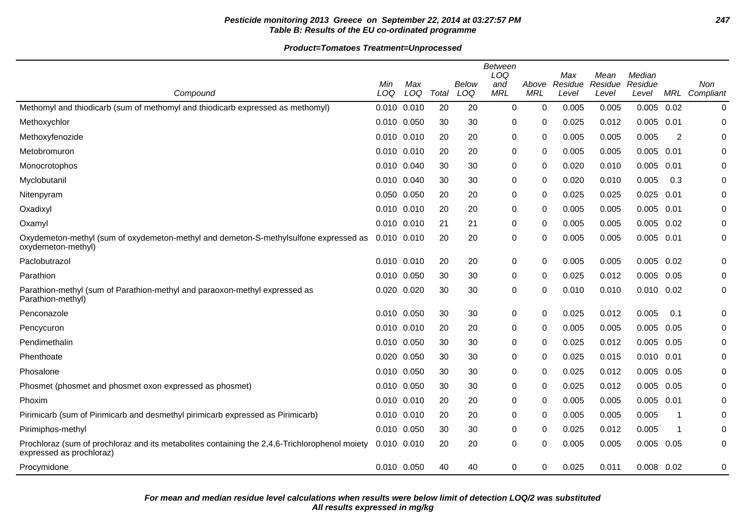**Pesticide monitoring 2013 Greece on September 22, 2014 at 03:27:57 PM**
**Table B: Results of the EU co-ordinated programme**

**Product=Tomatoes Treatment=Unprocessed**

| Compound | Min LOQ | Max LOQ | Total | Below LOQ | Between LOQ and MRL | Above MRL | Max Residue Level | Mean Residue Level | Median Residue Level | MRL | Non Compliant |
|---|---|---|---|---|---|---|---|---|---|---|---|
| Methomyl and thiodicarb (sum of methomyl and thiodicarb expressed as methomyl) | 0.010 | 0.010 | 20 | 20 | 0 | 0 | 0.005 | 0.005 | 0.005 | 0.02 | 0 |
| Methoxychlor | 0.010 | 0.050 | 30 | 30 | 0 | 0 | 0.025 | 0.012 | 0.005 | 0.01 | 0 |
| Methoxyfenozide | 0.010 | 0.010 | 20 | 20 | 0 | 0 | 0.005 | 0.005 | 0.005 | 2 | 0 |
| Metobromuron | 0.010 | 0.010 | 20 | 20 | 0 | 0 | 0.005 | 0.005 | 0.005 | 0.01 | 0 |
| Monocrotophos | 0.010 | 0.040 | 30 | 30 | 0 | 0 | 0.020 | 0.010 | 0.005 | 0.01 | 0 |
| Myclobutanil | 0.010 | 0.040 | 30 | 30 | 0 | 0 | 0.020 | 0.010 | 0.005 | 0.3 | 0 |
| Nitenpyram | 0.050 | 0.050 | 20 | 20 | 0 | 0 | 0.025 | 0.025 | 0.025 | 0.01 | 0 |
| Oxadixyl | 0.010 | 0.010 | 20 | 20 | 0 | 0 | 0.005 | 0.005 | 0.005 | 0.01 | 0 |
| Oxamyl | 0.010 | 0.010 | 21 | 21 | 0 | 0 | 0.005 | 0.005 | 0.005 | 0.02 | 0 |
| Oxydemeton-methyl (sum of oxydemeton-methyl and demeton-S-methylsulfone expressed as oxydemeton-methyl) | 0.010 | 0.010 | 20 | 20 | 0 | 0 | 0.005 | 0.005 | 0.005 | 0.01 | 0 |
| Paclobutrazol | 0.010 | 0.010 | 20 | 20 | 0 | 0 | 0.005 | 0.005 | 0.005 | 0.02 | 0 |
| Parathion | 0.010 | 0.050 | 30 | 30 | 0 | 0 | 0.025 | 0.012 | 0.005 | 0.05 | 0 |
| Parathion-methyl (sum of Parathion-methyl and paraoxon-methyl expressed as Parathion-methyl) | 0.020 | 0.020 | 30 | 30 | 0 | 0 | 0.010 | 0.010 | 0.010 | 0.02 | 0 |
| Penconazole | 0.010 | 0.050 | 30 | 30 | 0 | 0 | 0.025 | 0.012 | 0.005 | 0.1 | 0 |
| Pencycuron | 0.010 | 0.010 | 20 | 20 | 0 | 0 | 0.005 | 0.005 | 0.005 | 0.05 | 0 |
| Pendimethalin | 0.010 | 0.050 | 30 | 30 | 0 | 0 | 0.025 | 0.012 | 0.005 | 0.05 | 0 |
| Phenthoate | 0.020 | 0.050 | 30 | 30 | 0 | 0 | 0.025 | 0.015 | 0.010 | 0.01 | 0 |
| Phosalone | 0.010 | 0.050 | 30 | 30 | 0 | 0 | 0.025 | 0.012 | 0.005 | 0.05 | 0 |
| Phosmet (phosmet and phosmet oxon expressed as phosmet) | 0.010 | 0.050 | 30 | 30 | 0 | 0 | 0.025 | 0.012 | 0.005 | 0.05 | 0 |
| Phoxim | 0.010 | 0.010 | 20 | 20 | 0 | 0 | 0.005 | 0.005 | 0.005 | 0.01 | 0 |
| Pirimicarb (sum of Pirimicarb and desmethyl pirimicarb expressed as Pirimicarb) | 0.010 | 0.010 | 20 | 20 | 0 | 0 | 0.005 | 0.005 | 0.005 | 1 | 0 |
| Pirimiphos-methyl | 0.010 | 0.050 | 30 | 30 | 0 | 0 | 0.025 | 0.012 | 0.005 | 1 | 0 |
| Prochloraz (sum of prochloraz and its metabolites containing the 2,4,6-Trichlorophenol moiety expressed as prochloraz) | 0.010 | 0.010 | 20 | 20 | 0 | 0 | 0.005 | 0.005 | 0.005 | 0.05 | 0 |
| Procymidone | 0.010 | 0.050 | 40 | 40 | 0 | 0 | 0.025 | 0.011 | 0.008 | 0.02 | 0 |

***For mean and median residue level calculations when results were below limit of detection LOQ/2 was substituted***
***All results expressed in mg/kg***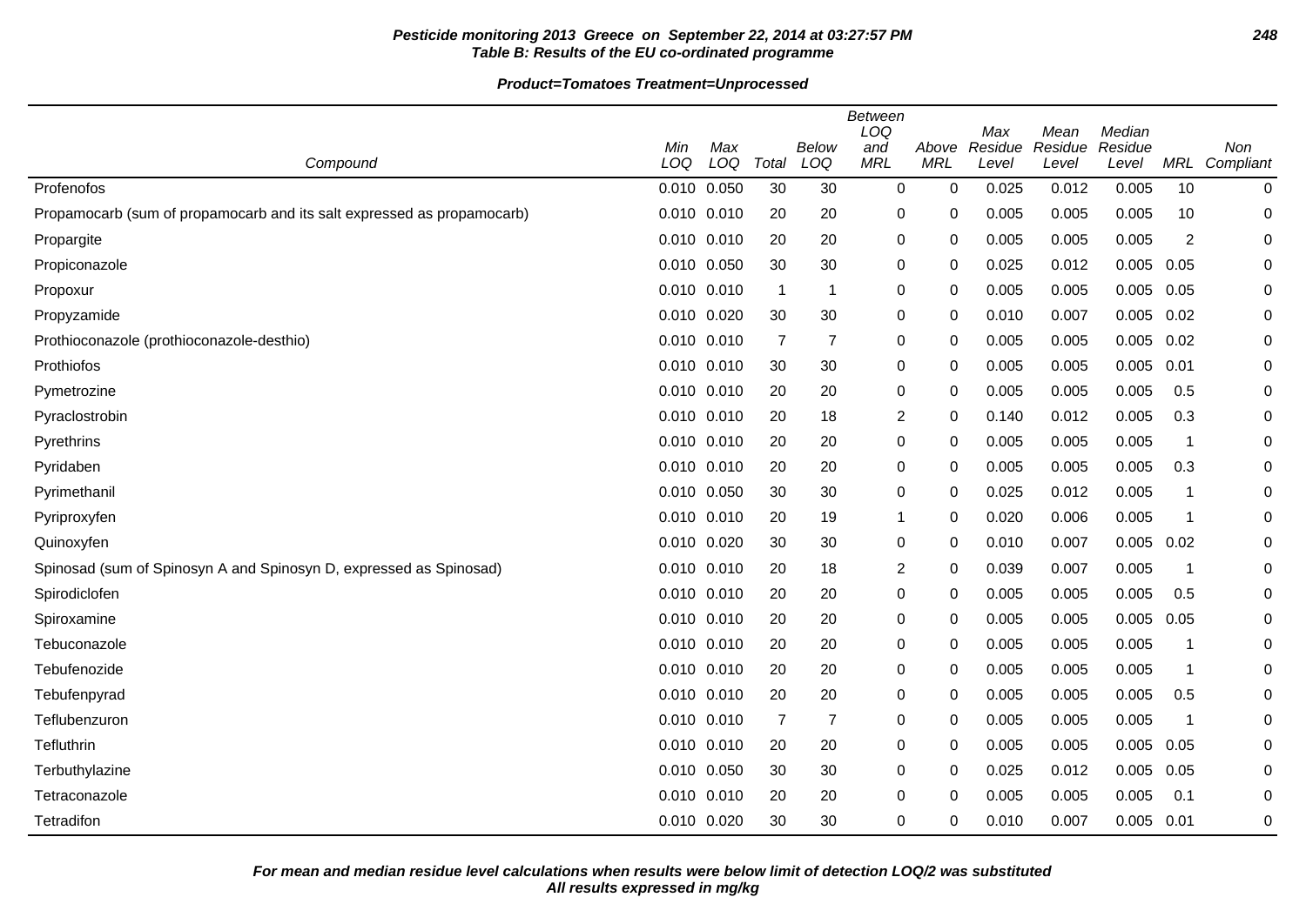**Pesticide monitoring 2013 Greece on September 22, 2014 at 03:27:57 PM**
**Table B: Results of the EU co-ordinated programme**

**Product=Tomatoes Treatment=Unprocessed**

| Compound | Min LOQ | Max LOQ | Total | Below LOQ | Between LOQ and MRL | Above MRL | Max Residue Level | Mean Residue Level | Median Residue Level | MRL | Non Compliant |
|---|---|---|---|---|---|---|---|---|---|---|---|
| Profenofos | 0.010 | 0.050 | 30 | 30 | 0 | 0 | 0.025 | 0.012 | 0.005 | 10 | 0 |
| Propamocarb (sum of propamocarb and its salt expressed as propamocarb) | 0.010 | 0.010 | 20 | 20 | 0 | 0 | 0.005 | 0.005 | 0.005 | 10 | 0 |
| Propargite | 0.010 | 0.010 | 20 | 20 | 0 | 0 | 0.005 | 0.005 | 0.005 | 2 | 0 |
| Propiconazole | 0.010 | 0.050 | 30 | 30 | 0 | 0 | 0.025 | 0.012 | 0.005 | 0.05 | 0 |
| Propoxur | 0.010 | 0.010 | 1 | 1 | 0 | 0 | 0.005 | 0.005 | 0.005 | 0.05 | 0 |
| Propyzamide | 0.010 | 0.020 | 30 | 30 | 0 | 0 | 0.010 | 0.007 | 0.005 | 0.02 | 0 |
| Prothioconazole (prothioconazole-desthio) | 0.010 | 0.010 | 7 | 7 | 0 | 0 | 0.005 | 0.005 | 0.005 | 0.02 | 0 |
| Prothiofos | 0.010 | 0.010 | 30 | 30 | 0 | 0 | 0.005 | 0.005 | 0.005 | 0.01 | 0 |
| Pymetrozine | 0.010 | 0.010 | 20 | 20 | 0 | 0 | 0.005 | 0.005 | 0.005 | 0.5 | 0 |
| Pyraclostrobin | 0.010 | 0.010 | 20 | 18 | 2 | 0 | 0.140 | 0.012 | 0.005 | 0.3 | 0 |
| Pyrethrins | 0.010 | 0.010 | 20 | 20 | 0 | 0 | 0.005 | 0.005 | 0.005 | 1 | 0 |
| Pyridaben | 0.010 | 0.010 | 20 | 20 | 0 | 0 | 0.005 | 0.005 | 0.005 | 0.3 | 0 |
| Pyrimethanil | 0.010 | 0.050 | 30 | 30 | 0 | 0 | 0.025 | 0.012 | 0.005 | 1 | 0 |
| Pyriproxyfen | 0.010 | 0.010 | 20 | 19 | 1 | 0 | 0.020 | 0.006 | 0.005 | 1 | 0 |
| Quinoxyfen | 0.010 | 0.020 | 30 | 30 | 0 | 0 | 0.010 | 0.007 | 0.005 | 0.02 | 0 |
| Spinosad (sum of Spinosyn A and Spinosyn D, expressed as Spinosad) | 0.010 | 0.010 | 20 | 18 | 2 | 0 | 0.039 | 0.007 | 0.005 | 1 | 0 |
| Spirodiclofen | 0.010 | 0.010 | 20 | 20 | 0 | 0 | 0.005 | 0.005 | 0.005 | 0.5 | 0 |
| Spiroxamine | 0.010 | 0.010 | 20 | 20 | 0 | 0 | 0.005 | 0.005 | 0.005 | 0.05 | 0 |
| Tebuconazole | 0.010 | 0.010 | 20 | 20 | 0 | 0 | 0.005 | 0.005 | 0.005 | 1 | 0 |
| Tebufenozide | 0.010 | 0.010 | 20 | 20 | 0 | 0 | 0.005 | 0.005 | 0.005 | 1 | 0 |
| Tebufenpyrad | 0.010 | 0.010 | 20 | 20 | 0 | 0 | 0.005 | 0.005 | 0.005 | 0.5 | 0 |
| Teflubenzuron | 0.010 | 0.010 | 7 | 7 | 0 | 0 | 0.005 | 0.005 | 0.005 | 1 | 0 |
| Tefluthrin | 0.010 | 0.010 | 20 | 20 | 0 | 0 | 0.005 | 0.005 | 0.005 | 0.05 | 0 |
| Terbuthylazine | 0.010 | 0.050 | 30 | 30 | 0 | 0 | 0.025 | 0.012 | 0.005 | 0.05 | 0 |
| Tetraconazole | 0.010 | 0.010 | 20 | 20 | 0 | 0 | 0.005 | 0.005 | 0.005 | 0.1 | 0 |
| Tetradifon | 0.010 | 0.020 | 30 | 30 | 0 | 0 | 0.010 | 0.007 | 0.005 | 0.01 | 0 |

***For mean and median residue level calculations when results were below limit of detection LOQ/2 was substituted***
***All results expressed in mg/kg***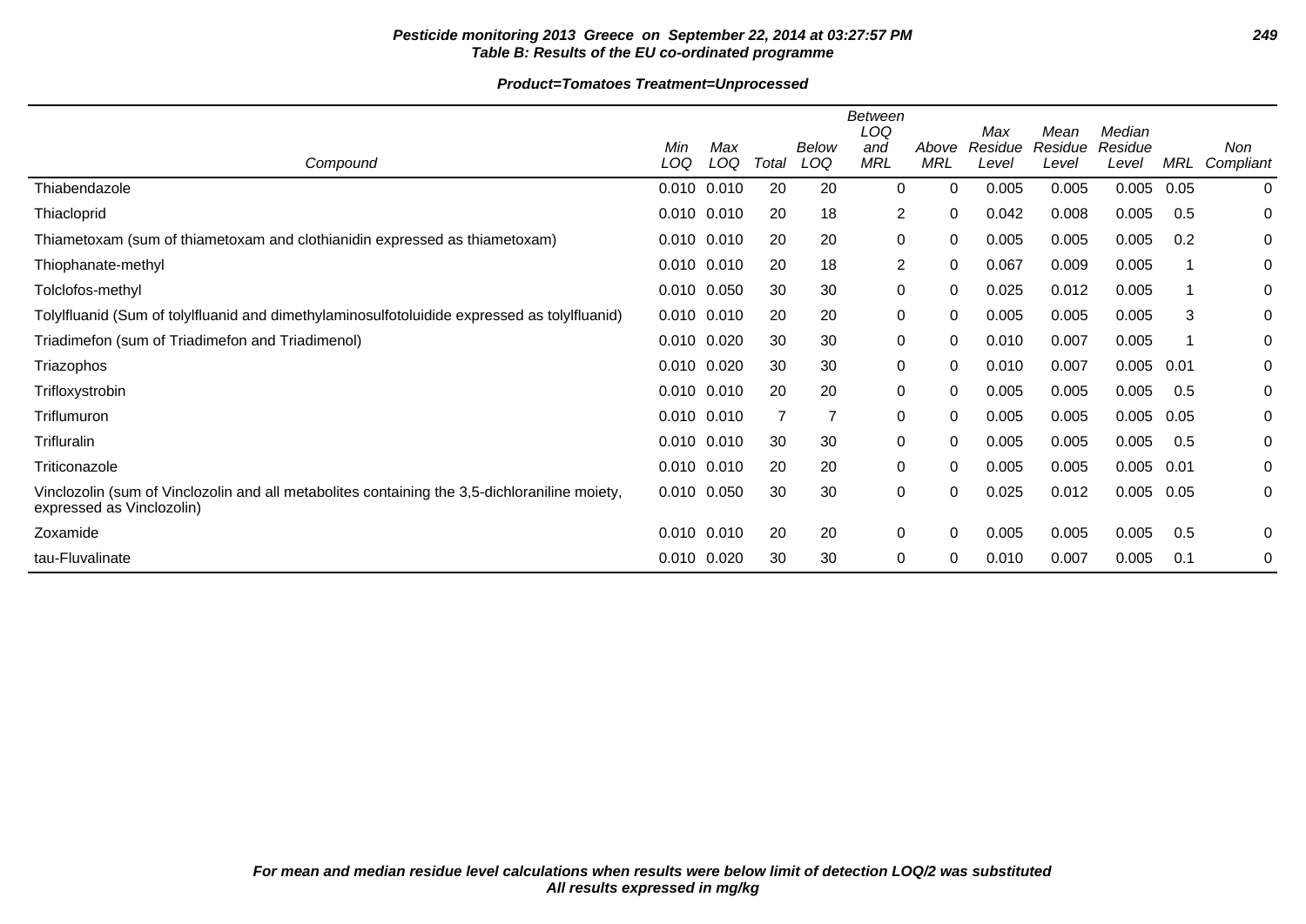**Pesticide monitoring 2013 Greece on September 22, 2014 at 03:27:57 PM**
**Table B: Results of the EU co-ordinated programme**

**Product=Tomatoes Treatment=Unprocessed**

| Compound | Min LOQ | Max LOQ | Total | Below LOQ | Between LOQ and MRL | Above MRL | Max Residue Level | Mean Residue Level | Median Residue Level | MRL | Non Compliant |
|---|---|---|---|---|---|---|---|---|---|---|---|
| Thiabendazole | 0.010 | 0.010 | 20 | 20 | 0 | 0 | 0.005 | 0.005 | 0.005 | 0.05 | 0 |
| Thiacloprid | 0.010 | 0.010 | 20 | 18 | 2 | 0 | 0.042 | 0.008 | 0.005 | 0.5 | 0 |
| Thiametoxam (sum of thiametoxam and clothianidin expressed as thiametoxam) | 0.010 | 0.010 | 20 | 20 | 0 | 0 | 0.005 | 0.005 | 0.005 | 0.2 | 0 |
| Thiophanate-methyl | 0.010 | 0.010 | 20 | 18 | 2 | 0 | 0.067 | 0.009 | 0.005 | 1 | 0 |
| Tolclofos-methyl | 0.010 | 0.050 | 30 | 30 | 0 | 0 | 0.025 | 0.012 | 0.005 | 1 | 0 |
| Tolylfluanid (Sum of tolylfluanid and dimethylaminosulfotoluidide expressed as tolylfluanid) | 0.010 | 0.010 | 20 | 20 | 0 | 0 | 0.005 | 0.005 | 0.005 | 3 | 0 |
| Triadimefon (sum of Triadimefon and Triadimenol) | 0.010 | 0.020 | 30 | 30 | 0 | 0 | 0.010 | 0.007 | 0.005 | 1 | 0 |
| Triazophos | 0.010 | 0.020 | 30 | 30 | 0 | 0 | 0.010 | 0.007 | 0.005 | 0.01 | 0 |
| Trifloxystrobin | 0.010 | 0.010 | 20 | 20 | 0 | 0 | 0.005 | 0.005 | 0.005 | 0.5 | 0 |
| Triflumuron | 0.010 | 0.010 | 7 | 7 | 0 | 0 | 0.005 | 0.005 | 0.005 | 0.05 | 0 |
| Trifluralin | 0.010 | 0.010 | 30 | 30 | 0 | 0 | 0.005 | 0.005 | 0.005 | 0.5 | 0 |
| Triticonazole | 0.010 | 0.010 | 20 | 20 | 0 | 0 | 0.005 | 0.005 | 0.005 | 0.01 | 0 |
| Vinclozolin (sum of Vinclozolin and all metabolites containing the 3,5-dichloraniline moiety, expressed as Vinclozolin) | 0.010 | 0.050 | 30 | 30 | 0 | 0 | 0.025 | 0.012 | 0.005 | 0.05 | 0 |
| Zoxamide | 0.010 | 0.010 | 20 | 20 | 0 | 0 | 0.005 | 0.005 | 0.005 | 0.5 | 0 |
| tau-Fluvalinate | 0.010 | 0.020 | 30 | 30 | 0 | 0 | 0.010 | 0.007 | 0.005 | 0.1 | 0 |

***For mean and median residue level calculations when results were below limit of detection LOQ/2 was substituted***
***All results expressed in mg/kg***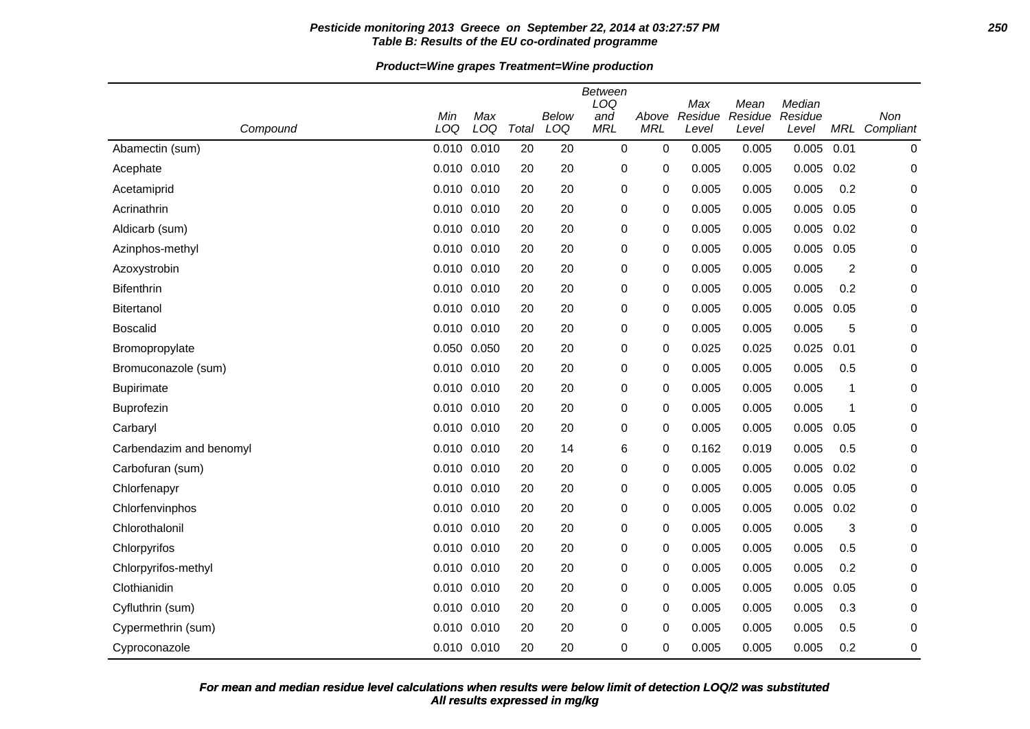**Pesticide monitoring 2013 Greece on September 22, 2014 at 03:27:57 PM**
**Table B: Results of the EU co-ordinated programme**

**Product=Wine grapes Treatment=Wine production**

| Compound | Min LOQ | Max LOQ | Total | Below LOQ | Between LOQ and MRL | Above MRL | Max Residue Level | Mean Residue Level | Median Residue Level | MRL | Non Compliant |
|---|---|---|---|---|---|---|---|---|---|---|---|
| Abamectin (sum) | 0.010 | 0.010 | 20 | 20 | 0 | 0 | 0.005 | 0.005 | 0.005 | 0.01 | 0 |
| Acephate | 0.010 | 0.010 | 20 | 20 | 0 | 0 | 0.005 | 0.005 | 0.005 | 0.02 | 0 |
| Acetamiprid | 0.010 | 0.010 | 20 | 20 | 0 | 0 | 0.005 | 0.005 | 0.005 | 0.2 | 0 |
| Acrinathrin | 0.010 | 0.010 | 20 | 20 | 0 | 0 | 0.005 | 0.005 | 0.005 | 0.05 | 0 |
| Aldicarb (sum) | 0.010 | 0.010 | 20 | 20 | 0 | 0 | 0.005 | 0.005 | 0.005 | 0.02 | 0 |
| Azinphos-methyl | 0.010 | 0.010 | 20 | 20 | 0 | 0 | 0.005 | 0.005 | 0.005 | 0.05 | 0 |
| Azoxystrobin | 0.010 | 0.010 | 20 | 20 | 0 | 0 | 0.005 | 0.005 | 0.005 | 2 | 0 |
| Bifenthrin | 0.010 | 0.010 | 20 | 20 | 0 | 0 | 0.005 | 0.005 | 0.005 | 0.2 | 0 |
| Bitertanol | 0.010 | 0.010 | 20 | 20 | 0 | 0 | 0.005 | 0.005 | 0.005 | 0.05 | 0 |
| Boscalid | 0.010 | 0.010 | 20 | 20 | 0 | 0 | 0.005 | 0.005 | 0.005 | 5 | 0 |
| Bromopropylate | 0.050 | 0.050 | 20 | 20 | 0 | 0 | 0.025 | 0.025 | 0.025 | 0.01 | 0 |
| Bromuconazole (sum) | 0.010 | 0.010 | 20 | 20 | 0 | 0 | 0.005 | 0.005 | 0.005 | 0.5 | 0 |
| Bupirimate | 0.010 | 0.010 | 20 | 20 | 0 | 0 | 0.005 | 0.005 | 0.005 | 1 | 0 |
| Buprofezin | 0.010 | 0.010 | 20 | 20 | 0 | 0 | 0.005 | 0.005 | 0.005 | 1 | 0 |
| Carbaryl | 0.010 | 0.010 | 20 | 20 | 0 | 0 | 0.005 | 0.005 | 0.005 | 0.05 | 0 |
| Carbendazim and benomyl | 0.010 | 0.010 | 20 | 14 | 6 | 0 | 0.162 | 0.019 | 0.005 | 0.5 | 0 |
| Carbofuran (sum) | 0.010 | 0.010 | 20 | 20 | 0 | 0 | 0.005 | 0.005 | 0.005 | 0.02 | 0 |
| Chlorfenapyr | 0.010 | 0.010 | 20 | 20 | 0 | 0 | 0.005 | 0.005 | 0.005 | 0.05 | 0 |
| Chlorfenvinphos | 0.010 | 0.010 | 20 | 20 | 0 | 0 | 0.005 | 0.005 | 0.005 | 0.02 | 0 |
| Chlorothalonil | 0.010 | 0.010 | 20 | 20 | 0 | 0 | 0.005 | 0.005 | 0.005 | 3 | 0 |
| Chlorpyrifos | 0.010 | 0.010 | 20 | 20 | 0 | 0 | 0.005 | 0.005 | 0.005 | 0.5 | 0 |
| Chlorpyrifos-methyl | 0.010 | 0.010 | 20 | 20 | 0 | 0 | 0.005 | 0.005 | 0.005 | 0.2 | 0 |
| Clothianidin | 0.010 | 0.010 | 20 | 20 | 0 | 0 | 0.005 | 0.005 | 0.005 | 0.05 | 0 |
| Cyfluthrin (sum) | 0.010 | 0.010 | 20 | 20 | 0 | 0 | 0.005 | 0.005 | 0.005 | 0.3 | 0 |
| Cypermethrin (sum) | 0.010 | 0.010 | 20 | 20 | 0 | 0 | 0.005 | 0.005 | 0.005 | 0.5 | 0 |
| Cyproconazole | 0.010 | 0.010 | 20 | 20 | 0 | 0 | 0.005 | 0.005 | 0.005 | 0.2 | 0 |

**For mean and median residue level calculations when results were below limit of detection LOQ/2 was substituted**
**All results expressed in mg/kg**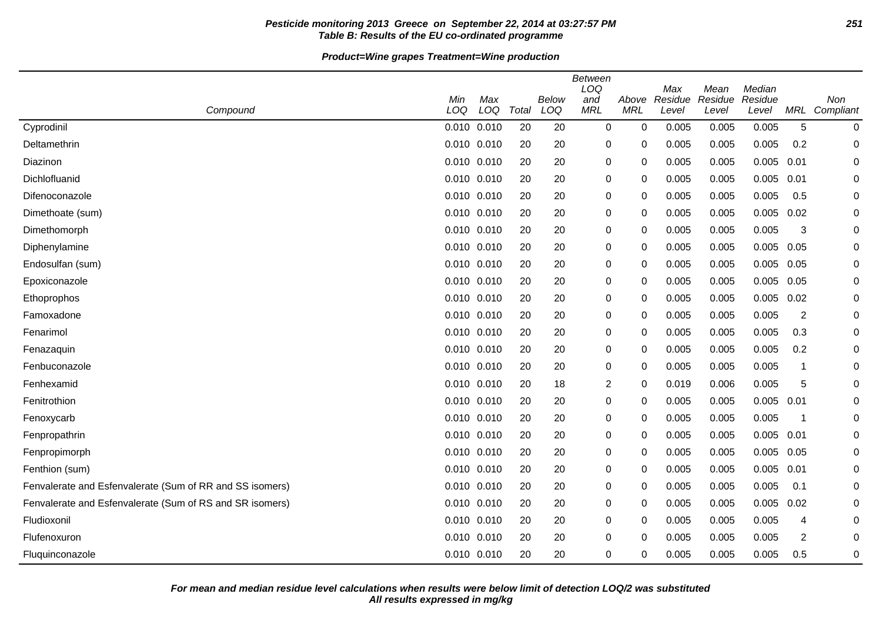**Pesticide monitoring 2013 Greece on September 22, 2014 at 03:27:57 PM**
**Table B: Results of the EU co-ordinated programme**

**Product=Wine grapes Treatment=Wine production**

| Compound | Min LOQ | Max LOQ | Total | Below LOQ | Between LOQ and MRL | Above MRL | Max Residue Level | Mean Residue Level | Median Residue Level | MRL | Non Compliant |
|---|---|---|---|---|---|---|---|---|---|---|---|
| Cyprodinil | 0.010 | 0.010 | 20 | 20 | 0 | 0 | 0.005 | 0.005 | 0.005 | 5 | 0 |
| Deltamethrin | 0.010 | 0.010 | 20 | 20 | 0 | 0 | 0.005 | 0.005 | 0.005 | 0.2 | 0 |
| Diazinon | 0.010 | 0.010 | 20 | 20 | 0 | 0 | 0.005 | 0.005 | 0.005 | 0.01 | 0 |
| Dichlofluanid | 0.010 | 0.010 | 20 | 20 | 0 | 0 | 0.005 | 0.005 | 0.005 | 0.01 | 0 |
| Difenoconazole | 0.010 | 0.010 | 20 | 20 | 0 | 0 | 0.005 | 0.005 | 0.005 | 0.5 | 0 |
| Dimethoate (sum) | 0.010 | 0.010 | 20 | 20 | 0 | 0 | 0.005 | 0.005 | 0.005 | 0.02 | 0 |
| Dimethomorph | 0.010 | 0.010 | 20 | 20 | 0 | 0 | 0.005 | 0.005 | 0.005 | 3 | 0 |
| Diphenylamine | 0.010 | 0.010 | 20 | 20 | 0 | 0 | 0.005 | 0.005 | 0.005 | 0.05 | 0 |
| Endosulfan (sum) | 0.010 | 0.010 | 20 | 20 | 0 | 0 | 0.005 | 0.005 | 0.005 | 0.05 | 0 |
| Epoxiconazole | 0.010 | 0.010 | 20 | 20 | 0 | 0 | 0.005 | 0.005 | 0.005 | 0.05 | 0 |
| Ethoprophos | 0.010 | 0.010 | 20 | 20 | 0 | 0 | 0.005 | 0.005 | 0.005 | 0.02 | 0 |
| Famoxadone | 0.010 | 0.010 | 20 | 20 | 0 | 0 | 0.005 | 0.005 | 0.005 | 2 | 0 |
| Fenarimol | 0.010 | 0.010 | 20 | 20 | 0 | 0 | 0.005 | 0.005 | 0.005 | 0.3 | 0 |
| Fenazaquin | 0.010 | 0.010 | 20 | 20 | 0 | 0 | 0.005 | 0.005 | 0.005 | 0.2 | 0 |
| Fenbuconazole | 0.010 | 0.010 | 20 | 20 | 0 | 0 | 0.005 | 0.005 | 0.005 | 1 | 0 |
| Fenhexamid | 0.010 | 0.010 | 20 | 18 | 2 | 0 | 0.019 | 0.006 | 0.005 | 5 | 0 |
| Fenitrothion | 0.010 | 0.010 | 20 | 20 | 0 | 0 | 0.005 | 0.005 | 0.005 | 0.01 | 0 |
| Fenoxycarb | 0.010 | 0.010 | 20 | 20 | 0 | 0 | 0.005 | 0.005 | 0.005 | 1 | 0 |
| Fenpropathrin | 0.010 | 0.010 | 20 | 20 | 0 | 0 | 0.005 | 0.005 | 0.005 | 0.01 | 0 |
| Fenpropimorph | 0.010 | 0.010 | 20 | 20 | 0 | 0 | 0.005 | 0.005 | 0.005 | 0.05 | 0 |
| Fenthion (sum) | 0.010 | 0.010 | 20 | 20 | 0 | 0 | 0.005 | 0.005 | 0.005 | 0.01 | 0 |
| Fenvalerate and Esfenvalerate (Sum of RR and SS isomers) | 0.010 | 0.010 | 20 | 20 | 0 | 0 | 0.005 | 0.005 | 0.005 | 0.1 | 0 |
| Fenvalerate and Esfenvalerate (Sum of RS and SR isomers) | 0.010 | 0.010 | 20 | 20 | 0 | 0 | 0.005 | 0.005 | 0.005 | 0.02 | 0 |
| Fludioxonil | 0.010 | 0.010 | 20 | 20 | 0 | 0 | 0.005 | 0.005 | 0.005 | 4 | 0 |
| Flufenoxuron | 0.010 | 0.010 | 20 | 20 | 0 | 0 | 0.005 | 0.005 | 0.005 | 2 | 0 |
| Fluquinconazole | 0.010 | 0.010 | 20 | 20 | 0 | 0 | 0.005 | 0.005 | 0.005 | 0.5 | 0 |

**For mean and median residue level calculations when results were below limit of detection LOQ/2 was substituted**
**All results expressed in mg/kg**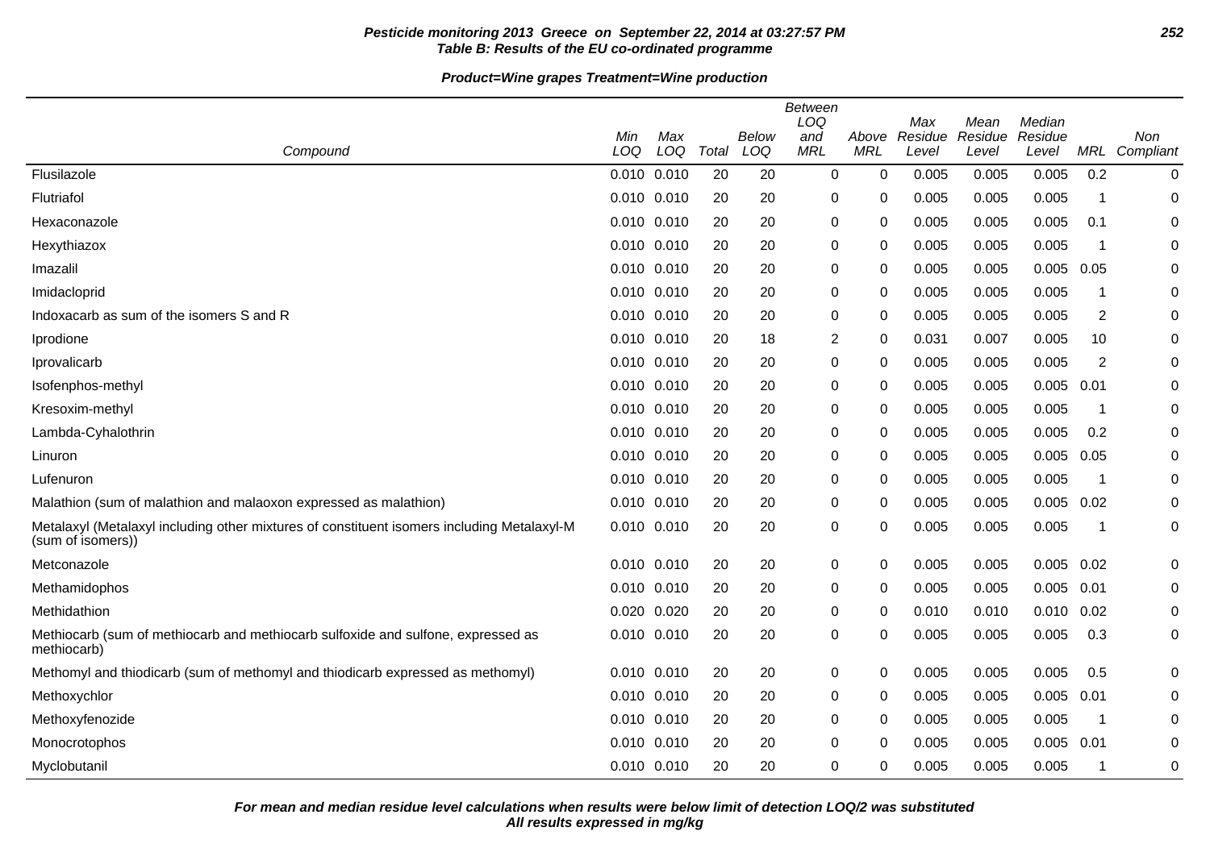**Pesticide monitoring 2013 Greece on September 22, 2014 at 03:27:57 PM**
**Table B: Results of the EU co-ordinated programme**

**Product=Wine grapes Treatment=Wine production**

| Compound | Min LOQ | Max LOQ | Total | Below LOQ | Between LOQ and MRL | Above MRL | Max Residue Level | Mean Residue Level | Median Residue Level | MRL | Non Compliant |
|---|---|---|---|---|---|---|---|---|---|---|---|
| Flusilazole | 0.010 | 0.010 | 20 | 20 | 0 | 0 | 0.005 | 0.005 | 0.005 | 0.2 | 0 |
| Flutriafol | 0.010 | 0.010 | 20 | 20 | 0 | 0 | 0.005 | 0.005 | 0.005 | 1 | 0 |
| Hexaconazole | 0.010 | 0.010 | 20 | 20 | 0 | 0 | 0.005 | 0.005 | 0.005 | 0.1 | 0 |
| Hexythiazox | 0.010 | 0.010 | 20 | 20 | 0 | 0 | 0.005 | 0.005 | 0.005 | 1 | 0 |
| Imazalil | 0.010 | 0.010 | 20 | 20 | 0 | 0 | 0.005 | 0.005 | 0.005 | 0.05 | 0 |
| Imidacloprid | 0.010 | 0.010 | 20 | 20 | 0 | 0 | 0.005 | 0.005 | 0.005 | 1 | 0 |
| Indoxacarb as sum of the isomers S and R | 0.010 | 0.010 | 20 | 20 | 0 | 0 | 0.005 | 0.005 | 0.005 | 2 | 0 |
| Iprodione | 0.010 | 0.010 | 20 | 18 | 2 | 0 | 0.031 | 0.007 | 0.005 | 10 | 0 |
| Iprovalicarb | 0.010 | 0.010 | 20 | 20 | 0 | 0 | 0.005 | 0.005 | 0.005 | 2 | 0 |
| Isofenphos-methyl | 0.010 | 0.010 | 20 | 20 | 0 | 0 | 0.005 | 0.005 | 0.005 | 0.01 | 0 |
| Kresoxim-methyl | 0.010 | 0.010 | 20 | 20 | 0 | 0 | 0.005 | 0.005 | 0.005 | 1 | 0 |
| Lambda-Cyhalothrin | 0.010 | 0.010 | 20 | 20 | 0 | 0 | 0.005 | 0.005 | 0.005 | 0.2 | 0 |
| Linuron | 0.010 | 0.010 | 20 | 20 | 0 | 0 | 0.005 | 0.005 | 0.005 | 0.05 | 0 |
| Lufenuron | 0.010 | 0.010 | 20 | 20 | 0 | 0 | 0.005 | 0.005 | 0.005 | 1 | 0 |
| Malathion (sum of malathion and malaoxon expressed as malathion) | 0.010 | 0.010 | 20 | 20 | 0 | 0 | 0.005 | 0.005 | 0.005 | 0.02 | 0 |
| Metalaxyl (Metalaxyl including other mixtures of constituent isomers including Metalaxyl-M (sum of isomers)) | 0.010 | 0.010 | 20 | 20 | 0 | 0 | 0.005 | 0.005 | 0.005 | 1 | 0 |
| Metconazole | 0.010 | 0.010 | 20 | 20 | 0 | 0 | 0.005 | 0.005 | 0.005 | 0.02 | 0 |
| Methamidophos | 0.010 | 0.010 | 20 | 20 | 0 | 0 | 0.005 | 0.005 | 0.005 | 0.01 | 0 |
| Methidathion | 0.020 | 0.020 | 20 | 20 | 0 | 0 | 0.010 | 0.010 | 0.010 | 0.02 | 0 |
| Methiocarb (sum of methiocarb and methiocarb sulfoxide and sulfone, expressed as methiocarb) | 0.010 | 0.010 | 20 | 20 | 0 | 0 | 0.005 | 0.005 | 0.005 | 0.3 | 0 |
| Methomyl and thiodicarb (sum of methomyl and thiodicarb expressed as methomyl) | 0.010 | 0.010 | 20 | 20 | 0 | 0 | 0.005 | 0.005 | 0.005 | 0.5 | 0 |
| Methoxychlor | 0.010 | 0.010 | 20 | 20 | 0 | 0 | 0.005 | 0.005 | 0.005 | 0.01 | 0 |
| Methoxyfenozide | 0.010 | 0.010 | 20 | 20 | 0 | 0 | 0.005 | 0.005 | 0.005 | 1 | 0 |
| Monocrotophos | 0.010 | 0.010 | 20 | 20 | 0 | 0 | 0.005 | 0.005 | 0.005 | 0.01 | 0 |
| Myclobutanil | 0.010 | 0.010 | 20 | 20 | 0 | 0 | 0.005 | 0.005 | 0.005 | 1 | 0 |

**For mean and median residue level calculations when results were below limit of detection LOQ/2 was substituted**
**All results expressed in mg/kg**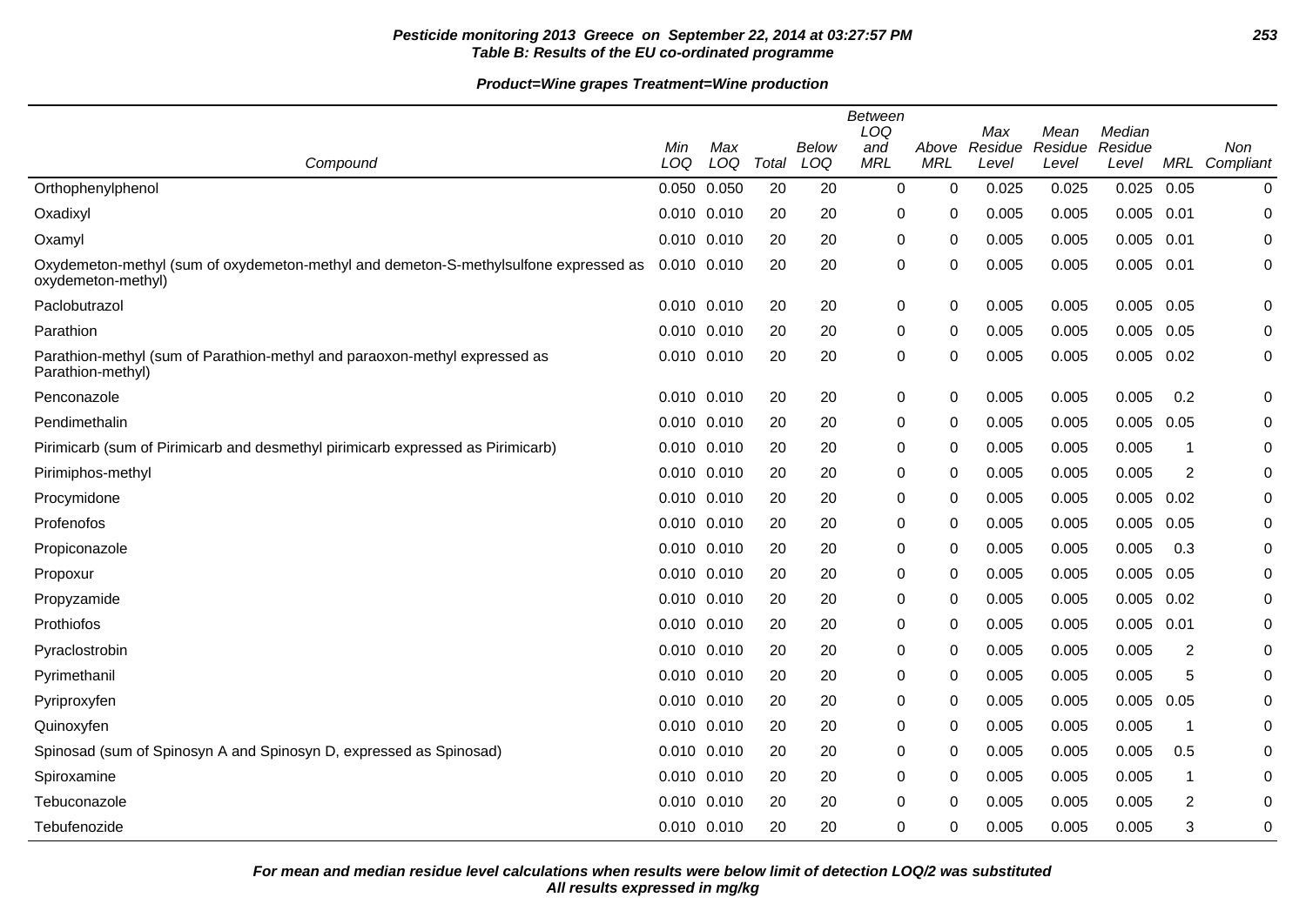**Pesticide monitoring 2013 Greece on September 22, 2014 at 03:27:57 PM**
**Table B: Results of the EU co-ordinated programme**

**Product=Wine grapes Treatment=Wine production**

| Compound | Min LOQ | Max LOQ | Total | Below LOQ | Between LOQ and MRL | Above MRL | Max Residue Level | Mean Residue Level | Median Residue Level | MRL | Non Compliant |
|---|---|---|---|---|---|---|---|---|---|---|---|
| Orthophenylphenol | 0.050 | 0.050 | 20 | 20 | 0 | 0 | 0.025 | 0.025 | 0.025 | 0.05 | 0 |
| Oxadixyl | 0.010 | 0.010 | 20 | 20 | 0 | 0 | 0.005 | 0.005 | 0.005 | 0.01 | 0 |
| Oxamyl | 0.010 | 0.010 | 20 | 20 | 0 | 0 | 0.005 | 0.005 | 0.005 | 0.01 | 0 |
| Oxydemeton-methyl (sum of oxydemeton-methyl and demeton-S-methylsulfone expressed as oxydemeton-methyl) | 0.010 | 0.010 | 20 | 20 | 0 | 0 | 0.005 | 0.005 | 0.005 | 0.01 | 0 |
| Paclobutrazol | 0.010 | 0.010 | 20 | 20 | 0 | 0 | 0.005 | 0.005 | 0.005 | 0.05 | 0 |
| Parathion | 0.010 | 0.010 | 20 | 20 | 0 | 0 | 0.005 | 0.005 | 0.005 | 0.05 | 0 |
| Parathion-methyl (sum of Parathion-methyl and paraoxon-methyl expressed as Parathion-methyl) | 0.010 | 0.010 | 20 | 20 | 0 | 0 | 0.005 | 0.005 | 0.005 | 0.02 | 0 |
| Penconazole | 0.010 | 0.010 | 20 | 20 | 0 | 0 | 0.005 | 0.005 | 0.005 | 0.2 | 0 |
| Pendimethalin | 0.010 | 0.010 | 20 | 20 | 0 | 0 | 0.005 | 0.005 | 0.005 | 0.05 | 0 |
| Pirimicarb (sum of Pirimicarb and desmethyl pirimicarb expressed as Pirimicarb) | 0.010 | 0.010 | 20 | 20 | 0 | 0 | 0.005 | 0.005 | 0.005 | 1 | 0 |
| Pirimiphos-methyl | 0.010 | 0.010 | 20 | 20 | 0 | 0 | 0.005 | 0.005 | 0.005 | 2 | 0 |
| Procymidone | 0.010 | 0.010 | 20 | 20 | 0 | 0 | 0.005 | 0.005 | 0.005 | 0.02 | 0 |
| Profenofos | 0.010 | 0.010 | 20 | 20 | 0 | 0 | 0.005 | 0.005 | 0.005 | 0.05 | 0 |
| Propiconazole | 0.010 | 0.010 | 20 | 20 | 0 | 0 | 0.005 | 0.005 | 0.005 | 0.3 | 0 |
| Propoxur | 0.010 | 0.010 | 20 | 20 | 0 | 0 | 0.005 | 0.005 | 0.005 | 0.05 | 0 |
| Propyzamide | 0.010 | 0.010 | 20 | 20 | 0 | 0 | 0.005 | 0.005 | 0.005 | 0.02 | 0 |
| Prothiofos | 0.010 | 0.010 | 20 | 20 | 0 | 0 | 0.005 | 0.005 | 0.005 | 0.01 | 0 |
| Pyraclostrobin | 0.010 | 0.010 | 20 | 20 | 0 | 0 | 0.005 | 0.005 | 0.005 | 2 | 0 |
| Pyrimethanil | 0.010 | 0.010 | 20 | 20 | 0 | 0 | 0.005 | 0.005 | 0.005 | 5 | 0 |
| Pyriproxyfen | 0.010 | 0.010 | 20 | 20 | 0 | 0 | 0.005 | 0.005 | 0.005 | 0.05 | 0 |
| Quinoxyfen | 0.010 | 0.010 | 20 | 20 | 0 | 0 | 0.005 | 0.005 | 0.005 | 1 | 0 |
| Spinosad (sum of Spinosyn A and Spinosyn D, expressed as Spinosad) | 0.010 | 0.010 | 20 | 20 | 0 | 0 | 0.005 | 0.005 | 0.005 | 0.5 | 0 |
| Spiroxamine | 0.010 | 0.010 | 20 | 20 | 0 | 0 | 0.005 | 0.005 | 0.005 | 1 | 0 |
| Tebuconazole | 0.010 | 0.010 | 20 | 20 | 0 | 0 | 0.005 | 0.005 | 0.005 | 2 | 0 |
| Tebufenozide | 0.010 | 0.010 | 20 | 20 | 0 | 0 | 0.005 | 0.005 | 0.005 | 3 | 0 |

***For mean and median residue level calculations when results were below limit of detection LOQ/2 was substituted***
***All results expressed in mg/kg***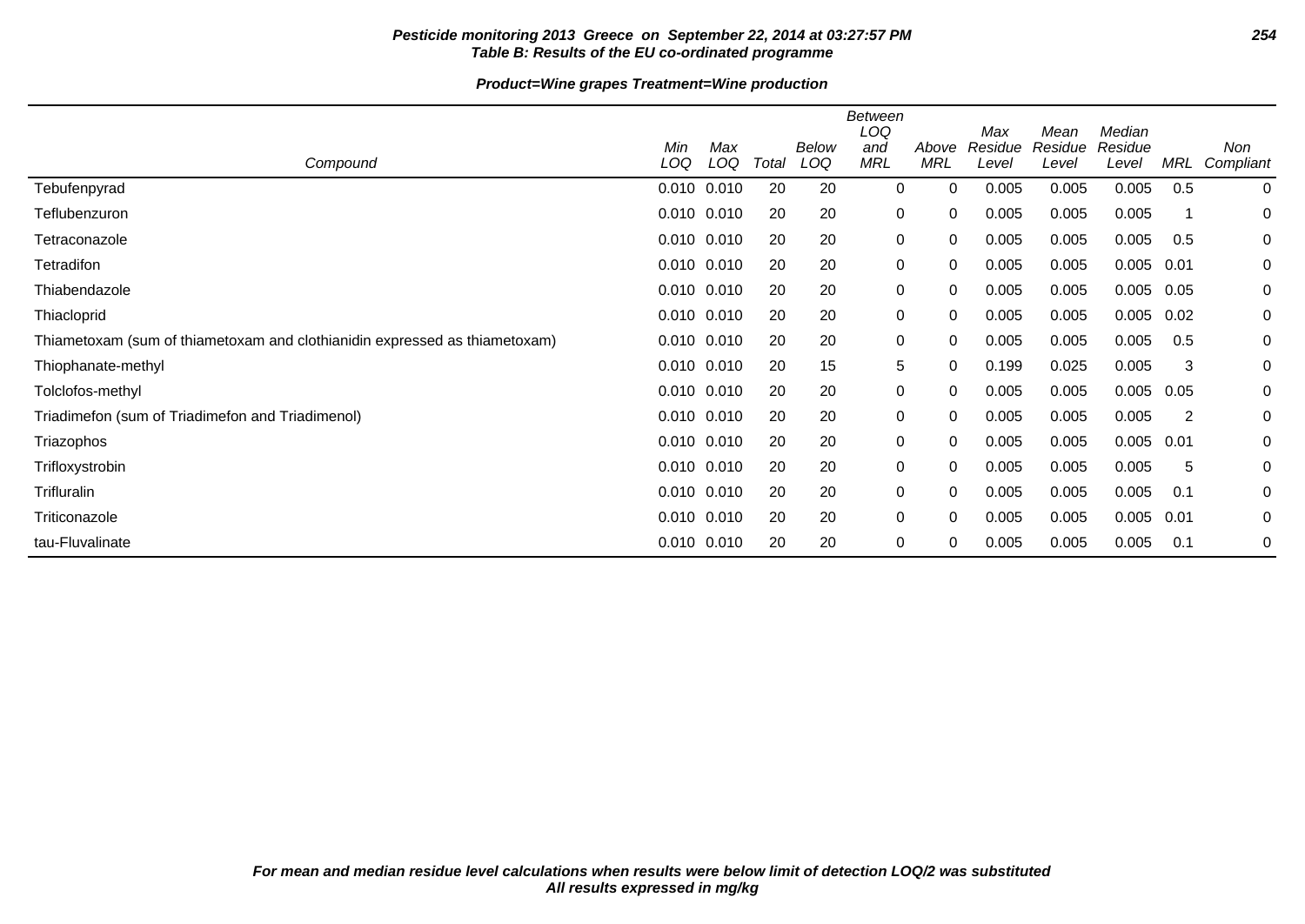**Pesticide monitoring 2013 Greece on September 22, 2014 at 03:27:57 PM**
**Table B: Results of the EU co-ordinated programme**

**Product=Wine grapes Treatment=Wine production**

| Compound | Min LOQ | Max LOQ | Total | Below LOQ | Between LOQ and MRL | Above MRL | Max Residue Level | Mean Residue Level | Median Residue Level | MRL | Non Compliant |
|---|---|---|---|---|---|---|---|---|---|---|---|
| Tebufenpyrad | 0.010 | 0.010 | 20 | 20 | 0 | 0 | 0.005 | 0.005 | 0.005 | 0.5 | 0 |
| Teflubenzuron | 0.010 | 0.010 | 20 | 20 | 0 | 0 | 0.005 | 0.005 | 0.005 | 1 | 0 |
| Tetraconazole | 0.010 | 0.010 | 20 | 20 | 0 | 0 | 0.005 | 0.005 | 0.005 | 0.5 | 0 |
| Tetradifon | 0.010 | 0.010 | 20 | 20 | 0 | 0 | 0.005 | 0.005 | 0.005 | 0.01 | 0 |
| Thiabendazole | 0.010 | 0.010 | 20 | 20 | 0 | 0 | 0.005 | 0.005 | 0.005 | 0.05 | 0 |
| Thiacloprid | 0.010 | 0.010 | 20 | 20 | 0 | 0 | 0.005 | 0.005 | 0.005 | 0.02 | 0 |
| Thiametoxam (sum of thiametoxam and clothianidin expressed as thiametoxam) | 0.010 | 0.010 | 20 | 20 | 0 | 0 | 0.005 | 0.005 | 0.005 | 0.5 | 0 |
| Thiophanate-methyl | 0.010 | 0.010 | 20 | 15 | 5 | 0 | 0.199 | 0.025 | 0.005 | 3 | 0 |
| Tolclofos-methyl | 0.010 | 0.010 | 20 | 20 | 0 | 0 | 0.005 | 0.005 | 0.005 | 0.05 | 0 |
| Triadimefon (sum of Triadimefon and Triadimenol) | 0.010 | 0.010 | 20 | 20 | 0 | 0 | 0.005 | 0.005 | 0.005 | 2 | 0 |
| Triazophos | 0.010 | 0.010 | 20 | 20 | 0 | 0 | 0.005 | 0.005 | 0.005 | 0.01 | 0 |
| Trifloxystrobin | 0.010 | 0.010 | 20 | 20 | 0 | 0 | 0.005 | 0.005 | 0.005 | 5 | 0 |
| Trifluralin | 0.010 | 0.010 | 20 | 20 | 0 | 0 | 0.005 | 0.005 | 0.005 | 0.1 | 0 |
| Triticonazole | 0.010 | 0.010 | 20 | 20 | 0 | 0 | 0.005 | 0.005 | 0.005 | 0.01 | 0 |
| tau-Fluvalinate | 0.010 | 0.010 | 20 | 20 | 0 | 0 | 0.005 | 0.005 | 0.005 | 0.1 | 0 |

*For mean and median residue level calculations when results were below limit of detection LOQ/2 was substituted*
*All results expressed in mg/kg*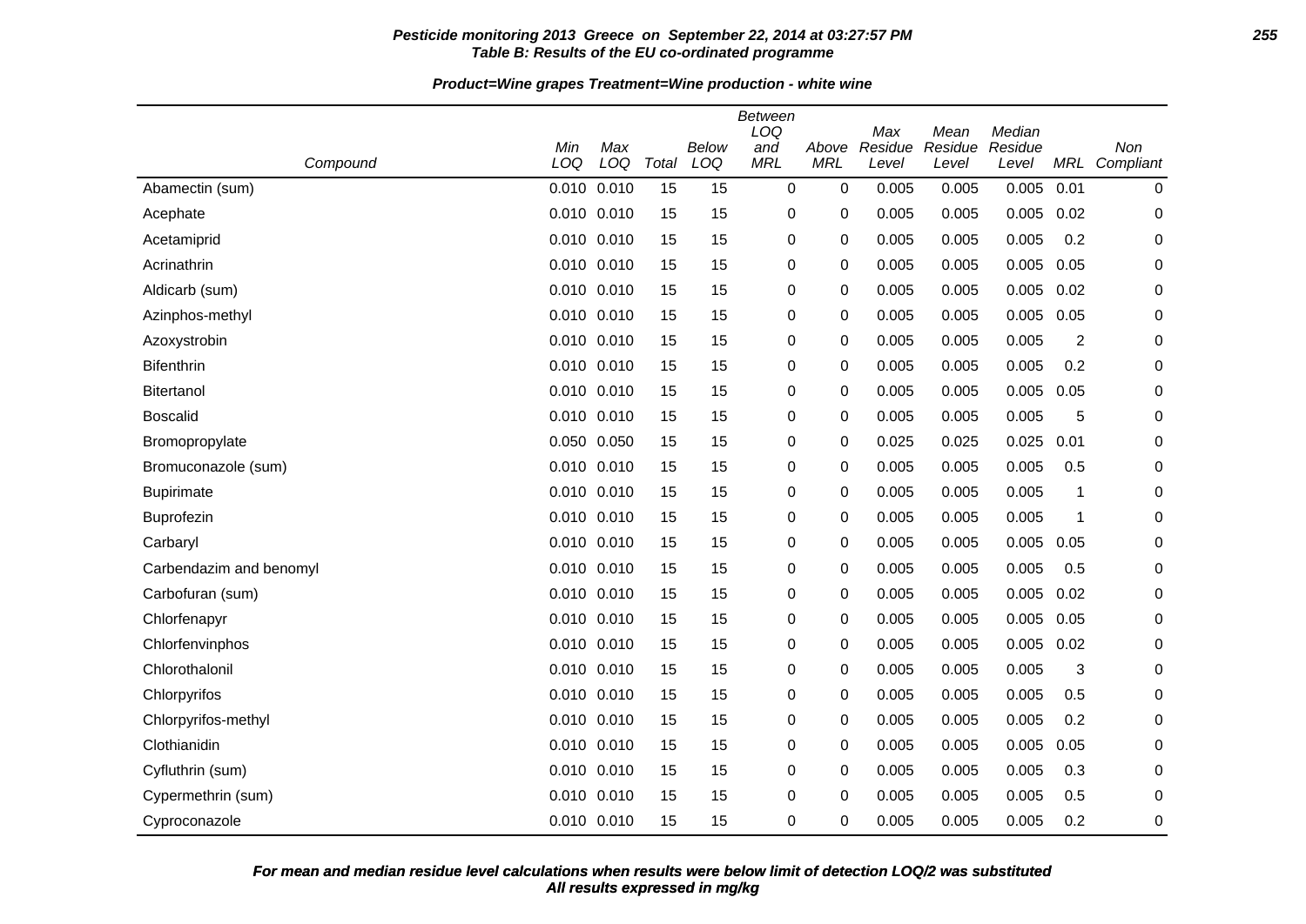**Pesticide monitoring 2013 Greece on September 22, 2014 at 03:27:57 PM**
**Table B: Results of the EU co-ordinated programme**

**Product=Wine grapes Treatment=Wine production - white wine**

| Compound | Min LOQ | Max LOQ | Total | Below LOQ | Between LOQ and MRL | Above MRL | Max Residue Level | Mean Residue Level | Median Residue Level | MRL | Non Compliant |
|---|---|---|---|---|---|---|---|---|---|---|---|
| Abamectin (sum) | 0.010 | 0.010 | 15 | 15 | 0 | 0 | 0.005 | 0.005 | 0.005 | 0.01 | 0 |
| Acephate | 0.010 | 0.010 | 15 | 15 | 0 | 0 | 0.005 | 0.005 | 0.005 | 0.02 | 0 |
| Acetamiprid | 0.010 | 0.010 | 15 | 15 | 0 | 0 | 0.005 | 0.005 | 0.005 | 0.2 | 0 |
| Acrinathrin | 0.010 | 0.010 | 15 | 15 | 0 | 0 | 0.005 | 0.005 | 0.005 | 0.05 | 0 |
| Aldicarb (sum) | 0.010 | 0.010 | 15 | 15 | 0 | 0 | 0.005 | 0.005 | 0.005 | 0.02 | 0 |
| Azinphos-methyl | 0.010 | 0.010 | 15 | 15 | 0 | 0 | 0.005 | 0.005 | 0.005 | 0.05 | 0 |
| Azoxystrobin | 0.010 | 0.010 | 15 | 15 | 0 | 0 | 0.005 | 0.005 | 0.005 | 2 | 0 |
| Bifenthrin | 0.010 | 0.010 | 15 | 15 | 0 | 0 | 0.005 | 0.005 | 0.005 | 0.2 | 0 |
| Bitertanol | 0.010 | 0.010 | 15 | 15 | 0 | 0 | 0.005 | 0.005 | 0.005 | 0.05 | 0 |
| Boscalid | 0.010 | 0.010 | 15 | 15 | 0 | 0 | 0.005 | 0.005 | 0.005 | 5 | 0 |
| Bromopropylate | 0.050 | 0.050 | 15 | 15 | 0 | 0 | 0.025 | 0.025 | 0.025 | 0.01 | 0 |
| Bromuconazole (sum) | 0.010 | 0.010 | 15 | 15 | 0 | 0 | 0.005 | 0.005 | 0.005 | 0.5 | 0 |
| Bupirimate | 0.010 | 0.010 | 15 | 15 | 0 | 0 | 0.005 | 0.005 | 0.005 | 1 | 0 |
| Buprofezin | 0.010 | 0.010 | 15 | 15 | 0 | 0 | 0.005 | 0.005 | 0.005 | 1 | 0 |
| Carbaryl | 0.010 | 0.010 | 15 | 15 | 0 | 0 | 0.005 | 0.005 | 0.005 | 0.05 | 0 |
| Carbendazim and benomyl | 0.010 | 0.010 | 15 | 15 | 0 | 0 | 0.005 | 0.005 | 0.005 | 0.5 | 0 |
| Carbofuran (sum) | 0.010 | 0.010 | 15 | 15 | 0 | 0 | 0.005 | 0.005 | 0.005 | 0.02 | 0 |
| Chlorfenapyr | 0.010 | 0.010 | 15 | 15 | 0 | 0 | 0.005 | 0.005 | 0.005 | 0.05 | 0 |
| Chlorfenvinphos | 0.010 | 0.010 | 15 | 15 | 0 | 0 | 0.005 | 0.005 | 0.005 | 0.02 | 0 |
| Chlorothalonil | 0.010 | 0.010 | 15 | 15 | 0 | 0 | 0.005 | 0.005 | 0.005 | 3 | 0 |
| Chlorpyrifos | 0.010 | 0.010 | 15 | 15 | 0 | 0 | 0.005 | 0.005 | 0.005 | 0.5 | 0 |
| Chlorpyrifos-methyl | 0.010 | 0.010 | 15 | 15 | 0 | 0 | 0.005 | 0.005 | 0.005 | 0.2 | 0 |
| Clothianidin | 0.010 | 0.010 | 15 | 15 | 0 | 0 | 0.005 | 0.005 | 0.005 | 0.05 | 0 |
| Cyfluthrin (sum) | 0.010 | 0.010 | 15 | 15 | 0 | 0 | 0.005 | 0.005 | 0.005 | 0.3 | 0 |
| Cypermethrin (sum) | 0.010 | 0.010 | 15 | 15 | 0 | 0 | 0.005 | 0.005 | 0.005 | 0.5 | 0 |
| Cyproconazole | 0.010 | 0.010 | 15 | 15 | 0 | 0 | 0.005 | 0.005 | 0.005 | 0.2 | 0 |

***For mean and median residue level calculations when results were below limit of detection LOQ/2 was substituted***
***All results expressed in mg/kg***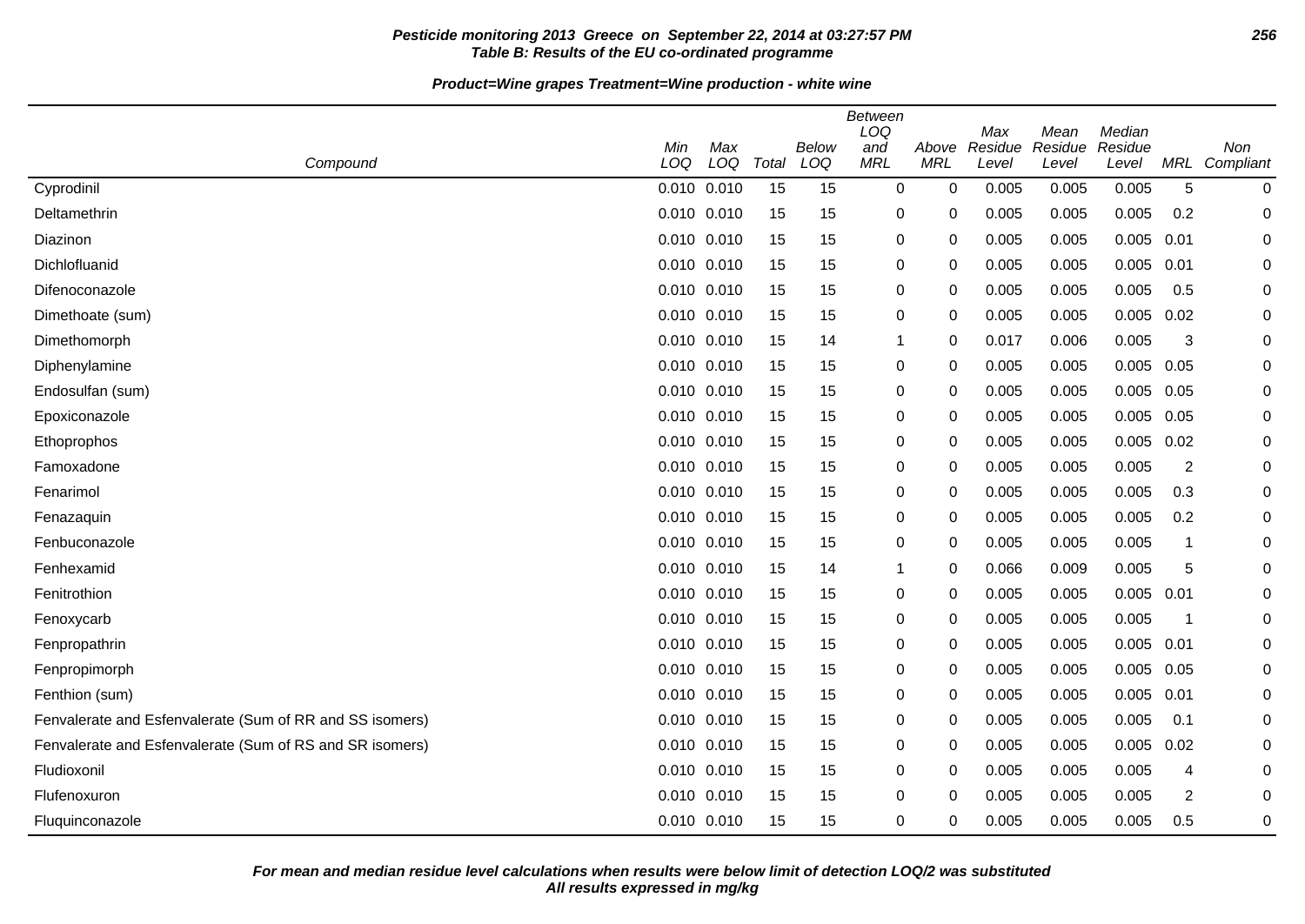**Pesticide monitoring 2013 Greece on September 22, 2014 at 03:27:57 PM**
**Table B: Results of the EU co-ordinated programme**

**Product=Wine grapes Treatment=Wine production - white wine**

| Compound | Min LOQ | Max LOQ | Total | Below LOQ | Between LOQ and MRL | Above MRL | Max Residue Level | Mean Residue Level | Median Residue Level | MRL | Non Compliant |
|---|---|---|---|---|---|---|---|---|---|---|---|
| Cyprodinil | 0.010 | 0.010 | 15 | 15 | 0 | 0 | 0.005 | 0.005 | 0.005 | 5 | 0 |
| Deltamethrin | 0.010 | 0.010 | 15 | 15 | 0 | 0 | 0.005 | 0.005 | 0.005 | 0.2 | 0 |
| Diazinon | 0.010 | 0.010 | 15 | 15 | 0 | 0 | 0.005 | 0.005 | 0.005 | 0.01 | 0 |
| Dichlofluanid | 0.010 | 0.010 | 15 | 15 | 0 | 0 | 0.005 | 0.005 | 0.005 | 0.01 | 0 |
| Difenoconazole | 0.010 | 0.010 | 15 | 15 | 0 | 0 | 0.005 | 0.005 | 0.005 | 0.5 | 0 |
| Dimethoate (sum) | 0.010 | 0.010 | 15 | 15 | 0 | 0 | 0.005 | 0.005 | 0.005 | 0.02 | 0 |
| Dimethomorph | 0.010 | 0.010 | 15 | 14 | 1 | 0 | 0.017 | 0.006 | 0.005 | 3 | 0 |
| Diphenylamine | 0.010 | 0.010 | 15 | 15 | 0 | 0 | 0.005 | 0.005 | 0.005 | 0.05 | 0 |
| Endosulfan (sum) | 0.010 | 0.010 | 15 | 15 | 0 | 0 | 0.005 | 0.005 | 0.005 | 0.05 | 0 |
| Epoxiconazole | 0.010 | 0.010 | 15 | 15 | 0 | 0 | 0.005 | 0.005 | 0.005 | 0.05 | 0 |
| Ethoprophos | 0.010 | 0.010 | 15 | 15 | 0 | 0 | 0.005 | 0.005 | 0.005 | 0.02 | 0 |
| Famoxadone | 0.010 | 0.010 | 15 | 15 | 0 | 0 | 0.005 | 0.005 | 0.005 | 2 | 0 |
| Fenarimol | 0.010 | 0.010 | 15 | 15 | 0 | 0 | 0.005 | 0.005 | 0.005 | 0.3 | 0 |
| Fenazaquin | 0.010 | 0.010 | 15 | 15 | 0 | 0 | 0.005 | 0.005 | 0.005 | 0.2 | 0 |
| Fenbuconazole | 0.010 | 0.010 | 15 | 15 | 0 | 0 | 0.005 | 0.005 | 0.005 | 1 | 0 |
| Fenhexamid | 0.010 | 0.010 | 15 | 14 | 1 | 0 | 0.066 | 0.009 | 0.005 | 5 | 0 |
| Fenitrothion | 0.010 | 0.010 | 15 | 15 | 0 | 0 | 0.005 | 0.005 | 0.005 | 0.01 | 0 |
| Fenoxycarb | 0.010 | 0.010 | 15 | 15 | 0 | 0 | 0.005 | 0.005 | 0.005 | 1 | 0 |
| Fenpropathrin | 0.010 | 0.010 | 15 | 15 | 0 | 0 | 0.005 | 0.005 | 0.005 | 0.01 | 0 |
| Fenpropimorph | 0.010 | 0.010 | 15 | 15 | 0 | 0 | 0.005 | 0.005 | 0.005 | 0.05 | 0 |
| Fenthion (sum) | 0.010 | 0.010 | 15 | 15 | 0 | 0 | 0.005 | 0.005 | 0.005 | 0.01 | 0 |
| Fenvalerate and Esfenvalerate (Sum of RR and SS isomers) | 0.010 | 0.010 | 15 | 15 | 0 | 0 | 0.005 | 0.005 | 0.005 | 0.1 | 0 |
| Fenvalerate and Esfenvalerate (Sum of RS and SR isomers) | 0.010 | 0.010 | 15 | 15 | 0 | 0 | 0.005 | 0.005 | 0.005 | 0.02 | 0 |
| Fludioxonil | 0.010 | 0.010 | 15 | 15 | 0 | 0 | 0.005 | 0.005 | 0.005 | 4 | 0 |
| Flufenoxuron | 0.010 | 0.010 | 15 | 15 | 0 | 0 | 0.005 | 0.005 | 0.005 | 2 | 0 |
| Fluquinconazole | 0.010 | 0.010 | 15 | 15 | 0 | 0 | 0.005 | 0.005 | 0.005 | 0.5 | 0 |

**For mean and median residue level calculations when results were below limit of detection LOQ/2 was substituted**
**All results expressed in mg/kg**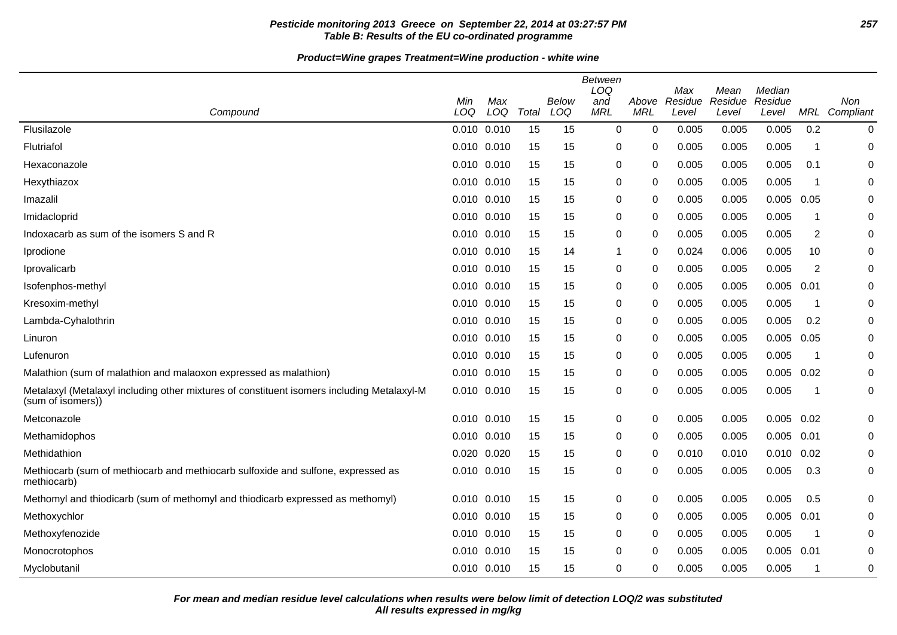**Pesticide monitoring 2013 Greece on September 22, 2014 at 03:27:57 PM**
**Table B: Results of the EU co-ordinated programme**

**Product=Wine grapes Treatment=Wine production - white wine**

| Compound | Min LOQ | Max LOQ | Total | Below LOQ | Between LOQ and MRL | Above MRL | Max Residue Level | Mean Residue Level | Median Residue Level | MRL | Non Compliant |
|---|---|---|---|---|---|---|---|---|---|---|---|
| Flusilazole | 0.010 | 0.010 | 15 | 15 | 0 | 0 | 0.005 | 0.005 | 0.005 | 0.2 | 0 |
| Flutriafol | 0.010 | 0.010 | 15 | 15 | 0 | 0 | 0.005 | 0.005 | 0.005 | 1 | 0 |
| Hexaconazole | 0.010 | 0.010 | 15 | 15 | 0 | 0 | 0.005 | 0.005 | 0.005 | 0.1 | 0 |
| Hexythiazox | 0.010 | 0.010 | 15 | 15 | 0 | 0 | 0.005 | 0.005 | 0.005 | 1 | 0 |
| Imazalil | 0.010 | 0.010 | 15 | 15 | 0 | 0 | 0.005 | 0.005 | 0.005 | 0.05 | 0 |
| Imidacloprid | 0.010 | 0.010 | 15 | 15 | 0 | 0 | 0.005 | 0.005 | 0.005 | 1 | 0 |
| Indoxacarb as sum of the isomers S and R | 0.010 | 0.010 | 15 | 15 | 0 | 0 | 0.005 | 0.005 | 0.005 | 2 | 0 |
| Iprodione | 0.010 | 0.010 | 15 | 14 | 1 | 0 | 0.024 | 0.006 | 0.005 | 10 | 0 |
| Iprovalicarb | 0.010 | 0.010 | 15 | 15 | 0 | 0 | 0.005 | 0.005 | 0.005 | 2 | 0 |
| Isofenphos-methyl | 0.010 | 0.010 | 15 | 15 | 0 | 0 | 0.005 | 0.005 | 0.005 | 0.01 | 0 |
| Kresoxim-methyl | 0.010 | 0.010 | 15 | 15 | 0 | 0 | 0.005 | 0.005 | 0.005 | 1 | 0 |
| Lambda-Cyhalothrin | 0.010 | 0.010 | 15 | 15 | 0 | 0 | 0.005 | 0.005 | 0.005 | 0.2 | 0 |
| Linuron | 0.010 | 0.010 | 15 | 15 | 0 | 0 | 0.005 | 0.005 | 0.005 | 0.05 | 0 |
| Lufenuron | 0.010 | 0.010 | 15 | 15 | 0 | 0 | 0.005 | 0.005 | 0.005 | 1 | 0 |
| Malathion (sum of malathion and malaoxon expressed as malathion) | 0.010 | 0.010 | 15 | 15 | 0 | 0 | 0.005 | 0.005 | 0.005 | 0.02 | 0 |
| Metalaxyl (Metalaxyl including other mixtures of constituent isomers including Metalaxyl-M (sum of isomers)) | 0.010 | 0.010 | 15 | 15 | 0 | 0 | 0.005 | 0.005 | 0.005 | 1 | 0 |
| Metconazole | 0.010 | 0.010 | 15 | 15 | 0 | 0 | 0.005 | 0.005 | 0.005 | 0.02 | 0 |
| Methamidophos | 0.010 | 0.010 | 15 | 15 | 0 | 0 | 0.005 | 0.005 | 0.005 | 0.01 | 0 |
| Methidathion | 0.020 | 0.020 | 15 | 15 | 0 | 0 | 0.010 | 0.010 | 0.010 | 0.02 | 0 |
| Methiocarb (sum of methiocarb and methiocarb sulfoxide and sulfone, expressed as methiocarb) | 0.010 | 0.010 | 15 | 15 | 0 | 0 | 0.005 | 0.005 | 0.005 | 0.3 | 0 |
| Methomyl and thiodicarb (sum of methomyl and thiodicarb expressed as methomyl) | 0.010 | 0.010 | 15 | 15 | 0 | 0 | 0.005 | 0.005 | 0.005 | 0.5 | 0 |
| Methoxychlor | 0.010 | 0.010 | 15 | 15 | 0 | 0 | 0.005 | 0.005 | 0.005 | 0.01 | 0 |
| Methoxyfenozide | 0.010 | 0.010 | 15 | 15 | 0 | 0 | 0.005 | 0.005 | 0.005 | 1 | 0 |
| Monocrotophos | 0.010 | 0.010 | 15 | 15 | 0 | 0 | 0.005 | 0.005 | 0.005 | 0.01 | 0 |
| Myclobutanil | 0.010 | 0.010 | 15 | 15 | 0 | 0 | 0.005 | 0.005 | 0.005 | 1 | 0 |

***For mean and median residue level calculations when results were below limit of detection LOQ/2 was substituted***
***All results expressed in mg/kg***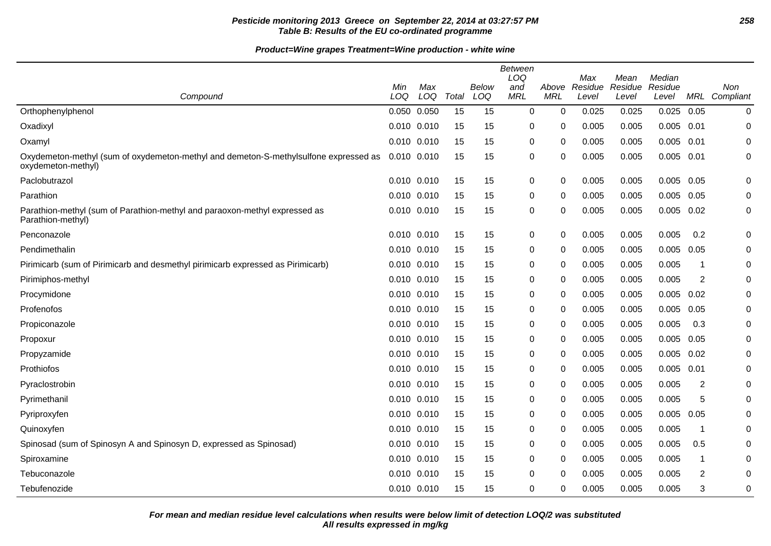**Pesticide monitoring 2013 Greece on September 22, 2014 at 03:27:57 PM**
**Table B: Results of the EU co-ordinated programme**

**Product=Wine grapes Treatment=Wine production - white wine**

| Compound | Min LOQ | Max LOQ | Total | Below LOQ | Between LOQ and MRL | Above MRL | Max Residue Level | Mean Residue Level | Median Residue Level | MRL | Non Compliant |
|---|---|---|---|---|---|---|---|---|---|---|---|
| Orthophenylphenol | 0.050 | 0.050 | 15 | 15 | 0 | 0 | 0.025 | 0.025 | 0.025 | 0.05 | 0 |
| Oxadixyl | 0.010 | 0.010 | 15 | 15 | 0 | 0 | 0.005 | 0.005 | 0.005 | 0.01 | 0 |
| Oxamyl | 0.010 | 0.010 | 15 | 15 | 0 | 0 | 0.005 | 0.005 | 0.005 | 0.01 | 0 |
| Oxydemeton-methyl (sum of oxydemeton-methyl and demeton-S-methylsulfone expressed as oxydemeton-methyl) | 0.010 | 0.010 | 15 | 15 | 0 | 0 | 0.005 | 0.005 | 0.005 | 0.01 | 0 |
| Paclobutrazol | 0.010 | 0.010 | 15 | 15 | 0 | 0 | 0.005 | 0.005 | 0.005 | 0.05 | 0 |
| Parathion | 0.010 | 0.010 | 15 | 15 | 0 | 0 | 0.005 | 0.005 | 0.005 | 0.05 | 0 |
| Parathion-methyl (sum of Parathion-methyl and paraoxon-methyl expressed as Parathion-methyl) | 0.010 | 0.010 | 15 | 15 | 0 | 0 | 0.005 | 0.005 | 0.005 | 0.02 | 0 |
| Penconazole | 0.010 | 0.010 | 15 | 15 | 0 | 0 | 0.005 | 0.005 | 0.005 | 0.2 | 0 |
| Pendimethalin | 0.010 | 0.010 | 15 | 15 | 0 | 0 | 0.005 | 0.005 | 0.005 | 0.05 | 0 |
| Pirimicarb (sum of Pirimicarb and desmethyl pirimicarb expressed as Pirimicarb) | 0.010 | 0.010 | 15 | 15 | 0 | 0 | 0.005 | 0.005 | 0.005 | 1 | 0 |
| Pirimiphos-methyl | 0.010 | 0.010 | 15 | 15 | 0 | 0 | 0.005 | 0.005 | 0.005 | 2 | 0 |
| Procymidone | 0.010 | 0.010 | 15 | 15 | 0 | 0 | 0.005 | 0.005 | 0.005 | 0.02 | 0 |
| Profenofos | 0.010 | 0.010 | 15 | 15 | 0 | 0 | 0.005 | 0.005 | 0.005 | 0.05 | 0 |
| Propiconazole | 0.010 | 0.010 | 15 | 15 | 0 | 0 | 0.005 | 0.005 | 0.005 | 0.3 | 0 |
| Propoxur | 0.010 | 0.010 | 15 | 15 | 0 | 0 | 0.005 | 0.005 | 0.005 | 0.05 | 0 |
| Propyzamide | 0.010 | 0.010 | 15 | 15 | 0 | 0 | 0.005 | 0.005 | 0.005 | 0.02 | 0 |
| Prothiofos | 0.010 | 0.010 | 15 | 15 | 0 | 0 | 0.005 | 0.005 | 0.005 | 0.01 | 0 |
| Pyraclostrobin | 0.010 | 0.010 | 15 | 15 | 0 | 0 | 0.005 | 0.005 | 0.005 | 2 | 0 |
| Pyrimethanil | 0.010 | 0.010 | 15 | 15 | 0 | 0 | 0.005 | 0.005 | 0.005 | 5 | 0 |
| Pyriproxyfen | 0.010 | 0.010 | 15 | 15 | 0 | 0 | 0.005 | 0.005 | 0.005 | 0.05 | 0 |
| Quinoxyfen | 0.010 | 0.010 | 15 | 15 | 0 | 0 | 0.005 | 0.005 | 0.005 | 1 | 0 |
| Spinosad (sum of Spinosyn A and Spinosyn D, expressed as Spinosad) | 0.010 | 0.010 | 15 | 15 | 0 | 0 | 0.005 | 0.005 | 0.005 | 0.5 | 0 |
| Spiroxamine | 0.010 | 0.010 | 15 | 15 | 0 | 0 | 0.005 | 0.005 | 0.005 | 1 | 0 |
| Tebuconazole | 0.010 | 0.010 | 15 | 15 | 0 | 0 | 0.005 | 0.005 | 0.005 | 2 | 0 |
| Tebufenozide | 0.010 | 0.010 | 15 | 15 | 0 | 0 | 0.005 | 0.005 | 0.005 | 3 | 0 |

***For mean and median residue level calculations when results were below limit of detection LOQ/2 was substituted***
***All results expressed in mg/kg***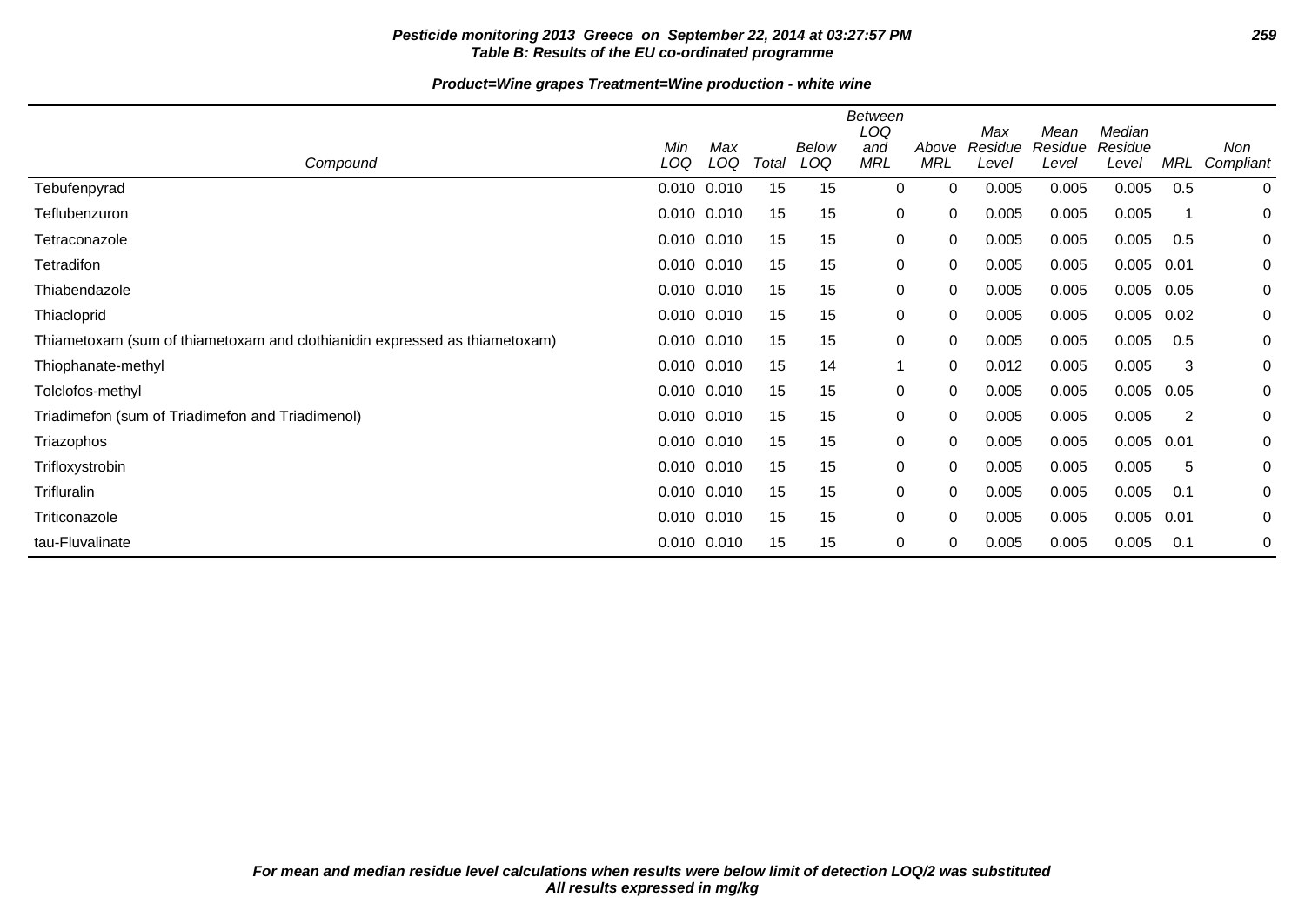**Pesticide monitoring 2013 Greece on September 22, 2014 at 03:27:57 PM**
**Table B: Results of the EU co-ordinated programme**

**Product=Wine grapes Treatment=Wine production - white wine**

| Compound | Min LOQ | Max LOQ | Total | Below LOQ | Between LOQ and MRL | Above MRL | Max Residue Level | Mean Residue Level | Median Residue Level | MRL | Non Compliant |
|---|---|---|---|---|---|---|---|---|---|---|---|
| Tebufenpyrad | 0.010 | 0.010 | 15 | 15 | 0 | 0 | 0.005 | 0.005 | 0.005 | 0.5 | 0 |
| Teflubenzuron | 0.010 | 0.010 | 15 | 15 | 0 | 0 | 0.005 | 0.005 | 0.005 | 1 | 0 |
| Tetraconazole | 0.010 | 0.010 | 15 | 15 | 0 | 0 | 0.005 | 0.005 | 0.005 | 0.5 | 0 |
| Tetradifon | 0.010 | 0.010 | 15 | 15 | 0 | 0 | 0.005 | 0.005 | 0.005 | 0.01 | 0 |
| Thiabendazole | 0.010 | 0.010 | 15 | 15 | 0 | 0 | 0.005 | 0.005 | 0.005 | 0.05 | 0 |
| Thiacloprid | 0.010 | 0.010 | 15 | 15 | 0 | 0 | 0.005 | 0.005 | 0.005 | 0.02 | 0 |
| Thiametoxam (sum of thiametoxam and clothianidin expressed as thiametoxam) | 0.010 | 0.010 | 15 | 15 | 0 | 0 | 0.005 | 0.005 | 0.005 | 0.5 | 0 |
| Thiophanate-methyl | 0.010 | 0.010 | 15 | 14 | 1 | 0 | 0.012 | 0.005 | 0.005 | 3 | 0 |
| Tolclofos-methyl | 0.010 | 0.010 | 15 | 15 | 0 | 0 | 0.005 | 0.005 | 0.005 | 0.05 | 0 |
| Triadimefon (sum of Triadimefon and Triadimenol) | 0.010 | 0.010 | 15 | 15 | 0 | 0 | 0.005 | 0.005 | 0.005 | 2 | 0 |
| Triazophos | 0.010 | 0.010 | 15 | 15 | 0 | 0 | 0.005 | 0.005 | 0.005 | 0.01 | 0 |
| Trifloxystrobin | 0.010 | 0.010 | 15 | 15 | 0 | 0 | 0.005 | 0.005 | 0.005 | 5 | 0 |
| Trifluralin | 0.010 | 0.010 | 15 | 15 | 0 | 0 | 0.005 | 0.005 | 0.005 | 0.1 | 0 |
| Triticonazole | 0.010 | 0.010 | 15 | 15 | 0 | 0 | 0.005 | 0.005 | 0.005 | 0.01 | 0 |
| tau-Fluvalinate | 0.010 | 0.010 | 15 | 15 | 0 | 0 | 0.005 | 0.005 | 0.005 | 0.1 | 0 |

***For mean and median residue level calculations when results were below limit of detection LOQ/2 was substituted***
***All results expressed in mg/kg***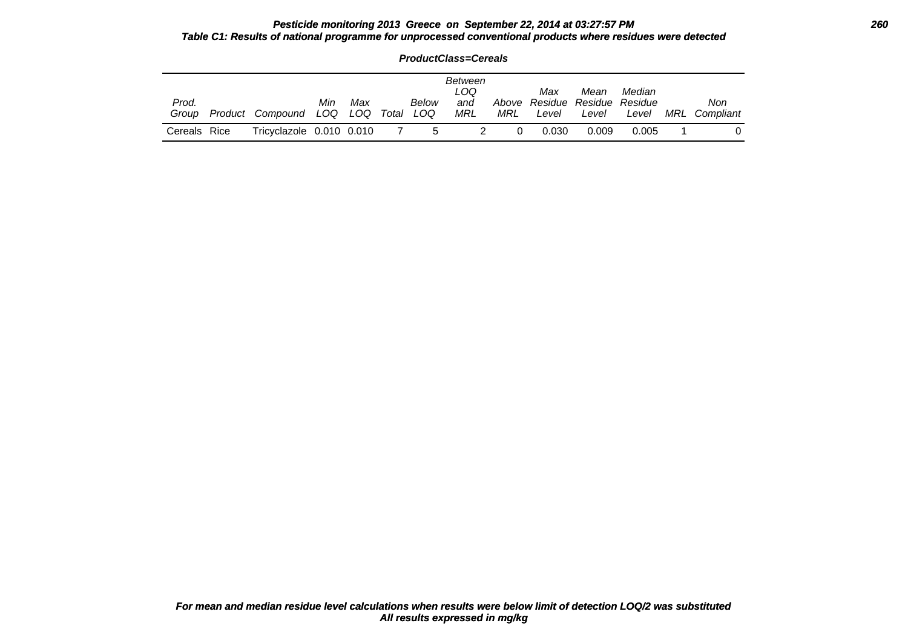**Pesticide monitoring 2013 Greece on September 22, 2014 at 03:27:57 PM**

**Table C1: Results of national programme for unprocessed conventional products where residues were detected**

**ProductClass=Cereals**

| Prod. Group | Product | Compound | Min LOQ | Max LOQ | Total | Below LOQ | Between LOQ and MRL | Above MRL | Max Residue Level | Mean Residue Level | Median Residue Level | MRL | Non Compliant |
|---|---|---|---|---|---|---|---|---|---|---|---|---|---|
| Cereals | Rice | Tricyclazole | 0.010 | 0.010 | 7 | 5 | 2 | 0 | 0.030 | 0.009 | 0.005 | 1 | 0 |

**For mean and median residue level calculations when results were below limit of detection LOQ/2 was substituted**
**All results expressed in mg/kg**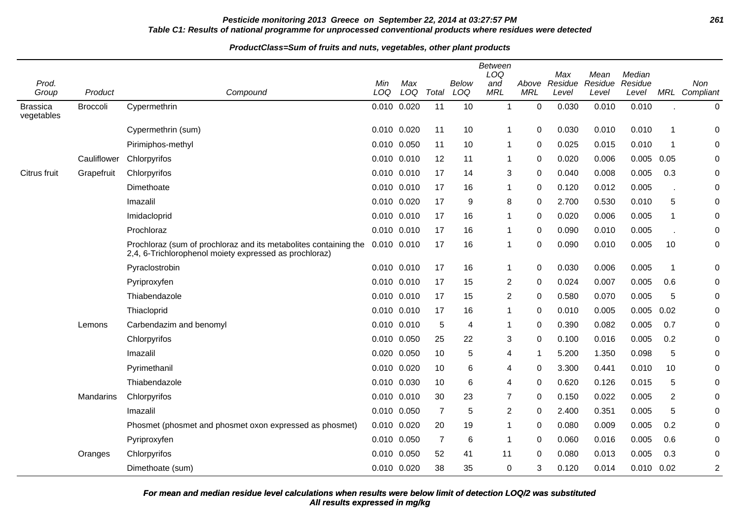**Pesticide monitoring 2013 Greece on September 22, 2014 at 03:27:57 PM**

**Table C1: Results of national programme for unprocessed conventional products where residues were detected**

**ProductClass=Sum of fruits and nuts, vegetables, other plant products**

| Prod. Group | Product | Compound | Min LOQ | Max LOQ | Total | Below LOQ | Between LOQ and MRL | Above MRL | Max Residue Level | Mean Residue Level | Median Residue Level | MRL | Non Compliant |
|---|---|---|---|---|---|---|---|---|---|---|---|---|---|
| Brassica vegetables | Broccoli | Cypermethrin | 0.010 | 0.020 | 11 | 10 | 1 | 0 | 0.030 | 0.010 | 0.010 | . | 0 |
| | | Cypermethrin (sum) | 0.010 | 0.020 | 11 | 10 | 1 | 0 | 0.030 | 0.010 | 0.010 | 1 | 0 |
| | | Pirimiphos-methyl | 0.010 | 0.050 | 11 | 10 | 1 | 0 | 0.025 | 0.015 | 0.010 | 1 | 0 |
| | Cauliflower | Chlorpyrifos | 0.010 | 0.010 | 12 | 11 | 1 | 0 | 0.020 | 0.006 | 0.005 | 0.05 | 0 |
| Citrus fruit | Grapefruit | Chlorpyrifos | 0.010 | 0.010 | 17 | 14 | 3 | 0 | 0.040 | 0.008 | 0.005 | 0.3 | 0 |
| | | Dimethoate | 0.010 | 0.010 | 17 | 16 | 1 | 0 | 0.120 | 0.012 | 0.005 | . | 0 |
| | | Imazalil | 0.010 | 0.020 | 17 | 9 | 8 | 0 | 2.700 | 0.530 | 0.010 | 5 | 0 |
| | | Imidacloprid | 0.010 | 0.010 | 17 | 16 | 1 | 0 | 0.020 | 0.006 | 0.005 | 1 | 0 |
| | | Prochloraz | 0.010 | 0.010 | 17 | 16 | 1 | 0 | 0.090 | 0.010 | 0.005 | . | 0 |
| | | Prochloraz (sum of prochloraz and its metabolites containing the 2,4, 6-Trichlorophenol moiety expressed as prochloraz) | 0.010 | 0.010 | 17 | 16 | 1 | 0 | 0.090 | 0.010 | 0.005 | 10 | 0 |
| | | Pyraclostrobin | 0.010 | 0.010 | 17 | 16 | 1 | 0 | 0.030 | 0.006 | 0.005 | 1 | 0 |
| | | Pyriproxyfen | 0.010 | 0.010 | 17 | 15 | 2 | 0 | 0.024 | 0.007 | 0.005 | 0.6 | 0 |
| | | Thiabendazole | 0.010 | 0.010 | 17 | 15 | 2 | 0 | 0.580 | 0.070 | 0.005 | 5 | 0 |
| | | Thiacloprid | 0.010 | 0.010 | 17 | 16 | 1 | 0 | 0.010 | 0.005 | 0.005 | 0.02 | 0 |
| | Lemons | Carbendazim and benomyl | 0.010 | 0.010 | 5 | 4 | 1 | 0 | 0.390 | 0.082 | 0.005 | 0.7 | 0 |
| | | Chlorpyrifos | 0.010 | 0.050 | 25 | 22 | 3 | 0 | 0.100 | 0.016 | 0.005 | 0.2 | 0 |
| | | Imazalil | 0.020 | 0.050 | 10 | 5 | 4 | 1 | 5.200 | 1.350 | 0.098 | 5 | 0 |
| | | Pyrimethanil | 0.010 | 0.020 | 10 | 6 | 4 | 0 | 3.300 | 0.441 | 0.010 | 10 | 0 |
| | | Thiabendazole | 0.010 | 0.030 | 10 | 6 | 4 | 0 | 0.620 | 0.126 | 0.015 | 5 | 0 |
| | Mandarins | Chlorpyrifos | 0.010 | 0.010 | 30 | 23 | 7 | 0 | 0.150 | 0.022 | 0.005 | 2 | 0 |
| | | Imazalil | 0.010 | 0.050 | 7 | 5 | 2 | 0 | 2.400 | 0.351 | 0.005 | 5 | 0 |
| | | Phosmet (phosmet and phosmet oxon expressed as phosmet) | 0.010 | 0.020 | 20 | 19 | 1 | 0 | 0.080 | 0.009 | 0.005 | 0.2 | 0 |
| | | Pyriproxyfen | 0.010 | 0.050 | 7 | 6 | 1 | 0 | 0.060 | 0.016 | 0.005 | 0.6 | 0 |
| | Oranges | Chlorpyrifos | 0.010 | 0.050 | 52 | 41 | 11 | 0 | 0.080 | 0.013 | 0.005 | 0.3 | 0 |
| | | Dimethoate (sum) | 0.010 | 0.020 | 38 | 35 | 0 | 3 | 0.120 | 0.014 | 0.010 | 0.02 | 2 |

**For mean and median residue level calculations when results were below limit of detection LOQ/2 was substituted**
**All results expressed in mg/kg**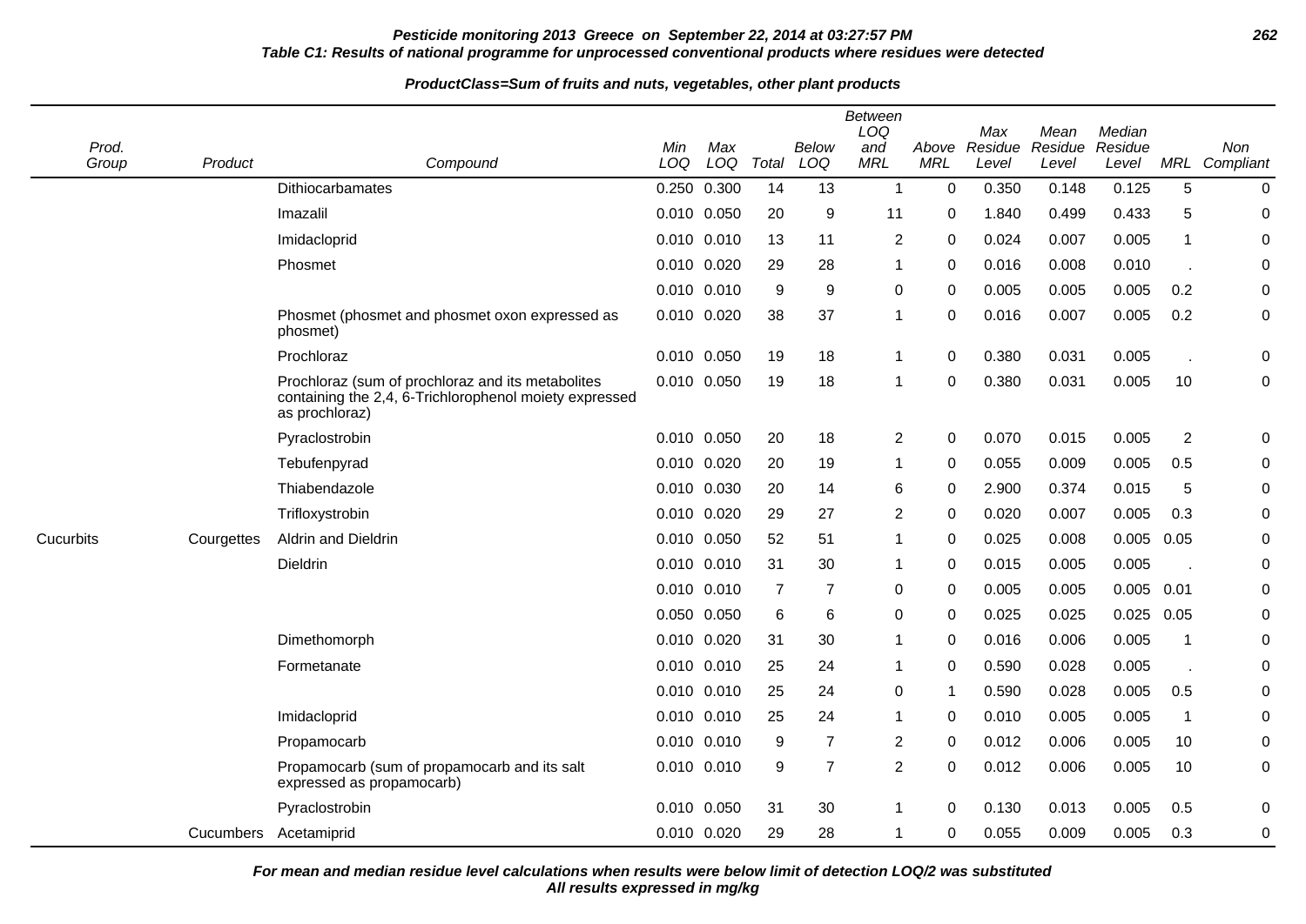**Pesticide monitoring 2013 Greece on September 22, 2014 at 03:27:57 PM**

**Table C1: Results of national programme for unprocessed conventional products where residues were detected**

**ProductClass=Sum of fruits and nuts, vegetables, other plant products**

| Prod. Group | Product | Compound | Min LOQ | Max LOQ | Total | Below LOQ | Between LOQ and MRL | Above MRL | Max Residue Level | Mean Residue Level | Median Residue Level | MRL | Non Compliant |
|---|---|---|---|---|---|---|---|---|---|---|---|---|---|
| | | Dithiocarbamates | 0.250 | 0.300 | 14 | 13 | 1 | 0 | 0.350 | 0.148 | 0.125 | 5 | 0 |
| | | Imazalil | 0.010 | 0.050 | 20 | 9 | 11 | 0 | 1.840 | 0.499 | 0.433 | 5 | 0 |
| | | Imidacloprid | 0.010 | 0.010 | 13 | 11 | 2 | 0 | 0.024 | 0.007 | 0.005 | 1 | 0 |
| | | Phosmet | 0.010 | 0.020 | 29 | 28 | 1 | 0 | 0.016 | 0.008 | 0.010 | . | 0 |
| | | | 0.010 | 0.010 | 9 | 9 | 0 | 0 | 0.005 | 0.005 | 0.005 | 0.2 | 0 |
| | | Phosmet (phosmet and phosmet oxon expressed as phosmet) | 0.010 | 0.020 | 38 | 37 | 1 | 0 | 0.016 | 0.007 | 0.005 | 0.2 | 0 |
| | | Prochloraz | 0.010 | 0.050 | 19 | 18 | 1 | 0 | 0.380 | 0.031 | 0.005 | . | 0 |
| | | Prochloraz (sum of prochloraz and its metabolites containing the 2,4, 6-Trichlorophenol moiety expressed as prochloraz) | 0.010 | 0.050 | 19 | 18 | 1 | 0 | 0.380 | 0.031 | 0.005 | 10 | 0 |
| | | Pyraclostrobin | 0.010 | 0.050 | 20 | 18 | 2 | 0 | 0.070 | 0.015 | 0.005 | 2 | 0 |
| | | Tebufenpyrad | 0.010 | 0.020 | 20 | 19 | 1 | 0 | 0.055 | 0.009 | 0.005 | 0.5 | 0 |
| | | Thiabendazole | 0.010 | 0.030 | 20 | 14 | 6 | 0 | 2.900 | 0.374 | 0.015 | 5 | 0 |
| | | Trifloxystrobin | 0.010 | 0.020 | 29 | 27 | 2 | 0 | 0.020 | 0.007 | 0.005 | 0.3 | 0 |
| Cucurbits | Courgettes | Aldrin and Dieldrin | 0.010 | 0.050 | 52 | 51 | 1 | 0 | 0.025 | 0.008 | 0.005 | 0.05 | 0 |
| | | Dieldrin | 0.010 | 0.010 | 31 | 30 | 1 | 0 | 0.015 | 0.005 | 0.005 | . | 0 |
| | | | 0.010 | 0.010 | 7 | 7 | 0 | 0 | 0.005 | 0.005 | 0.005 | 0.01 | 0 |
| | | | 0.050 | 0.050 | 6 | 6 | 0 | 0 | 0.025 | 0.025 | 0.025 | 0.05 | 0 |
| | | Dimethomorph | 0.010 | 0.020 | 31 | 30 | 1 | 0 | 0.016 | 0.006 | 0.005 | 1 | 0 |
| | | Formetanate | 0.010 | 0.010 | 25 | 24 | 1 | 0 | 0.590 | 0.028 | 0.005 | . | 0 |
| | | | 0.010 | 0.010 | 25 | 24 | 0 | 1 | 0.590 | 0.028 | 0.005 | 0.5 | 0 |
| | | Imidacloprid | 0.010 | 0.010 | 25 | 24 | 1 | 0 | 0.010 | 0.005 | 0.005 | 1 | 0 |
| | | Propamocarb | 0.010 | 0.010 | 9 | 7 | 2 | 0 | 0.012 | 0.006 | 0.005 | 10 | 0 |
| | | Propamocarb (sum of propamocarb and its salt expressed as propamocarb) | 0.010 | 0.010 | 9 | 7 | 2 | 0 | 0.012 | 0.006 | 0.005 | 10 | 0 |
| | | Pyraclostrobin | 0.010 | 0.050 | 31 | 30 | 1 | 0 | 0.130 | 0.013 | 0.005 | 0.5 | 0 |
| | Cucumbers | Acetamiprid | 0.010 | 0.020 | 29 | 28 | 1 | 0 | 0.055 | 0.009 | 0.005 | 0.3 | 0 |

**For mean and median residue level calculations when results were below limit of detection LOQ/2 was substituted**
**All results expressed in mg/kg**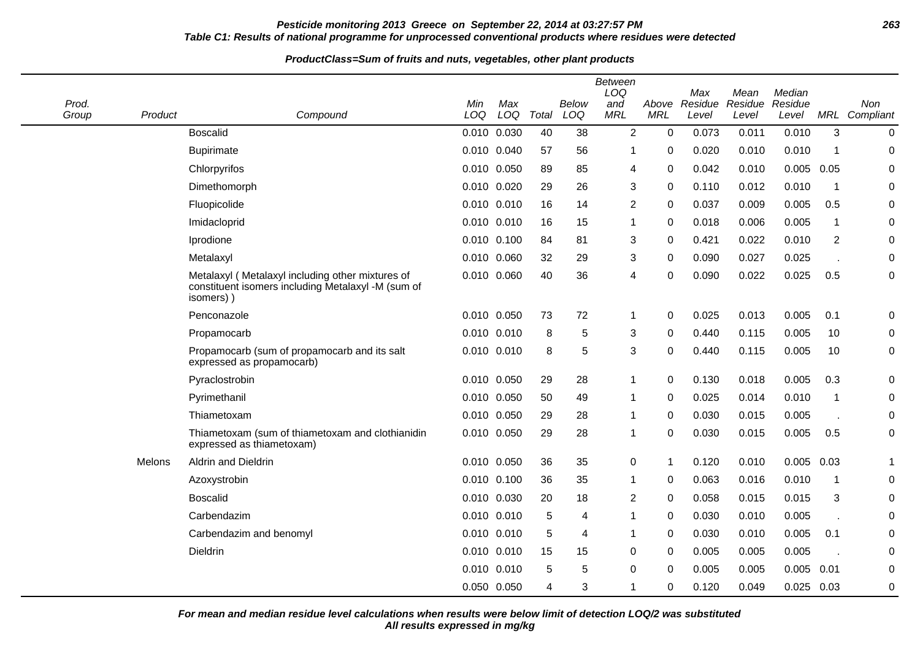**Pesticide monitoring 2013 Greece on September 22, 2014 at 03:27:57 PM**

**Table C1: Results of national programme for unprocessed conventional products where residues were detected**

**ProductClass=Sum of fruits and nuts, vegetables, other plant products**

| Prod. Group | Product | Compound | Min LOQ | Max LOQ | Total | Below LOQ | Between LOQ and MRL | Above MRL | Max Residue Level | Mean Residue Level | Median Residue Level | MRL | Non Compliant |
|---|---|---|---|---|---|---|---|---|---|---|---|---|---|
| | | Boscalid | 0.010 | 0.030 | 40 | 38 | 2 | 0 | 0.073 | 0.011 | 0.010 | 3 | 0 |
| | | Bupirimate | 0.010 | 0.040 | 57 | 56 | 1 | 0 | 0.020 | 0.010 | 0.010 | 1 | 0 |
| | | Chlorpyrifos | 0.010 | 0.050 | 89 | 85 | 4 | 0 | 0.042 | 0.010 | 0.005 | 0.05 | 0 |
| | | Dimethomorph | 0.010 | 0.020 | 29 | 26 | 3 | 0 | 0.110 | 0.012 | 0.010 | 1 | 0 |
| | | Fluopicolide | 0.010 | 0.010 | 16 | 14 | 2 | 0 | 0.037 | 0.009 | 0.005 | 0.5 | 0 |
| | | Imidacloprid | 0.010 | 0.010 | 16 | 15 | 1 | 0 | 0.018 | 0.006 | 0.005 | 1 | 0 |
| | | Iprodione | 0.010 | 0.100 | 84 | 81 | 3 | 0 | 0.421 | 0.022 | 0.010 | 2 | 0 |
| | | Metalaxyl | 0.010 | 0.060 | 32 | 29 | 3 | 0 | 0.090 | 0.027 | 0.025 | . | 0 |
| | | Metalaxyl ( Metalaxyl including other mixtures of constituent isomers including Metalaxyl -M (sum of isomers) ) | 0.010 | 0.060 | 40 | 36 | 4 | 0 | 0.090 | 0.022 | 0.025 | 0.5 | 0 |
| | | Penconazole | 0.010 | 0.050 | 73 | 72 | 1 | 0 | 0.025 | 0.013 | 0.005 | 0.1 | 0 |
| | | Propamocarb | 0.010 | 0.010 | 8 | 5 | 3 | 0 | 0.440 | 0.115 | 0.005 | 10 | 0 |
| | | Propamocarb (sum of propamocarb and its salt expressed as propamocarb) | 0.010 | 0.010 | 8 | 5 | 3 | 0 | 0.440 | 0.115 | 0.005 | 10 | 0 |
| | | Pyraclostrobin | 0.010 | 0.050 | 29 | 28 | 1 | 0 | 0.130 | 0.018 | 0.005 | 0.3 | 0 |
| | | Pyrimethanil | 0.010 | 0.050 | 50 | 49 | 1 | 0 | 0.025 | 0.014 | 0.010 | 1 | 0 |
| | | Thiametoxam | 0.010 | 0.050 | 29 | 28 | 1 | 0 | 0.030 | 0.015 | 0.005 | . | 0 |
| | | Thiametoxam (sum of thiametoxam and clothianidin expressed as thiametoxam) | 0.010 | 0.050 | 29 | 28 | 1 | 0 | 0.030 | 0.015 | 0.005 | 0.5 | 0 |
| | Melons | Aldrin and Dieldrin | 0.010 | 0.050 | 36 | 35 | 0 | 1 | 0.120 | 0.010 | 0.005 | 0.03 | 1 |
| | | Azoxystrobin | 0.010 | 0.100 | 36 | 35 | 1 | 0 | 0.063 | 0.016 | 0.010 | 1 | 0 |
| | | Boscalid | 0.010 | 0.030 | 20 | 18 | 2 | 0 | 0.058 | 0.015 | 0.015 | 3 | 0 |
| | | Carbendazim | 0.010 | 0.010 | 5 | 4 | 1 | 0 | 0.030 | 0.010 | 0.005 | . | 0 |
| | | Carbendazim and benomyl | 0.010 | 0.010 | 5 | 4 | 1 | 0 | 0.030 | 0.010 | 0.005 | 0.1 | 0 |
| | | Dieldrin | 0.010 | 0.010 | 15 | 15 | 0 | 0 | 0.005 | 0.005 | 0.005 | . | 0 |
| | | | 0.010 | 0.010 | 5 | 5 | 0 | 0 | 0.005 | 0.005 | 0.005 | 0.01 | 0 |
| | | | 0.050 | 0.050 | 4 | 3 | 1 | 0 | 0.120 | 0.049 | 0.025 | 0.03 | 0 |

***For mean and median residue level calculations when results were below limit of detection LOQ/2 was substituted***
***All results expressed in mg/kg***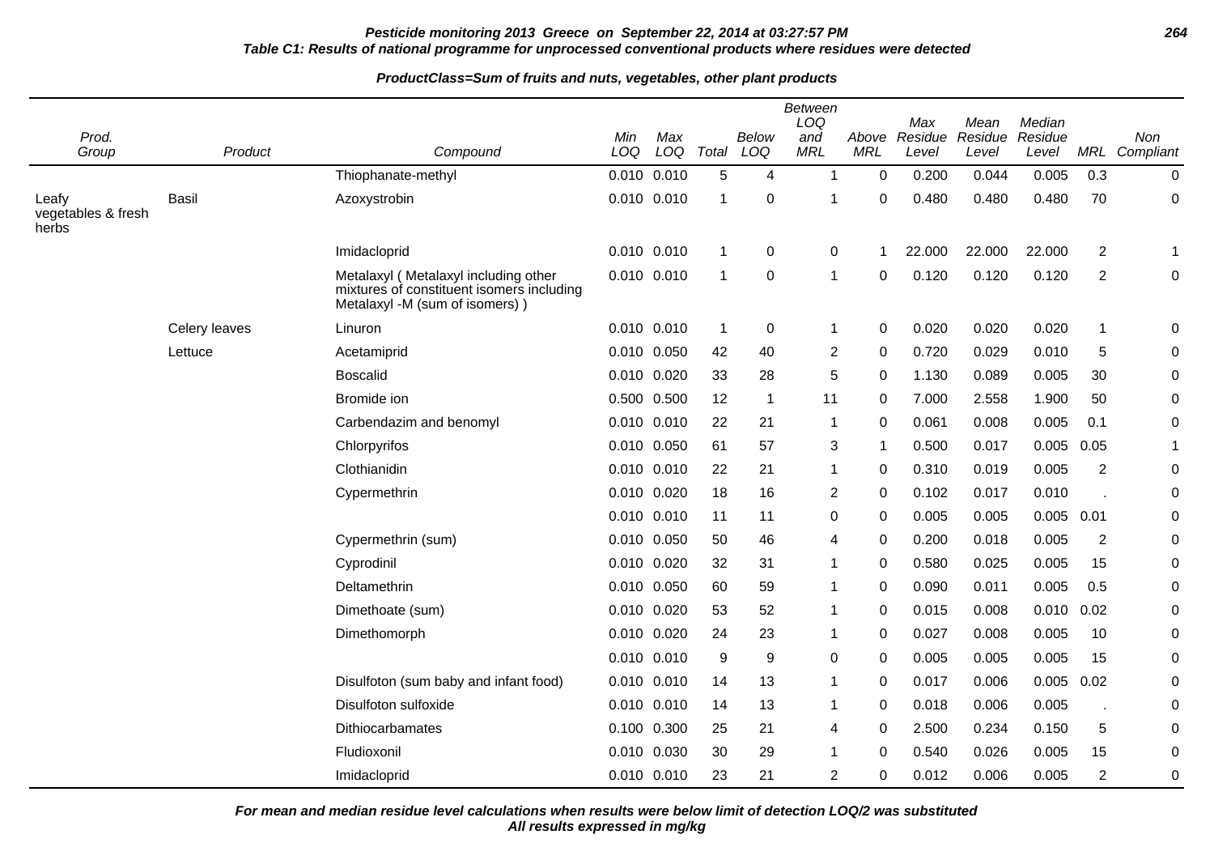**Pesticide monitoring 2013 Greece on September 22, 2014 at 03:27:57 PM**

**Table C1: Results of national programme for unprocessed conventional products where residues were detected**

**ProductClass=Sum of fruits and nuts, vegetables, other plant products**

| Prod. Group | Product | Compound | Min LOQ | Max LOQ | Total | Below LOQ | Between LOQ and MRL | Above MRL | Max Residue Level | Mean Residue Level | Median Residue Level | MRL | Non Compliant |
|---|---|---|---|---|---|---|---|---|---|---|---|---|---|
| | | Thiophanate-methyl | 0.010 | 0.010 | 5 | 4 | 1 | 0 | 0.200 | 0.044 | 0.005 | 0.3 | 0 |
| Leafy vegetables & fresh herbs | Basil | Azoxystrobin | 0.010 | 0.010 | 1 | 0 | 1 | 0 | 0.480 | 0.480 | 0.480 | 70 | 0 |
| | | Imidacloprid | 0.010 | 0.010 | 1 | 0 | 0 | 1 | 22.000 | 22.000 | 22.000 | 2 | 1 |
| | | Metalaxyl ( Metalaxyl including other mixtures of constituent isomers including Metalaxyl -M (sum of isomers) ) | 0.010 | 0.010 | 1 | 0 | 1 | 0 | 0.120 | 0.120 | 0.120 | 2 | 0 |
| | Celery leaves | Linuron | 0.010 | 0.010 | 1 | 0 | 1 | 0 | 0.020 | 0.020 | 0.020 | 1 | 0 |
| | Lettuce | Acetamiprid | 0.010 | 0.050 | 42 | 40 | 2 | 0 | 0.720 | 0.029 | 0.010 | 5 | 0 |
| | | Boscalid | 0.010 | 0.020 | 33 | 28 | 5 | 0 | 1.130 | 0.089 | 0.005 | 30 | 0 |
| | | Bromide ion | 0.500 | 0.500 | 12 | 1 | 11 | 0 | 7.000 | 2.558 | 1.900 | 50 | 0 |
| | | Carbendazim and benomyl | 0.010 | 0.010 | 22 | 21 | 1 | 0 | 0.061 | 0.008 | 0.005 | 0.1 | 0 |
| | | Chlorpyrifos | 0.010 | 0.050 | 61 | 57 | 3 | 1 | 0.500 | 0.017 | 0.005 | 0.05 | 1 |
| | | Clothianidin | 0.010 | 0.010 | 22 | 21 | 1 | 0 | 0.310 | 0.019 | 0.005 | 2 | 0 |
| | | Cypermethrin | 0.010 | 0.020 | 18 | 16 | 2 | 0 | 0.102 | 0.017 | 0.010 | . | 0 |
| | | | 0.010 | 0.010 | 11 | 11 | 0 | 0 | 0.005 | 0.005 | 0.005 | 0.01 | 0 |
| | | Cypermethrin (sum) | 0.010 | 0.050 | 50 | 46 | 4 | 0 | 0.200 | 0.018 | 0.005 | 2 | 0 |
| | | Cyprodinil | 0.010 | 0.020 | 32 | 31 | 1 | 0 | 0.580 | 0.025 | 0.005 | 15 | 0 |
| | | Deltamethrin | 0.010 | 0.050 | 60 | 59 | 1 | 0 | 0.090 | 0.011 | 0.005 | 0.5 | 0 |
| | | Dimethoate (sum) | 0.010 | 0.020 | 53 | 52 | 1 | 0 | 0.015 | 0.008 | 0.010 | 0.02 | 0 |
| | | Dimethomorph | 0.010 | 0.020 | 24 | 23 | 1 | 0 | 0.027 | 0.008 | 0.005 | 10 | 0 |
| | | | 0.010 | 0.010 | 9 | 9 | 0 | 0 | 0.005 | 0.005 | 0.005 | 15 | 0 |
| | | Disulfoton (sum baby and infant food) | 0.010 | 0.010 | 14 | 13 | 1 | 0 | 0.017 | 0.006 | 0.005 | 0.02 | 0 |
| | | Disulfoton sulfoxide | 0.010 | 0.010 | 14 | 13 | 1 | 0 | 0.018 | 0.006 | 0.005 | . | 0 |
| | | Dithiocarbamates | 0.100 | 0.300 | 25 | 21 | 4 | 0 | 2.500 | 0.234 | 0.150 | 5 | 0 |
| | | Fludioxonil | 0.010 | 0.030 | 30 | 29 | 1 | 0 | 0.540 | 0.026 | 0.005 | 15 | 0 |
| | | Imidacloprid | 0.010 | 0.010 | 23 | 21 | 2 | 0 | 0.012 | 0.006 | 0.005 | 2 | 0 |

**For mean and median residue level calculations when results were below limit of detection LOQ/2 was substituted**
**All results expressed in mg/kg**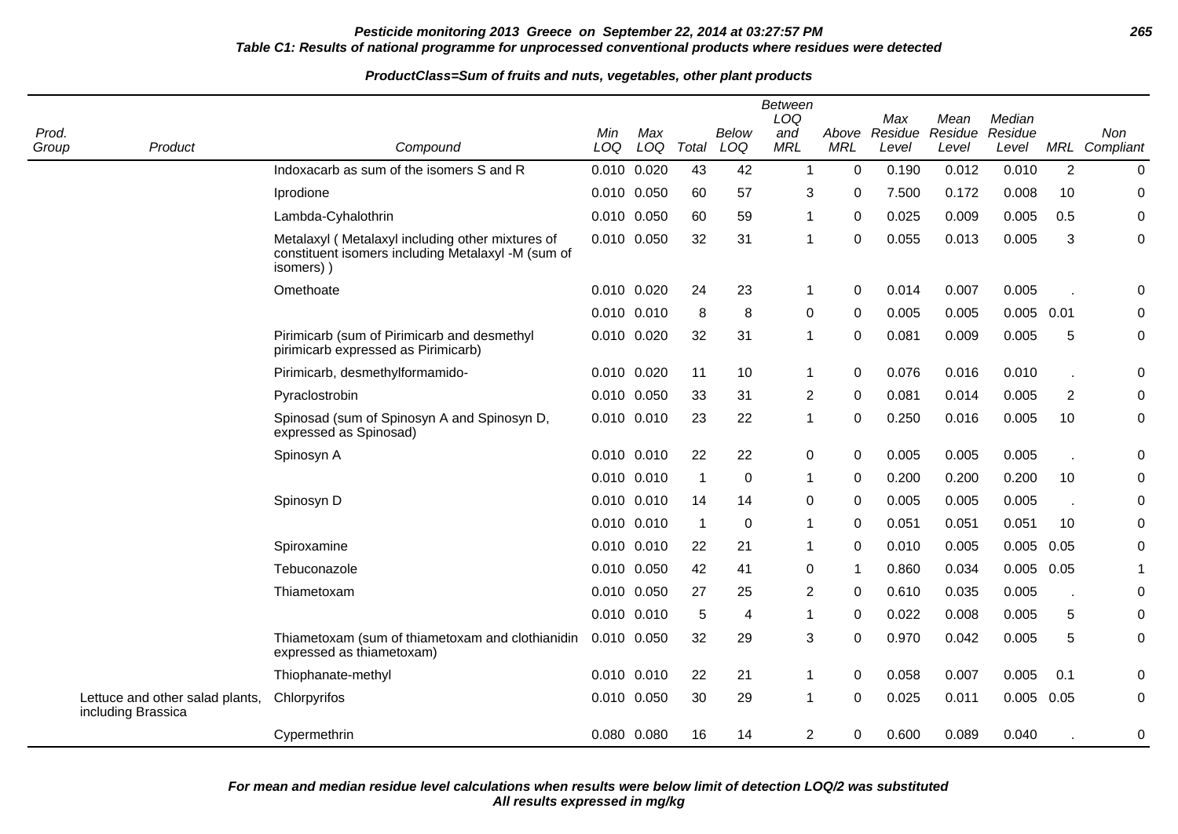**Pesticide monitoring 2013 Greece on September 22, 2014 at 03:27:57 PM**

**Table C1: Results of national programme for unprocessed conventional products where residues were detected**

**ProductClass=Sum of fruits and nuts, vegetables, other plant products**

| Prod. Group | Product | Compound | Min LOQ | Max LOQ | Total | Below LOQ | Between LOQ and MRL | Above MRL | Max Residue Level | Mean Residue Level | Median Residue Level | MRL | Non Compliant |
|---|---|---|---|---|---|---|---|---|---|---|---|---|---|
| | | Indoxacarb as sum of the isomers S and R | 0.010 | 0.020 | 43 | 42 | 1 | 0 | 0.190 | 0.012 | 0.010 | 2 | 0 |
| | | Iprodione | 0.010 | 0.050 | 60 | 57 | 3 | 0 | 7.500 | 0.172 | 0.008 | 10 | 0 |
| | | Lambda-Cyhalothrin | 0.010 | 0.050 | 60 | 59 | 1 | 0 | 0.025 | 0.009 | 0.005 | 0.5 | 0 |
| | | Metalaxyl ( Metalaxyl including other mixtures of constituent isomers including Metalaxyl -M (sum of isomers) ) | 0.010 | 0.050 | 32 | 31 | 1 | 0 | 0.055 | 0.013 | 0.005 | 3 | 0 |
| | | Omethoate | 0.010 | 0.020 | 24 | 23 | 1 | 0 | 0.014 | 0.007 | 0.005 | . | 0 |
| | | | 0.010 | 0.010 | 8 | 8 | 0 | 0 | 0.005 | 0.005 | 0.005 | 0.01 | 0 |
| | | Pirimicarb (sum of Pirimicarb and desmethyl pirimicarb expressed as Pirimicarb) | 0.010 | 0.020 | 32 | 31 | 1 | 0 | 0.081 | 0.009 | 0.005 | 5 | 0 |
| | | Pirimicarb, desmethylformamido- | 0.010 | 0.020 | 11 | 10 | 1 | 0 | 0.076 | 0.016 | 0.010 | . | 0 |
| | | Pyraclostrobin | 0.010 | 0.050 | 33 | 31 | 2 | 0 | 0.081 | 0.014 | 0.005 | 2 | 0 |
| | | Spinosad (sum of Spinosyn A and Spinosyn D, expressed as Spinosad) | 0.010 | 0.010 | 23 | 22 | 1 | 0 | 0.250 | 0.016 | 0.005 | 10 | 0 |
| | | Spinosyn A | 0.010 | 0.010 | 22 | 22 | 0 | 0 | 0.005 | 0.005 | 0.005 | . | 0 |
| | | | 0.010 | 0.010 | 1 | 0 | 1 | 0 | 0.200 | 0.200 | 0.200 | 10 | 0 |
| | | Spinosyn D | 0.010 | 0.010 | 14 | 14 | 0 | 0 | 0.005 | 0.005 | 0.005 | . | 0 |
| | | | 0.010 | 0.010 | 1 | 0 | 1 | 0 | 0.051 | 0.051 | 0.051 | 10 | 0 |
| | | Spiroxamine | 0.010 | 0.010 | 22 | 21 | 1 | 0 | 0.010 | 0.005 | 0.005 | 0.05 | 0 |
| | | Tebuconazole | 0.010 | 0.050 | 42 | 41 | 0 | 1 | 0.860 | 0.034 | 0.005 | 0.05 | 1 |
| | | Thiametoxam | 0.010 | 0.050 | 27 | 25 | 2 | 0 | 0.610 | 0.035 | 0.005 | . | 0 |
| | | | 0.010 | 0.010 | 5 | 4 | 1 | 0 | 0.022 | 0.008 | 0.005 | 5 | 0 |
| | | Thiametoxam (sum of thiametoxam and clothianidin expressed as thiametoxam) | 0.010 | 0.050 | 32 | 29 | 3 | 0 | 0.970 | 0.042 | 0.005 | 5 | 0 |
| | | Thiophanate-methyl | 0.010 | 0.010 | 22 | 21 | 1 | 0 | 0.058 | 0.007 | 0.005 | 0.1 | 0 |
| | Lettuce and other salad plants, including Brassica | Chlorpyrifos | 0.010 | 0.050 | 30 | 29 | 1 | 0 | 0.025 | 0.011 | 0.005 | 0.05 | 0 |
| | | Cypermethrin | 0.080 | 0.080 | 16 | 14 | 2 | 0 | 0.600 | 0.089 | 0.040 | . | 0 |

**For mean and median residue level calculations when results were below limit of detection LOQ/2 was substituted**
**All results expressed in mg/kg**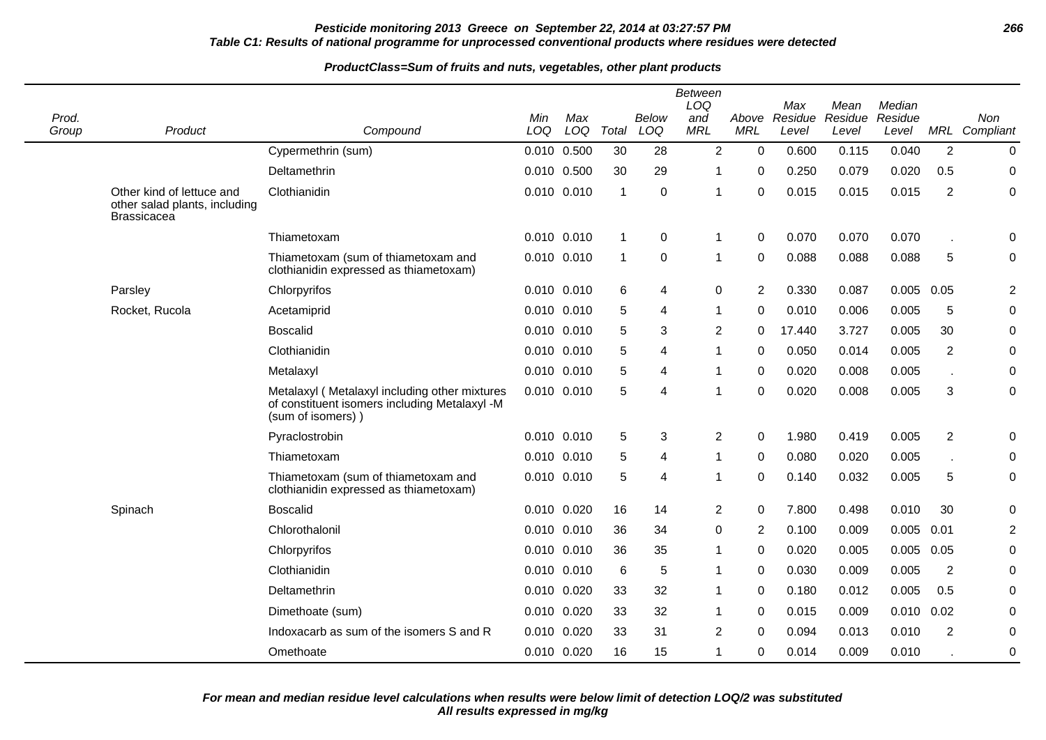**Pesticide monitoring 2013 Greece on September 22, 2014 at 03:27:57 PM**

**Table C1: Results of national programme for unprocessed conventional products where residues were detected**

**ProductClass=Sum of fruits and nuts, vegetables, other plant products**

| Prod. Group | Product | Compound | Min LOQ | Max LOQ | Total | Below LOQ | Between LOQ and MRL | Above MRL | Max Residue Level | Mean Residue Level | Median Residue Level | MRL | Non Compliant |
|---|---|---|---|---|---|---|---|---|---|---|---|---|---|
| | | Cypermethrin (sum) | 0.010 | 0.500 | 30 | 28 | 2 | 0 | 0.600 | 0.115 | 0.040 | 2 | 0 |
| | | Deltamethrin | 0.010 | 0.500 | 30 | 29 | 1 | 0 | 0.250 | 0.079 | 0.020 | 0.5 | 0 |
| | Other kind of lettuce and other salad plants, including Brassicacea | Clothianidin | 0.010 | 0.010 | 1 | 0 | 1 | 0 | 0.015 | 0.015 | 0.015 | 2 | 0 |
| | | Thiametoxam | 0.010 | 0.010 | 1 | 0 | 1 | 0 | 0.070 | 0.070 | 0.070 | . | 0 |
| | | Thiametoxam (sum of thiametoxam and clothianidin expressed as thiametoxam) | 0.010 | 0.010 | 1 | 0 | 1 | 0 | 0.088 | 0.088 | 0.088 | 5 | 0 |
| | Parsley | Chlorpyrifos | 0.010 | 0.010 | 6 | 4 | 0 | 2 | 0.330 | 0.087 | 0.005 | 0.05 | 2 |
| | Rocket, Rucola | Acetamiprid | 0.010 | 0.010 | 5 | 4 | 1 | 0 | 0.010 | 0.006 | 0.005 | 5 | 0 |
| | | Boscalid | 0.010 | 0.010 | 5 | 3 | 2 | 0 | 17.440 | 3.727 | 0.005 | 30 | 0 |
| | | Clothianidin | 0.010 | 0.010 | 5 | 4 | 1 | 0 | 0.050 | 0.014 | 0.005 | 2 | 0 |
| | | Metalaxyl | 0.010 | 0.010 | 5 | 4 | 1 | 0 | 0.020 | 0.008 | 0.005 | . | 0 |
| | | Metalaxyl ( Metalaxyl including other mixtures of constituent isomers including Metalaxyl -M (sum of isomers) ) | 0.010 | 0.010 | 5 | 4 | 1 | 0 | 0.020 | 0.008 | 0.005 | 3 | 0 |
| | | Pyraclostrobin | 0.010 | 0.010 | 5 | 3 | 2 | 0 | 1.980 | 0.419 | 0.005 | 2 | 0 |
| | | Thiametoxam | 0.010 | 0.010 | 5 | 4 | 1 | 0 | 0.080 | 0.020 | 0.005 | . | 0 |
| | | Thiametoxam (sum of thiametoxam and clothianidin expressed as thiametoxam) | 0.010 | 0.010 | 5 | 4 | 1 | 0 | 0.140 | 0.032 | 0.005 | 5 | 0 |
| | Spinach | Boscalid | 0.010 | 0.020 | 16 | 14 | 2 | 0 | 7.800 | 0.498 | 0.010 | 30 | 0 |
| | | Chlorothalonil | 0.010 | 0.010 | 36 | 34 | 0 | 2 | 0.100 | 0.009 | 0.005 | 0.01 | 2 |
| | | Chlorpyrifos | 0.010 | 0.010 | 36 | 35 | 1 | 0 | 0.020 | 0.005 | 0.005 | 0.05 | 0 |
| | | Clothianidin | 0.010 | 0.010 | 6 | 5 | 1 | 0 | 0.030 | 0.009 | 0.005 | 2 | 0 |
| | | Deltamethrin | 0.010 | 0.020 | 33 | 32 | 1 | 0 | 0.180 | 0.012 | 0.005 | 0.5 | 0 |
| | | Dimethoate (sum) | 0.010 | 0.020 | 33 | 32 | 1 | 0 | 0.015 | 0.009 | 0.010 | 0.02 | 0 |
| | | Indoxacarb as sum of the isomers S and R | 0.010 | 0.020 | 33 | 31 | 2 | 0 | 0.094 | 0.013 | 0.010 | 2 | 0 |
| | | Omethoate | 0.010 | 0.020 | 16 | 15 | 1 | 0 | 0.014 | 0.009 | 0.010 | . | 0 |

**For mean and median residue level calculations when results were below limit of detection LOQ/2 was substituted**
**All results expressed in mg/kg**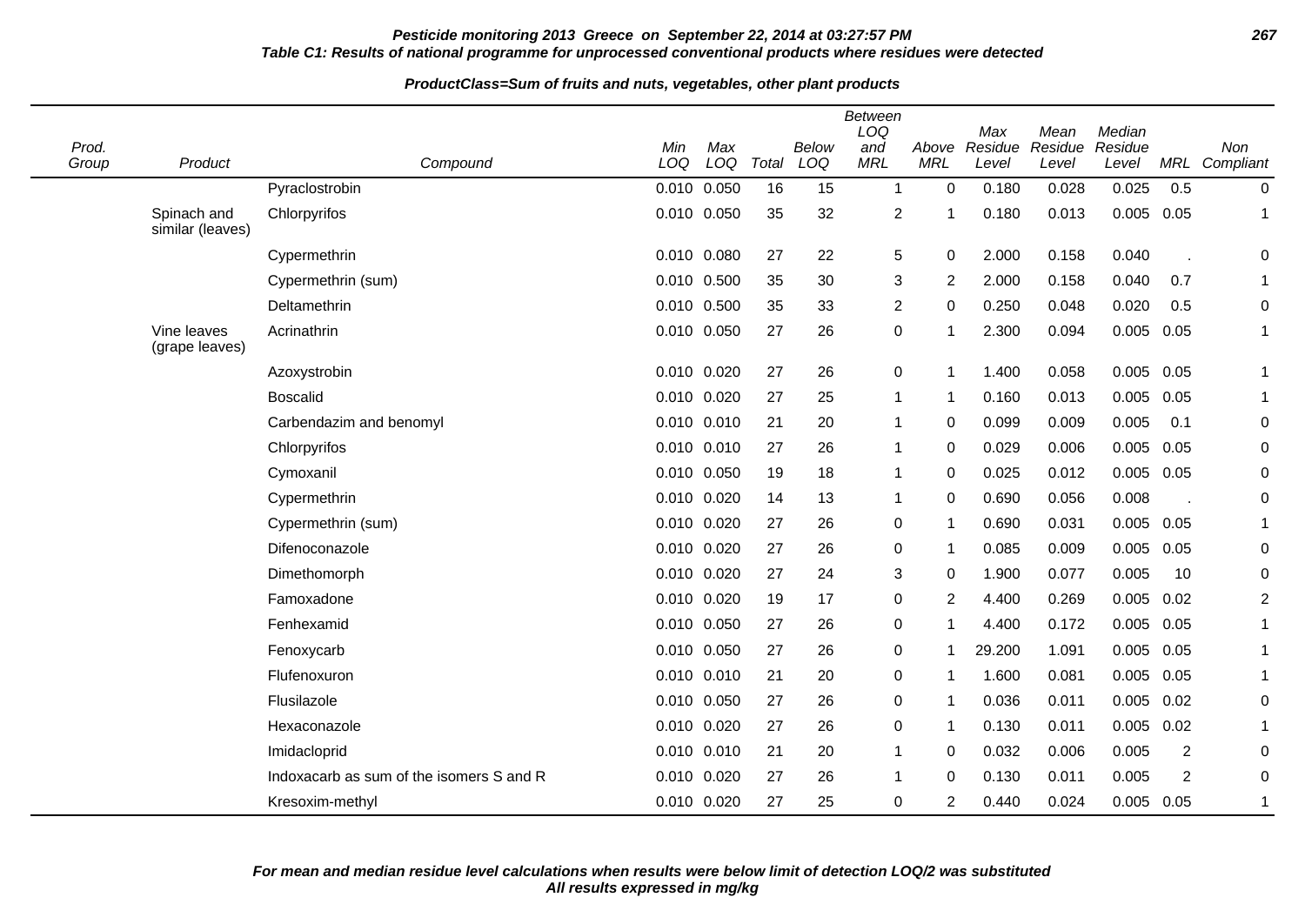**Pesticide monitoring 2013 Greece on September 22, 2014 at 03:27:57 PM**

**Table C1: Results of national programme for unprocessed conventional products where residues were detected**

**ProductClass=Sum of fruits and nuts, vegetables, other plant products**

| Prod. Group | Product | Compound | Min LOQ | Max LOQ | Total | Below LOQ | Between LOQ and MRL | Above MRL | Max Residue Level | Mean Residue Level | Median Residue Level | MRL | Non Compliant |
|---|---|---|---|---|---|---|---|---|---|---|---|---|---|
| | | Pyraclostrobin | 0.010 | 0.050 | 16 | 15 | 1 | 0 | 0.180 | 0.028 | 0.025 | 0.5 | 0 |
| | Spinach and similar (leaves) | Chlorpyrifos | 0.010 | 0.050 | 35 | 32 | 2 | 1 | 0.180 | 0.013 | 0.005 | 0.05 | 1 |
| | | Cypermethrin | 0.010 | 0.080 | 27 | 22 | 5 | 0 | 2.000 | 0.158 | 0.040 | . | 0 |
| | | Cypermethrin (sum) | 0.010 | 0.500 | 35 | 30 | 3 | 2 | 2.000 | 0.158 | 0.040 | 0.7 | 1 |
| | | Deltamethrin | 0.010 | 0.500 | 35 | 33 | 2 | 0 | 0.250 | 0.048 | 0.020 | 0.5 | 0 |
| | Vine leaves (grape leaves) | Acrinathrin | 0.010 | 0.050 | 27 | 26 | 0 | 1 | 2.300 | 0.094 | 0.005 | 0.05 | 1 |
| | | Azoxystrobin | 0.010 | 0.020 | 27 | 26 | 0 | 1 | 1.400 | 0.058 | 0.005 | 0.05 | 1 |
| | | Boscalid | 0.010 | 0.020 | 27 | 25 | 1 | 1 | 0.160 | 0.013 | 0.005 | 0.05 | 1 |
| | | Carbendazim and benomyl | 0.010 | 0.010 | 21 | 20 | 1 | 0 | 0.099 | 0.009 | 0.005 | 0.1 | 0 |
| | | Chlorpyrifos | 0.010 | 0.010 | 27 | 26 | 1 | 0 | 0.029 | 0.006 | 0.005 | 0.05 | 0 |
| | | Cymoxanil | 0.010 | 0.050 | 19 | 18 | 1 | 0 | 0.025 | 0.012 | 0.005 | 0.05 | 0 |
| | | Cypermethrin | 0.010 | 0.020 | 14 | 13 | 1 | 0 | 0.690 | 0.056 | 0.008 | . | 0 |
| | | Cypermethrin (sum) | 0.010 | 0.020 | 27 | 26 | 0 | 1 | 0.690 | 0.031 | 0.005 | 0.05 | 1 |
| | | Difenoconazole | 0.010 | 0.020 | 27 | 26 | 0 | 1 | 0.085 | 0.009 | 0.005 | 0.05 | 0 |
| | | Dimethomorph | 0.010 | 0.020 | 27 | 24 | 3 | 0 | 1.900 | 0.077 | 0.005 | 10 | 0 |
| | | Famoxadone | 0.010 | 0.020 | 19 | 17 | 0 | 2 | 4.400 | 0.269 | 0.005 | 0.02 | 2 |
| | | Fenhexamid | 0.010 | 0.050 | 27 | 26 | 0 | 1 | 4.400 | 0.172 | 0.005 | 0.05 | 1 |
| | | Fenoxycarb | 0.010 | 0.050 | 27 | 26 | 0 | 1 | 29.200 | 1.091 | 0.005 | 0.05 | 1 |
| | | Flufenoxuron | 0.010 | 0.010 | 21 | 20 | 0 | 1 | 1.600 | 0.081 | 0.005 | 0.05 | 1 |
| | | Flusilazole | 0.010 | 0.050 | 27 | 26 | 0 | 1 | 0.036 | 0.011 | 0.005 | 0.02 | 0 |
| | | Hexaconazole | 0.010 | 0.020 | 27 | 26 | 0 | 1 | 0.130 | 0.011 | 0.005 | 0.02 | 1 |
| | | Imidacloprid | 0.010 | 0.010 | 21 | 20 | 1 | 0 | 0.032 | 0.006 | 0.005 | 2 | 0 |
| | | Indoxacarb as sum of the isomers S and R | 0.010 | 0.020 | 27 | 26 | 1 | 0 | 0.130 | 0.011 | 0.005 | 2 | 0 |
| | | Kresoxim-methyl | 0.010 | 0.020 | 27 | 25 | 0 | 2 | 0.440 | 0.024 | 0.005 | 0.05 | 1 |

**For mean and median residue level calculations when results were below limit of detection LOQ/2 was substituted**
**All results expressed in mg/kg**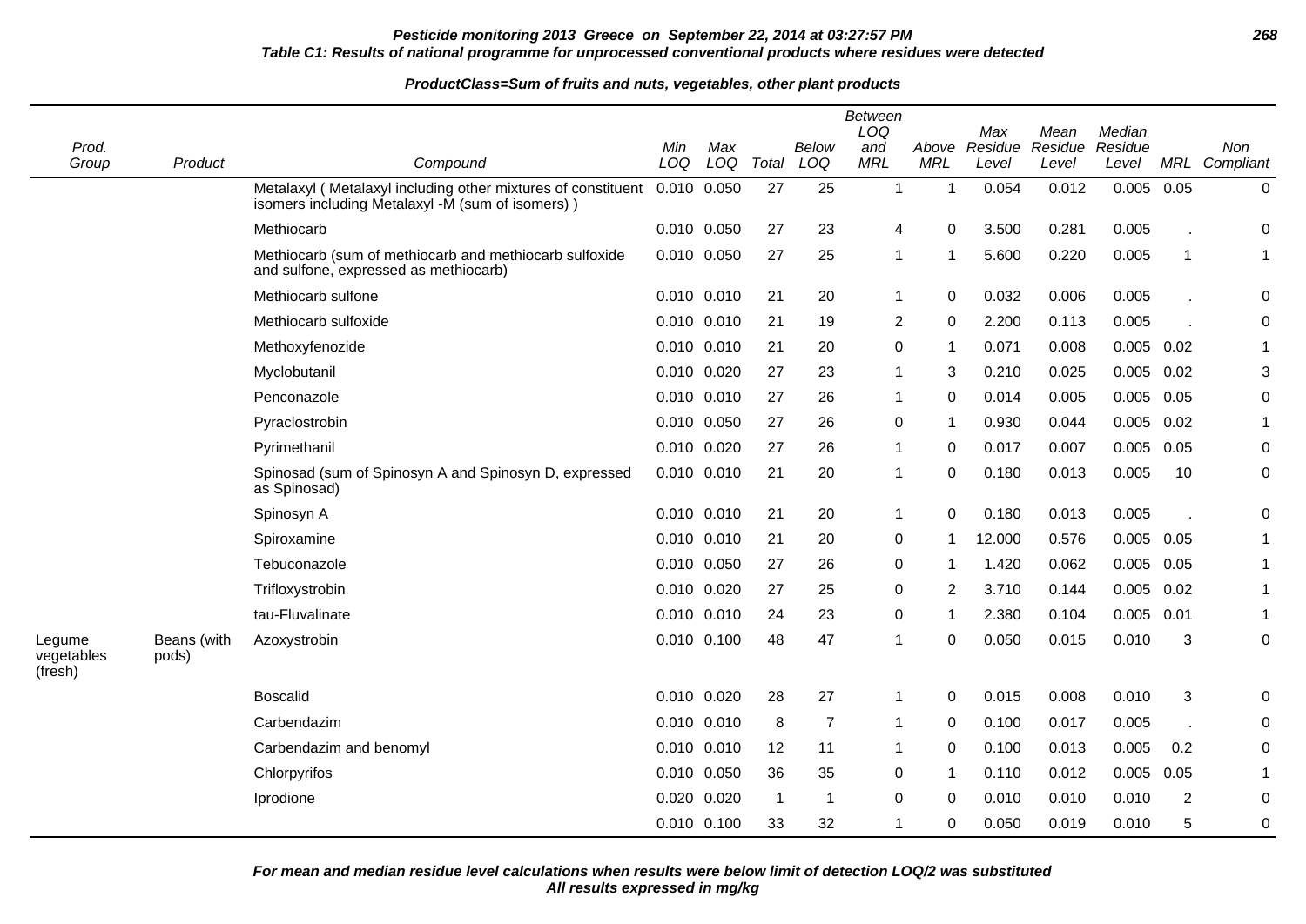**Pesticide monitoring 2013 Greece on September 22, 2014 at 03:27:57 PM**

**Table C1: Results of national programme for unprocessed conventional products where residues were detected**

**ProductClass=Sum of fruits and nuts, vegetables, other plant products**

| Prod. Group | Product | Compound | Min LOQ | Max LOQ | Total | Below LOQ | Between LOQ and MRL | Above MRL | Max Residue Level | Mean Residue Level | Median Residue Level | MRL | Non Compliant |
|---|---|---|---|---|---|---|---|---|---|---|---|---|---|
| | | Metalaxyl ( Metalaxyl including other mixtures of constituent isomers including Metalaxyl -M (sum of isomers) ) | 0.010 | 0.050 | 27 | 25 | 1 | 1 | 0.054 | 0.012 | 0.005 | 0.05 | 0 |
| | | Methiocarb | 0.010 | 0.050 | 27 | 23 | 4 | 0 | 3.500 | 0.281 | 0.005 | . | 0 |
| | | Methiocarb (sum of methiocarb and methiocarb sulfoxide and sulfone, expressed as methiocarb) | 0.010 | 0.050 | 27 | 25 | 1 | 1 | 5.600 | 0.220 | 0.005 | 1 | 1 |
| | | Methiocarb sulfone | 0.010 | 0.010 | 21 | 20 | 1 | 0 | 0.032 | 0.006 | 0.005 | . | 0 |
| | | Methiocarb sulfoxide | 0.010 | 0.010 | 21 | 19 | 2 | 0 | 2.200 | 0.113 | 0.005 | . | 0 |
| | | Methoxyfenozide | 0.010 | 0.010 | 21 | 20 | 0 | 1 | 0.071 | 0.008 | 0.005 | 0.02 | 1 |
| | | Myclobutanil | 0.010 | 0.020 | 27 | 23 | 1 | 3 | 0.210 | 0.025 | 0.005 | 0.02 | 3 |
| | | Penconazole | 0.010 | 0.010 | 27 | 26 | 1 | 0 | 0.014 | 0.005 | 0.005 | 0.05 | 0 |
| | | Pyraclostrobin | 0.010 | 0.050 | 27 | 26 | 0 | 1 | 0.930 | 0.044 | 0.005 | 0.02 | 1 |
| | | Pyrimethanil | 0.010 | 0.020 | 27 | 26 | 1 | 0 | 0.017 | 0.007 | 0.005 | 0.05 | 0 |
| | | Spinosad (sum of Spinosyn A and Spinosyn D, expressed as Spinosad) | 0.010 | 0.010 | 21 | 20 | 1 | 0 | 0.180 | 0.013 | 0.005 | 10 | 0 |
| | | Spinosyn A | 0.010 | 0.010 | 21 | 20 | 1 | 0 | 0.180 | 0.013 | 0.005 | . | 0 |
| | | Spiroxamine | 0.010 | 0.010 | 21 | 20 | 0 | 1 | 12.000 | 0.576 | 0.005 | 0.05 | 1 |
| | | Tebuconazole | 0.010 | 0.050 | 27 | 26 | 0 | 1 | 1.420 | 0.062 | 0.005 | 0.05 | 1 |
| | | Trifloxystrobin | 0.010 | 0.020 | 27 | 25 | 0 | 2 | 3.710 | 0.144 | 0.005 | 0.02 | 1 |
| | | tau-Fluvalinate | 0.010 | 0.010 | 24 | 23 | 0 | 1 | 2.380 | 0.104 | 0.005 | 0.01 | 1 |
| Legume vegetables (fresh) | Beans (with pods) | Azoxystrobin | 0.010 | 0.100 | 48 | 47 | 1 | 0 | 0.050 | 0.015 | 0.010 | 3 | 0 |
| | | Boscalid | 0.010 | 0.020 | 28 | 27 | 1 | 0 | 0.015 | 0.008 | 0.010 | 3 | 0 |
| | | Carbendazim | 0.010 | 0.010 | 8 | 7 | 1 | 0 | 0.100 | 0.017 | 0.005 | . | 0 |
| | | Carbendazim and benomyl | 0.010 | 0.010 | 12 | 11 | 1 | 0 | 0.100 | 0.013 | 0.005 | 0.2 | 0 |
| | | Chlorpyrifos | 0.010 | 0.050 | 36 | 35 | 0 | 1 | 0.110 | 0.012 | 0.005 | 0.05 | 1 |
| | | Iprodione | 0.020 | 0.020 | 1 | 1 | 0 | 0 | 0.010 | 0.010 | 0.010 | 2 | 0 |
| | | | 0.010 | 0.100 | 33 | 32 | 1 | 0 | 0.050 | 0.019 | 0.010 | 5 | 0 |

**For mean and median residue level calculations when results were below limit of detection LOQ/2 was substituted**
**All results expressed in mg/kg**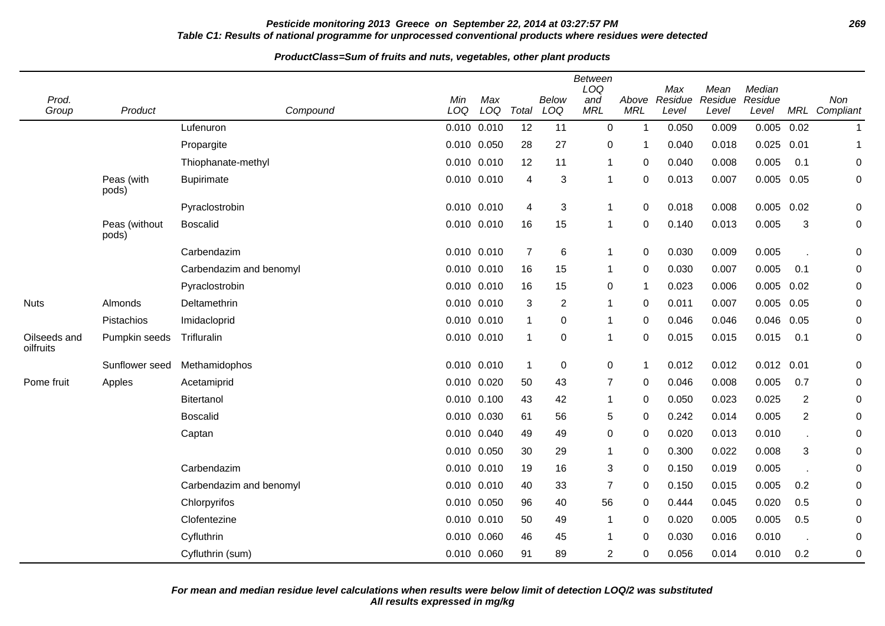**Table C1: Results of national programme for unprocessed conventional products where residues were detected**

**ProductClass=Sum of fruits and nuts, vegetables, other plant products**

| Prod. Group | Product | Compound | Min LOQ | Max LOQ | Total | Below LOQ | Between LOQ and MRL | Above MRL | Max Residue Level | Mean Residue Level | Median Residue Level | MRL | Non Compliant |
|---|---|---|---|---|---|---|---|---|---|---|---|---|---|
| | | Lufenuron | 0.010 | 0.010 | 12 | 11 | 0 | 1 | 0.050 | 0.009 | 0.005 | 0.02 | 1 |
| | | Propargite | 0.010 | 0.050 | 28 | 27 | 0 | 1 | 0.040 | 0.018 | 0.025 | 0.01 | 1 |
| | | Thiophanate-methyl | 0.010 | 0.010 | 12 | 11 | 1 | 0 | 0.040 | 0.008 | 0.005 | 0.1 | 0 |
| | Peas (with pods) | Bupirimate | 0.010 | 0.010 | 4 | 3 | 1 | 0 | 0.013 | 0.007 | 0.005 | 0.05 | 0 |
| | | Pyraclostrobin | 0.010 | 0.010 | 4 | 3 | 1 | 0 | 0.018 | 0.008 | 0.005 | 0.02 | 0 |
| | Peas (without pods) | Boscalid | 0.010 | 0.010 | 16 | 15 | 1 | 0 | 0.140 | 0.013 | 0.005 | 3 | 0 |
| | | Carbendazim | 0.010 | 0.010 | 7 | 6 | 1 | 0 | 0.030 | 0.009 | 0.005 | . | 0 |
| | | Carbendazim and benomyl | 0.010 | 0.010 | 16 | 15 | 1 | 0 | 0.030 | 0.007 | 0.005 | 0.1 | 0 |
| | | Pyraclostrobin | 0.010 | 0.010 | 16 | 15 | 0 | 1 | 0.023 | 0.006 | 0.005 | 0.02 | 0 |
| Nuts | Almonds | Deltamethrin | 0.010 | 0.010 | 3 | 2 | 1 | 0 | 0.011 | 0.007 | 0.005 | 0.05 | 0 |
| | Pistachios | Imidacloprid | 0.010 | 0.010 | 1 | 0 | 1 | 0 | 0.046 | 0.046 | 0.046 | 0.05 | 0 |
| Oilseeds and oilfruits | Pumpkin seeds | Trifluralin | 0.010 | 0.010 | 1 | 0 | 1 | 0 | 0.015 | 0.015 | 0.015 | 0.1 | 0 |
| | Sunflower seed | Methamidophos | 0.010 | 0.010 | 1 | 0 | 0 | 1 | 0.012 | 0.012 | 0.012 | 0.01 | 0 |
| Pome fruit | Apples | Acetamiprid | 0.010 | 0.020 | 50 | 43 | 7 | 0 | 0.046 | 0.008 | 0.005 | 0.7 | 0 |
| | | Bitertanol | 0.010 | 0.100 | 43 | 42 | 1 | 0 | 0.050 | 0.023 | 0.025 | 2 | 0 |
| | | Boscalid | 0.010 | 0.030 | 61 | 56 | 5 | 0 | 0.242 | 0.014 | 0.005 | 2 | 0 |
| | | Captan | 0.010 | 0.040 | 49 | 49 | 0 | 0 | 0.020 | 0.013 | 0.010 | . | 0 |
| | | | 0.010 | 0.050 | 30 | 29 | 1 | 0 | 0.300 | 0.022 | 0.008 | 3 | 0 |
| | | Carbendazim | 0.010 | 0.010 | 19 | 16 | 3 | 0 | 0.150 | 0.019 | 0.005 | . | 0 |
| | | Carbendazim and benomyl | 0.010 | 0.010 | 40 | 33 | 7 | 0 | 0.150 | 0.015 | 0.005 | 0.2 | 0 |
| | | Chlorpyrifos | 0.010 | 0.050 | 96 | 40 | 56 | 0 | 0.444 | 0.045 | 0.020 | 0.5 | 0 |
| | | Clofentezine | 0.010 | 0.010 | 50 | 49 | 1 | 0 | 0.020 | 0.005 | 0.005 | 0.5 | 0 |
| | | Cyfluthrin | 0.010 | 0.060 | 46 | 45 | 1 | 0 | 0.030 | 0.016 | 0.010 | . | 0 |
| | | Cyfluthrin (sum) | 0.010 | 0.060 | 91 | 89 | 2 | 0 | 0.056 | 0.014 | 0.010 | 0.2 | 0 |

***For mean and median residue level calculations when results were below limit of detection LOQ/2 was substituted***
***All results expressed in mg/kg***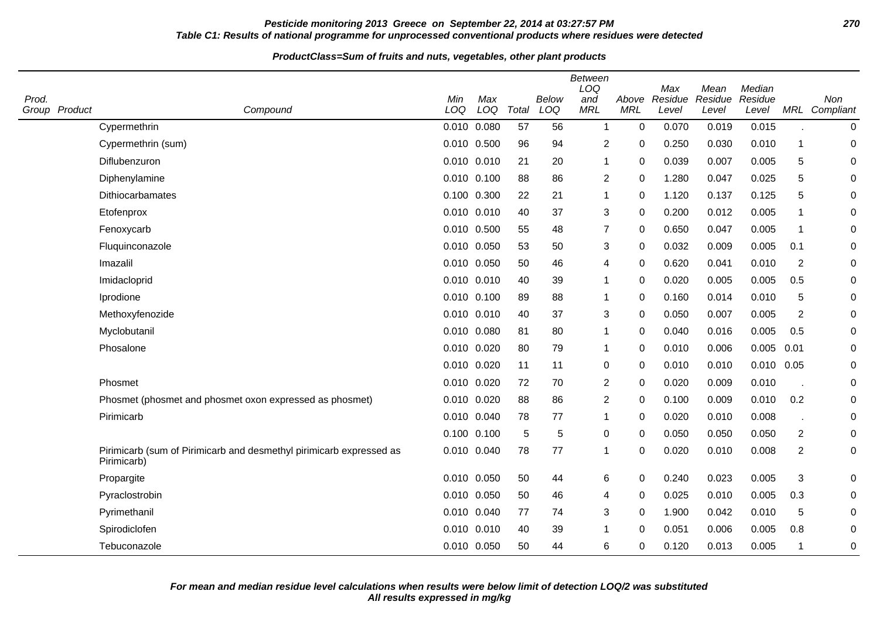**Pesticide monitoring 2013 Greece on September 22, 2014 at 03:27:57 PM**

**Table C1: Results of national programme for unprocessed conventional products where residues were detected**

**ProductClass=Sum of fruits and nuts, vegetables, other plant products**

| Prod. Group | Product | Compound | Min LOQ | Max LOQ | Total | Below LOQ | Between LOQ and MRL | Above MRL | Max Residue Level | Mean Residue Level | Median Residue Level | MRL | Non Compliant |
|---|---|---|---|---|---|---|---|---|---|---|---|---|---|
| | | Cypermethrin | 0.010 | 0.080 | 57 | 56 | 1 | 0 | 0.070 | 0.019 | 0.015 | . | 0 |
| | | Cypermethrin (sum) | 0.010 | 0.500 | 96 | 94 | 2 | 0 | 0.250 | 0.030 | 0.010 | 1 | 0 |
| | | Diflubenzuron | 0.010 | 0.010 | 21 | 20 | 1 | 0 | 0.039 | 0.007 | 0.005 | 5 | 0 |
| | | Diphenylamine | 0.010 | 0.100 | 88 | 86 | 2 | 0 | 1.280 | 0.047 | 0.025 | 5 | 0 |
| | | Dithiocarbamates | 0.100 | 0.300 | 22 | 21 | 1 | 0 | 1.120 | 0.137 | 0.125 | 5 | 0 |
| | | Etofenprox | 0.010 | 0.010 | 40 | 37 | 3 | 0 | 0.200 | 0.012 | 0.005 | 1 | 0 |
| | | Fenoxycarb | 0.010 | 0.500 | 55 | 48 | 7 | 0 | 0.650 | 0.047 | 0.005 | 1 | 0 |
| | | Fluquinconazole | 0.010 | 0.050 | 53 | 50 | 3 | 0 | 0.032 | 0.009 | 0.005 | 0.1 | 0 |
| | | Imazalil | 0.010 | 0.050 | 50 | 46 | 4 | 0 | 0.620 | 0.041 | 0.010 | 2 | 0 |
| | | Imidacloprid | 0.010 | 0.010 | 40 | 39 | 1 | 0 | 0.020 | 0.005 | 0.005 | 0.5 | 0 |
| | | Iprodione | 0.010 | 0.100 | 89 | 88 | 1 | 0 | 0.160 | 0.014 | 0.010 | 5 | 0 |
| | | Methoxyfenozide | 0.010 | 0.010 | 40 | 37 | 3 | 0 | 0.050 | 0.007 | 0.005 | 2 | 0 |
| | | Myclobutanil | 0.010 | 0.080 | 81 | 80 | 1 | 0 | 0.040 | 0.016 | 0.005 | 0.5 | 0 |
| | | Phosalone | 0.010 | 0.020 | 80 | 79 | 1 | 0 | 0.010 | 0.006 | 0.005 | 0.01 | 0 |
| | | | 0.010 | 0.020 | 11 | 11 | 0 | 0 | 0.010 | 0.010 | 0.010 | 0.05 | 0 |
| | | Phosmet | 0.010 | 0.020 | 72 | 70 | 2 | 0 | 0.020 | 0.009 | 0.010 | . | 0 |
| | | Phosmet (phosmet and phosmet oxon expressed as phosmet) | 0.010 | 0.020 | 88 | 86 | 2 | 0 | 0.100 | 0.009 | 0.010 | 0.2 | 0 |
| | | Pirimicarb | 0.010 | 0.040 | 78 | 77 | 1 | 0 | 0.020 | 0.010 | 0.008 | . | 0 |
| | | | 0.100 | 0.100 | 5 | 5 | 0 | 0 | 0.050 | 0.050 | 0.050 | 2 | 0 |
| | | Pirimicarb (sum of Pirimicarb and desmethyl pirimicarb expressed as Pirimicarb) | 0.010 | 0.040 | 78 | 77 | 1 | 0 | 0.020 | 0.010 | 0.008 | 2 | 0 |
| | | Propargite | 0.010 | 0.050 | 50 | 44 | 6 | 0 | 0.240 | 0.023 | 0.005 | 3 | 0 |
| | | Pyraclostrobin | 0.010 | 0.050 | 50 | 46 | 4 | 0 | 0.025 | 0.010 | 0.005 | 0.3 | 0 |
| | | Pyrimethanil | 0.010 | 0.040 | 77 | 74 | 3 | 0 | 1.900 | 0.042 | 0.010 | 5 | 0 |
| | | Spirodiclofen | 0.010 | 0.010 | 40 | 39 | 1 | 0 | 0.051 | 0.006 | 0.005 | 0.8 | 0 |
| | | Tebuconazole | 0.010 | 0.050 | 50 | 44 | 6 | 0 | 0.120 | 0.013 | 0.005 | 1 | 0 |

***For mean and median residue level calculations when results were below limit of detection LOQ/2 was substituted***
***All results expressed in mg/kg***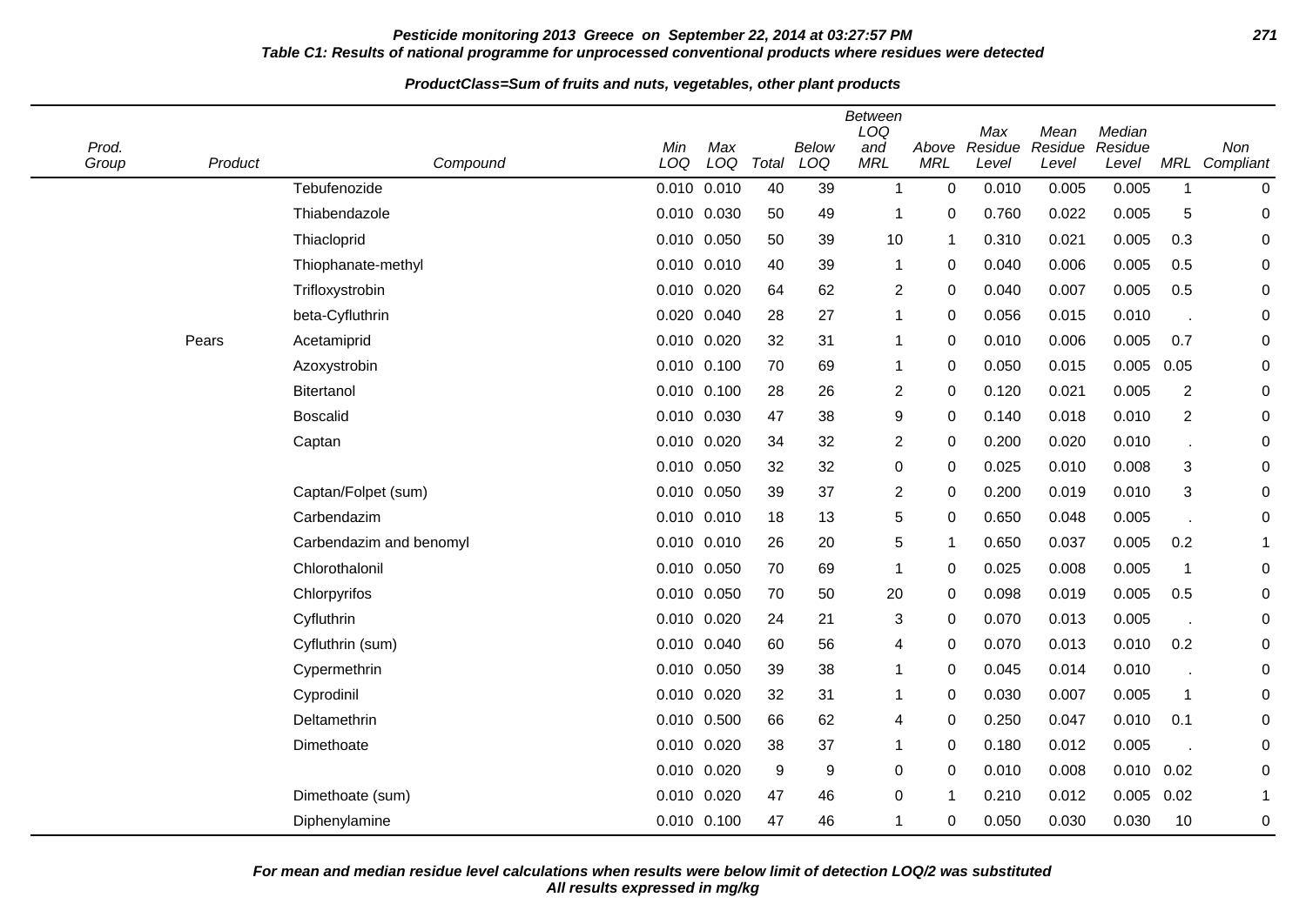**Pesticide monitoring 2013 Greece on September 22, 2014 at 03:27:57 PM**

**Table C1: Results of national programme for unprocessed conventional products where residues were detected**

**ProductClass=Sum of fruits and nuts, vegetables, other plant products**

| Prod. Group | Product | Compound | Min LOQ | Max LOQ | Total | Below LOQ | Between LOQ and MRL | Above MRL | Max Residue Level | Mean Residue Level | Median Residue Level | MRL | Non Compliant |
|---|---|---|---|---|---|---|---|---|---|---|---|---|---|
| | | Tebufenozide | 0.010 | 0.010 | 40 | 39 | 1 | 0 | 0.010 | 0.005 | 0.005 | 1 | 0 |
| | | Thiabendazole | 0.010 | 0.030 | 50 | 49 | 1 | 0 | 0.760 | 0.022 | 0.005 | 5 | 0 |
| | | Thiacloprid | 0.010 | 0.050 | 50 | 39 | 10 | 1 | 0.310 | 0.021 | 0.005 | 0.3 | 0 |
| | | Thiophanate-methyl | 0.010 | 0.010 | 40 | 39 | 1 | 0 | 0.040 | 0.006 | 0.005 | 0.5 | 0 |
| | | Trifloxystrobin | 0.010 | 0.020 | 64 | 62 | 2 | 0 | 0.040 | 0.007 | 0.005 | 0.5 | 0 |
| | | beta-Cyfluthrin | 0.020 | 0.040 | 28 | 27 | 1 | 0 | 0.056 | 0.015 | 0.010 | . | 0 |
| | Pears | Acetamiprid | 0.010 | 0.020 | 32 | 31 | 1 | 0 | 0.010 | 0.006 | 0.005 | 0.7 | 0 |
| | | Azoxystrobin | 0.010 | 0.100 | 70 | 69 | 1 | 0 | 0.050 | 0.015 | 0.005 | 0.05 | 0 |
| | | Bitertanol | 0.010 | 0.100 | 28 | 26 | 2 | 0 | 0.120 | 0.021 | 0.005 | 2 | 0 |
| | | Boscalid | 0.010 | 0.030 | 47 | 38 | 9 | 0 | 0.140 | 0.018 | 0.010 | 2 | 0 |
| | | Captan | 0.010 | 0.020 | 34 | 32 | 2 | 0 | 0.200 | 0.020 | 0.010 | . | 0 |
| | | | 0.010 | 0.050 | 32 | 32 | 0 | 0 | 0.025 | 0.010 | 0.008 | 3 | 0 |
| | | Captan/Folpet (sum) | 0.010 | 0.050 | 39 | 37 | 2 | 0 | 0.200 | 0.019 | 0.010 | 3 | 0 |
| | | Carbendazim | 0.010 | 0.010 | 18 | 13 | 5 | 0 | 0.650 | 0.048 | 0.005 | . | 0 |
| | | Carbendazim and benomyl | 0.010 | 0.010 | 26 | 20 | 5 | 1 | 0.650 | 0.037 | 0.005 | 0.2 | 1 |
| | | Chlorothalonil | 0.010 | 0.050 | 70 | 69 | 1 | 0 | 0.025 | 0.008 | 0.005 | 1 | 0 |
| | | Chlorpyrifos | 0.010 | 0.050 | 70 | 50 | 20 | 0 | 0.098 | 0.019 | 0.005 | 0.5 | 0 |
| | | Cyfluthrin | 0.010 | 0.020 | 24 | 21 | 3 | 0 | 0.070 | 0.013 | 0.005 | . | 0 |
| | | Cyfluthrin (sum) | 0.010 | 0.040 | 60 | 56 | 4 | 0 | 0.070 | 0.013 | 0.010 | 0.2 | 0 |
| | | Cypermethrin | 0.010 | 0.050 | 39 | 38 | 1 | 0 | 0.045 | 0.014 | 0.010 | . | 0 |
| | | Cyprodinil | 0.010 | 0.020 | 32 | 31 | 1 | 0 | 0.030 | 0.007 | 0.005 | 1 | 0 |
| | | Deltamethrin | 0.010 | 0.500 | 66 | 62 | 4 | 0 | 0.250 | 0.047 | 0.010 | 0.1 | 0 |
| | | Dimethoate | 0.010 | 0.020 | 38 | 37 | 1 | 0 | 0.180 | 0.012 | 0.005 | . | 0 |
| | | | 0.010 | 0.020 | 9 | 9 | 0 | 0 | 0.010 | 0.008 | 0.010 | 0.02 | 0 |
| | | Dimethoate (sum) | 0.010 | 0.020 | 47 | 46 | 0 | 1 | 0.210 | 0.012 | 0.005 | 0.02 | 1 |
| | | Diphenylamine | 0.010 | 0.100 | 47 | 46 | 1 | 0 | 0.050 | 0.030 | 0.030 | 10 | 0 |

***For mean and median residue level calculations when results were below limit of detection LOQ/2 was substituted***
***All results expressed in mg/kg***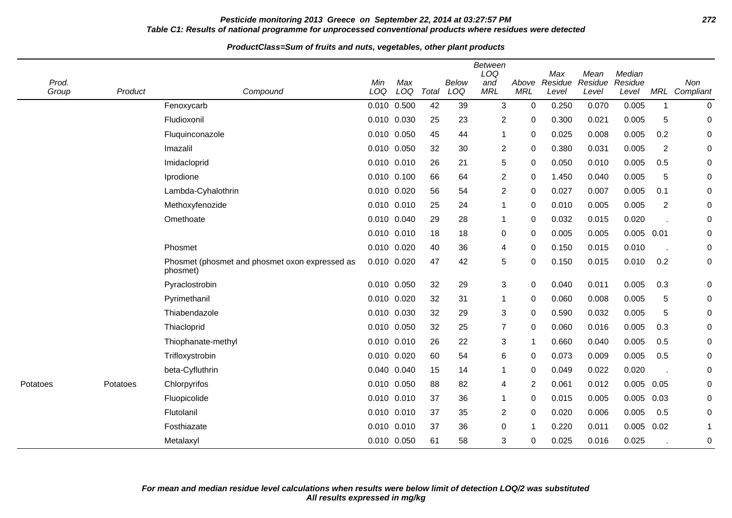**Pesticide monitoring 2013 Greece on September 22, 2014 at 03:27:57 PM**

**Table C1: Results of national programme for unprocessed conventional products where residues were detected**

**ProductClass=Sum of fruits and nuts, vegetables, other plant products**

| Prod. Group | Product | Compound | Min LOQ | Max LOQ | Total | Below LOQ | Between LOQ and MRL | Above MRL | Max Residue Level | Mean Residue Level | Median Residue Level | MRL | Non Compliant |
|---|---|---|---|---|---|---|---|---|---|---|---|---|---|
| | | Fenoxycarb | 0.010 | 0.500 | 42 | 39 | 3 | 0 | 0.250 | 0.070 | 0.005 | 1 | 0 |
| | | Fludioxonil | 0.010 | 0.030 | 25 | 23 | 2 | 0 | 0.300 | 0.021 | 0.005 | 5 | 0 |
| | | Fluquinconazole | 0.010 | 0.050 | 45 | 44 | 1 | 0 | 0.025 | 0.008 | 0.005 | 0.2 | 0 |
| | | Imazalil | 0.010 | 0.050 | 32 | 30 | 2 | 0 | 0.380 | 0.031 | 0.005 | 2 | 0 |
| | | Imidacloprid | 0.010 | 0.010 | 26 | 21 | 5 | 0 | 0.050 | 0.010 | 0.005 | 0.5 | 0 |
| | | Iprodione | 0.010 | 0.100 | 66 | 64 | 2 | 0 | 1.450 | 0.040 | 0.005 | 5 | 0 |
| | | Lambda-Cyhalothrin | 0.010 | 0.020 | 56 | 54 | 2 | 0 | 0.027 | 0.007 | 0.005 | 0.1 | 0 |
| | | Methoxyfenozide | 0.010 | 0.010 | 25 | 24 | 1 | 0 | 0.010 | 0.005 | 0.005 | 2 | 0 |
| | | Omethoate | 0.010 | 0.040 | 29 | 28 | 1 | 0 | 0.032 | 0.015 | 0.020 | . | 0 |
| | | | 0.010 | 0.010 | 18 | 18 | 0 | 0 | 0.005 | 0.005 | 0.005 | 0.01 | 0 |
| | | Phosmet | 0.010 | 0.020 | 40 | 36 | 4 | 0 | 0.150 | 0.015 | 0.010 | . | 0 |
| | | Phosmet (phosmet and phosmet oxon expressed as phosmet) | 0.010 | 0.020 | 47 | 42 | 5 | 0 | 0.150 | 0.015 | 0.010 | 0.2 | 0 |
| | | Pyraclostrobin | 0.010 | 0.050 | 32 | 29 | 3 | 0 | 0.040 | 0.011 | 0.005 | 0.3 | 0 |
| | | Pyrimethanil | 0.010 | 0.020 | 32 | 31 | 1 | 0 | 0.060 | 0.008 | 0.005 | 5 | 0 |
| | | Thiabendazole | 0.010 | 0.030 | 32 | 29 | 3 | 0 | 0.590 | 0.032 | 0.005 | 5 | 0 |
| | | Thiacloprid | 0.010 | 0.050 | 32 | 25 | 7 | 0 | 0.060 | 0.016 | 0.005 | 0.3 | 0 |
| | | Thiophanate-methyl | 0.010 | 0.010 | 26 | 22 | 3 | 1 | 0.660 | 0.040 | 0.005 | 0.5 | 0 |
| | | Trifloxystrobin | 0.010 | 0.020 | 60 | 54 | 6 | 0 | 0.073 | 0.009 | 0.005 | 0.5 | 0 |
| | | beta-Cyfluthrin | 0.040 | 0.040 | 15 | 14 | 1 | 0 | 0.049 | 0.022 | 0.020 | . | 0 |
| Potatoes | Potatoes | Chlorpyrifos | 0.010 | 0.050 | 88 | 82 | 4 | 2 | 0.061 | 0.012 | 0.005 | 0.05 | 0 |
| | | Fluopicolide | 0.010 | 0.010 | 37 | 36 | 1 | 0 | 0.015 | 0.005 | 0.005 | 0.03 | 0 |
| | | Flutolanil | 0.010 | 0.010 | 37 | 35 | 2 | 0 | 0.020 | 0.006 | 0.005 | 0.5 | 0 |
| | | Fosthiazate | 0.010 | 0.010 | 37 | 36 | 0 | 1 | 0.220 | 0.011 | 0.005 | 0.02 | 1 |
| | | Metalaxyl | 0.010 | 0.050 | 61 | 58 | 3 | 0 | 0.025 | 0.016 | 0.025 | . | 0 |

*For mean and median residue level calculations when results were below limit of detection LOQ/2 was substituted*
*All results expressed in mg/kg*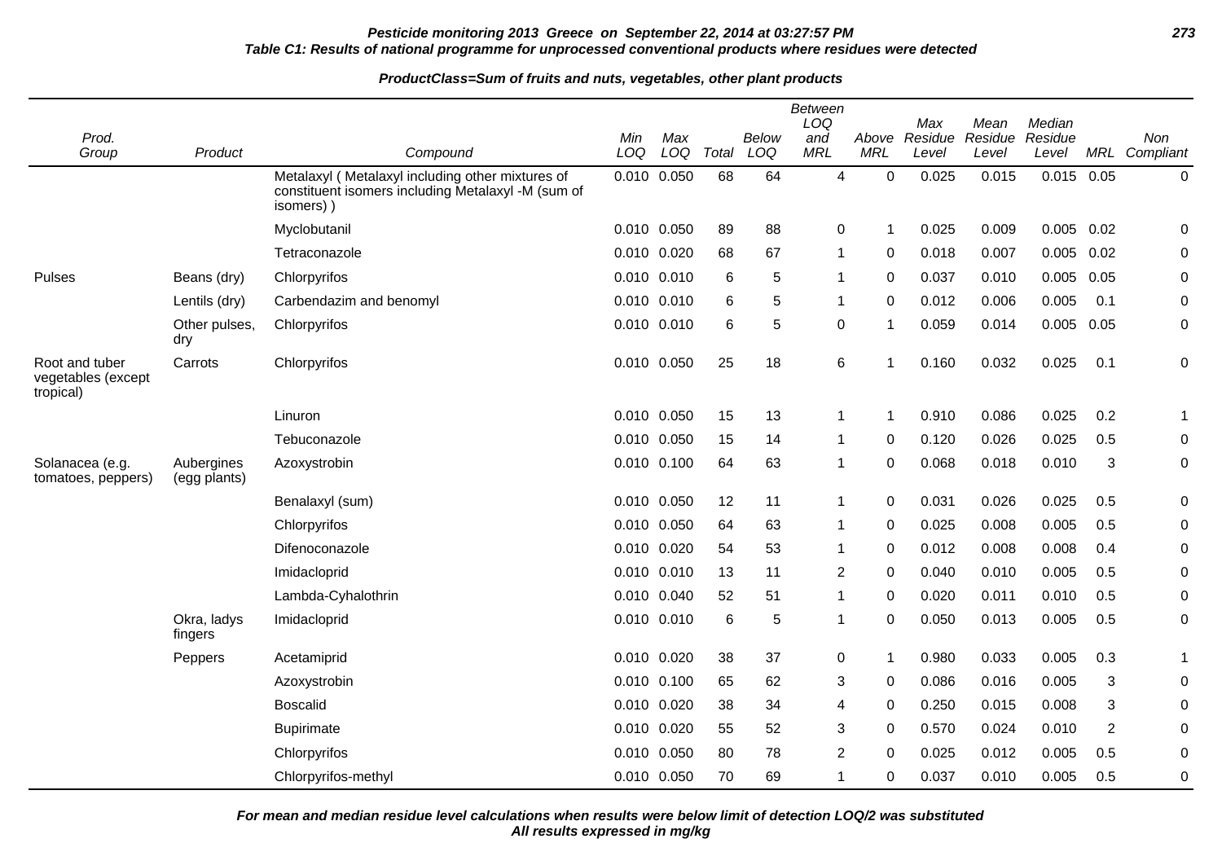**Table C1: Results of national programme for unprocessed conventional products where residues were detected**

**ProductClass=Sum of fruits and nuts, vegetables, other plant products**

| Prod. Group | Product | Compound | Min LOQ | Max LOQ | Total | Below LOQ | Between LOQ and MRL | Above MRL | Max Residue Level | Mean Residue Level | Median Residue Level | MRL | Non Compliant |
|---|---|---|---|---|---|---|---|---|---|---|---|---|---|
| | | Metalaxyl ( Metalaxyl including other mixtures of constituent isomers including Metalaxyl -M (sum of isomers) ) | 0.010 | 0.050 | 68 | 64 | 4 | 0 | 0.025 | 0.015 | 0.015 | 0.05 | 0 |
| | | Myclobutanil | 0.010 | 0.050 | 89 | 88 | 0 | 1 | 0.025 | 0.009 | 0.005 | 0.02 | 0 |
| | | Tetraconazole | 0.010 | 0.020 | 68 | 67 | 1 | 0 | 0.018 | 0.007 | 0.005 | 0.02 | 0 |
| Pulses | Beans (dry) | Chlorpyrifos | 0.010 | 0.010 | 6 | 5 | 1 | 0 | 0.037 | 0.010 | 0.005 | 0.05 | 0 |
| | Lentils (dry) | Carbendazim and benomyl | 0.010 | 0.010 | 6 | 5 | 1 | 0 | 0.012 | 0.006 | 0.005 | 0.1 | 0 |
| | Other pulses, dry | Chlorpyrifos | 0.010 | 0.010 | 6 | 5 | 0 | 1 | 0.059 | 0.014 | 0.005 | 0.05 | 0 |
| Root and tuber vegetables (except tropical) | Carrots | Chlorpyrifos | 0.010 | 0.050 | 25 | 18 | 6 | 1 | 0.160 | 0.032 | 0.025 | 0.1 | 0 |
| | | Linuron | 0.010 | 0.050 | 15 | 13 | 1 | 1 | 0.910 | 0.086 | 0.025 | 0.2 | 1 |
| | | Tebuconazole | 0.010 | 0.050 | 15 | 14 | 1 | 0 | 0.120 | 0.026 | 0.025 | 0.5 | 0 |
| Solanacea (e.g. tomatoes, peppers) | Aubergines (egg plants) | Azoxystrobin | 0.010 | 0.100 | 64 | 63 | 1 | 0 | 0.068 | 0.018 | 0.010 | 3 | 0 |
| | | Benalaxyl (sum) | 0.010 | 0.050 | 12 | 11 | 1 | 0 | 0.031 | 0.026 | 0.025 | 0.5 | 0 |
| | | Chlorpyrifos | 0.010 | 0.050 | 64 | 63 | 1 | 0 | 0.025 | 0.008 | 0.005 | 0.5 | 0 |
| | | Difenoconazole | 0.010 | 0.020 | 54 | 53 | 1 | 0 | 0.012 | 0.008 | 0.008 | 0.4 | 0 |
| | | Imidacloprid | 0.010 | 0.010 | 13 | 11 | 2 | 0 | 0.040 | 0.010 | 0.005 | 0.5 | 0 |
| | | Lambda-Cyhalothrin | 0.010 | 0.040 | 52 | 51 | 1 | 0 | 0.020 | 0.011 | 0.010 | 0.5 | 0 |
| | Okra, ladys fingers | Imidacloprid | 0.010 | 0.010 | 6 | 5 | 1 | 0 | 0.050 | 0.013 | 0.005 | 0.5 | 0 |
| | Peppers | Acetamiprid | 0.010 | 0.020 | 38 | 37 | 0 | 1 | 0.980 | 0.033 | 0.005 | 0.3 | 1 |
| | | Azoxystrobin | 0.010 | 0.100 | 65 | 62 | 3 | 0 | 0.086 | 0.016 | 0.005 | 3 | 0 |
| | | Boscalid | 0.010 | 0.020 | 38 | 34 | 4 | 0 | 0.250 | 0.015 | 0.008 | 3 | 0 |
| | | Bupirimate | 0.010 | 0.020 | 55 | 52 | 3 | 0 | 0.570 | 0.024 | 0.010 | 2 | 0 |
| | | Chlorpyrifos | 0.010 | 0.050 | 80 | 78 | 2 | 0 | 0.025 | 0.012 | 0.005 | 0.5 | 0 |
| | | Chlorpyrifos-methyl | 0.010 | 0.050 | 70 | 69 | 1 | 0 | 0.037 | 0.010 | 0.005 | 0.5 | 0 |

*For mean and median residue level calculations when results were below limit of detection LOQ/2 was substituted*
*All results expressed in mg/kg*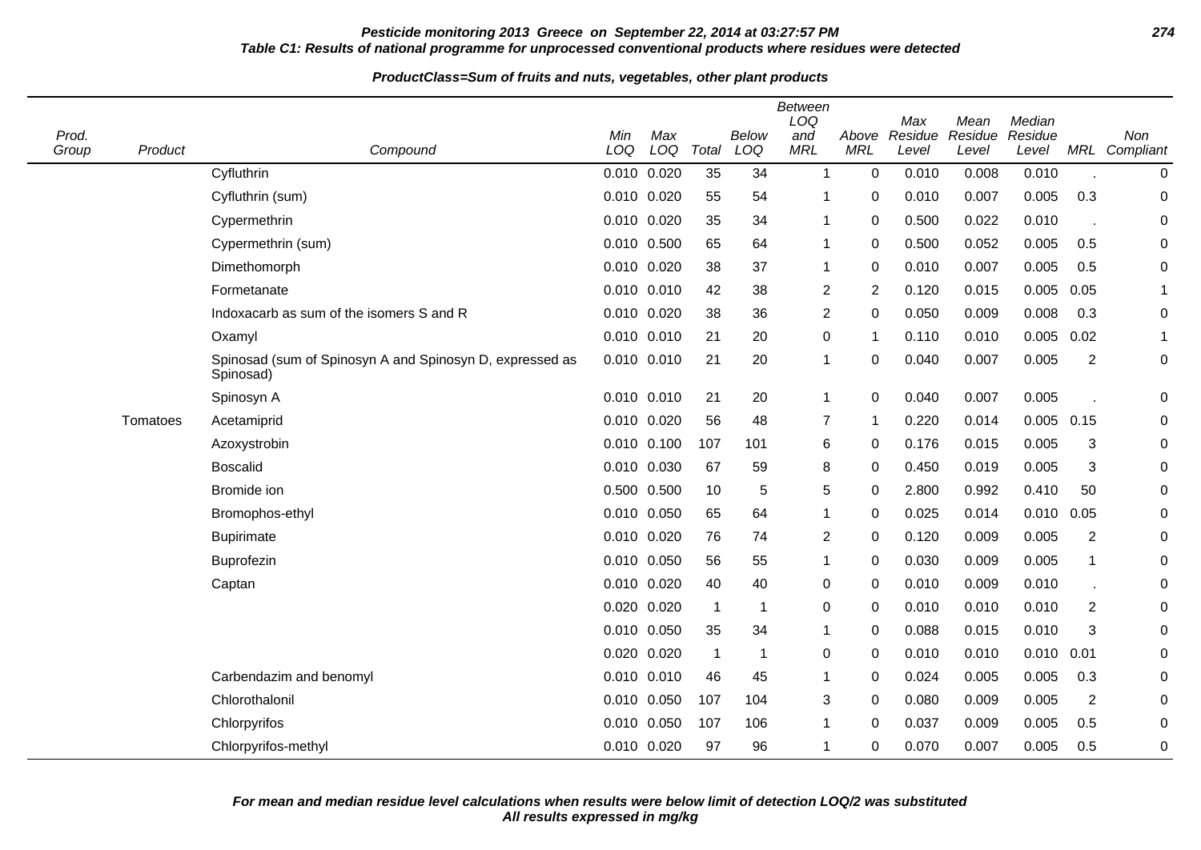**Table C1: Results of national programme for unprocessed conventional products where residues were detected**

**ProductClass=Sum of fruits and nuts, vegetables, other plant products**

| Prod. Group | Product | Compound | Min LOQ | Max LOQ | Total | Below LOQ | Between LOQ and MRL | Above MRL | Max Residue Level | Mean Residue Level | Median Residue Level | MRL | Non Compliant |
|---|---|---|---|---|---|---|---|---|---|---|---|---|---|
| | | Cyfluthrin | 0.010 | 0.020 | 35 | 34 | 1 | 0 | 0.010 | 0.008 | 0.010 | . | 0 |
| | | Cyfluthrin (sum) | 0.010 | 0.020 | 55 | 54 | 1 | 0 | 0.010 | 0.007 | 0.005 | 0.3 | 0 |
| | | Cypermethrin | 0.010 | 0.020 | 35 | 34 | 1 | 0 | 0.500 | 0.022 | 0.010 | . | 0 |
| | | Cypermethrin (sum) | 0.010 | 0.500 | 65 | 64 | 1 | 0 | 0.500 | 0.052 | 0.005 | 0.5 | 0 |
| | | Dimethomorph | 0.010 | 0.020 | 38 | 37 | 1 | 0 | 0.010 | 0.007 | 0.005 | 0.5 | 0 |
| | | Formetanate | 0.010 | 0.010 | 42 | 38 | 2 | 2 | 0.120 | 0.015 | 0.005 | 0.05 | 1 |
| | | Indoxacarb as sum of the isomers S and R | 0.010 | 0.020 | 38 | 36 | 2 | 0 | 0.050 | 0.009 | 0.008 | 0.3 | 0 |
| | | Oxamyl | 0.010 | 0.010 | 21 | 20 | 0 | 1 | 0.110 | 0.010 | 0.005 | 0.02 | 1 |
| | | Spinosad (sum of Spinosyn A and Spinosyn D, expressed as Spinosad) | 0.010 | 0.010 | 21 | 20 | 1 | 0 | 0.040 | 0.007 | 0.005 | 2 | 0 |
| | | Spinosyn A | 0.010 | 0.010 | 21 | 20 | 1 | 0 | 0.040 | 0.007 | 0.005 | . | 0 |
| | Tomatoes | Acetamiprid | 0.010 | 0.020 | 56 | 48 | 7 | 1 | 0.220 | 0.014 | 0.005 | 0.15 | 0 |
| | | Azoxystrobin | 0.010 | 0.100 | 107 | 101 | 6 | 0 | 0.176 | 0.015 | 0.005 | 3 | 0 |
| | | Boscalid | 0.010 | 0.030 | 67 | 59 | 8 | 0 | 0.450 | 0.019 | 0.005 | 3 | 0 |
| | | Bromide ion | 0.500 | 0.500 | 10 | 5 | 5 | 0 | 2.800 | 0.992 | 0.410 | 50 | 0 |
| | | Bromophos-ethyl | 0.010 | 0.050 | 65 | 64 | 1 | 0 | 0.025 | 0.014 | 0.010 | 0.05 | 0 |
| | | Bupirimate | 0.010 | 0.020 | 76 | 74 | 2 | 0 | 0.120 | 0.009 | 0.005 | 2 | 0 |
| | | Buprofezin | 0.010 | 0.050 | 56 | 55 | 1 | 0 | 0.030 | 0.009 | 0.005 | 1 | 0 |
| | | Captan | 0.010 | 0.020 | 40 | 40 | 0 | 0 | 0.010 | 0.009 | 0.010 | . | 0 |
| | | | 0.020 | 0.020 | 1 | 1 | 0 | 0 | 0.010 | 0.010 | 0.010 | 2 | 0 |
| | | | 0.010 | 0.050 | 35 | 34 | 1 | 0 | 0.088 | 0.015 | 0.010 | 3 | 0 |
| | | | 0.020 | 0.020 | 1 | 1 | 0 | 0 | 0.010 | 0.010 | 0.010 | 0.01 | 0 |
| | | Carbendazim and benomyl | 0.010 | 0.010 | 46 | 45 | 1 | 0 | 0.024 | 0.005 | 0.005 | 0.3 | 0 |
| | | Chlorothalonil | 0.010 | 0.050 | 107 | 104 | 3 | 0 | 0.080 | 0.009 | 0.005 | 2 | 0 |
| | | Chlorpyrifos | 0.010 | 0.050 | 107 | 106 | 1 | 0 | 0.037 | 0.009 | 0.005 | 0.5 | 0 |
| | | Chlorpyrifos-methyl | 0.010 | 0.020 | 97 | 96 | 1 | 0 | 0.070 | 0.007 | 0.005 | 0.5 | 0 |

***For mean and median residue level calculations when results were below limit of detection LOQ/2 was substituted***
***All results expressed in mg/kg***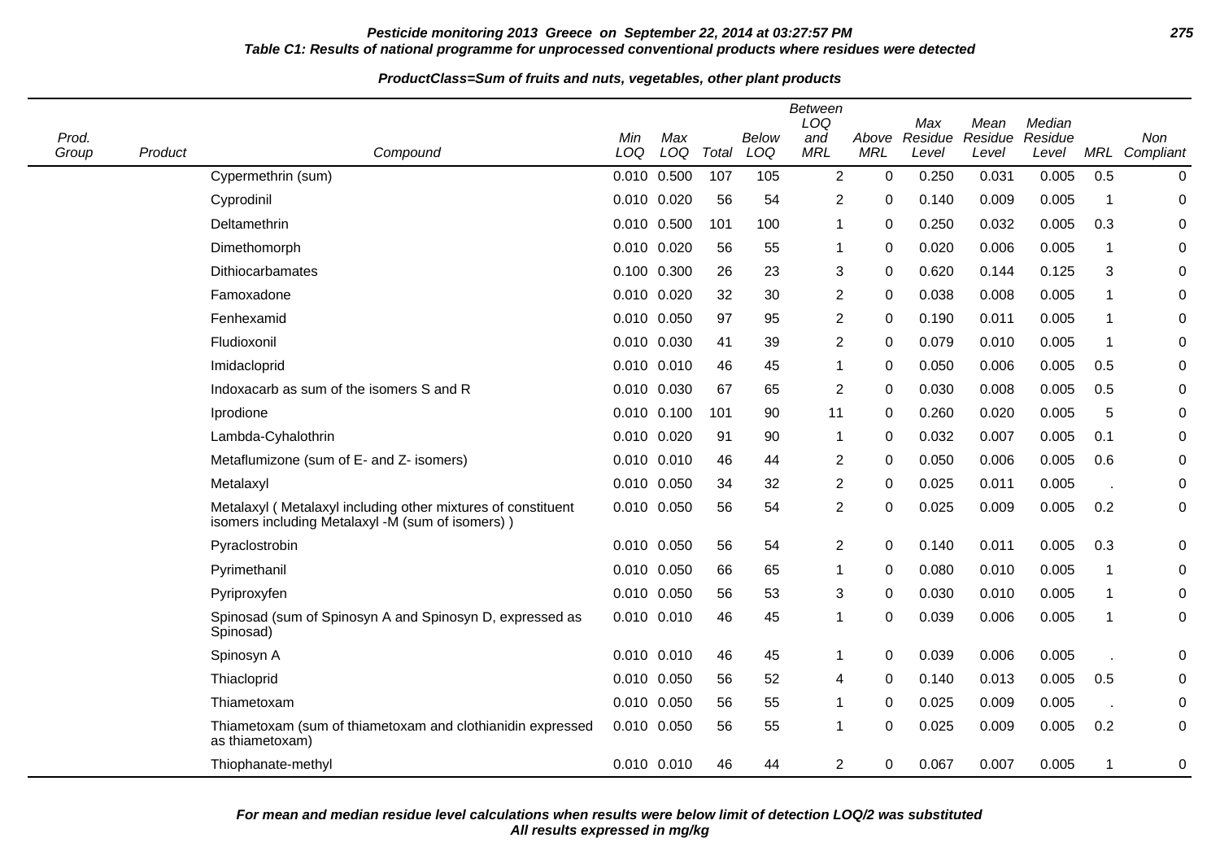**Pesticide monitoring 2013 Greece on September 22, 2014 at 03:27:57 PM**

**Table C1: Results of national programme for unprocessed conventional products where residues were detected**

**ProductClass=Sum of fruits and nuts, vegetables, other plant products**

| Prod. Group | Product | Compound | Min LOQ | Max LOQ | Total | Below LOQ | Between LOQ and MRL | Above MRL | Max Residue Level | Mean Residue Level | Median Residue Level | MRL | Non Compliant |
|---|---|---|---|---|---|---|---|---|---|---|---|---|---|
| | | Cypermethrin (sum) | 0.010 | 0.500 | 107 | 105 | 2 | 0 | 0.250 | 0.031 | 0.005 | 0.5 | 0 |
| | | Cyprodinil | 0.010 | 0.020 | 56 | 54 | 2 | 0 | 0.140 | 0.009 | 0.005 | 1 | 0 |
| | | Deltamethrin | 0.010 | 0.500 | 101 | 100 | 1 | 0 | 0.250 | 0.032 | 0.005 | 0.3 | 0 |
| | | Dimethomorph | 0.010 | 0.020 | 56 | 55 | 1 | 0 | 0.020 | 0.006 | 0.005 | 1 | 0 |
| | | Dithiocarbamates | 0.100 | 0.300 | 26 | 23 | 3 | 0 | 0.620 | 0.144 | 0.125 | 3 | 0 |
| | | Famoxadone | 0.010 | 0.020 | 32 | 30 | 2 | 0 | 0.038 | 0.008 | 0.005 | 1 | 0 |
| | | Fenhexamid | 0.010 | 0.050 | 97 | 95 | 2 | 0 | 0.190 | 0.011 | 0.005 | 1 | 0 |
| | | Fludioxonil | 0.010 | 0.030 | 41 | 39 | 2 | 0 | 0.079 | 0.010 | 0.005 | 1 | 0 |
| | | Imidacloprid | 0.010 | 0.010 | 46 | 45 | 1 | 0 | 0.050 | 0.006 | 0.005 | 0.5 | 0 |
| | | Indoxacarb as sum of the isomers S and R | 0.010 | 0.030 | 67 | 65 | 2 | 0 | 0.030 | 0.008 | 0.005 | 0.5 | 0 |
| | | Iprodione | 0.010 | 0.100 | 101 | 90 | 11 | 0 | 0.260 | 0.020 | 0.005 | 5 | 0 |
| | | Lambda-Cyhalothrin | 0.010 | 0.020 | 91 | 90 | 1 | 0 | 0.032 | 0.007 | 0.005 | 0.1 | 0 |
| | | Metaflumizone (sum of E- and Z- isomers) | 0.010 | 0.010 | 46 | 44 | 2 | 0 | 0.050 | 0.006 | 0.005 | 0.6 | 0 |
| | | Metalaxyl | 0.010 | 0.050 | 34 | 32 | 2 | 0 | 0.025 | 0.011 | 0.005 | . | 0 |
| | | Metalaxyl ( Metalaxyl including other mixtures of constituent isomers including Metalaxyl -M (sum of isomers) ) | 0.010 | 0.050 | 56 | 54 | 2 | 0 | 0.025 | 0.009 | 0.005 | 0.2 | 0 |
| | | Pyraclostrobin | 0.010 | 0.050 | 56 | 54 | 2 | 0 | 0.140 | 0.011 | 0.005 | 0.3 | 0 |
| | | Pyrimethanil | 0.010 | 0.050 | 66 | 65 | 1 | 0 | 0.080 | 0.010 | 0.005 | 1 | 0 |
| | | Pyriproxyfen | 0.010 | 0.050 | 56 | 53 | 3 | 0 | 0.030 | 0.010 | 0.005 | 1 | 0 |
| | | Spinosad (sum of Spinosyn A and Spinosyn D, expressed as Spinosad) | 0.010 | 0.010 | 46 | 45 | 1 | 0 | 0.039 | 0.006 | 0.005 | 1 | 0 |
| | | Spinosyn A | 0.010 | 0.010 | 46 | 45 | 1 | 0 | 0.039 | 0.006 | 0.005 | . | 0 |
| | | Thiacloprid | 0.010 | 0.050 | 56 | 52 | 4 | 0 | 0.140 | 0.013 | 0.005 | 0.5 | 0 |
| | | Thiametoxam | 0.010 | 0.050 | 56 | 55 | 1 | 0 | 0.025 | 0.009 | 0.005 | . | 0 |
| | | Thiametoxam (sum of thiametoxam and clothianidin expressed as thiametoxam) | 0.010 | 0.050 | 56 | 55 | 1 | 0 | 0.025 | 0.009 | 0.005 | 0.2 | 0 |
| | | Thiophanate-methyl | 0.010 | 0.010 | 46 | 44 | 2 | 0 | 0.067 | 0.007 | 0.005 | 1 | 0 |

***For mean and median residue level calculations when results were below limit of detection LOQ/2 was substituted***
***All results expressed in mg/kg***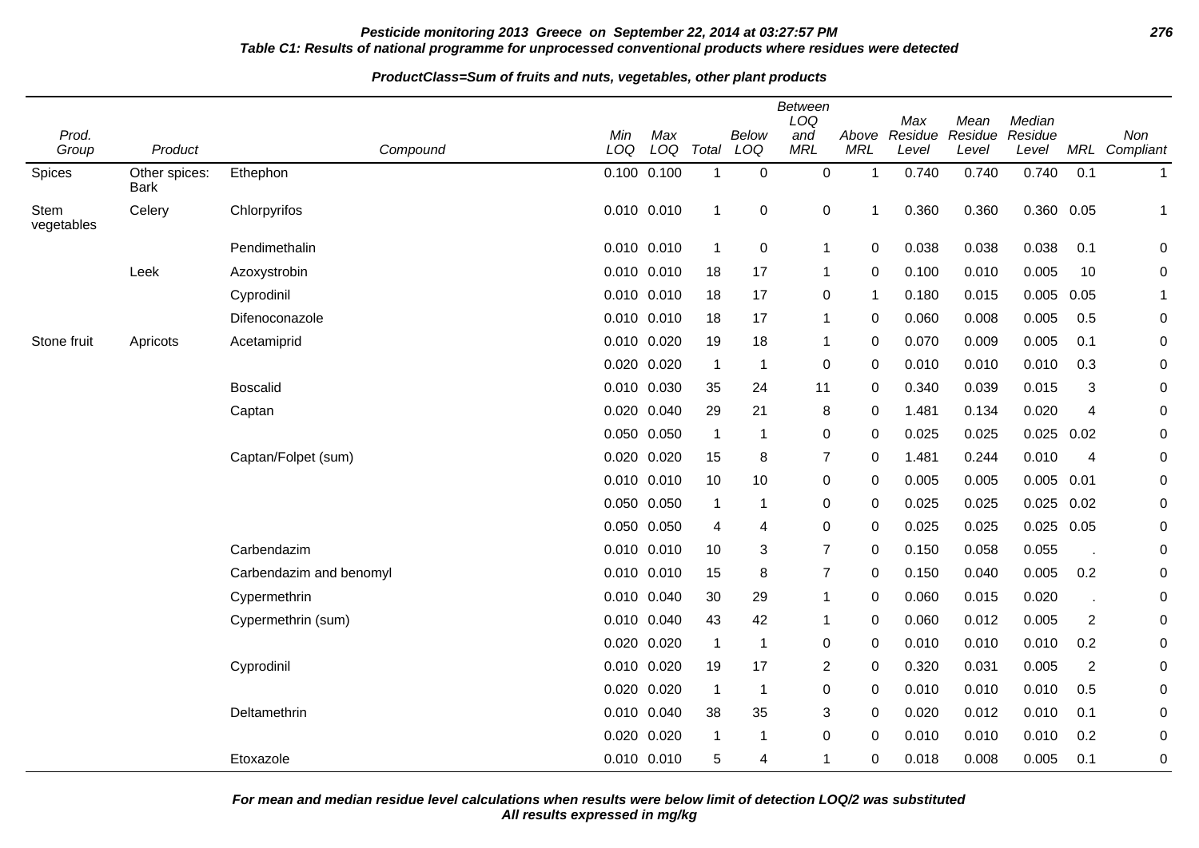**Pesticide monitoring 2013 Greece on September 22, 2014 at 03:27:57 PM**

**Table C1: Results of national programme for unprocessed conventional products where residues were detected**

**ProductClass=Sum of fruits and nuts, vegetables, other plant products**

| Prod. Group | Product | Compound | Min LOQ | Max LOQ | Total | Below LOQ | Between LOQ and MRL | Above MRL | Max Residue Level | Mean Residue Level | Median Residue Level | MRL | Non Compliant |
|---|---|---|---|---|---|---|---|---|---|---|---|---|---|
| Spices | Other spices: Bark | Ethephon | 0.100 | 0.100 | 1 | 0 | 0 | 1 | 0.740 | 0.740 | 0.740 | 0.1 | 1 |
| Stem vegetables | Celery | Chlorpyrifos | 0.010 | 0.010 | 1 | 0 | 0 | 1 | 0.360 | 0.360 | 0.360 | 0.05 | 1 |
| | | Pendimethalin | 0.010 | 0.010 | 1 | 0 | 1 | 0 | 0.038 | 0.038 | 0.038 | 0.1 | 0 |
| | Leek | Azoxystrobin | 0.010 | 0.010 | 18 | 17 | 1 | 0 | 0.100 | 0.010 | 0.005 | 10 | 0 |
| | | Cyprodinil | 0.010 | 0.010 | 18 | 17 | 0 | 1 | 0.180 | 0.015 | 0.005 | 0.05 | 1 |
| | | Difenoconazole | 0.010 | 0.010 | 18 | 17 | 1 | 0 | 0.060 | 0.008 | 0.005 | 0.5 | 0 |
| Stone fruit | Apricots | Acetamiprid | 0.010 | 0.020 | 19 | 18 | 1 | 0 | 0.070 | 0.009 | 0.005 | 0.1 | 0 |
| | | | 0.020 | 0.020 | 1 | 1 | 0 | 0 | 0.010 | 0.010 | 0.010 | 0.3 | 0 |
| | | Boscalid | 0.010 | 0.030 | 35 | 24 | 11 | 0 | 0.340 | 0.039 | 0.015 | 3 | 0 |
| | | Captan | 0.020 | 0.040 | 29 | 21 | 8 | 0 | 1.481 | 0.134 | 0.020 | 4 | 0 |
| | | | 0.050 | 0.050 | 1 | 1 | 0 | 0 | 0.025 | 0.025 | 0.025 | 0.02 | 0 |
| | | Captan/Folpet (sum) | 0.020 | 0.020 | 15 | 8 | 7 | 0 | 1.481 | 0.244 | 0.010 | 4 | 0 |
| | | | 0.010 | 0.010 | 10 | 10 | 0 | 0 | 0.005 | 0.005 | 0.005 | 0.01 | 0 |
| | | | 0.050 | 0.050 | 1 | 1 | 0 | 0 | 0.025 | 0.025 | 0.025 | 0.02 | 0 |
| | | | 0.050 | 0.050 | 4 | 4 | 0 | 0 | 0.025 | 0.025 | 0.025 | 0.05 | 0 |
| | | Carbendazim | 0.010 | 0.010 | 10 | 3 | 7 | 0 | 0.150 | 0.058 | 0.055 | . | 0 |
| | | Carbendazim and benomyl | 0.010 | 0.010 | 15 | 8 | 7 | 0 | 0.150 | 0.040 | 0.005 | 0.2 | 0 |
| | | Cypermethrin | 0.010 | 0.040 | 30 | 29 | 1 | 0 | 0.060 | 0.015 | 0.020 | . | 0 |
| | | Cypermethrin (sum) | 0.010 | 0.040 | 43 | 42 | 1 | 0 | 0.060 | 0.012 | 0.005 | 2 | 0 |
| | | | 0.020 | 0.020 | 1 | 1 | 0 | 0 | 0.010 | 0.010 | 0.010 | 0.2 | 0 |
| | | Cyprodinil | 0.010 | 0.020 | 19 | 17 | 2 | 0 | 0.320 | 0.031 | 0.005 | 2 | 0 |
| | | | 0.020 | 0.020 | 1 | 1 | 0 | 0 | 0.010 | 0.010 | 0.010 | 0.5 | 0 |
| | | Deltamethrin | 0.010 | 0.040 | 38 | 35 | 3 | 0 | 0.020 | 0.012 | 0.010 | 0.1 | 0 |
| | | | 0.020 | 0.020 | 1 | 1 | 0 | 0 | 0.010 | 0.010 | 0.010 | 0.2 | 0 |
| | | Etoxazole | 0.010 | 0.010 | 5 | 4 | 1 | 0 | 0.018 | 0.008 | 0.005 | 0.1 | 0 |

*For mean and median residue level calculations when results were below limit of detection LOQ/2 was substituted*
*All results expressed in mg/kg*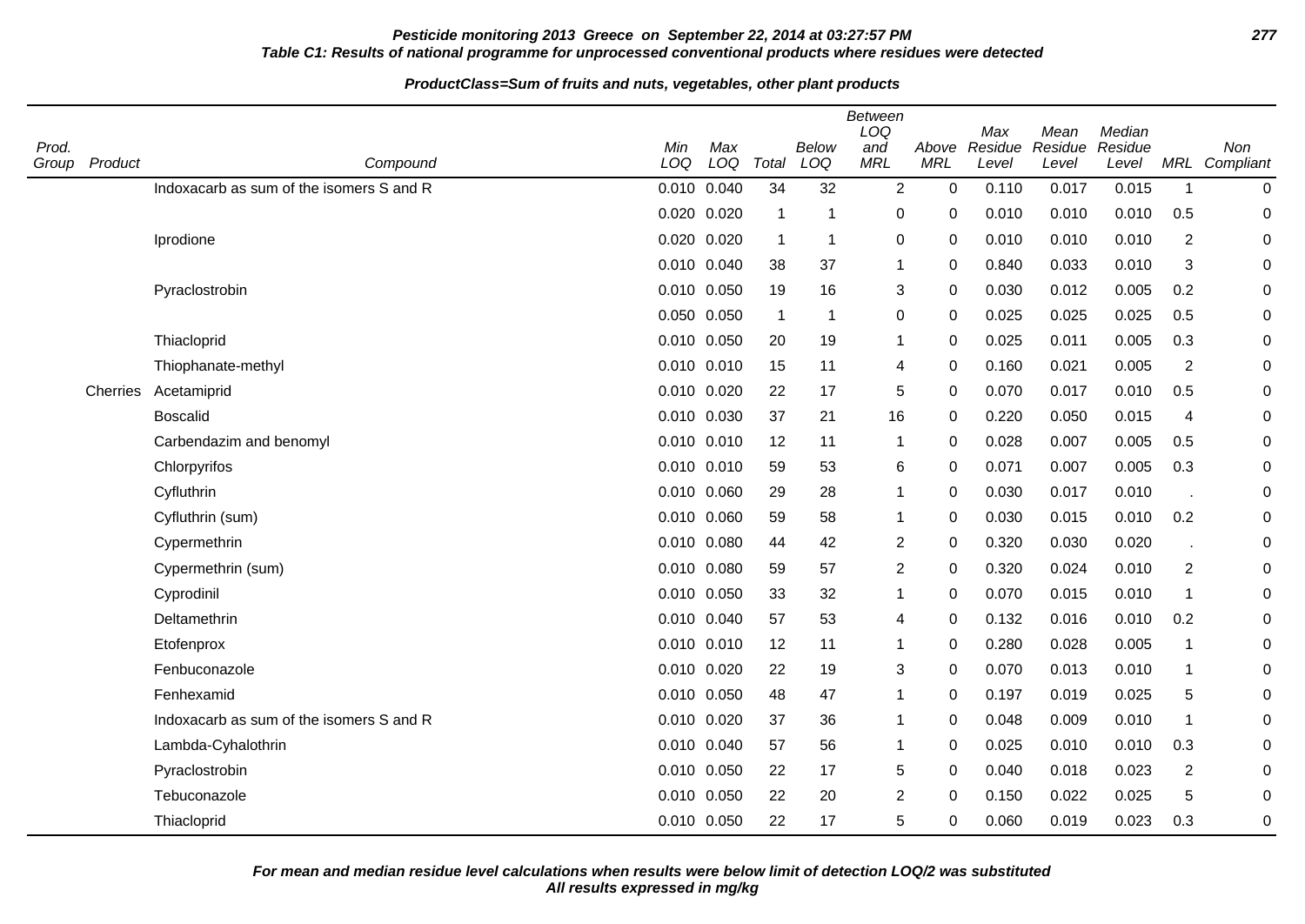**Pesticide monitoring 2013 Greece on September 22, 2014 at 03:27:57 PM**

**Table C1: Results of national programme for unprocessed conventional products where residues were detected**

**ProductClass=Sum of fruits and nuts, vegetables, other plant products**

| Prod. Group | Product | Compound | Min LOQ | Max LOQ | Total | Below LOQ | Between LOQ and MRL | Above MRL | Max Residue Level | Mean Residue Level | Median Residue Level | MRL | Non Compliant |
|---|---|---|---|---|---|---|---|---|---|---|---|---|---|
| | | Indoxacarb as sum of the isomers S and R | 0.010 | 0.040 | 34 | 32 | 2 | 0 | 0.110 | 0.017 | 0.015 | 1 | 0 |
| | | | 0.020 | 0.020 | 1 | 1 | 0 | 0 | 0.010 | 0.010 | 0.010 | 0.5 | 0 |
| | | Iprodione | 0.020 | 0.020 | 1 | 1 | 0 | 0 | 0.010 | 0.010 | 0.010 | 2 | 0 |
| | | | 0.010 | 0.040 | 38 | 37 | 1 | 0 | 0.840 | 0.033 | 0.010 | 3 | 0 |
| | | Pyraclostrobin | 0.010 | 0.050 | 19 | 16 | 3 | 0 | 0.030 | 0.012 | 0.005 | 0.2 | 0 |
| | | | 0.050 | 0.050 | 1 | 1 | 0 | 0 | 0.025 | 0.025 | 0.025 | 0.5 | 0 |
| | | Thiacloprid | 0.010 | 0.050 | 20 | 19 | 1 | 0 | 0.025 | 0.011 | 0.005 | 0.3 | 0 |
| | | Thiophanate-methyl | 0.010 | 0.010 | 15 | 11 | 4 | 0 | 0.160 | 0.021 | 0.005 | 2 | 0 |
| | Cherries | Acetamiprid | 0.010 | 0.020 | 22 | 17 | 5 | 0 | 0.070 | 0.017 | 0.010 | 0.5 | 0 |
| | | Boscalid | 0.010 | 0.030 | 37 | 21 | 16 | 0 | 0.220 | 0.050 | 0.015 | 4 | 0 |
| | | Carbendazim and benomyl | 0.010 | 0.010 | 12 | 11 | 1 | 0 | 0.028 | 0.007 | 0.005 | 0.5 | 0 |
| | | Chlorpyrifos | 0.010 | 0.010 | 59 | 53 | 6 | 0 | 0.071 | 0.007 | 0.005 | 0.3 | 0 |
| | | Cyfluthrin | 0.010 | 0.060 | 29 | 28 | 1 | 0 | 0.030 | 0.017 | 0.010 | . | 0 |
| | | Cyfluthrin (sum) | 0.010 | 0.060 | 59 | 58 | 1 | 0 | 0.030 | 0.015 | 0.010 | 0.2 | 0 |
| | | Cypermethrin | 0.010 | 0.080 | 44 | 42 | 2 | 0 | 0.320 | 0.030 | 0.020 | . | 0 |
| | | Cypermethrin (sum) | 0.010 | 0.080 | 59 | 57 | 2 | 0 | 0.320 | 0.024 | 0.010 | 2 | 0 |
| | | Cyprodinil | 0.010 | 0.050 | 33 | 32 | 1 | 0 | 0.070 | 0.015 | 0.010 | 1 | 0 |
| | | Deltamethrin | 0.010 | 0.040 | 57 | 53 | 4 | 0 | 0.132 | 0.016 | 0.010 | 0.2 | 0 |
| | | Etofenprox | 0.010 | 0.010 | 12 | 11 | 1 | 0 | 0.280 | 0.028 | 0.005 | 1 | 0 |
| | | Fenbuconazole | 0.010 | 0.020 | 22 | 19 | 3 | 0 | 0.070 | 0.013 | 0.010 | 1 | 0 |
| | | Fenhexamid | 0.010 | 0.050 | 48 | 47 | 1 | 0 | 0.197 | 0.019 | 0.025 | 5 | 0 |
| | | Indoxacarb as sum of the isomers S and R | 0.010 | 0.020 | 37 | 36 | 1 | 0 | 0.048 | 0.009 | 0.010 | 1 | 0 |
| | | Lambda-Cyhalothrin | 0.010 | 0.040 | 57 | 56 | 1 | 0 | 0.025 | 0.010 | 0.010 | 0.3 | 0 |
| | | Pyraclostrobin | 0.010 | 0.050 | 22 | 17 | 5 | 0 | 0.040 | 0.018 | 0.023 | 2 | 0 |
| | | Tebuconazole | 0.010 | 0.050 | 22 | 20 | 2 | 0 | 0.150 | 0.022 | 0.025 | 5 | 0 |
| | | Thiacloprid | 0.010 | 0.050 | 22 | 17 | 5 | 0 | 0.060 | 0.019 | 0.023 | 0.3 | 0 |

**For mean and median residue level calculations when results were below limit of detection LOQ/2 was substituted**
**All results expressed in mg/kg**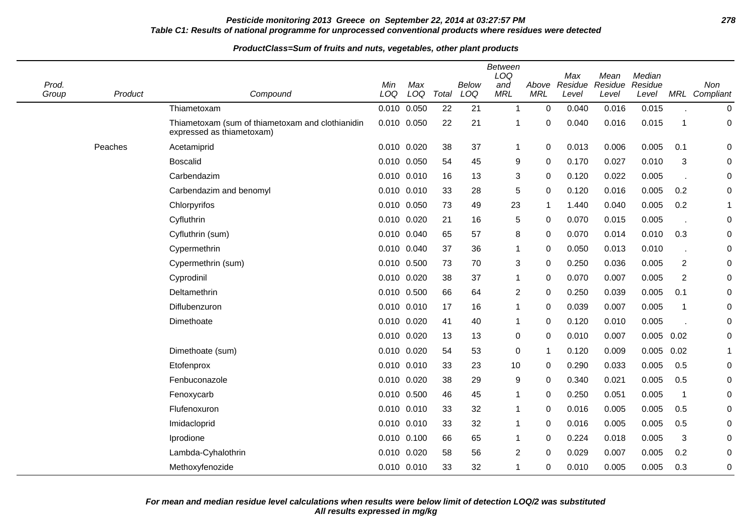**Pesticide monitoring 2013 Greece on September 22, 2014 at 03:27:57 PM**

**Table C1: Results of national programme for unprocessed conventional products where residues were detected**

**ProductClass=Sum of fruits and nuts, vegetables, other plant products**

| Prod. Group | Product | Compound | Min LOQ | Max LOQ | Total | Below LOQ | Between LOQ and MRL | Above MRL | Max Residue Level | Mean Residue Level | Median Residue Level | MRL | Non Compliant |
|---|---|---|---|---|---|---|---|---|---|---|---|---|---|
| | | Thiametoxam | 0.010 | 0.050 | 22 | 21 | 1 | 0 | 0.040 | 0.016 | 0.015 | . | 0 |
| | | Thiametoxam (sum of thiametoxam and clothianidin expressed as thiametoxam) | 0.010 | 0.050 | 22 | 21 | 1 | 0 | 0.040 | 0.016 | 0.015 | 1 | 0 |
| | Peaches | Acetamiprid | 0.010 | 0.020 | 38 | 37 | 1 | 0 | 0.013 | 0.006 | 0.005 | 0.1 | 0 |
| | | Boscalid | 0.010 | 0.050 | 54 | 45 | 9 | 0 | 0.170 | 0.027 | 0.010 | 3 | 0 |
| | | Carbendazim | 0.010 | 0.010 | 16 | 13 | 3 | 0 | 0.120 | 0.022 | 0.005 | . | 0 |
| | | Carbendazim and benomyl | 0.010 | 0.010 | 33 | 28 | 5 | 0 | 0.120 | 0.016 | 0.005 | 0.2 | 0 |
| | | Chlorpyrifos | 0.010 | 0.050 | 73 | 49 | 23 | 1 | 1.440 | 0.040 | 0.005 | 0.2 | 1 |
| | | Cyfluthrin | 0.010 | 0.020 | 21 | 16 | 5 | 0 | 0.070 | 0.015 | 0.005 | . | 0 |
| | | Cyfluthrin (sum) | 0.010 | 0.040 | 65 | 57 | 8 | 0 | 0.070 | 0.014 | 0.010 | 0.3 | 0 |
| | | Cypermethrin | 0.010 | 0.040 | 37 | 36 | 1 | 0 | 0.050 | 0.013 | 0.010 | . | 0 |
| | | Cypermethrin (sum) | 0.010 | 0.500 | 73 | 70 | 3 | 0 | 0.250 | 0.036 | 0.005 | 2 | 0 |
| | | Cyprodinil | 0.010 | 0.020 | 38 | 37 | 1 | 0 | 0.070 | 0.007 | 0.005 | 2 | 0 |
| | | Deltamethrin | 0.010 | 0.500 | 66 | 64 | 2 | 0 | 0.250 | 0.039 | 0.005 | 0.1 | 0 |
| | | Diflubenzuron | 0.010 | 0.010 | 17 | 16 | 1 | 0 | 0.039 | 0.007 | 0.005 | 1 | 0 |
| | | Dimethoate | 0.010 | 0.020 | 41 | 40 | 1 | 0 | 0.120 | 0.010 | 0.005 | . | 0 |
| | | | 0.010 | 0.020 | 13 | 13 | 0 | 0 | 0.010 | 0.007 | 0.005 | 0.02 | 0 |
| | | Dimethoate (sum) | 0.010 | 0.020 | 54 | 53 | 0 | 1 | 0.120 | 0.009 | 0.005 | 0.02 | 1 |
| | | Etofenprox | 0.010 | 0.010 | 33 | 23 | 10 | 0 | 0.290 | 0.033 | 0.005 | 0.5 | 0 |
| | | Fenbuconazole | 0.010 | 0.020 | 38 | 29 | 9 | 0 | 0.340 | 0.021 | 0.005 | 0.5 | 0 |
| | | Fenoxycarb | 0.010 | 0.500 | 46 | 45 | 1 | 0 | 0.250 | 0.051 | 0.005 | 1 | 0 |
| | | Flufenoxuron | 0.010 | 0.010 | 33 | 32 | 1 | 0 | 0.016 | 0.005 | 0.005 | 0.5 | 0 |
| | | Imidacloprid | 0.010 | 0.010 | 33 | 32 | 1 | 0 | 0.016 | 0.005 | 0.005 | 0.5 | 0 |
| | | Iprodione | 0.010 | 0.100 | 66 | 65 | 1 | 0 | 0.224 | 0.018 | 0.005 | 3 | 0 |
| | | Lambda-Cyhalothrin | 0.010 | 0.020 | 58 | 56 | 2 | 0 | 0.029 | 0.007 | 0.005 | 0.2 | 0 |
| | | Methoxyfenozide | 0.010 | 0.010 | 33 | 32 | 1 | 0 | 0.010 | 0.005 | 0.005 | 0.3 | 0 |

**For mean and median residue level calculations when results were below limit of detection LOQ/2 was substituted**
**All results expressed in mg/kg**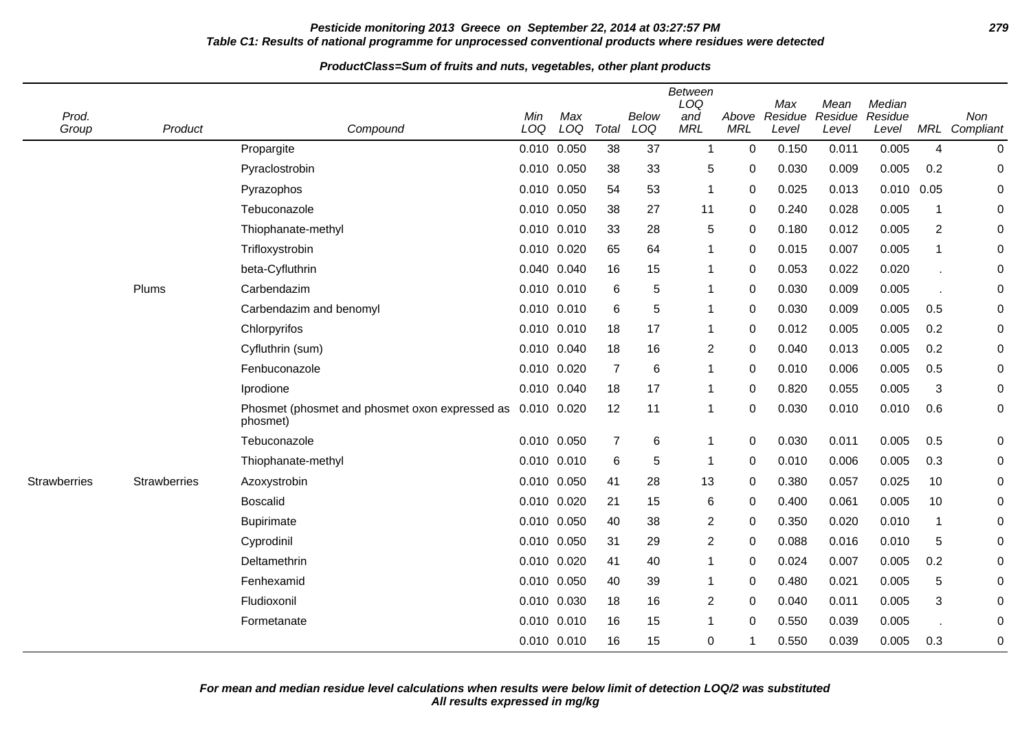**Pesticide monitoring 2013 Greece on September 22, 2014 at 03:27:57 PM**

**Table C1: Results of national programme for unprocessed conventional products where residues were detected**

**ProductClass=Sum of fruits and nuts, vegetables, other plant products**

| Prod. Group | Product | Compound | Min LOQ | Max LOQ | Total | Below LOQ | Between LOQ and MRL | Above MRL | Max Residue Level | Mean Residue Level | Median Residue Level | MRL | Non Compliant |
|---|---|---|---|---|---|---|---|---|---|---|---|---|---|
| | | Propargite | 0.010 | 0.050 | 38 | 37 | 1 | 0 | 0.150 | 0.011 | 0.005 | 4 | 0 |
| | | Pyraclostrobin | 0.010 | 0.050 | 38 | 33 | 5 | 0 | 0.030 | 0.009 | 0.005 | 0.2 | 0 |
| | | Pyrazophos | 0.010 | 0.050 | 54 | 53 | 1 | 0 | 0.025 | 0.013 | 0.010 | 0.05 | 0 |
| | | Tebuconazole | 0.010 | 0.050 | 38 | 27 | 11 | 0 | 0.240 | 0.028 | 0.005 | 1 | 0 |
| | | Thiophanate-methyl | 0.010 | 0.010 | 33 | 28 | 5 | 0 | 0.180 | 0.012 | 0.005 | 2 | 0 |
| | | Trifloxystrobin | 0.010 | 0.020 | 65 | 64 | 1 | 0 | 0.015 | 0.007 | 0.005 | 1 | 0 |
| | | beta-Cyfluthrin | 0.040 | 0.040 | 16 | 15 | 1 | 0 | 0.053 | 0.022 | 0.020 | . | 0 |
| | Plums | Carbendazim | 0.010 | 0.010 | 6 | 5 | 1 | 0 | 0.030 | 0.009 | 0.005 | . | 0 |
| | | Carbendazim and benomyl | 0.010 | 0.010 | 6 | 5 | 1 | 0 | 0.030 | 0.009 | 0.005 | 0.5 | 0 |
| | | Chlorpyrifos | 0.010 | 0.010 | 18 | 17 | 1 | 0 | 0.012 | 0.005 | 0.005 | 0.2 | 0 |
| | | Cyfluthrin (sum) | 0.010 | 0.040 | 18 | 16 | 2 | 0 | 0.040 | 0.013 | 0.005 | 0.2 | 0 |
| | | Fenbuconazole | 0.010 | 0.020 | 7 | 6 | 1 | 0 | 0.010 | 0.006 | 0.005 | 0.5 | 0 |
| | | Iprodione | 0.010 | 0.040 | 18 | 17 | 1 | 0 | 0.820 | 0.055 | 0.005 | 3 | 0 |
| | | Phosmet (phosmet and phosmet oxon expressed as phosmet) | 0.010 | 0.020 | 12 | 11 | 1 | 0 | 0.030 | 0.010 | 0.010 | 0.6 | 0 |
| | | Tebuconazole | 0.010 | 0.050 | 7 | 6 | 1 | 0 | 0.030 | 0.011 | 0.005 | 0.5 | 0 |
| | | Thiophanate-methyl | 0.010 | 0.010 | 6 | 5 | 1 | 0 | 0.010 | 0.006 | 0.005 | 0.3 | 0 |
| Strawberries | Strawberries | Azoxystrobin | 0.010 | 0.050 | 41 | 28 | 13 | 0 | 0.380 | 0.057 | 0.025 | 10 | 0 |
| | | Boscalid | 0.010 | 0.020 | 21 | 15 | 6 | 0 | 0.400 | 0.061 | 0.005 | 10 | 0 |
| | | Bupirimate | 0.010 | 0.050 | 40 | 38 | 2 | 0 | 0.350 | 0.020 | 0.010 | 1 | 0 |
| | | Cyprodinil | 0.010 | 0.050 | 31 | 29 | 2 | 0 | 0.088 | 0.016 | 0.010 | 5 | 0 |
| | | Deltamethrin | 0.010 | 0.020 | 41 | 40 | 1 | 0 | 0.024 | 0.007 | 0.005 | 0.2 | 0 |
| | | Fenhexamid | 0.010 | 0.050 | 40 | 39 | 1 | 0 | 0.480 | 0.021 | 0.005 | 5 | 0 |
| | | Fludioxonil | 0.010 | 0.030 | 18 | 16 | 2 | 0 | 0.040 | 0.011 | 0.005 | 3 | 0 |
| | | Formetanate | 0.010 | 0.010 | 16 | 15 | 1 | 0 | 0.550 | 0.039 | 0.005 | . | 0 |
| | | | 0.010 | 0.010 | 16 | 15 | 0 | 1 | 0.550 | 0.039 | 0.005 | 0.3 | 0 |

**For mean and median residue level calculations when results were below limit of detection LOQ/2 was substituted**
**All results expressed in mg/kg**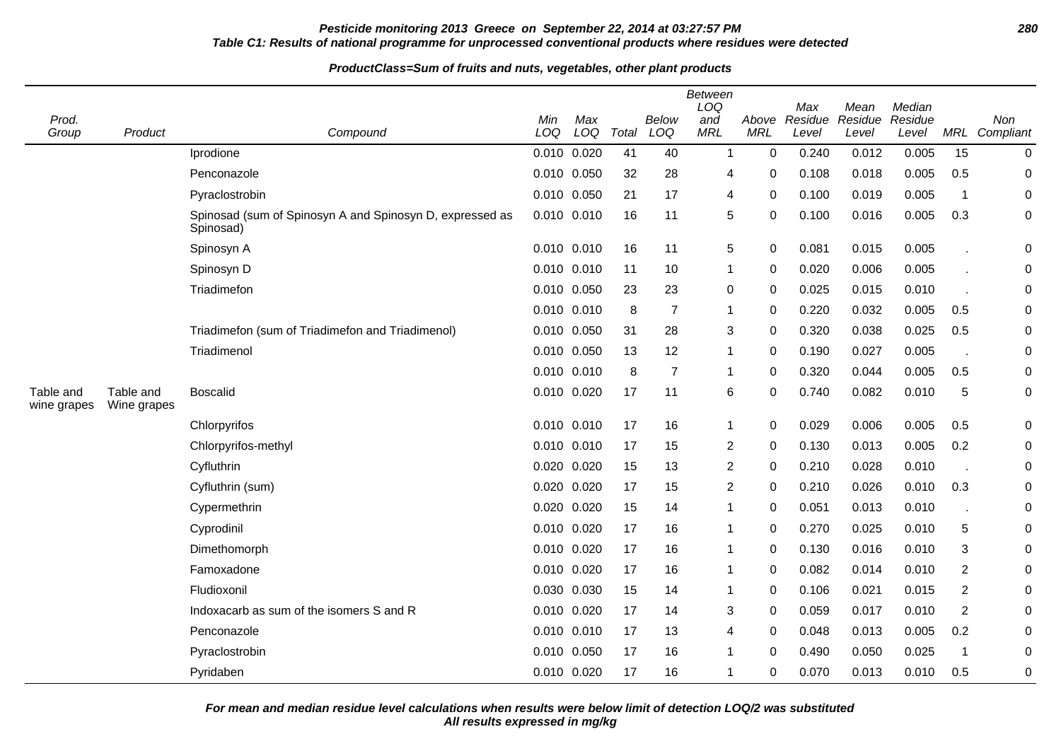**Table C1: Results of national programme for unprocessed conventional products where residues were detected**

**ProductClass=Sum of fruits and nuts, vegetables, other plant products**

| Prod. Group | Product | Compound | Min LOQ | Max LOQ | Total | Below LOQ | Between LOQ and MRL | Above MRL | Max Residue Level | Mean Residue Level | Median Residue Level | MRL | Non Compliant |
|---|---|---|---|---|---|---|---|---|---|---|---|---|---|
| | | Iprodione | 0.010 | 0.020 | 41 | 40 | 1 | 0 | 0.240 | 0.012 | 0.005 | 15 | 0 |
| | | Penconazole | 0.010 | 0.050 | 32 | 28 | 4 | 0 | 0.108 | 0.018 | 0.005 | 0.5 | 0 |
| | | Pyraclostrobin | 0.010 | 0.050 | 21 | 17 | 4 | 0 | 0.100 | 0.019 | 0.005 | 1 | 0 |
| | | Spinosad (sum of Spinosyn A and Spinosyn D, expressed as Spinosad) | 0.010 | 0.010 | 16 | 11 | 5 | 0 | 0.100 | 0.016 | 0.005 | 0.3 | 0 |
| | | Spinosyn A | 0.010 | 0.010 | 16 | 11 | 5 | 0 | 0.081 | 0.015 | 0.005 | . | 0 |
| | | Spinosyn D | 0.010 | 0.010 | 11 | 10 | 1 | 0 | 0.020 | 0.006 | 0.005 | . | 0 |
| | | Triadimefon | 0.010 | 0.050 | 23 | 23 | 0 | 0 | 0.025 | 0.015 | 0.010 | . | 0 |
| | | | 0.010 | 0.010 | 8 | 7 | 1 | 0 | 0.220 | 0.032 | 0.005 | 0.5 | 0 |
| | | Triadimefon (sum of Triadimefon and Triadimenol) | 0.010 | 0.050 | 31 | 28 | 3 | 0 | 0.320 | 0.038 | 0.025 | 0.5 | 0 |
| | | Triadimenol | 0.010 | 0.050 | 13 | 12 | 1 | 0 | 0.190 | 0.027 | 0.005 | . | 0 |
| | | | 0.010 | 0.010 | 8 | 7 | 1 | 0 | 0.320 | 0.044 | 0.005 | 0.5 | 0 |
| Table and wine grapes | Table and Wine grapes | Boscalid | 0.010 | 0.020 | 17 | 11 | 6 | 0 | 0.740 | 0.082 | 0.010 | 5 | 0 |
| | | Chlorpyrifos | 0.010 | 0.010 | 17 | 16 | 1 | 0 | 0.029 | 0.006 | 0.005 | 0.5 | 0 |
| | | Chlorpyrifos-methyl | 0.010 | 0.010 | 17 | 15 | 2 | 0 | 0.130 | 0.013 | 0.005 | 0.2 | 0 |
| | | Cyfluthrin | 0.020 | 0.020 | 15 | 13 | 2 | 0 | 0.210 | 0.028 | 0.010 | . | 0 |
| | | Cyfluthrin (sum) | 0.020 | 0.020 | 17 | 15 | 2 | 0 | 0.210 | 0.026 | 0.010 | 0.3 | 0 |
| | | Cypermethrin | 0.020 | 0.020 | 15 | 14 | 1 | 0 | 0.051 | 0.013 | 0.010 | . | 0 |
| | | Cyprodinil | 0.010 | 0.020 | 17 | 16 | 1 | 0 | 0.270 | 0.025 | 0.010 | 5 | 0 |
| | | Dimethomorph | 0.010 | 0.020 | 17 | 16 | 1 | 0 | 0.130 | 0.016 | 0.010 | 3 | 0 |
| | | Famoxadone | 0.010 | 0.020 | 17 | 16 | 1 | 0 | 0.082 | 0.014 | 0.010 | 2 | 0 |
| | | Fludioxonil | 0.030 | 0.030 | 15 | 14 | 1 | 0 | 0.106 | 0.021 | 0.015 | 2 | 0 |
| | | Indoxacarb as sum of the isomers S and R | 0.010 | 0.020 | 17 | 14 | 3 | 0 | 0.059 | 0.017 | 0.010 | 2 | 0 |
| | | Penconazole | 0.010 | 0.010 | 17 | 13 | 4 | 0 | 0.048 | 0.013 | 0.005 | 0.2 | 0 |
| | | Pyraclostrobin | 0.010 | 0.050 | 17 | 16 | 1 | 0 | 0.490 | 0.050 | 0.025 | 1 | 0 |
| | | Pyridaben | 0.010 | 0.020 | 17 | 16 | 1 | 0 | 0.070 | 0.013 | 0.010 | 0.5 | 0 |

**For mean and median residue level calculations when results were below limit of detection LOQ/2 was substituted**
**All results expressed in mg/kg**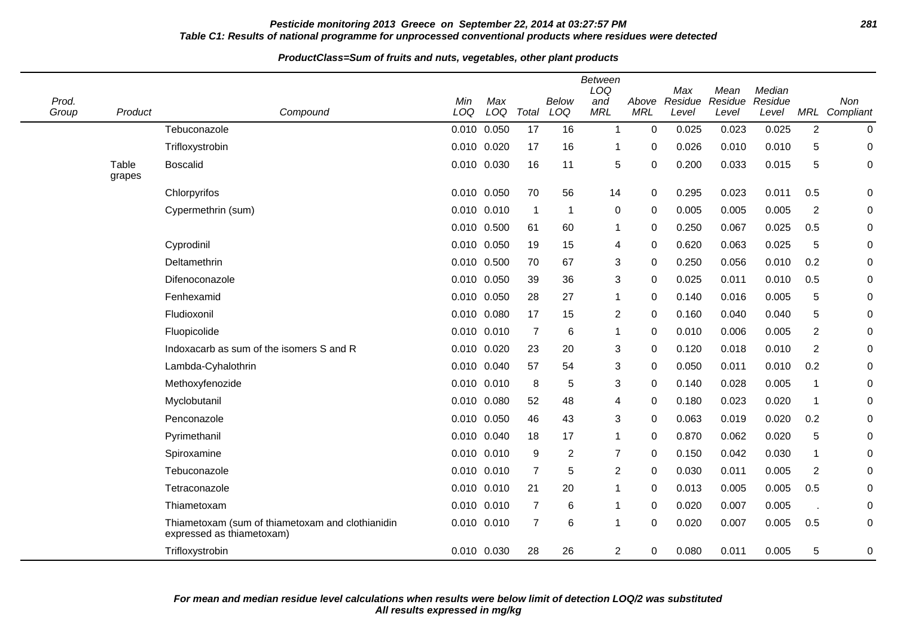**Table C1: Results of national programme for unprocessed conventional products where residues were detected**

**ProductClass=Sum of fruits and nuts, vegetables, other plant products**

| Prod. Group | Product | Compound | Min LOQ | Max LOQ | Total | Below LOQ | Between LOQ and MRL | Above MRL | Max Residue Level | Mean Residue Level | Median Residue Level | MRL | Non Compliant |
|---|---|---|---|---|---|---|---|---|---|---|---|---|---|
| | | Tebuconazole | 0.010 | 0.050 | 17 | 16 | 1 | 0 | 0.025 | 0.023 | 0.025 | 2 | 0 |
| | | Trifloxystrobin | 0.010 | 0.020 | 17 | 16 | 1 | 0 | 0.026 | 0.010 | 0.010 | 5 | 0 |
| | Table grapes | Boscalid | 0.010 | 0.030 | 16 | 11 | 5 | 0 | 0.200 | 0.033 | 0.015 | 5 | 0 |
| | | Chlorpyrifos | 0.010 | 0.050 | 70 | 56 | 14 | 0 | 0.295 | 0.023 | 0.011 | 0.5 | 0 |
| | | Cypermethrin (sum) | 0.010 | 0.010 | 1 | 1 | 0 | 0 | 0.005 | 0.005 | 0.005 | 2 | 0 |
| | | | 0.010 | 0.500 | 61 | 60 | 1 | 0 | 0.250 | 0.067 | 0.025 | 0.5 | 0 |
| | | Cyprodinil | 0.010 | 0.050 | 19 | 15 | 4 | 0 | 0.620 | 0.063 | 0.025 | 5 | 0 |
| | | Deltamethrin | 0.010 | 0.500 | 70 | 67 | 3 | 0 | 0.250 | 0.056 | 0.010 | 0.2 | 0 |
| | | Difenoconazole | 0.010 | 0.050 | 39 | 36 | 3 | 0 | 0.025 | 0.011 | 0.010 | 0.5 | 0 |
| | | Fenhexamid | 0.010 | 0.050 | 28 | 27 | 1 | 0 | 0.140 | 0.016 | 0.005 | 5 | 0 |
| | | Fludioxonil | 0.010 | 0.080 | 17 | 15 | 2 | 0 | 0.160 | 0.040 | 0.040 | 5 | 0 |
| | | Fluopicolide | 0.010 | 0.010 | 7 | 6 | 1 | 0 | 0.010 | 0.006 | 0.005 | 2 | 0 |
| | | Indoxacarb as sum of the isomers S and R | 0.010 | 0.020 | 23 | 20 | 3 | 0 | 0.120 | 0.018 | 0.010 | 2 | 0 |
| | | Lambda-Cyhalothrin | 0.010 | 0.040 | 57 | 54 | 3 | 0 | 0.050 | 0.011 | 0.010 | 0.2 | 0 |
| | | Methoxyfenozide | 0.010 | 0.010 | 8 | 5 | 3 | 0 | 0.140 | 0.028 | 0.005 | 1 | 0 |
| | | Myclobutanil | 0.010 | 0.080 | 52 | 48 | 4 | 0 | 0.180 | 0.023 | 0.020 | 1 | 0 |
| | | Penconazole | 0.010 | 0.050 | 46 | 43 | 3 | 0 | 0.063 | 0.019 | 0.020 | 0.2 | 0 |
| | | Pyrimethanil | 0.010 | 0.040 | 18 | 17 | 1 | 0 | 0.870 | 0.062 | 0.020 | 5 | 0 |
| | | Spiroxamine | 0.010 | 0.010 | 9 | 2 | 7 | 0 | 0.150 | 0.042 | 0.030 | 1 | 0 |
| | | Tebuconazole | 0.010 | 0.010 | 7 | 5 | 2 | 0 | 0.030 | 0.011 | 0.005 | 2 | 0 |
| | | Tetraconazole | 0.010 | 0.010 | 21 | 20 | 1 | 0 | 0.013 | 0.005 | 0.005 | 0.5 | 0 |
| | | Thiametoxam | 0.010 | 0.010 | 7 | 6 | 1 | 0 | 0.020 | 0.007 | 0.005 | . | 0 |
| | | Thiametoxam (sum of thiametoxam and clothianidin expressed as thiametoxam) | 0.010 | 0.010 | 7 | 6 | 1 | 0 | 0.020 | 0.007 | 0.005 | 0.5 | 0 |
| | | Trifloxystrobin | 0.010 | 0.030 | 28 | 26 | 2 | 0 | 0.080 | 0.011 | 0.005 | 5 | 0 |

**For mean and median residue level calculations when results were below limit of detection LOQ/2 was substituted**
**All results expressed in mg/kg**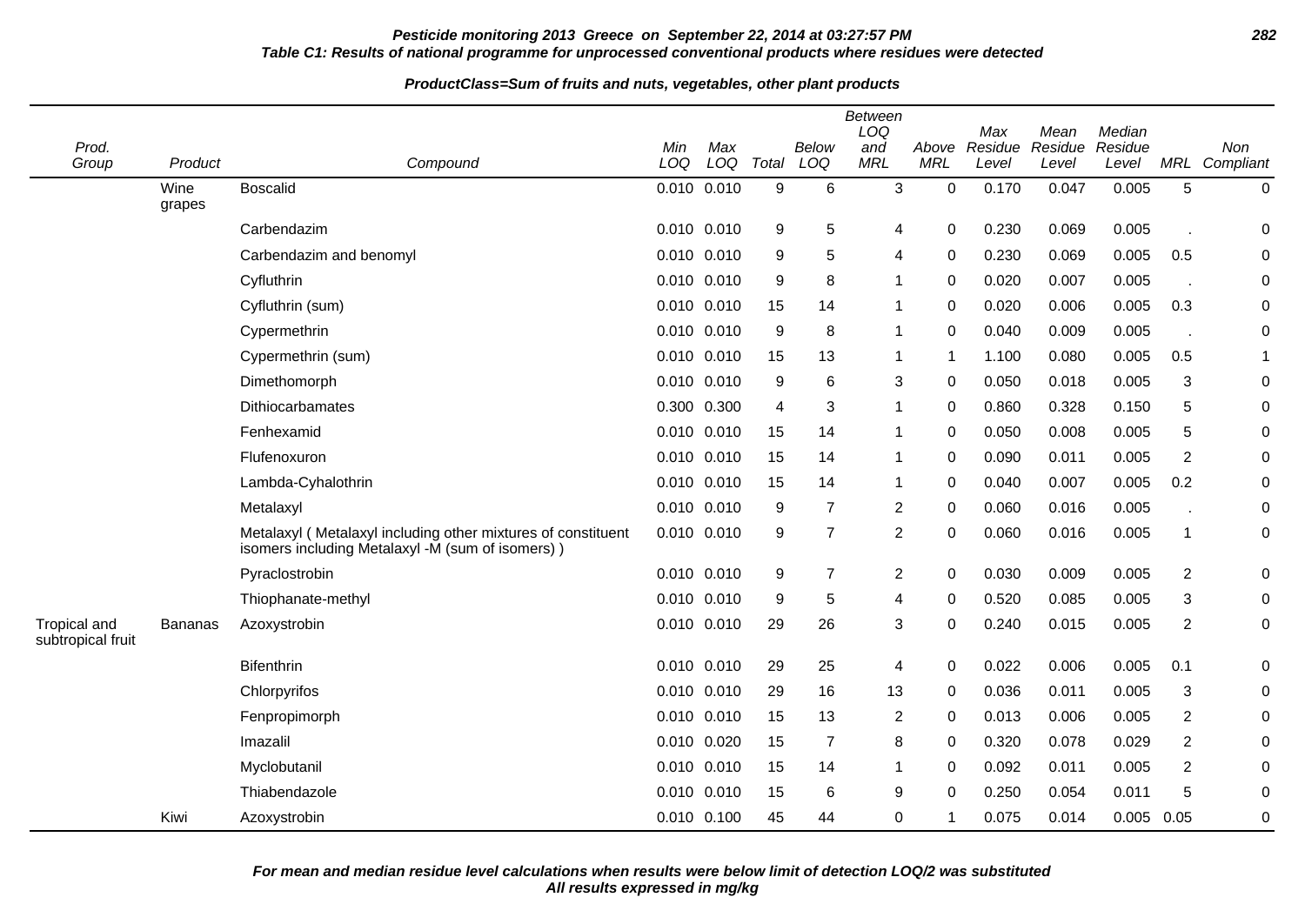**Pesticide monitoring 2013 Greece on September 22, 2014 at 03:27:57 PM**

**Table C1: Results of national programme for unprocessed conventional products where residues were detected**

**ProductClass=Sum of fruits and nuts, vegetables, other plant products**

| Prod. Group | Product | Compound | Min LOQ | Max LOQ | Total | Below LOQ | Between LOQ and MRL | Above MRL | Max Residue Level | Mean Residue Level | Median Residue Level | MRL | Non Compliant |
|---|---|---|---|---|---|---|---|---|---|---|---|---|---|
| | Wine grapes | Boscalid | 0.010 | 0.010 | 9 | 6 | 3 | 0 | 0.170 | 0.047 | 0.005 | 5 | 0 |
| | | Carbendazim | 0.010 | 0.010 | 9 | 5 | 4 | 0 | 0.230 | 0.069 | 0.005 | . | 0 |
| | | Carbendazim and benomyl | 0.010 | 0.010 | 9 | 5 | 4 | 0 | 0.230 | 0.069 | 0.005 | 0.5 | 0 |
| | | Cyfluthrin | 0.010 | 0.010 | 9 | 8 | 1 | 0 | 0.020 | 0.007 | 0.005 | . | 0 |
| | | Cyfluthrin (sum) | 0.010 | 0.010 | 15 | 14 | 1 | 0 | 0.020 | 0.006 | 0.005 | 0.3 | 0 |
| | | Cypermethrin | 0.010 | 0.010 | 9 | 8 | 1 | 0 | 0.040 | 0.009 | 0.005 | . | 0 |
| | | Cypermethrin (sum) | 0.010 | 0.010 | 15 | 13 | 1 | 1 | 1.100 | 0.080 | 0.005 | 0.5 | 1 |
| | | Dimethomorph | 0.010 | 0.010 | 9 | 6 | 3 | 0 | 0.050 | 0.018 | 0.005 | 3 | 0 |
| | | Dithiocarbamates | 0.300 | 0.300 | 4 | 3 | 1 | 0 | 0.860 | 0.328 | 0.150 | 5 | 0 |
| | | Fenhexamid | 0.010 | 0.010 | 15 | 14 | 1 | 0 | 0.050 | 0.008 | 0.005 | 5 | 0 |
| | | Flufenoxuron | 0.010 | 0.010 | 15 | 14 | 1 | 0 | 0.090 | 0.011 | 0.005 | 2 | 0 |
| | | Lambda-Cyhalothrin | 0.010 | 0.010 | 15 | 14 | 1 | 0 | 0.040 | 0.007 | 0.005 | 0.2 | 0 |
| | | Metalaxyl | 0.010 | 0.010 | 9 | 7 | 2 | 0 | 0.060 | 0.016 | 0.005 | . | 0 |
| | | Metalaxyl ( Metalaxyl including other mixtures of constituent isomers including Metalaxyl -M (sum of isomers) ) | 0.010 | 0.010 | 9 | 7 | 2 | 0 | 0.060 | 0.016 | 0.005 | 1 | 0 |
| | | Pyraclostrobin | 0.010 | 0.010 | 9 | 7 | 2 | 0 | 0.030 | 0.009 | 0.005 | 2 | 0 |
| | | Thiophanate-methyl | 0.010 | 0.010 | 9 | 5 | 4 | 0 | 0.520 | 0.085 | 0.005 | 3 | 0 |
| Tropical and subtropical fruit | Bananas | Azoxystrobin | 0.010 | 0.010 | 29 | 26 | 3 | 0 | 0.240 | 0.015 | 0.005 | 2 | 0 |
| | | Bifenthrin | 0.010 | 0.010 | 29 | 25 | 4 | 0 | 0.022 | 0.006 | 0.005 | 0.1 | 0 |
| | | Chlorpyrifos | 0.010 | 0.010 | 29 | 16 | 13 | 0 | 0.036 | 0.011 | 0.005 | 3 | 0 |
| | | Fenpropimorph | 0.010 | 0.010 | 15 | 13 | 2 | 0 | 0.013 | 0.006 | 0.005 | 2 | 0 |
| | | Imazalil | 0.010 | 0.020 | 15 | 7 | 8 | 0 | 0.320 | 0.078 | 0.029 | 2 | 0 |
| | | Myclobutanil | 0.010 | 0.010 | 15 | 14 | 1 | 0 | 0.092 | 0.011 | 0.005 | 2 | 0 |
| | | Thiabendazole | 0.010 | 0.010 | 15 | 6 | 9 | 0 | 0.250 | 0.054 | 0.011 | 5 | 0 |
| | Kiwi | Azoxystrobin | 0.010 | 0.100 | 45 | 44 | 0 | 1 | 0.075 | 0.014 | 0.005 | 0.05 | 0 |

**For mean and median residue level calculations when results were below limit of detection LOQ/2 was substituted**
**All results expressed in mg/kg**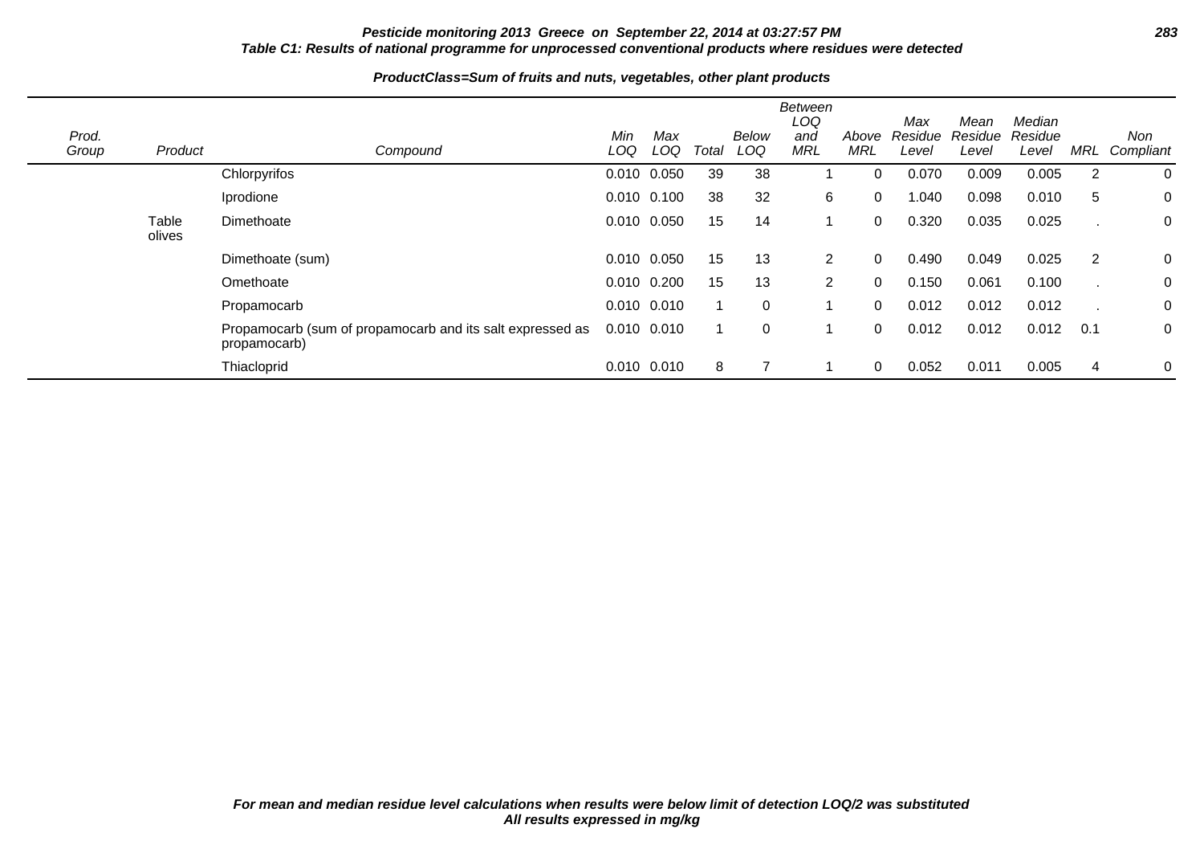**Table C1: Results of national programme for unprocessed conventional products where residues were detected**

**ProductClass=Sum of fruits and nuts, vegetables, other plant products**

| Prod. Group | Product | Compound | Min LOQ | Max LOQ | Total | Below LOQ | Between LOQ and MRL | Above MRL | Max Residue Level | Mean Residue Level | Median Residue Level | MRL | Non Compliant |
|---|---|---|---|---|---|---|---|---|---|---|---|---|---|
| | | Chlorpyrifos | 0.010 | 0.050 | 39 | 38 | 1 | 0 | 0.070 | 0.009 | 0.005 | 2 | 0 |
| | | Iprodione | 0.010 | 0.100 | 38 | 32 | 6 | 0 | 1.040 | 0.098 | 0.010 | 5 | 0 |
| | Table olives | Dimethoate | 0.010 | 0.050 | 15 | 14 | 1 | 0 | 0.320 | 0.035 | 0.025 | . | 0 |
| | | Dimethoate (sum) | 0.010 | 0.050 | 15 | 13 | 2 | 0 | 0.490 | 0.049 | 0.025 | 2 | 0 |
| | | Omethoate | 0.010 | 0.200 | 15 | 13 | 2 | 0 | 0.150 | 0.061 | 0.100 | . | 0 |
| | | Propamocarb | 0.010 | 0.010 | 1 | 0 | 1 | 0 | 0.012 | 0.012 | 0.012 | . | 0 |
| | | Propamocarb (sum of propamocarb and its salt expressed as propamocarb) | 0.010 | 0.010 | 1 | 0 | 1 | 0 | 0.012 | 0.012 | 0.012 | 0.1 | 0 |
| | | Thiacloprid | 0.010 | 0.010 | 8 | 7 | 1 | 0 | 0.052 | 0.011 | 0.005 | 4 | 0 |

***For mean and median residue level calculations when results were below limit of detection LOQ/2 was substituted***
***All results expressed in mg/kg***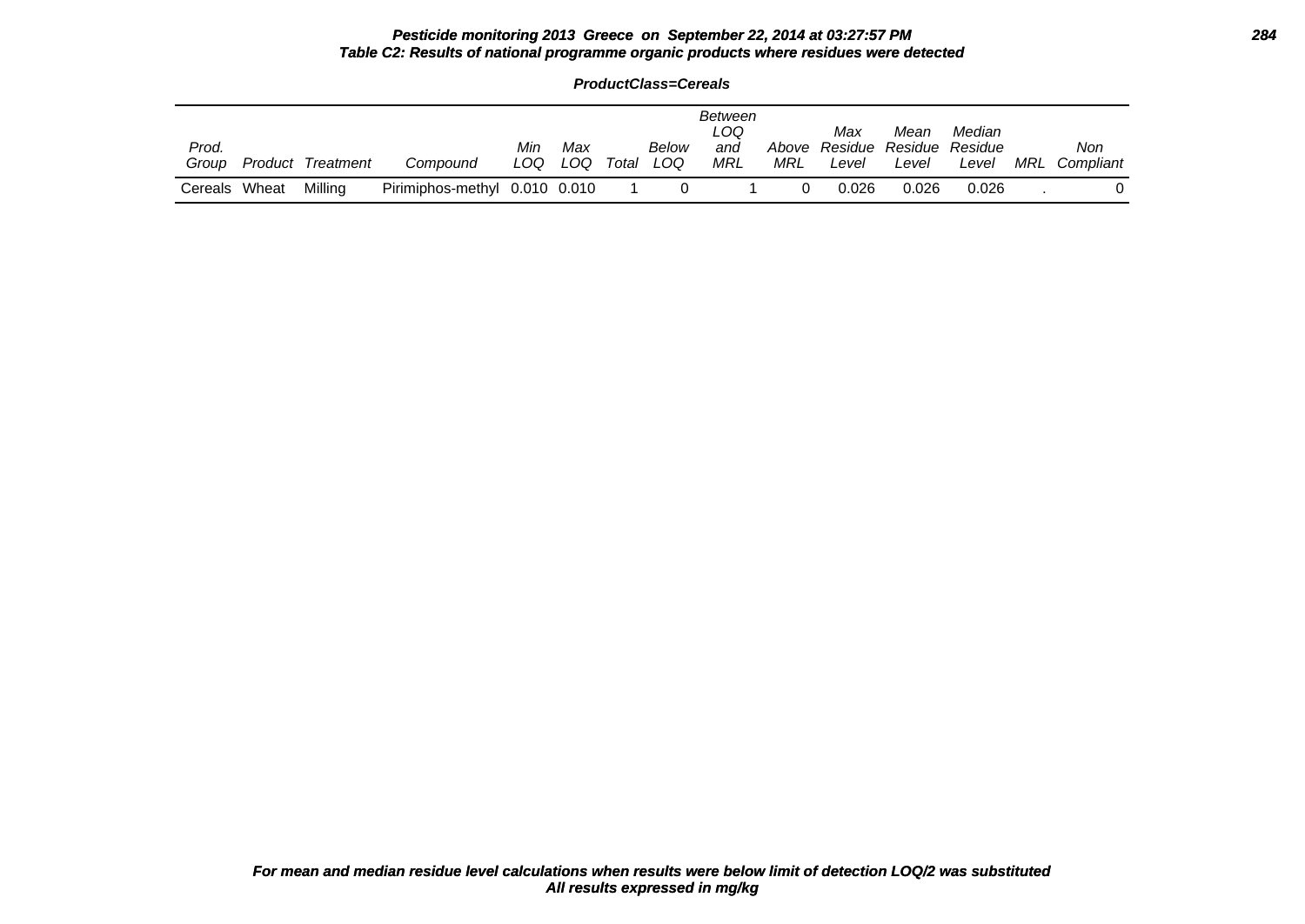**Table C2: Results of national programme organic products where residues were detected**

**ProductClass=Cereals**

| Prod. Group | Product | Treatment | Compound | Min LOQ | Max LOQ | Total | Below LOQ | Between LOQ and MRL | Above MRL | Max Residue Level | Mean Residue Level | Median Residue Level | MRL | Non Compliant |
|---|---|---|---|---|---|---|---|---|---|---|---|---|---|---|
| Cereals | Wheat | Milling | Pirimiphos-methyl | 0.010 | 0.010 | 1 | 0 | 1 | 0 | 0.026 | 0.026 | 0.026 | . | 0 |

*For mean and median residue level calculations when results were below limit of detection LOQ/2 was substituted*
*All results expressed in mg/kg*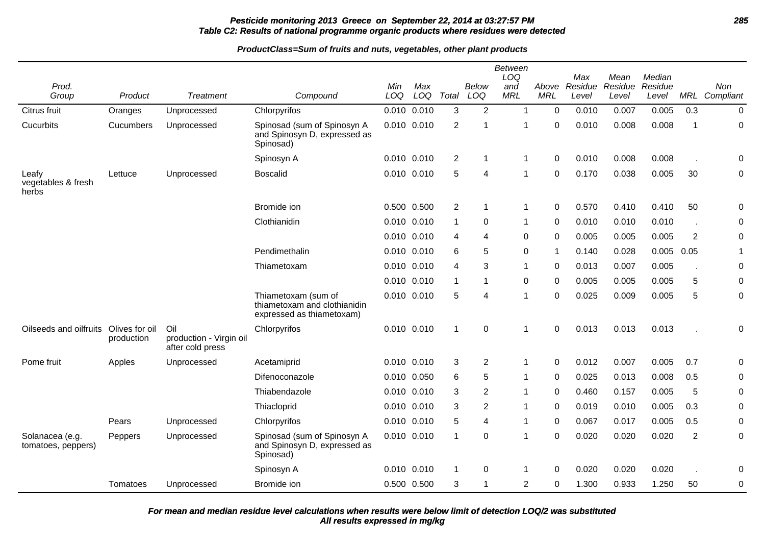**Pesticide monitoring 2013 Greece on September 22, 2014 at 03:27:57 PM**
**Table C2: Results of national programme organic products where residues were detected**

**ProductClass=Sum of fruits and nuts, vegetables, other plant products**

| Prod. Group | Product | Treatment | Compound | Min LOQ | Max LOQ | Total | Below LOQ | Between LOQ and MRL | Above MRL | Max Residue Level | Mean Residue Level | Median Residue Level | MRL | Non Compliant |
|---|---|---|---|---|---|---|---|---|---|---|---|---|---|---|
| Citrus fruit | Oranges | Unprocessed | Chlorpyrifos | 0.010 | 0.010 | 3 | 2 | 1 | 0 | 0.010 | 0.007 | 0.005 | 0.3 | 0 |
| Cucurbits | Cucumbers | Unprocessed | Spinosad (sum of Spinosyn A and Spinosyn D, expressed as Spinosad) | 0.010 | 0.010 | 2 | 1 | 1 | 0 | 0.010 | 0.008 | 0.008 | 1 | 0 |
| | | | Spinosyn A | 0.010 | 0.010 | 2 | 1 | 1 | 0 | 0.010 | 0.008 | 0.008 | . | 0 |
| Leafy vegetables & fresh herbs | Lettuce | Unprocessed | Boscalid | 0.010 | 0.010 | 5 | 4 | 1 | 0 | 0.170 | 0.038 | 0.005 | 30 | 0 |
| | | | Bromide ion | 0.500 | 0.500 | 2 | 1 | 1 | 0 | 0.570 | 0.410 | 0.410 | 50 | 0 |
| | | | Clothianidin | 0.010 | 0.010 | 1 | 0 | 1 | 0 | 0.010 | 0.010 | 0.010 | . | 0 |
| | | | | 0.010 | 0.010 | 4 | 4 | 0 | 0 | 0.005 | 0.005 | 0.005 | 2 | 0 |
| | | | Pendimethalin | 0.010 | 0.010 | 6 | 5 | 0 | 1 | 0.140 | 0.028 | 0.005 | 0.05 | 1 |
| | | | Thiametoxam | 0.010 | 0.010 | 4 | 3 | 1 | 0 | 0.013 | 0.007 | 0.005 | . | 0 |
| | | | | 0.010 | 0.010 | 1 | 1 | 0 | 0 | 0.005 | 0.005 | 0.005 | 5 | 0 |
| | | | Thiametoxam (sum of thiametoxam and clothianidin expressed as thiametoxam) | 0.010 | 0.010 | 5 | 4 | 1 | 0 | 0.025 | 0.009 | 0.005 | 5 | 0 |
| Oilseeds and oilfruits | Olives for oil production | Oil production - Virgin oil after cold press | Chlorpyrifos | 0.010 | 0.010 | 1 | 0 | 1 | 0 | 0.013 | 0.013 | 0.013 | . | 0 |
| Pome fruit | Apples | Unprocessed | Acetamiprid | 0.010 | 0.010 | 3 | 2 | 1 | 0 | 0.012 | 0.007 | 0.005 | 0.7 | 0 |
| | | | Difenoconazole | 0.010 | 0.050 | 6 | 5 | 1 | 0 | 0.025 | 0.013 | 0.008 | 0.5 | 0 |
| | | | Thiabendazole | 0.010 | 0.010 | 3 | 2 | 1 | 0 | 0.460 | 0.157 | 0.005 | 5 | 0 |
| | | | Thiacloprid | 0.010 | 0.010 | 3 | 2 | 1 | 0 | 0.019 | 0.010 | 0.005 | 0.3 | 0 |
| | Pears | Unprocessed | Chlorpyrifos | 0.010 | 0.010 | 5 | 4 | 1 | 0 | 0.067 | 0.017 | 0.005 | 0.5 | 0 |
| Solanacea (e.g. tomatoes, peppers) | Peppers | Unprocessed | Spinosad (sum of Spinosyn A and Spinosyn D, expressed as Spinosad) | 0.010 | 0.010 | 1 | 0 | 1 | 0 | 0.020 | 0.020 | 0.020 | 2 | 0 |
| | | | Spinosyn A | 0.010 | 0.010 | 1 | 0 | 1 | 0 | 0.020 | 0.020 | 0.020 | . | 0 |
| | Tomatoes | Unprocessed | Bromide ion | 0.500 | 0.500 | 3 | 1 | 2 | 0 | 1.300 | 0.933 | 1.250 | 50 | 0 |

***For mean and median residue level calculations when results were below limit of detection LOQ/2 was substituted***
***All results expressed in mg/kg***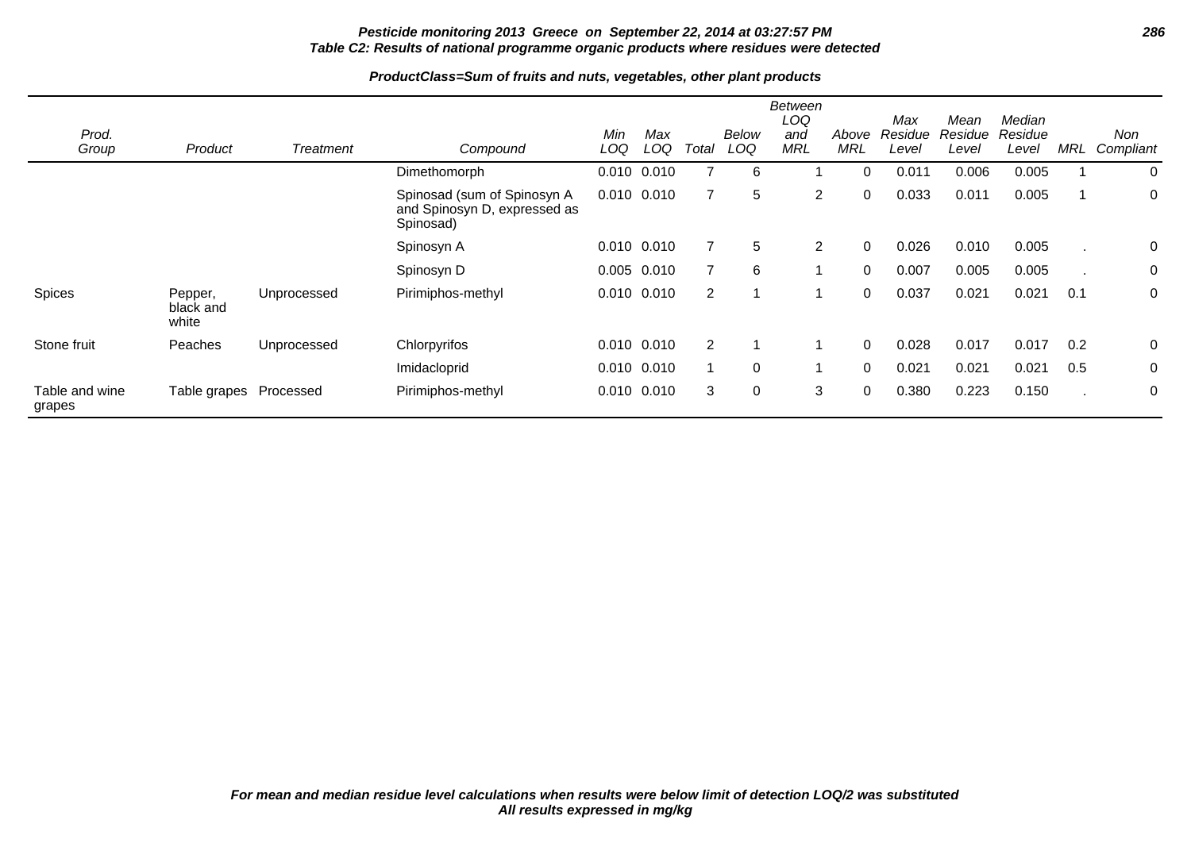**Pesticide monitoring 2013 Greece on September 22, 2014 at 03:27:57 PM**
**Table C2: Results of national programme organic products where residues were detected**

**ProductClass=Sum of fruits and nuts, vegetables, other plant products**

| Prod. Group | Product | Treatment | Compound | Min LOQ | Max LOQ | Total | Below LOQ | Between LOQ and MRL | Above MRL | Max Residue Level | Mean Residue Level | Median Residue Level | MRL | Non Compliant |
|---|---|---|---|---|---|---|---|---|---|---|---|---|---|---|
| | | | Dimethomorph | 0.010 | 0.010 | 7 | 6 | 1 | 0 | 0.011 | 0.006 | 0.005 | 1 | 0 |
| | | | Spinosad (sum of Spinosyn A and Spinosyn D, expressed as Spinosad) | 0.010 | 0.010 | 7 | 5 | 2 | 0 | 0.033 | 0.011 | 0.005 | 1 | 0 |
| | | | Spinosyn A | 0.010 | 0.010 | 7 | 5 | 2 | 0 | 0.026 | 0.010 | 0.005 | . | 0 |
| | | | Spinosyn D | 0.005 | 0.010 | 7 | 6 | 1 | 0 | 0.007 | 0.005 | 0.005 | . | 0 |
| Spices | Pepper, black and white | Unprocessed | Pirimiphos-methyl | 0.010 | 0.010 | 2 | 1 | 1 | 0 | 0.037 | 0.021 | 0.021 | 0.1 | 0 |
| Stone fruit | Peaches | Unprocessed | Chlorpyrifos | 0.010 | 0.010 | 2 | 1 | 1 | 0 | 0.028 | 0.017 | 0.017 | 0.2 | 0 |
| | | | Imidacloprid | 0.010 | 0.010 | 1 | 0 | 1 | 0 | 0.021 | 0.021 | 0.021 | 0.5 | 0 |
| Table and wine grapes | Table grapes | Processed | Pirimiphos-methyl | 0.010 | 0.010 | 3 | 0 | 3 | 0 | 0.380 | 0.223 | 0.150 | . | 0 |

***For mean and median residue level calculations when results were below limit of detection LOQ/2 was substituted***
***All results expressed in mg/kg***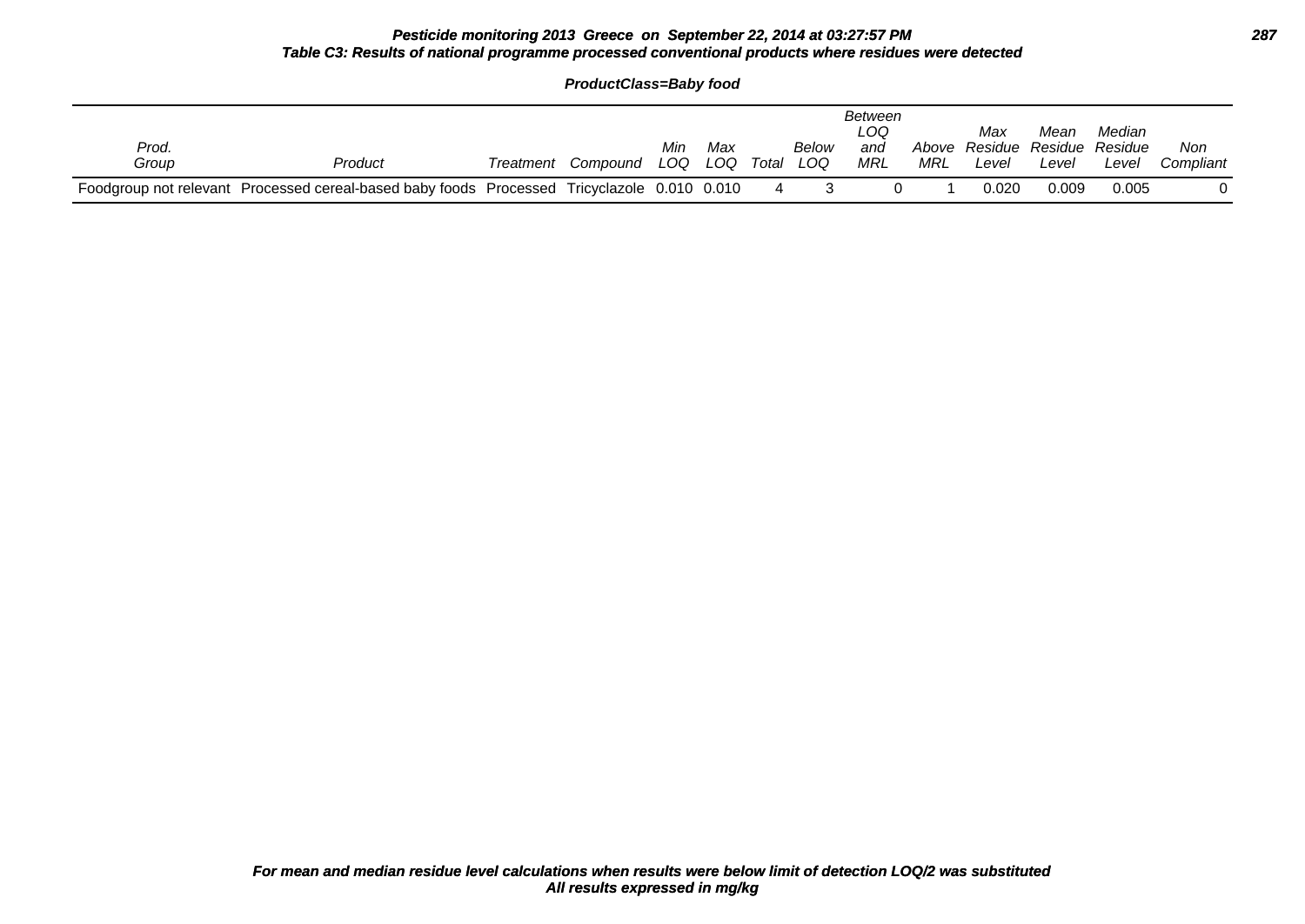**Pesticide monitoring 2013 Greece on September 22, 2014 at 03:27:57 PM**

**Table C3: Results of national programme processed conventional products where residues were detected**

**ProductClass=Baby food**

| Prod. Group | Product | Treatment | Compound | Min LOQ | Max LOQ | Total | Below LOQ | Between LOQ and MRL | Above MRL | Max Residue Level | Mean Residue Level | Median Residue Level | Non Compliant |
|---|---|---|---|---|---|---|---|---|---|---|---|---|---|
| Foodgroup not relevant | Processed cereal-based baby foods | Processed | Tricyclazole | 0.010 | 0.010 | 4 | 3 | 0 | 1 | 0.020 | 0.009 | 0.005 | 0 |

**For mean and median residue level calculations when results were below limit of detection LOQ/2 was substituted**
**All results expressed in mg/kg**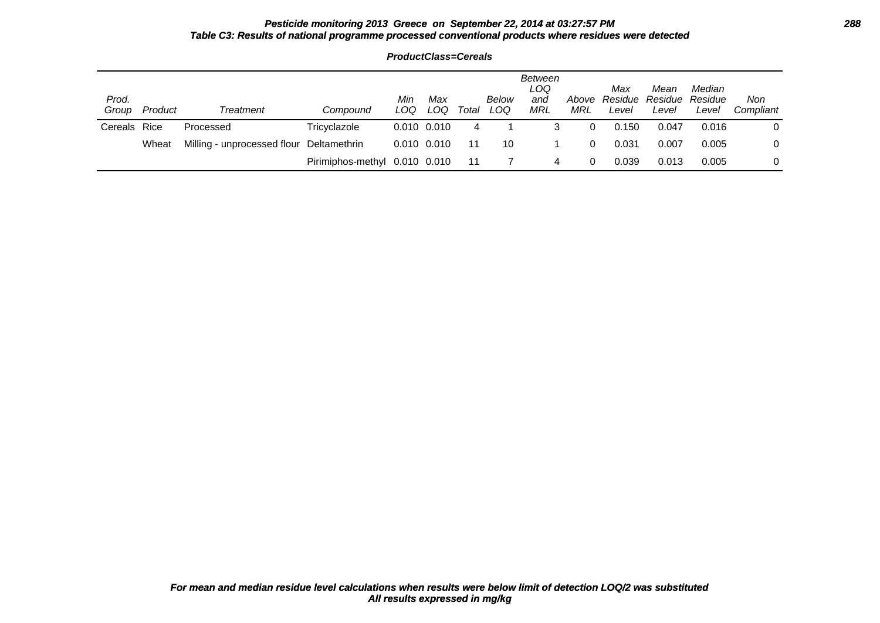**Pesticide monitoring 2013 Greece on September 22, 2014 at 03:27:57 PM**

**Table C3: Results of national programme processed conventional products where residues were detected**

**ProductClass=Cereals**

| Prod. Group | Product | Treatment | Compound | Min LOQ | Max LOQ | Total | Below LOQ | Between LOQ and MRL | Above MRL | Max Residue Level | Mean Residue Level | Median Residue Level | Non Compliant |
|---|---|---|---|---|---|---|---|---|---|---|---|---|---|
| Cereals | Rice | Processed | Tricyclazole | 0.010 | 0.010 | 4 | 1 | 3 | 0 | 0.150 | 0.047 | 0.016 | 0 |
| | Wheat | Milling - unprocessed flour | Deltamethrin | 0.010 | 0.010 | 11 | 10 | 1 | 0 | 0.031 | 0.007 | 0.005 | 0 |
| | | | Pirimiphos-methyl | 0.010 | 0.010 | 11 | 7 | 4 | 0 | 0.039 | 0.013 | 0.005 | 0 |

*For mean and median residue level calculations when results were below limit of detection LOQ/2 was substituted*
*All results expressed in mg/kg*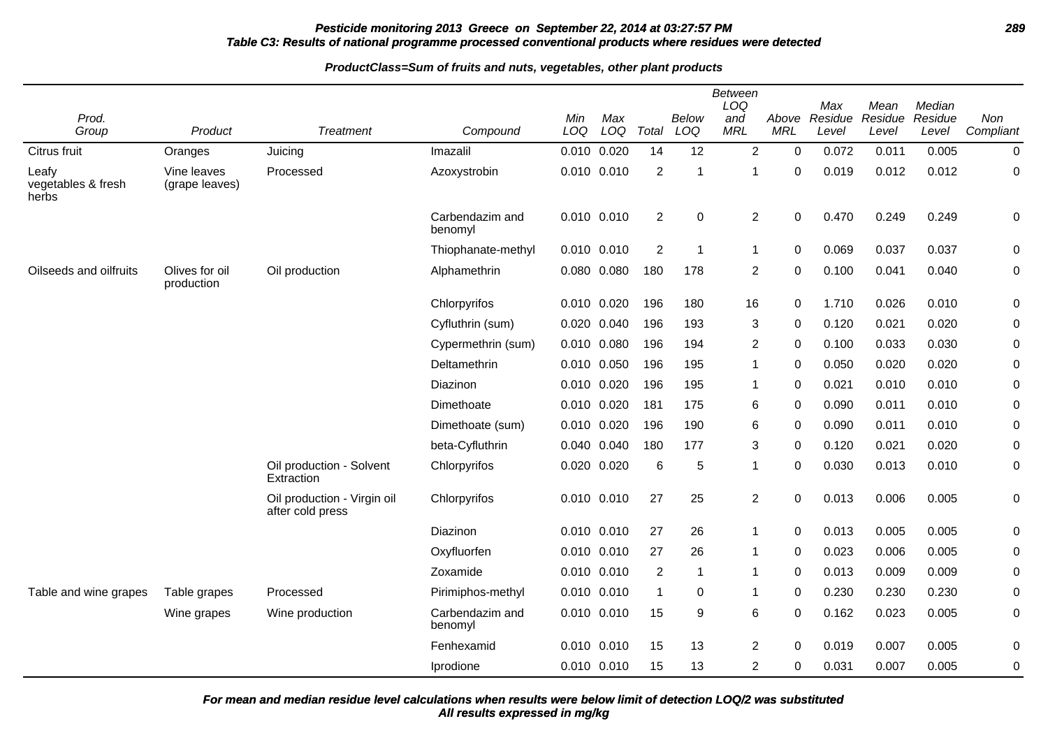**Pesticide monitoring 2013 Greece on September 22, 2014 at 03:27:57 PM**

**Table C3: Results of national programme processed conventional products where residues were detected**

**ProductClass=Sum of fruits and nuts, vegetables, other plant products**

| Prod. Group | Product | Treatment | Compound | Min LOQ | Max LOQ | Total | Below LOQ | Between LOQ and MRL | Above MRL | Max Residue Level | Mean Residue Level | Median Residue Level | Non Compliant |
|---|---|---|---|---|---|---|---|---|---|---|---|---|---|
| Citrus fruit | Oranges | Juicing | Imazalil | 0.010 | 0.020 | 14 | 12 | 2 | 0 | 0.072 | 0.011 | 0.005 | 0 |
| Leafy vegetables & fresh herbs | Vine leaves (grape leaves) | Processed | Azoxystrobin | 0.010 | 0.010 | 2 | 1 | 1 | 0 | 0.019 | 0.012 | 0.012 | 0 |
| | | | Carbendazim and benomyl | 0.010 | 0.010 | 2 | 0 | 2 | 0 | 0.470 | 0.249 | 0.249 | 0 |
| | | | Thiophanate-methyl | 0.010 | 0.010 | 2 | 1 | 1 | 0 | 0.069 | 0.037 | 0.037 | 0 |
| Oilseeds and oilfruits | Olives for oil production | Oil production | Alphamethrin | 0.080 | 0.080 | 180 | 178 | 2 | 0 | 0.100 | 0.041 | 0.040 | 0 |
| | | | Chlorpyrifos | 0.010 | 0.020 | 196 | 180 | 16 | 0 | 1.710 | 0.026 | 0.010 | 0 |
| | | | Cyfluthrin (sum) | 0.020 | 0.040 | 196 | 193 | 3 | 0 | 0.120 | 0.021 | 0.020 | 0 |
| | | | Cypermethrin (sum) | 0.010 | 0.080 | 196 | 194 | 2 | 0 | 0.100 | 0.033 | 0.030 | 0 |
| | | | Deltamethrin | 0.010 | 0.050 | 196 | 195 | 1 | 0 | 0.050 | 0.020 | 0.020 | 0 |
| | | | Diazinon | 0.010 | 0.020 | 196 | 195 | 1 | 0 | 0.021 | 0.010 | 0.010 | 0 |
| | | | Dimethoate | 0.010 | 0.020 | 181 | 175 | 6 | 0 | 0.090 | 0.011 | 0.010 | 0 |
| | | | Dimethoate (sum) | 0.010 | 0.020 | 196 | 190 | 6 | 0 | 0.090 | 0.011 | 0.010 | 0 |
| | | | beta-Cyfluthrin | 0.040 | 0.040 | 180 | 177 | 3 | 0 | 0.120 | 0.021 | 0.020 | 0 |
| | | Oil production - Solvent Extraction | Chlorpyrifos | 0.020 | 0.020 | 6 | 5 | 1 | 0 | 0.030 | 0.013 | 0.010 | 0 |
| | | Oil production - Virgin oil after cold press | Chlorpyrifos | 0.010 | 0.010 | 27 | 25 | 2 | 0 | 0.013 | 0.006 | 0.005 | 0 |
| | | | Diazinon | 0.010 | 0.010 | 27 | 26 | 1 | 0 | 0.013 | 0.005 | 0.005 | 0 |
| | | | Oxyfluorfen | 0.010 | 0.010 | 27 | 26 | 1 | 0 | 0.023 | 0.006 | 0.005 | 0 |
| | | | Zoxamide | 0.010 | 0.010 | 2 | 1 | 1 | 0 | 0.013 | 0.009 | 0.009 | 0 |
| Table and wine grapes | Table grapes | Processed | Pirimiphos-methyl | 0.010 | 0.010 | 1 | 0 | 1 | 0 | 0.230 | 0.230 | 0.230 | 0 |
| | Wine grapes | Wine production | Carbendazim and benomyl | 0.010 | 0.010 | 15 | 9 | 6 | 0 | 0.162 | 0.023 | 0.005 | 0 |
| | | | Fenhexamid | 0.010 | 0.010 | 15 | 13 | 2 | 0 | 0.019 | 0.007 | 0.005 | 0 |
| | | | Iprodione | 0.010 | 0.010 | 15 | 13 | 2 | 0 | 0.031 | 0.007 | 0.005 | 0 |

**For mean and median residue level calculations when results were below limit of detection LOQ/2 was substituted**
**All results expressed in mg/kg**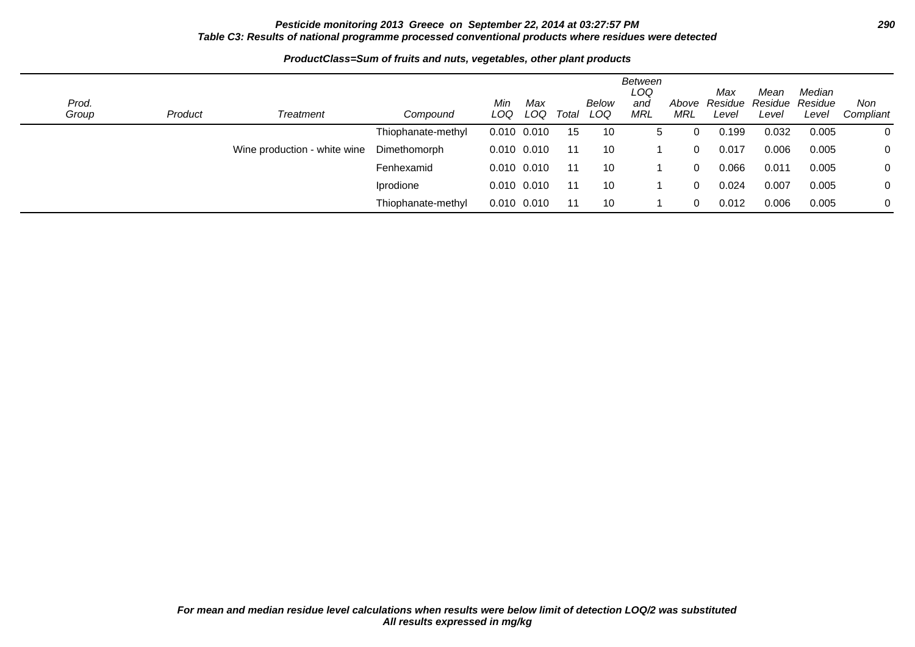**Pesticide monitoring 2013 Greece on September 22, 2014 at 03:27:57 PM**

**Table C3: Results of national programme processed conventional products where residues were detected**

**ProductClass=Sum of fruits and nuts, vegetables, other plant products**

| Prod. Group | Product | Treatment | Compound | Min LOQ | Max LOQ | Total | Below LOQ | Between LOQ and MRL | Above MRL | Max Residue Level | Mean Residue Level | Median Residue Level | Non Compliant |
|---|---|---|---|---|---|---|---|---|---|---|---|---|---|
| | | | Thiophanate-methyl | 0.010 | 0.010 | 15 | 10 | 5 | 0 | 0.199 | 0.032 | 0.005 | 0 |
| | | Wine production - white wine | Dimethomorph | 0.010 | 0.010 | 11 | 10 | 1 | 0 | 0.017 | 0.006 | 0.005 | 0 |
| | | | Fenhexamid | 0.010 | 0.010 | 11 | 10 | 1 | 0 | 0.066 | 0.011 | 0.005 | 0 |
| | | | Iprodione | 0.010 | 0.010 | 11 | 10 | 1 | 0 | 0.024 | 0.007 | 0.005 | 0 |
| | | | Thiophanate-methyl | 0.010 | 0.010 | 11 | 10 | 1 | 0 | 0.012 | 0.006 | 0.005 | 0 |

*For mean and median residue level calculations when results were below limit of detection LOQ/2 was substituted*

*All results expressed in mg/kg*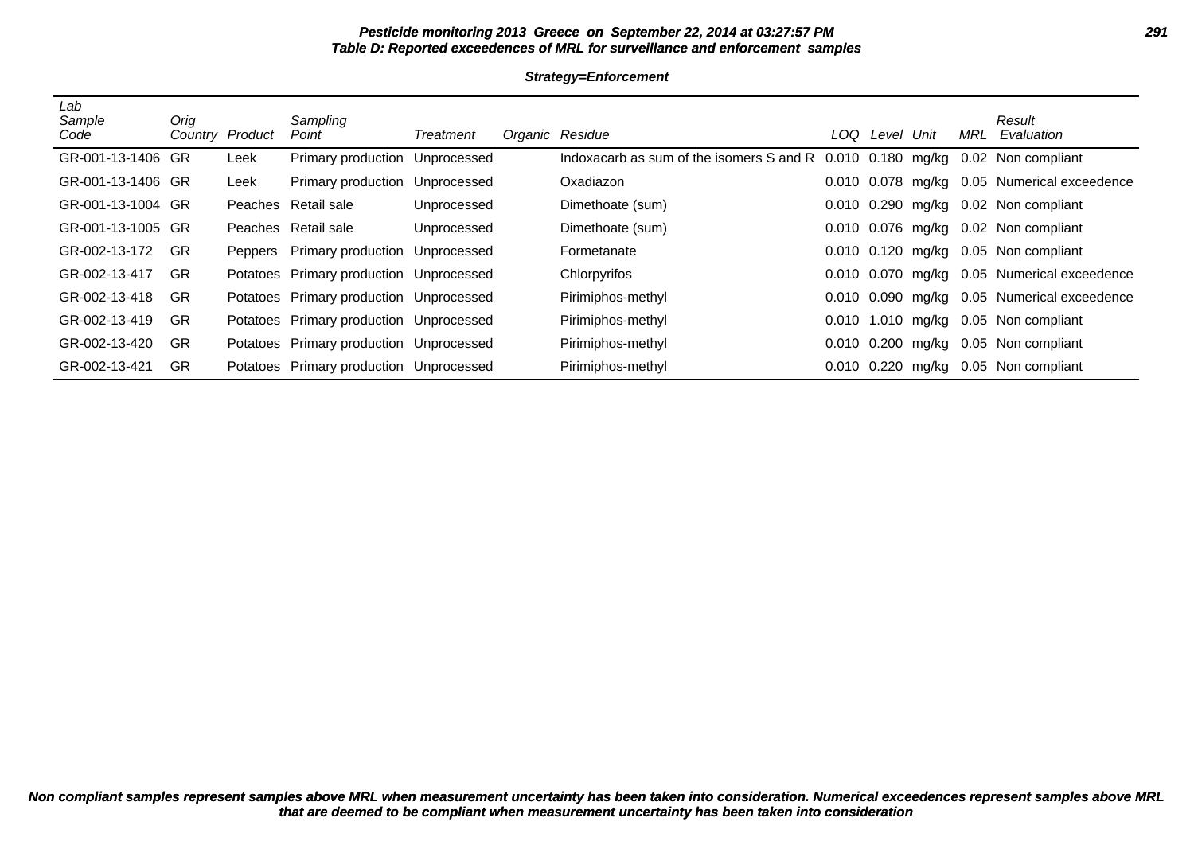**Pesticide monitoring 2013 Greece on September 22, 2014 at 03:27:57 PM**
**Table D: Reported exceedences of MRL for surveillance and enforcement samples**

**Strategy=Enforcement**

| Lab Sample Code | Orig Country | Product | Sampling Point | Treatment | Organic | Residue | LOQ | Level | Unit | MRL | Result Evaluation |
|---|---|---|---|---|---|---|---|---|---|---|---|
| GR-001-13-1406 | GR | Leek | Primary production | Unprocessed | | Indoxacarb as sum of the isomers S and R | 0.010 | 0.180 | mg/kg | 0.02 | Non compliant |
| GR-001-13-1406 | GR | Leek | Primary production | Unprocessed | | Oxadiazon | 0.010 | 0.078 | mg/kg | 0.05 | Numerical exceedence |
| GR-001-13-1004 | GR | Peaches | Retail sale | Unprocessed | | Dimethoate (sum) | 0.010 | 0.290 | mg/kg | 0.02 | Non compliant |
| GR-001-13-1005 | GR | Peaches | Retail sale | Unprocessed | | Dimethoate (sum) | 0.010 | 0.076 | mg/kg | 0.02 | Non compliant |
| GR-002-13-172 | GR | Peppers | Primary production | Unprocessed | | Formetanate | 0.010 | 0.120 | mg/kg | 0.05 | Non compliant |
| GR-002-13-417 | GR | Potatoes | Primary production | Unprocessed | | Chlorpyrifos | 0.010 | 0.070 | mg/kg | 0.05 | Numerical exceedence |
| GR-002-13-418 | GR | Potatoes | Primary production | Unprocessed | | Pirimiphos-methyl | 0.010 | 0.090 | mg/kg | 0.05 | Numerical exceedence |
| GR-002-13-419 | GR | Potatoes | Primary production | Unprocessed | | Pirimiphos-methyl | 0.010 | 1.010 | mg/kg | 0.05 | Non compliant |
| GR-002-13-420 | GR | Potatoes | Primary production | Unprocessed | | Pirimiphos-methyl | 0.010 | 0.200 | mg/kg | 0.05 | Non compliant |
| GR-002-13-421 | GR | Potatoes | Primary production | Unprocessed | | Pirimiphos-methyl | 0.010 | 0.220 | mg/kg | 0.05 | Non compliant |

***Non compliant samples represent samples above MRL when measurement uncertainty has been taken into consideration. Numerical exceedences represent samples above MRL that are deemed to be compliant when measurement uncertainty has been taken into consideration***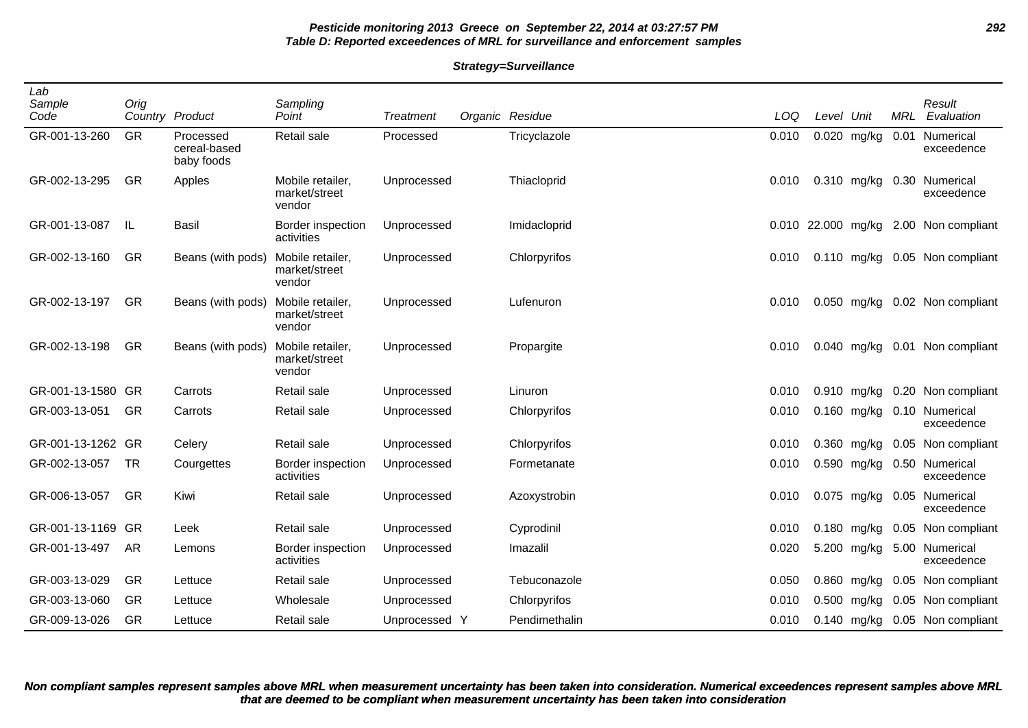**Pesticide monitoring 2013 Greece on September 22, 2014 at 03:27:57 PM**
**Table D: Reported exceedences of MRL for surveillance and enforcement samples**

**Strategy=Surveillance**

| Lab Sample Code | Orig Country | Product | Sampling Point | Treatment | Organic | Residue | LOQ | Level | Unit | MRL | Result Evaluation |
|---|---|---|---|---|---|---|---|---|---|---|---|
| GR-001-13-260 | GR | Processed cereal-based baby foods | Retail sale | Processed | | Tricyclazole | 0.010 | 0.020 | mg/kg | 0.01 | Numerical exceedence |
| GR-002-13-295 | GR | Apples | Mobile retailer, market/street vendor | Unprocessed | | Thiacloprid | 0.010 | 0.310 | mg/kg | 0.30 | Numerical exceedence |
| GR-001-13-087 | IL | Basil | Border inspection activities | Unprocessed | | Imidacloprid | 0.010 | 22.000 | mg/kg | 2.00 | Non compliant |
| GR-002-13-160 | GR | Beans (with pods) | Mobile retailer, market/street vendor | Unprocessed | | Chlorpyrifos | 0.010 | 0.110 | mg/kg | 0.05 | Non compliant |
| GR-002-13-197 | GR | Beans (with pods) | Mobile retailer, market/street vendor | Unprocessed | | Lufenuron | 0.010 | 0.050 | mg/kg | 0.02 | Non compliant |
| GR-002-13-198 | GR | Beans (with pods) | Mobile retailer, market/street vendor | Unprocessed | | Propargite | 0.010 | 0.040 | mg/kg | 0.01 | Non compliant |
| GR-001-13-1580 | GR | Carrots | Retail sale | Unprocessed | | Linuron | 0.010 | 0.910 | mg/kg | 0.20 | Non compliant |
| GR-003-13-051 | GR | Carrots | Retail sale | Unprocessed | | Chlorpyrifos | 0.010 | 0.160 | mg/kg | 0.10 | Numerical exceedence |
| GR-001-13-1262 | GR | Celery | Retail sale | Unprocessed | | Chlorpyrifos | 0.010 | 0.360 | mg/kg | 0.05 | Non compliant |
| GR-002-13-057 | TR | Courgettes | Border inspection activities | Unprocessed | | Formetanate | 0.010 | 0.590 | mg/kg | 0.50 | Numerical exceedence |
| GR-006-13-057 | GR | Kiwi | Retail sale | Unprocessed | | Azoxystrobin | 0.010 | 0.075 | mg/kg | 0.05 | Numerical exceedence |
| GR-001-13-1169 | GR | Leek | Retail sale | Unprocessed | | Cyprodinil | 0.010 | 0.180 | mg/kg | 0.05 | Non compliant |
| GR-001-13-497 | AR | Lemons | Border inspection activities | Unprocessed | | Imazalil | 0.020 | 5.200 | mg/kg | 5.00 | Numerical exceedence |
| GR-003-13-029 | GR | Lettuce | Retail sale | Unprocessed | | Tebuconazole | 0.050 | 0.860 | mg/kg | 0.05 | Non compliant |
| GR-003-13-060 | GR | Lettuce | Wholesale | Unprocessed | | Chlorpyrifos | 0.010 | 0.500 | mg/kg | 0.05 | Non compliant |
| GR-009-13-026 | GR | Lettuce | Retail sale | Unprocessed | Y | Pendimethalin | 0.010 | 0.140 | mg/kg | 0.05 | Non compliant |

***Non compliant samples represent samples above MRL when measurement uncertainty has been taken into consideration. Numerical exceedences represent samples above MRL that are deemed to be compliant when measurement uncertainty has been taken into consideration***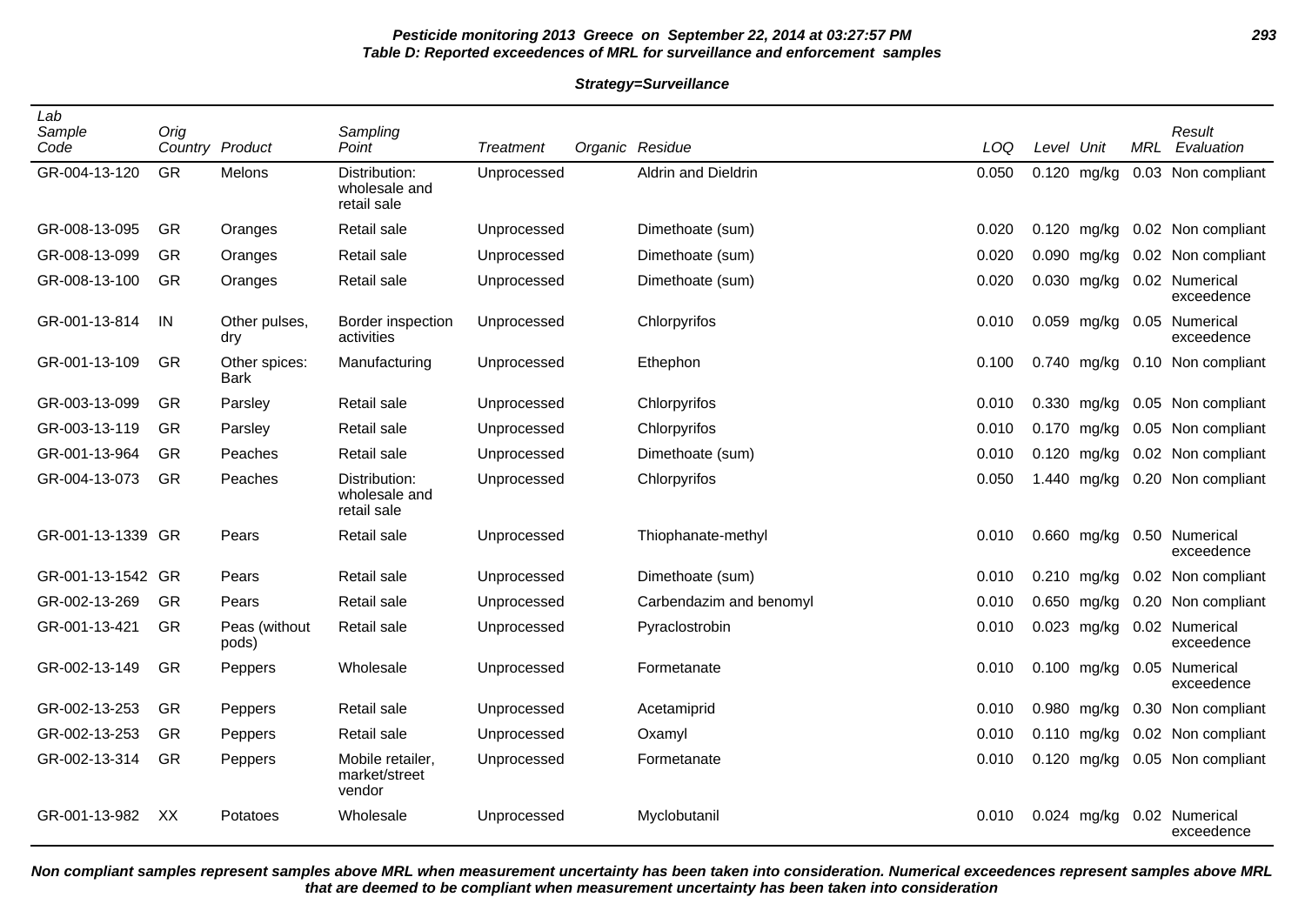**Pesticide monitoring 2013 Greece on September 22, 2014 at 03:27:57 PM**
**Table D: Reported exceedences of MRL for surveillance and enforcement samples**

**Strategy=Surveillance**

| Lab Sample Code | Orig Country | Product | Sampling Point | Treatment | Organic | Residue | LOQ | Level | Unit | MRL | Result Evaluation |
|---|---|---|---|---|---|---|---|---|---|---|---|
| GR-004-13-120 | GR | Melons | Distribution: wholesale and retail sale | Unprocessed | | Aldrin and Dieldrin | 0.050 | 0.120 | mg/kg | 0.03 | Non compliant |
| GR-008-13-095 | GR | Oranges | Retail sale | Unprocessed | | Dimethoate (sum) | 0.020 | 0.120 | mg/kg | 0.02 | Non compliant |
| GR-008-13-099 | GR | Oranges | Retail sale | Unprocessed | | Dimethoate (sum) | 0.020 | 0.090 | mg/kg | 0.02 | Non compliant |
| GR-008-13-100 | GR | Oranges | Retail sale | Unprocessed | | Dimethoate (sum) | 0.020 | 0.030 | mg/kg | 0.02 | Numerical exceedence |
| GR-001-13-814 | IN | Other pulses, dry | Border inspection activities | Unprocessed | | Chlorpyrifos | 0.010 | 0.059 | mg/kg | 0.05 | Numerical exceedence |
| GR-001-13-109 | GR | Other spices: Bark | Manufacturing | Unprocessed | | Ethephon | 0.100 | 0.740 | mg/kg | 0.10 | Non compliant |
| GR-003-13-099 | GR | Parsley | Retail sale | Unprocessed | | Chlorpyrifos | 0.010 | 0.330 | mg/kg | 0.05 | Non compliant |
| GR-003-13-119 | GR | Parsley | Retail sale | Unprocessed | | Chlorpyrifos | 0.010 | 0.170 | mg/kg | 0.05 | Non compliant |
| GR-001-13-964 | GR | Peaches | Retail sale | Unprocessed | | Dimethoate (sum) | 0.010 | 0.120 | mg/kg | 0.02 | Non compliant |
| GR-004-13-073 | GR | Peaches | Distribution: wholesale and retail sale | Unprocessed | | Chlorpyrifos | 0.050 | 1.440 | mg/kg | 0.20 | Non compliant |
| GR-001-13-1339 | GR | Pears | Retail sale | Unprocessed | | Thiophanate-methyl | 0.010 | 0.660 | mg/kg | 0.50 | Numerical exceedence |
| GR-001-13-1542 | GR | Pears | Retail sale | Unprocessed | | Dimethoate (sum) | 0.010 | 0.210 | mg/kg | 0.02 | Non compliant |
| GR-002-13-269 | GR | Pears | Retail sale | Unprocessed | | Carbendazim and benomyl | 0.010 | 0.650 | mg/kg | 0.20 | Non compliant |
| GR-001-13-421 | GR | Peas (without pods) | Retail sale | Unprocessed | | Pyraclostrobin | 0.010 | 0.023 | mg/kg | 0.02 | Numerical exceedence |
| GR-002-13-149 | GR | Peppers | Wholesale | Unprocessed | | Formetanate | 0.010 | 0.100 | mg/kg | 0.05 | Numerical exceedence |
| GR-002-13-253 | GR | Peppers | Retail sale | Unprocessed | | Acetamiprid | 0.010 | 0.980 | mg/kg | 0.30 | Non compliant |
| GR-002-13-253 | GR | Peppers | Retail sale | Unprocessed | | Oxamyl | 0.010 | 0.110 | mg/kg | 0.02 | Non compliant |
| GR-002-13-314 | GR | Peppers | Mobile retailer, market/street vendor | Unprocessed | | Formetanate | 0.010 | 0.120 | mg/kg | 0.05 | Non compliant |
| GR-001-13-982 | XX | Potatoes | Wholesale | Unprocessed | | Myclobutanil | 0.010 | 0.024 | mg/kg | 0.02 | Numerical exceedence |

***Non compliant samples represent samples above MRL when measurement uncertainty has been taken into consideration. Numerical exceedences represent samples above MRL that are deemed to be compliant when measurement uncertainty has been taken into consideration***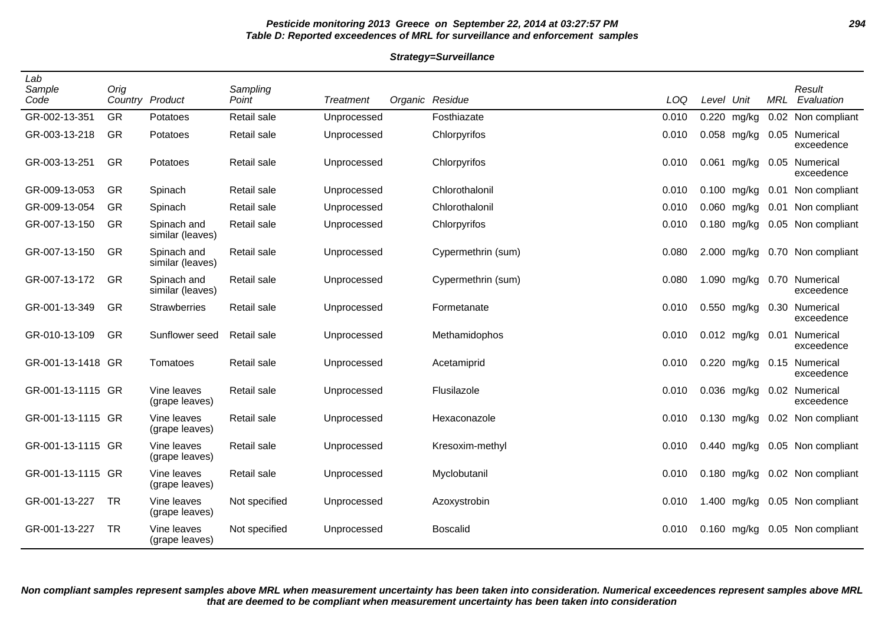**Pesticide monitoring 2013 Greece on September 22, 2014 at 03:27:57 PM**
**Table D: Reported exceedences of MRL for surveillance and enforcement samples**

**Strategy=Surveillance**

| Lab Sample Code | Orig Country | Product | Sampling Point | Treatment | Organic | Residue | LOQ | Level | Unit | MRL | Result Evaluation |
|---|---|---|---|---|---|---|---|---|---|---|---|
| GR-002-13-351 | GR | Potatoes | Retail sale | Unprocessed | | Fosthiazate | 0.010 | 0.220 | mg/kg | 0.02 | Non compliant |
| GR-003-13-218 | GR | Potatoes | Retail sale | Unprocessed | | Chlorpyrifos | 0.010 | 0.058 | mg/kg | 0.05 | Numerical exceedence |
| GR-003-13-251 | GR | Potatoes | Retail sale | Unprocessed | | Chlorpyrifos | 0.010 | 0.061 | mg/kg | 0.05 | Numerical exceedence |
| GR-009-13-053 | GR | Spinach | Retail sale | Unprocessed | | Chlorothalonil | 0.010 | 0.100 | mg/kg | 0.01 | Non compliant |
| GR-009-13-054 | GR | Spinach | Retail sale | Unprocessed | | Chlorothalonil | 0.010 | 0.060 | mg/kg | 0.01 | Non compliant |
| GR-007-13-150 | GR | Spinach and similar (leaves) | Retail sale | Unprocessed | | Chlorpyrifos | 0.010 | 0.180 | mg/kg | 0.05 | Non compliant |
| GR-007-13-150 | GR | Spinach and similar (leaves) | Retail sale | Unprocessed | | Cypermethrin (sum) | 0.080 | 2.000 | mg/kg | 0.70 | Non compliant |
| GR-007-13-172 | GR | Spinach and similar (leaves) | Retail sale | Unprocessed | | Cypermethrin (sum) | 0.080 | 1.090 | mg/kg | 0.70 | Numerical exceedence |
| GR-001-13-349 | GR | Strawberries | Retail sale | Unprocessed | | Formetanate | 0.010 | 0.550 | mg/kg | 0.30 | Numerical exceedence |
| GR-010-13-109 | GR | Sunflower seed | Retail sale | Unprocessed | | Methamidophos | 0.010 | 0.012 | mg/kg | 0.01 | Numerical exceedence |
| GR-001-13-1418 | GR | Tomatoes | Retail sale | Unprocessed | | Acetamiprid | 0.010 | 0.220 | mg/kg | 0.15 | Numerical exceedence |
| GR-001-13-1115 | GR | Vine leaves (grape leaves) | Retail sale | Unprocessed | | Flusilazole | 0.010 | 0.036 | mg/kg | 0.02 | Numerical exceedence |
| GR-001-13-1115 | GR | Vine leaves (grape leaves) | Retail sale | Unprocessed | | Hexaconazole | 0.010 | 0.130 | mg/kg | 0.02 | Non compliant |
| GR-001-13-1115 | GR | Vine leaves (grape leaves) | Retail sale | Unprocessed | | Kresoxim-methyl | 0.010 | 0.440 | mg/kg | 0.05 | Non compliant |
| GR-001-13-1115 | GR | Vine leaves (grape leaves) | Retail sale | Unprocessed | | Myclobutanil | 0.010 | 0.180 | mg/kg | 0.02 | Non compliant |
| GR-001-13-227 | TR | Vine leaves (grape leaves) | Not specified | Unprocessed | | Azoxystrobin | 0.010 | 1.400 | mg/kg | 0.05 | Non compliant |
| GR-001-13-227 | TR | Vine leaves (grape leaves) | Not specified | Unprocessed | | Boscalid | 0.010 | 0.160 | mg/kg | 0.05 | Non compliant |

***Non compliant samples represent samples above MRL when measurement uncertainty has been taken into consideration. Numerical exceedences represent samples above MRL that are deemed to be compliant when measurement uncertainty has been taken into consideration***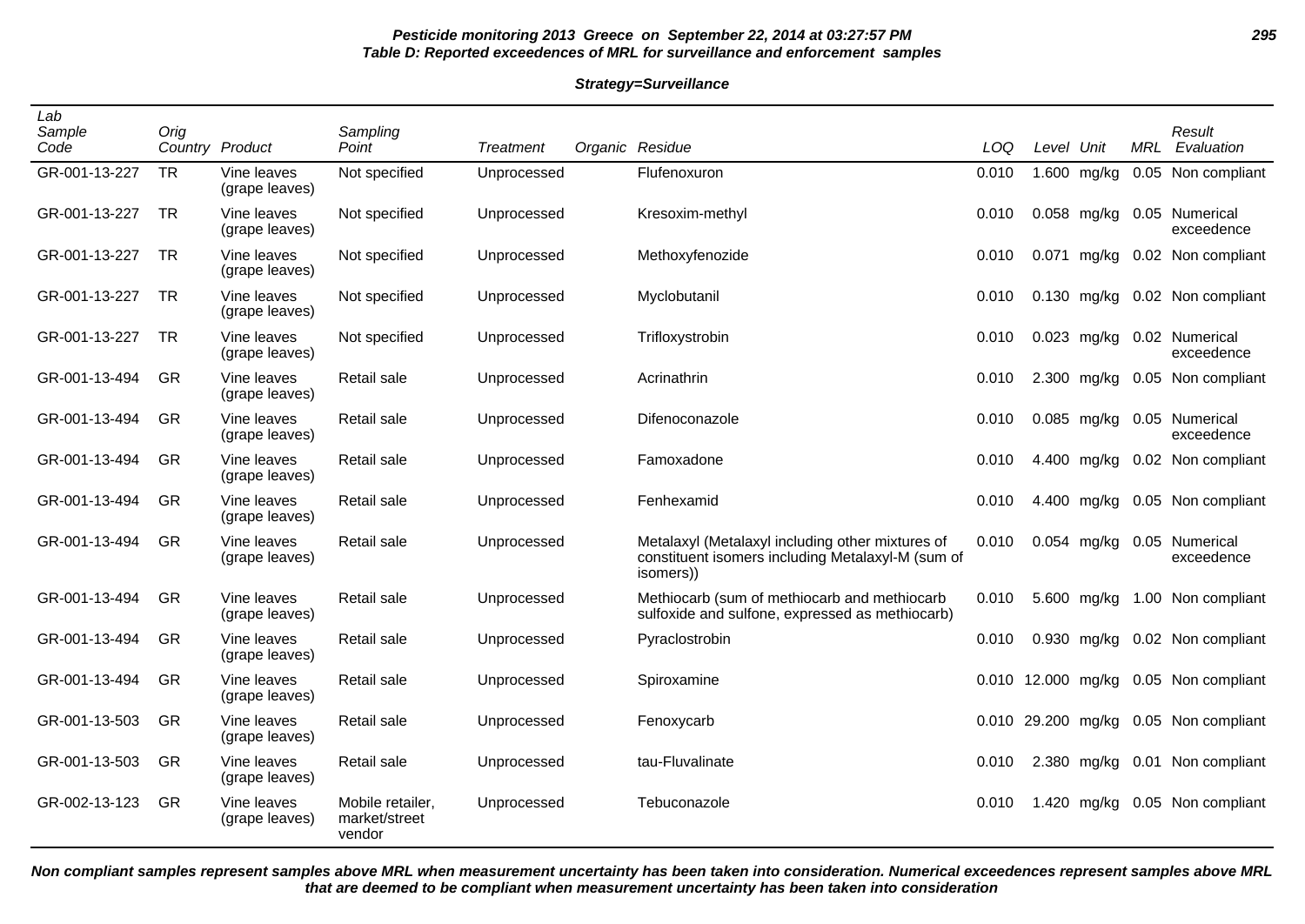**Pesticide monitoring 2013 Greece on September 22, 2014 at 03:27:57 PM**
**Table D: Reported exceedences of MRL for surveillance and enforcement samples**

**Strategy=Surveillance**

| Lab Sample Code | Orig Country | Product | Sampling Point | Treatment | Organic | Residue | LOQ | Level | Unit | MRL | Result Evaluation |
|---|---|---|---|---|---|---|---|---|---|---|---|
| GR-001-13-227 | TR | Vine leaves (grape leaves) | Not specified | Unprocessed | | Flufenoxuron | 0.010 | 1.600 | mg/kg | 0.05 | Non compliant |
| GR-001-13-227 | TR | Vine leaves (grape leaves) | Not specified | Unprocessed | | Kresoxim-methyl | 0.010 | 0.058 | mg/kg | 0.05 | Numerical exceedence |
| GR-001-13-227 | TR | Vine leaves (grape leaves) | Not specified | Unprocessed | | Methoxyfenozide | 0.010 | 0.071 | mg/kg | 0.02 | Non compliant |
| GR-001-13-227 | TR | Vine leaves (grape leaves) | Not specified | Unprocessed | | Myclobutanil | 0.010 | 0.130 | mg/kg | 0.02 | Non compliant |
| GR-001-13-227 | TR | Vine leaves (grape leaves) | Not specified | Unprocessed | | Trifloxystrobin | 0.010 | 0.023 | mg/kg | 0.02 | Numerical exceedence |
| GR-001-13-494 | GR | Vine leaves (grape leaves) | Retail sale | Unprocessed | | Acrinathrin | 0.010 | 2.300 | mg/kg | 0.05 | Non compliant |
| GR-001-13-494 | GR | Vine leaves (grape leaves) | Retail sale | Unprocessed | | Difenoconazole | 0.010 | 0.085 | mg/kg | 0.05 | Numerical exceedence |
| GR-001-13-494 | GR | Vine leaves (grape leaves) | Retail sale | Unprocessed | | Famoxadone | 0.010 | 4.400 | mg/kg | 0.02 | Non compliant |
| GR-001-13-494 | GR | Vine leaves (grape leaves) | Retail sale | Unprocessed | | Fenhexamid | 0.010 | 4.400 | mg/kg | 0.05 | Non compliant |
| GR-001-13-494 | GR | Vine leaves (grape leaves) | Retail sale | Unprocessed | | Metalaxyl (Metalaxyl including other mixtures of constituent isomers including Metalaxyl-M (sum of isomers)) | 0.010 | 0.054 | mg/kg | 0.05 | Numerical exceedence |
| GR-001-13-494 | GR | Vine leaves (grape leaves) | Retail sale | Unprocessed | | Methiocarb (sum of methiocarb and methiocarb sulfoxide and sulfone, expressed as methiocarb) | 0.010 | 5.600 | mg/kg | 1.00 | Non compliant |
| GR-001-13-494 | GR | Vine leaves (grape leaves) | Retail sale | Unprocessed | | Pyraclostrobin | 0.010 | 0.930 | mg/kg | 0.02 | Non compliant |
| GR-001-13-494 | GR | Vine leaves (grape leaves) | Retail sale | Unprocessed | | Spiroxamine | 0.010 | 12.000 | mg/kg | 0.05 | Non compliant |
| GR-001-13-503 | GR | Vine leaves (grape leaves) | Retail sale | Unprocessed | | Fenoxycarb | 0.010 | 29.200 | mg/kg | 0.05 | Non compliant |
| GR-001-13-503 | GR | Vine leaves (grape leaves) | Retail sale | Unprocessed | | tau-Fluvalinate | 0.010 | 2.380 | mg/kg | 0.01 | Non compliant |
| GR-002-13-123 | GR | Vine leaves (grape leaves) | Mobile retailer, market/street vendor | Unprocessed | | Tebuconazole | 0.010 | 1.420 | mg/kg | 0.05 | Non compliant |

***Non compliant samples represent samples above MRL when measurement uncertainty has been taken into consideration. Numerical exceedences represent samples above MRL that are deemed to be compliant when measurement uncertainty has been taken into consideration***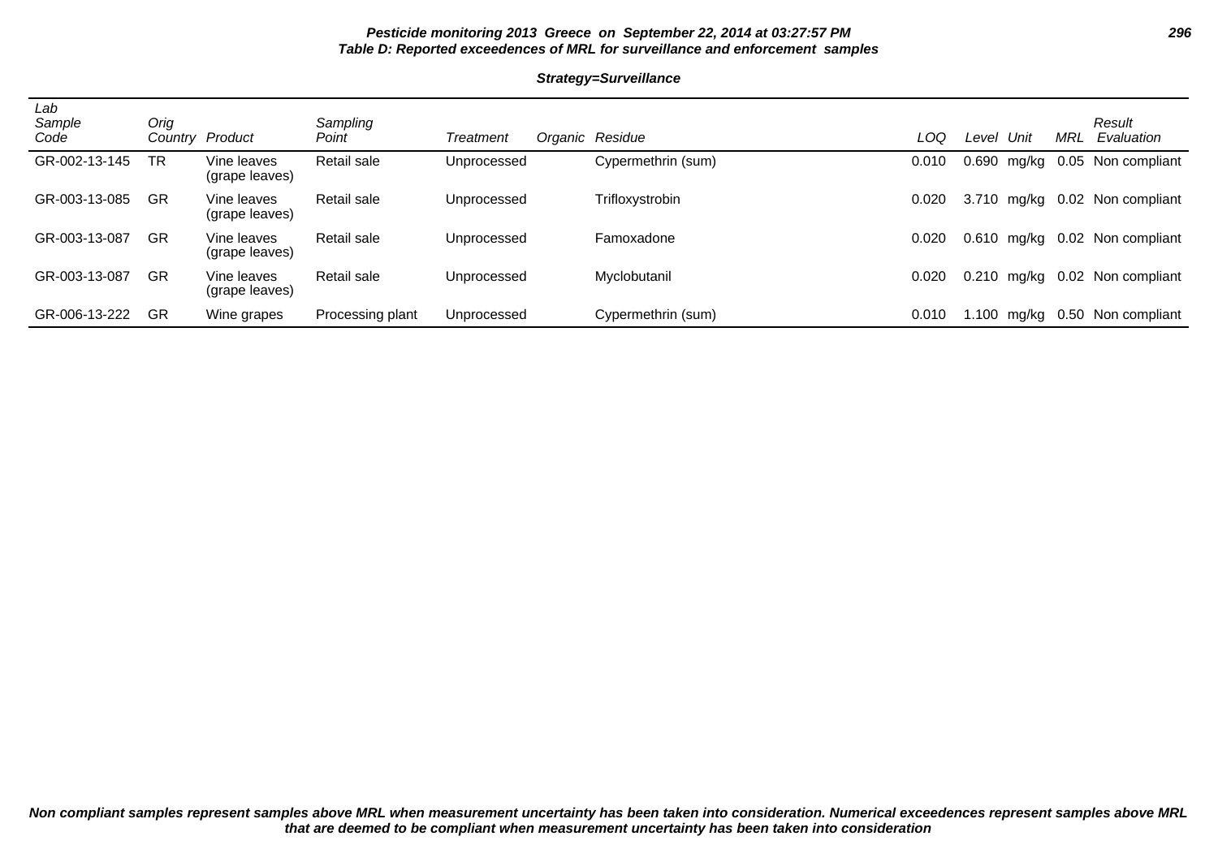**Pesticide monitoring 2013 Greece on September 22, 2014 at 03:27:57 PM**

**Table D: Reported exceedences of MRL for surveillance and enforcement samples**

**Strategy=Surveillance**

| Lab Sample Code | Orig Country | Product | Sampling Point | Treatment | Organic | Residue | LOQ | Level | Unit | MRL | Result Evaluation |
|---|---|---|---|---|---|---|---|---|---|---|---|
| GR-002-13-145 | TR | Vine leaves (grape leaves) | Retail sale | Unprocessed | | Cypermethrin (sum) | 0.010 | 0.690 | mg/kg | 0.05 | Non compliant |
| GR-003-13-085 | GR | Vine leaves (grape leaves) | Retail sale | Unprocessed | | Trifloxystrobin | 0.020 | 3.710 | mg/kg | 0.02 | Non compliant |
| GR-003-13-087 | GR | Vine leaves (grape leaves) | Retail sale | Unprocessed | | Famoxadone | 0.020 | 0.610 | mg/kg | 0.02 | Non compliant |
| GR-003-13-087 | GR | Vine leaves (grape leaves) | Retail sale | Unprocessed | | Myclobutanil | 0.020 | 0.210 | mg/kg | 0.02 | Non compliant |
| GR-006-13-222 | GR | Wine grapes | Processing plant | Unprocessed | | Cypermethrin (sum) | 0.010 | 1.100 | mg/kg | 0.50 | Non compliant |

***Non compliant samples represent samples above MRL when measurement uncertainty has been taken into consideration. Numerical exceedences represent samples above MRL that are deemed to be compliant when measurement uncertainty has been taken into consideration***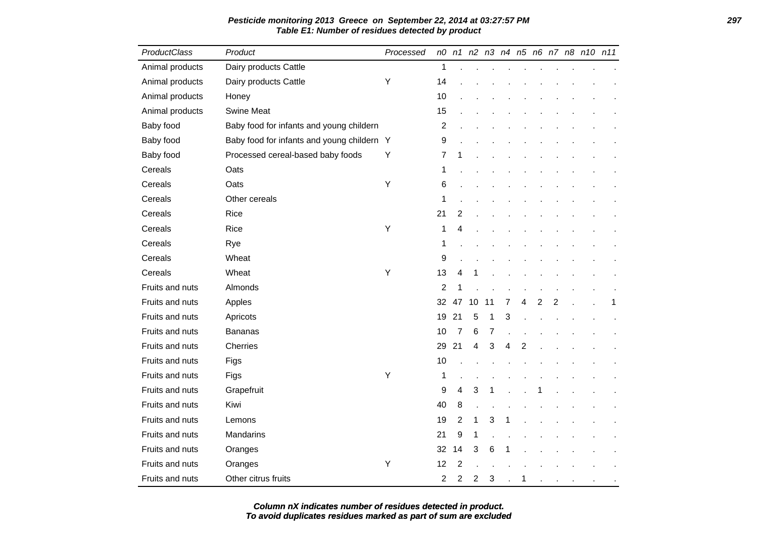**Pesticide monitoring 2013 Greece on September 22, 2014 at 03:27:57 PM**
**Table E1: Number of residues detected by product**

| ProductClass | Product | Processed | n0 | n1 | n2 | n3 | n4 | n5 | n6 | n7 | n8 | n10 | n11 |
|---|---|---|---|---|---|---|---|---|---|---|---|---|---|
| Animal products | Dairy products Cattle | | 1 | . | . | . | . | . | . | . | . | . | . |
| Animal products | Dairy products Cattle | Y | 14 | . | . | . | . | . | . | . | . | . | . |
| Animal products | Honey | | 10 | . | . | . | . | . | . | . | . | . | . |
| Animal products | Swine Meat | | 15 | . | . | . | . | . | . | . | . | . | . |
| Baby food | Baby food for infants and young childern | | 2 | . | . | . | . | . | . | . | . | . | . |
| Baby food | Baby food for infants and young childern | Y | 9 | . | . | . | . | . | . | . | . | . | . |
| Baby food | Processed cereal-based baby foods | Y | 7 | 1 | . | . | . | . | . | . | . | . | . |
| Cereals | Oats | | 1 | . | . | . | . | . | . | . | . | . | . |
| Cereals | Oats | Y | 6 | . | . | . | . | . | . | . | . | . | . |
| Cereals | Other cereals | | 1 | . | . | . | . | . | . | . | . | . | . |
| Cereals | Rice | | 21 | 2 | . | . | . | . | . | . | . | . | . |
| Cereals | Rice | Y | 1 | 4 | . | . | . | . | . | . | . | . | . |
| Cereals | Rye | | 1 | . | . | . | . | . | . | . | . | . | . |
| Cereals | Wheat | | 9 | . | . | . | . | . | . | . | . | . | . |
| Cereals | Wheat | Y | 13 | 4 | 1 | . | . | . | . | . | . | . | . |
| Fruits and nuts | Almonds | | 2 | 1 | . | . | . | . | . | . | . | . | . |
| Fruits and nuts | Apples | | 32 | 47 | 10 | 11 | 7 | 4 | 2 | 2 | . | . | 1 |
| Fruits and nuts | Apricots | | 19 | 21 | 5 | 1 | 3 | . | . | . | . | . | . |
| Fruits and nuts | Bananas | | 10 | 7 | 6 | 7 | . | . | . | . | . | . | . |
| Fruits and nuts | Cherries | | 29 | 21 | 4 | 3 | 4 | 2 | . | . | . | . | . |
| Fruits and nuts | Figs | | 10 | . | . | . | . | . | . | . | . | . | . |
| Fruits and nuts | Figs | Y | 1 | . | . | . | . | . | . | . | . | . | . |
| Fruits and nuts | Grapefruit | | 9 | 4 | 3 | 1 | . | . | 1 | . | . | . | . |
| Fruits and nuts | Kiwi | | 40 | 8 | . | . | . | . | . | . | . | . | . |
| Fruits and nuts | Lemons | | 19 | 2 | 1 | 3 | 1 | . | . | . | . | . | . |
| Fruits and nuts | Mandarins | | 21 | 9 | 1 | . | . | . | . | . | . | . | . |
| Fruits and nuts | Oranges | | 32 | 14 | 3 | 6 | 1 | . | . | . | . | . | . |
| Fruits and nuts | Oranges | Y | 12 | 2 | . | . | . | . | . | . | . | . | . |
| Fruits and nuts | Other citrus fruits | | 2 | 2 | 2 | 3 | . | 1 | . | . | . | . | . |

**Column nX indicates number of residues detected in product.**
**To avoid duplicates residues marked as part of sum are excluded**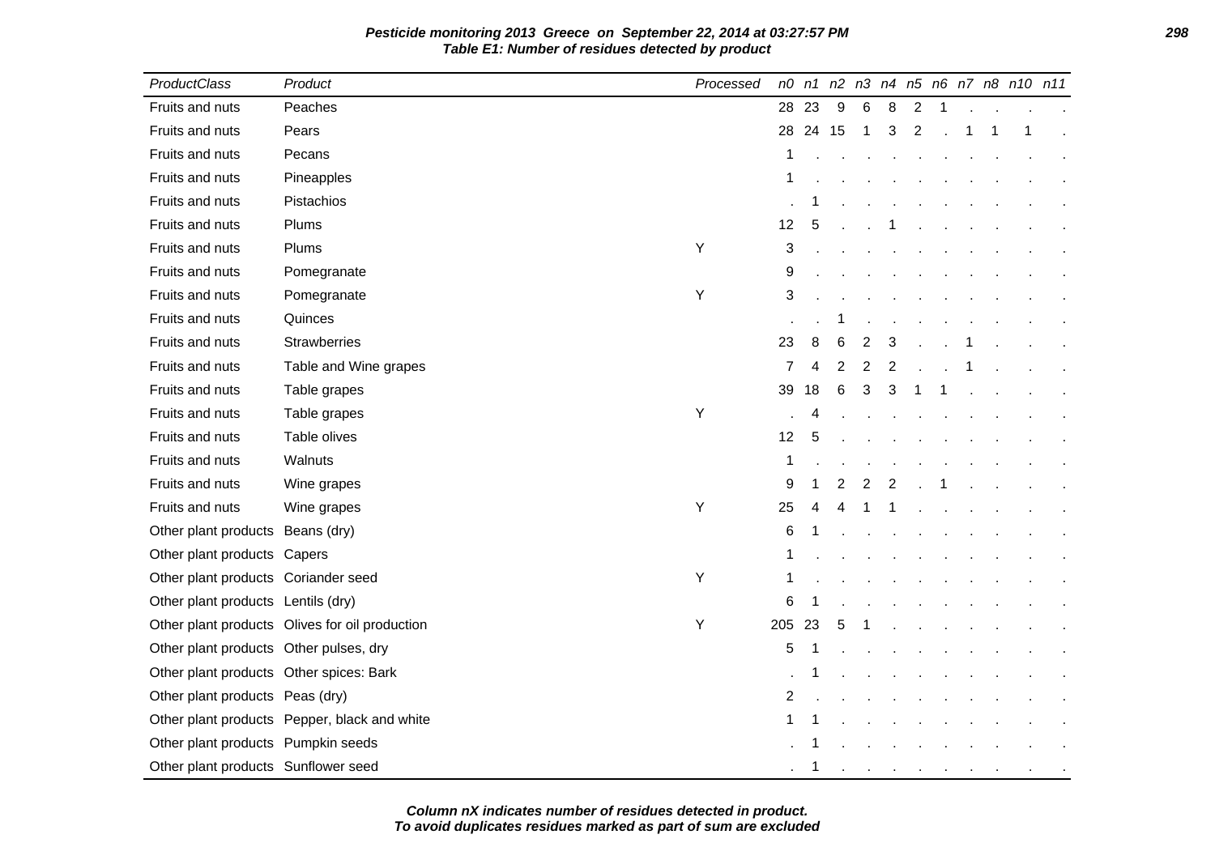**Pesticide monitoring 2013 Greece on September 22, 2014 at 03:27:57 PM**
**Table E1: Number of residues detected by product**

| ProductClass | Product | Processed | n0 | n1 | n2 | n3 | n4 | n5 | n6 | n7 | n8 | n10 | n11 |
|---|---|---|---|---|---|---|---|---|---|---|---|---|---|
| Fruits and nuts | Peaches | | 28 | 23 | 9 | 6 | 8 | 2 | 1 | . | . | . | . |
| Fruits and nuts | Pears | | 28 | 24 | 15 | 1 | 3 | 2 | . | 1 | 1 | 1 | . |
| Fruits and nuts | Pecans | | 1 | . | . | . | . | . | . | . | . | . | . |
| Fruits and nuts | Pineapples | | 1 | . | . | . | . | . | . | . | . | . | . |
| Fruits and nuts | Pistachios | | . | 1 | . | . | . | . | . | . | . | . | . |
| Fruits and nuts | Plums | | 12 | 5 | . | . | 1 | . | . | . | . | . | . |
| Fruits and nuts | Plums | Y | 3 | . | . | . | . | . | . | . | . | . | . |
| Fruits and nuts | Pomegranate | | 9 | . | . | . | . | . | . | . | . | . | . |
| Fruits and nuts | Pomegranate | Y | 3 | . | . | . | . | . | . | . | . | . | . |
| Fruits and nuts | Quinces | | . | . | 1 | . | . | . | . | . | . | . | . |
| Fruits and nuts | Strawberries | | 23 | 8 | 6 | 2 | 3 | . | . | 1 | . | . | . |
| Fruits and nuts | Table and Wine grapes | | 7 | 4 | 2 | 2 | 2 | . | . | 1 | . | . | . |
| Fruits and nuts | Table grapes | | 39 | 18 | 6 | 3 | 3 | 1 | 1 | . | . | . | . |
| Fruits and nuts | Table grapes | Y | . | 4 | . | . | . | . | . | . | . | . | . |
| Fruits and nuts | Table olives | | 12 | 5 | . | . | . | . | . | . | . | . | . |
| Fruits and nuts | Walnuts | | 1 | . | . | . | . | . | . | . | . | . | . |
| Fruits and nuts | Wine grapes | | 9 | 1 | 2 | 2 | 2 | . | 1 | . | . | . | . |
| Fruits and nuts | Wine grapes | Y | 25 | 4 | 4 | 1 | 1 | . | . | . | . | . | . |
| Other plant products | Beans (dry) | | 6 | 1 | . | . | . | . | . | . | . | . | . |
| Other plant products | Capers | | 1 | . | . | . | . | . | . | . | . | . | . |
| Other plant products | Coriander seed | Y | 1 | . | . | . | . | . | . | . | . | . | . |
| Other plant products | Lentils (dry) | | 6 | 1 | . | . | . | . | . | . | . | . | . |
| Other plant products | Olives for oil production | Y | 205 | 23 | 5 | 1 | . | . | . | . | . | . | . |
| Other plant products | Other pulses, dry | | 5 | 1 | . | . | . | . | . | . | . | . | . |
| Other plant products | Other spices: Bark | | . | 1 | . | . | . | . | . | . | . | . | . |
| Other plant products | Peas (dry) | | 2 | . | . | . | . | . | . | . | . | . | . |
| Other plant products | Pepper, black and white | | 1 | 1 | . | . | . | . | . | . | . | . | . |
| Other plant products | Pumpkin seeds | | . | 1 | . | . | . | . | . | . | . | . | . |
| Other plant products | Sunflower seed | | . | 1 | . | . | . | . | . | . | . | . | . |

**Column nX indicates number of residues detected in product.**
**To avoid duplicates residues marked as part of sum are excluded**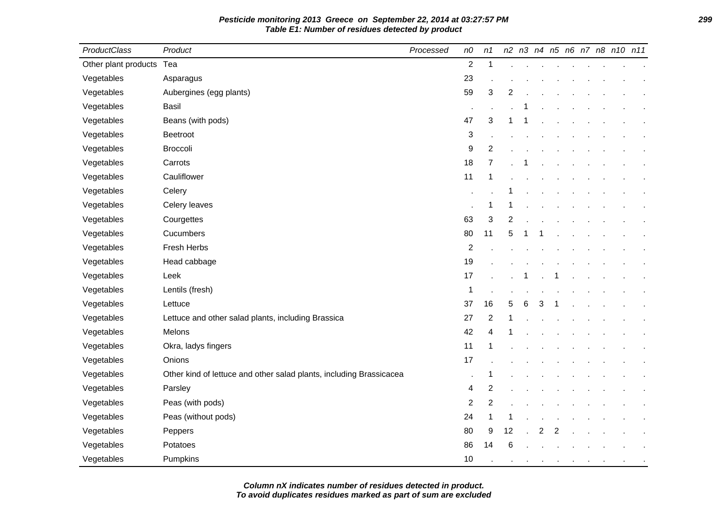**Pesticide monitoring 2013 Greece on September 22, 2014 at 03:27:57 PM**
**Table E1: Number of residues detected by product**

| ProductClass | Product | Processed | n0 | n1 | n2 | n3 | n4 | n5 | n6 | n7 | n8 | n10 | n11 |
|---|---|---|---|---|---|---|---|---|---|---|---|---|---|
| Other plant products | Tea | | 2 | 1 | . | . | . | . | . | . | . | . | . |
| Vegetables | Asparagus | | 23 | . | . | . | . | . | . | . | . | . | . |
| Vegetables | Aubergines (egg plants) | | 59 | 3 | 2 | . | . | . | . | . | . | . | . |
| Vegetables | Basil | | . | . | . | 1 | . | . | . | . | . | . | . |
| Vegetables | Beans (with pods) | | 47 | 3 | 1 | 1 | . | . | . | . | . | . | . |
| Vegetables | Beetroot | | 3 | . | . | . | . | . | . | . | . | . | . |
| Vegetables | Broccoli | | 9 | 2 | . | . | . | . | . | . | . | . | . |
| Vegetables | Carrots | | 18 | 7 | . | 1 | . | . | . | . | . | . | . |
| Vegetables | Cauliflower | | 11 | 1 | . | . | . | . | . | . | . | . | . |
| Vegetables | Celery | | . | . | 1 | . | . | . | . | . | . | . | . |
| Vegetables | Celery leaves | | . | 1 | 1 | . | . | . | . | . | . | . | . |
| Vegetables | Courgettes | | 63 | 3 | 2 | . | . | . | . | . | . | . | . |
| Vegetables | Cucumbers | | 80 | 11 | 5 | 1 | 1 | . | . | . | . | . | . |
| Vegetables | Fresh Herbs | | 2 | . | . | . | . | . | . | . | . | . | . |
| Vegetables | Head cabbage | | 19 | . | . | . | . | . | . | . | . | . | . |
| Vegetables | Leek | | 17 | . | . | 1 | . | 1 | . | . | . | . | . |
| Vegetables | Lentils (fresh) | | 1 | . | . | . | . | . | . | . | . | . | . |
| Vegetables | Lettuce | | 37 | 16 | 5 | 6 | 3 | 1 | . | . | . | . | . |
| Vegetables | Lettuce and other salad plants, including Brassica | | 27 | 2 | 1 | . | . | . | . | . | . | . | . |
| Vegetables | Melons | | 42 | 4 | 1 | . | . | . | . | . | . | . | . |
| Vegetables | Okra, ladys fingers | | 11 | 1 | . | . | . | . | . | . | . | . | . |
| Vegetables | Onions | | 17 | . | . | . | . | . | . | . | . | . | . |
| Vegetables | Other kind of lettuce and other salad plants, including Brassicacea | | . | 1 | . | . | . | . | . | . | . | . | . |
| Vegetables | Parsley | | 4 | 2 | . | . | . | . | . | . | . | . | . |
| Vegetables | Peas (with pods) | | 2 | 2 | . | . | . | . | . | . | . | . | . |
| Vegetables | Peas (without pods) | | 24 | 1 | 1 | . | . | . | . | . | . | . | . |
| Vegetables | Peppers | | 80 | 9 | 12 | . | 2 | 2 | . | . | . | . | . |
| Vegetables | Potatoes | | 86 | 14 | 6 | . | . | . | . | . | . | . | . |
| Vegetables | Pumpkins | | 10 | . | . | . | . | . | . | . | . | . | . |

**Column nX indicates number of residues detected in product.**
**To avoid duplicates residues marked as part of sum are excluded**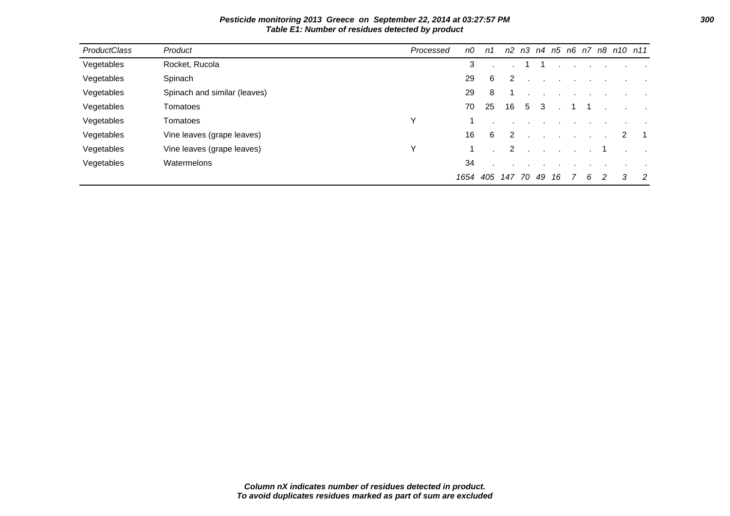**Pesticide monitoring 2013 Greece on September 22, 2014 at 03:27:57 PM**
**Table E1: Number of residues detected by product**

| ProductClass | Product | Processed | n0 | n1 | n2 | n3 | n4 | n5 | n6 | n7 | n8 | n10 | n11 |
|---|---|---|---|---|---|---|---|---|---|---|---|---|---|
| Vegetables | Rocket, Rucola | | 3 | . | . | 1 | 1 | . | . | . | . | . | . |
| Vegetables | Spinach | | 29 | 6 | 2 | . | . | . | . | . | . | . | . |
| Vegetables | Spinach and similar (leaves) | | 29 | 8 | 1 | . | . | . | . | . | . | . | . |
| Vegetables | Tomatoes | | 70 | 25 | 16 | 5 | 3 | . | 1 | 1 | . | . | . |
| Vegetables | Tomatoes | Y | 1 | . | . | . | . | . | . | . | . | . | . |
| Vegetables | Vine leaves (grape leaves) | | 16 | 6 | 2 | . | . | . | . | . | . | 2 | 1 |
| Vegetables | Vine leaves (grape leaves) | Y | 1 | . | 2 | . | . | . | . | . | 1 | . | . |
| Vegetables | Watermelons | | 34 | . | . | . | . | . | . | . | . | . | . |
| | | | 1654 | 405 | 147 | 70 | 49 | 16 | 7 | 6 | 2 | 3 | 2 |

**Column nX indicates number of residues detected in product.**
**To avoid duplicates residues marked as part of sum are excluded**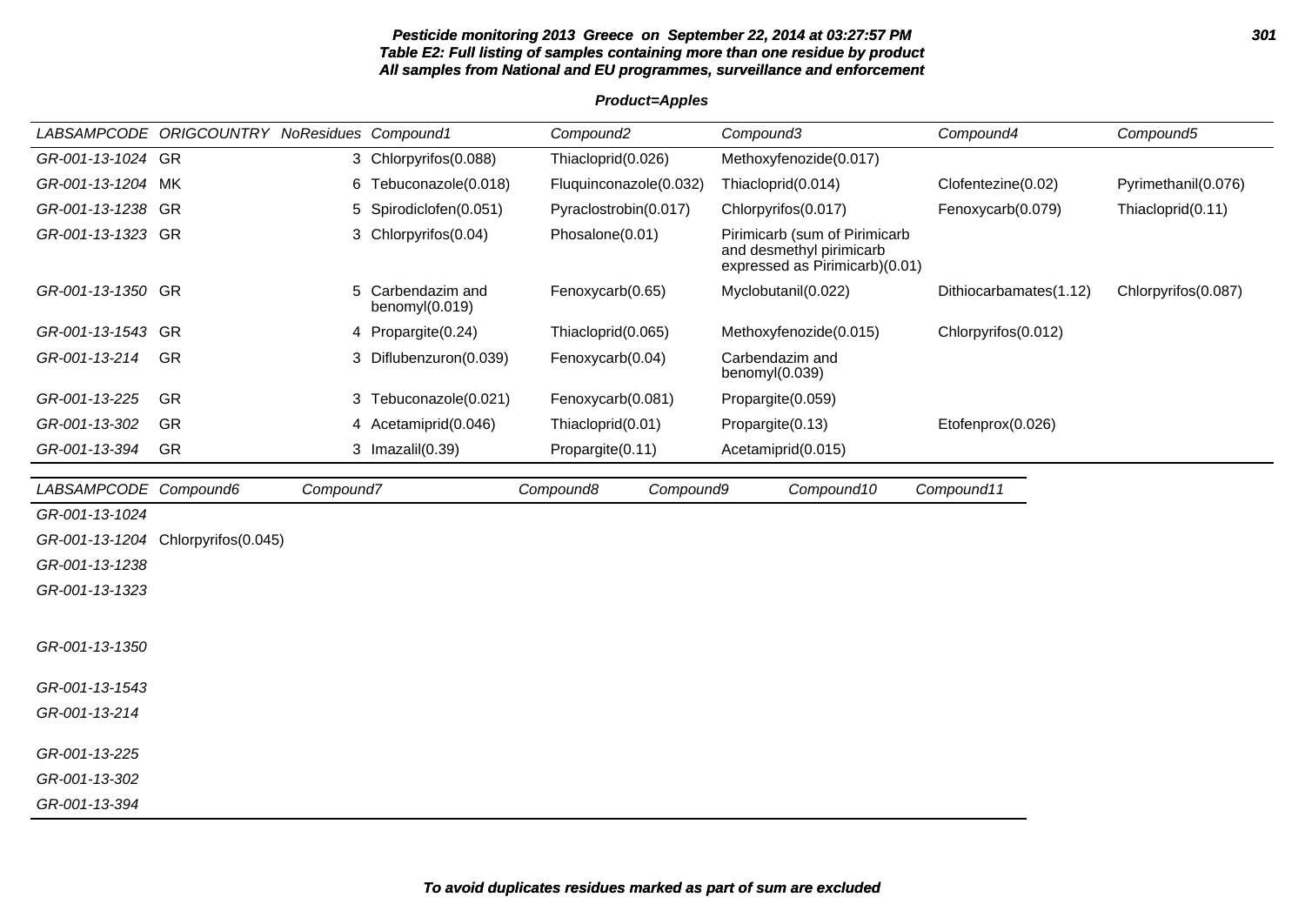**Pesticide monitoring 2013 Greece on September 22, 2014 at 03:27:57 PM**
**Table E2: Full listing of samples containing more than one residue by product**
**All samples from National and EU programmes, surveillance and enforcement**

**Product=Apples**

| LABSAMPCODE | ORIGCOUNTRY | NoResidues | Compound1 | Compound2 | Compound3 | Compound4 | Compound5 |
|---|---|---|---|---|---|---|---|
| GR-001-13-1024 | GR | 3 | Chlorpyrifos(0.088) | Thiacloprid(0.026) | Methoxyfenozide(0.017) | | |
| GR-001-13-1204 | MK | 6 | Tebuconazole(0.018) | Fluquinconazole(0.032) | Thiacloprid(0.014) | Clofentezine(0.02) | Pyrimethanil(0.076) |
| GR-001-13-1238 | GR | 5 | Spirodiclofen(0.051) | Pyraclostrobin(0.017) | Chlorpyrifos(0.017) | Fenoxycarb(0.079) | Thiacloprid(0.11) |
| GR-001-13-1323 | GR | 3 | Chlorpyrifos(0.04) | Phosalone(0.01) | Pirimicarb (sum of Pirimicarb and desmethyl pirimicarb expressed as Pirimicarb)(0.01) | | |
| GR-001-13-1350 | GR | 5 | Carbendazim and benomyl(0.019) | Fenoxycarb(0.65) | Myclobutanil(0.022) | Dithiocarbamates(1.12) | Chlorpyrifos(0.087) |
| GR-001-13-1543 | GR | 4 | Propargite(0.24) | Thiacloprid(0.065) | Methoxyfenozide(0.015) | Chlorpyrifos(0.012) | |
| GR-001-13-214 | GR | 3 | Diflubenzuron(0.039) | Fenoxycarb(0.04) | Carbendazim and benomyl(0.039) | | |
| GR-001-13-225 | GR | 3 | Tebuconazole(0.021) | Fenoxycarb(0.081) | Propargite(0.059) | | |
| GR-001-13-302 | GR | 4 | Acetamiprid(0.046) | Thiacloprid(0.01) | Propargite(0.13) | Etofenprox(0.026) | |
| GR-001-13-394 | GR | 3 | Imazalil(0.39) | Propargite(0.11) | Acetamiprid(0.015) | | |

| LABSAMPCODE | Compound6 | Compound7 | Compound8 | Compound9 | Compound10 | Compound11 |
|---|---|---|---|---|---|---|
| GR-001-13-1024 | | | | | | |
| GR-001-13-1204 | Chlorpyrifos(0.045) | | | | | |
| GR-001-13-1238 | | | | | | |
| GR-001-13-1323 | | | | | | |
| GR-001-13-1350 | | | | | | |
| GR-001-13-1543 | | | | | | |
| GR-001-13-214 | | | | | | |
| GR-001-13-225 | | | | | | |
| GR-001-13-302 | | | | | | |
| GR-001-13-394 | | | | | | |

***To avoid duplicates residues marked as part of sum are excluded***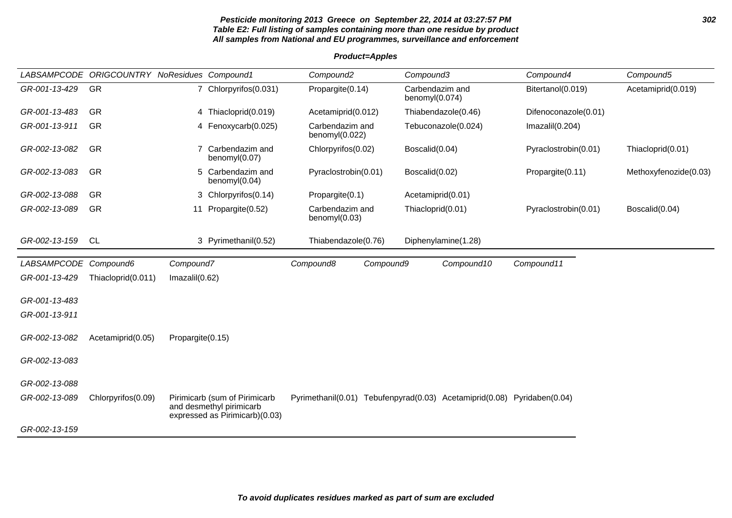**Pesticide monitoring 2013 Greece on September 22, 2014 at 03:27:57 PM**
**Table E2: Full listing of samples containing more than one residue by product**
**All samples from National and EU programmes, surveillance and enforcement**

**Product=Apples**

| LABSAMPCODE | ORIGCOUNTRY | NoResidues | Compound1 | Compound2 | Compound3 | Compound4 | Compound5 |
|---|---|---|---|---|---|---|---|
| GR-001-13-429 | GR | 7 | Chlorpyrifos(0.031) | Propargite(0.14) | Carbendazim and benomyl(0.074) | Bitertanol(0.019) | Acetamiprid(0.019) |
| GR-001-13-483 | GR | 4 | Thiacloprid(0.019) | Acetamiprid(0.012) | Thiabendazole(0.46) | Difenoconazole(0.01) | |
| GR-001-13-911 | GR | 4 | Fenoxycarb(0.025) | Carbendazim and benomyl(0.022) | Tebuconazole(0.024) | Imazalil(0.204) | |
| GR-002-13-082 | GR | 7 | Carbendazim and benomyl(0.07) | Chlorpyrifos(0.02) | Boscalid(0.04) | Pyraclostrobin(0.01) | Thiacloprid(0.01) |
| GR-002-13-083 | GR | 5 | Carbendazim and benomyl(0.04) | Pyraclostrobin(0.01) | Boscalid(0.02) | Propargite(0.11) | Methoxyfenozide(0.03) |
| GR-002-13-088 | GR | 3 | Chlorpyrifos(0.14) | Propargite(0.1) | Acetamiprid(0.01) | | |
| GR-002-13-089 | GR | 11 | Propargite(0.52) | Carbendazim and benomyl(0.03) | Thiacloprid(0.01) | Pyraclostrobin(0.01) | Boscalid(0.04) |
| GR-002-13-159 | CL | 3 | Pyrimethanil(0.52) | Thiabendazole(0.76) | Diphenylamine(1.28) | | |

| LABSAMPCODE | Compound6 | Compound7 | Compound8 | Compound9 | Compound10 | Compound11 |
|---|---|---|---|---|---|---|
| GR-001-13-429 | Thiacloprid(0.011) | Imazalil(0.62) | | | | |
| GR-001-13-483 | | | | | | |
| GR-001-13-911 | | | | | | |
| GR-002-13-082 | Acetamiprid(0.05) | Propargite(0.15) | | | | |
| GR-002-13-083 | | | | | | |
| GR-002-13-088 | | | | | | |
| GR-002-13-089 | Chlorpyrifos(0.09) | Pirimicarb (sum of Pirimicarb and desmethyl pirimicarb expressed as Pirimicarb)(0.03) | Pyrimethanil(0.01) | Tebufenpyrad(0.03) | Acetamiprid(0.08) | Pyridaben(0.04) |
| GR-002-13-159 | | | | | | |

**To avoid duplicates residues marked as part of sum are excluded**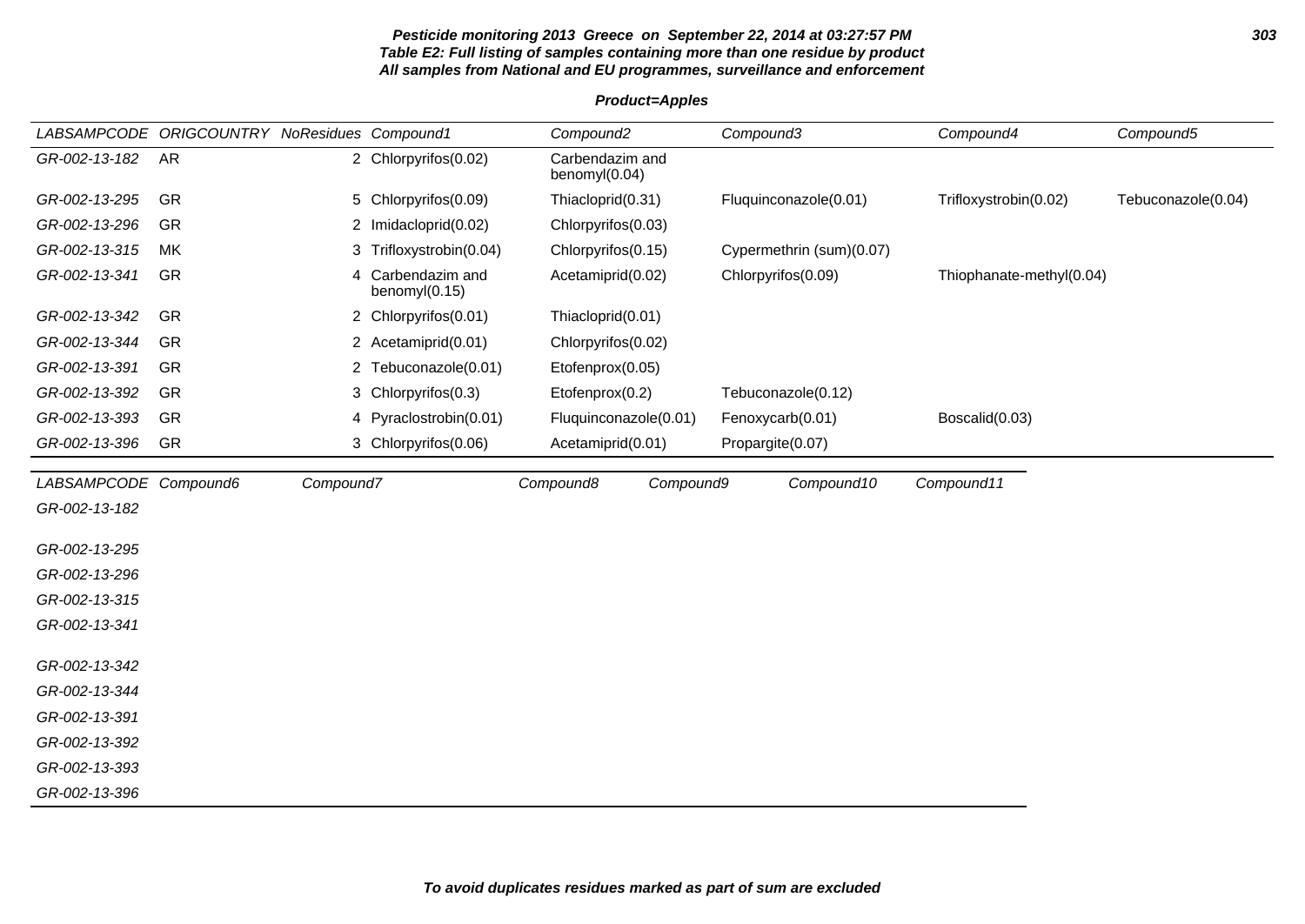**Pesticide monitoring 2013 Greece on September 22, 2014 at 03:27:57 PM**
**Table E2: Full listing of samples containing more than one residue by product**
**All samples from National and EU programmes, surveillance and enforcement**

**Product=Apples**

| LABSAMPCODE | ORIGCOUNTRY | NoResidues | Compound1 | Compound2 | Compound3 | Compound4 | Compound5 |
|---|---|---|---|---|---|---|---|
| GR-002-13-182 | AR | 2 | Chlorpyrifos(0.02) | Carbendazim and benomyl(0.04) | | | |
| GR-002-13-295 | GR | 5 | Chlorpyrifos(0.09) | Thiacloprid(0.31) | Fluquinconazole(0.01) | Trifloxystrobin(0.02) | Tebuconazole(0.04) |
| GR-002-13-296 | GR | 2 | Imidacloprid(0.02) | Chlorpyrifos(0.03) | | | |
| GR-002-13-315 | MK | 3 | Trifloxystrobin(0.04) | Chlorpyrifos(0.15) | Cypermethrin (sum)(0.07) | | |
| GR-002-13-341 | GR | 4 | Carbendazim and benomyl(0.15) | Acetamiprid(0.02) | Chlorpyrifos(0.09) | Thiophanate-methyl(0.04) | |
| GR-002-13-342 | GR | 2 | Chlorpyrifos(0.01) | Thiacloprid(0.01) | | | |
| GR-002-13-344 | GR | 2 | Acetamiprid(0.01) | Chlorpyrifos(0.02) | | | |
| GR-002-13-391 | GR | 2 | Tebuconazole(0.01) | Etofenprox(0.05) | | | |
| GR-002-13-392 | GR | 3 | Chlorpyrifos(0.3) | Etofenprox(0.2) | Tebuconazole(0.12) | | |
| GR-002-13-393 | GR | 4 | Pyraclostrobin(0.01) | Fluquinconazole(0.01) | Fenoxycarb(0.01) | Boscalid(0.03) | |
| GR-002-13-396 | GR | 3 | Chlorpyrifos(0.06) | Acetamiprid(0.01) | Propargite(0.07) | | |

| LABSAMPCODE | Compound6 | Compound7 | Compound8 | Compound9 | Compound10 | Compound11 |
|---|---|---|---|---|---|---|
| GR-002-13-182 | | | | | | |
| GR-002-13-295 | | | | | | |
| GR-002-13-296 | | | | | | |
| GR-002-13-315 | | | | | | |
| GR-002-13-341 | | | | | | |
| GR-002-13-342 | | | | | | |
| GR-002-13-344 | | | | | | |
| GR-002-13-391 | | | | | | |
| GR-002-13-392 | | | | | | |
| GR-002-13-393 | | | | | | |
| GR-002-13-396 | | | | | | |

**To avoid duplicates residues marked as part of sum are excluded**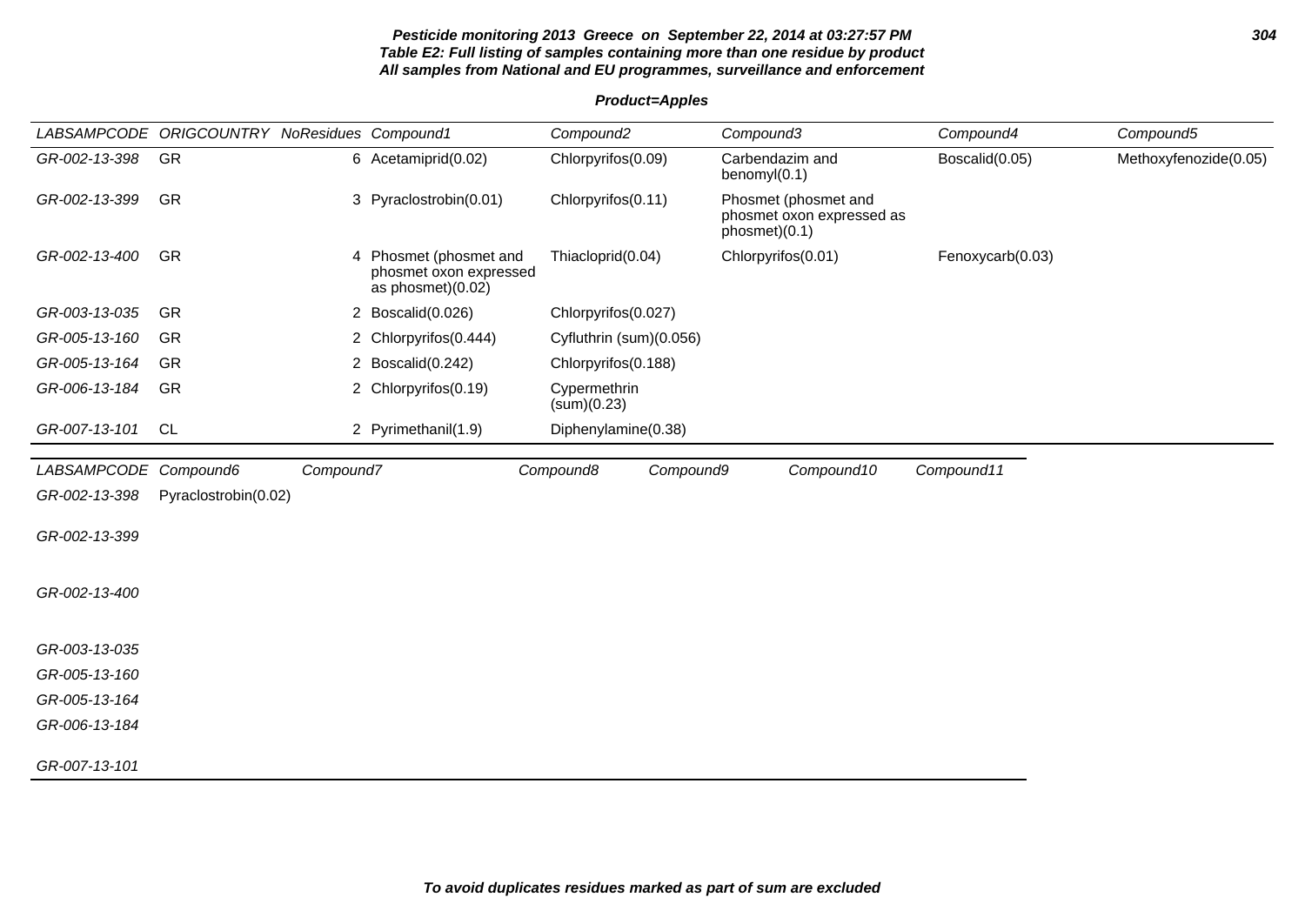**Pesticide monitoring 2013 Greece on September 22, 2014 at 03:27:57 PM**
**Table E2: Full listing of samples containing more than one residue by product**
**All samples from National and EU programmes, surveillance and enforcement**

**Product=Apples**

| LABSAMPCODE | ORIGCOUNTRY | NoResidues | Compound1 | Compound2 | Compound3 | Compound4 | Compound5 |
|---|---|---|---|---|---|---|---|
| GR-002-13-398 | GR | 6 | Acetamiprid(0.02) | Chlorpyrifos(0.09) | Carbendazim and benomyl(0.1) | Boscalid(0.05) | Methoxyfenozide(0.05) |
| GR-002-13-399 | GR | 3 | Pyraclostrobin(0.01) | Chlorpyrifos(0.11) | Phosmet (phosmet and phosmet oxon expressed as phosmet)(0.1) | | |
| GR-002-13-400 | GR | 4 | Phosmet (phosmet and phosmet oxon expressed as phosmet)(0.02) | Thiacloprid(0.04) | Chlorpyrifos(0.01) | Fenoxycarb(0.03) | |
| GR-003-13-035 | GR | 2 | Boscalid(0.026) | Chlorpyrifos(0.027) | | | |
| GR-005-13-160 | GR | 2 | Chlorpyrifos(0.444) | Cyfluthrin (sum)(0.056) | | | |
| GR-005-13-164 | GR | 2 | Boscalid(0.242) | Chlorpyrifos(0.188) | | | |
| GR-006-13-184 | GR | 2 | Chlorpyrifos(0.19) | Cypermethrin (sum)(0.23) | | | |
| GR-007-13-101 | CL | 2 | Pyrimethanil(1.9) | Diphenylamine(0.38) | | | |

| LABSAMPCODE | Compound6 | Compound7 | Compound8 | Compound9 | Compound10 | Compound11 |
|---|---|---|---|---|---|---|
| GR-002-13-398 | Pyraclostrobin(0.02) | | | | | |
| GR-002-13-399 | | | | | | |
| GR-002-13-400 | | | | | | |
| GR-003-13-035 | | | | | | |
| GR-005-13-160 | | | | | | |
| GR-005-13-164 | | | | | | |
| GR-006-13-184 | | | | | | |
| GR-007-13-101 | | | | | | |

**To avoid duplicates residues marked as part of sum are excluded**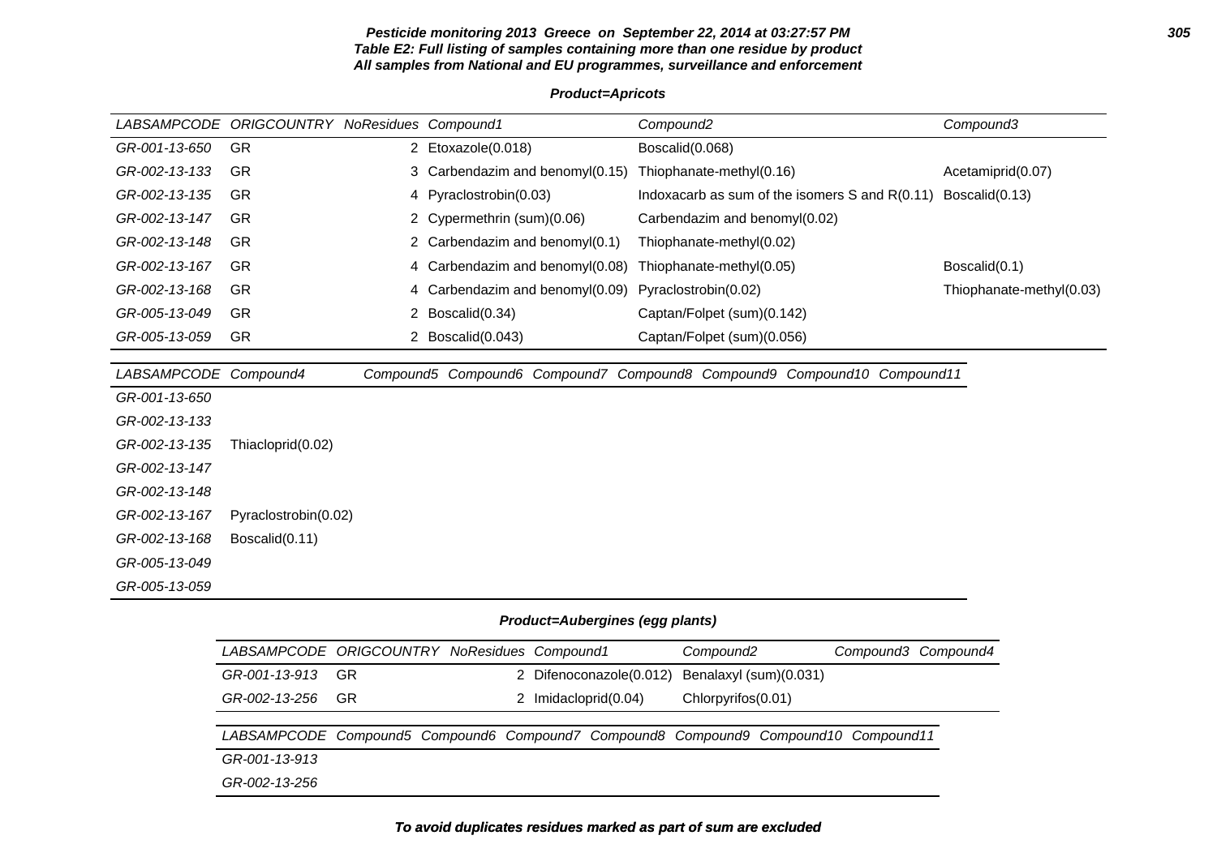**Table E2: Full listing of samples containing more than one residue by product**
**All samples from National and EU programmes, surveillance and enforcement**

**Product=Apricots**

| LABSAMPCODE | ORIGCOUNTRY | NoResidues | Compound1 | Compound2 | Compound3 |
|---|---|---|---|---|---|
| GR-001-13-650 | GR | 2 | Etoxazole(0.018) | Boscalid(0.068) | |
| GR-002-13-133 | GR | 3 | Carbendazim and benomyl(0.15) | Thiophanate-methyl(0.16) | Acetamiprid(0.07) |
| GR-002-13-135 | GR | 4 | Pyraclostrobin(0.03) | Indoxacarb as sum of the isomers S and R(0.11) | Boscalid(0.13) |
| GR-002-13-147 | GR | 2 | Cypermethrin (sum)(0.06) | Carbendazim and benomyl(0.02) | |
| GR-002-13-148 | GR | 2 | Carbendazim and benomyl(0.1) | Thiophanate-methyl(0.02) | |
| GR-002-13-167 | GR | 4 | Carbendazim and benomyl(0.08) | Thiophanate-methyl(0.05) | Boscalid(0.1) |
| GR-002-13-168 | GR | 4 | Carbendazim and benomyl(0.09) | Pyraclostrobin(0.02) | Thiophanate-methyl(0.03) |
| GR-005-13-049 | GR | 2 | Boscalid(0.34) | Captan/Folpet (sum)(0.142) | |
| GR-005-13-059 | GR | 2 | Boscalid(0.043) | Captan/Folpet (sum)(0.056) | |

| LABSAMPCODE | Compound4 | Compound5 | Compound6 | Compound7 | Compound8 | Compound9 | Compound10 | Compound11 |
|---|---|---|---|---|---|---|---|---|
| GR-001-13-650 | | | | | | | | |
| GR-002-13-133 | | | | | | | | |
| GR-002-13-135 | Thiacloprid(0.02) | | | | | | | |
| GR-002-13-147 | | | | | | | | |
| GR-002-13-148 | | | | | | | | |
| GR-002-13-167 | Pyraclostrobin(0.02) | | | | | | | |
| GR-002-13-168 | Boscalid(0.11) | | | | | | | |
| GR-005-13-049 | | | | | | | | |
| GR-005-13-059 | | | | | | | | |

**Product=Aubergines (egg plants)**

| LABSAMPCODE | ORIGCOUNTRY | NoResidues | Compound1 | Compound2 | Compound3 | Compound4 |
|---|---|---|---|---|---|---|
| GR-001-13-913 | GR | 2 | Difenoconazole(0.012) | Benalaxyl (sum)(0.031) | | |
| GR-002-13-256 | GR | 2 | Imidacloprid(0.04) | Chlorpyrifos(0.01) | | |

| LABSAMPCODE | Compound5 | Compound6 | Compound7 | Compound8 | Compound9 | Compound10 | Compound11 |
|---|---|---|---|---|---|---|---|
| GR-001-13-913 | | | | | | | |
| GR-002-13-256 | | | | | | | |

**To avoid duplicates residues marked as part of sum are excluded**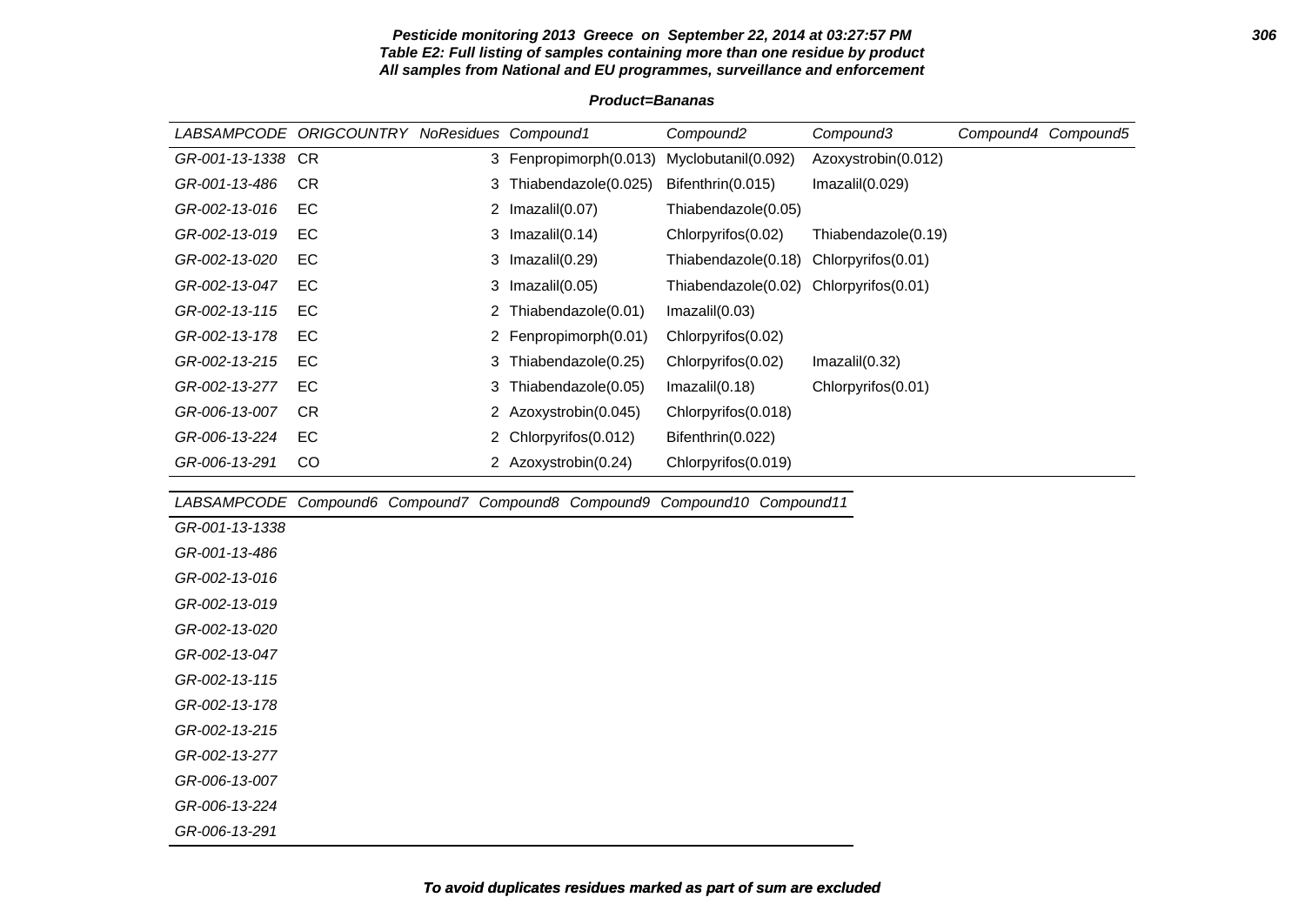**Pesticide monitoring 2013 Greece on September 22, 2014 at 03:27:57 PM**
**Table E2: Full listing of samples containing more than one residue by product**
**All samples from National and EU programmes, surveillance and enforcement**

**Product=Bananas**

| LABSAMPCODE | ORIGCOUNTRY | NoResidues | Compound1 | Compound2 | Compound3 | Compound4 | Compound5 |
|---|---|---|---|---|---|---|---|
| GR-001-13-1338 | CR | 3 | Fenpropimorph(0.013) | Myclobutanil(0.092) | Azoxystrobin(0.012) | | |
| GR-001-13-486 | CR | 3 | Thiabendazole(0.025) | Bifenthrin(0.015) | Imazalil(0.029) | | |
| GR-002-13-016 | EC | 2 | Imazalil(0.07) | Thiabendazole(0.05) | | | |
| GR-002-13-019 | EC | 3 | Imazalil(0.14) | Chlorpyrifos(0.02) | Thiabendazole(0.19) | | |
| GR-002-13-020 | EC | 3 | Imazalil(0.29) | Thiabendazole(0.18) | Chlorpyrifos(0.01) | | |
| GR-002-13-047 | EC | 3 | Imazalil(0.05) | Thiabendazole(0.02) | Chlorpyrifos(0.01) | | |
| GR-002-13-115 | EC | 2 | Thiabendazole(0.01) | Imazalil(0.03) | | | |
| GR-002-13-178 | EC | 2 | Fenpropimorph(0.01) | Chlorpyrifos(0.02) | | | |
| GR-002-13-215 | EC | 3 | Thiabendazole(0.25) | Chlorpyrifos(0.02) | Imazalil(0.32) | | |
| GR-002-13-277 | EC | 3 | Thiabendazole(0.05) | Imazalil(0.18) | Chlorpyrifos(0.01) | | |
| GR-006-13-007 | CR | 2 | Azoxystrobin(0.045) | Chlorpyrifos(0.018) | | | |
| GR-006-13-224 | EC | 2 | Chlorpyrifos(0.012) | Bifenthrin(0.022) | | | |
| GR-006-13-291 | CO | 2 | Azoxystrobin(0.24) | Chlorpyrifos(0.019) | | | |

| LABSAMPCODE | Compound6 | Compound7 | Compound8 | Compound9 | Compound10 | Compound11 |
|---|---|---|---|---|---|---|
| GR-001-13-1338 | | | | | | |
| GR-001-13-486 | | | | | | |
| GR-002-13-016 | | | | | | |
| GR-002-13-019 | | | | | | |
| GR-002-13-020 | | | | | | |
| GR-002-13-047 | | | | | | |
| GR-002-13-115 | | | | | | |
| GR-002-13-178 | | | | | | |
| GR-002-13-215 | | | | | | |
| GR-002-13-277 | | | | | | |
| GR-006-13-007 | | | | | | |
| GR-006-13-224 | | | | | | |
| GR-006-13-291 | | | | | | |

**To avoid duplicates residues marked as part of sum are excluded**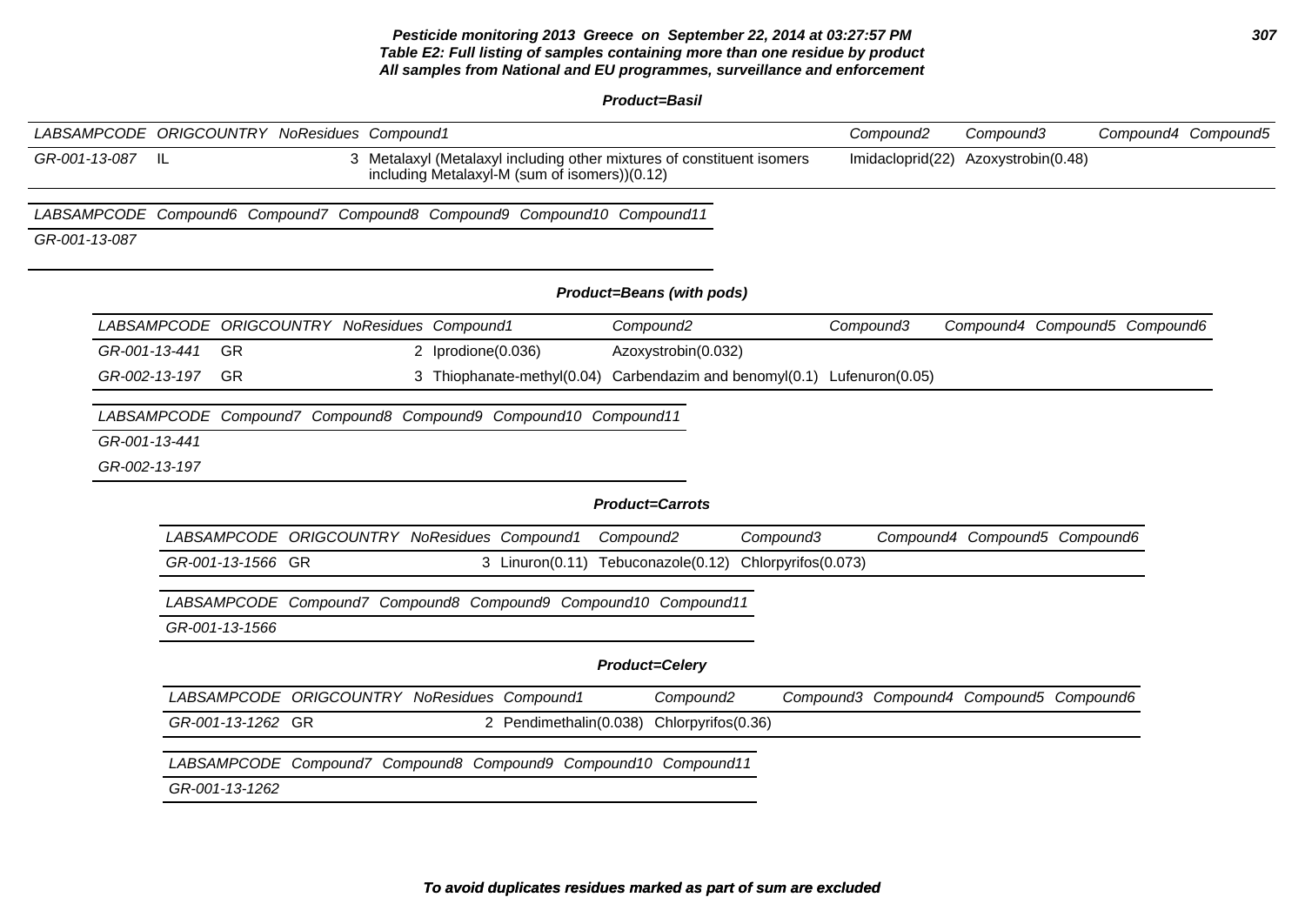**Product=Basil**

| LABSAMPCODE | ORIGCOUNTRY | NoResidues | Compound1 | Compound2 | Compound3 | Compound4 | Compound5 |
|---|---|---|---|---|---|---|---|
| GR-001-13-087 | IL | 3 | Metalaxyl (Metalaxyl including other mixtures of constituent isomers including Metalaxyl-M (sum of isomers))(0.12) | Imidacloprid(22) | Azoxystrobin(0.48) | | |

| LABSAMPCODE | Compound6 | Compound7 | Compound8 | Compound9 | Compound10 | Compound11 |
|---|---|---|---|---|---|---|
| GR-001-13-087 | | | | | | |

**Product=Beans (with pods)**

| LABSAMPCODE | ORIGCOUNTRY | NoResidues | Compound1 | Compound2 | Compound3 | Compound4 | Compound5 | Compound6 |
|---|---|---|---|---|---|---|---|---|
| GR-001-13-441 | GR | 2 | Iprodione(0.036) | Azoxystrobin(0.032) | | | | |
| GR-002-13-197 | GR | 3 | Thiophanate-methyl(0.04) | Carbendazim and benomyl(0.1) | Lufenuron(0.05) | | | |

| LABSAMPCODE | Compound7 | Compound8 | Compound9 | Compound10 | Compound11 |
|---|---|---|---|---|---|
| GR-001-13-441 | | | | | |
| GR-002-13-197 | | | | | |

**Product=Carrots**

| LABSAMPCODE | ORIGCOUNTRY | NoResidues | Compound1 | Compound2 | Compound3 | Compound4 | Compound5 | Compound6 |
|---|---|---|---|---|---|---|---|---|
| GR-001-13-1566 | GR | 3 | Linuron(0.11) | Tebuconazole(0.12) | Chlorpyrifos(0.073) | | | |

| LABSAMPCODE | Compound7 | Compound8 | Compound9 | Compound10 | Compound11 |
|---|---|---|---|---|---|
| GR-001-13-1566 | | | | | |

**Product=Celery**

| LABSAMPCODE | ORIGCOUNTRY | NoResidues | Compound1 | Compound2 | Compound3 | Compound4 | Compound5 | Compound6 |
|---|---|---|---|---|---|---|---|---|
| GR-001-13-1262 | GR | 2 | Pendimethalin(0.038) | Chlorpyrifos(0.36) | | | | |

| LABSAMPCODE | Compound7 | Compound8 | Compound9 | Compound10 | Compound11 |
|---|---|---|---|---|---|
| GR-001-13-1262 | | | | | |

**To avoid duplicates residues marked as part of sum are excluded**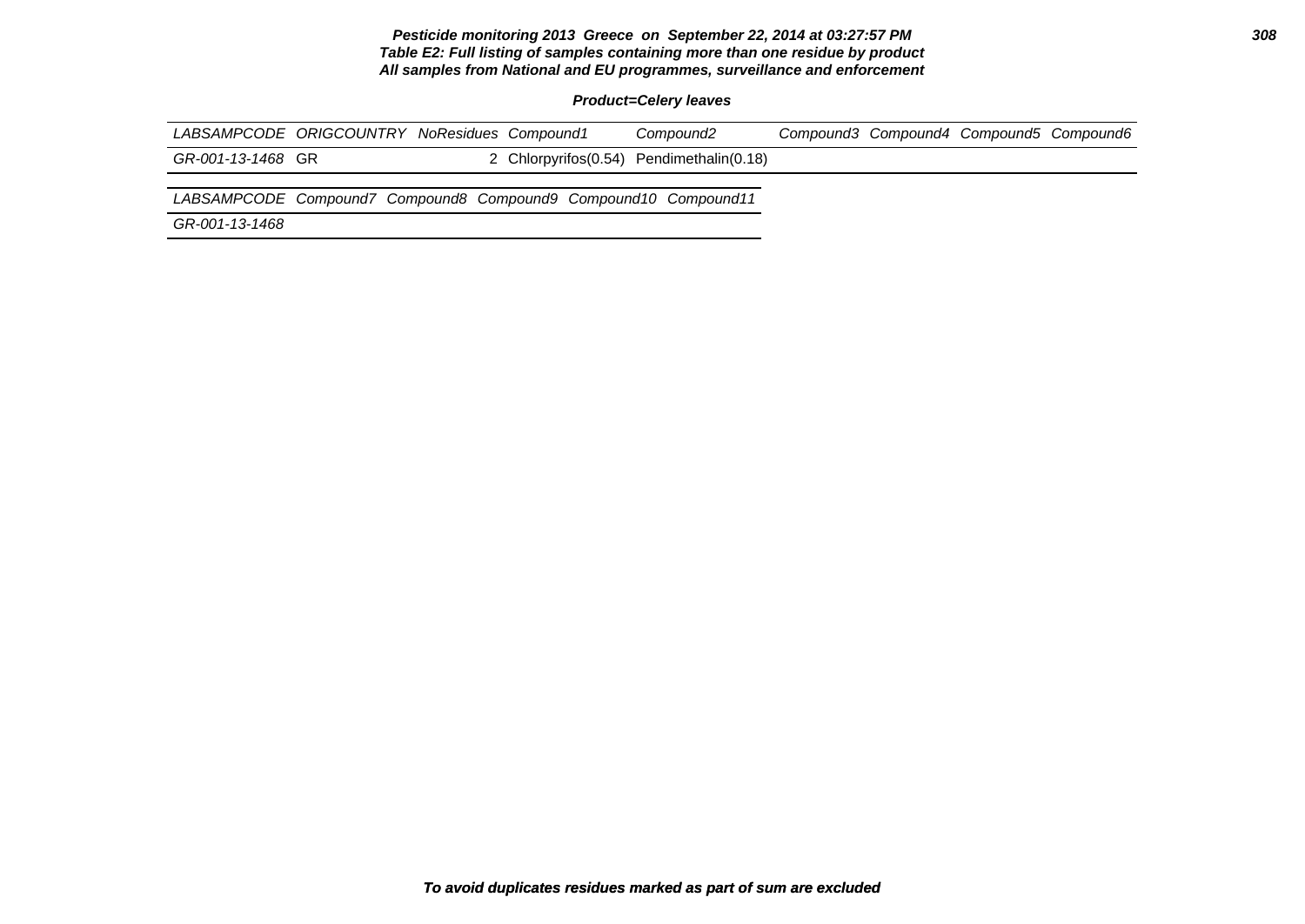**Pesticide monitoring 2013 Greece on September 22, 2014 at 03:27:57 PM**
**Table E2: Full listing of samples containing more than one residue by product**
**All samples from National and EU programmes, surveillance and enforcement**

**Product=Celery leaves**

| LABSAMPCODE | ORIGCOUNTRY | NoResidues | Compound1 | Compound2 | Compound3 | Compound4 | Compound5 | Compound6 |
|---|---|---|---|---|---|---|---|---|
| GR-001-13-1468 | GR | 2 | Chlorpyrifos(0.54) | Pendimethalin(0.18) | | | | |

| LABSAMPCODE | Compound7 | Compound8 | Compound9 | Compound10 | Compound11 |
|---|---|---|---|---|---|
| GR-001-13-1468 | | | | | |

**To avoid duplicates residues marked as part of sum are excluded**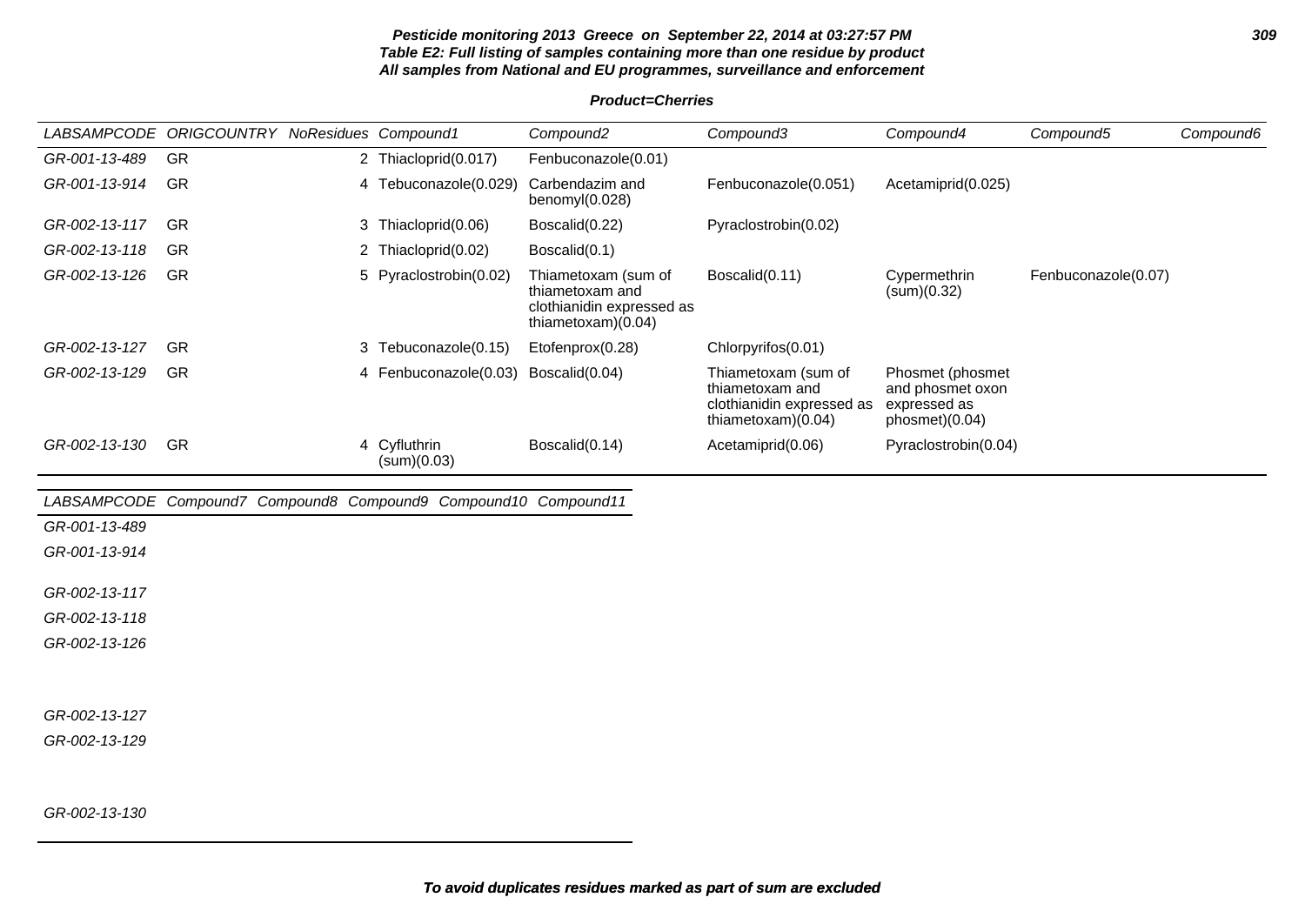**Pesticide monitoring 2013 Greece on September 22, 2014 at 03:27:57 PM**
**Table E2: Full listing of samples containing more than one residue by product**
**All samples from National and EU programmes, surveillance and enforcement**

**Product=Cherries**

| LABSAMPCODE | ORIGCOUNTRY | NoResidues | Compound1 | Compound2 | Compound3 | Compound4 | Compound5 | Compound6 |
|---|---|---|---|---|---|---|---|---|
| GR-001-13-489 | GR | 2 | Thiacloprid(0.017) | Fenbuconazole(0.01) | | | | |
| GR-001-13-914 | GR | 4 | Tebuconazole(0.029) | Carbendazim and benomyl(0.028) | Fenbuconazole(0.051) | Acetamiprid(0.025) | | |
| GR-002-13-117 | GR | 3 | Thiacloprid(0.06) | Boscalid(0.22) | Pyraclostrobin(0.02) | | | |
| GR-002-13-118 | GR | 2 | Thiacloprid(0.02) | Boscalid(0.1) | | | | |
| GR-002-13-126 | GR | 5 | Pyraclostrobin(0.02) | Thiametoxam (sum of thiametoxam and clothianidin expressed as thiametoxam)(0.04) | Boscalid(0.11) | Cypermethrin (sum)(0.32) | Fenbuconazole(0.07) | |
| GR-002-13-127 | GR | 3 | Tebuconazole(0.15) | Etofenprox(0.28) | Chlorpyrifos(0.01) | | | |
| GR-002-13-129 | GR | 4 | Fenbuconazole(0.03) | Boscalid(0.04) | Thiametoxam (sum of thiametoxam and clothianidin expressed as thiametoxam)(0.04) | Phosmet (phosmet and phosmet oxon expressed as phosmet)(0.04) | | |
| GR-002-13-130 | GR | 4 | Cyfluthrin (sum)(0.03) | Boscalid(0.14) | Acetamiprid(0.06) | Pyraclostrobin(0.04) | | |

| LABSAMPCODE | Compound7 | Compound8 | Compound9 | Compound10 | Compound11 |
|---|---|---|---|---|---|
| GR-001-13-489 | | | | | |
| GR-001-13-914 | | | | | |
| GR-002-13-117 | | | | | |
| GR-002-13-118 | | | | | |
| GR-002-13-126 | | | | | |
| GR-002-13-127 | | | | | |
| GR-002-13-129 | | | | | |
| GR-002-13-130 | | | | | |

**To avoid duplicates residues marked as part of sum are excluded**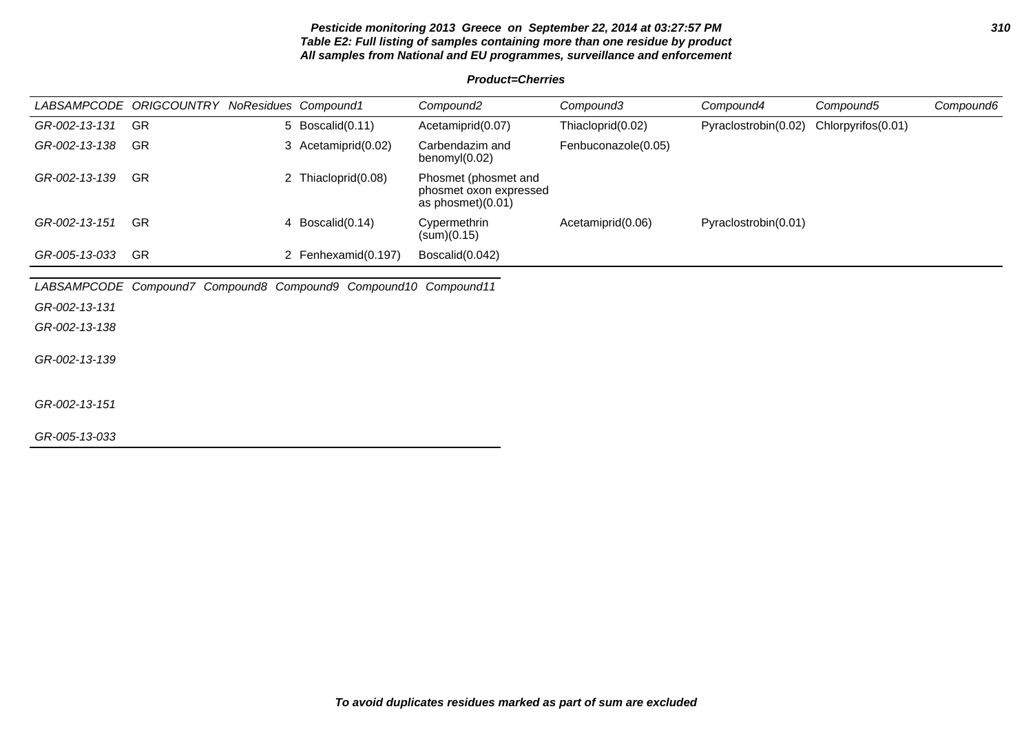**Pesticide monitoring 2013 Greece on September 22, 2014 at 03:27:57 PM**
**Table E2: Full listing of samples containing more than one residue by product**
**All samples from National and EU programmes, surveillance and enforcement**

**Product=Cherries**

| LABSAMPCODE | ORIGCOUNTRY | NoResidues | Compound1 | Compound2 | Compound3 | Compound4 | Compound5 | Compound6 |
|---|---|---|---|---|---|---|---|---|
| GR-002-13-131 | GR | 5 | Boscalid(0.11) | Acetamiprid(0.07) | Thiacloprid(0.02) | Pyraclostrobin(0.02) | Chlorpyrifos(0.01) | |
| GR-002-13-138 | GR | 3 | Acetamiprid(0.02) | Carbendazim and benomyl(0.02) | Fenbuconazole(0.05) | | | |
| GR-002-13-139 | GR | 2 | Thiacloprid(0.08) | Phosmet (phosmet and phosmet oxon expressed as phosmet)(0.01) | | | | |
| GR-002-13-151 | GR | 4 | Boscalid(0.14) | Cypermethrin (sum)(0.15) | Acetamiprid(0.06) | Pyraclostrobin(0.01) | | |
| GR-005-13-033 | GR | 2 | Fenhexamid(0.197) | Boscalid(0.042) | | | | |

| LABSAMPCODE | Compound7 | Compound8 | Compound9 | Compound10 | Compound11 |
|---|---|---|---|---|---|
| GR-002-13-131 | | | | | |
| GR-002-13-138 | | | | | |
| GR-002-13-139 | | | | | |
| GR-002-13-151 | | | | | |
| GR-005-13-033 | | | | | |

**To avoid duplicates residues marked as part of sum are excluded**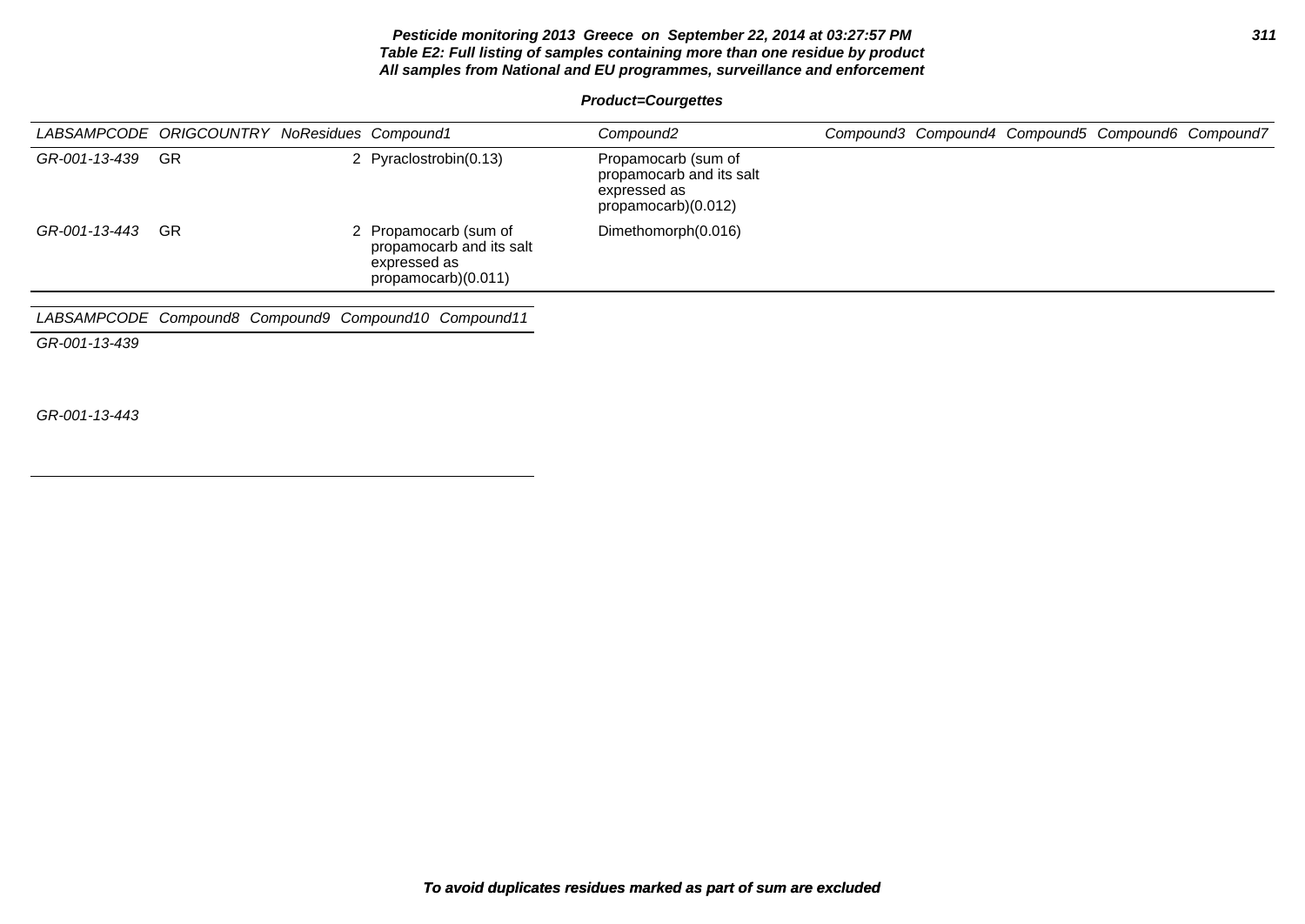**Product=Courgettes**

| LABSAMPCODE | ORIGCOUNTRY | NoResidues | Compound1 | Compound2 | Compound3 | Compound4 | Compound5 | Compound6 | Compound7 |
|---|---|---|---|---|---|---|---|---|---|
| GR-001-13-439 | GR | 2 | Pyraclostrobin(0.13) | Propamocarb (sum of propamocarb and its salt expressed as propamocarb)(0.012) | | | | | |
| GR-001-13-443 | GR | 2 | Propamocarb (sum of propamocarb and its salt expressed as propamocarb)(0.011) | Dimethomorph(0.016) | | | | | |

| LABSAMPCODE | Compound8 | Compound9 | Compound10 | Compound11 |
|---|---|---|---|---|
| GR-001-13-439 | | | | |
| GR-001-13-443 | | | | |

*To avoid duplicates residues marked as part of sum are excluded*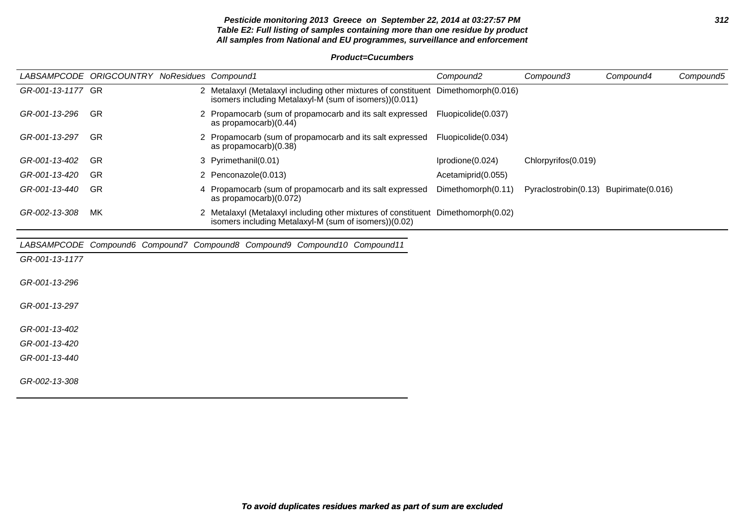**Pesticide monitoring 2013 Greece on September 22, 2014 at 03:27:57 PM**
**Table E2: Full listing of samples containing more than one residue by product**
**All samples from National and EU programmes, surveillance and enforcement**

**Product=Cucumbers**

| LABSAMPCODE | ORIGCOUNTRY | NoResidues | Compound1 | Compound2 | Compound3 | Compound4 | Compound5 |
|---|---|---|---|---|---|---|---|
| GR-001-13-1177 | GR | 2 | Metalaxyl (Metalaxyl including other mixtures of constituent isomers including Metalaxyl-M (sum of isomers))(0.011) | Dimethomorph(0.016) | | | |
| GR-001-13-296 | GR | 2 | Propamocarb (sum of propamocarb and its salt expressed as propamocarb)(0.44) | Fluopicolide(0.037) | | | |
| GR-001-13-297 | GR | 2 | Propamocarb (sum of propamocarb and its salt expressed as propamocarb)(0.38) | Fluopicolide(0.034) | | | |
| GR-001-13-402 | GR | 3 | Pyrimethanil(0.01) | Iprodione(0.024) | Chlorpyrifos(0.019) | | |
| GR-001-13-420 | GR | 2 | Penconazole(0.013) | Acetamiprid(0.055) | | | |
| GR-001-13-440 | GR | 4 | Propamocarb (sum of propamocarb and its salt expressed as propamocarb)(0.072) | Dimethomorph(0.11) | Pyraclostrobin(0.13) | Bupirimate(0.016) | |
| GR-002-13-308 | MK | 2 | Metalaxyl (Metalaxyl including other mixtures of constituent isomers including Metalaxyl-M (sum of isomers))(0.02) | Dimethomorph(0.02) | | | |

| LABSAMPCODE | Compound6 | Compound7 | Compound8 | Compound9 | Compound10 | Compound11 |
|---|---|---|---|---|---|---|
| GR-001-13-1177 | | | | | | |
| GR-001-13-296 | | | | | | |
| GR-001-13-297 | | | | | | |
| GR-001-13-402 | | | | | | |
| GR-001-13-420 | | | | | | |
| GR-001-13-440 | | | | | | |
| GR-002-13-308 | | | | | | |

**To avoid duplicates residues marked as part of sum are excluded**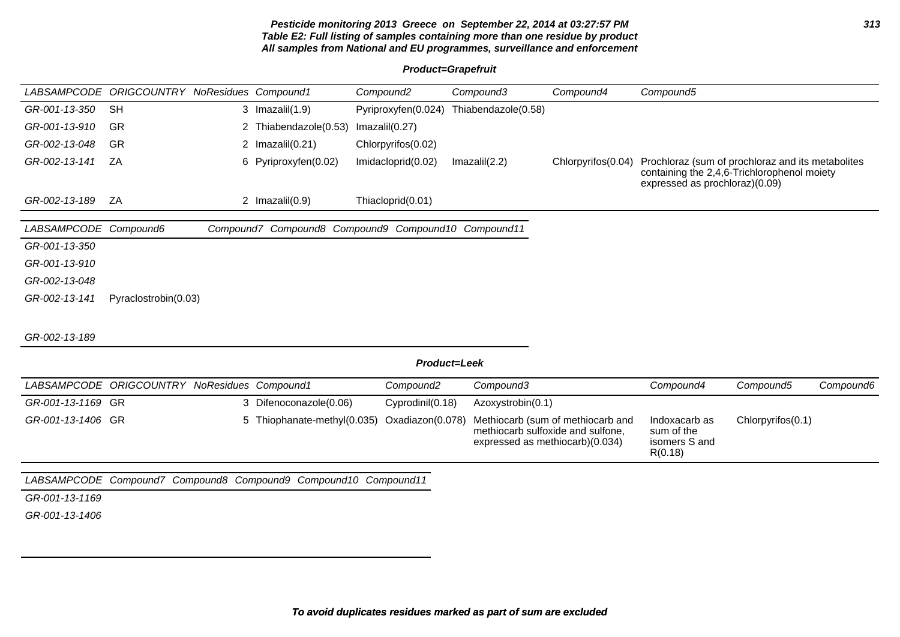**Pesticide monitoring 2013 Greece on September 22, 2014 at 03:27:57 PM**
**Table E2: Full listing of samples containing more than one residue by product**
**All samples from National and EU programmes, surveillance and enforcement**

**Product=Grapefruit**

| LABSAMPCODE | ORIGCOUNTRY | NoResidues | Compound1 | Compound2 | Compound3 | Compound4 | Compound5 |
|---|---|---|---|---|---|---|---|
| GR-001-13-350 | SH | 3 | Imazalil(1.9) | Pyriproxyfen(0.024) | Thiabendazole(0.58) | | |
| GR-001-13-910 | GR | 2 | Thiabendazole(0.53) | Imazalil(0.27) | | | |
| GR-002-13-048 | GR | 2 | Imazalil(0.21) | Chlorpyrifos(0.02) | | | |
| GR-002-13-141 | ZA | 6 | Pyriproxyfen(0.02) | Imidacloprid(0.02) | Imazalil(2.2) | Chlorpyrifos(0.04) | Prochloraz (sum of prochloraz and its metabolites containing the 2,4,6-Trichlorophenol moiety expressed as prochloraz)(0.09) |
| GR-002-13-189 | ZA | 2 | Imazalil(0.9) | Thiacloprid(0.01) | | | |

| LABSAMPCODE | Compound6 | Compound7 | Compound8 | Compound9 | Compound10 | Compound11 |
|---|---|---|---|---|---|---|
| GR-001-13-350 | | | | | | |
| GR-001-13-910 | | | | | | |
| GR-002-13-048 | | | | | | |
| GR-002-13-141 | Pyraclostrobin(0.03) | | | | | |
| GR-002-13-189 | | | | | | |

**Product=Leek**

| LABSAMPCODE | ORIGCOUNTRY | NoResidues | Compound1 | Compound2 | Compound3 | Compound4 | Compound5 | Compound6 |
|---|---|---|---|---|---|---|---|---|
| GR-001-13-1169 | GR | 3 | Difenoconazole(0.06) | Cyprodinil(0.18) | Azoxystrobin(0.1) | | | |
| GR-001-13-1406 | GR | 5 | Thiophanate-methyl(0.035) | Oxadiazon(0.078) | Methiocarb (sum of methiocarb and methiocarb sulfoxide and sulfone, expressed as methiocarb)(0.034) | Indoxacarb as sum of the isomers S and R(0.18) | Chlorpyrifos(0.1) | |

| LABSAMPCODE | Compound7 | Compound8 | Compound9 | Compound10 | Compound11 |
|---|---|---|---|---|---|
| GR-001-13-1169 | | | | | |
| GR-001-13-1406 | | | | | |

**To avoid duplicates residues marked as part of sum are excluded**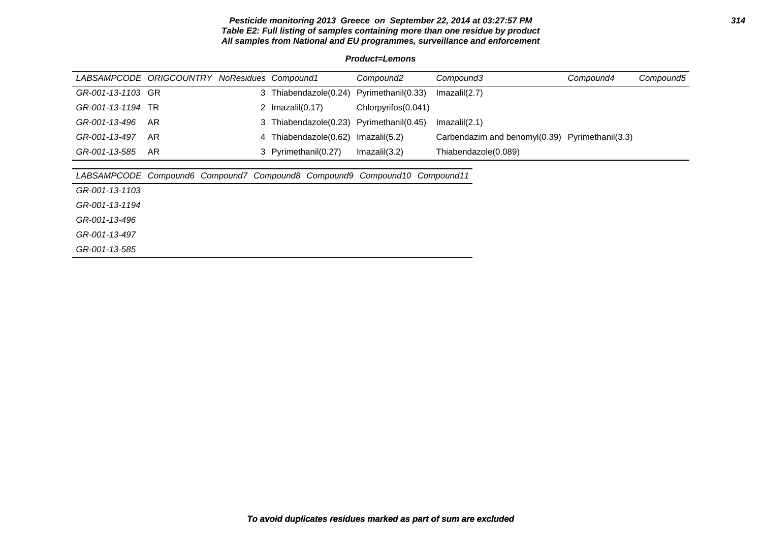**Pesticide monitoring 2013 Greece on September 22, 2014 at 03:27:57 PM**
**Table E2: Full listing of samples containing more than one residue by product**
**All samples from National and EU programmes, surveillance and enforcement**

**Product=Lemons**

| LABSAMPCODE | ORIGCOUNTRY | NoResidues | Compound1 | Compound2 | Compound3 | Compound4 | Compound5 |
|---|---|---|---|---|---|---|---|
| GR-001-13-1103 | GR | 3 | Thiabendazole(0.24) | Pyrimethanil(0.33) | Imazalil(2.7) | | |
| GR-001-13-1194 | TR | 2 | Imazalil(0.17) | Chlorpyrifos(0.041) | | | |
| GR-001-13-496 | AR | 3 | Thiabendazole(0.23) | Pyrimethanil(0.45) | Imazalil(2.1) | | |
| GR-001-13-497 | AR | 4 | Thiabendazole(0.62) | Imazalil(5.2) | Carbendazim and benomyl(0.39) | Pyrimethanil(3.3) | |
| GR-001-13-585 | AR | 3 | Pyrimethanil(0.27) | Imazalil(3.2) | Thiabendazole(0.089) | | |

| LABSAMPCODE | Compound6 | Compound7 | Compound8 | Compound9 | Compound10 | Compound11 |
|---|---|---|---|---|---|---|
| GR-001-13-1103 | | | | | | |
| GR-001-13-1194 | | | | | | |
| GR-001-13-496 | | | | | | |
| GR-001-13-497 | | | | | | |
| GR-001-13-585 | | | | | | |

**To avoid duplicates residues marked as part of sum are excluded**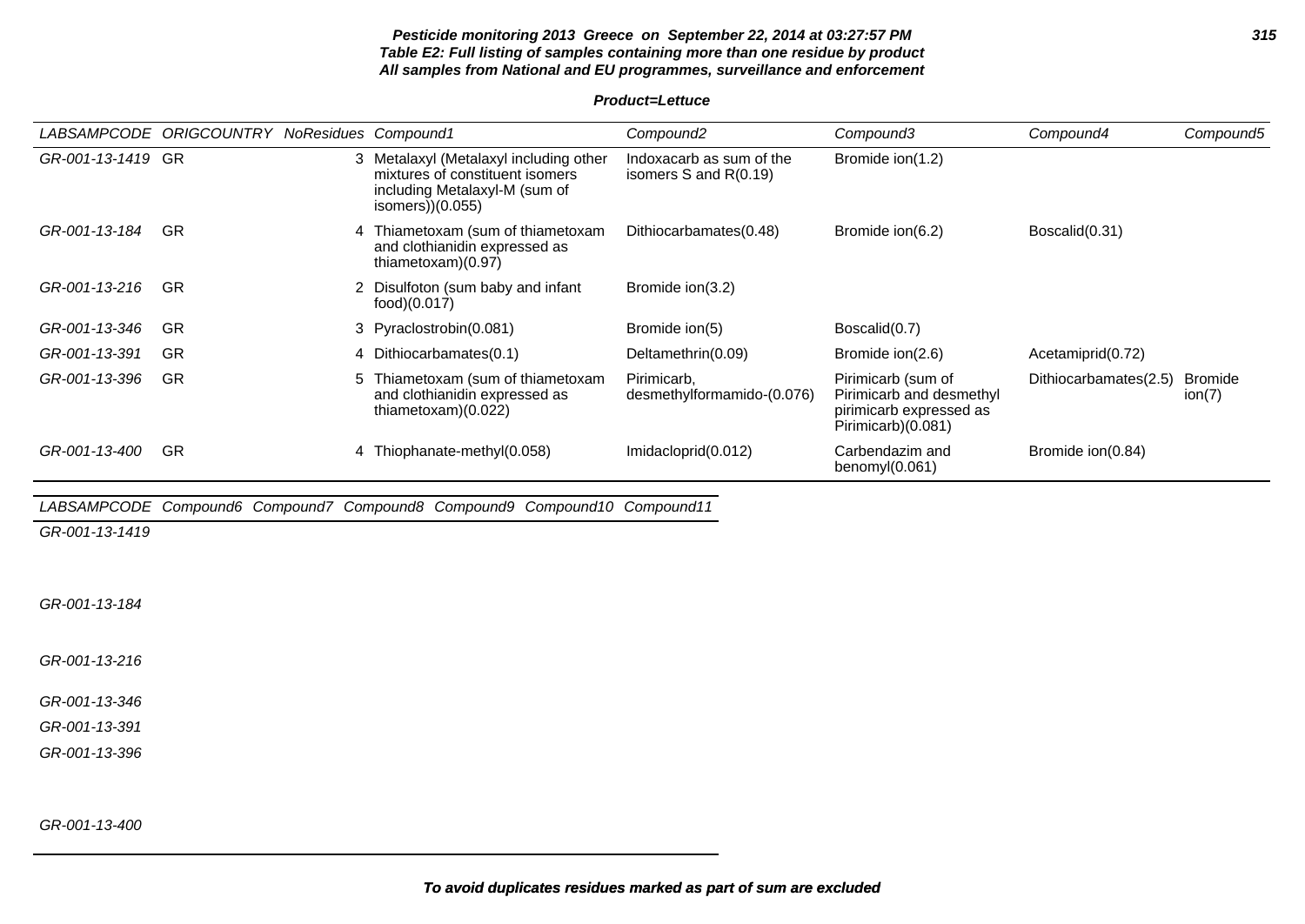**Pesticide monitoring 2013 Greece on September 22, 2014 at 03:27:57 PM**
**Table E2: Full listing of samples containing more than one residue by product**
**All samples from National and EU programmes, surveillance and enforcement**

**Product=Lettuce**

| LABSAMPCODE | ORIGCOUNTRY | NoResidues | Compound1 | Compound2 | Compound3 | Compound4 | Compound5 |
|---|---|---|---|---|---|---|---|
| GR-001-13-1419 | GR | 3 | Metalaxyl (Metalaxyl including other mixtures of constituent isomers including Metalaxyl-M (sum of isomers))(0.055) | Indoxacarb as sum of the isomers S and R(0.19) | Bromide ion(1.2) | | |
| GR-001-13-184 | GR | 4 | Thiametoxam (sum of thiametoxam and clothianidin expressed as thiametoxam)(0.97) | Dithiocarbamates(0.48) | Bromide ion(6.2) | Boscalid(0.31) | |
| GR-001-13-216 | GR | 2 | Disulfoton (sum baby and infant food)(0.017) | Bromide ion(3.2) | | | |
| GR-001-13-346 | GR | 3 | Pyraclostrobin(0.081) | Bromide ion(5) | Boscalid(0.7) | | |
| GR-001-13-391 | GR | 4 | Dithiocarbamates(0.1) | Deltamethrin(0.09) | Bromide ion(2.6) | Acetamiprid(0.72) | |
| GR-001-13-396 | GR | 5 | Thiametoxam (sum of thiametoxam and clothianidin expressed as thiametoxam)(0.022) | Pirimicarb, desmethylformamido-(0.076) | Pirimicarb (sum of Pirimicarb and desmethyl pirimicarb expressed as Pirimicarb)(0.081) | Dithiocarbamates(2.5) | Bromide ion(7) |
| GR-001-13-400 | GR | 4 | Thiophanate-methyl(0.058) | Imidacloprid(0.012) | Carbendazim and benomyl(0.061) | Bromide ion(0.84) | |

| LABSAMPCODE | Compound6 | Compound7 | Compound8 | Compound9 | Compound10 | Compound11 |
|---|---|---|---|---|---|---|
| GR-001-13-1419 | | | | | | |
| GR-001-13-184 | | | | | | |
| GR-001-13-216 | | | | | | |
| GR-001-13-346 | | | | | | |
| GR-001-13-391 | | | | | | |
| GR-001-13-396 | | | | | | |
| GR-001-13-400 | | | | | | |

**To avoid duplicates residues marked as part of sum are excluded**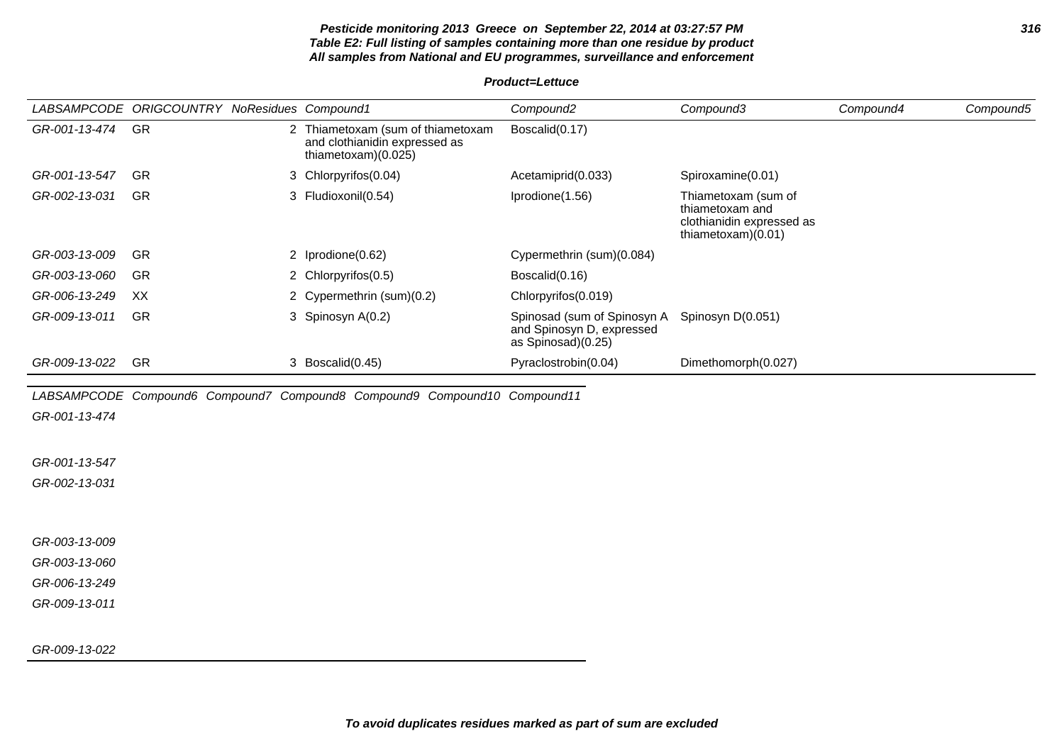**Pesticide monitoring 2013 Greece on September 22, 2014 at 03:27:57 PM**
**Table E2: Full listing of samples containing more than one residue by product**
**All samples from National and EU programmes, surveillance and enforcement**

**Product=Lettuce**

| LABSAMPCODE | ORIGCOUNTRY | NoResidues | Compound1 | Compound2 | Compound3 | Compound4 | Compound5 |
|---|---|---|---|---|---|---|---|
| GR-001-13-474 | GR | 2 | Thiametoxam (sum of thiametoxam and clothianidin expressed as thiametoxam)(0.025) | Boscalid(0.17) | | | |
| GR-001-13-547 | GR | 3 | Chlorpyrifos(0.04) | Acetamiprid(0.033) | Spiroxamine(0.01) | | |
| GR-002-13-031 | GR | 3 | Fludioxonil(0.54) | Iprodione(1.56) | Thiametoxam (sum of thiametoxam and clothianidin expressed as thiametoxam)(0.01) | | |
| GR-003-13-009 | GR | 2 | Iprodione(0.62) | Cypermethrin (sum)(0.084) | | | |
| GR-003-13-060 | GR | 2 | Chlorpyrifos(0.5) | Boscalid(0.16) | | | |
| GR-006-13-249 | XX | 2 | Cypermethrin (sum)(0.2) | Chlorpyrifos(0.019) | | | |
| GR-009-13-011 | GR | 3 | Spinosyn A(0.2) | Spinosad (sum of Spinosyn A and Spinosyn D, expressed as Spinosad)(0.25) | Spinosyn D(0.051) | | |
| GR-009-13-022 | GR | 3 | Boscalid(0.45) | Pyraclostrobin(0.04) | Dimethomorph(0.027) | | |

| LABSAMPCODE | Compound6 | Compound7 | Compound8 | Compound9 | Compound10 | Compound11 |
|---|---|---|---|---|---|---|
| GR-001-13-474 | | | | | | |
| GR-001-13-547 | | | | | | |
| GR-002-13-031 | | | | | | |
| GR-003-13-009 | | | | | | |
| GR-003-13-060 | | | | | | |
| GR-006-13-249 | | | | | | |
| GR-009-13-011 | | | | | | |
| GR-009-13-022 | | | | | | |

**To avoid duplicates residues marked as part of sum are excluded**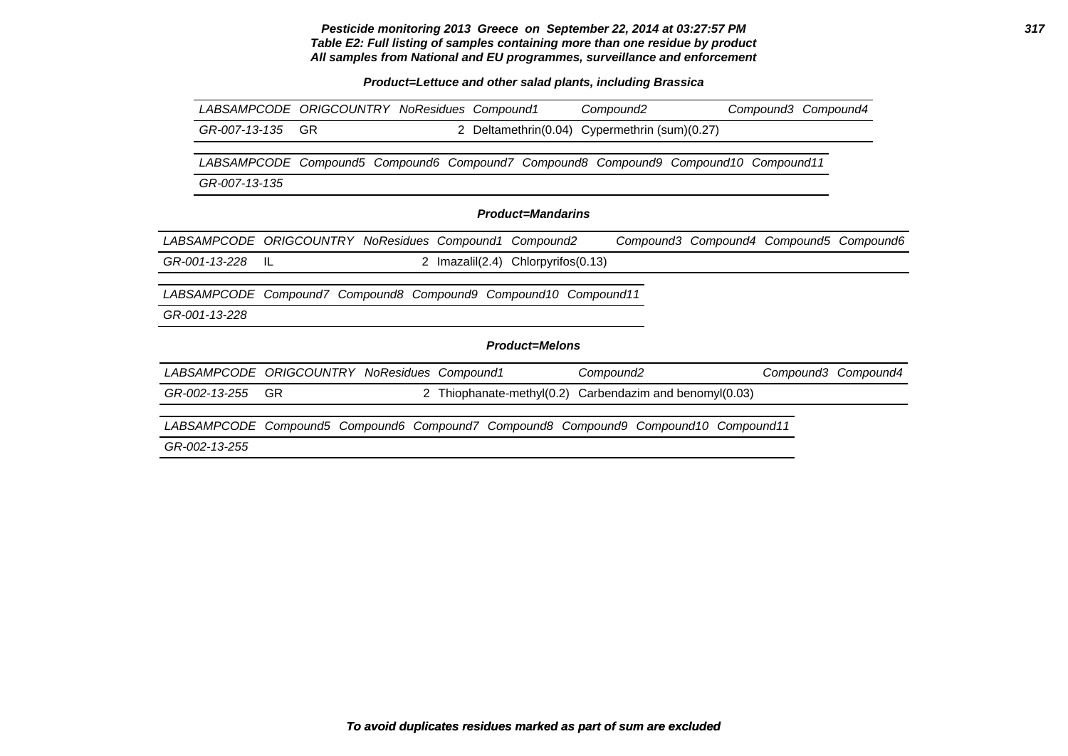**Pesticide monitoring 2013 Greece on September 22, 2014 at 03:27:57 PM**
**Table E2: Full listing of samples containing more than one residue by product**
**All samples from National and EU programmes, surveillance and enforcement**

**Product=Lettuce and other salad plants, including Brassica**

| LABSAMPCODE | ORIGCOUNTRY | NoResidues | Compound1 | Compound2 | Compound3 | Compound4 |
|---|---|---|---|---|---|---|
| GR-007-13-135 | GR | 2 | Deltamethrin(0.04) | Cypermethrin (sum)(0.27) | | |

| LABSAMPCODE | Compound5 | Compound6 | Compound7 | Compound8 | Compound9 | Compound10 | Compound11 |
|---|---|---|---|---|---|---|---|
| GR-007-13-135 | | | | | | | |

**Product=Mandarins**

| LABSAMPCODE | ORIGCOUNTRY | NoResidues | Compound1 | Compound2 | Compound3 | Compound4 | Compound5 | Compound6 |
|---|---|---|---|---|---|---|---|---|
| GR-001-13-228 | IL | 2 | Imazalil(2.4) | Chlorpyrifos(0.13) | | | | |

| LABSAMPCODE | Compound7 | Compound8 | Compound9 | Compound10 | Compound11 |
|---|---|---|---|---|---|
| GR-001-13-228 | | | | | |

**Product=Melons**

| LABSAMPCODE | ORIGCOUNTRY | NoResidues | Compound1 | Compound2 | Compound3 | Compound4 |
|---|---|---|---|---|---|---|
| GR-002-13-255 | GR | 2 | Thiophanate-methyl(0.2) | Carbendazim and benomyl(0.03) | | |

| LABSAMPCODE | Compound5 | Compound6 | Compound7 | Compound8 | Compound9 | Compound10 | Compound11 |
|---|---|---|---|---|---|---|---|
| GR-002-13-255 | | | | | | | |

**To avoid duplicates residues marked as part of sum are excluded**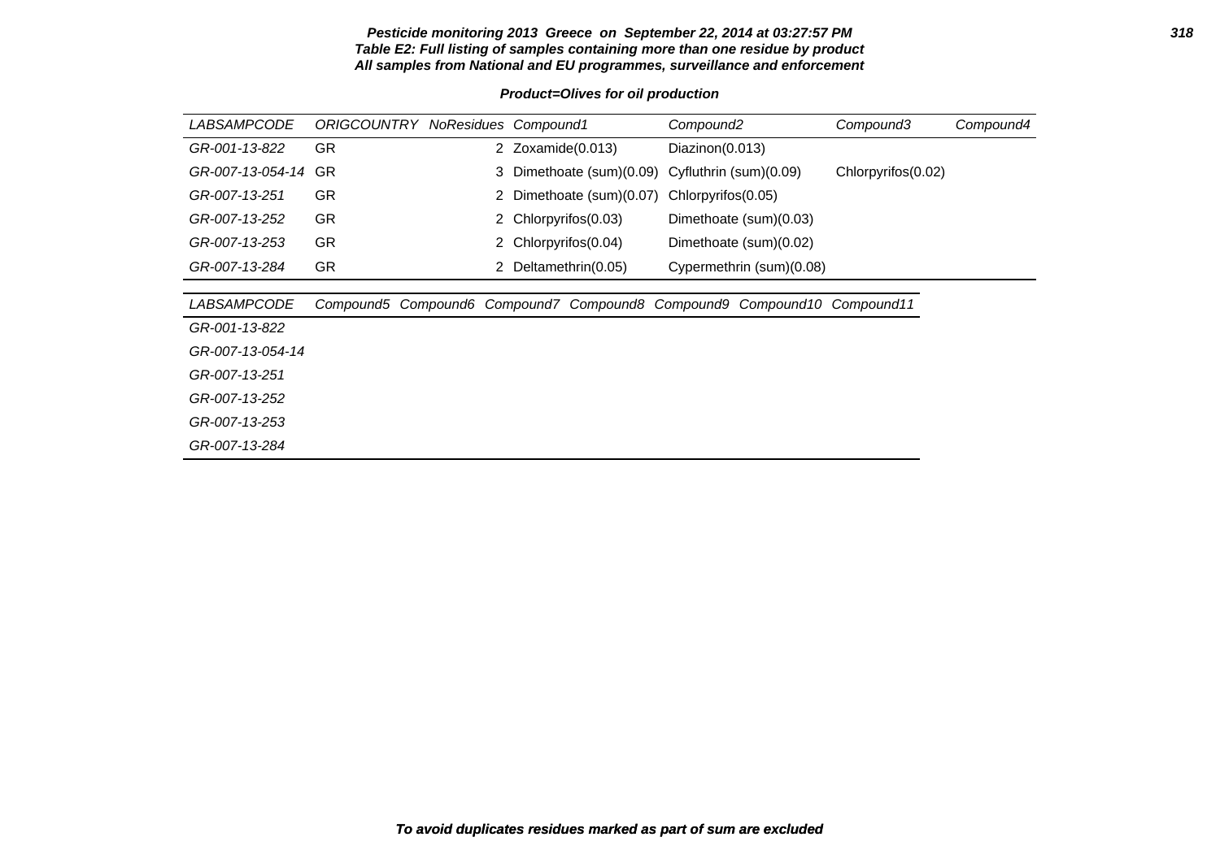**Pesticide monitoring 2013 Greece on September 22, 2014 at 03:27:57 PM**
**Table E2: Full listing of samples containing more than one residue by product**
**All samples from National and EU programmes, surveillance and enforcement**

**Product=Olives for oil production**

| LABSAMPCODE | ORIGCOUNTRY | NoResidues | Compound1 | Compound2 | Compound3 | Compound4 |
|---|---|---|---|---|---|---|
| GR-001-13-822 | GR | 2 | Zoxamide(0.013) | Diazinon(0.013) | | |
| GR-007-13-054-14 | GR | 3 | Dimethoate (sum)(0.09) | Cyfluthrin (sum)(0.09) | Chlorpyrifos(0.02) | |
| GR-007-13-251 | GR | 2 | Dimethoate (sum)(0.07) | Chlorpyrifos(0.05) | | |
| GR-007-13-252 | GR | 2 | Chlorpyrifos(0.03) | Dimethoate (sum)(0.03) | | |
| GR-007-13-253 | GR | 2 | Chlorpyrifos(0.04) | Dimethoate (sum)(0.02) | | |
| GR-007-13-284 | GR | 2 | Deltamethrin(0.05) | Cypermethrin (sum)(0.08) | | |

| LABSAMPCODE | Compound5 | Compound6 | Compound7 | Compound8 | Compound9 | Compound10 | Compound11 |
|---|---|---|---|---|---|---|---|
| GR-001-13-822 | | | | | | | |
| GR-007-13-054-14 | | | | | | | |
| GR-007-13-251 | | | | | | | |
| GR-007-13-252 | | | | | | | |
| GR-007-13-253 | | | | | | | |
| GR-007-13-284 | | | | | | | |

**To avoid duplicates residues marked as part of sum are excluded**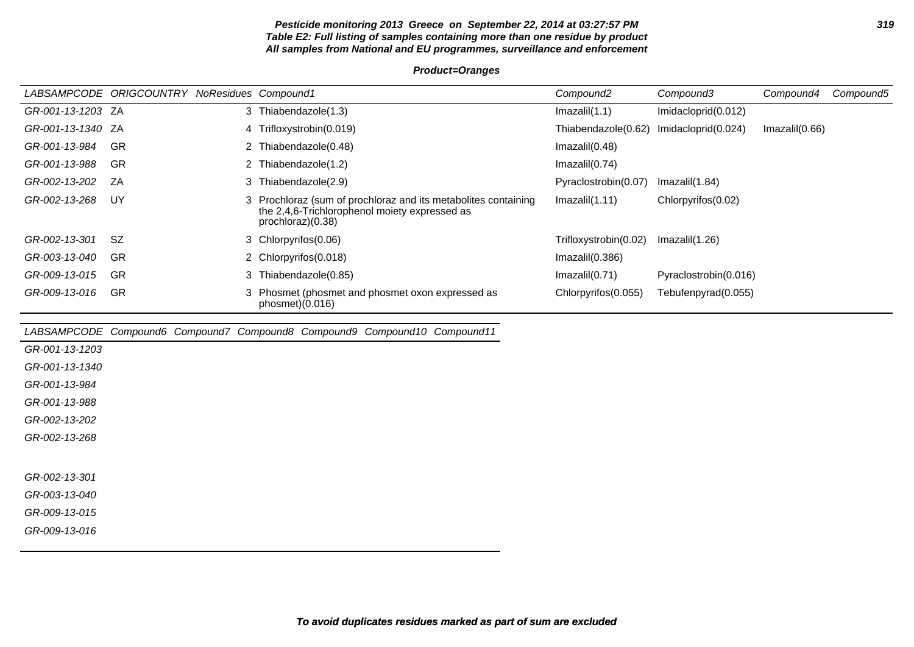**Pesticide monitoring 2013 Greece on September 22, 2014 at 03:27:57 PM**
**Table E2: Full listing of samples containing more than one residue by product**
**All samples from National and EU programmes, surveillance and enforcement**

**Product=Oranges**

| LABSAMPCODE | ORIGCOUNTRY | NoResidues | Compound1 | Compound2 | Compound3 | Compound4 | Compound5 |
|---|---|---|---|---|---|---|---|
| GR-001-13-1203 | ZA | 3 | Thiabendazole(1.3) | Imazalil(1.1) | Imidacloprid(0.012) | | |
| GR-001-13-1340 | ZA | 4 | Trifloxystrobin(0.019) | Thiabendazole(0.62) | Imidacloprid(0.024) | Imazalil(0.66) | |
| GR-001-13-984 | GR | 2 | Thiabendazole(0.48) | Imazalil(0.48) | | | |
| GR-001-13-988 | GR | 2 | Thiabendazole(1.2) | Imazalil(0.74) | | | |
| GR-002-13-202 | ZA | 3 | Thiabendazole(2.9) | Pyraclostrobin(0.07) | Imazalil(1.84) | | |
| GR-002-13-268 | UY | 3 | Prochloraz (sum of prochloraz and its metabolites containing the 2,4,6-Trichlorophenol moiety expressed as prochloraz)(0.38) | Imazalil(1.11) | Chlorpyrifos(0.02) | | |
| GR-002-13-301 | SZ | 3 | Chlorpyrifos(0.06) | Trifloxystrobin(0.02) | Imazalil(1.26) | | |
| GR-003-13-040 | GR | 2 | Chlorpyrifos(0.018) | Imazalil(0.386) | | | |
| GR-009-13-015 | GR | 3 | Thiabendazole(0.85) | Imazalil(0.71) | Pyraclostrobin(0.016) | | |
| GR-009-13-016 | GR | 3 | Phosmet (phosmet and phosmet oxon expressed as phosmet)(0.016) | Chlorpyrifos(0.055) | Tebufenpyrad(0.055) | | |

| LABSAMPCODE | Compound6 | Compound7 | Compound8 | Compound9 | Compound10 | Compound11 |
|---|---|---|---|---|---|---|
| GR-001-13-1203 | | | | | | |
| GR-001-13-1340 | | | | | | |
| GR-001-13-984 | | | | | | |
| GR-001-13-988 | | | | | | |
| GR-002-13-202 | | | | | | |
| GR-002-13-268 | | | | | | |
| GR-002-13-301 | | | | | | |
| GR-003-13-040 | | | | | | |
| GR-009-13-015 | | | | | | |
| GR-009-13-016 | | | | | | |

**To avoid duplicates residues marked as part of sum are excluded**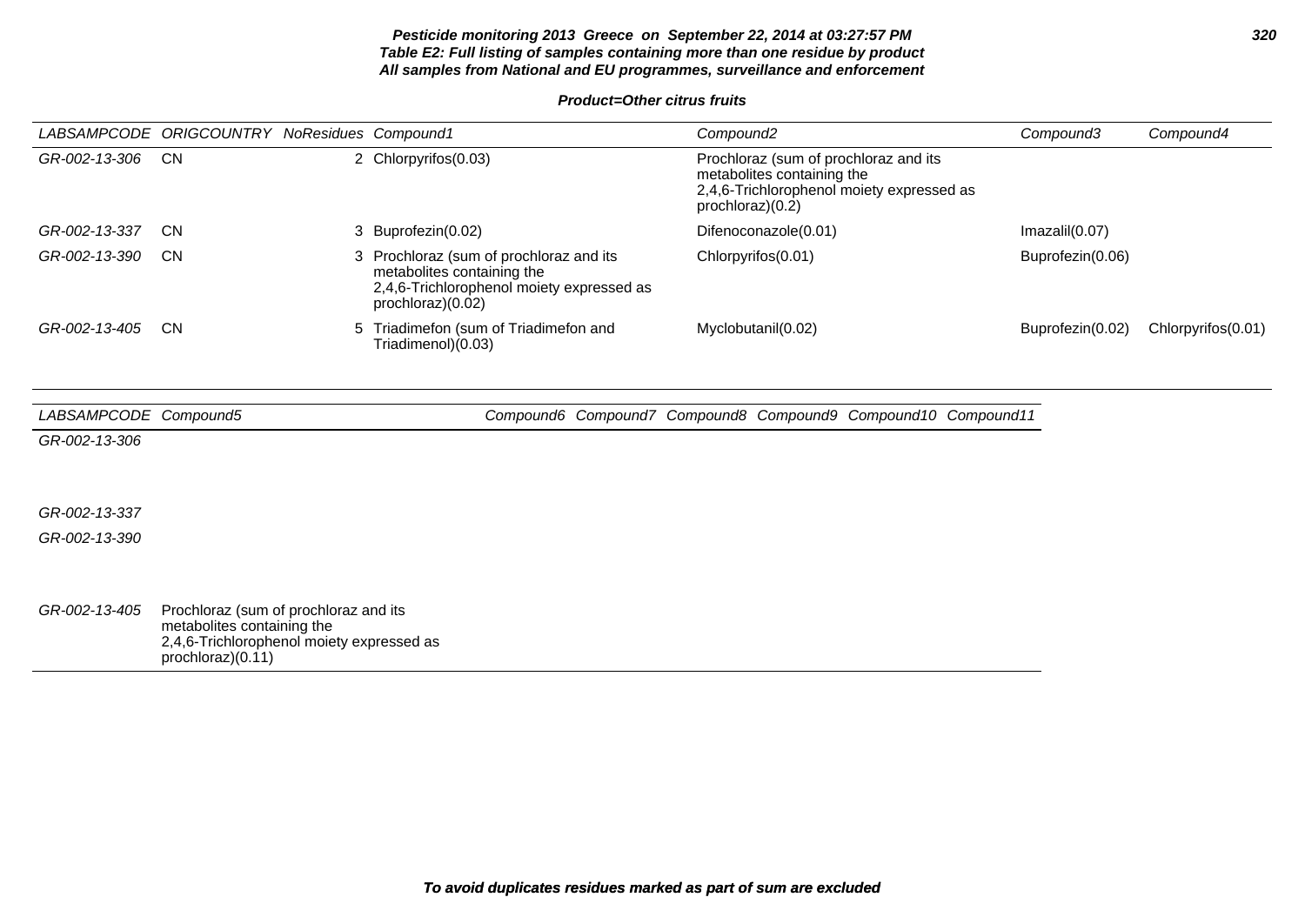**Pesticide monitoring 2013 Greece on September 22, 2014 at 03:27:57 PM**
**Table E2: Full listing of samples containing more than one residue by product**
**All samples from National and EU programmes, surveillance and enforcement**

**Product=Other citrus fruits**

| LABSAMPCODE | ORIGCOUNTRY | NoResidues | Compound1 | Compound2 | Compound3 | Compound4 |
|---|---|---|---|---|---|---|
| GR-002-13-306 | CN | 2 | Chlorpyrifos(0.03) | Prochloraz (sum of prochloraz and its metabolites containing the 2,4,6-Trichlorophenol moiety expressed as prochloraz)(0.2) | | |
| GR-002-13-337 | CN | 3 | Buprofezin(0.02) | Difenoconazole(0.01) | Imazalil(0.07) | |
| GR-002-13-390 | CN | 3 | Prochloraz (sum of prochloraz and its metabolites containing the 2,4,6-Trichlorophenol moiety expressed as prochloraz)(0.02) | Chlorpyrifos(0.01) | Buprofezin(0.06) | |
| GR-002-13-405 | CN | 5 | Triadimefon (sum of Triadimefon and Triadimenol)(0.03) | Myclobutanil(0.02) | Buprofezin(0.02) | Chlorpyrifos(0.01) |

| LABSAMPCODE | Compound5 | Compound6 | Compound7 | Compound8 | Compound9 | Compound10 | Compound11 |
|---|---|---|---|---|---|---|---|
| GR-002-13-306 | | | | | | | |
| GR-002-13-337 | | | | | | | |
| GR-002-13-390 | | | | | | | |
| GR-002-13-405 | Prochloraz (sum of prochloraz and its metabolites containing the 2,4,6-Trichlorophenol moiety expressed as prochloraz)(0.11) | | | | | | |

**To avoid duplicates residues marked as part of sum are excluded**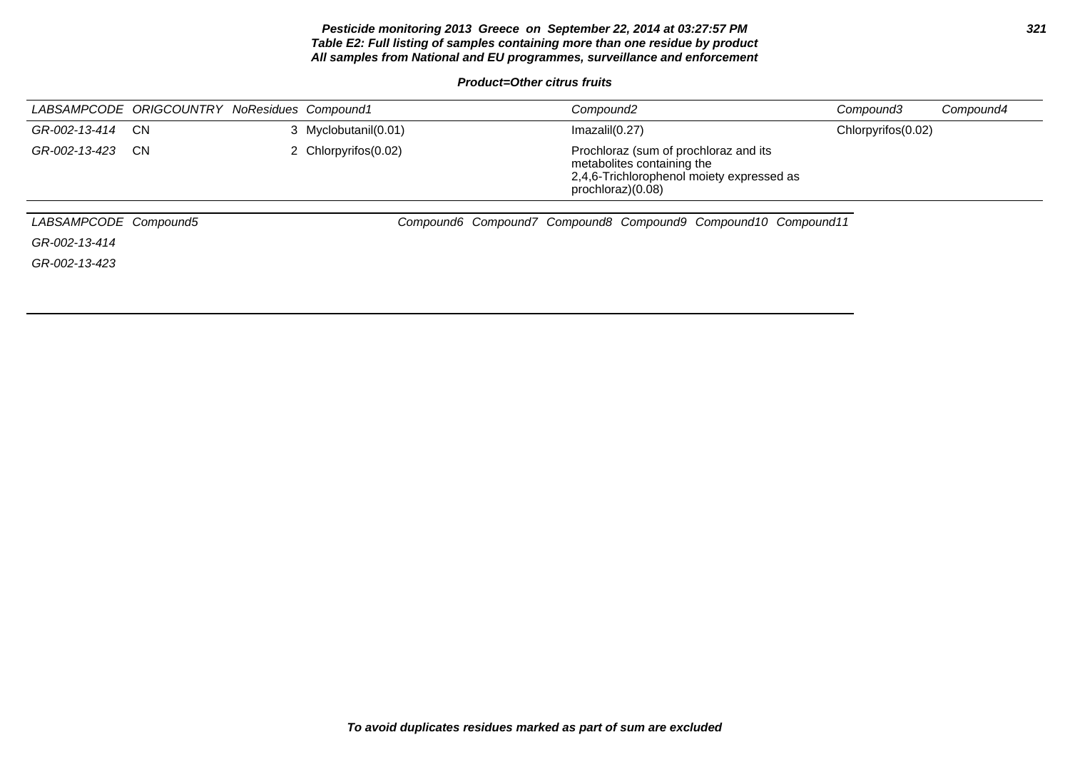**Pesticide monitoring 2013 Greece on September 22, 2014 at 03:27:57 PM**
**Table E2: Full listing of samples containing more than one residue by product**
**All samples from National and EU programmes, surveillance and enforcement**

**Product=Other citrus fruits**

| LABSAMPCODE | ORIGCOUNTRY | NoResidues | Compound1 | Compound2 | Compound3 | Compound4 |
|---|---|---|---|---|---|---|
| GR-002-13-414 | CN | 3 | Myclobutanil(0.01) | Imazalil(0.27) | Chlorpyrifos(0.02) | |
| GR-002-13-423 | CN | 2 | Chlorpyrifos(0.02) | Prochloraz (sum of prochloraz and its metabolites containing the 2,4,6-Trichlorophenol moiety expressed as prochloraz)(0.08) | | |

| LABSAMPCODE | Compound5 | Compound6 | Compound7 | Compound8 | Compound9 | Compound10 | Compound11 |
|---|---|---|---|---|---|---|---|
| GR-002-13-414 | | | | | | | |
| GR-002-13-423 | | | | | | | |

**To avoid duplicates residues marked as part of sum are excluded**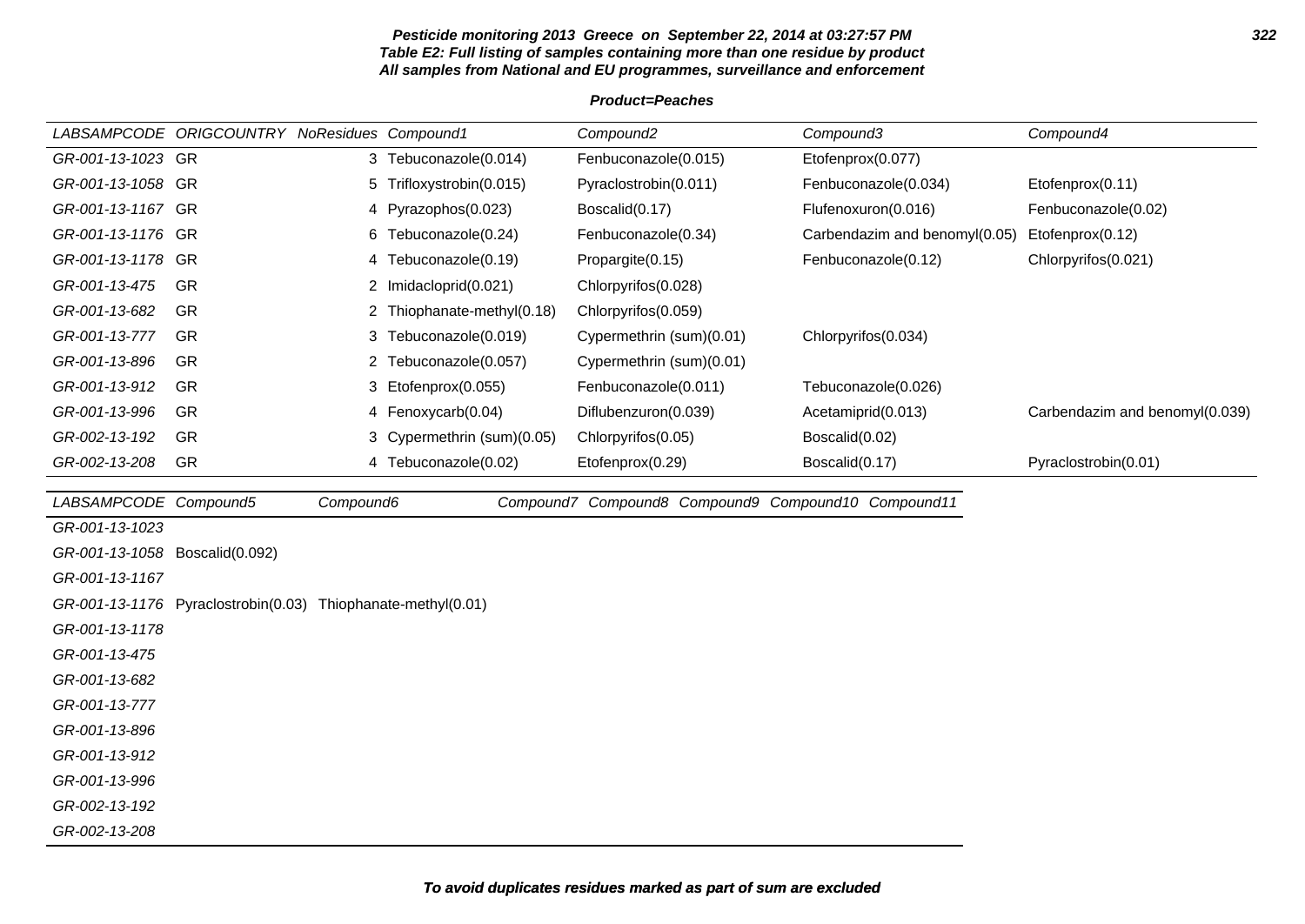**Pesticide monitoring 2013 Greece on September 22, 2014 at 03:27:57 PM**
**Table E2: Full listing of samples containing more than one residue by product**
**All samples from National and EU programmes, surveillance and enforcement**

**Product=Peaches**

| LABSAMPCODE | ORIGCOUNTRY | NoResidues | Compound1 | Compound2 | Compound3 | Compound4 |
|---|---|---|---|---|---|---|
| GR-001-13-1023 | GR | 3 | Tebuconazole(0.014) | Fenbuconazole(0.015) | Etofenprox(0.077) | |
| GR-001-13-1058 | GR | 5 | Trifloxystrobin(0.015) | Pyraclostrobin(0.011) | Fenbuconazole(0.034) | Etofenprox(0.11) |
| GR-001-13-1167 | GR | 4 | Pyrazophos(0.023) | Boscalid(0.17) | Flufenoxuron(0.016) | Fenbuconazole(0.02) |
| GR-001-13-1176 | GR | 6 | Tebuconazole(0.24) | Fenbuconazole(0.34) | Carbendazim and benomyl(0.05) | Etofenprox(0.12) |
| GR-001-13-1178 | GR | 4 | Tebuconazole(0.19) | Propargite(0.15) | Fenbuconazole(0.12) | Chlorpyrifos(0.021) |
| GR-001-13-475 | GR | 2 | Imidacloprid(0.021) | Chlorpyrifos(0.028) | | |
| GR-001-13-682 | GR | 2 | Thiophanate-methyl(0.18) | Chlorpyrifos(0.059) | | |
| GR-001-13-777 | GR | 3 | Tebuconazole(0.019) | Cypermethrin (sum)(0.01) | Chlorpyrifos(0.034) | |
| GR-001-13-896 | GR | 2 | Tebuconazole(0.057) | Cypermethrin (sum)(0.01) | | |
| GR-001-13-912 | GR | 3 | Etofenprox(0.055) | Fenbuconazole(0.011) | Tebuconazole(0.026) | |
| GR-001-13-996 | GR | 4 | Fenoxycarb(0.04) | Diflubenzuron(0.039) | Acetamiprid(0.013) | Carbendazim and benomyl(0.039) |
| GR-002-13-192 | GR | 3 | Cypermethrin (sum)(0.05) | Chlorpyrifos(0.05) | Boscalid(0.02) | |
| GR-002-13-208 | GR | 4 | Tebuconazole(0.02) | Etofenprox(0.29) | Boscalid(0.17) | Pyraclostrobin(0.01) |

| LABSAMPCODE | Compound5 | Compound6 | Compound7 | Compound8 | Compound9 | Compound10 | Compound11 |
|---|---|---|---|---|---|---|---|
| GR-001-13-1023 | | | | | | | |
| GR-001-13-1058 | Boscalid(0.092) | | | | | | |
| GR-001-13-1167 | | | | | | | |
| GR-001-13-1176 | Pyraclostrobin(0.03) | Thiophanate-methyl(0.01) | | | | | |
| GR-001-13-1178 | | | | | | | |
| GR-001-13-475 | | | | | | | |
| GR-001-13-682 | | | | | | | |
| GR-001-13-777 | | | | | | | |
| GR-001-13-896 | | | | | | | |
| GR-001-13-912 | | | | | | | |
| GR-001-13-996 | | | | | | | |
| GR-002-13-192 | | | | | | | |
| GR-002-13-208 | | | | | | | |

**To avoid duplicates residues marked as part of sum are excluded**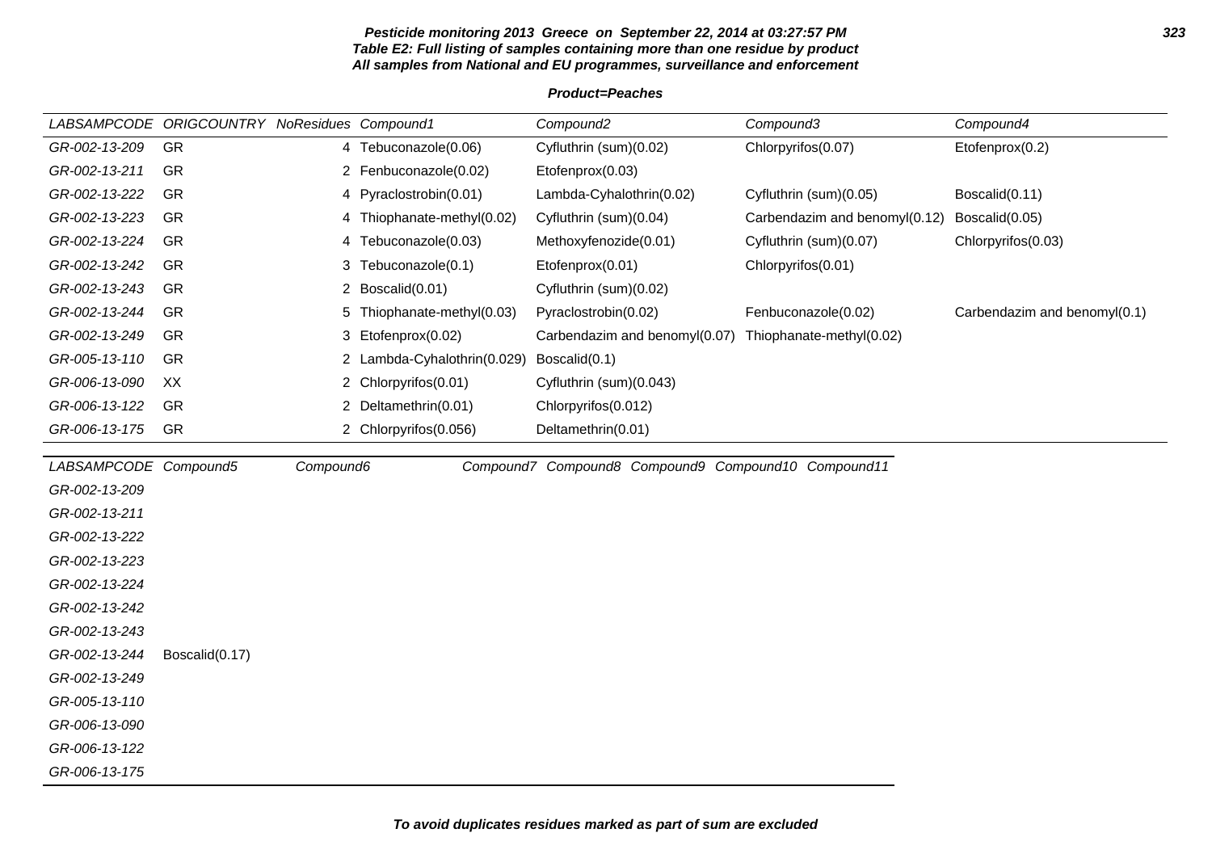**Pesticide monitoring 2013 Greece on September 22, 2014 at 03:27:57 PM**
**Table E2: Full listing of samples containing more than one residue by product**
**All samples from National and EU programmes, surveillance and enforcement**

**Product=Peaches**

| LABSAMPCODE | ORIGCOUNTRY | NoResidues | Compound1 | Compound2 | Compound3 | Compound4 |
|---|---|---|---|---|---|---|
| GR-002-13-209 | GR | 4 | Tebuconazole(0.06) | Cyfluthrin (sum)(0.02) | Chlorpyrifos(0.07) | Etofenprox(0.2) |
| GR-002-13-211 | GR | 2 | Fenbuconazole(0.02) | Etofenprox(0.03) | | |
| GR-002-13-222 | GR | 4 | Pyraclostrobin(0.01) | Lambda-Cyhalothrin(0.02) | Cyfluthrin (sum)(0.05) | Boscalid(0.11) |
| GR-002-13-223 | GR | 4 | Thiophanate-methyl(0.02) | Cyfluthrin (sum)(0.04) | Carbendazim and benomyl(0.12) | Boscalid(0.05) |
| GR-002-13-224 | GR | 4 | Tebuconazole(0.03) | Methoxyfenozide(0.01) | Cyfluthrin (sum)(0.07) | Chlorpyrifos(0.03) |
| GR-002-13-242 | GR | 3 | Tebuconazole(0.1) | Etofenprox(0.01) | Chlorpyrifos(0.01) | |
| GR-002-13-243 | GR | 2 | Boscalid(0.01) | Cyfluthrin (sum)(0.02) | | |
| GR-002-13-244 | GR | 5 | Thiophanate-methyl(0.03) | Pyraclostrobin(0.02) | Fenbuconazole(0.02) | Carbendazim and benomyl(0.1) |
| GR-002-13-249 | GR | 3 | Etofenprox(0.02) | Carbendazim and benomyl(0.07) | Thiophanate-methyl(0.02) | |
| GR-005-13-110 | GR | 2 | Lambda-Cyhalothrin(0.029) | Boscalid(0.1) | | |
| GR-006-13-090 | XX | 2 | Chlorpyrifos(0.01) | Cyfluthrin (sum)(0.043) | | |
| GR-006-13-122 | GR | 2 | Deltamethrin(0.01) | Chlorpyrifos(0.012) | | |
| GR-006-13-175 | GR | 2 | Chlorpyrifos(0.056) | Deltamethrin(0.01) | | |

| LABSAMPCODE | Compound5 | Compound6 | Compound7 | Compound8 | Compound9 | Compound10 | Compound11 |
|---|---|---|---|---|---|---|---|
| GR-002-13-209 | | | | | | | |
| GR-002-13-211 | | | | | | | |
| GR-002-13-222 | | | | | | | |
| GR-002-13-223 | | | | | | | |
| GR-002-13-224 | | | | | | | |
| GR-002-13-242 | | | | | | | |
| GR-002-13-243 | | | | | | | |
| GR-002-13-244 | Boscalid(0.17) | | | | | | |
| GR-002-13-249 | | | | | | | |
| GR-005-13-110 | | | | | | | |
| GR-006-13-090 | | | | | | | |
| GR-006-13-122 | | | | | | | |
| GR-006-13-175 | | | | | | | |

***To avoid duplicates residues marked as part of sum are excluded***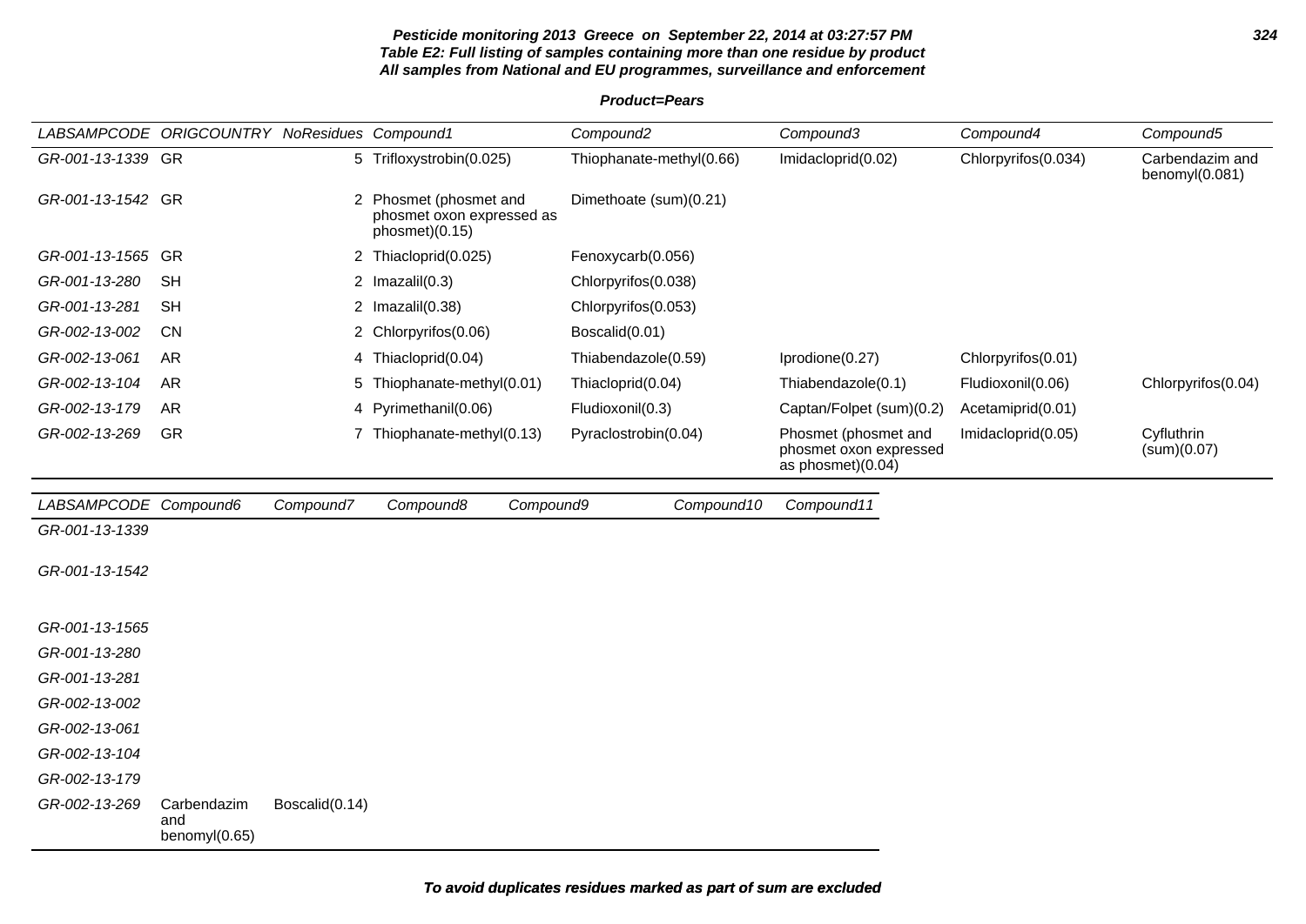**Pesticide monitoring 2013 Greece on September 22, 2014 at 03:27:57 PM**
**Table E2: Full listing of samples containing more than one residue by product**
**All samples from National and EU programmes, surveillance and enforcement**

**Product=Pears**

| LABSAMPCODE | ORIGCOUNTRY | NoResidues | Compound1 | Compound2 | Compound3 | Compound4 | Compound5 |
|---|---|---|---|---|---|---|---|
| GR-001-13-1339 | GR | 5 | Trifloxystrobin(0.025) | Thiophanate-methyl(0.66) | Imidacloprid(0.02) | Chlorpyrifos(0.034) | Carbendazim and benomyl(0.081) |
| GR-001-13-1542 | GR | 2 | Phosmet (phosmet and phosmet oxon expressed as phosmet)(0.15) | Dimethoate (sum)(0.21) | | | |
| GR-001-13-1565 | GR | 2 | Thiacloprid(0.025) | Fenoxycarb(0.056) | | | |
| GR-001-13-280 | SH | 2 | Imazalil(0.3) | Chlorpyrifos(0.038) | | | |
| GR-001-13-281 | SH | 2 | Imazalil(0.38) | Chlorpyrifos(0.053) | | | |
| GR-002-13-002 | CN | 2 | Chlorpyrifos(0.06) | Boscalid(0.01) | | | |
| GR-002-13-061 | AR | 4 | Thiacloprid(0.04) | Thiabendazole(0.59) | Iprodione(0.27) | Chlorpyrifos(0.01) | |
| GR-002-13-104 | AR | 5 | Thiophanate-methyl(0.01) | Thiacloprid(0.04) | Thiabendazole(0.1) | Fludioxonil(0.06) | Chlorpyrifos(0.04) |
| GR-002-13-179 | AR | 4 | Pyrimethanil(0.06) | Fludioxonil(0.3) | Captan/Folpet (sum)(0.2) | Acetamiprid(0.01) | |
| GR-002-13-269 | GR | 7 | Thiophanate-methyl(0.13) | Pyraclostrobin(0.04) | Phosmet (phosmet and phosmet oxon expressed as phosmet)(0.04) | Imidacloprid(0.05) | Cyfluthrin (sum)(0.07) |

| LABSAMPCODE | Compound6 | Compound7 | Compound8 | Compound9 | Compound10 | Compound11 |
|---|---|---|---|---|---|---|
| GR-001-13-1339 | | | | | | |
| GR-001-13-1542 | | | | | | |
| GR-001-13-1565 | | | | | | |
| GR-001-13-280 | | | | | | |
| GR-001-13-281 | | | | | | |
| GR-002-13-002 | | | | | | |
| GR-002-13-061 | | | | | | |
| GR-002-13-104 | | | | | | |
| GR-002-13-179 | | | | | | |
| GR-002-13-269 | Carbendazim and benomyl(0.65) | Boscalid(0.14) | | | | |

**To avoid duplicates residues marked as part of sum are excluded**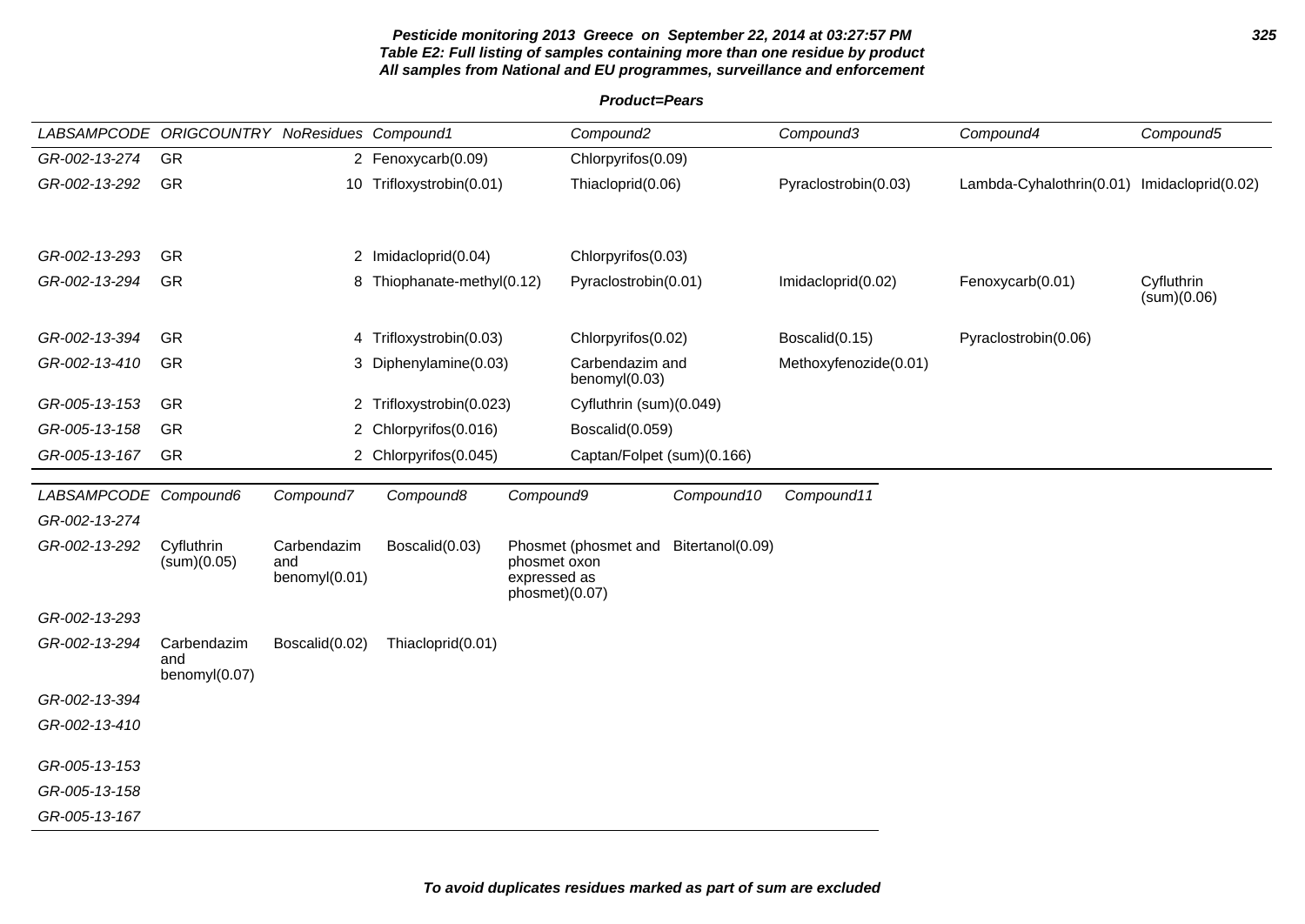**Pesticide monitoring 2013 Greece on September 22, 2014 at 03:27:57 PM**
**Table E2: Full listing of samples containing more than one residue by product**
**All samples from National and EU programmes, surveillance and enforcement**

**Product=Pears**

| LABSAMPCODE | ORIGCOUNTRY | NoResidues | Compound1 | Compound2 | Compound3 | Compound4 | Compound5 |
|---|---|---|---|---|---|---|---|
| GR-002-13-274 | GR | 2 | Fenoxycarb(0.09) | Chlorpyrifos(0.09) | | | |
| GR-002-13-292 | GR | 10 | Trifloxystrobin(0.01) | Thiacloprid(0.06) | Pyraclostrobin(0.03) | Lambda-Cyhalothrin(0.01) | Imidacloprid(0.02) |
| GR-002-13-293 | GR | 2 | Imidacloprid(0.04) | Chlorpyrifos(0.03) | | | |
| GR-002-13-294 | GR | 8 | Thiophanate-methyl(0.12) | Pyraclostrobin(0.01) | Imidacloprid(0.02) | Fenoxycarb(0.01) | Cyfluthrin (sum)(0.06) |
| GR-002-13-394 | GR | 4 | Trifloxystrobin(0.03) | Chlorpyrifos(0.02) | Boscalid(0.15) | Pyraclostrobin(0.06) | |
| GR-002-13-410 | GR | 3 | Diphenylamine(0.03) | Carbendazim and benomyl(0.03) | Methoxyfenozide(0.01) | | |
| GR-005-13-153 | GR | 2 | Trifloxystrobin(0.023) | Cyfluthrin (sum)(0.049) | | | |
| GR-005-13-158 | GR | 2 | Chlorpyrifos(0.016) | Boscalid(0.059) | | | |
| GR-005-13-167 | GR | 2 | Chlorpyrifos(0.045) | Captan/Folpet (sum)(0.166) | | | |

| LABSAMPCODE | Compound6 | Compound7 | Compound8 | Compound9 | Compound10 | Compound11 |
|---|---|---|---|---|---|---|
| GR-002-13-274 | | | | | | |
| GR-002-13-292 | Cyfluthrin (sum)(0.05) | Carbendazim and benomyl(0.01) | Boscalid(0.03) | Phosmet (phosmet and phosmet oxon expressed as phosmet)(0.07) | Bitertanol(0.09) | |
| GR-002-13-293 | | | | | | |
| GR-002-13-294 | Carbendazim and benomyl(0.07) | Boscalid(0.02) | Thiacloprid(0.01) | | | |
| GR-002-13-394 | | | | | | |
| GR-002-13-410 | | | | | | |
| GR-005-13-153 | | | | | | |
| GR-005-13-158 | | | | | | |
| GR-005-13-167 | | | | | | |

**To avoid duplicates residues marked as part of sum are excluded**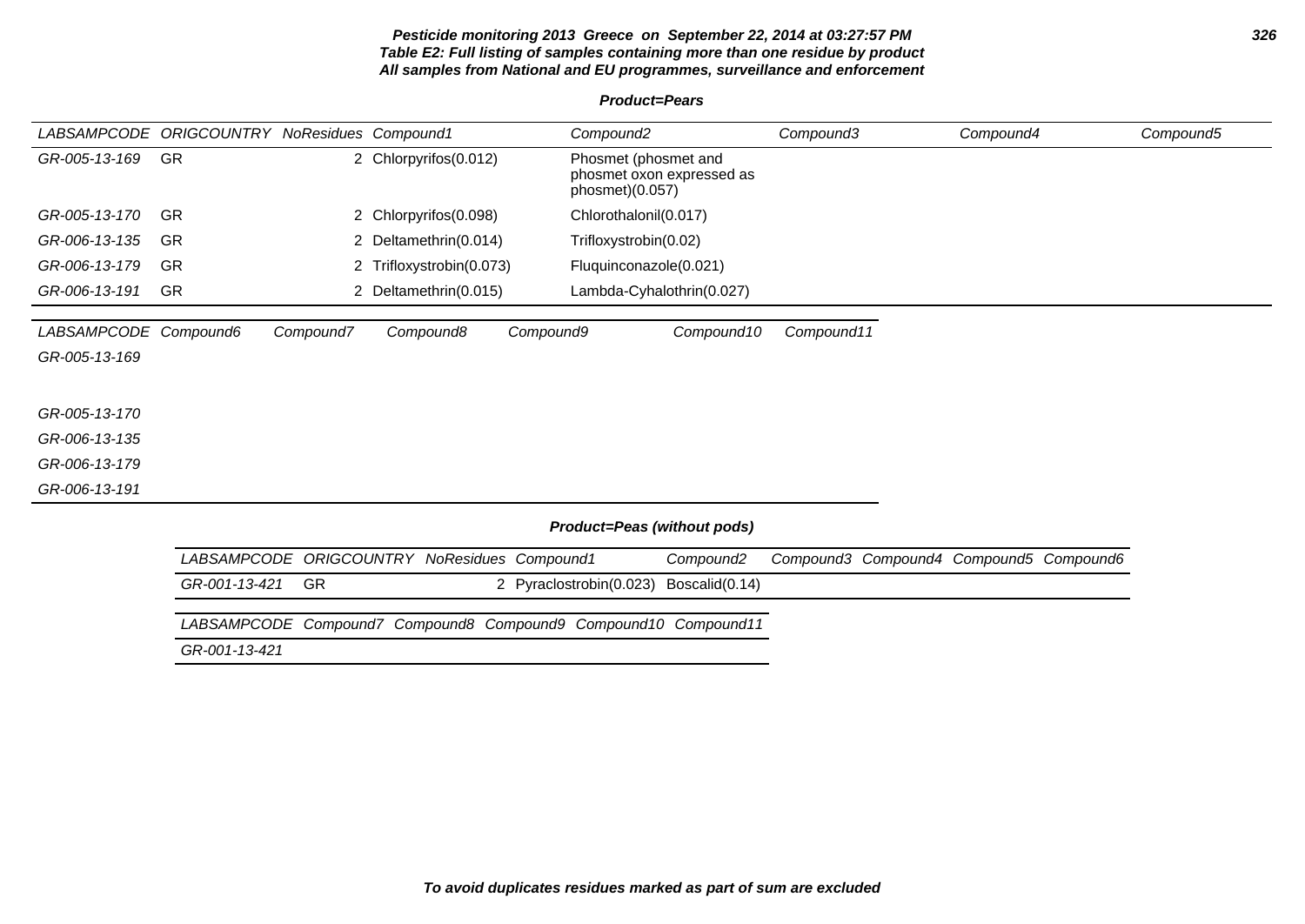**Pesticide monitoring 2013 Greece on September 22, 2014 at 03:27:57 PM**
**Table E2: Full listing of samples containing more than one residue by product**
**All samples from National and EU programmes, surveillance and enforcement**

**Product=Pears**

| LABSAMPCODE | ORIGCOUNTRY | NoResidues | Compound1 | Compound2 | Compound3 | Compound4 | Compound5 |
|---|---|---|---|---|---|---|---|
| GR-005-13-169 | GR | 2 | Chlorpyrifos(0.012) | Phosmet (phosmet and phosmet oxon expressed as phosmet)(0.057) | | | |
| GR-005-13-170 | GR | 2 | Chlorpyrifos(0.098) | Chlorothalonil(0.017) | | | |
| GR-006-13-135 | GR | 2 | Deltamethrin(0.014) | Trifloxystrobin(0.02) | | | |
| GR-006-13-179 | GR | 2 | Trifloxystrobin(0.073) | Fluquinconazole(0.021) | | | |
| GR-006-13-191 | GR | 2 | Deltamethrin(0.015) | Lambda-Cyhalothrin(0.027) | | | |

| LABSAMPCODE | Compound6 | Compound7 | Compound8 | Compound9 | Compound10 | Compound11 |
|---|---|---|---|---|---|---|
| GR-005-13-169 | | | | | | |
| GR-005-13-170 | | | | | | |
| GR-006-13-135 | | | | | | |
| GR-006-13-179 | | | | | | |
| GR-006-13-191 | | | | | | |

**Product=Peas (without pods)**

| LABSAMPCODE | ORIGCOUNTRY | NoResidues | Compound1 | Compound2 | Compound3 | Compound4 | Compound5 | Compound6 |
|---|---|---|---|---|---|---|---|---|
| GR-001-13-421 | GR | 2 | Pyraclostrobin(0.023) | Boscalid(0.14) | | | | |

| LABSAMPCODE | Compound7 | Compound8 | Compound9 | Compound10 | Compound11 |
|---|---|---|---|---|---|
| GR-001-13-421 | | | | | |

**To avoid duplicates residues marked as part of sum are excluded**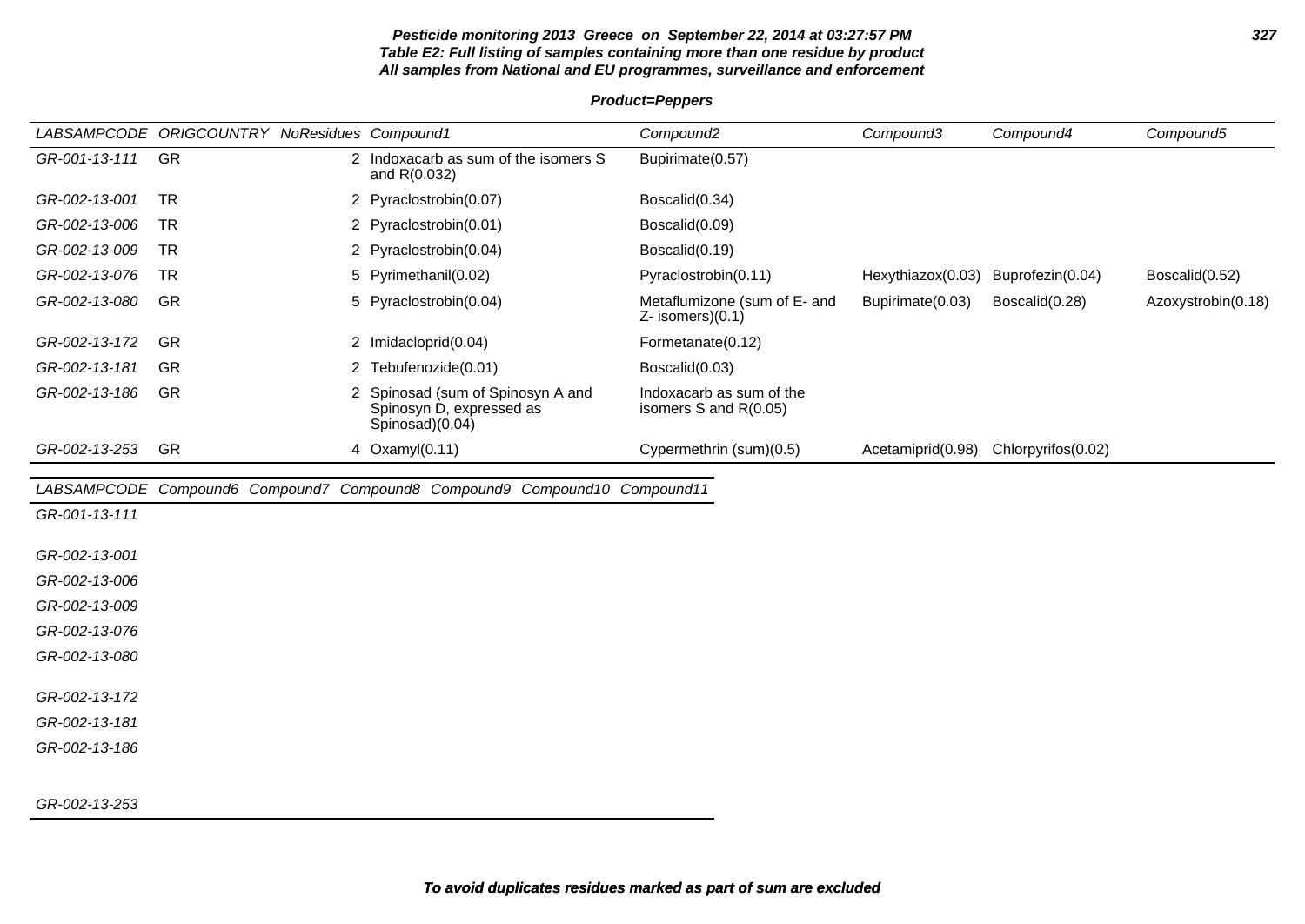**Pesticide monitoring 2013 Greece on September 22, 2014 at 03:27:57 PM**
**Table E2: Full listing of samples containing more than one residue by product**
**All samples from National and EU programmes, surveillance and enforcement**

**Product=Peppers**

| LABSAMPCODE | ORIGCOUNTRY | NoResidues | Compound1 | Compound2 | Compound3 | Compound4 | Compound5 |
|---|---|---|---|---|---|---|---|
| GR-001-13-111 | GR | 2 | Indoxacarb as sum of the isomers S and R(0.032) | Bupirimate(0.57) | | | |
| GR-002-13-001 | TR | 2 | Pyraclostrobin(0.07) | Boscalid(0.34) | | | |
| GR-002-13-006 | TR | 2 | Pyraclostrobin(0.01) | Boscalid(0.09) | | | |
| GR-002-13-009 | TR | 2 | Pyraclostrobin(0.04) | Boscalid(0.19) | | | |
| GR-002-13-076 | TR | 5 | Pyrimethanil(0.02) | Pyraclostrobin(0.11) | Hexythiazox(0.03) | Buprofezin(0.04) | Boscalid(0.52) |
| GR-002-13-080 | GR | 5 | Pyraclostrobin(0.04) | Metaflumizone (sum of E- and Z- isomers)(0.1) | Bupirimate(0.03) | Boscalid(0.28) | Azoxystrobin(0.18) |
| GR-002-13-172 | GR | 2 | Imidacloprid(0.04) | Formetanate(0.12) | | | |
| GR-002-13-181 | GR | 2 | Tebufenozide(0.01) | Boscalid(0.03) | | | |
| GR-002-13-186 | GR | 2 | Spinosad (sum of Spinosyn A and Spinosyn D, expressed as Spinosad)(0.04) | Indoxacarb as sum of the isomers S and R(0.05) | | | |
| GR-002-13-253 | GR | 4 | Oxamyl(0.11) | Cypermethrin (sum)(0.5) | Acetamiprid(0.98) | Chlorpyrifos(0.02) | |

| LABSAMPCODE | Compound6 | Compound7 | Compound8 | Compound9 | Compound10 | Compound11 |
|---|---|---|---|---|---|---|
| GR-001-13-111 | | | | | | |
| GR-002-13-001 | | | | | | |
| GR-002-13-006 | | | | | | |
| GR-002-13-009 | | | | | | |
| GR-002-13-076 | | | | | | |
| GR-002-13-080 | | | | | | |
| GR-002-13-172 | | | | | | |
| GR-002-13-181 | | | | | | |
| GR-002-13-186 | | | | | | |
| GR-002-13-253 | | | | | | |

**To avoid duplicates residues marked as part of sum are excluded**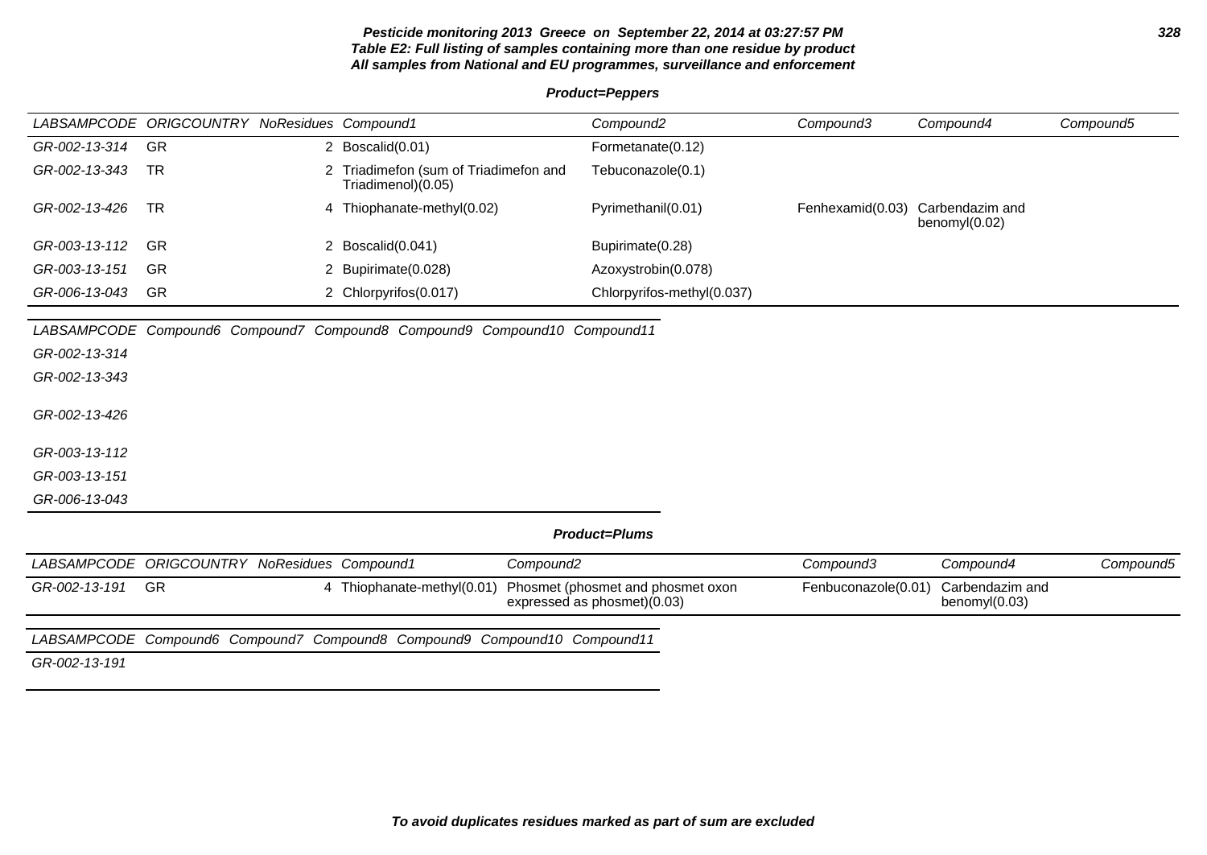**Pesticide monitoring 2013 Greece on September 22, 2014 at 03:27:57 PM**
**Table E2: Full listing of samples containing more than one residue by product**
**All samples from National and EU programmes, surveillance and enforcement**

**Product=Peppers**

| LABSAMPCODE | ORIGCOUNTRY | NoResidues | Compound1 | Compound2 | Compound3 | Compound4 | Compound5 |
|---|---|---|---|---|---|---|---|
| GR-002-13-314 | GR | 2 | Boscalid(0.01) | Formetanate(0.12) | | | |
| GR-002-13-343 | TR | 2 | Triadimefon (sum of Triadimefon and Triadimenol)(0.05) | Tebuconazole(0.1) | | | |
| GR-002-13-426 | TR | 4 | Thiophanate-methyl(0.02) | Pyrimethanil(0.01) | Fenhexamid(0.03) | Carbendazim and benomyl(0.02) | |
| GR-003-13-112 | GR | 2 | Boscalid(0.041) | Bupirimate(0.28) | | | |
| GR-003-13-151 | GR | 2 | Bupirimate(0.028) | Azoxystrobin(0.078) | | | |
| GR-006-13-043 | GR | 2 | Chlorpyrifos(0.017) | Chlorpyrifos-methyl(0.037) | | | |

| LABSAMPCODE | Compound6 | Compound7 | Compound8 | Compound9 | Compound10 | Compound11 |
|---|---|---|---|---|---|---|
| GR-002-13-314 | | | | | | |
| GR-002-13-343 | | | | | | |
| GR-002-13-426 | | | | | | |
| GR-003-13-112 | | | | | | |
| GR-003-13-151 | | | | | | |
| GR-006-13-043 | | | | | | |

**Product=Plums**

| LABSAMPCODE | ORIGCOUNTRY | NoResidues | Compound1 | Compound2 | Compound3 | Compound4 | Compound5 |
|---|---|---|---|---|---|---|---|
| GR-002-13-191 | GR | 4 | Thiophanate-methyl(0.01) | Phosmet (phosmet and phosmet oxon expressed as phosmet)(0.03) | Fenbuconazole(0.01) | Carbendazim and benomyl(0.03) | |

| LABSAMPCODE | Compound6 | Compound7 | Compound8 | Compound9 | Compound10 | Compound11 |
|---|---|---|---|---|---|---|
| GR-002-13-191 | | | | | | |

***To avoid duplicates residues marked as part of sum are excluded***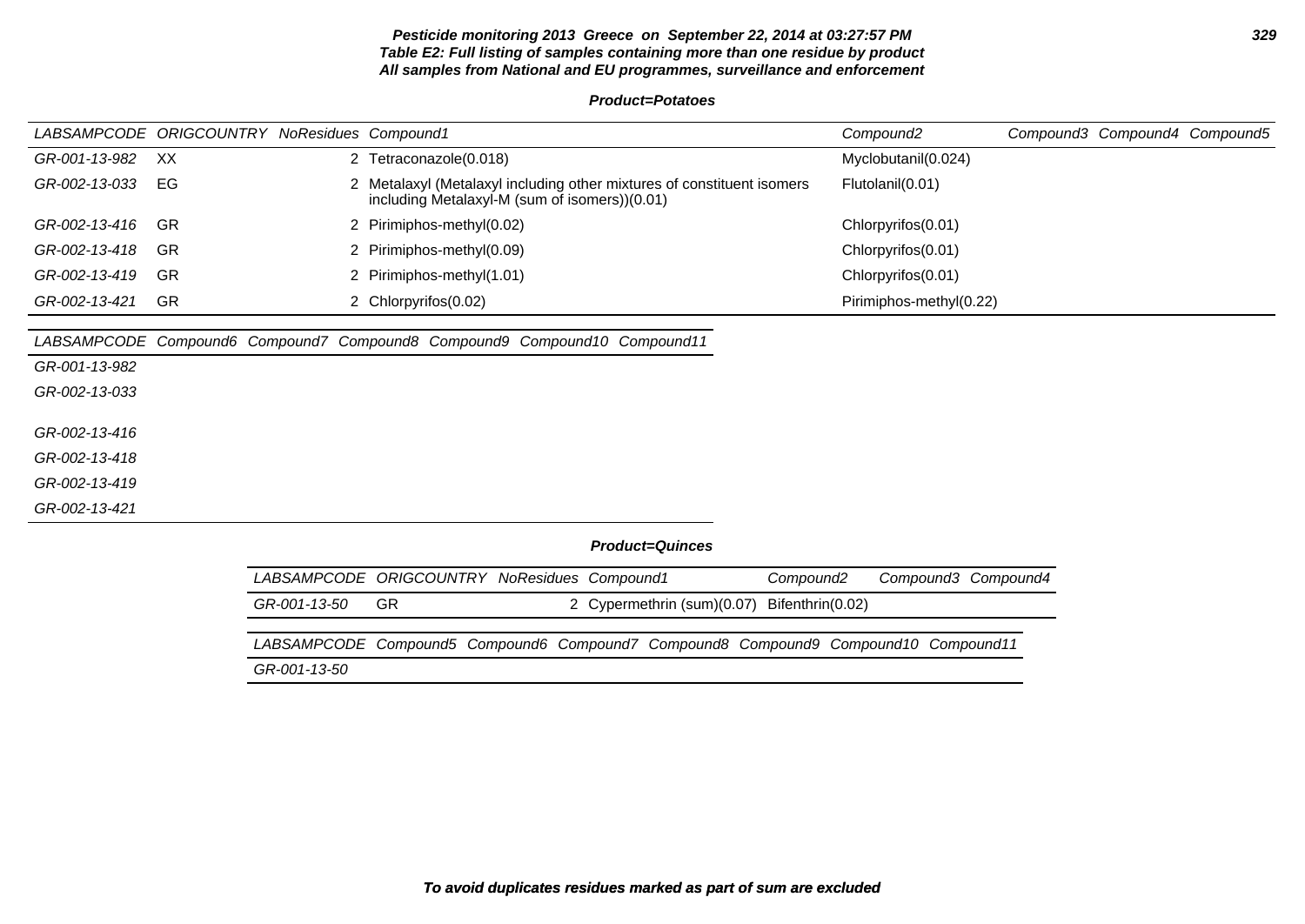**Table E2: Full listing of samples containing more than one residue by product**
**All samples from National and EU programmes, surveillance and enforcement**

**Product=Potatoes**

| LABSAMPCODE | ORIGCOUNTRY | NoResidues | Compound1 | Compound2 | Compound3 | Compound4 | Compound5 |
|---|---|---|---|---|---|---|---|
| GR-001-13-982 | XX | 2 | Tetraconazole(0.018) | Myclobutanil(0.024) | | | |
| GR-002-13-033 | EG | 2 | Metalaxyl (Metalaxyl including other mixtures of constituent isomers including Metalaxyl-M (sum of isomers))(0.01) | Flutolanil(0.01) | | | |
| GR-002-13-416 | GR | 2 | Pirimiphos-methyl(0.02) | Chlorpyrifos(0.01) | | | |
| GR-002-13-418 | GR | 2 | Pirimiphos-methyl(0.09) | Chlorpyrifos(0.01) | | | |
| GR-002-13-419 | GR | 2 | Pirimiphos-methyl(1.01) | Chlorpyrifos(0.01) | | | |
| GR-002-13-421 | GR | 2 | Chlorpyrifos(0.02) | Pirimiphos-methyl(0.22) | | | |

| LABSAMPCODE | Compound6 | Compound7 | Compound8 | Compound9 | Compound10 | Compound11 |
|---|---|---|---|---|---|---|
| GR-001-13-982 | | | | | | |
| GR-002-13-033 | | | | | | |
| GR-002-13-416 | | | | | | |
| GR-002-13-418 | | | | | | |
| GR-002-13-419 | | | | | | |
| GR-002-13-421 | | | | | | |

**Product=Quinces**

| LABSAMPCODE | ORIGCOUNTRY | NoResidues | Compound1 | Compound2 | Compound3 | Compound4 |
|---|---|---|---|---|---|---|
| GR-001-13-50 | GR | 2 | Cypermethrin (sum)(0.07) | Bifenthrin(0.02) | | |

| LABSAMPCODE | Compound5 | Compound6 | Compound7 | Compound8 | Compound9 | Compound10 | Compound11 |
|---|---|---|---|---|---|---|---|
| GR-001-13-50 | | | | | | | |

**To avoid duplicates residues marked as part of sum are excluded**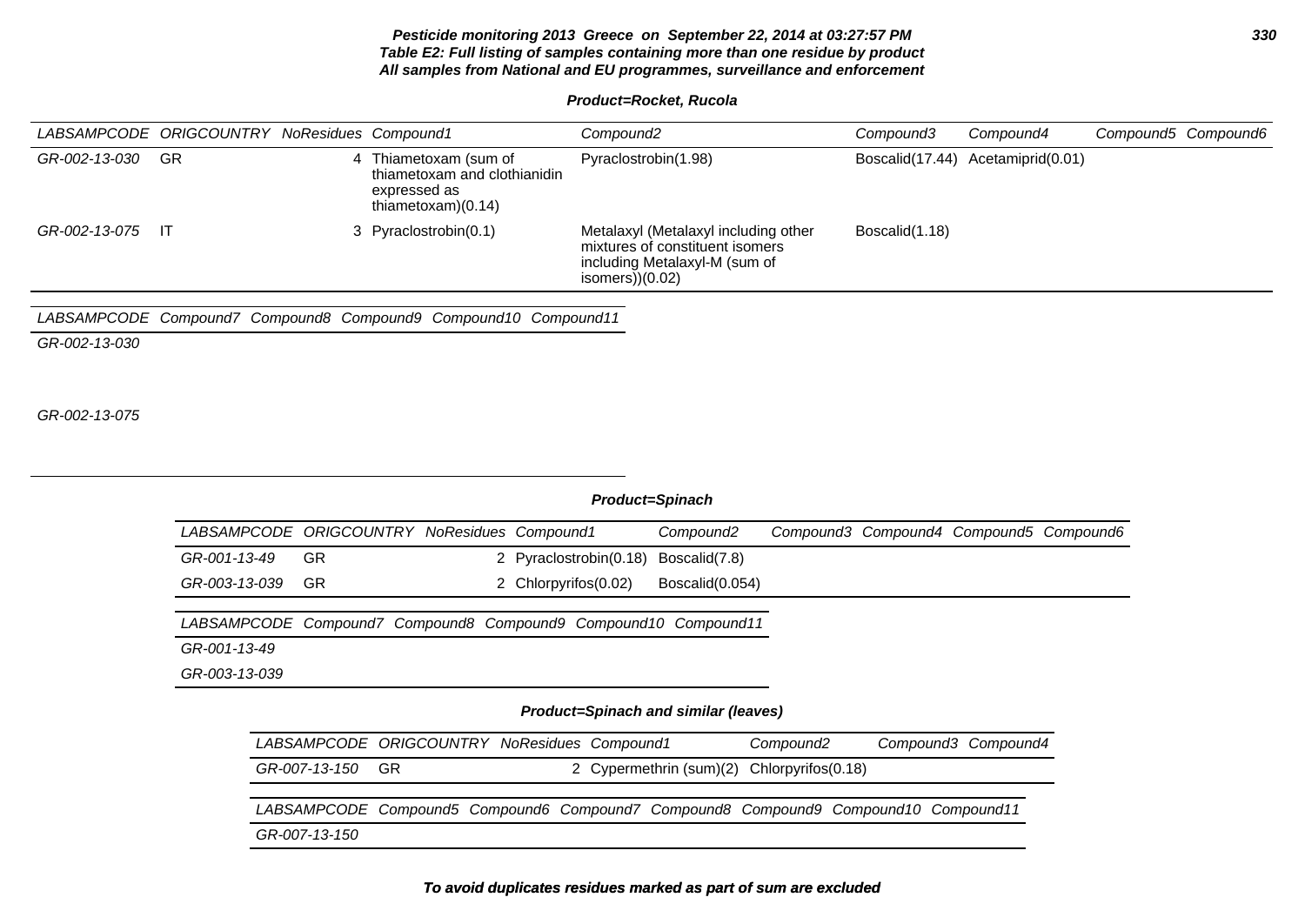**Table E2: Full listing of samples containing more than one residue by product**
**All samples from National and EU programmes, surveillance and enforcement**

**Product=Rocket, Rucola**

| LABSAMPCODE | ORIGCOUNTRY | NoResidues | Compound1 | Compound2 | Compound3 | Compound4 | Compound5 | Compound6 |
|---|---|---|---|---|---|---|---|---|
| GR-002-13-030 | GR | 4 | Thiametoxam (sum of thiametoxam and clothianidin expressed as thiametoxam)(0.14) | Pyraclostrobin(1.98) | Boscalid(17.44) | Acetamiprid(0.01) | | |
| GR-002-13-075 | IT | 3 | Pyraclostrobin(0.1) | Metalaxyl (Metalaxyl including other mixtures of constituent isomers including Metalaxyl-M (sum of isomers))(0.02) | Boscalid(1.18) | | | |

| LABSAMPCODE | Compound7 | Compound8 | Compound9 | Compound10 | Compound11 |
|---|---|---|---|---|---|
| GR-002-13-030 | | | | | |
| GR-002-13-075 | | | | | |

**Product=Spinach**

| LABSAMPCODE | ORIGCOUNTRY | NoResidues | Compound1 | Compound2 | Compound3 | Compound4 | Compound5 | Compound6 |
|---|---|---|---|---|---|---|---|---|
| GR-001-13-49 | GR | 2 | Pyraclostrobin(0.18) | Boscalid(7.8) | | | | |
| GR-003-13-039 | GR | 2 | Chlorpyrifos(0.02) | Boscalid(0.054) | | | | |

| LABSAMPCODE | Compound7 | Compound8 | Compound9 | Compound10 | Compound11 |
|---|---|---|---|---|---|
| GR-001-13-49 | | | | | |
| GR-003-13-039 | | | | | |

**Product=Spinach and similar (leaves)**

| LABSAMPCODE | ORIGCOUNTRY | NoResidues | Compound1 | Compound2 | Compound3 | Compound4 |
|---|---|---|---|---|---|---|
| GR-007-13-150 | GR | 2 | Cypermethrin (sum)(2) | Chlorpyrifos(0.18) | | |

| LABSAMPCODE | Compound5 | Compound6 | Compound7 | Compound8 | Compound9 | Compound10 | Compound11 |
|---|---|---|---|---|---|---|---|
| GR-007-13-150 | | | | | | | |

**To avoid duplicates residues marked as part of sum are excluded**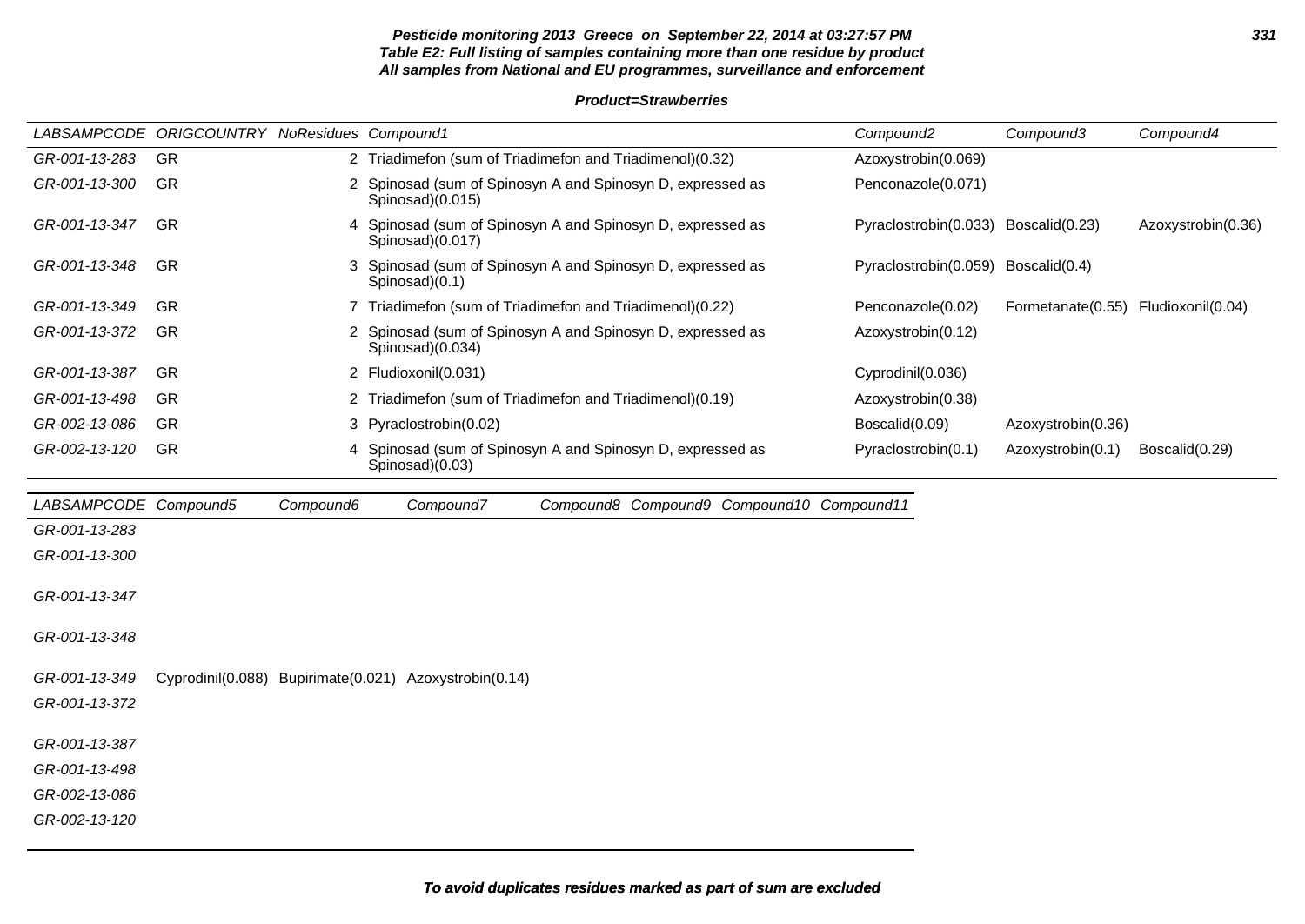**Pesticide monitoring 2013 Greece on September 22, 2014 at 03:27:57 PM**
**Table E2: Full listing of samples containing more than one residue by product**
**All samples from National and EU programmes, surveillance and enforcement**

**Product=Strawberries**

| LABSAMPCODE | ORIGCOUNTRY | NoResidues | Compound1 | Compound2 | Compound3 | Compound4 |
|---|---|---|---|---|---|---|
| GR-001-13-283 | GR | 2 | Triadimefon (sum of Triadimefon and Triadimenol)(0.32) | Azoxystrobin(0.069) | | |
| GR-001-13-300 | GR | 2 | Spinosad (sum of Spinosyn A and Spinosyn D, expressed as Spinosad)(0.015) | Penconazole(0.071) | | |
| GR-001-13-347 | GR | 4 | Spinosad (sum of Spinosyn A and Spinosyn D, expressed as Spinosad)(0.017) | Pyraclostrobin(0.033) | Boscalid(0.23) | Azoxystrobin(0.36) |
| GR-001-13-348 | GR | 3 | Spinosad (sum of Spinosyn A and Spinosyn D, expressed as Spinosad)(0.1) | Pyraclostrobin(0.059) | Boscalid(0.4) | |
| GR-001-13-349 | GR | 7 | Triadimefon (sum of Triadimefon and Triadimenol)(0.22) | Penconazole(0.02) | Formetanate(0.55) | Fludioxonil(0.04) |
| GR-001-13-372 | GR | 2 | Spinosad (sum of Spinosyn A and Spinosyn D, expressed as Spinosad)(0.034) | Azoxystrobin(0.12) | | |
| GR-001-13-387 | GR | 2 | Fludioxonil(0.031) | Cyprodinil(0.036) | | |
| GR-001-13-498 | GR | 2 | Triadimefon (sum of Triadimefon and Triadimenol)(0.19) | Azoxystrobin(0.38) | | |
| GR-002-13-086 | GR | 3 | Pyraclostrobin(0.02) | Boscalid(0.09) | Azoxystrobin(0.36) | |
| GR-002-13-120 | GR | 4 | Spinosad (sum of Spinosyn A and Spinosyn D, expressed as Spinosad)(0.03) | Pyraclostrobin(0.1) | Azoxystrobin(0.1) | Boscalid(0.29) |

| LABSAMPCODE | Compound5 | Compound6 | Compound7 | Compound8 | Compound9 | Compound10 | Compound11 |
|---|---|---|---|---|---|---|---|
| GR-001-13-283 | | | | | | | |
| GR-001-13-300 | | | | | | | |
| GR-001-13-347 | | | | | | | |
| GR-001-13-348 | | | | | | | |
| GR-001-13-349 | Cyprodinil(0.088) | Bupirimate(0.021) | Azoxystrobin(0.14) | | | | |
| GR-001-13-372 | | | | | | | |
| GR-001-13-387 | | | | | | | |
| GR-001-13-498 | | | | | | | |
| GR-002-13-086 | | | | | | | |
| GR-002-13-120 | | | | | | | |

**To avoid duplicates residues marked as part of sum are excluded**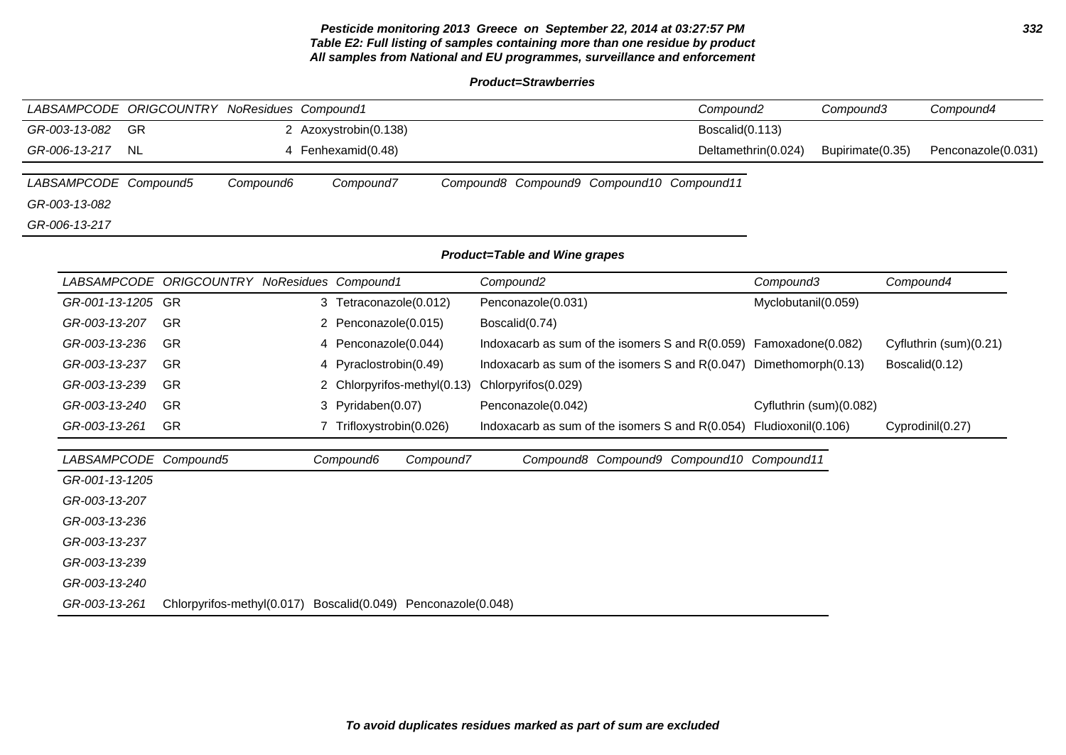**Pesticide monitoring 2013 Greece on September 22, 2014 at 03:27:57 PM**
**Table E2: Full listing of samples containing more than one residue by product**
**All samples from National and EU programmes, surveillance and enforcement**

**Product=Strawberries**

| LABSAMPCODE | ORIGCOUNTRY | NoResidues | Compound1 | Compound2 | Compound3 | Compound4 |
|---|---|---|---|---|---|---|
| GR-003-13-082 | GR | 2 | Azoxystrobin(0.138) | Boscalid(0.113) | | |
| GR-006-13-217 | NL | 4 | Fenhexamid(0.48) | Deltamethrin(0.024) | Bupirimate(0.35) | Penconazole(0.031) |

| LABSAMPCODE | Compound5 | Compound6 | Compound7 | Compound8 | Compound9 | Compound10 | Compound11 |
|---|---|---|---|---|---|---|---|
| GR-003-13-082 | | | | | | | |
| GR-006-13-217 | | | | | | | |

**Product=Table and Wine grapes**

| LABSAMPCODE | ORIGCOUNTRY | NoResidues | Compound1 | Compound2 | Compound3 | Compound4 |
|---|---|---|---|---|---|---|
| GR-001-13-1205 | GR | 3 | Tetraconazole(0.012) | Penconazole(0.031) | Myclobutanil(0.059) | |
| GR-003-13-207 | GR | 2 | Penconazole(0.015) | Boscalid(0.74) | | |
| GR-003-13-236 | GR | 4 | Penconazole(0.044) | Indoxacarb as sum of the isomers S and R(0.059) | Famoxadone(0.082) | Cyfluthrin (sum)(0.21) |
| GR-003-13-237 | GR | 4 | Pyraclostrobin(0.49) | Indoxacarb as sum of the isomers S and R(0.047) | Dimethomorph(0.13) | Boscalid(0.12) |
| GR-003-13-239 | GR | 2 | Chlorpyrifos-methyl(0.13) | Chlorpyrifos(0.029) | | |
| GR-003-13-240 | GR | 3 | Pyridaben(0.07) | Penconazole(0.042) | Cyfluthrin (sum)(0.082) | |
| GR-003-13-261 | GR | 7 | Trifloxystrobin(0.026) | Indoxacarb as sum of the isomers S and R(0.054) | Fludioxonil(0.106) | Cyprodinil(0.27) |

| LABSAMPCODE | Compound5 | Compound6 | Compound7 | Compound8 | Compound9 | Compound10 | Compound11 |
|---|---|---|---|---|---|---|---|
| GR-001-13-1205 | | | | | | | |
| GR-003-13-207 | | | | | | | |
| GR-003-13-236 | | | | | | | |
| GR-003-13-237 | | | | | | | |
| GR-003-13-239 | | | | | | | |
| GR-003-13-240 | | | | | | | |
| GR-003-13-261 | Chlorpyrifos-methyl(0.017) | Boscalid(0.049) | Penconazole(0.048) | | | | |

**To avoid duplicates residues marked as part of sum are excluded**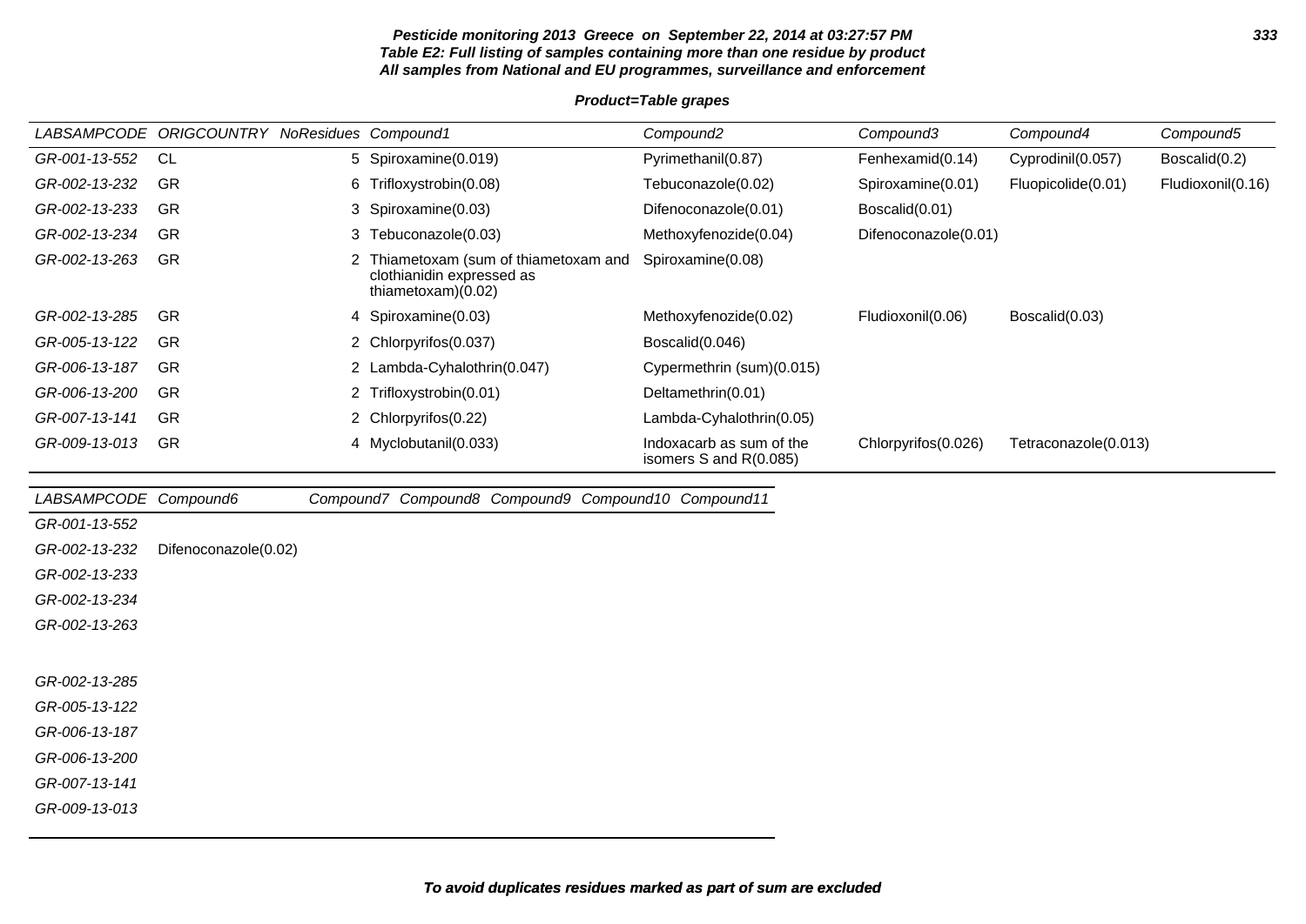**Pesticide monitoring 2013 Greece on September 22, 2014 at 03:27:57 PM**
**Table E2: Full listing of samples containing more than one residue by product**
**All samples from National and EU programmes, surveillance and enforcement**

**Product=Table grapes**

| LABSAMPCODE | ORIGCOUNTRY | NoResidues | Compound1 | Compound2 | Compound3 | Compound4 | Compound5 |
|---|---|---|---|---|---|---|---|
| GR-001-13-552 | CL | 5 | Spiroxamine(0.019) | Pyrimethanil(0.87) | Fenhexamid(0.14) | Cyprodinil(0.057) | Boscalid(0.2) |
| GR-002-13-232 | GR | 6 | Trifloxystrobin(0.08) | Tebuconazole(0.02) | Spiroxamine(0.01) | Fluopicolide(0.01) | Fludioxonil(0.16) |
| GR-002-13-233 | GR | 3 | Spiroxamine(0.03) | Difenoconazole(0.01) | Boscalid(0.01) | | |
| GR-002-13-234 | GR | 3 | Tebuconazole(0.03) | Methoxyfenozide(0.04) | Difenoconazole(0.01) | | |
| GR-002-13-263 | GR | 2 | Thiametoxam (sum of thiametoxam and clothianidin expressed as thiametoxam)(0.02) | Spiroxamine(0.08) | | | |
| GR-002-13-285 | GR | 4 | Spiroxamine(0.03) | Methoxyfenozide(0.02) | Fludioxonil(0.06) | Boscalid(0.03) | |
| GR-005-13-122 | GR | 2 | Chlorpyrifos(0.037) | Boscalid(0.046) | | | |
| GR-006-13-187 | GR | 2 | Lambda-Cyhalothrin(0.047) | Cypermethrin (sum)(0.015) | | | |
| GR-006-13-200 | GR | 2 | Trifloxystrobin(0.01) | Deltamethrin(0.01) | | | |
| GR-007-13-141 | GR | 2 | Chlorpyrifos(0.22) | Lambda-Cyhalothrin(0.05) | | | |
| GR-009-13-013 | GR | 4 | Myclobutanil(0.033) | Indoxacarb as sum of the isomers S and R(0.085) | Chlorpyrifos(0.026) | Tetraconazole(0.013) | |

| LABSAMPCODE | Compound6 | Compound7 | Compound8 | Compound9 | Compound10 | Compound11 |
|---|---|---|---|---|---|---|
| GR-001-13-552 | | | | | | |
| GR-002-13-232 | Difenoconazole(0.02) | | | | | |
| GR-002-13-233 | | | | | | |
| GR-002-13-234 | | | | | | |
| GR-002-13-263 | | | | | | |
| GR-002-13-285 | | | | | | |
| GR-005-13-122 | | | | | | |
| GR-006-13-187 | | | | | | |
| GR-006-13-200 | | | | | | |
| GR-007-13-141 | | | | | | |
| GR-009-13-013 | | | | | | |

**To avoid duplicates residues marked as part of sum are excluded**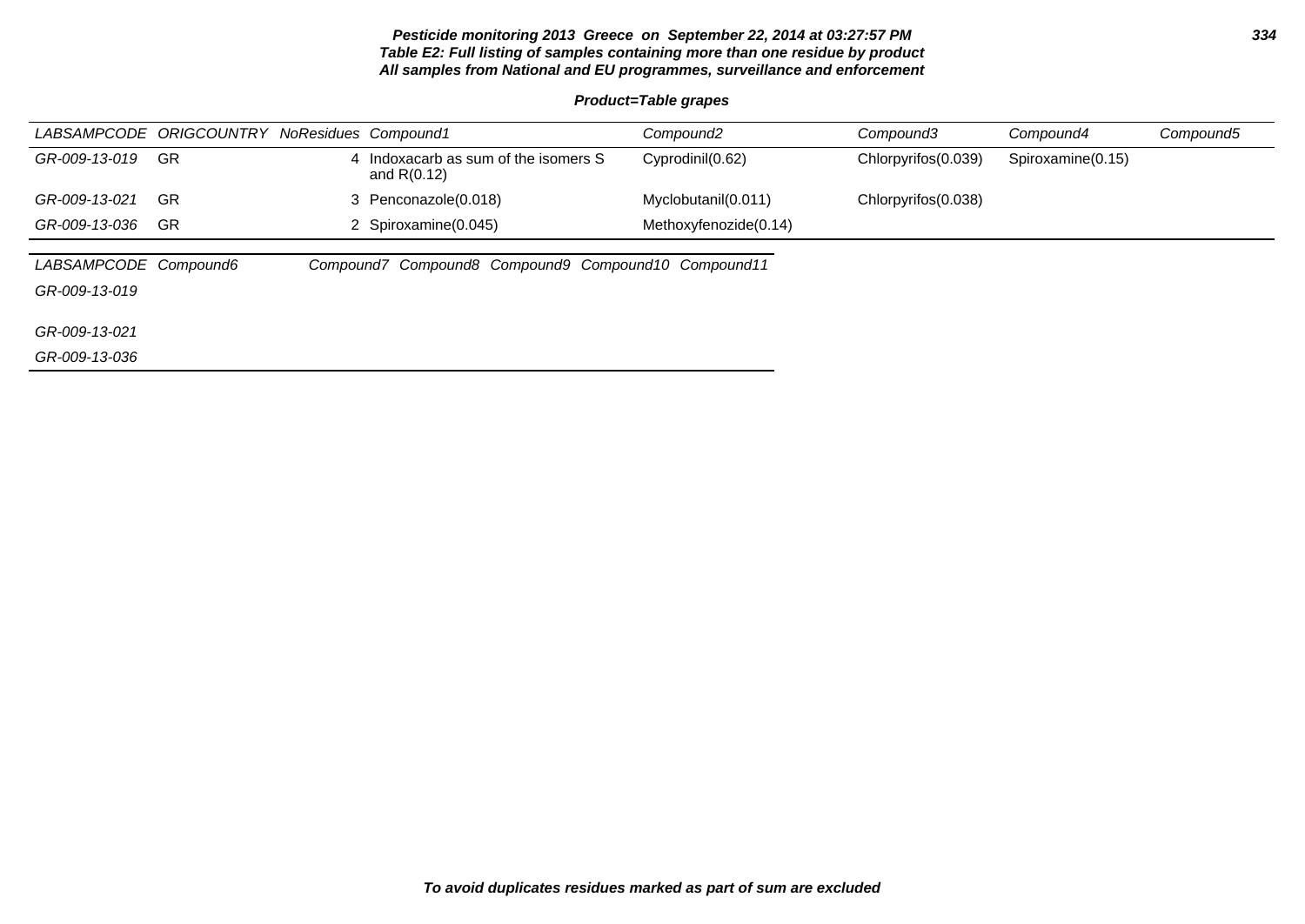**Pesticide monitoring 2013 Greece on September 22, 2014 at 03:27:57 PM**
**Table E2: Full listing of samples containing more than one residue by product**
**All samples from National and EU programmes, surveillance and enforcement**

**Product=Table grapes**

| LABSAMPCODE | ORIGCOUNTRY | NoResidues | Compound1 | Compound2 | Compound3 | Compound4 | Compound5 |
|---|---|---|---|---|---|---|---|
| GR-009-13-019 | GR | 4 | Indoxacarb as sum of the isomers S and R(0.12) | Cyprodinil(0.62) | Chlorpyrifos(0.039) | Spiroxamine(0.15) | |
| GR-009-13-021 | GR | 3 | Penconazole(0.018) | Myclobutanil(0.011) | Chlorpyrifos(0.038) | | |
| GR-009-13-036 | GR | 2 | Spiroxamine(0.045) | Methoxyfenozide(0.14) | | | |

| LABSAMPCODE | Compound6 | Compound7 | Compound8 | Compound9 | Compound10 | Compound11 |
|---|---|---|---|---|---|---|
| GR-009-13-019 | | | | | | |
| GR-009-13-021 | | | | | | |
| GR-009-13-036 | | | | | | |

**To avoid duplicates residues marked as part of sum are excluded**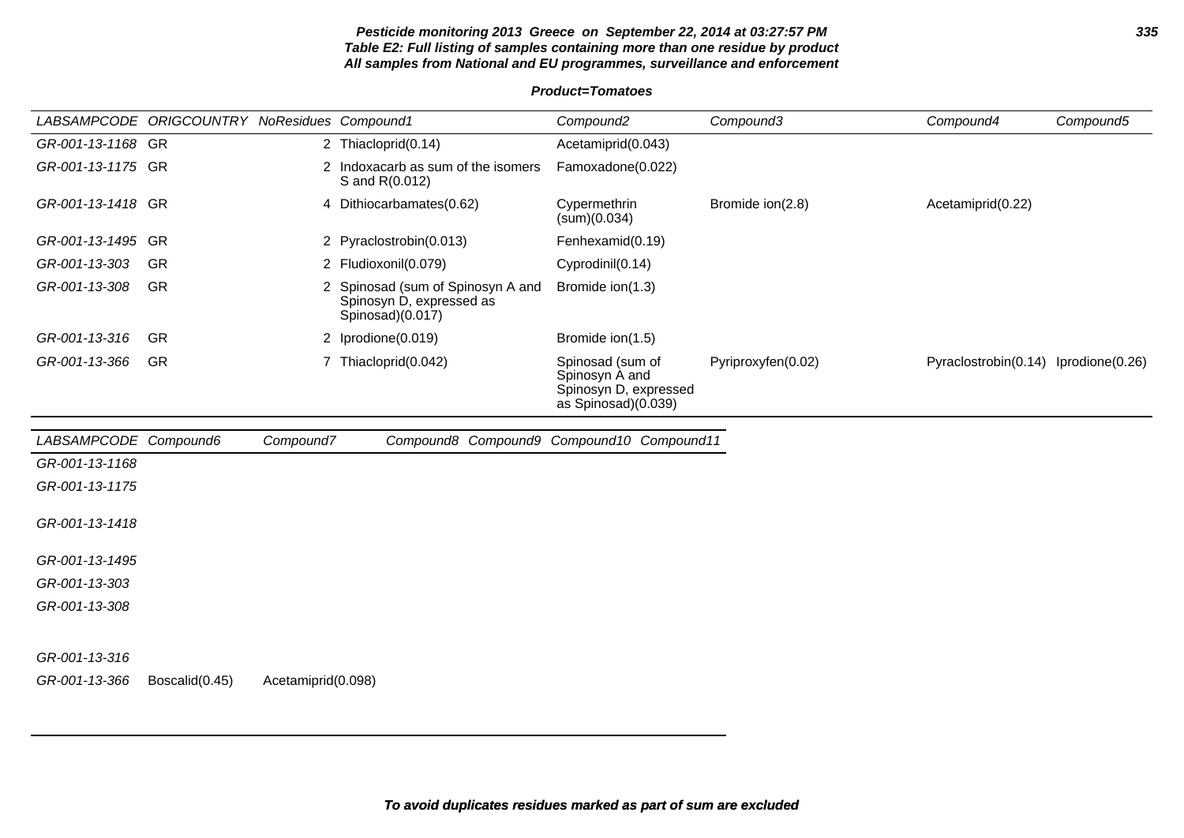**Pesticide monitoring 2013 Greece on September 22, 2014 at 03:27:57 PM**
**Table E2: Full listing of samples containing more than one residue by product**
**All samples from National and EU programmes, surveillance and enforcement**

**Product=Tomatoes**

| LABSAMPCODE | ORIGCOUNTRY | NoResidues | Compound1 | Compound2 | Compound3 | Compound4 | Compound5 |
|---|---|---|---|---|---|---|---|
| GR-001-13-1168 | GR | 2 | Thiacloprid(0.14) | Acetamiprid(0.043) | | | |
| GR-001-13-1175 | GR | 2 | Indoxacarb as sum of the isomers S and R(0.012) | Famoxadone(0.022) | | | |
| GR-001-13-1418 | GR | 4 | Dithiocarbamates(0.62) | Cypermethrin (sum)(0.034) | Bromide ion(2.8) | Acetamiprid(0.22) | |
| GR-001-13-1495 | GR | 2 | Pyraclostrobin(0.013) | Fenhexamid(0.19) | | | |
| GR-001-13-303 | GR | 2 | Fludioxonil(0.079) | Cyprodinil(0.14) | | | |
| GR-001-13-308 | GR | 2 | Spinosad (sum of Spinosyn A and Spinosyn D, expressed as Spinosad)(0.017) | Bromide ion(1.3) | | | |
| GR-001-13-316 | GR | 2 | Iprodione(0.019) | Bromide ion(1.5) | | | |
| GR-001-13-366 | GR | 7 | Thiacloprid(0.042) | Spinosad (sum of Spinosyn A and Spinosyn D, expressed as Spinosad)(0.039) | Pyriproxyfen(0.02) | Pyraclostrobin(0.14) | Iprodione(0.26) |

| LABSAMPCODE | Compound6 | Compound7 | Compound8 | Compound9 | Compound10 | Compound11 |
|---|---|---|---|---|---|---|
| GR-001-13-1168 | | | | | | |
| GR-001-13-1175 | | | | | | |
| GR-001-13-1418 | | | | | | |
| GR-001-13-1495 | | | | | | |
| GR-001-13-303 | | | | | | |
| GR-001-13-308 | | | | | | |
| GR-001-13-316 | | | | | | |
| GR-001-13-366 | Boscalid(0.45) | Acetamiprid(0.098) | | | | |

**To avoid duplicates residues marked as part of sum are excluded**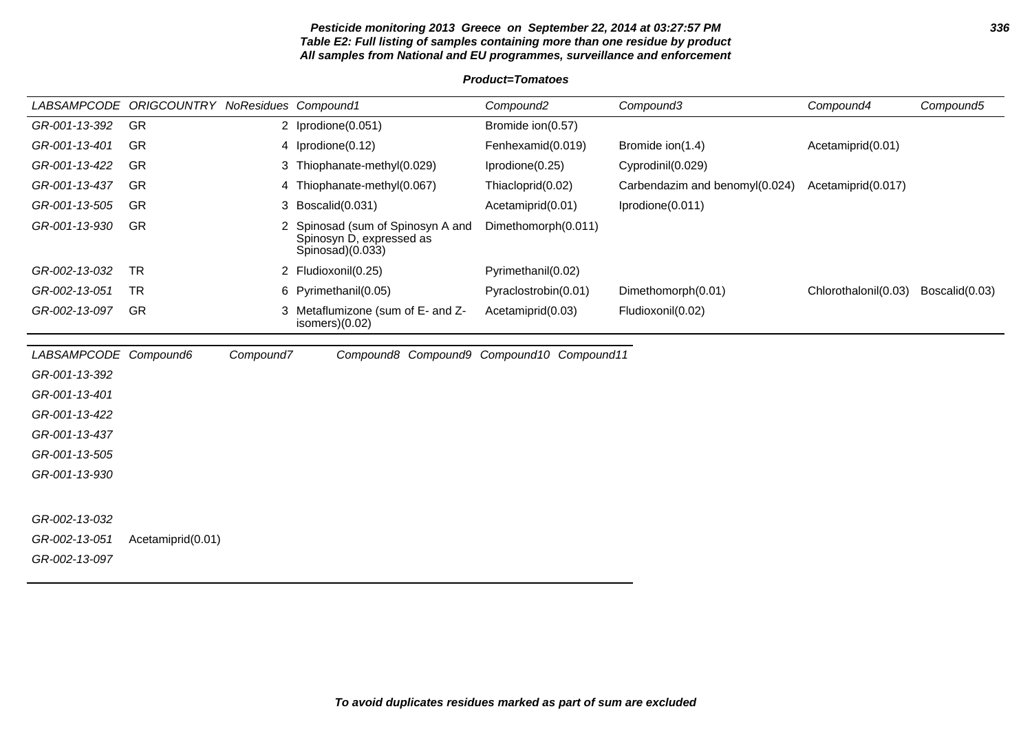**Table E2: Full listing of samples containing more than one residue by product**

**All samples from National and EU programmes, surveillance and enforcement**

**Product=Tomatoes**

| LABSAMPCODE | ORIGCOUNTRY | NoResidues | Compound1 | Compound2 | Compound3 | Compound4 | Compound5 |
|---|---|---|---|---|---|---|---|
| GR-001-13-392 | GR | 2 | Iprodione(0.051) | Bromide ion(0.57) | | | |
| GR-001-13-401 | GR | 4 | Iprodione(0.12) | Fenhexamid(0.019) | Bromide ion(1.4) | Acetamiprid(0.01) | |
| GR-001-13-422 | GR | 3 | Thiophanate-methyl(0.029) | Iprodione(0.25) | Cyprodinil(0.029) | | |
| GR-001-13-437 | GR | 4 | Thiophanate-methyl(0.067) | Thiacloprid(0.02) | Carbendazim and benomyl(0.024) | Acetamiprid(0.017) | |
| GR-001-13-505 | GR | 3 | Boscalid(0.031) | Acetamiprid(0.01) | Iprodione(0.011) | | |
| GR-001-13-930 | GR | 2 | Spinosad (sum of Spinosyn A and Spinosyn D, expressed as Spinosad)(0.033) | Dimethomorph(0.011) | | | |
| GR-002-13-032 | TR | 2 | Fludioxonil(0.25) | Pyrimethanil(0.02) | | | |
| GR-002-13-051 | TR | 6 | Pyrimethanil(0.05) | Pyraclostrobin(0.01) | Dimethomorph(0.01) | Chlorothalonil(0.03) | Boscalid(0.03) |
| GR-002-13-097 | GR | 3 | Metaflumizone (sum of E- and Z- isomers)(0.02) | Acetamiprid(0.03) | Fludioxonil(0.02) | | |

| LABSAMPCODE | Compound6 | Compound7 | Compound8 | Compound9 | Compound10 | Compound11 |
|---|---|---|---|---|---|---|
| GR-001-13-392 | | | | | | |
| GR-001-13-401 | | | | | | |
| GR-001-13-422 | | | | | | |
| GR-001-13-437 | | | | | | |
| GR-001-13-505 | | | | | | |
| GR-001-13-930 | | | | | | |
| GR-002-13-032 | | | | | | |
| GR-002-13-051 | Acetamiprid(0.01) | | | | | |
| GR-002-13-097 | | | | | | |

**To avoid duplicates residues marked as part of sum are excluded**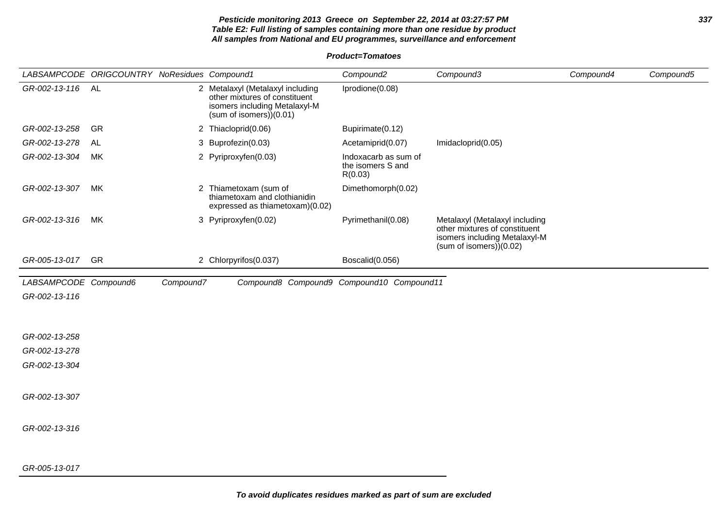**Pesticide monitoring 2013 Greece on September 22, 2014 at 03:27:57 PM**
**Table E2: Full listing of samples containing more than one residue by product**
**All samples from National and EU programmes, surveillance and enforcement**

**Product=Tomatoes**

| LABSAMPCODE | ORIGCOUNTRY | NoResidues | Compound1 | Compound2 | Compound3 | Compound4 | Compound5 |
|---|---|---|---|---|---|---|---|
| GR-002-13-116 | AL | 2 | Metalaxyl (Metalaxyl including other mixtures of constituent isomers including Metalaxyl-M (sum of isomers))(0.01) | Iprodione(0.08) | | | |
| GR-002-13-258 | GR | 2 | Thiacloprid(0.06) | Bupirimate(0.12) | | | |
| GR-002-13-278 | AL | 3 | Buprofezin(0.03) | Acetamiprid(0.07) | Imidacloprid(0.05) | | |
| GR-002-13-304 | MK | 2 | Pyriproxyfen(0.03) | Indoxacarb as sum of the isomers S and R(0.03) | | | |
| GR-002-13-307 | MK | 2 | Thiametoxam (sum of thiametoxam and clothianidin expressed as thiametoxam)(0.02) | Dimethomorph(0.02) | | | |
| GR-002-13-316 | MK | 3 | Pyriproxyfen(0.02) | Pyrimethanil(0.08) | Metalaxyl (Metalaxyl including other mixtures of constituent isomers including Metalaxyl-M (sum of isomers))(0.02) | | |
| GR-005-13-017 | GR | 2 | Chlorpyrifos(0.037) | Boscalid(0.056) | | | |

| LABSAMPCODE | Compound6 | Compound7 | Compound8 | Compound9 | Compound10 | Compound11 |
|---|---|---|---|---|---|---|
| GR-002-13-116 | | | | | | |
| GR-002-13-258 | | | | | | |
| GR-002-13-278 | | | | | | |
| GR-002-13-304 | | | | | | |
| GR-002-13-307 | | | | | | |
| GR-002-13-316 | | | | | | |
| GR-005-13-017 | | | | | | |

**To avoid duplicates residues marked as part of sum are excluded**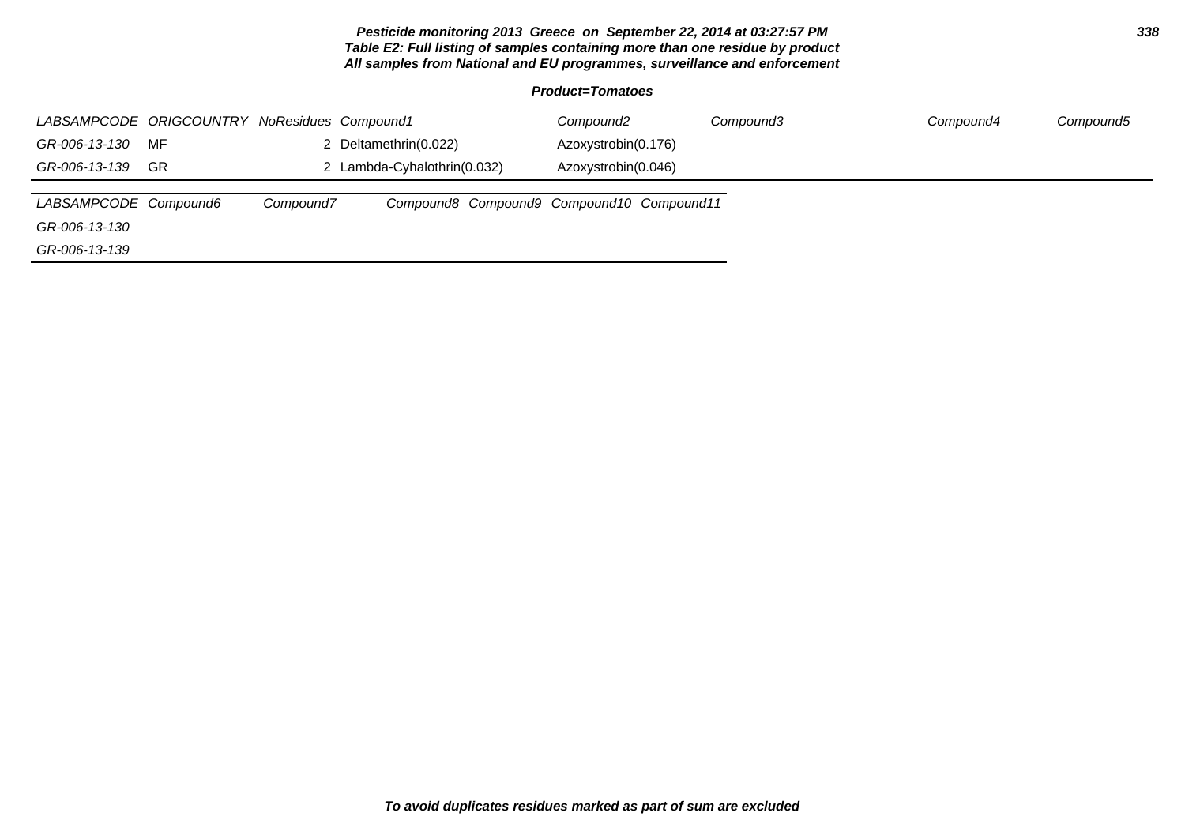**Pesticide monitoring 2013 Greece on September 22, 2014 at 03:27:57 PM**
**Table E2: Full listing of samples containing more than one residue by product**
**All samples from National and EU programmes, surveillance and enforcement**

**Product=Tomatoes**

| LABSAMPCODE | ORIGCOUNTRY | NoResidues | Compound1 | Compound2 | Compound3 | Compound4 | Compound5 |
|---|---|---|---|---|---|---|---|
| GR-006-13-130 | MF | 2 | Deltamethrin(0.022) | Azoxystrobin(0.176) | | | |
| GR-006-13-139 | GR | 2 | Lambda-Cyhalothrin(0.032) | Azoxystrobin(0.046) | | | |

| LABSAMPCODE | Compound6 | Compound7 | Compound8 | Compound9 | Compound10 | Compound11 |
|---|---|---|---|---|---|---|
| GR-006-13-130 | | | | | | |
| GR-006-13-139 | | | | | | |

**To avoid duplicates residues marked as part of sum are excluded**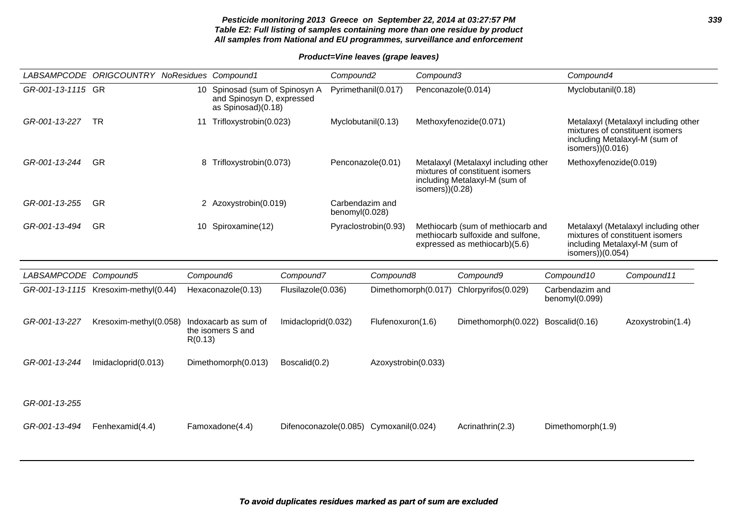**Pesticide monitoring 2013 Greece on September 22, 2014 at 03:27:57 PM**
**Table E2: Full listing of samples containing more than one residue by product**
**All samples from National and EU programmes, surveillance and enforcement**

**Product=Vine leaves (grape leaves)**

| LABSAMPCODE | ORIGCOUNTRY | NoResidues | Compound1 | Compound2 | Compound3 | Compound4 |
|---|---|---|---|---|---|---|
| GR-001-13-1115 | GR | 10 | Spinosad (sum of Spinosyn A and Spinosyn D, expressed as Spinosad)(0.18) | Pyrimethanil(0.017) | Penconazole(0.014) | Myclobutanil(0.18) |
| GR-001-13-227 | TR | 11 | Trifloxystrobin(0.023) | Myclobutanil(0.13) | Methoxyfenozide(0.071) | Metalaxyl (Metalaxyl including other mixtures of constituent isomers including Metalaxyl-M (sum of isomers))(0.016) |
| GR-001-13-244 | GR | 8 | Trifloxystrobin(0.073) | Penconazole(0.01) | Metalaxyl (Metalaxyl including other mixtures of constituent isomers including Metalaxyl-M (sum of isomers))(0.28) | Methoxyfenozide(0.019) |
| GR-001-13-255 | GR | 2 | Azoxystrobin(0.019) | Carbendazim and benomyl(0.028) | | |
| GR-001-13-494 | GR | 10 | Spiroxamine(12) | Pyraclostrobin(0.93) | Methiocarb (sum of methiocarb and methiocarb sulfoxide and sulfone, expressed as methiocarb)(5.6) | Metalaxyl (Metalaxyl including other mixtures of constituent isomers including Metalaxyl-M (sum of isomers))(0.054) |

| LABSAMPCODE | Compound5 | Compound6 | Compound7 | Compound8 | Compound9 | Compound10 | Compound11 |
|---|---|---|---|---|---|---|---|
| GR-001-13-1115 | Kresoxim-methyl(0.44) | Hexaconazole(0.13) | Flusilazole(0.036) | Dimethomorph(0.017) | Chlorpyrifos(0.029) | Carbendazim and benomyl(0.099) | |
| GR-001-13-227 | Kresoxim-methyl(0.058) | Indoxacarb as sum of the isomers S and R(0.13) | Imidacloprid(0.032) | Flufenoxuron(1.6) | Dimethomorph(0.022) | Boscalid(0.16) | Azoxystrobin(1.4) |
| GR-001-13-244 | Imidacloprid(0.013) | Dimethomorph(0.013) | Boscalid(0.2) | Azoxystrobin(0.033) | | | |
| GR-001-13-255 | | | | | | | |
| GR-001-13-494 | Fenhexamid(4.4) | Famoxadone(4.4) | Difenoconazole(0.085) | Cymoxanil(0.024) | Acrinathrin(2.3) | Dimethomorph(1.9) | |

**To avoid duplicates residues marked as part of sum are excluded**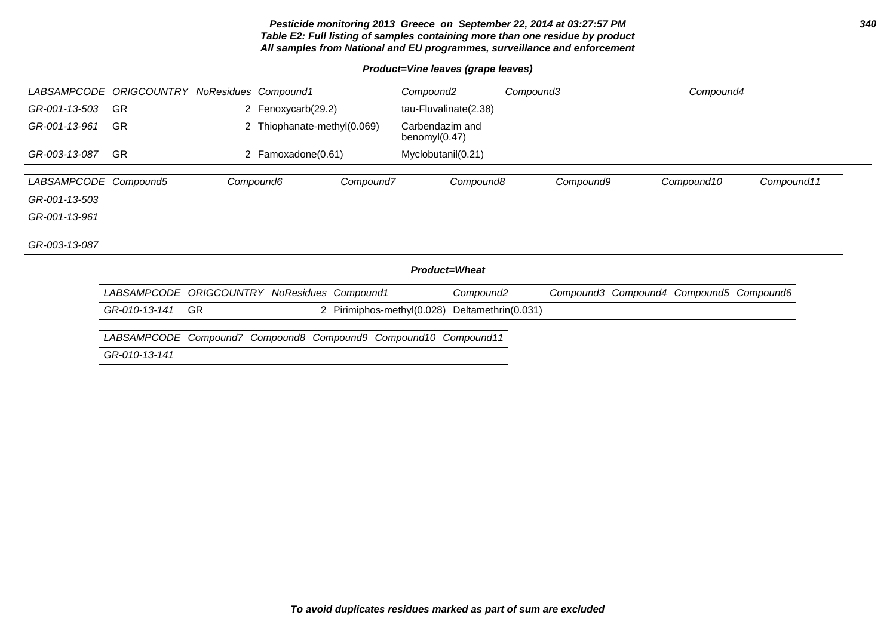**Pesticide monitoring 2013 Greece on September 22, 2014 at 03:27:57 PM**
**Table E2: Full listing of samples containing more than one residue by product**
**All samples from National and EU programmes, surveillance and enforcement**

***Product=Vine leaves (grape leaves)***

| LABSAMPCODE | ORIGCOUNTRY | NoResidues | Compound1 | Compound2 | Compound3 | Compound4 |
|---|---|---|---|---|---|---|
| GR-001-13-503 | GR | 2 | Fenoxycarb(29.2) | tau-Fluvalinate(2.38) | | |
| GR-001-13-961 | GR | 2 | Thiophanate-methyl(0.069) | Carbendazim and benomyl(0.47) | | |
| GR-003-13-087 | GR | 2 | Famoxadone(0.61) | Myclobutanil(0.21) | | |

| LABSAMPCODE | Compound5 | Compound6 | Compound7 | Compound8 | Compound9 | Compound10 | Compound11 |
|---|---|---|---|---|---|---|---|
| GR-001-13-503 | | | | | | | |
| GR-001-13-961 | | | | | | | |
| GR-003-13-087 | | | | | | | |

***Product=Wheat***

| LABSAMPCODE | ORIGCOUNTRY | NoResidues | Compound1 | Compound2 | Compound3 | Compound4 | Compound5 | Compound6 |
|---|---|---|---|---|---|---|---|---|
| GR-010-13-141 | GR | 2 | Pirimiphos-methyl(0.028) | Deltamethrin(0.031) | | | | |

| LABSAMPCODE | Compound7 | Compound8 | Compound9 | Compound10 | Compound11 |
|---|---|---|---|---|---|
| GR-010-13-141 | | | | | |

***To avoid duplicates residues marked as part of sum are excluded***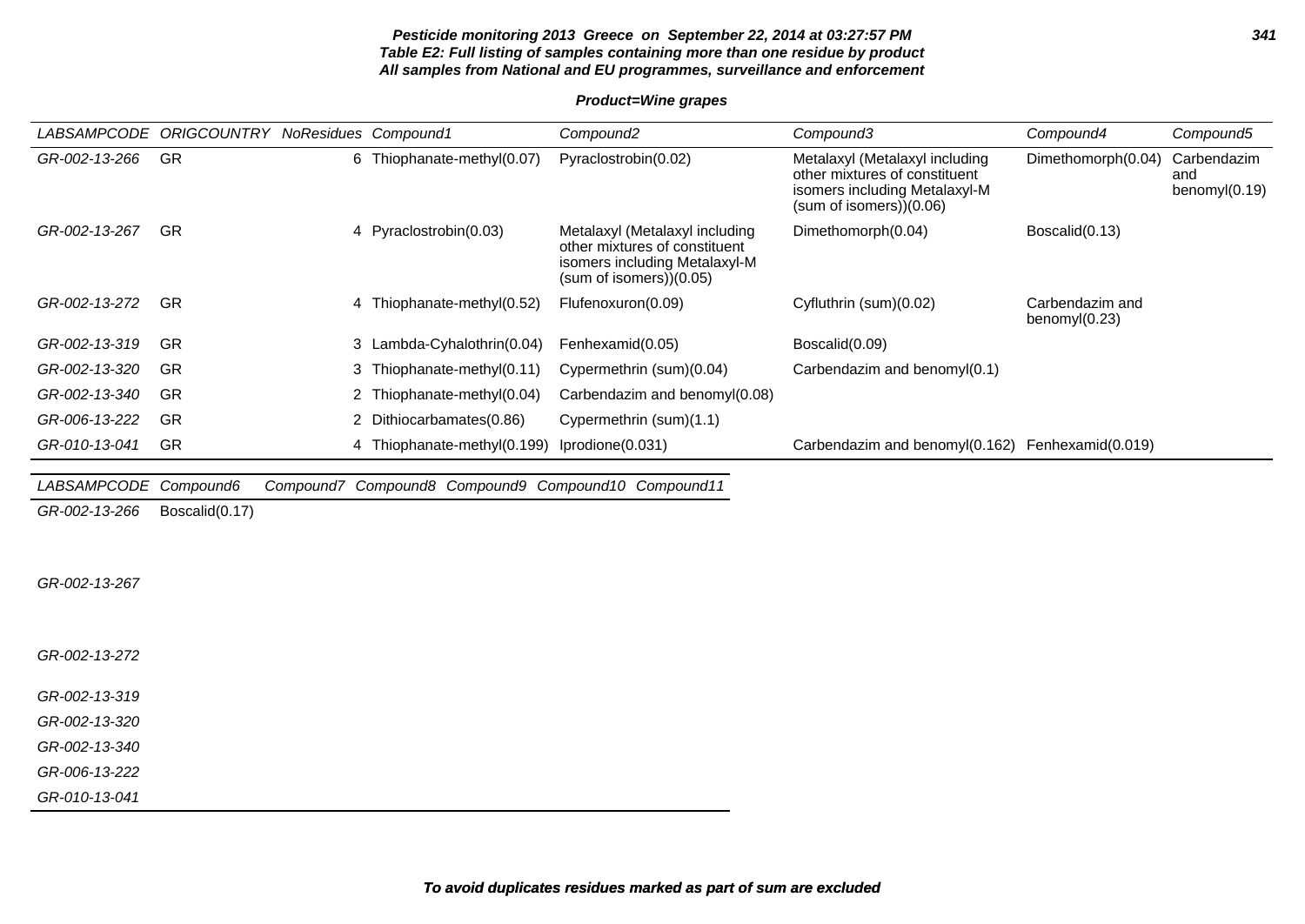**Pesticide monitoring 2013 Greece on September 22, 2014 at 03:27:57 PM**
**Table E2: Full listing of samples containing more than one residue by product**
**All samples from National and EU programmes, surveillance and enforcement**

**Product=Wine grapes**

| LABSAMPCODE | ORIGCOUNTRY | NoResidues | Compound1 | Compound2 | Compound3 | Compound4 | Compound5 |
|---|---|---|---|---|---|---|---|
| GR-002-13-266 | GR | 6 | Thiophanate-methyl(0.07) | Pyraclostrobin(0.02) | Metalaxyl (Metalaxyl including other mixtures of constituent isomers including Metalaxyl-M (sum of isomers))(0.06) | Dimethomorph(0.04) | Carbendazim and benomyl(0.19) |
| GR-002-13-267 | GR | 4 | Pyraclostrobin(0.03) | Metalaxyl (Metalaxyl including other mixtures of constituent isomers including Metalaxyl-M (sum of isomers))(0.05) | Dimethomorph(0.04) | Boscalid(0.13) | |
| GR-002-13-272 | GR | 4 | Thiophanate-methyl(0.52) | Flufenoxuron(0.09) | Cyfluthrin (sum)(0.02) | Carbendazim and benomyl(0.23) | |
| GR-002-13-319 | GR | 3 | Lambda-Cyhalothrin(0.04) | Fenhexamid(0.05) | Boscalid(0.09) | | |
| GR-002-13-320 | GR | 3 | Thiophanate-methyl(0.11) | Cypermethrin (sum)(0.04) | Carbendazim and benomyl(0.1) | | |
| GR-002-13-340 | GR | 2 | Thiophanate-methyl(0.04) | Carbendazim and benomyl(0.08) | | | |
| GR-006-13-222 | GR | 2 | Dithiocarbamates(0.86) | Cypermethrin (sum)(1.1) | | | |
| GR-010-13-041 | GR | 4 | Thiophanate-methyl(0.199) | Iprodione(0.031) | Carbendazim and benomyl(0.162) | Fenhexamid(0.019) | |

| LABSAMPCODE | Compound6 | Compound7 | Compound8 | Compound9 | Compound10 | Compound11 |
|---|---|---|---|---|---|---|
| GR-002-13-266 | Boscalid(0.17) | | | | | |
| GR-002-13-267 | | | | | | |
| GR-002-13-272 | | | | | | |
| GR-002-13-319 | | | | | | |
| GR-002-13-320 | | | | | | |
| GR-002-13-340 | | | | | | |
| GR-006-13-222 | | | | | | |
| GR-010-13-041 | | | | | | |

**To avoid duplicates residues marked as part of sum are excluded**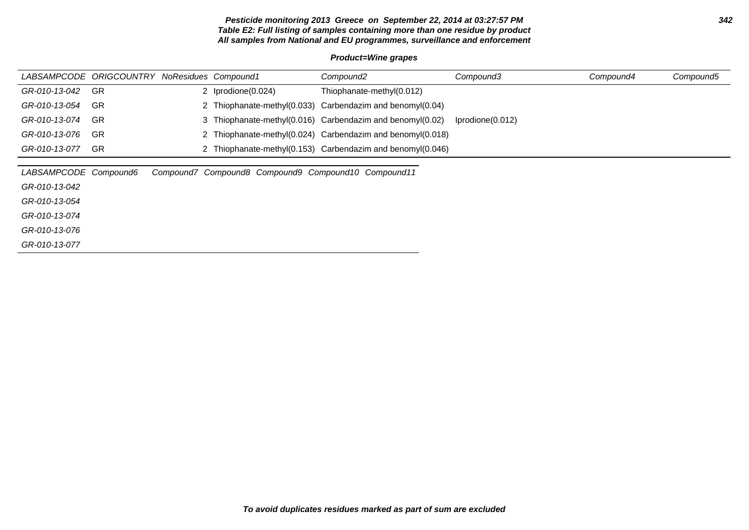**Table E2: Full listing of samples containing more than one residue by product**
**All samples from National and EU programmes, surveillance and enforcement**

**Product=Wine grapes**

| LABSAMPCODE | ORIGCOUNTRY | NoResidues | Compound1 | Compound2 | Compound3 | Compound4 | Compound5 |
|---|---|---|---|---|---|---|---|
| GR-010-13-042 | GR | 2 | Iprodione(0.024) | Thiophanate-methyl(0.012) | | | |
| GR-010-13-054 | GR | 2 | Thiophanate-methyl(0.033) | Carbendazim and benomyl(0.04) | | | |
| GR-010-13-074 | GR | 3 | Thiophanate-methyl(0.016) | Carbendazim and benomyl(0.02) | Iprodione(0.012) | | |
| GR-010-13-076 | GR | 2 | Thiophanate-methyl(0.024) | Carbendazim and benomyl(0.018) | | | |
| GR-010-13-077 | GR | 2 | Thiophanate-methyl(0.153) | Carbendazim and benomyl(0.046) | | | |

| LABSAMPCODE | Compound6 | Compound7 | Compound8 | Compound9 | Compound10 | Compound11 |
|---|---|---|---|---|---|---|
| GR-010-13-042 | | | | | | |
| GR-010-13-054 | | | | | | |
| GR-010-13-074 | | | | | | |
| GR-010-13-076 | | | | | | |
| GR-010-13-077 | | | | | | |

*To avoid duplicates residues marked as part of sum are excluded*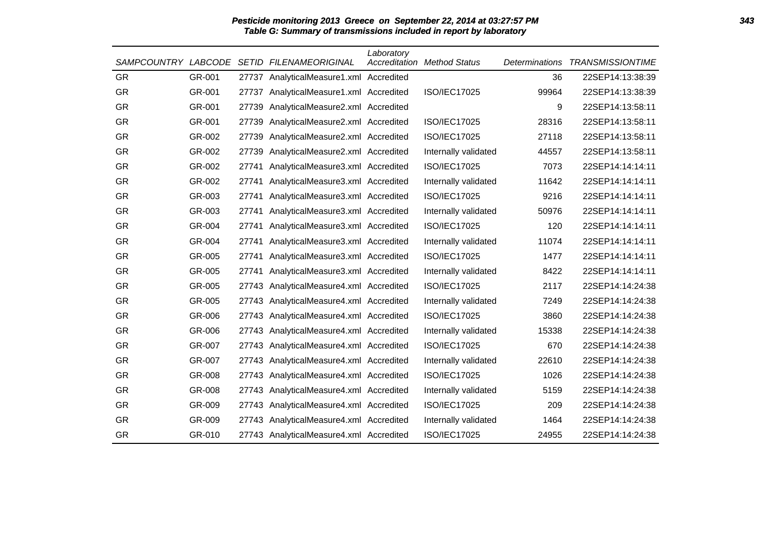**Pesticide monitoring 2013 Greece on September 22, 2014 at 03:27:57 PM**
**Table G: Summary of transmissions included in report by laboratory**

| SAMPCOUNTRY | LABCODE | SETID | FILENAMEORIGINAL | Laboratory Accreditation | Method Status | Determinations | TRANSMISSIONTIME |
|---|---|---|---|---|---|---|---|
| GR | GR-001 | 27737 | AnalyticalMeasure1.xml | Accredited | | 36 | 22SEP14:13:38:39 |
| GR | GR-001 | 27737 | AnalyticalMeasure1.xml | Accredited | ISO/IEC17025 | 99964 | 22SEP14:13:38:39 |
| GR | GR-001 | 27739 | AnalyticalMeasure2.xml | Accredited | | 9 | 22SEP14:13:58:11 |
| GR | GR-001 | 27739 | AnalyticalMeasure2.xml | Accredited | ISO/IEC17025 | 28316 | 22SEP14:13:58:11 |
| GR | GR-002 | 27739 | AnalyticalMeasure2.xml | Accredited | ISO/IEC17025 | 27118 | 22SEP14:13:58:11 |
| GR | GR-002 | 27739 | AnalyticalMeasure2.xml | Accredited | Internally validated | 44557 | 22SEP14:13:58:11 |
| GR | GR-002 | 27741 | AnalyticalMeasure3.xml | Accredited | ISO/IEC17025 | 7073 | 22SEP14:14:14:11 |
| GR | GR-002 | 27741 | AnalyticalMeasure3.xml | Accredited | Internally validated | 11642 | 22SEP14:14:14:11 |
| GR | GR-003 | 27741 | AnalyticalMeasure3.xml | Accredited | ISO/IEC17025 | 9216 | 22SEP14:14:14:11 |
| GR | GR-003 | 27741 | AnalyticalMeasure3.xml | Accredited | Internally validated | 50976 | 22SEP14:14:14:11 |
| GR | GR-004 | 27741 | AnalyticalMeasure3.xml | Accredited | ISO/IEC17025 | 120 | 22SEP14:14:14:11 |
| GR | GR-004 | 27741 | AnalyticalMeasure3.xml | Accredited | Internally validated | 11074 | 22SEP14:14:14:11 |
| GR | GR-005 | 27741 | AnalyticalMeasure3.xml | Accredited | ISO/IEC17025 | 1477 | 22SEP14:14:14:11 |
| GR | GR-005 | 27741 | AnalyticalMeasure3.xml | Accredited | Internally validated | 8422 | 22SEP14:14:14:11 |
| GR | GR-005 | 27743 | AnalyticalMeasure4.xml | Accredited | ISO/IEC17025 | 2117 | 22SEP14:14:24:38 |
| GR | GR-005 | 27743 | AnalyticalMeasure4.xml | Accredited | Internally validated | 7249 | 22SEP14:14:24:38 |
| GR | GR-006 | 27743 | AnalyticalMeasure4.xml | Accredited | ISO/IEC17025 | 3860 | 22SEP14:14:24:38 |
| GR | GR-006 | 27743 | AnalyticalMeasure4.xml | Accredited | Internally validated | 15338 | 22SEP14:14:24:38 |
| GR | GR-007 | 27743 | AnalyticalMeasure4.xml | Accredited | ISO/IEC17025 | 670 | 22SEP14:14:24:38 |
| GR | GR-007 | 27743 | AnalyticalMeasure4.xml | Accredited | Internally validated | 22610 | 22SEP14:14:24:38 |
| GR | GR-008 | 27743 | AnalyticalMeasure4.xml | Accredited | ISO/IEC17025 | 1026 | 22SEP14:14:24:38 |
| GR | GR-008 | 27743 | AnalyticalMeasure4.xml | Accredited | Internally validated | 5159 | 22SEP14:14:24:38 |
| GR | GR-009 | 27743 | AnalyticalMeasure4.xml | Accredited | ISO/IEC17025 | 209 | 22SEP14:14:24:38 |
| GR | GR-009 | 27743 | AnalyticalMeasure4.xml | Accredited | Internally validated | 1464 | 22SEP14:14:24:38 |
| GR | GR-010 | 27743 | AnalyticalMeasure4.xml | Accredited | ISO/IEC17025 | 24955 | 22SEP14:14:24:38 |